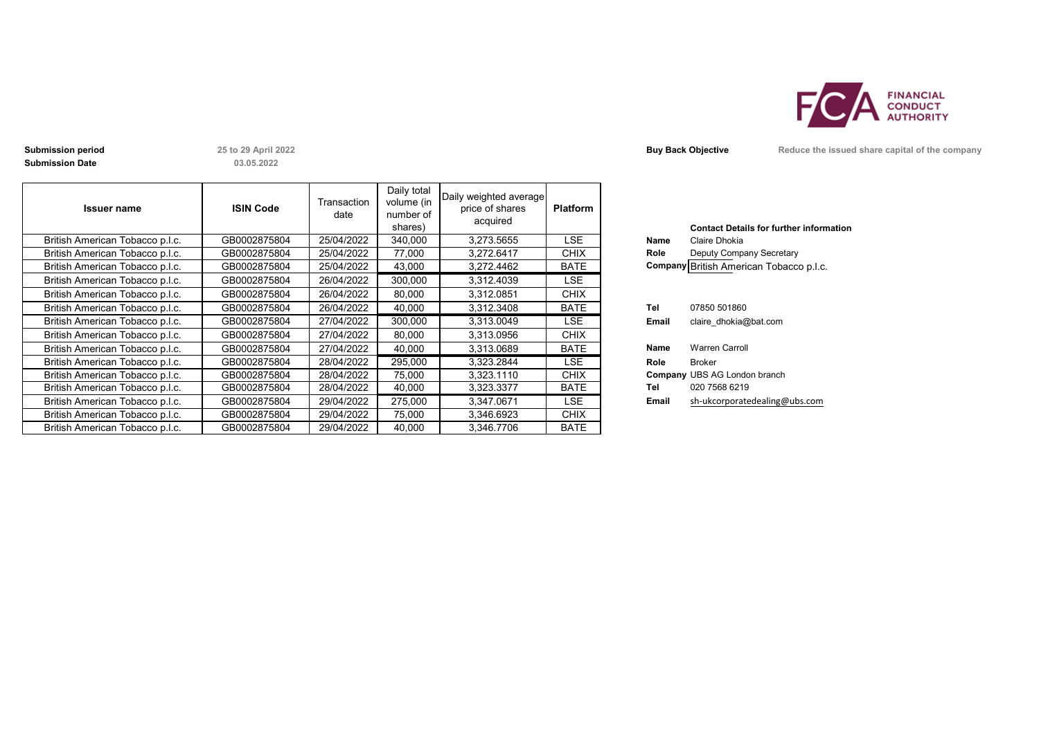**Submission period** 25 to 29 April 2022

**Submission Date** 03.05.2022

**Buy Back Objective** Reduce the issued share capital of the company

| Issuer name | ISIN Code | Transaction date | Daily total volume (in number of shares) | Daily weighted average price of shares acquired | Platform |
|---|---|---|---|---|---|
| British American Tobacco p.l.c. | GB0002875804 | 25/04/2022 | 340,000 | 3,273.5655 | LSE |
| British American Tobacco p.l.c. | GB0002875804 | 25/04/2022 | 77,000 | 3,272.6417 | CHIX |
| British American Tobacco p.l.c. | GB0002875804 | 25/04/2022 | 43,000 | 3,272.4462 | BATE |
| British American Tobacco p.l.c. | GB0002875804 | 26/04/2022 | 300,000 | 3,312.4039 | LSE |
| British American Tobacco p.l.c. | GB0002875804 | 26/04/2022 | 80,000 | 3,312.0851 | CHIX |
| British American Tobacco p.l.c. | GB0002875804 | 26/04/2022 | 40,000 | 3,312.3408 | BATE |
| British American Tobacco p.l.c. | GB0002875804 | 27/04/2022 | 300,000 | 3,313.0049 | LSE |
| British American Tobacco p.l.c. | GB0002875804 | 27/04/2022 | 80,000 | 3,313.0956 | CHIX |
| British American Tobacco p.l.c. | GB0002875804 | 27/04/2022 | 40,000 | 3,313.0689 | BATE |
| British American Tobacco p.l.c. | GB0002875804 | 28/04/2022 | 295,000 | 3,323.2844 | LSE |
| British American Tobacco p.l.c. | GB0002875804 | 28/04/2022 | 75,000 | 3,323.1110 | CHIX |
| British American Tobacco p.l.c. | GB0002875804 | 28/04/2022 | 40,000 | 3,323.3377 | BATE |
| British American Tobacco p.l.c. | GB0002875804 | 29/04/2022 | 275,000 | 3,347.0671 | LSE |
| British American Tobacco p.l.c. | GB0002875804 | 29/04/2022 | 75,000 | 3,346.6923 | CHIX |
| British American Tobacco p.l.c. | GB0002875804 | 29/04/2022 | 40,000 | 3,346.7706 | BATE |

**Contact Details for further information**

**Name** Claire Dhokia
**Role** Deputy Company Secretary
**Company** British American Tobacco p.l.c.

**Tel** 07850 501860
**Email** claire_dhokia@bat.com

**Name** Warren Carroll
**Role** Broker
**Company** UBS AG London branch
**Tel** 020 7568 6219
**Email** sh-ukcorporatedealing@ubs.com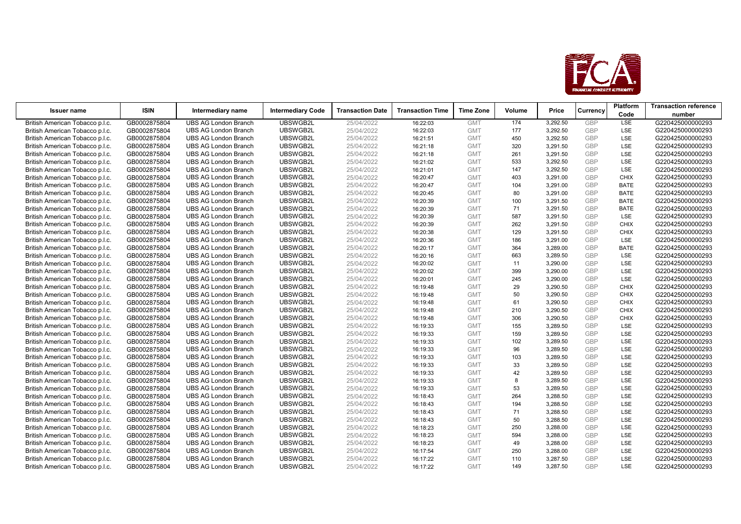| Issuer name | ISIN | Intermediary name | Intermediary Code | Transaction Date | Transaction Time | Time Zone | Volume | Price | Currency | Platform Code | Transaction reference number |
|---|---|---|---|---|---|---|---|---|---|---|---|
| British American Tobacco p.l.c. | GB0002875804 | UBS AG London Branch | UBSWGB2L | 25/04/2022 | 16:22:03 | GMT | 174 | 3,292.50 | GBP | LSE | G220425000000293 |
| British American Tobacco p.l.c. | GB0002875804 | UBS AG London Branch | UBSWGB2L | 25/04/2022 | 16:22:03 | GMT | 177 | 3,292.50 | GBP | LSE | G220425000000293 |
| British American Tobacco p.l.c. | GB0002875804 | UBS AG London Branch | UBSWGB2L | 25/04/2022 | 16:21:51 | GMT | 450 | 3,292.50 | GBP | LSE | G220425000000293 |
| British American Tobacco p.l.c. | GB0002875804 | UBS AG London Branch | UBSWGB2L | 25/04/2022 | 16:21:18 | GMT | 320 | 3,291.50 | GBP | LSE | G220425000000293 |
| British American Tobacco p.l.c. | GB0002875804 | UBS AG London Branch | UBSWGB2L | 25/04/2022 | 16:21:18 | GMT | 261 | 3,291.50 | GBP | LSE | G220425000000293 |
| British American Tobacco p.l.c. | GB0002875804 | UBS AG London Branch | UBSWGB2L | 25/04/2022 | 16:21:02 | GMT | 533 | 3,292.50 | GBP | LSE | G220425000000293 |
| British American Tobacco p.l.c. | GB0002875804 | UBS AG London Branch | UBSWGB2L | 25/04/2022 | 16:21:01 | GMT | 147 | 3,292.50 | GBP | LSE | G220425000000293 |
| British American Tobacco p.l.c. | GB0002875804 | UBS AG London Branch | UBSWGB2L | 25/04/2022 | 16:20:47 | GMT | 403 | 3,291.00 | GBP | CHIX | G220425000000293 |
| British American Tobacco p.l.c. | GB0002875804 | UBS AG London Branch | UBSWGB2L | 25/04/2022 | 16:20:47 | GMT | 104 | 3,291.00 | GBP | BATE | G220425000000293 |
| British American Tobacco p.l.c. | GB0002875804 | UBS AG London Branch | UBSWGB2L | 25/04/2022 | 16:20:45 | GMT | 80 | 3,291.00 | GBP | BATE | G220425000000293 |
| British American Tobacco p.l.c. | GB0002875804 | UBS AG London Branch | UBSWGB2L | 25/04/2022 | 16:20:39 | GMT | 100 | 3,291.50 | GBP | BATE | G220425000000293 |
| British American Tobacco p.l.c. | GB0002875804 | UBS AG London Branch | UBSWGB2L | 25/04/2022 | 16:20:39 | GMT | 71 | 3,291.50 | GBP | BATE | G220425000000293 |
| British American Tobacco p.l.c. | GB0002875804 | UBS AG London Branch | UBSWGB2L | 25/04/2022 | 16:20:39 | GMT | 587 | 3,291.50 | GBP | LSE | G220425000000293 |
| British American Tobacco p.l.c. | GB0002875804 | UBS AG London Branch | UBSWGB2L | 25/04/2022 | 16:20:39 | GMT | 262 | 3,291.50 | GBP | CHIX | G220425000000293 |
| British American Tobacco p.l.c. | GB0002875804 | UBS AG London Branch | UBSWGB2L | 25/04/2022 | 16:20:38 | GMT | 129 | 3,291.50 | GBP | CHIX | G220425000000293 |
| British American Tobacco p.l.c. | GB0002875804 | UBS AG London Branch | UBSWGB2L | 25/04/2022 | 16:20:36 | GMT | 186 | 3,291.00 | GBP | LSE | G220425000000293 |
| British American Tobacco p.l.c. | GB0002875804 | UBS AG London Branch | UBSWGB2L | 25/04/2022 | 16:20:17 | GMT | 364 | 3,289.00 | GBP | BATE | G220425000000293 |
| British American Tobacco p.l.c. | GB0002875804 | UBS AG London Branch | UBSWGB2L | 25/04/2022 | 16:20:16 | GMT | 663 | 3,289.50 | GBP | LSE | G220425000000293 |
| British American Tobacco p.l.c. | GB0002875804 | UBS AG London Branch | UBSWGB2L | 25/04/2022 | 16:20:02 | GMT | 11 | 3,290.00 | GBP | LSE | G220425000000293 |
| British American Tobacco p.l.c. | GB0002875804 | UBS AG London Branch | UBSWGB2L | 25/04/2022 | 16:20:02 | GMT | 399 | 3,290.00 | GBP | LSE | G220425000000293 |
| British American Tobacco p.l.c. | GB0002875804 | UBS AG London Branch | UBSWGB2L | 25/04/2022 | 16:20:01 | GMT | 245 | 3,290.00 | GBP | LSE | G220425000000293 |
| British American Tobacco p.l.c. | GB0002875804 | UBS AG London Branch | UBSWGB2L | 25/04/2022 | 16:19:48 | GMT | 29 | 3,290.50 | GBP | CHIX | G220425000000293 |
| British American Tobacco p.l.c. | GB0002875804 | UBS AG London Branch | UBSWGB2L | 25/04/2022 | 16:19:48 | GMT | 50 | 3,290.50 | GBP | CHIX | G220425000000293 |
| British American Tobacco p.l.c. | GB0002875804 | UBS AG London Branch | UBSWGB2L | 25/04/2022 | 16:19:48 | GMT | 61 | 3,290.50 | GBP | CHIX | G220425000000293 |
| British American Tobacco p.l.c. | GB0002875804 | UBS AG London Branch | UBSWGB2L | 25/04/2022 | 16:19:48 | GMT | 210 | 3,290.50 | GBP | CHIX | G220425000000293 |
| British American Tobacco p.l.c. | GB0002875804 | UBS AG London Branch | UBSWGB2L | 25/04/2022 | 16:19:48 | GMT | 306 | 3,290.50 | GBP | CHIX | G220425000000293 |
| British American Tobacco p.l.c. | GB0002875804 | UBS AG London Branch | UBSWGB2L | 25/04/2022 | 16:19:33 | GMT | 155 | 3,289.50 | GBP | LSE | G220425000000293 |
| British American Tobacco p.l.c. | GB0002875804 | UBS AG London Branch | UBSWGB2L | 25/04/2022 | 16:19:33 | GMT | 159 | 3,289.50 | GBP | LSE | G220425000000293 |
| British American Tobacco p.l.c. | GB0002875804 | UBS AG London Branch | UBSWGB2L | 25/04/2022 | 16:19:33 | GMT | 102 | 3,289.50 | GBP | LSE | G220425000000293 |
| British American Tobacco p.l.c. | GB0002875804 | UBS AG London Branch | UBSWGB2L | 25/04/2022 | 16:19:33 | GMT | 96 | 3,289.50 | GBP | LSE | G220425000000293 |
| British American Tobacco p.l.c. | GB0002875804 | UBS AG London Branch | UBSWGB2L | 25/04/2022 | 16:19:33 | GMT | 103 | 3,289.50 | GBP | LSE | G220425000000293 |
| British American Tobacco p.l.c. | GB0002875804 | UBS AG London Branch | UBSWGB2L | 25/04/2022 | 16:19:33 | GMT | 33 | 3,289.50 | GBP | LSE | G220425000000293 |
| British American Tobacco p.l.c. | GB0002875804 | UBS AG London Branch | UBSWGB2L | 25/04/2022 | 16:19:33 | GMT | 42 | 3,289.50 | GBP | LSE | G220425000000293 |
| British American Tobacco p.l.c. | GB0002875804 | UBS AG London Branch | UBSWGB2L | 25/04/2022 | 16:19:33 | GMT | 8 | 3,289.50 | GBP | LSE | G220425000000293 |
| British American Tobacco p.l.c. | GB0002875804 | UBS AG London Branch | UBSWGB2L | 25/04/2022 | 16:19:33 | GMT | 53 | 3,289.50 | GBP | LSE | G220425000000293 |
| British American Tobacco p.l.c. | GB0002875804 | UBS AG London Branch | UBSWGB2L | 25/04/2022 | 16:18:43 | GMT | 264 | 3,288.50 | GBP | LSE | G220425000000293 |
| British American Tobacco p.l.c. | GB0002875804 | UBS AG London Branch | UBSWGB2L | 25/04/2022 | 16:18:43 | GMT | 194 | 3,288.50 | GBP | LSE | G220425000000293 |
| British American Tobacco p.l.c. | GB0002875804 | UBS AG London Branch | UBSWGB2L | 25/04/2022 | 16:18:43 | GMT | 71 | 3,288.50 | GBP | LSE | G220425000000293 |
| British American Tobacco p.l.c. | GB0002875804 | UBS AG London Branch | UBSWGB2L | 25/04/2022 | 16:18:43 | GMT | 50 | 3,288.50 | GBP | LSE | G220425000000293 |
| British American Tobacco p.l.c. | GB0002875804 | UBS AG London Branch | UBSWGB2L | 25/04/2022 | 16:18:23 | GMT | 250 | 3,288.00 | GBP | LSE | G220425000000293 |
| British American Tobacco p.l.c. | GB0002875804 | UBS AG London Branch | UBSWGB2L | 25/04/2022 | 16:18:23 | GMT | 594 | 3,288.00 | GBP | LSE | G220425000000293 |
| British American Tobacco p.l.c. | GB0002875804 | UBS AG London Branch | UBSWGB2L | 25/04/2022 | 16:18:23 | GMT | 49 | 3,288.00 | GBP | LSE | G220425000000293 |
| British American Tobacco p.l.c. | GB0002875804 | UBS AG London Branch | UBSWGB2L | 25/04/2022 | 16:17:54 | GMT | 250 | 3,288.00 | GBP | LSE | G220425000000293 |
| British American Tobacco p.l.c. | GB0002875804 | UBS AG London Branch | UBSWGB2L | 25/04/2022 | 16:17:22 | GMT | 110 | 3,287.50 | GBP | LSE | G220425000000293 |
| British American Tobacco p.l.c. | GB0002875804 | UBS AG London Branch | UBSWGB2L | 25/04/2022 | 16:17:22 | GMT | 149 | 3,287.50 | GBP | LSE | G220425000000293 |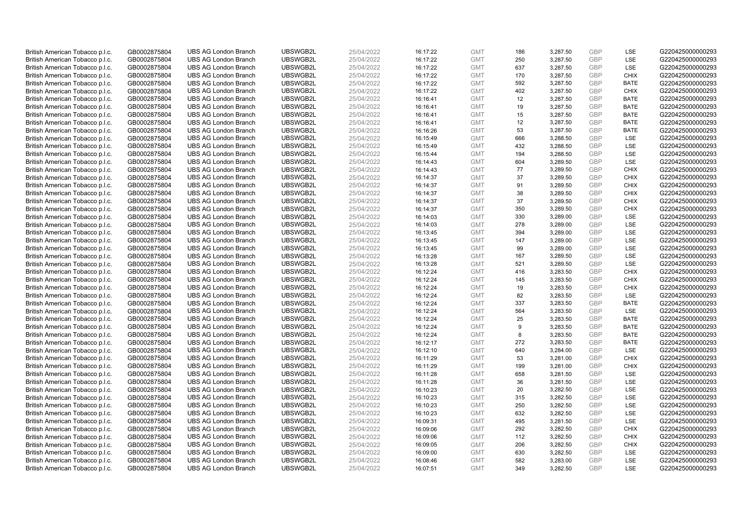| British American Tobacco p.l.c. | GB0002875804 | UBS AG London Branch | UBSWGB2L | 25/04/2022 | 16:17:22 | GMT | 186 | 3,287.50 | GBP | LSE | G220425000000293 |
|---|---|---|---|---|---|---|---|---|---|---|---|
| British American Tobacco p.l.c. | GB0002875804 | UBS AG London Branch | UBSWGB2L | 25/04/2022 | 16:17:22 | GMT | 250 | 3,287.50 | GBP | LSE | G220425000000293 |
| British American Tobacco p.l.c. | GB0002875804 | UBS AG London Branch | UBSWGB2L | 25/04/2022 | 16:17:22 | GMT | 637 | 3,287.50 | GBP | LSE | G220425000000293 |
| British American Tobacco p.l.c. | GB0002875804 | UBS AG London Branch | UBSWGB2L | 25/04/2022 | 16:17:22 | GMT | 170 | 3,287.50 | GBP | CHIX | G220425000000293 |
| British American Tobacco p.l.c. | GB0002875804 | UBS AG London Branch | UBSWGB2L | 25/04/2022 | 16:17:22 | GMT | 592 | 3,287.50 | GBP | BATE | G220425000000293 |
| British American Tobacco p.l.c. | GB0002875804 | UBS AG London Branch | UBSWGB2L | 25/04/2022 | 16:17:22 | GMT | 402 | 3,287.50 | GBP | CHIX | G220425000000293 |
| British American Tobacco p.l.c. | GB0002875804 | UBS AG London Branch | UBSWGB2L | 25/04/2022 | 16:16:41 | GMT | 12 | 3,287.50 | GBP | BATE | G220425000000293 |
| British American Tobacco p.l.c. | GB0002875804 | UBS AG London Branch | UBSWGB2L | 25/04/2022 | 16:16:41 | GMT | 19 | 3,287.50 | GBP | BATE | G220425000000293 |
| British American Tobacco p.l.c. | GB0002875804 | UBS AG London Branch | UBSWGB2L | 25/04/2022 | 16:16:41 | GMT | 15 | 3,287.50 | GBP | BATE | G220425000000293 |
| British American Tobacco p.l.c. | GB0002875804 | UBS AG London Branch | UBSWGB2L | 25/04/2022 | 16:16:41 | GMT | 12 | 3,287.50 | GBP | BATE | G220425000000293 |
| British American Tobacco p.l.c. | GB0002875804 | UBS AG London Branch | UBSWGB2L | 25/04/2022 | 16:16:26 | GMT | 53 | 3,287.50 | GBP | BATE | G220425000000293 |
| British American Tobacco p.l.c. | GB0002875804 | UBS AG London Branch | UBSWGB2L | 25/04/2022 | 16:15:49 | GMT | 666 | 3,288.50 | GBP | LSE | G220425000000293 |
| British American Tobacco p.l.c. | GB0002875804 | UBS AG London Branch | UBSWGB2L | 25/04/2022 | 16:15:49 | GMT | 432 | 3,288.50 | GBP | LSE | G220425000000293 |
| British American Tobacco p.l.c. | GB0002875804 | UBS AG London Branch | UBSWGB2L | 25/04/2022 | 16:15:44 | GMT | 194 | 3,288.50 | GBP | LSE | G220425000000293 |
| British American Tobacco p.l.c. | GB0002875804 | UBS AG London Branch | UBSWGB2L | 25/04/2022 | 16:14:43 | GMT | 604 | 3,289.50 | GBP | LSE | G220425000000293 |
| British American Tobacco p.l.c. | GB0002875804 | UBS AG London Branch | UBSWGB2L | 25/04/2022 | 16:14:43 | GMT | 77 | 3,289.50 | GBP | CHIX | G220425000000293 |
| British American Tobacco p.l.c. | GB0002875804 | UBS AG London Branch | UBSWGB2L | 25/04/2022 | 16:14:37 | GMT | 37 | 3,289.50 | GBP | CHIX | G220425000000293 |
| British American Tobacco p.l.c. | GB0002875804 | UBS AG London Branch | UBSWGB2L | 25/04/2022 | 16:14:37 | GMT | 91 | 3,289.50 | GBP | CHIX | G220425000000293 |
| British American Tobacco p.l.c. | GB0002875804 | UBS AG London Branch | UBSWGB2L | 25/04/2022 | 16:14:37 | GMT | 38 | 3,289.50 | GBP | CHIX | G220425000000293 |
| British American Tobacco p.l.c. | GB0002875804 | UBS AG London Branch | UBSWGB2L | 25/04/2022 | 16:14:37 | GMT | 37 | 3,289.50 | GBP | CHIX | G220425000000293 |
| British American Tobacco p.l.c. | GB0002875804 | UBS AG London Branch | UBSWGB2L | 25/04/2022 | 16:14:37 | GMT | 350 | 3,289.50 | GBP | CHIX | G220425000000293 |
| British American Tobacco p.l.c. | GB0002875804 | UBS AG London Branch | UBSWGB2L | 25/04/2022 | 16:14:03 | GMT | 330 | 3,289.00 | GBP | LSE | G220425000000293 |
| British American Tobacco p.l.c. | GB0002875804 | UBS AG London Branch | UBSWGB2L | 25/04/2022 | 16:14:03 | GMT | 278 | 3,289.00 | GBP | LSE | G220425000000293 |
| British American Tobacco p.l.c. | GB0002875804 | UBS AG London Branch | UBSWGB2L | 25/04/2022 | 16:13:45 | GMT | 394 | 3,289.00 | GBP | LSE | G220425000000293 |
| British American Tobacco p.l.c. | GB0002875804 | UBS AG London Branch | UBSWGB2L | 25/04/2022 | 16:13:45 | GMT | 147 | 3,289.00 | GBP | LSE | G220425000000293 |
| British American Tobacco p.l.c. | GB0002875804 | UBS AG London Branch | UBSWGB2L | 25/04/2022 | 16:13:45 | GMT | 99 | 3,289.00 | GBP | LSE | G220425000000293 |
| British American Tobacco p.l.c. | GB0002875804 | UBS AG London Branch | UBSWGB2L | 25/04/2022 | 16:13:28 | GMT | 167 | 3,289.50 | GBP | LSE | G220425000000293 |
| British American Tobacco p.l.c. | GB0002875804 | UBS AG London Branch | UBSWGB2L | 25/04/2022 | 16:13:28 | GMT | 521 | 3,289.50 | GBP | LSE | G220425000000293 |
| British American Tobacco p.l.c. | GB0002875804 | UBS AG London Branch | UBSWGB2L | 25/04/2022 | 16:12:24 | GMT | 416 | 3,283.50 | GBP | CHIX | G220425000000293 |
| British American Tobacco p.l.c. | GB0002875804 | UBS AG London Branch | UBSWGB2L | 25/04/2022 | 16:12:24 | GMT | 145 | 3,283.50 | GBP | CHIX | G220425000000293 |
| British American Tobacco p.l.c. | GB0002875804 | UBS AG London Branch | UBSWGB2L | 25/04/2022 | 16:12:24 | GMT | 19 | 3,283.50 | GBP | CHIX | G220425000000293 |
| British American Tobacco p.l.c. | GB0002875804 | UBS AG London Branch | UBSWGB2L | 25/04/2022 | 16:12:24 | GMT | 82 | 3,283.50 | GBP | LSE | G220425000000293 |
| British American Tobacco p.l.c. | GB0002875804 | UBS AG London Branch | UBSWGB2L | 25/04/2022 | 16:12:24 | GMT | 337 | 3,283.50 | GBP | BATE | G220425000000293 |
| British American Tobacco p.l.c. | GB0002875804 | UBS AG London Branch | UBSWGB2L | 25/04/2022 | 16:12:24 | GMT | 564 | 3,283.50 | GBP | LSE | G220425000000293 |
| British American Tobacco p.l.c. | GB0002875804 | UBS AG London Branch | UBSWGB2L | 25/04/2022 | 16:12:24 | GMT | 25 | 3,283.50 | GBP | BATE | G220425000000293 |
| British American Tobacco p.l.c. | GB0002875804 | UBS AG London Branch | UBSWGB2L | 25/04/2022 | 16:12:24 | GMT | 9 | 3,283.50 | GBP | BATE | G220425000000293 |
| British American Tobacco p.l.c. | GB0002875804 | UBS AG London Branch | UBSWGB2L | 25/04/2022 | 16:12:24 | GMT | 8 | 3,283.50 | GBP | BATE | G220425000000293 |
| British American Tobacco p.l.c. | GB0002875804 | UBS AG London Branch | UBSWGB2L | 25/04/2022 | 16:12:17 | GMT | 272 | 3,283.50 | GBP | BATE | G220425000000293 |
| British American Tobacco p.l.c. | GB0002875804 | UBS AG London Branch | UBSWGB2L | 25/04/2022 | 16:12:10 | GMT | 640 | 3,284.00 | GBP | LSE | G220425000000293 |
| British American Tobacco p.l.c. | GB0002875804 | UBS AG London Branch | UBSWGB2L | 25/04/2022 | 16:11:29 | GMT | 53 | 3,281.00 | GBP | CHIX | G220425000000293 |
| British American Tobacco p.l.c. | GB0002875804 | UBS AG London Branch | UBSWGB2L | 25/04/2022 | 16:11:29 | GMT | 199 | 3,281.00 | GBP | CHIX | G220425000000293 |
| British American Tobacco p.l.c. | GB0002875804 | UBS AG London Branch | UBSWGB2L | 25/04/2022 | 16:11:28 | GMT | 658 | 3,281.50 | GBP | LSE | G220425000000293 |
| British American Tobacco p.l.c. | GB0002875804 | UBS AG London Branch | UBSWGB2L | 25/04/2022 | 16:11:28 | GMT | 36 | 3,281.50 | GBP | LSE | G220425000000293 |
| British American Tobacco p.l.c. | GB0002875804 | UBS AG London Branch | UBSWGB2L | 25/04/2022 | 16:10:23 | GMT | 20 | 3,282.50 | GBP | LSE | G220425000000293 |
| British American Tobacco p.l.c. | GB0002875804 | UBS AG London Branch | UBSWGB2L | 25/04/2022 | 16:10:23 | GMT | 315 | 3,282.50 | GBP | LSE | G220425000000293 |
| British American Tobacco p.l.c. | GB0002875804 | UBS AG London Branch | UBSWGB2L | 25/04/2022 | 16:10:23 | GMT | 250 | 3,282.50 | GBP | LSE | G220425000000293 |
| British American Tobacco p.l.c. | GB0002875804 | UBS AG London Branch | UBSWGB2L | 25/04/2022 | 16:10:23 | GMT | 632 | 3,282.50 | GBP | LSE | G220425000000293 |
| British American Tobacco p.l.c. | GB0002875804 | UBS AG London Branch | UBSWGB2L | 25/04/2022 | 16:09:31 | GMT | 495 | 3,281.50 | GBP | LSE | G220425000000293 |
| British American Tobacco p.l.c. | GB0002875804 | UBS AG London Branch | UBSWGB2L | 25/04/2022 | 16:09:06 | GMT | 292 | 3,282.50 | GBP | CHIX | G220425000000293 |
| British American Tobacco p.l.c. | GB0002875804 | UBS AG London Branch | UBSWGB2L | 25/04/2022 | 16:09:06 | GMT | 112 | 3,282.50 | GBP | CHIX | G220425000000293 |
| British American Tobacco p.l.c. | GB0002875804 | UBS AG London Branch | UBSWGB2L | 25/04/2022 | 16:09:05 | GMT | 206 | 3,282.50 | GBP | CHIX | G220425000000293 |
| British American Tobacco p.l.c. | GB0002875804 | UBS AG London Branch | UBSWGB2L | 25/04/2022 | 16:09:00 | GMT | 630 | 3,282.50 | GBP | LSE | G220425000000293 |
| British American Tobacco p.l.c. | GB0002875804 | UBS AG London Branch | UBSWGB2L | 25/04/2022 | 16:08:46 | GMT | 582 | 3,283.00 | GBP | LSE | G220425000000293 |
| British American Tobacco p.l.c. | GB0002875804 | UBS AG London Branch | UBSWGB2L | 25/04/2022 | 16:07:51 | GMT | 349 | 3,282.50 | GBP | LSE | G220425000000293 |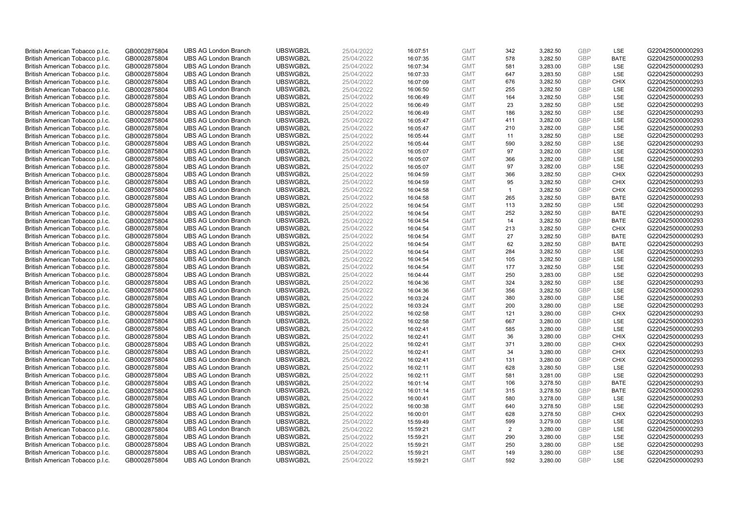| British American Tobacco p.l.c. | GB0002875804 | UBS AG London Branch | UBSWGB2L | 25/04/2022 | 16:07:51 | GMT | 342 | 3,282.50 | GBP | LSE | G220425000000293 |
|---|---|---|---|---|---|---|---|---|---|---|---|
| British American Tobacco p.l.c. | GB0002875804 | UBS AG London Branch | UBSWGB2L | 25/04/2022 | 16:07:35 | GMT | 578 | 3,282.50 | GBP | BATE | G220425000000293 |
| British American Tobacco p.l.c. | GB0002875804 | UBS AG London Branch | UBSWGB2L | 25/04/2022 | 16:07:34 | GMT | 581 | 3,283.00 | GBP | LSE | G220425000000293 |
| British American Tobacco p.l.c. | GB0002875804 | UBS AG London Branch | UBSWGB2L | 25/04/2022 | 16:07:33 | GMT | 647 | 3,283.50 | GBP | LSE | G220425000000293 |
| British American Tobacco p.l.c. | GB0002875804 | UBS AG London Branch | UBSWGB2L | 25/04/2022 | 16:07:09 | GMT | 676 | 3,282.50 | GBP | CHIX | G220425000000293 |
| British American Tobacco p.l.c. | GB0002875804 | UBS AG London Branch | UBSWGB2L | 25/04/2022 | 16:06:50 | GMT | 255 | 3,282.50 | GBP | LSE | G220425000000293 |
| British American Tobacco p.l.c. | GB0002875804 | UBS AG London Branch | UBSWGB2L | 25/04/2022 | 16:06:49 | GMT | 164 | 3,282.50 | GBP | LSE | G220425000000293 |
| British American Tobacco p.l.c. | GB0002875804 | UBS AG London Branch | UBSWGB2L | 25/04/2022 | 16:06:49 | GMT | 23 | 3,282.50 | GBP | LSE | G220425000000293 |
| British American Tobacco p.l.c. | GB0002875804 | UBS AG London Branch | UBSWGB2L | 25/04/2022 | 16:06:49 | GMT | 186 | 3,282.50 | GBP | LSE | G220425000000293 |
| British American Tobacco p.l.c. | GB0002875804 | UBS AG London Branch | UBSWGB2L | 25/04/2022 | 16:05:47 | GMT | 411 | 3,282.00 | GBP | LSE | G220425000000293 |
| British American Tobacco p.l.c. | GB0002875804 | UBS AG London Branch | UBSWGB2L | 25/04/2022 | 16:05:47 | GMT | 210 | 3,282.00 | GBP | LSE | G220425000000293 |
| British American Tobacco p.l.c. | GB0002875804 | UBS AG London Branch | UBSWGB2L | 25/04/2022 | 16:05:44 | GMT | 11 | 3,282.50 | GBP | LSE | G220425000000293 |
| British American Tobacco p.l.c. | GB0002875804 | UBS AG London Branch | UBSWGB2L | 25/04/2022 | 16:05:44 | GMT | 590 | 3,282.50 | GBP | LSE | G220425000000293 |
| British American Tobacco p.l.c. | GB0002875804 | UBS AG London Branch | UBSWGB2L | 25/04/2022 | 16:05:07 | GMT | 97 | 3,282.00 | GBP | LSE | G220425000000293 |
| British American Tobacco p.l.c. | GB0002875804 | UBS AG London Branch | UBSWGB2L | 25/04/2022 | 16:05:07 | GMT | 366 | 3,282.00 | GBP | LSE | G220425000000293 |
| British American Tobacco p.l.c. | GB0002875804 | UBS AG London Branch | UBSWGB2L | 25/04/2022 | 16:05:07 | GMT | 97 | 3,282.00 | GBP | LSE | G220425000000293 |
| British American Tobacco p.l.c. | GB0002875804 | UBS AG London Branch | UBSWGB2L | 25/04/2022 | 16:04:59 | GMT | 366 | 3,282.50 | GBP | CHIX | G220425000000293 |
| British American Tobacco p.l.c. | GB0002875804 | UBS AG London Branch | UBSWGB2L | 25/04/2022 | 16:04:59 | GMT | 95 | 3,282.50 | GBP | CHIX | G220425000000293 |
| British American Tobacco p.l.c. | GB0002875804 | UBS AG London Branch | UBSWGB2L | 25/04/2022 | 16:04:58 | GMT | 1 | 3,282.50 | GBP | CHIX | G220425000000293 |
| British American Tobacco p.l.c. | GB0002875804 | UBS AG London Branch | UBSWGB2L | 25/04/2022 | 16:04:58 | GMT | 265 | 3,282.50 | GBP | BATE | G220425000000293 |
| British American Tobacco p.l.c. | GB0002875804 | UBS AG London Branch | UBSWGB2L | 25/04/2022 | 16:04:54 | GMT | 113 | 3,282.50 | GBP | LSE | G220425000000293 |
| British American Tobacco p.l.c. | GB0002875804 | UBS AG London Branch | UBSWGB2L | 25/04/2022 | 16:04:54 | GMT | 252 | 3,282.50 | GBP | BATE | G220425000000293 |
| British American Tobacco p.l.c. | GB0002875804 | UBS AG London Branch | UBSWGB2L | 25/04/2022 | 16:04:54 | GMT | 14 | 3,282.50 | GBP | BATE | G220425000000293 |
| British American Tobacco p.l.c. | GB0002875804 | UBS AG London Branch | UBSWGB2L | 25/04/2022 | 16:04:54 | GMT | 213 | 3,282.50 | GBP | CHIX | G220425000000293 |
| British American Tobacco p.l.c. | GB0002875804 | UBS AG London Branch | UBSWGB2L | 25/04/2022 | 16:04:54 | GMT | 27 | 3,282.50 | GBP | BATE | G220425000000293 |
| British American Tobacco p.l.c. | GB0002875804 | UBS AG London Branch | UBSWGB2L | 25/04/2022 | 16:04:54 | GMT | 62 | 3,282.50 | GBP | BATE | G220425000000293 |
| British American Tobacco p.l.c. | GB0002875804 | UBS AG London Branch | UBSWGB2L | 25/04/2022 | 16:04:54 | GMT | 284 | 3,282.50 | GBP | LSE | G220425000000293 |
| British American Tobacco p.l.c. | GB0002875804 | UBS AG London Branch | UBSWGB2L | 25/04/2022 | 16:04:54 | GMT | 105 | 3,282.50 | GBP | LSE | G220425000000293 |
| British American Tobacco p.l.c. | GB0002875804 | UBS AG London Branch | UBSWGB2L | 25/04/2022 | 16:04:54 | GMT | 177 | 3,282.50 | GBP | LSE | G220425000000293 |
| British American Tobacco p.l.c. | GB0002875804 | UBS AG London Branch | UBSWGB2L | 25/04/2022 | 16:04:44 | GMT | 250 | 3,283.00 | GBP | LSE | G220425000000293 |
| British American Tobacco p.l.c. | GB0002875804 | UBS AG London Branch | UBSWGB2L | 25/04/2022 | 16:04:36 | GMT | 324 | 3,282.50 | GBP | LSE | G220425000000293 |
| British American Tobacco p.l.c. | GB0002875804 | UBS AG London Branch | UBSWGB2L | 25/04/2022 | 16:04:36 | GMT | 356 | 3,282.50 | GBP | LSE | G220425000000293 |
| British American Tobacco p.l.c. | GB0002875804 | UBS AG London Branch | UBSWGB2L | 25/04/2022 | 16:03:24 | GMT | 380 | 3,280.00 | GBP | LSE | G220425000000293 |
| British American Tobacco p.l.c. | GB0002875804 | UBS AG London Branch | UBSWGB2L | 25/04/2022 | 16:03:24 | GMT | 200 | 3,280.00 | GBP | LSE | G220425000000293 |
| British American Tobacco p.l.c. | GB0002875804 | UBS AG London Branch | UBSWGB2L | 25/04/2022 | 16:02:58 | GMT | 121 | 3,280.00 | GBP | CHIX | G220425000000293 |
| British American Tobacco p.l.c. | GB0002875804 | UBS AG London Branch | UBSWGB2L | 25/04/2022 | 16:02:58 | GMT | 667 | 3,280.00 | GBP | LSE | G220425000000293 |
| British American Tobacco p.l.c. | GB0002875804 | UBS AG London Branch | UBSWGB2L | 25/04/2022 | 16:02:41 | GMT | 585 | 3,280.00 | GBP | LSE | G220425000000293 |
| British American Tobacco p.l.c. | GB0002875804 | UBS AG London Branch | UBSWGB2L | 25/04/2022 | 16:02:41 | GMT | 36 | 3,280.00 | GBP | CHIX | G220425000000293 |
| British American Tobacco p.l.c. | GB0002875804 | UBS AG London Branch | UBSWGB2L | 25/04/2022 | 16:02:41 | GMT | 371 | 3,280.00 | GBP | CHIX | G220425000000293 |
| British American Tobacco p.l.c. | GB0002875804 | UBS AG London Branch | UBSWGB2L | 25/04/2022 | 16:02:41 | GMT | 34 | 3,280.00 | GBP | CHIX | G220425000000293 |
| British American Tobacco p.l.c. | GB0002875804 | UBS AG London Branch | UBSWGB2L | 25/04/2022 | 16:02:41 | GMT | 131 | 3,280.00 | GBP | CHIX | G220425000000293 |
| British American Tobacco p.l.c. | GB0002875804 | UBS AG London Branch | UBSWGB2L | 25/04/2022 | 16:02:11 | GMT | 628 | 3,280.50 | GBP | LSE | G220425000000293 |
| British American Tobacco p.l.c. | GB0002875804 | UBS AG London Branch | UBSWGB2L | 25/04/2022 | 16:02:11 | GMT | 581 | 3,281.00 | GBP | LSE | G220425000000293 |
| British American Tobacco p.l.c. | GB0002875804 | UBS AG London Branch | UBSWGB2L | 25/04/2022 | 16:01:14 | GMT | 106 | 3,278.50 | GBP | BATE | G220425000000293 |
| British American Tobacco p.l.c. | GB0002875804 | UBS AG London Branch | UBSWGB2L | 25/04/2022 | 16:01:14 | GMT | 315 | 3,278.50 | GBP | BATE | G220425000000293 |
| British American Tobacco p.l.c. | GB0002875804 | UBS AG London Branch | UBSWGB2L | 25/04/2022 | 16:00:41 | GMT | 580 | 3,278.00 | GBP | LSE | G220425000000293 |
| British American Tobacco p.l.c. | GB0002875804 | UBS AG London Branch | UBSWGB2L | 25/04/2022 | 16:00:38 | GMT | 640 | 3,278.50 | GBP | LSE | G220425000000293 |
| British American Tobacco p.l.c. | GB0002875804 | UBS AG London Branch | UBSWGB2L | 25/04/2022 | 16:00:01 | GMT | 628 | 3,278.50 | GBP | CHIX | G220425000000293 |
| British American Tobacco p.l.c. | GB0002875804 | UBS AG London Branch | UBSWGB2L | 25/04/2022 | 15:59:49 | GMT | 599 | 3,279.00 | GBP | LSE | G220425000000293 |
| British American Tobacco p.l.c. | GB0002875804 | UBS AG London Branch | UBSWGB2L | 25/04/2022 | 15:59:21 | GMT | 2 | 3,280.00 | GBP | LSE | G220425000000293 |
| British American Tobacco p.l.c. | GB0002875804 | UBS AG London Branch | UBSWGB2L | 25/04/2022 | 15:59:21 | GMT | 290 | 3,280.00 | GBP | LSE | G220425000000293 |
| British American Tobacco p.l.c. | GB0002875804 | UBS AG London Branch | UBSWGB2L | 25/04/2022 | 15:59:21 | GMT | 250 | 3,280.00 | GBP | LSE | G220425000000293 |
| British American Tobacco p.l.c. | GB0002875804 | UBS AG London Branch | UBSWGB2L | 25/04/2022 | 15:59:21 | GMT | 149 | 3,280.00 | GBP | LSE | G220425000000293 |
| British American Tobacco p.l.c. | GB0002875804 | UBS AG London Branch | UBSWGB2L | 25/04/2022 | 15:59:21 | GMT | 592 | 3,280.00 | GBP | LSE | G220425000000293 |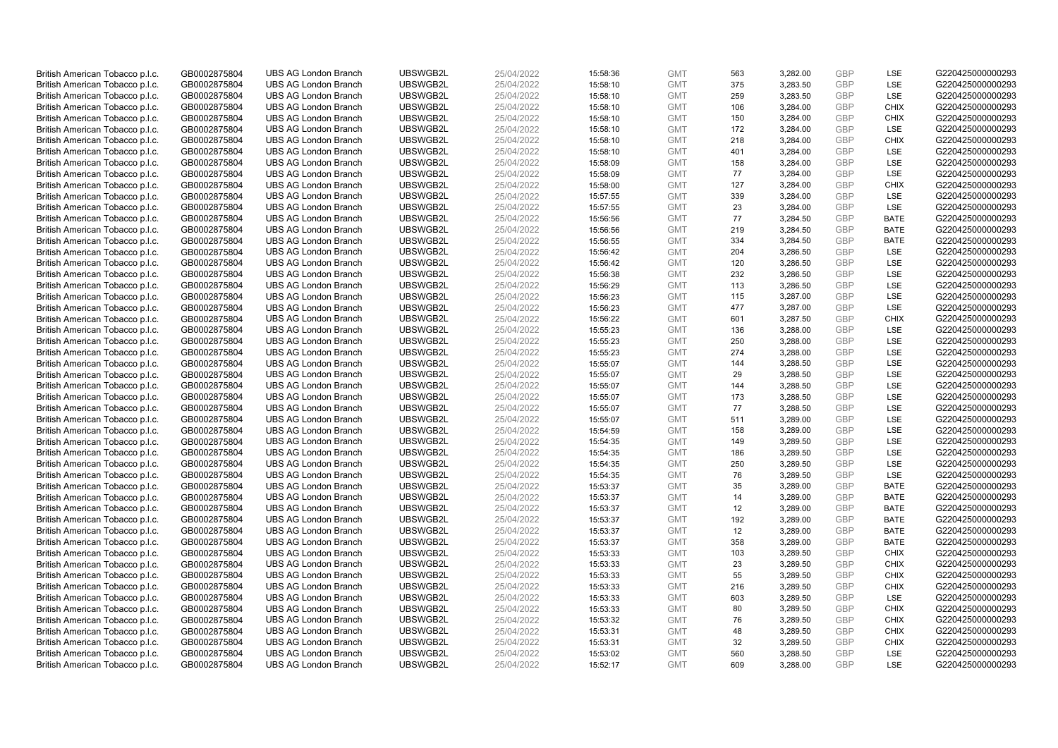| British American Tobacco p.l.c. | GB0002875804 | UBS AG London Branch | UBSWGB2L | 25/04/2022 | 15:58:36 | GMT | 563 | 3,282.00 | GBP | LSE | G220425000000293 |
|---|---|---|---|---|---|---|---|---|---|---|---|
| British American Tobacco p.l.c. | GB0002875804 | UBS AG London Branch | UBSWGB2L | 25/04/2022 | 15:58:10 | GMT | 375 | 3,283.50 | GBP | LSE | G220425000000293 |
| British American Tobacco p.l.c. | GB0002875804 | UBS AG London Branch | UBSWGB2L | 25/04/2022 | 15:58:10 | GMT | 259 | 3,283.50 | GBP | LSE | G220425000000293 |
| British American Tobacco p.l.c. | GB0002875804 | UBS AG London Branch | UBSWGB2L | 25/04/2022 | 15:58:10 | GMT | 106 | 3,284.00 | GBP | CHIX | G220425000000293 |
| British American Tobacco p.l.c. | GB0002875804 | UBS AG London Branch | UBSWGB2L | 25/04/2022 | 15:58:10 | GMT | 150 | 3,284.00 | GBP | CHIX | G220425000000293 |
| British American Tobacco p.l.c. | GB0002875804 | UBS AG London Branch | UBSWGB2L | 25/04/2022 | 15:58:10 | GMT | 172 | 3,284.00 | GBP | LSE | G220425000000293 |
| British American Tobacco p.l.c. | GB0002875804 | UBS AG London Branch | UBSWGB2L | 25/04/2022 | 15:58:10 | GMT | 218 | 3,284.00 | GBP | CHIX | G220425000000293 |
| British American Tobacco p.l.c. | GB0002875804 | UBS AG London Branch | UBSWGB2L | 25/04/2022 | 15:58:10 | GMT | 401 | 3,284.00 | GBP | LSE | G220425000000293 |
| British American Tobacco p.l.c. | GB0002875804 | UBS AG London Branch | UBSWGB2L | 25/04/2022 | 15:58:09 | GMT | 158 | 3,284.00 | GBP | LSE | G220425000000293 |
| British American Tobacco p.l.c. | GB0002875804 | UBS AG London Branch | UBSWGB2L | 25/04/2022 | 15:58:09 | GMT | 77 | 3,284.00 | GBP | LSE | G220425000000293 |
| British American Tobacco p.l.c. | GB0002875804 | UBS AG London Branch | UBSWGB2L | 25/04/2022 | 15:58:00 | GMT | 127 | 3,284.00 | GBP | CHIX | G220425000000293 |
| British American Tobacco p.l.c. | GB0002875804 | UBS AG London Branch | UBSWGB2L | 25/04/2022 | 15:57:55 | GMT | 339 | 3,284.00 | GBP | LSE | G220425000000293 |
| British American Tobacco p.l.c. | GB0002875804 | UBS AG London Branch | UBSWGB2L | 25/04/2022 | 15:57:55 | GMT | 23 | 3,284.00 | GBP | LSE | G220425000000293 |
| British American Tobacco p.l.c. | GB0002875804 | UBS AG London Branch | UBSWGB2L | 25/04/2022 | 15:56:56 | GMT | 77 | 3,284.50 | GBP | BATE | G220425000000293 |
| British American Tobacco p.l.c. | GB0002875804 | UBS AG London Branch | UBSWGB2L | 25/04/2022 | 15:56:56 | GMT | 219 | 3,284.50 | GBP | BATE | G220425000000293 |
| British American Tobacco p.l.c. | GB0002875804 | UBS AG London Branch | UBSWGB2L | 25/04/2022 | 15:56:55 | GMT | 334 | 3,284.50 | GBP | BATE | G220425000000293 |
| British American Tobacco p.l.c. | GB0002875804 | UBS AG London Branch | UBSWGB2L | 25/04/2022 | 15:56:42 | GMT | 204 | 3,286.50 | GBP | LSE | G220425000000293 |
| British American Tobacco p.l.c. | GB0002875804 | UBS AG London Branch | UBSWGB2L | 25/04/2022 | 15:56:42 | GMT | 120 | 3,286.50 | GBP | LSE | G220425000000293 |
| British American Tobacco p.l.c. | GB0002875804 | UBS AG London Branch | UBSWGB2L | 25/04/2022 | 15:56:38 | GMT | 232 | 3,286.50 | GBP | LSE | G220425000000293 |
| British American Tobacco p.l.c. | GB0002875804 | UBS AG London Branch | UBSWGB2L | 25/04/2022 | 15:56:29 | GMT | 113 | 3,286.50 | GBP | LSE | G220425000000293 |
| British American Tobacco p.l.c. | GB0002875804 | UBS AG London Branch | UBSWGB2L | 25/04/2022 | 15:56:23 | GMT | 115 | 3,287.00 | GBP | LSE | G220425000000293 |
| British American Tobacco p.l.c. | GB0002875804 | UBS AG London Branch | UBSWGB2L | 25/04/2022 | 15:56:23 | GMT | 477 | 3,287.00 | GBP | LSE | G220425000000293 |
| British American Tobacco p.l.c. | GB0002875804 | UBS AG London Branch | UBSWGB2L | 25/04/2022 | 15:56:22 | GMT | 601 | 3,287.50 | GBP | CHIX | G220425000000293 |
| British American Tobacco p.l.c. | GB0002875804 | UBS AG London Branch | UBSWGB2L | 25/04/2022 | 15:55:23 | GMT | 136 | 3,288.00 | GBP | LSE | G220425000000293 |
| British American Tobacco p.l.c. | GB0002875804 | UBS AG London Branch | UBSWGB2L | 25/04/2022 | 15:55:23 | GMT | 250 | 3,288.00 | GBP | LSE | G220425000000293 |
| British American Tobacco p.l.c. | GB0002875804 | UBS AG London Branch | UBSWGB2L | 25/04/2022 | 15:55:23 | GMT | 274 | 3,288.00 | GBP | LSE | G220425000000293 |
| British American Tobacco p.l.c. | GB0002875804 | UBS AG London Branch | UBSWGB2L | 25/04/2022 | 15:55:07 | GMT | 144 | 3,288.50 | GBP | LSE | G220425000000293 |
| British American Tobacco p.l.c. | GB0002875804 | UBS AG London Branch | UBSWGB2L | 25/04/2022 | 15:55:07 | GMT | 29 | 3,288.50 | GBP | LSE | G220425000000293 |
| British American Tobacco p.l.c. | GB0002875804 | UBS AG London Branch | UBSWGB2L | 25/04/2022 | 15:55:07 | GMT | 144 | 3,288.50 | GBP | LSE | G220425000000293 |
| British American Tobacco p.l.c. | GB0002875804 | UBS AG London Branch | UBSWGB2L | 25/04/2022 | 15:55:07 | GMT | 173 | 3,288.50 | GBP | LSE | G220425000000293 |
| British American Tobacco p.l.c. | GB0002875804 | UBS AG London Branch | UBSWGB2L | 25/04/2022 | 15:55:07 | GMT | 77 | 3,288.50 | GBP | LSE | G220425000000293 |
| British American Tobacco p.l.c. | GB0002875804 | UBS AG London Branch | UBSWGB2L | 25/04/2022 | 15:55:07 | GMT | 511 | 3,289.00 | GBP | LSE | G220425000000293 |
| British American Tobacco p.l.c. | GB0002875804 | UBS AG London Branch | UBSWGB2L | 25/04/2022 | 15:54:59 | GMT | 158 | 3,289.00 | GBP | LSE | G220425000000293 |
| British American Tobacco p.l.c. | GB0002875804 | UBS AG London Branch | UBSWGB2L | 25/04/2022 | 15:54:35 | GMT | 149 | 3,289.50 | GBP | LSE | G220425000000293 |
| British American Tobacco p.l.c. | GB0002875804 | UBS AG London Branch | UBSWGB2L | 25/04/2022 | 15:54:35 | GMT | 186 | 3,289.50 | GBP | LSE | G220425000000293 |
| British American Tobacco p.l.c. | GB0002875804 | UBS AG London Branch | UBSWGB2L | 25/04/2022 | 15:54:35 | GMT | 250 | 3,289.50 | GBP | LSE | G220425000000293 |
| British American Tobacco p.l.c. | GB0002875804 | UBS AG London Branch | UBSWGB2L | 25/04/2022 | 15:54:35 | GMT | 76 | 3,289.50 | GBP | LSE | G220425000000293 |
| British American Tobacco p.l.c. | GB0002875804 | UBS AG London Branch | UBSWGB2L | 25/04/2022 | 15:53:37 | GMT | 35 | 3,289.00 | GBP | BATE | G220425000000293 |
| British American Tobacco p.l.c. | GB0002875804 | UBS AG London Branch | UBSWGB2L | 25/04/2022 | 15:53:37 | GMT | 14 | 3,289.00 | GBP | BATE | G220425000000293 |
| British American Tobacco p.l.c. | GB0002875804 | UBS AG London Branch | UBSWGB2L | 25/04/2022 | 15:53:37 | GMT | 12 | 3,289.00 | GBP | BATE | G220425000000293 |
| British American Tobacco p.l.c. | GB0002875804 | UBS AG London Branch | UBSWGB2L | 25/04/2022 | 15:53:37 | GMT | 192 | 3,289.00 | GBP | BATE | G220425000000293 |
| British American Tobacco p.l.c. | GB0002875804 | UBS AG London Branch | UBSWGB2L | 25/04/2022 | 15:53:37 | GMT | 12 | 3,289.00 | GBP | BATE | G220425000000293 |
| British American Tobacco p.l.c. | GB0002875804 | UBS AG London Branch | UBSWGB2L | 25/04/2022 | 15:53:37 | GMT | 358 | 3,289.00 | GBP | BATE | G220425000000293 |
| British American Tobacco p.l.c. | GB0002875804 | UBS AG London Branch | UBSWGB2L | 25/04/2022 | 15:53:33 | GMT | 103 | 3,289.50 | GBP | CHIX | G220425000000293 |
| British American Tobacco p.l.c. | GB0002875804 | UBS AG London Branch | UBSWGB2L | 25/04/2022 | 15:53:33 | GMT | 23 | 3,289.50 | GBP | CHIX | G220425000000293 |
| British American Tobacco p.l.c. | GB0002875804 | UBS AG London Branch | UBSWGB2L | 25/04/2022 | 15:53:33 | GMT | 55 | 3,289.50 | GBP | CHIX | G220425000000293 |
| British American Tobacco p.l.c. | GB0002875804 | UBS AG London Branch | UBSWGB2L | 25/04/2022 | 15:53:33 | GMT | 216 | 3,289.50 | GBP | CHIX | G220425000000293 |
| British American Tobacco p.l.c. | GB0002875804 | UBS AG London Branch | UBSWGB2L | 25/04/2022 | 15:53:33 | GMT | 603 | 3,289.50 | GBP | LSE | G220425000000293 |
| British American Tobacco p.l.c. | GB0002875804 | UBS AG London Branch | UBSWGB2L | 25/04/2022 | 15:53:33 | GMT | 80 | 3,289.50 | GBP | CHIX | G220425000000293 |
| British American Tobacco p.l.c. | GB0002875804 | UBS AG London Branch | UBSWGB2L | 25/04/2022 | 15:53:32 | GMT | 76 | 3,289.50 | GBP | CHIX | G220425000000293 |
| British American Tobacco p.l.c. | GB0002875804 | UBS AG London Branch | UBSWGB2L | 25/04/2022 | 15:53:31 | GMT | 48 | 3,289.50 | GBP | CHIX | G220425000000293 |
| British American Tobacco p.l.c. | GB0002875804 | UBS AG London Branch | UBSWGB2L | 25/04/2022 | 15:53:31 | GMT | 32 | 3,289.50 | GBP | CHIX | G220425000000293 |
| British American Tobacco p.l.c. | GB0002875804 | UBS AG London Branch | UBSWGB2L | 25/04/2022 | 15:53:02 | GMT | 560 | 3,288.50 | GBP | LSE | G220425000000293 |
| British American Tobacco p.l.c. | GB0002875804 | UBS AG London Branch | UBSWGB2L | 25/04/2022 | 15:52:17 | GMT | 609 | 3,288.00 | GBP | LSE | G220425000000293 |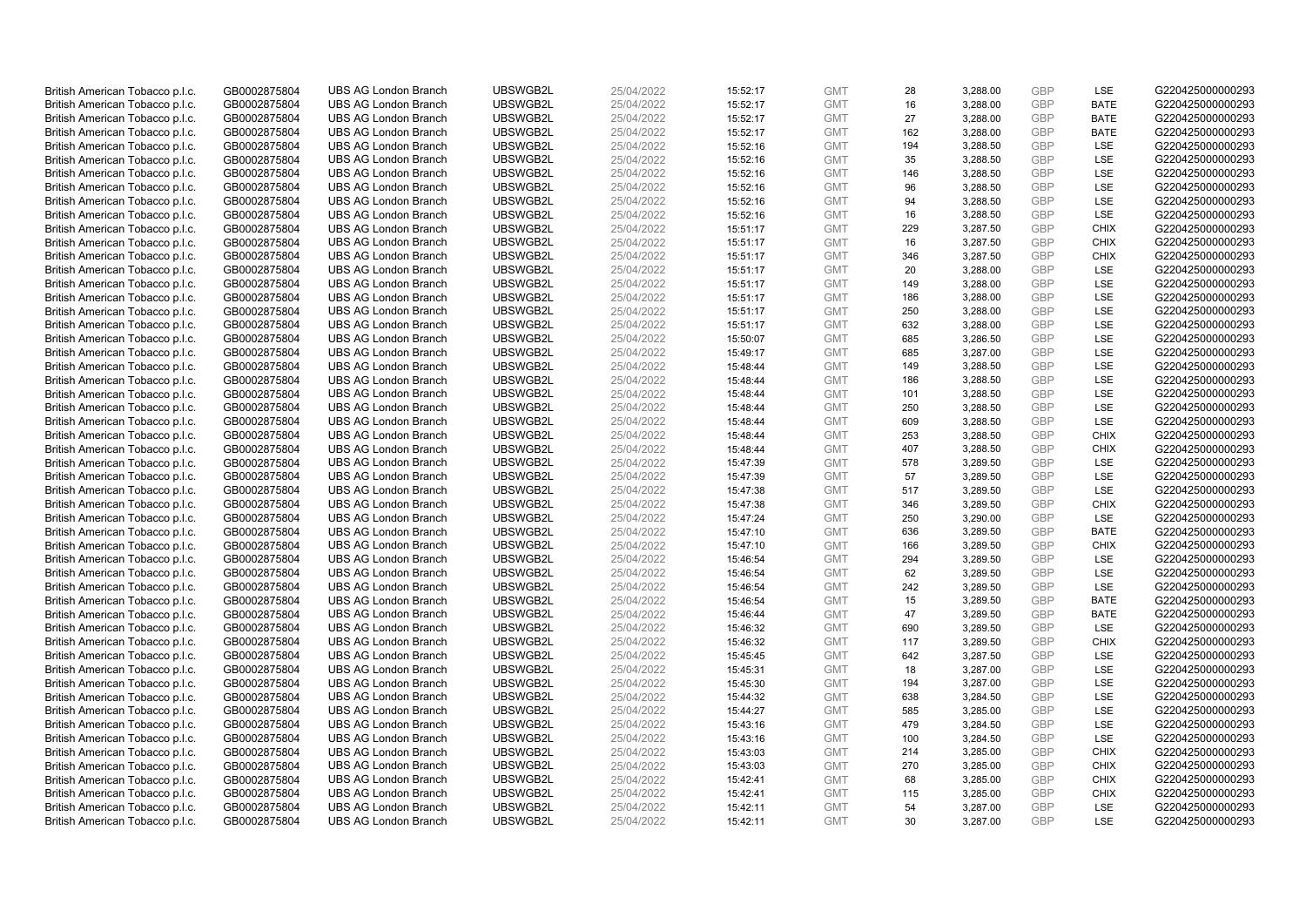| | | | | | | | | | | | |
|---|---|---|---|---|---|---|---|---|---|---|---|
| British American Tobacco p.l.c. | GB0002875804 | UBS AG London Branch | UBSWGB2L | 25/04/2022 | 15:52:17 | GMT | 28 | 3,288.00 | GBP | LSE | G220425000000293 |
| British American Tobacco p.l.c. | GB0002875804 | UBS AG London Branch | UBSWGB2L | 25/04/2022 | 15:52:17 | GMT | 16 | 3,288.00 | GBP | BATE | G220425000000293 |
| British American Tobacco p.l.c. | GB0002875804 | UBS AG London Branch | UBSWGB2L | 25/04/2022 | 15:52:17 | GMT | 27 | 3,288.00 | GBP | BATE | G220425000000293 |
| British American Tobacco p.l.c. | GB0002875804 | UBS AG London Branch | UBSWGB2L | 25/04/2022 | 15:52:17 | GMT | 162 | 3,288.00 | GBP | BATE | G220425000000293 |
| British American Tobacco p.l.c. | GB0002875804 | UBS AG London Branch | UBSWGB2L | 25/04/2022 | 15:52:16 | GMT | 194 | 3,288.50 | GBP | LSE | G220425000000293 |
| British American Tobacco p.l.c. | GB0002875804 | UBS AG London Branch | UBSWGB2L | 25/04/2022 | 15:52:16 | GMT | 35 | 3,288.50 | GBP | LSE | G220425000000293 |
| British American Tobacco p.l.c. | GB0002875804 | UBS AG London Branch | UBSWGB2L | 25/04/2022 | 15:52:16 | GMT | 146 | 3,288.50 | GBP | LSE | G220425000000293 |
| British American Tobacco p.l.c. | GB0002875804 | UBS AG London Branch | UBSWGB2L | 25/04/2022 | 15:52:16 | GMT | 96 | 3,288.50 | GBP | LSE | G220425000000293 |
| British American Tobacco p.l.c. | GB0002875804 | UBS AG London Branch | UBSWGB2L | 25/04/2022 | 15:52:16 | GMT | 94 | 3,288.50 | GBP | LSE | G220425000000293 |
| British American Tobacco p.l.c. | GB0002875804 | UBS AG London Branch | UBSWGB2L | 25/04/2022 | 15:52:16 | GMT | 16 | 3,288.50 | GBP | LSE | G220425000000293 |
| British American Tobacco p.l.c. | GB0002875804 | UBS AG London Branch | UBSWGB2L | 25/04/2022 | 15:51:17 | GMT | 229 | 3,287.50 | GBP | CHIX | G220425000000293 |
| British American Tobacco p.l.c. | GB0002875804 | UBS AG London Branch | UBSWGB2L | 25/04/2022 | 15:51:17 | GMT | 16 | 3,287.50 | GBP | CHIX | G220425000000293 |
| British American Tobacco p.l.c. | GB0002875804 | UBS AG London Branch | UBSWGB2L | 25/04/2022 | 15:51:17 | GMT | 346 | 3,287.50 | GBP | CHIX | G220425000000293 |
| British American Tobacco p.l.c. | GB0002875804 | UBS AG London Branch | UBSWGB2L | 25/04/2022 | 15:51:17 | GMT | 20 | 3,288.00 | GBP | LSE | G220425000000293 |
| British American Tobacco p.l.c. | GB0002875804 | UBS AG London Branch | UBSWGB2L | 25/04/2022 | 15:51:17 | GMT | 149 | 3,288.00 | GBP | LSE | G220425000000293 |
| British American Tobacco p.l.c. | GB0002875804 | UBS AG London Branch | UBSWGB2L | 25/04/2022 | 15:51:17 | GMT | 186 | 3,288.00 | GBP | LSE | G220425000000293 |
| British American Tobacco p.l.c. | GB0002875804 | UBS AG London Branch | UBSWGB2L | 25/04/2022 | 15:51:17 | GMT | 250 | 3,288.00 | GBP | LSE | G220425000000293 |
| British American Tobacco p.l.c. | GB0002875804 | UBS AG London Branch | UBSWGB2L | 25/04/2022 | 15:51:17 | GMT | 632 | 3,288.00 | GBP | LSE | G220425000000293 |
| British American Tobacco p.l.c. | GB0002875804 | UBS AG London Branch | UBSWGB2L | 25/04/2022 | 15:50:07 | GMT | 685 | 3,286.50 | GBP | LSE | G220425000000293 |
| British American Tobacco p.l.c. | GB0002875804 | UBS AG London Branch | UBSWGB2L | 25/04/2022 | 15:49:17 | GMT | 685 | 3,287.00 | GBP | LSE | G220425000000293 |
| British American Tobacco p.l.c. | GB0002875804 | UBS AG London Branch | UBSWGB2L | 25/04/2022 | 15:48:44 | GMT | 149 | 3,288.50 | GBP | LSE | G220425000000293 |
| British American Tobacco p.l.c. | GB0002875804 | UBS AG London Branch | UBSWGB2L | 25/04/2022 | 15:48:44 | GMT | 186 | 3,288.50 | GBP | LSE | G220425000000293 |
| British American Tobacco p.l.c. | GB0002875804 | UBS AG London Branch | UBSWGB2L | 25/04/2022 | 15:48:44 | GMT | 101 | 3,288.50 | GBP | LSE | G220425000000293 |
| British American Tobacco p.l.c. | GB0002875804 | UBS AG London Branch | UBSWGB2L | 25/04/2022 | 15:48:44 | GMT | 250 | 3,288.50 | GBP | LSE | G220425000000293 |
| British American Tobacco p.l.c. | GB0002875804 | UBS AG London Branch | UBSWGB2L | 25/04/2022 | 15:48:44 | GMT | 609 | 3,288.50 | GBP | LSE | G220425000000293 |
| British American Tobacco p.l.c. | GB0002875804 | UBS AG London Branch | UBSWGB2L | 25/04/2022 | 15:48:44 | GMT | 253 | 3,288.50 | GBP | CHIX | G220425000000293 |
| British American Tobacco p.l.c. | GB0002875804 | UBS AG London Branch | UBSWGB2L | 25/04/2022 | 15:48:44 | GMT | 407 | 3,288.50 | GBP | CHIX | G220425000000293 |
| British American Tobacco p.l.c. | GB0002875804 | UBS AG London Branch | UBSWGB2L | 25/04/2022 | 15:47:39 | GMT | 578 | 3,289.50 | GBP | LSE | G220425000000293 |
| British American Tobacco p.l.c. | GB0002875804 | UBS AG London Branch | UBSWGB2L | 25/04/2022 | 15:47:39 | GMT | 57 | 3,289.50 | GBP | LSE | G220425000000293 |
| British American Tobacco p.l.c. | GB0002875804 | UBS AG London Branch | UBSWGB2L | 25/04/2022 | 15:47:38 | GMT | 517 | 3,289.50 | GBP | LSE | G220425000000293 |
| British American Tobacco p.l.c. | GB0002875804 | UBS AG London Branch | UBSWGB2L | 25/04/2022 | 15:47:38 | GMT | 346 | 3,289.50 | GBP | CHIX | G220425000000293 |
| British American Tobacco p.l.c. | GB0002875804 | UBS AG London Branch | UBSWGB2L | 25/04/2022 | 15:47:24 | GMT | 250 | 3,290.00 | GBP | LSE | G220425000000293 |
| British American Tobacco p.l.c. | GB0002875804 | UBS AG London Branch | UBSWGB2L | 25/04/2022 | 15:47:10 | GMT | 636 | 3,289.50 | GBP | BATE | G220425000000293 |
| British American Tobacco p.l.c. | GB0002875804 | UBS AG London Branch | UBSWGB2L | 25/04/2022 | 15:47:10 | GMT | 166 | 3,289.50 | GBP | CHIX | G220425000000293 |
| British American Tobacco p.l.c. | GB0002875804 | UBS AG London Branch | UBSWGB2L | 25/04/2022 | 15:46:54 | GMT | 294 | 3,289.50 | GBP | LSE | G220425000000293 |
| British American Tobacco p.l.c. | GB0002875804 | UBS AG London Branch | UBSWGB2L | 25/04/2022 | 15:46:54 | GMT | 62 | 3,289.50 | GBP | LSE | G220425000000293 |
| British American Tobacco p.l.c. | GB0002875804 | UBS AG London Branch | UBSWGB2L | 25/04/2022 | 15:46:54 | GMT | 242 | 3,289.50 | GBP | LSE | G220425000000293 |
| British American Tobacco p.l.c. | GB0002875804 | UBS AG London Branch | UBSWGB2L | 25/04/2022 | 15:46:54 | GMT | 15 | 3,289.50 | GBP | BATE | G220425000000293 |
| British American Tobacco p.l.c. | GB0002875804 | UBS AG London Branch | UBSWGB2L | 25/04/2022 | 15:46:44 | GMT | 47 | 3,289.50 | GBP | BATE | G220425000000293 |
| British American Tobacco p.l.c. | GB0002875804 | UBS AG London Branch | UBSWGB2L | 25/04/2022 | 15:46:32 | GMT | 690 | 3,289.50 | GBP | LSE | G220425000000293 |
| British American Tobacco p.l.c. | GB0002875804 | UBS AG London Branch | UBSWGB2L | 25/04/2022 | 15:46:32 | GMT | 117 | 3,289.50 | GBP | CHIX | G220425000000293 |
| British American Tobacco p.l.c. | GB0002875804 | UBS AG London Branch | UBSWGB2L | 25/04/2022 | 15:45:45 | GMT | 642 | 3,287.50 | GBP | LSE | G220425000000293 |
| British American Tobacco p.l.c. | GB0002875804 | UBS AG London Branch | UBSWGB2L | 25/04/2022 | 15:45:31 | GMT | 18 | 3,287.00 | GBP | LSE | G220425000000293 |
| British American Tobacco p.l.c. | GB0002875804 | UBS AG London Branch | UBSWGB2L | 25/04/2022 | 15:45:30 | GMT | 194 | 3,287.00 | GBP | LSE | G220425000000293 |
| British American Tobacco p.l.c. | GB0002875804 | UBS AG London Branch | UBSWGB2L | 25/04/2022 | 15:44:32 | GMT | 638 | 3,284.50 | GBP | LSE | G220425000000293 |
| British American Tobacco p.l.c. | GB0002875804 | UBS AG London Branch | UBSWGB2L | 25/04/2022 | 15:44:27 | GMT | 585 | 3,285.00 | GBP | LSE | G220425000000293 |
| British American Tobacco p.l.c. | GB0002875804 | UBS AG London Branch | UBSWGB2L | 25/04/2022 | 15:43:16 | GMT | 479 | 3,284.50 | GBP | LSE | G220425000000293 |
| British American Tobacco p.l.c. | GB0002875804 | UBS AG London Branch | UBSWGB2L | 25/04/2022 | 15:43:16 | GMT | 100 | 3,284.50 | GBP | LSE | G220425000000293 |
| British American Tobacco p.l.c. | GB0002875804 | UBS AG London Branch | UBSWGB2L | 25/04/2022 | 15:43:03 | GMT | 214 | 3,285.00 | GBP | CHIX | G220425000000293 |
| British American Tobacco p.l.c. | GB0002875804 | UBS AG London Branch | UBSWGB2L | 25/04/2022 | 15:43:03 | GMT | 270 | 3,285.00 | GBP | CHIX | G220425000000293 |
| British American Tobacco p.l.c. | GB0002875804 | UBS AG London Branch | UBSWGB2L | 25/04/2022 | 15:42:41 | GMT | 68 | 3,285.00 | GBP | CHIX | G220425000000293 |
| British American Tobacco p.l.c. | GB0002875804 | UBS AG London Branch | UBSWGB2L | 25/04/2022 | 15:42:41 | GMT | 115 | 3,285.00 | GBP | CHIX | G220425000000293 |
| British American Tobacco p.l.c. | GB0002875804 | UBS AG London Branch | UBSWGB2L | 25/04/2022 | 15:42:11 | GMT | 54 | 3,287.00 | GBP | LSE | G220425000000293 |
| British American Tobacco p.l.c. | GB0002875804 | UBS AG London Branch | UBSWGB2L | 25/04/2022 | 15:42:11 | GMT | 30 | 3,287.00 | GBP | LSE | G220425000000293 |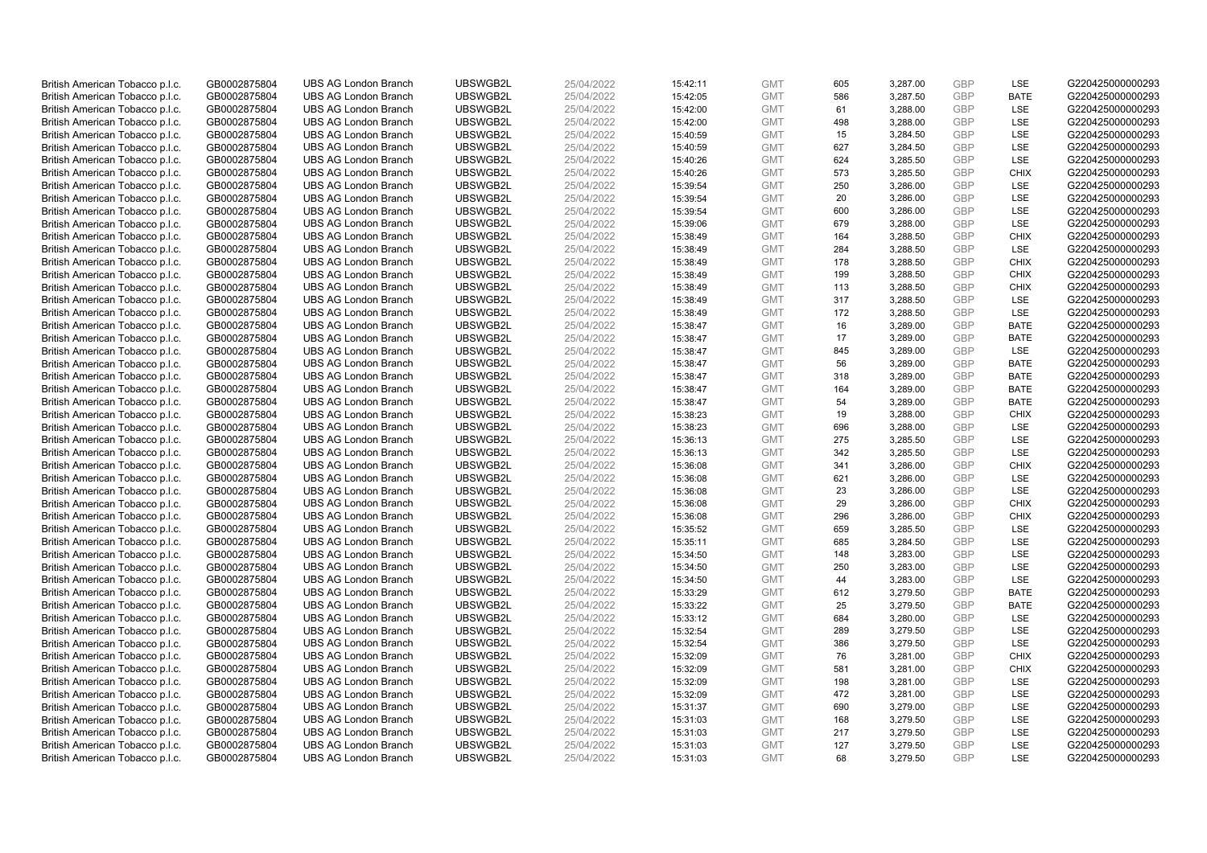| | | | | | | | | | | | |
|---|---|---|---|---|---|---|---|---|---|---|---|
| British American Tobacco p.l.c. | GB0002875804 | UBS AG London Branch | UBSWGB2L | 25/04/2022 | 15:42:11 | GMT | 605 | 3,287.00 | GBP | LSE | G220425000000293 |
| British American Tobacco p.l.c. | GB0002875804 | UBS AG London Branch | UBSWGB2L | 25/04/2022 | 15:42:05 | GMT | 586 | 3,287.50 | GBP | BATE | G220425000000293 |
| British American Tobacco p.l.c. | GB0002875804 | UBS AG London Branch | UBSWGB2L | 25/04/2022 | 15:42:00 | GMT | 61 | 3,288.00 | GBP | LSE | G220425000000293 |
| British American Tobacco p.l.c. | GB0002875804 | UBS AG London Branch | UBSWGB2L | 25/04/2022 | 15:42:00 | GMT | 498 | 3,288.00 | GBP | LSE | G220425000000293 |
| British American Tobacco p.l.c. | GB0002875804 | UBS AG London Branch | UBSWGB2L | 25/04/2022 | 15:40:59 | GMT | 15 | 3,284.50 | GBP | LSE | G220425000000293 |
| British American Tobacco p.l.c. | GB0002875804 | UBS AG London Branch | UBSWGB2L | 25/04/2022 | 15:40:59 | GMT | 627 | 3,284.50 | GBP | LSE | G220425000000293 |
| British American Tobacco p.l.c. | GB0002875804 | UBS AG London Branch | UBSWGB2L | 25/04/2022 | 15:40:26 | GMT | 624 | 3,285.50 | GBP | LSE | G220425000000293 |
| British American Tobacco p.l.c. | GB0002875804 | UBS AG London Branch | UBSWGB2L | 25/04/2022 | 15:40:26 | GMT | 573 | 3,285.50 | GBP | CHIX | G220425000000293 |
| British American Tobacco p.l.c. | GB0002875804 | UBS AG London Branch | UBSWGB2L | 25/04/2022 | 15:39:54 | GMT | 250 | 3,286.00 | GBP | LSE | G220425000000293 |
| British American Tobacco p.l.c. | GB0002875804 | UBS AG London Branch | UBSWGB2L | 25/04/2022 | 15:39:54 | GMT | 20 | 3,286.00 | GBP | LSE | G220425000000293 |
| British American Tobacco p.l.c. | GB0002875804 | UBS AG London Branch | UBSWGB2L | 25/04/2022 | 15:39:54 | GMT | 600 | 3,286.00 | GBP | LSE | G220425000000293 |
| British American Tobacco p.l.c. | GB0002875804 | UBS AG London Branch | UBSWGB2L | 25/04/2022 | 15:39:06 | GMT | 679 | 3,288.00 | GBP | LSE | G220425000000293 |
| British American Tobacco p.l.c. | GB0002875804 | UBS AG London Branch | UBSWGB2L | 25/04/2022 | 15:38:49 | GMT | 164 | 3,288.50 | GBP | CHIX | G220425000000293 |
| British American Tobacco p.l.c. | GB0002875804 | UBS AG London Branch | UBSWGB2L | 25/04/2022 | 15:38:49 | GMT | 284 | 3,288.50 | GBP | LSE | G220425000000293 |
| British American Tobacco p.l.c. | GB0002875804 | UBS AG London Branch | UBSWGB2L | 25/04/2022 | 15:38:49 | GMT | 178 | 3,288.50 | GBP | CHIX | G220425000000293 |
| British American Tobacco p.l.c. | GB0002875804 | UBS AG London Branch | UBSWGB2L | 25/04/2022 | 15:38:49 | GMT | 199 | 3,288.50 | GBP | CHIX | G220425000000293 |
| British American Tobacco p.l.c. | GB0002875804 | UBS AG London Branch | UBSWGB2L | 25/04/2022 | 15:38:49 | GMT | 113 | 3,288.50 | GBP | CHIX | G220425000000293 |
| British American Tobacco p.l.c. | GB0002875804 | UBS AG London Branch | UBSWGB2L | 25/04/2022 | 15:38:49 | GMT | 317 | 3,288.50 | GBP | LSE | G220425000000293 |
| British American Tobacco p.l.c. | GB0002875804 | UBS AG London Branch | UBSWGB2L | 25/04/2022 | 15:38:49 | GMT | 172 | 3,288.50 | GBP | LSE | G220425000000293 |
| British American Tobacco p.l.c. | GB0002875804 | UBS AG London Branch | UBSWGB2L | 25/04/2022 | 15:38:47 | GMT | 16 | 3,289.00 | GBP | BATE | G220425000000293 |
| British American Tobacco p.l.c. | GB0002875804 | UBS AG London Branch | UBSWGB2L | 25/04/2022 | 15:38:47 | GMT | 17 | 3,289.00 | GBP | BATE | G220425000000293 |
| British American Tobacco p.l.c. | GB0002875804 | UBS AG London Branch | UBSWGB2L | 25/04/2022 | 15:38:47 | GMT | 845 | 3,289.00 | GBP | LSE | G220425000000293 |
| British American Tobacco p.l.c. | GB0002875804 | UBS AG London Branch | UBSWGB2L | 25/04/2022 | 15:38:47 | GMT | 56 | 3,289.00 | GBP | BATE | G220425000000293 |
| British American Tobacco p.l.c. | GB0002875804 | UBS AG London Branch | UBSWGB2L | 25/04/2022 | 15:38:47 | GMT | 318 | 3,289.00 | GBP | BATE | G220425000000293 |
| British American Tobacco p.l.c. | GB0002875804 | UBS AG London Branch | UBSWGB2L | 25/04/2022 | 15:38:47 | GMT | 164 | 3,289.00 | GBP | BATE | G220425000000293 |
| British American Tobacco p.l.c. | GB0002875804 | UBS AG London Branch | UBSWGB2L | 25/04/2022 | 15:38:47 | GMT | 54 | 3,289.00 | GBP | BATE | G220425000000293 |
| British American Tobacco p.l.c. | GB0002875804 | UBS AG London Branch | UBSWGB2L | 25/04/2022 | 15:38:23 | GMT | 19 | 3,288.00 | GBP | CHIX | G220425000000293 |
| British American Tobacco p.l.c. | GB0002875804 | UBS AG London Branch | UBSWGB2L | 25/04/2022 | 15:38:23 | GMT | 696 | 3,288.00 | GBP | LSE | G220425000000293 |
| British American Tobacco p.l.c. | GB0002875804 | UBS AG London Branch | UBSWGB2L | 25/04/2022 | 15:36:13 | GMT | 275 | 3,285.50 | GBP | LSE | G220425000000293 |
| British American Tobacco p.l.c. | GB0002875804 | UBS AG London Branch | UBSWGB2L | 25/04/2022 | 15:36:13 | GMT | 342 | 3,285.50 | GBP | LSE | G220425000000293 |
| British American Tobacco p.l.c. | GB0002875804 | UBS AG London Branch | UBSWGB2L | 25/04/2022 | 15:36:08 | GMT | 341 | 3,286.00 | GBP | CHIX | G220425000000293 |
| British American Tobacco p.l.c. | GB0002875804 | UBS AG London Branch | UBSWGB2L | 25/04/2022 | 15:36:08 | GMT | 621 | 3,286.00 | GBP | LSE | G220425000000293 |
| British American Tobacco p.l.c. | GB0002875804 | UBS AG London Branch | UBSWGB2L | 25/04/2022 | 15:36:08 | GMT | 23 | 3,286.00 | GBP | LSE | G220425000000293 |
| British American Tobacco p.l.c. | GB0002875804 | UBS AG London Branch | UBSWGB2L | 25/04/2022 | 15:36:08 | GMT | 29 | 3,286.00 | GBP | CHIX | G220425000000293 |
| British American Tobacco p.l.c. | GB0002875804 | UBS AG London Branch | UBSWGB2L | 25/04/2022 | 15:36:08 | GMT | 296 | 3,286.00 | GBP | CHIX | G220425000000293 |
| British American Tobacco p.l.c. | GB0002875804 | UBS AG London Branch | UBSWGB2L | 25/04/2022 | 15:35:52 | GMT | 659 | 3,285.50 | GBP | LSE | G220425000000293 |
| British American Tobacco p.l.c. | GB0002875804 | UBS AG London Branch | UBSWGB2L | 25/04/2022 | 15:35:11 | GMT | 685 | 3,284.50 | GBP | LSE | G220425000000293 |
| British American Tobacco p.l.c. | GB0002875804 | UBS AG London Branch | UBSWGB2L | 25/04/2022 | 15:34:50 | GMT | 148 | 3,283.00 | GBP | LSE | G220425000000293 |
| British American Tobacco p.l.c. | GB0002875804 | UBS AG London Branch | UBSWGB2L | 25/04/2022 | 15:34:50 | GMT | 250 | 3,283.00 | GBP | LSE | G220425000000293 |
| British American Tobacco p.l.c. | GB0002875804 | UBS AG London Branch | UBSWGB2L | 25/04/2022 | 15:34:50 | GMT | 44 | 3,283.00 | GBP | LSE | G220425000000293 |
| British American Tobacco p.l.c. | GB0002875804 | UBS AG London Branch | UBSWGB2L | 25/04/2022 | 15:33:29 | GMT | 612 | 3,279.50 | GBP | BATE | G220425000000293 |
| British American Tobacco p.l.c. | GB0002875804 | UBS AG London Branch | UBSWGB2L | 25/04/2022 | 15:33:22 | GMT | 25 | 3,279.50 | GBP | BATE | G220425000000293 |
| British American Tobacco p.l.c. | GB0002875804 | UBS AG London Branch | UBSWGB2L | 25/04/2022 | 15:33:12 | GMT | 684 | 3,280.00 | GBP | LSE | G220425000000293 |
| British American Tobacco p.l.c. | GB0002875804 | UBS AG London Branch | UBSWGB2L | 25/04/2022 | 15:32:54 | GMT | 289 | 3,279.50 | GBP | LSE | G220425000000293 |
| British American Tobacco p.l.c. | GB0002875804 | UBS AG London Branch | UBSWGB2L | 25/04/2022 | 15:32:54 | GMT | 386 | 3,279.50 | GBP | LSE | G220425000000293 |
| British American Tobacco p.l.c. | GB0002875804 | UBS AG London Branch | UBSWGB2L | 25/04/2022 | 15:32:09 | GMT | 76 | 3,281.00 | GBP | CHIX | G220425000000293 |
| British American Tobacco p.l.c. | GB0002875804 | UBS AG London Branch | UBSWGB2L | 25/04/2022 | 15:32:09 | GMT | 581 | 3,281.00 | GBP | CHIX | G220425000000293 |
| British American Tobacco p.l.c. | GB0002875804 | UBS AG London Branch | UBSWGB2L | 25/04/2022 | 15:32:09 | GMT | 198 | 3,281.00 | GBP | LSE | G220425000000293 |
| British American Tobacco p.l.c. | GB0002875804 | UBS AG London Branch | UBSWGB2L | 25/04/2022 | 15:32:09 | GMT | 472 | 3,281.00 | GBP | LSE | G220425000000293 |
| British American Tobacco p.l.c. | GB0002875804 | UBS AG London Branch | UBSWGB2L | 25/04/2022 | 15:31:37 | GMT | 690 | 3,279.00 | GBP | LSE | G220425000000293 |
| British American Tobacco p.l.c. | GB0002875804 | UBS AG London Branch | UBSWGB2L | 25/04/2022 | 15:31:03 | GMT | 168 | 3,279.50 | GBP | LSE | G220425000000293 |
| British American Tobacco p.l.c. | GB0002875804 | UBS AG London Branch | UBSWGB2L | 25/04/2022 | 15:31:03 | GMT | 217 | 3,279.50 | GBP | LSE | G220425000000293 |
| British American Tobacco p.l.c. | GB0002875804 | UBS AG London Branch | UBSWGB2L | 25/04/2022 | 15:31:03 | GMT | 127 | 3,279.50 | GBP | LSE | G220425000000293 |
| British American Tobacco p.l.c. | GB0002875804 | UBS AG London Branch | UBSWGB2L | 25/04/2022 | 15:31:03 | GMT | 68 | 3,279.50 | GBP | LSE | G220425000000293 |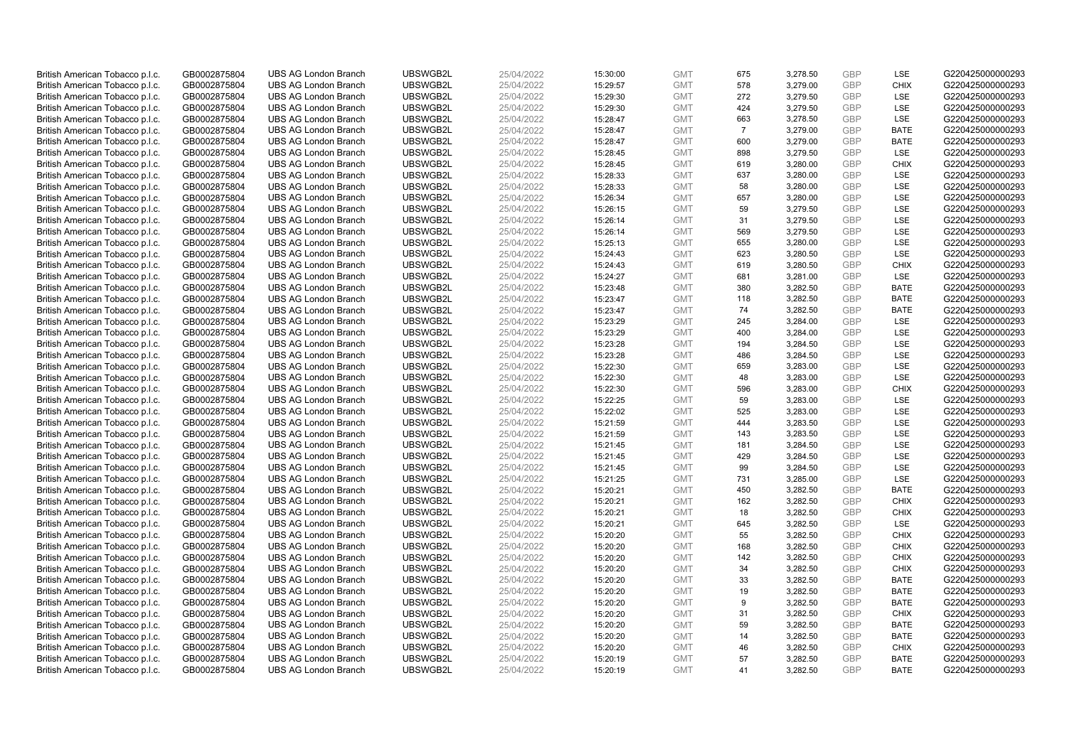| | | | | | | | | | | | |
|---|---|---|---|---|---|---|---|---|---|---|---|
| British American Tobacco p.l.c. | GB0002875804 | UBS AG London Branch | UBSWGB2L | 25/04/2022 | 15:30:00 | GMT | 675 | 3,278.50 | GBP | LSE | G220425000000293 |
| British American Tobacco p.l.c. | GB0002875804 | UBS AG London Branch | UBSWGB2L | 25/04/2022 | 15:29:57 | GMT | 578 | 3,279.00 | GBP | CHIX | G220425000000293 |
| British American Tobacco p.l.c. | GB0002875804 | UBS AG London Branch | UBSWGB2L | 25/04/2022 | 15:29:30 | GMT | 272 | 3,279.50 | GBP | LSE | G220425000000293 |
| British American Tobacco p.l.c. | GB0002875804 | UBS AG London Branch | UBSWGB2L | 25/04/2022 | 15:29:30 | GMT | 424 | 3,279.50 | GBP | LSE | G220425000000293 |
| British American Tobacco p.l.c. | GB0002875804 | UBS AG London Branch | UBSWGB2L | 25/04/2022 | 15:28:47 | GMT | 663 | 3,278.50 | GBP | LSE | G220425000000293 |
| British American Tobacco p.l.c. | GB0002875804 | UBS AG London Branch | UBSWGB2L | 25/04/2022 | 15:28:47 | GMT | 7 | 3,279.00 | GBP | BATE | G220425000000293 |
| British American Tobacco p.l.c. | GB0002875804 | UBS AG London Branch | UBSWGB2L | 25/04/2022 | 15:28:47 | GMT | 600 | 3,279.00 | GBP | BATE | G220425000000293 |
| British American Tobacco p.l.c. | GB0002875804 | UBS AG London Branch | UBSWGB2L | 25/04/2022 | 15:28:45 | GMT | 898 | 3,279.50 | GBP | LSE | G220425000000293 |
| British American Tobacco p.l.c. | GB0002875804 | UBS AG London Branch | UBSWGB2L | 25/04/2022 | 15:28:45 | GMT | 619 | 3,280.00 | GBP | CHIX | G220425000000293 |
| British American Tobacco p.l.c. | GB0002875804 | UBS AG London Branch | UBSWGB2L | 25/04/2022 | 15:28:33 | GMT | 637 | 3,280.00 | GBP | LSE | G220425000000293 |
| British American Tobacco p.l.c. | GB0002875804 | UBS AG London Branch | UBSWGB2L | 25/04/2022 | 15:28:33 | GMT | 58 | 3,280.00 | GBP | LSE | G220425000000293 |
| British American Tobacco p.l.c. | GB0002875804 | UBS AG London Branch | UBSWGB2L | 25/04/2022 | 15:26:34 | GMT | 657 | 3,280.00 | GBP | LSE | G220425000000293 |
| British American Tobacco p.l.c. | GB0002875804 | UBS AG London Branch | UBSWGB2L | 25/04/2022 | 15:26:15 | GMT | 59 | 3,279.50 | GBP | LSE | G220425000000293 |
| British American Tobacco p.l.c. | GB0002875804 | UBS AG London Branch | UBSWGB2L | 25/04/2022 | 15:26:14 | GMT | 31 | 3,279.50 | GBP | LSE | G220425000000293 |
| British American Tobacco p.l.c. | GB0002875804 | UBS AG London Branch | UBSWGB2L | 25/04/2022 | 15:26:14 | GMT | 569 | 3,279.50 | GBP | LSE | G220425000000293 |
| British American Tobacco p.l.c. | GB0002875804 | UBS AG London Branch | UBSWGB2L | 25/04/2022 | 15:25:13 | GMT | 655 | 3,280.00 | GBP | LSE | G220425000000293 |
| British American Tobacco p.l.c. | GB0002875804 | UBS AG London Branch | UBSWGB2L | 25/04/2022 | 15:24:43 | GMT | 623 | 3,280.50 | GBP | LSE | G220425000000293 |
| British American Tobacco p.l.c. | GB0002875804 | UBS AG London Branch | UBSWGB2L | 25/04/2022 | 15:24:43 | GMT | 619 | 3,280.50 | GBP | CHIX | G220425000000293 |
| British American Tobacco p.l.c. | GB0002875804 | UBS AG London Branch | UBSWGB2L | 25/04/2022 | 15:24:27 | GMT | 681 | 3,281.00 | GBP | LSE | G220425000000293 |
| British American Tobacco p.l.c. | GB0002875804 | UBS AG London Branch | UBSWGB2L | 25/04/2022 | 15:23:48 | GMT | 380 | 3,282.50 | GBP | BATE | G220425000000293 |
| British American Tobacco p.l.c. | GB0002875804 | UBS AG London Branch | UBSWGB2L | 25/04/2022 | 15:23:47 | GMT | 118 | 3,282.50 | GBP | BATE | G220425000000293 |
| British American Tobacco p.l.c. | GB0002875804 | UBS AG London Branch | UBSWGB2L | 25/04/2022 | 15:23:47 | GMT | 74 | 3,282.50 | GBP | BATE | G220425000000293 |
| British American Tobacco p.l.c. | GB0002875804 | UBS AG London Branch | UBSWGB2L | 25/04/2022 | 15:23:29 | GMT | 245 | 3,284.00 | GBP | LSE | G220425000000293 |
| British American Tobacco p.l.c. | GB0002875804 | UBS AG London Branch | UBSWGB2L | 25/04/2022 | 15:23:29 | GMT | 400 | 3,284.00 | GBP | LSE | G220425000000293 |
| British American Tobacco p.l.c. | GB0002875804 | UBS AG London Branch | UBSWGB2L | 25/04/2022 | 15:23:28 | GMT | 194 | 3,284.50 | GBP | LSE | G220425000000293 |
| British American Tobacco p.l.c. | GB0002875804 | UBS AG London Branch | UBSWGB2L | 25/04/2022 | 15:23:28 | GMT | 486 | 3,284.50 | GBP | LSE | G220425000000293 |
| British American Tobacco p.l.c. | GB0002875804 | UBS AG London Branch | UBSWGB2L | 25/04/2022 | 15:22:30 | GMT | 659 | 3,283.00 | GBP | LSE | G220425000000293 |
| British American Tobacco p.l.c. | GB0002875804 | UBS AG London Branch | UBSWGB2L | 25/04/2022 | 15:22:30 | GMT | 48 | 3,283.00 | GBP | LSE | G220425000000293 |
| British American Tobacco p.l.c. | GB0002875804 | UBS AG London Branch | UBSWGB2L | 25/04/2022 | 15:22:30 | GMT | 596 | 3,283.00 | GBP | CHIX | G220425000000293 |
| British American Tobacco p.l.c. | GB0002875804 | UBS AG London Branch | UBSWGB2L | 25/04/2022 | 15:22:25 | GMT | 59 | 3,283.00 | GBP | LSE | G220425000000293 |
| British American Tobacco p.l.c. | GB0002875804 | UBS AG London Branch | UBSWGB2L | 25/04/2022 | 15:22:02 | GMT | 525 | 3,283.00 | GBP | LSE | G220425000000293 |
| British American Tobacco p.l.c. | GB0002875804 | UBS AG London Branch | UBSWGB2L | 25/04/2022 | 15:21:59 | GMT | 444 | 3,283.50 | GBP | LSE | G220425000000293 |
| British American Tobacco p.l.c. | GB0002875804 | UBS AG London Branch | UBSWGB2L | 25/04/2022 | 15:21:59 | GMT | 143 | 3,283.50 | GBP | LSE | G220425000000293 |
| British American Tobacco p.l.c. | GB0002875804 | UBS AG London Branch | UBSWGB2L | 25/04/2022 | 15:21:45 | GMT | 181 | 3,284.50 | GBP | LSE | G220425000000293 |
| British American Tobacco p.l.c. | GB0002875804 | UBS AG London Branch | UBSWGB2L | 25/04/2022 | 15:21:45 | GMT | 429 | 3,284.50 | GBP | LSE | G220425000000293 |
| British American Tobacco p.l.c. | GB0002875804 | UBS AG London Branch | UBSWGB2L | 25/04/2022 | 15:21:45 | GMT | 99 | 3,284.50 | GBP | LSE | G220425000000293 |
| British American Tobacco p.l.c. | GB0002875804 | UBS AG London Branch | UBSWGB2L | 25/04/2022 | 15:21:25 | GMT | 731 | 3,285.00 | GBP | LSE | G220425000000293 |
| British American Tobacco p.l.c. | GB0002875804 | UBS AG London Branch | UBSWGB2L | 25/04/2022 | 15:20:21 | GMT | 450 | 3,282.50 | GBP | BATE | G220425000000293 |
| British American Tobacco p.l.c. | GB0002875804 | UBS AG London Branch | UBSWGB2L | 25/04/2022 | 15:20:21 | GMT | 162 | 3,282.50 | GBP | CHIX | G220425000000293 |
| British American Tobacco p.l.c. | GB0002875804 | UBS AG London Branch | UBSWGB2L | 25/04/2022 | 15:20:21 | GMT | 18 | 3,282.50 | GBP | CHIX | G220425000000293 |
| British American Tobacco p.l.c. | GB0002875804 | UBS AG London Branch | UBSWGB2L | 25/04/2022 | 15:20:21 | GMT | 645 | 3,282.50 | GBP | LSE | G220425000000293 |
| British American Tobacco p.l.c. | GB0002875804 | UBS AG London Branch | UBSWGB2L | 25/04/2022 | 15:20:20 | GMT | 55 | 3,282.50 | GBP | CHIX | G220425000000293 |
| British American Tobacco p.l.c. | GB0002875804 | UBS AG London Branch | UBSWGB2L | 25/04/2022 | 15:20:20 | GMT | 168 | 3,282.50 | GBP | CHIX | G220425000000293 |
| British American Tobacco p.l.c. | GB0002875804 | UBS AG London Branch | UBSWGB2L | 25/04/2022 | 15:20:20 | GMT | 142 | 3,282.50 | GBP | CHIX | G220425000000293 |
| British American Tobacco p.l.c. | GB0002875804 | UBS AG London Branch | UBSWGB2L | 25/04/2022 | 15:20:20 | GMT | 34 | 3,282.50 | GBP | CHIX | G220425000000293 |
| British American Tobacco p.l.c. | GB0002875804 | UBS AG London Branch | UBSWGB2L | 25/04/2022 | 15:20:20 | GMT | 33 | 3,282.50 | GBP | BATE | G220425000000293 |
| British American Tobacco p.l.c. | GB0002875804 | UBS AG London Branch | UBSWGB2L | 25/04/2022 | 15:20:20 | GMT | 19 | 3,282.50 | GBP | BATE | G220425000000293 |
| British American Tobacco p.l.c. | GB0002875804 | UBS AG London Branch | UBSWGB2L | 25/04/2022 | 15:20:20 | GMT | 9 | 3,282.50 | GBP | BATE | G220425000000293 |
| British American Tobacco p.l.c. | GB0002875804 | UBS AG London Branch | UBSWGB2L | 25/04/2022 | 15:20:20 | GMT | 31 | 3,282.50 | GBP | CHIX | G220425000000293 |
| British American Tobacco p.l.c. | GB0002875804 | UBS AG London Branch | UBSWGB2L | 25/04/2022 | 15:20:20 | GMT | 59 | 3,282.50 | GBP | BATE | G220425000000293 |
| British American Tobacco p.l.c. | GB0002875804 | UBS AG London Branch | UBSWGB2L | 25/04/2022 | 15:20:20 | GMT | 14 | 3,282.50 | GBP | BATE | G220425000000293 |
| British American Tobacco p.l.c. | GB0002875804 | UBS AG London Branch | UBSWGB2L | 25/04/2022 | 15:20:20 | GMT | 46 | 3,282.50 | GBP | CHIX | G220425000000293 |
| British American Tobacco p.l.c. | GB0002875804 | UBS AG London Branch | UBSWGB2L | 25/04/2022 | 15:20:19 | GMT | 57 | 3,282.50 | GBP | BATE | G220425000000293 |
| British American Tobacco p.l.c. | GB0002875804 | UBS AG London Branch | UBSWGB2L | 25/04/2022 | 15:20:19 | GMT | 41 | 3,282.50 | GBP | BATE | G220425000000293 |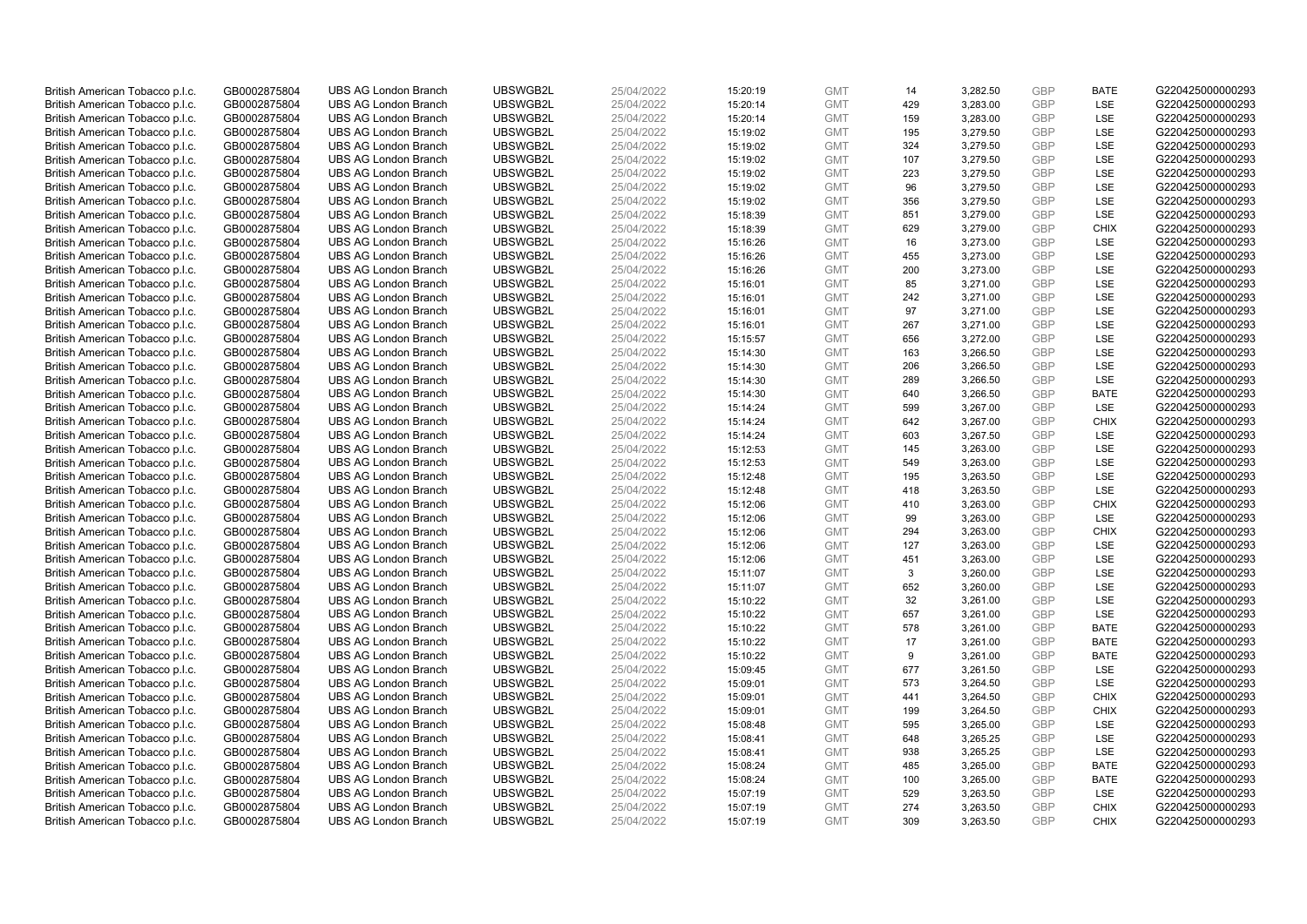| | | | | | | | | | | | |
|---|---|---|---|---|---|---|---|---|---|---|---|
| British American Tobacco p.l.c. | GB0002875804 | UBS AG London Branch | UBSWGB2L | 25/04/2022 | 15:20:19 | GMT | 14 | 3,282.50 | GBP | BATE | G220425000000293 |
| British American Tobacco p.l.c. | GB0002875804 | UBS AG London Branch | UBSWGB2L | 25/04/2022 | 15:20:14 | GMT | 429 | 3,283.00 | GBP | LSE | G220425000000293 |
| British American Tobacco p.l.c. | GB0002875804 | UBS AG London Branch | UBSWGB2L | 25/04/2022 | 15:20:14 | GMT | 159 | 3,283.00 | GBP | LSE | G220425000000293 |
| British American Tobacco p.l.c. | GB0002875804 | UBS AG London Branch | UBSWGB2L | 25/04/2022 | 15:19:02 | GMT | 195 | 3,279.50 | GBP | LSE | G220425000000293 |
| British American Tobacco p.l.c. | GB0002875804 | UBS AG London Branch | UBSWGB2L | 25/04/2022 | 15:19:02 | GMT | 324 | 3,279.50 | GBP | LSE | G220425000000293 |
| British American Tobacco p.l.c. | GB0002875804 | UBS AG London Branch | UBSWGB2L | 25/04/2022 | 15:19:02 | GMT | 107 | 3,279.50 | GBP | LSE | G220425000000293 |
| British American Tobacco p.l.c. | GB0002875804 | UBS AG London Branch | UBSWGB2L | 25/04/2022 | 15:19:02 | GMT | 223 | 3,279.50 | GBP | LSE | G220425000000293 |
| British American Tobacco p.l.c. | GB0002875804 | UBS AG London Branch | UBSWGB2L | 25/04/2022 | 15:19:02 | GMT | 96 | 3,279.50 | GBP | LSE | G220425000000293 |
| British American Tobacco p.l.c. | GB0002875804 | UBS AG London Branch | UBSWGB2L | 25/04/2022 | 15:19:02 | GMT | 356 | 3,279.50 | GBP | LSE | G220425000000293 |
| British American Tobacco p.l.c. | GB0002875804 | UBS AG London Branch | UBSWGB2L | 25/04/2022 | 15:18:39 | GMT | 851 | 3,279.00 | GBP | LSE | G220425000000293 |
| British American Tobacco p.l.c. | GB0002875804 | UBS AG London Branch | UBSWGB2L | 25/04/2022 | 15:18:39 | GMT | 629 | 3,279.00 | GBP | CHIX | G220425000000293 |
| British American Tobacco p.l.c. | GB0002875804 | UBS AG London Branch | UBSWGB2L | 25/04/2022 | 15:16:26 | GMT | 16 | 3,273.00 | GBP | LSE | G220425000000293 |
| British American Tobacco p.l.c. | GB0002875804 | UBS AG London Branch | UBSWGB2L | 25/04/2022 | 15:16:26 | GMT | 455 | 3,273.00 | GBP | LSE | G220425000000293 |
| British American Tobacco p.l.c. | GB0002875804 | UBS AG London Branch | UBSWGB2L | 25/04/2022 | 15:16:26 | GMT | 200 | 3,273.00 | GBP | LSE | G220425000000293 |
| British American Tobacco p.l.c. | GB0002875804 | UBS AG London Branch | UBSWGB2L | 25/04/2022 | 15:16:01 | GMT | 85 | 3,271.00 | GBP | LSE | G220425000000293 |
| British American Tobacco p.l.c. | GB0002875804 | UBS AG London Branch | UBSWGB2L | 25/04/2022 | 15:16:01 | GMT | 242 | 3,271.00 | GBP | LSE | G220425000000293 |
| British American Tobacco p.l.c. | GB0002875804 | UBS AG London Branch | UBSWGB2L | 25/04/2022 | 15:16:01 | GMT | 97 | 3,271.00 | GBP | LSE | G220425000000293 |
| British American Tobacco p.l.c. | GB0002875804 | UBS AG London Branch | UBSWGB2L | 25/04/2022 | 15:16:01 | GMT | 267 | 3,271.00 | GBP | LSE | G220425000000293 |
| British American Tobacco p.l.c. | GB0002875804 | UBS AG London Branch | UBSWGB2L | 25/04/2022 | 15:15:57 | GMT | 656 | 3,272.00 | GBP | LSE | G220425000000293 |
| British American Tobacco p.l.c. | GB0002875804 | UBS AG London Branch | UBSWGB2L | 25/04/2022 | 15:14:30 | GMT | 163 | 3,266.50 | GBP | LSE | G220425000000293 |
| British American Tobacco p.l.c. | GB0002875804 | UBS AG London Branch | UBSWGB2L | 25/04/2022 | 15:14:30 | GMT | 206 | 3,266.50 | GBP | LSE | G220425000000293 |
| British American Tobacco p.l.c. | GB0002875804 | UBS AG London Branch | UBSWGB2L | 25/04/2022 | 15:14:30 | GMT | 289 | 3,266.50 | GBP | LSE | G220425000000293 |
| British American Tobacco p.l.c. | GB0002875804 | UBS AG London Branch | UBSWGB2L | 25/04/2022 | 15:14:30 | GMT | 640 | 3,266.50 | GBP | BATE | G220425000000293 |
| British American Tobacco p.l.c. | GB0002875804 | UBS AG London Branch | UBSWGB2L | 25/04/2022 | 15:14:24 | GMT | 599 | 3,267.00 | GBP | LSE | G220425000000293 |
| British American Tobacco p.l.c. | GB0002875804 | UBS AG London Branch | UBSWGB2L | 25/04/2022 | 15:14:24 | GMT | 642 | 3,267.00 | GBP | CHIX | G220425000000293 |
| British American Tobacco p.l.c. | GB0002875804 | UBS AG London Branch | UBSWGB2L | 25/04/2022 | 15:14:24 | GMT | 603 | 3,267.50 | GBP | LSE | G220425000000293 |
| British American Tobacco p.l.c. | GB0002875804 | UBS AG London Branch | UBSWGB2L | 25/04/2022 | 15:12:53 | GMT | 145 | 3,263.00 | GBP | LSE | G220425000000293 |
| British American Tobacco p.l.c. | GB0002875804 | UBS AG London Branch | UBSWGB2L | 25/04/2022 | 15:12:53 | GMT | 549 | 3,263.00 | GBP | LSE | G220425000000293 |
| British American Tobacco p.l.c. | GB0002875804 | UBS AG London Branch | UBSWGB2L | 25/04/2022 | 15:12:48 | GMT | 195 | 3,263.50 | GBP | LSE | G220425000000293 |
| British American Tobacco p.l.c. | GB0002875804 | UBS AG London Branch | UBSWGB2L | 25/04/2022 | 15:12:48 | GMT | 418 | 3,263.50 | GBP | LSE | G220425000000293 |
| British American Tobacco p.l.c. | GB0002875804 | UBS AG London Branch | UBSWGB2L | 25/04/2022 | 15:12:06 | GMT | 410 | 3,263.00 | GBP | CHIX | G220425000000293 |
| British American Tobacco p.l.c. | GB0002875804 | UBS AG London Branch | UBSWGB2L | 25/04/2022 | 15:12:06 | GMT | 99 | 3,263.00 | GBP | LSE | G220425000000293 |
| British American Tobacco p.l.c. | GB0002875804 | UBS AG London Branch | UBSWGB2L | 25/04/2022 | 15:12:06 | GMT | 294 | 3,263.00 | GBP | CHIX | G220425000000293 |
| British American Tobacco p.l.c. | GB0002875804 | UBS AG London Branch | UBSWGB2L | 25/04/2022 | 15:12:06 | GMT | 127 | 3,263.00 | GBP | LSE | G220425000000293 |
| British American Tobacco p.l.c. | GB0002875804 | UBS AG London Branch | UBSWGB2L | 25/04/2022 | 15:12:06 | GMT | 451 | 3,263.00 | GBP | LSE | G220425000000293 |
| British American Tobacco p.l.c. | GB0002875804 | UBS AG London Branch | UBSWGB2L | 25/04/2022 | 15:11:07 | GMT | 3 | 3,260.00 | GBP | LSE | G220425000000293 |
| British American Tobacco p.l.c. | GB0002875804 | UBS AG London Branch | UBSWGB2L | 25/04/2022 | 15:11:07 | GMT | 652 | 3,260.00 | GBP | LSE | G220425000000293 |
| British American Tobacco p.l.c. | GB0002875804 | UBS AG London Branch | UBSWGB2L | 25/04/2022 | 15:10:22 | GMT | 32 | 3,261.00 | GBP | LSE | G220425000000293 |
| British American Tobacco p.l.c. | GB0002875804 | UBS AG London Branch | UBSWGB2L | 25/04/2022 | 15:10:22 | GMT | 657 | 3,261.00 | GBP | LSE | G220425000000293 |
| British American Tobacco p.l.c. | GB0002875804 | UBS AG London Branch | UBSWGB2L | 25/04/2022 | 15:10:22 | GMT | 578 | 3,261.00 | GBP | BATE | G220425000000293 |
| British American Tobacco p.l.c. | GB0002875804 | UBS AG London Branch | UBSWGB2L | 25/04/2022 | 15:10:22 | GMT | 17 | 3,261.00 | GBP | BATE | G220425000000293 |
| British American Tobacco p.l.c. | GB0002875804 | UBS AG London Branch | UBSWGB2L | 25/04/2022 | 15:10:22 | GMT | 9 | 3,261.00 | GBP | BATE | G220425000000293 |
| British American Tobacco p.l.c. | GB0002875804 | UBS AG London Branch | UBSWGB2L | 25/04/2022 | 15:09:45 | GMT | 677 | 3,261.50 | GBP | LSE | G220425000000293 |
| British American Tobacco p.l.c. | GB0002875804 | UBS AG London Branch | UBSWGB2L | 25/04/2022 | 15:09:01 | GMT | 573 | 3,264.50 | GBP | LSE | G220425000000293 |
| British American Tobacco p.l.c. | GB0002875804 | UBS AG London Branch | UBSWGB2L | 25/04/2022 | 15:09:01 | GMT | 441 | 3,264.50 | GBP | CHIX | G220425000000293 |
| British American Tobacco p.l.c. | GB0002875804 | UBS AG London Branch | UBSWGB2L | 25/04/2022 | 15:09:01 | GMT | 199 | 3,264.50 | GBP | CHIX | G220425000000293 |
| British American Tobacco p.l.c. | GB0002875804 | UBS AG London Branch | UBSWGB2L | 25/04/2022 | 15:08:48 | GMT | 595 | 3,265.00 | GBP | LSE | G220425000000293 |
| British American Tobacco p.l.c. | GB0002875804 | UBS AG London Branch | UBSWGB2L | 25/04/2022 | 15:08:41 | GMT | 648 | 3,265.25 | GBP | LSE | G220425000000293 |
| British American Tobacco p.l.c. | GB0002875804 | UBS AG London Branch | UBSWGB2L | 25/04/2022 | 15:08:41 | GMT | 938 | 3,265.25 | GBP | LSE | G220425000000293 |
| British American Tobacco p.l.c. | GB0002875804 | UBS AG London Branch | UBSWGB2L | 25/04/2022 | 15:08:24 | GMT | 485 | 3,265.00 | GBP | BATE | G220425000000293 |
| British American Tobacco p.l.c. | GB0002875804 | UBS AG London Branch | UBSWGB2L | 25/04/2022 | 15:08:24 | GMT | 100 | 3,265.00 | GBP | BATE | G220425000000293 |
| British American Tobacco p.l.c. | GB0002875804 | UBS AG London Branch | UBSWGB2L | 25/04/2022 | 15:07:19 | GMT | 529 | 3,263.50 | GBP | LSE | G220425000000293 |
| British American Tobacco p.l.c. | GB0002875804 | UBS AG London Branch | UBSWGB2L | 25/04/2022 | 15:07:19 | GMT | 274 | 3,263.50 | GBP | CHIX | G220425000000293 |
| British American Tobacco p.l.c. | GB0002875804 | UBS AG London Branch | UBSWGB2L | 25/04/2022 | 15:07:19 | GMT | 309 | 3,263.50 | GBP | CHIX | G220425000000293 |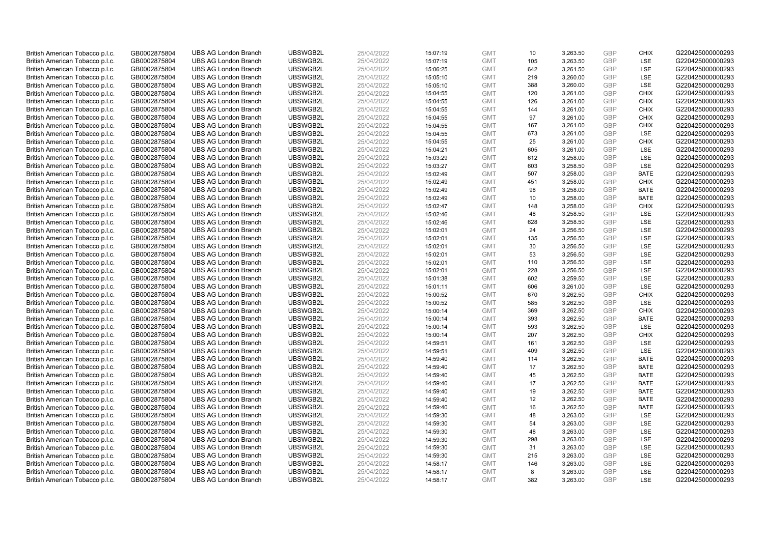| | | | | | | | | | | | |
|---|---|---|---|---|---|---|---|---|---|---|---|
| British American Tobacco p.l.c. | GB0002875804 | UBS AG London Branch | UBSWGB2L | 25/04/2022 | 15:07:19 | GMT | 10 | 3,263.50 | GBP | CHIX | G220425000000293 |
| British American Tobacco p.l.c. | GB0002875804 | UBS AG London Branch | UBSWGB2L | 25/04/2022 | 15:07:19 | GMT | 105 | 3,263.50 | GBP | LSE | G220425000000293 |
| British American Tobacco p.l.c. | GB0002875804 | UBS AG London Branch | UBSWGB2L | 25/04/2022 | 15:06:25 | GMT | 642 | 3,261.50 | GBP | LSE | G220425000000293 |
| British American Tobacco p.l.c. | GB0002875804 | UBS AG London Branch | UBSWGB2L | 25/04/2022 | 15:05:10 | GMT | 219 | 3,260.00 | GBP | LSE | G220425000000293 |
| British American Tobacco p.l.c. | GB0002875804 | UBS AG London Branch | UBSWGB2L | 25/04/2022 | 15:05:10 | GMT | 388 | 3,260.00 | GBP | LSE | G220425000000293 |
| British American Tobacco p.l.c. | GB0002875804 | UBS AG London Branch | UBSWGB2L | 25/04/2022 | 15:04:55 | GMT | 120 | 3,261.00 | GBP | CHIX | G220425000000293 |
| British American Tobacco p.l.c. | GB0002875804 | UBS AG London Branch | UBSWGB2L | 25/04/2022 | 15:04:55 | GMT | 126 | 3,261.00 | GBP | CHIX | G220425000000293 |
| British American Tobacco p.l.c. | GB0002875804 | UBS AG London Branch | UBSWGB2L | 25/04/2022 | 15:04:55 | GMT | 144 | 3,261.00 | GBP | CHIX | G220425000000293 |
| British American Tobacco p.l.c. | GB0002875804 | UBS AG London Branch | UBSWGB2L | 25/04/2022 | 15:04:55 | GMT | 97 | 3,261.00 | GBP | CHIX | G220425000000293 |
| British American Tobacco p.l.c. | GB0002875804 | UBS AG London Branch | UBSWGB2L | 25/04/2022 | 15:04:55 | GMT | 167 | 3,261.00 | GBP | CHIX | G220425000000293 |
| British American Tobacco p.l.c. | GB0002875804 | UBS AG London Branch | UBSWGB2L | 25/04/2022 | 15:04:55 | GMT | 673 | 3,261.00 | GBP | LSE | G220425000000293 |
| British American Tobacco p.l.c. | GB0002875804 | UBS AG London Branch | UBSWGB2L | 25/04/2022 | 15:04:55 | GMT | 25 | 3,261.00 | GBP | CHIX | G220425000000293 |
| British American Tobacco p.l.c. | GB0002875804 | UBS AG London Branch | UBSWGB2L | 25/04/2022 | 15:04:21 | GMT | 605 | 3,261.00 | GBP | LSE | G220425000000293 |
| British American Tobacco p.l.c. | GB0002875804 | UBS AG London Branch | UBSWGB2L | 25/04/2022 | 15:03:29 | GMT | 612 | 3,258.00 | GBP | LSE | G220425000000293 |
| British American Tobacco p.l.c. | GB0002875804 | UBS AG London Branch | UBSWGB2L | 25/04/2022 | 15:03:27 | GMT | 603 | 3,258.50 | GBP | LSE | G220425000000293 |
| British American Tobacco p.l.c. | GB0002875804 | UBS AG London Branch | UBSWGB2L | 25/04/2022 | 15:02:49 | GMT | 507 | 3,258.00 | GBP | BATE | G220425000000293 |
| British American Tobacco p.l.c. | GB0002875804 | UBS AG London Branch | UBSWGB2L | 25/04/2022 | 15:02:49 | GMT | 451 | 3,258.00 | GBP | CHIX | G220425000000293 |
| British American Tobacco p.l.c. | GB0002875804 | UBS AG London Branch | UBSWGB2L | 25/04/2022 | 15:02:49 | GMT | 98 | 3,258.00 | GBP | BATE | G220425000000293 |
| British American Tobacco p.l.c. | GB0002875804 | UBS AG London Branch | UBSWGB2L | 25/04/2022 | 15:02:49 | GMT | 10 | 3,258.00 | GBP | BATE | G220425000000293 |
| British American Tobacco p.l.c. | GB0002875804 | UBS AG London Branch | UBSWGB2L | 25/04/2022 | 15:02:47 | GMT | 148 | 3,258.00 | GBP | CHIX | G220425000000293 |
| British American Tobacco p.l.c. | GB0002875804 | UBS AG London Branch | UBSWGB2L | 25/04/2022 | 15:02:46 | GMT | 48 | 3,258.50 | GBP | LSE | G220425000000293 |
| British American Tobacco p.l.c. | GB0002875804 | UBS AG London Branch | UBSWGB2L | 25/04/2022 | 15:02:46 | GMT | 628 | 3,258.50 | GBP | LSE | G220425000000293 |
| British American Tobacco p.l.c. | GB0002875804 | UBS AG London Branch | UBSWGB2L | 25/04/2022 | 15:02:01 | GMT | 24 | 3,256.50 | GBP | LSE | G220425000000293 |
| British American Tobacco p.l.c. | GB0002875804 | UBS AG London Branch | UBSWGB2L | 25/04/2022 | 15:02:01 | GMT | 135 | 3,256.50 | GBP | LSE | G220425000000293 |
| British American Tobacco p.l.c. | GB0002875804 | UBS AG London Branch | UBSWGB2L | 25/04/2022 | 15:02:01 | GMT | 30 | 3,256.50 | GBP | LSE | G220425000000293 |
| British American Tobacco p.l.c. | GB0002875804 | UBS AG London Branch | UBSWGB2L | 25/04/2022 | 15:02:01 | GMT | 53 | 3,256.50 | GBP | LSE | G220425000000293 |
| British American Tobacco p.l.c. | GB0002875804 | UBS AG London Branch | UBSWGB2L | 25/04/2022 | 15:02:01 | GMT | 110 | 3,256.50 | GBP | LSE | G220425000000293 |
| British American Tobacco p.l.c. | GB0002875804 | UBS AG London Branch | UBSWGB2L | 25/04/2022 | 15:02:01 | GMT | 228 | 3,256.50 | GBP | LSE | G220425000000293 |
| British American Tobacco p.l.c. | GB0002875804 | UBS AG London Branch | UBSWGB2L | 25/04/2022 | 15:01:38 | GMT | 602 | 3,259.50 | GBP | LSE | G220425000000293 |
| British American Tobacco p.l.c. | GB0002875804 | UBS AG London Branch | UBSWGB2L | 25/04/2022 | 15:01:11 | GMT | 606 | 3,261.00 | GBP | LSE | G220425000000293 |
| British American Tobacco p.l.c. | GB0002875804 | UBS AG London Branch | UBSWGB2L | 25/04/2022 | 15:00:52 | GMT | 670 | 3,262.50 | GBP | CHIX | G220425000000293 |
| British American Tobacco p.l.c. | GB0002875804 | UBS AG London Branch | UBSWGB2L | 25/04/2022 | 15:00:52 | GMT | 585 | 3,262.50 | GBP | LSE | G220425000000293 |
| British American Tobacco p.l.c. | GB0002875804 | UBS AG London Branch | UBSWGB2L | 25/04/2022 | 15:00:14 | GMT | 369 | 3,262.50 | GBP | CHIX | G220425000000293 |
| British American Tobacco p.l.c. | GB0002875804 | UBS AG London Branch | UBSWGB2L | 25/04/2022 | 15:00:14 | GMT | 393 | 3,262.50 | GBP | BATE | G220425000000293 |
| British American Tobacco p.l.c. | GB0002875804 | UBS AG London Branch | UBSWGB2L | 25/04/2022 | 15:00:14 | GMT | 593 | 3,262.50 | GBP | LSE | G220425000000293 |
| British American Tobacco p.l.c. | GB0002875804 | UBS AG London Branch | UBSWGB2L | 25/04/2022 | 15:00:14 | GMT | 207 | 3,262.50 | GBP | CHIX | G220425000000293 |
| British American Tobacco p.l.c. | GB0002875804 | UBS AG London Branch | UBSWGB2L | 25/04/2022 | 14:59:51 | GMT | 161 | 3,262.50 | GBP | LSE | G220425000000293 |
| British American Tobacco p.l.c. | GB0002875804 | UBS AG London Branch | UBSWGB2L | 25/04/2022 | 14:59:51 | GMT | 409 | 3,262.50 | GBP | LSE | G220425000000293 |
| British American Tobacco p.l.c. | GB0002875804 | UBS AG London Branch | UBSWGB2L | 25/04/2022 | 14:59:40 | GMT | 114 | 3,262.50 | GBP | BATE | G220425000000293 |
| British American Tobacco p.l.c. | GB0002875804 | UBS AG London Branch | UBSWGB2L | 25/04/2022 | 14:59:40 | GMT | 17 | 3,262.50 | GBP | BATE | G220425000000293 |
| British American Tobacco p.l.c. | GB0002875804 | UBS AG London Branch | UBSWGB2L | 25/04/2022 | 14:59:40 | GMT | 45 | 3,262.50 | GBP | BATE | G220425000000293 |
| British American Tobacco p.l.c. | GB0002875804 | UBS AG London Branch | UBSWGB2L | 25/04/2022 | 14:59:40 | GMT | 17 | 3,262.50 | GBP | BATE | G220425000000293 |
| British American Tobacco p.l.c. | GB0002875804 | UBS AG London Branch | UBSWGB2L | 25/04/2022 | 14:59:40 | GMT | 19 | 3,262.50 | GBP | BATE | G220425000000293 |
| British American Tobacco p.l.c. | GB0002875804 | UBS AG London Branch | UBSWGB2L | 25/04/2022 | 14:59:40 | GMT | 12 | 3,262.50 | GBP | BATE | G220425000000293 |
| British American Tobacco p.l.c. | GB0002875804 | UBS AG London Branch | UBSWGB2L | 25/04/2022 | 14:59:40 | GMT | 16 | 3,262.50 | GBP | BATE | G220425000000293 |
| British American Tobacco p.l.c. | GB0002875804 | UBS AG London Branch | UBSWGB2L | 25/04/2022 | 14:59:30 | GMT | 48 | 3,263.00 | GBP | LSE | G220425000000293 |
| British American Tobacco p.l.c. | GB0002875804 | UBS AG London Branch | UBSWGB2L | 25/04/2022 | 14:59:30 | GMT | 54 | 3,263.00 | GBP | LSE | G220425000000293 |
| British American Tobacco p.l.c. | GB0002875804 | UBS AG London Branch | UBSWGB2L | 25/04/2022 | 14:59:30 | GMT | 48 | 3,263.00 | GBP | LSE | G220425000000293 |
| British American Tobacco p.l.c. | GB0002875804 | UBS AG London Branch | UBSWGB2L | 25/04/2022 | 14:59:30 | GMT | 298 | 3,263.00 | GBP | LSE | G220425000000293 |
| British American Tobacco p.l.c. | GB0002875804 | UBS AG London Branch | UBSWGB2L | 25/04/2022 | 14:59:30 | GMT | 31 | 3,263.00 | GBP | LSE | G220425000000293 |
| British American Tobacco p.l.c. | GB0002875804 | UBS AG London Branch | UBSWGB2L | 25/04/2022 | 14:59:30 | GMT | 215 | 3,263.00 | GBP | LSE | G220425000000293 |
| British American Tobacco p.l.c. | GB0002875804 | UBS AG London Branch | UBSWGB2L | 25/04/2022 | 14:58:17 | GMT | 146 | 3,263.00 | GBP | LSE | G220425000000293 |
| British American Tobacco p.l.c. | GB0002875804 | UBS AG London Branch | UBSWGB2L | 25/04/2022 | 14:58:17 | GMT | 8 | 3,263.00 | GBP | LSE | G220425000000293 |
| British American Tobacco p.l.c. | GB0002875804 | UBS AG London Branch | UBSWGB2L | 25/04/2022 | 14:58:17 | GMT | 382 | 3,263.00 | GBP | LSE | G220425000000293 |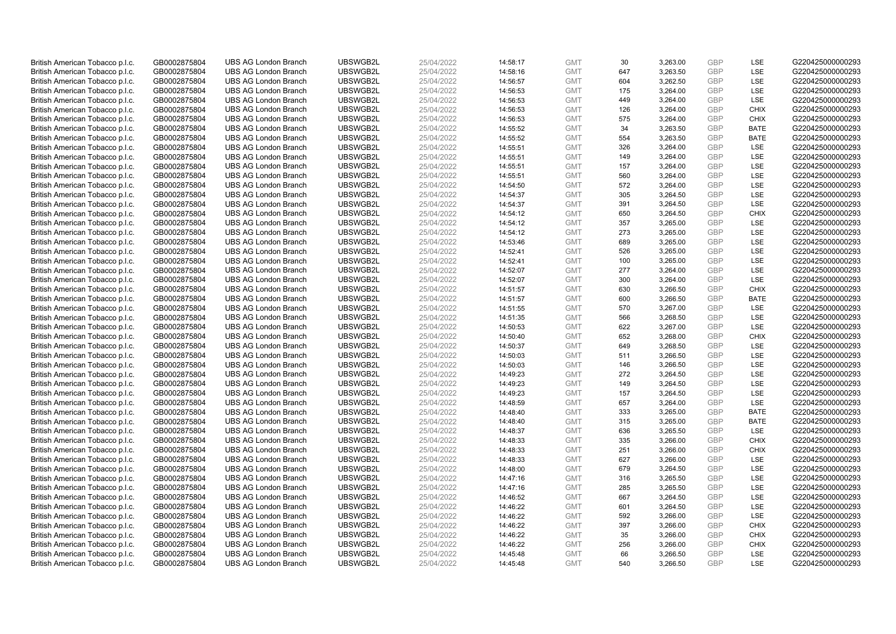| | | | | | | | | | | | |
|---|---|---|---|---|---|---|---|---|---|---|---|
| British American Tobacco p.l.c. | GB0002875804 | UBS AG London Branch | UBSWGB2L | 25/04/2022 | 14:58:17 | GMT | 30 | 3,263.00 | GBP | LSE | G220425000000293 |
| British American Tobacco p.l.c. | GB0002875804 | UBS AG London Branch | UBSWGB2L | 25/04/2022 | 14:58:16 | GMT | 647 | 3,263.50 | GBP | LSE | G220425000000293 |
| British American Tobacco p.l.c. | GB0002875804 | UBS AG London Branch | UBSWGB2L | 25/04/2022 | 14:56:57 | GMT | 604 | 3,262.50 | GBP | LSE | G220425000000293 |
| British American Tobacco p.l.c. | GB0002875804 | UBS AG London Branch | UBSWGB2L | 25/04/2022 | 14:56:53 | GMT | 175 | 3,264.00 | GBP | LSE | G220425000000293 |
| British American Tobacco p.l.c. | GB0002875804 | UBS AG London Branch | UBSWGB2L | 25/04/2022 | 14:56:53 | GMT | 449 | 3,264.00 | GBP | LSE | G220425000000293 |
| British American Tobacco p.l.c. | GB0002875804 | UBS AG London Branch | UBSWGB2L | 25/04/2022 | 14:56:53 | GMT | 126 | 3,264.00 | GBP | CHIX | G220425000000293 |
| British American Tobacco p.l.c. | GB0002875804 | UBS AG London Branch | UBSWGB2L | 25/04/2022 | 14:56:53 | GMT | 575 | 3,264.00 | GBP | CHIX | G220425000000293 |
| British American Tobacco p.l.c. | GB0002875804 | UBS AG London Branch | UBSWGB2L | 25/04/2022 | 14:55:52 | GMT | 34 | 3,263.50 | GBP | BATE | G220425000000293 |
| British American Tobacco p.l.c. | GB0002875804 | UBS AG London Branch | UBSWGB2L | 25/04/2022 | 14:55:52 | GMT | 554 | 3,263.50 | GBP | BATE | G220425000000293 |
| British American Tobacco p.l.c. | GB0002875804 | UBS AG London Branch | UBSWGB2L | 25/04/2022 | 14:55:51 | GMT | 326 | 3,264.00 | GBP | LSE | G220425000000293 |
| British American Tobacco p.l.c. | GB0002875804 | UBS AG London Branch | UBSWGB2L | 25/04/2022 | 14:55:51 | GMT | 149 | 3,264.00 | GBP | LSE | G220425000000293 |
| British American Tobacco p.l.c. | GB0002875804 | UBS AG London Branch | UBSWGB2L | 25/04/2022 | 14:55:51 | GMT | 157 | 3,264.00 | GBP | LSE | G220425000000293 |
| British American Tobacco p.l.c. | GB0002875804 | UBS AG London Branch | UBSWGB2L | 25/04/2022 | 14:55:51 | GMT | 560 | 3,264.00 | GBP | LSE | G220425000000293 |
| British American Tobacco p.l.c. | GB0002875804 | UBS AG London Branch | UBSWGB2L | 25/04/2022 | 14:54:50 | GMT | 572 | 3,264.00 | GBP | LSE | G220425000000293 |
| British American Tobacco p.l.c. | GB0002875804 | UBS AG London Branch | UBSWGB2L | 25/04/2022 | 14:54:37 | GMT | 305 | 3,264.50 | GBP | LSE | G220425000000293 |
| British American Tobacco p.l.c. | GB0002875804 | UBS AG London Branch | UBSWGB2L | 25/04/2022 | 14:54:37 | GMT | 391 | 3,264.50 | GBP | LSE | G220425000000293 |
| British American Tobacco p.l.c. | GB0002875804 | UBS AG London Branch | UBSWGB2L | 25/04/2022 | 14:54:12 | GMT | 650 | 3,264.50 | GBP | CHIX | G220425000000293 |
| British American Tobacco p.l.c. | GB0002875804 | UBS AG London Branch | UBSWGB2L | 25/04/2022 | 14:54:12 | GMT | 357 | 3,265.00 | GBP | LSE | G220425000000293 |
| British American Tobacco p.l.c. | GB0002875804 | UBS AG London Branch | UBSWGB2L | 25/04/2022 | 14:54:12 | GMT | 273 | 3,265.00 | GBP | LSE | G220425000000293 |
| British American Tobacco p.l.c. | GB0002875804 | UBS AG London Branch | UBSWGB2L | 25/04/2022 | 14:53:46 | GMT | 689 | 3,265.00 | GBP | LSE | G220425000000293 |
| British American Tobacco p.l.c. | GB0002875804 | UBS AG London Branch | UBSWGB2L | 25/04/2022 | 14:52:41 | GMT | 526 | 3,265.00 | GBP | LSE | G220425000000293 |
| British American Tobacco p.l.c. | GB0002875804 | UBS AG London Branch | UBSWGB2L | 25/04/2022 | 14:52:41 | GMT | 100 | 3,265.00 | GBP | LSE | G220425000000293 |
| British American Tobacco p.l.c. | GB0002875804 | UBS AG London Branch | UBSWGB2L | 25/04/2022 | 14:52:07 | GMT | 277 | 3,264.00 | GBP | LSE | G220425000000293 |
| British American Tobacco p.l.c. | GB0002875804 | UBS AG London Branch | UBSWGB2L | 25/04/2022 | 14:52:07 | GMT | 300 | 3,264.00 | GBP | LSE | G220425000000293 |
| British American Tobacco p.l.c. | GB0002875804 | UBS AG London Branch | UBSWGB2L | 25/04/2022 | 14:51:57 | GMT | 630 | 3,266.50 | GBP | CHIX | G220425000000293 |
| British American Tobacco p.l.c. | GB0002875804 | UBS AG London Branch | UBSWGB2L | 25/04/2022 | 14:51:57 | GMT | 600 | 3,266.50 | GBP | BATE | G220425000000293 |
| British American Tobacco p.l.c. | GB0002875804 | UBS AG London Branch | UBSWGB2L | 25/04/2022 | 14:51:55 | GMT | 570 | 3,267.00 | GBP | LSE | G220425000000293 |
| British American Tobacco p.l.c. | GB0002875804 | UBS AG London Branch | UBSWGB2L | 25/04/2022 | 14:51:35 | GMT | 566 | 3,268.50 | GBP | LSE | G220425000000293 |
| British American Tobacco p.l.c. | GB0002875804 | UBS AG London Branch | UBSWGB2L | 25/04/2022 | 14:50:53 | GMT | 622 | 3,267.00 | GBP | LSE | G220425000000293 |
| British American Tobacco p.l.c. | GB0002875804 | UBS AG London Branch | UBSWGB2L | 25/04/2022 | 14:50:40 | GMT | 652 | 3,268.00 | GBP | CHIX | G220425000000293 |
| British American Tobacco p.l.c. | GB0002875804 | UBS AG London Branch | UBSWGB2L | 25/04/2022 | 14:50:37 | GMT | 649 | 3,268.50 | GBP | LSE | G220425000000293 |
| British American Tobacco p.l.c. | GB0002875804 | UBS AG London Branch | UBSWGB2L | 25/04/2022 | 14:50:03 | GMT | 511 | 3,266.50 | GBP | LSE | G220425000000293 |
| British American Tobacco p.l.c. | GB0002875804 | UBS AG London Branch | UBSWGB2L | 25/04/2022 | 14:50:03 | GMT | 146 | 3,266.50 | GBP | LSE | G220425000000293 |
| British American Tobacco p.l.c. | GB0002875804 | UBS AG London Branch | UBSWGB2L | 25/04/2022 | 14:49:23 | GMT | 272 | 3,264.50 | GBP | LSE | G220425000000293 |
| British American Tobacco p.l.c. | GB0002875804 | UBS AG London Branch | UBSWGB2L | 25/04/2022 | 14:49:23 | GMT | 149 | 3,264.50 | GBP | LSE | G220425000000293 |
| British American Tobacco p.l.c. | GB0002875804 | UBS AG London Branch | UBSWGB2L | 25/04/2022 | 14:49:23 | GMT | 157 | 3,264.50 | GBP | LSE | G220425000000293 |
| British American Tobacco p.l.c. | GB0002875804 | UBS AG London Branch | UBSWGB2L | 25/04/2022 | 14:48:59 | GMT | 657 | 3,264.00 | GBP | LSE | G220425000000293 |
| British American Tobacco p.l.c. | GB0002875804 | UBS AG London Branch | UBSWGB2L | 25/04/2022 | 14:48:40 | GMT | 333 | 3,265.00 | GBP | BATE | G220425000000293 |
| British American Tobacco p.l.c. | GB0002875804 | UBS AG London Branch | UBSWGB2L | 25/04/2022 | 14:48:40 | GMT | 315 | 3,265.00 | GBP | BATE | G220425000000293 |
| British American Tobacco p.l.c. | GB0002875804 | UBS AG London Branch | UBSWGB2L | 25/04/2022 | 14:48:37 | GMT | 636 | 3,265.50 | GBP | LSE | G220425000000293 |
| British American Tobacco p.l.c. | GB0002875804 | UBS AG London Branch | UBSWGB2L | 25/04/2022 | 14:48:33 | GMT | 335 | 3,266.00 | GBP | CHIX | G220425000000293 |
| British American Tobacco p.l.c. | GB0002875804 | UBS AG London Branch | UBSWGB2L | 25/04/2022 | 14:48:33 | GMT | 251 | 3,266.00 | GBP | CHIX | G220425000000293 |
| British American Tobacco p.l.c. | GB0002875804 | UBS AG London Branch | UBSWGB2L | 25/04/2022 | 14:48:33 | GMT | 627 | 3,266.00 | GBP | LSE | G220425000000293 |
| British American Tobacco p.l.c. | GB0002875804 | UBS AG London Branch | UBSWGB2L | 25/04/2022 | 14:48:00 | GMT | 679 | 3,264.50 | GBP | LSE | G220425000000293 |
| British American Tobacco p.l.c. | GB0002875804 | UBS AG London Branch | UBSWGB2L | 25/04/2022 | 14:47:16 | GMT | 316 | 3,265.50 | GBP | LSE | G220425000000293 |
| British American Tobacco p.l.c. | GB0002875804 | UBS AG London Branch | UBSWGB2L | 25/04/2022 | 14:47:16 | GMT | 285 | 3,265.50 | GBP | LSE | G220425000000293 |
| British American Tobacco p.l.c. | GB0002875804 | UBS AG London Branch | UBSWGB2L | 25/04/2022 | 14:46:52 | GMT | 667 | 3,264.50 | GBP | LSE | G220425000000293 |
| British American Tobacco p.l.c. | GB0002875804 | UBS AG London Branch | UBSWGB2L | 25/04/2022 | 14:46:22 | GMT | 601 | 3,264.50 | GBP | LSE | G220425000000293 |
| British American Tobacco p.l.c. | GB0002875804 | UBS AG London Branch | UBSWGB2L | 25/04/2022 | 14:46:22 | GMT | 592 | 3,266.00 | GBP | LSE | G220425000000293 |
| British American Tobacco p.l.c. | GB0002875804 | UBS AG London Branch | UBSWGB2L | 25/04/2022 | 14:46:22 | GMT | 397 | 3,266.00 | GBP | CHIX | G220425000000293 |
| British American Tobacco p.l.c. | GB0002875804 | UBS AG London Branch | UBSWGB2L | 25/04/2022 | 14:46:22 | GMT | 35 | 3,266.00 | GBP | CHIX | G220425000000293 |
| British American Tobacco p.l.c. | GB0002875804 | UBS AG London Branch | UBSWGB2L | 25/04/2022 | 14:46:22 | GMT | 256 | 3,266.00 | GBP | CHIX | G220425000000293 |
| British American Tobacco p.l.c. | GB0002875804 | UBS AG London Branch | UBSWGB2L | 25/04/2022 | 14:45:48 | GMT | 66 | 3,266.50 | GBP | LSE | G220425000000293 |
| British American Tobacco p.l.c. | GB0002875804 | UBS AG London Branch | UBSWGB2L | 25/04/2022 | 14:45:48 | GMT | 540 | 3,266.50 | GBP | LSE | G220425000000293 |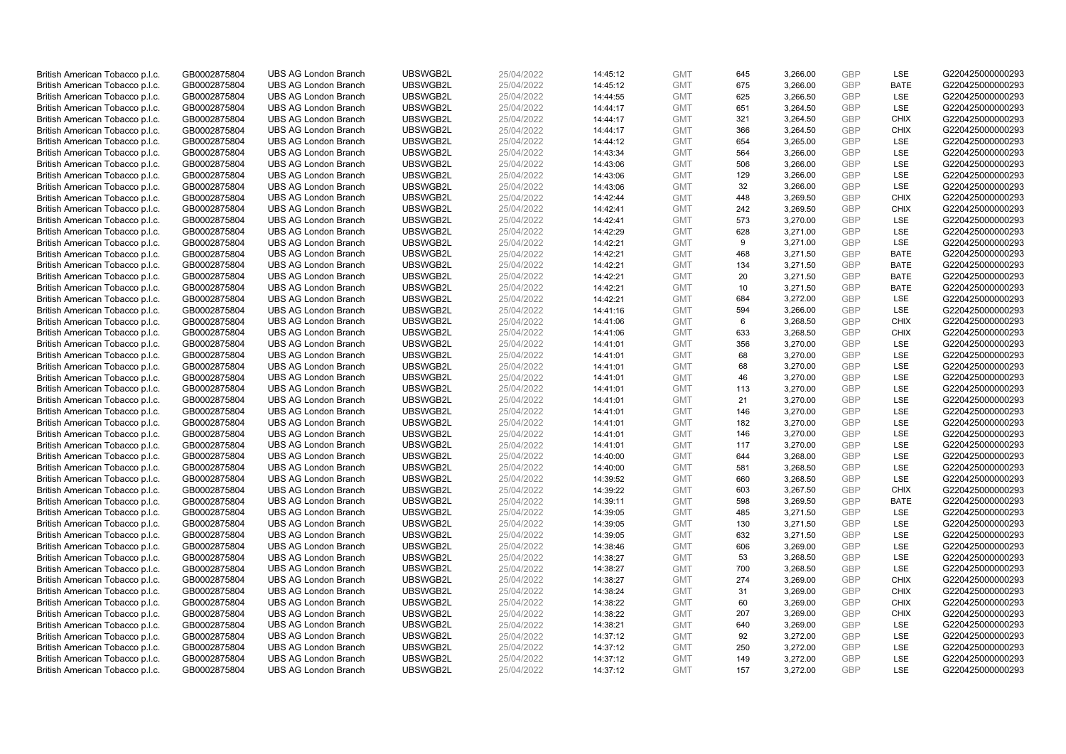| | | | | | | | | | | | |
|---|---|---|---|---|---|---|---|---|---|---|---|
| British American Tobacco p.l.c. | GB0002875804 | UBS AG London Branch | UBSWGB2L | 25/04/2022 | 14:45:12 | GMT | 645 | 3,266.00 | GBP | LSE | G220425000000293 |
| British American Tobacco p.l.c. | GB0002875804 | UBS AG London Branch | UBSWGB2L | 25/04/2022 | 14:45:12 | GMT | 675 | 3,266.00 | GBP | BATE | G220425000000293 |
| British American Tobacco p.l.c. | GB0002875804 | UBS AG London Branch | UBSWGB2L | 25/04/2022 | 14:44:55 | GMT | 625 | 3,266.50 | GBP | LSE | G220425000000293 |
| British American Tobacco p.l.c. | GB0002875804 | UBS AG London Branch | UBSWGB2L | 25/04/2022 | 14:44:17 | GMT | 651 | 3,264.50 | GBP | LSE | G220425000000293 |
| British American Tobacco p.l.c. | GB0002875804 | UBS AG London Branch | UBSWGB2L | 25/04/2022 | 14:44:17 | GMT | 321 | 3,264.50 | GBP | CHIX | G220425000000293 |
| British American Tobacco p.l.c. | GB0002875804 | UBS AG London Branch | UBSWGB2L | 25/04/2022 | 14:44:17 | GMT | 366 | 3,264.50 | GBP | CHIX | G220425000000293 |
| British American Tobacco p.l.c. | GB0002875804 | UBS AG London Branch | UBSWGB2L | 25/04/2022 | 14:44:12 | GMT | 654 | 3,265.00 | GBP | LSE | G220425000000293 |
| British American Tobacco p.l.c. | GB0002875804 | UBS AG London Branch | UBSWGB2L | 25/04/2022 | 14:43:34 | GMT | 564 | 3,266.00 | GBP | LSE | G220425000000293 |
| British American Tobacco p.l.c. | GB0002875804 | UBS AG London Branch | UBSWGB2L | 25/04/2022 | 14:43:06 | GMT | 506 | 3,266.00 | GBP | LSE | G220425000000293 |
| British American Tobacco p.l.c. | GB0002875804 | UBS AG London Branch | UBSWGB2L | 25/04/2022 | 14:43:06 | GMT | 129 | 3,266.00 | GBP | LSE | G220425000000293 |
| British American Tobacco p.l.c. | GB0002875804 | UBS AG London Branch | UBSWGB2L | 25/04/2022 | 14:43:06 | GMT | 32 | 3,266.00 | GBP | LSE | G220425000000293 |
| British American Tobacco p.l.c. | GB0002875804 | UBS AG London Branch | UBSWGB2L | 25/04/2022 | 14:42:44 | GMT | 448 | 3,269.50 | GBP | CHIX | G220425000000293 |
| British American Tobacco p.l.c. | GB0002875804 | UBS AG London Branch | UBSWGB2L | 25/04/2022 | 14:42:41 | GMT | 242 | 3,269.50 | GBP | CHIX | G220425000000293 |
| British American Tobacco p.l.c. | GB0002875804 | UBS AG London Branch | UBSWGB2L | 25/04/2022 | 14:42:41 | GMT | 573 | 3,270.00 | GBP | LSE | G220425000000293 |
| British American Tobacco p.l.c. | GB0002875804 | UBS AG London Branch | UBSWGB2L | 25/04/2022 | 14:42:29 | GMT | 628 | 3,271.00 | GBP | LSE | G220425000000293 |
| British American Tobacco p.l.c. | GB0002875804 | UBS AG London Branch | UBSWGB2L | 25/04/2022 | 14:42:21 | GMT | 9 | 3,271.00 | GBP | LSE | G220425000000293 |
| British American Tobacco p.l.c. | GB0002875804 | UBS AG London Branch | UBSWGB2L | 25/04/2022 | 14:42:21 | GMT | 468 | 3,271.50 | GBP | BATE | G220425000000293 |
| British American Tobacco p.l.c. | GB0002875804 | UBS AG London Branch | UBSWGB2L | 25/04/2022 | 14:42:21 | GMT | 134 | 3,271.50 | GBP | BATE | G220425000000293 |
| British American Tobacco p.l.c. | GB0002875804 | UBS AG London Branch | UBSWGB2L | 25/04/2022 | 14:42:21 | GMT | 20 | 3,271.50 | GBP | BATE | G220425000000293 |
| British American Tobacco p.l.c. | GB0002875804 | UBS AG London Branch | UBSWGB2L | 25/04/2022 | 14:42:21 | GMT | 10 | 3,271.50 | GBP | BATE | G220425000000293 |
| British American Tobacco p.l.c. | GB0002875804 | UBS AG London Branch | UBSWGB2L | 25/04/2022 | 14:42:21 | GMT | 684 | 3,272.00 | GBP | LSE | G220425000000293 |
| British American Tobacco p.l.c. | GB0002875804 | UBS AG London Branch | UBSWGB2L | 25/04/2022 | 14:41:16 | GMT | 594 | 3,266.00 | GBP | LSE | G220425000000293 |
| British American Tobacco p.l.c. | GB0002875804 | UBS AG London Branch | UBSWGB2L | 25/04/2022 | 14:41:06 | GMT | 6 | 3,268.50 | GBP | CHIX | G220425000000293 |
| British American Tobacco p.l.c. | GB0002875804 | UBS AG London Branch | UBSWGB2L | 25/04/2022 | 14:41:06 | GMT | 633 | 3,268.50 | GBP | CHIX | G220425000000293 |
| British American Tobacco p.l.c. | GB0002875804 | UBS AG London Branch | UBSWGB2L | 25/04/2022 | 14:41:01 | GMT | 356 | 3,270.00 | GBP | LSE | G220425000000293 |
| British American Tobacco p.l.c. | GB0002875804 | UBS AG London Branch | UBSWGB2L | 25/04/2022 | 14:41:01 | GMT | 68 | 3,270.00 | GBP | LSE | G220425000000293 |
| British American Tobacco p.l.c. | GB0002875804 | UBS AG London Branch | UBSWGB2L | 25/04/2022 | 14:41:01 | GMT | 68 | 3,270.00 | GBP | LSE | G220425000000293 |
| British American Tobacco p.l.c. | GB0002875804 | UBS AG London Branch | UBSWGB2L | 25/04/2022 | 14:41:01 | GMT | 46 | 3,270.00 | GBP | LSE | G220425000000293 |
| British American Tobacco p.l.c. | GB0002875804 | UBS AG London Branch | UBSWGB2L | 25/04/2022 | 14:41:01 | GMT | 113 | 3,270.00 | GBP | LSE | G220425000000293 |
| British American Tobacco p.l.c. | GB0002875804 | UBS AG London Branch | UBSWGB2L | 25/04/2022 | 14:41:01 | GMT | 21 | 3,270.00 | GBP | LSE | G220425000000293 |
| British American Tobacco p.l.c. | GB0002875804 | UBS AG London Branch | UBSWGB2L | 25/04/2022 | 14:41:01 | GMT | 146 | 3,270.00 | GBP | LSE | G220425000000293 |
| British American Tobacco p.l.c. | GB0002875804 | UBS AG London Branch | UBSWGB2L | 25/04/2022 | 14:41:01 | GMT | 182 | 3,270.00 | GBP | LSE | G220425000000293 |
| British American Tobacco p.l.c. | GB0002875804 | UBS AG London Branch | UBSWGB2L | 25/04/2022 | 14:41:01 | GMT | 146 | 3,270.00 | GBP | LSE | G220425000000293 |
| British American Tobacco p.l.c. | GB0002875804 | UBS AG London Branch | UBSWGB2L | 25/04/2022 | 14:41:01 | GMT | 117 | 3,270.00 | GBP | LSE | G220425000000293 |
| British American Tobacco p.l.c. | GB0002875804 | UBS AG London Branch | UBSWGB2L | 25/04/2022 | 14:40:00 | GMT | 644 | 3,268.00 | GBP | LSE | G220425000000293 |
| British American Tobacco p.l.c. | GB0002875804 | UBS AG London Branch | UBSWGB2L | 25/04/2022 | 14:40:00 | GMT | 581 | 3,268.50 | GBP | LSE | G220425000000293 |
| British American Tobacco p.l.c. | GB0002875804 | UBS AG London Branch | UBSWGB2L | 25/04/2022 | 14:39:52 | GMT | 660 | 3,268.50 | GBP | LSE | G220425000000293 |
| British American Tobacco p.l.c. | GB0002875804 | UBS AG London Branch | UBSWGB2L | 25/04/2022 | 14:39:22 | GMT | 603 | 3,267.50 | GBP | CHIX | G220425000000293 |
| British American Tobacco p.l.c. | GB0002875804 | UBS AG London Branch | UBSWGB2L | 25/04/2022 | 14:39:11 | GMT | 598 | 3,269.50 | GBP | BATE | G220425000000293 |
| British American Tobacco p.l.c. | GB0002875804 | UBS AG London Branch | UBSWGB2L | 25/04/2022 | 14:39:05 | GMT | 485 | 3,271.50 | GBP | LSE | G220425000000293 |
| British American Tobacco p.l.c. | GB0002875804 | UBS AG London Branch | UBSWGB2L | 25/04/2022 | 14:39:05 | GMT | 130 | 3,271.50 | GBP | LSE | G220425000000293 |
| British American Tobacco p.l.c. | GB0002875804 | UBS AG London Branch | UBSWGB2L | 25/04/2022 | 14:39:05 | GMT | 632 | 3,271.50 | GBP | LSE | G220425000000293 |
| British American Tobacco p.l.c. | GB0002875804 | UBS AG London Branch | UBSWGB2L | 25/04/2022 | 14:38:46 | GMT | 606 | 3,269.00 | GBP | LSE | G220425000000293 |
| British American Tobacco p.l.c. | GB0002875804 | UBS AG London Branch | UBSWGB2L | 25/04/2022 | 14:38:27 | GMT | 53 | 3,268.50 | GBP | LSE | G220425000000293 |
| British American Tobacco p.l.c. | GB0002875804 | UBS AG London Branch | UBSWGB2L | 25/04/2022 | 14:38:27 | GMT | 700 | 3,268.50 | GBP | LSE | G220425000000293 |
| British American Tobacco p.l.c. | GB0002875804 | UBS AG London Branch | UBSWGB2L | 25/04/2022 | 14:38:27 | GMT | 274 | 3,269.00 | GBP | CHIX | G220425000000293 |
| British American Tobacco p.l.c. | GB0002875804 | UBS AG London Branch | UBSWGB2L | 25/04/2022 | 14:38:24 | GMT | 31 | 3,269.00 | GBP | CHIX | G220425000000293 |
| British American Tobacco p.l.c. | GB0002875804 | UBS AG London Branch | UBSWGB2L | 25/04/2022 | 14:38:22 | GMT | 60 | 3,269.00 | GBP | CHIX | G220425000000293 |
| British American Tobacco p.l.c. | GB0002875804 | UBS AG London Branch | UBSWGB2L | 25/04/2022 | 14:38:22 | GMT | 207 | 3,269.00 | GBP | CHIX | G220425000000293 |
| British American Tobacco p.l.c. | GB0002875804 | UBS AG London Branch | UBSWGB2L | 25/04/2022 | 14:38:21 | GMT | 640 | 3,269.00 | GBP | LSE | G220425000000293 |
| British American Tobacco p.l.c. | GB0002875804 | UBS AG London Branch | UBSWGB2L | 25/04/2022 | 14:37:12 | GMT | 92 | 3,272.00 | GBP | LSE | G220425000000293 |
| British American Tobacco p.l.c. | GB0002875804 | UBS AG London Branch | UBSWGB2L | 25/04/2022 | 14:37:12 | GMT | 250 | 3,272.00 | GBP | LSE | G220425000000293 |
| British American Tobacco p.l.c. | GB0002875804 | UBS AG London Branch | UBSWGB2L | 25/04/2022 | 14:37:12 | GMT | 149 | 3,272.00 | GBP | LSE | G220425000000293 |
| British American Tobacco p.l.c. | GB0002875804 | UBS AG London Branch | UBSWGB2L | 25/04/2022 | 14:37:12 | GMT | 157 | 3,272.00 | GBP | LSE | G220425000000293 |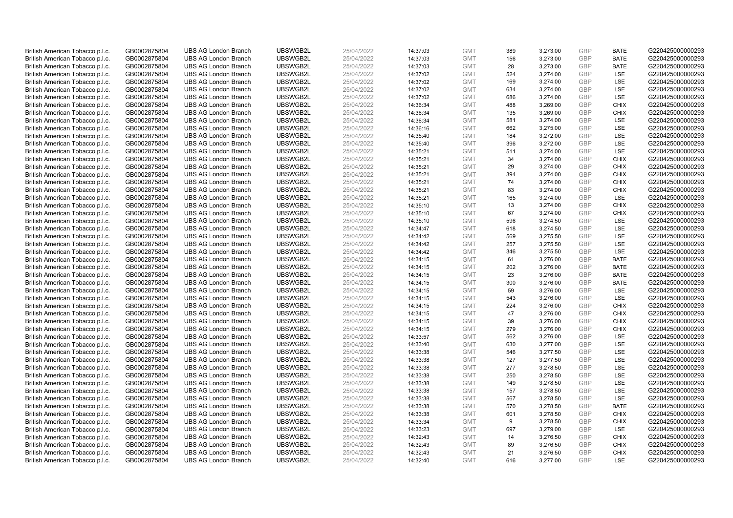| | | | | | | | | | | | |
|---|---|---|---|---|---|---|---|---|---|---|---|
| British American Tobacco p.l.c. | GB0002875804 | UBS AG London Branch | UBSWGB2L | 25/04/2022 | 14:37:03 | GMT | 389 | 3,273.00 | GBP | BATE | G220425000000293 |
| British American Tobacco p.l.c. | GB0002875804 | UBS AG London Branch | UBSWGB2L | 25/04/2022 | 14:37:03 | GMT | 156 | 3,273.00 | GBP | BATE | G220425000000293 |
| British American Tobacco p.l.c. | GB0002875804 | UBS AG London Branch | UBSWGB2L | 25/04/2022 | 14:37:03 | GMT | 28 | 3,273.00 | GBP | BATE | G220425000000293 |
| British American Tobacco p.l.c. | GB0002875804 | UBS AG London Branch | UBSWGB2L | 25/04/2022 | 14:37:02 | GMT | 524 | 3,274.00 | GBP | LSE | G220425000000293 |
| British American Tobacco p.l.c. | GB0002875804 | UBS AG London Branch | UBSWGB2L | 25/04/2022 | 14:37:02 | GMT | 169 | 3,274.00 | GBP | LSE | G220425000000293 |
| British American Tobacco p.l.c. | GB0002875804 | UBS AG London Branch | UBSWGB2L | 25/04/2022 | 14:37:02 | GMT | 634 | 3,274.00 | GBP | LSE | G220425000000293 |
| British American Tobacco p.l.c. | GB0002875804 | UBS AG London Branch | UBSWGB2L | 25/04/2022 | 14:37:02 | GMT | 686 | 3,274.00 | GBP | LSE | G220425000000293 |
| British American Tobacco p.l.c. | GB0002875804 | UBS AG London Branch | UBSWGB2L | 25/04/2022 | 14:36:34 | GMT | 488 | 3,269.00 | GBP | CHIX | G220425000000293 |
| British American Tobacco p.l.c. | GB0002875804 | UBS AG London Branch | UBSWGB2L | 25/04/2022 | 14:36:34 | GMT | 135 | 3,269.00 | GBP | CHIX | G220425000000293 |
| British American Tobacco p.l.c. | GB0002875804 | UBS AG London Branch | UBSWGB2L | 25/04/2022 | 14:36:34 | GMT | 581 | 3,274.00 | GBP | LSE | G220425000000293 |
| British American Tobacco p.l.c. | GB0002875804 | UBS AG London Branch | UBSWGB2L | 25/04/2022 | 14:36:16 | GMT | 662 | 3,275.00 | GBP | LSE | G220425000000293 |
| British American Tobacco p.l.c. | GB0002875804 | UBS AG London Branch | UBSWGB2L | 25/04/2022 | 14:35:40 | GMT | 184 | 3,272.00 | GBP | LSE | G220425000000293 |
| British American Tobacco p.l.c. | GB0002875804 | UBS AG London Branch | UBSWGB2L | 25/04/2022 | 14:35:40 | GMT | 396 | 3,272.00 | GBP | LSE | G220425000000293 |
| British American Tobacco p.l.c. | GB0002875804 | UBS AG London Branch | UBSWGB2L | 25/04/2022 | 14:35:21 | GMT | 511 | 3,274.00 | GBP | LSE | G220425000000293 |
| British American Tobacco p.l.c. | GB0002875804 | UBS AG London Branch | UBSWGB2L | 25/04/2022 | 14:35:21 | GMT | 34 | 3,274.00 | GBP | CHIX | G220425000000293 |
| British American Tobacco p.l.c. | GB0002875804 | UBS AG London Branch | UBSWGB2L | 25/04/2022 | 14:35:21 | GMT | 29 | 3,274.00 | GBP | CHIX | G220425000000293 |
| British American Tobacco p.l.c. | GB0002875804 | UBS AG London Branch | UBSWGB2L | 25/04/2022 | 14:35:21 | GMT | 394 | 3,274.00 | GBP | CHIX | G220425000000293 |
| British American Tobacco p.l.c. | GB0002875804 | UBS AG London Branch | UBSWGB2L | 25/04/2022 | 14:35:21 | GMT | 74 | 3,274.00 | GBP | CHIX | G220425000000293 |
| British American Tobacco p.l.c. | GB0002875804 | UBS AG London Branch | UBSWGB2L | 25/04/2022 | 14:35:21 | GMT | 83 | 3,274.00 | GBP | CHIX | G220425000000293 |
| British American Tobacco p.l.c. | GB0002875804 | UBS AG London Branch | UBSWGB2L | 25/04/2022 | 14:35:21 | GMT | 165 | 3,274.00 | GBP | LSE | G220425000000293 |
| British American Tobacco p.l.c. | GB0002875804 | UBS AG London Branch | UBSWGB2L | 25/04/2022 | 14:35:10 | GMT | 13 | 3,274.00 | GBP | CHIX | G220425000000293 |
| British American Tobacco p.l.c. | GB0002875804 | UBS AG London Branch | UBSWGB2L | 25/04/2022 | 14:35:10 | GMT | 67 | 3,274.00 | GBP | CHIX | G220425000000293 |
| British American Tobacco p.l.c. | GB0002875804 | UBS AG London Branch | UBSWGB2L | 25/04/2022 | 14:35:10 | GMT | 596 | 3,274.50 | GBP | LSE | G220425000000293 |
| British American Tobacco p.l.c. | GB0002875804 | UBS AG London Branch | UBSWGB2L | 25/04/2022 | 14:34:47 | GMT | 618 | 3,274.50 | GBP | LSE | G220425000000293 |
| British American Tobacco p.l.c. | GB0002875804 | UBS AG London Branch | UBSWGB2L | 25/04/2022 | 14:34:42 | GMT | 569 | 3,275.50 | GBP | LSE | G220425000000293 |
| British American Tobacco p.l.c. | GB0002875804 | UBS AG London Branch | UBSWGB2L | 25/04/2022 | 14:34:42 | GMT | 257 | 3,275.50 | GBP | LSE | G220425000000293 |
| British American Tobacco p.l.c. | GB0002875804 | UBS AG London Branch | UBSWGB2L | 25/04/2022 | 14:34:42 | GMT | 346 | 3,275.50 | GBP | LSE | G220425000000293 |
| British American Tobacco p.l.c. | GB0002875804 | UBS AG London Branch | UBSWGB2L | 25/04/2022 | 14:34:15 | GMT | 61 | 3,276.00 | GBP | BATE | G220425000000293 |
| British American Tobacco p.l.c. | GB0002875804 | UBS AG London Branch | UBSWGB2L | 25/04/2022 | 14:34:15 | GMT | 202 | 3,276.00 | GBP | BATE | G220425000000293 |
| British American Tobacco p.l.c. | GB0002875804 | UBS AG London Branch | UBSWGB2L | 25/04/2022 | 14:34:15 | GMT | 23 | 3,276.00 | GBP | BATE | G220425000000293 |
| British American Tobacco p.l.c. | GB0002875804 | UBS AG London Branch | UBSWGB2L | 25/04/2022 | 14:34:15 | GMT | 300 | 3,276.00 | GBP | BATE | G220425000000293 |
| British American Tobacco p.l.c. | GB0002875804 | UBS AG London Branch | UBSWGB2L | 25/04/2022 | 14:34:15 | GMT | 59 | 3,276.00 | GBP | LSE | G220425000000293 |
| British American Tobacco p.l.c. | GB0002875804 | UBS AG London Branch | UBSWGB2L | 25/04/2022 | 14:34:15 | GMT | 543 | 3,276.00 | GBP | LSE | G220425000000293 |
| British American Tobacco p.l.c. | GB0002875804 | UBS AG London Branch | UBSWGB2L | 25/04/2022 | 14:34:15 | GMT | 224 | 3,276.00 | GBP | CHIX | G220425000000293 |
| British American Tobacco p.l.c. | GB0002875804 | UBS AG London Branch | UBSWGB2L | 25/04/2022 | 14:34:15 | GMT | 47 | 3,276.00 | GBP | CHIX | G220425000000293 |
| British American Tobacco p.l.c. | GB0002875804 | UBS AG London Branch | UBSWGB2L | 25/04/2022 | 14:34:15 | GMT | 39 | 3,276.00 | GBP | CHIX | G220425000000293 |
| British American Tobacco p.l.c. | GB0002875804 | UBS AG London Branch | UBSWGB2L | 25/04/2022 | 14:34:15 | GMT | 279 | 3,276.00 | GBP | CHIX | G220425000000293 |
| British American Tobacco p.l.c. | GB0002875804 | UBS AG London Branch | UBSWGB2L | 25/04/2022 | 14:33:57 | GMT | 562 | 3,276.00 | GBP | LSE | G220425000000293 |
| British American Tobacco p.l.c. | GB0002875804 | UBS AG London Branch | UBSWGB2L | 25/04/2022 | 14:33:40 | GMT | 630 | 3,277.00 | GBP | LSE | G220425000000293 |
| British American Tobacco p.l.c. | GB0002875804 | UBS AG London Branch | UBSWGB2L | 25/04/2022 | 14:33:38 | GMT | 546 | 3,277.50 | GBP | LSE | G220425000000293 |
| British American Tobacco p.l.c. | GB0002875804 | UBS AG London Branch | UBSWGB2L | 25/04/2022 | 14:33:38 | GMT | 127 | 3,277.50 | GBP | LSE | G220425000000293 |
| British American Tobacco p.l.c. | GB0002875804 | UBS AG London Branch | UBSWGB2L | 25/04/2022 | 14:33:38 | GMT | 277 | 3,278.50 | GBP | LSE | G220425000000293 |
| British American Tobacco p.l.c. | GB0002875804 | UBS AG London Branch | UBSWGB2L | 25/04/2022 | 14:33:38 | GMT | 250 | 3,278.50 | GBP | LSE | G220425000000293 |
| British American Tobacco p.l.c. | GB0002875804 | UBS AG London Branch | UBSWGB2L | 25/04/2022 | 14:33:38 | GMT | 149 | 3,278.50 | GBP | LSE | G220425000000293 |
| British American Tobacco p.l.c. | GB0002875804 | UBS AG London Branch | UBSWGB2L | 25/04/2022 | 14:33:38 | GMT | 157 | 3,278.50 | GBP | LSE | G220425000000293 |
| British American Tobacco p.l.c. | GB0002875804 | UBS AG London Branch | UBSWGB2L | 25/04/2022 | 14:33:38 | GMT | 567 | 3,278.50 | GBP | LSE | G220425000000293 |
| British American Tobacco p.l.c. | GB0002875804 | UBS AG London Branch | UBSWGB2L | 25/04/2022 | 14:33:38 | GMT | 570 | 3,278.50 | GBP | BATE | G220425000000293 |
| British American Tobacco p.l.c. | GB0002875804 | UBS AG London Branch | UBSWGB2L | 25/04/2022 | 14:33:38 | GMT | 601 | 3,278.50 | GBP | CHIX | G220425000000293 |
| British American Tobacco p.l.c. | GB0002875804 | UBS AG London Branch | UBSWGB2L | 25/04/2022 | 14:33:34 | GMT | 9 | 3,278.50 | GBP | CHIX | G220425000000293 |
| British American Tobacco p.l.c. | GB0002875804 | UBS AG London Branch | UBSWGB2L | 25/04/2022 | 14:33:23 | GMT | 697 | 3,279.00 | GBP | LSE | G220425000000293 |
| British American Tobacco p.l.c. | GB0002875804 | UBS AG London Branch | UBSWGB2L | 25/04/2022 | 14:32:43 | GMT | 14 | 3,276.50 | GBP | CHIX | G220425000000293 |
| British American Tobacco p.l.c. | GB0002875804 | UBS AG London Branch | UBSWGB2L | 25/04/2022 | 14:32:43 | GMT | 89 | 3,276.50 | GBP | CHIX | G220425000000293 |
| British American Tobacco p.l.c. | GB0002875804 | UBS AG London Branch | UBSWGB2L | 25/04/2022 | 14:32:43 | GMT | 21 | 3,276.50 | GBP | CHIX | G220425000000293 |
| British American Tobacco p.l.c. | GB0002875804 | UBS AG London Branch | UBSWGB2L | 25/04/2022 | 14:32:40 | GMT | 616 | 3,277.00 | GBP | LSE | G220425000000293 |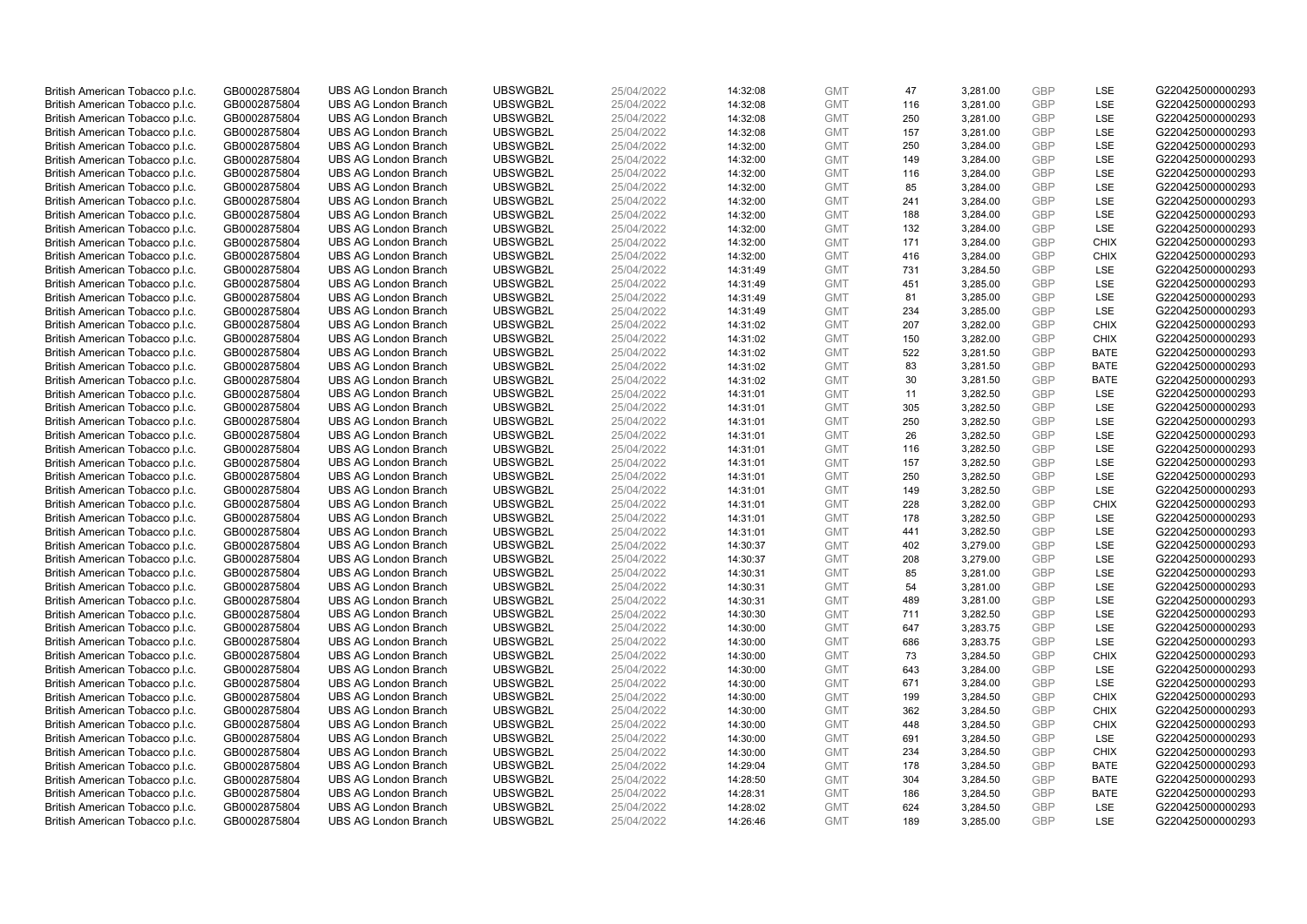| | | | | | | | | | | | |
|---|---|---|---|---|---|---|---|---|---|---|---|
| British American Tobacco p.l.c. | GB0002875804 | UBS AG London Branch | UBSWGB2L | 25/04/2022 | 14:32:08 | GMT | 47 | 3,281.00 | GBP | LSE | G220425000000293 |
| British American Tobacco p.l.c. | GB0002875804 | UBS AG London Branch | UBSWGB2L | 25/04/2022 | 14:32:08 | GMT | 116 | 3,281.00 | GBP | LSE | G220425000000293 |
| British American Tobacco p.l.c. | GB0002875804 | UBS AG London Branch | UBSWGB2L | 25/04/2022 | 14:32:08 | GMT | 250 | 3,281.00 | GBP | LSE | G220425000000293 |
| British American Tobacco p.l.c. | GB0002875804 | UBS AG London Branch | UBSWGB2L | 25/04/2022 | 14:32:08 | GMT | 157 | 3,281.00 | GBP | LSE | G220425000000293 |
| British American Tobacco p.l.c. | GB0002875804 | UBS AG London Branch | UBSWGB2L | 25/04/2022 | 14:32:00 | GMT | 250 | 3,284.00 | GBP | LSE | G220425000000293 |
| British American Tobacco p.l.c. | GB0002875804 | UBS AG London Branch | UBSWGB2L | 25/04/2022 | 14:32:00 | GMT | 149 | 3,284.00 | GBP | LSE | G220425000000293 |
| British American Tobacco p.l.c. | GB0002875804 | UBS AG London Branch | UBSWGB2L | 25/04/2022 | 14:32:00 | GMT | 116 | 3,284.00 | GBP | LSE | G220425000000293 |
| British American Tobacco p.l.c. | GB0002875804 | UBS AG London Branch | UBSWGB2L | 25/04/2022 | 14:32:00 | GMT | 85 | 3,284.00 | GBP | LSE | G220425000000293 |
| British American Tobacco p.l.c. | GB0002875804 | UBS AG London Branch | UBSWGB2L | 25/04/2022 | 14:32:00 | GMT | 241 | 3,284.00 | GBP | LSE | G220425000000293 |
| British American Tobacco p.l.c. | GB0002875804 | UBS AG London Branch | UBSWGB2L | 25/04/2022 | 14:32:00 | GMT | 188 | 3,284.00 | GBP | LSE | G220425000000293 |
| British American Tobacco p.l.c. | GB0002875804 | UBS AG London Branch | UBSWGB2L | 25/04/2022 | 14:32:00 | GMT | 132 | 3,284.00 | GBP | LSE | G220425000000293 |
| British American Tobacco p.l.c. | GB0002875804 | UBS AG London Branch | UBSWGB2L | 25/04/2022 | 14:32:00 | GMT | 171 | 3,284.00 | GBP | CHIX | G220425000000293 |
| British American Tobacco p.l.c. | GB0002875804 | UBS AG London Branch | UBSWGB2L | 25/04/2022 | 14:32:00 | GMT | 416 | 3,284.00 | GBP | CHIX | G220425000000293 |
| British American Tobacco p.l.c. | GB0002875804 | UBS AG London Branch | UBSWGB2L | 25/04/2022 | 14:31:49 | GMT | 731 | 3,284.50 | GBP | LSE | G220425000000293 |
| British American Tobacco p.l.c. | GB0002875804 | UBS AG London Branch | UBSWGB2L | 25/04/2022 | 14:31:49 | GMT | 451 | 3,285.00 | GBP | LSE | G220425000000293 |
| British American Tobacco p.l.c. | GB0002875804 | UBS AG London Branch | UBSWGB2L | 25/04/2022 | 14:31:49 | GMT | 81 | 3,285.00 | GBP | LSE | G220425000000293 |
| British American Tobacco p.l.c. | GB0002875804 | UBS AG London Branch | UBSWGB2L | 25/04/2022 | 14:31:49 | GMT | 234 | 3,285.00 | GBP | LSE | G220425000000293 |
| British American Tobacco p.l.c. | GB0002875804 | UBS AG London Branch | UBSWGB2L | 25/04/2022 | 14:31:02 | GMT | 207 | 3,282.00 | GBP | CHIX | G220425000000293 |
| British American Tobacco p.l.c. | GB0002875804 | UBS AG London Branch | UBSWGB2L | 25/04/2022 | 14:31:02 | GMT | 150 | 3,282.00 | GBP | CHIX | G220425000000293 |
| British American Tobacco p.l.c. | GB0002875804 | UBS AG London Branch | UBSWGB2L | 25/04/2022 | 14:31:02 | GMT | 522 | 3,281.50 | GBP | BATE | G220425000000293 |
| British American Tobacco p.l.c. | GB0002875804 | UBS AG London Branch | UBSWGB2L | 25/04/2022 | 14:31:02 | GMT | 83 | 3,281.50 | GBP | BATE | G220425000000293 |
| British American Tobacco p.l.c. | GB0002875804 | UBS AG London Branch | UBSWGB2L | 25/04/2022 | 14:31:02 | GMT | 30 | 3,281.50 | GBP | BATE | G220425000000293 |
| British American Tobacco p.l.c. | GB0002875804 | UBS AG London Branch | UBSWGB2L | 25/04/2022 | 14:31:01 | GMT | 11 | 3,282.50 | GBP | LSE | G220425000000293 |
| British American Tobacco p.l.c. | GB0002875804 | UBS AG London Branch | UBSWGB2L | 25/04/2022 | 14:31:01 | GMT | 305 | 3,282.50 | GBP | LSE | G220425000000293 |
| British American Tobacco p.l.c. | GB0002875804 | UBS AG London Branch | UBSWGB2L | 25/04/2022 | 14:31:01 | GMT | 250 | 3,282.50 | GBP | LSE | G220425000000293 |
| British American Tobacco p.l.c. | GB0002875804 | UBS AG London Branch | UBSWGB2L | 25/04/2022 | 14:31:01 | GMT | 26 | 3,282.50 | GBP | LSE | G220425000000293 |
| British American Tobacco p.l.c. | GB0002875804 | UBS AG London Branch | UBSWGB2L | 25/04/2022 | 14:31:01 | GMT | 116 | 3,282.50 | GBP | LSE | G220425000000293 |
| British American Tobacco p.l.c. | GB0002875804 | UBS AG London Branch | UBSWGB2L | 25/04/2022 | 14:31:01 | GMT | 157 | 3,282.50 | GBP | LSE | G220425000000293 |
| British American Tobacco p.l.c. | GB0002875804 | UBS AG London Branch | UBSWGB2L | 25/04/2022 | 14:31:01 | GMT | 250 | 3,282.50 | GBP | LSE | G220425000000293 |
| British American Tobacco p.l.c. | GB0002875804 | UBS AG London Branch | UBSWGB2L | 25/04/2022 | 14:31:01 | GMT | 149 | 3,282.50 | GBP | LSE | G220425000000293 |
| British American Tobacco p.l.c. | GB0002875804 | UBS AG London Branch | UBSWGB2L | 25/04/2022 | 14:31:01 | GMT | 228 | 3,282.00 | GBP | CHIX | G220425000000293 |
| British American Tobacco p.l.c. | GB0002875804 | UBS AG London Branch | UBSWGB2L | 25/04/2022 | 14:31:01 | GMT | 178 | 3,282.50 | GBP | LSE | G220425000000293 |
| British American Tobacco p.l.c. | GB0002875804 | UBS AG London Branch | UBSWGB2L | 25/04/2022 | 14:31:01 | GMT | 441 | 3,282.50 | GBP | LSE | G220425000000293 |
| British American Tobacco p.l.c. | GB0002875804 | UBS AG London Branch | UBSWGB2L | 25/04/2022 | 14:30:37 | GMT | 402 | 3,279.00 | GBP | LSE | G220425000000293 |
| British American Tobacco p.l.c. | GB0002875804 | UBS AG London Branch | UBSWGB2L | 25/04/2022 | 14:30:37 | GMT | 208 | 3,279.00 | GBP | LSE | G220425000000293 |
| British American Tobacco p.l.c. | GB0002875804 | UBS AG London Branch | UBSWGB2L | 25/04/2022 | 14:30:31 | GMT | 85 | 3,281.00 | GBP | LSE | G220425000000293 |
| British American Tobacco p.l.c. | GB0002875804 | UBS AG London Branch | UBSWGB2L | 25/04/2022 | 14:30:31 | GMT | 54 | 3,281.00 | GBP | LSE | G220425000000293 |
| British American Tobacco p.l.c. | GB0002875804 | UBS AG London Branch | UBSWGB2L | 25/04/2022 | 14:30:31 | GMT | 489 | 3,281.00 | GBP | LSE | G220425000000293 |
| British American Tobacco p.l.c. | GB0002875804 | UBS AG London Branch | UBSWGB2L | 25/04/2022 | 14:30:30 | GMT | 711 | 3,282.50 | GBP | LSE | G220425000000293 |
| British American Tobacco p.l.c. | GB0002875804 | UBS AG London Branch | UBSWGB2L | 25/04/2022 | 14:30:00 | GMT | 647 | 3,283.75 | GBP | LSE | G220425000000293 |
| British American Tobacco p.l.c. | GB0002875804 | UBS AG London Branch | UBSWGB2L | 25/04/2022 | 14:30:00 | GMT | 686 | 3,283.75 | GBP | LSE | G220425000000293 |
| British American Tobacco p.l.c. | GB0002875804 | UBS AG London Branch | UBSWGB2L | 25/04/2022 | 14:30:00 | GMT | 73 | 3,284.50 | GBP | CHIX | G220425000000293 |
| British American Tobacco p.l.c. | GB0002875804 | UBS AG London Branch | UBSWGB2L | 25/04/2022 | 14:30:00 | GMT | 643 | 3,284.00 | GBP | LSE | G220425000000293 |
| British American Tobacco p.l.c. | GB0002875804 | UBS AG London Branch | UBSWGB2L | 25/04/2022 | 14:30:00 | GMT | 671 | 3,284.00 | GBP | LSE | G220425000000293 |
| British American Tobacco p.l.c. | GB0002875804 | UBS AG London Branch | UBSWGB2L | 25/04/2022 | 14:30:00 | GMT | 199 | 3,284.50 | GBP | CHIX | G220425000000293 |
| British American Tobacco p.l.c. | GB0002875804 | UBS AG London Branch | UBSWGB2L | 25/04/2022 | 14:30:00 | GMT | 362 | 3,284.50 | GBP | CHIX | G220425000000293 |
| British American Tobacco p.l.c. | GB0002875804 | UBS AG London Branch | UBSWGB2L | 25/04/2022 | 14:30:00 | GMT | 448 | 3,284.50 | GBP | CHIX | G220425000000293 |
| British American Tobacco p.l.c. | GB0002875804 | UBS AG London Branch | UBSWGB2L | 25/04/2022 | 14:30:00 | GMT | 691 | 3,284.50 | GBP | LSE | G220425000000293 |
| British American Tobacco p.l.c. | GB0002875804 | UBS AG London Branch | UBSWGB2L | 25/04/2022 | 14:30:00 | GMT | 234 | 3,284.50 | GBP | CHIX | G220425000000293 |
| British American Tobacco p.l.c. | GB0002875804 | UBS AG London Branch | UBSWGB2L | 25/04/2022 | 14:29:04 | GMT | 178 | 3,284.50 | GBP | BATE | G220425000000293 |
| British American Tobacco p.l.c. | GB0002875804 | UBS AG London Branch | UBSWGB2L | 25/04/2022 | 14:28:50 | GMT | 304 | 3,284.50 | GBP | BATE | G220425000000293 |
| British American Tobacco p.l.c. | GB0002875804 | UBS AG London Branch | UBSWGB2L | 25/04/2022 | 14:28:31 | GMT | 186 | 3,284.50 | GBP | BATE | G220425000000293 |
| British American Tobacco p.l.c. | GB0002875804 | UBS AG London Branch | UBSWGB2L | 25/04/2022 | 14:28:02 | GMT | 624 | 3,284.50 | GBP | LSE | G220425000000293 |
| British American Tobacco p.l.c. | GB0002875804 | UBS AG London Branch | UBSWGB2L | 25/04/2022 | 14:26:46 | GMT | 189 | 3,285.00 | GBP | LSE | G220425000000293 |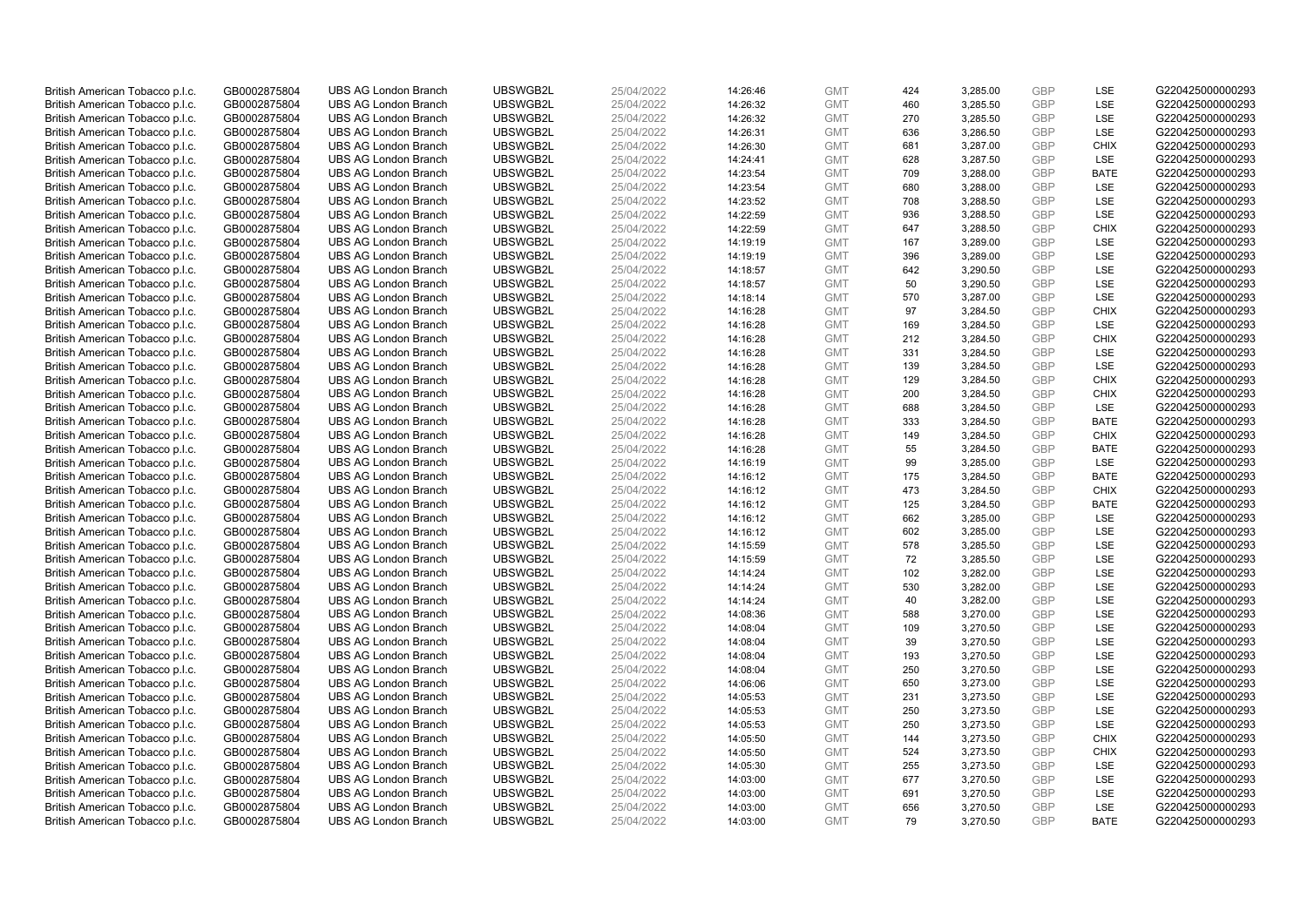| | | | | | | | | | | | |
|---|---|---|---|---|---|---|---|---|---|---|---|
| British American Tobacco p.l.c. | GB0002875804 | UBS AG London Branch | UBSWGB2L | 25/04/2022 | 14:26:46 | GMT | 424 | 3,285.00 | GBP | LSE | G220425000000293 |
| British American Tobacco p.l.c. | GB0002875804 | UBS AG London Branch | UBSWGB2L | 25/04/2022 | 14:26:32 | GMT | 460 | 3,285.50 | GBP | LSE | G220425000000293 |
| British American Tobacco p.l.c. | GB0002875804 | UBS AG London Branch | UBSWGB2L | 25/04/2022 | 14:26:32 | GMT | 270 | 3,285.50 | GBP | LSE | G220425000000293 |
| British American Tobacco p.l.c. | GB0002875804 | UBS AG London Branch | UBSWGB2L | 25/04/2022 | 14:26:31 | GMT | 636 | 3,286.50 | GBP | LSE | G220425000000293 |
| British American Tobacco p.l.c. | GB0002875804 | UBS AG London Branch | UBSWGB2L | 25/04/2022 | 14:26:30 | GMT | 681 | 3,287.00 | GBP | CHIX | G220425000000293 |
| British American Tobacco p.l.c. | GB0002875804 | UBS AG London Branch | UBSWGB2L | 25/04/2022 | 14:24:41 | GMT | 628 | 3,287.50 | GBP | LSE | G220425000000293 |
| British American Tobacco p.l.c. | GB0002875804 | UBS AG London Branch | UBSWGB2L | 25/04/2022 | 14:23:54 | GMT | 709 | 3,288.00 | GBP | BATE | G220425000000293 |
| British American Tobacco p.l.c. | GB0002875804 | UBS AG London Branch | UBSWGB2L | 25/04/2022 | 14:23:54 | GMT | 680 | 3,288.00 | GBP | LSE | G220425000000293 |
| British American Tobacco p.l.c. | GB0002875804 | UBS AG London Branch | UBSWGB2L | 25/04/2022 | 14:23:52 | GMT | 708 | 3,288.50 | GBP | LSE | G220425000000293 |
| British American Tobacco p.l.c. | GB0002875804 | UBS AG London Branch | UBSWGB2L | 25/04/2022 | 14:22:59 | GMT | 936 | 3,288.50 | GBP | LSE | G220425000000293 |
| British American Tobacco p.l.c. | GB0002875804 | UBS AG London Branch | UBSWGB2L | 25/04/2022 | 14:22:59 | GMT | 647 | 3,288.50 | GBP | CHIX | G220425000000293 |
| British American Tobacco p.l.c. | GB0002875804 | UBS AG London Branch | UBSWGB2L | 25/04/2022 | 14:19:19 | GMT | 167 | 3,289.00 | GBP | LSE | G220425000000293 |
| British American Tobacco p.l.c. | GB0002875804 | UBS AG London Branch | UBSWGB2L | 25/04/2022 | 14:19:19 | GMT | 396 | 3,289.00 | GBP | LSE | G220425000000293 |
| British American Tobacco p.l.c. | GB0002875804 | UBS AG London Branch | UBSWGB2L | 25/04/2022 | 14:18:57 | GMT | 642 | 3,290.50 | GBP | LSE | G220425000000293 |
| British American Tobacco p.l.c. | GB0002875804 | UBS AG London Branch | UBSWGB2L | 25/04/2022 | 14:18:57 | GMT | 50 | 3,290.50 | GBP | LSE | G220425000000293 |
| British American Tobacco p.l.c. | GB0002875804 | UBS AG London Branch | UBSWGB2L | 25/04/2022 | 14:18:14 | GMT | 570 | 3,287.00 | GBP | LSE | G220425000000293 |
| British American Tobacco p.l.c. | GB0002875804 | UBS AG London Branch | UBSWGB2L | 25/04/2022 | 14:16:28 | GMT | 97 | 3,284.50 | GBP | CHIX | G220425000000293 |
| British American Tobacco p.l.c. | GB0002875804 | UBS AG London Branch | UBSWGB2L | 25/04/2022 | 14:16:28 | GMT | 169 | 3,284.50 | GBP | LSE | G220425000000293 |
| British American Tobacco p.l.c. | GB0002875804 | UBS AG London Branch | UBSWGB2L | 25/04/2022 | 14:16:28 | GMT | 212 | 3,284.50 | GBP | CHIX | G220425000000293 |
| British American Tobacco p.l.c. | GB0002875804 | UBS AG London Branch | UBSWGB2L | 25/04/2022 | 14:16:28 | GMT | 331 | 3,284.50 | GBP | LSE | G220425000000293 |
| British American Tobacco p.l.c. | GB0002875804 | UBS AG London Branch | UBSWGB2L | 25/04/2022 | 14:16:28 | GMT | 139 | 3,284.50 | GBP | LSE | G220425000000293 |
| British American Tobacco p.l.c. | GB0002875804 | UBS AG London Branch | UBSWGB2L | 25/04/2022 | 14:16:28 | GMT | 129 | 3,284.50 | GBP | CHIX | G220425000000293 |
| British American Tobacco p.l.c. | GB0002875804 | UBS AG London Branch | UBSWGB2L | 25/04/2022 | 14:16:28 | GMT | 200 | 3,284.50 | GBP | CHIX | G220425000000293 |
| British American Tobacco p.l.c. | GB0002875804 | UBS AG London Branch | UBSWGB2L | 25/04/2022 | 14:16:28 | GMT | 688 | 3,284.50 | GBP | LSE | G220425000000293 |
| British American Tobacco p.l.c. | GB0002875804 | UBS AG London Branch | UBSWGB2L | 25/04/2022 | 14:16:28 | GMT | 333 | 3,284.50 | GBP | BATE | G220425000000293 |
| British American Tobacco p.l.c. | GB0002875804 | UBS AG London Branch | UBSWGB2L | 25/04/2022 | 14:16:28 | GMT | 149 | 3,284.50 | GBP | CHIX | G220425000000293 |
| British American Tobacco p.l.c. | GB0002875804 | UBS AG London Branch | UBSWGB2L | 25/04/2022 | 14:16:28 | GMT | 55 | 3,284.50 | GBP | BATE | G220425000000293 |
| British American Tobacco p.l.c. | GB0002875804 | UBS AG London Branch | UBSWGB2L | 25/04/2022 | 14:16:19 | GMT | 99 | 3,285.00 | GBP | LSE | G220425000000293 |
| British American Tobacco p.l.c. | GB0002875804 | UBS AG London Branch | UBSWGB2L | 25/04/2022 | 14:16:12 | GMT | 175 | 3,284.50 | GBP | BATE | G220425000000293 |
| British American Tobacco p.l.c. | GB0002875804 | UBS AG London Branch | UBSWGB2L | 25/04/2022 | 14:16:12 | GMT | 473 | 3,284.50 | GBP | CHIX | G220425000000293 |
| British American Tobacco p.l.c. | GB0002875804 | UBS AG London Branch | UBSWGB2L | 25/04/2022 | 14:16:12 | GMT | 125 | 3,284.50 | GBP | BATE | G220425000000293 |
| British American Tobacco p.l.c. | GB0002875804 | UBS AG London Branch | UBSWGB2L | 25/04/2022 | 14:16:12 | GMT | 662 | 3,285.00 | GBP | LSE | G220425000000293 |
| British American Tobacco p.l.c. | GB0002875804 | UBS AG London Branch | UBSWGB2L | 25/04/2022 | 14:16:12 | GMT | 602 | 3,285.00 | GBP | LSE | G220425000000293 |
| British American Tobacco p.l.c. | GB0002875804 | UBS AG London Branch | UBSWGB2L | 25/04/2022 | 14:15:59 | GMT | 578 | 3,285.50 | GBP | LSE | G220425000000293 |
| British American Tobacco p.l.c. | GB0002875804 | UBS AG London Branch | UBSWGB2L | 25/04/2022 | 14:15:59 | GMT | 72 | 3,285.50 | GBP | LSE | G220425000000293 |
| British American Tobacco p.l.c. | GB0002875804 | UBS AG London Branch | UBSWGB2L | 25/04/2022 | 14:14:24 | GMT | 102 | 3,282.00 | GBP | LSE | G220425000000293 |
| British American Tobacco p.l.c. | GB0002875804 | UBS AG London Branch | UBSWGB2L | 25/04/2022 | 14:14:24 | GMT | 530 | 3,282.00 | GBP | LSE | G220425000000293 |
| British American Tobacco p.l.c. | GB0002875804 | UBS AG London Branch | UBSWGB2L | 25/04/2022 | 14:14:24 | GMT | 40 | 3,282.00 | GBP | LSE | G220425000000293 |
| British American Tobacco p.l.c. | GB0002875804 | UBS AG London Branch | UBSWGB2L | 25/04/2022 | 14:08:36 | GMT | 588 | 3,270.00 | GBP | LSE | G220425000000293 |
| British American Tobacco p.l.c. | GB0002875804 | UBS AG London Branch | UBSWGB2L | 25/04/2022 | 14:08:04 | GMT | 109 | 3,270.50 | GBP | LSE | G220425000000293 |
| British American Tobacco p.l.c. | GB0002875804 | UBS AG London Branch | UBSWGB2L | 25/04/2022 | 14:08:04 | GMT | 39 | 3,270.50 | GBP | LSE | G220425000000293 |
| British American Tobacco p.l.c. | GB0002875804 | UBS AG London Branch | UBSWGB2L | 25/04/2022 | 14:08:04 | GMT | 193 | 3,270.50 | GBP | LSE | G220425000000293 |
| British American Tobacco p.l.c. | GB0002875804 | UBS AG London Branch | UBSWGB2L | 25/04/2022 | 14:08:04 | GMT | 250 | 3,270.50 | GBP | LSE | G220425000000293 |
| British American Tobacco p.l.c. | GB0002875804 | UBS AG London Branch | UBSWGB2L | 25/04/2022 | 14:06:06 | GMT | 650 | 3,273.00 | GBP | LSE | G220425000000293 |
| British American Tobacco p.l.c. | GB0002875804 | UBS AG London Branch | UBSWGB2L | 25/04/2022 | 14:05:53 | GMT | 231 | 3,273.50 | GBP | LSE | G220425000000293 |
| British American Tobacco p.l.c. | GB0002875804 | UBS AG London Branch | UBSWGB2L | 25/04/2022 | 14:05:53 | GMT | 250 | 3,273.50 | GBP | LSE | G220425000000293 |
| British American Tobacco p.l.c. | GB0002875804 | UBS AG London Branch | UBSWGB2L | 25/04/2022 | 14:05:53 | GMT | 250 | 3,273.50 | GBP | LSE | G220425000000293 |
| British American Tobacco p.l.c. | GB0002875804 | UBS AG London Branch | UBSWGB2L | 25/04/2022 | 14:05:50 | GMT | 144 | 3,273.50 | GBP | CHIX | G220425000000293 |
| British American Tobacco p.l.c. | GB0002875804 | UBS AG London Branch | UBSWGB2L | 25/04/2022 | 14:05:50 | GMT | 524 | 3,273.50 | GBP | CHIX | G220425000000293 |
| British American Tobacco p.l.c. | GB0002875804 | UBS AG London Branch | UBSWGB2L | 25/04/2022 | 14:05:30 | GMT | 255 | 3,273.50 | GBP | LSE | G220425000000293 |
| British American Tobacco p.l.c. | GB0002875804 | UBS AG London Branch | UBSWGB2L | 25/04/2022 | 14:03:00 | GMT | 677 | 3,270.50 | GBP | LSE | G220425000000293 |
| British American Tobacco p.l.c. | GB0002875804 | UBS AG London Branch | UBSWGB2L | 25/04/2022 | 14:03:00 | GMT | 691 | 3,270.50 | GBP | LSE | G220425000000293 |
| British American Tobacco p.l.c. | GB0002875804 | UBS AG London Branch | UBSWGB2L | 25/04/2022 | 14:03:00 | GMT | 656 | 3,270.50 | GBP | LSE | G220425000000293 |
| British American Tobacco p.l.c. | GB0002875804 | UBS AG London Branch | UBSWGB2L | 25/04/2022 | 14:03:00 | GMT | 79 | 3,270.50 | GBP | BATE | G220425000000293 |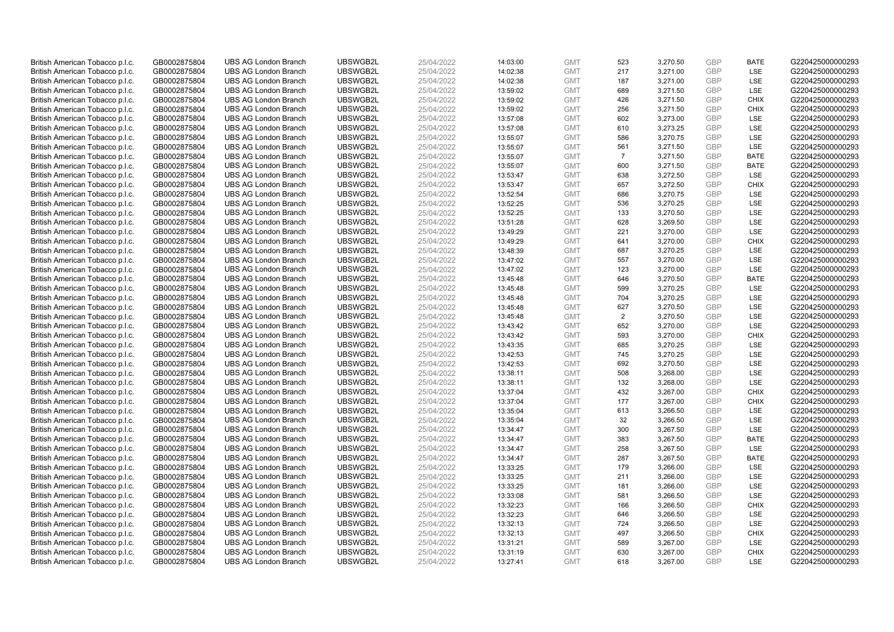| British American Tobacco p.l.c. | GB0002875804 | UBS AG London Branch | UBSWGB2L | 25/04/2022 | 14:03:00 | GMT | 523 | 3,270.50 | GBP | BATE | G220425000000293 |
|---|---|---|---|---|---|---|---|---|---|---|---|
| British American Tobacco p.l.c. | GB0002875804 | UBS AG London Branch | UBSWGB2L | 25/04/2022 | 14:02:38 | GMT | 217 | 3,271.00 | GBP | LSE | G220425000000293 |
| British American Tobacco p.l.c. | GB0002875804 | UBS AG London Branch | UBSWGB2L | 25/04/2022 | 14:02:38 | GMT | 187 | 3,271.00 | GBP | LSE | G220425000000293 |
| British American Tobacco p.l.c. | GB0002875804 | UBS AG London Branch | UBSWGB2L | 25/04/2022 | 13:59:02 | GMT | 689 | 3,271.50 | GBP | LSE | G220425000000293 |
| British American Tobacco p.l.c. | GB0002875804 | UBS AG London Branch | UBSWGB2L | 25/04/2022 | 13:59:02 | GMT | 426 | 3,271.50 | GBP | CHIX | G220425000000293 |
| British American Tobacco p.l.c. | GB0002875804 | UBS AG London Branch | UBSWGB2L | 25/04/2022 | 13:59:02 | GMT | 256 | 3,271.50 | GBP | CHIX | G220425000000293 |
| British American Tobacco p.l.c. | GB0002875804 | UBS AG London Branch | UBSWGB2L | 25/04/2022 | 13:57:08 | GMT | 602 | 3,273.00 | GBP | LSE | G220425000000293 |
| British American Tobacco p.l.c. | GB0002875804 | UBS AG London Branch | UBSWGB2L | 25/04/2022 | 13:57:08 | GMT | 610 | 3,273.25 | GBP | LSE | G220425000000293 |
| British American Tobacco p.l.c. | GB0002875804 | UBS AG London Branch | UBSWGB2L | 25/04/2022 | 13:55:07 | GMT | 586 | 3,270.75 | GBP | LSE | G220425000000293 |
| British American Tobacco p.l.c. | GB0002875804 | UBS AG London Branch | UBSWGB2L | 25/04/2022 | 13:55:07 | GMT | 561 | 3,271.50 | GBP | LSE | G220425000000293 |
| British American Tobacco p.l.c. | GB0002875804 | UBS AG London Branch | UBSWGB2L | 25/04/2022 | 13:55:07 | GMT | 7 | 3,271.50 | GBP | BATE | G220425000000293 |
| British American Tobacco p.l.c. | GB0002875804 | UBS AG London Branch | UBSWGB2L | 25/04/2022 | 13:55:07 | GMT | 600 | 3,271.50 | GBP | BATE | G220425000000293 |
| British American Tobacco p.l.c. | GB0002875804 | UBS AG London Branch | UBSWGB2L | 25/04/2022 | 13:53:47 | GMT | 638 | 3,272.50 | GBP | LSE | G220425000000293 |
| British American Tobacco p.l.c. | GB0002875804 | UBS AG London Branch | UBSWGB2L | 25/04/2022 | 13:53:47 | GMT | 657 | 3,272.50 | GBP | CHIX | G220425000000293 |
| British American Tobacco p.l.c. | GB0002875804 | UBS AG London Branch | UBSWGB2L | 25/04/2022 | 13:52:54 | GMT | 686 | 3,270.75 | GBP | LSE | G220425000000293 |
| British American Tobacco p.l.c. | GB0002875804 | UBS AG London Branch | UBSWGB2L | 25/04/2022 | 13:52:25 | GMT | 536 | 3,270.25 | GBP | LSE | G220425000000293 |
| British American Tobacco p.l.c. | GB0002875804 | UBS AG London Branch | UBSWGB2L | 25/04/2022 | 13:52:25 | GMT | 133 | 3,270.50 | GBP | LSE | G220425000000293 |
| British American Tobacco p.l.c. | GB0002875804 | UBS AG London Branch | UBSWGB2L | 25/04/2022 | 13:51:28 | GMT | 628 | 3,269.50 | GBP | LSE | G220425000000293 |
| British American Tobacco p.l.c. | GB0002875804 | UBS AG London Branch | UBSWGB2L | 25/04/2022 | 13:49:29 | GMT | 221 | 3,270.00 | GBP | LSE | G220425000000293 |
| British American Tobacco p.l.c. | GB0002875804 | UBS AG London Branch | UBSWGB2L | 25/04/2022 | 13:49:29 | GMT | 641 | 3,270.00 | GBP | CHIX | G220425000000293 |
| British American Tobacco p.l.c. | GB0002875804 | UBS AG London Branch | UBSWGB2L | 25/04/2022 | 13:48:39 | GMT | 687 | 3,270.25 | GBP | LSE | G220425000000293 |
| British American Tobacco p.l.c. | GB0002875804 | UBS AG London Branch | UBSWGB2L | 25/04/2022 | 13:47:02 | GMT | 557 | 3,270.00 | GBP | LSE | G220425000000293 |
| British American Tobacco p.l.c. | GB0002875804 | UBS AG London Branch | UBSWGB2L | 25/04/2022 | 13:47:02 | GMT | 123 | 3,270.00 | GBP | LSE | G220425000000293 |
| British American Tobacco p.l.c. | GB0002875804 | UBS AG London Branch | UBSWGB2L | 25/04/2022 | 13:45:48 | GMT | 646 | 3,270.50 | GBP | BATE | G220425000000293 |
| British American Tobacco p.l.c. | GB0002875804 | UBS AG London Branch | UBSWGB2L | 25/04/2022 | 13:45:48 | GMT | 599 | 3,270.25 | GBP | LSE | G220425000000293 |
| British American Tobacco p.l.c. | GB0002875804 | UBS AG London Branch | UBSWGB2L | 25/04/2022 | 13:45:48 | GMT | 704 | 3,270.25 | GBP | LSE | G220425000000293 |
| British American Tobacco p.l.c. | GB0002875804 | UBS AG London Branch | UBSWGB2L | 25/04/2022 | 13:45:48 | GMT | 627 | 3,270.50 | GBP | LSE | G220425000000293 |
| British American Tobacco p.l.c. | GB0002875804 | UBS AG London Branch | UBSWGB2L | 25/04/2022 | 13:45:48 | GMT | 2 | 3,270.50 | GBP | LSE | G220425000000293 |
| British American Tobacco p.l.c. | GB0002875804 | UBS AG London Branch | UBSWGB2L | 25/04/2022 | 13:43:42 | GMT | 652 | 3,270.00 | GBP | LSE | G220425000000293 |
| British American Tobacco p.l.c. | GB0002875804 | UBS AG London Branch | UBSWGB2L | 25/04/2022 | 13:43:42 | GMT | 593 | 3,270.00 | GBP | CHIX | G220425000000293 |
| British American Tobacco p.l.c. | GB0002875804 | UBS AG London Branch | UBSWGB2L | 25/04/2022 | 13:43:35 | GMT | 685 | 3,270.25 | GBP | LSE | G220425000000293 |
| British American Tobacco p.l.c. | GB0002875804 | UBS AG London Branch | UBSWGB2L | 25/04/2022 | 13:42:53 | GMT | 745 | 3,270.25 | GBP | LSE | G220425000000293 |
| British American Tobacco p.l.c. | GB0002875804 | UBS AG London Branch | UBSWGB2L | 25/04/2022 | 13:42:53 | GMT | 692 | 3,270.50 | GBP | LSE | G220425000000293 |
| British American Tobacco p.l.c. | GB0002875804 | UBS AG London Branch | UBSWGB2L | 25/04/2022 | 13:38:11 | GMT | 508 | 3,268.00 | GBP | LSE | G220425000000293 |
| British American Tobacco p.l.c. | GB0002875804 | UBS AG London Branch | UBSWGB2L | 25/04/2022 | 13:38:11 | GMT | 132 | 3,268.00 | GBP | LSE | G220425000000293 |
| British American Tobacco p.l.c. | GB0002875804 | UBS AG London Branch | UBSWGB2L | 25/04/2022 | 13:37:04 | GMT | 432 | 3,267.00 | GBP | CHIX | G220425000000293 |
| British American Tobacco p.l.c. | GB0002875804 | UBS AG London Branch | UBSWGB2L | 25/04/2022 | 13:37:04 | GMT | 177 | 3,267.00 | GBP | CHIX | G220425000000293 |
| British American Tobacco p.l.c. | GB0002875804 | UBS AG London Branch | UBSWGB2L | 25/04/2022 | 13:35:04 | GMT | 613 | 3,266.50 | GBP | LSE | G220425000000293 |
| British American Tobacco p.l.c. | GB0002875804 | UBS AG London Branch | UBSWGB2L | 25/04/2022 | 13:35:04 | GMT | 32 | 3,266.50 | GBP | LSE | G220425000000293 |
| British American Tobacco p.l.c. | GB0002875804 | UBS AG London Branch | UBSWGB2L | 25/04/2022 | 13:34:47 | GMT | 300 | 3,267.50 | GBP | LSE | G220425000000293 |
| British American Tobacco p.l.c. | GB0002875804 | UBS AG London Branch | UBSWGB2L | 25/04/2022 | 13:34:47 | GMT | 383 | 3,267.50 | GBP | BATE | G220425000000293 |
| British American Tobacco p.l.c. | GB0002875804 | UBS AG London Branch | UBSWGB2L | 25/04/2022 | 13:34:47 | GMT | 258 | 3,267.50 | GBP | LSE | G220425000000293 |
| British American Tobacco p.l.c. | GB0002875804 | UBS AG London Branch | UBSWGB2L | 25/04/2022 | 13:34:47 | GMT | 287 | 3,267.50 | GBP | BATE | G220425000000293 |
| British American Tobacco p.l.c. | GB0002875804 | UBS AG London Branch | UBSWGB2L | 25/04/2022 | 13:33:25 | GMT | 179 | 3,266.00 | GBP | LSE | G220425000000293 |
| British American Tobacco p.l.c. | GB0002875804 | UBS AG London Branch | UBSWGB2L | 25/04/2022 | 13:33:25 | GMT | 211 | 3,266.00 | GBP | LSE | G220425000000293 |
| British American Tobacco p.l.c. | GB0002875804 | UBS AG London Branch | UBSWGB2L | 25/04/2022 | 13:33:25 | GMT | 181 | 3,266.00 | GBP | LSE | G220425000000293 |
| British American Tobacco p.l.c. | GB0002875804 | UBS AG London Branch | UBSWGB2L | 25/04/2022 | 13:33:08 | GMT | 581 | 3,266.50 | GBP | LSE | G220425000000293 |
| British American Tobacco p.l.c. | GB0002875804 | UBS AG London Branch | UBSWGB2L | 25/04/2022 | 13:32:23 | GMT | 166 | 3,266.50 | GBP | CHIX | G220425000000293 |
| British American Tobacco p.l.c. | GB0002875804 | UBS AG London Branch | UBSWGB2L | 25/04/2022 | 13:32:23 | GMT | 646 | 3,266.50 | GBP | LSE | G220425000000293 |
| British American Tobacco p.l.c. | GB0002875804 | UBS AG London Branch | UBSWGB2L | 25/04/2022 | 13:32:13 | GMT | 724 | 3,266.50 | GBP | LSE | G220425000000293 |
| British American Tobacco p.l.c. | GB0002875804 | UBS AG London Branch | UBSWGB2L | 25/04/2022 | 13:32:13 | GMT | 497 | 3,266.50 | GBP | CHIX | G220425000000293 |
| British American Tobacco p.l.c. | GB0002875804 | UBS AG London Branch | UBSWGB2L | 25/04/2022 | 13:31:21 | GMT | 589 | 3,267.00 | GBP | LSE | G220425000000293 |
| British American Tobacco p.l.c. | GB0002875804 | UBS AG London Branch | UBSWGB2L | 25/04/2022 | 13:31:19 | GMT | 630 | 3,267.00 | GBP | CHIX | G220425000000293 |
| British American Tobacco p.l.c. | GB0002875804 | UBS AG London Branch | UBSWGB2L | 25/04/2022 | 13:27:41 | GMT | 618 | 3,267.00 | GBP | LSE | G220425000000293 |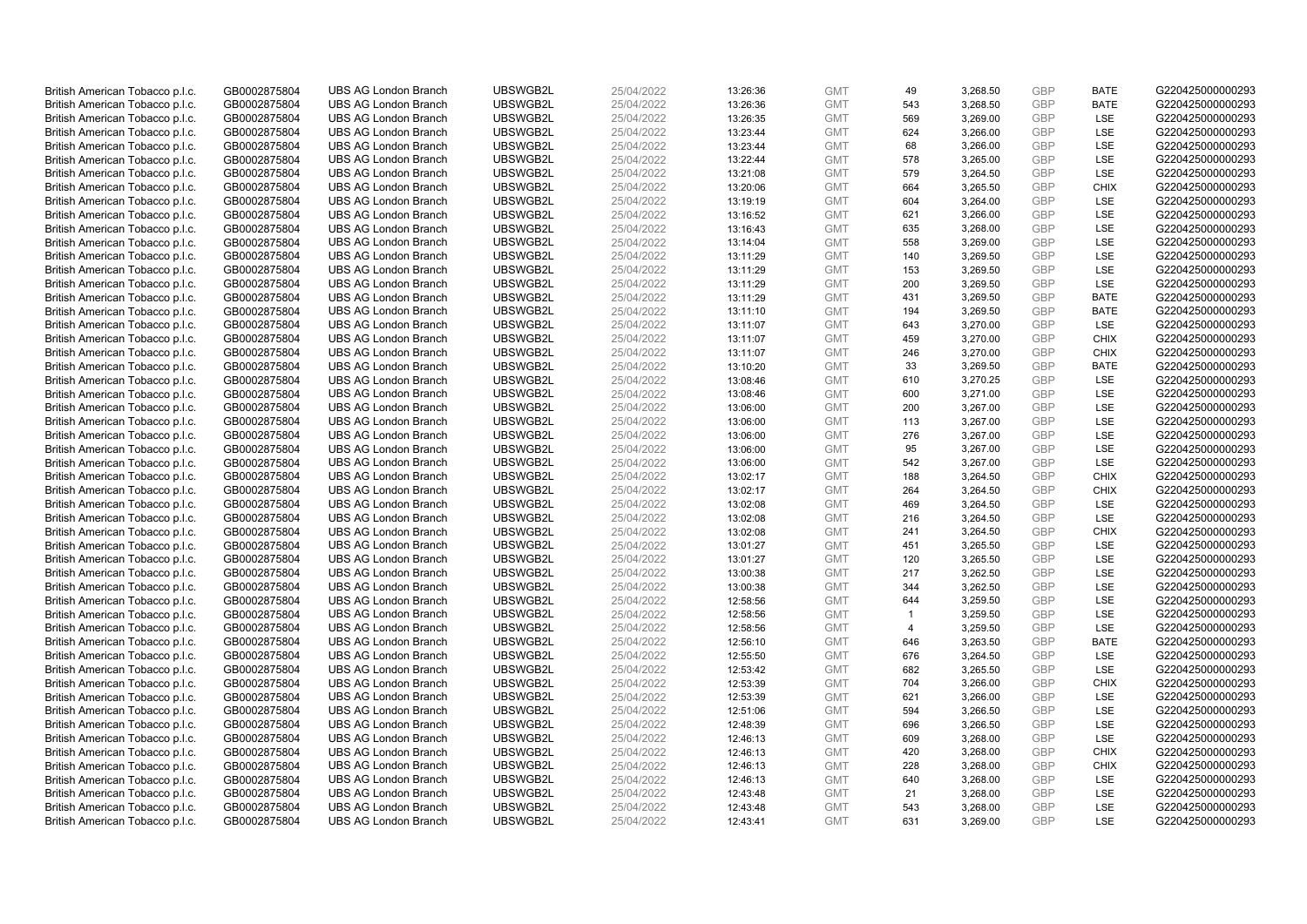| | | | | | | | | | | | |
|---|---|---|---|---|---|---|---|---|---|---|---|
| British American Tobacco p.l.c. | GB0002875804 | UBS AG London Branch | UBSWGB2L | 25/04/2022 | 13:26:36 | GMT | 49 | 3,268.50 | GBP | BATE | G220425000000293 |
| British American Tobacco p.l.c. | GB0002875804 | UBS AG London Branch | UBSWGB2L | 25/04/2022 | 13:26:36 | GMT | 543 | 3,268.50 | GBP | BATE | G220425000000293 |
| British American Tobacco p.l.c. | GB0002875804 | UBS AG London Branch | UBSWGB2L | 25/04/2022 | 13:26:35 | GMT | 569 | 3,269.00 | GBP | LSE | G220425000000293 |
| British American Tobacco p.l.c. | GB0002875804 | UBS AG London Branch | UBSWGB2L | 25/04/2022 | 13:23:44 | GMT | 624 | 3,266.00 | GBP | LSE | G220425000000293 |
| British American Tobacco p.l.c. | GB0002875804 | UBS AG London Branch | UBSWGB2L | 25/04/2022 | 13:23:44 | GMT | 68 | 3,266.00 | GBP | LSE | G220425000000293 |
| British American Tobacco p.l.c. | GB0002875804 | UBS AG London Branch | UBSWGB2L | 25/04/2022 | 13:22:44 | GMT | 578 | 3,265.00 | GBP | LSE | G220425000000293 |
| British American Tobacco p.l.c. | GB0002875804 | UBS AG London Branch | UBSWGB2L | 25/04/2022 | 13:21:08 | GMT | 579 | 3,264.50 | GBP | LSE | G220425000000293 |
| British American Tobacco p.l.c. | GB0002875804 | UBS AG London Branch | UBSWGB2L | 25/04/2022 | 13:20:06 | GMT | 664 | 3,265.50 | GBP | CHIX | G220425000000293 |
| British American Tobacco p.l.c. | GB0002875804 | UBS AG London Branch | UBSWGB2L | 25/04/2022 | 13:19:19 | GMT | 604 | 3,264.00 | GBP | LSE | G220425000000293 |
| British American Tobacco p.l.c. | GB0002875804 | UBS AG London Branch | UBSWGB2L | 25/04/2022 | 13:16:52 | GMT | 621 | 3,266.00 | GBP | LSE | G220425000000293 |
| British American Tobacco p.l.c. | GB0002875804 | UBS AG London Branch | UBSWGB2L | 25/04/2022 | 13:16:43 | GMT | 635 | 3,268.00 | GBP | LSE | G220425000000293 |
| British American Tobacco p.l.c. | GB0002875804 | UBS AG London Branch | UBSWGB2L | 25/04/2022 | 13:14:04 | GMT | 558 | 3,269.00 | GBP | LSE | G220425000000293 |
| British American Tobacco p.l.c. | GB0002875804 | UBS AG London Branch | UBSWGB2L | 25/04/2022 | 13:11:29 | GMT | 140 | 3,269.50 | GBP | LSE | G220425000000293 |
| British American Tobacco p.l.c. | GB0002875804 | UBS AG London Branch | UBSWGB2L | 25/04/2022 | 13:11:29 | GMT | 153 | 3,269.50 | GBP | LSE | G220425000000293 |
| British American Tobacco p.l.c. | GB0002875804 | UBS AG London Branch | UBSWGB2L | 25/04/2022 | 13:11:29 | GMT | 200 | 3,269.50 | GBP | LSE | G220425000000293 |
| British American Tobacco p.l.c. | GB0002875804 | UBS AG London Branch | UBSWGB2L | 25/04/2022 | 13:11:29 | GMT | 431 | 3,269.50 | GBP | BATE | G220425000000293 |
| British American Tobacco p.l.c. | GB0002875804 | UBS AG London Branch | UBSWGB2L | 25/04/2022 | 13:11:10 | GMT | 194 | 3,269.50 | GBP | BATE | G220425000000293 |
| British American Tobacco p.l.c. | GB0002875804 | UBS AG London Branch | UBSWGB2L | 25/04/2022 | 13:11:07 | GMT | 643 | 3,270.00 | GBP | LSE | G220425000000293 |
| British American Tobacco p.l.c. | GB0002875804 | UBS AG London Branch | UBSWGB2L | 25/04/2022 | 13:11:07 | GMT | 459 | 3,270.00 | GBP | CHIX | G220425000000293 |
| British American Tobacco p.l.c. | GB0002875804 | UBS AG London Branch | UBSWGB2L | 25/04/2022 | 13:11:07 | GMT | 246 | 3,270.00 | GBP | CHIX | G220425000000293 |
| British American Tobacco p.l.c. | GB0002875804 | UBS AG London Branch | UBSWGB2L | 25/04/2022 | 13:10:20 | GMT | 33 | 3,269.50 | GBP | BATE | G220425000000293 |
| British American Tobacco p.l.c. | GB0002875804 | UBS AG London Branch | UBSWGB2L | 25/04/2022 | 13:08:46 | GMT | 610 | 3,270.25 | GBP | LSE | G220425000000293 |
| British American Tobacco p.l.c. | GB0002875804 | UBS AG London Branch | UBSWGB2L | 25/04/2022 | 13:08:46 | GMT | 600 | 3,271.00 | GBP | LSE | G220425000000293 |
| British American Tobacco p.l.c. | GB0002875804 | UBS AG London Branch | UBSWGB2L | 25/04/2022 | 13:06:00 | GMT | 200 | 3,267.00 | GBP | LSE | G220425000000293 |
| British American Tobacco p.l.c. | GB0002875804 | UBS AG London Branch | UBSWGB2L | 25/04/2022 | 13:06:00 | GMT | 113 | 3,267.00 | GBP | LSE | G220425000000293 |
| British American Tobacco p.l.c. | GB0002875804 | UBS AG London Branch | UBSWGB2L | 25/04/2022 | 13:06:00 | GMT | 276 | 3,267.00 | GBP | LSE | G220425000000293 |
| British American Tobacco p.l.c. | GB0002875804 | UBS AG London Branch | UBSWGB2L | 25/04/2022 | 13:06:00 | GMT | 95 | 3,267.00 | GBP | LSE | G220425000000293 |
| British American Tobacco p.l.c. | GB0002875804 | UBS AG London Branch | UBSWGB2L | 25/04/2022 | 13:06:00 | GMT | 542 | 3,267.00 | GBP | LSE | G220425000000293 |
| British American Tobacco p.l.c. | GB0002875804 | UBS AG London Branch | UBSWGB2L | 25/04/2022 | 13:02:17 | GMT | 188 | 3,264.50 | GBP | CHIX | G220425000000293 |
| British American Tobacco p.l.c. | GB0002875804 | UBS AG London Branch | UBSWGB2L | 25/04/2022 | 13:02:17 | GMT | 264 | 3,264.50 | GBP | CHIX | G220425000000293 |
| British American Tobacco p.l.c. | GB0002875804 | UBS AG London Branch | UBSWGB2L | 25/04/2022 | 13:02:08 | GMT | 469 | 3,264.50 | GBP | LSE | G220425000000293 |
| British American Tobacco p.l.c. | GB0002875804 | UBS AG London Branch | UBSWGB2L | 25/04/2022 | 13:02:08 | GMT | 216 | 3,264.50 | GBP | LSE | G220425000000293 |
| British American Tobacco p.l.c. | GB0002875804 | UBS AG London Branch | UBSWGB2L | 25/04/2022 | 13:02:08 | GMT | 241 | 3,264.50 | GBP | CHIX | G220425000000293 |
| British American Tobacco p.l.c. | GB0002875804 | UBS AG London Branch | UBSWGB2L | 25/04/2022 | 13:01:27 | GMT | 451 | 3,265.50 | GBP | LSE | G220425000000293 |
| British American Tobacco p.l.c. | GB0002875804 | UBS AG London Branch | UBSWGB2L | 25/04/2022 | 13:01:27 | GMT | 120 | 3,265.50 | GBP | LSE | G220425000000293 |
| British American Tobacco p.l.c. | GB0002875804 | UBS AG London Branch | UBSWGB2L | 25/04/2022 | 13:00:38 | GMT | 217 | 3,262.50 | GBP | LSE | G220425000000293 |
| British American Tobacco p.l.c. | GB0002875804 | UBS AG London Branch | UBSWGB2L | 25/04/2022 | 13:00:38 | GMT | 344 | 3,262.50 | GBP | LSE | G220425000000293 |
| British American Tobacco p.l.c. | GB0002875804 | UBS AG London Branch | UBSWGB2L | 25/04/2022 | 12:58:56 | GMT | 644 | 3,259.50 | GBP | LSE | G220425000000293 |
| British American Tobacco p.l.c. | GB0002875804 | UBS AG London Branch | UBSWGB2L | 25/04/2022 | 12:58:56 | GMT | 1 | 3,259.50 | GBP | LSE | G220425000000293 |
| British American Tobacco p.l.c. | GB0002875804 | UBS AG London Branch | UBSWGB2L | 25/04/2022 | 12:58:56 | GMT | 4 | 3,259.50 | GBP | LSE | G220425000000293 |
| British American Tobacco p.l.c. | GB0002875804 | UBS AG London Branch | UBSWGB2L | 25/04/2022 | 12:56:10 | GMT | 646 | 3,263.50 | GBP | BATE | G220425000000293 |
| British American Tobacco p.l.c. | GB0002875804 | UBS AG London Branch | UBSWGB2L | 25/04/2022 | 12:55:50 | GMT | 676 | 3,264.50 | GBP | LSE | G220425000000293 |
| British American Tobacco p.l.c. | GB0002875804 | UBS AG London Branch | UBSWGB2L | 25/04/2022 | 12:53:42 | GMT | 682 | 3,265.50 | GBP | LSE | G220425000000293 |
| British American Tobacco p.l.c. | GB0002875804 | UBS AG London Branch | UBSWGB2L | 25/04/2022 | 12:53:39 | GMT | 704 | 3,266.00 | GBP | CHIX | G220425000000293 |
| British American Tobacco p.l.c. | GB0002875804 | UBS AG London Branch | UBSWGB2L | 25/04/2022 | 12:53:39 | GMT | 621 | 3,266.00 | GBP | LSE | G220425000000293 |
| British American Tobacco p.l.c. | GB0002875804 | UBS AG London Branch | UBSWGB2L | 25/04/2022 | 12:51:06 | GMT | 594 | 3,266.50 | GBP | LSE | G220425000000293 |
| British American Tobacco p.l.c. | GB0002875804 | UBS AG London Branch | UBSWGB2L | 25/04/2022 | 12:48:39 | GMT | 696 | 3,266.50 | GBP | LSE | G220425000000293 |
| British American Tobacco p.l.c. | GB0002875804 | UBS AG London Branch | UBSWGB2L | 25/04/2022 | 12:46:13 | GMT | 609 | 3,268.00 | GBP | LSE | G220425000000293 |
| British American Tobacco p.l.c. | GB0002875804 | UBS AG London Branch | UBSWGB2L | 25/04/2022 | 12:46:13 | GMT | 420 | 3,268.00 | GBP | CHIX | G220425000000293 |
| British American Tobacco p.l.c. | GB0002875804 | UBS AG London Branch | UBSWGB2L | 25/04/2022 | 12:46:13 | GMT | 228 | 3,268.00 | GBP | CHIX | G220425000000293 |
| British American Tobacco p.l.c. | GB0002875804 | UBS AG London Branch | UBSWGB2L | 25/04/2022 | 12:46:13 | GMT | 640 | 3,268.00 | GBP | LSE | G220425000000293 |
| British American Tobacco p.l.c. | GB0002875804 | UBS AG London Branch | UBSWGB2L | 25/04/2022 | 12:43:48 | GMT | 21 | 3,268.00 | GBP | LSE | G220425000000293 |
| British American Tobacco p.l.c. | GB0002875804 | UBS AG London Branch | UBSWGB2L | 25/04/2022 | 12:43:48 | GMT | 543 | 3,268.00 | GBP | LSE | G220425000000293 |
| British American Tobacco p.l.c. | GB0002875804 | UBS AG London Branch | UBSWGB2L | 25/04/2022 | 12:43:41 | GMT | 631 | 3,269.00 | GBP | LSE | G220425000000293 |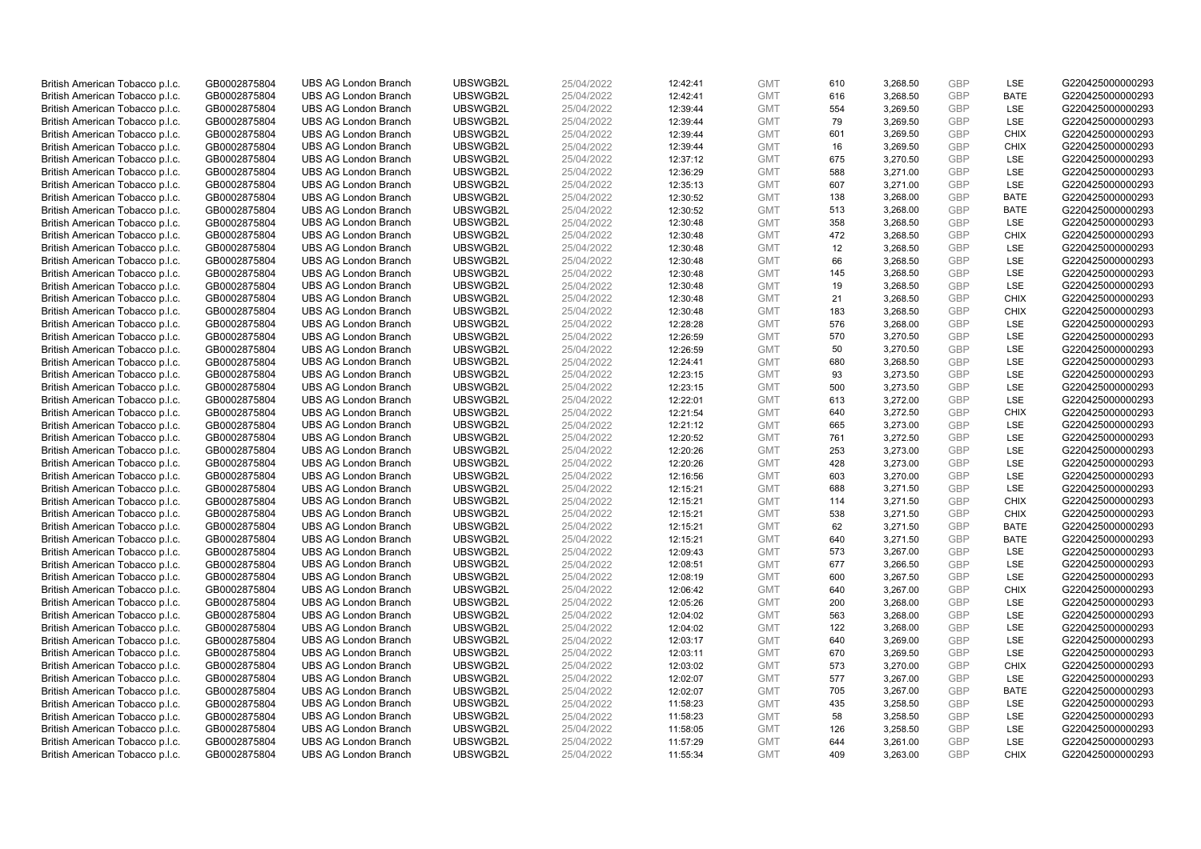| | | | | | | | | | | | |
|---|---|---|---|---|---|---|---|---|---|---|---|
| British American Tobacco p.l.c. | GB0002875804 | UBS AG London Branch | UBSWGB2L | 25/04/2022 | 12:42:41 | GMT | 610 | 3,268.50 | GBP | LSE | G220425000000293 |
| British American Tobacco p.l.c. | GB0002875804 | UBS AG London Branch | UBSWGB2L | 25/04/2022 | 12:42:41 | GMT | 616 | 3,268.50 | GBP | BATE | G220425000000293 |
| British American Tobacco p.l.c. | GB0002875804 | UBS AG London Branch | UBSWGB2L | 25/04/2022 | 12:39:44 | GMT | 554 | 3,269.50 | GBP | LSE | G220425000000293 |
| British American Tobacco p.l.c. | GB0002875804 | UBS AG London Branch | UBSWGB2L | 25/04/2022 | 12:39:44 | GMT | 79 | 3,269.50 | GBP | LSE | G220425000000293 |
| British American Tobacco p.l.c. | GB0002875804 | UBS AG London Branch | UBSWGB2L | 25/04/2022 | 12:39:44 | GMT | 601 | 3,269.50 | GBP | CHIX | G220425000000293 |
| British American Tobacco p.l.c. | GB0002875804 | UBS AG London Branch | UBSWGB2L | 25/04/2022 | 12:39:44 | GMT | 16 | 3,269.50 | GBP | CHIX | G220425000000293 |
| British American Tobacco p.l.c. | GB0002875804 | UBS AG London Branch | UBSWGB2L | 25/04/2022 | 12:37:12 | GMT | 675 | 3,270.50 | GBP | LSE | G220425000000293 |
| British American Tobacco p.l.c. | GB0002875804 | UBS AG London Branch | UBSWGB2L | 25/04/2022 | 12:36:29 | GMT | 588 | 3,271.00 | GBP | LSE | G220425000000293 |
| British American Tobacco p.l.c. | GB0002875804 | UBS AG London Branch | UBSWGB2L | 25/04/2022 | 12:35:13 | GMT | 607 | 3,271.00 | GBP | LSE | G220425000000293 |
| British American Tobacco p.l.c. | GB0002875804 | UBS AG London Branch | UBSWGB2L | 25/04/2022 | 12:30:52 | GMT | 138 | 3,268.00 | GBP | BATE | G220425000000293 |
| British American Tobacco p.l.c. | GB0002875804 | UBS AG London Branch | UBSWGB2L | 25/04/2022 | 12:30:52 | GMT | 513 | 3,268.00 | GBP | BATE | G220425000000293 |
| British American Tobacco p.l.c. | GB0002875804 | UBS AG London Branch | UBSWGB2L | 25/04/2022 | 12:30:48 | GMT | 358 | 3,268.50 | GBP | LSE | G220425000000293 |
| British American Tobacco p.l.c. | GB0002875804 | UBS AG London Branch | UBSWGB2L | 25/04/2022 | 12:30:48 | GMT | 472 | 3,268.50 | GBP | CHIX | G220425000000293 |
| British American Tobacco p.l.c. | GB0002875804 | UBS AG London Branch | UBSWGB2L | 25/04/2022 | 12:30:48 | GMT | 12 | 3,268.50 | GBP | LSE | G220425000000293 |
| British American Tobacco p.l.c. | GB0002875804 | UBS AG London Branch | UBSWGB2L | 25/04/2022 | 12:30:48 | GMT | 66 | 3,268.50 | GBP | LSE | G220425000000293 |
| British American Tobacco p.l.c. | GB0002875804 | UBS AG London Branch | UBSWGB2L | 25/04/2022 | 12:30:48 | GMT | 145 | 3,268.50 | GBP | LSE | G220425000000293 |
| British American Tobacco p.l.c. | GB0002875804 | UBS AG London Branch | UBSWGB2L | 25/04/2022 | 12:30:48 | GMT | 19 | 3,268.50 | GBP | LSE | G220425000000293 |
| British American Tobacco p.l.c. | GB0002875804 | UBS AG London Branch | UBSWGB2L | 25/04/2022 | 12:30:48 | GMT | 21 | 3,268.50 | GBP | CHIX | G220425000000293 |
| British American Tobacco p.l.c. | GB0002875804 | UBS AG London Branch | UBSWGB2L | 25/04/2022 | 12:30:48 | GMT | 183 | 3,268.50 | GBP | CHIX | G220425000000293 |
| British American Tobacco p.l.c. | GB0002875804 | UBS AG London Branch | UBSWGB2L | 25/04/2022 | 12:28:28 | GMT | 576 | 3,268.00 | GBP | LSE | G220425000000293 |
| British American Tobacco p.l.c. | GB0002875804 | UBS AG London Branch | UBSWGB2L | 25/04/2022 | 12:26:59 | GMT | 570 | 3,270.50 | GBP | LSE | G220425000000293 |
| British American Tobacco p.l.c. | GB0002875804 | UBS AG London Branch | UBSWGB2L | 25/04/2022 | 12:26:59 | GMT | 50 | 3,270.50 | GBP | LSE | G220425000000293 |
| British American Tobacco p.l.c. | GB0002875804 | UBS AG London Branch | UBSWGB2L | 25/04/2022 | 12:24:41 | GMT | 680 | 3,268.50 | GBP | LSE | G220425000000293 |
| British American Tobacco p.l.c. | GB0002875804 | UBS AG London Branch | UBSWGB2L | 25/04/2022 | 12:23:15 | GMT | 93 | 3,273.50 | GBP | LSE | G220425000000293 |
| British American Tobacco p.l.c. | GB0002875804 | UBS AG London Branch | UBSWGB2L | 25/04/2022 | 12:23:15 | GMT | 500 | 3,273.50 | GBP | LSE | G220425000000293 |
| British American Tobacco p.l.c. | GB0002875804 | UBS AG London Branch | UBSWGB2L | 25/04/2022 | 12:22:01 | GMT | 613 | 3,272.00 | GBP | LSE | G220425000000293 |
| British American Tobacco p.l.c. | GB0002875804 | UBS AG London Branch | UBSWGB2L | 25/04/2022 | 12:21:54 | GMT | 640 | 3,272.50 | GBP | CHIX | G220425000000293 |
| British American Tobacco p.l.c. | GB0002875804 | UBS AG London Branch | UBSWGB2L | 25/04/2022 | 12:21:12 | GMT | 665 | 3,273.00 | GBP | LSE | G220425000000293 |
| British American Tobacco p.l.c. | GB0002875804 | UBS AG London Branch | UBSWGB2L | 25/04/2022 | 12:20:52 | GMT | 761 | 3,272.50 | GBP | LSE | G220425000000293 |
| British American Tobacco p.l.c. | GB0002875804 | UBS AG London Branch | UBSWGB2L | 25/04/2022 | 12:20:26 | GMT | 253 | 3,273.00 | GBP | LSE | G220425000000293 |
| British American Tobacco p.l.c. | GB0002875804 | UBS AG London Branch | UBSWGB2L | 25/04/2022 | 12:20:26 | GMT | 428 | 3,273.00 | GBP | LSE | G220425000000293 |
| British American Tobacco p.l.c. | GB0002875804 | UBS AG London Branch | UBSWGB2L | 25/04/2022 | 12:16:56 | GMT | 603 | 3,270.00 | GBP | LSE | G220425000000293 |
| British American Tobacco p.l.c. | GB0002875804 | UBS AG London Branch | UBSWGB2L | 25/04/2022 | 12:15:21 | GMT | 688 | 3,271.50 | GBP | LSE | G220425000000293 |
| British American Tobacco p.l.c. | GB0002875804 | UBS AG London Branch | UBSWGB2L | 25/04/2022 | 12:15:21 | GMT | 114 | 3,271.50 | GBP | CHIX | G220425000000293 |
| British American Tobacco p.l.c. | GB0002875804 | UBS AG London Branch | UBSWGB2L | 25/04/2022 | 12:15:21 | GMT | 538 | 3,271.50 | GBP | CHIX | G220425000000293 |
| British American Tobacco p.l.c. | GB0002875804 | UBS AG London Branch | UBSWGB2L | 25/04/2022 | 12:15:21 | GMT | 62 | 3,271.50 | GBP | BATE | G220425000000293 |
| British American Tobacco p.l.c. | GB0002875804 | UBS AG London Branch | UBSWGB2L | 25/04/2022 | 12:15:21 | GMT | 640 | 3,271.50 | GBP | BATE | G220425000000293 |
| British American Tobacco p.l.c. | GB0002875804 | UBS AG London Branch | UBSWGB2L | 25/04/2022 | 12:09:43 | GMT | 573 | 3,267.00 | GBP | LSE | G220425000000293 |
| British American Tobacco p.l.c. | GB0002875804 | UBS AG London Branch | UBSWGB2L | 25/04/2022 | 12:08:51 | GMT | 677 | 3,266.50 | GBP | LSE | G220425000000293 |
| British American Tobacco p.l.c. | GB0002875804 | UBS AG London Branch | UBSWGB2L | 25/04/2022 | 12:08:19 | GMT | 600 | 3,267.50 | GBP | LSE | G220425000000293 |
| British American Tobacco p.l.c. | GB0002875804 | UBS AG London Branch | UBSWGB2L | 25/04/2022 | 12:06:42 | GMT | 640 | 3,267.00 | GBP | CHIX | G220425000000293 |
| British American Tobacco p.l.c. | GB0002875804 | UBS AG London Branch | UBSWGB2L | 25/04/2022 | 12:05:26 | GMT | 200 | 3,268.00 | GBP | LSE | G220425000000293 |
| British American Tobacco p.l.c. | GB0002875804 | UBS AG London Branch | UBSWGB2L | 25/04/2022 | 12:04:02 | GMT | 563 | 3,268.00 | GBP | LSE | G220425000000293 |
| British American Tobacco p.l.c. | GB0002875804 | UBS AG London Branch | UBSWGB2L | 25/04/2022 | 12:04:02 | GMT | 122 | 3,268.00 | GBP | LSE | G220425000000293 |
| British American Tobacco p.l.c. | GB0002875804 | UBS AG London Branch | UBSWGB2L | 25/04/2022 | 12:03:17 | GMT | 640 | 3,269.00 | GBP | LSE | G220425000000293 |
| British American Tobacco p.l.c. | GB0002875804 | UBS AG London Branch | UBSWGB2L | 25/04/2022 | 12:03:11 | GMT | 670 | 3,269.50 | GBP | LSE | G220425000000293 |
| British American Tobacco p.l.c. | GB0002875804 | UBS AG London Branch | UBSWGB2L | 25/04/2022 | 12:03:02 | GMT | 573 | 3,270.00 | GBP | CHIX | G220425000000293 |
| British American Tobacco p.l.c. | GB0002875804 | UBS AG London Branch | UBSWGB2L | 25/04/2022 | 12:02:07 | GMT | 577 | 3,267.00 | GBP | LSE | G220425000000293 |
| British American Tobacco p.l.c. | GB0002875804 | UBS AG London Branch | UBSWGB2L | 25/04/2022 | 12:02:07 | GMT | 705 | 3,267.00 | GBP | BATE | G220425000000293 |
| British American Tobacco p.l.c. | GB0002875804 | UBS AG London Branch | UBSWGB2L | 25/04/2022 | 11:58:23 | GMT | 435 | 3,258.50 | GBP | LSE | G220425000000293 |
| British American Tobacco p.l.c. | GB0002875804 | UBS AG London Branch | UBSWGB2L | 25/04/2022 | 11:58:23 | GMT | 58 | 3,258.50 | GBP | LSE | G220425000000293 |
| British American Tobacco p.l.c. | GB0002875804 | UBS AG London Branch | UBSWGB2L | 25/04/2022 | 11:58:05 | GMT | 126 | 3,258.50 | GBP | LSE | G220425000000293 |
| British American Tobacco p.l.c. | GB0002875804 | UBS AG London Branch | UBSWGB2L | 25/04/2022 | 11:57:29 | GMT | 644 | 3,261.00 | GBP | LSE | G220425000000293 |
| British American Tobacco p.l.c. | GB0002875804 | UBS AG London Branch | UBSWGB2L | 25/04/2022 | 11:55:34 | GMT | 409 | 3,263.00 | GBP | CHIX | G220425000000293 |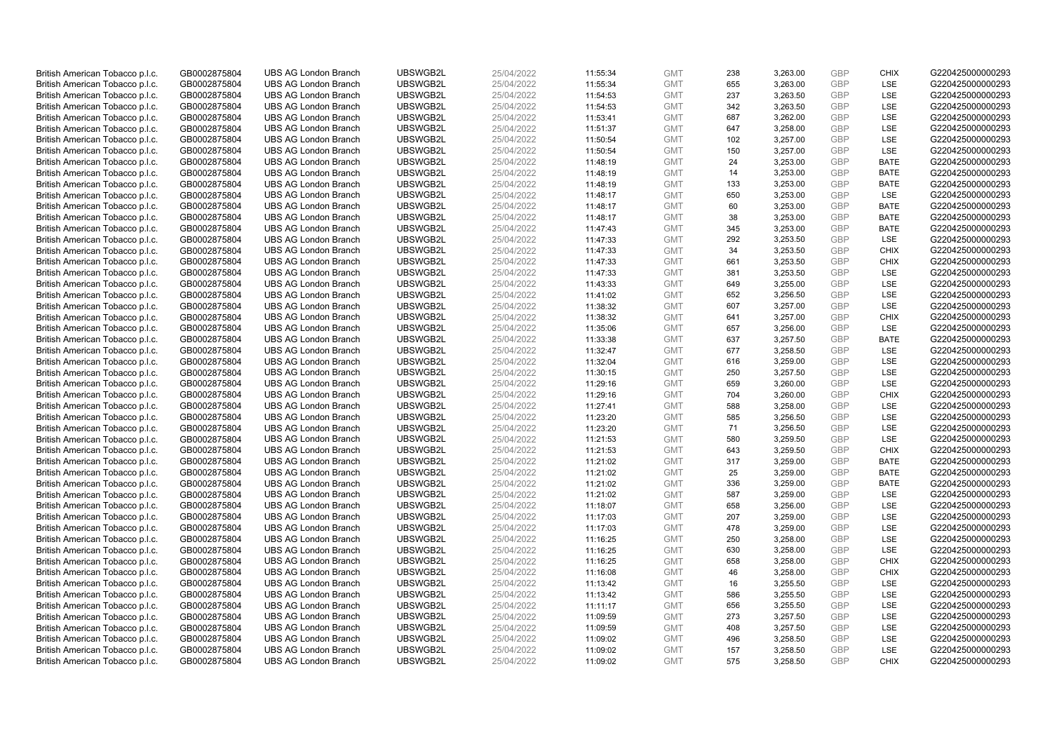| | | | | | | | | | | | |
|---|---|---|---|---|---|---|---|---|---|---|---|
| British American Tobacco p.l.c. | GB0002875804 | UBS AG London Branch | UBSWGB2L | 25/04/2022 | 11:55:34 | GMT | 238 | 3,263.00 | GBP | CHIX | G220425000000293 |
| British American Tobacco p.l.c. | GB0002875804 | UBS AG London Branch | UBSWGB2L | 25/04/2022 | 11:55:34 | GMT | 655 | 3,263.00 | GBP | LSE | G220425000000293 |
| British American Tobacco p.l.c. | GB0002875804 | UBS AG London Branch | UBSWGB2L | 25/04/2022 | 11:54:53 | GMT | 237 | 3,263.50 | GBP | LSE | G220425000000293 |
| British American Tobacco p.l.c. | GB0002875804 | UBS AG London Branch | UBSWGB2L | 25/04/2022 | 11:54:53 | GMT | 342 | 3,263.50 | GBP | LSE | G220425000000293 |
| British American Tobacco p.l.c. | GB0002875804 | UBS AG London Branch | UBSWGB2L | 25/04/2022 | 11:53:41 | GMT | 687 | 3,262.00 | GBP | LSE | G220425000000293 |
| British American Tobacco p.l.c. | GB0002875804 | UBS AG London Branch | UBSWGB2L | 25/04/2022 | 11:51:37 | GMT | 647 | 3,258.00 | GBP | LSE | G220425000000293 |
| British American Tobacco p.l.c. | GB0002875804 | UBS AG London Branch | UBSWGB2L | 25/04/2022 | 11:50:54 | GMT | 102 | 3,257.00 | GBP | LSE | G220425000000293 |
| British American Tobacco p.l.c. | GB0002875804 | UBS AG London Branch | UBSWGB2L | 25/04/2022 | 11:50:54 | GMT | 150 | 3,257.00 | GBP | LSE | G220425000000293 |
| British American Tobacco p.l.c. | GB0002875804 | UBS AG London Branch | UBSWGB2L | 25/04/2022 | 11:48:19 | GMT | 24 | 3,253.00 | GBP | BATE | G220425000000293 |
| British American Tobacco p.l.c. | GB0002875804 | UBS AG London Branch | UBSWGB2L | 25/04/2022 | 11:48:19 | GMT | 14 | 3,253.00 | GBP | BATE | G220425000000293 |
| British American Tobacco p.l.c. | GB0002875804 | UBS AG London Branch | UBSWGB2L | 25/04/2022 | 11:48:19 | GMT | 133 | 3,253.00 | GBP | BATE | G220425000000293 |
| British American Tobacco p.l.c. | GB0002875804 | UBS AG London Branch | UBSWGB2L | 25/04/2022 | 11:48:17 | GMT | 650 | 3,253.00 | GBP | LSE | G220425000000293 |
| British American Tobacco p.l.c. | GB0002875804 | UBS AG London Branch | UBSWGB2L | 25/04/2022 | 11:48:17 | GMT | 60 | 3,253.00 | GBP | BATE | G220425000000293 |
| British American Tobacco p.l.c. | GB0002875804 | UBS AG London Branch | UBSWGB2L | 25/04/2022 | 11:48:17 | GMT | 38 | 3,253.00 | GBP | BATE | G220425000000293 |
| British American Tobacco p.l.c. | GB0002875804 | UBS AG London Branch | UBSWGB2L | 25/04/2022 | 11:47:43 | GMT | 345 | 3,253.00 | GBP | BATE | G220425000000293 |
| British American Tobacco p.l.c. | GB0002875804 | UBS AG London Branch | UBSWGB2L | 25/04/2022 | 11:47:33 | GMT | 292 | 3,253.50 | GBP | LSE | G220425000000293 |
| British American Tobacco p.l.c. | GB0002875804 | UBS AG London Branch | UBSWGB2L | 25/04/2022 | 11:47:33 | GMT | 34 | 3,253.50 | GBP | CHIX | G220425000000293 |
| British American Tobacco p.l.c. | GB0002875804 | UBS AG London Branch | UBSWGB2L | 25/04/2022 | 11:47:33 | GMT | 661 | 3,253.50 | GBP | CHIX | G220425000000293 |
| British American Tobacco p.l.c. | GB0002875804 | UBS AG London Branch | UBSWGB2L | 25/04/2022 | 11:47:33 | GMT | 381 | 3,253.50 | GBP | LSE | G220425000000293 |
| British American Tobacco p.l.c. | GB0002875804 | UBS AG London Branch | UBSWGB2L | 25/04/2022 | 11:43:33 | GMT | 649 | 3,255.00 | GBP | LSE | G220425000000293 |
| British American Tobacco p.l.c. | GB0002875804 | UBS AG London Branch | UBSWGB2L | 25/04/2022 | 11:41:02 | GMT | 652 | 3,256.50 | GBP | LSE | G220425000000293 |
| British American Tobacco p.l.c. | GB0002875804 | UBS AG London Branch | UBSWGB2L | 25/04/2022 | 11:38:32 | GMT | 607 | 3,257.00 | GBP | LSE | G220425000000293 |
| British American Tobacco p.l.c. | GB0002875804 | UBS AG London Branch | UBSWGB2L | 25/04/2022 | 11:38:32 | GMT | 641 | 3,257.00 | GBP | CHIX | G220425000000293 |
| British American Tobacco p.l.c. | GB0002875804 | UBS AG London Branch | UBSWGB2L | 25/04/2022 | 11:35:06 | GMT | 657 | 3,256.00 | GBP | LSE | G220425000000293 |
| British American Tobacco p.l.c. | GB0002875804 | UBS AG London Branch | UBSWGB2L | 25/04/2022 | 11:33:38 | GMT | 637 | 3,257.50 | GBP | BATE | G220425000000293 |
| British American Tobacco p.l.c. | GB0002875804 | UBS AG London Branch | UBSWGB2L | 25/04/2022 | 11:32:47 | GMT | 677 | 3,258.50 | GBP | LSE | G220425000000293 |
| British American Tobacco p.l.c. | GB0002875804 | UBS AG London Branch | UBSWGB2L | 25/04/2022 | 11:32:04 | GMT | 616 | 3,259.00 | GBP | LSE | G220425000000293 |
| British American Tobacco p.l.c. | GB0002875804 | UBS AG London Branch | UBSWGB2L | 25/04/2022 | 11:30:15 | GMT | 250 | 3,257.50 | GBP | LSE | G220425000000293 |
| British American Tobacco p.l.c. | GB0002875804 | UBS AG London Branch | UBSWGB2L | 25/04/2022 | 11:29:16 | GMT | 659 | 3,260.00 | GBP | LSE | G220425000000293 |
| British American Tobacco p.l.c. | GB0002875804 | UBS AG London Branch | UBSWGB2L | 25/04/2022 | 11:29:16 | GMT | 704 | 3,260.00 | GBP | CHIX | G220425000000293 |
| British American Tobacco p.l.c. | GB0002875804 | UBS AG London Branch | UBSWGB2L | 25/04/2022 | 11:27:41 | GMT | 588 | 3,258.00 | GBP | LSE | G220425000000293 |
| British American Tobacco p.l.c. | GB0002875804 | UBS AG London Branch | UBSWGB2L | 25/04/2022 | 11:23:20 | GMT | 585 | 3,256.50 | GBP | LSE | G220425000000293 |
| British American Tobacco p.l.c. | GB0002875804 | UBS AG London Branch | UBSWGB2L | 25/04/2022 | 11:23:20 | GMT | 71 | 3,256.50 | GBP | LSE | G220425000000293 |
| British American Tobacco p.l.c. | GB0002875804 | UBS AG London Branch | UBSWGB2L | 25/04/2022 | 11:21:53 | GMT | 580 | 3,259.50 | GBP | LSE | G220425000000293 |
| British American Tobacco p.l.c. | GB0002875804 | UBS AG London Branch | UBSWGB2L | 25/04/2022 | 11:21:53 | GMT | 643 | 3,259.50 | GBP | CHIX | G220425000000293 |
| British American Tobacco p.l.c. | GB0002875804 | UBS AG London Branch | UBSWGB2L | 25/04/2022 | 11:21:02 | GMT | 317 | 3,259.00 | GBP | BATE | G220425000000293 |
| British American Tobacco p.l.c. | GB0002875804 | UBS AG London Branch | UBSWGB2L | 25/04/2022 | 11:21:02 | GMT | 25 | 3,259.00 | GBP | BATE | G220425000000293 |
| British American Tobacco p.l.c. | GB0002875804 | UBS AG London Branch | UBSWGB2L | 25/04/2022 | 11:21:02 | GMT | 336 | 3,259.00 | GBP | BATE | G220425000000293 |
| British American Tobacco p.l.c. | GB0002875804 | UBS AG London Branch | UBSWGB2L | 25/04/2022 | 11:21:02 | GMT | 587 | 3,259.00 | GBP | LSE | G220425000000293 |
| British American Tobacco p.l.c. | GB0002875804 | UBS AG London Branch | UBSWGB2L | 25/04/2022 | 11:18:07 | GMT | 658 | 3,256.00 | GBP | LSE | G220425000000293 |
| British American Tobacco p.l.c. | GB0002875804 | UBS AG London Branch | UBSWGB2L | 25/04/2022 | 11:17:03 | GMT | 207 | 3,259.00 | GBP | LSE | G220425000000293 |
| British American Tobacco p.l.c. | GB0002875804 | UBS AG London Branch | UBSWGB2L | 25/04/2022 | 11:17:03 | GMT | 478 | 3,259.00 | GBP | LSE | G220425000000293 |
| British American Tobacco p.l.c. | GB0002875804 | UBS AG London Branch | UBSWGB2L | 25/04/2022 | 11:16:25 | GMT | 250 | 3,258.00 | GBP | LSE | G220425000000293 |
| British American Tobacco p.l.c. | GB0002875804 | UBS AG London Branch | UBSWGB2L | 25/04/2022 | 11:16:25 | GMT | 630 | 3,258.00 | GBP | LSE | G220425000000293 |
| British American Tobacco p.l.c. | GB0002875804 | UBS AG London Branch | UBSWGB2L | 25/04/2022 | 11:16:25 | GMT | 658 | 3,258.00 | GBP | CHIX | G220425000000293 |
| British American Tobacco p.l.c. | GB0002875804 | UBS AG London Branch | UBSWGB2L | 25/04/2022 | 11:16:08 | GMT | 46 | 3,258.00 | GBP | CHIX | G220425000000293 |
| British American Tobacco p.l.c. | GB0002875804 | UBS AG London Branch | UBSWGB2L | 25/04/2022 | 11:13:42 | GMT | 16 | 3,255.50 | GBP | LSE | G220425000000293 |
| British American Tobacco p.l.c. | GB0002875804 | UBS AG London Branch | UBSWGB2L | 25/04/2022 | 11:13:42 | GMT | 586 | 3,255.50 | GBP | LSE | G220425000000293 |
| British American Tobacco p.l.c. | GB0002875804 | UBS AG London Branch | UBSWGB2L | 25/04/2022 | 11:11:17 | GMT | 656 | 3,255.50 | GBP | LSE | G220425000000293 |
| British American Tobacco p.l.c. | GB0002875804 | UBS AG London Branch | UBSWGB2L | 25/04/2022 | 11:09:59 | GMT | 273 | 3,257.50 | GBP | LSE | G220425000000293 |
| British American Tobacco p.l.c. | GB0002875804 | UBS AG London Branch | UBSWGB2L | 25/04/2022 | 11:09:59 | GMT | 408 | 3,257.50 | GBP | LSE | G220425000000293 |
| British American Tobacco p.l.c. | GB0002875804 | UBS AG London Branch | UBSWGB2L | 25/04/2022 | 11:09:02 | GMT | 496 | 3,258.50 | GBP | LSE | G220425000000293 |
| British American Tobacco p.l.c. | GB0002875804 | UBS AG London Branch | UBSWGB2L | 25/04/2022 | 11:09:02 | GMT | 157 | 3,258.50 | GBP | LSE | G220425000000293 |
| British American Tobacco p.l.c. | GB0002875804 | UBS AG London Branch | UBSWGB2L | 25/04/2022 | 11:09:02 | GMT | 575 | 3,258.50 | GBP | CHIX | G220425000000293 |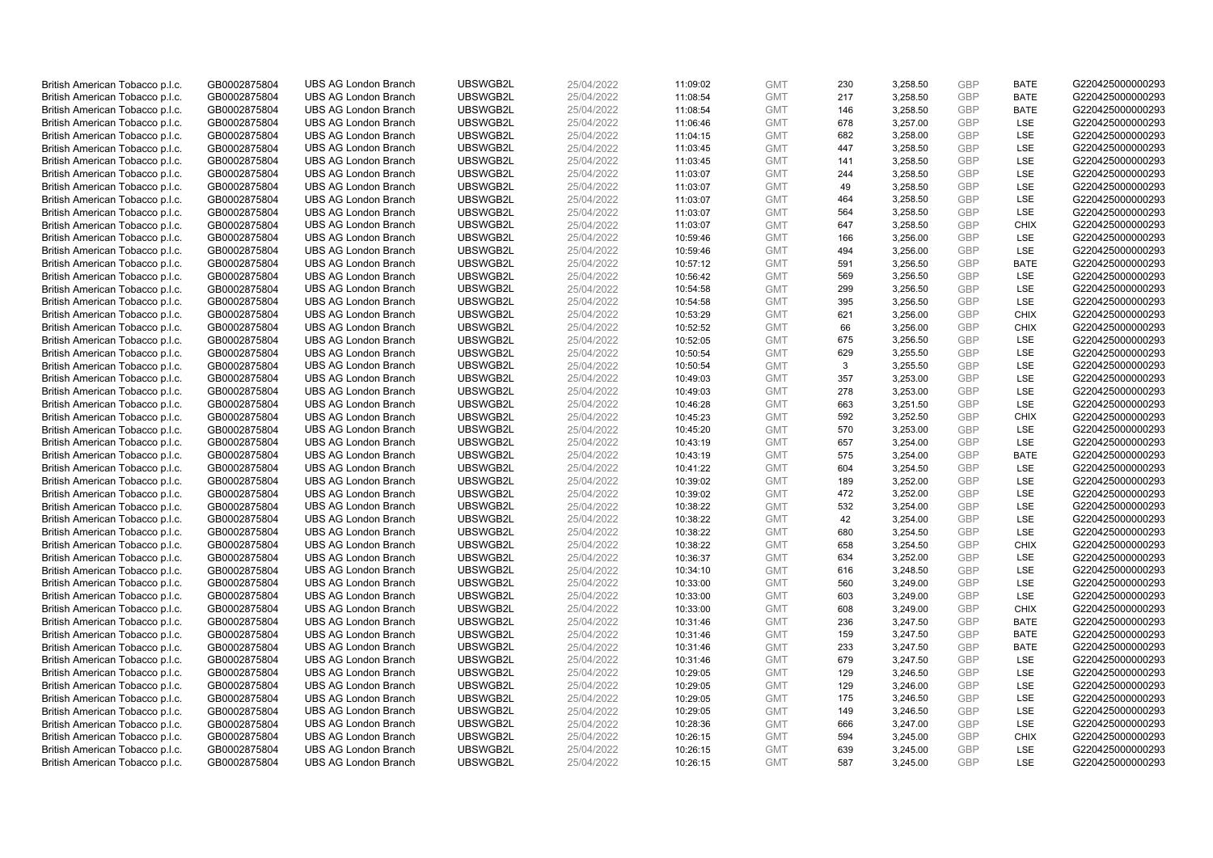| | | | | | | | | | | | |
|---|---|---|---|---|---|---|---|---|---|---|---|
| British American Tobacco p.l.c. | GB0002875804 | UBS AG London Branch | UBSWGB2L | 25/04/2022 | 11:09:02 | GMT | 230 | 3,258.50 | GBP | BATE | G220425000000293 |
| British American Tobacco p.l.c. | GB0002875804 | UBS AG London Branch | UBSWGB2L | 25/04/2022 | 11:08:54 | GMT | 217 | 3,258.50 | GBP | BATE | G220425000000293 |
| British American Tobacco p.l.c. | GB0002875804 | UBS AG London Branch | UBSWGB2L | 25/04/2022 | 11:08:54 | GMT | 146 | 3,258.50 | GBP | BATE | G220425000000293 |
| British American Tobacco p.l.c. | GB0002875804 | UBS AG London Branch | UBSWGB2L | 25/04/2022 | 11:06:46 | GMT | 678 | 3,257.00 | GBP | LSE | G220425000000293 |
| British American Tobacco p.l.c. | GB0002875804 | UBS AG London Branch | UBSWGB2L | 25/04/2022 | 11:04:15 | GMT | 682 | 3,258.00 | GBP | LSE | G220425000000293 |
| British American Tobacco p.l.c. | GB0002875804 | UBS AG London Branch | UBSWGB2L | 25/04/2022 | 11:03:45 | GMT | 447 | 3,258.50 | GBP | LSE | G220425000000293 |
| British American Tobacco p.l.c. | GB0002875804 | UBS AG London Branch | UBSWGB2L | 25/04/2022 | 11:03:45 | GMT | 141 | 3,258.50 | GBP | LSE | G220425000000293 |
| British American Tobacco p.l.c. | GB0002875804 | UBS AG London Branch | UBSWGB2L | 25/04/2022 | 11:03:07 | GMT | 244 | 3,258.50 | GBP | LSE | G220425000000293 |
| British American Tobacco p.l.c. | GB0002875804 | UBS AG London Branch | UBSWGB2L | 25/04/2022 | 11:03:07 | GMT | 49 | 3,258.50 | GBP | LSE | G220425000000293 |
| British American Tobacco p.l.c. | GB0002875804 | UBS AG London Branch | UBSWGB2L | 25/04/2022 | 11:03:07 | GMT | 464 | 3,258.50 | GBP | LSE | G220425000000293 |
| British American Tobacco p.l.c. | GB0002875804 | UBS AG London Branch | UBSWGB2L | 25/04/2022 | 11:03:07 | GMT | 564 | 3,258.50 | GBP | LSE | G220425000000293 |
| British American Tobacco p.l.c. | GB0002875804 | UBS AG London Branch | UBSWGB2L | 25/04/2022 | 11:03:07 | GMT | 647 | 3,258.50 | GBP | CHIX | G220425000000293 |
| British American Tobacco p.l.c. | GB0002875804 | UBS AG London Branch | UBSWGB2L | 25/04/2022 | 10:59:46 | GMT | 166 | 3,256.00 | GBP | LSE | G220425000000293 |
| British American Tobacco p.l.c. | GB0002875804 | UBS AG London Branch | UBSWGB2L | 25/04/2022 | 10:59:46 | GMT | 494 | 3,256.00 | GBP | LSE | G220425000000293 |
| British American Tobacco p.l.c. | GB0002875804 | UBS AG London Branch | UBSWGB2L | 25/04/2022 | 10:57:12 | GMT | 591 | 3,256.50 | GBP | BATE | G220425000000293 |
| British American Tobacco p.l.c. | GB0002875804 | UBS AG London Branch | UBSWGB2L | 25/04/2022 | 10:56:42 | GMT | 569 | 3,256.50 | GBP | LSE | G220425000000293 |
| British American Tobacco p.l.c. | GB0002875804 | UBS AG London Branch | UBSWGB2L | 25/04/2022 | 10:54:58 | GMT | 299 | 3,256.50 | GBP | LSE | G220425000000293 |
| British American Tobacco p.l.c. | GB0002875804 | UBS AG London Branch | UBSWGB2L | 25/04/2022 | 10:54:58 | GMT | 395 | 3,256.50 | GBP | LSE | G220425000000293 |
| British American Tobacco p.l.c. | GB0002875804 | UBS AG London Branch | UBSWGB2L | 25/04/2022 | 10:53:29 | GMT | 621 | 3,256.00 | GBP | CHIX | G220425000000293 |
| British American Tobacco p.l.c. | GB0002875804 | UBS AG London Branch | UBSWGB2L | 25/04/2022 | 10:52:52 | GMT | 66 | 3,256.00 | GBP | CHIX | G220425000000293 |
| British American Tobacco p.l.c. | GB0002875804 | UBS AG London Branch | UBSWGB2L | 25/04/2022 | 10:52:05 | GMT | 675 | 3,256.50 | GBP | LSE | G220425000000293 |
| British American Tobacco p.l.c. | GB0002875804 | UBS AG London Branch | UBSWGB2L | 25/04/2022 | 10:50:54 | GMT | 629 | 3,255.50 | GBP | LSE | G220425000000293 |
| British American Tobacco p.l.c. | GB0002875804 | UBS AG London Branch | UBSWGB2L | 25/04/2022 | 10:50:54 | GMT | 3 | 3,255.50 | GBP | LSE | G220425000000293 |
| British American Tobacco p.l.c. | GB0002875804 | UBS AG London Branch | UBSWGB2L | 25/04/2022 | 10:49:03 | GMT | 357 | 3,253.00 | GBP | LSE | G220425000000293 |
| British American Tobacco p.l.c. | GB0002875804 | UBS AG London Branch | UBSWGB2L | 25/04/2022 | 10:49:03 | GMT | 278 | 3,253.00 | GBP | LSE | G220425000000293 |
| British American Tobacco p.l.c. | GB0002875804 | UBS AG London Branch | UBSWGB2L | 25/04/2022 | 10:46:28 | GMT | 663 | 3,251.50 | GBP | LSE | G220425000000293 |
| British American Tobacco p.l.c. | GB0002875804 | UBS AG London Branch | UBSWGB2L | 25/04/2022 | 10:45:23 | GMT | 592 | 3,252.50 | GBP | CHIX | G220425000000293 |
| British American Tobacco p.l.c. | GB0002875804 | UBS AG London Branch | UBSWGB2L | 25/04/2022 | 10:45:20 | GMT | 570 | 3,253.00 | GBP | LSE | G220425000000293 |
| British American Tobacco p.l.c. | GB0002875804 | UBS AG London Branch | UBSWGB2L | 25/04/2022 | 10:43:19 | GMT | 657 | 3,254.00 | GBP | LSE | G220425000000293 |
| British American Tobacco p.l.c. | GB0002875804 | UBS AG London Branch | UBSWGB2L | 25/04/2022 | 10:43:19 | GMT | 575 | 3,254.00 | GBP | BATE | G220425000000293 |
| British American Tobacco p.l.c. | GB0002875804 | UBS AG London Branch | UBSWGB2L | 25/04/2022 | 10:41:22 | GMT | 604 | 3,254.50 | GBP | LSE | G220425000000293 |
| British American Tobacco p.l.c. | GB0002875804 | UBS AG London Branch | UBSWGB2L | 25/04/2022 | 10:39:02 | GMT | 189 | 3,252.00 | GBP | LSE | G220425000000293 |
| British American Tobacco p.l.c. | GB0002875804 | UBS AG London Branch | UBSWGB2L | 25/04/2022 | 10:39:02 | GMT | 472 | 3,252.00 | GBP | LSE | G220425000000293 |
| British American Tobacco p.l.c. | GB0002875804 | UBS AG London Branch | UBSWGB2L | 25/04/2022 | 10:38:22 | GMT | 532 | 3,254.00 | GBP | LSE | G220425000000293 |
| British American Tobacco p.l.c. | GB0002875804 | UBS AG London Branch | UBSWGB2L | 25/04/2022 | 10:38:22 | GMT | 42 | 3,254.00 | GBP | LSE | G220425000000293 |
| British American Tobacco p.l.c. | GB0002875804 | UBS AG London Branch | UBSWGB2L | 25/04/2022 | 10:38:22 | GMT | 680 | 3,254.50 | GBP | LSE | G220425000000293 |
| British American Tobacco p.l.c. | GB0002875804 | UBS AG London Branch | UBSWGB2L | 25/04/2022 | 10:38:22 | GMT | 658 | 3,254.50 | GBP | CHIX | G220425000000293 |
| British American Tobacco p.l.c. | GB0002875804 | UBS AG London Branch | UBSWGB2L | 25/04/2022 | 10:36:37 | GMT | 634 | 3,252.00 | GBP | LSE | G220425000000293 |
| British American Tobacco p.l.c. | GB0002875804 | UBS AG London Branch | UBSWGB2L | 25/04/2022 | 10:34:10 | GMT | 616 | 3,248.50 | GBP | LSE | G220425000000293 |
| British American Tobacco p.l.c. | GB0002875804 | UBS AG London Branch | UBSWGB2L | 25/04/2022 | 10:33:00 | GMT | 560 | 3,249.00 | GBP | LSE | G220425000000293 |
| British American Tobacco p.l.c. | GB0002875804 | UBS AG London Branch | UBSWGB2L | 25/04/2022 | 10:33:00 | GMT | 603 | 3,249.00 | GBP | LSE | G220425000000293 |
| British American Tobacco p.l.c. | GB0002875804 | UBS AG London Branch | UBSWGB2L | 25/04/2022 | 10:33:00 | GMT | 608 | 3,249.00 | GBP | CHIX | G220425000000293 |
| British American Tobacco p.l.c. | GB0002875804 | UBS AG London Branch | UBSWGB2L | 25/04/2022 | 10:31:46 | GMT | 236 | 3,247.50 | GBP | BATE | G220425000000293 |
| British American Tobacco p.l.c. | GB0002875804 | UBS AG London Branch | UBSWGB2L | 25/04/2022 | 10:31:46 | GMT | 159 | 3,247.50 | GBP | BATE | G220425000000293 |
| British American Tobacco p.l.c. | GB0002875804 | UBS AG London Branch | UBSWGB2L | 25/04/2022 | 10:31:46 | GMT | 233 | 3,247.50 | GBP | BATE | G220425000000293 |
| British American Tobacco p.l.c. | GB0002875804 | UBS AG London Branch | UBSWGB2L | 25/04/2022 | 10:31:46 | GMT | 679 | 3,247.50 | GBP | LSE | G220425000000293 |
| British American Tobacco p.l.c. | GB0002875804 | UBS AG London Branch | UBSWGB2L | 25/04/2022 | 10:29:05 | GMT | 129 | 3,246.50 | GBP | LSE | G220425000000293 |
| British American Tobacco p.l.c. | GB0002875804 | UBS AG London Branch | UBSWGB2L | 25/04/2022 | 10:29:05 | GMT | 129 | 3,246.00 | GBP | LSE | G220425000000293 |
| British American Tobacco p.l.c. | GB0002875804 | UBS AG London Branch | UBSWGB2L | 25/04/2022 | 10:29:05 | GMT | 175 | 3,246.50 | GBP | LSE | G220425000000293 |
| British American Tobacco p.l.c. | GB0002875804 | UBS AG London Branch | UBSWGB2L | 25/04/2022 | 10:29:05 | GMT | 149 | 3,246.50 | GBP | LSE | G220425000000293 |
| British American Tobacco p.l.c. | GB0002875804 | UBS AG London Branch | UBSWGB2L | 25/04/2022 | 10:28:36 | GMT | 666 | 3,247.00 | GBP | LSE | G220425000000293 |
| British American Tobacco p.l.c. | GB0002875804 | UBS AG London Branch | UBSWGB2L | 25/04/2022 | 10:26:15 | GMT | 594 | 3,245.00 | GBP | CHIX | G220425000000293 |
| British American Tobacco p.l.c. | GB0002875804 | UBS AG London Branch | UBSWGB2L | 25/04/2022 | 10:26:15 | GMT | 639 | 3,245.00 | GBP | LSE | G220425000000293 |
| British American Tobacco p.l.c. | GB0002875804 | UBS AG London Branch | UBSWGB2L | 25/04/2022 | 10:26:15 | GMT | 587 | 3,245.00 | GBP | LSE | G220425000000293 |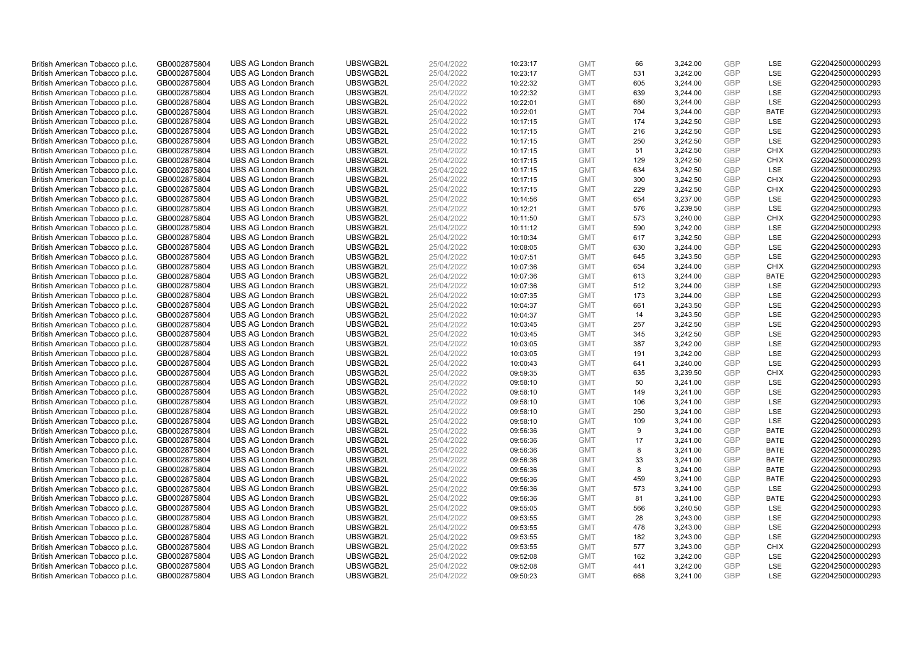| | | | | | | | | | | | |
|---|---|---|---|---|---|---|---|---|---|---|---|
| British American Tobacco p.l.c. | GB0002875804 | UBS AG London Branch | UBSWGB2L | 25/04/2022 | 10:23:17 | GMT | 66 | 3,242.00 | GBP | LSE | G220425000000293 |
| British American Tobacco p.l.c. | GB0002875804 | UBS AG London Branch | UBSWGB2L | 25/04/2022 | 10:23:17 | GMT | 531 | 3,242.00 | GBP | LSE | G220425000000293 |
| British American Tobacco p.l.c. | GB0002875804 | UBS AG London Branch | UBSWGB2L | 25/04/2022 | 10:22:32 | GMT | 605 | 3,244.00 | GBP | LSE | G220425000000293 |
| British American Tobacco p.l.c. | GB0002875804 | UBS AG London Branch | UBSWGB2L | 25/04/2022 | 10:22:32 | GMT | 639 | 3,244.00 | GBP | LSE | G220425000000293 |
| British American Tobacco p.l.c. | GB0002875804 | UBS AG London Branch | UBSWGB2L | 25/04/2022 | 10:22:01 | GMT | 680 | 3,244.00 | GBP | LSE | G220425000000293 |
| British American Tobacco p.l.c. | GB0002875804 | UBS AG London Branch | UBSWGB2L | 25/04/2022 | 10:22:01 | GMT | 704 | 3,244.00 | GBP | BATE | G220425000000293 |
| British American Tobacco p.l.c. | GB0002875804 | UBS AG London Branch | UBSWGB2L | 25/04/2022 | 10:17:15 | GMT | 174 | 3,242.50 | GBP | LSE | G220425000000293 |
| British American Tobacco p.l.c. | GB0002875804 | UBS AG London Branch | UBSWGB2L | 25/04/2022 | 10:17:15 | GMT | 216 | 3,242.50 | GBP | LSE | G220425000000293 |
| British American Tobacco p.l.c. | GB0002875804 | UBS AG London Branch | UBSWGB2L | 25/04/2022 | 10:17:15 | GMT | 250 | 3,242.50 | GBP | LSE | G220425000000293 |
| British American Tobacco p.l.c. | GB0002875804 | UBS AG London Branch | UBSWGB2L | 25/04/2022 | 10:17:15 | GMT | 51 | 3,242.50 | GBP | CHIX | G220425000000293 |
| British American Tobacco p.l.c. | GB0002875804 | UBS AG London Branch | UBSWGB2L | 25/04/2022 | 10:17:15 | GMT | 129 | 3,242.50 | GBP | CHIX | G220425000000293 |
| British American Tobacco p.l.c. | GB0002875804 | UBS AG London Branch | UBSWGB2L | 25/04/2022 | 10:17:15 | GMT | 634 | 3,242.50 | GBP | LSE | G220425000000293 |
| British American Tobacco p.l.c. | GB0002875804 | UBS AG London Branch | UBSWGB2L | 25/04/2022 | 10:17:15 | GMT | 300 | 3,242.50 | GBP | CHIX | G220425000000293 |
| British American Tobacco p.l.c. | GB0002875804 | UBS AG London Branch | UBSWGB2L | 25/04/2022 | 10:17:15 | GMT | 229 | 3,242.50 | GBP | CHIX | G220425000000293 |
| British American Tobacco p.l.c. | GB0002875804 | UBS AG London Branch | UBSWGB2L | 25/04/2022 | 10:14:56 | GMT | 654 | 3,237.00 | GBP | LSE | G220425000000293 |
| British American Tobacco p.l.c. | GB0002875804 | UBS AG London Branch | UBSWGB2L | 25/04/2022 | 10:12:21 | GMT | 576 | 3,239.50 | GBP | LSE | G220425000000293 |
| British American Tobacco p.l.c. | GB0002875804 | UBS AG London Branch | UBSWGB2L | 25/04/2022 | 10:11:50 | GMT | 573 | 3,240.00 | GBP | CHIX | G220425000000293 |
| British American Tobacco p.l.c. | GB0002875804 | UBS AG London Branch | UBSWGB2L | 25/04/2022 | 10:11:12 | GMT | 590 | 3,242.00 | GBP | LSE | G220425000000293 |
| British American Tobacco p.l.c. | GB0002875804 | UBS AG London Branch | UBSWGB2L | 25/04/2022 | 10:10:34 | GMT | 617 | 3,242.50 | GBP | LSE | G220425000000293 |
| British American Tobacco p.l.c. | GB0002875804 | UBS AG London Branch | UBSWGB2L | 25/04/2022 | 10:08:05 | GMT | 630 | 3,244.00 | GBP | LSE | G220425000000293 |
| British American Tobacco p.l.c. | GB0002875804 | UBS AG London Branch | UBSWGB2L | 25/04/2022 | 10:07:51 | GMT | 645 | 3,243.50 | GBP | LSE | G220425000000293 |
| British American Tobacco p.l.c. | GB0002875804 | UBS AG London Branch | UBSWGB2L | 25/04/2022 | 10:07:36 | GMT | 654 | 3,244.00 | GBP | CHIX | G220425000000293 |
| British American Tobacco p.l.c. | GB0002875804 | UBS AG London Branch | UBSWGB2L | 25/04/2022 | 10:07:36 | GMT | 613 | 3,244.00 | GBP | BATE | G220425000000293 |
| British American Tobacco p.l.c. | GB0002875804 | UBS AG London Branch | UBSWGB2L | 25/04/2022 | 10:07:36 | GMT | 512 | 3,244.00 | GBP | LSE | G220425000000293 |
| British American Tobacco p.l.c. | GB0002875804 | UBS AG London Branch | UBSWGB2L | 25/04/2022 | 10:07:35 | GMT | 173 | 3,244.00 | GBP | LSE | G220425000000293 |
| British American Tobacco p.l.c. | GB0002875804 | UBS AG London Branch | UBSWGB2L | 25/04/2022 | 10:04:37 | GMT | 661 | 3,243.50 | GBP | LSE | G220425000000293 |
| British American Tobacco p.l.c. | GB0002875804 | UBS AG London Branch | UBSWGB2L | 25/04/2022 | 10:04:37 | GMT | 14 | 3,243.50 | GBP | LSE | G220425000000293 |
| British American Tobacco p.l.c. | GB0002875804 | UBS AG London Branch | UBSWGB2L | 25/04/2022 | 10:03:45 | GMT | 257 | 3,242.50 | GBP | LSE | G220425000000293 |
| British American Tobacco p.l.c. | GB0002875804 | UBS AG London Branch | UBSWGB2L | 25/04/2022 | 10:03:45 | GMT | 345 | 3,242.50 | GBP | LSE | G220425000000293 |
| British American Tobacco p.l.c. | GB0002875804 | UBS AG London Branch | UBSWGB2L | 25/04/2022 | 10:03:05 | GMT | 387 | 3,242.00 | GBP | LSE | G220425000000293 |
| British American Tobacco p.l.c. | GB0002875804 | UBS AG London Branch | UBSWGB2L | 25/04/2022 | 10:03:05 | GMT | 191 | 3,242.00 | GBP | LSE | G220425000000293 |
| British American Tobacco p.l.c. | GB0002875804 | UBS AG London Branch | UBSWGB2L | 25/04/2022 | 10:00:43 | GMT | 641 | 3,240.00 | GBP | LSE | G220425000000293 |
| British American Tobacco p.l.c. | GB0002875804 | UBS AG London Branch | UBSWGB2L | 25/04/2022 | 09:59:35 | GMT | 635 | 3,239.50 | GBP | CHIX | G220425000000293 |
| British American Tobacco p.l.c. | GB0002875804 | UBS AG London Branch | UBSWGB2L | 25/04/2022 | 09:58:10 | GMT | 50 | 3,241.00 | GBP | LSE | G220425000000293 |
| British American Tobacco p.l.c. | GB0002875804 | UBS AG London Branch | UBSWGB2L | 25/04/2022 | 09:58:10 | GMT | 149 | 3,241.00 | GBP | LSE | G220425000000293 |
| British American Tobacco p.l.c. | GB0002875804 | UBS AG London Branch | UBSWGB2L | 25/04/2022 | 09:58:10 | GMT | 106 | 3,241.00 | GBP | LSE | G220425000000293 |
| British American Tobacco p.l.c. | GB0002875804 | UBS AG London Branch | UBSWGB2L | 25/04/2022 | 09:58:10 | GMT | 250 | 3,241.00 | GBP | LSE | G220425000000293 |
| British American Tobacco p.l.c. | GB0002875804 | UBS AG London Branch | UBSWGB2L | 25/04/2022 | 09:58:10 | GMT | 109 | 3,241.00 | GBP | LSE | G220425000000293 |
| British American Tobacco p.l.c. | GB0002875804 | UBS AG London Branch | UBSWGB2L | 25/04/2022 | 09:56:36 | GMT | 9 | 3,241.00 | GBP | BATE | G220425000000293 |
| British American Tobacco p.l.c. | GB0002875804 | UBS AG London Branch | UBSWGB2L | 25/04/2022 | 09:56:36 | GMT | 17 | 3,241.00 | GBP | BATE | G220425000000293 |
| British American Tobacco p.l.c. | GB0002875804 | UBS AG London Branch | UBSWGB2L | 25/04/2022 | 09:56:36 | GMT | 8 | 3,241.00 | GBP | BATE | G220425000000293 |
| British American Tobacco p.l.c. | GB0002875804 | UBS AG London Branch | UBSWGB2L | 25/04/2022 | 09:56:36 | GMT | 33 | 3,241.00 | GBP | BATE | G220425000000293 |
| British American Tobacco p.l.c. | GB0002875804 | UBS AG London Branch | UBSWGB2L | 25/04/2022 | 09:56:36 | GMT | 8 | 3,241.00 | GBP | BATE | G220425000000293 |
| British American Tobacco p.l.c. | GB0002875804 | UBS AG London Branch | UBSWGB2L | 25/04/2022 | 09:56:36 | GMT | 459 | 3,241.00 | GBP | BATE | G220425000000293 |
| British American Tobacco p.l.c. | GB0002875804 | UBS AG London Branch | UBSWGB2L | 25/04/2022 | 09:56:36 | GMT | 573 | 3,241.00 | GBP | LSE | G220425000000293 |
| British American Tobacco p.l.c. | GB0002875804 | UBS AG London Branch | UBSWGB2L | 25/04/2022 | 09:56:36 | GMT | 81 | 3,241.00 | GBP | BATE | G220425000000293 |
| British American Tobacco p.l.c. | GB0002875804 | UBS AG London Branch | UBSWGB2L | 25/04/2022 | 09:55:05 | GMT | 566 | 3,240.50 | GBP | LSE | G220425000000293 |
| British American Tobacco p.l.c. | GB0002875804 | UBS AG London Branch | UBSWGB2L | 25/04/2022 | 09:53:55 | GMT | 28 | 3,243.00 | GBP | LSE | G220425000000293 |
| British American Tobacco p.l.c. | GB0002875804 | UBS AG London Branch | UBSWGB2L | 25/04/2022 | 09:53:55 | GMT | 478 | 3,243.00 | GBP | LSE | G220425000000293 |
| British American Tobacco p.l.c. | GB0002875804 | UBS AG London Branch | UBSWGB2L | 25/04/2022 | 09:53:55 | GMT | 182 | 3,243.00 | GBP | LSE | G220425000000293 |
| British American Tobacco p.l.c. | GB0002875804 | UBS AG London Branch | UBSWGB2L | 25/04/2022 | 09:53:55 | GMT | 577 | 3,243.00 | GBP | CHIX | G220425000000293 |
| British American Tobacco p.l.c. | GB0002875804 | UBS AG London Branch | UBSWGB2L | 25/04/2022 | 09:52:08 | GMT | 162 | 3,242.00 | GBP | LSE | G220425000000293 |
| British American Tobacco p.l.c. | GB0002875804 | UBS AG London Branch | UBSWGB2L | 25/04/2022 | 09:52:08 | GMT | 441 | 3,242.00 | GBP | LSE | G220425000000293 |
| British American Tobacco p.l.c. | GB0002875804 | UBS AG London Branch | UBSWGB2L | 25/04/2022 | 09:50:23 | GMT | 668 | 3,241.00 | GBP | LSE | G220425000000293 |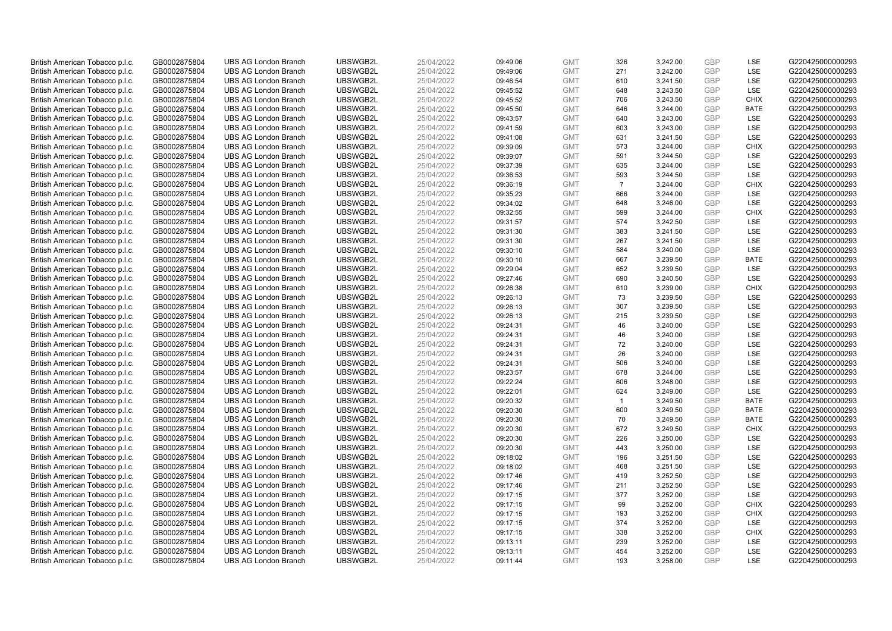| | | | | | | | | | | | |
|---|---|---|---|---|---|---|---|---|---|---|---|
| British American Tobacco p.l.c. | GB0002875804 | UBS AG London Branch | UBSWGB2L | 25/04/2022 | 09:49:06 | GMT | 326 | 3,242.00 | GBP | LSE | G220425000000293 |
| British American Tobacco p.l.c. | GB0002875804 | UBS AG London Branch | UBSWGB2L | 25/04/2022 | 09:49:06 | GMT | 271 | 3,242.00 | GBP | LSE | G220425000000293 |
| British American Tobacco p.l.c. | GB0002875804 | UBS AG London Branch | UBSWGB2L | 25/04/2022 | 09:46:54 | GMT | 610 | 3,241.50 | GBP | LSE | G220425000000293 |
| British American Tobacco p.l.c. | GB0002875804 | UBS AG London Branch | UBSWGB2L | 25/04/2022 | 09:45:52 | GMT | 648 | 3,243.50 | GBP | LSE | G220425000000293 |
| British American Tobacco p.l.c. | GB0002875804 | UBS AG London Branch | UBSWGB2L | 25/04/2022 | 09:45:52 | GMT | 706 | 3,243.50 | GBP | CHIX | G220425000000293 |
| British American Tobacco p.l.c. | GB0002875804 | UBS AG London Branch | UBSWGB2L | 25/04/2022 | 09:45:50 | GMT | 646 | 3,244.00 | GBP | BATE | G220425000000293 |
| British American Tobacco p.l.c. | GB0002875804 | UBS AG London Branch | UBSWGB2L | 25/04/2022 | 09:43:57 | GMT | 640 | 3,243.00 | GBP | LSE | G220425000000293 |
| British American Tobacco p.l.c. | GB0002875804 | UBS AG London Branch | UBSWGB2L | 25/04/2022 | 09:41:59 | GMT | 603 | 3,243.00 | GBP | LSE | G220425000000293 |
| British American Tobacco p.l.c. | GB0002875804 | UBS AG London Branch | UBSWGB2L | 25/04/2022 | 09:41:08 | GMT | 631 | 3,241.50 | GBP | LSE | G220425000000293 |
| British American Tobacco p.l.c. | GB0002875804 | UBS AG London Branch | UBSWGB2L | 25/04/2022 | 09:39:09 | GMT | 573 | 3,244.00 | GBP | CHIX | G220425000000293 |
| British American Tobacco p.l.c. | GB0002875804 | UBS AG London Branch | UBSWGB2L | 25/04/2022 | 09:39:07 | GMT | 591 | 3,244.50 | GBP | LSE | G220425000000293 |
| British American Tobacco p.l.c. | GB0002875804 | UBS AG London Branch | UBSWGB2L | 25/04/2022 | 09:37:39 | GMT | 635 | 3,244.00 | GBP | LSE | G220425000000293 |
| British American Tobacco p.l.c. | GB0002875804 | UBS AG London Branch | UBSWGB2L | 25/04/2022 | 09:36:53 | GMT | 593 | 3,244.50 | GBP | LSE | G220425000000293 |
| British American Tobacco p.l.c. | GB0002875804 | UBS AG London Branch | UBSWGB2L | 25/04/2022 | 09:36:19 | GMT | 7 | 3,244.00 | GBP | CHIX | G220425000000293 |
| British American Tobacco p.l.c. | GB0002875804 | UBS AG London Branch | UBSWGB2L | 25/04/2022 | 09:35:23 | GMT | 666 | 3,244.00 | GBP | LSE | G220425000000293 |
| British American Tobacco p.l.c. | GB0002875804 | UBS AG London Branch | UBSWGB2L | 25/04/2022 | 09:34:02 | GMT | 648 | 3,246.00 | GBP | LSE | G220425000000293 |
| British American Tobacco p.l.c. | GB0002875804 | UBS AG London Branch | UBSWGB2L | 25/04/2022 | 09:32:55 | GMT | 599 | 3,244.00 | GBP | CHIX | G220425000000293 |
| British American Tobacco p.l.c. | GB0002875804 | UBS AG London Branch | UBSWGB2L | 25/04/2022 | 09:31:57 | GMT | 574 | 3,242.50 | GBP | LSE | G220425000000293 |
| British American Tobacco p.l.c. | GB0002875804 | UBS AG London Branch | UBSWGB2L | 25/04/2022 | 09:31:30 | GMT | 383 | 3,241.50 | GBP | LSE | G220425000000293 |
| British American Tobacco p.l.c. | GB0002875804 | UBS AG London Branch | UBSWGB2L | 25/04/2022 | 09:31:30 | GMT | 267 | 3,241.50 | GBP | LSE | G220425000000293 |
| British American Tobacco p.l.c. | GB0002875804 | UBS AG London Branch | UBSWGB2L | 25/04/2022 | 09:30:10 | GMT | 584 | 3,240.00 | GBP | LSE | G220425000000293 |
| British American Tobacco p.l.c. | GB0002875804 | UBS AG London Branch | UBSWGB2L | 25/04/2022 | 09:30:10 | GMT | 667 | 3,239.50 | GBP | BATE | G220425000000293 |
| British American Tobacco p.l.c. | GB0002875804 | UBS AG London Branch | UBSWGB2L | 25/04/2022 | 09:29:04 | GMT | 652 | 3,239.50 | GBP | LSE | G220425000000293 |
| British American Tobacco p.l.c. | GB0002875804 | UBS AG London Branch | UBSWGB2L | 25/04/2022 | 09:27:46 | GMT | 690 | 3,240.50 | GBP | LSE | G220425000000293 |
| British American Tobacco p.l.c. | GB0002875804 | UBS AG London Branch | UBSWGB2L | 25/04/2022 | 09:26:38 | GMT | 610 | 3,239.00 | GBP | CHIX | G220425000000293 |
| British American Tobacco p.l.c. | GB0002875804 | UBS AG London Branch | UBSWGB2L | 25/04/2022 | 09:26:13 | GMT | 73 | 3,239.50 | GBP | LSE | G220425000000293 |
| British American Tobacco p.l.c. | GB0002875804 | UBS AG London Branch | UBSWGB2L | 25/04/2022 | 09:26:13 | GMT | 307 | 3,239.50 | GBP | LSE | G220425000000293 |
| British American Tobacco p.l.c. | GB0002875804 | UBS AG London Branch | UBSWGB2L | 25/04/2022 | 09:26:13 | GMT | 215 | 3,239.50 | GBP | LSE | G220425000000293 |
| British American Tobacco p.l.c. | GB0002875804 | UBS AG London Branch | UBSWGB2L | 25/04/2022 | 09:24:31 | GMT | 46 | 3,240.00 | GBP | LSE | G220425000000293 |
| British American Tobacco p.l.c. | GB0002875804 | UBS AG London Branch | UBSWGB2L | 25/04/2022 | 09:24:31 | GMT | 46 | 3,240.00 | GBP | LSE | G220425000000293 |
| British American Tobacco p.l.c. | GB0002875804 | UBS AG London Branch | UBSWGB2L | 25/04/2022 | 09:24:31 | GMT | 72 | 3,240.00 | GBP | LSE | G220425000000293 |
| British American Tobacco p.l.c. | GB0002875804 | UBS AG London Branch | UBSWGB2L | 25/04/2022 | 09:24:31 | GMT | 26 | 3,240.00 | GBP | LSE | G220425000000293 |
| British American Tobacco p.l.c. | GB0002875804 | UBS AG London Branch | UBSWGB2L | 25/04/2022 | 09:24:31 | GMT | 506 | 3,240.00 | GBP | LSE | G220425000000293 |
| British American Tobacco p.l.c. | GB0002875804 | UBS AG London Branch | UBSWGB2L | 25/04/2022 | 09:23:57 | GMT | 678 | 3,244.00 | GBP | LSE | G220425000000293 |
| British American Tobacco p.l.c. | GB0002875804 | UBS AG London Branch | UBSWGB2L | 25/04/2022 | 09:22:24 | GMT | 606 | 3,248.00 | GBP | LSE | G220425000000293 |
| British American Tobacco p.l.c. | GB0002875804 | UBS AG London Branch | UBSWGB2L | 25/04/2022 | 09:22:01 | GMT | 624 | 3,249.00 | GBP | LSE | G220425000000293 |
| British American Tobacco p.l.c. | GB0002875804 | UBS AG London Branch | UBSWGB2L | 25/04/2022 | 09:20:32 | GMT | 1 | 3,249.50 | GBP | BATE | G220425000000293 |
| British American Tobacco p.l.c. | GB0002875804 | UBS AG London Branch | UBSWGB2L | 25/04/2022 | 09:20:30 | GMT | 600 | 3,249.50 | GBP | BATE | G220425000000293 |
| British American Tobacco p.l.c. | GB0002875804 | UBS AG London Branch | UBSWGB2L | 25/04/2022 | 09:20:30 | GMT | 70 | 3,249.50 | GBP | BATE | G220425000000293 |
| British American Tobacco p.l.c. | GB0002875804 | UBS AG London Branch | UBSWGB2L | 25/04/2022 | 09:20:30 | GMT | 672 | 3,249.50 | GBP | CHIX | G220425000000293 |
| British American Tobacco p.l.c. | GB0002875804 | UBS AG London Branch | UBSWGB2L | 25/04/2022 | 09:20:30 | GMT | 226 | 3,250.00 | GBP | LSE | G220425000000293 |
| British American Tobacco p.l.c. | GB0002875804 | UBS AG London Branch | UBSWGB2L | 25/04/2022 | 09:20:30 | GMT | 443 | 3,250.00 | GBP | LSE | G220425000000293 |
| British American Tobacco p.l.c. | GB0002875804 | UBS AG London Branch | UBSWGB2L | 25/04/2022 | 09:18:02 | GMT | 196 | 3,251.50 | GBP | LSE | G220425000000293 |
| British American Tobacco p.l.c. | GB0002875804 | UBS AG London Branch | UBSWGB2L | 25/04/2022 | 09:18:02 | GMT | 468 | 3,251.50 | GBP | LSE | G220425000000293 |
| British American Tobacco p.l.c. | GB0002875804 | UBS AG London Branch | UBSWGB2L | 25/04/2022 | 09:17:46 | GMT | 419 | 3,252.50 | GBP | LSE | G220425000000293 |
| British American Tobacco p.l.c. | GB0002875804 | UBS AG London Branch | UBSWGB2L | 25/04/2022 | 09:17:46 | GMT | 211 | 3,252.50 | GBP | LSE | G220425000000293 |
| British American Tobacco p.l.c. | GB0002875804 | UBS AG London Branch | UBSWGB2L | 25/04/2022 | 09:17:15 | GMT | 377 | 3,252.00 | GBP | LSE | G220425000000293 |
| British American Tobacco p.l.c. | GB0002875804 | UBS AG London Branch | UBSWGB2L | 25/04/2022 | 09:17:15 | GMT | 99 | 3,252.00 | GBP | CHIX | G220425000000293 |
| British American Tobacco p.l.c. | GB0002875804 | UBS AG London Branch | UBSWGB2L | 25/04/2022 | 09:17:15 | GMT | 193 | 3,252.00 | GBP | CHIX | G220425000000293 |
| British American Tobacco p.l.c. | GB0002875804 | UBS AG London Branch | UBSWGB2L | 25/04/2022 | 09:17:15 | GMT | 374 | 3,252.00 | GBP | LSE | G220425000000293 |
| British American Tobacco p.l.c. | GB0002875804 | UBS AG London Branch | UBSWGB2L | 25/04/2022 | 09:17:15 | GMT | 338 | 3,252.00 | GBP | CHIX | G220425000000293 |
| British American Tobacco p.l.c. | GB0002875804 | UBS AG London Branch | UBSWGB2L | 25/04/2022 | 09:13:11 | GMT | 239 | 3,252.00 | GBP | LSE | G220425000000293 |
| British American Tobacco p.l.c. | GB0002875804 | UBS AG London Branch | UBSWGB2L | 25/04/2022 | 09:13:11 | GMT | 454 | 3,252.00 | GBP | LSE | G220425000000293 |
| British American Tobacco p.l.c. | GB0002875804 | UBS AG London Branch | UBSWGB2L | 25/04/2022 | 09:11:44 | GMT | 193 | 3,258.00 | GBP | LSE | G220425000000293 |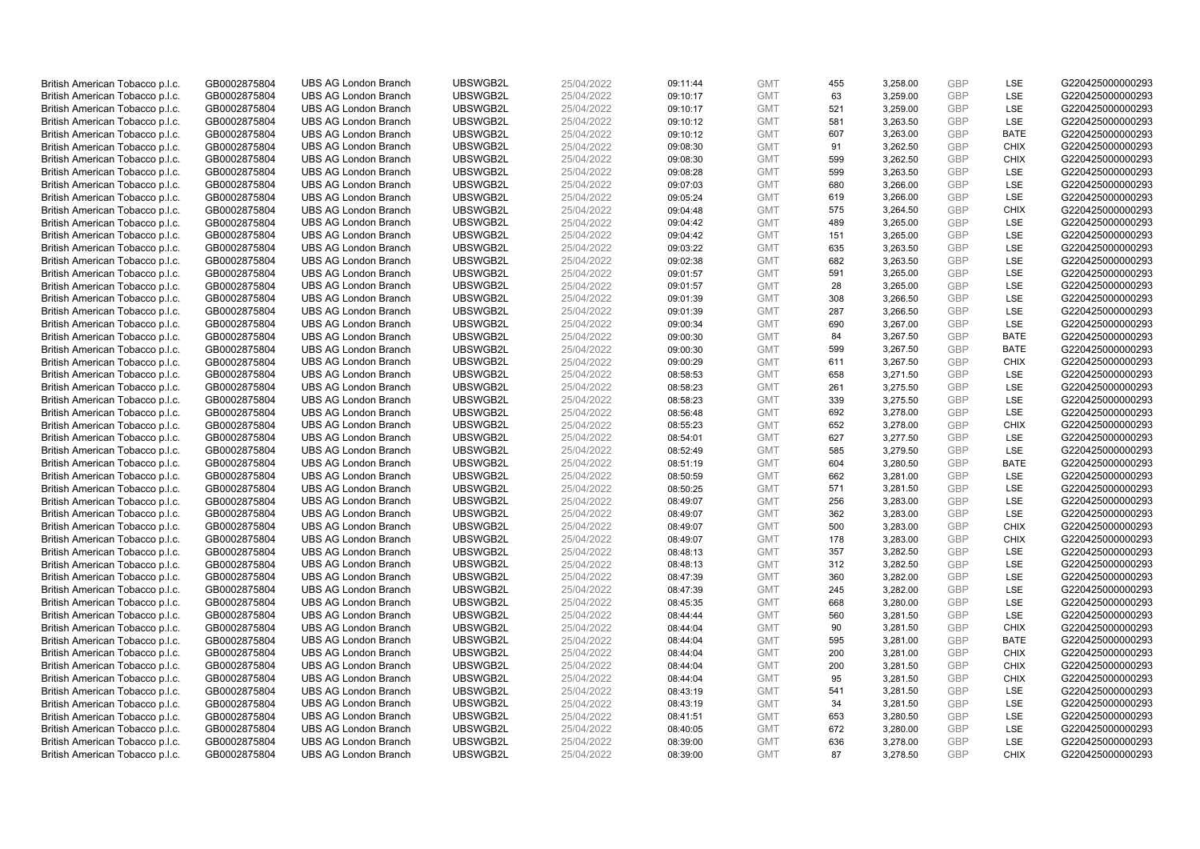| | | | | | | | | | | | |
|---|---|---|---|---|---|---|---|---|---|---|---|
| British American Tobacco p.l.c. | GB0002875804 | UBS AG London Branch | UBSWGB2L | 25/04/2022 | 09:11:44 | GMT | 455 | 3,258.00 | GBP | LSE | G220425000000293 |
| British American Tobacco p.l.c. | GB0002875804 | UBS AG London Branch | UBSWGB2L | 25/04/2022 | 09:10:17 | GMT | 63 | 3,259.00 | GBP | LSE | G220425000000293 |
| British American Tobacco p.l.c. | GB0002875804 | UBS AG London Branch | UBSWGB2L | 25/04/2022 | 09:10:17 | GMT | 521 | 3,259.00 | GBP | LSE | G220425000000293 |
| British American Tobacco p.l.c. | GB0002875804 | UBS AG London Branch | UBSWGB2L | 25/04/2022 | 09:10:12 | GMT | 581 | 3,263.50 | GBP | LSE | G220425000000293 |
| British American Tobacco p.l.c. | GB0002875804 | UBS AG London Branch | UBSWGB2L | 25/04/2022 | 09:10:12 | GMT | 607 | 3,263.00 | GBP | BATE | G220425000000293 |
| British American Tobacco p.l.c. | GB0002875804 | UBS AG London Branch | UBSWGB2L | 25/04/2022 | 09:08:30 | GMT | 91 | 3,262.50 | GBP | CHIX | G220425000000293 |
| British American Tobacco p.l.c. | GB0002875804 | UBS AG London Branch | UBSWGB2L | 25/04/2022 | 09:08:30 | GMT | 599 | 3,262.50 | GBP | CHIX | G220425000000293 |
| British American Tobacco p.l.c. | GB0002875804 | UBS AG London Branch | UBSWGB2L | 25/04/2022 | 09:08:28 | GMT | 599 | 3,263.50 | GBP | LSE | G220425000000293 |
| British American Tobacco p.l.c. | GB0002875804 | UBS AG London Branch | UBSWGB2L | 25/04/2022 | 09:07:03 | GMT | 680 | 3,266.00 | GBP | LSE | G220425000000293 |
| British American Tobacco p.l.c. | GB0002875804 | UBS AG London Branch | UBSWGB2L | 25/04/2022 | 09:05:24 | GMT | 619 | 3,266.00 | GBP | LSE | G220425000000293 |
| British American Tobacco p.l.c. | GB0002875804 | UBS AG London Branch | UBSWGB2L | 25/04/2022 | 09:04:48 | GMT | 575 | 3,264.50 | GBP | CHIX | G220425000000293 |
| British American Tobacco p.l.c. | GB0002875804 | UBS AG London Branch | UBSWGB2L | 25/04/2022 | 09:04:42 | GMT | 489 | 3,265.00 | GBP | LSE | G220425000000293 |
| British American Tobacco p.l.c. | GB0002875804 | UBS AG London Branch | UBSWGB2L | 25/04/2022 | 09:04:42 | GMT | 151 | 3,265.00 | GBP | LSE | G220425000000293 |
| British American Tobacco p.l.c. | GB0002875804 | UBS AG London Branch | UBSWGB2L | 25/04/2022 | 09:03:22 | GMT | 635 | 3,263.50 | GBP | LSE | G220425000000293 |
| British American Tobacco p.l.c. | GB0002875804 | UBS AG London Branch | UBSWGB2L | 25/04/2022 | 09:02:38 | GMT | 682 | 3,263.50 | GBP | LSE | G220425000000293 |
| British American Tobacco p.l.c. | GB0002875804 | UBS AG London Branch | UBSWGB2L | 25/04/2022 | 09:01:57 | GMT | 591 | 3,265.00 | GBP | LSE | G220425000000293 |
| British American Tobacco p.l.c. | GB0002875804 | UBS AG London Branch | UBSWGB2L | 25/04/2022 | 09:01:57 | GMT | 28 | 3,265.00 | GBP | LSE | G220425000000293 |
| British American Tobacco p.l.c. | GB0002875804 | UBS AG London Branch | UBSWGB2L | 25/04/2022 | 09:01:39 | GMT | 308 | 3,266.50 | GBP | LSE | G220425000000293 |
| British American Tobacco p.l.c. | GB0002875804 | UBS AG London Branch | UBSWGB2L | 25/04/2022 | 09:01:39 | GMT | 287 | 3,266.50 | GBP | LSE | G220425000000293 |
| British American Tobacco p.l.c. | GB0002875804 | UBS AG London Branch | UBSWGB2L | 25/04/2022 | 09:00:34 | GMT | 690 | 3,267.00 | GBP | LSE | G220425000000293 |
| British American Tobacco p.l.c. | GB0002875804 | UBS AG London Branch | UBSWGB2L | 25/04/2022 | 09:00:30 | GMT | 84 | 3,267.50 | GBP | BATE | G220425000000293 |
| British American Tobacco p.l.c. | GB0002875804 | UBS AG London Branch | UBSWGB2L | 25/04/2022 | 09:00:30 | GMT | 599 | 3,267.50 | GBP | BATE | G220425000000293 |
| British American Tobacco p.l.c. | GB0002875804 | UBS AG London Branch | UBSWGB2L | 25/04/2022 | 09:00:29 | GMT | 611 | 3,267.50 | GBP | CHIX | G220425000000293 |
| British American Tobacco p.l.c. | GB0002875804 | UBS AG London Branch | UBSWGB2L | 25/04/2022 | 08:58:53 | GMT | 658 | 3,271.50 | GBP | LSE | G220425000000293 |
| British American Tobacco p.l.c. | GB0002875804 | UBS AG London Branch | UBSWGB2L | 25/04/2022 | 08:58:23 | GMT | 261 | 3,275.50 | GBP | LSE | G220425000000293 |
| British American Tobacco p.l.c. | GB0002875804 | UBS AG London Branch | UBSWGB2L | 25/04/2022 | 08:58:23 | GMT | 339 | 3,275.50 | GBP | LSE | G220425000000293 |
| British American Tobacco p.l.c. | GB0002875804 | UBS AG London Branch | UBSWGB2L | 25/04/2022 | 08:56:48 | GMT | 692 | 3,278.00 | GBP | LSE | G220425000000293 |
| British American Tobacco p.l.c. | GB0002875804 | UBS AG London Branch | UBSWGB2L | 25/04/2022 | 08:55:23 | GMT | 652 | 3,278.00 | GBP | CHIX | G220425000000293 |
| British American Tobacco p.l.c. | GB0002875804 | UBS AG London Branch | UBSWGB2L | 25/04/2022 | 08:54:01 | GMT | 627 | 3,277.50 | GBP | LSE | G220425000000293 |
| British American Tobacco p.l.c. | GB0002875804 | UBS AG London Branch | UBSWGB2L | 25/04/2022 | 08:52:49 | GMT | 585 | 3,279.50 | GBP | LSE | G220425000000293 |
| British American Tobacco p.l.c. | GB0002875804 | UBS AG London Branch | UBSWGB2L | 25/04/2022 | 08:51:19 | GMT | 604 | 3,280.50 | GBP | BATE | G220425000000293 |
| British American Tobacco p.l.c. | GB0002875804 | UBS AG London Branch | UBSWGB2L | 25/04/2022 | 08:50:59 | GMT | 662 | 3,281.00 | GBP | LSE | G220425000000293 |
| British American Tobacco p.l.c. | GB0002875804 | UBS AG London Branch | UBSWGB2L | 25/04/2022 | 08:50:25 | GMT | 571 | 3,281.50 | GBP | LSE | G220425000000293 |
| British American Tobacco p.l.c. | GB0002875804 | UBS AG London Branch | UBSWGB2L | 25/04/2022 | 08:49:07 | GMT | 256 | 3,283.00 | GBP | LSE | G220425000000293 |
| British American Tobacco p.l.c. | GB0002875804 | UBS AG London Branch | UBSWGB2L | 25/04/2022 | 08:49:07 | GMT | 362 | 3,283.00 | GBP | LSE | G220425000000293 |
| British American Tobacco p.l.c. | GB0002875804 | UBS AG London Branch | UBSWGB2L | 25/04/2022 | 08:49:07 | GMT | 500 | 3,283.00 | GBP | CHIX | G220425000000293 |
| British American Tobacco p.l.c. | GB0002875804 | UBS AG London Branch | UBSWGB2L | 25/04/2022 | 08:49:07 | GMT | 178 | 3,283.00 | GBP | CHIX | G220425000000293 |
| British American Tobacco p.l.c. | GB0002875804 | UBS AG London Branch | UBSWGB2L | 25/04/2022 | 08:48:13 | GMT | 357 | 3,282.50 | GBP | LSE | G220425000000293 |
| British American Tobacco p.l.c. | GB0002875804 | UBS AG London Branch | UBSWGB2L | 25/04/2022 | 08:48:13 | GMT | 312 | 3,282.50 | GBP | LSE | G220425000000293 |
| British American Tobacco p.l.c. | GB0002875804 | UBS AG London Branch | UBSWGB2L | 25/04/2022 | 08:47:39 | GMT | 360 | 3,282.00 | GBP | LSE | G220425000000293 |
| British American Tobacco p.l.c. | GB0002875804 | UBS AG London Branch | UBSWGB2L | 25/04/2022 | 08:47:39 | GMT | 245 | 3,282.00 | GBP | LSE | G220425000000293 |
| British American Tobacco p.l.c. | GB0002875804 | UBS AG London Branch | UBSWGB2L | 25/04/2022 | 08:45:35 | GMT | 668 | 3,280.00 | GBP | LSE | G220425000000293 |
| British American Tobacco p.l.c. | GB0002875804 | UBS AG London Branch | UBSWGB2L | 25/04/2022 | 08:44:44 | GMT | 560 | 3,281.50 | GBP | LSE | G220425000000293 |
| British American Tobacco p.l.c. | GB0002875804 | UBS AG London Branch | UBSWGB2L | 25/04/2022 | 08:44:04 | GMT | 90 | 3,281.50 | GBP | CHIX | G220425000000293 |
| British American Tobacco p.l.c. | GB0002875804 | UBS AG London Branch | UBSWGB2L | 25/04/2022 | 08:44:04 | GMT | 595 | 3,281.00 | GBP | BATE | G220425000000293 |
| British American Tobacco p.l.c. | GB0002875804 | UBS AG London Branch | UBSWGB2L | 25/04/2022 | 08:44:04 | GMT | 200 | 3,281.00 | GBP | CHIX | G220425000000293 |
| British American Tobacco p.l.c. | GB0002875804 | UBS AG London Branch | UBSWGB2L | 25/04/2022 | 08:44:04 | GMT | 200 | 3,281.50 | GBP | CHIX | G220425000000293 |
| British American Tobacco p.l.c. | GB0002875804 | UBS AG London Branch | UBSWGB2L | 25/04/2022 | 08:44:04 | GMT | 95 | 3,281.50 | GBP | CHIX | G220425000000293 |
| British American Tobacco p.l.c. | GB0002875804 | UBS AG London Branch | UBSWGB2L | 25/04/2022 | 08:43:19 | GMT | 541 | 3,281.50 | GBP | LSE | G220425000000293 |
| British American Tobacco p.l.c. | GB0002875804 | UBS AG London Branch | UBSWGB2L | 25/04/2022 | 08:43:19 | GMT | 34 | 3,281.50 | GBP | LSE | G220425000000293 |
| British American Tobacco p.l.c. | GB0002875804 | UBS AG London Branch | UBSWGB2L | 25/04/2022 | 08:41:51 | GMT | 653 | 3,280.50 | GBP | LSE | G220425000000293 |
| British American Tobacco p.l.c. | GB0002875804 | UBS AG London Branch | UBSWGB2L | 25/04/2022 | 08:40:05 | GMT | 672 | 3,280.00 | GBP | LSE | G220425000000293 |
| British American Tobacco p.l.c. | GB0002875804 | UBS AG London Branch | UBSWGB2L | 25/04/2022 | 08:39:00 | GMT | 636 | 3,278.00 | GBP | LSE | G220425000000293 |
| British American Tobacco p.l.c. | GB0002875804 | UBS AG London Branch | UBSWGB2L | 25/04/2022 | 08:39:00 | GMT | 87 | 3,278.50 | GBP | CHIX | G220425000000293 |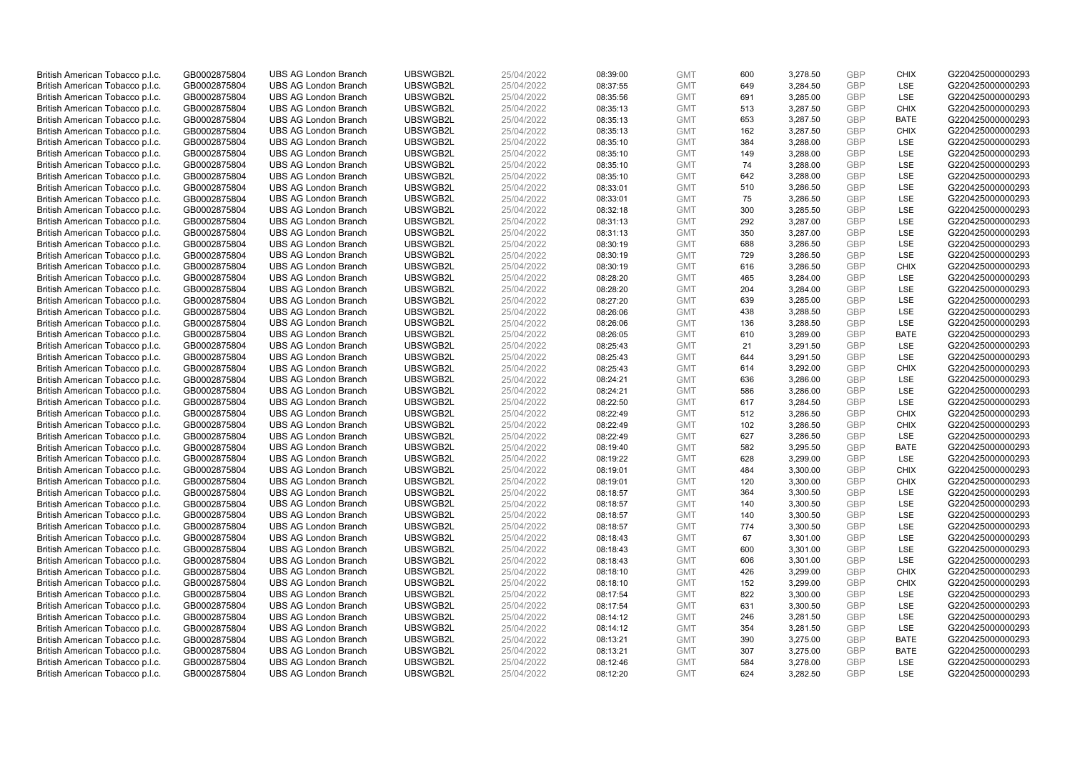| | | | | | | | | | | | |
|---|---|---|---|---|---|---|---|---|---|---|---|
| British American Tobacco p.l.c. | GB0002875804 | UBS AG London Branch | UBSWGB2L | 25/04/2022 | 08:39:00 | GMT | 600 | 3,278.50 | GBP | CHIX | G220425000000293 |
| British American Tobacco p.l.c. | GB0002875804 | UBS AG London Branch | UBSWGB2L | 25/04/2022 | 08:37:55 | GMT | 649 | 3,284.50 | GBP | LSE | G220425000000293 |
| British American Tobacco p.l.c. | GB0002875804 | UBS AG London Branch | UBSWGB2L | 25/04/2022 | 08:35:56 | GMT | 691 | 3,285.00 | GBP | LSE | G220425000000293 |
| British American Tobacco p.l.c. | GB0002875804 | UBS AG London Branch | UBSWGB2L | 25/04/2022 | 08:35:13 | GMT | 513 | 3,287.50 | GBP | CHIX | G220425000000293 |
| British American Tobacco p.l.c. | GB0002875804 | UBS AG London Branch | UBSWGB2L | 25/04/2022 | 08:35:13 | GMT | 653 | 3,287.50 | GBP | BATE | G220425000000293 |
| British American Tobacco p.l.c. | GB0002875804 | UBS AG London Branch | UBSWGB2L | 25/04/2022 | 08:35:13 | GMT | 162 | 3,287.50 | GBP | CHIX | G220425000000293 |
| British American Tobacco p.l.c. | GB0002875804 | UBS AG London Branch | UBSWGB2L | 25/04/2022 | 08:35:10 | GMT | 384 | 3,288.00 | GBP | LSE | G220425000000293 |
| British American Tobacco p.l.c. | GB0002875804 | UBS AG London Branch | UBSWGB2L | 25/04/2022 | 08:35:10 | GMT | 149 | 3,288.00 | GBP | LSE | G220425000000293 |
| British American Tobacco p.l.c. | GB0002875804 | UBS AG London Branch | UBSWGB2L | 25/04/2022 | 08:35:10 | GMT | 74 | 3,288.00 | GBP | LSE | G220425000000293 |
| British American Tobacco p.l.c. | GB0002875804 | UBS AG London Branch | UBSWGB2L | 25/04/2022 | 08:35:10 | GMT | 642 | 3,288.00 | GBP | LSE | G220425000000293 |
| British American Tobacco p.l.c. | GB0002875804 | UBS AG London Branch | UBSWGB2L | 25/04/2022 | 08:33:01 | GMT | 510 | 3,286.50 | GBP | LSE | G220425000000293 |
| British American Tobacco p.l.c. | GB0002875804 | UBS AG London Branch | UBSWGB2L | 25/04/2022 | 08:33:01 | GMT | 75 | 3,286.50 | GBP | LSE | G220425000000293 |
| British American Tobacco p.l.c. | GB0002875804 | UBS AG London Branch | UBSWGB2L | 25/04/2022 | 08:32:18 | GMT | 300 | 3,285.50 | GBP | LSE | G220425000000293 |
| British American Tobacco p.l.c. | GB0002875804 | UBS AG London Branch | UBSWGB2L | 25/04/2022 | 08:31:13 | GMT | 292 | 3,287.00 | GBP | LSE | G220425000000293 |
| British American Tobacco p.l.c. | GB0002875804 | UBS AG London Branch | UBSWGB2L | 25/04/2022 | 08:31:13 | GMT | 350 | 3,287.00 | GBP | LSE | G220425000000293 |
| British American Tobacco p.l.c. | GB0002875804 | UBS AG London Branch | UBSWGB2L | 25/04/2022 | 08:30:19 | GMT | 688 | 3,286.50 | GBP | LSE | G220425000000293 |
| British American Tobacco p.l.c. | GB0002875804 | UBS AG London Branch | UBSWGB2L | 25/04/2022 | 08:30:19 | GMT | 729 | 3,286.50 | GBP | LSE | G220425000000293 |
| British American Tobacco p.l.c. | GB0002875804 | UBS AG London Branch | UBSWGB2L | 25/04/2022 | 08:30:19 | GMT | 616 | 3,286.50 | GBP | CHIX | G220425000000293 |
| British American Tobacco p.l.c. | GB0002875804 | UBS AG London Branch | UBSWGB2L | 25/04/2022 | 08:28:20 | GMT | 465 | 3,284.00 | GBP | LSE | G220425000000293 |
| British American Tobacco p.l.c. | GB0002875804 | UBS AG London Branch | UBSWGB2L | 25/04/2022 | 08:28:20 | GMT | 204 | 3,284.00 | GBP | LSE | G220425000000293 |
| British American Tobacco p.l.c. | GB0002875804 | UBS AG London Branch | UBSWGB2L | 25/04/2022 | 08:27:20 | GMT | 639 | 3,285.00 | GBP | LSE | G220425000000293 |
| British American Tobacco p.l.c. | GB0002875804 | UBS AG London Branch | UBSWGB2L | 25/04/2022 | 08:26:06 | GMT | 438 | 3,288.50 | GBP | LSE | G220425000000293 |
| British American Tobacco p.l.c. | GB0002875804 | UBS AG London Branch | UBSWGB2L | 25/04/2022 | 08:26:06 | GMT | 136 | 3,288.50 | GBP | LSE | G220425000000293 |
| British American Tobacco p.l.c. | GB0002875804 | UBS AG London Branch | UBSWGB2L | 25/04/2022 | 08:26:05 | GMT | 610 | 3,289.00 | GBP | BATE | G220425000000293 |
| British American Tobacco p.l.c. | GB0002875804 | UBS AG London Branch | UBSWGB2L | 25/04/2022 | 08:25:43 | GMT | 21 | 3,291.50 | GBP | LSE | G220425000000293 |
| British American Tobacco p.l.c. | GB0002875804 | UBS AG London Branch | UBSWGB2L | 25/04/2022 | 08:25:43 | GMT | 644 | 3,291.50 | GBP | LSE | G220425000000293 |
| British American Tobacco p.l.c. | GB0002875804 | UBS AG London Branch | UBSWGB2L | 25/04/2022 | 08:25:43 | GMT | 614 | 3,292.00 | GBP | CHIX | G220425000000293 |
| British American Tobacco p.l.c. | GB0002875804 | UBS AG London Branch | UBSWGB2L | 25/04/2022 | 08:24:21 | GMT | 636 | 3,286.00 | GBP | LSE | G220425000000293 |
| British American Tobacco p.l.c. | GB0002875804 | UBS AG London Branch | UBSWGB2L | 25/04/2022 | 08:24:21 | GMT | 586 | 3,286.00 | GBP | LSE | G220425000000293 |
| British American Tobacco p.l.c. | GB0002875804 | UBS AG London Branch | UBSWGB2L | 25/04/2022 | 08:22:50 | GMT | 617 | 3,284.50 | GBP | LSE | G220425000000293 |
| British American Tobacco p.l.c. | GB0002875804 | UBS AG London Branch | UBSWGB2L | 25/04/2022 | 08:22:49 | GMT | 512 | 3,286.50 | GBP | CHIX | G220425000000293 |
| British American Tobacco p.l.c. | GB0002875804 | UBS AG London Branch | UBSWGB2L | 25/04/2022 | 08:22:49 | GMT | 102 | 3,286.50 | GBP | CHIX | G220425000000293 |
| British American Tobacco p.l.c. | GB0002875804 | UBS AG London Branch | UBSWGB2L | 25/04/2022 | 08:22:49 | GMT | 627 | 3,286.50 | GBP | LSE | G220425000000293 |
| British American Tobacco p.l.c. | GB0002875804 | UBS AG London Branch | UBSWGB2L | 25/04/2022 | 08:19:40 | GMT | 582 | 3,295.50 | GBP | BATE | G220425000000293 |
| British American Tobacco p.l.c. | GB0002875804 | UBS AG London Branch | UBSWGB2L | 25/04/2022 | 08:19:22 | GMT | 628 | 3,299.00 | GBP | LSE | G220425000000293 |
| British American Tobacco p.l.c. | GB0002875804 | UBS AG London Branch | UBSWGB2L | 25/04/2022 | 08:19:01 | GMT | 484 | 3,300.00 | GBP | CHIX | G220425000000293 |
| British American Tobacco p.l.c. | GB0002875804 | UBS AG London Branch | UBSWGB2L | 25/04/2022 | 08:19:01 | GMT | 120 | 3,300.00 | GBP | CHIX | G220425000000293 |
| British American Tobacco p.l.c. | GB0002875804 | UBS AG London Branch | UBSWGB2L | 25/04/2022 | 08:18:57 | GMT | 364 | 3,300.50 | GBP | LSE | G220425000000293 |
| British American Tobacco p.l.c. | GB0002875804 | UBS AG London Branch | UBSWGB2L | 25/04/2022 | 08:18:57 | GMT | 140 | 3,300.50 | GBP | LSE | G220425000000293 |
| British American Tobacco p.l.c. | GB0002875804 | UBS AG London Branch | UBSWGB2L | 25/04/2022 | 08:18:57 | GMT | 140 | 3,300.50 | GBP | LSE | G220425000000293 |
| British American Tobacco p.l.c. | GB0002875804 | UBS AG London Branch | UBSWGB2L | 25/04/2022 | 08:18:57 | GMT | 774 | 3,300.50 | GBP | LSE | G220425000000293 |
| British American Tobacco p.l.c. | GB0002875804 | UBS AG London Branch | UBSWGB2L | 25/04/2022 | 08:18:43 | GMT | 67 | 3,301.00 | GBP | LSE | G220425000000293 |
| British American Tobacco p.l.c. | GB0002875804 | UBS AG London Branch | UBSWGB2L | 25/04/2022 | 08:18:43 | GMT | 600 | 3,301.00 | GBP | LSE | G220425000000293 |
| British American Tobacco p.l.c. | GB0002875804 | UBS AG London Branch | UBSWGB2L | 25/04/2022 | 08:18:43 | GMT | 606 | 3,301.00 | GBP | LSE | G220425000000293 |
| British American Tobacco p.l.c. | GB0002875804 | UBS AG London Branch | UBSWGB2L | 25/04/2022 | 08:18:10 | GMT | 426 | 3,299.00 | GBP | CHIX | G220425000000293 |
| British American Tobacco p.l.c. | GB0002875804 | UBS AG London Branch | UBSWGB2L | 25/04/2022 | 08:18:10 | GMT | 152 | 3,299.00 | GBP | CHIX | G220425000000293 |
| British American Tobacco p.l.c. | GB0002875804 | UBS AG London Branch | UBSWGB2L | 25/04/2022 | 08:17:54 | GMT | 822 | 3,300.00 | GBP | LSE | G220425000000293 |
| British American Tobacco p.l.c. | GB0002875804 | UBS AG London Branch | UBSWGB2L | 25/04/2022 | 08:17:54 | GMT | 631 | 3,300.50 | GBP | LSE | G220425000000293 |
| British American Tobacco p.l.c. | GB0002875804 | UBS AG London Branch | UBSWGB2L | 25/04/2022 | 08:14:12 | GMT | 246 | 3,281.50 | GBP | LSE | G220425000000293 |
| British American Tobacco p.l.c. | GB0002875804 | UBS AG London Branch | UBSWGB2L | 25/04/2022 | 08:14:12 | GMT | 354 | 3,281.50 | GBP | LSE | G220425000000293 |
| British American Tobacco p.l.c. | GB0002875804 | UBS AG London Branch | UBSWGB2L | 25/04/2022 | 08:13:21 | GMT | 390 | 3,275.00 | GBP | BATE | G220425000000293 |
| British American Tobacco p.l.c. | GB0002875804 | UBS AG London Branch | UBSWGB2L | 25/04/2022 | 08:13:21 | GMT | 307 | 3,275.00 | GBP | BATE | G220425000000293 |
| British American Tobacco p.l.c. | GB0002875804 | UBS AG London Branch | UBSWGB2L | 25/04/2022 | 08:12:46 | GMT | 584 | 3,278.00 | GBP | LSE | G220425000000293 |
| British American Tobacco p.l.c. | GB0002875804 | UBS AG London Branch | UBSWGB2L | 25/04/2022 | 08:12:20 | GMT | 624 | 3,282.50 | GBP | LSE | G220425000000293 |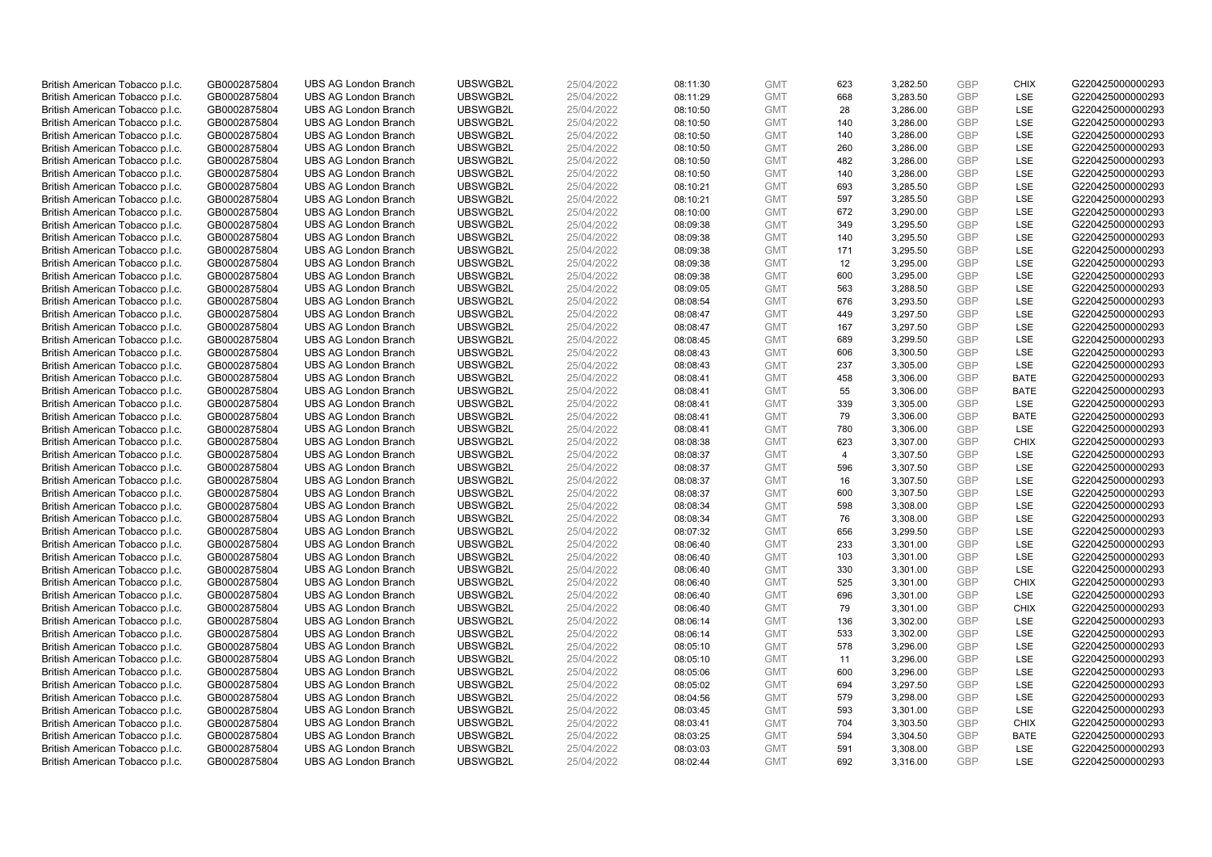| | | | | | | | | | | | |
|---|---|---|---|---|---|---|---|---|---|---|---|
| British American Tobacco p.l.c. | GB0002875804 | UBS AG London Branch | UBSWGB2L | 25/04/2022 | 08:11:30 | GMT | 623 | 3,282.50 | GBP | CHIX | G220425000000293 |
| British American Tobacco p.l.c. | GB0002875804 | UBS AG London Branch | UBSWGB2L | 25/04/2022 | 08:11:29 | GMT | 668 | 3,283.50 | GBP | LSE | G220425000000293 |
| British American Tobacco p.l.c. | GB0002875804 | UBS AG London Branch | UBSWGB2L | 25/04/2022 | 08:10:50 | GMT | 28 | 3,286.00 | GBP | LSE | G220425000000293 |
| British American Tobacco p.l.c. | GB0002875804 | UBS AG London Branch | UBSWGB2L | 25/04/2022 | 08:10:50 | GMT | 140 | 3,286.00 | GBP | LSE | G220425000000293 |
| British American Tobacco p.l.c. | GB0002875804 | UBS AG London Branch | UBSWGB2L | 25/04/2022 | 08:10:50 | GMT | 140 | 3,286.00 | GBP | LSE | G220425000000293 |
| British American Tobacco p.l.c. | GB0002875804 | UBS AG London Branch | UBSWGB2L | 25/04/2022 | 08:10:50 | GMT | 260 | 3,286.00 | GBP | LSE | G220425000000293 |
| British American Tobacco p.l.c. | GB0002875804 | UBS AG London Branch | UBSWGB2L | 25/04/2022 | 08:10:50 | GMT | 482 | 3,286.00 | GBP | LSE | G220425000000293 |
| British American Tobacco p.l.c. | GB0002875804 | UBS AG London Branch | UBSWGB2L | 25/04/2022 | 08:10:50 | GMT | 140 | 3,286.00 | GBP | LSE | G220425000000293 |
| British American Tobacco p.l.c. | GB0002875804 | UBS AG London Branch | UBSWGB2L | 25/04/2022 | 08:10:21 | GMT | 693 | 3,285.50 | GBP | LSE | G220425000000293 |
| British American Tobacco p.l.c. | GB0002875804 | UBS AG London Branch | UBSWGB2L | 25/04/2022 | 08:10:21 | GMT | 597 | 3,285.50 | GBP | LSE | G220425000000293 |
| British American Tobacco p.l.c. | GB0002875804 | UBS AG London Branch | UBSWGB2L | 25/04/2022 | 08:10:00 | GMT | 672 | 3,290.00 | GBP | LSE | G220425000000293 |
| British American Tobacco p.l.c. | GB0002875804 | UBS AG London Branch | UBSWGB2L | 25/04/2022 | 08:09:38 | GMT | 349 | 3,295.50 | GBP | LSE | G220425000000293 |
| British American Tobacco p.l.c. | GB0002875804 | UBS AG London Branch | UBSWGB2L | 25/04/2022 | 08:09:38 | GMT | 140 | 3,295.50 | GBP | LSE | G220425000000293 |
| British American Tobacco p.l.c. | GB0002875804 | UBS AG London Branch | UBSWGB2L | 25/04/2022 | 08:09:38 | GMT | 171 | 3,295.50 | GBP | LSE | G220425000000293 |
| British American Tobacco p.l.c. | GB0002875804 | UBS AG London Branch | UBSWGB2L | 25/04/2022 | 08:09:38 | GMT | 12 | 3,295.00 | GBP | LSE | G220425000000293 |
| British American Tobacco p.l.c. | GB0002875804 | UBS AG London Branch | UBSWGB2L | 25/04/2022 | 08:09:38 | GMT | 600 | 3,295.00 | GBP | LSE | G220425000000293 |
| British American Tobacco p.l.c. | GB0002875804 | UBS AG London Branch | UBSWGB2L | 25/04/2022 | 08:09:05 | GMT | 563 | 3,288.50 | GBP | LSE | G220425000000293 |
| British American Tobacco p.l.c. | GB0002875804 | UBS AG London Branch | UBSWGB2L | 25/04/2022 | 08:08:54 | GMT | 676 | 3,293.50 | GBP | LSE | G220425000000293 |
| British American Tobacco p.l.c. | GB0002875804 | UBS AG London Branch | UBSWGB2L | 25/04/2022 | 08:08:47 | GMT | 449 | 3,297.50 | GBP | LSE | G220425000000293 |
| British American Tobacco p.l.c. | GB0002875804 | UBS AG London Branch | UBSWGB2L | 25/04/2022 | 08:08:47 | GMT | 167 | 3,297.50 | GBP | LSE | G220425000000293 |
| British American Tobacco p.l.c. | GB0002875804 | UBS AG London Branch | UBSWGB2L | 25/04/2022 | 08:08:45 | GMT | 689 | 3,299.50 | GBP | LSE | G220425000000293 |
| British American Tobacco p.l.c. | GB0002875804 | UBS AG London Branch | UBSWGB2L | 25/04/2022 | 08:08:43 | GMT | 606 | 3,300.50 | GBP | LSE | G220425000000293 |
| British American Tobacco p.l.c. | GB0002875804 | UBS AG London Branch | UBSWGB2L | 25/04/2022 | 08:08:43 | GMT | 237 | 3,305.00 | GBP | LSE | G220425000000293 |
| British American Tobacco p.l.c. | GB0002875804 | UBS AG London Branch | UBSWGB2L | 25/04/2022 | 08:08:41 | GMT | 458 | 3,306.00 | GBP | BATE | G220425000000293 |
| British American Tobacco p.l.c. | GB0002875804 | UBS AG London Branch | UBSWGB2L | 25/04/2022 | 08:08:41 | GMT | 55 | 3,306.00 | GBP | BATE | G220425000000293 |
| British American Tobacco p.l.c. | GB0002875804 | UBS AG London Branch | UBSWGB2L | 25/04/2022 | 08:08:41 | GMT | 339 | 3,305.00 | GBP | LSE | G220425000000293 |
| British American Tobacco p.l.c. | GB0002875804 | UBS AG London Branch | UBSWGB2L | 25/04/2022 | 08:08:41 | GMT | 79 | 3,306.00 | GBP | BATE | G220425000000293 |
| British American Tobacco p.l.c. | GB0002875804 | UBS AG London Branch | UBSWGB2L | 25/04/2022 | 08:08:41 | GMT | 780 | 3,306.00 | GBP | LSE | G220425000000293 |
| British American Tobacco p.l.c. | GB0002875804 | UBS AG London Branch | UBSWGB2L | 25/04/2022 | 08:08:38 | GMT | 623 | 3,307.00 | GBP | CHIX | G220425000000293 |
| British American Tobacco p.l.c. | GB0002875804 | UBS AG London Branch | UBSWGB2L | 25/04/2022 | 08:08:37 | GMT | 4 | 3,307.50 | GBP | LSE | G220425000000293 |
| British American Tobacco p.l.c. | GB0002875804 | UBS AG London Branch | UBSWGB2L | 25/04/2022 | 08:08:37 | GMT | 596 | 3,307.50 | GBP | LSE | G220425000000293 |
| British American Tobacco p.l.c. | GB0002875804 | UBS AG London Branch | UBSWGB2L | 25/04/2022 | 08:08:37 | GMT | 16 | 3,307.50 | GBP | LSE | G220425000000293 |
| British American Tobacco p.l.c. | GB0002875804 | UBS AG London Branch | UBSWGB2L | 25/04/2022 | 08:08:37 | GMT | 600 | 3,307.50 | GBP | LSE | G220425000000293 |
| British American Tobacco p.l.c. | GB0002875804 | UBS AG London Branch | UBSWGB2L | 25/04/2022 | 08:08:34 | GMT | 598 | 3,308.00 | GBP | LSE | G220425000000293 |
| British American Tobacco p.l.c. | GB0002875804 | UBS AG London Branch | UBSWGB2L | 25/04/2022 | 08:08:34 | GMT | 76 | 3,308.00 | GBP | LSE | G220425000000293 |
| British American Tobacco p.l.c. | GB0002875804 | UBS AG London Branch | UBSWGB2L | 25/04/2022 | 08:07:32 | GMT | 656 | 3,299.50 | GBP | LSE | G220425000000293 |
| British American Tobacco p.l.c. | GB0002875804 | UBS AG London Branch | UBSWGB2L | 25/04/2022 | 08:06:40 | GMT | 233 | 3,301.00 | GBP | LSE | G220425000000293 |
| British American Tobacco p.l.c. | GB0002875804 | UBS AG London Branch | UBSWGB2L | 25/04/2022 | 08:06:40 | GMT | 103 | 3,301.00 | GBP | LSE | G220425000000293 |
| British American Tobacco p.l.c. | GB0002875804 | UBS AG London Branch | UBSWGB2L | 25/04/2022 | 08:06:40 | GMT | 330 | 3,301.00 | GBP | LSE | G220425000000293 |
| British American Tobacco p.l.c. | GB0002875804 | UBS AG London Branch | UBSWGB2L | 25/04/2022 | 08:06:40 | GMT | 525 | 3,301.00 | GBP | CHIX | G220425000000293 |
| British American Tobacco p.l.c. | GB0002875804 | UBS AG London Branch | UBSWGB2L | 25/04/2022 | 08:06:40 | GMT | 696 | 3,301.00 | GBP | LSE | G220425000000293 |
| British American Tobacco p.l.c. | GB0002875804 | UBS AG London Branch | UBSWGB2L | 25/04/2022 | 08:06:40 | GMT | 79 | 3,301.00 | GBP | CHIX | G220425000000293 |
| British American Tobacco p.l.c. | GB0002875804 | UBS AG London Branch | UBSWGB2L | 25/04/2022 | 08:06:14 | GMT | 136 | 3,302.00 | GBP | LSE | G220425000000293 |
| British American Tobacco p.l.c. | GB0002875804 | UBS AG London Branch | UBSWGB2L | 25/04/2022 | 08:06:14 | GMT | 533 | 3,302.00 | GBP | LSE | G220425000000293 |
| British American Tobacco p.l.c. | GB0002875804 | UBS AG London Branch | UBSWGB2L | 25/04/2022 | 08:05:10 | GMT | 578 | 3,296.00 | GBP | LSE | G220425000000293 |
| British American Tobacco p.l.c. | GB0002875804 | UBS AG London Branch | UBSWGB2L | 25/04/2022 | 08:05:10 | GMT | 11 | 3,296.00 | GBP | LSE | G220425000000293 |
| British American Tobacco p.l.c. | GB0002875804 | UBS AG London Branch | UBSWGB2L | 25/04/2022 | 08:05:06 | GMT | 600 | 3,296.00 | GBP | LSE | G220425000000293 |
| British American Tobacco p.l.c. | GB0002875804 | UBS AG London Branch | UBSWGB2L | 25/04/2022 | 08:05:02 | GMT | 694 | 3,297.50 | GBP | LSE | G220425000000293 |
| British American Tobacco p.l.c. | GB0002875804 | UBS AG London Branch | UBSWGB2L | 25/04/2022 | 08:04:56 | GMT | 579 | 3,298.00 | GBP | LSE | G220425000000293 |
| British American Tobacco p.l.c. | GB0002875804 | UBS AG London Branch | UBSWGB2L | 25/04/2022 | 08:03:45 | GMT | 593 | 3,301.00 | GBP | LSE | G220425000000293 |
| British American Tobacco p.l.c. | GB0002875804 | UBS AG London Branch | UBSWGB2L | 25/04/2022 | 08:03:41 | GMT | 704 | 3,303.50 | GBP | CHIX | G220425000000293 |
| British American Tobacco p.l.c. | GB0002875804 | UBS AG London Branch | UBSWGB2L | 25/04/2022 | 08:03:25 | GMT | 594 | 3,304.50 | GBP | BATE | G220425000000293 |
| British American Tobacco p.l.c. | GB0002875804 | UBS AG London Branch | UBSWGB2L | 25/04/2022 | 08:03:03 | GMT | 591 | 3,308.00 | GBP | LSE | G220425000000293 |
| British American Tobacco p.l.c. | GB0002875804 | UBS AG London Branch | UBSWGB2L | 25/04/2022 | 08:02:44 | GMT | 692 | 3,316.00 | GBP | LSE | G220425000000293 |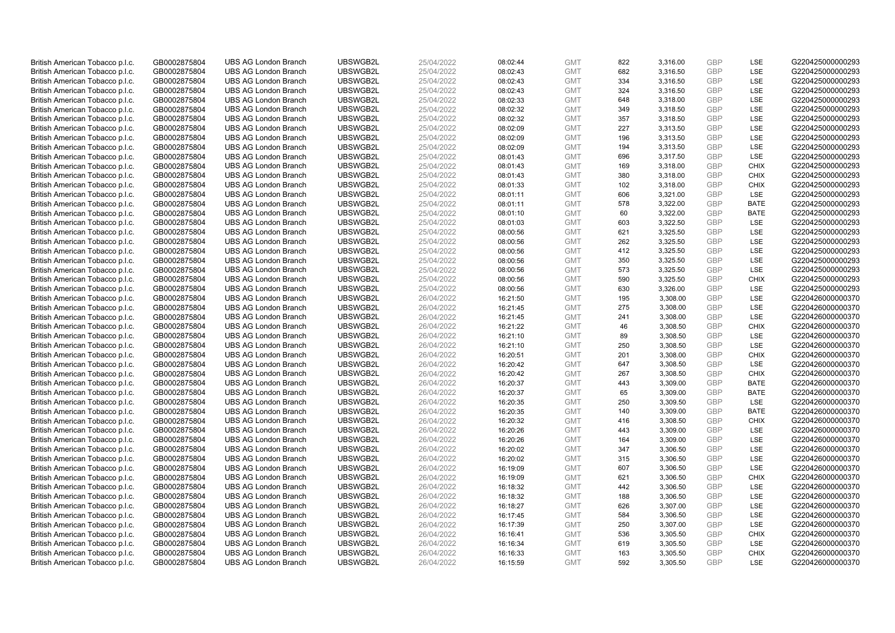| | | | | | | | | | | | |
|---|---|---|---|---|---|---|---|---|---|---|---|
| British American Tobacco p.l.c. | GB0002875804 | UBS AG London Branch | UBSWGB2L | 25/04/2022 | 08:02:44 | GMT | 822 | 3,316.00 | GBP | LSE | G220425000000293 |
| British American Tobacco p.l.c. | GB0002875804 | UBS AG London Branch | UBSWGB2L | 25/04/2022 | 08:02:43 | GMT | 682 | 3,316.50 | GBP | LSE | G220425000000293 |
| British American Tobacco p.l.c. | GB0002875804 | UBS AG London Branch | UBSWGB2L | 25/04/2022 | 08:02:43 | GMT | 334 | 3,316.50 | GBP | LSE | G220425000000293 |
| British American Tobacco p.l.c. | GB0002875804 | UBS AG London Branch | UBSWGB2L | 25/04/2022 | 08:02:43 | GMT | 324 | 3,316.50 | GBP | LSE | G220425000000293 |
| British American Tobacco p.l.c. | GB0002875804 | UBS AG London Branch | UBSWGB2L | 25/04/2022 | 08:02:33 | GMT | 648 | 3,318.00 | GBP | LSE | G220425000000293 |
| British American Tobacco p.l.c. | GB0002875804 | UBS AG London Branch | UBSWGB2L | 25/04/2022 | 08:02:32 | GMT | 349 | 3,318.50 | GBP | LSE | G220425000000293 |
| British American Tobacco p.l.c. | GB0002875804 | UBS AG London Branch | UBSWGB2L | 25/04/2022 | 08:02:32 | GMT | 357 | 3,318.50 | GBP | LSE | G220425000000293 |
| British American Tobacco p.l.c. | GB0002875804 | UBS AG London Branch | UBSWGB2L | 25/04/2022 | 08:02:09 | GMT | 227 | 3,313.50 | GBP | LSE | G220425000000293 |
| British American Tobacco p.l.c. | GB0002875804 | UBS AG London Branch | UBSWGB2L | 25/04/2022 | 08:02:09 | GMT | 196 | 3,313.50 | GBP | LSE | G220425000000293 |
| British American Tobacco p.l.c. | GB0002875804 | UBS AG London Branch | UBSWGB2L | 25/04/2022 | 08:02:09 | GMT | 194 | 3,313.50 | GBP | LSE | G220425000000293 |
| British American Tobacco p.l.c. | GB0002875804 | UBS AG London Branch | UBSWGB2L | 25/04/2022 | 08:01:43 | GMT | 696 | 3,317.50 | GBP | LSE | G220425000000293 |
| British American Tobacco p.l.c. | GB0002875804 | UBS AG London Branch | UBSWGB2L | 25/04/2022 | 08:01:43 | GMT | 169 | 3,318.00 | GBP | CHIX | G220425000000293 |
| British American Tobacco p.l.c. | GB0002875804 | UBS AG London Branch | UBSWGB2L | 25/04/2022 | 08:01:43 | GMT | 380 | 3,318.00 | GBP | CHIX | G220425000000293 |
| British American Tobacco p.l.c. | GB0002875804 | UBS AG London Branch | UBSWGB2L | 25/04/2022 | 08:01:33 | GMT | 102 | 3,318.00 | GBP | CHIX | G220425000000293 |
| British American Tobacco p.l.c. | GB0002875804 | UBS AG London Branch | UBSWGB2L | 25/04/2022 | 08:01:11 | GMT | 606 | 3,321.00 | GBP | LSE | G220425000000293 |
| British American Tobacco p.l.c. | GB0002875804 | UBS AG London Branch | UBSWGB2L | 25/04/2022 | 08:01:11 | GMT | 578 | 3,322.00 | GBP | BATE | G220425000000293 |
| British American Tobacco p.l.c. | GB0002875804 | UBS AG London Branch | UBSWGB2L | 25/04/2022 | 08:01:10 | GMT | 60 | 3,322.00 | GBP | BATE | G220425000000293 |
| British American Tobacco p.l.c. | GB0002875804 | UBS AG London Branch | UBSWGB2L | 25/04/2022 | 08:01:03 | GMT | 603 | 3,322.50 | GBP | LSE | G220425000000293 |
| British American Tobacco p.l.c. | GB0002875804 | UBS AG London Branch | UBSWGB2L | 25/04/2022 | 08:00:56 | GMT | 621 | 3,325.50 | GBP | LSE | G220425000000293 |
| British American Tobacco p.l.c. | GB0002875804 | UBS AG London Branch | UBSWGB2L | 25/04/2022 | 08:00:56 | GMT | 262 | 3,325.50 | GBP | LSE | G220425000000293 |
| British American Tobacco p.l.c. | GB0002875804 | UBS AG London Branch | UBSWGB2L | 25/04/2022 | 08:00:56 | GMT | 412 | 3,325.50 | GBP | LSE | G220425000000293 |
| British American Tobacco p.l.c. | GB0002875804 | UBS AG London Branch | UBSWGB2L | 25/04/2022 | 08:00:56 | GMT | 350 | 3,325.50 | GBP | LSE | G220425000000293 |
| British American Tobacco p.l.c. | GB0002875804 | UBS AG London Branch | UBSWGB2L | 25/04/2022 | 08:00:56 | GMT | 573 | 3,325.50 | GBP | LSE | G220425000000293 |
| British American Tobacco p.l.c. | GB0002875804 | UBS AG London Branch | UBSWGB2L | 25/04/2022 | 08:00:56 | GMT | 590 | 3,325.50 | GBP | CHIX | G220425000000293 |
| British American Tobacco p.l.c. | GB0002875804 | UBS AG London Branch | UBSWGB2L | 25/04/2022 | 08:00:56 | GMT | 630 | 3,326.00 | GBP | LSE | G220425000000293 |
| British American Tobacco p.l.c. | GB0002875804 | UBS AG London Branch | UBSWGB2L | 26/04/2022 | 16:21:50 | GMT | 195 | 3,308.00 | GBP | LSE | G220426000000370 |
| British American Tobacco p.l.c. | GB0002875804 | UBS AG London Branch | UBSWGB2L | 26/04/2022 | 16:21:45 | GMT | 275 | 3,308.00 | GBP | LSE | G220426000000370 |
| British American Tobacco p.l.c. | GB0002875804 | UBS AG London Branch | UBSWGB2L | 26/04/2022 | 16:21:45 | GMT | 241 | 3,308.00 | GBP | LSE | G220426000000370 |
| British American Tobacco p.l.c. | GB0002875804 | UBS AG London Branch | UBSWGB2L | 26/04/2022 | 16:21:22 | GMT | 46 | 3,308.50 | GBP | CHIX | G220426000000370 |
| British American Tobacco p.l.c. | GB0002875804 | UBS AG London Branch | UBSWGB2L | 26/04/2022 | 16:21:10 | GMT | 89 | 3,308.50 | GBP | LSE | G220426000000370 |
| British American Tobacco p.l.c. | GB0002875804 | UBS AG London Branch | UBSWGB2L | 26/04/2022 | 16:21:10 | GMT | 250 | 3,308.50 | GBP | LSE | G220426000000370 |
| British American Tobacco p.l.c. | GB0002875804 | UBS AG London Branch | UBSWGB2L | 26/04/2022 | 16:20:51 | GMT | 201 | 3,308.00 | GBP | CHIX | G220426000000370 |
| British American Tobacco p.l.c. | GB0002875804 | UBS AG London Branch | UBSWGB2L | 26/04/2022 | 16:20:42 | GMT | 647 | 3,308.50 | GBP | LSE | G220426000000370 |
| British American Tobacco p.l.c. | GB0002875804 | UBS AG London Branch | UBSWGB2L | 26/04/2022 | 16:20:42 | GMT | 267 | 3,308.50 | GBP | CHIX | G220426000000370 |
| British American Tobacco p.l.c. | GB0002875804 | UBS AG London Branch | UBSWGB2L | 26/04/2022 | 16:20:37 | GMT | 443 | 3,309.00 | GBP | BATE | G220426000000370 |
| British American Tobacco p.l.c. | GB0002875804 | UBS AG London Branch | UBSWGB2L | 26/04/2022 | 16:20:37 | GMT | 65 | 3,309.00 | GBP | BATE | G220426000000370 |
| British American Tobacco p.l.c. | GB0002875804 | UBS AG London Branch | UBSWGB2L | 26/04/2022 | 16:20:35 | GMT | 250 | 3,309.50 | GBP | LSE | G220426000000370 |
| British American Tobacco p.l.c. | GB0002875804 | UBS AG London Branch | UBSWGB2L | 26/04/2022 | 16:20:35 | GMT | 140 | 3,309.00 | GBP | BATE | G220426000000370 |
| British American Tobacco p.l.c. | GB0002875804 | UBS AG London Branch | UBSWGB2L | 26/04/2022 | 16:20:32 | GMT | 416 | 3,308.50 | GBP | CHIX | G220426000000370 |
| British American Tobacco p.l.c. | GB0002875804 | UBS AG London Branch | UBSWGB2L | 26/04/2022 | 16:20:26 | GMT | 443 | 3,309.00 | GBP | LSE | G220426000000370 |
| British American Tobacco p.l.c. | GB0002875804 | UBS AG London Branch | UBSWGB2L | 26/04/2022 | 16:20:26 | GMT | 164 | 3,309.00 | GBP | LSE | G220426000000370 |
| British American Tobacco p.l.c. | GB0002875804 | UBS AG London Branch | UBSWGB2L | 26/04/2022 | 16:20:02 | GMT | 347 | 3,306.50 | GBP | LSE | G220426000000370 |
| British American Tobacco p.l.c. | GB0002875804 | UBS AG London Branch | UBSWGB2L | 26/04/2022 | 16:20:02 | GMT | 315 | 3,306.50 | GBP | LSE | G220426000000370 |
| British American Tobacco p.l.c. | GB0002875804 | UBS AG London Branch | UBSWGB2L | 26/04/2022 | 16:19:09 | GMT | 607 | 3,306.50 | GBP | LSE | G220426000000370 |
| British American Tobacco p.l.c. | GB0002875804 | UBS AG London Branch | UBSWGB2L | 26/04/2022 | 16:19:09 | GMT | 621 | 3,306.50 | GBP | CHIX | G220426000000370 |
| British American Tobacco p.l.c. | GB0002875804 | UBS AG London Branch | UBSWGB2L | 26/04/2022 | 16:18:32 | GMT | 442 | 3,306.50 | GBP | LSE | G220426000000370 |
| British American Tobacco p.l.c. | GB0002875804 | UBS AG London Branch | UBSWGB2L | 26/04/2022 | 16:18:32 | GMT | 188 | 3,306.50 | GBP | LSE | G220426000000370 |
| British American Tobacco p.l.c. | GB0002875804 | UBS AG London Branch | UBSWGB2L | 26/04/2022 | 16:18:27 | GMT | 626 | 3,307.00 | GBP | LSE | G220426000000370 |
| British American Tobacco p.l.c. | GB0002875804 | UBS AG London Branch | UBSWGB2L | 26/04/2022 | 16:17:45 | GMT | 584 | 3,306.50 | GBP | LSE | G220426000000370 |
| British American Tobacco p.l.c. | GB0002875804 | UBS AG London Branch | UBSWGB2L | 26/04/2022 | 16:17:39 | GMT | 250 | 3,307.00 | GBP | LSE | G220426000000370 |
| British American Tobacco p.l.c. | GB0002875804 | UBS AG London Branch | UBSWGB2L | 26/04/2022 | 16:16:41 | GMT | 536 | 3,305.50 | GBP | CHIX | G220426000000370 |
| British American Tobacco p.l.c. | GB0002875804 | UBS AG London Branch | UBSWGB2L | 26/04/2022 | 16:16:34 | GMT | 619 | 3,305.50 | GBP | LSE | G220426000000370 |
| British American Tobacco p.l.c. | GB0002875804 | UBS AG London Branch | UBSWGB2L | 26/04/2022 | 16:16:33 | GMT | 163 | 3,305.50 | GBP | CHIX | G220426000000370 |
| British American Tobacco p.l.c. | GB0002875804 | UBS AG London Branch | UBSWGB2L | 26/04/2022 | 16:15:59 | GMT | 592 | 3,305.50 | GBP | LSE | G220426000000370 |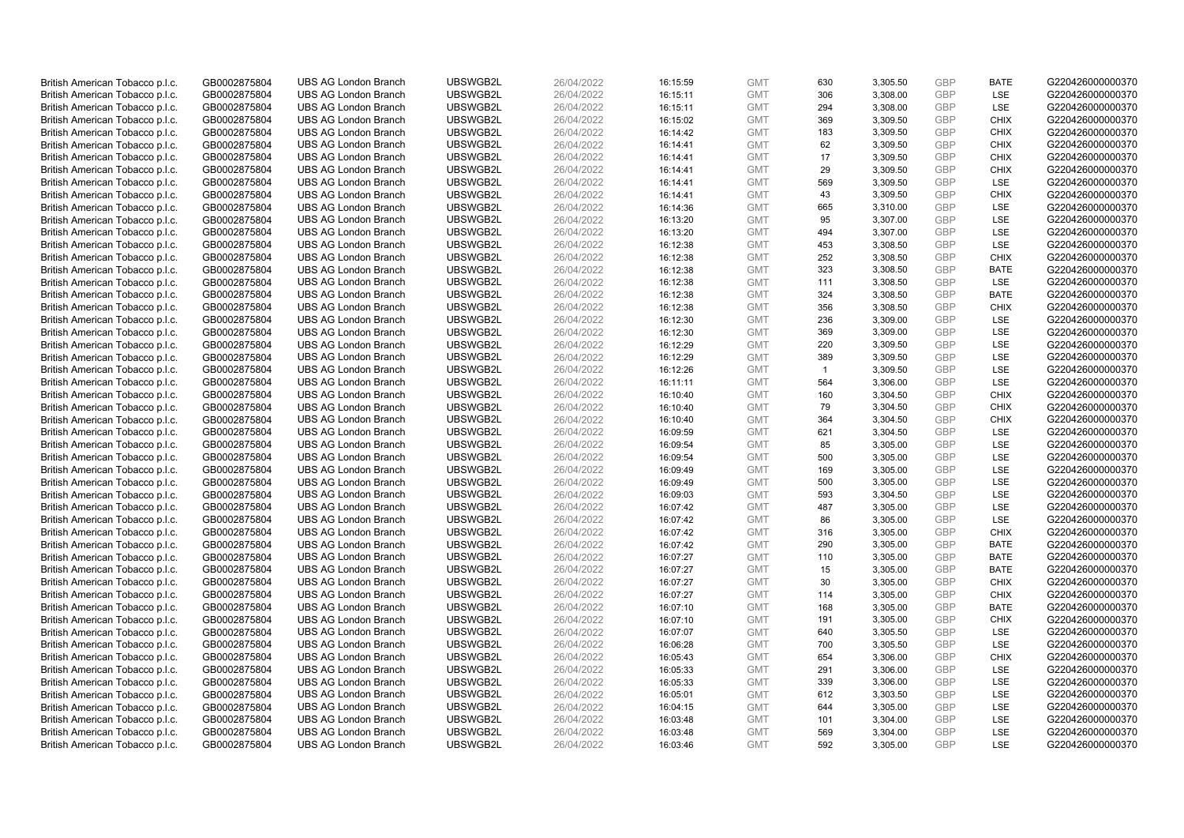| | | | | | | | | | | | |
|---|---|---|---|---|---|---|---|---|---|---|---|
| British American Tobacco p.l.c. | GB0002875804 | UBS AG London Branch | UBSWGB2L | 26/04/2022 | 16:15:59 | GMT | 630 | 3,305.50 | GBP | BATE | G220426000000370 |
| British American Tobacco p.l.c. | GB0002875804 | UBS AG London Branch | UBSWGB2L | 26/04/2022 | 16:15:11 | GMT | 306 | 3,308.00 | GBP | LSE | G220426000000370 |
| British American Tobacco p.l.c. | GB0002875804 | UBS AG London Branch | UBSWGB2L | 26/04/2022 | 16:15:11 | GMT | 294 | 3,308.00 | GBP | LSE | G220426000000370 |
| British American Tobacco p.l.c. | GB0002875804 | UBS AG London Branch | UBSWGB2L | 26/04/2022 | 16:15:02 | GMT | 369 | 3,309.50 | GBP | CHIX | G220426000000370 |
| British American Tobacco p.l.c. | GB0002875804 | UBS AG London Branch | UBSWGB2L | 26/04/2022 | 16:14:42 | GMT | 183 | 3,309.50 | GBP | CHIX | G220426000000370 |
| British American Tobacco p.l.c. | GB0002875804 | UBS AG London Branch | UBSWGB2L | 26/04/2022 | 16:14:41 | GMT | 62 | 3,309.50 | GBP | CHIX | G220426000000370 |
| British American Tobacco p.l.c. | GB0002875804 | UBS AG London Branch | UBSWGB2L | 26/04/2022 | 16:14:41 | GMT | 17 | 3,309.50 | GBP | CHIX | G220426000000370 |
| British American Tobacco p.l.c. | GB0002875804 | UBS AG London Branch | UBSWGB2L | 26/04/2022 | 16:14:41 | GMT | 29 | 3,309.50 | GBP | CHIX | G220426000000370 |
| British American Tobacco p.l.c. | GB0002875804 | UBS AG London Branch | UBSWGB2L | 26/04/2022 | 16:14:41 | GMT | 569 | 3,309.50 | GBP | LSE | G220426000000370 |
| British American Tobacco p.l.c. | GB0002875804 | UBS AG London Branch | UBSWGB2L | 26/04/2022 | 16:14:41 | GMT | 43 | 3,309.50 | GBP | CHIX | G220426000000370 |
| British American Tobacco p.l.c. | GB0002875804 | UBS AG London Branch | UBSWGB2L | 26/04/2022 | 16:14:36 | GMT | 665 | 3,310.00 | GBP | LSE | G220426000000370 |
| British American Tobacco p.l.c. | GB0002875804 | UBS AG London Branch | UBSWGB2L | 26/04/2022 | 16:13:20 | GMT | 95 | 3,307.00 | GBP | LSE | G220426000000370 |
| British American Tobacco p.l.c. | GB0002875804 | UBS AG London Branch | UBSWGB2L | 26/04/2022 | 16:13:20 | GMT | 494 | 3,307.00 | GBP | LSE | G220426000000370 |
| British American Tobacco p.l.c. | GB0002875804 | UBS AG London Branch | UBSWGB2L | 26/04/2022 | 16:12:38 | GMT | 453 | 3,308.50 | GBP | LSE | G220426000000370 |
| British American Tobacco p.l.c. | GB0002875804 | UBS AG London Branch | UBSWGB2L | 26/04/2022 | 16:12:38 | GMT | 252 | 3,308.50 | GBP | CHIX | G220426000000370 |
| British American Tobacco p.l.c. | GB0002875804 | UBS AG London Branch | UBSWGB2L | 26/04/2022 | 16:12:38 | GMT | 323 | 3,308.50 | GBP | BATE | G220426000000370 |
| British American Tobacco p.l.c. | GB0002875804 | UBS AG London Branch | UBSWGB2L | 26/04/2022 | 16:12:38 | GMT | 111 | 3,308.50 | GBP | LSE | G220426000000370 |
| British American Tobacco p.l.c. | GB0002875804 | UBS AG London Branch | UBSWGB2L | 26/04/2022 | 16:12:38 | GMT | 324 | 3,308.50 | GBP | BATE | G220426000000370 |
| British American Tobacco p.l.c. | GB0002875804 | UBS AG London Branch | UBSWGB2L | 26/04/2022 | 16:12:38 | GMT | 356 | 3,308.50 | GBP | CHIX | G220426000000370 |
| British American Tobacco p.l.c. | GB0002875804 | UBS AG London Branch | UBSWGB2L | 26/04/2022 | 16:12:30 | GMT | 236 | 3,309.00 | GBP | LSE | G220426000000370 |
| British American Tobacco p.l.c. | GB0002875804 | UBS AG London Branch | UBSWGB2L | 26/04/2022 | 16:12:30 | GMT | 369 | 3,309.00 | GBP | LSE | G220426000000370 |
| British American Tobacco p.l.c. | GB0002875804 | UBS AG London Branch | UBSWGB2L | 26/04/2022 | 16:12:29 | GMT | 220 | 3,309.50 | GBP | LSE | G220426000000370 |
| British American Tobacco p.l.c. | GB0002875804 | UBS AG London Branch | UBSWGB2L | 26/04/2022 | 16:12:29 | GMT | 389 | 3,309.50 | GBP | LSE | G220426000000370 |
| British American Tobacco p.l.c. | GB0002875804 | UBS AG London Branch | UBSWGB2L | 26/04/2022 | 16:12:26 | GMT | 1 | 3,309.50 | GBP | LSE | G220426000000370 |
| British American Tobacco p.l.c. | GB0002875804 | UBS AG London Branch | UBSWGB2L | 26/04/2022 | 16:11:11 | GMT | 564 | 3,306.00 | GBP | LSE | G220426000000370 |
| British American Tobacco p.l.c. | GB0002875804 | UBS AG London Branch | UBSWGB2L | 26/04/2022 | 16:10:40 | GMT | 160 | 3,304.50 | GBP | CHIX | G220426000000370 |
| British American Tobacco p.l.c. | GB0002875804 | UBS AG London Branch | UBSWGB2L | 26/04/2022 | 16:10:40 | GMT | 79 | 3,304.50 | GBP | CHIX | G220426000000370 |
| British American Tobacco p.l.c. | GB0002875804 | UBS AG London Branch | UBSWGB2L | 26/04/2022 | 16:10:40 | GMT | 364 | 3,304.50 | GBP | CHIX | G220426000000370 |
| British American Tobacco p.l.c. | GB0002875804 | UBS AG London Branch | UBSWGB2L | 26/04/2022 | 16:09:59 | GMT | 621 | 3,304.50 | GBP | LSE | G220426000000370 |
| British American Tobacco p.l.c. | GB0002875804 | UBS AG London Branch | UBSWGB2L | 26/04/2022 | 16:09:54 | GMT | 85 | 3,305.00 | GBP | LSE | G220426000000370 |
| British American Tobacco p.l.c. | GB0002875804 | UBS AG London Branch | UBSWGB2L | 26/04/2022 | 16:09:54 | GMT | 500 | 3,305.00 | GBP | LSE | G220426000000370 |
| British American Tobacco p.l.c. | GB0002875804 | UBS AG London Branch | UBSWGB2L | 26/04/2022 | 16:09:49 | GMT | 169 | 3,305.00 | GBP | LSE | G220426000000370 |
| British American Tobacco p.l.c. | GB0002875804 | UBS AG London Branch | UBSWGB2L | 26/04/2022 | 16:09:49 | GMT | 500 | 3,305.00 | GBP | LSE | G220426000000370 |
| British American Tobacco p.l.c. | GB0002875804 | UBS AG London Branch | UBSWGB2L | 26/04/2022 | 16:09:03 | GMT | 593 | 3,304.50 | GBP | LSE | G220426000000370 |
| British American Tobacco p.l.c. | GB0002875804 | UBS AG London Branch | UBSWGB2L | 26/04/2022 | 16:07:42 | GMT | 487 | 3,305.00 | GBP | LSE | G220426000000370 |
| British American Tobacco p.l.c. | GB0002875804 | UBS AG London Branch | UBSWGB2L | 26/04/2022 | 16:07:42 | GMT | 86 | 3,305.00 | GBP | LSE | G220426000000370 |
| British American Tobacco p.l.c. | GB0002875804 | UBS AG London Branch | UBSWGB2L | 26/04/2022 | 16:07:42 | GMT | 316 | 3,305.00 | GBP | CHIX | G220426000000370 |
| British American Tobacco p.l.c. | GB0002875804 | UBS AG London Branch | UBSWGB2L | 26/04/2022 | 16:07:42 | GMT | 290 | 3,305.00 | GBP | BATE | G220426000000370 |
| British American Tobacco p.l.c. | GB0002875804 | UBS AG London Branch | UBSWGB2L | 26/04/2022 | 16:07:27 | GMT | 110 | 3,305.00 | GBP | BATE | G220426000000370 |
| British American Tobacco p.l.c. | GB0002875804 | UBS AG London Branch | UBSWGB2L | 26/04/2022 | 16:07:27 | GMT | 15 | 3,305.00 | GBP | BATE | G220426000000370 |
| British American Tobacco p.l.c. | GB0002875804 | UBS AG London Branch | UBSWGB2L | 26/04/2022 | 16:07:27 | GMT | 30 | 3,305.00 | GBP | CHIX | G220426000000370 |
| British American Tobacco p.l.c. | GB0002875804 | UBS AG London Branch | UBSWGB2L | 26/04/2022 | 16:07:27 | GMT | 114 | 3,305.00 | GBP | CHIX | G220426000000370 |
| British American Tobacco p.l.c. | GB0002875804 | UBS AG London Branch | UBSWGB2L | 26/04/2022 | 16:07:10 | GMT | 168 | 3,305.00 | GBP | BATE | G220426000000370 |
| British American Tobacco p.l.c. | GB0002875804 | UBS AG London Branch | UBSWGB2L | 26/04/2022 | 16:07:10 | GMT | 191 | 3,305.00 | GBP | CHIX | G220426000000370 |
| British American Tobacco p.l.c. | GB0002875804 | UBS AG London Branch | UBSWGB2L | 26/04/2022 | 16:07:07 | GMT | 640 | 3,305.50 | GBP | LSE | G220426000000370 |
| British American Tobacco p.l.c. | GB0002875804 | UBS AG London Branch | UBSWGB2L | 26/04/2022 | 16:06:28 | GMT | 700 | 3,305.50 | GBP | LSE | G220426000000370 |
| British American Tobacco p.l.c. | GB0002875804 | UBS AG London Branch | UBSWGB2L | 26/04/2022 | 16:05:43 | GMT | 654 | 3,306.00 | GBP | CHIX | G220426000000370 |
| British American Tobacco p.l.c. | GB0002875804 | UBS AG London Branch | UBSWGB2L | 26/04/2022 | 16:05:33 | GMT | 291 | 3,306.00 | GBP | LSE | G220426000000370 |
| British American Tobacco p.l.c. | GB0002875804 | UBS AG London Branch | UBSWGB2L | 26/04/2022 | 16:05:33 | GMT | 339 | 3,306.00 | GBP | LSE | G220426000000370 |
| British American Tobacco p.l.c. | GB0002875804 | UBS AG London Branch | UBSWGB2L | 26/04/2022 | 16:05:01 | GMT | 612 | 3,303.50 | GBP | LSE | G220426000000370 |
| British American Tobacco p.l.c. | GB0002875804 | UBS AG London Branch | UBSWGB2L | 26/04/2022 | 16:04:15 | GMT | 644 | 3,305.00 | GBP | LSE | G220426000000370 |
| British American Tobacco p.l.c. | GB0002875804 | UBS AG London Branch | UBSWGB2L | 26/04/2022 | 16:03:48 | GMT | 101 | 3,304.00 | GBP | LSE | G220426000000370 |
| British American Tobacco p.l.c. | GB0002875804 | UBS AG London Branch | UBSWGB2L | 26/04/2022 | 16:03:48 | GMT | 569 | 3,304.00 | GBP | LSE | G220426000000370 |
| British American Tobacco p.l.c. | GB0002875804 | UBS AG London Branch | UBSWGB2L | 26/04/2022 | 16:03:46 | GMT | 592 | 3,305.00 | GBP | LSE | G220426000000370 |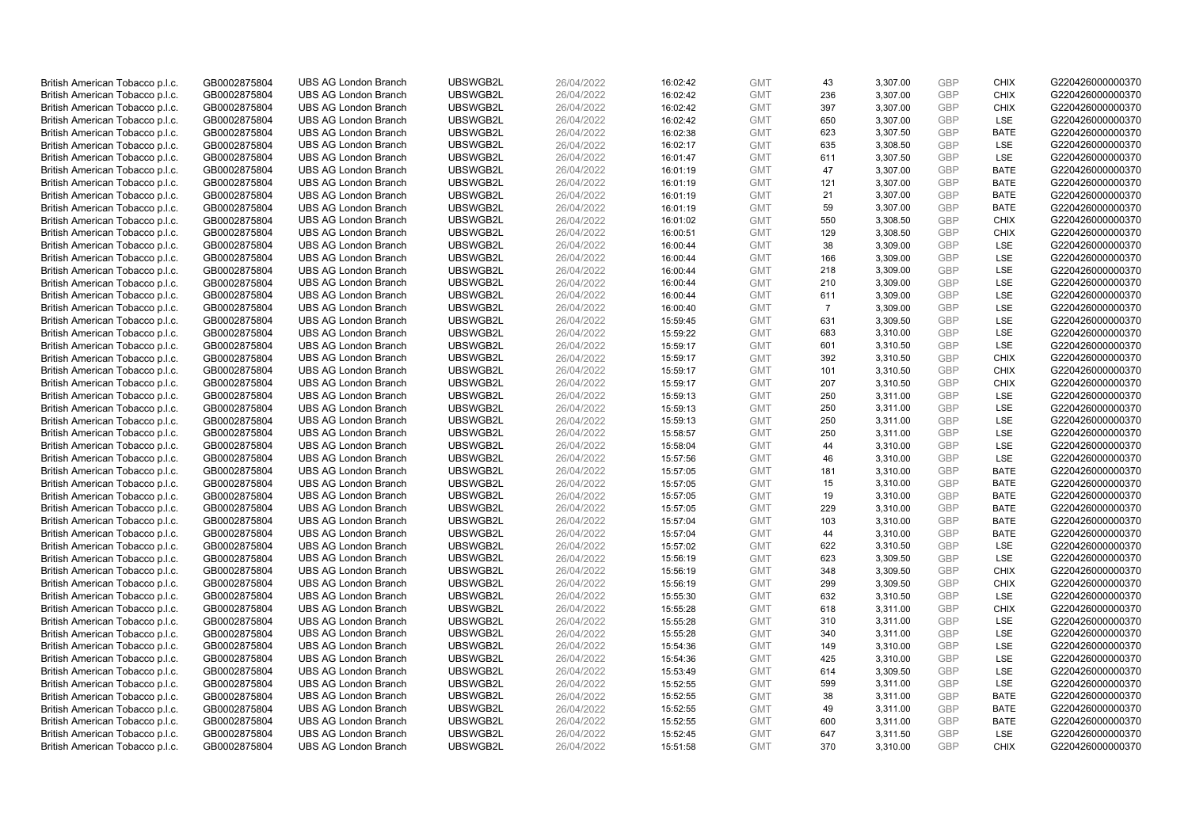| | | | | | | | | | | | |
|---|---|---|---|---|---|---|---|---|---|---|---|
| British American Tobacco p.l.c. | GB0002875804 | UBS AG London Branch | UBSWGB2L | 26/04/2022 | 16:02:42 | GMT | 43 | 3,307.00 | GBP | CHIX | G220426000000370 |
| British American Tobacco p.l.c. | GB0002875804 | UBS AG London Branch | UBSWGB2L | 26/04/2022 | 16:02:42 | GMT | 236 | 3,307.00 | GBP | CHIX | G220426000000370 |
| British American Tobacco p.l.c. | GB0002875804 | UBS AG London Branch | UBSWGB2L | 26/04/2022 | 16:02:42 | GMT | 397 | 3,307.00 | GBP | CHIX | G220426000000370 |
| British American Tobacco p.l.c. | GB0002875804 | UBS AG London Branch | UBSWGB2L | 26/04/2022 | 16:02:42 | GMT | 650 | 3,307.00 | GBP | LSE | G220426000000370 |
| British American Tobacco p.l.c. | GB0002875804 | UBS AG London Branch | UBSWGB2L | 26/04/2022 | 16:02:38 | GMT | 623 | 3,307.50 | GBP | BATE | G220426000000370 |
| British American Tobacco p.l.c. | GB0002875804 | UBS AG London Branch | UBSWGB2L | 26/04/2022 | 16:02:17 | GMT | 635 | 3,308.50 | GBP | LSE | G220426000000370 |
| British American Tobacco p.l.c. | GB0002875804 | UBS AG London Branch | UBSWGB2L | 26/04/2022 | 16:01:47 | GMT | 611 | 3,307.50 | GBP | LSE | G220426000000370 |
| British American Tobacco p.l.c. | GB0002875804 | UBS AG London Branch | UBSWGB2L | 26/04/2022 | 16:01:19 | GMT | 47 | 3,307.00 | GBP | BATE | G220426000000370 |
| British American Tobacco p.l.c. | GB0002875804 | UBS AG London Branch | UBSWGB2L | 26/04/2022 | 16:01:19 | GMT | 121 | 3,307.00 | GBP | BATE | G220426000000370 |
| British American Tobacco p.l.c. | GB0002875804 | UBS AG London Branch | UBSWGB2L | 26/04/2022 | 16:01:19 | GMT | 21 | 3,307.00 | GBP | BATE | G220426000000370 |
| British American Tobacco p.l.c. | GB0002875804 | UBS AG London Branch | UBSWGB2L | 26/04/2022 | 16:01:19 | GMT | 59 | 3,307.00 | GBP | BATE | G220426000000370 |
| British American Tobacco p.l.c. | GB0002875804 | UBS AG London Branch | UBSWGB2L | 26/04/2022 | 16:01:02 | GMT | 550 | 3,308.50 | GBP | CHIX | G220426000000370 |
| British American Tobacco p.l.c. | GB0002875804 | UBS AG London Branch | UBSWGB2L | 26/04/2022 | 16:00:51 | GMT | 129 | 3,308.50 | GBP | CHIX | G220426000000370 |
| British American Tobacco p.l.c. | GB0002875804 | UBS AG London Branch | UBSWGB2L | 26/04/2022 | 16:00:44 | GMT | 38 | 3,309.00 | GBP | LSE | G220426000000370 |
| British American Tobacco p.l.c. | GB0002875804 | UBS AG London Branch | UBSWGB2L | 26/04/2022 | 16:00:44 | GMT | 166 | 3,309.00 | GBP | LSE | G220426000000370 |
| British American Tobacco p.l.c. | GB0002875804 | UBS AG London Branch | UBSWGB2L | 26/04/2022 | 16:00:44 | GMT | 218 | 3,309.00 | GBP | LSE | G220426000000370 |
| British American Tobacco p.l.c. | GB0002875804 | UBS AG London Branch | UBSWGB2L | 26/04/2022 | 16:00:44 | GMT | 210 | 3,309.00 | GBP | LSE | G220426000000370 |
| British American Tobacco p.l.c. | GB0002875804 | UBS AG London Branch | UBSWGB2L | 26/04/2022 | 16:00:44 | GMT | 611 | 3,309.00 | GBP | LSE | G220426000000370 |
| British American Tobacco p.l.c. | GB0002875804 | UBS AG London Branch | UBSWGB2L | 26/04/2022 | 16:00:40 | GMT | 7 | 3,309.00 | GBP | LSE | G220426000000370 |
| British American Tobacco p.l.c. | GB0002875804 | UBS AG London Branch | UBSWGB2L | 26/04/2022 | 15:59:45 | GMT | 631 | 3,309.50 | GBP | LSE | G220426000000370 |
| British American Tobacco p.l.c. | GB0002875804 | UBS AG London Branch | UBSWGB2L | 26/04/2022 | 15:59:22 | GMT | 683 | 3,310.00 | GBP | LSE | G220426000000370 |
| British American Tobacco p.l.c. | GB0002875804 | UBS AG London Branch | UBSWGB2L | 26/04/2022 | 15:59:17 | GMT | 601 | 3,310.50 | GBP | LSE | G220426000000370 |
| British American Tobacco p.l.c. | GB0002875804 | UBS AG London Branch | UBSWGB2L | 26/04/2022 | 15:59:17 | GMT | 392 | 3,310.50 | GBP | CHIX | G220426000000370 |
| British American Tobacco p.l.c. | GB0002875804 | UBS AG London Branch | UBSWGB2L | 26/04/2022 | 15:59:17 | GMT | 101 | 3,310.50 | GBP | CHIX | G220426000000370 |
| British American Tobacco p.l.c. | GB0002875804 | UBS AG London Branch | UBSWGB2L | 26/04/2022 | 15:59:17 | GMT | 207 | 3,310.50 | GBP | CHIX | G220426000000370 |
| British American Tobacco p.l.c. | GB0002875804 | UBS AG London Branch | UBSWGB2L | 26/04/2022 | 15:59:13 | GMT | 250 | 3,311.00 | GBP | LSE | G220426000000370 |
| British American Tobacco p.l.c. | GB0002875804 | UBS AG London Branch | UBSWGB2L | 26/04/2022 | 15:59:13 | GMT | 250 | 3,311.00 | GBP | LSE | G220426000000370 |
| British American Tobacco p.l.c. | GB0002875804 | UBS AG London Branch | UBSWGB2L | 26/04/2022 | 15:59:13 | GMT | 250 | 3,311.00 | GBP | LSE | G220426000000370 |
| British American Tobacco p.l.c. | GB0002875804 | UBS AG London Branch | UBSWGB2L | 26/04/2022 | 15:58:57 | GMT | 250 | 3,311.00 | GBP | LSE | G220426000000370 |
| British American Tobacco p.l.c. | GB0002875804 | UBS AG London Branch | UBSWGB2L | 26/04/2022 | 15:58:04 | GMT | 44 | 3,310.00 | GBP | LSE | G220426000000370 |
| British American Tobacco p.l.c. | GB0002875804 | UBS AG London Branch | UBSWGB2L | 26/04/2022 | 15:57:56 | GMT | 46 | 3,310.00 | GBP | LSE | G220426000000370 |
| British American Tobacco p.l.c. | GB0002875804 | UBS AG London Branch | UBSWGB2L | 26/04/2022 | 15:57:05 | GMT | 181 | 3,310.00 | GBP | BATE | G220426000000370 |
| British American Tobacco p.l.c. | GB0002875804 | UBS AG London Branch | UBSWGB2L | 26/04/2022 | 15:57:05 | GMT | 15 | 3,310.00 | GBP | BATE | G220426000000370 |
| British American Tobacco p.l.c. | GB0002875804 | UBS AG London Branch | UBSWGB2L | 26/04/2022 | 15:57:05 | GMT | 19 | 3,310.00 | GBP | BATE | G220426000000370 |
| British American Tobacco p.l.c. | GB0002875804 | UBS AG London Branch | UBSWGB2L | 26/04/2022 | 15:57:05 | GMT | 229 | 3,310.00 | GBP | BATE | G220426000000370 |
| British American Tobacco p.l.c. | GB0002875804 | UBS AG London Branch | UBSWGB2L | 26/04/2022 | 15:57:04 | GMT | 103 | 3,310.00 | GBP | BATE | G220426000000370 |
| British American Tobacco p.l.c. | GB0002875804 | UBS AG London Branch | UBSWGB2L | 26/04/2022 | 15:57:04 | GMT | 44 | 3,310.00 | GBP | BATE | G220426000000370 |
| British American Tobacco p.l.c. | GB0002875804 | UBS AG London Branch | UBSWGB2L | 26/04/2022 | 15:57:02 | GMT | 622 | 3,310.50 | GBP | LSE | G220426000000370 |
| British American Tobacco p.l.c. | GB0002875804 | UBS AG London Branch | UBSWGB2L | 26/04/2022 | 15:56:19 | GMT | 623 | 3,309.50 | GBP | LSE | G220426000000370 |
| British American Tobacco p.l.c. | GB0002875804 | UBS AG London Branch | UBSWGB2L | 26/04/2022 | 15:56:19 | GMT | 348 | 3,309.50 | GBP | CHIX | G220426000000370 |
| British American Tobacco p.l.c. | GB0002875804 | UBS AG London Branch | UBSWGB2L | 26/04/2022 | 15:56:19 | GMT | 299 | 3,309.50 | GBP | CHIX | G220426000000370 |
| British American Tobacco p.l.c. | GB0002875804 | UBS AG London Branch | UBSWGB2L | 26/04/2022 | 15:55:30 | GMT | 632 | 3,310.50 | GBP | LSE | G220426000000370 |
| British American Tobacco p.l.c. | GB0002875804 | UBS AG London Branch | UBSWGB2L | 26/04/2022 | 15:55:28 | GMT | 618 | 3,311.00 | GBP | CHIX | G220426000000370 |
| British American Tobacco p.l.c. | GB0002875804 | UBS AG London Branch | UBSWGB2L | 26/04/2022 | 15:55:28 | GMT | 310 | 3,311.00 | GBP | LSE | G220426000000370 |
| British American Tobacco p.l.c. | GB0002875804 | UBS AG London Branch | UBSWGB2L | 26/04/2022 | 15:55:28 | GMT | 340 | 3,311.00 | GBP | LSE | G220426000000370 |
| British American Tobacco p.l.c. | GB0002875804 | UBS AG London Branch | UBSWGB2L | 26/04/2022 | 15:54:36 | GMT | 149 | 3,310.00 | GBP | LSE | G220426000000370 |
| British American Tobacco p.l.c. | GB0002875804 | UBS AG London Branch | UBSWGB2L | 26/04/2022 | 15:54:36 | GMT | 425 | 3,310.00 | GBP | LSE | G220426000000370 |
| British American Tobacco p.l.c. | GB0002875804 | UBS AG London Branch | UBSWGB2L | 26/04/2022 | 15:53:49 | GMT | 614 | 3,309.50 | GBP | LSE | G220426000000370 |
| British American Tobacco p.l.c. | GB0002875804 | UBS AG London Branch | UBSWGB2L | 26/04/2022 | 15:52:55 | GMT | 599 | 3,311.00 | GBP | LSE | G220426000000370 |
| British American Tobacco p.l.c. | GB0002875804 | UBS AG London Branch | UBSWGB2L | 26/04/2022 | 15:52:55 | GMT | 38 | 3,311.00 | GBP | BATE | G220426000000370 |
| British American Tobacco p.l.c. | GB0002875804 | UBS AG London Branch | UBSWGB2L | 26/04/2022 | 15:52:55 | GMT | 49 | 3,311.00 | GBP | BATE | G220426000000370 |
| British American Tobacco p.l.c. | GB0002875804 | UBS AG London Branch | UBSWGB2L | 26/04/2022 | 15:52:55 | GMT | 600 | 3,311.00 | GBP | BATE | G220426000000370 |
| British American Tobacco p.l.c. | GB0002875804 | UBS AG London Branch | UBSWGB2L | 26/04/2022 | 15:52:45 | GMT | 647 | 3,311.50 | GBP | LSE | G220426000000370 |
| British American Tobacco p.l.c. | GB0002875804 | UBS AG London Branch | UBSWGB2L | 26/04/2022 | 15:51:58 | GMT | 370 | 3,310.00 | GBP | CHIX | G220426000000370 |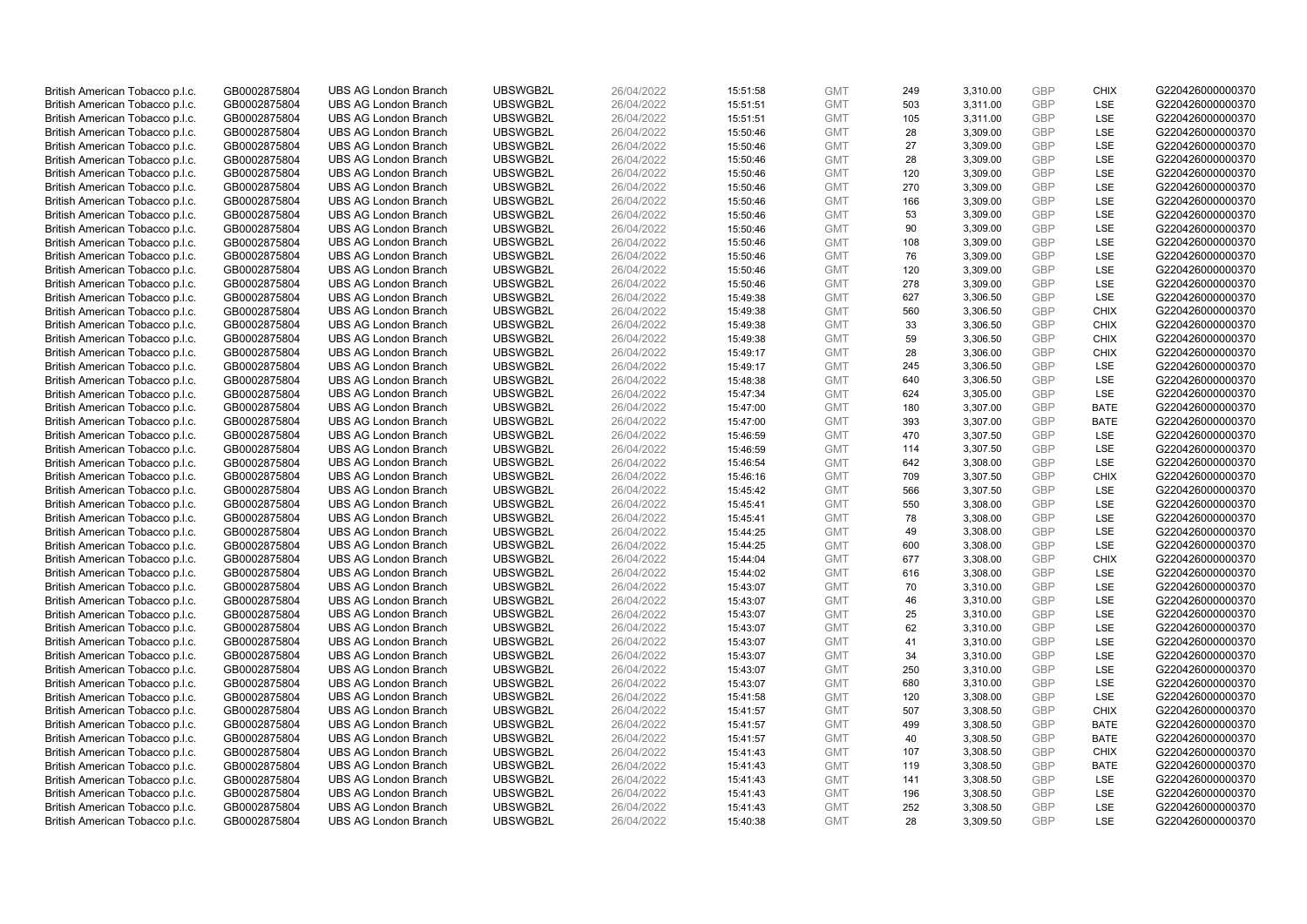| | | | | | | | | | | | |
|---|---|---|---|---|---|---|---|---|---|---|---|
| British American Tobacco p.l.c. | GB0002875804 | UBS AG London Branch | UBSWGB2L | 26/04/2022 | 15:51:58 | GMT | 249 | 3,310.00 | GBP | CHIX | G220426000000370 |
| British American Tobacco p.l.c. | GB0002875804 | UBS AG London Branch | UBSWGB2L | 26/04/2022 | 15:51:51 | GMT | 503 | 3,311.00 | GBP | LSE | G220426000000370 |
| British American Tobacco p.l.c. | GB0002875804 | UBS AG London Branch | UBSWGB2L | 26/04/2022 | 15:51:51 | GMT | 105 | 3,311.00 | GBP | LSE | G220426000000370 |
| British American Tobacco p.l.c. | GB0002875804 | UBS AG London Branch | UBSWGB2L | 26/04/2022 | 15:50:46 | GMT | 28 | 3,309.00 | GBP | LSE | G220426000000370 |
| British American Tobacco p.l.c. | GB0002875804 | UBS AG London Branch | UBSWGB2L | 26/04/2022 | 15:50:46 | GMT | 27 | 3,309.00 | GBP | LSE | G220426000000370 |
| British American Tobacco p.l.c. | GB0002875804 | UBS AG London Branch | UBSWGB2L | 26/04/2022 | 15:50:46 | GMT | 28 | 3,309.00 | GBP | LSE | G220426000000370 |
| British American Tobacco p.l.c. | GB0002875804 | UBS AG London Branch | UBSWGB2L | 26/04/2022 | 15:50:46 | GMT | 120 | 3,309.00 | GBP | LSE | G220426000000370 |
| British American Tobacco p.l.c. | GB0002875804 | UBS AG London Branch | UBSWGB2L | 26/04/2022 | 15:50:46 | GMT | 270 | 3,309.00 | GBP | LSE | G220426000000370 |
| British American Tobacco p.l.c. | GB0002875804 | UBS AG London Branch | UBSWGB2L | 26/04/2022 | 15:50:46 | GMT | 166 | 3,309.00 | GBP | LSE | G220426000000370 |
| British American Tobacco p.l.c. | GB0002875804 | UBS AG London Branch | UBSWGB2L | 26/04/2022 | 15:50:46 | GMT | 53 | 3,309.00 | GBP | LSE | G220426000000370 |
| British American Tobacco p.l.c. | GB0002875804 | UBS AG London Branch | UBSWGB2L | 26/04/2022 | 15:50:46 | GMT | 90 | 3,309.00 | GBP | LSE | G220426000000370 |
| British American Tobacco p.l.c. | GB0002875804 | UBS AG London Branch | UBSWGB2L | 26/04/2022 | 15:50:46 | GMT | 108 | 3,309.00 | GBP | LSE | G220426000000370 |
| British American Tobacco p.l.c. | GB0002875804 | UBS AG London Branch | UBSWGB2L | 26/04/2022 | 15:50:46 | GMT | 76 | 3,309.00 | GBP | LSE | G220426000000370 |
| British American Tobacco p.l.c. | GB0002875804 | UBS AG London Branch | UBSWGB2L | 26/04/2022 | 15:50:46 | GMT | 120 | 3,309.00 | GBP | LSE | G220426000000370 |
| British American Tobacco p.l.c. | GB0002875804 | UBS AG London Branch | UBSWGB2L | 26/04/2022 | 15:50:46 | GMT | 278 | 3,309.00 | GBP | LSE | G220426000000370 |
| British American Tobacco p.l.c. | GB0002875804 | UBS AG London Branch | UBSWGB2L | 26/04/2022 | 15:49:38 | GMT | 627 | 3,306.50 | GBP | LSE | G220426000000370 |
| British American Tobacco p.l.c. | GB0002875804 | UBS AG London Branch | UBSWGB2L | 26/04/2022 | 15:49:38 | GMT | 560 | 3,306.50 | GBP | CHIX | G220426000000370 |
| British American Tobacco p.l.c. | GB0002875804 | UBS AG London Branch | UBSWGB2L | 26/04/2022 | 15:49:38 | GMT | 33 | 3,306.50 | GBP | CHIX | G220426000000370 |
| British American Tobacco p.l.c. | GB0002875804 | UBS AG London Branch | UBSWGB2L | 26/04/2022 | 15:49:38 | GMT | 59 | 3,306.50 | GBP | CHIX | G220426000000370 |
| British American Tobacco p.l.c. | GB0002875804 | UBS AG London Branch | UBSWGB2L | 26/04/2022 | 15:49:17 | GMT | 28 | 3,306.00 | GBP | CHIX | G220426000000370 |
| British American Tobacco p.l.c. | GB0002875804 | UBS AG London Branch | UBSWGB2L | 26/04/2022 | 15:49:17 | GMT | 245 | 3,306.50 | GBP | LSE | G220426000000370 |
| British American Tobacco p.l.c. | GB0002875804 | UBS AG London Branch | UBSWGB2L | 26/04/2022 | 15:48:38 | GMT | 640 | 3,306.50 | GBP | LSE | G220426000000370 |
| British American Tobacco p.l.c. | GB0002875804 | UBS AG London Branch | UBSWGB2L | 26/04/2022 | 15:47:34 | GMT | 624 | 3,305.00 | GBP | LSE | G220426000000370 |
| British American Tobacco p.l.c. | GB0002875804 | UBS AG London Branch | UBSWGB2L | 26/04/2022 | 15:47:00 | GMT | 180 | 3,307.00 | GBP | BATE | G220426000000370 |
| British American Tobacco p.l.c. | GB0002875804 | UBS AG London Branch | UBSWGB2L | 26/04/2022 | 15:47:00 | GMT | 393 | 3,307.00 | GBP | BATE | G220426000000370 |
| British American Tobacco p.l.c. | GB0002875804 | UBS AG London Branch | UBSWGB2L | 26/04/2022 | 15:46:59 | GMT | 470 | 3,307.50 | GBP | LSE | G220426000000370 |
| British American Tobacco p.l.c. | GB0002875804 | UBS AG London Branch | UBSWGB2L | 26/04/2022 | 15:46:59 | GMT | 114 | 3,307.50 | GBP | LSE | G220426000000370 |
| British American Tobacco p.l.c. | GB0002875804 | UBS AG London Branch | UBSWGB2L | 26/04/2022 | 15:46:54 | GMT | 642 | 3,308.00 | GBP | LSE | G220426000000370 |
| British American Tobacco p.l.c. | GB0002875804 | UBS AG London Branch | UBSWGB2L | 26/04/2022 | 15:46:16 | GMT | 709 | 3,307.50 | GBP | CHIX | G220426000000370 |
| British American Tobacco p.l.c. | GB0002875804 | UBS AG London Branch | UBSWGB2L | 26/04/2022 | 15:45:42 | GMT | 566 | 3,307.50 | GBP | LSE | G220426000000370 |
| British American Tobacco p.l.c. | GB0002875804 | UBS AG London Branch | UBSWGB2L | 26/04/2022 | 15:45:41 | GMT | 550 | 3,308.00 | GBP | LSE | G220426000000370 |
| British American Tobacco p.l.c. | GB0002875804 | UBS AG London Branch | UBSWGB2L | 26/04/2022 | 15:45:41 | GMT | 78 | 3,308.00 | GBP | LSE | G220426000000370 |
| British American Tobacco p.l.c. | GB0002875804 | UBS AG London Branch | UBSWGB2L | 26/04/2022 | 15:44:25 | GMT | 49 | 3,308.00 | GBP | LSE | G220426000000370 |
| British American Tobacco p.l.c. | GB0002875804 | UBS AG London Branch | UBSWGB2L | 26/04/2022 | 15:44:25 | GMT | 600 | 3,308.00 | GBP | LSE | G220426000000370 |
| British American Tobacco p.l.c. | GB0002875804 | UBS AG London Branch | UBSWGB2L | 26/04/2022 | 15:44:04 | GMT | 677 | 3,308.00 | GBP | CHIX | G220426000000370 |
| British American Tobacco p.l.c. | GB0002875804 | UBS AG London Branch | UBSWGB2L | 26/04/2022 | 15:44:02 | GMT | 616 | 3,308.00 | GBP | LSE | G220426000000370 |
| British American Tobacco p.l.c. | GB0002875804 | UBS AG London Branch | UBSWGB2L | 26/04/2022 | 15:43:07 | GMT | 70 | 3,310.00 | GBP | LSE | G220426000000370 |
| British American Tobacco p.l.c. | GB0002875804 | UBS AG London Branch | UBSWGB2L | 26/04/2022 | 15:43:07 | GMT | 46 | 3,310.00 | GBP | LSE | G220426000000370 |
| British American Tobacco p.l.c. | GB0002875804 | UBS AG London Branch | UBSWGB2L | 26/04/2022 | 15:43:07 | GMT | 25 | 3,310.00 | GBP | LSE | G220426000000370 |
| British American Tobacco p.l.c. | GB0002875804 | UBS AG London Branch | UBSWGB2L | 26/04/2022 | 15:43:07 | GMT | 62 | 3,310.00 | GBP | LSE | G220426000000370 |
| British American Tobacco p.l.c. | GB0002875804 | UBS AG London Branch | UBSWGB2L | 26/04/2022 | 15:43:07 | GMT | 41 | 3,310.00 | GBP | LSE | G220426000000370 |
| British American Tobacco p.l.c. | GB0002875804 | UBS AG London Branch | UBSWGB2L | 26/04/2022 | 15:43:07 | GMT | 34 | 3,310.00 | GBP | LSE | G220426000000370 |
| British American Tobacco p.l.c. | GB0002875804 | UBS AG London Branch | UBSWGB2L | 26/04/2022 | 15:43:07 | GMT | 250 | 3,310.00 | GBP | LSE | G220426000000370 |
| British American Tobacco p.l.c. | GB0002875804 | UBS AG London Branch | UBSWGB2L | 26/04/2022 | 15:43:07 | GMT | 680 | 3,310.00 | GBP | LSE | G220426000000370 |
| British American Tobacco p.l.c. | GB0002875804 | UBS AG London Branch | UBSWGB2L | 26/04/2022 | 15:41:58 | GMT | 120 | 3,308.00 | GBP | LSE | G220426000000370 |
| British American Tobacco p.l.c. | GB0002875804 | UBS AG London Branch | UBSWGB2L | 26/04/2022 | 15:41:57 | GMT | 507 | 3,308.50 | GBP | CHIX | G220426000000370 |
| British American Tobacco p.l.c. | GB0002875804 | UBS AG London Branch | UBSWGB2L | 26/04/2022 | 15:41:57 | GMT | 499 | 3,308.50 | GBP | BATE | G220426000000370 |
| British American Tobacco p.l.c. | GB0002875804 | UBS AG London Branch | UBSWGB2L | 26/04/2022 | 15:41:57 | GMT | 40 | 3,308.50 | GBP | BATE | G220426000000370 |
| British American Tobacco p.l.c. | GB0002875804 | UBS AG London Branch | UBSWGB2L | 26/04/2022 | 15:41:43 | GMT | 107 | 3,308.50 | GBP | CHIX | G220426000000370 |
| British American Tobacco p.l.c. | GB0002875804 | UBS AG London Branch | UBSWGB2L | 26/04/2022 | 15:41:43 | GMT | 119 | 3,308.50 | GBP | BATE | G220426000000370 |
| British American Tobacco p.l.c. | GB0002875804 | UBS AG London Branch | UBSWGB2L | 26/04/2022 | 15:41:43 | GMT | 141 | 3,308.50 | GBP | LSE | G220426000000370 |
| British American Tobacco p.l.c. | GB0002875804 | UBS AG London Branch | UBSWGB2L | 26/04/2022 | 15:41:43 | GMT | 196 | 3,308.50 | GBP | LSE | G220426000000370 |
| British American Tobacco p.l.c. | GB0002875804 | UBS AG London Branch | UBSWGB2L | 26/04/2022 | 15:41:43 | GMT | 252 | 3,308.50 | GBP | LSE | G220426000000370 |
| British American Tobacco p.l.c. | GB0002875804 | UBS AG London Branch | UBSWGB2L | 26/04/2022 | 15:40:38 | GMT | 28 | 3,309.50 | GBP | LSE | G220426000000370 |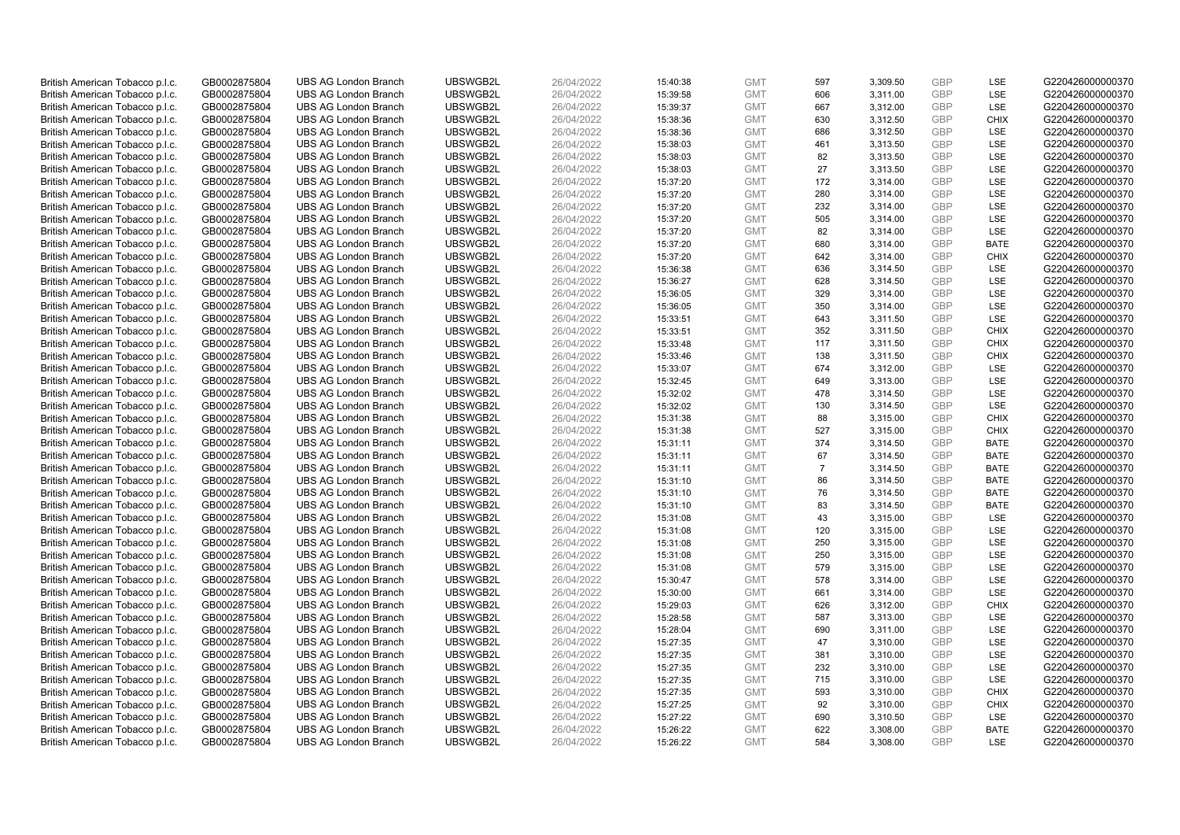| | | | | | | | | | | | |
|---|---|---|---|---|---|---|---|---|---|---|---|
| British American Tobacco p.l.c. | GB0002875804 | UBS AG London Branch | UBSWGB2L | 26/04/2022 | 15:40:38 | GMT | 597 | 3,309.50 | GBP | LSE | G220426000000370 |
| British American Tobacco p.l.c. | GB0002875804 | UBS AG London Branch | UBSWGB2L | 26/04/2022 | 15:39:58 | GMT | 606 | 3,311.00 | GBP | LSE | G220426000000370 |
| British American Tobacco p.l.c. | GB0002875804 | UBS AG London Branch | UBSWGB2L | 26/04/2022 | 15:39:37 | GMT | 667 | 3,312.00 | GBP | LSE | G220426000000370 |
| British American Tobacco p.l.c. | GB0002875804 | UBS AG London Branch | UBSWGB2L | 26/04/2022 | 15:38:36 | GMT | 630 | 3,312.50 | GBP | CHIX | G220426000000370 |
| British American Tobacco p.l.c. | GB0002875804 | UBS AG London Branch | UBSWGB2L | 26/04/2022 | 15:38:36 | GMT | 686 | 3,312.50 | GBP | LSE | G220426000000370 |
| British American Tobacco p.l.c. | GB0002875804 | UBS AG London Branch | UBSWGB2L | 26/04/2022 | 15:38:03 | GMT | 461 | 3,313.50 | GBP | LSE | G220426000000370 |
| British American Tobacco p.l.c. | GB0002875804 | UBS AG London Branch | UBSWGB2L | 26/04/2022 | 15:38:03 | GMT | 82 | 3,313.50 | GBP | LSE | G220426000000370 |
| British American Tobacco p.l.c. | GB0002875804 | UBS AG London Branch | UBSWGB2L | 26/04/2022 | 15:38:03 | GMT | 27 | 3,313.50 | GBP | LSE | G220426000000370 |
| British American Tobacco p.l.c. | GB0002875804 | UBS AG London Branch | UBSWGB2L | 26/04/2022 | 15:37:20 | GMT | 172 | 3,314.00 | GBP | LSE | G220426000000370 |
| British American Tobacco p.l.c. | GB0002875804 | UBS AG London Branch | UBSWGB2L | 26/04/2022 | 15:37:20 | GMT | 280 | 3,314.00 | GBP | LSE | G220426000000370 |
| British American Tobacco p.l.c. | GB0002875804 | UBS AG London Branch | UBSWGB2L | 26/04/2022 | 15:37:20 | GMT | 232 | 3,314.00 | GBP | LSE | G220426000000370 |
| British American Tobacco p.l.c. | GB0002875804 | UBS AG London Branch | UBSWGB2L | 26/04/2022 | 15:37:20 | GMT | 505 | 3,314.00 | GBP | LSE | G220426000000370 |
| British American Tobacco p.l.c. | GB0002875804 | UBS AG London Branch | UBSWGB2L | 26/04/2022 | 15:37:20 | GMT | 82 | 3,314.00 | GBP | LSE | G220426000000370 |
| British American Tobacco p.l.c. | GB0002875804 | UBS AG London Branch | UBSWGB2L | 26/04/2022 | 15:37:20 | GMT | 680 | 3,314.00 | GBP | BATE | G220426000000370 |
| British American Tobacco p.l.c. | GB0002875804 | UBS AG London Branch | UBSWGB2L | 26/04/2022 | 15:37:20 | GMT | 642 | 3,314.00 | GBP | CHIX | G220426000000370 |
| British American Tobacco p.l.c. | GB0002875804 | UBS AG London Branch | UBSWGB2L | 26/04/2022 | 15:36:38 | GMT | 636 | 3,314.50 | GBP | LSE | G220426000000370 |
| British American Tobacco p.l.c. | GB0002875804 | UBS AG London Branch | UBSWGB2L | 26/04/2022 | 15:36:27 | GMT | 628 | 3,314.50 | GBP | LSE | G220426000000370 |
| British American Tobacco p.l.c. | GB0002875804 | UBS AG London Branch | UBSWGB2L | 26/04/2022 | 15:36:05 | GMT | 329 | 3,314.00 | GBP | LSE | G220426000000370 |
| British American Tobacco p.l.c. | GB0002875804 | UBS AG London Branch | UBSWGB2L | 26/04/2022 | 15:36:05 | GMT | 350 | 3,314.00 | GBP | LSE | G220426000000370 |
| British American Tobacco p.l.c. | GB0002875804 | UBS AG London Branch | UBSWGB2L | 26/04/2022 | 15:33:51 | GMT | 643 | 3,311.50 | GBP | LSE | G220426000000370 |
| British American Tobacco p.l.c. | GB0002875804 | UBS AG London Branch | UBSWGB2L | 26/04/2022 | 15:33:51 | GMT | 352 | 3,311.50 | GBP | CHIX | G220426000000370 |
| British American Tobacco p.l.c. | GB0002875804 | UBS AG London Branch | UBSWGB2L | 26/04/2022 | 15:33:48 | GMT | 117 | 3,311.50 | GBP | CHIX | G220426000000370 |
| British American Tobacco p.l.c. | GB0002875804 | UBS AG London Branch | UBSWGB2L | 26/04/2022 | 15:33:46 | GMT | 138 | 3,311.50 | GBP | CHIX | G220426000000370 |
| British American Tobacco p.l.c. | GB0002875804 | UBS AG London Branch | UBSWGB2L | 26/04/2022 | 15:33:07 | GMT | 674 | 3,312.00 | GBP | LSE | G220426000000370 |
| British American Tobacco p.l.c. | GB0002875804 | UBS AG London Branch | UBSWGB2L | 26/04/2022 | 15:32:45 | GMT | 649 | 3,313.00 | GBP | LSE | G220426000000370 |
| British American Tobacco p.l.c. | GB0002875804 | UBS AG London Branch | UBSWGB2L | 26/04/2022 | 15:32:02 | GMT | 478 | 3,314.50 | GBP | LSE | G220426000000370 |
| British American Tobacco p.l.c. | GB0002875804 | UBS AG London Branch | UBSWGB2L | 26/04/2022 | 15:32:02 | GMT | 130 | 3,314.50 | GBP | LSE | G220426000000370 |
| British American Tobacco p.l.c. | GB0002875804 | UBS AG London Branch | UBSWGB2L | 26/04/2022 | 15:31:38 | GMT | 88 | 3,315.00 | GBP | CHIX | G220426000000370 |
| British American Tobacco p.l.c. | GB0002875804 | UBS AG London Branch | UBSWGB2L | 26/04/2022 | 15:31:38 | GMT | 527 | 3,315.00 | GBP | CHIX | G220426000000370 |
| British American Tobacco p.l.c. | GB0002875804 | UBS AG London Branch | UBSWGB2L | 26/04/2022 | 15:31:11 | GMT | 374 | 3,314.50 | GBP | BATE | G220426000000370 |
| British American Tobacco p.l.c. | GB0002875804 | UBS AG London Branch | UBSWGB2L | 26/04/2022 | 15:31:11 | GMT | 67 | 3,314.50 | GBP | BATE | G220426000000370 |
| British American Tobacco p.l.c. | GB0002875804 | UBS AG London Branch | UBSWGB2L | 26/04/2022 | 15:31:11 | GMT | 7 | 3,314.50 | GBP | BATE | G220426000000370 |
| British American Tobacco p.l.c. | GB0002875804 | UBS AG London Branch | UBSWGB2L | 26/04/2022 | 15:31:10 | GMT | 86 | 3,314.50 | GBP | BATE | G220426000000370 |
| British American Tobacco p.l.c. | GB0002875804 | UBS AG London Branch | UBSWGB2L | 26/04/2022 | 15:31:10 | GMT | 76 | 3,314.50 | GBP | BATE | G220426000000370 |
| British American Tobacco p.l.c. | GB0002875804 | UBS AG London Branch | UBSWGB2L | 26/04/2022 | 15:31:10 | GMT | 83 | 3,314.50 | GBP | BATE | G220426000000370 |
| British American Tobacco p.l.c. | GB0002875804 | UBS AG London Branch | UBSWGB2L | 26/04/2022 | 15:31:08 | GMT | 43 | 3,315.00 | GBP | LSE | G220426000000370 |
| British American Tobacco p.l.c. | GB0002875804 | UBS AG London Branch | UBSWGB2L | 26/04/2022 | 15:31:08 | GMT | 120 | 3,315.00 | GBP | LSE | G220426000000370 |
| British American Tobacco p.l.c. | GB0002875804 | UBS AG London Branch | UBSWGB2L | 26/04/2022 | 15:31:08 | GMT | 250 | 3,315.00 | GBP | LSE | G220426000000370 |
| British American Tobacco p.l.c. | GB0002875804 | UBS AG London Branch | UBSWGB2L | 26/04/2022 | 15:31:08 | GMT | 250 | 3,315.00 | GBP | LSE | G220426000000370 |
| British American Tobacco p.l.c. | GB0002875804 | UBS AG London Branch | UBSWGB2L | 26/04/2022 | 15:31:08 | GMT | 579 | 3,315.00 | GBP | LSE | G220426000000370 |
| British American Tobacco p.l.c. | GB0002875804 | UBS AG London Branch | UBSWGB2L | 26/04/2022 | 15:30:47 | GMT | 578 | 3,314.00 | GBP | LSE | G220426000000370 |
| British American Tobacco p.l.c. | GB0002875804 | UBS AG London Branch | UBSWGB2L | 26/04/2022 | 15:30:00 | GMT | 661 | 3,314.00 | GBP | LSE | G220426000000370 |
| British American Tobacco p.l.c. | GB0002875804 | UBS AG London Branch | UBSWGB2L | 26/04/2022 | 15:29:03 | GMT | 626 | 3,312.00 | GBP | CHIX | G220426000000370 |
| British American Tobacco p.l.c. | GB0002875804 | UBS AG London Branch | UBSWGB2L | 26/04/2022 | 15:28:58 | GMT | 587 | 3,313.00 | GBP | LSE | G220426000000370 |
| British American Tobacco p.l.c. | GB0002875804 | UBS AG London Branch | UBSWGB2L | 26/04/2022 | 15:28:04 | GMT | 690 | 3,311.00 | GBP | LSE | G220426000000370 |
| British American Tobacco p.l.c. | GB0002875804 | UBS AG London Branch | UBSWGB2L | 26/04/2022 | 15:27:35 | GMT | 47 | 3,310.00 | GBP | LSE | G220426000000370 |
| British American Tobacco p.l.c. | GB0002875804 | UBS AG London Branch | UBSWGB2L | 26/04/2022 | 15:27:35 | GMT | 381 | 3,310.00 | GBP | LSE | G220426000000370 |
| British American Tobacco p.l.c. | GB0002875804 | UBS AG London Branch | UBSWGB2L | 26/04/2022 | 15:27:35 | GMT | 232 | 3,310.00 | GBP | LSE | G220426000000370 |
| British American Tobacco p.l.c. | GB0002875804 | UBS AG London Branch | UBSWGB2L | 26/04/2022 | 15:27:35 | GMT | 715 | 3,310.00 | GBP | LSE | G220426000000370 |
| British American Tobacco p.l.c. | GB0002875804 | UBS AG London Branch | UBSWGB2L | 26/04/2022 | 15:27:35 | GMT | 593 | 3,310.00 | GBP | CHIX | G220426000000370 |
| British American Tobacco p.l.c. | GB0002875804 | UBS AG London Branch | UBSWGB2L | 26/04/2022 | 15:27:25 | GMT | 92 | 3,310.00 | GBP | CHIX | G220426000000370 |
| British American Tobacco p.l.c. | GB0002875804 | UBS AG London Branch | UBSWGB2L | 26/04/2022 | 15:27:22 | GMT | 690 | 3,310.50 | GBP | LSE | G220426000000370 |
| British American Tobacco p.l.c. | GB0002875804 | UBS AG London Branch | UBSWGB2L | 26/04/2022 | 15:26:22 | GMT | 622 | 3,308.00 | GBP | BATE | G220426000000370 |
| British American Tobacco p.l.c. | GB0002875804 | UBS AG London Branch | UBSWGB2L | 26/04/2022 | 15:26:22 | GMT | 584 | 3,308.00 | GBP | LSE | G220426000000370 |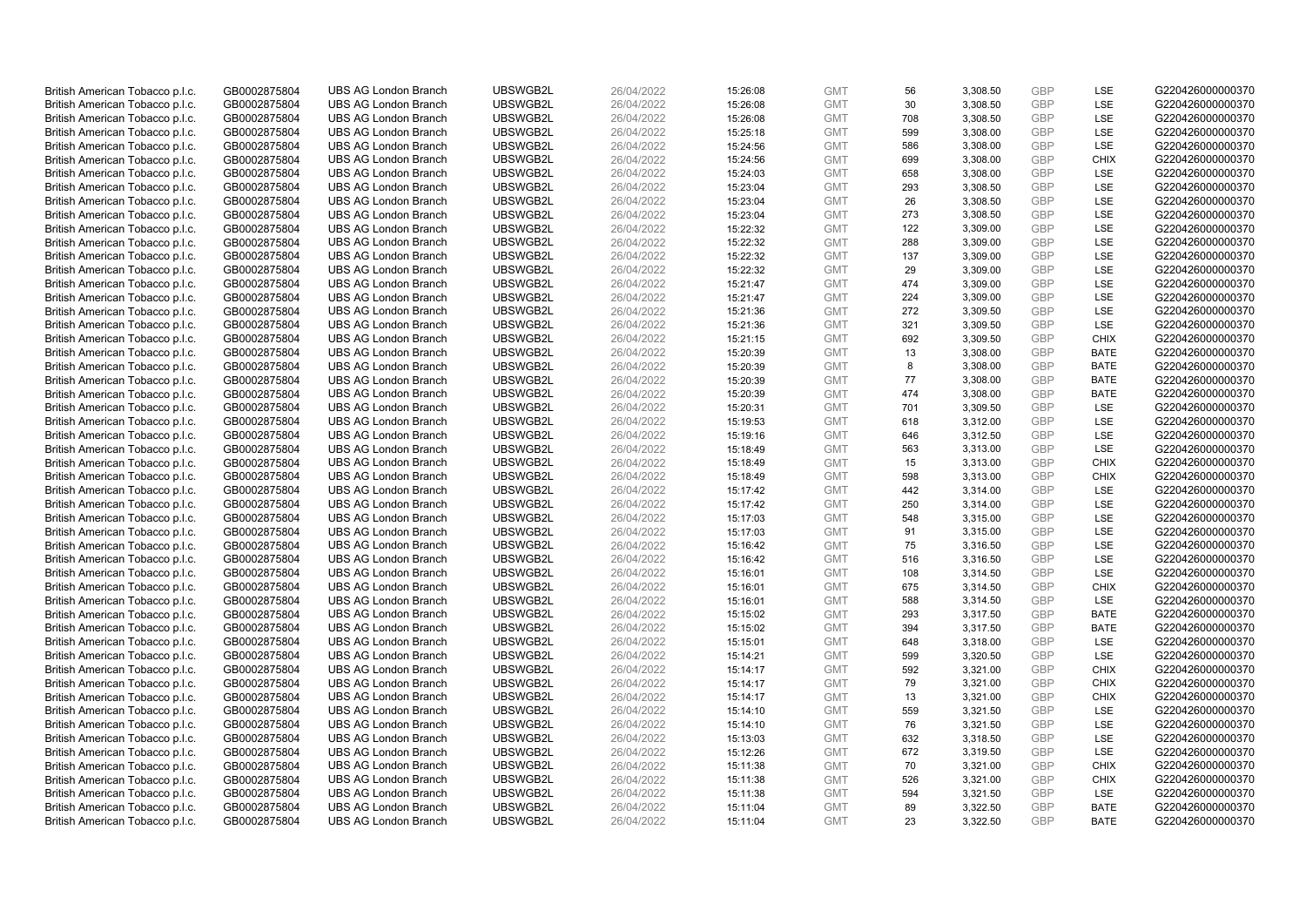| | | | | | | | | | | | |
|---|---|---|---|---|---|---|---|---|---|---|---|
| British American Tobacco p.l.c. | GB0002875804 | UBS AG London Branch | UBSWGB2L | 26/04/2022 | 15:26:08 | GMT | 56 | 3,308.50 | GBP | LSE | G220426000000370 |
| British American Tobacco p.l.c. | GB0002875804 | UBS AG London Branch | UBSWGB2L | 26/04/2022 | 15:26:08 | GMT | 30 | 3,308.50 | GBP | LSE | G220426000000370 |
| British American Tobacco p.l.c. | GB0002875804 | UBS AG London Branch | UBSWGB2L | 26/04/2022 | 15:26:08 | GMT | 708 | 3,308.50 | GBP | LSE | G220426000000370 |
| British American Tobacco p.l.c. | GB0002875804 | UBS AG London Branch | UBSWGB2L | 26/04/2022 | 15:25:18 | GMT | 599 | 3,308.00 | GBP | LSE | G220426000000370 |
| British American Tobacco p.l.c. | GB0002875804 | UBS AG London Branch | UBSWGB2L | 26/04/2022 | 15:24:56 | GMT | 586 | 3,308.00 | GBP | LSE | G220426000000370 |
| British American Tobacco p.l.c. | GB0002875804 | UBS AG London Branch | UBSWGB2L | 26/04/2022 | 15:24:56 | GMT | 699 | 3,308.00 | GBP | CHIX | G220426000000370 |
| British American Tobacco p.l.c. | GB0002875804 | UBS AG London Branch | UBSWGB2L | 26/04/2022 | 15:24:03 | GMT | 658 | 3,308.00 | GBP | LSE | G220426000000370 |
| British American Tobacco p.l.c. | GB0002875804 | UBS AG London Branch | UBSWGB2L | 26/04/2022 | 15:23:04 | GMT | 293 | 3,308.50 | GBP | LSE | G220426000000370 |
| British American Tobacco p.l.c. | GB0002875804 | UBS AG London Branch | UBSWGB2L | 26/04/2022 | 15:23:04 | GMT | 26 | 3,308.50 | GBP | LSE | G220426000000370 |
| British American Tobacco p.l.c. | GB0002875804 | UBS AG London Branch | UBSWGB2L | 26/04/2022 | 15:23:04 | GMT | 273 | 3,308.50 | GBP | LSE | G220426000000370 |
| British American Tobacco p.l.c. | GB0002875804 | UBS AG London Branch | UBSWGB2L | 26/04/2022 | 15:22:32 | GMT | 122 | 3,309.00 | GBP | LSE | G220426000000370 |
| British American Tobacco p.l.c. | GB0002875804 | UBS AG London Branch | UBSWGB2L | 26/04/2022 | 15:22:32 | GMT | 288 | 3,309.00 | GBP | LSE | G220426000000370 |
| British American Tobacco p.l.c. | GB0002875804 | UBS AG London Branch | UBSWGB2L | 26/04/2022 | 15:22:32 | GMT | 137 | 3,309.00 | GBP | LSE | G220426000000370 |
| British American Tobacco p.l.c. | GB0002875804 | UBS AG London Branch | UBSWGB2L | 26/04/2022 | 15:22:32 | GMT | 29 | 3,309.00 | GBP | LSE | G220426000000370 |
| British American Tobacco p.l.c. | GB0002875804 | UBS AG London Branch | UBSWGB2L | 26/04/2022 | 15:21:47 | GMT | 474 | 3,309.00 | GBP | LSE | G220426000000370 |
| British American Tobacco p.l.c. | GB0002875804 | UBS AG London Branch | UBSWGB2L | 26/04/2022 | 15:21:47 | GMT | 224 | 3,309.00 | GBP | LSE | G220426000000370 |
| British American Tobacco p.l.c. | GB0002875804 | UBS AG London Branch | UBSWGB2L | 26/04/2022 | 15:21:36 | GMT | 272 | 3,309.50 | GBP | LSE | G220426000000370 |
| British American Tobacco p.l.c. | GB0002875804 | UBS AG London Branch | UBSWGB2L | 26/04/2022 | 15:21:36 | GMT | 321 | 3,309.50 | GBP | LSE | G220426000000370 |
| British American Tobacco p.l.c. | GB0002875804 | UBS AG London Branch | UBSWGB2L | 26/04/2022 | 15:21:15 | GMT | 692 | 3,309.50 | GBP | CHIX | G220426000000370 |
| British American Tobacco p.l.c. | GB0002875804 | UBS AG London Branch | UBSWGB2L | 26/04/2022 | 15:20:39 | GMT | 13 | 3,308.00 | GBP | BATE | G220426000000370 |
| British American Tobacco p.l.c. | GB0002875804 | UBS AG London Branch | UBSWGB2L | 26/04/2022 | 15:20:39 | GMT | 8 | 3,308.00 | GBP | BATE | G220426000000370 |
| British American Tobacco p.l.c. | GB0002875804 | UBS AG London Branch | UBSWGB2L | 26/04/2022 | 15:20:39 | GMT | 77 | 3,308.00 | GBP | BATE | G220426000000370 |
| British American Tobacco p.l.c. | GB0002875804 | UBS AG London Branch | UBSWGB2L | 26/04/2022 | 15:20:39 | GMT | 474 | 3,308.00 | GBP | BATE | G220426000000370 |
| British American Tobacco p.l.c. | GB0002875804 | UBS AG London Branch | UBSWGB2L | 26/04/2022 | 15:20:31 | GMT | 701 | 3,309.50 | GBP | LSE | G220426000000370 |
| British American Tobacco p.l.c. | GB0002875804 | UBS AG London Branch | UBSWGB2L | 26/04/2022 | 15:19:53 | GMT | 618 | 3,312.00 | GBP | LSE | G220426000000370 |
| British American Tobacco p.l.c. | GB0002875804 | UBS AG London Branch | UBSWGB2L | 26/04/2022 | 15:19:16 | GMT | 646 | 3,312.50 | GBP | LSE | G220426000000370 |
| British American Tobacco p.l.c. | GB0002875804 | UBS AG London Branch | UBSWGB2L | 26/04/2022 | 15:18:49 | GMT | 563 | 3,313.00 | GBP | LSE | G220426000000370 |
| British American Tobacco p.l.c. | GB0002875804 | UBS AG London Branch | UBSWGB2L | 26/04/2022 | 15:18:49 | GMT | 15 | 3,313.00 | GBP | CHIX | G220426000000370 |
| British American Tobacco p.l.c. | GB0002875804 | UBS AG London Branch | UBSWGB2L | 26/04/2022 | 15:18:49 | GMT | 598 | 3,313.00 | GBP | CHIX | G220426000000370 |
| British American Tobacco p.l.c. | GB0002875804 | UBS AG London Branch | UBSWGB2L | 26/04/2022 | 15:17:42 | GMT | 442 | 3,314.00 | GBP | LSE | G220426000000370 |
| British American Tobacco p.l.c. | GB0002875804 | UBS AG London Branch | UBSWGB2L | 26/04/2022 | 15:17:42 | GMT | 250 | 3,314.00 | GBP | LSE | G220426000000370 |
| British American Tobacco p.l.c. | GB0002875804 | UBS AG London Branch | UBSWGB2L | 26/04/2022 | 15:17:03 | GMT | 548 | 3,315.00 | GBP | LSE | G220426000000370 |
| British American Tobacco p.l.c. | GB0002875804 | UBS AG London Branch | UBSWGB2L | 26/04/2022 | 15:17:03 | GMT | 91 | 3,315.00 | GBP | LSE | G220426000000370 |
| British American Tobacco p.l.c. | GB0002875804 | UBS AG London Branch | UBSWGB2L | 26/04/2022 | 15:16:42 | GMT | 75 | 3,316.50 | GBP | LSE | G220426000000370 |
| British American Tobacco p.l.c. | GB0002875804 | UBS AG London Branch | UBSWGB2L | 26/04/2022 | 15:16:42 | GMT | 516 | 3,316.50 | GBP | LSE | G220426000000370 |
| British American Tobacco p.l.c. | GB0002875804 | UBS AG London Branch | UBSWGB2L | 26/04/2022 | 15:16:01 | GMT | 108 | 3,314.50 | GBP | LSE | G220426000000370 |
| British American Tobacco p.l.c. | GB0002875804 | UBS AG London Branch | UBSWGB2L | 26/04/2022 | 15:16:01 | GMT | 675 | 3,314.50 | GBP | CHIX | G220426000000370 |
| British American Tobacco p.l.c. | GB0002875804 | UBS AG London Branch | UBSWGB2L | 26/04/2022 | 15:16:01 | GMT | 588 | 3,314.50 | GBP | LSE | G220426000000370 |
| British American Tobacco p.l.c. | GB0002875804 | UBS AG London Branch | UBSWGB2L | 26/04/2022 | 15:15:02 | GMT | 293 | 3,317.50 | GBP | BATE | G220426000000370 |
| British American Tobacco p.l.c. | GB0002875804 | UBS AG London Branch | UBSWGB2L | 26/04/2022 | 15:15:02 | GMT | 394 | 3,317.50 | GBP | BATE | G220426000000370 |
| British American Tobacco p.l.c. | GB0002875804 | UBS AG London Branch | UBSWGB2L | 26/04/2022 | 15:15:01 | GMT | 648 | 3,318.00 | GBP | LSE | G220426000000370 |
| British American Tobacco p.l.c. | GB0002875804 | UBS AG London Branch | UBSWGB2L | 26/04/2022 | 15:14:21 | GMT | 599 | 3,320.50 | GBP | LSE | G220426000000370 |
| British American Tobacco p.l.c. | GB0002875804 | UBS AG London Branch | UBSWGB2L | 26/04/2022 | 15:14:17 | GMT | 592 | 3,321.00 | GBP | CHIX | G220426000000370 |
| British American Tobacco p.l.c. | GB0002875804 | UBS AG London Branch | UBSWGB2L | 26/04/2022 | 15:14:17 | GMT | 79 | 3,321.00 | GBP | CHIX | G220426000000370 |
| British American Tobacco p.l.c. | GB0002875804 | UBS AG London Branch | UBSWGB2L | 26/04/2022 | 15:14:17 | GMT | 13 | 3,321.00 | GBP | CHIX | G220426000000370 |
| British American Tobacco p.l.c. | GB0002875804 | UBS AG London Branch | UBSWGB2L | 26/04/2022 | 15:14:10 | GMT | 559 | 3,321.50 | GBP | LSE | G220426000000370 |
| British American Tobacco p.l.c. | GB0002875804 | UBS AG London Branch | UBSWGB2L | 26/04/2022 | 15:14:10 | GMT | 76 | 3,321.50 | GBP | LSE | G220426000000370 |
| British American Tobacco p.l.c. | GB0002875804 | UBS AG London Branch | UBSWGB2L | 26/04/2022 | 15:13:03 | GMT | 632 | 3,318.50 | GBP | LSE | G220426000000370 |
| British American Tobacco p.l.c. | GB0002875804 | UBS AG London Branch | UBSWGB2L | 26/04/2022 | 15:12:26 | GMT | 672 | 3,319.50 | GBP | LSE | G220426000000370 |
| British American Tobacco p.l.c. | GB0002875804 | UBS AG London Branch | UBSWGB2L | 26/04/2022 | 15:11:38 | GMT | 70 | 3,321.00 | GBP | CHIX | G220426000000370 |
| British American Tobacco p.l.c. | GB0002875804 | UBS AG London Branch | UBSWGB2L | 26/04/2022 | 15:11:38 | GMT | 526 | 3,321.00 | GBP | CHIX | G220426000000370 |
| British American Tobacco p.l.c. | GB0002875804 | UBS AG London Branch | UBSWGB2L | 26/04/2022 | 15:11:38 | GMT | 594 | 3,321.50 | GBP | LSE | G220426000000370 |
| British American Tobacco p.l.c. | GB0002875804 | UBS AG London Branch | UBSWGB2L | 26/04/2022 | 15:11:04 | GMT | 89 | 3,322.50 | GBP | BATE | G220426000000370 |
| British American Tobacco p.l.c. | GB0002875804 | UBS AG London Branch | UBSWGB2L | 26/04/2022 | 15:11:04 | GMT | 23 | 3,322.50 | GBP | BATE | G220426000000370 |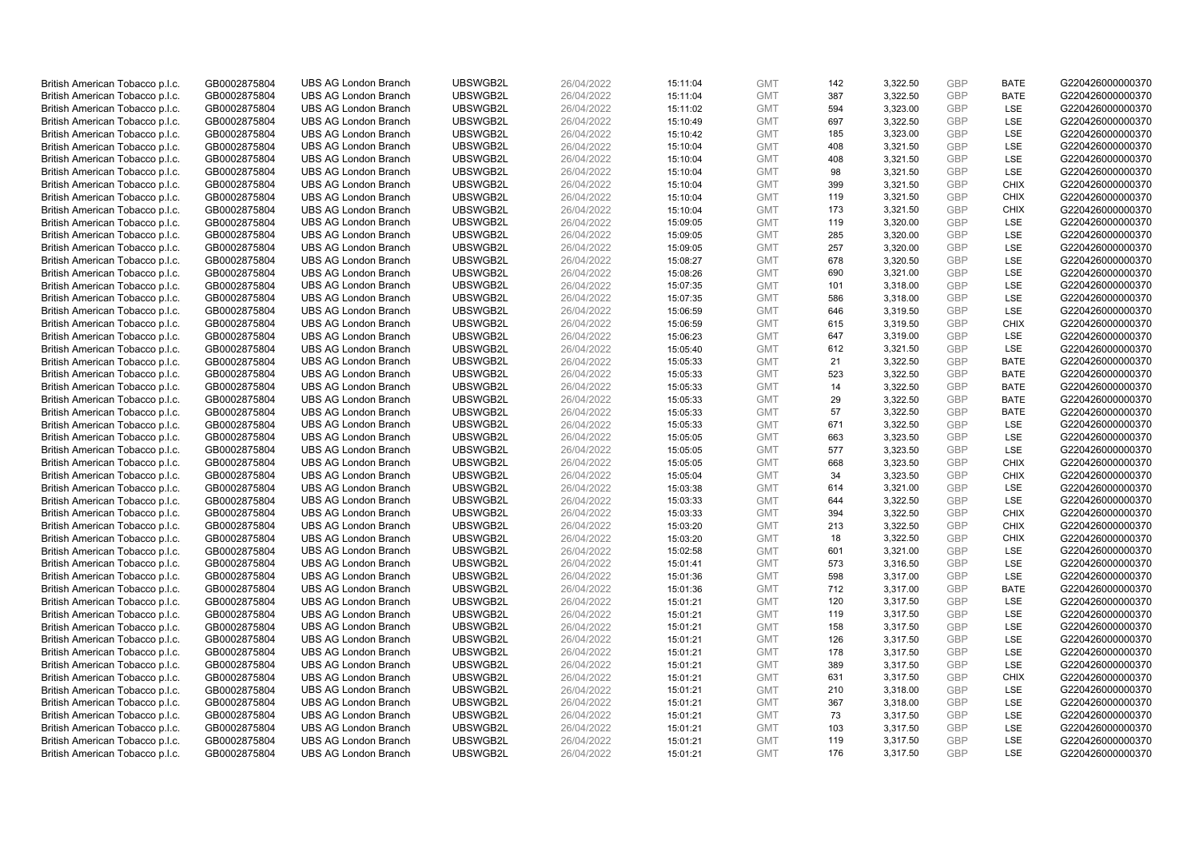| | | | | | | | | | | | |
|---|---|---|---|---|---|---|---|---|---|---|---|
| British American Tobacco p.l.c. | GB0002875804 | UBS AG London Branch | UBSWGB2L | 26/04/2022 | 15:11:04 | GMT | 142 | 3,322.50 | GBP | BATE | G220426000000370 |
| British American Tobacco p.l.c. | GB0002875804 | UBS AG London Branch | UBSWGB2L | 26/04/2022 | 15:11:04 | GMT | 387 | 3,322.50 | GBP | BATE | G220426000000370 |
| British American Tobacco p.l.c. | GB0002875804 | UBS AG London Branch | UBSWGB2L | 26/04/2022 | 15:11:02 | GMT | 594 | 3,323.00 | GBP | LSE | G220426000000370 |
| British American Tobacco p.l.c. | GB0002875804 | UBS AG London Branch | UBSWGB2L | 26/04/2022 | 15:10:49 | GMT | 697 | 3,322.50 | GBP | LSE | G220426000000370 |
| British American Tobacco p.l.c. | GB0002875804 | UBS AG London Branch | UBSWGB2L | 26/04/2022 | 15:10:42 | GMT | 185 | 3,323.00 | GBP | LSE | G220426000000370 |
| British American Tobacco p.l.c. | GB0002875804 | UBS AG London Branch | UBSWGB2L | 26/04/2022 | 15:10:04 | GMT | 408 | 3,321.50 | GBP | LSE | G220426000000370 |
| British American Tobacco p.l.c. | GB0002875804 | UBS AG London Branch | UBSWGB2L | 26/04/2022 | 15:10:04 | GMT | 408 | 3,321.50 | GBP | LSE | G220426000000370 |
| British American Tobacco p.l.c. | GB0002875804 | UBS AG London Branch | UBSWGB2L | 26/04/2022 | 15:10:04 | GMT | 98 | 3,321.50 | GBP | LSE | G220426000000370 |
| British American Tobacco p.l.c. | GB0002875804 | UBS AG London Branch | UBSWGB2L | 26/04/2022 | 15:10:04 | GMT | 399 | 3,321.50 | GBP | CHIX | G220426000000370 |
| British American Tobacco p.l.c. | GB0002875804 | UBS AG London Branch | UBSWGB2L | 26/04/2022 | 15:10:04 | GMT | 119 | 3,321.50 | GBP | CHIX | G220426000000370 |
| British American Tobacco p.l.c. | GB0002875804 | UBS AG London Branch | UBSWGB2L | 26/04/2022 | 15:10:04 | GMT | 173 | 3,321.50 | GBP | CHIX | G220426000000370 |
| British American Tobacco p.l.c. | GB0002875804 | UBS AG London Branch | UBSWGB2L | 26/04/2022 | 15:09:05 | GMT | 119 | 3,320.00 | GBP | LSE | G220426000000370 |
| British American Tobacco p.l.c. | GB0002875804 | UBS AG London Branch | UBSWGB2L | 26/04/2022 | 15:09:05 | GMT | 285 | 3,320.00 | GBP | LSE | G220426000000370 |
| British American Tobacco p.l.c. | GB0002875804 | UBS AG London Branch | UBSWGB2L | 26/04/2022 | 15:09:05 | GMT | 257 | 3,320.00 | GBP | LSE | G220426000000370 |
| British American Tobacco p.l.c. | GB0002875804 | UBS AG London Branch | UBSWGB2L | 26/04/2022 | 15:08:27 | GMT | 678 | 3,320.50 | GBP | LSE | G220426000000370 |
| British American Tobacco p.l.c. | GB0002875804 | UBS AG London Branch | UBSWGB2L | 26/04/2022 | 15:08:26 | GMT | 690 | 3,321.00 | GBP | LSE | G220426000000370 |
| British American Tobacco p.l.c. | GB0002875804 | UBS AG London Branch | UBSWGB2L | 26/04/2022 | 15:07:35 | GMT | 101 | 3,318.00 | GBP | LSE | G220426000000370 |
| British American Tobacco p.l.c. | GB0002875804 | UBS AG London Branch | UBSWGB2L | 26/04/2022 | 15:07:35 | GMT | 586 | 3,318.00 | GBP | LSE | G220426000000370 |
| British American Tobacco p.l.c. | GB0002875804 | UBS AG London Branch | UBSWGB2L | 26/04/2022 | 15:06:59 | GMT | 646 | 3,319.50 | GBP | LSE | G220426000000370 |
| British American Tobacco p.l.c. | GB0002875804 | UBS AG London Branch | UBSWGB2L | 26/04/2022 | 15:06:59 | GMT | 615 | 3,319.50 | GBP | CHIX | G220426000000370 |
| British American Tobacco p.l.c. | GB0002875804 | UBS AG London Branch | UBSWGB2L | 26/04/2022 | 15:06:23 | GMT | 647 | 3,319.00 | GBP | LSE | G220426000000370 |
| British American Tobacco p.l.c. | GB0002875804 | UBS AG London Branch | UBSWGB2L | 26/04/2022 | 15:05:40 | GMT | 612 | 3,321.50 | GBP | LSE | G220426000000370 |
| British American Tobacco p.l.c. | GB0002875804 | UBS AG London Branch | UBSWGB2L | 26/04/2022 | 15:05:33 | GMT | 21 | 3,322.50 | GBP | BATE | G220426000000370 |
| British American Tobacco p.l.c. | GB0002875804 | UBS AG London Branch | UBSWGB2L | 26/04/2022 | 15:05:33 | GMT | 523 | 3,322.50 | GBP | BATE | G220426000000370 |
| British American Tobacco p.l.c. | GB0002875804 | UBS AG London Branch | UBSWGB2L | 26/04/2022 | 15:05:33 | GMT | 14 | 3,322.50 | GBP | BATE | G220426000000370 |
| British American Tobacco p.l.c. | GB0002875804 | UBS AG London Branch | UBSWGB2L | 26/04/2022 | 15:05:33 | GMT | 29 | 3,322.50 | GBP | BATE | G220426000000370 |
| British American Tobacco p.l.c. | GB0002875804 | UBS AG London Branch | UBSWGB2L | 26/04/2022 | 15:05:33 | GMT | 57 | 3,322.50 | GBP | BATE | G220426000000370 |
| British American Tobacco p.l.c. | GB0002875804 | UBS AG London Branch | UBSWGB2L | 26/04/2022 | 15:05:33 | GMT | 671 | 3,322.50 | GBP | LSE | G220426000000370 |
| British American Tobacco p.l.c. | GB0002875804 | UBS AG London Branch | UBSWGB2L | 26/04/2022 | 15:05:05 | GMT | 663 | 3,323.50 | GBP | LSE | G220426000000370 |
| British American Tobacco p.l.c. | GB0002875804 | UBS AG London Branch | UBSWGB2L | 26/04/2022 | 15:05:05 | GMT | 577 | 3,323.50 | GBP | LSE | G220426000000370 |
| British American Tobacco p.l.c. | GB0002875804 | UBS AG London Branch | UBSWGB2L | 26/04/2022 | 15:05:05 | GMT | 668 | 3,323.50 | GBP | CHIX | G220426000000370 |
| British American Tobacco p.l.c. | GB0002875804 | UBS AG London Branch | UBSWGB2L | 26/04/2022 | 15:05:04 | GMT | 34 | 3,323.50 | GBP | CHIX | G220426000000370 |
| British American Tobacco p.l.c. | GB0002875804 | UBS AG London Branch | UBSWGB2L | 26/04/2022 | 15:03:38 | GMT | 614 | 3,321.00 | GBP | LSE | G220426000000370 |
| British American Tobacco p.l.c. | GB0002875804 | UBS AG London Branch | UBSWGB2L | 26/04/2022 | 15:03:33 | GMT | 644 | 3,322.50 | GBP | LSE | G220426000000370 |
| British American Tobacco p.l.c. | GB0002875804 | UBS AG London Branch | UBSWGB2L | 26/04/2022 | 15:03:33 | GMT | 394 | 3,322.50 | GBP | CHIX | G220426000000370 |
| British American Tobacco p.l.c. | GB0002875804 | UBS AG London Branch | UBSWGB2L | 26/04/2022 | 15:03:20 | GMT | 213 | 3,322.50 | GBP | CHIX | G220426000000370 |
| British American Tobacco p.l.c. | GB0002875804 | UBS AG London Branch | UBSWGB2L | 26/04/2022 | 15:03:20 | GMT | 18 | 3,322.50 | GBP | CHIX | G220426000000370 |
| British American Tobacco p.l.c. | GB0002875804 | UBS AG London Branch | UBSWGB2L | 26/04/2022 | 15:02:58 | GMT | 601 | 3,321.00 | GBP | LSE | G220426000000370 |
| British American Tobacco p.l.c. | GB0002875804 | UBS AG London Branch | UBSWGB2L | 26/04/2022 | 15:01:41 | GMT | 573 | 3,316.50 | GBP | LSE | G220426000000370 |
| British American Tobacco p.l.c. | GB0002875804 | UBS AG London Branch | UBSWGB2L | 26/04/2022 | 15:01:36 | GMT | 598 | 3,317.00 | GBP | LSE | G220426000000370 |
| British American Tobacco p.l.c. | GB0002875804 | UBS AG London Branch | UBSWGB2L | 26/04/2022 | 15:01:36 | GMT | 712 | 3,317.00 | GBP | BATE | G220426000000370 |
| British American Tobacco p.l.c. | GB0002875804 | UBS AG London Branch | UBSWGB2L | 26/04/2022 | 15:01:21 | GMT | 120 | 3,317.50 | GBP | LSE | G220426000000370 |
| British American Tobacco p.l.c. | GB0002875804 | UBS AG London Branch | UBSWGB2L | 26/04/2022 | 15:01:21 | GMT | 119 | 3,317.50 | GBP | LSE | G220426000000370 |
| British American Tobacco p.l.c. | GB0002875804 | UBS AG London Branch | UBSWGB2L | 26/04/2022 | 15:01:21 | GMT | 158 | 3,317.50 | GBP | LSE | G220426000000370 |
| British American Tobacco p.l.c. | GB0002875804 | UBS AG London Branch | UBSWGB2L | 26/04/2022 | 15:01:21 | GMT | 126 | 3,317.50 | GBP | LSE | G220426000000370 |
| British American Tobacco p.l.c. | GB0002875804 | UBS AG London Branch | UBSWGB2L | 26/04/2022 | 15:01:21 | GMT | 178 | 3,317.50 | GBP | LSE | G220426000000370 |
| British American Tobacco p.l.c. | GB0002875804 | UBS AG London Branch | UBSWGB2L | 26/04/2022 | 15:01:21 | GMT | 389 | 3,317.50 | GBP | LSE | G220426000000370 |
| British American Tobacco p.l.c. | GB0002875804 | UBS AG London Branch | UBSWGB2L | 26/04/2022 | 15:01:21 | GMT | 631 | 3,317.50 | GBP | CHIX | G220426000000370 |
| British American Tobacco p.l.c. | GB0002875804 | UBS AG London Branch | UBSWGB2L | 26/04/2022 | 15:01:21 | GMT | 210 | 3,318.00 | GBP | LSE | G220426000000370 |
| British American Tobacco p.l.c. | GB0002875804 | UBS AG London Branch | UBSWGB2L | 26/04/2022 | 15:01:21 | GMT | 367 | 3,318.00 | GBP | LSE | G220426000000370 |
| British American Tobacco p.l.c. | GB0002875804 | UBS AG London Branch | UBSWGB2L | 26/04/2022 | 15:01:21 | GMT | 73 | 3,317.50 | GBP | LSE | G220426000000370 |
| British American Tobacco p.l.c. | GB0002875804 | UBS AG London Branch | UBSWGB2L | 26/04/2022 | 15:01:21 | GMT | 103 | 3,317.50 | GBP | LSE | G220426000000370 |
| British American Tobacco p.l.c. | GB0002875804 | UBS AG London Branch | UBSWGB2L | 26/04/2022 | 15:01:21 | GMT | 119 | 3,317.50 | GBP | LSE | G220426000000370 |
| British American Tobacco p.l.c. | GB0002875804 | UBS AG London Branch | UBSWGB2L | 26/04/2022 | 15:01:21 | GMT | 176 | 3,317.50 | GBP | LSE | G220426000000370 |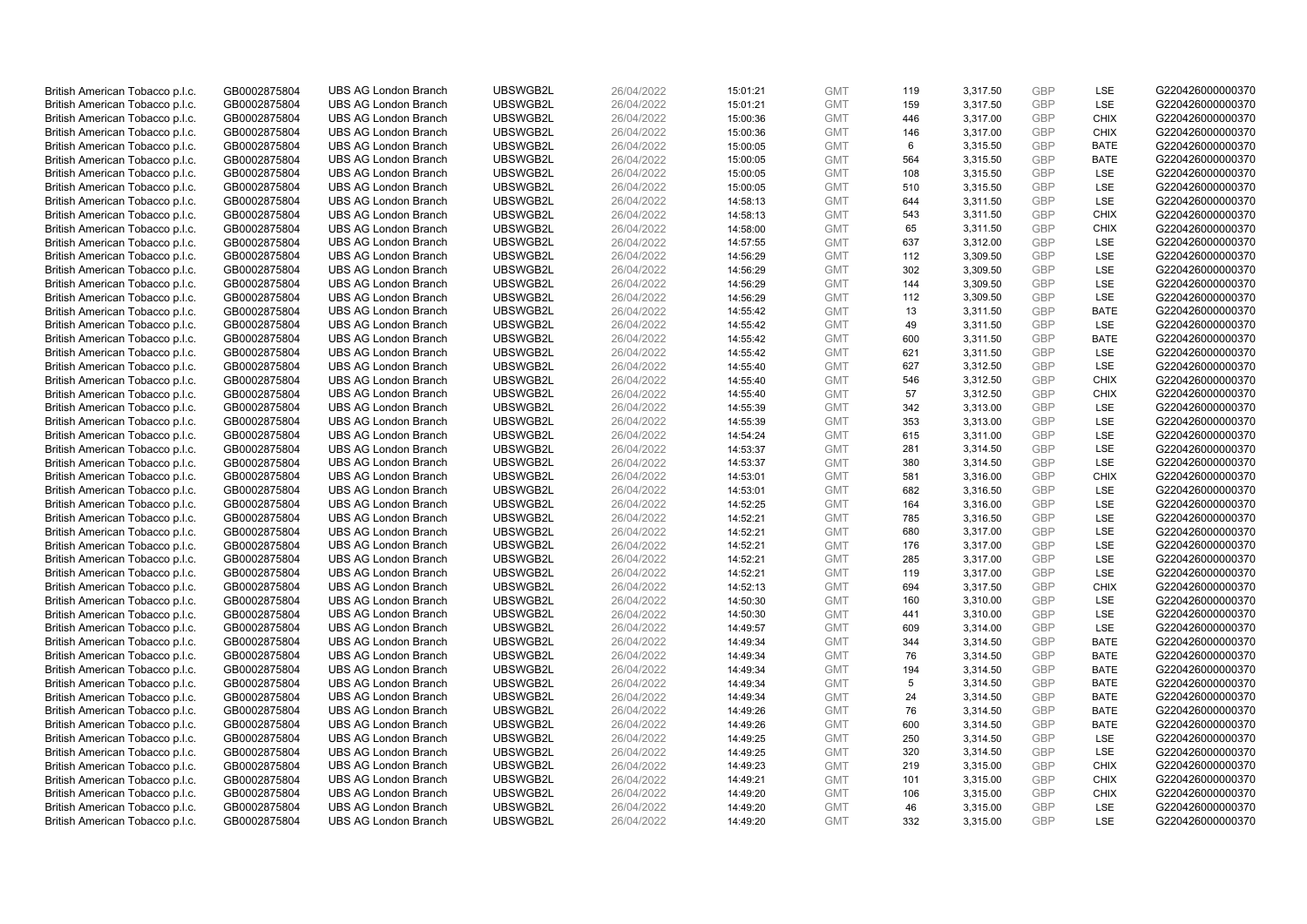| | | | | | | | | | | | |
|---|---|---|---|---|---|---|---|---|---|---|---|
| British American Tobacco p.l.c. | GB0002875804 | UBS AG London Branch | UBSWGB2L | 26/04/2022 | 15:01:21 | GMT | 119 | 3,317.50 | GBP | LSE | G220426000000370 |
| British American Tobacco p.l.c. | GB0002875804 | UBS AG London Branch | UBSWGB2L | 26/04/2022 | 15:01:21 | GMT | 159 | 3,317.50 | GBP | LSE | G220426000000370 |
| British American Tobacco p.l.c. | GB0002875804 | UBS AG London Branch | UBSWGB2L | 26/04/2022 | 15:00:36 | GMT | 446 | 3,317.00 | GBP | CHIX | G220426000000370 |
| British American Tobacco p.l.c. | GB0002875804 | UBS AG London Branch | UBSWGB2L | 26/04/2022 | 15:00:36 | GMT | 146 | 3,317.00 | GBP | CHIX | G220426000000370 |
| British American Tobacco p.l.c. | GB0002875804 | UBS AG London Branch | UBSWGB2L | 26/04/2022 | 15:00:05 | GMT | 6 | 3,315.50 | GBP | BATE | G220426000000370 |
| British American Tobacco p.l.c. | GB0002875804 | UBS AG London Branch | UBSWGB2L | 26/04/2022 | 15:00:05 | GMT | 564 | 3,315.50 | GBP | BATE | G220426000000370 |
| British American Tobacco p.l.c. | GB0002875804 | UBS AG London Branch | UBSWGB2L | 26/04/2022 | 15:00:05 | GMT | 108 | 3,315.50 | GBP | LSE | G220426000000370 |
| British American Tobacco p.l.c. | GB0002875804 | UBS AG London Branch | UBSWGB2L | 26/04/2022 | 15:00:05 | GMT | 510 | 3,315.50 | GBP | LSE | G220426000000370 |
| British American Tobacco p.l.c. | GB0002875804 | UBS AG London Branch | UBSWGB2L | 26/04/2022 | 14:58:13 | GMT | 644 | 3,311.50 | GBP | LSE | G220426000000370 |
| British American Tobacco p.l.c. | GB0002875804 | UBS AG London Branch | UBSWGB2L | 26/04/2022 | 14:58:13 | GMT | 543 | 3,311.50 | GBP | CHIX | G220426000000370 |
| British American Tobacco p.l.c. | GB0002875804 | UBS AG London Branch | UBSWGB2L | 26/04/2022 | 14:58:00 | GMT | 65 | 3,311.50 | GBP | CHIX | G220426000000370 |
| British American Tobacco p.l.c. | GB0002875804 | UBS AG London Branch | UBSWGB2L | 26/04/2022 | 14:57:55 | GMT | 637 | 3,312.00 | GBP | LSE | G220426000000370 |
| British American Tobacco p.l.c. | GB0002875804 | UBS AG London Branch | UBSWGB2L | 26/04/2022 | 14:56:29 | GMT | 112 | 3,309.50 | GBP | LSE | G220426000000370 |
| British American Tobacco p.l.c. | GB0002875804 | UBS AG London Branch | UBSWGB2L | 26/04/2022 | 14:56:29 | GMT | 302 | 3,309.50 | GBP | LSE | G220426000000370 |
| British American Tobacco p.l.c. | GB0002875804 | UBS AG London Branch | UBSWGB2L | 26/04/2022 | 14:56:29 | GMT | 144 | 3,309.50 | GBP | LSE | G220426000000370 |
| British American Tobacco p.l.c. | GB0002875804 | UBS AG London Branch | UBSWGB2L | 26/04/2022 | 14:56:29 | GMT | 112 | 3,309.50 | GBP | LSE | G220426000000370 |
| British American Tobacco p.l.c. | GB0002875804 | UBS AG London Branch | UBSWGB2L | 26/04/2022 | 14:55:42 | GMT | 13 | 3,311.50 | GBP | BATE | G220426000000370 |
| British American Tobacco p.l.c. | GB0002875804 | UBS AG London Branch | UBSWGB2L | 26/04/2022 | 14:55:42 | GMT | 49 | 3,311.50 | GBP | LSE | G220426000000370 |
| British American Tobacco p.l.c. | GB0002875804 | UBS AG London Branch | UBSWGB2L | 26/04/2022 | 14:55:42 | GMT | 600 | 3,311.50 | GBP | BATE | G220426000000370 |
| British American Tobacco p.l.c. | GB0002875804 | UBS AG London Branch | UBSWGB2L | 26/04/2022 | 14:55:42 | GMT | 621 | 3,311.50 | GBP | LSE | G220426000000370 |
| British American Tobacco p.l.c. | GB0002875804 | UBS AG London Branch | UBSWGB2L | 26/04/2022 | 14:55:40 | GMT | 627 | 3,312.50 | GBP | LSE | G220426000000370 |
| British American Tobacco p.l.c. | GB0002875804 | UBS AG London Branch | UBSWGB2L | 26/04/2022 | 14:55:40 | GMT | 546 | 3,312.50 | GBP | CHIX | G220426000000370 |
| British American Tobacco p.l.c. | GB0002875804 | UBS AG London Branch | UBSWGB2L | 26/04/2022 | 14:55:40 | GMT | 57 | 3,312.50 | GBP | CHIX | G220426000000370 |
| British American Tobacco p.l.c. | GB0002875804 | UBS AG London Branch | UBSWGB2L | 26/04/2022 | 14:55:39 | GMT | 342 | 3,313.00 | GBP | LSE | G220426000000370 |
| British American Tobacco p.l.c. | GB0002875804 | UBS AG London Branch | UBSWGB2L | 26/04/2022 | 14:55:39 | GMT | 353 | 3,313.00 | GBP | LSE | G220426000000370 |
| British American Tobacco p.l.c. | GB0002875804 | UBS AG London Branch | UBSWGB2L | 26/04/2022 | 14:54:24 | GMT | 615 | 3,311.00 | GBP | LSE | G220426000000370 |
| British American Tobacco p.l.c. | GB0002875804 | UBS AG London Branch | UBSWGB2L | 26/04/2022 | 14:53:37 | GMT | 281 | 3,314.50 | GBP | LSE | G220426000000370 |
| British American Tobacco p.l.c. | GB0002875804 | UBS AG London Branch | UBSWGB2L | 26/04/2022 | 14:53:37 | GMT | 380 | 3,314.50 | GBP | LSE | G220426000000370 |
| British American Tobacco p.l.c. | GB0002875804 | UBS AG London Branch | UBSWGB2L | 26/04/2022 | 14:53:01 | GMT | 581 | 3,316.00 | GBP | CHIX | G220426000000370 |
| British American Tobacco p.l.c. | GB0002875804 | UBS AG London Branch | UBSWGB2L | 26/04/2022 | 14:53:01 | GMT | 682 | 3,316.50 | GBP | LSE | G220426000000370 |
| British American Tobacco p.l.c. | GB0002875804 | UBS AG London Branch | UBSWGB2L | 26/04/2022 | 14:52:25 | GMT | 164 | 3,316.00 | GBP | LSE | G220426000000370 |
| British American Tobacco p.l.c. | GB0002875804 | UBS AG London Branch | UBSWGB2L | 26/04/2022 | 14:52:21 | GMT | 785 | 3,316.50 | GBP | LSE | G220426000000370 |
| British American Tobacco p.l.c. | GB0002875804 | UBS AG London Branch | UBSWGB2L | 26/04/2022 | 14:52:21 | GMT | 680 | 3,317.00 | GBP | LSE | G220426000000370 |
| British American Tobacco p.l.c. | GB0002875804 | UBS AG London Branch | UBSWGB2L | 26/04/2022 | 14:52:21 | GMT | 176 | 3,317.00 | GBP | LSE | G220426000000370 |
| British American Tobacco p.l.c. | GB0002875804 | UBS AG London Branch | UBSWGB2L | 26/04/2022 | 14:52:21 | GMT | 285 | 3,317.00 | GBP | LSE | G220426000000370 |
| British American Tobacco p.l.c. | GB0002875804 | UBS AG London Branch | UBSWGB2L | 26/04/2022 | 14:52:21 | GMT | 119 | 3,317.00 | GBP | LSE | G220426000000370 |
| British American Tobacco p.l.c. | GB0002875804 | UBS AG London Branch | UBSWGB2L | 26/04/2022 | 14:52:13 | GMT | 694 | 3,317.50 | GBP | CHIX | G220426000000370 |
| British American Tobacco p.l.c. | GB0002875804 | UBS AG London Branch | UBSWGB2L | 26/04/2022 | 14:50:30 | GMT | 160 | 3,310.00 | GBP | LSE | G220426000000370 |
| British American Tobacco p.l.c. | GB0002875804 | UBS AG London Branch | UBSWGB2L | 26/04/2022 | 14:50:30 | GMT | 441 | 3,310.00 | GBP | LSE | G220426000000370 |
| British American Tobacco p.l.c. | GB0002875804 | UBS AG London Branch | UBSWGB2L | 26/04/2022 | 14:49:57 | GMT | 609 | 3,314.00 | GBP | LSE | G220426000000370 |
| British American Tobacco p.l.c. | GB0002875804 | UBS AG London Branch | UBSWGB2L | 26/04/2022 | 14:49:34 | GMT | 344 | 3,314.50 | GBP | BATE | G220426000000370 |
| British American Tobacco p.l.c. | GB0002875804 | UBS AG London Branch | UBSWGB2L | 26/04/2022 | 14:49:34 | GMT | 76 | 3,314.50 | GBP | BATE | G220426000000370 |
| British American Tobacco p.l.c. | GB0002875804 | UBS AG London Branch | UBSWGB2L | 26/04/2022 | 14:49:34 | GMT | 194 | 3,314.50 | GBP | BATE | G220426000000370 |
| British American Tobacco p.l.c. | GB0002875804 | UBS AG London Branch | UBSWGB2L | 26/04/2022 | 14:49:34 | GMT | 5 | 3,314.50 | GBP | BATE | G220426000000370 |
| British American Tobacco p.l.c. | GB0002875804 | UBS AG London Branch | UBSWGB2L | 26/04/2022 | 14:49:34 | GMT | 24 | 3,314.50 | GBP | BATE | G220426000000370 |
| British American Tobacco p.l.c. | GB0002875804 | UBS AG London Branch | UBSWGB2L | 26/04/2022 | 14:49:26 | GMT | 76 | 3,314.50 | GBP | BATE | G220426000000370 |
| British American Tobacco p.l.c. | GB0002875804 | UBS AG London Branch | UBSWGB2L | 26/04/2022 | 14:49:26 | GMT | 600 | 3,314.50 | GBP | BATE | G220426000000370 |
| British American Tobacco p.l.c. | GB0002875804 | UBS AG London Branch | UBSWGB2L | 26/04/2022 | 14:49:25 | GMT | 250 | 3,314.50 | GBP | LSE | G220426000000370 |
| British American Tobacco p.l.c. | GB0002875804 | UBS AG London Branch | UBSWGB2L | 26/04/2022 | 14:49:25 | GMT | 320 | 3,314.50 | GBP | LSE | G220426000000370 |
| British American Tobacco p.l.c. | GB0002875804 | UBS AG London Branch | UBSWGB2L | 26/04/2022 | 14:49:23 | GMT | 219 | 3,315.00 | GBP | CHIX | G220426000000370 |
| British American Tobacco p.l.c. | GB0002875804 | UBS AG London Branch | UBSWGB2L | 26/04/2022 | 14:49:21 | GMT | 101 | 3,315.00 | GBP | CHIX | G220426000000370 |
| British American Tobacco p.l.c. | GB0002875804 | UBS AG London Branch | UBSWGB2L | 26/04/2022 | 14:49:20 | GMT | 106 | 3,315.00 | GBP | CHIX | G220426000000370 |
| British American Tobacco p.l.c. | GB0002875804 | UBS AG London Branch | UBSWGB2L | 26/04/2022 | 14:49:20 | GMT | 46 | 3,315.00 | GBP | LSE | G220426000000370 |
| British American Tobacco p.l.c. | GB0002875804 | UBS AG London Branch | UBSWGB2L | 26/04/2022 | 14:49:20 | GMT | 332 | 3,315.00 | GBP | LSE | G220426000000370 |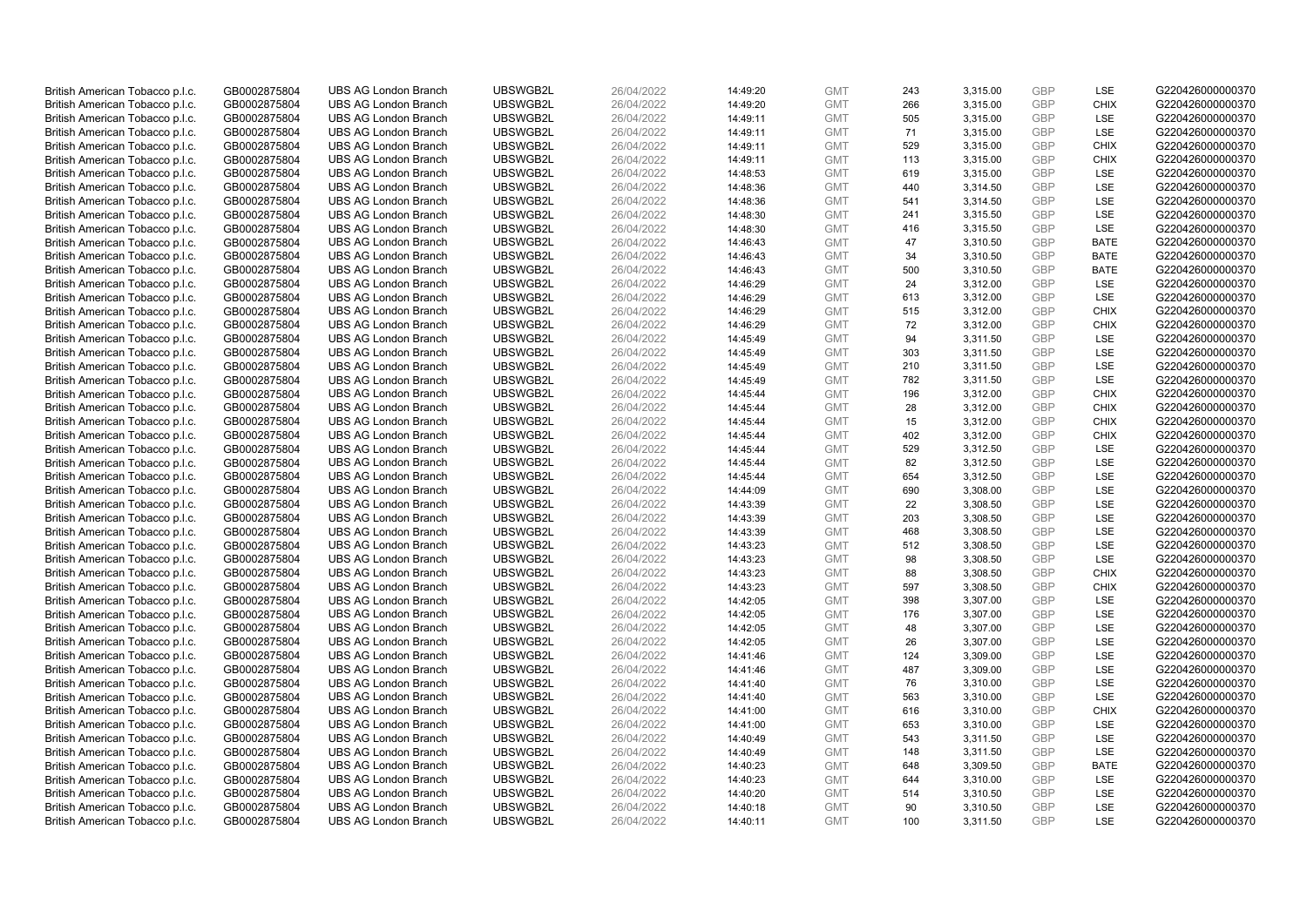| | | | | | | | | | | | |
|---|---|---|---|---|---|---|---|---|---|---|---|
| British American Tobacco p.l.c. | GB0002875804 | UBS AG London Branch | UBSWGB2L | 26/04/2022 | 14:49:20 | GMT | 243 | 3,315.00 | GBP | LSE | G220426000000370 |
| British American Tobacco p.l.c. | GB0002875804 | UBS AG London Branch | UBSWGB2L | 26/04/2022 | 14:49:20 | GMT | 266 | 3,315.00 | GBP | CHIX | G220426000000370 |
| British American Tobacco p.l.c. | GB0002875804 | UBS AG London Branch | UBSWGB2L | 26/04/2022 | 14:49:11 | GMT | 505 | 3,315.00 | GBP | LSE | G220426000000370 |
| British American Tobacco p.l.c. | GB0002875804 | UBS AG London Branch | UBSWGB2L | 26/04/2022 | 14:49:11 | GMT | 71 | 3,315.00 | GBP | LSE | G220426000000370 |
| British American Tobacco p.l.c. | GB0002875804 | UBS AG London Branch | UBSWGB2L | 26/04/2022 | 14:49:11 | GMT | 529 | 3,315.00 | GBP | CHIX | G220426000000370 |
| British American Tobacco p.l.c. | GB0002875804 | UBS AG London Branch | UBSWGB2L | 26/04/2022 | 14:49:11 | GMT | 113 | 3,315.00 | GBP | CHIX | G220426000000370 |
| British American Tobacco p.l.c. | GB0002875804 | UBS AG London Branch | UBSWGB2L | 26/04/2022 | 14:48:53 | GMT | 619 | 3,315.00 | GBP | LSE | G220426000000370 |
| British American Tobacco p.l.c. | GB0002875804 | UBS AG London Branch | UBSWGB2L | 26/04/2022 | 14:48:36 | GMT | 440 | 3,314.50 | GBP | LSE | G220426000000370 |
| British American Tobacco p.l.c. | GB0002875804 | UBS AG London Branch | UBSWGB2L | 26/04/2022 | 14:48:36 | GMT | 541 | 3,314.50 | GBP | LSE | G220426000000370 |
| British American Tobacco p.l.c. | GB0002875804 | UBS AG London Branch | UBSWGB2L | 26/04/2022 | 14:48:30 | GMT | 241 | 3,315.50 | GBP | LSE | G220426000000370 |
| British American Tobacco p.l.c. | GB0002875804 | UBS AG London Branch | UBSWGB2L | 26/04/2022 | 14:48:30 | GMT | 416 | 3,315.50 | GBP | LSE | G220426000000370 |
| British American Tobacco p.l.c. | GB0002875804 | UBS AG London Branch | UBSWGB2L | 26/04/2022 | 14:46:43 | GMT | 47 | 3,310.50 | GBP | BATE | G220426000000370 |
| British American Tobacco p.l.c. | GB0002875804 | UBS AG London Branch | UBSWGB2L | 26/04/2022 | 14:46:43 | GMT | 34 | 3,310.50 | GBP | BATE | G220426000000370 |
| British American Tobacco p.l.c. | GB0002875804 | UBS AG London Branch | UBSWGB2L | 26/04/2022 | 14:46:43 | GMT | 500 | 3,310.50 | GBP | BATE | G220426000000370 |
| British American Tobacco p.l.c. | GB0002875804 | UBS AG London Branch | UBSWGB2L | 26/04/2022 | 14:46:29 | GMT | 24 | 3,312.00 | GBP | LSE | G220426000000370 |
| British American Tobacco p.l.c. | GB0002875804 | UBS AG London Branch | UBSWGB2L | 26/04/2022 | 14:46:29 | GMT | 613 | 3,312.00 | GBP | LSE | G220426000000370 |
| British American Tobacco p.l.c. | GB0002875804 | UBS AG London Branch | UBSWGB2L | 26/04/2022 | 14:46:29 | GMT | 515 | 3,312.00 | GBP | CHIX | G220426000000370 |
| British American Tobacco p.l.c. | GB0002875804 | UBS AG London Branch | UBSWGB2L | 26/04/2022 | 14:46:29 | GMT | 72 | 3,312.00 | GBP | CHIX | G220426000000370 |
| British American Tobacco p.l.c. | GB0002875804 | UBS AG London Branch | UBSWGB2L | 26/04/2022 | 14:45:49 | GMT | 94 | 3,311.50 | GBP | LSE | G220426000000370 |
| British American Tobacco p.l.c. | GB0002875804 | UBS AG London Branch | UBSWGB2L | 26/04/2022 | 14:45:49 | GMT | 303 | 3,311.50 | GBP | LSE | G220426000000370 |
| British American Tobacco p.l.c. | GB0002875804 | UBS AG London Branch | UBSWGB2L | 26/04/2022 | 14:45:49 | GMT | 210 | 3,311.50 | GBP | LSE | G220426000000370 |
| British American Tobacco p.l.c. | GB0002875804 | UBS AG London Branch | UBSWGB2L | 26/04/2022 | 14:45:49 | GMT | 782 | 3,311.50 | GBP | LSE | G220426000000370 |
| British American Tobacco p.l.c. | GB0002875804 | UBS AG London Branch | UBSWGB2L | 26/04/2022 | 14:45:44 | GMT | 196 | 3,312.00 | GBP | CHIX | G220426000000370 |
| British American Tobacco p.l.c. | GB0002875804 | UBS AG London Branch | UBSWGB2L | 26/04/2022 | 14:45:44 | GMT | 28 | 3,312.00 | GBP | CHIX | G220426000000370 |
| British American Tobacco p.l.c. | GB0002875804 | UBS AG London Branch | UBSWGB2L | 26/04/2022 | 14:45:44 | GMT | 15 | 3,312.00 | GBP | CHIX | G220426000000370 |
| British American Tobacco p.l.c. | GB0002875804 | UBS AG London Branch | UBSWGB2L | 26/04/2022 | 14:45:44 | GMT | 402 | 3,312.00 | GBP | CHIX | G220426000000370 |
| British American Tobacco p.l.c. | GB0002875804 | UBS AG London Branch | UBSWGB2L | 26/04/2022 | 14:45:44 | GMT | 529 | 3,312.50 | GBP | LSE | G220426000000370 |
| British American Tobacco p.l.c. | GB0002875804 | UBS AG London Branch | UBSWGB2L | 26/04/2022 | 14:45:44 | GMT | 82 | 3,312.50 | GBP | LSE | G220426000000370 |
| British American Tobacco p.l.c. | GB0002875804 | UBS AG London Branch | UBSWGB2L | 26/04/2022 | 14:45:44 | GMT | 654 | 3,312.50 | GBP | LSE | G220426000000370 |
| British American Tobacco p.l.c. | GB0002875804 | UBS AG London Branch | UBSWGB2L | 26/04/2022 | 14:44:09 | GMT | 690 | 3,308.00 | GBP | LSE | G220426000000370 |
| British American Tobacco p.l.c. | GB0002875804 | UBS AG London Branch | UBSWGB2L | 26/04/2022 | 14:43:39 | GMT | 22 | 3,308.50 | GBP | LSE | G220426000000370 |
| British American Tobacco p.l.c. | GB0002875804 | UBS AG London Branch | UBSWGB2L | 26/04/2022 | 14:43:39 | GMT | 203 | 3,308.50 | GBP | LSE | G220426000000370 |
| British American Tobacco p.l.c. | GB0002875804 | UBS AG London Branch | UBSWGB2L | 26/04/2022 | 14:43:39 | GMT | 468 | 3,308.50 | GBP | LSE | G220426000000370 |
| British American Tobacco p.l.c. | GB0002875804 | UBS AG London Branch | UBSWGB2L | 26/04/2022 | 14:43:23 | GMT | 512 | 3,308.50 | GBP | LSE | G220426000000370 |
| British American Tobacco p.l.c. | GB0002875804 | UBS AG London Branch | UBSWGB2L | 26/04/2022 | 14:43:23 | GMT | 98 | 3,308.50 | GBP | LSE | G220426000000370 |
| British American Tobacco p.l.c. | GB0002875804 | UBS AG London Branch | UBSWGB2L | 26/04/2022 | 14:43:23 | GMT | 88 | 3,308.50 | GBP | CHIX | G220426000000370 |
| British American Tobacco p.l.c. | GB0002875804 | UBS AG London Branch | UBSWGB2L | 26/04/2022 | 14:43:23 | GMT | 597 | 3,308.50 | GBP | CHIX | G220426000000370 |
| British American Tobacco p.l.c. | GB0002875804 | UBS AG London Branch | UBSWGB2L | 26/04/2022 | 14:42:05 | GMT | 398 | 3,307.00 | GBP | LSE | G220426000000370 |
| British American Tobacco p.l.c. | GB0002875804 | UBS AG London Branch | UBSWGB2L | 26/04/2022 | 14:42:05 | GMT | 176 | 3,307.00 | GBP | LSE | G220426000000370 |
| British American Tobacco p.l.c. | GB0002875804 | UBS AG London Branch | UBSWGB2L | 26/04/2022 | 14:42:05 | GMT | 48 | 3,307.00 | GBP | LSE | G220426000000370 |
| British American Tobacco p.l.c. | GB0002875804 | UBS AG London Branch | UBSWGB2L | 26/04/2022 | 14:42:05 | GMT | 26 | 3,307.00 | GBP | LSE | G220426000000370 |
| British American Tobacco p.l.c. | GB0002875804 | UBS AG London Branch | UBSWGB2L | 26/04/2022 | 14:41:46 | GMT | 124 | 3,309.00 | GBP | LSE | G220426000000370 |
| British American Tobacco p.l.c. | GB0002875804 | UBS AG London Branch | UBSWGB2L | 26/04/2022 | 14:41:46 | GMT | 487 | 3,309.00 | GBP | LSE | G220426000000370 |
| British American Tobacco p.l.c. | GB0002875804 | UBS AG London Branch | UBSWGB2L | 26/04/2022 | 14:41:40 | GMT | 76 | 3,310.00 | GBP | LSE | G220426000000370 |
| British American Tobacco p.l.c. | GB0002875804 | UBS AG London Branch | UBSWGB2L | 26/04/2022 | 14:41:40 | GMT | 563 | 3,310.00 | GBP | LSE | G220426000000370 |
| British American Tobacco p.l.c. | GB0002875804 | UBS AG London Branch | UBSWGB2L | 26/04/2022 | 14:41:00 | GMT | 616 | 3,310.00 | GBP | CHIX | G220426000000370 |
| British American Tobacco p.l.c. | GB0002875804 | UBS AG London Branch | UBSWGB2L | 26/04/2022 | 14:41:00 | GMT | 653 | 3,310.00 | GBP | LSE | G220426000000370 |
| British American Tobacco p.l.c. | GB0002875804 | UBS AG London Branch | UBSWGB2L | 26/04/2022 | 14:40:49 | GMT | 543 | 3,311.50 | GBP | LSE | G220426000000370 |
| British American Tobacco p.l.c. | GB0002875804 | UBS AG London Branch | UBSWGB2L | 26/04/2022 | 14:40:49 | GMT | 148 | 3,311.50 | GBP | LSE | G220426000000370 |
| British American Tobacco p.l.c. | GB0002875804 | UBS AG London Branch | UBSWGB2L | 26/04/2022 | 14:40:23 | GMT | 648 | 3,309.50 | GBP | BATE | G220426000000370 |
| British American Tobacco p.l.c. | GB0002875804 | UBS AG London Branch | UBSWGB2L | 26/04/2022 | 14:40:23 | GMT | 644 | 3,310.00 | GBP | LSE | G220426000000370 |
| British American Tobacco p.l.c. | GB0002875804 | UBS AG London Branch | UBSWGB2L | 26/04/2022 | 14:40:20 | GMT | 514 | 3,310.50 | GBP | LSE | G220426000000370 |
| British American Tobacco p.l.c. | GB0002875804 | UBS AG London Branch | UBSWGB2L | 26/04/2022 | 14:40:18 | GMT | 90 | 3,310.50 | GBP | LSE | G220426000000370 |
| British American Tobacco p.l.c. | GB0002875804 | UBS AG London Branch | UBSWGB2L | 26/04/2022 | 14:40:11 | GMT | 100 | 3,311.50 | GBP | LSE | G220426000000370 |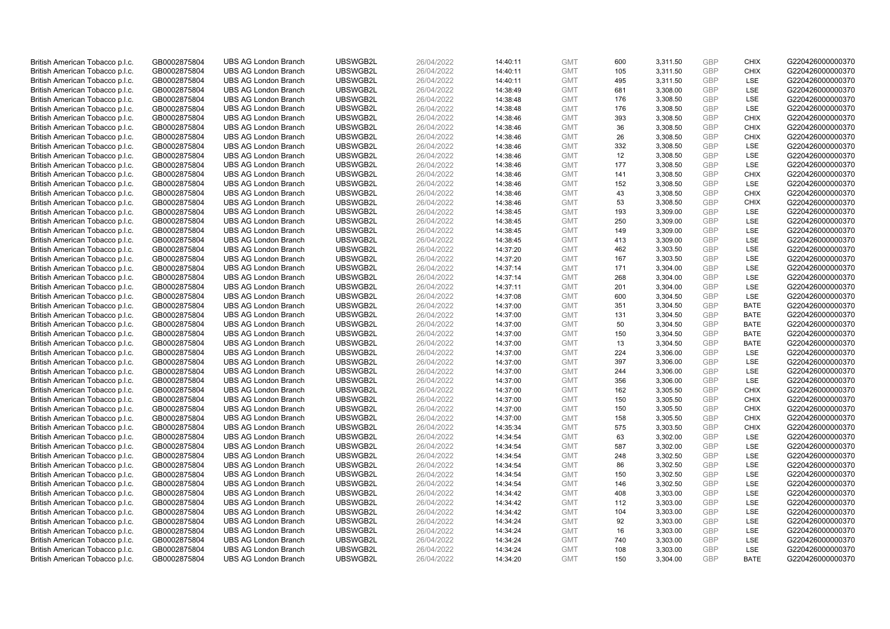| British American Tobacco p.l.c. | GB0002875804 | UBS AG London Branch | UBSWGB2L | 26/04/2022 | 14:40:11 | GMT | 600 | 3,311.50 | GBP | CHIX | G220426000000370 |
|---|---|---|---|---|---|---|---|---|---|---|---|
| British American Tobacco p.l.c. | GB0002875804 | UBS AG London Branch | UBSWGB2L | 26/04/2022 | 14:40:11 | GMT | 105 | 3,311.50 | GBP | CHIX | G220426000000370 |
| British American Tobacco p.l.c. | GB0002875804 | UBS AG London Branch | UBSWGB2L | 26/04/2022 | 14:40:11 | GMT | 495 | 3,311.50 | GBP | LSE | G220426000000370 |
| British American Tobacco p.l.c. | GB0002875804 | UBS AG London Branch | UBSWGB2L | 26/04/2022 | 14:38:49 | GMT | 681 | 3,308.00 | GBP | LSE | G220426000000370 |
| British American Tobacco p.l.c. | GB0002875804 | UBS AG London Branch | UBSWGB2L | 26/04/2022 | 14:38:48 | GMT | 176 | 3,308.50 | GBP | LSE | G220426000000370 |
| British American Tobacco p.l.c. | GB0002875804 | UBS AG London Branch | UBSWGB2L | 26/04/2022 | 14:38:48 | GMT | 176 | 3,308.50 | GBP | LSE | G220426000000370 |
| British American Tobacco p.l.c. | GB0002875804 | UBS AG London Branch | UBSWGB2L | 26/04/2022 | 14:38:46 | GMT | 393 | 3,308.50 | GBP | CHIX | G220426000000370 |
| British American Tobacco p.l.c. | GB0002875804 | UBS AG London Branch | UBSWGB2L | 26/04/2022 | 14:38:46 | GMT | 36 | 3,308.50 | GBP | CHIX | G220426000000370 |
| British American Tobacco p.l.c. | GB0002875804 | UBS AG London Branch | UBSWGB2L | 26/04/2022 | 14:38:46 | GMT | 26 | 3,308.50 | GBP | CHIX | G220426000000370 |
| British American Tobacco p.l.c. | GB0002875804 | UBS AG London Branch | UBSWGB2L | 26/04/2022 | 14:38:46 | GMT | 332 | 3,308.50 | GBP | LSE | G220426000000370 |
| British American Tobacco p.l.c. | GB0002875804 | UBS AG London Branch | UBSWGB2L | 26/04/2022 | 14:38:46 | GMT | 12 | 3,308.50 | GBP | LSE | G220426000000370 |
| British American Tobacco p.l.c. | GB0002875804 | UBS AG London Branch | UBSWGB2L | 26/04/2022 | 14:38:46 | GMT | 177 | 3,308.50 | GBP | LSE | G220426000000370 |
| British American Tobacco p.l.c. | GB0002875804 | UBS AG London Branch | UBSWGB2L | 26/04/2022 | 14:38:46 | GMT | 141 | 3,308.50 | GBP | CHIX | G220426000000370 |
| British American Tobacco p.l.c. | GB0002875804 | UBS AG London Branch | UBSWGB2L | 26/04/2022 | 14:38:46 | GMT | 152 | 3,308.50 | GBP | LSE | G220426000000370 |
| British American Tobacco p.l.c. | GB0002875804 | UBS AG London Branch | UBSWGB2L | 26/04/2022 | 14:38:46 | GMT | 43 | 3,308.50 | GBP | CHIX | G220426000000370 |
| British American Tobacco p.l.c. | GB0002875804 | UBS AG London Branch | UBSWGB2L | 26/04/2022 | 14:38:46 | GMT | 53 | 3,308.50 | GBP | CHIX | G220426000000370 |
| British American Tobacco p.l.c. | GB0002875804 | UBS AG London Branch | UBSWGB2L | 26/04/2022 | 14:38:45 | GMT | 193 | 3,309.00 | GBP | LSE | G220426000000370 |
| British American Tobacco p.l.c. | GB0002875804 | UBS AG London Branch | UBSWGB2L | 26/04/2022 | 14:38:45 | GMT | 250 | 3,309.00 | GBP | LSE | G220426000000370 |
| British American Tobacco p.l.c. | GB0002875804 | UBS AG London Branch | UBSWGB2L | 26/04/2022 | 14:38:45 | GMT | 149 | 3,309.00 | GBP | LSE | G220426000000370 |
| British American Tobacco p.l.c. | GB0002875804 | UBS AG London Branch | UBSWGB2L | 26/04/2022 | 14:38:45 | GMT | 413 | 3,309.00 | GBP | LSE | G220426000000370 |
| British American Tobacco p.l.c. | GB0002875804 | UBS AG London Branch | UBSWGB2L | 26/04/2022 | 14:37:20 | GMT | 462 | 3,303.50 | GBP | LSE | G220426000000370 |
| British American Tobacco p.l.c. | GB0002875804 | UBS AG London Branch | UBSWGB2L | 26/04/2022 | 14:37:20 | GMT | 167 | 3,303.50 | GBP | LSE | G220426000000370 |
| British American Tobacco p.l.c. | GB0002875804 | UBS AG London Branch | UBSWGB2L | 26/04/2022 | 14:37:14 | GMT | 171 | 3,304.00 | GBP | LSE | G220426000000370 |
| British American Tobacco p.l.c. | GB0002875804 | UBS AG London Branch | UBSWGB2L | 26/04/2022 | 14:37:14 | GMT | 268 | 3,304.00 | GBP | LSE | G220426000000370 |
| British American Tobacco p.l.c. | GB0002875804 | UBS AG London Branch | UBSWGB2L | 26/04/2022 | 14:37:11 | GMT | 201 | 3,304.00 | GBP | LSE | G220426000000370 |
| British American Tobacco p.l.c. | GB0002875804 | UBS AG London Branch | UBSWGB2L | 26/04/2022 | 14:37:08 | GMT | 600 | 3,304.50 | GBP | LSE | G220426000000370 |
| British American Tobacco p.l.c. | GB0002875804 | UBS AG London Branch | UBSWGB2L | 26/04/2022 | 14:37:00 | GMT | 351 | 3,304.50 | GBP | BATE | G220426000000370 |
| British American Tobacco p.l.c. | GB0002875804 | UBS AG London Branch | UBSWGB2L | 26/04/2022 | 14:37:00 | GMT | 131 | 3,304.50 | GBP | BATE | G220426000000370 |
| British American Tobacco p.l.c. | GB0002875804 | UBS AG London Branch | UBSWGB2L | 26/04/2022 | 14:37:00 | GMT | 50 | 3,304.50 | GBP | BATE | G220426000000370 |
| British American Tobacco p.l.c. | GB0002875804 | UBS AG London Branch | UBSWGB2L | 26/04/2022 | 14:37:00 | GMT | 150 | 3,304.50 | GBP | BATE | G220426000000370 |
| British American Tobacco p.l.c. | GB0002875804 | UBS AG London Branch | UBSWGB2L | 26/04/2022 | 14:37:00 | GMT | 13 | 3,304.50 | GBP | BATE | G220426000000370 |
| British American Tobacco p.l.c. | GB0002875804 | UBS AG London Branch | UBSWGB2L | 26/04/2022 | 14:37:00 | GMT | 224 | 3,306.00 | GBP | LSE | G220426000000370 |
| British American Tobacco p.l.c. | GB0002875804 | UBS AG London Branch | UBSWGB2L | 26/04/2022 | 14:37:00 | GMT | 397 | 3,306.00 | GBP | LSE | G220426000000370 |
| British American Tobacco p.l.c. | GB0002875804 | UBS AG London Branch | UBSWGB2L | 26/04/2022 | 14:37:00 | GMT | 244 | 3,306.00 | GBP | LSE | G220426000000370 |
| British American Tobacco p.l.c. | GB0002875804 | UBS AG London Branch | UBSWGB2L | 26/04/2022 | 14:37:00 | GMT | 356 | 3,306.00 | GBP | LSE | G220426000000370 |
| British American Tobacco p.l.c. | GB0002875804 | UBS AG London Branch | UBSWGB2L | 26/04/2022 | 14:37:00 | GMT | 162 | 3,305.50 | GBP | CHIX | G220426000000370 |
| British American Tobacco p.l.c. | GB0002875804 | UBS AG London Branch | UBSWGB2L | 26/04/2022 | 14:37:00 | GMT | 150 | 3,305.50 | GBP | CHIX | G220426000000370 |
| British American Tobacco p.l.c. | GB0002875804 | UBS AG London Branch | UBSWGB2L | 26/04/2022 | 14:37:00 | GMT | 150 | 3,305.50 | GBP | CHIX | G220426000000370 |
| British American Tobacco p.l.c. | GB0002875804 | UBS AG London Branch | UBSWGB2L | 26/04/2022 | 14:37:00 | GMT | 158 | 3,305.50 | GBP | CHIX | G220426000000370 |
| British American Tobacco p.l.c. | GB0002875804 | UBS AG London Branch | UBSWGB2L | 26/04/2022 | 14:35:34 | GMT | 575 | 3,303.50 | GBP | CHIX | G220426000000370 |
| British American Tobacco p.l.c. | GB0002875804 | UBS AG London Branch | UBSWGB2L | 26/04/2022 | 14:34:54 | GMT | 63 | 3,302.00 | GBP | LSE | G220426000000370 |
| British American Tobacco p.l.c. | GB0002875804 | UBS AG London Branch | UBSWGB2L | 26/04/2022 | 14:34:54 | GMT | 587 | 3,302.00 | GBP | LSE | G220426000000370 |
| British American Tobacco p.l.c. | GB0002875804 | UBS AG London Branch | UBSWGB2L | 26/04/2022 | 14:34:54 | GMT | 248 | 3,302.50 | GBP | LSE | G220426000000370 |
| British American Tobacco p.l.c. | GB0002875804 | UBS AG London Branch | UBSWGB2L | 26/04/2022 | 14:34:54 | GMT | 86 | 3,302.50 | GBP | LSE | G220426000000370 |
| British American Tobacco p.l.c. | GB0002875804 | UBS AG London Branch | UBSWGB2L | 26/04/2022 | 14:34:54 | GMT | 150 | 3,302.50 | GBP | LSE | G220426000000370 |
| British American Tobacco p.l.c. | GB0002875804 | UBS AG London Branch | UBSWGB2L | 26/04/2022 | 14:34:54 | GMT | 146 | 3,302.50 | GBP | LSE | G220426000000370 |
| British American Tobacco p.l.c. | GB0002875804 | UBS AG London Branch | UBSWGB2L | 26/04/2022 | 14:34:42 | GMT | 408 | 3,303.00 | GBP | LSE | G220426000000370 |
| British American Tobacco p.l.c. | GB0002875804 | UBS AG London Branch | UBSWGB2L | 26/04/2022 | 14:34:42 | GMT | 112 | 3,303.00 | GBP | LSE | G220426000000370 |
| British American Tobacco p.l.c. | GB0002875804 | UBS AG London Branch | UBSWGB2L | 26/04/2022 | 14:34:42 | GMT | 104 | 3,303.00 | GBP | LSE | G220426000000370 |
| British American Tobacco p.l.c. | GB0002875804 | UBS AG London Branch | UBSWGB2L | 26/04/2022 | 14:34:24 | GMT | 92 | 3,303.00 | GBP | LSE | G220426000000370 |
| British American Tobacco p.l.c. | GB0002875804 | UBS AG London Branch | UBSWGB2L | 26/04/2022 | 14:34:24 | GMT | 16 | 3,303.00 | GBP | LSE | G220426000000370 |
| British American Tobacco p.l.c. | GB0002875804 | UBS AG London Branch | UBSWGB2L | 26/04/2022 | 14:34:24 | GMT | 740 | 3,303.00 | GBP | LSE | G220426000000370 |
| British American Tobacco p.l.c. | GB0002875804 | UBS AG London Branch | UBSWGB2L | 26/04/2022 | 14:34:24 | GMT | 108 | 3,303.00 | GBP | LSE | G220426000000370 |
| British American Tobacco p.l.c. | GB0002875804 | UBS AG London Branch | UBSWGB2L | 26/04/2022 | 14:34:20 | GMT | 150 | 3,304.00 | GBP | BATE | G220426000000370 |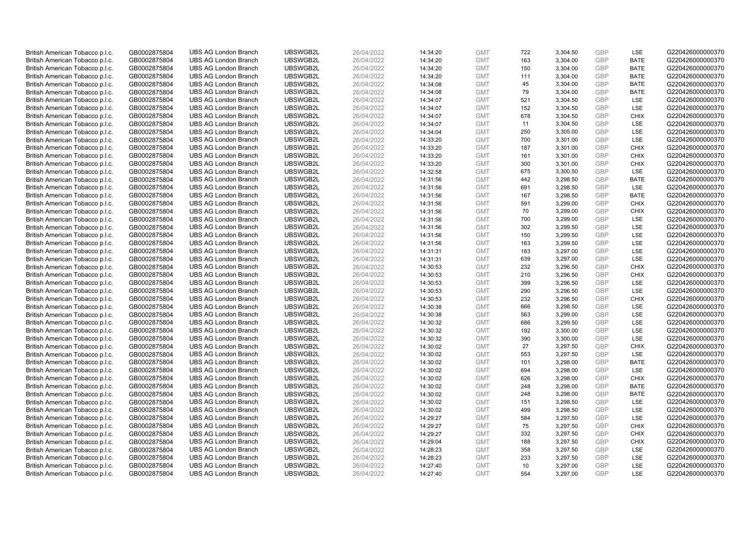| | | | | | | | | | | | |
|---|---|---|---|---|---|---|---|---|---|---|---|
| British American Tobacco p.l.c. | GB0002875804 | UBS AG London Branch | UBSWGB2L | 26/04/2022 | 14:34:20 | GMT | 722 | 3,304.50 | GBP | LSE | G220426000000370 |
| British American Tobacco p.l.c. | GB0002875804 | UBS AG London Branch | UBSWGB2L | 26/04/2022 | 14:34:20 | GMT | 163 | 3,304.00 | GBP | BATE | G220426000000370 |
| British American Tobacco p.l.c. | GB0002875804 | UBS AG London Branch | UBSWGB2L | 26/04/2022 | 14:34:20 | GMT | 150 | 3,304.00 | GBP | BATE | G220426000000370 |
| British American Tobacco p.l.c. | GB0002875804 | UBS AG London Branch | UBSWGB2L | 26/04/2022 | 14:34:20 | GMT | 111 | 3,304.00 | GBP | BATE | G220426000000370 |
| British American Tobacco p.l.c. | GB0002875804 | UBS AG London Branch | UBSWGB2L | 26/04/2022 | 14:34:08 | GMT | 45 | 3,304.00 | GBP | BATE | G220426000000370 |
| British American Tobacco p.l.c. | GB0002875804 | UBS AG London Branch | UBSWGB2L | 26/04/2022 | 14:34:08 | GMT | 79 | 3,304.00 | GBP | BATE | G220426000000370 |
| British American Tobacco p.l.c. | GB0002875804 | UBS AG London Branch | UBSWGB2L | 26/04/2022 | 14:34:07 | GMT | 521 | 3,304.50 | GBP | LSE | G220426000000370 |
| British American Tobacco p.l.c. | GB0002875804 | UBS AG London Branch | UBSWGB2L | 26/04/2022 | 14:34:07 | GMT | 152 | 3,304.50 | GBP | LSE | G220426000000370 |
| British American Tobacco p.l.c. | GB0002875804 | UBS AG London Branch | UBSWGB2L | 26/04/2022 | 14:34:07 | GMT | 678 | 3,304.50 | GBP | CHIX | G220426000000370 |
| British American Tobacco p.l.c. | GB0002875804 | UBS AG London Branch | UBSWGB2L | 26/04/2022 | 14:34:07 | GMT | 11 | 3,304.50 | GBP | LSE | G220426000000370 |
| British American Tobacco p.l.c. | GB0002875804 | UBS AG London Branch | UBSWGB2L | 26/04/2022 | 14:34:04 | GMT | 250 | 3,305.00 | GBP | LSE | G220426000000370 |
| British American Tobacco p.l.c. | GB0002875804 | UBS AG London Branch | UBSWGB2L | 26/04/2022 | 14:33:20 | GMT | 700 | 3,301.00 | GBP | LSE | G220426000000370 |
| British American Tobacco p.l.c. | GB0002875804 | UBS AG London Branch | UBSWGB2L | 26/04/2022 | 14:33:20 | GMT | 187 | 3,301.00 | GBP | CHIX | G220426000000370 |
| British American Tobacco p.l.c. | GB0002875804 | UBS AG London Branch | UBSWGB2L | 26/04/2022 | 14:33:20 | GMT | 161 | 3,301.00 | GBP | CHIX | G220426000000370 |
| British American Tobacco p.l.c. | GB0002875804 | UBS AG London Branch | UBSWGB2L | 26/04/2022 | 14:33:20 | GMT | 300 | 3,301.00 | GBP | CHIX | G220426000000370 |
| British American Tobacco p.l.c. | GB0002875804 | UBS AG London Branch | UBSWGB2L | 26/04/2022 | 14:32:58 | GMT | 675 | 3,300.50 | GBP | LSE | G220426000000370 |
| British American Tobacco p.l.c. | GB0002875804 | UBS AG London Branch | UBSWGB2L | 26/04/2022 | 14:31:56 | GMT | 442 | 3,298.50 | GBP | BATE | G220426000000370 |
| British American Tobacco p.l.c. | GB0002875804 | UBS AG London Branch | UBSWGB2L | 26/04/2022 | 14:31:56 | GMT | 691 | 3,298.50 | GBP | LSE | G220426000000370 |
| British American Tobacco p.l.c. | GB0002875804 | UBS AG London Branch | UBSWGB2L | 26/04/2022 | 14:31:56 | GMT | 167 | 3,298.50 | GBP | BATE | G220426000000370 |
| British American Tobacco p.l.c. | GB0002875804 | UBS AG London Branch | UBSWGB2L | 26/04/2022 | 14:31:56 | GMT | 591 | 3,299.00 | GBP | CHIX | G220426000000370 |
| British American Tobacco p.l.c. | GB0002875804 | UBS AG London Branch | UBSWGB2L | 26/04/2022 | 14:31:56 | GMT | 70 | 3,299.00 | GBP | CHIX | G220426000000370 |
| British American Tobacco p.l.c. | GB0002875804 | UBS AG London Branch | UBSWGB2L | 26/04/2022 | 14:31:56 | GMT | 700 | 3,299.00 | GBP | LSE | G220426000000370 |
| British American Tobacco p.l.c. | GB0002875804 | UBS AG London Branch | UBSWGB2L | 26/04/2022 | 14:31:56 | GMT | 302 | 3,299.50 | GBP | LSE | G220426000000370 |
| British American Tobacco p.l.c. | GB0002875804 | UBS AG London Branch | UBSWGB2L | 26/04/2022 | 14:31:56 | GMT | 150 | 3,299.50 | GBP | LSE | G220426000000370 |
| British American Tobacco p.l.c. | GB0002875804 | UBS AG London Branch | UBSWGB2L | 26/04/2022 | 14:31:56 | GMT | 163 | 3,299.50 | GBP | LSE | G220426000000370 |
| British American Tobacco p.l.c. | GB0002875804 | UBS AG London Branch | UBSWGB2L | 26/04/2022 | 14:31:31 | GMT | 183 | 3,297.00 | GBP | LSE | G220426000000370 |
| British American Tobacco p.l.c. | GB0002875804 | UBS AG London Branch | UBSWGB2L | 26/04/2022 | 14:31:31 | GMT | 639 | 3,297.00 | GBP | LSE | G220426000000370 |
| British American Tobacco p.l.c. | GB0002875804 | UBS AG London Branch | UBSWGB2L | 26/04/2022 | 14:30:53 | GMT | 232 | 3,296.50 | GBP | CHIX | G220426000000370 |
| British American Tobacco p.l.c. | GB0002875804 | UBS AG London Branch | UBSWGB2L | 26/04/2022 | 14:30:53 | GMT | 210 | 3,296.50 | GBP | CHIX | G220426000000370 |
| British American Tobacco p.l.c. | GB0002875804 | UBS AG London Branch | UBSWGB2L | 26/04/2022 | 14:30:53 | GMT | 399 | 3,296.50 | GBP | LSE | G220426000000370 |
| British American Tobacco p.l.c. | GB0002875804 | UBS AG London Branch | UBSWGB2L | 26/04/2022 | 14:30:53 | GMT | 290 | 3,296.50 | GBP | LSE | G220426000000370 |
| British American Tobacco p.l.c. | GB0002875804 | UBS AG London Branch | UBSWGB2L | 26/04/2022 | 14:30:53 | GMT | 232 | 3,296.50 | GBP | CHIX | G220426000000370 |
| British American Tobacco p.l.c. | GB0002875804 | UBS AG London Branch | UBSWGB2L | 26/04/2022 | 14:30:38 | GMT | 666 | 3,298.50 | GBP | LSE | G220426000000370 |
| British American Tobacco p.l.c. | GB0002875804 | UBS AG London Branch | UBSWGB2L | 26/04/2022 | 14:30:38 | GMT | 563 | 3,299.00 | GBP | LSE | G220426000000370 |
| British American Tobacco p.l.c. | GB0002875804 | UBS AG London Branch | UBSWGB2L | 26/04/2022 | 14:30:32 | GMT | 686 | 3,299.50 | GBP | LSE | G220426000000370 |
| British American Tobacco p.l.c. | GB0002875804 | UBS AG London Branch | UBSWGB2L | 26/04/2022 | 14:30:32 | GMT | 192 | 3,300.00 | GBP | LSE | G220426000000370 |
| British American Tobacco p.l.c. | GB0002875804 | UBS AG London Branch | UBSWGB2L | 26/04/2022 | 14:30:32 | GMT | 390 | 3,300.00 | GBP | LSE | G220426000000370 |
| British American Tobacco p.l.c. | GB0002875804 | UBS AG London Branch | UBSWGB2L | 26/04/2022 | 14:30:02 | GMT | 27 | 3,297.50 | GBP | CHIX | G220426000000370 |
| British American Tobacco p.l.c. | GB0002875804 | UBS AG London Branch | UBSWGB2L | 26/04/2022 | 14:30:02 | GMT | 553 | 3,297.50 | GBP | LSE | G220426000000370 |
| British American Tobacco p.l.c. | GB0002875804 | UBS AG London Branch | UBSWGB2L | 26/04/2022 | 14:30:02 | GMT | 101 | 3,298.00 | GBP | BATE | G220426000000370 |
| British American Tobacco p.l.c. | GB0002875804 | UBS AG London Branch | UBSWGB2L | 26/04/2022 | 14:30:02 | GMT | 694 | 3,298.00 | GBP | LSE | G220426000000370 |
| British American Tobacco p.l.c. | GB0002875804 | UBS AG London Branch | UBSWGB2L | 26/04/2022 | 14:30:02 | GMT | 626 | 3,298.00 | GBP | CHIX | G220426000000370 |
| British American Tobacco p.l.c. | GB0002875804 | UBS AG London Branch | UBSWGB2L | 26/04/2022 | 14:30:02 | GMT | 248 | 3,298.00 | GBP | BATE | G220426000000370 |
| British American Tobacco p.l.c. | GB0002875804 | UBS AG London Branch | UBSWGB2L | 26/04/2022 | 14:30:02 | GMT | 248 | 3,298.00 | GBP | BATE | G220426000000370 |
| British American Tobacco p.l.c. | GB0002875804 | UBS AG London Branch | UBSWGB2L | 26/04/2022 | 14:30:02 | GMT | 151 | 3,298.50 | GBP | LSE | G220426000000370 |
| British American Tobacco p.l.c. | GB0002875804 | UBS AG London Branch | UBSWGB2L | 26/04/2022 | 14:30:02 | GMT | 499 | 3,298.50 | GBP | LSE | G220426000000370 |
| British American Tobacco p.l.c. | GB0002875804 | UBS AG London Branch | UBSWGB2L | 26/04/2022 | 14:29:27 | GMT | 584 | 3,297.50 | GBP | LSE | G220426000000370 |
| British American Tobacco p.l.c. | GB0002875804 | UBS AG London Branch | UBSWGB2L | 26/04/2022 | 14:29:27 | GMT | 75 | 3,297.50 | GBP | CHIX | G220426000000370 |
| British American Tobacco p.l.c. | GB0002875804 | UBS AG London Branch | UBSWGB2L | 26/04/2022 | 14:29:27 | GMT | 332 | 3,297.50 | GBP | CHIX | G220426000000370 |
| British American Tobacco p.l.c. | GB0002875804 | UBS AG London Branch | UBSWGB2L | 26/04/2022 | 14:29:04 | GMT | 188 | 3,297.50 | GBP | CHIX | G220426000000370 |
| British American Tobacco p.l.c. | GB0002875804 | UBS AG London Branch | UBSWGB2L | 26/04/2022 | 14:28:23 | GMT | 358 | 3,297.50 | GBP | LSE | G220426000000370 |
| British American Tobacco p.l.c. | GB0002875804 | UBS AG London Branch | UBSWGB2L | 26/04/2022 | 14:28:23 | GMT | 233 | 3,297.50 | GBP | LSE | G220426000000370 |
| British American Tobacco p.l.c. | GB0002875804 | UBS AG London Branch | UBSWGB2L | 26/04/2022 | 14:27:40 | GMT | 10 | 3,297.00 | GBP | LSE | G220426000000370 |
| British American Tobacco p.l.c. | GB0002875804 | UBS AG London Branch | UBSWGB2L | 26/04/2022 | 14:27:40 | GMT | 554 | 3,297.00 | GBP | LSE | G220426000000370 |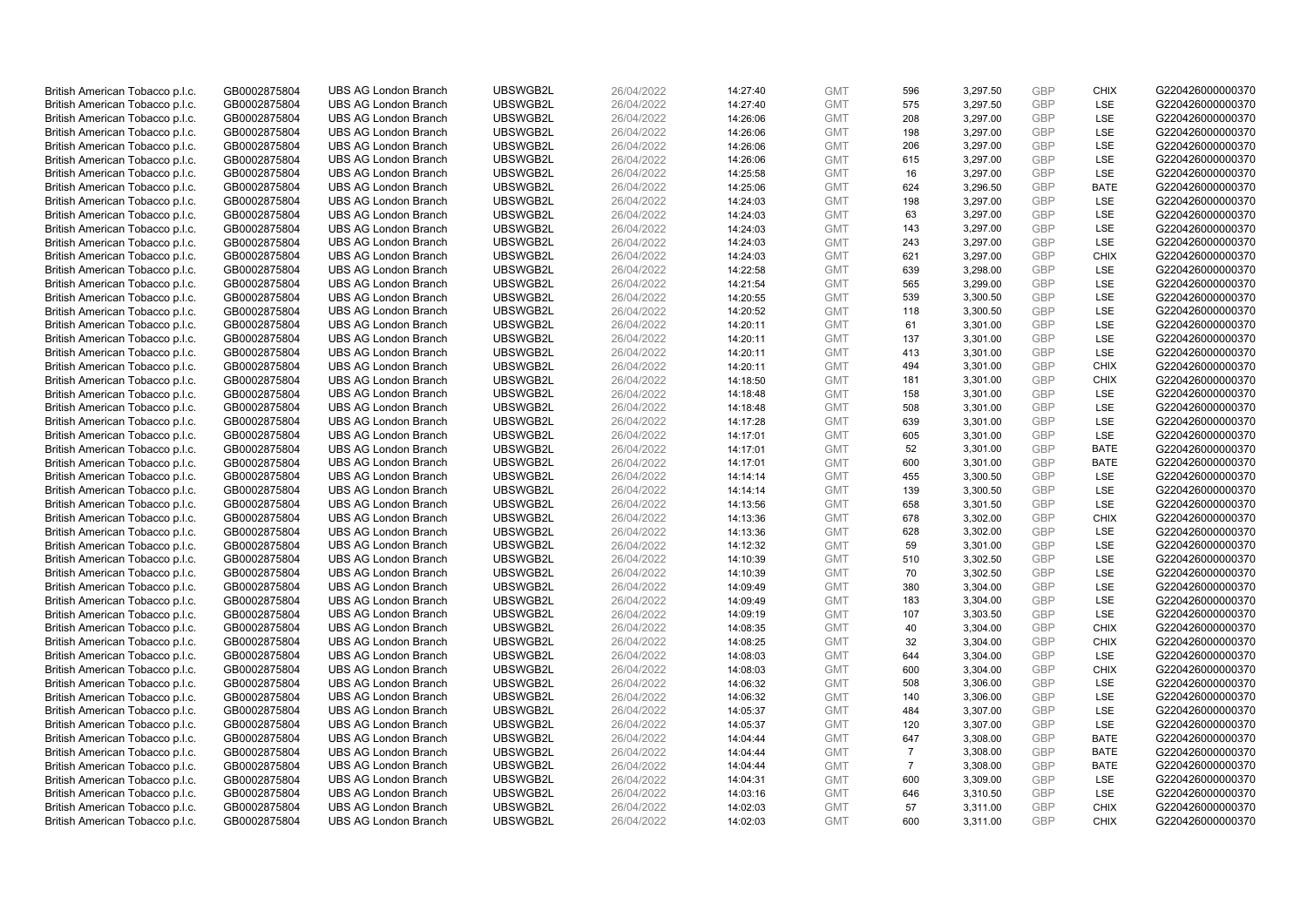| | | | | | | | | | | | |
|---|---|---|---|---|---|---|---|---|---|---|---|
| British American Tobacco p.l.c. | GB0002875804 | UBS AG London Branch | UBSWGB2L | 26/04/2022 | 14:27:40 | GMT | 596 | 3,297.50 | GBP | CHIX | G220426000000370 |
| British American Tobacco p.l.c. | GB0002875804 | UBS AG London Branch | UBSWGB2L | 26/04/2022 | 14:27:40 | GMT | 575 | 3,297.50 | GBP | LSE | G220426000000370 |
| British American Tobacco p.l.c. | GB0002875804 | UBS AG London Branch | UBSWGB2L | 26/04/2022 | 14:26:06 | GMT | 208 | 3,297.00 | GBP | LSE | G220426000000370 |
| British American Tobacco p.l.c. | GB0002875804 | UBS AG London Branch | UBSWGB2L | 26/04/2022 | 14:26:06 | GMT | 198 | 3,297.00 | GBP | LSE | G220426000000370 |
| British American Tobacco p.l.c. | GB0002875804 | UBS AG London Branch | UBSWGB2L | 26/04/2022 | 14:26:06 | GMT | 206 | 3,297.00 | GBP | LSE | G220426000000370 |
| British American Tobacco p.l.c. | GB0002875804 | UBS AG London Branch | UBSWGB2L | 26/04/2022 | 14:26:06 | GMT | 615 | 3,297.00 | GBP | LSE | G220426000000370 |
| British American Tobacco p.l.c. | GB0002875804 | UBS AG London Branch | UBSWGB2L | 26/04/2022 | 14:25:58 | GMT | 16 | 3,297.00 | GBP | LSE | G220426000000370 |
| British American Tobacco p.l.c. | GB0002875804 | UBS AG London Branch | UBSWGB2L | 26/04/2022 | 14:25:06 | GMT | 624 | 3,296.50 | GBP | BATE | G220426000000370 |
| British American Tobacco p.l.c. | GB0002875804 | UBS AG London Branch | UBSWGB2L | 26/04/2022 | 14:24:03 | GMT | 198 | 3,297.00 | GBP | LSE | G220426000000370 |
| British American Tobacco p.l.c. | GB0002875804 | UBS AG London Branch | UBSWGB2L | 26/04/2022 | 14:24:03 | GMT | 63 | 3,297.00 | GBP | LSE | G220426000000370 |
| British American Tobacco p.l.c. | GB0002875804 | UBS AG London Branch | UBSWGB2L | 26/04/2022 | 14:24:03 | GMT | 143 | 3,297.00 | GBP | LSE | G220426000000370 |
| British American Tobacco p.l.c. | GB0002875804 | UBS AG London Branch | UBSWGB2L | 26/04/2022 | 14:24:03 | GMT | 243 | 3,297.00 | GBP | LSE | G220426000000370 |
| British American Tobacco p.l.c. | GB0002875804 | UBS AG London Branch | UBSWGB2L | 26/04/2022 | 14:24:03 | GMT | 621 | 3,297.00 | GBP | CHIX | G220426000000370 |
| British American Tobacco p.l.c. | GB0002875804 | UBS AG London Branch | UBSWGB2L | 26/04/2022 | 14:22:58 | GMT | 639 | 3,298.00 | GBP | LSE | G220426000000370 |
| British American Tobacco p.l.c. | GB0002875804 | UBS AG London Branch | UBSWGB2L | 26/04/2022 | 14:21:54 | GMT | 565 | 3,299.00 | GBP | LSE | G220426000000370 |
| British American Tobacco p.l.c. | GB0002875804 | UBS AG London Branch | UBSWGB2L | 26/04/2022 | 14:20:55 | GMT | 539 | 3,300.50 | GBP | LSE | G220426000000370 |
| British American Tobacco p.l.c. | GB0002875804 | UBS AG London Branch | UBSWGB2L | 26/04/2022 | 14:20:52 | GMT | 118 | 3,300.50 | GBP | LSE | G220426000000370 |
| British American Tobacco p.l.c. | GB0002875804 | UBS AG London Branch | UBSWGB2L | 26/04/2022 | 14:20:11 | GMT | 61 | 3,301.00 | GBP | LSE | G220426000000370 |
| British American Tobacco p.l.c. | GB0002875804 | UBS AG London Branch | UBSWGB2L | 26/04/2022 | 14:20:11 | GMT | 137 | 3,301.00 | GBP | LSE | G220426000000370 |
| British American Tobacco p.l.c. | GB0002875804 | UBS AG London Branch | UBSWGB2L | 26/04/2022 | 14:20:11 | GMT | 413 | 3,301.00 | GBP | LSE | G220426000000370 |
| British American Tobacco p.l.c. | GB0002875804 | UBS AG London Branch | UBSWGB2L | 26/04/2022 | 14:20:11 | GMT | 494 | 3,301.00 | GBP | CHIX | G220426000000370 |
| British American Tobacco p.l.c. | GB0002875804 | UBS AG London Branch | UBSWGB2L | 26/04/2022 | 14:18:50 | GMT | 181 | 3,301.00 | GBP | CHIX | G220426000000370 |
| British American Tobacco p.l.c. | GB0002875804 | UBS AG London Branch | UBSWGB2L | 26/04/2022 | 14:18:48 | GMT | 158 | 3,301.00 | GBP | LSE | G220426000000370 |
| British American Tobacco p.l.c. | GB0002875804 | UBS AG London Branch | UBSWGB2L | 26/04/2022 | 14:18:48 | GMT | 508 | 3,301.00 | GBP | LSE | G220426000000370 |
| British American Tobacco p.l.c. | GB0002875804 | UBS AG London Branch | UBSWGB2L | 26/04/2022 | 14:17:28 | GMT | 639 | 3,301.00 | GBP | LSE | G220426000000370 |
| British American Tobacco p.l.c. | GB0002875804 | UBS AG London Branch | UBSWGB2L | 26/04/2022 | 14:17:01 | GMT | 605 | 3,301.00 | GBP | LSE | G220426000000370 |
| British American Tobacco p.l.c. | GB0002875804 | UBS AG London Branch | UBSWGB2L | 26/04/2022 | 14:17:01 | GMT | 52 | 3,301.00 | GBP | BATE | G220426000000370 |
| British American Tobacco p.l.c. | GB0002875804 | UBS AG London Branch | UBSWGB2L | 26/04/2022 | 14:17:01 | GMT | 600 | 3,301.00 | GBP | BATE | G220426000000370 |
| British American Tobacco p.l.c. | GB0002875804 | UBS AG London Branch | UBSWGB2L | 26/04/2022 | 14:14:14 | GMT | 455 | 3,300.50 | GBP | LSE | G220426000000370 |
| British American Tobacco p.l.c. | GB0002875804 | UBS AG London Branch | UBSWGB2L | 26/04/2022 | 14:14:14 | GMT | 139 | 3,300.50 | GBP | LSE | G220426000000370 |
| British American Tobacco p.l.c. | GB0002875804 | UBS AG London Branch | UBSWGB2L | 26/04/2022 | 14:13:56 | GMT | 658 | 3,301.50 | GBP | LSE | G220426000000370 |
| British American Tobacco p.l.c. | GB0002875804 | UBS AG London Branch | UBSWGB2L | 26/04/2022 | 14:13:36 | GMT | 678 | 3,302.00 | GBP | CHIX | G220426000000370 |
| British American Tobacco p.l.c. | GB0002875804 | UBS AG London Branch | UBSWGB2L | 26/04/2022 | 14:13:36 | GMT | 628 | 3,302.00 | GBP | LSE | G220426000000370 |
| British American Tobacco p.l.c. | GB0002875804 | UBS AG London Branch | UBSWGB2L | 26/04/2022 | 14:12:32 | GMT | 59 | 3,301.00 | GBP | LSE | G220426000000370 |
| British American Tobacco p.l.c. | GB0002875804 | UBS AG London Branch | UBSWGB2L | 26/04/2022 | 14:10:39 | GMT | 510 | 3,302.50 | GBP | LSE | G220426000000370 |
| British American Tobacco p.l.c. | GB0002875804 | UBS AG London Branch | UBSWGB2L | 26/04/2022 | 14:10:39 | GMT | 70 | 3,302.50 | GBP | LSE | G220426000000370 |
| British American Tobacco p.l.c. | GB0002875804 | UBS AG London Branch | UBSWGB2L | 26/04/2022 | 14:09:49 | GMT | 380 | 3,304.00 | GBP | LSE | G220426000000370 |
| British American Tobacco p.l.c. | GB0002875804 | UBS AG London Branch | UBSWGB2L | 26/04/2022 | 14:09:49 | GMT | 183 | 3,304.00 | GBP | LSE | G220426000000370 |
| British American Tobacco p.l.c. | GB0002875804 | UBS AG London Branch | UBSWGB2L | 26/04/2022 | 14:09:19 | GMT | 107 | 3,303.50 | GBP | LSE | G220426000000370 |
| British American Tobacco p.l.c. | GB0002875804 | UBS AG London Branch | UBSWGB2L | 26/04/2022 | 14:08:35 | GMT | 40 | 3,304.00 | GBP | CHIX | G220426000000370 |
| British American Tobacco p.l.c. | GB0002875804 | UBS AG London Branch | UBSWGB2L | 26/04/2022 | 14:08:25 | GMT | 32 | 3,304.00 | GBP | CHIX | G220426000000370 |
| British American Tobacco p.l.c. | GB0002875804 | UBS AG London Branch | UBSWGB2L | 26/04/2022 | 14:08:03 | GMT | 644 | 3,304.00 | GBP | LSE | G220426000000370 |
| British American Tobacco p.l.c. | GB0002875804 | UBS AG London Branch | UBSWGB2L | 26/04/2022 | 14:08:03 | GMT | 600 | 3,304.00 | GBP | CHIX | G220426000000370 |
| British American Tobacco p.l.c. | GB0002875804 | UBS AG London Branch | UBSWGB2L | 26/04/2022 | 14:06:32 | GMT | 508 | 3,306.00 | GBP | LSE | G220426000000370 |
| British American Tobacco p.l.c. | GB0002875804 | UBS AG London Branch | UBSWGB2L | 26/04/2022 | 14:06:32 | GMT | 140 | 3,306.00 | GBP | LSE | G220426000000370 |
| British American Tobacco p.l.c. | GB0002875804 | UBS AG London Branch | UBSWGB2L | 26/04/2022 | 14:05:37 | GMT | 484 | 3,307.00 | GBP | LSE | G220426000000370 |
| British American Tobacco p.l.c. | GB0002875804 | UBS AG London Branch | UBSWGB2L | 26/04/2022 | 14:05:37 | GMT | 120 | 3,307.00 | GBP | LSE | G220426000000370 |
| British American Tobacco p.l.c. | GB0002875804 | UBS AG London Branch | UBSWGB2L | 26/04/2022 | 14:04:44 | GMT | 647 | 3,308.00 | GBP | BATE | G220426000000370 |
| British American Tobacco p.l.c. | GB0002875804 | UBS AG London Branch | UBSWGB2L | 26/04/2022 | 14:04:44 | GMT | 7 | 3,308.00 | GBP | BATE | G220426000000370 |
| British American Tobacco p.l.c. | GB0002875804 | UBS AG London Branch | UBSWGB2L | 26/04/2022 | 14:04:44 | GMT | 7 | 3,308.00 | GBP | BATE | G220426000000370 |
| British American Tobacco p.l.c. | GB0002875804 | UBS AG London Branch | UBSWGB2L | 26/04/2022 | 14:04:31 | GMT | 600 | 3,309.00 | GBP | LSE | G220426000000370 |
| British American Tobacco p.l.c. | GB0002875804 | UBS AG London Branch | UBSWGB2L | 26/04/2022 | 14:03:16 | GMT | 646 | 3,310.50 | GBP | LSE | G220426000000370 |
| British American Tobacco p.l.c. | GB0002875804 | UBS AG London Branch | UBSWGB2L | 26/04/2022 | 14:02:03 | GMT | 57 | 3,311.00 | GBP | CHIX | G220426000000370 |
| British American Tobacco p.l.c. | GB0002875804 | UBS AG London Branch | UBSWGB2L | 26/04/2022 | 14:02:03 | GMT | 600 | 3,311.00 | GBP | CHIX | G220426000000370 |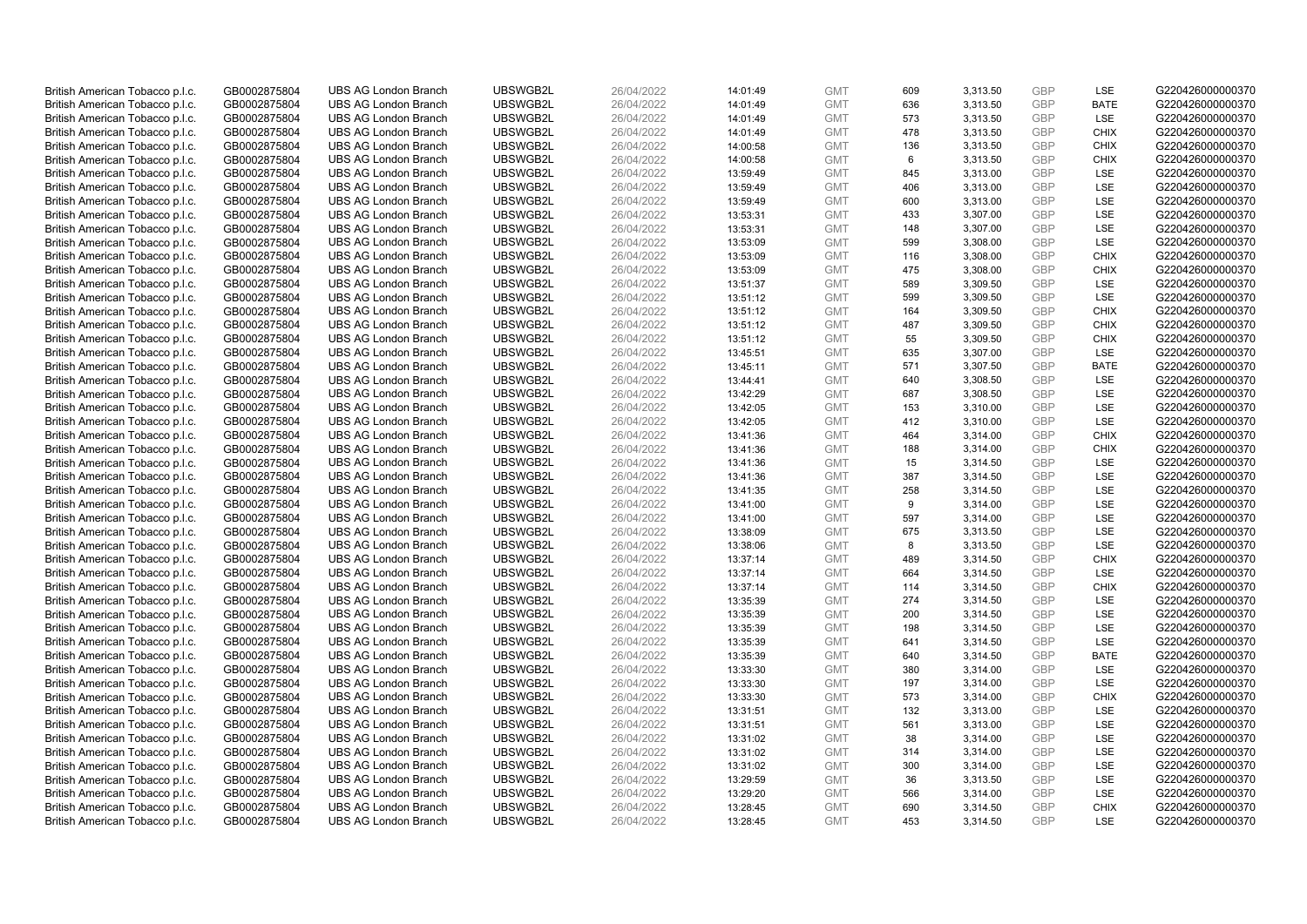| | | | | | | | | | | | |
|---|---|---|---|---|---|---|---|---|---|---|---|
| British American Tobacco p.l.c. | GB0002875804 | UBS AG London Branch | UBSWGB2L | 26/04/2022 | 14:01:49 | GMT | 609 | 3,313.50 | GBP | LSE | G220426000000370 |
| British American Tobacco p.l.c. | GB0002875804 | UBS AG London Branch | UBSWGB2L | 26/04/2022 | 14:01:49 | GMT | 636 | 3,313.50 | GBP | BATE | G220426000000370 |
| British American Tobacco p.l.c. | GB0002875804 | UBS AG London Branch | UBSWGB2L | 26/04/2022 | 14:01:49 | GMT | 573 | 3,313.50 | GBP | LSE | G220426000000370 |
| British American Tobacco p.l.c. | GB0002875804 | UBS AG London Branch | UBSWGB2L | 26/04/2022 | 14:01:49 | GMT | 478 | 3,313.50 | GBP | CHIX | G220426000000370 |
| British American Tobacco p.l.c. | GB0002875804 | UBS AG London Branch | UBSWGB2L | 26/04/2022 | 14:00:58 | GMT | 136 | 3,313.50 | GBP | CHIX | G220426000000370 |
| British American Tobacco p.l.c. | GB0002875804 | UBS AG London Branch | UBSWGB2L | 26/04/2022 | 14:00:58 | GMT | 6 | 3,313.50 | GBP | CHIX | G220426000000370 |
| British American Tobacco p.l.c. | GB0002875804 | UBS AG London Branch | UBSWGB2L | 26/04/2022 | 13:59:49 | GMT | 845 | 3,313.00 | GBP | LSE | G220426000000370 |
| British American Tobacco p.l.c. | GB0002875804 | UBS AG London Branch | UBSWGB2L | 26/04/2022 | 13:59:49 | GMT | 406 | 3,313.00 | GBP | LSE | G220426000000370 |
| British American Tobacco p.l.c. | GB0002875804 | UBS AG London Branch | UBSWGB2L | 26/04/2022 | 13:59:49 | GMT | 600 | 3,313.00 | GBP | LSE | G220426000000370 |
| British American Tobacco p.l.c. | GB0002875804 | UBS AG London Branch | UBSWGB2L | 26/04/2022 | 13:53:31 | GMT | 433 | 3,307.00 | GBP | LSE | G220426000000370 |
| British American Tobacco p.l.c. | GB0002875804 | UBS AG London Branch | UBSWGB2L | 26/04/2022 | 13:53:31 | GMT | 148 | 3,307.00 | GBP | LSE | G220426000000370 |
| British American Tobacco p.l.c. | GB0002875804 | UBS AG London Branch | UBSWGB2L | 26/04/2022 | 13:53:09 | GMT | 599 | 3,308.00 | GBP | LSE | G220426000000370 |
| British American Tobacco p.l.c. | GB0002875804 | UBS AG London Branch | UBSWGB2L | 26/04/2022 | 13:53:09 | GMT | 116 | 3,308.00 | GBP | CHIX | G220426000000370 |
| British American Tobacco p.l.c. | GB0002875804 | UBS AG London Branch | UBSWGB2L | 26/04/2022 | 13:53:09 | GMT | 475 | 3,308.00 | GBP | CHIX | G220426000000370 |
| British American Tobacco p.l.c. | GB0002875804 | UBS AG London Branch | UBSWGB2L | 26/04/2022 | 13:51:37 | GMT | 589 | 3,309.50 | GBP | LSE | G220426000000370 |
| British American Tobacco p.l.c. | GB0002875804 | UBS AG London Branch | UBSWGB2L | 26/04/2022 | 13:51:12 | GMT | 599 | 3,309.50 | GBP | LSE | G220426000000370 |
| British American Tobacco p.l.c. | GB0002875804 | UBS AG London Branch | UBSWGB2L | 26/04/2022 | 13:51:12 | GMT | 164 | 3,309.50 | GBP | CHIX | G220426000000370 |
| British American Tobacco p.l.c. | GB0002875804 | UBS AG London Branch | UBSWGB2L | 26/04/2022 | 13:51:12 | GMT | 487 | 3,309.50 | GBP | CHIX | G220426000000370 |
| British American Tobacco p.l.c. | GB0002875804 | UBS AG London Branch | UBSWGB2L | 26/04/2022 | 13:51:12 | GMT | 55 | 3,309.50 | GBP | CHIX | G220426000000370 |
| British American Tobacco p.l.c. | GB0002875804 | UBS AG London Branch | UBSWGB2L | 26/04/2022 | 13:45:51 | GMT | 635 | 3,307.00 | GBP | LSE | G220426000000370 |
| British American Tobacco p.l.c. | GB0002875804 | UBS AG London Branch | UBSWGB2L | 26/04/2022 | 13:45:11 | GMT | 571 | 3,307.50 | GBP | BATE | G220426000000370 |
| British American Tobacco p.l.c. | GB0002875804 | UBS AG London Branch | UBSWGB2L | 26/04/2022 | 13:44:41 | GMT | 640 | 3,308.50 | GBP | LSE | G220426000000370 |
| British American Tobacco p.l.c. | GB0002875804 | UBS AG London Branch | UBSWGB2L | 26/04/2022 | 13:42:29 | GMT | 687 | 3,308.50 | GBP | LSE | G220426000000370 |
| British American Tobacco p.l.c. | GB0002875804 | UBS AG London Branch | UBSWGB2L | 26/04/2022 | 13:42:05 | GMT | 153 | 3,310.00 | GBP | LSE | G220426000000370 |
| British American Tobacco p.l.c. | GB0002875804 | UBS AG London Branch | UBSWGB2L | 26/04/2022 | 13:42:05 | GMT | 412 | 3,310.00 | GBP | LSE | G220426000000370 |
| British American Tobacco p.l.c. | GB0002875804 | UBS AG London Branch | UBSWGB2L | 26/04/2022 | 13:41:36 | GMT | 464 | 3,314.00 | GBP | CHIX | G220426000000370 |
| British American Tobacco p.l.c. | GB0002875804 | UBS AG London Branch | UBSWGB2L | 26/04/2022 | 13:41:36 | GMT | 188 | 3,314.00 | GBP | CHIX | G220426000000370 |
| British American Tobacco p.l.c. | GB0002875804 | UBS AG London Branch | UBSWGB2L | 26/04/2022 | 13:41:36 | GMT | 15 | 3,314.50 | GBP | LSE | G220426000000370 |
| British American Tobacco p.l.c. | GB0002875804 | UBS AG London Branch | UBSWGB2L | 26/04/2022 | 13:41:36 | GMT | 387 | 3,314.50 | GBP | LSE | G220426000000370 |
| British American Tobacco p.l.c. | GB0002875804 | UBS AG London Branch | UBSWGB2L | 26/04/2022 | 13:41:35 | GMT | 258 | 3,314.50 | GBP | LSE | G220426000000370 |
| British American Tobacco p.l.c. | GB0002875804 | UBS AG London Branch | UBSWGB2L | 26/04/2022 | 13:41:00 | GMT | 9 | 3,314.00 | GBP | LSE | G220426000000370 |
| British American Tobacco p.l.c. | GB0002875804 | UBS AG London Branch | UBSWGB2L | 26/04/2022 | 13:41:00 | GMT | 597 | 3,314.00 | GBP | LSE | G220426000000370 |
| British American Tobacco p.l.c. | GB0002875804 | UBS AG London Branch | UBSWGB2L | 26/04/2022 | 13:38:09 | GMT | 675 | 3,313.50 | GBP | LSE | G220426000000370 |
| British American Tobacco p.l.c. | GB0002875804 | UBS AG London Branch | UBSWGB2L | 26/04/2022 | 13:38:06 | GMT | 8 | 3,313.50 | GBP | LSE | G220426000000370 |
| British American Tobacco p.l.c. | GB0002875804 | UBS AG London Branch | UBSWGB2L | 26/04/2022 | 13:37:14 | GMT | 489 | 3,314.50 | GBP | CHIX | G220426000000370 |
| British American Tobacco p.l.c. | GB0002875804 | UBS AG London Branch | UBSWGB2L | 26/04/2022 | 13:37:14 | GMT | 664 | 3,314.50 | GBP | LSE | G220426000000370 |
| British American Tobacco p.l.c. | GB0002875804 | UBS AG London Branch | UBSWGB2L | 26/04/2022 | 13:37:14 | GMT | 114 | 3,314.50 | GBP | CHIX | G220426000000370 |
| British American Tobacco p.l.c. | GB0002875804 | UBS AG London Branch | UBSWGB2L | 26/04/2022 | 13:35:39 | GMT | 274 | 3,314.50 | GBP | LSE | G220426000000370 |
| British American Tobacco p.l.c. | GB0002875804 | UBS AG London Branch | UBSWGB2L | 26/04/2022 | 13:35:39 | GMT | 200 | 3,314.50 | GBP | LSE | G220426000000370 |
| British American Tobacco p.l.c. | GB0002875804 | UBS AG London Branch | UBSWGB2L | 26/04/2022 | 13:35:39 | GMT | 198 | 3,314.50 | GBP | LSE | G220426000000370 |
| British American Tobacco p.l.c. | GB0002875804 | UBS AG London Branch | UBSWGB2L | 26/04/2022 | 13:35:39 | GMT | 641 | 3,314.50 | GBP | LSE | G220426000000370 |
| British American Tobacco p.l.c. | GB0002875804 | UBS AG London Branch | UBSWGB2L | 26/04/2022 | 13:35:39 | GMT | 640 | 3,314.50 | GBP | BATE | G220426000000370 |
| British American Tobacco p.l.c. | GB0002875804 | UBS AG London Branch | UBSWGB2L | 26/04/2022 | 13:33:30 | GMT | 380 | 3,314.00 | GBP | LSE | G220426000000370 |
| British American Tobacco p.l.c. | GB0002875804 | UBS AG London Branch | UBSWGB2L | 26/04/2022 | 13:33:30 | GMT | 197 | 3,314.00 | GBP | LSE | G220426000000370 |
| British American Tobacco p.l.c. | GB0002875804 | UBS AG London Branch | UBSWGB2L | 26/04/2022 | 13:33:30 | GMT | 573 | 3,314.00 | GBP | CHIX | G220426000000370 |
| British American Tobacco p.l.c. | GB0002875804 | UBS AG London Branch | UBSWGB2L | 26/04/2022 | 13:31:51 | GMT | 132 | 3,313.00 | GBP | LSE | G220426000000370 |
| British American Tobacco p.l.c. | GB0002875804 | UBS AG London Branch | UBSWGB2L | 26/04/2022 | 13:31:51 | GMT | 561 | 3,313.00 | GBP | LSE | G220426000000370 |
| British American Tobacco p.l.c. | GB0002875804 | UBS AG London Branch | UBSWGB2L | 26/04/2022 | 13:31:02 | GMT | 38 | 3,314.00 | GBP | LSE | G220426000000370 |
| British American Tobacco p.l.c. | GB0002875804 | UBS AG London Branch | UBSWGB2L | 26/04/2022 | 13:31:02 | GMT | 314 | 3,314.00 | GBP | LSE | G220426000000370 |
| British American Tobacco p.l.c. | GB0002875804 | UBS AG London Branch | UBSWGB2L | 26/04/2022 | 13:31:02 | GMT | 300 | 3,314.00 | GBP | LSE | G220426000000370 |
| British American Tobacco p.l.c. | GB0002875804 | UBS AG London Branch | UBSWGB2L | 26/04/2022 | 13:29:59 | GMT | 36 | 3,313.50 | GBP | LSE | G220426000000370 |
| British American Tobacco p.l.c. | GB0002875804 | UBS AG London Branch | UBSWGB2L | 26/04/2022 | 13:29:20 | GMT | 566 | 3,314.00 | GBP | LSE | G220426000000370 |
| British American Tobacco p.l.c. | GB0002875804 | UBS AG London Branch | UBSWGB2L | 26/04/2022 | 13:28:45 | GMT | 690 | 3,314.50 | GBP | CHIX | G220426000000370 |
| British American Tobacco p.l.c. | GB0002875804 | UBS AG London Branch | UBSWGB2L | 26/04/2022 | 13:28:45 | GMT | 453 | 3,314.50 | GBP | LSE | G220426000000370 |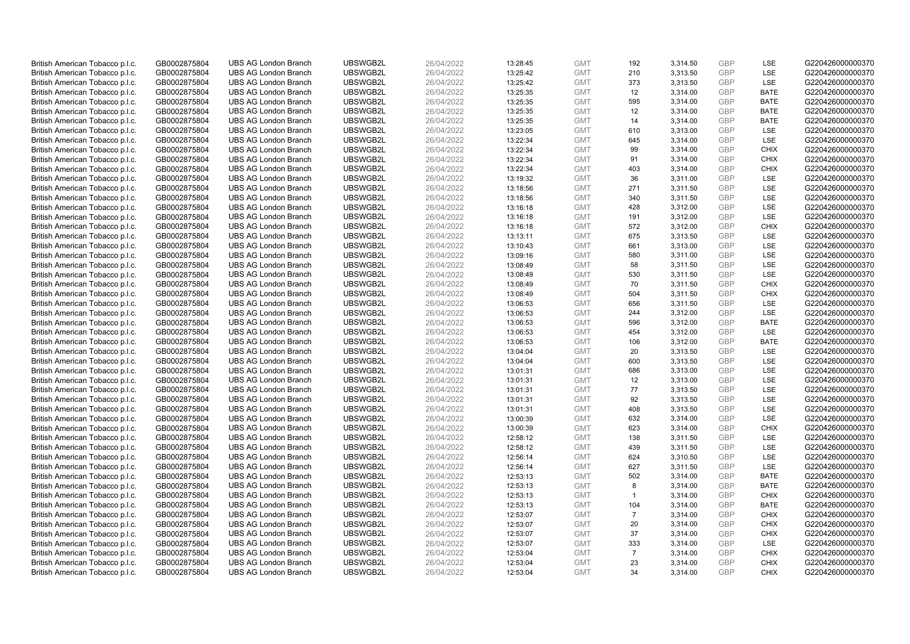| | | | | | | | | | | | |
|---|---|---|---|---|---|---|---|---|---|---|---|
| British American Tobacco p.l.c. | GB0002875804 | UBS AG London Branch | UBSWGB2L | 26/04/2022 | 13:28:45 | GMT | 192 | 3,314.50 | GBP | LSE | G220426000000370 |
| British American Tobacco p.l.c. | GB0002875804 | UBS AG London Branch | UBSWGB2L | 26/04/2022 | 13:25:42 | GMT | 210 | 3,313.50 | GBP | LSE | G220426000000370 |
| British American Tobacco p.l.c. | GB0002875804 | UBS AG London Branch | UBSWGB2L | 26/04/2022 | 13:25:42 | GMT | 373 | 3,313.50 | GBP | LSE | G220426000000370 |
| British American Tobacco p.l.c. | GB0002875804 | UBS AG London Branch | UBSWGB2L | 26/04/2022 | 13:25:35 | GMT | 12 | 3,314.00 | GBP | BATE | G220426000000370 |
| British American Tobacco p.l.c. | GB0002875804 | UBS AG London Branch | UBSWGB2L | 26/04/2022 | 13:25:35 | GMT | 595 | 3,314.00 | GBP | BATE | G220426000000370 |
| British American Tobacco p.l.c. | GB0002875804 | UBS AG London Branch | UBSWGB2L | 26/04/2022 | 13:25:35 | GMT | 12 | 3,314.00 | GBP | BATE | G220426000000370 |
| British American Tobacco p.l.c. | GB0002875804 | UBS AG London Branch | UBSWGB2L | 26/04/2022 | 13:25:35 | GMT | 14 | 3,314.00 | GBP | BATE | G220426000000370 |
| British American Tobacco p.l.c. | GB0002875804 | UBS AG London Branch | UBSWGB2L | 26/04/2022 | 13:23:05 | GMT | 610 | 3,313.00 | GBP | LSE | G220426000000370 |
| British American Tobacco p.l.c. | GB0002875804 | UBS AG London Branch | UBSWGB2L | 26/04/2022 | 13:22:34 | GMT | 645 | 3,314.00 | GBP | LSE | G220426000000370 |
| British American Tobacco p.l.c. | GB0002875804 | UBS AG London Branch | UBSWGB2L | 26/04/2022 | 13:22:34 | GMT | 99 | 3,314.00 | GBP | CHIX | G220426000000370 |
| British American Tobacco p.l.c. | GB0002875804 | UBS AG London Branch | UBSWGB2L | 26/04/2022 | 13:22:34 | GMT | 91 | 3,314.00 | GBP | CHIX | G220426000000370 |
| British American Tobacco p.l.c. | GB0002875804 | UBS AG London Branch | UBSWGB2L | 26/04/2022 | 13:22:34 | GMT | 403 | 3,314.00 | GBP | CHIX | G220426000000370 |
| British American Tobacco p.l.c. | GB0002875804 | UBS AG London Branch | UBSWGB2L | 26/04/2022 | 13:19:32 | GMT | 36 | 3,311.00 | GBP | LSE | G220426000000370 |
| British American Tobacco p.l.c. | GB0002875804 | UBS AG London Branch | UBSWGB2L | 26/04/2022 | 13:18:56 | GMT | 271 | 3,311.50 | GBP | LSE | G220426000000370 |
| British American Tobacco p.l.c. | GB0002875804 | UBS AG London Branch | UBSWGB2L | 26/04/2022 | 13:18:56 | GMT | 340 | 3,311.50 | GBP | LSE | G220426000000370 |
| British American Tobacco p.l.c. | GB0002875804 | UBS AG London Branch | UBSWGB2L | 26/04/2022 | 13:16:18 | GMT | 428 | 3,312.00 | GBP | LSE | G220426000000370 |
| British American Tobacco p.l.c. | GB0002875804 | UBS AG London Branch | UBSWGB2L | 26/04/2022 | 13:16:18 | GMT | 191 | 3,312.00 | GBP | LSE | G220426000000370 |
| British American Tobacco p.l.c. | GB0002875804 | UBS AG London Branch | UBSWGB2L | 26/04/2022 | 13:16:18 | GMT | 572 | 3,312.00 | GBP | CHIX | G220426000000370 |
| British American Tobacco p.l.c. | GB0002875804 | UBS AG London Branch | UBSWGB2L | 26/04/2022 | 13:13:11 | GMT | 675 | 3,313.50 | GBP | LSE | G220426000000370 |
| British American Tobacco p.l.c. | GB0002875804 | UBS AG London Branch | UBSWGB2L | 26/04/2022 | 13:10:43 | GMT | 661 | 3,313.00 | GBP | LSE | G220426000000370 |
| British American Tobacco p.l.c. | GB0002875804 | UBS AG London Branch | UBSWGB2L | 26/04/2022 | 13:09:16 | GMT | 580 | 3,311.00 | GBP | LSE | G220426000000370 |
| British American Tobacco p.l.c. | GB0002875804 | UBS AG London Branch | UBSWGB2L | 26/04/2022 | 13:08:49 | GMT | 58 | 3,311.50 | GBP | LSE | G220426000000370 |
| British American Tobacco p.l.c. | GB0002875804 | UBS AG London Branch | UBSWGB2L | 26/04/2022 | 13:08:49 | GMT | 530 | 3,311.50 | GBP | LSE | G220426000000370 |
| British American Tobacco p.l.c. | GB0002875804 | UBS AG London Branch | UBSWGB2L | 26/04/2022 | 13:08:49 | GMT | 70 | 3,311.50 | GBP | CHIX | G220426000000370 |
| British American Tobacco p.l.c. | GB0002875804 | UBS AG London Branch | UBSWGB2L | 26/04/2022 | 13:08:49 | GMT | 504 | 3,311.50 | GBP | CHIX | G220426000000370 |
| British American Tobacco p.l.c. | GB0002875804 | UBS AG London Branch | UBSWGB2L | 26/04/2022 | 13:06:53 | GMT | 656 | 3,311.50 | GBP | LSE | G220426000000370 |
| British American Tobacco p.l.c. | GB0002875804 | UBS AG London Branch | UBSWGB2L | 26/04/2022 | 13:06:53 | GMT | 244 | 3,312.00 | GBP | LSE | G220426000000370 |
| British American Tobacco p.l.c. | GB0002875804 | UBS AG London Branch | UBSWGB2L | 26/04/2022 | 13:06:53 | GMT | 596 | 3,312.00 | GBP | BATE | G220426000000370 |
| British American Tobacco p.l.c. | GB0002875804 | UBS AG London Branch | UBSWGB2L | 26/04/2022 | 13:06:53 | GMT | 454 | 3,312.00 | GBP | LSE | G220426000000370 |
| British American Tobacco p.l.c. | GB0002875804 | UBS AG London Branch | UBSWGB2L | 26/04/2022 | 13:06:53 | GMT | 106 | 3,312.00 | GBP | BATE | G220426000000370 |
| British American Tobacco p.l.c. | GB0002875804 | UBS AG London Branch | UBSWGB2L | 26/04/2022 | 13:04:04 | GMT | 20 | 3,313.50 | GBP | LSE | G220426000000370 |
| British American Tobacco p.l.c. | GB0002875804 | UBS AG London Branch | UBSWGB2L | 26/04/2022 | 13:04:04 | GMT | 600 | 3,313.50 | GBP | LSE | G220426000000370 |
| British American Tobacco p.l.c. | GB0002875804 | UBS AG London Branch | UBSWGB2L | 26/04/2022 | 13:01:31 | GMT | 686 | 3,313.00 | GBP | LSE | G220426000000370 |
| British American Tobacco p.l.c. | GB0002875804 | UBS AG London Branch | UBSWGB2L | 26/04/2022 | 13:01:31 | GMT | 12 | 3,313.00 | GBP | LSE | G220426000000370 |
| British American Tobacco p.l.c. | GB0002875804 | UBS AG London Branch | UBSWGB2L | 26/04/2022 | 13:01:31 | GMT | 77 | 3,313.50 | GBP | LSE | G220426000000370 |
| British American Tobacco p.l.c. | GB0002875804 | UBS AG London Branch | UBSWGB2L | 26/04/2022 | 13:01:31 | GMT | 92 | 3,313.50 | GBP | LSE | G220426000000370 |
| British American Tobacco p.l.c. | GB0002875804 | UBS AG London Branch | UBSWGB2L | 26/04/2022 | 13:01:31 | GMT | 408 | 3,313.50 | GBP | LSE | G220426000000370 |
| British American Tobacco p.l.c. | GB0002875804 | UBS AG London Branch | UBSWGB2L | 26/04/2022 | 13:00:39 | GMT | 632 | 3,314.00 | GBP | LSE | G220426000000370 |
| British American Tobacco p.l.c. | GB0002875804 | UBS AG London Branch | UBSWGB2L | 26/04/2022 | 13:00:39 | GMT | 623 | 3,314.00 | GBP | CHIX | G220426000000370 |
| British American Tobacco p.l.c. | GB0002875804 | UBS AG London Branch | UBSWGB2L | 26/04/2022 | 12:58:12 | GMT | 138 | 3,311.50 | GBP | LSE | G220426000000370 |
| British American Tobacco p.l.c. | GB0002875804 | UBS AG London Branch | UBSWGB2L | 26/04/2022 | 12:58:12 | GMT | 439 | 3,311.50 | GBP | LSE | G220426000000370 |
| British American Tobacco p.l.c. | GB0002875804 | UBS AG London Branch | UBSWGB2L | 26/04/2022 | 12:56:14 | GMT | 624 | 3,310.50 | GBP | LSE | G220426000000370 |
| British American Tobacco p.l.c. | GB0002875804 | UBS AG London Branch | UBSWGB2L | 26/04/2022 | 12:56:14 | GMT | 627 | 3,311.50 | GBP | LSE | G220426000000370 |
| British American Tobacco p.l.c. | GB0002875804 | UBS AG London Branch | UBSWGB2L | 26/04/2022 | 12:53:13 | GMT | 502 | 3,314.00 | GBP | BATE | G220426000000370 |
| British American Tobacco p.l.c. | GB0002875804 | UBS AG London Branch | UBSWGB2L | 26/04/2022 | 12:53:13 | GMT | 8 | 3,314.00 | GBP | BATE | G220426000000370 |
| British American Tobacco p.l.c. | GB0002875804 | UBS AG London Branch | UBSWGB2L | 26/04/2022 | 12:53:13 | GMT | 1 | 3,314.00 | GBP | CHIX | G220426000000370 |
| British American Tobacco p.l.c. | GB0002875804 | UBS AG London Branch | UBSWGB2L | 26/04/2022 | 12:53:13 | GMT | 104 | 3,314.00 | GBP | BATE | G220426000000370 |
| British American Tobacco p.l.c. | GB0002875804 | UBS AG London Branch | UBSWGB2L | 26/04/2022 | 12:53:07 | GMT | 7 | 3,314.00 | GBP | CHIX | G220426000000370 |
| British American Tobacco p.l.c. | GB0002875804 | UBS AG London Branch | UBSWGB2L | 26/04/2022 | 12:53:07 | GMT | 20 | 3,314.00 | GBP | CHIX | G220426000000370 |
| British American Tobacco p.l.c. | GB0002875804 | UBS AG London Branch | UBSWGB2L | 26/04/2022 | 12:53:07 | GMT | 37 | 3,314.00 | GBP | CHIX | G220426000000370 |
| British American Tobacco p.l.c. | GB0002875804 | UBS AG London Branch | UBSWGB2L | 26/04/2022 | 12:53:07 | GMT | 333 | 3,314.00 | GBP | LSE | G220426000000370 |
| British American Tobacco p.l.c. | GB0002875804 | UBS AG London Branch | UBSWGB2L | 26/04/2022 | 12:53:04 | GMT | 7 | 3,314.00 | GBP | CHIX | G220426000000370 |
| British American Tobacco p.l.c. | GB0002875804 | UBS AG London Branch | UBSWGB2L | 26/04/2022 | 12:53:04 | GMT | 23 | 3,314.00 | GBP | CHIX | G220426000000370 |
| British American Tobacco p.l.c. | GB0002875804 | UBS AG London Branch | UBSWGB2L | 26/04/2022 | 12:53:04 | GMT | 34 | 3,314.00 | GBP | CHIX | G220426000000370 |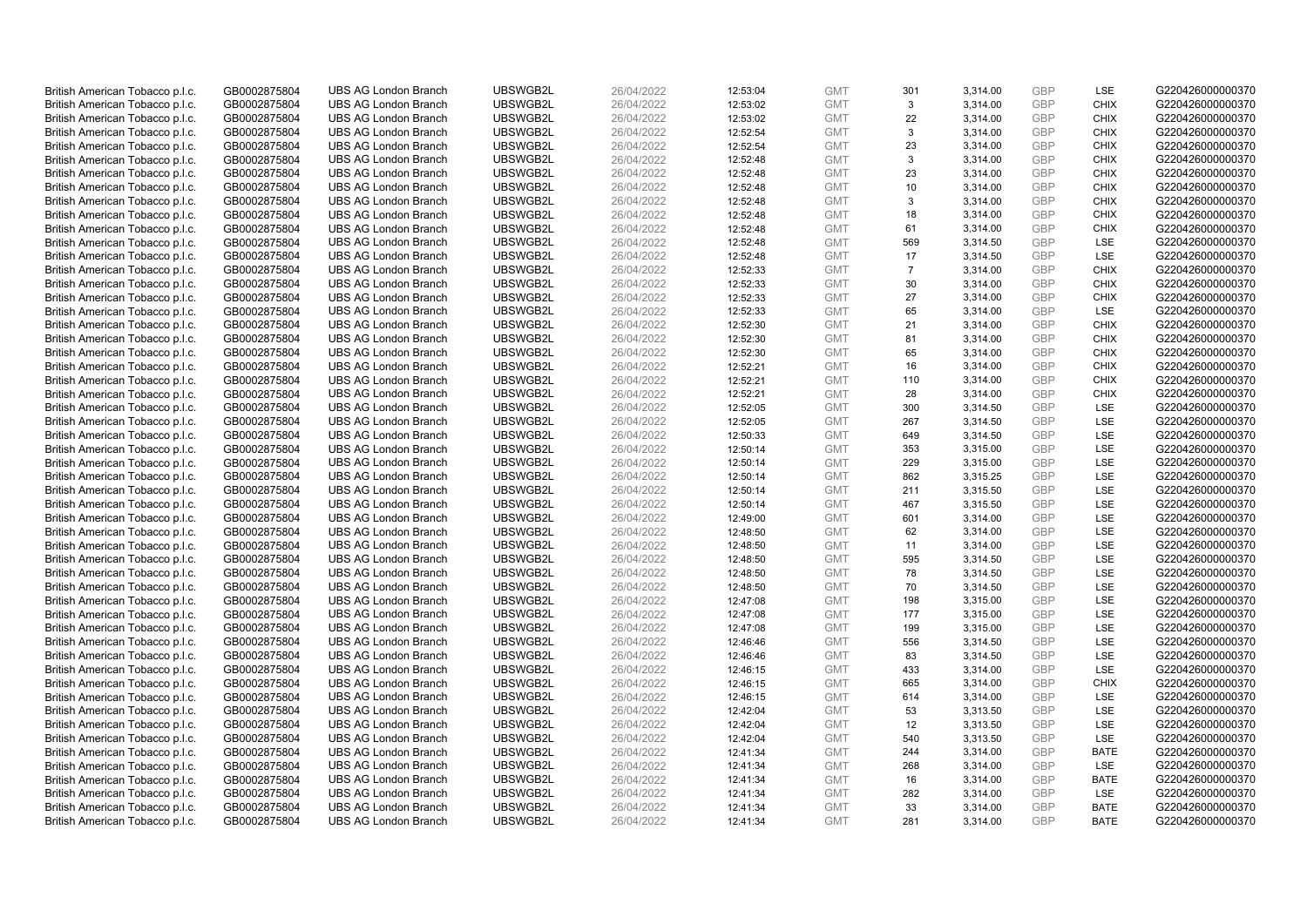| | | | | | | | | | | | |
|---|---|---|---|---|---|---|---|---|---|---|---|
| British American Tobacco p.l.c. | GB0002875804 | UBS AG London Branch | UBSWGB2L | 26/04/2022 | 12:53:04 | GMT | 301 | 3,314.00 | GBP | LSE | G220426000000370 |
| British American Tobacco p.l.c. | GB0002875804 | UBS AG London Branch | UBSWGB2L | 26/04/2022 | 12:53:02 | GMT | 3 | 3,314.00 | GBP | CHIX | G220426000000370 |
| British American Tobacco p.l.c. | GB0002875804 | UBS AG London Branch | UBSWGB2L | 26/04/2022 | 12:53:02 | GMT | 22 | 3,314.00 | GBP | CHIX | G220426000000370 |
| British American Tobacco p.l.c. | GB0002875804 | UBS AG London Branch | UBSWGB2L | 26/04/2022 | 12:52:54 | GMT | 3 | 3,314.00 | GBP | CHIX | G220426000000370 |
| British American Tobacco p.l.c. | GB0002875804 | UBS AG London Branch | UBSWGB2L | 26/04/2022 | 12:52:54 | GMT | 23 | 3,314.00 | GBP | CHIX | G220426000000370 |
| British American Tobacco p.l.c. | GB0002875804 | UBS AG London Branch | UBSWGB2L | 26/04/2022 | 12:52:48 | GMT | 3 | 3,314.00 | GBP | CHIX | G220426000000370 |
| British American Tobacco p.l.c. | GB0002875804 | UBS AG London Branch | UBSWGB2L | 26/04/2022 | 12:52:48 | GMT | 23 | 3,314.00 | GBP | CHIX | G220426000000370 |
| British American Tobacco p.l.c. | GB0002875804 | UBS AG London Branch | UBSWGB2L | 26/04/2022 | 12:52:48 | GMT | 10 | 3,314.00 | GBP | CHIX | G220426000000370 |
| British American Tobacco p.l.c. | GB0002875804 | UBS AG London Branch | UBSWGB2L | 26/04/2022 | 12:52:48 | GMT | 3 | 3,314.00 | GBP | CHIX | G220426000000370 |
| British American Tobacco p.l.c. | GB0002875804 | UBS AG London Branch | UBSWGB2L | 26/04/2022 | 12:52:48 | GMT | 18 | 3,314.00 | GBP | CHIX | G220426000000370 |
| British American Tobacco p.l.c. | GB0002875804 | UBS AG London Branch | UBSWGB2L | 26/04/2022 | 12:52:48 | GMT | 61 | 3,314.00 | GBP | CHIX | G220426000000370 |
| British American Tobacco p.l.c. | GB0002875804 | UBS AG London Branch | UBSWGB2L | 26/04/2022 | 12:52:48 | GMT | 569 | 3,314.50 | GBP | LSE | G220426000000370 |
| British American Tobacco p.l.c. | GB0002875804 | UBS AG London Branch | UBSWGB2L | 26/04/2022 | 12:52:48 | GMT | 17 | 3,314.50 | GBP | LSE | G220426000000370 |
| British American Tobacco p.l.c. | GB0002875804 | UBS AG London Branch | UBSWGB2L | 26/04/2022 | 12:52:33 | GMT | 7 | 3,314.00 | GBP | CHIX | G220426000000370 |
| British American Tobacco p.l.c. | GB0002875804 | UBS AG London Branch | UBSWGB2L | 26/04/2022 | 12:52:33 | GMT | 30 | 3,314.00 | GBP | CHIX | G220426000000370 |
| British American Tobacco p.l.c. | GB0002875804 | UBS AG London Branch | UBSWGB2L | 26/04/2022 | 12:52:33 | GMT | 27 | 3,314.00 | GBP | CHIX | G220426000000370 |
| British American Tobacco p.l.c. | GB0002875804 | UBS AG London Branch | UBSWGB2L | 26/04/2022 | 12:52:33 | GMT | 65 | 3,314.00 | GBP | LSE | G220426000000370 |
| British American Tobacco p.l.c. | GB0002875804 | UBS AG London Branch | UBSWGB2L | 26/04/2022 | 12:52:30 | GMT | 21 | 3,314.00 | GBP | CHIX | G220426000000370 |
| British American Tobacco p.l.c. | GB0002875804 | UBS AG London Branch | UBSWGB2L | 26/04/2022 | 12:52:30 | GMT | 81 | 3,314.00 | GBP | CHIX | G220426000000370 |
| British American Tobacco p.l.c. | GB0002875804 | UBS AG London Branch | UBSWGB2L | 26/04/2022 | 12:52:30 | GMT | 65 | 3,314.00 | GBP | CHIX | G220426000000370 |
| British American Tobacco p.l.c. | GB0002875804 | UBS AG London Branch | UBSWGB2L | 26/04/2022 | 12:52:21 | GMT | 16 | 3,314.00 | GBP | CHIX | G220426000000370 |
| British American Tobacco p.l.c. | GB0002875804 | UBS AG London Branch | UBSWGB2L | 26/04/2022 | 12:52:21 | GMT | 110 | 3,314.00 | GBP | CHIX | G220426000000370 |
| British American Tobacco p.l.c. | GB0002875804 | UBS AG London Branch | UBSWGB2L | 26/04/2022 | 12:52:21 | GMT | 28 | 3,314.00 | GBP | CHIX | G220426000000370 |
| British American Tobacco p.l.c. | GB0002875804 | UBS AG London Branch | UBSWGB2L | 26/04/2022 | 12:52:05 | GMT | 300 | 3,314.50 | GBP | LSE | G220426000000370 |
| British American Tobacco p.l.c. | GB0002875804 | UBS AG London Branch | UBSWGB2L | 26/04/2022 | 12:52:05 | GMT | 267 | 3,314.50 | GBP | LSE | G220426000000370 |
| British American Tobacco p.l.c. | GB0002875804 | UBS AG London Branch | UBSWGB2L | 26/04/2022 | 12:50:33 | GMT | 649 | 3,314.50 | GBP | LSE | G220426000000370 |
| British American Tobacco p.l.c. | GB0002875804 | UBS AG London Branch | UBSWGB2L | 26/04/2022 | 12:50:14 | GMT | 353 | 3,315.00 | GBP | LSE | G220426000000370 |
| British American Tobacco p.l.c. | GB0002875804 | UBS AG London Branch | UBSWGB2L | 26/04/2022 | 12:50:14 | GMT | 229 | 3,315.00 | GBP | LSE | G220426000000370 |
| British American Tobacco p.l.c. | GB0002875804 | UBS AG London Branch | UBSWGB2L | 26/04/2022 | 12:50:14 | GMT | 862 | 3,315.25 | GBP | LSE | G220426000000370 |
| British American Tobacco p.l.c. | GB0002875804 | UBS AG London Branch | UBSWGB2L | 26/04/2022 | 12:50:14 | GMT | 211 | 3,315.50 | GBP | LSE | G220426000000370 |
| British American Tobacco p.l.c. | GB0002875804 | UBS AG London Branch | UBSWGB2L | 26/04/2022 | 12:50:14 | GMT | 467 | 3,315.50 | GBP | LSE | G220426000000370 |
| British American Tobacco p.l.c. | GB0002875804 | UBS AG London Branch | UBSWGB2L | 26/04/2022 | 12:49:00 | GMT | 601 | 3,314.00 | GBP | LSE | G220426000000370 |
| British American Tobacco p.l.c. | GB0002875804 | UBS AG London Branch | UBSWGB2L | 26/04/2022 | 12:48:50 | GMT | 62 | 3,314.00 | GBP | LSE | G220426000000370 |
| British American Tobacco p.l.c. | GB0002875804 | UBS AG London Branch | UBSWGB2L | 26/04/2022 | 12:48:50 | GMT | 11 | 3,314.00 | GBP | LSE | G220426000000370 |
| British American Tobacco p.l.c. | GB0002875804 | UBS AG London Branch | UBSWGB2L | 26/04/2022 | 12:48:50 | GMT | 595 | 3,314.50 | GBP | LSE | G220426000000370 |
| British American Tobacco p.l.c. | GB0002875804 | UBS AG London Branch | UBSWGB2L | 26/04/2022 | 12:48:50 | GMT | 78 | 3,314.50 | GBP | LSE | G220426000000370 |
| British American Tobacco p.l.c. | GB0002875804 | UBS AG London Branch | UBSWGB2L | 26/04/2022 | 12:48:50 | GMT | 70 | 3,314.50 | GBP | LSE | G220426000000370 |
| British American Tobacco p.l.c. | GB0002875804 | UBS AG London Branch | UBSWGB2L | 26/04/2022 | 12:47:08 | GMT | 198 | 3,315.00 | GBP | LSE | G220426000000370 |
| British American Tobacco p.l.c. | GB0002875804 | UBS AG London Branch | UBSWGB2L | 26/04/2022 | 12:47:08 | GMT | 177 | 3,315.00 | GBP | LSE | G220426000000370 |
| British American Tobacco p.l.c. | GB0002875804 | UBS AG London Branch | UBSWGB2L | 26/04/2022 | 12:47:08 | GMT | 199 | 3,315.00 | GBP | LSE | G220426000000370 |
| British American Tobacco p.l.c. | GB0002875804 | UBS AG London Branch | UBSWGB2L | 26/04/2022 | 12:46:46 | GMT | 556 | 3,314.50 | GBP | LSE | G220426000000370 |
| British American Tobacco p.l.c. | GB0002875804 | UBS AG London Branch | UBSWGB2L | 26/04/2022 | 12:46:46 | GMT | 83 | 3,314.50 | GBP | LSE | G220426000000370 |
| British American Tobacco p.l.c. | GB0002875804 | UBS AG London Branch | UBSWGB2L | 26/04/2022 | 12:46:15 | GMT | 433 | 3,314.00 | GBP | LSE | G220426000000370 |
| British American Tobacco p.l.c. | GB0002875804 | UBS AG London Branch | UBSWGB2L | 26/04/2022 | 12:46:15 | GMT | 665 | 3,314.00 | GBP | CHIX | G220426000000370 |
| British American Tobacco p.l.c. | GB0002875804 | UBS AG London Branch | UBSWGB2L | 26/04/2022 | 12:46:15 | GMT | 614 | 3,314.00 | GBP | LSE | G220426000000370 |
| British American Tobacco p.l.c. | GB0002875804 | UBS AG London Branch | UBSWGB2L | 26/04/2022 | 12:42:04 | GMT | 53 | 3,313.50 | GBP | LSE | G220426000000370 |
| British American Tobacco p.l.c. | GB0002875804 | UBS AG London Branch | UBSWGB2L | 26/04/2022 | 12:42:04 | GMT | 12 | 3,313.50 | GBP | LSE | G220426000000370 |
| British American Tobacco p.l.c. | GB0002875804 | UBS AG London Branch | UBSWGB2L | 26/04/2022 | 12:42:04 | GMT | 540 | 3,313.50 | GBP | LSE | G220426000000370 |
| British American Tobacco p.l.c. | GB0002875804 | UBS AG London Branch | UBSWGB2L | 26/04/2022 | 12:41:34 | GMT | 244 | 3,314.00 | GBP | BATE | G220426000000370 |
| British American Tobacco p.l.c. | GB0002875804 | UBS AG London Branch | UBSWGB2L | 26/04/2022 | 12:41:34 | GMT | 268 | 3,314.00 | GBP | LSE | G220426000000370 |
| British American Tobacco p.l.c. | GB0002875804 | UBS AG London Branch | UBSWGB2L | 26/04/2022 | 12:41:34 | GMT | 16 | 3,314.00 | GBP | BATE | G220426000000370 |
| British American Tobacco p.l.c. | GB0002875804 | UBS AG London Branch | UBSWGB2L | 26/04/2022 | 12:41:34 | GMT | 282 | 3,314.00 | GBP | LSE | G220426000000370 |
| British American Tobacco p.l.c. | GB0002875804 | UBS AG London Branch | UBSWGB2L | 26/04/2022 | 12:41:34 | GMT | 33 | 3,314.00 | GBP | BATE | G220426000000370 |
| British American Tobacco p.l.c. | GB0002875804 | UBS AG London Branch | UBSWGB2L | 26/04/2022 | 12:41:34 | GMT | 281 | 3,314.00 | GBP | BATE | G220426000000370 |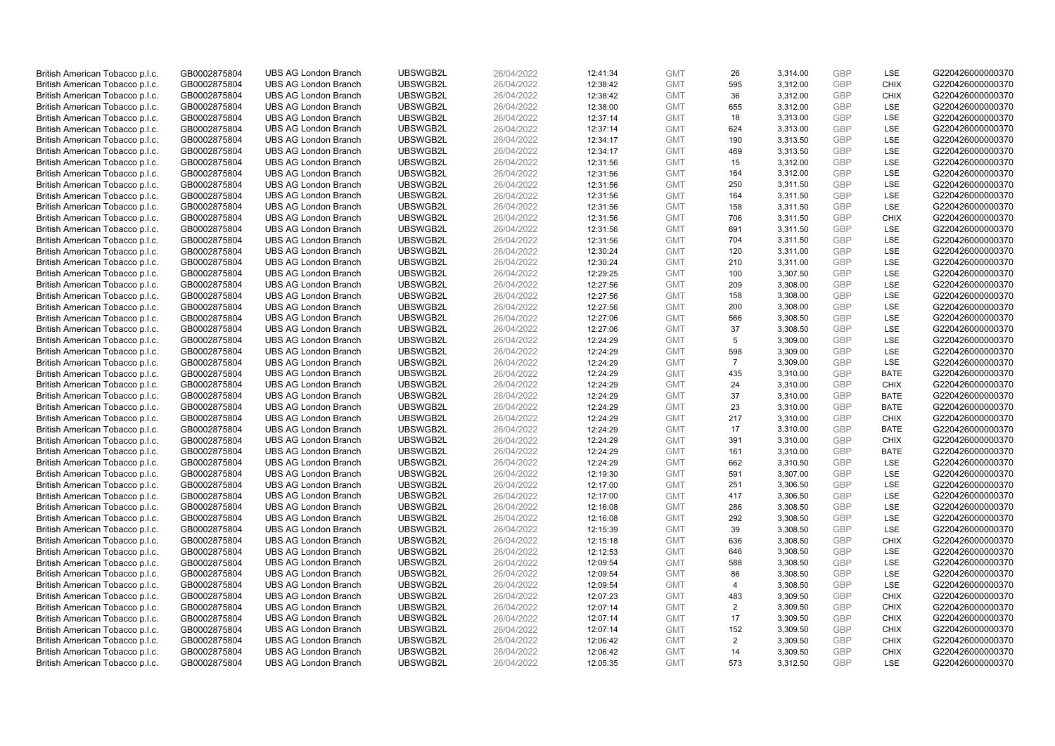| | | | | | | | | | | | |
|---|---|---|---|---|---|---|---|---|---|---|---|
| British American Tobacco p.l.c. | GB0002875804 | UBS AG London Branch | UBSWGB2L | 26/04/2022 | 12:41:34 | GMT | 26 | 3,314.00 | GBP | LSE | G220426000000370 |
| British American Tobacco p.l.c. | GB0002875804 | UBS AG London Branch | UBSWGB2L | 26/04/2022 | 12:38:42 | GMT | 595 | 3,312.00 | GBP | CHIX | G220426000000370 |
| British American Tobacco p.l.c. | GB0002875804 | UBS AG London Branch | UBSWGB2L | 26/04/2022 | 12:38:42 | GMT | 36 | 3,312.00 | GBP | CHIX | G220426000000370 |
| British American Tobacco p.l.c. | GB0002875804 | UBS AG London Branch | UBSWGB2L | 26/04/2022 | 12:38:00 | GMT | 655 | 3,312.00 | GBP | LSE | G220426000000370 |
| British American Tobacco p.l.c. | GB0002875804 | UBS AG London Branch | UBSWGB2L | 26/04/2022 | 12:37:14 | GMT | 18 | 3,313.00 | GBP | LSE | G220426000000370 |
| British American Tobacco p.l.c. | GB0002875804 | UBS AG London Branch | UBSWGB2L | 26/04/2022 | 12:37:14 | GMT | 624 | 3,313.00 | GBP | LSE | G220426000000370 |
| British American Tobacco p.l.c. | GB0002875804 | UBS AG London Branch | UBSWGB2L | 26/04/2022 | 12:34:17 | GMT | 190 | 3,313.50 | GBP | LSE | G220426000000370 |
| British American Tobacco p.l.c. | GB0002875804 | UBS AG London Branch | UBSWGB2L | 26/04/2022 | 12:34:17 | GMT | 469 | 3,313.50 | GBP | LSE | G220426000000370 |
| British American Tobacco p.l.c. | GB0002875804 | UBS AG London Branch | UBSWGB2L | 26/04/2022 | 12:31:56 | GMT | 15 | 3,312.00 | GBP | LSE | G220426000000370 |
| British American Tobacco p.l.c. | GB0002875804 | UBS AG London Branch | UBSWGB2L | 26/04/2022 | 12:31:56 | GMT | 164 | 3,312.00 | GBP | LSE | G220426000000370 |
| British American Tobacco p.l.c. | GB0002875804 | UBS AG London Branch | UBSWGB2L | 26/04/2022 | 12:31:56 | GMT | 250 | 3,311.50 | GBP | LSE | G220426000000370 |
| British American Tobacco p.l.c. | GB0002875804 | UBS AG London Branch | UBSWGB2L | 26/04/2022 | 12:31:56 | GMT | 164 | 3,311.50 | GBP | LSE | G220426000000370 |
| British American Tobacco p.l.c. | GB0002875804 | UBS AG London Branch | UBSWGB2L | 26/04/2022 | 12:31:56 | GMT | 158 | 3,311.50 | GBP | LSE | G220426000000370 |
| British American Tobacco p.l.c. | GB0002875804 | UBS AG London Branch | UBSWGB2L | 26/04/2022 | 12:31:56 | GMT | 706 | 3,311.50 | GBP | CHIX | G220426000000370 |
| British American Tobacco p.l.c. | GB0002875804 | UBS AG London Branch | UBSWGB2L | 26/04/2022 | 12:31:56 | GMT | 691 | 3,311.50 | GBP | LSE | G220426000000370 |
| British American Tobacco p.l.c. | GB0002875804 | UBS AG London Branch | UBSWGB2L | 26/04/2022 | 12:31:56 | GMT | 704 | 3,311.50 | GBP | LSE | G220426000000370 |
| British American Tobacco p.l.c. | GB0002875804 | UBS AG London Branch | UBSWGB2L | 26/04/2022 | 12:30:24 | GMT | 120 | 3,311.00 | GBP | LSE | G220426000000370 |
| British American Tobacco p.l.c. | GB0002875804 | UBS AG London Branch | UBSWGB2L | 26/04/2022 | 12:30:24 | GMT | 210 | 3,311.00 | GBP | LSE | G220426000000370 |
| British American Tobacco p.l.c. | GB0002875804 | UBS AG London Branch | UBSWGB2L | 26/04/2022 | 12:29:25 | GMT | 100 | 3,307.50 | GBP | LSE | G220426000000370 |
| British American Tobacco p.l.c. | GB0002875804 | UBS AG London Branch | UBSWGB2L | 26/04/2022 | 12:27:56 | GMT | 209 | 3,308.00 | GBP | LSE | G220426000000370 |
| British American Tobacco p.l.c. | GB0002875804 | UBS AG London Branch | UBSWGB2L | 26/04/2022 | 12:27:56 | GMT | 158 | 3,308.00 | GBP | LSE | G220426000000370 |
| British American Tobacco p.l.c. | GB0002875804 | UBS AG London Branch | UBSWGB2L | 26/04/2022 | 12:27:56 | GMT | 200 | 3,308.00 | GBP | LSE | G220426000000370 |
| British American Tobacco p.l.c. | GB0002875804 | UBS AG London Branch | UBSWGB2L | 26/04/2022 | 12:27:06 | GMT | 566 | 3,308.50 | GBP | LSE | G220426000000370 |
| British American Tobacco p.l.c. | GB0002875804 | UBS AG London Branch | UBSWGB2L | 26/04/2022 | 12:27:06 | GMT | 37 | 3,308.50 | GBP | LSE | G220426000000370 |
| British American Tobacco p.l.c. | GB0002875804 | UBS AG London Branch | UBSWGB2L | 26/04/2022 | 12:24:29 | GMT | 5 | 3,309.00 | GBP | LSE | G220426000000370 |
| British American Tobacco p.l.c. | GB0002875804 | UBS AG London Branch | UBSWGB2L | 26/04/2022 | 12:24:29 | GMT | 598 | 3,309.00 | GBP | LSE | G220426000000370 |
| British American Tobacco p.l.c. | GB0002875804 | UBS AG London Branch | UBSWGB2L | 26/04/2022 | 12:24:29 | GMT | 7 | 3,309.00 | GBP | LSE | G220426000000370 |
| British American Tobacco p.l.c. | GB0002875804 | UBS AG London Branch | UBSWGB2L | 26/04/2022 | 12:24:29 | GMT | 435 | 3,310.00 | GBP | BATE | G220426000000370 |
| British American Tobacco p.l.c. | GB0002875804 | UBS AG London Branch | UBSWGB2L | 26/04/2022 | 12:24:29 | GMT | 24 | 3,310.00 | GBP | CHIX | G220426000000370 |
| British American Tobacco p.l.c. | GB0002875804 | UBS AG London Branch | UBSWGB2L | 26/04/2022 | 12:24:29 | GMT | 37 | 3,310.00 | GBP | BATE | G220426000000370 |
| British American Tobacco p.l.c. | GB0002875804 | UBS AG London Branch | UBSWGB2L | 26/04/2022 | 12:24:29 | GMT | 23 | 3,310.00 | GBP | BATE | G220426000000370 |
| British American Tobacco p.l.c. | GB0002875804 | UBS AG London Branch | UBSWGB2L | 26/04/2022 | 12:24:29 | GMT | 217 | 3,310.00 | GBP | CHIX | G220426000000370 |
| British American Tobacco p.l.c. | GB0002875804 | UBS AG London Branch | UBSWGB2L | 26/04/2022 | 12:24:29 | GMT | 17 | 3,310.00 | GBP | BATE | G220426000000370 |
| British American Tobacco p.l.c. | GB0002875804 | UBS AG London Branch | UBSWGB2L | 26/04/2022 | 12:24:29 | GMT | 391 | 3,310.00 | GBP | CHIX | G220426000000370 |
| British American Tobacco p.l.c. | GB0002875804 | UBS AG London Branch | UBSWGB2L | 26/04/2022 | 12:24:29 | GMT | 161 | 3,310.00 | GBP | BATE | G220426000000370 |
| British American Tobacco p.l.c. | GB0002875804 | UBS AG London Branch | UBSWGB2L | 26/04/2022 | 12:24:29 | GMT | 662 | 3,310.50 | GBP | LSE | G220426000000370 |
| British American Tobacco p.l.c. | GB0002875804 | UBS AG London Branch | UBSWGB2L | 26/04/2022 | 12:19:30 | GMT | 591 | 3,307.00 | GBP | LSE | G220426000000370 |
| British American Tobacco p.l.c. | GB0002875804 | UBS AG London Branch | UBSWGB2L | 26/04/2022 | 12:17:00 | GMT | 251 | 3,306.50 | GBP | LSE | G220426000000370 |
| British American Tobacco p.l.c. | GB0002875804 | UBS AG London Branch | UBSWGB2L | 26/04/2022 | 12:17:00 | GMT | 417 | 3,306.50 | GBP | LSE | G220426000000370 |
| British American Tobacco p.l.c. | GB0002875804 | UBS AG London Branch | UBSWGB2L | 26/04/2022 | 12:16:08 | GMT | 286 | 3,308.50 | GBP | LSE | G220426000000370 |
| British American Tobacco p.l.c. | GB0002875804 | UBS AG London Branch | UBSWGB2L | 26/04/2022 | 12:16:08 | GMT | 292 | 3,308.50 | GBP | LSE | G220426000000370 |
| British American Tobacco p.l.c. | GB0002875804 | UBS AG London Branch | UBSWGB2L | 26/04/2022 | 12:15:39 | GMT | 39 | 3,308.50 | GBP | LSE | G220426000000370 |
| British American Tobacco p.l.c. | GB0002875804 | UBS AG London Branch | UBSWGB2L | 26/04/2022 | 12:15:18 | GMT | 636 | 3,308.50 | GBP | CHIX | G220426000000370 |
| British American Tobacco p.l.c. | GB0002875804 | UBS AG London Branch | UBSWGB2L | 26/04/2022 | 12:12:53 | GMT | 646 | 3,308.50 | GBP | LSE | G220426000000370 |
| British American Tobacco p.l.c. | GB0002875804 | UBS AG London Branch | UBSWGB2L | 26/04/2022 | 12:09:54 | GMT | 588 | 3,308.50 | GBP | LSE | G220426000000370 |
| British American Tobacco p.l.c. | GB0002875804 | UBS AG London Branch | UBSWGB2L | 26/04/2022 | 12:09:54 | GMT | 86 | 3,308.50 | GBP | LSE | G220426000000370 |
| British American Tobacco p.l.c. | GB0002875804 | UBS AG London Branch | UBSWGB2L | 26/04/2022 | 12:09:54 | GMT | 4 | 3,308.50 | GBP | LSE | G220426000000370 |
| British American Tobacco p.l.c. | GB0002875804 | UBS AG London Branch | UBSWGB2L | 26/04/2022 | 12:07:23 | GMT | 483 | 3,309.50 | GBP | CHIX | G220426000000370 |
| British American Tobacco p.l.c. | GB0002875804 | UBS AG London Branch | UBSWGB2L | 26/04/2022 | 12:07:14 | GMT | 2 | 3,309.50 | GBP | CHIX | G220426000000370 |
| British American Tobacco p.l.c. | GB0002875804 | UBS AG London Branch | UBSWGB2L | 26/04/2022 | 12:07:14 | GMT | 17 | 3,309.50 | GBP | CHIX | G220426000000370 |
| British American Tobacco p.l.c. | GB0002875804 | UBS AG London Branch | UBSWGB2L | 26/04/2022 | 12:07:14 | GMT | 152 | 3,309.50 | GBP | CHIX | G220426000000370 |
| British American Tobacco p.l.c. | GB0002875804 | UBS AG London Branch | UBSWGB2L | 26/04/2022 | 12:06:42 | GMT | 2 | 3,309.50 | GBP | CHIX | G220426000000370 |
| British American Tobacco p.l.c. | GB0002875804 | UBS AG London Branch | UBSWGB2L | 26/04/2022 | 12:06:42 | GMT | 14 | 3,309.50 | GBP | CHIX | G220426000000370 |
| British American Tobacco p.l.c. | GB0002875804 | UBS AG London Branch | UBSWGB2L | 26/04/2022 | 12:05:35 | GMT | 573 | 3,312.50 | GBP | LSE | G220426000000370 |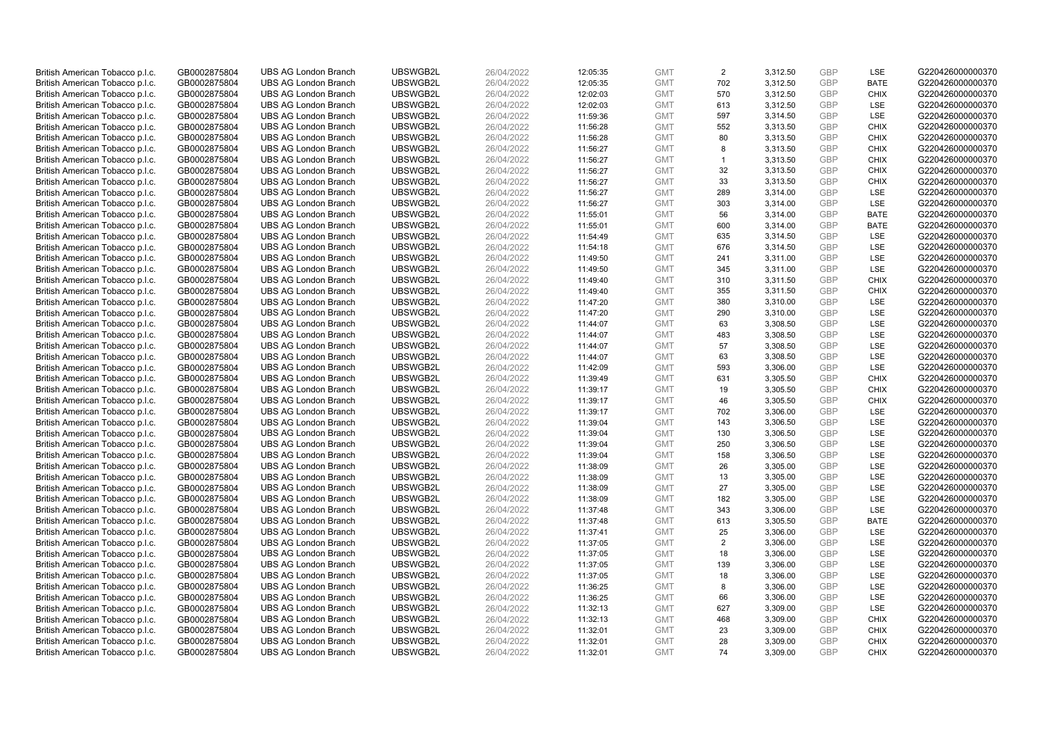| | | | | | | | | | | | |
|---|---|---|---|---|---|---|---|---|---|---|---|
| British American Tobacco p.l.c. | GB0002875804 | UBS AG London Branch | UBSWGB2L | 26/04/2022 | 12:05:35 | GMT | 2 | 3,312.50 | GBP | LSE | G220426000000370 |
| British American Tobacco p.l.c. | GB0002875804 | UBS AG London Branch | UBSWGB2L | 26/04/2022 | 12:05:35 | GMT | 702 | 3,312.50 | GBP | BATE | G220426000000370 |
| British American Tobacco p.l.c. | GB0002875804 | UBS AG London Branch | UBSWGB2L | 26/04/2022 | 12:02:03 | GMT | 570 | 3,312.50 | GBP | CHIX | G220426000000370 |
| British American Tobacco p.l.c. | GB0002875804 | UBS AG London Branch | UBSWGB2L | 26/04/2022 | 12:02:03 | GMT | 613 | 3,312.50 | GBP | LSE | G220426000000370 |
| British American Tobacco p.l.c. | GB0002875804 | UBS AG London Branch | UBSWGB2L | 26/04/2022 | 11:59:36 | GMT | 597 | 3,314.50 | GBP | LSE | G220426000000370 |
| British American Tobacco p.l.c. | GB0002875804 | UBS AG London Branch | UBSWGB2L | 26/04/2022 | 11:56:28 | GMT | 552 | 3,313.50 | GBP | CHIX | G220426000000370 |
| British American Tobacco p.l.c. | GB0002875804 | UBS AG London Branch | UBSWGB2L | 26/04/2022 | 11:56:28 | GMT | 80 | 3,313.50 | GBP | CHIX | G220426000000370 |
| British American Tobacco p.l.c. | GB0002875804 | UBS AG London Branch | UBSWGB2L | 26/04/2022 | 11:56:27 | GMT | 8 | 3,313.50 | GBP | CHIX | G220426000000370 |
| British American Tobacco p.l.c. | GB0002875804 | UBS AG London Branch | UBSWGB2L | 26/04/2022 | 11:56:27 | GMT | 1 | 3,313.50 | GBP | CHIX | G220426000000370 |
| British American Tobacco p.l.c. | GB0002875804 | UBS AG London Branch | UBSWGB2L | 26/04/2022 | 11:56:27 | GMT | 32 | 3,313.50 | GBP | CHIX | G220426000000370 |
| British American Tobacco p.l.c. | GB0002875804 | UBS AG London Branch | UBSWGB2L | 26/04/2022 | 11:56:27 | GMT | 33 | 3,313.50 | GBP | CHIX | G220426000000370 |
| British American Tobacco p.l.c. | GB0002875804 | UBS AG London Branch | UBSWGB2L | 26/04/2022 | 11:56:27 | GMT | 289 | 3,314.00 | GBP | LSE | G220426000000370 |
| British American Tobacco p.l.c. | GB0002875804 | UBS AG London Branch | UBSWGB2L | 26/04/2022 | 11:56:27 | GMT | 303 | 3,314.00 | GBP | LSE | G220426000000370 |
| British American Tobacco p.l.c. | GB0002875804 | UBS AG London Branch | UBSWGB2L | 26/04/2022 | 11:55:01 | GMT | 56 | 3,314.00 | GBP | BATE | G220426000000370 |
| British American Tobacco p.l.c. | GB0002875804 | UBS AG London Branch | UBSWGB2L | 26/04/2022 | 11:55:01 | GMT | 600 | 3,314.00 | GBP | BATE | G220426000000370 |
| British American Tobacco p.l.c. | GB0002875804 | UBS AG London Branch | UBSWGB2L | 26/04/2022 | 11:54:49 | GMT | 635 | 3,314.50 | GBP | LSE | G220426000000370 |
| British American Tobacco p.l.c. | GB0002875804 | UBS AG London Branch | UBSWGB2L | 26/04/2022 | 11:54:18 | GMT | 676 | 3,314.50 | GBP | LSE | G220426000000370 |
| British American Tobacco p.l.c. | GB0002875804 | UBS AG London Branch | UBSWGB2L | 26/04/2022 | 11:49:50 | GMT | 241 | 3,311.00 | GBP | LSE | G220426000000370 |
| British American Tobacco p.l.c. | GB0002875804 | UBS AG London Branch | UBSWGB2L | 26/04/2022 | 11:49:50 | GMT | 345 | 3,311.00 | GBP | LSE | G220426000000370 |
| British American Tobacco p.l.c. | GB0002875804 | UBS AG London Branch | UBSWGB2L | 26/04/2022 | 11:49:40 | GMT | 310 | 3,311.50 | GBP | CHIX | G220426000000370 |
| British American Tobacco p.l.c. | GB0002875804 | UBS AG London Branch | UBSWGB2L | 26/04/2022 | 11:49:40 | GMT | 355 | 3,311.50 | GBP | CHIX | G220426000000370 |
| British American Tobacco p.l.c. | GB0002875804 | UBS AG London Branch | UBSWGB2L | 26/04/2022 | 11:47:20 | GMT | 380 | 3,310.00 | GBP | LSE | G220426000000370 |
| British American Tobacco p.l.c. | GB0002875804 | UBS AG London Branch | UBSWGB2L | 26/04/2022 | 11:47:20 | GMT | 290 | 3,310.00 | GBP | LSE | G220426000000370 |
| British American Tobacco p.l.c. | GB0002875804 | UBS AG London Branch | UBSWGB2L | 26/04/2022 | 11:44:07 | GMT | 63 | 3,308.50 | GBP | LSE | G220426000000370 |
| British American Tobacco p.l.c. | GB0002875804 | UBS AG London Branch | UBSWGB2L | 26/04/2022 | 11:44:07 | GMT | 483 | 3,308.50 | GBP | LSE | G220426000000370 |
| British American Tobacco p.l.c. | GB0002875804 | UBS AG London Branch | UBSWGB2L | 26/04/2022 | 11:44:07 | GMT | 57 | 3,308.50 | GBP | LSE | G220426000000370 |
| British American Tobacco p.l.c. | GB0002875804 | UBS AG London Branch | UBSWGB2L | 26/04/2022 | 11:44:07 | GMT | 63 | 3,308.50 | GBP | LSE | G220426000000370 |
| British American Tobacco p.l.c. | GB0002875804 | UBS AG London Branch | UBSWGB2L | 26/04/2022 | 11:42:09 | GMT | 593 | 3,306.00 | GBP | LSE | G220426000000370 |
| British American Tobacco p.l.c. | GB0002875804 | UBS AG London Branch | UBSWGB2L | 26/04/2022 | 11:39:49 | GMT | 631 | 3,305.50 | GBP | CHIX | G220426000000370 |
| British American Tobacco p.l.c. | GB0002875804 | UBS AG London Branch | UBSWGB2L | 26/04/2022 | 11:39:17 | GMT | 19 | 3,305.50 | GBP | CHIX | G220426000000370 |
| British American Tobacco p.l.c. | GB0002875804 | UBS AG London Branch | UBSWGB2L | 26/04/2022 | 11:39:17 | GMT | 46 | 3,305.50 | GBP | CHIX | G220426000000370 |
| British American Tobacco p.l.c. | GB0002875804 | UBS AG London Branch | UBSWGB2L | 26/04/2022 | 11:39:17 | GMT | 702 | 3,306.00 | GBP | LSE | G220426000000370 |
| British American Tobacco p.l.c. | GB0002875804 | UBS AG London Branch | UBSWGB2L | 26/04/2022 | 11:39:04 | GMT | 143 | 3,306.50 | GBP | LSE | G220426000000370 |
| British American Tobacco p.l.c. | GB0002875804 | UBS AG London Branch | UBSWGB2L | 26/04/2022 | 11:39:04 | GMT | 130 | 3,306.50 | GBP | LSE | G220426000000370 |
| British American Tobacco p.l.c. | GB0002875804 | UBS AG London Branch | UBSWGB2L | 26/04/2022 | 11:39:04 | GMT | 250 | 3,306.50 | GBP | LSE | G220426000000370 |
| British American Tobacco p.l.c. | GB0002875804 | UBS AG London Branch | UBSWGB2L | 26/04/2022 | 11:39:04 | GMT | 158 | 3,306.50 | GBP | LSE | G220426000000370 |
| British American Tobacco p.l.c. | GB0002875804 | UBS AG London Branch | UBSWGB2L | 26/04/2022 | 11:38:09 | GMT | 26 | 3,305.00 | GBP | LSE | G220426000000370 |
| British American Tobacco p.l.c. | GB0002875804 | UBS AG London Branch | UBSWGB2L | 26/04/2022 | 11:38:09 | GMT | 13 | 3,305.00 | GBP | LSE | G220426000000370 |
| British American Tobacco p.l.c. | GB0002875804 | UBS AG London Branch | UBSWGB2L | 26/04/2022 | 11:38:09 | GMT | 27 | 3,305.00 | GBP | LSE | G220426000000370 |
| British American Tobacco p.l.c. | GB0002875804 | UBS AG London Branch | UBSWGB2L | 26/04/2022 | 11:38:09 | GMT | 182 | 3,305.00 | GBP | LSE | G220426000000370 |
| British American Tobacco p.l.c. | GB0002875804 | UBS AG London Branch | UBSWGB2L | 26/04/2022 | 11:37:48 | GMT | 343 | 3,306.00 | GBP | LSE | G220426000000370 |
| British American Tobacco p.l.c. | GB0002875804 | UBS AG London Branch | UBSWGB2L | 26/04/2022 | 11:37:48 | GMT | 613 | 3,305.50 | GBP | BATE | G220426000000370 |
| British American Tobacco p.l.c. | GB0002875804 | UBS AG London Branch | UBSWGB2L | 26/04/2022 | 11:37:41 | GMT | 25 | 3,306.00 | GBP | LSE | G220426000000370 |
| British American Tobacco p.l.c. | GB0002875804 | UBS AG London Branch | UBSWGB2L | 26/04/2022 | 11:37:05 | GMT | 2 | 3,306.00 | GBP | LSE | G220426000000370 |
| British American Tobacco p.l.c. | GB0002875804 | UBS AG London Branch | UBSWGB2L | 26/04/2022 | 11:37:05 | GMT | 18 | 3,306.00 | GBP | LSE | G220426000000370 |
| British American Tobacco p.l.c. | GB0002875804 | UBS AG London Branch | UBSWGB2L | 26/04/2022 | 11:37:05 | GMT | 139 | 3,306.00 | GBP | LSE | G220426000000370 |
| British American Tobacco p.l.c. | GB0002875804 | UBS AG London Branch | UBSWGB2L | 26/04/2022 | 11:37:05 | GMT | 18 | 3,306.00 | GBP | LSE | G220426000000370 |
| British American Tobacco p.l.c. | GB0002875804 | UBS AG London Branch | UBSWGB2L | 26/04/2022 | 11:36:25 | GMT | 8 | 3,306.00 | GBP | LSE | G220426000000370 |
| British American Tobacco p.l.c. | GB0002875804 | UBS AG London Branch | UBSWGB2L | 26/04/2022 | 11:36:25 | GMT | 66 | 3,306.00 | GBP | LSE | G220426000000370 |
| British American Tobacco p.l.c. | GB0002875804 | UBS AG London Branch | UBSWGB2L | 26/04/2022 | 11:32:13 | GMT | 627 | 3,309.00 | GBP | LSE | G220426000000370 |
| British American Tobacco p.l.c. | GB0002875804 | UBS AG London Branch | UBSWGB2L | 26/04/2022 | 11:32:13 | GMT | 468 | 3,309.00 | GBP | CHIX | G220426000000370 |
| British American Tobacco p.l.c. | GB0002875804 | UBS AG London Branch | UBSWGB2L | 26/04/2022 | 11:32:01 | GMT | 23 | 3,309.00 | GBP | CHIX | G220426000000370 |
| British American Tobacco p.l.c. | GB0002875804 | UBS AG London Branch | UBSWGB2L | 26/04/2022 | 11:32:01 | GMT | 28 | 3,309.00 | GBP | CHIX | G220426000000370 |
| British American Tobacco p.l.c. | GB0002875804 | UBS AG London Branch | UBSWGB2L | 26/04/2022 | 11:32:01 | GMT | 74 | 3,309.00 | GBP | CHIX | G220426000000370 |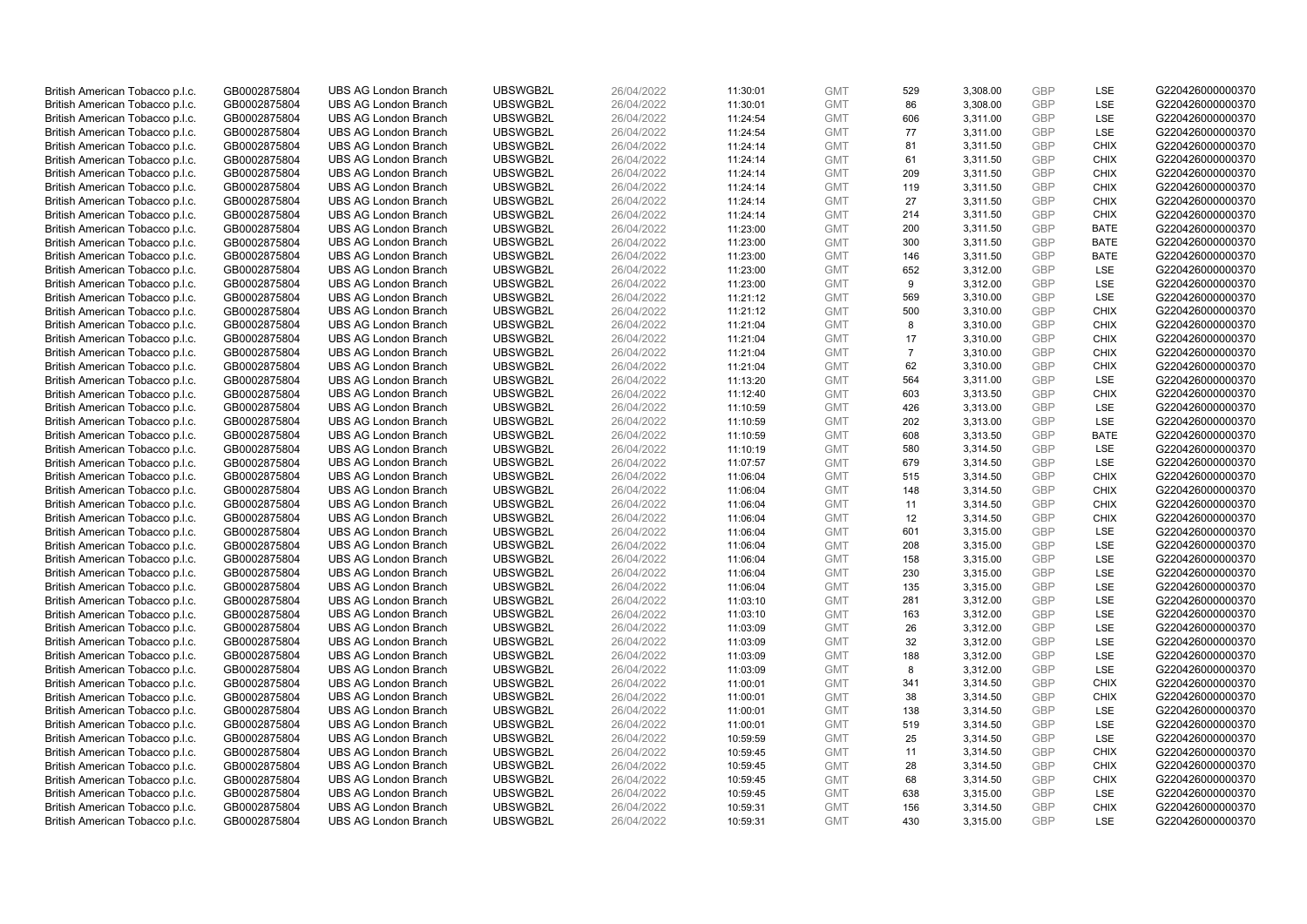| | | | | | | | | | | | |
|---|---|---|---|---|---|---|---|---|---|---|---|
| British American Tobacco p.l.c. | GB0002875804 | UBS AG London Branch | UBSWGB2L | 26/04/2022 | 11:30:01 | GMT | 529 | 3,308.00 | GBP | LSE | G220426000000370 |
| British American Tobacco p.l.c. | GB0002875804 | UBS AG London Branch | UBSWGB2L | 26/04/2022 | 11:30:01 | GMT | 86 | 3,308.00 | GBP | LSE | G220426000000370 |
| British American Tobacco p.l.c. | GB0002875804 | UBS AG London Branch | UBSWGB2L | 26/04/2022 | 11:24:54 | GMT | 606 | 3,311.00 | GBP | LSE | G220426000000370 |
| British American Tobacco p.l.c. | GB0002875804 | UBS AG London Branch | UBSWGB2L | 26/04/2022 | 11:24:54 | GMT | 77 | 3,311.00 | GBP | LSE | G220426000000370 |
| British American Tobacco p.l.c. | GB0002875804 | UBS AG London Branch | UBSWGB2L | 26/04/2022 | 11:24:14 | GMT | 81 | 3,311.50 | GBP | CHIX | G220426000000370 |
| British American Tobacco p.l.c. | GB0002875804 | UBS AG London Branch | UBSWGB2L | 26/04/2022 | 11:24:14 | GMT | 61 | 3,311.50 | GBP | CHIX | G220426000000370 |
| British American Tobacco p.l.c. | GB0002875804 | UBS AG London Branch | UBSWGB2L | 26/04/2022 | 11:24:14 | GMT | 209 | 3,311.50 | GBP | CHIX | G220426000000370 |
| British American Tobacco p.l.c. | GB0002875804 | UBS AG London Branch | UBSWGB2L | 26/04/2022 | 11:24:14 | GMT | 119 | 3,311.50 | GBP | CHIX | G220426000000370 |
| British American Tobacco p.l.c. | GB0002875804 | UBS AG London Branch | UBSWGB2L | 26/04/2022 | 11:24:14 | GMT | 27 | 3,311.50 | GBP | CHIX | G220426000000370 |
| British American Tobacco p.l.c. | GB0002875804 | UBS AG London Branch | UBSWGB2L | 26/04/2022 | 11:24:14 | GMT | 214 | 3,311.50 | GBP | CHIX | G220426000000370 |
| British American Tobacco p.l.c. | GB0002875804 | UBS AG London Branch | UBSWGB2L | 26/04/2022 | 11:23:00 | GMT | 200 | 3,311.50 | GBP | BATE | G220426000000370 |
| British American Tobacco p.l.c. | GB0002875804 | UBS AG London Branch | UBSWGB2L | 26/04/2022 | 11:23:00 | GMT | 300 | 3,311.50 | GBP | BATE | G220426000000370 |
| British American Tobacco p.l.c. | GB0002875804 | UBS AG London Branch | UBSWGB2L | 26/04/2022 | 11:23:00 | GMT | 146 | 3,311.50 | GBP | BATE | G220426000000370 |
| British American Tobacco p.l.c. | GB0002875804 | UBS AG London Branch | UBSWGB2L | 26/04/2022 | 11:23:00 | GMT | 652 | 3,312.00 | GBP | LSE | G220426000000370 |
| British American Tobacco p.l.c. | GB0002875804 | UBS AG London Branch | UBSWGB2L | 26/04/2022 | 11:23:00 | GMT | 9 | 3,312.00 | GBP | LSE | G220426000000370 |
| British American Tobacco p.l.c. | GB0002875804 | UBS AG London Branch | UBSWGB2L | 26/04/2022 | 11:21:12 | GMT | 569 | 3,310.00 | GBP | LSE | G220426000000370 |
| British American Tobacco p.l.c. | GB0002875804 | UBS AG London Branch | UBSWGB2L | 26/04/2022 | 11:21:12 | GMT | 500 | 3,310.00 | GBP | CHIX | G220426000000370 |
| British American Tobacco p.l.c. | GB0002875804 | UBS AG London Branch | UBSWGB2L | 26/04/2022 | 11:21:04 | GMT | 8 | 3,310.00 | GBP | CHIX | G220426000000370 |
| British American Tobacco p.l.c. | GB0002875804 | UBS AG London Branch | UBSWGB2L | 26/04/2022 | 11:21:04 | GMT | 17 | 3,310.00 | GBP | CHIX | G220426000000370 |
| British American Tobacco p.l.c. | GB0002875804 | UBS AG London Branch | UBSWGB2L | 26/04/2022 | 11:21:04 | GMT | 7 | 3,310.00 | GBP | CHIX | G220426000000370 |
| British American Tobacco p.l.c. | GB0002875804 | UBS AG London Branch | UBSWGB2L | 26/04/2022 | 11:21:04 | GMT | 62 | 3,310.00 | GBP | CHIX | G220426000000370 |
| British American Tobacco p.l.c. | GB0002875804 | UBS AG London Branch | UBSWGB2L | 26/04/2022 | 11:13:20 | GMT | 564 | 3,311.00 | GBP | LSE | G220426000000370 |
| British American Tobacco p.l.c. | GB0002875804 | UBS AG London Branch | UBSWGB2L | 26/04/2022 | 11:12:40 | GMT | 603 | 3,313.50 | GBP | CHIX | G220426000000370 |
| British American Tobacco p.l.c. | GB0002875804 | UBS AG London Branch | UBSWGB2L | 26/04/2022 | 11:10:59 | GMT | 426 | 3,313.00 | GBP | LSE | G220426000000370 |
| British American Tobacco p.l.c. | GB0002875804 | UBS AG London Branch | UBSWGB2L | 26/04/2022 | 11:10:59 | GMT | 202 | 3,313.00 | GBP | LSE | G220426000000370 |
| British American Tobacco p.l.c. | GB0002875804 | UBS AG London Branch | UBSWGB2L | 26/04/2022 | 11:10:59 | GMT | 608 | 3,313.50 | GBP | BATE | G220426000000370 |
| British American Tobacco p.l.c. | GB0002875804 | UBS AG London Branch | UBSWGB2L | 26/04/2022 | 11:10:19 | GMT | 580 | 3,314.50 | GBP | LSE | G220426000000370 |
| British American Tobacco p.l.c. | GB0002875804 | UBS AG London Branch | UBSWGB2L | 26/04/2022 | 11:07:57 | GMT | 679 | 3,314.50 | GBP | LSE | G220426000000370 |
| British American Tobacco p.l.c. | GB0002875804 | UBS AG London Branch | UBSWGB2L | 26/04/2022 | 11:06:04 | GMT | 515 | 3,314.50 | GBP | CHIX | G220426000000370 |
| British American Tobacco p.l.c. | GB0002875804 | UBS AG London Branch | UBSWGB2L | 26/04/2022 | 11:06:04 | GMT | 148 | 3,314.50 | GBP | CHIX | G220426000000370 |
| British American Tobacco p.l.c. | GB0002875804 | UBS AG London Branch | UBSWGB2L | 26/04/2022 | 11:06:04 | GMT | 11 | 3,314.50 | GBP | CHIX | G220426000000370 |
| British American Tobacco p.l.c. | GB0002875804 | UBS AG London Branch | UBSWGB2L | 26/04/2022 | 11:06:04 | GMT | 12 | 3,314.50 | GBP | CHIX | G220426000000370 |
| British American Tobacco p.l.c. | GB0002875804 | UBS AG London Branch | UBSWGB2L | 26/04/2022 | 11:06:04 | GMT | 601 | 3,315.00 | GBP | LSE | G220426000000370 |
| British American Tobacco p.l.c. | GB0002875804 | UBS AG London Branch | UBSWGB2L | 26/04/2022 | 11:06:04 | GMT | 208 | 3,315.00 | GBP | LSE | G220426000000370 |
| British American Tobacco p.l.c. | GB0002875804 | UBS AG London Branch | UBSWGB2L | 26/04/2022 | 11:06:04 | GMT | 158 | 3,315.00 | GBP | LSE | G220426000000370 |
| British American Tobacco p.l.c. | GB0002875804 | UBS AG London Branch | UBSWGB2L | 26/04/2022 | 11:06:04 | GMT | 230 | 3,315.00 | GBP | LSE | G220426000000370 |
| British American Tobacco p.l.c. | GB0002875804 | UBS AG London Branch | UBSWGB2L | 26/04/2022 | 11:06:04 | GMT | 135 | 3,315.00 | GBP | LSE | G220426000000370 |
| British American Tobacco p.l.c. | GB0002875804 | UBS AG London Branch | UBSWGB2L | 26/04/2022 | 11:03:10 | GMT | 281 | 3,312.00 | GBP | LSE | G220426000000370 |
| British American Tobacco p.l.c. | GB0002875804 | UBS AG London Branch | UBSWGB2L | 26/04/2022 | 11:03:10 | GMT | 163 | 3,312.00 | GBP | LSE | G220426000000370 |
| British American Tobacco p.l.c. | GB0002875804 | UBS AG London Branch | UBSWGB2L | 26/04/2022 | 11:03:09 | GMT | 26 | 3,312.00 | GBP | LSE | G220426000000370 |
| British American Tobacco p.l.c. | GB0002875804 | UBS AG London Branch | UBSWGB2L | 26/04/2022 | 11:03:09 | GMT | 32 | 3,312.00 | GBP | LSE | G220426000000370 |
| British American Tobacco p.l.c. | GB0002875804 | UBS AG London Branch | UBSWGB2L | 26/04/2022 | 11:03:09 | GMT | 188 | 3,312.00 | GBP | LSE | G220426000000370 |
| British American Tobacco p.l.c. | GB0002875804 | UBS AG London Branch | UBSWGB2L | 26/04/2022 | 11:03:09 | GMT | 8 | 3,312.00 | GBP | LSE | G220426000000370 |
| British American Tobacco p.l.c. | GB0002875804 | UBS AG London Branch | UBSWGB2L | 26/04/2022 | 11:00:01 | GMT | 341 | 3,314.50 | GBP | CHIX | G220426000000370 |
| British American Tobacco p.l.c. | GB0002875804 | UBS AG London Branch | UBSWGB2L | 26/04/2022 | 11:00:01 | GMT | 38 | 3,314.50 | GBP | CHIX | G220426000000370 |
| British American Tobacco p.l.c. | GB0002875804 | UBS AG London Branch | UBSWGB2L | 26/04/2022 | 11:00:01 | GMT | 138 | 3,314.50 | GBP | LSE | G220426000000370 |
| British American Tobacco p.l.c. | GB0002875804 | UBS AG London Branch | UBSWGB2L | 26/04/2022 | 11:00:01 | GMT | 519 | 3,314.50 | GBP | LSE | G220426000000370 |
| British American Tobacco p.l.c. | GB0002875804 | UBS AG London Branch | UBSWGB2L | 26/04/2022 | 10:59:59 | GMT | 25 | 3,314.50 | GBP | LSE | G220426000000370 |
| British American Tobacco p.l.c. | GB0002875804 | UBS AG London Branch | UBSWGB2L | 26/04/2022 | 10:59:45 | GMT | 11 | 3,314.50 | GBP | CHIX | G220426000000370 |
| British American Tobacco p.l.c. | GB0002875804 | UBS AG London Branch | UBSWGB2L | 26/04/2022 | 10:59:45 | GMT | 28 | 3,314.50 | GBP | CHIX | G220426000000370 |
| British American Tobacco p.l.c. | GB0002875804 | UBS AG London Branch | UBSWGB2L | 26/04/2022 | 10:59:45 | GMT | 68 | 3,314.50 | GBP | CHIX | G220426000000370 |
| British American Tobacco p.l.c. | GB0002875804 | UBS AG London Branch | UBSWGB2L | 26/04/2022 | 10:59:45 | GMT | 638 | 3,315.00 | GBP | LSE | G220426000000370 |
| British American Tobacco p.l.c. | GB0002875804 | UBS AG London Branch | UBSWGB2L | 26/04/2022 | 10:59:31 | GMT | 156 | 3,314.50 | GBP | CHIX | G220426000000370 |
| British American Tobacco p.l.c. | GB0002875804 | UBS AG London Branch | UBSWGB2L | 26/04/2022 | 10:59:31 | GMT | 430 | 3,315.00 | GBP | LSE | G220426000000370 |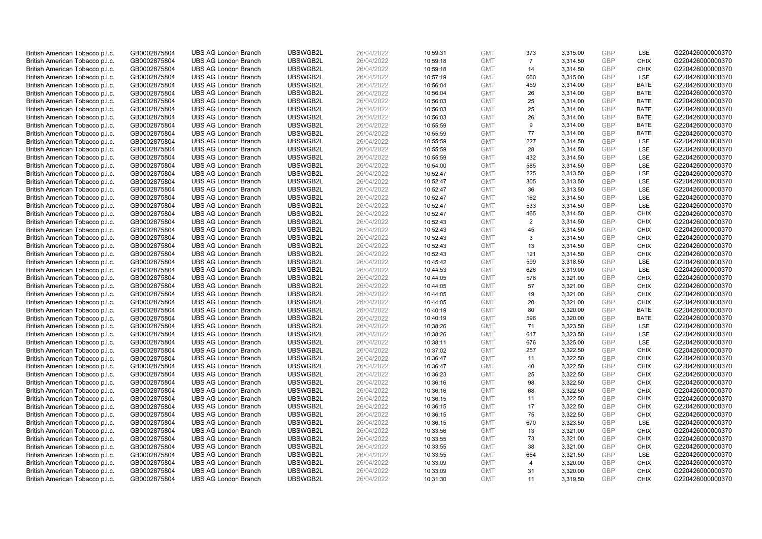| | | | | | | | | | | | |
|---|---|---|---|---|---|---|---|---|---|---|---|
| British American Tobacco p.l.c. | GB0002875804 | UBS AG London Branch | UBSWGB2L | 26/04/2022 | 10:59:31 | GMT | 373 | 3,315.00 | GBP | LSE | G220426000000370 |
| British American Tobacco p.l.c. | GB0002875804 | UBS AG London Branch | UBSWGB2L | 26/04/2022 | 10:59:18 | GMT | 7 | 3,314.50 | GBP | CHIX | G220426000000370 |
| British American Tobacco p.l.c. | GB0002875804 | UBS AG London Branch | UBSWGB2L | 26/04/2022 | 10:59:18 | GMT | 14 | 3,314.50 | GBP | CHIX | G220426000000370 |
| British American Tobacco p.l.c. | GB0002875804 | UBS AG London Branch | UBSWGB2L | 26/04/2022 | 10:57:19 | GMT | 660 | 3,315.00 | GBP | LSE | G220426000000370 |
| British American Tobacco p.l.c. | GB0002875804 | UBS AG London Branch | UBSWGB2L | 26/04/2022 | 10:56:04 | GMT | 459 | 3,314.00 | GBP | BATE | G220426000000370 |
| British American Tobacco p.l.c. | GB0002875804 | UBS AG London Branch | UBSWGB2L | 26/04/2022 | 10:56:04 | GMT | 26 | 3,314.00 | GBP | BATE | G220426000000370 |
| British American Tobacco p.l.c. | GB0002875804 | UBS AG London Branch | UBSWGB2L | 26/04/2022 | 10:56:03 | GMT | 25 | 3,314.00 | GBP | BATE | G220426000000370 |
| British American Tobacco p.l.c. | GB0002875804 | UBS AG London Branch | UBSWGB2L | 26/04/2022 | 10:56:03 | GMT | 25 | 3,314.00 | GBP | BATE | G220426000000370 |
| British American Tobacco p.l.c. | GB0002875804 | UBS AG London Branch | UBSWGB2L | 26/04/2022 | 10:56:03 | GMT | 26 | 3,314.00 | GBP | BATE | G220426000000370 |
| British American Tobacco p.l.c. | GB0002875804 | UBS AG London Branch | UBSWGB2L | 26/04/2022 | 10:55:59 | GMT | 9 | 3,314.00 | GBP | BATE | G220426000000370 |
| British American Tobacco p.l.c. | GB0002875804 | UBS AG London Branch | UBSWGB2L | 26/04/2022 | 10:55:59 | GMT | 77 | 3,314.00 | GBP | BATE | G220426000000370 |
| British American Tobacco p.l.c. | GB0002875804 | UBS AG London Branch | UBSWGB2L | 26/04/2022 | 10:55:59 | GMT | 227 | 3,314.50 | GBP | LSE | G220426000000370 |
| British American Tobacco p.l.c. | GB0002875804 | UBS AG London Branch | UBSWGB2L | 26/04/2022 | 10:55:59 | GMT | 28 | 3,314.50 | GBP | LSE | G220426000000370 |
| British American Tobacco p.l.c. | GB0002875804 | UBS AG London Branch | UBSWGB2L | 26/04/2022 | 10:55:59 | GMT | 432 | 3,314.50 | GBP | LSE | G220426000000370 |
| British American Tobacco p.l.c. | GB0002875804 | UBS AG London Branch | UBSWGB2L | 26/04/2022 | 10:54:00 | GMT | 585 | 3,314.50 | GBP | LSE | G220426000000370 |
| British American Tobacco p.l.c. | GB0002875804 | UBS AG London Branch | UBSWGB2L | 26/04/2022 | 10:52:47 | GMT | 225 | 3,313.50 | GBP | LSE | G220426000000370 |
| British American Tobacco p.l.c. | GB0002875804 | UBS AG London Branch | UBSWGB2L | 26/04/2022 | 10:52:47 | GMT | 305 | 3,313.50 | GBP | LSE | G220426000000370 |
| British American Tobacco p.l.c. | GB0002875804 | UBS AG London Branch | UBSWGB2L | 26/04/2022 | 10:52:47 | GMT | 36 | 3,313.50 | GBP | LSE | G220426000000370 |
| British American Tobacco p.l.c. | GB0002875804 | UBS AG London Branch | UBSWGB2L | 26/04/2022 | 10:52:47 | GMT | 162 | 3,314.50 | GBP | LSE | G220426000000370 |
| British American Tobacco p.l.c. | GB0002875804 | UBS AG London Branch | UBSWGB2L | 26/04/2022 | 10:52:47 | GMT | 533 | 3,314.50 | GBP | LSE | G220426000000370 |
| British American Tobacco p.l.c. | GB0002875804 | UBS AG London Branch | UBSWGB2L | 26/04/2022 | 10:52:47 | GMT | 465 | 3,314.50 | GBP | CHIX | G220426000000370 |
| British American Tobacco p.l.c. | GB0002875804 | UBS AG London Branch | UBSWGB2L | 26/04/2022 | 10:52:43 | GMT | 2 | 3,314.50 | GBP | CHIX | G220426000000370 |
| British American Tobacco p.l.c. | GB0002875804 | UBS AG London Branch | UBSWGB2L | 26/04/2022 | 10:52:43 | GMT | 45 | 3,314.50 | GBP | CHIX | G220426000000370 |
| British American Tobacco p.l.c. | GB0002875804 | UBS AG London Branch | UBSWGB2L | 26/04/2022 | 10:52:43 | GMT | 3 | 3,314.50 | GBP | CHIX | G220426000000370 |
| British American Tobacco p.l.c. | GB0002875804 | UBS AG London Branch | UBSWGB2L | 26/04/2022 | 10:52:43 | GMT | 13 | 3,314.50 | GBP | CHIX | G220426000000370 |
| British American Tobacco p.l.c. | GB0002875804 | UBS AG London Branch | UBSWGB2L | 26/04/2022 | 10:52:43 | GMT | 121 | 3,314.50 | GBP | CHIX | G220426000000370 |
| British American Tobacco p.l.c. | GB0002875804 | UBS AG London Branch | UBSWGB2L | 26/04/2022 | 10:45:42 | GMT | 599 | 3,318.50 | GBP | LSE | G220426000000370 |
| British American Tobacco p.l.c. | GB0002875804 | UBS AG London Branch | UBSWGB2L | 26/04/2022 | 10:44:53 | GMT | 626 | 3,319.00 | GBP | LSE | G220426000000370 |
| British American Tobacco p.l.c. | GB0002875804 | UBS AG London Branch | UBSWGB2L | 26/04/2022 | 10:44:05 | GMT | 578 | 3,321.00 | GBP | CHIX | G220426000000370 |
| British American Tobacco p.l.c. | GB0002875804 | UBS AG London Branch | UBSWGB2L | 26/04/2022 | 10:44:05 | GMT | 57 | 3,321.00 | GBP | CHIX | G220426000000370 |
| British American Tobacco p.l.c. | GB0002875804 | UBS AG London Branch | UBSWGB2L | 26/04/2022 | 10:44:05 | GMT | 19 | 3,321.00 | GBP | CHIX | G220426000000370 |
| British American Tobacco p.l.c. | GB0002875804 | UBS AG London Branch | UBSWGB2L | 26/04/2022 | 10:44:05 | GMT | 20 | 3,321.00 | GBP | CHIX | G220426000000370 |
| British American Tobacco p.l.c. | GB0002875804 | UBS AG London Branch | UBSWGB2L | 26/04/2022 | 10:40:19 | GMT | 80 | 3,320.00 | GBP | BATE | G220426000000370 |
| British American Tobacco p.l.c. | GB0002875804 | UBS AG London Branch | UBSWGB2L | 26/04/2022 | 10:40:19 | GMT | 596 | 3,320.00 | GBP | BATE | G220426000000370 |
| British American Tobacco p.l.c. | GB0002875804 | UBS AG London Branch | UBSWGB2L | 26/04/2022 | 10:38:26 | GMT | 71 | 3,323.50 | GBP | LSE | G220426000000370 |
| British American Tobacco p.l.c. | GB0002875804 | UBS AG London Branch | UBSWGB2L | 26/04/2022 | 10:38:26 | GMT | 617 | 3,323.50 | GBP | LSE | G220426000000370 |
| British American Tobacco p.l.c. | GB0002875804 | UBS AG London Branch | UBSWGB2L | 26/04/2022 | 10:38:11 | GMT | 676 | 3,325.00 | GBP | LSE | G220426000000370 |
| British American Tobacco p.l.c. | GB0002875804 | UBS AG London Branch | UBSWGB2L | 26/04/2022 | 10:37:02 | GMT | 257 | 3,322.50 | GBP | CHIX | G220426000000370 |
| British American Tobacco p.l.c. | GB0002875804 | UBS AG London Branch | UBSWGB2L | 26/04/2022 | 10:36:47 | GMT | 11 | 3,322.50 | GBP | CHIX | G220426000000370 |
| British American Tobacco p.l.c. | GB0002875804 | UBS AG London Branch | UBSWGB2L | 26/04/2022 | 10:36:47 | GMT | 40 | 3,322.50 | GBP | CHIX | G220426000000370 |
| British American Tobacco p.l.c. | GB0002875804 | UBS AG London Branch | UBSWGB2L | 26/04/2022 | 10:36:23 | GMT | 25 | 3,322.50 | GBP | CHIX | G220426000000370 |
| British American Tobacco p.l.c. | GB0002875804 | UBS AG London Branch | UBSWGB2L | 26/04/2022 | 10:36:16 | GMT | 98 | 3,322.50 | GBP | CHIX | G220426000000370 |
| British American Tobacco p.l.c. | GB0002875804 | UBS AG London Branch | UBSWGB2L | 26/04/2022 | 10:36:16 | GMT | 68 | 3,322.50 | GBP | CHIX | G220426000000370 |
| British American Tobacco p.l.c. | GB0002875804 | UBS AG London Branch | UBSWGB2L | 26/04/2022 | 10:36:15 | GMT | 11 | 3,322.50 | GBP | CHIX | G220426000000370 |
| British American Tobacco p.l.c. | GB0002875804 | UBS AG London Branch | UBSWGB2L | 26/04/2022 | 10:36:15 | GMT | 17 | 3,322.50 | GBP | CHIX | G220426000000370 |
| British American Tobacco p.l.c. | GB0002875804 | UBS AG London Branch | UBSWGB2L | 26/04/2022 | 10:36:15 | GMT | 75 | 3,322.50 | GBP | CHIX | G220426000000370 |
| British American Tobacco p.l.c. | GB0002875804 | UBS AG London Branch | UBSWGB2L | 26/04/2022 | 10:36:15 | GMT | 670 | 3,323.50 | GBP | LSE | G220426000000370 |
| British American Tobacco p.l.c. | GB0002875804 | UBS AG London Branch | UBSWGB2L | 26/04/2022 | 10:33:56 | GMT | 13 | 3,321.00 | GBP | CHIX | G220426000000370 |
| British American Tobacco p.l.c. | GB0002875804 | UBS AG London Branch | UBSWGB2L | 26/04/2022 | 10:33:55 | GMT | 73 | 3,321.00 | GBP | CHIX | G220426000000370 |
| British American Tobacco p.l.c. | GB0002875804 | UBS AG London Branch | UBSWGB2L | 26/04/2022 | 10:33:55 | GMT | 38 | 3,321.00 | GBP | CHIX | G220426000000370 |
| British American Tobacco p.l.c. | GB0002875804 | UBS AG London Branch | UBSWGB2L | 26/04/2022 | 10:33:55 | GMT | 654 | 3,321.50 | GBP | LSE | G220426000000370 |
| British American Tobacco p.l.c. | GB0002875804 | UBS AG London Branch | UBSWGB2L | 26/04/2022 | 10:33:09 | GMT | 4 | 3,320.00 | GBP | CHIX | G220426000000370 |
| British American Tobacco p.l.c. | GB0002875804 | UBS AG London Branch | UBSWGB2L | 26/04/2022 | 10:33:09 | GMT | 31 | 3,320.00 | GBP | CHIX | G220426000000370 |
| British American Tobacco p.l.c. | GB0002875804 | UBS AG London Branch | UBSWGB2L | 26/04/2022 | 10:31:30 | GMT | 11 | 3,319.50 | GBP | CHIX | G220426000000370 |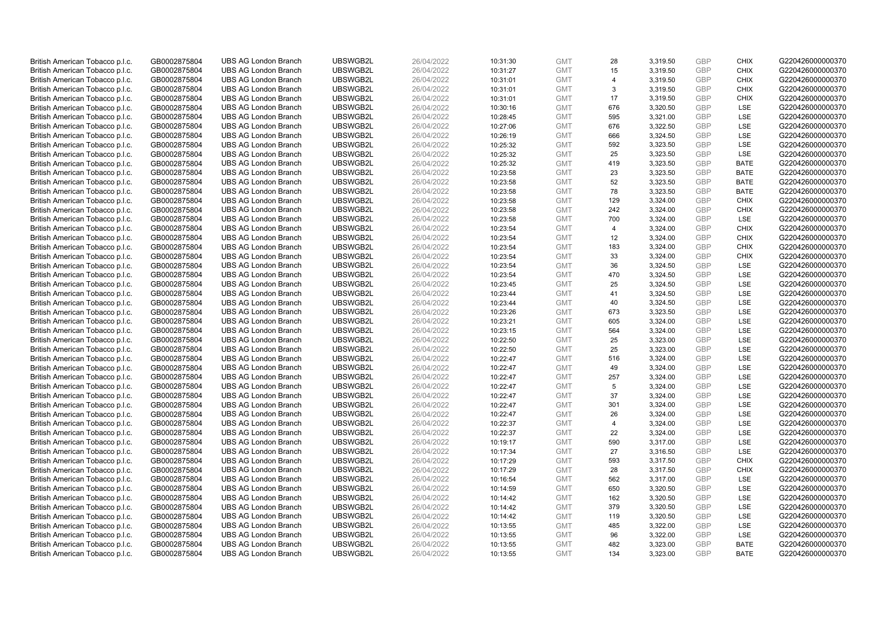| | | | | | | | | | | | |
|---|---|---|---|---|---|---|---|---|---|---|---|
| British American Tobacco p.l.c. | GB0002875804 | UBS AG London Branch | UBSWGB2L | 26/04/2022 | 10:31:30 | GMT | 28 | 3,319.50 | GBP | CHIX | G220426000000370 |
| British American Tobacco p.l.c. | GB0002875804 | UBS AG London Branch | UBSWGB2L | 26/04/2022 | 10:31:27 | GMT | 15 | 3,319.50 | GBP | CHIX | G220426000000370 |
| British American Tobacco p.l.c. | GB0002875804 | UBS AG London Branch | UBSWGB2L | 26/04/2022 | 10:31:01 | GMT | 4 | 3,319.50 | GBP | CHIX | G220426000000370 |
| British American Tobacco p.l.c. | GB0002875804 | UBS AG London Branch | UBSWGB2L | 26/04/2022 | 10:31:01 | GMT | 3 | 3,319.50 | GBP | CHIX | G220426000000370 |
| British American Tobacco p.l.c. | GB0002875804 | UBS AG London Branch | UBSWGB2L | 26/04/2022 | 10:31:01 | GMT | 17 | 3,319.50 | GBP | CHIX | G220426000000370 |
| British American Tobacco p.l.c. | GB0002875804 | UBS AG London Branch | UBSWGB2L | 26/04/2022 | 10:30:16 | GMT | 676 | 3,320.50 | GBP | LSE | G220426000000370 |
| British American Tobacco p.l.c. | GB0002875804 | UBS AG London Branch | UBSWGB2L | 26/04/2022 | 10:28:45 | GMT | 595 | 3,321.00 | GBP | LSE | G220426000000370 |
| British American Tobacco p.l.c. | GB0002875804 | UBS AG London Branch | UBSWGB2L | 26/04/2022 | 10:27:06 | GMT | 676 | 3,322.50 | GBP | LSE | G220426000000370 |
| British American Tobacco p.l.c. | GB0002875804 | UBS AG London Branch | UBSWGB2L | 26/04/2022 | 10:26:19 | GMT | 666 | 3,324.50 | GBP | LSE | G220426000000370 |
| British American Tobacco p.l.c. | GB0002875804 | UBS AG London Branch | UBSWGB2L | 26/04/2022 | 10:25:32 | GMT | 592 | 3,323.50 | GBP | LSE | G220426000000370 |
| British American Tobacco p.l.c. | GB0002875804 | UBS AG London Branch | UBSWGB2L | 26/04/2022 | 10:25:32 | GMT | 25 | 3,323.50 | GBP | LSE | G220426000000370 |
| British American Tobacco p.l.c. | GB0002875804 | UBS AG London Branch | UBSWGB2L | 26/04/2022 | 10:25:32 | GMT | 419 | 3,323.50 | GBP | BATE | G220426000000370 |
| British American Tobacco p.l.c. | GB0002875804 | UBS AG London Branch | UBSWGB2L | 26/04/2022 | 10:23:58 | GMT | 23 | 3,323.50 | GBP | BATE | G220426000000370 |
| British American Tobacco p.l.c. | GB0002875804 | UBS AG London Branch | UBSWGB2L | 26/04/2022 | 10:23:58 | GMT | 52 | 3,323.50 | GBP | BATE | G220426000000370 |
| British American Tobacco p.l.c. | GB0002875804 | UBS AG London Branch | UBSWGB2L | 26/04/2022 | 10:23:58 | GMT | 78 | 3,323.50 | GBP | BATE | G220426000000370 |
| British American Tobacco p.l.c. | GB0002875804 | UBS AG London Branch | UBSWGB2L | 26/04/2022 | 10:23:58 | GMT | 129 | 3,324.00 | GBP | CHIX | G220426000000370 |
| British American Tobacco p.l.c. | GB0002875804 | UBS AG London Branch | UBSWGB2L | 26/04/2022 | 10:23:58 | GMT | 242 | 3,324.00 | GBP | CHIX | G220426000000370 |
| British American Tobacco p.l.c. | GB0002875804 | UBS AG London Branch | UBSWGB2L | 26/04/2022 | 10:23:58 | GMT | 700 | 3,324.00 | GBP | LSE | G220426000000370 |
| British American Tobacco p.l.c. | GB0002875804 | UBS AG London Branch | UBSWGB2L | 26/04/2022 | 10:23:54 | GMT | 4 | 3,324.00 | GBP | CHIX | G220426000000370 |
| British American Tobacco p.l.c. | GB0002875804 | UBS AG London Branch | UBSWGB2L | 26/04/2022 | 10:23:54 | GMT | 12 | 3,324.00 | GBP | CHIX | G220426000000370 |
| British American Tobacco p.l.c. | GB0002875804 | UBS AG London Branch | UBSWGB2L | 26/04/2022 | 10:23:54 | GMT | 183 | 3,324.00 | GBP | CHIX | G220426000000370 |
| British American Tobacco p.l.c. | GB0002875804 | UBS AG London Branch | UBSWGB2L | 26/04/2022 | 10:23:54 | GMT | 33 | 3,324.00 | GBP | CHIX | G220426000000370 |
| British American Tobacco p.l.c. | GB0002875804 | UBS AG London Branch | UBSWGB2L | 26/04/2022 | 10:23:54 | GMT | 36 | 3,324.50 | GBP | LSE | G220426000000370 |
| British American Tobacco p.l.c. | GB0002875804 | UBS AG London Branch | UBSWGB2L | 26/04/2022 | 10:23:54 | GMT | 470 | 3,324.50 | GBP | LSE | G220426000000370 |
| British American Tobacco p.l.c. | GB0002875804 | UBS AG London Branch | UBSWGB2L | 26/04/2022 | 10:23:45 | GMT | 25 | 3,324.50 | GBP | LSE | G220426000000370 |
| British American Tobacco p.l.c. | GB0002875804 | UBS AG London Branch | UBSWGB2L | 26/04/2022 | 10:23:44 | GMT | 41 | 3,324.50 | GBP | LSE | G220426000000370 |
| British American Tobacco p.l.c. | GB0002875804 | UBS AG London Branch | UBSWGB2L | 26/04/2022 | 10:23:44 | GMT | 40 | 3,324.50 | GBP | LSE | G220426000000370 |
| British American Tobacco p.l.c. | GB0002875804 | UBS AG London Branch | UBSWGB2L | 26/04/2022 | 10:23:26 | GMT | 673 | 3,323.50 | GBP | LSE | G220426000000370 |
| British American Tobacco p.l.c. | GB0002875804 | UBS AG London Branch | UBSWGB2L | 26/04/2022 | 10:23:21 | GMT | 605 | 3,324.00 | GBP | LSE | G220426000000370 |
| British American Tobacco p.l.c. | GB0002875804 | UBS AG London Branch | UBSWGB2L | 26/04/2022 | 10:23:15 | GMT | 564 | 3,324.00 | GBP | LSE | G220426000000370 |
| British American Tobacco p.l.c. | GB0002875804 | UBS AG London Branch | UBSWGB2L | 26/04/2022 | 10:22:50 | GMT | 25 | 3,323.00 | GBP | LSE | G220426000000370 |
| British American Tobacco p.l.c. | GB0002875804 | UBS AG London Branch | UBSWGB2L | 26/04/2022 | 10:22:50 | GMT | 25 | 3,323.00 | GBP | LSE | G220426000000370 |
| British American Tobacco p.l.c. | GB0002875804 | UBS AG London Branch | UBSWGB2L | 26/04/2022 | 10:22:47 | GMT | 516 | 3,324.00 | GBP | LSE | G220426000000370 |
| British American Tobacco p.l.c. | GB0002875804 | UBS AG London Branch | UBSWGB2L | 26/04/2022 | 10:22:47 | GMT | 49 | 3,324.00 | GBP | LSE | G220426000000370 |
| British American Tobacco p.l.c. | GB0002875804 | UBS AG London Branch | UBSWGB2L | 26/04/2022 | 10:22:47 | GMT | 257 | 3,324.00 | GBP | LSE | G220426000000370 |
| British American Tobacco p.l.c. | GB0002875804 | UBS AG London Branch | UBSWGB2L | 26/04/2022 | 10:22:47 | GMT | 5 | 3,324.00 | GBP | LSE | G220426000000370 |
| British American Tobacco p.l.c. | GB0002875804 | UBS AG London Branch | UBSWGB2L | 26/04/2022 | 10:22:47 | GMT | 37 | 3,324.00 | GBP | LSE | G220426000000370 |
| British American Tobacco p.l.c. | GB0002875804 | UBS AG London Branch | UBSWGB2L | 26/04/2022 | 10:22:47 | GMT | 301 | 3,324.00 | GBP | LSE | G220426000000370 |
| British American Tobacco p.l.c. | GB0002875804 | UBS AG London Branch | UBSWGB2L | 26/04/2022 | 10:22:47 | GMT | 26 | 3,324.00 | GBP | LSE | G220426000000370 |
| British American Tobacco p.l.c. | GB0002875804 | UBS AG London Branch | UBSWGB2L | 26/04/2022 | 10:22:37 | GMT | 4 | 3,324.00 | GBP | LSE | G220426000000370 |
| British American Tobacco p.l.c. | GB0002875804 | UBS AG London Branch | UBSWGB2L | 26/04/2022 | 10:22:37 | GMT | 22 | 3,324.00 | GBP | LSE | G220426000000370 |
| British American Tobacco p.l.c. | GB0002875804 | UBS AG London Branch | UBSWGB2L | 26/04/2022 | 10:19:17 | GMT | 590 | 3,317.00 | GBP | LSE | G220426000000370 |
| British American Tobacco p.l.c. | GB0002875804 | UBS AG London Branch | UBSWGB2L | 26/04/2022 | 10:17:34 | GMT | 27 | 3,316.50 | GBP | LSE | G220426000000370 |
| British American Tobacco p.l.c. | GB0002875804 | UBS AG London Branch | UBSWGB2L | 26/04/2022 | 10:17:29 | GMT | 593 | 3,317.50 | GBP | CHIX | G220426000000370 |
| British American Tobacco p.l.c. | GB0002875804 | UBS AG London Branch | UBSWGB2L | 26/04/2022 | 10:17:29 | GMT | 28 | 3,317.50 | GBP | CHIX | G220426000000370 |
| British American Tobacco p.l.c. | GB0002875804 | UBS AG London Branch | UBSWGB2L | 26/04/2022 | 10:16:54 | GMT | 562 | 3,317.00 | GBP | LSE | G220426000000370 |
| British American Tobacco p.l.c. | GB0002875804 | UBS AG London Branch | UBSWGB2L | 26/04/2022 | 10:14:59 | GMT | 650 | 3,320.50 | GBP | LSE | G220426000000370 |
| British American Tobacco p.l.c. | GB0002875804 | UBS AG London Branch | UBSWGB2L | 26/04/2022 | 10:14:42 | GMT | 162 | 3,320.50 | GBP | LSE | G220426000000370 |
| British American Tobacco p.l.c. | GB0002875804 | UBS AG London Branch | UBSWGB2L | 26/04/2022 | 10:14:42 | GMT | 379 | 3,320.50 | GBP | LSE | G220426000000370 |
| British American Tobacco p.l.c. | GB0002875804 | UBS AG London Branch | UBSWGB2L | 26/04/2022 | 10:14:42 | GMT | 119 | 3,320.50 | GBP | LSE | G220426000000370 |
| British American Tobacco p.l.c. | GB0002875804 | UBS AG London Branch | UBSWGB2L | 26/04/2022 | 10:13:55 | GMT | 485 | 3,322.00 | GBP | LSE | G220426000000370 |
| British American Tobacco p.l.c. | GB0002875804 | UBS AG London Branch | UBSWGB2L | 26/04/2022 | 10:13:55 | GMT | 96 | 3,322.00 | GBP | LSE | G220426000000370 |
| British American Tobacco p.l.c. | GB0002875804 | UBS AG London Branch | UBSWGB2L | 26/04/2022 | 10:13:55 | GMT | 482 | 3,323.00 | GBP | BATE | G220426000000370 |
| British American Tobacco p.l.c. | GB0002875804 | UBS AG London Branch | UBSWGB2L | 26/04/2022 | 10:13:55 | GMT | 134 | 3,323.00 | GBP | BATE | G220426000000370 |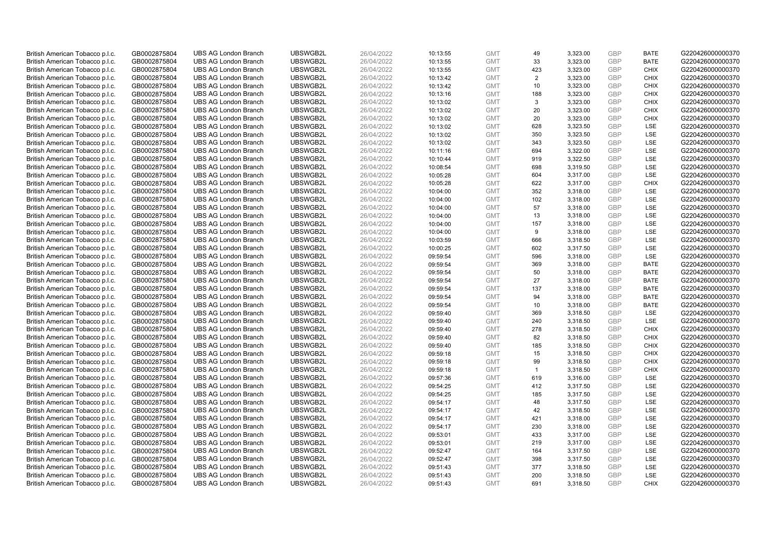| | | | | | | | | | | | |
|---|---|---|---|---|---|---|---|---|---|---|---|
| British American Tobacco p.l.c. | GB0002875804 | UBS AG London Branch | UBSWGB2L | 26/04/2022 | 10:13:55 | GMT | 49 | 3,323.00 | GBP | BATE | G220426000000370 |
| British American Tobacco p.l.c. | GB0002875804 | UBS AG London Branch | UBSWGB2L | 26/04/2022 | 10:13:55 | GMT | 33 | 3,323.00 | GBP | BATE | G220426000000370 |
| British American Tobacco p.l.c. | GB0002875804 | UBS AG London Branch | UBSWGB2L | 26/04/2022 | 10:13:55 | GMT | 423 | 3,323.00 | GBP | CHIX | G220426000000370 |
| British American Tobacco p.l.c. | GB0002875804 | UBS AG London Branch | UBSWGB2L | 26/04/2022 | 10:13:42 | GMT | 2 | 3,323.00 | GBP | CHIX | G220426000000370 |
| British American Tobacco p.l.c. | GB0002875804 | UBS AG London Branch | UBSWGB2L | 26/04/2022 | 10:13:42 | GMT | 10 | 3,323.00 | GBP | CHIX | G220426000000370 |
| British American Tobacco p.l.c. | GB0002875804 | UBS AG London Branch | UBSWGB2L | 26/04/2022 | 10:13:16 | GMT | 188 | 3,323.00 | GBP | CHIX | G220426000000370 |
| British American Tobacco p.l.c. | GB0002875804 | UBS AG London Branch | UBSWGB2L | 26/04/2022 | 10:13:02 | GMT | 3 | 3,323.00 | GBP | CHIX | G220426000000370 |
| British American Tobacco p.l.c. | GB0002875804 | UBS AG London Branch | UBSWGB2L | 26/04/2022 | 10:13:02 | GMT | 20 | 3,323.00 | GBP | CHIX | G220426000000370 |
| British American Tobacco p.l.c. | GB0002875804 | UBS AG London Branch | UBSWGB2L | 26/04/2022 | 10:13:02 | GMT | 20 | 3,323.00 | GBP | CHIX | G220426000000370 |
| British American Tobacco p.l.c. | GB0002875804 | UBS AG London Branch | UBSWGB2L | 26/04/2022 | 10:13:02 | GMT | 628 | 3,323.50 | GBP | LSE | G220426000000370 |
| British American Tobacco p.l.c. | GB0002875804 | UBS AG London Branch | UBSWGB2L | 26/04/2022 | 10:13:02 | GMT | 350 | 3,323.50 | GBP | LSE | G220426000000370 |
| British American Tobacco p.l.c. | GB0002875804 | UBS AG London Branch | UBSWGB2L | 26/04/2022 | 10:13:02 | GMT | 343 | 3,323.50 | GBP | LSE | G220426000000370 |
| British American Tobacco p.l.c. | GB0002875804 | UBS AG London Branch | UBSWGB2L | 26/04/2022 | 10:11:16 | GMT | 694 | 3,322.00 | GBP | LSE | G220426000000370 |
| British American Tobacco p.l.c. | GB0002875804 | UBS AG London Branch | UBSWGB2L | 26/04/2022 | 10:10:44 | GMT | 919 | 3,322.50 | GBP | LSE | G220426000000370 |
| British American Tobacco p.l.c. | GB0002875804 | UBS AG London Branch | UBSWGB2L | 26/04/2022 | 10:08:54 | GMT | 698 | 3,319.50 | GBP | LSE | G220426000000370 |
| British American Tobacco p.l.c. | GB0002875804 | UBS AG London Branch | UBSWGB2L | 26/04/2022 | 10:05:28 | GMT | 604 | 3,317.00 | GBP | LSE | G220426000000370 |
| British American Tobacco p.l.c. | GB0002875804 | UBS AG London Branch | UBSWGB2L | 26/04/2022 | 10:05:28 | GMT | 622 | 3,317.00 | GBP | CHIX | G220426000000370 |
| British American Tobacco p.l.c. | GB0002875804 | UBS AG London Branch | UBSWGB2L | 26/04/2022 | 10:04:00 | GMT | 352 | 3,318.00 | GBP | LSE | G220426000000370 |
| British American Tobacco p.l.c. | GB0002875804 | UBS AG London Branch | UBSWGB2L | 26/04/2022 | 10:04:00 | GMT | 102 | 3,318.00 | GBP | LSE | G220426000000370 |
| British American Tobacco p.l.c. | GB0002875804 | UBS AG London Branch | UBSWGB2L | 26/04/2022 | 10:04:00 | GMT | 57 | 3,318.00 | GBP | LSE | G220426000000370 |
| British American Tobacco p.l.c. | GB0002875804 | UBS AG London Branch | UBSWGB2L | 26/04/2022 | 10:04:00 | GMT | 13 | 3,318.00 | GBP | LSE | G220426000000370 |
| British American Tobacco p.l.c. | GB0002875804 | UBS AG London Branch | UBSWGB2L | 26/04/2022 | 10:04:00 | GMT | 157 | 3,318.00 | GBP | LSE | G220426000000370 |
| British American Tobacco p.l.c. | GB0002875804 | UBS AG London Branch | UBSWGB2L | 26/04/2022 | 10:04:00 | GMT | 9 | 3,318.00 | GBP | LSE | G220426000000370 |
| British American Tobacco p.l.c. | GB0002875804 | UBS AG London Branch | UBSWGB2L | 26/04/2022 | 10:03:59 | GMT | 666 | 3,318.50 | GBP | LSE | G220426000000370 |
| British American Tobacco p.l.c. | GB0002875804 | UBS AG London Branch | UBSWGB2L | 26/04/2022 | 10:00:25 | GMT | 602 | 3,317.50 | GBP | LSE | G220426000000370 |
| British American Tobacco p.l.c. | GB0002875804 | UBS AG London Branch | UBSWGB2L | 26/04/2022 | 09:59:54 | GMT | 596 | 3,318.00 | GBP | LSE | G220426000000370 |
| British American Tobacco p.l.c. | GB0002875804 | UBS AG London Branch | UBSWGB2L | 26/04/2022 | 09:59:54 | GMT | 369 | 3,318.00 | GBP | BATE | G220426000000370 |
| British American Tobacco p.l.c. | GB0002875804 | UBS AG London Branch | UBSWGB2L | 26/04/2022 | 09:59:54 | GMT | 50 | 3,318.00 | GBP | BATE | G220426000000370 |
| British American Tobacco p.l.c. | GB0002875804 | UBS AG London Branch | UBSWGB2L | 26/04/2022 | 09:59:54 | GMT | 27 | 3,318.00 | GBP | BATE | G220426000000370 |
| British American Tobacco p.l.c. | GB0002875804 | UBS AG London Branch | UBSWGB2L | 26/04/2022 | 09:59:54 | GMT | 137 | 3,318.00 | GBP | BATE | G220426000000370 |
| British American Tobacco p.l.c. | GB0002875804 | UBS AG London Branch | UBSWGB2L | 26/04/2022 | 09:59:54 | GMT | 94 | 3,318.00 | GBP | BATE | G220426000000370 |
| British American Tobacco p.l.c. | GB0002875804 | UBS AG London Branch | UBSWGB2L | 26/04/2022 | 09:59:54 | GMT | 10 | 3,318.00 | GBP | BATE | G220426000000370 |
| British American Tobacco p.l.c. | GB0002875804 | UBS AG London Branch | UBSWGB2L | 26/04/2022 | 09:59:40 | GMT | 369 | 3,318.50 | GBP | LSE | G220426000000370 |
| British American Tobacco p.l.c. | GB0002875804 | UBS AG London Branch | UBSWGB2L | 26/04/2022 | 09:59:40 | GMT | 240 | 3,318.50 | GBP | LSE | G220426000000370 |
| British American Tobacco p.l.c. | GB0002875804 | UBS AG London Branch | UBSWGB2L | 26/04/2022 | 09:59:40 | GMT | 278 | 3,318.50 | GBP | CHIX | G220426000000370 |
| British American Tobacco p.l.c. | GB0002875804 | UBS AG London Branch | UBSWGB2L | 26/04/2022 | 09:59:40 | GMT | 82 | 3,318.50 | GBP | CHIX | G220426000000370 |
| British American Tobacco p.l.c. | GB0002875804 | UBS AG London Branch | UBSWGB2L | 26/04/2022 | 09:59:40 | GMT | 185 | 3,318.50 | GBP | CHIX | G220426000000370 |
| British American Tobacco p.l.c. | GB0002875804 | UBS AG London Branch | UBSWGB2L | 26/04/2022 | 09:59:18 | GMT | 15 | 3,318.50 | GBP | CHIX | G220426000000370 |
| British American Tobacco p.l.c. | GB0002875804 | UBS AG London Branch | UBSWGB2L | 26/04/2022 | 09:59:18 | GMT | 99 | 3,318.50 | GBP | CHIX | G220426000000370 |
| British American Tobacco p.l.c. | GB0002875804 | UBS AG London Branch | UBSWGB2L | 26/04/2022 | 09:59:18 | GMT | 1 | 3,318.50 | GBP | CHIX | G220426000000370 |
| British American Tobacco p.l.c. | GB0002875804 | UBS AG London Branch | UBSWGB2L | 26/04/2022 | 09:57:36 | GMT | 619 | 3,316.00 | GBP | LSE | G220426000000370 |
| British American Tobacco p.l.c. | GB0002875804 | UBS AG London Branch | UBSWGB2L | 26/04/2022 | 09:54:25 | GMT | 412 | 3,317.50 | GBP | LSE | G220426000000370 |
| British American Tobacco p.l.c. | GB0002875804 | UBS AG London Branch | UBSWGB2L | 26/04/2022 | 09:54:25 | GMT | 185 | 3,317.50 | GBP | LSE | G220426000000370 |
| British American Tobacco p.l.c. | GB0002875804 | UBS AG London Branch | UBSWGB2L | 26/04/2022 | 09:54:17 | GMT | 48 | 3,317.50 | GBP | LSE | G220426000000370 |
| British American Tobacco p.l.c. | GB0002875804 | UBS AG London Branch | UBSWGB2L | 26/04/2022 | 09:54:17 | GMT | 42 | 3,318.50 | GBP | LSE | G220426000000370 |
| British American Tobacco p.l.c. | GB0002875804 | UBS AG London Branch | UBSWGB2L | 26/04/2022 | 09:54:17 | GMT | 421 | 3,318.00 | GBP | LSE | G220426000000370 |
| British American Tobacco p.l.c. | GB0002875804 | UBS AG London Branch | UBSWGB2L | 26/04/2022 | 09:54:17 | GMT | 230 | 3,318.00 | GBP | LSE | G220426000000370 |
| British American Tobacco p.l.c. | GB0002875804 | UBS AG London Branch | UBSWGB2L | 26/04/2022 | 09:53:01 | GMT | 433 | 3,317.00 | GBP | LSE | G220426000000370 |
| British American Tobacco p.l.c. | GB0002875804 | UBS AG London Branch | UBSWGB2L | 26/04/2022 | 09:53:01 | GMT | 219 | 3,317.00 | GBP | LSE | G220426000000370 |
| British American Tobacco p.l.c. | GB0002875804 | UBS AG London Branch | UBSWGB2L | 26/04/2022 | 09:52:47 | GMT | 164 | 3,317.50 | GBP | LSE | G220426000000370 |
| British American Tobacco p.l.c. | GB0002875804 | UBS AG London Branch | UBSWGB2L | 26/04/2022 | 09:52:47 | GMT | 398 | 3,317.50 | GBP | LSE | G220426000000370 |
| British American Tobacco p.l.c. | GB0002875804 | UBS AG London Branch | UBSWGB2L | 26/04/2022 | 09:51:43 | GMT | 377 | 3,318.50 | GBP | LSE | G220426000000370 |
| British American Tobacco p.l.c. | GB0002875804 | UBS AG London Branch | UBSWGB2L | 26/04/2022 | 09:51:43 | GMT | 200 | 3,318.50 | GBP | LSE | G220426000000370 |
| British American Tobacco p.l.c. | GB0002875804 | UBS AG London Branch | UBSWGB2L | 26/04/2022 | 09:51:43 | GMT | 691 | 3,318.50 | GBP | CHIX | G220426000000370 |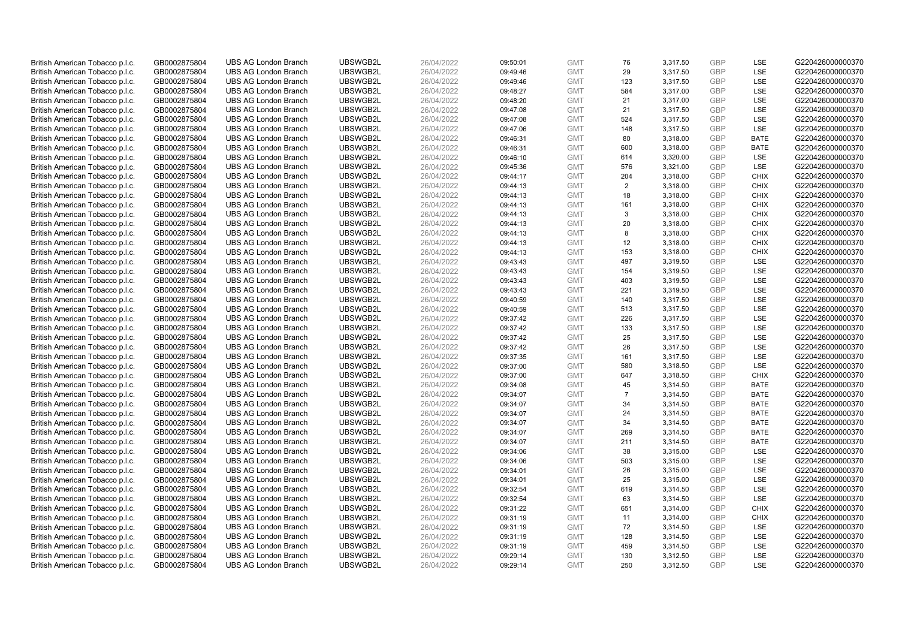| | | | | | | | | | | | |
|---|---|---|---|---|---|---|---|---|---|---|---|
| British American Tobacco p.l.c. | GB0002875804 | UBS AG London Branch | UBSWGB2L | 26/04/2022 | 09:50:01 | GMT | 76 | 3,317.50 | GBP | LSE | G220426000000370 |
| British American Tobacco p.l.c. | GB0002875804 | UBS AG London Branch | UBSWGB2L | 26/04/2022 | 09:49:46 | GMT | 29 | 3,317.50 | GBP | LSE | G220426000000370 |
| British American Tobacco p.l.c. | GB0002875804 | UBS AG London Branch | UBSWGB2L | 26/04/2022 | 09:49:46 | GMT | 123 | 3,317.50 | GBP | LSE | G220426000000370 |
| British American Tobacco p.l.c. | GB0002875804 | UBS AG London Branch | UBSWGB2L | 26/04/2022 | 09:48:27 | GMT | 584 | 3,317.00 | GBP | LSE | G220426000000370 |
| British American Tobacco p.l.c. | GB0002875804 | UBS AG London Branch | UBSWGB2L | 26/04/2022 | 09:48:20 | GMT | 21 | 3,317.00 | GBP | LSE | G220426000000370 |
| British American Tobacco p.l.c. | GB0002875804 | UBS AG London Branch | UBSWGB2L | 26/04/2022 | 09:47:08 | GMT | 21 | 3,317.50 | GBP | LSE | G220426000000370 |
| British American Tobacco p.l.c. | GB0002875804 | UBS AG London Branch | UBSWGB2L | 26/04/2022 | 09:47:08 | GMT | 524 | 3,317.50 | GBP | LSE | G220426000000370 |
| British American Tobacco p.l.c. | GB0002875804 | UBS AG London Branch | UBSWGB2L | 26/04/2022 | 09:47:06 | GMT | 148 | 3,317.50 | GBP | LSE | G220426000000370 |
| British American Tobacco p.l.c. | GB0002875804 | UBS AG London Branch | UBSWGB2L | 26/04/2022 | 09:46:31 | GMT | 80 | 3,318.00 | GBP | BATE | G220426000000370 |
| British American Tobacco p.l.c. | GB0002875804 | UBS AG London Branch | UBSWGB2L | 26/04/2022 | 09:46:31 | GMT | 600 | 3,318.00 | GBP | BATE | G220426000000370 |
| British American Tobacco p.l.c. | GB0002875804 | UBS AG London Branch | UBSWGB2L | 26/04/2022 | 09:46:10 | GMT | 614 | 3,320.00 | GBP | LSE | G220426000000370 |
| British American Tobacco p.l.c. | GB0002875804 | UBS AG London Branch | UBSWGB2L | 26/04/2022 | 09:45:36 | GMT | 576 | 3,321.00 | GBP | LSE | G220426000000370 |
| British American Tobacco p.l.c. | GB0002875804 | UBS AG London Branch | UBSWGB2L | 26/04/2022 | 09:44:17 | GMT | 204 | 3,318.00 | GBP | CHIX | G220426000000370 |
| British American Tobacco p.l.c. | GB0002875804 | UBS AG London Branch | UBSWGB2L | 26/04/2022 | 09:44:13 | GMT | 2 | 3,318.00 | GBP | CHIX | G220426000000370 |
| British American Tobacco p.l.c. | GB0002875804 | UBS AG London Branch | UBSWGB2L | 26/04/2022 | 09:44:13 | GMT | 18 | 3,318.00 | GBP | CHIX | G220426000000370 |
| British American Tobacco p.l.c. | GB0002875804 | UBS AG London Branch | UBSWGB2L | 26/04/2022 | 09:44:13 | GMT | 161 | 3,318.00 | GBP | CHIX | G220426000000370 |
| British American Tobacco p.l.c. | GB0002875804 | UBS AG London Branch | UBSWGB2L | 26/04/2022 | 09:44:13 | GMT | 3 | 3,318.00 | GBP | CHIX | G220426000000370 |
| British American Tobacco p.l.c. | GB0002875804 | UBS AG London Branch | UBSWGB2L | 26/04/2022 | 09:44:13 | GMT | 20 | 3,318.00 | GBP | CHIX | G220426000000370 |
| British American Tobacco p.l.c. | GB0002875804 | UBS AG London Branch | UBSWGB2L | 26/04/2022 | 09:44:13 | GMT | 8 | 3,318.00 | GBP | CHIX | G220426000000370 |
| British American Tobacco p.l.c. | GB0002875804 | UBS AG London Branch | UBSWGB2L | 26/04/2022 | 09:44:13 | GMT | 12 | 3,318.00 | GBP | CHIX | G220426000000370 |
| British American Tobacco p.l.c. | GB0002875804 | UBS AG London Branch | UBSWGB2L | 26/04/2022 | 09:44:13 | GMT | 153 | 3,318.00 | GBP | CHIX | G220426000000370 |
| British American Tobacco p.l.c. | GB0002875804 | UBS AG London Branch | UBSWGB2L | 26/04/2022 | 09:43:43 | GMT | 497 | 3,319.50 | GBP | LSE | G220426000000370 |
| British American Tobacco p.l.c. | GB0002875804 | UBS AG London Branch | UBSWGB2L | 26/04/2022 | 09:43:43 | GMT | 154 | 3,319.50 | GBP | LSE | G220426000000370 |
| British American Tobacco p.l.c. | GB0002875804 | UBS AG London Branch | UBSWGB2L | 26/04/2022 | 09:43:43 | GMT | 403 | 3,319.50 | GBP | LSE | G220426000000370 |
| British American Tobacco p.l.c. | GB0002875804 | UBS AG London Branch | UBSWGB2L | 26/04/2022 | 09:43:43 | GMT | 221 | 3,319.50 | GBP | LSE | G220426000000370 |
| British American Tobacco p.l.c. | GB0002875804 | UBS AG London Branch | UBSWGB2L | 26/04/2022 | 09:40:59 | GMT | 140 | 3,317.50 | GBP | LSE | G220426000000370 |
| British American Tobacco p.l.c. | GB0002875804 | UBS AG London Branch | UBSWGB2L | 26/04/2022 | 09:40:59 | GMT | 513 | 3,317.50 | GBP | LSE | G220426000000370 |
| British American Tobacco p.l.c. | GB0002875804 | UBS AG London Branch | UBSWGB2L | 26/04/2022 | 09:37:42 | GMT | 226 | 3,317.50 | GBP | LSE | G220426000000370 |
| British American Tobacco p.l.c. | GB0002875804 | UBS AG London Branch | UBSWGB2L | 26/04/2022 | 09:37:42 | GMT | 133 | 3,317.50 | GBP | LSE | G220426000000370 |
| British American Tobacco p.l.c. | GB0002875804 | UBS AG London Branch | UBSWGB2L | 26/04/2022 | 09:37:42 | GMT | 25 | 3,317.50 | GBP | LSE | G220426000000370 |
| British American Tobacco p.l.c. | GB0002875804 | UBS AG London Branch | UBSWGB2L | 26/04/2022 | 09:37:42 | GMT | 26 | 3,317.50 | GBP | LSE | G220426000000370 |
| British American Tobacco p.l.c. | GB0002875804 | UBS AG London Branch | UBSWGB2L | 26/04/2022 | 09:37:35 | GMT | 161 | 3,317.50 | GBP | LSE | G220426000000370 |
| British American Tobacco p.l.c. | GB0002875804 | UBS AG London Branch | UBSWGB2L | 26/04/2022 | 09:37:00 | GMT | 580 | 3,318.50 | GBP | LSE | G220426000000370 |
| British American Tobacco p.l.c. | GB0002875804 | UBS AG London Branch | UBSWGB2L | 26/04/2022 | 09:37:00 | GMT | 647 | 3,318.50 | GBP | CHIX | G220426000000370 |
| British American Tobacco p.l.c. | GB0002875804 | UBS AG London Branch | UBSWGB2L | 26/04/2022 | 09:34:08 | GMT | 45 | 3,314.50 | GBP | BATE | G220426000000370 |
| British American Tobacco p.l.c. | GB0002875804 | UBS AG London Branch | UBSWGB2L | 26/04/2022 | 09:34:07 | GMT | 7 | 3,314.50 | GBP | BATE | G220426000000370 |
| British American Tobacco p.l.c. | GB0002875804 | UBS AG London Branch | UBSWGB2L | 26/04/2022 | 09:34:07 | GMT | 34 | 3,314.50 | GBP | BATE | G220426000000370 |
| British American Tobacco p.l.c. | GB0002875804 | UBS AG London Branch | UBSWGB2L | 26/04/2022 | 09:34:07 | GMT | 24 | 3,314.50 | GBP | BATE | G220426000000370 |
| British American Tobacco p.l.c. | GB0002875804 | UBS AG London Branch | UBSWGB2L | 26/04/2022 | 09:34:07 | GMT | 34 | 3,314.50 | GBP | BATE | G220426000000370 |
| British American Tobacco p.l.c. | GB0002875804 | UBS AG London Branch | UBSWGB2L | 26/04/2022 | 09:34:07 | GMT | 269 | 3,314.50 | GBP | BATE | G220426000000370 |
| British American Tobacco p.l.c. | GB0002875804 | UBS AG London Branch | UBSWGB2L | 26/04/2022 | 09:34:07 | GMT | 211 | 3,314.50 | GBP | BATE | G220426000000370 |
| British American Tobacco p.l.c. | GB0002875804 | UBS AG London Branch | UBSWGB2L | 26/04/2022 | 09:34:06 | GMT | 38 | 3,315.00 | GBP | LSE | G220426000000370 |
| British American Tobacco p.l.c. | GB0002875804 | UBS AG London Branch | UBSWGB2L | 26/04/2022 | 09:34:06 | GMT | 503 | 3,315.00 | GBP | LSE | G220426000000370 |
| British American Tobacco p.l.c. | GB0002875804 | UBS AG London Branch | UBSWGB2L | 26/04/2022 | 09:34:01 | GMT | 26 | 3,315.00 | GBP | LSE | G220426000000370 |
| British American Tobacco p.l.c. | GB0002875804 | UBS AG London Branch | UBSWGB2L | 26/04/2022 | 09:34:01 | GMT | 25 | 3,315.00 | GBP | LSE | G220426000000370 |
| British American Tobacco p.l.c. | GB0002875804 | UBS AG London Branch | UBSWGB2L | 26/04/2022 | 09:32:54 | GMT | 619 | 3,314.50 | GBP | LSE | G220426000000370 |
| British American Tobacco p.l.c. | GB0002875804 | UBS AG London Branch | UBSWGB2L | 26/04/2022 | 09:32:54 | GMT | 63 | 3,314.50 | GBP | LSE | G220426000000370 |
| British American Tobacco p.l.c. | GB0002875804 | UBS AG London Branch | UBSWGB2L | 26/04/2022 | 09:31:22 | GMT | 651 | 3,314.00 | GBP | CHIX | G220426000000370 |
| British American Tobacco p.l.c. | GB0002875804 | UBS AG London Branch | UBSWGB2L | 26/04/2022 | 09:31:19 | GMT | 11 | 3,314.00 | GBP | CHIX | G220426000000370 |
| British American Tobacco p.l.c. | GB0002875804 | UBS AG London Branch | UBSWGB2L | 26/04/2022 | 09:31:19 | GMT | 72 | 3,314.50 | GBP | LSE | G220426000000370 |
| British American Tobacco p.l.c. | GB0002875804 | UBS AG London Branch | UBSWGB2L | 26/04/2022 | 09:31:19 | GMT | 128 | 3,314.50 | GBP | LSE | G220426000000370 |
| British American Tobacco p.l.c. | GB0002875804 | UBS AG London Branch | UBSWGB2L | 26/04/2022 | 09:31:19 | GMT | 459 | 3,314.50 | GBP | LSE | G220426000000370 |
| British American Tobacco p.l.c. | GB0002875804 | UBS AG London Branch | UBSWGB2L | 26/04/2022 | 09:29:14 | GMT | 130 | 3,312.50 | GBP | LSE | G220426000000370 |
| British American Tobacco p.l.c. | GB0002875804 | UBS AG London Branch | UBSWGB2L | 26/04/2022 | 09:29:14 | GMT | 250 | 3,312.50 | GBP | LSE | G220426000000370 |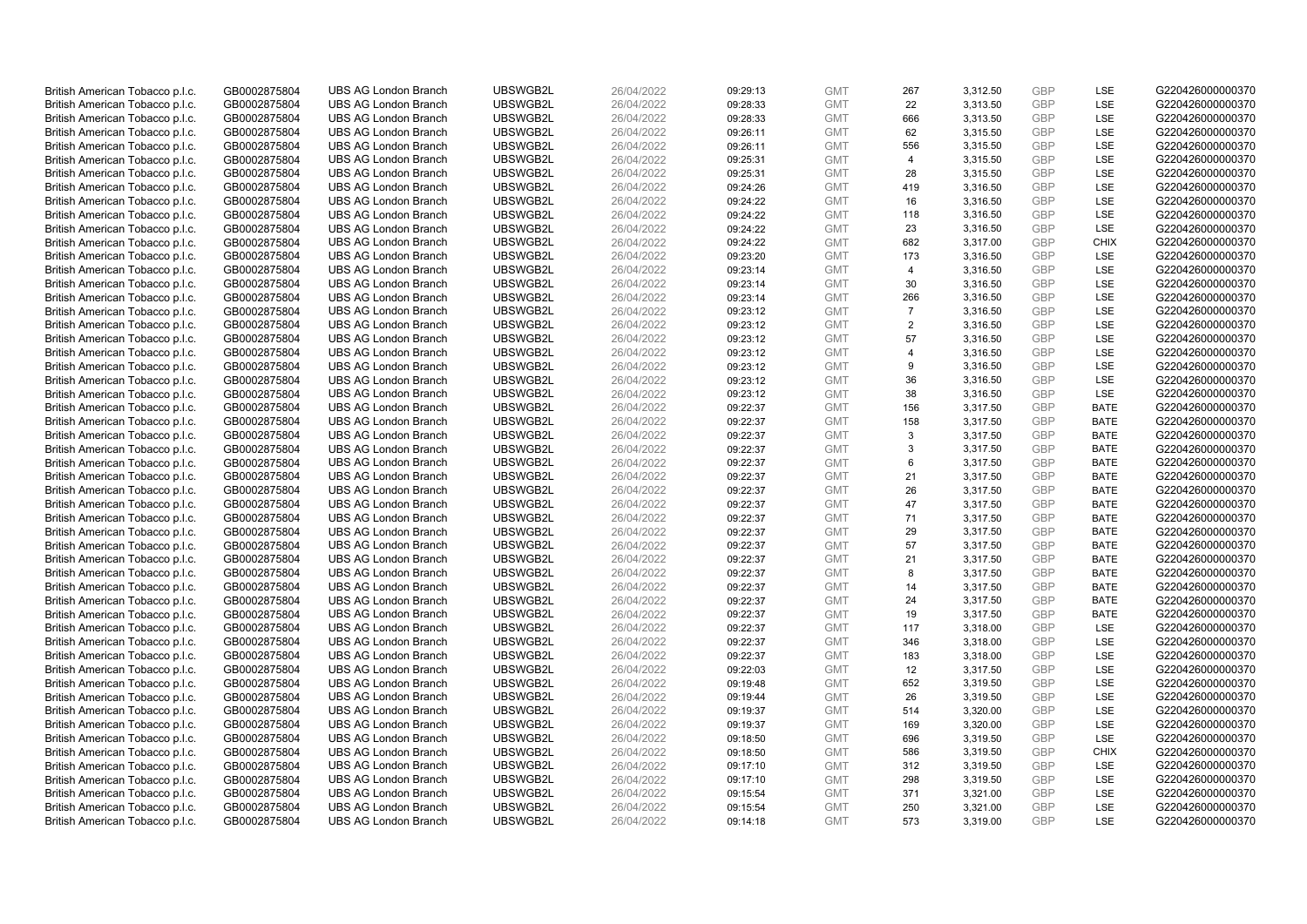| | | | | | | | | | | | |
|---|---|---|---|---|---|---|---|---|---|---|---|
| British American Tobacco p.l.c. | GB0002875804 | UBS AG London Branch | UBSWGB2L | 26/04/2022 | 09:29:13 | GMT | 267 | 3,312.50 | GBP | LSE | G220426000000370 |
| British American Tobacco p.l.c. | GB0002875804 | UBS AG London Branch | UBSWGB2L | 26/04/2022 | 09:28:33 | GMT | 22 | 3,313.50 | GBP | LSE | G220426000000370 |
| British American Tobacco p.l.c. | GB0002875804 | UBS AG London Branch | UBSWGB2L | 26/04/2022 | 09:28:33 | GMT | 666 | 3,313.50 | GBP | LSE | G220426000000370 |
| British American Tobacco p.l.c. | GB0002875804 | UBS AG London Branch | UBSWGB2L | 26/04/2022 | 09:26:11 | GMT | 62 | 3,315.50 | GBP | LSE | G220426000000370 |
| British American Tobacco p.l.c. | GB0002875804 | UBS AG London Branch | UBSWGB2L | 26/04/2022 | 09:26:11 | GMT | 556 | 3,315.50 | GBP | LSE | G220426000000370 |
| British American Tobacco p.l.c. | GB0002875804 | UBS AG London Branch | UBSWGB2L | 26/04/2022 | 09:25:31 | GMT | 4 | 3,315.50 | GBP | LSE | G220426000000370 |
| British American Tobacco p.l.c. | GB0002875804 | UBS AG London Branch | UBSWGB2L | 26/04/2022 | 09:25:31 | GMT | 28 | 3,315.50 | GBP | LSE | G220426000000370 |
| British American Tobacco p.l.c. | GB0002875804 | UBS AG London Branch | UBSWGB2L | 26/04/2022 | 09:24:26 | GMT | 419 | 3,316.50 | GBP | LSE | G220426000000370 |
| British American Tobacco p.l.c. | GB0002875804 | UBS AG London Branch | UBSWGB2L | 26/04/2022 | 09:24:22 | GMT | 16 | 3,316.50 | GBP | LSE | G220426000000370 |
| British American Tobacco p.l.c. | GB0002875804 | UBS AG London Branch | UBSWGB2L | 26/04/2022 | 09:24:22 | GMT | 118 | 3,316.50 | GBP | LSE | G220426000000370 |
| British American Tobacco p.l.c. | GB0002875804 | UBS AG London Branch | UBSWGB2L | 26/04/2022 | 09:24:22 | GMT | 23 | 3,316.50 | GBP | LSE | G220426000000370 |
| British American Tobacco p.l.c. | GB0002875804 | UBS AG London Branch | UBSWGB2L | 26/04/2022 | 09:24:22 | GMT | 682 | 3,317.00 | GBP | CHIX | G220426000000370 |
| British American Tobacco p.l.c. | GB0002875804 | UBS AG London Branch | UBSWGB2L | 26/04/2022 | 09:23:20 | GMT | 173 | 3,316.50 | GBP | LSE | G220426000000370 |
| British American Tobacco p.l.c. | GB0002875804 | UBS AG London Branch | UBSWGB2L | 26/04/2022 | 09:23:14 | GMT | 4 | 3,316.50 | GBP | LSE | G220426000000370 |
| British American Tobacco p.l.c. | GB0002875804 | UBS AG London Branch | UBSWGB2L | 26/04/2022 | 09:23:14 | GMT | 30 | 3,316.50 | GBP | LSE | G220426000000370 |
| British American Tobacco p.l.c. | GB0002875804 | UBS AG London Branch | UBSWGB2L | 26/04/2022 | 09:23:14 | GMT | 266 | 3,316.50 | GBP | LSE | G220426000000370 |
| British American Tobacco p.l.c. | GB0002875804 | UBS AG London Branch | UBSWGB2L | 26/04/2022 | 09:23:12 | GMT | 7 | 3,316.50 | GBP | LSE | G220426000000370 |
| British American Tobacco p.l.c. | GB0002875804 | UBS AG London Branch | UBSWGB2L | 26/04/2022 | 09:23:12 | GMT | 2 | 3,316.50 | GBP | LSE | G220426000000370 |
| British American Tobacco p.l.c. | GB0002875804 | UBS AG London Branch | UBSWGB2L | 26/04/2022 | 09:23:12 | GMT | 57 | 3,316.50 | GBP | LSE | G220426000000370 |
| British American Tobacco p.l.c. | GB0002875804 | UBS AG London Branch | UBSWGB2L | 26/04/2022 | 09:23:12 | GMT | 4 | 3,316.50 | GBP | LSE | G220426000000370 |
| British American Tobacco p.l.c. | GB0002875804 | UBS AG London Branch | UBSWGB2L | 26/04/2022 | 09:23:12 | GMT | 9 | 3,316.50 | GBP | LSE | G220426000000370 |
| British American Tobacco p.l.c. | GB0002875804 | UBS AG London Branch | UBSWGB2L | 26/04/2022 | 09:23:12 | GMT | 36 | 3,316.50 | GBP | LSE | G220426000000370 |
| British American Tobacco p.l.c. | GB0002875804 | UBS AG London Branch | UBSWGB2L | 26/04/2022 | 09:23:12 | GMT | 38 | 3,316.50 | GBP | LSE | G220426000000370 |
| British American Tobacco p.l.c. | GB0002875804 | UBS AG London Branch | UBSWGB2L | 26/04/2022 | 09:22:37 | GMT | 156 | 3,317.50 | GBP | BATE | G220426000000370 |
| British American Tobacco p.l.c. | GB0002875804 | UBS AG London Branch | UBSWGB2L | 26/04/2022 | 09:22:37 | GMT | 158 | 3,317.50 | GBP | BATE | G220426000000370 |
| British American Tobacco p.l.c. | GB0002875804 | UBS AG London Branch | UBSWGB2L | 26/04/2022 | 09:22:37 | GMT | 3 | 3,317.50 | GBP | BATE | G220426000000370 |
| British American Tobacco p.l.c. | GB0002875804 | UBS AG London Branch | UBSWGB2L | 26/04/2022 | 09:22:37 | GMT | 3 | 3,317.50 | GBP | BATE | G220426000000370 |
| British American Tobacco p.l.c. | GB0002875804 | UBS AG London Branch | UBSWGB2L | 26/04/2022 | 09:22:37 | GMT | 6 | 3,317.50 | GBP | BATE | G220426000000370 |
| British American Tobacco p.l.c. | GB0002875804 | UBS AG London Branch | UBSWGB2L | 26/04/2022 | 09:22:37 | GMT | 21 | 3,317.50 | GBP | BATE | G220426000000370 |
| British American Tobacco p.l.c. | GB0002875804 | UBS AG London Branch | UBSWGB2L | 26/04/2022 | 09:22:37 | GMT | 26 | 3,317.50 | GBP | BATE | G220426000000370 |
| British American Tobacco p.l.c. | GB0002875804 | UBS AG London Branch | UBSWGB2L | 26/04/2022 | 09:22:37 | GMT | 47 | 3,317.50 | GBP | BATE | G220426000000370 |
| British American Tobacco p.l.c. | GB0002875804 | UBS AG London Branch | UBSWGB2L | 26/04/2022 | 09:22:37 | GMT | 71 | 3,317.50 | GBP | BATE | G220426000000370 |
| British American Tobacco p.l.c. | GB0002875804 | UBS AG London Branch | UBSWGB2L | 26/04/2022 | 09:22:37 | GMT | 29 | 3,317.50 | GBP | BATE | G220426000000370 |
| British American Tobacco p.l.c. | GB0002875804 | UBS AG London Branch | UBSWGB2L | 26/04/2022 | 09:22:37 | GMT | 57 | 3,317.50 | GBP | BATE | G220426000000370 |
| British American Tobacco p.l.c. | GB0002875804 | UBS AG London Branch | UBSWGB2L | 26/04/2022 | 09:22:37 | GMT | 21 | 3,317.50 | GBP | BATE | G220426000000370 |
| British American Tobacco p.l.c. | GB0002875804 | UBS AG London Branch | UBSWGB2L | 26/04/2022 | 09:22:37 | GMT | 8 | 3,317.50 | GBP | BATE | G220426000000370 |
| British American Tobacco p.l.c. | GB0002875804 | UBS AG London Branch | UBSWGB2L | 26/04/2022 | 09:22:37 | GMT | 14 | 3,317.50 | GBP | BATE | G220426000000370 |
| British American Tobacco p.l.c. | GB0002875804 | UBS AG London Branch | UBSWGB2L | 26/04/2022 | 09:22:37 | GMT | 24 | 3,317.50 | GBP | BATE | G220426000000370 |
| British American Tobacco p.l.c. | GB0002875804 | UBS AG London Branch | UBSWGB2L | 26/04/2022 | 09:22:37 | GMT | 19 | 3,317.50 | GBP | BATE | G220426000000370 |
| British American Tobacco p.l.c. | GB0002875804 | UBS AG London Branch | UBSWGB2L | 26/04/2022 | 09:22:37 | GMT | 117 | 3,318.00 | GBP | LSE | G220426000000370 |
| British American Tobacco p.l.c. | GB0002875804 | UBS AG London Branch | UBSWGB2L | 26/04/2022 | 09:22:37 | GMT | 346 | 3,318.00 | GBP | LSE | G220426000000370 |
| British American Tobacco p.l.c. | GB0002875804 | UBS AG London Branch | UBSWGB2L | 26/04/2022 | 09:22:37 | GMT | 183 | 3,318.00 | GBP | LSE | G220426000000370 |
| British American Tobacco p.l.c. | GB0002875804 | UBS AG London Branch | UBSWGB2L | 26/04/2022 | 09:22:03 | GMT | 12 | 3,317.50 | GBP | LSE | G220426000000370 |
| British American Tobacco p.l.c. | GB0002875804 | UBS AG London Branch | UBSWGB2L | 26/04/2022 | 09:19:48 | GMT | 652 | 3,319.50 | GBP | LSE | G220426000000370 |
| British American Tobacco p.l.c. | GB0002875804 | UBS AG London Branch | UBSWGB2L | 26/04/2022 | 09:19:44 | GMT | 26 | 3,319.50 | GBP | LSE | G220426000000370 |
| British American Tobacco p.l.c. | GB0002875804 | UBS AG London Branch | UBSWGB2L | 26/04/2022 | 09:19:37 | GMT | 514 | 3,320.00 | GBP | LSE | G220426000000370 |
| British American Tobacco p.l.c. | GB0002875804 | UBS AG London Branch | UBSWGB2L | 26/04/2022 | 09:19:37 | GMT | 169 | 3,320.00 | GBP | LSE | G220426000000370 |
| British American Tobacco p.l.c. | GB0002875804 | UBS AG London Branch | UBSWGB2L | 26/04/2022 | 09:18:50 | GMT | 696 | 3,319.50 | GBP | LSE | G220426000000370 |
| British American Tobacco p.l.c. | GB0002875804 | UBS AG London Branch | UBSWGB2L | 26/04/2022 | 09:18:50 | GMT | 586 | 3,319.50 | GBP | CHIX | G220426000000370 |
| British American Tobacco p.l.c. | GB0002875804 | UBS AG London Branch | UBSWGB2L | 26/04/2022 | 09:17:10 | GMT | 312 | 3,319.50 | GBP | LSE | G220426000000370 |
| British American Tobacco p.l.c. | GB0002875804 | UBS AG London Branch | UBSWGB2L | 26/04/2022 | 09:17:10 | GMT | 298 | 3,319.50 | GBP | LSE | G220426000000370 |
| British American Tobacco p.l.c. | GB0002875804 | UBS AG London Branch | UBSWGB2L | 26/04/2022 | 09:15:54 | GMT | 371 | 3,321.00 | GBP | LSE | G220426000000370 |
| British American Tobacco p.l.c. | GB0002875804 | UBS AG London Branch | UBSWGB2L | 26/04/2022 | 09:15:54 | GMT | 250 | 3,321.00 | GBP | LSE | G220426000000370 |
| British American Tobacco p.l.c. | GB0002875804 | UBS AG London Branch | UBSWGB2L | 26/04/2022 | 09:14:18 | GMT | 573 | 3,319.00 | GBP | LSE | G220426000000370 |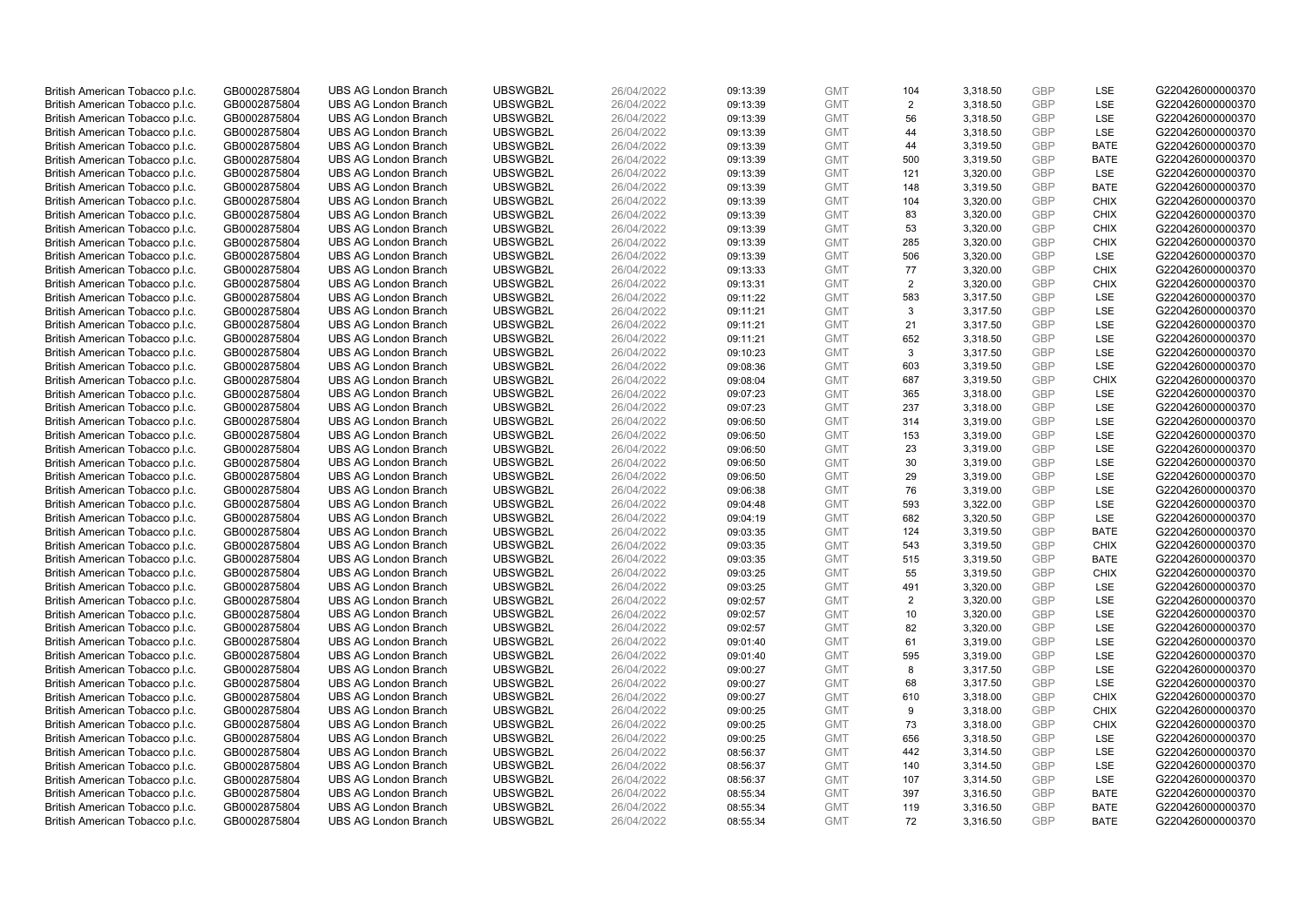| | | | | | | | | | | | |
|---|---|---|---|---|---|---|---|---|---|---|---|
| British American Tobacco p.l.c. | GB0002875804 | UBS AG London Branch | UBSWGB2L | 26/04/2022 | 09:13:39 | GMT | 104 | 3,318.50 | GBP | LSE | G220426000000370 |
| British American Tobacco p.l.c. | GB0002875804 | UBS AG London Branch | UBSWGB2L | 26/04/2022 | 09:13:39 | GMT | 2 | 3,318.50 | GBP | LSE | G220426000000370 |
| British American Tobacco p.l.c. | GB0002875804 | UBS AG London Branch | UBSWGB2L | 26/04/2022 | 09:13:39 | GMT | 56 | 3,318.50 | GBP | LSE | G220426000000370 |
| British American Tobacco p.l.c. | GB0002875804 | UBS AG London Branch | UBSWGB2L | 26/04/2022 | 09:13:39 | GMT | 44 | 3,318.50 | GBP | LSE | G220426000000370 |
| British American Tobacco p.l.c. | GB0002875804 | UBS AG London Branch | UBSWGB2L | 26/04/2022 | 09:13:39 | GMT | 44 | 3,319.50 | GBP | BATE | G220426000000370 |
| British American Tobacco p.l.c. | GB0002875804 | UBS AG London Branch | UBSWGB2L | 26/04/2022 | 09:13:39 | GMT | 500 | 3,319.50 | GBP | BATE | G220426000000370 |
| British American Tobacco p.l.c. | GB0002875804 | UBS AG London Branch | UBSWGB2L | 26/04/2022 | 09:13:39 | GMT | 121 | 3,320.00 | GBP | LSE | G220426000000370 |
| British American Tobacco p.l.c. | GB0002875804 | UBS AG London Branch | UBSWGB2L | 26/04/2022 | 09:13:39 | GMT | 148 | 3,319.50 | GBP | BATE | G220426000000370 |
| British American Tobacco p.l.c. | GB0002875804 | UBS AG London Branch | UBSWGB2L | 26/04/2022 | 09:13:39 | GMT | 104 | 3,320.00 | GBP | CHIX | G220426000000370 |
| British American Tobacco p.l.c. | GB0002875804 | UBS AG London Branch | UBSWGB2L | 26/04/2022 | 09:13:39 | GMT | 83 | 3,320.00 | GBP | CHIX | G220426000000370 |
| British American Tobacco p.l.c. | GB0002875804 | UBS AG London Branch | UBSWGB2L | 26/04/2022 | 09:13:39 | GMT | 53 | 3,320.00 | GBP | CHIX | G220426000000370 |
| British American Tobacco p.l.c. | GB0002875804 | UBS AG London Branch | UBSWGB2L | 26/04/2022 | 09:13:39 | GMT | 285 | 3,320.00 | GBP | CHIX | G220426000000370 |
| British American Tobacco p.l.c. | GB0002875804 | UBS AG London Branch | UBSWGB2L | 26/04/2022 | 09:13:39 | GMT | 506 | 3,320.00 | GBP | LSE | G220426000000370 |
| British American Tobacco p.l.c. | GB0002875804 | UBS AG London Branch | UBSWGB2L | 26/04/2022 | 09:13:33 | GMT | 77 | 3,320.00 | GBP | CHIX | G220426000000370 |
| British American Tobacco p.l.c. | GB0002875804 | UBS AG London Branch | UBSWGB2L | 26/04/2022 | 09:13:31 | GMT | 2 | 3,320.00 | GBP | CHIX | G220426000000370 |
| British American Tobacco p.l.c. | GB0002875804 | UBS AG London Branch | UBSWGB2L | 26/04/2022 | 09:11:22 | GMT | 583 | 3,317.50 | GBP | LSE | G220426000000370 |
| British American Tobacco p.l.c. | GB0002875804 | UBS AG London Branch | UBSWGB2L | 26/04/2022 | 09:11:21 | GMT | 3 | 3,317.50 | GBP | LSE | G220426000000370 |
| British American Tobacco p.l.c. | GB0002875804 | UBS AG London Branch | UBSWGB2L | 26/04/2022 | 09:11:21 | GMT | 21 | 3,317.50 | GBP | LSE | G220426000000370 |
| British American Tobacco p.l.c. | GB0002875804 | UBS AG London Branch | UBSWGB2L | 26/04/2022 | 09:11:21 | GMT | 652 | 3,318.50 | GBP | LSE | G220426000000370 |
| British American Tobacco p.l.c. | GB0002875804 | UBS AG London Branch | UBSWGB2L | 26/04/2022 | 09:10:23 | GMT | 3 | 3,317.50 | GBP | LSE | G220426000000370 |
| British American Tobacco p.l.c. | GB0002875804 | UBS AG London Branch | UBSWGB2L | 26/04/2022 | 09:08:36 | GMT | 603 | 3,319.50 | GBP | LSE | G220426000000370 |
| British American Tobacco p.l.c. | GB0002875804 | UBS AG London Branch | UBSWGB2L | 26/04/2022 | 09:08:04 | GMT | 687 | 3,319.50 | GBP | CHIX | G220426000000370 |
| British American Tobacco p.l.c. | GB0002875804 | UBS AG London Branch | UBSWGB2L | 26/04/2022 | 09:07:23 | GMT | 365 | 3,318.00 | GBP | LSE | G220426000000370 |
| British American Tobacco p.l.c. | GB0002875804 | UBS AG London Branch | UBSWGB2L | 26/04/2022 | 09:07:23 | GMT | 237 | 3,318.00 | GBP | LSE | G220426000000370 |
| British American Tobacco p.l.c. | GB0002875804 | UBS AG London Branch | UBSWGB2L | 26/04/2022 | 09:06:50 | GMT | 314 | 3,319.00 | GBP | LSE | G220426000000370 |
| British American Tobacco p.l.c. | GB0002875804 | UBS AG London Branch | UBSWGB2L | 26/04/2022 | 09:06:50 | GMT | 153 | 3,319.00 | GBP | LSE | G220426000000370 |
| British American Tobacco p.l.c. | GB0002875804 | UBS AG London Branch | UBSWGB2L | 26/04/2022 | 09:06:50 | GMT | 23 | 3,319.00 | GBP | LSE | G220426000000370 |
| British American Tobacco p.l.c. | GB0002875804 | UBS AG London Branch | UBSWGB2L | 26/04/2022 | 09:06:50 | GMT | 30 | 3,319.00 | GBP | LSE | G220426000000370 |
| British American Tobacco p.l.c. | GB0002875804 | UBS AG London Branch | UBSWGB2L | 26/04/2022 | 09:06:50 | GMT | 29 | 3,319.00 | GBP | LSE | G220426000000370 |
| British American Tobacco p.l.c. | GB0002875804 | UBS AG London Branch | UBSWGB2L | 26/04/2022 | 09:06:38 | GMT | 76 | 3,319.00 | GBP | LSE | G220426000000370 |
| British American Tobacco p.l.c. | GB0002875804 | UBS AG London Branch | UBSWGB2L | 26/04/2022 | 09:04:48 | GMT | 593 | 3,322.00 | GBP | LSE | G220426000000370 |
| British American Tobacco p.l.c. | GB0002875804 | UBS AG London Branch | UBSWGB2L | 26/04/2022 | 09:04:19 | GMT | 682 | 3,320.50 | GBP | LSE | G220426000000370 |
| British American Tobacco p.l.c. | GB0002875804 | UBS AG London Branch | UBSWGB2L | 26/04/2022 | 09:03:35 | GMT | 124 | 3,319.50 | GBP | BATE | G220426000000370 |
| British American Tobacco p.l.c. | GB0002875804 | UBS AG London Branch | UBSWGB2L | 26/04/2022 | 09:03:35 | GMT | 543 | 3,319.50 | GBP | CHIX | G220426000000370 |
| British American Tobacco p.l.c. | GB0002875804 | UBS AG London Branch | UBSWGB2L | 26/04/2022 | 09:03:35 | GMT | 515 | 3,319.50 | GBP | BATE | G220426000000370 |
| British American Tobacco p.l.c. | GB0002875804 | UBS AG London Branch | UBSWGB2L | 26/04/2022 | 09:03:25 | GMT | 55 | 3,319.50 | GBP | CHIX | G220426000000370 |
| British American Tobacco p.l.c. | GB0002875804 | UBS AG London Branch | UBSWGB2L | 26/04/2022 | 09:03:25 | GMT | 491 | 3,320.00 | GBP | LSE | G220426000000370 |
| British American Tobacco p.l.c. | GB0002875804 | UBS AG London Branch | UBSWGB2L | 26/04/2022 | 09:02:57 | GMT | 2 | 3,320.00 | GBP | LSE | G220426000000370 |
| British American Tobacco p.l.c. | GB0002875804 | UBS AG London Branch | UBSWGB2L | 26/04/2022 | 09:02:57 | GMT | 10 | 3,320.00 | GBP | LSE | G220426000000370 |
| British American Tobacco p.l.c. | GB0002875804 | UBS AG London Branch | UBSWGB2L | 26/04/2022 | 09:02:57 | GMT | 82 | 3,320.00 | GBP | LSE | G220426000000370 |
| British American Tobacco p.l.c. | GB0002875804 | UBS AG London Branch | UBSWGB2L | 26/04/2022 | 09:01:40 | GMT | 61 | 3,319.00 | GBP | LSE | G220426000000370 |
| British American Tobacco p.l.c. | GB0002875804 | UBS AG London Branch | UBSWGB2L | 26/04/2022 | 09:01:40 | GMT | 595 | 3,319.00 | GBP | LSE | G220426000000370 |
| British American Tobacco p.l.c. | GB0002875804 | UBS AG London Branch | UBSWGB2L | 26/04/2022 | 09:00:27 | GMT | 8 | 3,317.50 | GBP | LSE | G220426000000370 |
| British American Tobacco p.l.c. | GB0002875804 | UBS AG London Branch | UBSWGB2L | 26/04/2022 | 09:00:27 | GMT | 68 | 3,317.50 | GBP | LSE | G220426000000370 |
| British American Tobacco p.l.c. | GB0002875804 | UBS AG London Branch | UBSWGB2L | 26/04/2022 | 09:00:27 | GMT | 610 | 3,318.00 | GBP | CHIX | G220426000000370 |
| British American Tobacco p.l.c. | GB0002875804 | UBS AG London Branch | UBSWGB2L | 26/04/2022 | 09:00:25 | GMT | 9 | 3,318.00 | GBP | CHIX | G220426000000370 |
| British American Tobacco p.l.c. | GB0002875804 | UBS AG London Branch | UBSWGB2L | 26/04/2022 | 09:00:25 | GMT | 73 | 3,318.00 | GBP | CHIX | G220426000000370 |
| British American Tobacco p.l.c. | GB0002875804 | UBS AG London Branch | UBSWGB2L | 26/04/2022 | 09:00:25 | GMT | 656 | 3,318.50 | GBP | LSE | G220426000000370 |
| British American Tobacco p.l.c. | GB0002875804 | UBS AG London Branch | UBSWGB2L | 26/04/2022 | 08:56:37 | GMT | 442 | 3,314.50 | GBP | LSE | G220426000000370 |
| British American Tobacco p.l.c. | GB0002875804 | UBS AG London Branch | UBSWGB2L | 26/04/2022 | 08:56:37 | GMT | 140 | 3,314.50 | GBP | LSE | G220426000000370 |
| British American Tobacco p.l.c. | GB0002875804 | UBS AG London Branch | UBSWGB2L | 26/04/2022 | 08:56:37 | GMT | 107 | 3,314.50 | GBP | LSE | G220426000000370 |
| British American Tobacco p.l.c. | GB0002875804 | UBS AG London Branch | UBSWGB2L | 26/04/2022 | 08:55:34 | GMT | 397 | 3,316.50 | GBP | BATE | G220426000000370 |
| British American Tobacco p.l.c. | GB0002875804 | UBS AG London Branch | UBSWGB2L | 26/04/2022 | 08:55:34 | GMT | 119 | 3,316.50 | GBP | BATE | G220426000000370 |
| British American Tobacco p.l.c. | GB0002875804 | UBS AG London Branch | UBSWGB2L | 26/04/2022 | 08:55:34 | GMT | 72 | 3,316.50 | GBP | BATE | G220426000000370 |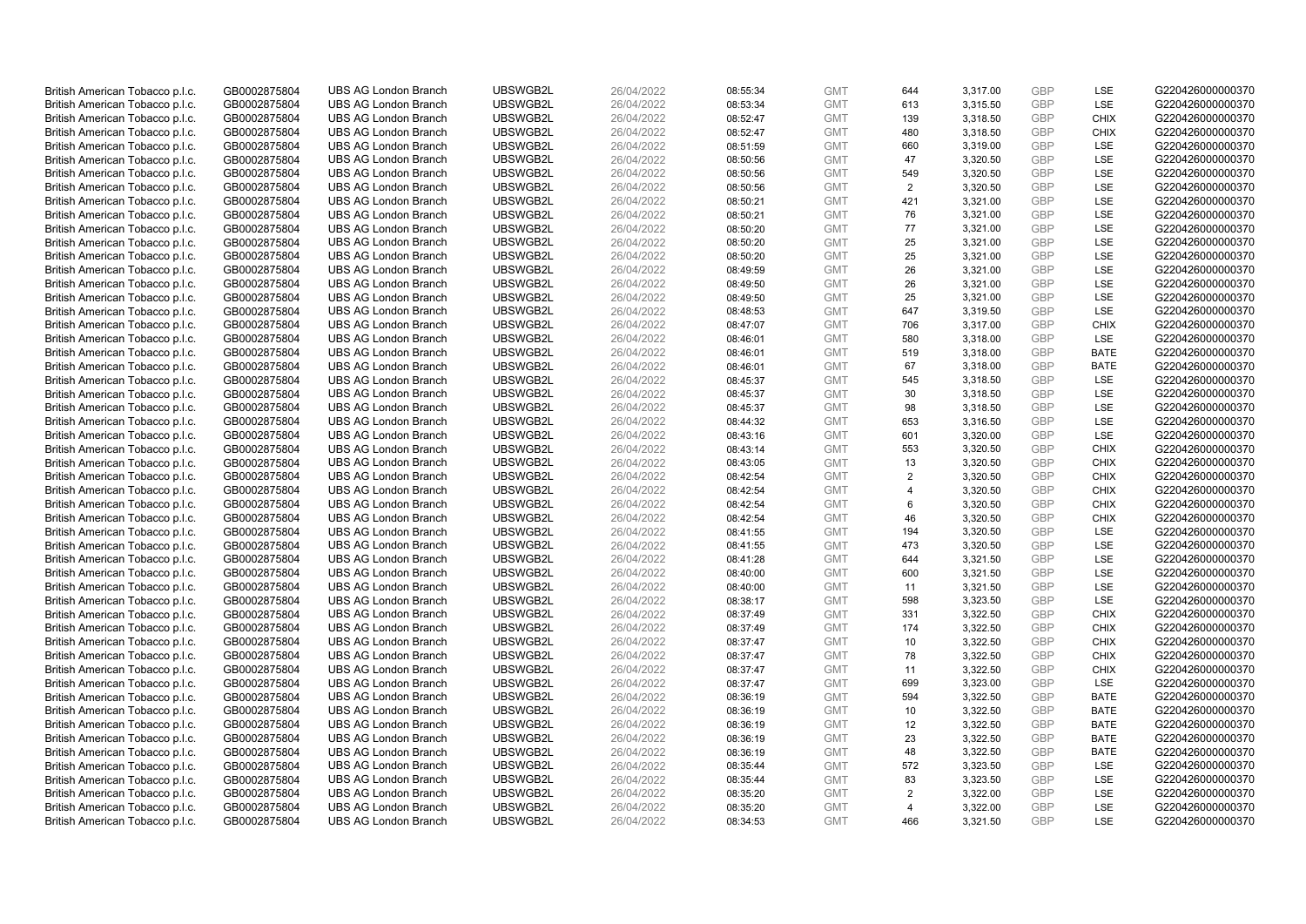| | | | | | | | | | | | |
|---|---|---|---|---|---|---|---|---|---|---|---|
| British American Tobacco p.l.c. | GB0002875804 | UBS AG London Branch | UBSWGB2L | 26/04/2022 | 08:55:34 | GMT | 644 | 3,317.00 | GBP | LSE | G220426000000370 |
| British American Tobacco p.l.c. | GB0002875804 | UBS AG London Branch | UBSWGB2L | 26/04/2022 | 08:53:34 | GMT | 613 | 3,315.50 | GBP | LSE | G220426000000370 |
| British American Tobacco p.l.c. | GB0002875804 | UBS AG London Branch | UBSWGB2L | 26/04/2022 | 08:52:47 | GMT | 139 | 3,318.50 | GBP | CHIX | G220426000000370 |
| British American Tobacco p.l.c. | GB0002875804 | UBS AG London Branch | UBSWGB2L | 26/04/2022 | 08:52:47 | GMT | 480 | 3,318.50 | GBP | CHIX | G220426000000370 |
| British American Tobacco p.l.c. | GB0002875804 | UBS AG London Branch | UBSWGB2L | 26/04/2022 | 08:51:59 | GMT | 660 | 3,319.00 | GBP | LSE | G220426000000370 |
| British American Tobacco p.l.c. | GB0002875804 | UBS AG London Branch | UBSWGB2L | 26/04/2022 | 08:50:56 | GMT | 47 | 3,320.50 | GBP | LSE | G220426000000370 |
| British American Tobacco p.l.c. | GB0002875804 | UBS AG London Branch | UBSWGB2L | 26/04/2022 | 08:50:56 | GMT | 549 | 3,320.50 | GBP | LSE | G220426000000370 |
| British American Tobacco p.l.c. | GB0002875804 | UBS AG London Branch | UBSWGB2L | 26/04/2022 | 08:50:56 | GMT | 2 | 3,320.50 | GBP | LSE | G220426000000370 |
| British American Tobacco p.l.c. | GB0002875804 | UBS AG London Branch | UBSWGB2L | 26/04/2022 | 08:50:21 | GMT | 421 | 3,321.00 | GBP | LSE | G220426000000370 |
| British American Tobacco p.l.c. | GB0002875804 | UBS AG London Branch | UBSWGB2L | 26/04/2022 | 08:50:21 | GMT | 76 | 3,321.00 | GBP | LSE | G220426000000370 |
| British American Tobacco p.l.c. | GB0002875804 | UBS AG London Branch | UBSWGB2L | 26/04/2022 | 08:50:20 | GMT | 77 | 3,321.00 | GBP | LSE | G220426000000370 |
| British American Tobacco p.l.c. | GB0002875804 | UBS AG London Branch | UBSWGB2L | 26/04/2022 | 08:50:20 | GMT | 25 | 3,321.00 | GBP | LSE | G220426000000370 |
| British American Tobacco p.l.c. | GB0002875804 | UBS AG London Branch | UBSWGB2L | 26/04/2022 | 08:50:20 | GMT | 25 | 3,321.00 | GBP | LSE | G220426000000370 |
| British American Tobacco p.l.c. | GB0002875804 | UBS AG London Branch | UBSWGB2L | 26/04/2022 | 08:49:59 | GMT | 26 | 3,321.00 | GBP | LSE | G220426000000370 |
| British American Tobacco p.l.c. | GB0002875804 | UBS AG London Branch | UBSWGB2L | 26/04/2022 | 08:49:50 | GMT | 26 | 3,321.00 | GBP | LSE | G220426000000370 |
| British American Tobacco p.l.c. | GB0002875804 | UBS AG London Branch | UBSWGB2L | 26/04/2022 | 08:49:50 | GMT | 25 | 3,321.00 | GBP | LSE | G220426000000370 |
| British American Tobacco p.l.c. | GB0002875804 | UBS AG London Branch | UBSWGB2L | 26/04/2022 | 08:48:53 | GMT | 647 | 3,319.50 | GBP | LSE | G220426000000370 |
| British American Tobacco p.l.c. | GB0002875804 | UBS AG London Branch | UBSWGB2L | 26/04/2022 | 08:47:07 | GMT | 706 | 3,317.00 | GBP | CHIX | G220426000000370 |
| British American Tobacco p.l.c. | GB0002875804 | UBS AG London Branch | UBSWGB2L | 26/04/2022 | 08:46:01 | GMT | 580 | 3,318.00 | GBP | LSE | G220426000000370 |
| British American Tobacco p.l.c. | GB0002875804 | UBS AG London Branch | UBSWGB2L | 26/04/2022 | 08:46:01 | GMT | 519 | 3,318.00 | GBP | BATE | G220426000000370 |
| British American Tobacco p.l.c. | GB0002875804 | UBS AG London Branch | UBSWGB2L | 26/04/2022 | 08:46:01 | GMT | 67 | 3,318.00 | GBP | BATE | G220426000000370 |
| British American Tobacco p.l.c. | GB0002875804 | UBS AG London Branch | UBSWGB2L | 26/04/2022 | 08:45:37 | GMT | 545 | 3,318.50 | GBP | LSE | G220426000000370 |
| British American Tobacco p.l.c. | GB0002875804 | UBS AG London Branch | UBSWGB2L | 26/04/2022 | 08:45:37 | GMT | 30 | 3,318.50 | GBP | LSE | G220426000000370 |
| British American Tobacco p.l.c. | GB0002875804 | UBS AG London Branch | UBSWGB2L | 26/04/2022 | 08:45:37 | GMT | 98 | 3,318.50 | GBP | LSE | G220426000000370 |
| British American Tobacco p.l.c. | GB0002875804 | UBS AG London Branch | UBSWGB2L | 26/04/2022 | 08:44:32 | GMT | 653 | 3,316.50 | GBP | LSE | G220426000000370 |
| British American Tobacco p.l.c. | GB0002875804 | UBS AG London Branch | UBSWGB2L | 26/04/2022 | 08:43:16 | GMT | 601 | 3,320.00 | GBP | LSE | G220426000000370 |
| British American Tobacco p.l.c. | GB0002875804 | UBS AG London Branch | UBSWGB2L | 26/04/2022 | 08:43:14 | GMT | 553 | 3,320.50 | GBP | CHIX | G220426000000370 |
| British American Tobacco p.l.c. | GB0002875804 | UBS AG London Branch | UBSWGB2L | 26/04/2022 | 08:43:05 | GMT | 13 | 3,320.50 | GBP | CHIX | G220426000000370 |
| British American Tobacco p.l.c. | GB0002875804 | UBS AG London Branch | UBSWGB2L | 26/04/2022 | 08:42:54 | GMT | 2 | 3,320.50 | GBP | CHIX | G220426000000370 |
| British American Tobacco p.l.c. | GB0002875804 | UBS AG London Branch | UBSWGB2L | 26/04/2022 | 08:42:54 | GMT | 4 | 3,320.50 | GBP | CHIX | G220426000000370 |
| British American Tobacco p.l.c. | GB0002875804 | UBS AG London Branch | UBSWGB2L | 26/04/2022 | 08:42:54 | GMT | 6 | 3,320.50 | GBP | CHIX | G220426000000370 |
| British American Tobacco p.l.c. | GB0002875804 | UBS AG London Branch | UBSWGB2L | 26/04/2022 | 08:42:54 | GMT | 46 | 3,320.50 | GBP | CHIX | G220426000000370 |
| British American Tobacco p.l.c. | GB0002875804 | UBS AG London Branch | UBSWGB2L | 26/04/2022 | 08:41:55 | GMT | 194 | 3,320.50 | GBP | LSE | G220426000000370 |
| British American Tobacco p.l.c. | GB0002875804 | UBS AG London Branch | UBSWGB2L | 26/04/2022 | 08:41:55 | GMT | 473 | 3,320.50 | GBP | LSE | G220426000000370 |
| British American Tobacco p.l.c. | GB0002875804 | UBS AG London Branch | UBSWGB2L | 26/04/2022 | 08:41:28 | GMT | 644 | 3,321.50 | GBP | LSE | G220426000000370 |
| British American Tobacco p.l.c. | GB0002875804 | UBS AG London Branch | UBSWGB2L | 26/04/2022 | 08:40:00 | GMT | 600 | 3,321.50 | GBP | LSE | G220426000000370 |
| British American Tobacco p.l.c. | GB0002875804 | UBS AG London Branch | UBSWGB2L | 26/04/2022 | 08:40:00 | GMT | 11 | 3,321.50 | GBP | LSE | G220426000000370 |
| British American Tobacco p.l.c. | GB0002875804 | UBS AG London Branch | UBSWGB2L | 26/04/2022 | 08:38:17 | GMT | 598 | 3,323.50 | GBP | LSE | G220426000000370 |
| British American Tobacco p.l.c. | GB0002875804 | UBS AG London Branch | UBSWGB2L | 26/04/2022 | 08:37:49 | GMT | 331 | 3,322.50 | GBP | CHIX | G220426000000370 |
| British American Tobacco p.l.c. | GB0002875804 | UBS AG London Branch | UBSWGB2L | 26/04/2022 | 08:37:49 | GMT | 174 | 3,322.50 | GBP | CHIX | G220426000000370 |
| British American Tobacco p.l.c. | GB0002875804 | UBS AG London Branch | UBSWGB2L | 26/04/2022 | 08:37:47 | GMT | 10 | 3,322.50 | GBP | CHIX | G220426000000370 |
| British American Tobacco p.l.c. | GB0002875804 | UBS AG London Branch | UBSWGB2L | 26/04/2022 | 08:37:47 | GMT | 78 | 3,322.50 | GBP | CHIX | G220426000000370 |
| British American Tobacco p.l.c. | GB0002875804 | UBS AG London Branch | UBSWGB2L | 26/04/2022 | 08:37:47 | GMT | 11 | 3,322.50 | GBP | CHIX | G220426000000370 |
| British American Tobacco p.l.c. | GB0002875804 | UBS AG London Branch | UBSWGB2L | 26/04/2022 | 08:37:47 | GMT | 699 | 3,323.00 | GBP | LSE | G220426000000370 |
| British American Tobacco p.l.c. | GB0002875804 | UBS AG London Branch | UBSWGB2L | 26/04/2022 | 08:36:19 | GMT | 594 | 3,322.50 | GBP | BATE | G220426000000370 |
| British American Tobacco p.l.c. | GB0002875804 | UBS AG London Branch | UBSWGB2L | 26/04/2022 | 08:36:19 | GMT | 10 | 3,322.50 | GBP | BATE | G220426000000370 |
| British American Tobacco p.l.c. | GB0002875804 | UBS AG London Branch | UBSWGB2L | 26/04/2022 | 08:36:19 | GMT | 12 | 3,322.50 | GBP | BATE | G220426000000370 |
| British American Tobacco p.l.c. | GB0002875804 | UBS AG London Branch | UBSWGB2L | 26/04/2022 | 08:36:19 | GMT | 23 | 3,322.50 | GBP | BATE | G220426000000370 |
| British American Tobacco p.l.c. | GB0002875804 | UBS AG London Branch | UBSWGB2L | 26/04/2022 | 08:36:19 | GMT | 48 | 3,322.50 | GBP | BATE | G220426000000370 |
| British American Tobacco p.l.c. | GB0002875804 | UBS AG London Branch | UBSWGB2L | 26/04/2022 | 08:35:44 | GMT | 572 | 3,323.50 | GBP | LSE | G220426000000370 |
| British American Tobacco p.l.c. | GB0002875804 | UBS AG London Branch | UBSWGB2L | 26/04/2022 | 08:35:44 | GMT | 83 | 3,323.50 | GBP | LSE | G220426000000370 |
| British American Tobacco p.l.c. | GB0002875804 | UBS AG London Branch | UBSWGB2L | 26/04/2022 | 08:35:20 | GMT | 2 | 3,322.00 | GBP | LSE | G220426000000370 |
| British American Tobacco p.l.c. | GB0002875804 | UBS AG London Branch | UBSWGB2L | 26/04/2022 | 08:35:20 | GMT | 4 | 3,322.00 | GBP | LSE | G220426000000370 |
| British American Tobacco p.l.c. | GB0002875804 | UBS AG London Branch | UBSWGB2L | 26/04/2022 | 08:34:53 | GMT | 466 | 3,321.50 | GBP | LSE | G220426000000370 |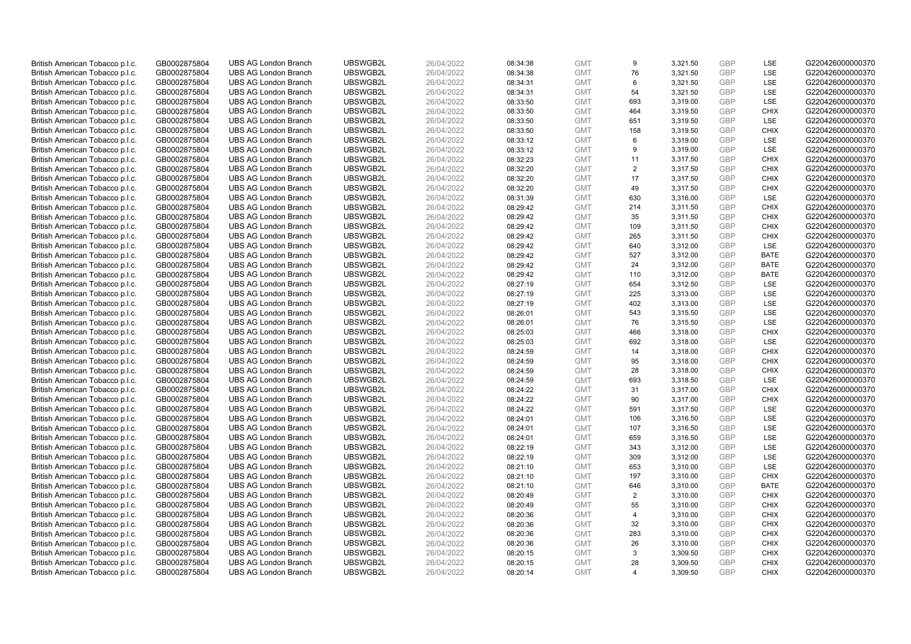| | | | | | | | | | | | |
|---|---|---|---|---|---|---|---|---|---|---|---|
| British American Tobacco p.l.c. | GB0002875804 | UBS AG London Branch | UBSWGB2L | 26/04/2022 | 08:34:38 | GMT | 9 | 3,321.50 | GBP | LSE | G220426000000370 |
| British American Tobacco p.l.c. | GB0002875804 | UBS AG London Branch | UBSWGB2L | 26/04/2022 | 08:34:38 | GMT | 76 | 3,321.50 | GBP | LSE | G220426000000370 |
| British American Tobacco p.l.c. | GB0002875804 | UBS AG London Branch | UBSWGB2L | 26/04/2022 | 08:34:31 | GMT | 6 | 3,321.50 | GBP | LSE | G220426000000370 |
| British American Tobacco p.l.c. | GB0002875804 | UBS AG London Branch | UBSWGB2L | 26/04/2022 | 08:34:31 | GMT | 54 | 3,321.50 | GBP | LSE | G220426000000370 |
| British American Tobacco p.l.c. | GB0002875804 | UBS AG London Branch | UBSWGB2L | 26/04/2022 | 08:33:50 | GMT | 693 | 3,319.00 | GBP | LSE | G220426000000370 |
| British American Tobacco p.l.c. | GB0002875804 | UBS AG London Branch | UBSWGB2L | 26/04/2022 | 08:33:50 | GMT | 464 | 3,319.50 | GBP | CHIX | G220426000000370 |
| British American Tobacco p.l.c. | GB0002875804 | UBS AG London Branch | UBSWGB2L | 26/04/2022 | 08:33:50 | GMT | 651 | 3,319.50 | GBP | LSE | G220426000000370 |
| British American Tobacco p.l.c. | GB0002875804 | UBS AG London Branch | UBSWGB2L | 26/04/2022 | 08:33:50 | GMT | 158 | 3,319.50 | GBP | CHIX | G220426000000370 |
| British American Tobacco p.l.c. | GB0002875804 | UBS AG London Branch | UBSWGB2L | 26/04/2022 | 08:33:12 | GMT | 6 | 3,319.00 | GBP | LSE | G220426000000370 |
| British American Tobacco p.l.c. | GB0002875804 | UBS AG London Branch | UBSWGB2L | 26/04/2022 | 08:33:12 | GMT | 9 | 3,319.00 | GBP | LSE | G220426000000370 |
| British American Tobacco p.l.c. | GB0002875804 | UBS AG London Branch | UBSWGB2L | 26/04/2022 | 08:32:23 | GMT | 11 | 3,317.50 | GBP | CHIX | G220426000000370 |
| British American Tobacco p.l.c. | GB0002875804 | UBS AG London Branch | UBSWGB2L | 26/04/2022 | 08:32:20 | GMT | 2 | 3,317.50 | GBP | CHIX | G220426000000370 |
| British American Tobacco p.l.c. | GB0002875804 | UBS AG London Branch | UBSWGB2L | 26/04/2022 | 08:32:20 | GMT | 17 | 3,317.50 | GBP | CHIX | G220426000000370 |
| British American Tobacco p.l.c. | GB0002875804 | UBS AG London Branch | UBSWGB2L | 26/04/2022 | 08:32:20 | GMT | 49 | 3,317.50 | GBP | CHIX | G220426000000370 |
| British American Tobacco p.l.c. | GB0002875804 | UBS AG London Branch | UBSWGB2L | 26/04/2022 | 08:31:39 | GMT | 630 | 3,316.00 | GBP | LSE | G220426000000370 |
| British American Tobacco p.l.c. | GB0002875804 | UBS AG London Branch | UBSWGB2L | 26/04/2022 | 08:29:42 | GMT | 214 | 3,311.50 | GBP | CHIX | G220426000000370 |
| British American Tobacco p.l.c. | GB0002875804 | UBS AG London Branch | UBSWGB2L | 26/04/2022 | 08:29:42 | GMT | 35 | 3,311.50 | GBP | CHIX | G220426000000370 |
| British American Tobacco p.l.c. | GB0002875804 | UBS AG London Branch | UBSWGB2L | 26/04/2022 | 08:29:42 | GMT | 109 | 3,311.50 | GBP | CHIX | G220426000000370 |
| British American Tobacco p.l.c. | GB0002875804 | UBS AG London Branch | UBSWGB2L | 26/04/2022 | 08:29:42 | GMT | 265 | 3,311.50 | GBP | CHIX | G220426000000370 |
| British American Tobacco p.l.c. | GB0002875804 | UBS AG London Branch | UBSWGB2L | 26/04/2022 | 08:29:42 | GMT | 640 | 3,312.00 | GBP | LSE | G220426000000370 |
| British American Tobacco p.l.c. | GB0002875804 | UBS AG London Branch | UBSWGB2L | 26/04/2022 | 08:29:42 | GMT | 527 | 3,312.00 | GBP | BATE | G220426000000370 |
| British American Tobacco p.l.c. | GB0002875804 | UBS AG London Branch | UBSWGB2L | 26/04/2022 | 08:29:42 | GMT | 24 | 3,312.00 | GBP | BATE | G220426000000370 |
| British American Tobacco p.l.c. | GB0002875804 | UBS AG London Branch | UBSWGB2L | 26/04/2022 | 08:29:42 | GMT | 110 | 3,312.00 | GBP | BATE | G220426000000370 |
| British American Tobacco p.l.c. | GB0002875804 | UBS AG London Branch | UBSWGB2L | 26/04/2022 | 08:27:19 | GMT | 654 | 3,312.50 | GBP | LSE | G220426000000370 |
| British American Tobacco p.l.c. | GB0002875804 | UBS AG London Branch | UBSWGB2L | 26/04/2022 | 08:27:19 | GMT | 225 | 3,313.00 | GBP | LSE | G220426000000370 |
| British American Tobacco p.l.c. | GB0002875804 | UBS AG London Branch | UBSWGB2L | 26/04/2022 | 08:27:19 | GMT | 402 | 3,313.00 | GBP | LSE | G220426000000370 |
| British American Tobacco p.l.c. | GB0002875804 | UBS AG London Branch | UBSWGB2L | 26/04/2022 | 08:26:01 | GMT | 543 | 3,315.50 | GBP | LSE | G220426000000370 |
| British American Tobacco p.l.c. | GB0002875804 | UBS AG London Branch | UBSWGB2L | 26/04/2022 | 08:26:01 | GMT | 76 | 3,315.50 | GBP | LSE | G220426000000370 |
| British American Tobacco p.l.c. | GB0002875804 | UBS AG London Branch | UBSWGB2L | 26/04/2022 | 08:25:03 | GMT | 466 | 3,318.00 | GBP | CHIX | G220426000000370 |
| British American Tobacco p.l.c. | GB0002875804 | UBS AG London Branch | UBSWGB2L | 26/04/2022 | 08:25:03 | GMT | 692 | 3,318.00 | GBP | LSE | G220426000000370 |
| British American Tobacco p.l.c. | GB0002875804 | UBS AG London Branch | UBSWGB2L | 26/04/2022 | 08:24:59 | GMT | 14 | 3,318.00 | GBP | CHIX | G220426000000370 |
| British American Tobacco p.l.c. | GB0002875804 | UBS AG London Branch | UBSWGB2L | 26/04/2022 | 08:24:59 | GMT | 95 | 3,318.00 | GBP | CHIX | G220426000000370 |
| British American Tobacco p.l.c. | GB0002875804 | UBS AG London Branch | UBSWGB2L | 26/04/2022 | 08:24:59 | GMT | 28 | 3,318.00 | GBP | CHIX | G220426000000370 |
| British American Tobacco p.l.c. | GB0002875804 | UBS AG London Branch | UBSWGB2L | 26/04/2022 | 08:24:59 | GMT | 693 | 3,318.50 | GBP | LSE | G220426000000370 |
| British American Tobacco p.l.c. | GB0002875804 | UBS AG London Branch | UBSWGB2L | 26/04/2022 | 08:24:22 | GMT | 31 | 3,317.00 | GBP | CHIX | G220426000000370 |
| British American Tobacco p.l.c. | GB0002875804 | UBS AG London Branch | UBSWGB2L | 26/04/2022 | 08:24:22 | GMT | 90 | 3,317.00 | GBP | CHIX | G220426000000370 |
| British American Tobacco p.l.c. | GB0002875804 | UBS AG London Branch | UBSWGB2L | 26/04/2022 | 08:24:22 | GMT | 591 | 3,317.50 | GBP | LSE | G220426000000370 |
| British American Tobacco p.l.c. | GB0002875804 | UBS AG London Branch | UBSWGB2L | 26/04/2022 | 08:24:01 | GMT | 106 | 3,316.50 | GBP | LSE | G220426000000370 |
| British American Tobacco p.l.c. | GB0002875804 | UBS AG London Branch | UBSWGB2L | 26/04/2022 | 08:24:01 | GMT | 107 | 3,316.50 | GBP | LSE | G220426000000370 |
| British American Tobacco p.l.c. | GB0002875804 | UBS AG London Branch | UBSWGB2L | 26/04/2022 | 08:24:01 | GMT | 659 | 3,316.50 | GBP | LSE | G220426000000370 |
| British American Tobacco p.l.c. | GB0002875804 | UBS AG London Branch | UBSWGB2L | 26/04/2022 | 08:22:19 | GMT | 343 | 3,312.00 | GBP | LSE | G220426000000370 |
| British American Tobacco p.l.c. | GB0002875804 | UBS AG London Branch | UBSWGB2L | 26/04/2022 | 08:22:19 | GMT | 309 | 3,312.00 | GBP | LSE | G220426000000370 |
| British American Tobacco p.l.c. | GB0002875804 | UBS AG London Branch | UBSWGB2L | 26/04/2022 | 08:21:10 | GMT | 653 | 3,310.00 | GBP | LSE | G220426000000370 |
| British American Tobacco p.l.c. | GB0002875804 | UBS AG London Branch | UBSWGB2L | 26/04/2022 | 08:21:10 | GMT | 197 | 3,310.00 | GBP | CHIX | G220426000000370 |
| British American Tobacco p.l.c. | GB0002875804 | UBS AG London Branch | UBSWGB2L | 26/04/2022 | 08:21:10 | GMT | 646 | 3,310.00 | GBP | BATE | G220426000000370 |
| British American Tobacco p.l.c. | GB0002875804 | UBS AG London Branch | UBSWGB2L | 26/04/2022 | 08:20:49 | GMT | 2 | 3,310.00 | GBP | CHIX | G220426000000370 |
| British American Tobacco p.l.c. | GB0002875804 | UBS AG London Branch | UBSWGB2L | 26/04/2022 | 08:20:49 | GMT | 55 | 3,310.00 | GBP | CHIX | G220426000000370 |
| British American Tobacco p.l.c. | GB0002875804 | UBS AG London Branch | UBSWGB2L | 26/04/2022 | 08:20:36 | GMT | 4 | 3,310.00 | GBP | CHIX | G220426000000370 |
| British American Tobacco p.l.c. | GB0002875804 | UBS AG London Branch | UBSWGB2L | 26/04/2022 | 08:20:36 | GMT | 32 | 3,310.00 | GBP | CHIX | G220426000000370 |
| British American Tobacco p.l.c. | GB0002875804 | UBS AG London Branch | UBSWGB2L | 26/04/2022 | 08:20:36 | GMT | 283 | 3,310.00 | GBP | CHIX | G220426000000370 |
| British American Tobacco p.l.c. | GB0002875804 | UBS AG London Branch | UBSWGB2L | 26/04/2022 | 08:20:36 | GMT | 26 | 3,310.00 | GBP | CHIX | G220426000000370 |
| British American Tobacco p.l.c. | GB0002875804 | UBS AG London Branch | UBSWGB2L | 26/04/2022 | 08:20:15 | GMT | 3 | 3,309.50 | GBP | CHIX | G220426000000370 |
| British American Tobacco p.l.c. | GB0002875804 | UBS AG London Branch | UBSWGB2L | 26/04/2022 | 08:20:15 | GMT | 28 | 3,309.50 | GBP | CHIX | G220426000000370 |
| British American Tobacco p.l.c. | GB0002875804 | UBS AG London Branch | UBSWGB2L | 26/04/2022 | 08:20:14 | GMT | 4 | 3,309.50 | GBP | CHIX | G220426000000370 |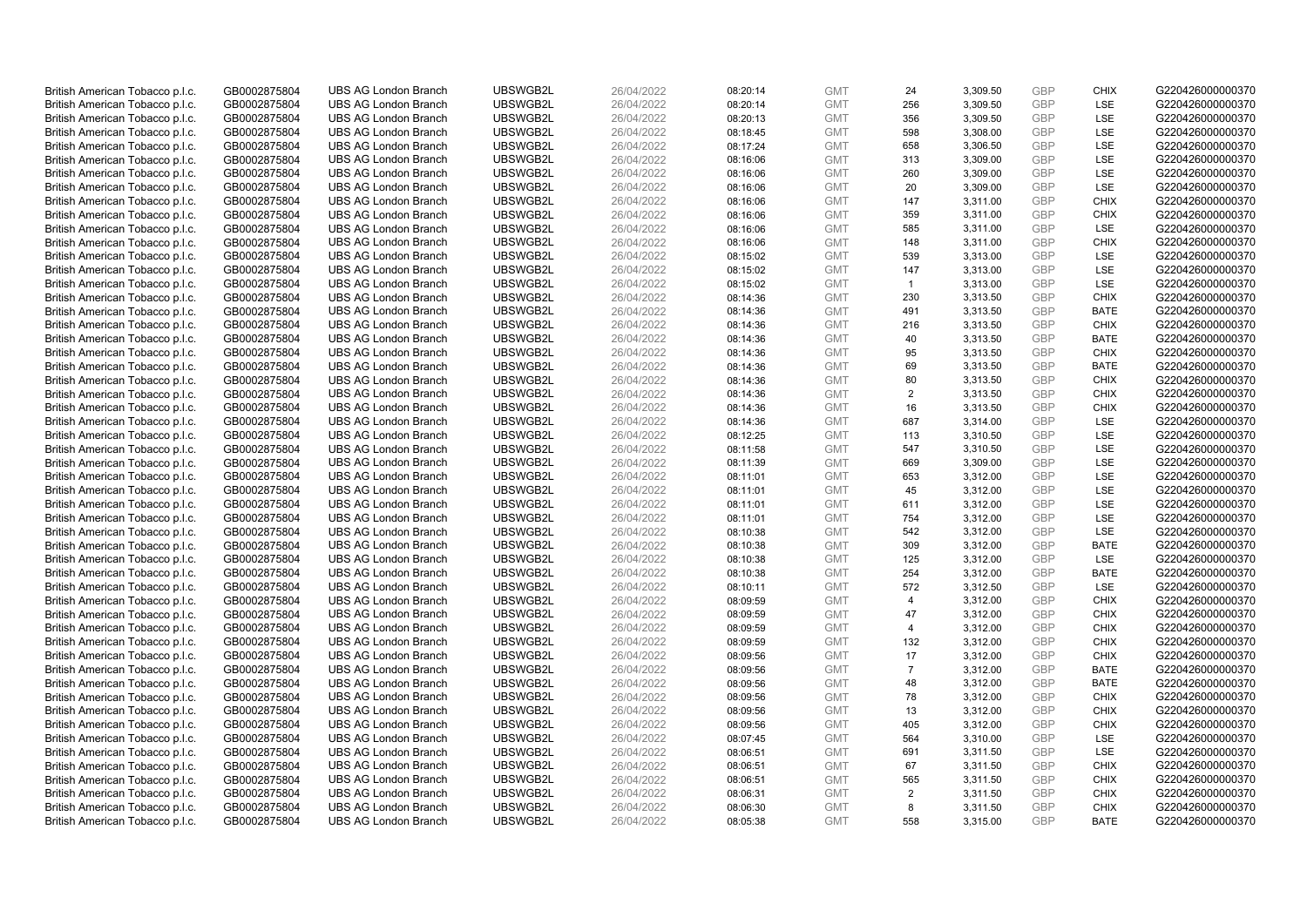| | | | | | | | | | | | |
|---|---|---|---|---|---|---|---|---|---|---|---|
| British American Tobacco p.l.c. | GB0002875804 | UBS AG London Branch | UBSWGB2L | 26/04/2022 | 08:20:14 | GMT | 24 | 3,309.50 | GBP | CHIX | G220426000000370 |
| British American Tobacco p.l.c. | GB0002875804 | UBS AG London Branch | UBSWGB2L | 26/04/2022 | 08:20:14 | GMT | 256 | 3,309.50 | GBP | LSE | G220426000000370 |
| British American Tobacco p.l.c. | GB0002875804 | UBS AG London Branch | UBSWGB2L | 26/04/2022 | 08:20:13 | GMT | 356 | 3,309.50 | GBP | LSE | G220426000000370 |
| British American Tobacco p.l.c. | GB0002875804 | UBS AG London Branch | UBSWGB2L | 26/04/2022 | 08:18:45 | GMT | 598 | 3,308.00 | GBP | LSE | G220426000000370 |
| British American Tobacco p.l.c. | GB0002875804 | UBS AG London Branch | UBSWGB2L | 26/04/2022 | 08:17:24 | GMT | 658 | 3,306.50 | GBP | LSE | G220426000000370 |
| British American Tobacco p.l.c. | GB0002875804 | UBS AG London Branch | UBSWGB2L | 26/04/2022 | 08:16:06 | GMT | 313 | 3,309.00 | GBP | LSE | G220426000000370 |
| British American Tobacco p.l.c. | GB0002875804 | UBS AG London Branch | UBSWGB2L | 26/04/2022 | 08:16:06 | GMT | 260 | 3,309.00 | GBP | LSE | G220426000000370 |
| British American Tobacco p.l.c. | GB0002875804 | UBS AG London Branch | UBSWGB2L | 26/04/2022 | 08:16:06 | GMT | 20 | 3,309.00 | GBP | LSE | G220426000000370 |
| British American Tobacco p.l.c. | GB0002875804 | UBS AG London Branch | UBSWGB2L | 26/04/2022 | 08:16:06 | GMT | 147 | 3,311.00 | GBP | CHIX | G220426000000370 |
| British American Tobacco p.l.c. | GB0002875804 | UBS AG London Branch | UBSWGB2L | 26/04/2022 | 08:16:06 | GMT | 359 | 3,311.00 | GBP | CHIX | G220426000000370 |
| British American Tobacco p.l.c. | GB0002875804 | UBS AG London Branch | UBSWGB2L | 26/04/2022 | 08:16:06 | GMT | 585 | 3,311.00 | GBP | LSE | G220426000000370 |
| British American Tobacco p.l.c. | GB0002875804 | UBS AG London Branch | UBSWGB2L | 26/04/2022 | 08:16:06 | GMT | 148 | 3,311.00 | GBP | CHIX | G220426000000370 |
| British American Tobacco p.l.c. | GB0002875804 | UBS AG London Branch | UBSWGB2L | 26/04/2022 | 08:15:02 | GMT | 539 | 3,313.00 | GBP | LSE | G220426000000370 |
| British American Tobacco p.l.c. | GB0002875804 | UBS AG London Branch | UBSWGB2L | 26/04/2022 | 08:15:02 | GMT | 147 | 3,313.00 | GBP | LSE | G220426000000370 |
| British American Tobacco p.l.c. | GB0002875804 | UBS AG London Branch | UBSWGB2L | 26/04/2022 | 08:15:02 | GMT | 1 | 3,313.00 | GBP | LSE | G220426000000370 |
| British American Tobacco p.l.c. | GB0002875804 | UBS AG London Branch | UBSWGB2L | 26/04/2022 | 08:14:36 | GMT | 230 | 3,313.50 | GBP | CHIX | G220426000000370 |
| British American Tobacco p.l.c. | GB0002875804 | UBS AG London Branch | UBSWGB2L | 26/04/2022 | 08:14:36 | GMT | 491 | 3,313.50 | GBP | BATE | G220426000000370 |
| British American Tobacco p.l.c. | GB0002875804 | UBS AG London Branch | UBSWGB2L | 26/04/2022 | 08:14:36 | GMT | 216 | 3,313.50 | GBP | CHIX | G220426000000370 |
| British American Tobacco p.l.c. | GB0002875804 | UBS AG London Branch | UBSWGB2L | 26/04/2022 | 08:14:36 | GMT | 40 | 3,313.50 | GBP | BATE | G220426000000370 |
| British American Tobacco p.l.c. | GB0002875804 | UBS AG London Branch | UBSWGB2L | 26/04/2022 | 08:14:36 | GMT | 95 | 3,313.50 | GBP | CHIX | G220426000000370 |
| British American Tobacco p.l.c. | GB0002875804 | UBS AG London Branch | UBSWGB2L | 26/04/2022 | 08:14:36 | GMT | 69 | 3,313.50 | GBP | BATE | G220426000000370 |
| British American Tobacco p.l.c. | GB0002875804 | UBS AG London Branch | UBSWGB2L | 26/04/2022 | 08:14:36 | GMT | 80 | 3,313.50 | GBP | CHIX | G220426000000370 |
| British American Tobacco p.l.c. | GB0002875804 | UBS AG London Branch | UBSWGB2L | 26/04/2022 | 08:14:36 | GMT | 2 | 3,313.50 | GBP | CHIX | G220426000000370 |
| British American Tobacco p.l.c. | GB0002875804 | UBS AG London Branch | UBSWGB2L | 26/04/2022 | 08:14:36 | GMT | 16 | 3,313.50 | GBP | CHIX | G220426000000370 |
| British American Tobacco p.l.c. | GB0002875804 | UBS AG London Branch | UBSWGB2L | 26/04/2022 | 08:14:36 | GMT | 687 | 3,314.00 | GBP | LSE | G220426000000370 |
| British American Tobacco p.l.c. | GB0002875804 | UBS AG London Branch | UBSWGB2L | 26/04/2022 | 08:12:25 | GMT | 113 | 3,310.50 | GBP | LSE | G220426000000370 |
| British American Tobacco p.l.c. | GB0002875804 | UBS AG London Branch | UBSWGB2L | 26/04/2022 | 08:11:58 | GMT | 547 | 3,310.50 | GBP | LSE | G220426000000370 |
| British American Tobacco p.l.c. | GB0002875804 | UBS AG London Branch | UBSWGB2L | 26/04/2022 | 08:11:39 | GMT | 669 | 3,309.00 | GBP | LSE | G220426000000370 |
| British American Tobacco p.l.c. | GB0002875804 | UBS AG London Branch | UBSWGB2L | 26/04/2022 | 08:11:01 | GMT | 653 | 3,312.00 | GBP | LSE | G220426000000370 |
| British American Tobacco p.l.c. | GB0002875804 | UBS AG London Branch | UBSWGB2L | 26/04/2022 | 08:11:01 | GMT | 45 | 3,312.00 | GBP | LSE | G220426000000370 |
| British American Tobacco p.l.c. | GB0002875804 | UBS AG London Branch | UBSWGB2L | 26/04/2022 | 08:11:01 | GMT | 611 | 3,312.00 | GBP | LSE | G220426000000370 |
| British American Tobacco p.l.c. | GB0002875804 | UBS AG London Branch | UBSWGB2L | 26/04/2022 | 08:11:01 | GMT | 754 | 3,312.00 | GBP | LSE | G220426000000370 |
| British American Tobacco p.l.c. | GB0002875804 | UBS AG London Branch | UBSWGB2L | 26/04/2022 | 08:10:38 | GMT | 542 | 3,312.00 | GBP | LSE | G220426000000370 |
| British American Tobacco p.l.c. | GB0002875804 | UBS AG London Branch | UBSWGB2L | 26/04/2022 | 08:10:38 | GMT | 309 | 3,312.00 | GBP | BATE | G220426000000370 |
| British American Tobacco p.l.c. | GB0002875804 | UBS AG London Branch | UBSWGB2L | 26/04/2022 | 08:10:38 | GMT | 125 | 3,312.00 | GBP | LSE | G220426000000370 |
| British American Tobacco p.l.c. | GB0002875804 | UBS AG London Branch | UBSWGB2L | 26/04/2022 | 08:10:38 | GMT | 254 | 3,312.00 | GBP | BATE | G220426000000370 |
| British American Tobacco p.l.c. | GB0002875804 | UBS AG London Branch | UBSWGB2L | 26/04/2022 | 08:10:11 | GMT | 572 | 3,312.50 | GBP | LSE | G220426000000370 |
| British American Tobacco p.l.c. | GB0002875804 | UBS AG London Branch | UBSWGB2L | 26/04/2022 | 08:09:59 | GMT | 4 | 3,312.00 | GBP | CHIX | G220426000000370 |
| British American Tobacco p.l.c. | GB0002875804 | UBS AG London Branch | UBSWGB2L | 26/04/2022 | 08:09:59 | GMT | 47 | 3,312.00 | GBP | CHIX | G220426000000370 |
| British American Tobacco p.l.c. | GB0002875804 | UBS AG London Branch | UBSWGB2L | 26/04/2022 | 08:09:59 | GMT | 4 | 3,312.00 | GBP | CHIX | G220426000000370 |
| British American Tobacco p.l.c. | GB0002875804 | UBS AG London Branch | UBSWGB2L | 26/04/2022 | 08:09:59 | GMT | 132 | 3,312.00 | GBP | CHIX | G220426000000370 |
| British American Tobacco p.l.c. | GB0002875804 | UBS AG London Branch | UBSWGB2L | 26/04/2022 | 08:09:56 | GMT | 17 | 3,312.00 | GBP | CHIX | G220426000000370 |
| British American Tobacco p.l.c. | GB0002875804 | UBS AG London Branch | UBSWGB2L | 26/04/2022 | 08:09:56 | GMT | 7 | 3,312.00 | GBP | BATE | G220426000000370 |
| British American Tobacco p.l.c. | GB0002875804 | UBS AG London Branch | UBSWGB2L | 26/04/2022 | 08:09:56 | GMT | 48 | 3,312.00 | GBP | BATE | G220426000000370 |
| British American Tobacco p.l.c. | GB0002875804 | UBS AG London Branch | UBSWGB2L | 26/04/2022 | 08:09:56 | GMT | 78 | 3,312.00 | GBP | CHIX | G220426000000370 |
| British American Tobacco p.l.c. | GB0002875804 | UBS AG London Branch | UBSWGB2L | 26/04/2022 | 08:09:56 | GMT | 13 | 3,312.00 | GBP | CHIX | G220426000000370 |
| British American Tobacco p.l.c. | GB0002875804 | UBS AG London Branch | UBSWGB2L | 26/04/2022 | 08:09:56 | GMT | 405 | 3,312.00 | GBP | CHIX | G220426000000370 |
| British American Tobacco p.l.c. | GB0002875804 | UBS AG London Branch | UBSWGB2L | 26/04/2022 | 08:07:45 | GMT | 564 | 3,310.00 | GBP | LSE | G220426000000370 |
| British American Tobacco p.l.c. | GB0002875804 | UBS AG London Branch | UBSWGB2L | 26/04/2022 | 08:06:51 | GMT | 691 | 3,311.50 | GBP | LSE | G220426000000370 |
| British American Tobacco p.l.c. | GB0002875804 | UBS AG London Branch | UBSWGB2L | 26/04/2022 | 08:06:51 | GMT | 67 | 3,311.50 | GBP | CHIX | G220426000000370 |
| British American Tobacco p.l.c. | GB0002875804 | UBS AG London Branch | UBSWGB2L | 26/04/2022 | 08:06:51 | GMT | 565 | 3,311.50 | GBP | CHIX | G220426000000370 |
| British American Tobacco p.l.c. | GB0002875804 | UBS AG London Branch | UBSWGB2L | 26/04/2022 | 08:06:31 | GMT | 2 | 3,311.50 | GBP | CHIX | G220426000000370 |
| British American Tobacco p.l.c. | GB0002875804 | UBS AG London Branch | UBSWGB2L | 26/04/2022 | 08:06:30 | GMT | 8 | 3,311.50 | GBP | CHIX | G220426000000370 |
| British American Tobacco p.l.c. | GB0002875804 | UBS AG London Branch | UBSWGB2L | 26/04/2022 | 08:05:38 | GMT | 558 | 3,315.00 | GBP | BATE | G220426000000370 |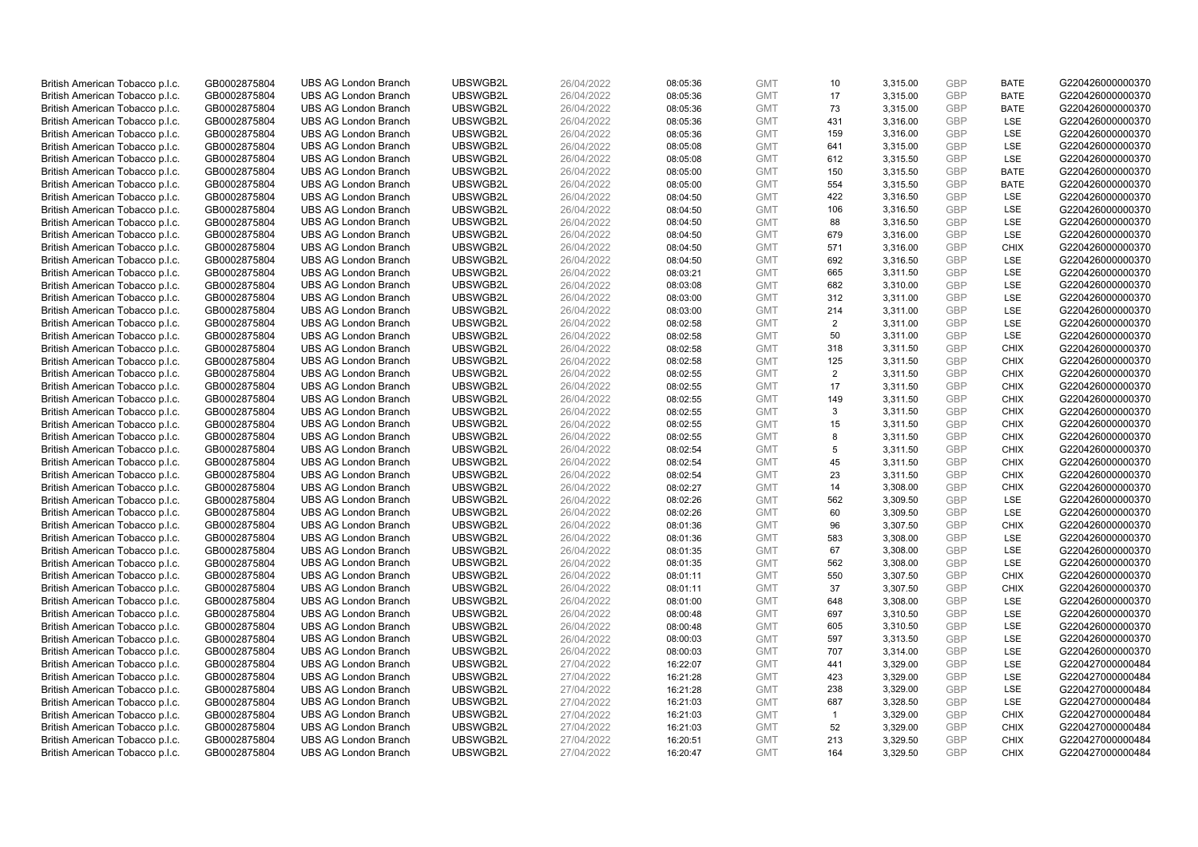| | | | | | | | | | | | |
|---|---|---|---|---|---|---|---|---|---|---|---|
| British American Tobacco p.l.c. | GB0002875804 | UBS AG London Branch | UBSWGB2L | 26/04/2022 | 08:05:36 | GMT | 10 | 3,315.00 | GBP | BATE | G220426000000370 |
| British American Tobacco p.l.c. | GB0002875804 | UBS AG London Branch | UBSWGB2L | 26/04/2022 | 08:05:36 | GMT | 17 | 3,315.00 | GBP | BATE | G220426000000370 |
| British American Tobacco p.l.c. | GB0002875804 | UBS AG London Branch | UBSWGB2L | 26/04/2022 | 08:05:36 | GMT | 73 | 3,315.00 | GBP | BATE | G220426000000370 |
| British American Tobacco p.l.c. | GB0002875804 | UBS AG London Branch | UBSWGB2L | 26/04/2022 | 08:05:36 | GMT | 431 | 3,316.00 | GBP | LSE | G220426000000370 |
| British American Tobacco p.l.c. | GB0002875804 | UBS AG London Branch | UBSWGB2L | 26/04/2022 | 08:05:36 | GMT | 159 | 3,316.00 | GBP | LSE | G220426000000370 |
| British American Tobacco p.l.c. | GB0002875804 | UBS AG London Branch | UBSWGB2L | 26/04/2022 | 08:05:08 | GMT | 641 | 3,315.00 | GBP | LSE | G220426000000370 |
| British American Tobacco p.l.c. | GB0002875804 | UBS AG London Branch | UBSWGB2L | 26/04/2022 | 08:05:08 | GMT | 612 | 3,315.50 | GBP | LSE | G220426000000370 |
| British American Tobacco p.l.c. | GB0002875804 | UBS AG London Branch | UBSWGB2L | 26/04/2022 | 08:05:00 | GMT | 150 | 3,315.50 | GBP | BATE | G220426000000370 |
| British American Tobacco p.l.c. | GB0002875804 | UBS AG London Branch | UBSWGB2L | 26/04/2022 | 08:05:00 | GMT | 554 | 3,315.50 | GBP | BATE | G220426000000370 |
| British American Tobacco p.l.c. | GB0002875804 | UBS AG London Branch | UBSWGB2L | 26/04/2022 | 08:04:50 | GMT | 422 | 3,316.50 | GBP | LSE | G220426000000370 |
| British American Tobacco p.l.c. | GB0002875804 | UBS AG London Branch | UBSWGB2L | 26/04/2022 | 08:04:50 | GMT | 106 | 3,316.50 | GBP | LSE | G220426000000370 |
| British American Tobacco p.l.c. | GB0002875804 | UBS AG London Branch | UBSWGB2L | 26/04/2022 | 08:04:50 | GMT | 88 | 3,316.50 | GBP | LSE | G220426000000370 |
| British American Tobacco p.l.c. | GB0002875804 | UBS AG London Branch | UBSWGB2L | 26/04/2022 | 08:04:50 | GMT | 679 | 3,316.00 | GBP | LSE | G220426000000370 |
| British American Tobacco p.l.c. | GB0002875804 | UBS AG London Branch | UBSWGB2L | 26/04/2022 | 08:04:50 | GMT | 571 | 3,316.00 | GBP | CHIX | G220426000000370 |
| British American Tobacco p.l.c. | GB0002875804 | UBS AG London Branch | UBSWGB2L | 26/04/2022 | 08:04:50 | GMT | 692 | 3,316.50 | GBP | LSE | G220426000000370 |
| British American Tobacco p.l.c. | GB0002875804 | UBS AG London Branch | UBSWGB2L | 26/04/2022 | 08:03:21 | GMT | 665 | 3,311.50 | GBP | LSE | G220426000000370 |
| British American Tobacco p.l.c. | GB0002875804 | UBS AG London Branch | UBSWGB2L | 26/04/2022 | 08:03:08 | GMT | 682 | 3,310.00 | GBP | LSE | G220426000000370 |
| British American Tobacco p.l.c. | GB0002875804 | UBS AG London Branch | UBSWGB2L | 26/04/2022 | 08:03:00 | GMT | 312 | 3,311.00 | GBP | LSE | G220426000000370 |
| British American Tobacco p.l.c. | GB0002875804 | UBS AG London Branch | UBSWGB2L | 26/04/2022 | 08:03:00 | GMT | 214 | 3,311.00 | GBP | LSE | G220426000000370 |
| British American Tobacco p.l.c. | GB0002875804 | UBS AG London Branch | UBSWGB2L | 26/04/2022 | 08:02:58 | GMT | 2 | 3,311.00 | GBP | LSE | G220426000000370 |
| British American Tobacco p.l.c. | GB0002875804 | UBS AG London Branch | UBSWGB2L | 26/04/2022 | 08:02:58 | GMT | 50 | 3,311.00 | GBP | LSE | G220426000000370 |
| British American Tobacco p.l.c. | GB0002875804 | UBS AG London Branch | UBSWGB2L | 26/04/2022 | 08:02:58 | GMT | 318 | 3,311.50 | GBP | CHIX | G220426000000370 |
| British American Tobacco p.l.c. | GB0002875804 | UBS AG London Branch | UBSWGB2L | 26/04/2022 | 08:02:58 | GMT | 125 | 3,311.50 | GBP | CHIX | G220426000000370 |
| British American Tobacco p.l.c. | GB0002875804 | UBS AG London Branch | UBSWGB2L | 26/04/2022 | 08:02:55 | GMT | 2 | 3,311.50 | GBP | CHIX | G220426000000370 |
| British American Tobacco p.l.c. | GB0002875804 | UBS AG London Branch | UBSWGB2L | 26/04/2022 | 08:02:55 | GMT | 17 | 3,311.50 | GBP | CHIX | G220426000000370 |
| British American Tobacco p.l.c. | GB0002875804 | UBS AG London Branch | UBSWGB2L | 26/04/2022 | 08:02:55 | GMT | 149 | 3,311.50 | GBP | CHIX | G220426000000370 |
| British American Tobacco p.l.c. | GB0002875804 | UBS AG London Branch | UBSWGB2L | 26/04/2022 | 08:02:55 | GMT | 3 | 3,311.50 | GBP | CHIX | G220426000000370 |
| British American Tobacco p.l.c. | GB0002875804 | UBS AG London Branch | UBSWGB2L | 26/04/2022 | 08:02:55 | GMT | 15 | 3,311.50 | GBP | CHIX | G220426000000370 |
| British American Tobacco p.l.c. | GB0002875804 | UBS AG London Branch | UBSWGB2L | 26/04/2022 | 08:02:55 | GMT | 8 | 3,311.50 | GBP | CHIX | G220426000000370 |
| British American Tobacco p.l.c. | GB0002875804 | UBS AG London Branch | UBSWGB2L | 26/04/2022 | 08:02:54 | GMT | 5 | 3,311.50 | GBP | CHIX | G220426000000370 |
| British American Tobacco p.l.c. | GB0002875804 | UBS AG London Branch | UBSWGB2L | 26/04/2022 | 08:02:54 | GMT | 45 | 3,311.50 | GBP | CHIX | G220426000000370 |
| British American Tobacco p.l.c. | GB0002875804 | UBS AG London Branch | UBSWGB2L | 26/04/2022 | 08:02:54 | GMT | 23 | 3,311.50 | GBP | CHIX | G220426000000370 |
| British American Tobacco p.l.c. | GB0002875804 | UBS AG London Branch | UBSWGB2L | 26/04/2022 | 08:02:27 | GMT | 14 | 3,308.00 | GBP | CHIX | G220426000000370 |
| British American Tobacco p.l.c. | GB0002875804 | UBS AG London Branch | UBSWGB2L | 26/04/2022 | 08:02:26 | GMT | 562 | 3,309.50 | GBP | LSE | G220426000000370 |
| British American Tobacco p.l.c. | GB0002875804 | UBS AG London Branch | UBSWGB2L | 26/04/2022 | 08:02:26 | GMT | 60 | 3,309.50 | GBP | LSE | G220426000000370 |
| British American Tobacco p.l.c. | GB0002875804 | UBS AG London Branch | UBSWGB2L | 26/04/2022 | 08:01:36 | GMT | 96 | 3,307.50 | GBP | CHIX | G220426000000370 |
| British American Tobacco p.l.c. | GB0002875804 | UBS AG London Branch | UBSWGB2L | 26/04/2022 | 08:01:36 | GMT | 583 | 3,308.00 | GBP | LSE | G220426000000370 |
| British American Tobacco p.l.c. | GB0002875804 | UBS AG London Branch | UBSWGB2L | 26/04/2022 | 08:01:35 | GMT | 67 | 3,308.00 | GBP | LSE | G220426000000370 |
| British American Tobacco p.l.c. | GB0002875804 | UBS AG London Branch | UBSWGB2L | 26/04/2022 | 08:01:35 | GMT | 562 | 3,308.00 | GBP | LSE | G220426000000370 |
| British American Tobacco p.l.c. | GB0002875804 | UBS AG London Branch | UBSWGB2L | 26/04/2022 | 08:01:11 | GMT | 550 | 3,307.50 | GBP | CHIX | G220426000000370 |
| British American Tobacco p.l.c. | GB0002875804 | UBS AG London Branch | UBSWGB2L | 26/04/2022 | 08:01:11 | GMT | 37 | 3,307.50 | GBP | CHIX | G220426000000370 |
| British American Tobacco p.l.c. | GB0002875804 | UBS AG London Branch | UBSWGB2L | 26/04/2022 | 08:01:00 | GMT | 648 | 3,308.00 | GBP | LSE | G220426000000370 |
| British American Tobacco p.l.c. | GB0002875804 | UBS AG London Branch | UBSWGB2L | 26/04/2022 | 08:00:48 | GMT | 697 | 3,310.50 | GBP | LSE | G220426000000370 |
| British American Tobacco p.l.c. | GB0002875804 | UBS AG London Branch | UBSWGB2L | 26/04/2022 | 08:00:48 | GMT | 605 | 3,310.50 | GBP | LSE | G220426000000370 |
| British American Tobacco p.l.c. | GB0002875804 | UBS AG London Branch | UBSWGB2L | 26/04/2022 | 08:00:03 | GMT | 597 | 3,313.50 | GBP | LSE | G220426000000370 |
| British American Tobacco p.l.c. | GB0002875804 | UBS AG London Branch | UBSWGB2L | 26/04/2022 | 08:00:03 | GMT | 707 | 3,314.00 | GBP | LSE | G220426000000370 |
| British American Tobacco p.l.c. | GB0002875804 | UBS AG London Branch | UBSWGB2L | 27/04/2022 | 16:22:07 | GMT | 441 | 3,329.00 | GBP | LSE | G220427000000484 |
| British American Tobacco p.l.c. | GB0002875804 | UBS AG London Branch | UBSWGB2L | 27/04/2022 | 16:21:28 | GMT | 423 | 3,329.00 | GBP | LSE | G220427000000484 |
| British American Tobacco p.l.c. | GB0002875804 | UBS AG London Branch | UBSWGB2L | 27/04/2022 | 16:21:28 | GMT | 238 | 3,329.00 | GBP | LSE | G220427000000484 |
| British American Tobacco p.l.c. | GB0002875804 | UBS AG London Branch | UBSWGB2L | 27/04/2022 | 16:21:03 | GMT | 687 | 3,328.50 | GBP | LSE | G220427000000484 |
| British American Tobacco p.l.c. | GB0002875804 | UBS AG London Branch | UBSWGB2L | 27/04/2022 | 16:21:03 | GMT | 1 | 3,329.00 | GBP | CHIX | G220427000000484 |
| British American Tobacco p.l.c. | GB0002875804 | UBS AG London Branch | UBSWGB2L | 27/04/2022 | 16:21:03 | GMT | 52 | 3,329.00 | GBP | CHIX | G220427000000484 |
| British American Tobacco p.l.c. | GB0002875804 | UBS AG London Branch | UBSWGB2L | 27/04/2022 | 16:20:51 | GMT | 213 | 3,329.50 | GBP | CHIX | G220427000000484 |
| British American Tobacco p.l.c. | GB0002875804 | UBS AG London Branch | UBSWGB2L | 27/04/2022 | 16:20:47 | GMT | 164 | 3,329.50 | GBP | CHIX | G220427000000484 |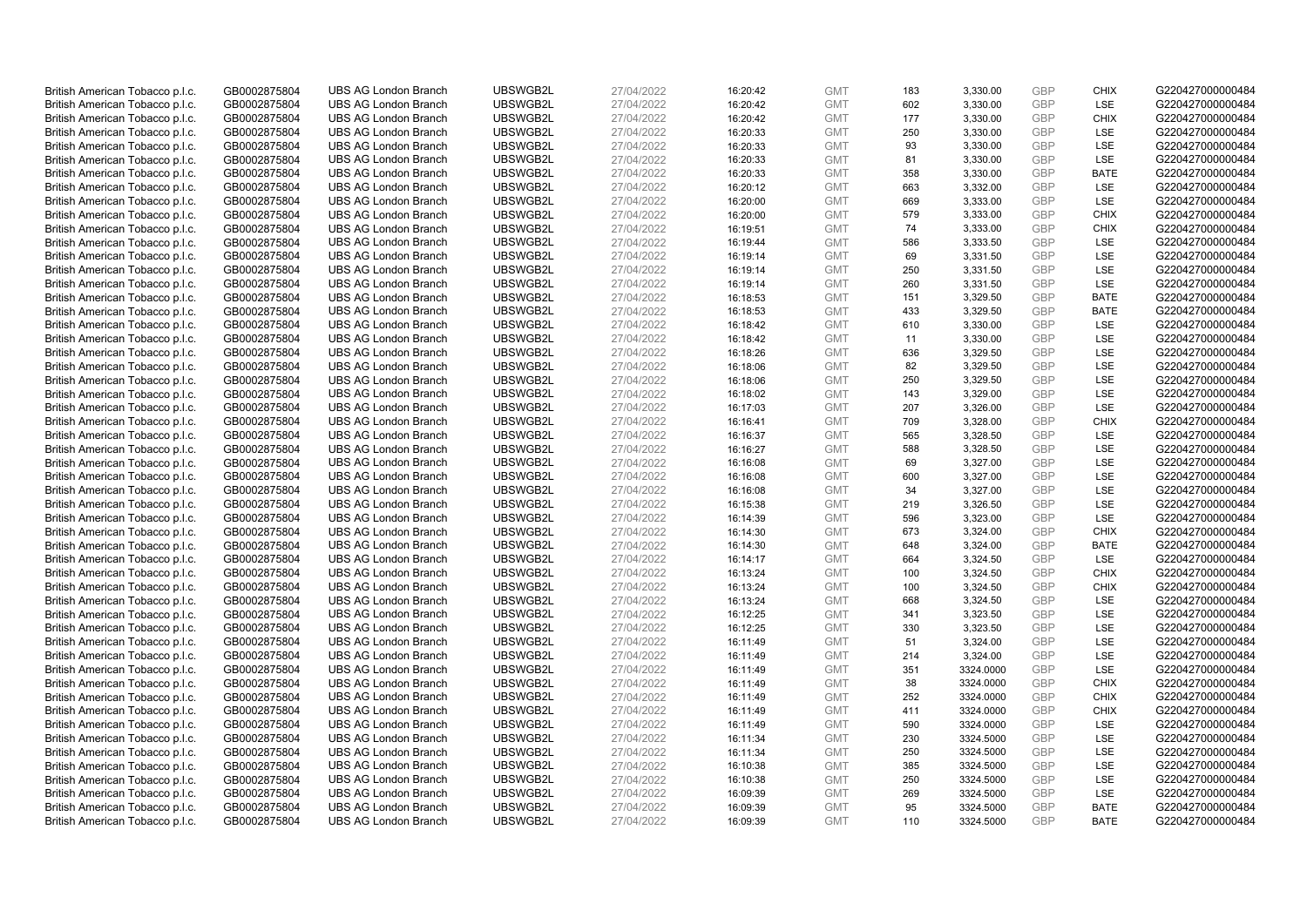| | | | | | | | | | | | |
|---|---|---|---|---|---|---|---|---|---|---|---|
| British American Tobacco p.l.c. | GB0002875804 | UBS AG London Branch | UBSWGB2L | 27/04/2022 | 16:20:42 | GMT | 183 | 3,330.00 | GBP | CHIX | G220427000000484 |
| British American Tobacco p.l.c. | GB0002875804 | UBS AG London Branch | UBSWGB2L | 27/04/2022 | 16:20:42 | GMT | 602 | 3,330.00 | GBP | LSE | G220427000000484 |
| British American Tobacco p.l.c. | GB0002875804 | UBS AG London Branch | UBSWGB2L | 27/04/2022 | 16:20:42 | GMT | 177 | 3,330.00 | GBP | CHIX | G220427000000484 |
| British American Tobacco p.l.c. | GB0002875804 | UBS AG London Branch | UBSWGB2L | 27/04/2022 | 16:20:33 | GMT | 250 | 3,330.00 | GBP | LSE | G220427000000484 |
| British American Tobacco p.l.c. | GB0002875804 | UBS AG London Branch | UBSWGB2L | 27/04/2022 | 16:20:33 | GMT | 93 | 3,330.00 | GBP | LSE | G220427000000484 |
| British American Tobacco p.l.c. | GB0002875804 | UBS AG London Branch | UBSWGB2L | 27/04/2022 | 16:20:33 | GMT | 81 | 3,330.00 | GBP | LSE | G220427000000484 |
| British American Tobacco p.l.c. | GB0002875804 | UBS AG London Branch | UBSWGB2L | 27/04/2022 | 16:20:33 | GMT | 358 | 3,330.00 | GBP | BATE | G220427000000484 |
| British American Tobacco p.l.c. | GB0002875804 | UBS AG London Branch | UBSWGB2L | 27/04/2022 | 16:20:12 | GMT | 663 | 3,332.00 | GBP | LSE | G220427000000484 |
| British American Tobacco p.l.c. | GB0002875804 | UBS AG London Branch | UBSWGB2L | 27/04/2022 | 16:20:00 | GMT | 669 | 3,333.00 | GBP | LSE | G220427000000484 |
| British American Tobacco p.l.c. | GB0002875804 | UBS AG London Branch | UBSWGB2L | 27/04/2022 | 16:20:00 | GMT | 579 | 3,333.00 | GBP | CHIX | G220427000000484 |
| British American Tobacco p.l.c. | GB0002875804 | UBS AG London Branch | UBSWGB2L | 27/04/2022 | 16:19:51 | GMT | 74 | 3,333.00 | GBP | CHIX | G220427000000484 |
| British American Tobacco p.l.c. | GB0002875804 | UBS AG London Branch | UBSWGB2L | 27/04/2022 | 16:19:44 | GMT | 586 | 3,333.50 | GBP | LSE | G220427000000484 |
| British American Tobacco p.l.c. | GB0002875804 | UBS AG London Branch | UBSWGB2L | 27/04/2022 | 16:19:14 | GMT | 69 | 3,331.50 | GBP | LSE | G220427000000484 |
| British American Tobacco p.l.c. | GB0002875804 | UBS AG London Branch | UBSWGB2L | 27/04/2022 | 16:19:14 | GMT | 250 | 3,331.50 | GBP | LSE | G220427000000484 |
| British American Tobacco p.l.c. | GB0002875804 | UBS AG London Branch | UBSWGB2L | 27/04/2022 | 16:19:14 | GMT | 260 | 3,331.50 | GBP | LSE | G220427000000484 |
| British American Tobacco p.l.c. | GB0002875804 | UBS AG London Branch | UBSWGB2L | 27/04/2022 | 16:18:53 | GMT | 151 | 3,329.50 | GBP | BATE | G220427000000484 |
| British American Tobacco p.l.c. | GB0002875804 | UBS AG London Branch | UBSWGB2L | 27/04/2022 | 16:18:53 | GMT | 433 | 3,329.50 | GBP | BATE | G220427000000484 |
| British American Tobacco p.l.c. | GB0002875804 | UBS AG London Branch | UBSWGB2L | 27/04/2022 | 16:18:42 | GMT | 610 | 3,330.00 | GBP | LSE | G220427000000484 |
| British American Tobacco p.l.c. | GB0002875804 | UBS AG London Branch | UBSWGB2L | 27/04/2022 | 16:18:42 | GMT | 11 | 3,330.00 | GBP | LSE | G220427000000484 |
| British American Tobacco p.l.c. | GB0002875804 | UBS AG London Branch | UBSWGB2L | 27/04/2022 | 16:18:26 | GMT | 636 | 3,329.50 | GBP | LSE | G220427000000484 |
| British American Tobacco p.l.c. | GB0002875804 | UBS AG London Branch | UBSWGB2L | 27/04/2022 | 16:18:06 | GMT | 82 | 3,329.50 | GBP | LSE | G220427000000484 |
| British American Tobacco p.l.c. | GB0002875804 | UBS AG London Branch | UBSWGB2L | 27/04/2022 | 16:18:06 | GMT | 250 | 3,329.50 | GBP | LSE | G220427000000484 |
| British American Tobacco p.l.c. | GB0002875804 | UBS AG London Branch | UBSWGB2L | 27/04/2022 | 16:18:02 | GMT | 143 | 3,329.00 | GBP | LSE | G220427000000484 |
| British American Tobacco p.l.c. | GB0002875804 | UBS AG London Branch | UBSWGB2L | 27/04/2022 | 16:17:03 | GMT | 207 | 3,326.00 | GBP | LSE | G220427000000484 |
| British American Tobacco p.l.c. | GB0002875804 | UBS AG London Branch | UBSWGB2L | 27/04/2022 | 16:16:41 | GMT | 709 | 3,328.00 | GBP | CHIX | G220427000000484 |
| British American Tobacco p.l.c. | GB0002875804 | UBS AG London Branch | UBSWGB2L | 27/04/2022 | 16:16:37 | GMT | 565 | 3,328.50 | GBP | LSE | G220427000000484 |
| British American Tobacco p.l.c. | GB0002875804 | UBS AG London Branch | UBSWGB2L | 27/04/2022 | 16:16:27 | GMT | 588 | 3,328.50 | GBP | LSE | G220427000000484 |
| British American Tobacco p.l.c. | GB0002875804 | UBS AG London Branch | UBSWGB2L | 27/04/2022 | 16:16:08 | GMT | 69 | 3,327.00 | GBP | LSE | G220427000000484 |
| British American Tobacco p.l.c. | GB0002875804 | UBS AG London Branch | UBSWGB2L | 27/04/2022 | 16:16:08 | GMT | 600 | 3,327.00 | GBP | LSE | G220427000000484 |
| British American Tobacco p.l.c. | GB0002875804 | UBS AG London Branch | UBSWGB2L | 27/04/2022 | 16:16:08 | GMT | 34 | 3,327.00 | GBP | LSE | G220427000000484 |
| British American Tobacco p.l.c. | GB0002875804 | UBS AG London Branch | UBSWGB2L | 27/04/2022 | 16:15:38 | GMT | 219 | 3,326.50 | GBP | LSE | G220427000000484 |
| British American Tobacco p.l.c. | GB0002875804 | UBS AG London Branch | UBSWGB2L | 27/04/2022 | 16:14:39 | GMT | 596 | 3,323.00 | GBP | LSE | G220427000000484 |
| British American Tobacco p.l.c. | GB0002875804 | UBS AG London Branch | UBSWGB2L | 27/04/2022 | 16:14:30 | GMT | 673 | 3,324.00 | GBP | CHIX | G220427000000484 |
| British American Tobacco p.l.c. | GB0002875804 | UBS AG London Branch | UBSWGB2L | 27/04/2022 | 16:14:30 | GMT | 648 | 3,324.00 | GBP | BATE | G220427000000484 |
| British American Tobacco p.l.c. | GB0002875804 | UBS AG London Branch | UBSWGB2L | 27/04/2022 | 16:14:17 | GMT | 664 | 3,324.50 | GBP | LSE | G220427000000484 |
| British American Tobacco p.l.c. | GB0002875804 | UBS AG London Branch | UBSWGB2L | 27/04/2022 | 16:13:24 | GMT | 100 | 3,324.50 | GBP | CHIX | G220427000000484 |
| British American Tobacco p.l.c. | GB0002875804 | UBS AG London Branch | UBSWGB2L | 27/04/2022 | 16:13:24 | GMT | 100 | 3,324.50 | GBP | CHIX | G220427000000484 |
| British American Tobacco p.l.c. | GB0002875804 | UBS AG London Branch | UBSWGB2L | 27/04/2022 | 16:13:24 | GMT | 668 | 3,324.50 | GBP | LSE | G220427000000484 |
| British American Tobacco p.l.c. | GB0002875804 | UBS AG London Branch | UBSWGB2L | 27/04/2022 | 16:12:25 | GMT | 341 | 3,323.50 | GBP | LSE | G220427000000484 |
| British American Tobacco p.l.c. | GB0002875804 | UBS AG London Branch | UBSWGB2L | 27/04/2022 | 16:12:25 | GMT | 330 | 3,323.50 | GBP | LSE | G220427000000484 |
| British American Tobacco p.l.c. | GB0002875804 | UBS AG London Branch | UBSWGB2L | 27/04/2022 | 16:11:49 | GMT | 51 | 3,324.00 | GBP | LSE | G220427000000484 |
| British American Tobacco p.l.c. | GB0002875804 | UBS AG London Branch | UBSWGB2L | 27/04/2022 | 16:11:49 | GMT | 214 | 3,324.00 | GBP | LSE | G220427000000484 |
| British American Tobacco p.l.c. | GB0002875804 | UBS AG London Branch | UBSWGB2L | 27/04/2022 | 16:11:49 | GMT | 351 | 3324.0000 | GBP | LSE | G220427000000484 |
| British American Tobacco p.l.c. | GB0002875804 | UBS AG London Branch | UBSWGB2L | 27/04/2022 | 16:11:49 | GMT | 38 | 3324.0000 | GBP | CHIX | G220427000000484 |
| British American Tobacco p.l.c. | GB0002875804 | UBS AG London Branch | UBSWGB2L | 27/04/2022 | 16:11:49 | GMT | 252 | 3324.0000 | GBP | CHIX | G220427000000484 |
| British American Tobacco p.l.c. | GB0002875804 | UBS AG London Branch | UBSWGB2L | 27/04/2022 | 16:11:49 | GMT | 411 | 3324.0000 | GBP | CHIX | G220427000000484 |
| British American Tobacco p.l.c. | GB0002875804 | UBS AG London Branch | UBSWGB2L | 27/04/2022 | 16:11:49 | GMT | 590 | 3324.0000 | GBP | LSE | G220427000000484 |
| British American Tobacco p.l.c. | GB0002875804 | UBS AG London Branch | UBSWGB2L | 27/04/2022 | 16:11:34 | GMT | 230 | 3324.5000 | GBP | LSE | G220427000000484 |
| British American Tobacco p.l.c. | GB0002875804 | UBS AG London Branch | UBSWGB2L | 27/04/2022 | 16:11:34 | GMT | 250 | 3324.5000 | GBP | LSE | G220427000000484 |
| British American Tobacco p.l.c. | GB0002875804 | UBS AG London Branch | UBSWGB2L | 27/04/2022 | 16:10:38 | GMT | 385 | 3324.5000 | GBP | LSE | G220427000000484 |
| British American Tobacco p.l.c. | GB0002875804 | UBS AG London Branch | UBSWGB2L | 27/04/2022 | 16:10:38 | GMT | 250 | 3324.5000 | GBP | LSE | G220427000000484 |
| British American Tobacco p.l.c. | GB0002875804 | UBS AG London Branch | UBSWGB2L | 27/04/2022 | 16:09:39 | GMT | 269 | 3324.5000 | GBP | LSE | G220427000000484 |
| British American Tobacco p.l.c. | GB0002875804 | UBS AG London Branch | UBSWGB2L | 27/04/2022 | 16:09:39 | GMT | 95 | 3324.5000 | GBP | BATE | G220427000000484 |
| British American Tobacco p.l.c. | GB0002875804 | UBS AG London Branch | UBSWGB2L | 27/04/2022 | 16:09:39 | GMT | 110 | 3324.5000 | GBP | BATE | G220427000000484 |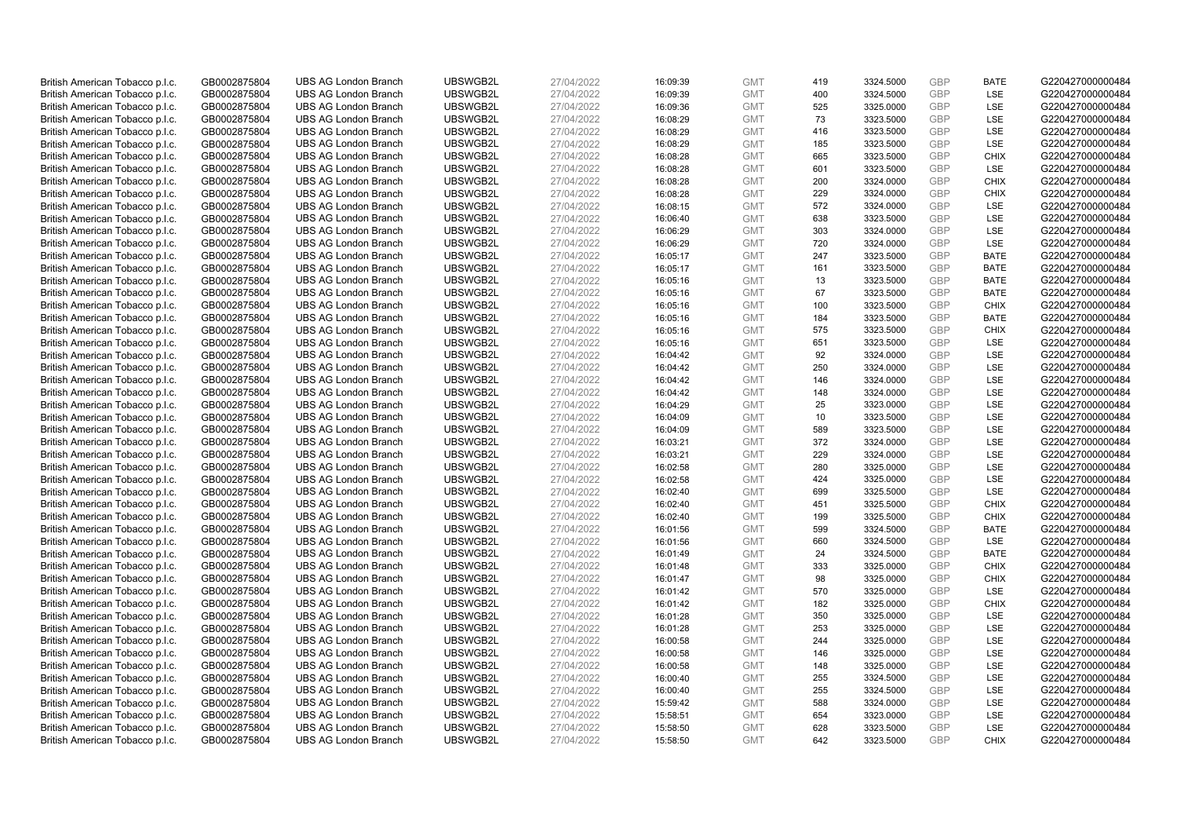| | | | | | | | | | | | |
|---|---|---|---|---|---|---|---|---|---|---|---|
| British American Tobacco p.l.c. | GB0002875804 | UBS AG London Branch | UBSWGB2L | 27/04/2022 | 16:09:39 | GMT | 419 | 3324.5000 | GBP | BATE | G220427000000484 |
| British American Tobacco p.l.c. | GB0002875804 | UBS AG London Branch | UBSWGB2L | 27/04/2022 | 16:09:39 | GMT | 400 | 3324.5000 | GBP | LSE | G220427000000484 |
| British American Tobacco p.l.c. | GB0002875804 | UBS AG London Branch | UBSWGB2L | 27/04/2022 | 16:09:36 | GMT | 525 | 3325.0000 | GBP | LSE | G220427000000484 |
| British American Tobacco p.l.c. | GB0002875804 | UBS AG London Branch | UBSWGB2L | 27/04/2022 | 16:08:29 | GMT | 73 | 3323.5000 | GBP | LSE | G220427000000484 |
| British American Tobacco p.l.c. | GB0002875804 | UBS AG London Branch | UBSWGB2L | 27/04/2022 | 16:08:29 | GMT | 416 | 3323.5000 | GBP | LSE | G220427000000484 |
| British American Tobacco p.l.c. | GB0002875804 | UBS AG London Branch | UBSWGB2L | 27/04/2022 | 16:08:29 | GMT | 185 | 3323.5000 | GBP | LSE | G220427000000484 |
| British American Tobacco p.l.c. | GB0002875804 | UBS AG London Branch | UBSWGB2L | 27/04/2022 | 16:08:28 | GMT | 665 | 3323.5000 | GBP | CHIX | G220427000000484 |
| British American Tobacco p.l.c. | GB0002875804 | UBS AG London Branch | UBSWGB2L | 27/04/2022 | 16:08:28 | GMT | 601 | 3323.5000 | GBP | LSE | G220427000000484 |
| British American Tobacco p.l.c. | GB0002875804 | UBS AG London Branch | UBSWGB2L | 27/04/2022 | 16:08:28 | GMT | 200 | 3324.0000 | GBP | CHIX | G220427000000484 |
| British American Tobacco p.l.c. | GB0002875804 | UBS AG London Branch | UBSWGB2L | 27/04/2022 | 16:08:28 | GMT | 229 | 3324.0000 | GBP | CHIX | G220427000000484 |
| British American Tobacco p.l.c. | GB0002875804 | UBS AG London Branch | UBSWGB2L | 27/04/2022 | 16:08:15 | GMT | 572 | 3324.0000 | GBP | LSE | G220427000000484 |
| British American Tobacco p.l.c. | GB0002875804 | UBS AG London Branch | UBSWGB2L | 27/04/2022 | 16:06:40 | GMT | 638 | 3323.5000 | GBP | LSE | G220427000000484 |
| British American Tobacco p.l.c. | GB0002875804 | UBS AG London Branch | UBSWGB2L | 27/04/2022 | 16:06:29 | GMT | 303 | 3324.0000 | GBP | LSE | G220427000000484 |
| British American Tobacco p.l.c. | GB0002875804 | UBS AG London Branch | UBSWGB2L | 27/04/2022 | 16:06:29 | GMT | 720 | 3324.0000 | GBP | LSE | G220427000000484 |
| British American Tobacco p.l.c. | GB0002875804 | UBS AG London Branch | UBSWGB2L | 27/04/2022 | 16:05:17 | GMT | 247 | 3323.5000 | GBP | BATE | G220427000000484 |
| British American Tobacco p.l.c. | GB0002875804 | UBS AG London Branch | UBSWGB2L | 27/04/2022 | 16:05:17 | GMT | 161 | 3323.5000 | GBP | BATE | G220427000000484 |
| British American Tobacco p.l.c. | GB0002875804 | UBS AG London Branch | UBSWGB2L | 27/04/2022 | 16:05:16 | GMT | 13 | 3323.5000 | GBP | BATE | G220427000000484 |
| British American Tobacco p.l.c. | GB0002875804 | UBS AG London Branch | UBSWGB2L | 27/04/2022 | 16:05:16 | GMT | 67 | 3323.5000 | GBP | BATE | G220427000000484 |
| British American Tobacco p.l.c. | GB0002875804 | UBS AG London Branch | UBSWGB2L | 27/04/2022 | 16:05:16 | GMT | 100 | 3323.5000 | GBP | CHIX | G220427000000484 |
| British American Tobacco p.l.c. | GB0002875804 | UBS AG London Branch | UBSWGB2L | 27/04/2022 | 16:05:16 | GMT | 184 | 3323.5000 | GBP | BATE | G220427000000484 |
| British American Tobacco p.l.c. | GB0002875804 | UBS AG London Branch | UBSWGB2L | 27/04/2022 | 16:05:16 | GMT | 575 | 3323.5000 | GBP | CHIX | G220427000000484 |
| British American Tobacco p.l.c. | GB0002875804 | UBS AG London Branch | UBSWGB2L | 27/04/2022 | 16:05:16 | GMT | 651 | 3323.5000 | GBP | LSE | G220427000000484 |
| British American Tobacco p.l.c. | GB0002875804 | UBS AG London Branch | UBSWGB2L | 27/04/2022 | 16:04:42 | GMT | 92 | 3324.0000 | GBP | LSE | G220427000000484 |
| British American Tobacco p.l.c. | GB0002875804 | UBS AG London Branch | UBSWGB2L | 27/04/2022 | 16:04:42 | GMT | 250 | 3324.0000 | GBP | LSE | G220427000000484 |
| British American Tobacco p.l.c. | GB0002875804 | UBS AG London Branch | UBSWGB2L | 27/04/2022 | 16:04:42 | GMT | 146 | 3324.0000 | GBP | LSE | G220427000000484 |
| British American Tobacco p.l.c. | GB0002875804 | UBS AG London Branch | UBSWGB2L | 27/04/2022 | 16:04:42 | GMT | 148 | 3324.0000 | GBP | LSE | G220427000000484 |
| British American Tobacco p.l.c. | GB0002875804 | UBS AG London Branch | UBSWGB2L | 27/04/2022 | 16:04:29 | GMT | 25 | 3323.0000 | GBP | LSE | G220427000000484 |
| British American Tobacco p.l.c. | GB0002875804 | UBS AG London Branch | UBSWGB2L | 27/04/2022 | 16:04:09 | GMT | 10 | 3323.5000 | GBP | LSE | G220427000000484 |
| British American Tobacco p.l.c. | GB0002875804 | UBS AG London Branch | UBSWGB2L | 27/04/2022 | 16:04:09 | GMT | 589 | 3323.5000 | GBP | LSE | G220427000000484 |
| British American Tobacco p.l.c. | GB0002875804 | UBS AG London Branch | UBSWGB2L | 27/04/2022 | 16:03:21 | GMT | 372 | 3324.0000 | GBP | LSE | G220427000000484 |
| British American Tobacco p.l.c. | GB0002875804 | UBS AG London Branch | UBSWGB2L | 27/04/2022 | 16:03:21 | GMT | 229 | 3324.0000 | GBP | LSE | G220427000000484 |
| British American Tobacco p.l.c. | GB0002875804 | UBS AG London Branch | UBSWGB2L | 27/04/2022 | 16:02:58 | GMT | 280 | 3325.0000 | GBP | LSE | G220427000000484 |
| British American Tobacco p.l.c. | GB0002875804 | UBS AG London Branch | UBSWGB2L | 27/04/2022 | 16:02:58 | GMT | 424 | 3325.0000 | GBP | LSE | G220427000000484 |
| British American Tobacco p.l.c. | GB0002875804 | UBS AG London Branch | UBSWGB2L | 27/04/2022 | 16:02:40 | GMT | 699 | 3325.5000 | GBP | LSE | G220427000000484 |
| British American Tobacco p.l.c. | GB0002875804 | UBS AG London Branch | UBSWGB2L | 27/04/2022 | 16:02:40 | GMT | 451 | 3325.5000 | GBP | CHIX | G220427000000484 |
| British American Tobacco p.l.c. | GB0002875804 | UBS AG London Branch | UBSWGB2L | 27/04/2022 | 16:02:40 | GMT | 199 | 3325.5000 | GBP | CHIX | G220427000000484 |
| British American Tobacco p.l.c. | GB0002875804 | UBS AG London Branch | UBSWGB2L | 27/04/2022 | 16:01:56 | GMT | 599 | 3324.5000 | GBP | BATE | G220427000000484 |
| British American Tobacco p.l.c. | GB0002875804 | UBS AG London Branch | UBSWGB2L | 27/04/2022 | 16:01:56 | GMT | 660 | 3324.5000 | GBP | LSE | G220427000000484 |
| British American Tobacco p.l.c. | GB0002875804 | UBS AG London Branch | UBSWGB2L | 27/04/2022 | 16:01:49 | GMT | 24 | 3324.5000 | GBP | BATE | G220427000000484 |
| British American Tobacco p.l.c. | GB0002875804 | UBS AG London Branch | UBSWGB2L | 27/04/2022 | 16:01:48 | GMT | 333 | 3325.0000 | GBP | CHIX | G220427000000484 |
| British American Tobacco p.l.c. | GB0002875804 | UBS AG London Branch | UBSWGB2L | 27/04/2022 | 16:01:47 | GMT | 98 | 3325.0000 | GBP | CHIX | G220427000000484 |
| British American Tobacco p.l.c. | GB0002875804 | UBS AG London Branch | UBSWGB2L | 27/04/2022 | 16:01:42 | GMT | 570 | 3325.0000 | GBP | LSE | G220427000000484 |
| British American Tobacco p.l.c. | GB0002875804 | UBS AG London Branch | UBSWGB2L | 27/04/2022 | 16:01:42 | GMT | 182 | 3325.0000 | GBP | CHIX | G220427000000484 |
| British American Tobacco p.l.c. | GB0002875804 | UBS AG London Branch | UBSWGB2L | 27/04/2022 | 16:01:28 | GMT | 350 | 3325.0000 | GBP | LSE | G220427000000484 |
| British American Tobacco p.l.c. | GB0002875804 | UBS AG London Branch | UBSWGB2L | 27/04/2022 | 16:01:28 | GMT | 253 | 3325.0000 | GBP | LSE | G220427000000484 |
| British American Tobacco p.l.c. | GB0002875804 | UBS AG London Branch | UBSWGB2L | 27/04/2022 | 16:00:58 | GMT | 244 | 3325.0000 | GBP | LSE | G220427000000484 |
| British American Tobacco p.l.c. | GB0002875804 | UBS AG London Branch | UBSWGB2L | 27/04/2022 | 16:00:58 | GMT | 146 | 3325.0000 | GBP | LSE | G220427000000484 |
| British American Tobacco p.l.c. | GB0002875804 | UBS AG London Branch | UBSWGB2L | 27/04/2022 | 16:00:58 | GMT | 148 | 3325.0000 | GBP | LSE | G220427000000484 |
| British American Tobacco p.l.c. | GB0002875804 | UBS AG London Branch | UBSWGB2L | 27/04/2022 | 16:00:40 | GMT | 255 | 3324.5000 | GBP | LSE | G220427000000484 |
| British American Tobacco p.l.c. | GB0002875804 | UBS AG London Branch | UBSWGB2L | 27/04/2022 | 16:00:40 | GMT | 255 | 3324.5000 | GBP | LSE | G220427000000484 |
| British American Tobacco p.l.c. | GB0002875804 | UBS AG London Branch | UBSWGB2L | 27/04/2022 | 15:59:42 | GMT | 588 | 3324.0000 | GBP | LSE | G220427000000484 |
| British American Tobacco p.l.c. | GB0002875804 | UBS AG London Branch | UBSWGB2L | 27/04/2022 | 15:58:51 | GMT | 654 | 3323.0000 | GBP | LSE | G220427000000484 |
| British American Tobacco p.l.c. | GB0002875804 | UBS AG London Branch | UBSWGB2L | 27/04/2022 | 15:58:50 | GMT | 628 | 3323.5000 | GBP | LSE | G220427000000484 |
| British American Tobacco p.l.c. | GB0002875804 | UBS AG London Branch | UBSWGB2L | 27/04/2022 | 15:58:50 | GMT | 642 | 3323.5000 | GBP | CHIX | G220427000000484 |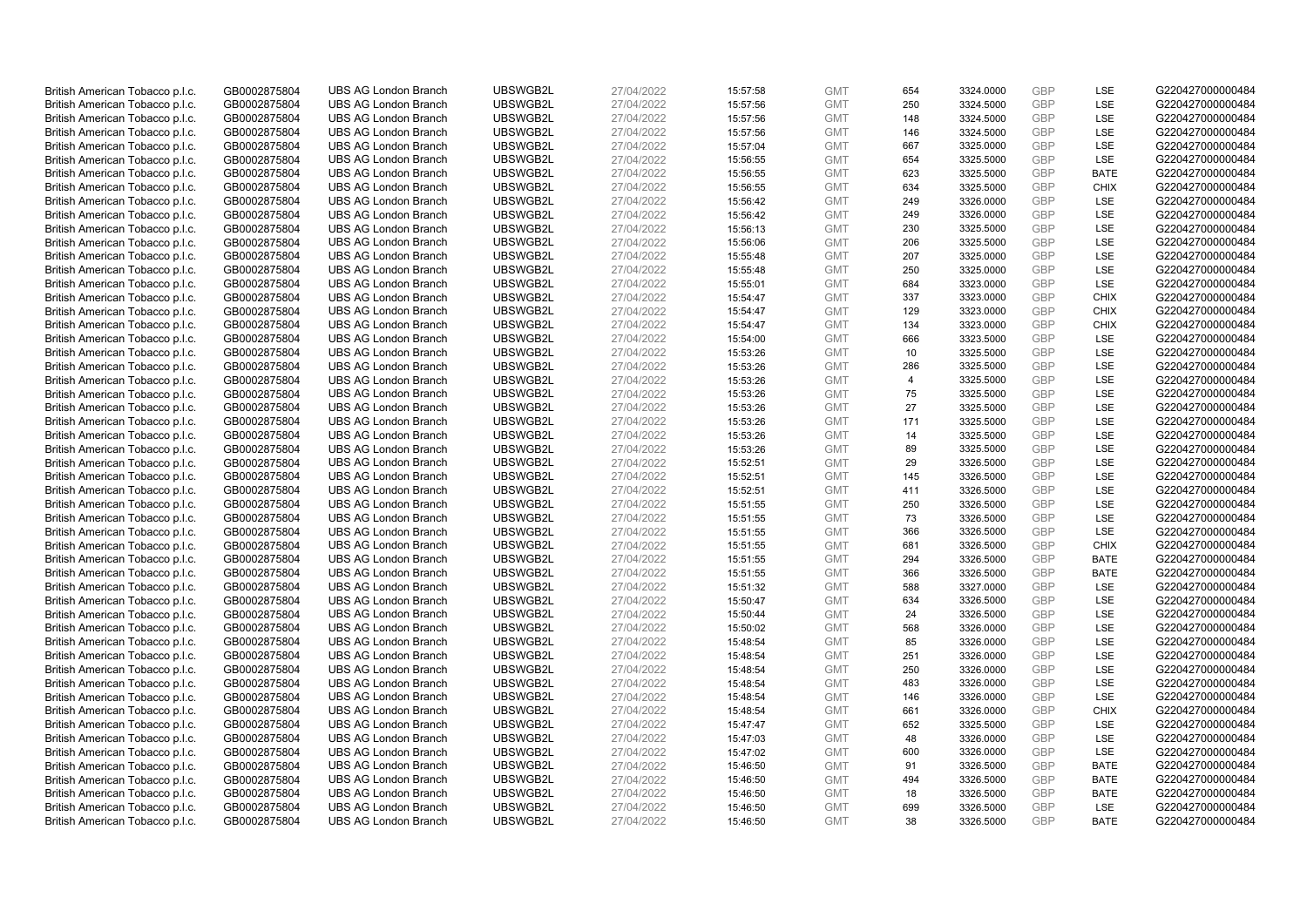| British American Tobacco p.l.c. | GB0002875804 | UBS AG London Branch | UBSWGB2L | 27/04/2022 | 15:57:58 | GMT | 654 | 3324.0000 | GBP | LSE | G220427000000484 |
|---|---|---|---|---|---|---|---|---|---|---|---|
| British American Tobacco p.l.c. | GB0002875804 | UBS AG London Branch | UBSWGB2L | 27/04/2022 | 15:57:56 | GMT | 250 | 3324.5000 | GBP | LSE | G220427000000484 |
| British American Tobacco p.l.c. | GB0002875804 | UBS AG London Branch | UBSWGB2L | 27/04/2022 | 15:57:56 | GMT | 148 | 3324.5000 | GBP | LSE | G220427000000484 |
| British American Tobacco p.l.c. | GB0002875804 | UBS AG London Branch | UBSWGB2L | 27/04/2022 | 15:57:56 | GMT | 146 | 3324.5000 | GBP | LSE | G220427000000484 |
| British American Tobacco p.l.c. | GB0002875804 | UBS AG London Branch | UBSWGB2L | 27/04/2022 | 15:57:04 | GMT | 667 | 3325.0000 | GBP | LSE | G220427000000484 |
| British American Tobacco p.l.c. | GB0002875804 | UBS AG London Branch | UBSWGB2L | 27/04/2022 | 15:56:55 | GMT | 654 | 3325.5000 | GBP | LSE | G220427000000484 |
| British American Tobacco p.l.c. | GB0002875804 | UBS AG London Branch | UBSWGB2L | 27/04/2022 | 15:56:55 | GMT | 623 | 3325.5000 | GBP | BATE | G220427000000484 |
| British American Tobacco p.l.c. | GB0002875804 | UBS AG London Branch | UBSWGB2L | 27/04/2022 | 15:56:55 | GMT | 634 | 3325.5000 | GBP | CHIX | G220427000000484 |
| British American Tobacco p.l.c. | GB0002875804 | UBS AG London Branch | UBSWGB2L | 27/04/2022 | 15:56:42 | GMT | 249 | 3326.0000 | GBP | LSE | G220427000000484 |
| British American Tobacco p.l.c. | GB0002875804 | UBS AG London Branch | UBSWGB2L | 27/04/2022 | 15:56:42 | GMT | 249 | 3326.0000 | GBP | LSE | G220427000000484 |
| British American Tobacco p.l.c. | GB0002875804 | UBS AG London Branch | UBSWGB2L | 27/04/2022 | 15:56:13 | GMT | 230 | 3325.5000 | GBP | LSE | G220427000000484 |
| British American Tobacco p.l.c. | GB0002875804 | UBS AG London Branch | UBSWGB2L | 27/04/2022 | 15:56:06 | GMT | 206 | 3325.5000 | GBP | LSE | G220427000000484 |
| British American Tobacco p.l.c. | GB0002875804 | UBS AG London Branch | UBSWGB2L | 27/04/2022 | 15:55:48 | GMT | 207 | 3325.0000 | GBP | LSE | G220427000000484 |
| British American Tobacco p.l.c. | GB0002875804 | UBS AG London Branch | UBSWGB2L | 27/04/2022 | 15:55:48 | GMT | 250 | 3325.0000 | GBP | LSE | G220427000000484 |
| British American Tobacco p.l.c. | GB0002875804 | UBS AG London Branch | UBSWGB2L | 27/04/2022 | 15:55:01 | GMT | 684 | 3323.0000 | GBP | LSE | G220427000000484 |
| British American Tobacco p.l.c. | GB0002875804 | UBS AG London Branch | UBSWGB2L | 27/04/2022 | 15:54:47 | GMT | 337 | 3323.0000 | GBP | CHIX | G220427000000484 |
| British American Tobacco p.l.c. | GB0002875804 | UBS AG London Branch | UBSWGB2L | 27/04/2022 | 15:54:47 | GMT | 129 | 3323.0000 | GBP | CHIX | G220427000000484 |
| British American Tobacco p.l.c. | GB0002875804 | UBS AG London Branch | UBSWGB2L | 27/04/2022 | 15:54:47 | GMT | 134 | 3323.0000 | GBP | CHIX | G220427000000484 |
| British American Tobacco p.l.c. | GB0002875804 | UBS AG London Branch | UBSWGB2L | 27/04/2022 | 15:54:00 | GMT | 666 | 3323.5000 | GBP | LSE | G220427000000484 |
| British American Tobacco p.l.c. | GB0002875804 | UBS AG London Branch | UBSWGB2L | 27/04/2022 | 15:53:26 | GMT | 10 | 3325.5000 | GBP | LSE | G220427000000484 |
| British American Tobacco p.l.c. | GB0002875804 | UBS AG London Branch | UBSWGB2L | 27/04/2022 | 15:53:26 | GMT | 286 | 3325.5000 | GBP | LSE | G220427000000484 |
| British American Tobacco p.l.c. | GB0002875804 | UBS AG London Branch | UBSWGB2L | 27/04/2022 | 15:53:26 | GMT | 4 | 3325.5000 | GBP | LSE | G220427000000484 |
| British American Tobacco p.l.c. | GB0002875804 | UBS AG London Branch | UBSWGB2L | 27/04/2022 | 15:53:26 | GMT | 75 | 3325.5000 | GBP | LSE | G220427000000484 |
| British American Tobacco p.l.c. | GB0002875804 | UBS AG London Branch | UBSWGB2L | 27/04/2022 | 15:53:26 | GMT | 27 | 3325.5000 | GBP | LSE | G220427000000484 |
| British American Tobacco p.l.c. | GB0002875804 | UBS AG London Branch | UBSWGB2L | 27/04/2022 | 15:53:26 | GMT | 171 | 3325.5000 | GBP | LSE | G220427000000484 |
| British American Tobacco p.l.c. | GB0002875804 | UBS AG London Branch | UBSWGB2L | 27/04/2022 | 15:53:26 | GMT | 14 | 3325.5000 | GBP | LSE | G220427000000484 |
| British American Tobacco p.l.c. | GB0002875804 | UBS AG London Branch | UBSWGB2L | 27/04/2022 | 15:53:26 | GMT | 89 | 3325.5000 | GBP | LSE | G220427000000484 |
| British American Tobacco p.l.c. | GB0002875804 | UBS AG London Branch | UBSWGB2L | 27/04/2022 | 15:52:51 | GMT | 29 | 3326.5000 | GBP | LSE | G220427000000484 |
| British American Tobacco p.l.c. | GB0002875804 | UBS AG London Branch | UBSWGB2L | 27/04/2022 | 15:52:51 | GMT | 145 | 3326.5000 | GBP | LSE | G220427000000484 |
| British American Tobacco p.l.c. | GB0002875804 | UBS AG London Branch | UBSWGB2L | 27/04/2022 | 15:52:51 | GMT | 411 | 3326.5000 | GBP | LSE | G220427000000484 |
| British American Tobacco p.l.c. | GB0002875804 | UBS AG London Branch | UBSWGB2L | 27/04/2022 | 15:51:55 | GMT | 250 | 3326.5000 | GBP | LSE | G220427000000484 |
| British American Tobacco p.l.c. | GB0002875804 | UBS AG London Branch | UBSWGB2L | 27/04/2022 | 15:51:55 | GMT | 73 | 3326.5000 | GBP | LSE | G220427000000484 |
| British American Tobacco p.l.c. | GB0002875804 | UBS AG London Branch | UBSWGB2L | 27/04/2022 | 15:51:55 | GMT | 366 | 3326.5000 | GBP | LSE | G220427000000484 |
| British American Tobacco p.l.c. | GB0002875804 | UBS AG London Branch | UBSWGB2L | 27/04/2022 | 15:51:55 | GMT | 681 | 3326.5000 | GBP | CHIX | G220427000000484 |
| British American Tobacco p.l.c. | GB0002875804 | UBS AG London Branch | UBSWGB2L | 27/04/2022 | 15:51:55 | GMT | 294 | 3326.5000 | GBP | BATE | G220427000000484 |
| British American Tobacco p.l.c. | GB0002875804 | UBS AG London Branch | UBSWGB2L | 27/04/2022 | 15:51:55 | GMT | 366 | 3326.5000 | GBP | BATE | G220427000000484 |
| British American Tobacco p.l.c. | GB0002875804 | UBS AG London Branch | UBSWGB2L | 27/04/2022 | 15:51:32 | GMT | 588 | 3327.0000 | GBP | LSE | G220427000000484 |
| British American Tobacco p.l.c. | GB0002875804 | UBS AG London Branch | UBSWGB2L | 27/04/2022 | 15:50:47 | GMT | 634 | 3326.5000 | GBP | LSE | G220427000000484 |
| British American Tobacco p.l.c. | GB0002875804 | UBS AG London Branch | UBSWGB2L | 27/04/2022 | 15:50:44 | GMT | 24 | 3326.5000 | GBP | LSE | G220427000000484 |
| British American Tobacco p.l.c. | GB0002875804 | UBS AG London Branch | UBSWGB2L | 27/04/2022 | 15:50:02 | GMT | 568 | 3326.0000 | GBP | LSE | G220427000000484 |
| British American Tobacco p.l.c. | GB0002875804 | UBS AG London Branch | UBSWGB2L | 27/04/2022 | 15:48:54 | GMT | 85 | 3326.0000 | GBP | LSE | G220427000000484 |
| British American Tobacco p.l.c. | GB0002875804 | UBS AG London Branch | UBSWGB2L | 27/04/2022 | 15:48:54 | GMT | 251 | 3326.0000 | GBP | LSE | G220427000000484 |
| British American Tobacco p.l.c. | GB0002875804 | UBS AG London Branch | UBSWGB2L | 27/04/2022 | 15:48:54 | GMT | 250 | 3326.0000 | GBP | LSE | G220427000000484 |
| British American Tobacco p.l.c. | GB0002875804 | UBS AG London Branch | UBSWGB2L | 27/04/2022 | 15:48:54 | GMT | 483 | 3326.0000 | GBP | LSE | G220427000000484 |
| British American Tobacco p.l.c. | GB0002875804 | UBS AG London Branch | UBSWGB2L | 27/04/2022 | 15:48:54 | GMT | 146 | 3326.0000 | GBP | LSE | G220427000000484 |
| British American Tobacco p.l.c. | GB0002875804 | UBS AG London Branch | UBSWGB2L | 27/04/2022 | 15:48:54 | GMT | 661 | 3326.0000 | GBP | CHIX | G220427000000484 |
| British American Tobacco p.l.c. | GB0002875804 | UBS AG London Branch | UBSWGB2L | 27/04/2022 | 15:47:47 | GMT | 652 | 3325.5000 | GBP | LSE | G220427000000484 |
| British American Tobacco p.l.c. | GB0002875804 | UBS AG London Branch | UBSWGB2L | 27/04/2022 | 15:47:03 | GMT | 48 | 3326.0000 | GBP | LSE | G220427000000484 |
| British American Tobacco p.l.c. | GB0002875804 | UBS AG London Branch | UBSWGB2L | 27/04/2022 | 15:47:02 | GMT | 600 | 3326.0000 | GBP | LSE | G220427000000484 |
| British American Tobacco p.l.c. | GB0002875804 | UBS AG London Branch | UBSWGB2L | 27/04/2022 | 15:46:50 | GMT | 91 | 3326.5000 | GBP | BATE | G220427000000484 |
| British American Tobacco p.l.c. | GB0002875804 | UBS AG London Branch | UBSWGB2L | 27/04/2022 | 15:46:50 | GMT | 494 | 3326.5000 | GBP | BATE | G220427000000484 |
| British American Tobacco p.l.c. | GB0002875804 | UBS AG London Branch | UBSWGB2L | 27/04/2022 | 15:46:50 | GMT | 18 | 3326.5000 | GBP | BATE | G220427000000484 |
| British American Tobacco p.l.c. | GB0002875804 | UBS AG London Branch | UBSWGB2L | 27/04/2022 | 15:46:50 | GMT | 699 | 3326.5000 | GBP | LSE | G220427000000484 |
| British American Tobacco p.l.c. | GB0002875804 | UBS AG London Branch | UBSWGB2L | 27/04/2022 | 15:46:50 | GMT | 38 | 3326.5000 | GBP | BATE | G220427000000484 |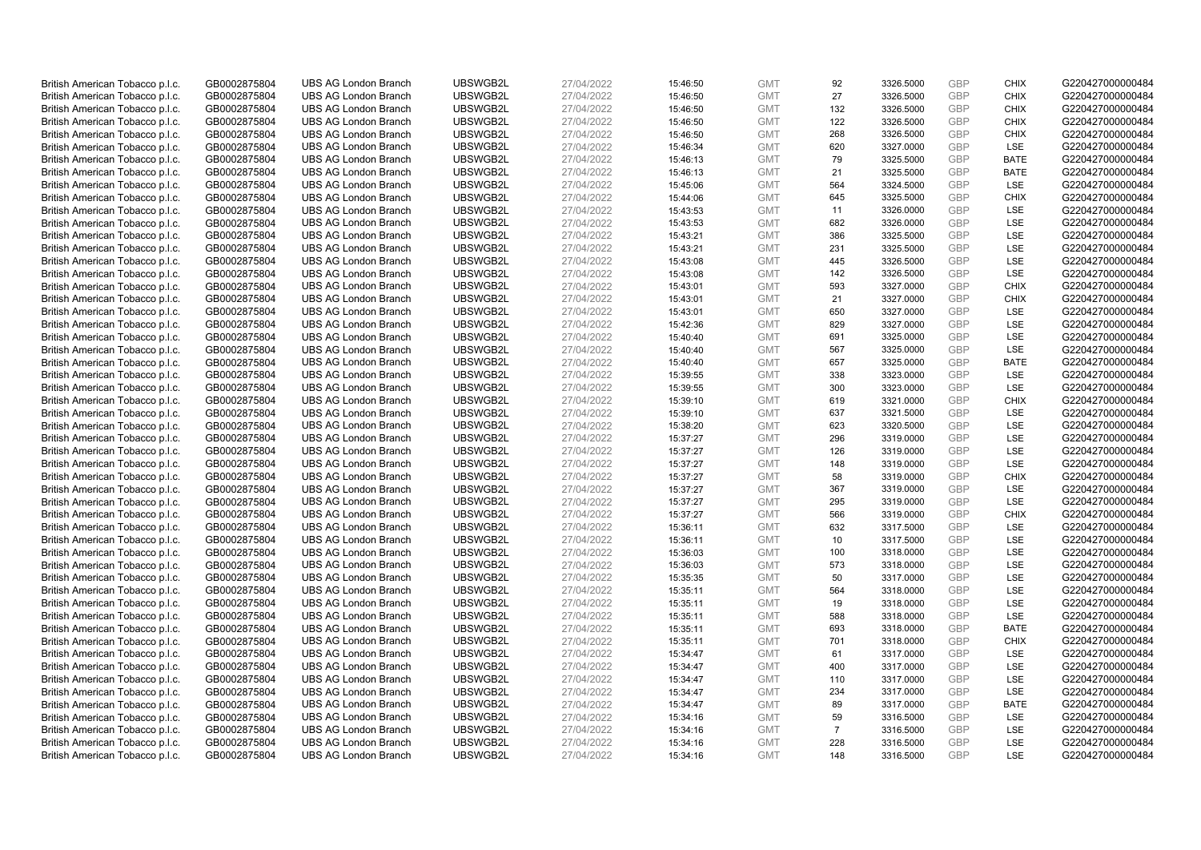| | | | | | | | | | | | |
|---|---|---|---|---|---|---|---|---|---|---|---|
| British American Tobacco p.l.c. | GB0002875804 | UBS AG London Branch | UBSWGB2L | 27/04/2022 | 15:46:50 | GMT | 92 | 3326.5000 | GBP | CHIX | G220427000000484 |
| British American Tobacco p.l.c. | GB0002875804 | UBS AG London Branch | UBSWGB2L | 27/04/2022 | 15:46:50 | GMT | 27 | 3326.5000 | GBP | CHIX | G220427000000484 |
| British American Tobacco p.l.c. | GB0002875804 | UBS AG London Branch | UBSWGB2L | 27/04/2022 | 15:46:50 | GMT | 132 | 3326.5000 | GBP | CHIX | G220427000000484 |
| British American Tobacco p.l.c. | GB0002875804 | UBS AG London Branch | UBSWGB2L | 27/04/2022 | 15:46:50 | GMT | 122 | 3326.5000 | GBP | CHIX | G220427000000484 |
| British American Tobacco p.l.c. | GB0002875804 | UBS AG London Branch | UBSWGB2L | 27/04/2022 | 15:46:50 | GMT | 268 | 3326.5000 | GBP | CHIX | G220427000000484 |
| British American Tobacco p.l.c. | GB0002875804 | UBS AG London Branch | UBSWGB2L | 27/04/2022 | 15:46:34 | GMT | 620 | 3327.0000 | GBP | LSE | G220427000000484 |
| British American Tobacco p.l.c. | GB0002875804 | UBS AG London Branch | UBSWGB2L | 27/04/2022 | 15:46:13 | GMT | 79 | 3325.5000 | GBP | BATE | G220427000000484 |
| British American Tobacco p.l.c. | GB0002875804 | UBS AG London Branch | UBSWGB2L | 27/04/2022 | 15:46:13 | GMT | 21 | 3325.5000 | GBP | BATE | G220427000000484 |
| British American Tobacco p.l.c. | GB0002875804 | UBS AG London Branch | UBSWGB2L | 27/04/2022 | 15:45:06 | GMT | 564 | 3324.5000 | GBP | LSE | G220427000000484 |
| British American Tobacco p.l.c. | GB0002875804 | UBS AG London Branch | UBSWGB2L | 27/04/2022 | 15:44:06 | GMT | 645 | 3325.5000 | GBP | CHIX | G220427000000484 |
| British American Tobacco p.l.c. | GB0002875804 | UBS AG London Branch | UBSWGB2L | 27/04/2022 | 15:43:53 | GMT | 11 | 3326.0000 | GBP | LSE | G220427000000484 |
| British American Tobacco p.l.c. | GB0002875804 | UBS AG London Branch | UBSWGB2L | 27/04/2022 | 15:43:53 | GMT | 682 | 3326.0000 | GBP | LSE | G220427000000484 |
| British American Tobacco p.l.c. | GB0002875804 | UBS AG London Branch | UBSWGB2L | 27/04/2022 | 15:43:21 | GMT | 386 | 3325.5000 | GBP | LSE | G220427000000484 |
| British American Tobacco p.l.c. | GB0002875804 | UBS AG London Branch | UBSWGB2L | 27/04/2022 | 15:43:21 | GMT | 231 | 3325.5000 | GBP | LSE | G220427000000484 |
| British American Tobacco p.l.c. | GB0002875804 | UBS AG London Branch | UBSWGB2L | 27/04/2022 | 15:43:08 | GMT | 445 | 3326.5000 | GBP | LSE | G220427000000484 |
| British American Tobacco p.l.c. | GB0002875804 | UBS AG London Branch | UBSWGB2L | 27/04/2022 | 15:43:08 | GMT | 142 | 3326.5000 | GBP | LSE | G220427000000484 |
| British American Tobacco p.l.c. | GB0002875804 | UBS AG London Branch | UBSWGB2L | 27/04/2022 | 15:43:01 | GMT | 593 | 3327.0000 | GBP | CHIX | G220427000000484 |
| British American Tobacco p.l.c. | GB0002875804 | UBS AG London Branch | UBSWGB2L | 27/04/2022 | 15:43:01 | GMT | 21 | 3327.0000 | GBP | CHIX | G220427000000484 |
| British American Tobacco p.l.c. | GB0002875804 | UBS AG London Branch | UBSWGB2L | 27/04/2022 | 15:43:01 | GMT | 650 | 3327.0000 | GBP | LSE | G220427000000484 |
| British American Tobacco p.l.c. | GB0002875804 | UBS AG London Branch | UBSWGB2L | 27/04/2022 | 15:42:36 | GMT | 829 | 3327.0000 | GBP | LSE | G220427000000484 |
| British American Tobacco p.l.c. | GB0002875804 | UBS AG London Branch | UBSWGB2L | 27/04/2022 | 15:40:40 | GMT | 691 | 3325.0000 | GBP | LSE | G220427000000484 |
| British American Tobacco p.l.c. | GB0002875804 | UBS AG London Branch | UBSWGB2L | 27/04/2022 | 15:40:40 | GMT | 567 | 3325.0000 | GBP | LSE | G220427000000484 |
| British American Tobacco p.l.c. | GB0002875804 | UBS AG London Branch | UBSWGB2L | 27/04/2022 | 15:40:40 | GMT | 657 | 3325.0000 | GBP | BATE | G220427000000484 |
| British American Tobacco p.l.c. | GB0002875804 | UBS AG London Branch | UBSWGB2L | 27/04/2022 | 15:39:55 | GMT | 338 | 3323.0000 | GBP | LSE | G220427000000484 |
| British American Tobacco p.l.c. | GB0002875804 | UBS AG London Branch | UBSWGB2L | 27/04/2022 | 15:39:55 | GMT | 300 | 3323.0000 | GBP | LSE | G220427000000484 |
| British American Tobacco p.l.c. | GB0002875804 | UBS AG London Branch | UBSWGB2L | 27/04/2022 | 15:39:10 | GMT | 619 | 3321.0000 | GBP | CHIX | G220427000000484 |
| British American Tobacco p.l.c. | GB0002875804 | UBS AG London Branch | UBSWGB2L | 27/04/2022 | 15:39:10 | GMT | 637 | 3321.5000 | GBP | LSE | G220427000000484 |
| British American Tobacco p.l.c. | GB0002875804 | UBS AG London Branch | UBSWGB2L | 27/04/2022 | 15:38:20 | GMT | 623 | 3320.5000 | GBP | LSE | G220427000000484 |
| British American Tobacco p.l.c. | GB0002875804 | UBS AG London Branch | UBSWGB2L | 27/04/2022 | 15:37:27 | GMT | 296 | 3319.0000 | GBP | LSE | G220427000000484 |
| British American Tobacco p.l.c. | GB0002875804 | UBS AG London Branch | UBSWGB2L | 27/04/2022 | 15:37:27 | GMT | 126 | 3319.0000 | GBP | LSE | G220427000000484 |
| British American Tobacco p.l.c. | GB0002875804 | UBS AG London Branch | UBSWGB2L | 27/04/2022 | 15:37:27 | GMT | 148 | 3319.0000 | GBP | LSE | G220427000000484 |
| British American Tobacco p.l.c. | GB0002875804 | UBS AG London Branch | UBSWGB2L | 27/04/2022 | 15:37:27 | GMT | 58 | 3319.0000 | GBP | CHIX | G220427000000484 |
| British American Tobacco p.l.c. | GB0002875804 | UBS AG London Branch | UBSWGB2L | 27/04/2022 | 15:37:27 | GMT | 367 | 3319.0000 | GBP | LSE | G220427000000484 |
| British American Tobacco p.l.c. | GB0002875804 | UBS AG London Branch | UBSWGB2L | 27/04/2022 | 15:37:27 | GMT | 295 | 3319.0000 | GBP | LSE | G220427000000484 |
| British American Tobacco p.l.c. | GB0002875804 | UBS AG London Branch | UBSWGB2L | 27/04/2022 | 15:37:27 | GMT | 566 | 3319.0000 | GBP | CHIX | G220427000000484 |
| British American Tobacco p.l.c. | GB0002875804 | UBS AG London Branch | UBSWGB2L | 27/04/2022 | 15:36:11 | GMT | 632 | 3317.5000 | GBP | LSE | G220427000000484 |
| British American Tobacco p.l.c. | GB0002875804 | UBS AG London Branch | UBSWGB2L | 27/04/2022 | 15:36:11 | GMT | 10 | 3317.5000 | GBP | LSE | G220427000000484 |
| British American Tobacco p.l.c. | GB0002875804 | UBS AG London Branch | UBSWGB2L | 27/04/2022 | 15:36:03 | GMT | 100 | 3318.0000 | GBP | LSE | G220427000000484 |
| British American Tobacco p.l.c. | GB0002875804 | UBS AG London Branch | UBSWGB2L | 27/04/2022 | 15:36:03 | GMT | 573 | 3318.0000 | GBP | LSE | G220427000000484 |
| British American Tobacco p.l.c. | GB0002875804 | UBS AG London Branch | UBSWGB2L | 27/04/2022 | 15:35:35 | GMT | 50 | 3317.0000 | GBP | LSE | G220427000000484 |
| British American Tobacco p.l.c. | GB0002875804 | UBS AG London Branch | UBSWGB2L | 27/04/2022 | 15:35:11 | GMT | 564 | 3318.0000 | GBP | LSE | G220427000000484 |
| British American Tobacco p.l.c. | GB0002875804 | UBS AG London Branch | UBSWGB2L | 27/04/2022 | 15:35:11 | GMT | 19 | 3318.0000 | GBP | LSE | G220427000000484 |
| British American Tobacco p.l.c. | GB0002875804 | UBS AG London Branch | UBSWGB2L | 27/04/2022 | 15:35:11 | GMT | 588 | 3318.0000 | GBP | LSE | G220427000000484 |
| British American Tobacco p.l.c. | GB0002875804 | UBS AG London Branch | UBSWGB2L | 27/04/2022 | 15:35:11 | GMT | 693 | 3318.0000 | GBP | BATE | G220427000000484 |
| British American Tobacco p.l.c. | GB0002875804 | UBS AG London Branch | UBSWGB2L | 27/04/2022 | 15:35:11 | GMT | 701 | 3318.0000 | GBP | CHIX | G220427000000484 |
| British American Tobacco p.l.c. | GB0002875804 | UBS AG London Branch | UBSWGB2L | 27/04/2022 | 15:34:47 | GMT | 61 | 3317.0000 | GBP | LSE | G220427000000484 |
| British American Tobacco p.l.c. | GB0002875804 | UBS AG London Branch | UBSWGB2L | 27/04/2022 | 15:34:47 | GMT | 400 | 3317.0000 | GBP | LSE | G220427000000484 |
| British American Tobacco p.l.c. | GB0002875804 | UBS AG London Branch | UBSWGB2L | 27/04/2022 | 15:34:47 | GMT | 110 | 3317.0000 | GBP | LSE | G220427000000484 |
| British American Tobacco p.l.c. | GB0002875804 | UBS AG London Branch | UBSWGB2L | 27/04/2022 | 15:34:47 | GMT | 234 | 3317.0000 | GBP | LSE | G220427000000484 |
| British American Tobacco p.l.c. | GB0002875804 | UBS AG London Branch | UBSWGB2L | 27/04/2022 | 15:34:47 | GMT | 89 | 3317.0000 | GBP | BATE | G220427000000484 |
| British American Tobacco p.l.c. | GB0002875804 | UBS AG London Branch | UBSWGB2L | 27/04/2022 | 15:34:16 | GMT | 59 | 3316.5000 | GBP | LSE | G220427000000484 |
| British American Tobacco p.l.c. | GB0002875804 | UBS AG London Branch | UBSWGB2L | 27/04/2022 | 15:34:16 | GMT | 7 | 3316.5000 | GBP | LSE | G220427000000484 |
| British American Tobacco p.l.c. | GB0002875804 | UBS AG London Branch | UBSWGB2L | 27/04/2022 | 15:34:16 | GMT | 228 | 3316.5000 | GBP | LSE | G220427000000484 |
| British American Tobacco p.l.c. | GB0002875804 | UBS AG London Branch | UBSWGB2L | 27/04/2022 | 15:34:16 | GMT | 148 | 3316.5000 | GBP | LSE | G220427000000484 |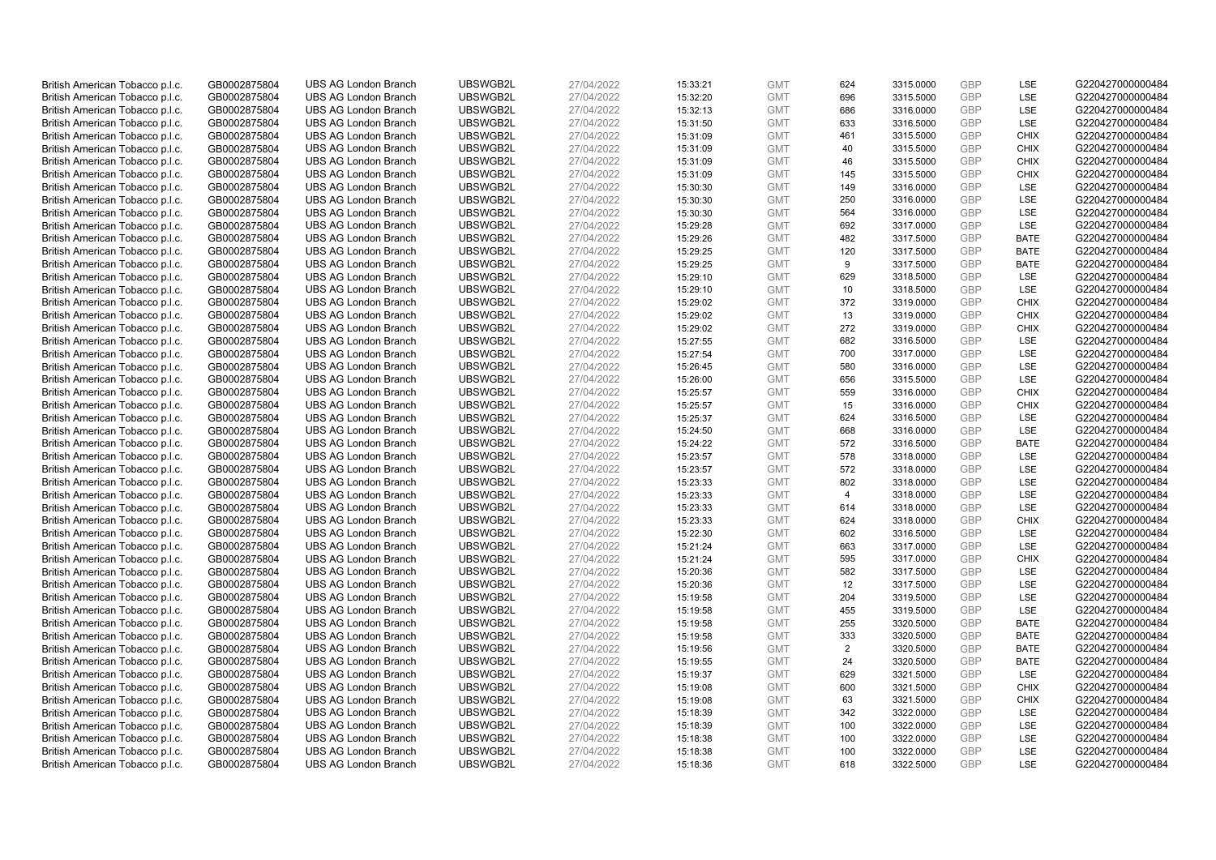| | | | | | | | | | | | |
|---|---|---|---|---|---|---|---|---|---|---|---|
| British American Tobacco p.l.c. | GB0002875804 | UBS AG London Branch | UBSWGB2L | 27/04/2022 | 15:33:21 | GMT | 624 | 3315.0000 | GBP | LSE | G220427000000484 |
| British American Tobacco p.l.c. | GB0002875804 | UBS AG London Branch | UBSWGB2L | 27/04/2022 | 15:32:20 | GMT | 696 | 3315.5000 | GBP | LSE | G220427000000484 |
| British American Tobacco p.l.c. | GB0002875804 | UBS AG London Branch | UBSWGB2L | 27/04/2022 | 15:32:13 | GMT | 686 | 3316.0000 | GBP | LSE | G220427000000484 |
| British American Tobacco p.l.c. | GB0002875804 | UBS AG London Branch | UBSWGB2L | 27/04/2022 | 15:31:50 | GMT | 633 | 3316.5000 | GBP | LSE | G220427000000484 |
| British American Tobacco p.l.c. | GB0002875804 | UBS AG London Branch | UBSWGB2L | 27/04/2022 | 15:31:09 | GMT | 461 | 3315.5000 | GBP | CHIX | G220427000000484 |
| British American Tobacco p.l.c. | GB0002875804 | UBS AG London Branch | UBSWGB2L | 27/04/2022 | 15:31:09 | GMT | 40 | 3315.5000 | GBP | CHIX | G220427000000484 |
| British American Tobacco p.l.c. | GB0002875804 | UBS AG London Branch | UBSWGB2L | 27/04/2022 | 15:31:09 | GMT | 46 | 3315.5000 | GBP | CHIX | G220427000000484 |
| British American Tobacco p.l.c. | GB0002875804 | UBS AG London Branch | UBSWGB2L | 27/04/2022 | 15:31:09 | GMT | 145 | 3315.5000 | GBP | CHIX | G220427000000484 |
| British American Tobacco p.l.c. | GB0002875804 | UBS AG London Branch | UBSWGB2L | 27/04/2022 | 15:30:30 | GMT | 149 | 3316.0000 | GBP | LSE | G220427000000484 |
| British American Tobacco p.l.c. | GB0002875804 | UBS AG London Branch | UBSWGB2L | 27/04/2022 | 15:30:30 | GMT | 250 | 3316.0000 | GBP | LSE | G220427000000484 |
| British American Tobacco p.l.c. | GB0002875804 | UBS AG London Branch | UBSWGB2L | 27/04/2022 | 15:30:30 | GMT | 564 | 3316.0000 | GBP | LSE | G220427000000484 |
| British American Tobacco p.l.c. | GB0002875804 | UBS AG London Branch | UBSWGB2L | 27/04/2022 | 15:29:28 | GMT | 692 | 3317.0000 | GBP | LSE | G220427000000484 |
| British American Tobacco p.l.c. | GB0002875804 | UBS AG London Branch | UBSWGB2L | 27/04/2022 | 15:29:26 | GMT | 482 | 3317.5000 | GBP | BATE | G220427000000484 |
| British American Tobacco p.l.c. | GB0002875804 | UBS AG London Branch | UBSWGB2L | 27/04/2022 | 15:29:25 | GMT | 120 | 3317.5000 | GBP | BATE | G220427000000484 |
| British American Tobacco p.l.c. | GB0002875804 | UBS AG London Branch | UBSWGB2L | 27/04/2022 | 15:29:25 | GMT | 9 | 3317.5000 | GBP | BATE | G220427000000484 |
| British American Tobacco p.l.c. | GB0002875804 | UBS AG London Branch | UBSWGB2L | 27/04/2022 | 15:29:10 | GMT | 629 | 3318.5000 | GBP | LSE | G220427000000484 |
| British American Tobacco p.l.c. | GB0002875804 | UBS AG London Branch | UBSWGB2L | 27/04/2022 | 15:29:10 | GMT | 10 | 3318.5000 | GBP | LSE | G220427000000484 |
| British American Tobacco p.l.c. | GB0002875804 | UBS AG London Branch | UBSWGB2L | 27/04/2022 | 15:29:02 | GMT | 372 | 3319.0000 | GBP | CHIX | G220427000000484 |
| British American Tobacco p.l.c. | GB0002875804 | UBS AG London Branch | UBSWGB2L | 27/04/2022 | 15:29:02 | GMT | 13 | 3319.0000 | GBP | CHIX | G220427000000484 |
| British American Tobacco p.l.c. | GB0002875804 | UBS AG London Branch | UBSWGB2L | 27/04/2022 | 15:29:02 | GMT | 272 | 3319.0000 | GBP | CHIX | G220427000000484 |
| British American Tobacco p.l.c. | GB0002875804 | UBS AG London Branch | UBSWGB2L | 27/04/2022 | 15:27:55 | GMT | 682 | 3316.5000 | GBP | LSE | G220427000000484 |
| British American Tobacco p.l.c. | GB0002875804 | UBS AG London Branch | UBSWGB2L | 27/04/2022 | 15:27:54 | GMT | 700 | 3317.0000 | GBP | LSE | G220427000000484 |
| British American Tobacco p.l.c. | GB0002875804 | UBS AG London Branch | UBSWGB2L | 27/04/2022 | 15:26:45 | GMT | 580 | 3316.0000 | GBP | LSE | G220427000000484 |
| British American Tobacco p.l.c. | GB0002875804 | UBS AG London Branch | UBSWGB2L | 27/04/2022 | 15:26:00 | GMT | 656 | 3315.5000 | GBP | LSE | G220427000000484 |
| British American Tobacco p.l.c. | GB0002875804 | UBS AG London Branch | UBSWGB2L | 27/04/2022 | 15:25:57 | GMT | 559 | 3316.0000 | GBP | CHIX | G220427000000484 |
| British American Tobacco p.l.c. | GB0002875804 | UBS AG London Branch | UBSWGB2L | 27/04/2022 | 15:25:57 | GMT | 15 | 3316.0000 | GBP | CHIX | G220427000000484 |
| British American Tobacco p.l.c. | GB0002875804 | UBS AG London Branch | UBSWGB2L | 27/04/2022 | 15:25:37 | GMT | 624 | 3316.5000 | GBP | LSE | G220427000000484 |
| British American Tobacco p.l.c. | GB0002875804 | UBS AG London Branch | UBSWGB2L | 27/04/2022 | 15:24:50 | GMT | 668 | 3316.0000 | GBP | LSE | G220427000000484 |
| British American Tobacco p.l.c. | GB0002875804 | UBS AG London Branch | UBSWGB2L | 27/04/2022 | 15:24:22 | GMT | 572 | 3316.5000 | GBP | BATE | G220427000000484 |
| British American Tobacco p.l.c. | GB0002875804 | UBS AG London Branch | UBSWGB2L | 27/04/2022 | 15:23:57 | GMT | 578 | 3318.0000 | GBP | LSE | G220427000000484 |
| British American Tobacco p.l.c. | GB0002875804 | UBS AG London Branch | UBSWGB2L | 27/04/2022 | 15:23:57 | GMT | 572 | 3318.0000 | GBP | LSE | G220427000000484 |
| British American Tobacco p.l.c. | GB0002875804 | UBS AG London Branch | UBSWGB2L | 27/04/2022 | 15:23:33 | GMT | 802 | 3318.0000 | GBP | LSE | G220427000000484 |
| British American Tobacco p.l.c. | GB0002875804 | UBS AG London Branch | UBSWGB2L | 27/04/2022 | 15:23:33 | GMT | 4 | 3318.0000 | GBP | LSE | G220427000000484 |
| British American Tobacco p.l.c. | GB0002875804 | UBS AG London Branch | UBSWGB2L | 27/04/2022 | 15:23:33 | GMT | 614 | 3318.0000 | GBP | LSE | G220427000000484 |
| British American Tobacco p.l.c. | GB0002875804 | UBS AG London Branch | UBSWGB2L | 27/04/2022 | 15:23:33 | GMT | 624 | 3318.0000 | GBP | CHIX | G220427000000484 |
| British American Tobacco p.l.c. | GB0002875804 | UBS AG London Branch | UBSWGB2L | 27/04/2022 | 15:22:30 | GMT | 602 | 3316.5000 | GBP | LSE | G220427000000484 |
| British American Tobacco p.l.c. | GB0002875804 | UBS AG London Branch | UBSWGB2L | 27/04/2022 | 15:21:24 | GMT | 663 | 3317.0000 | GBP | LSE | G220427000000484 |
| British American Tobacco p.l.c. | GB0002875804 | UBS AG London Branch | UBSWGB2L | 27/04/2022 | 15:21:24 | GMT | 595 | 3317.0000 | GBP | CHIX | G220427000000484 |
| British American Tobacco p.l.c. | GB0002875804 | UBS AG London Branch | UBSWGB2L | 27/04/2022 | 15:20:36 | GMT | 582 | 3317.5000 | GBP | LSE | G220427000000484 |
| British American Tobacco p.l.c. | GB0002875804 | UBS AG London Branch | UBSWGB2L | 27/04/2022 | 15:20:36 | GMT | 12 | 3317.5000 | GBP | LSE | G220427000000484 |
| British American Tobacco p.l.c. | GB0002875804 | UBS AG London Branch | UBSWGB2L | 27/04/2022 | 15:19:58 | GMT | 204 | 3319.5000 | GBP | LSE | G220427000000484 |
| British American Tobacco p.l.c. | GB0002875804 | UBS AG London Branch | UBSWGB2L | 27/04/2022 | 15:19:58 | GMT | 455 | 3319.5000 | GBP | LSE | G220427000000484 |
| British American Tobacco p.l.c. | GB0002875804 | UBS AG London Branch | UBSWGB2L | 27/04/2022 | 15:19:58 | GMT | 255 | 3320.5000 | GBP | BATE | G220427000000484 |
| British American Tobacco p.l.c. | GB0002875804 | UBS AG London Branch | UBSWGB2L | 27/04/2022 | 15:19:58 | GMT | 333 | 3320.5000 | GBP | BATE | G220427000000484 |
| British American Tobacco p.l.c. | GB0002875804 | UBS AG London Branch | UBSWGB2L | 27/04/2022 | 15:19:56 | GMT | 2 | 3320.5000 | GBP | BATE | G220427000000484 |
| British American Tobacco p.l.c. | GB0002875804 | UBS AG London Branch | UBSWGB2L | 27/04/2022 | 15:19:55 | GMT | 24 | 3320.5000 | GBP | BATE | G220427000000484 |
| British American Tobacco p.l.c. | GB0002875804 | UBS AG London Branch | UBSWGB2L | 27/04/2022 | 15:19:37 | GMT | 629 | 3321.5000 | GBP | LSE | G220427000000484 |
| British American Tobacco p.l.c. | GB0002875804 | UBS AG London Branch | UBSWGB2L | 27/04/2022 | 15:19:08 | GMT | 600 | 3321.5000 | GBP | CHIX | G220427000000484 |
| British American Tobacco p.l.c. | GB0002875804 | UBS AG London Branch | UBSWGB2L | 27/04/2022 | 15:19:08 | GMT | 63 | 3321.5000 | GBP | CHIX | G220427000000484 |
| British American Tobacco p.l.c. | GB0002875804 | UBS AG London Branch | UBSWGB2L | 27/04/2022 | 15:18:39 | GMT | 342 | 3322.0000 | GBP | LSE | G220427000000484 |
| British American Tobacco p.l.c. | GB0002875804 | UBS AG London Branch | UBSWGB2L | 27/04/2022 | 15:18:39 | GMT | 100 | 3322.0000 | GBP | LSE | G220427000000484 |
| British American Tobacco p.l.c. | GB0002875804 | UBS AG London Branch | UBSWGB2L | 27/04/2022 | 15:18:38 | GMT | 100 | 3322.0000 | GBP | LSE | G220427000000484 |
| British American Tobacco p.l.c. | GB0002875804 | UBS AG London Branch | UBSWGB2L | 27/04/2022 | 15:18:38 | GMT | 100 | 3322.0000 | GBP | LSE | G220427000000484 |
| British American Tobacco p.l.c. | GB0002875804 | UBS AG London Branch | UBSWGB2L | 27/04/2022 | 15:18:36 | GMT | 618 | 3322.5000 | GBP | LSE | G220427000000484 |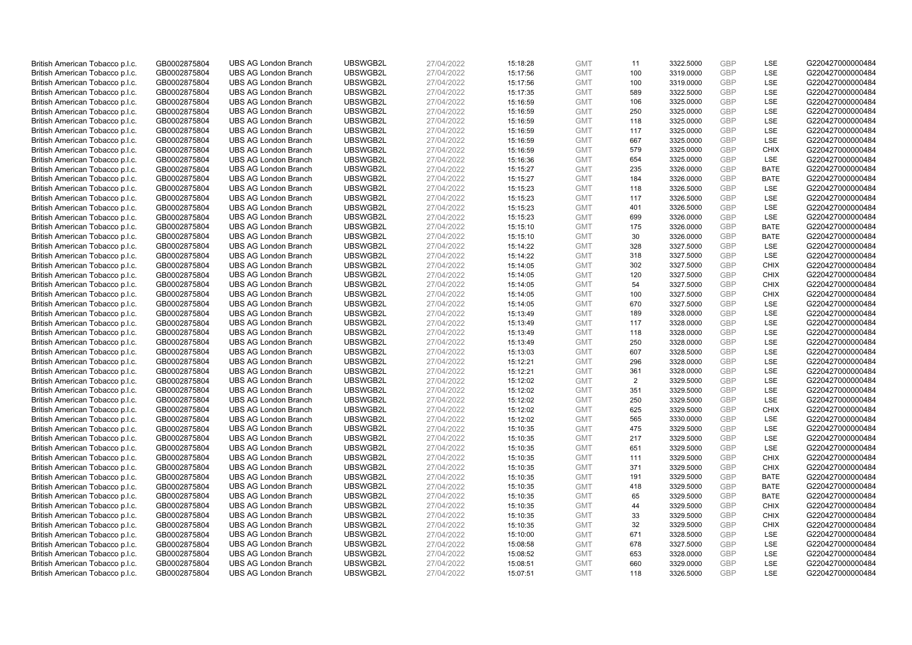| | | | | | | | | | | | |
|---|---|---|---|---|---|---|---|---|---|---|---|
| British American Tobacco p.l.c. | GB0002875804 | UBS AG London Branch | UBSWGB2L | 27/04/2022 | 15:18:28 | GMT | 11 | 3322.5000 | GBP | LSE | G220427000000484 |
| British American Tobacco p.l.c. | GB0002875804 | UBS AG London Branch | UBSWGB2L | 27/04/2022 | 15:17:56 | GMT | 100 | 3319.0000 | GBP | LSE | G220427000000484 |
| British American Tobacco p.l.c. | GB0002875804 | UBS AG London Branch | UBSWGB2L | 27/04/2022 | 15:17:56 | GMT | 100 | 3319.0000 | GBP | LSE | G220427000000484 |
| British American Tobacco p.l.c. | GB0002875804 | UBS AG London Branch | UBSWGB2L | 27/04/2022 | 15:17:35 | GMT | 589 | 3322.5000 | GBP | LSE | G220427000000484 |
| British American Tobacco p.l.c. | GB0002875804 | UBS AG London Branch | UBSWGB2L | 27/04/2022 | 15:16:59 | GMT | 106 | 3325.0000 | GBP | LSE | G220427000000484 |
| British American Tobacco p.l.c. | GB0002875804 | UBS AG London Branch | UBSWGB2L | 27/04/2022 | 15:16:59 | GMT | 250 | 3325.0000 | GBP | LSE | G220427000000484 |
| British American Tobacco p.l.c. | GB0002875804 | UBS AG London Branch | UBSWGB2L | 27/04/2022 | 15:16:59 | GMT | 118 | 3325.0000 | GBP | LSE | G220427000000484 |
| British American Tobacco p.l.c. | GB0002875804 | UBS AG London Branch | UBSWGB2L | 27/04/2022 | 15:16:59 | GMT | 117 | 3325.0000 | GBP | LSE | G220427000000484 |
| British American Tobacco p.l.c. | GB0002875804 | UBS AG London Branch | UBSWGB2L | 27/04/2022 | 15:16:59 | GMT | 667 | 3325.0000 | GBP | LSE | G220427000000484 |
| British American Tobacco p.l.c. | GB0002875804 | UBS AG London Branch | UBSWGB2L | 27/04/2022 | 15:16:59 | GMT | 579 | 3325.0000 | GBP | CHIX | G220427000000484 |
| British American Tobacco p.l.c. | GB0002875804 | UBS AG London Branch | UBSWGB2L | 27/04/2022 | 15:16:36 | GMT | 654 | 3325.0000 | GBP | LSE | G220427000000484 |
| British American Tobacco p.l.c. | GB0002875804 | UBS AG London Branch | UBSWGB2L | 27/04/2022 | 15:15:27 | GMT | 235 | 3326.0000 | GBP | BATE | G220427000000484 |
| British American Tobacco p.l.c. | GB0002875804 | UBS AG London Branch | UBSWGB2L | 27/04/2022 | 15:15:27 | GMT | 184 | 3326.0000 | GBP | BATE | G220427000000484 |
| British American Tobacco p.l.c. | GB0002875804 | UBS AG London Branch | UBSWGB2L | 27/04/2022 | 15:15:23 | GMT | 118 | 3326.5000 | GBP | LSE | G220427000000484 |
| British American Tobacco p.l.c. | GB0002875804 | UBS AG London Branch | UBSWGB2L | 27/04/2022 | 15:15:23 | GMT | 117 | 3326.5000 | GBP | LSE | G220427000000484 |
| British American Tobacco p.l.c. | GB0002875804 | UBS AG London Branch | UBSWGB2L | 27/04/2022 | 15:15:23 | GMT | 401 | 3326.5000 | GBP | LSE | G220427000000484 |
| British American Tobacco p.l.c. | GB0002875804 | UBS AG London Branch | UBSWGB2L | 27/04/2022 | 15:15:23 | GMT | 699 | 3326.0000 | GBP | LSE | G220427000000484 |
| British American Tobacco p.l.c. | GB0002875804 | UBS AG London Branch | UBSWGB2L | 27/04/2022 | 15:15:10 | GMT | 175 | 3326.0000 | GBP | BATE | G220427000000484 |
| British American Tobacco p.l.c. | GB0002875804 | UBS AG London Branch | UBSWGB2L | 27/04/2022 | 15:15:10 | GMT | 30 | 3326.0000 | GBP | BATE | G220427000000484 |
| British American Tobacco p.l.c. | GB0002875804 | UBS AG London Branch | UBSWGB2L | 27/04/2022 | 15:14:22 | GMT | 328 | 3327.5000 | GBP | LSE | G220427000000484 |
| British American Tobacco p.l.c. | GB0002875804 | UBS AG London Branch | UBSWGB2L | 27/04/2022 | 15:14:22 | GMT | 318 | 3327.5000 | GBP | LSE | G220427000000484 |
| British American Tobacco p.l.c. | GB0002875804 | UBS AG London Branch | UBSWGB2L | 27/04/2022 | 15:14:05 | GMT | 302 | 3327.5000 | GBP | CHIX | G220427000000484 |
| British American Tobacco p.l.c. | GB0002875804 | UBS AG London Branch | UBSWGB2L | 27/04/2022 | 15:14:05 | GMT | 120 | 3327.5000 | GBP | CHIX | G220427000000484 |
| British American Tobacco p.l.c. | GB0002875804 | UBS AG London Branch | UBSWGB2L | 27/04/2022 | 15:14:05 | GMT | 54 | 3327.5000 | GBP | CHIX | G220427000000484 |
| British American Tobacco p.l.c. | GB0002875804 | UBS AG London Branch | UBSWGB2L | 27/04/2022 | 15:14:05 | GMT | 100 | 3327.5000 | GBP | CHIX | G220427000000484 |
| British American Tobacco p.l.c. | GB0002875804 | UBS AG London Branch | UBSWGB2L | 27/04/2022 | 15:14:05 | GMT | 670 | 3327.5000 | GBP | LSE | G220427000000484 |
| British American Tobacco p.l.c. | GB0002875804 | UBS AG London Branch | UBSWGB2L | 27/04/2022 | 15:13:49 | GMT | 189 | 3328.0000 | GBP | LSE | G220427000000484 |
| British American Tobacco p.l.c. | GB0002875804 | UBS AG London Branch | UBSWGB2L | 27/04/2022 | 15:13:49 | GMT | 117 | 3328.0000 | GBP | LSE | G220427000000484 |
| British American Tobacco p.l.c. | GB0002875804 | UBS AG London Branch | UBSWGB2L | 27/04/2022 | 15:13:49 | GMT | 118 | 3328.0000 | GBP | LSE | G220427000000484 |
| British American Tobacco p.l.c. | GB0002875804 | UBS AG London Branch | UBSWGB2L | 27/04/2022 | 15:13:49 | GMT | 250 | 3328.0000 | GBP | LSE | G220427000000484 |
| British American Tobacco p.l.c. | GB0002875804 | UBS AG London Branch | UBSWGB2L | 27/04/2022 | 15:13:03 | GMT | 607 | 3328.5000 | GBP | LSE | G220427000000484 |
| British American Tobacco p.l.c. | GB0002875804 | UBS AG London Branch | UBSWGB2L | 27/04/2022 | 15:12:21 | GMT | 296 | 3328.0000 | GBP | LSE | G220427000000484 |
| British American Tobacco p.l.c. | GB0002875804 | UBS AG London Branch | UBSWGB2L | 27/04/2022 | 15:12:21 | GMT | 361 | 3328.0000 | GBP | LSE | G220427000000484 |
| British American Tobacco p.l.c. | GB0002875804 | UBS AG London Branch | UBSWGB2L | 27/04/2022 | 15:12:02 | GMT | 2 | 3329.5000 | GBP | LSE | G220427000000484 |
| British American Tobacco p.l.c. | GB0002875804 | UBS AG London Branch | UBSWGB2L | 27/04/2022 | 15:12:02 | GMT | 351 | 3329.5000 | GBP | LSE | G220427000000484 |
| British American Tobacco p.l.c. | GB0002875804 | UBS AG London Branch | UBSWGB2L | 27/04/2022 | 15:12:02 | GMT | 250 | 3329.5000 | GBP | LSE | G220427000000484 |
| British American Tobacco p.l.c. | GB0002875804 | UBS AG London Branch | UBSWGB2L | 27/04/2022 | 15:12:02 | GMT | 625 | 3329.5000 | GBP | CHIX | G220427000000484 |
| British American Tobacco p.l.c. | GB0002875804 | UBS AG London Branch | UBSWGB2L | 27/04/2022 | 15:12:02 | GMT | 565 | 3330.0000 | GBP | LSE | G220427000000484 |
| British American Tobacco p.l.c. | GB0002875804 | UBS AG London Branch | UBSWGB2L | 27/04/2022 | 15:10:35 | GMT | 475 | 3329.5000 | GBP | LSE | G220427000000484 |
| British American Tobacco p.l.c. | GB0002875804 | UBS AG London Branch | UBSWGB2L | 27/04/2022 | 15:10:35 | GMT | 217 | 3329.5000 | GBP | LSE | G220427000000484 |
| British American Tobacco p.l.c. | GB0002875804 | UBS AG London Branch | UBSWGB2L | 27/04/2022 | 15:10:35 | GMT | 651 | 3329.5000 | GBP | LSE | G220427000000484 |
| British American Tobacco p.l.c. | GB0002875804 | UBS AG London Branch | UBSWGB2L | 27/04/2022 | 15:10:35 | GMT | 111 | 3329.5000 | GBP | CHIX | G220427000000484 |
| British American Tobacco p.l.c. | GB0002875804 | UBS AG London Branch | UBSWGB2L | 27/04/2022 | 15:10:35 | GMT | 371 | 3329.5000 | GBP | CHIX | G220427000000484 |
| British American Tobacco p.l.c. | GB0002875804 | UBS AG London Branch | UBSWGB2L | 27/04/2022 | 15:10:35 | GMT | 191 | 3329.5000 | GBP | BATE | G220427000000484 |
| British American Tobacco p.l.c. | GB0002875804 | UBS AG London Branch | UBSWGB2L | 27/04/2022 | 15:10:35 | GMT | 418 | 3329.5000 | GBP | BATE | G220427000000484 |
| British American Tobacco p.l.c. | GB0002875804 | UBS AG London Branch | UBSWGB2L | 27/04/2022 | 15:10:35 | GMT | 65 | 3329.5000 | GBP | BATE | G220427000000484 |
| British American Tobacco p.l.c. | GB0002875804 | UBS AG London Branch | UBSWGB2L | 27/04/2022 | 15:10:35 | GMT | 44 | 3329.5000 | GBP | CHIX | G220427000000484 |
| British American Tobacco p.l.c. | GB0002875804 | UBS AG London Branch | UBSWGB2L | 27/04/2022 | 15:10:35 | GMT | 33 | 3329.5000 | GBP | CHIX | G220427000000484 |
| British American Tobacco p.l.c. | GB0002875804 | UBS AG London Branch | UBSWGB2L | 27/04/2022 | 15:10:35 | GMT | 32 | 3329.5000 | GBP | CHIX | G220427000000484 |
| British American Tobacco p.l.c. | GB0002875804 | UBS AG London Branch | UBSWGB2L | 27/04/2022 | 15:10:00 | GMT | 671 | 3328.5000 | GBP | LSE | G220427000000484 |
| British American Tobacco p.l.c. | GB0002875804 | UBS AG London Branch | UBSWGB2L | 27/04/2022 | 15:08:58 | GMT | 678 | 3327.5000 | GBP | LSE | G220427000000484 |
| British American Tobacco p.l.c. | GB0002875804 | UBS AG London Branch | UBSWGB2L | 27/04/2022 | 15:08:52 | GMT | 653 | 3328.0000 | GBP | LSE | G220427000000484 |
| British American Tobacco p.l.c. | GB0002875804 | UBS AG London Branch | UBSWGB2L | 27/04/2022 | 15:08:51 | GMT | 660 | 3329.0000 | GBP | LSE | G220427000000484 |
| British American Tobacco p.l.c. | GB0002875804 | UBS AG London Branch | UBSWGB2L | 27/04/2022 | 15:07:51 | GMT | 118 | 3326.5000 | GBP | LSE | G220427000000484 |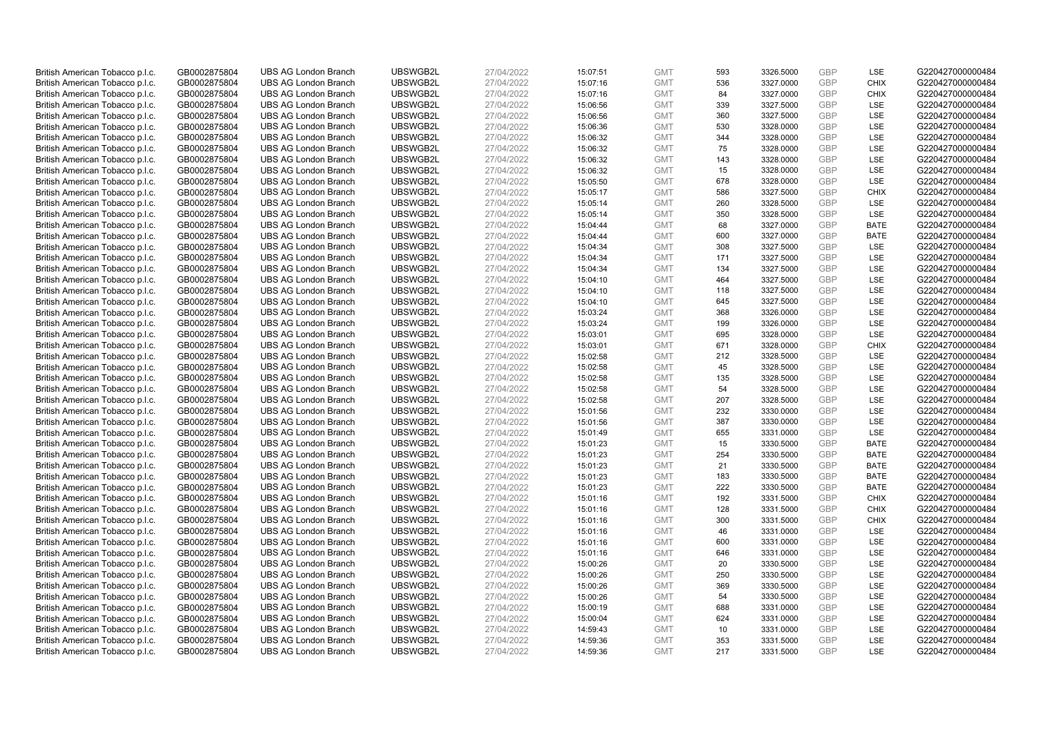| | | | | | | | | | | | |
|---|---|---|---|---|---|---|---|---|---|---|---|
| British American Tobacco p.l.c. | GB0002875804 | UBS AG London Branch | UBSWGB2L | 27/04/2022 | 15:07:51 | GMT | 593 | 3326.5000 | GBP | LSE | G220427000000484 |
| British American Tobacco p.l.c. | GB0002875804 | UBS AG London Branch | UBSWGB2L | 27/04/2022 | 15:07:16 | GMT | 536 | 3327.0000 | GBP | CHIX | G220427000000484 |
| British American Tobacco p.l.c. | GB0002875804 | UBS AG London Branch | UBSWGB2L | 27/04/2022 | 15:07:16 | GMT | 84 | 3327.0000 | GBP | CHIX | G220427000000484 |
| British American Tobacco p.l.c. | GB0002875804 | UBS AG London Branch | UBSWGB2L | 27/04/2022 | 15:06:56 | GMT | 339 | 3327.5000 | GBP | LSE | G220427000000484 |
| British American Tobacco p.l.c. | GB0002875804 | UBS AG London Branch | UBSWGB2L | 27/04/2022 | 15:06:56 | GMT | 360 | 3327.5000 | GBP | LSE | G220427000000484 |
| British American Tobacco p.l.c. | GB0002875804 | UBS AG London Branch | UBSWGB2L | 27/04/2022 | 15:06:36 | GMT | 530 | 3328.0000 | GBP | LSE | G220427000000484 |
| British American Tobacco p.l.c. | GB0002875804 | UBS AG London Branch | UBSWGB2L | 27/04/2022 | 15:06:32 | GMT | 344 | 3328.0000 | GBP | LSE | G220427000000484 |
| British American Tobacco p.l.c. | GB0002875804 | UBS AG London Branch | UBSWGB2L | 27/04/2022 | 15:06:32 | GMT | 75 | 3328.0000 | GBP | LSE | G220427000000484 |
| British American Tobacco p.l.c. | GB0002875804 | UBS AG London Branch | UBSWGB2L | 27/04/2022 | 15:06:32 | GMT | 143 | 3328.0000 | GBP | LSE | G220427000000484 |
| British American Tobacco p.l.c. | GB0002875804 | UBS AG London Branch | UBSWGB2L | 27/04/2022 | 15:06:32 | GMT | 15 | 3328.0000 | GBP | LSE | G220427000000484 |
| British American Tobacco p.l.c. | GB0002875804 | UBS AG London Branch | UBSWGB2L | 27/04/2022 | 15:05:50 | GMT | 678 | 3328.0000 | GBP | LSE | G220427000000484 |
| British American Tobacco p.l.c. | GB0002875804 | UBS AG London Branch | UBSWGB2L | 27/04/2022 | 15:05:17 | GMT | 586 | 3327.5000 | GBP | CHIX | G220427000000484 |
| British American Tobacco p.l.c. | GB0002875804 | UBS AG London Branch | UBSWGB2L | 27/04/2022 | 15:05:14 | GMT | 260 | 3328.5000 | GBP | LSE | G220427000000484 |
| British American Tobacco p.l.c. | GB0002875804 | UBS AG London Branch | UBSWGB2L | 27/04/2022 | 15:05:14 | GMT | 350 | 3328.5000 | GBP | LSE | G220427000000484 |
| British American Tobacco p.l.c. | GB0002875804 | UBS AG London Branch | UBSWGB2L | 27/04/2022 | 15:04:44 | GMT | 68 | 3327.0000 | GBP | BATE | G220427000000484 |
| British American Tobacco p.l.c. | GB0002875804 | UBS AG London Branch | UBSWGB2L | 27/04/2022 | 15:04:44 | GMT | 600 | 3327.0000 | GBP | BATE | G220427000000484 |
| British American Tobacco p.l.c. | GB0002875804 | UBS AG London Branch | UBSWGB2L | 27/04/2022 | 15:04:34 | GMT | 308 | 3327.5000 | GBP | LSE | G220427000000484 |
| British American Tobacco p.l.c. | GB0002875804 | UBS AG London Branch | UBSWGB2L | 27/04/2022 | 15:04:34 | GMT | 171 | 3327.5000 | GBP | LSE | G220427000000484 |
| British American Tobacco p.l.c. | GB0002875804 | UBS AG London Branch | UBSWGB2L | 27/04/2022 | 15:04:34 | GMT | 134 | 3327.5000 | GBP | LSE | G220427000000484 |
| British American Tobacco p.l.c. | GB0002875804 | UBS AG London Branch | UBSWGB2L | 27/04/2022 | 15:04:10 | GMT | 464 | 3327.5000 | GBP | LSE | G220427000000484 |
| British American Tobacco p.l.c. | GB0002875804 | UBS AG London Branch | UBSWGB2L | 27/04/2022 | 15:04:10 | GMT | 118 | 3327.5000 | GBP | LSE | G220427000000484 |
| British American Tobacco p.l.c. | GB0002875804 | UBS AG London Branch | UBSWGB2L | 27/04/2022 | 15:04:10 | GMT | 645 | 3327.5000 | GBP | LSE | G220427000000484 |
| British American Tobacco p.l.c. | GB0002875804 | UBS AG London Branch | UBSWGB2L | 27/04/2022 | 15:03:24 | GMT | 368 | 3326.0000 | GBP | LSE | G220427000000484 |
| British American Tobacco p.l.c. | GB0002875804 | UBS AG London Branch | UBSWGB2L | 27/04/2022 | 15:03:24 | GMT | 199 | 3326.0000 | GBP | LSE | G220427000000484 |
| British American Tobacco p.l.c. | GB0002875804 | UBS AG London Branch | UBSWGB2L | 27/04/2022 | 15:03:01 | GMT | 695 | 3328.0000 | GBP | LSE | G220427000000484 |
| British American Tobacco p.l.c. | GB0002875804 | UBS AG London Branch | UBSWGB2L | 27/04/2022 | 15:03:01 | GMT | 671 | 3328.0000 | GBP | CHIX | G220427000000484 |
| British American Tobacco p.l.c. | GB0002875804 | UBS AG London Branch | UBSWGB2L | 27/04/2022 | 15:02:58 | GMT | 212 | 3328.5000 | GBP | LSE | G220427000000484 |
| British American Tobacco p.l.c. | GB0002875804 | UBS AG London Branch | UBSWGB2L | 27/04/2022 | 15:02:58 | GMT | 45 | 3328.5000 | GBP | LSE | G220427000000484 |
| British American Tobacco p.l.c. | GB0002875804 | UBS AG London Branch | UBSWGB2L | 27/04/2022 | 15:02:58 | GMT | 135 | 3328.5000 | GBP | LSE | G220427000000484 |
| British American Tobacco p.l.c. | GB0002875804 | UBS AG London Branch | UBSWGB2L | 27/04/2022 | 15:02:58 | GMT | 54 | 3328.5000 | GBP | LSE | G220427000000484 |
| British American Tobacco p.l.c. | GB0002875804 | UBS AG London Branch | UBSWGB2L | 27/04/2022 | 15:02:58 | GMT | 207 | 3328.5000 | GBP | LSE | G220427000000484 |
| British American Tobacco p.l.c. | GB0002875804 | UBS AG London Branch | UBSWGB2L | 27/04/2022 | 15:01:56 | GMT | 232 | 3330.0000 | GBP | LSE | G220427000000484 |
| British American Tobacco p.l.c. | GB0002875804 | UBS AG London Branch | UBSWGB2L | 27/04/2022 | 15:01:56 | GMT | 387 | 3330.0000 | GBP | LSE | G220427000000484 |
| British American Tobacco p.l.c. | GB0002875804 | UBS AG London Branch | UBSWGB2L | 27/04/2022 | 15:01:49 | GMT | 655 | 3331.0000 | GBP | LSE | G220427000000484 |
| British American Tobacco p.l.c. | GB0002875804 | UBS AG London Branch | UBSWGB2L | 27/04/2022 | 15:01:23 | GMT | 15 | 3330.5000 | GBP | BATE | G220427000000484 |
| British American Tobacco p.l.c. | GB0002875804 | UBS AG London Branch | UBSWGB2L | 27/04/2022 | 15:01:23 | GMT | 254 | 3330.5000 | GBP | BATE | G220427000000484 |
| British American Tobacco p.l.c. | GB0002875804 | UBS AG London Branch | UBSWGB2L | 27/04/2022 | 15:01:23 | GMT | 21 | 3330.5000 | GBP | BATE | G220427000000484 |
| British American Tobacco p.l.c. | GB0002875804 | UBS AG London Branch | UBSWGB2L | 27/04/2022 | 15:01:23 | GMT | 183 | 3330.5000 | GBP | BATE | G220427000000484 |
| British American Tobacco p.l.c. | GB0002875804 | UBS AG London Branch | UBSWGB2L | 27/04/2022 | 15:01:23 | GMT | 222 | 3330.5000 | GBP | BATE | G220427000000484 |
| British American Tobacco p.l.c. | GB0002875804 | UBS AG London Branch | UBSWGB2L | 27/04/2022 | 15:01:16 | GMT | 192 | 3331.5000 | GBP | CHIX | G220427000000484 |
| British American Tobacco p.l.c. | GB0002875804 | UBS AG London Branch | UBSWGB2L | 27/04/2022 | 15:01:16 | GMT | 128 | 3331.5000 | GBP | CHIX | G220427000000484 |
| British American Tobacco p.l.c. | GB0002875804 | UBS AG London Branch | UBSWGB2L | 27/04/2022 | 15:01:16 | GMT | 300 | 3331.5000 | GBP | CHIX | G220427000000484 |
| British American Tobacco p.l.c. | GB0002875804 | UBS AG London Branch | UBSWGB2L | 27/04/2022 | 15:01:16 | GMT | 46 | 3331.0000 | GBP | LSE | G220427000000484 |
| British American Tobacco p.l.c. | GB0002875804 | UBS AG London Branch | UBSWGB2L | 27/04/2022 | 15:01:16 | GMT | 600 | 3331.0000 | GBP | LSE | G220427000000484 |
| British American Tobacco p.l.c. | GB0002875804 | UBS AG London Branch | UBSWGB2L | 27/04/2022 | 15:01:16 | GMT | 646 | 3331.0000 | GBP | LSE | G220427000000484 |
| British American Tobacco p.l.c. | GB0002875804 | UBS AG London Branch | UBSWGB2L | 27/04/2022 | 15:00:26 | GMT | 20 | 3330.5000 | GBP | LSE | G220427000000484 |
| British American Tobacco p.l.c. | GB0002875804 | UBS AG London Branch | UBSWGB2L | 27/04/2022 | 15:00:26 | GMT | 250 | 3330.5000 | GBP | LSE | G220427000000484 |
| British American Tobacco p.l.c. | GB0002875804 | UBS AG London Branch | UBSWGB2L | 27/04/2022 | 15:00:26 | GMT | 369 | 3330.5000 | GBP | LSE | G220427000000484 |
| British American Tobacco p.l.c. | GB0002875804 | UBS AG London Branch | UBSWGB2L | 27/04/2022 | 15:00:26 | GMT | 54 | 3330.5000 | GBP | LSE | G220427000000484 |
| British American Tobacco p.l.c. | GB0002875804 | UBS AG London Branch | UBSWGB2L | 27/04/2022 | 15:00:19 | GMT | 688 | 3331.0000 | GBP | LSE | G220427000000484 |
| British American Tobacco p.l.c. | GB0002875804 | UBS AG London Branch | UBSWGB2L | 27/04/2022 | 15:00:04 | GMT | 624 | 3331.0000 | GBP | LSE | G220427000000484 |
| British American Tobacco p.l.c. | GB0002875804 | UBS AG London Branch | UBSWGB2L | 27/04/2022 | 14:59:43 | GMT | 10 | 3331.0000 | GBP | LSE | G220427000000484 |
| British American Tobacco p.l.c. | GB0002875804 | UBS AG London Branch | UBSWGB2L | 27/04/2022 | 14:59:36 | GMT | 353 | 3331.5000 | GBP | LSE | G220427000000484 |
| British American Tobacco p.l.c. | GB0002875804 | UBS AG London Branch | UBSWGB2L | 27/04/2022 | 14:59:36 | GMT | 217 | 3331.5000 | GBP | LSE | G220427000000484 |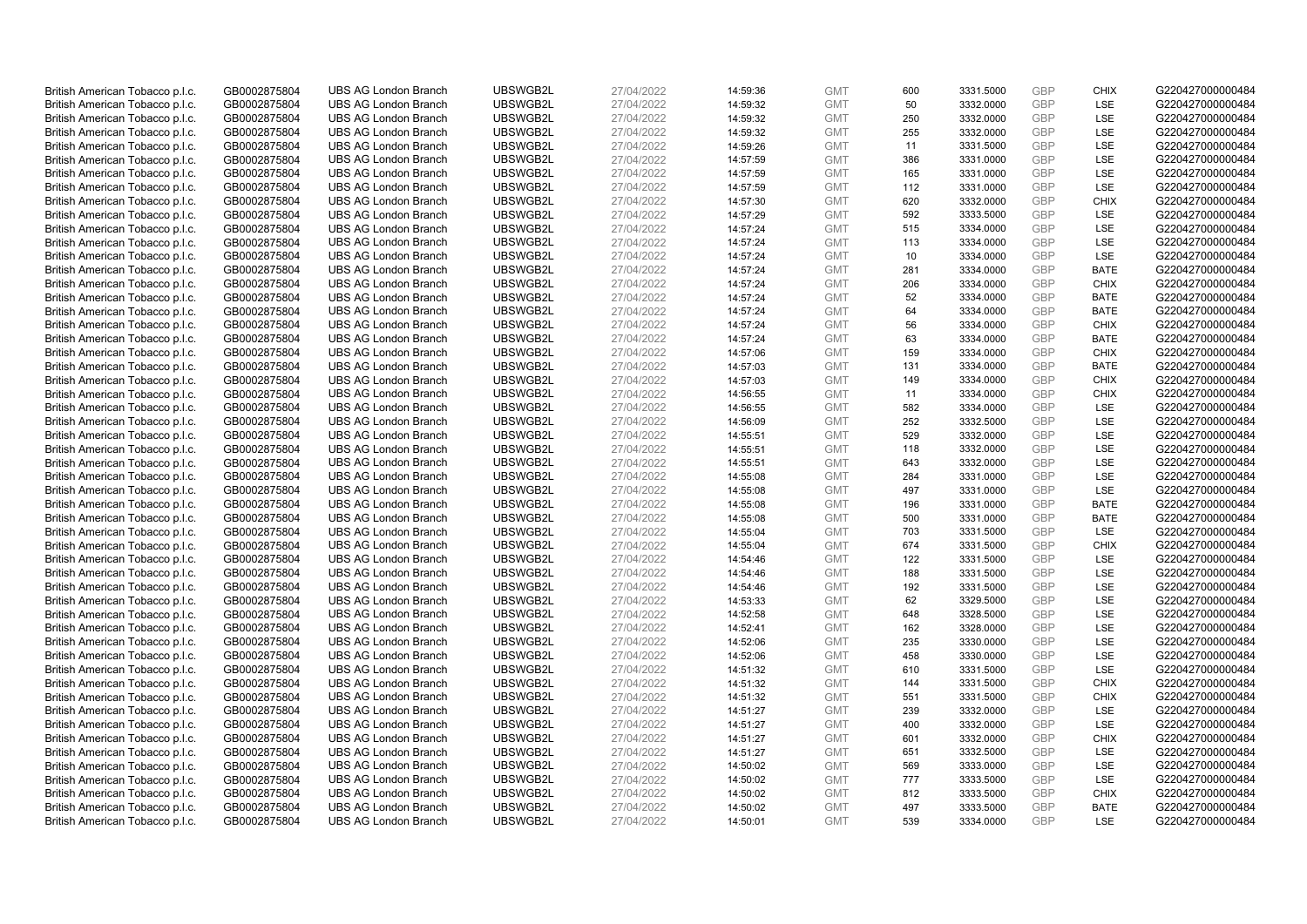| British American Tobacco p.l.c. | GB0002875804 | UBS AG London Branch | UBSWGB2L | 27/04/2022 | 14:59:36 | GMT | 600 | 3331.5000 | GBP | CHIX | G220427000000484 |
|---|---|---|---|---|---|---|---|---|---|---|---|
| British American Tobacco p.l.c. | GB0002875804 | UBS AG London Branch | UBSWGB2L | 27/04/2022 | 14:59:32 | GMT | 50 | 3332.0000 | GBP | LSE | G220427000000484 |
| British American Tobacco p.l.c. | GB0002875804 | UBS AG London Branch | UBSWGB2L | 27/04/2022 | 14:59:32 | GMT | 250 | 3332.0000 | GBP | LSE | G220427000000484 |
| British American Tobacco p.l.c. | GB0002875804 | UBS AG London Branch | UBSWGB2L | 27/04/2022 | 14:59:32 | GMT | 255 | 3332.0000 | GBP | LSE | G220427000000484 |
| British American Tobacco p.l.c. | GB0002875804 | UBS AG London Branch | UBSWGB2L | 27/04/2022 | 14:59:26 | GMT | 11 | 3331.5000 | GBP | LSE | G220427000000484 |
| British American Tobacco p.l.c. | GB0002875804 | UBS AG London Branch | UBSWGB2L | 27/04/2022 | 14:57:59 | GMT | 386 | 3331.0000 | GBP | LSE | G220427000000484 |
| British American Tobacco p.l.c. | GB0002875804 | UBS AG London Branch | UBSWGB2L | 27/04/2022 | 14:57:59 | GMT | 165 | 3331.0000 | GBP | LSE | G220427000000484 |
| British American Tobacco p.l.c. | GB0002875804 | UBS AG London Branch | UBSWGB2L | 27/04/2022 | 14:57:59 | GMT | 112 | 3331.0000 | GBP | LSE | G220427000000484 |
| British American Tobacco p.l.c. | GB0002875804 | UBS AG London Branch | UBSWGB2L | 27/04/2022 | 14:57:30 | GMT | 620 | 3332.0000 | GBP | CHIX | G220427000000484 |
| British American Tobacco p.l.c. | GB0002875804 | UBS AG London Branch | UBSWGB2L | 27/04/2022 | 14:57:29 | GMT | 592 | 3333.5000 | GBP | LSE | G220427000000484 |
| British American Tobacco p.l.c. | GB0002875804 | UBS AG London Branch | UBSWGB2L | 27/04/2022 | 14:57:24 | GMT | 515 | 3334.0000 | GBP | LSE | G220427000000484 |
| British American Tobacco p.l.c. | GB0002875804 | UBS AG London Branch | UBSWGB2L | 27/04/2022 | 14:57:24 | GMT | 113 | 3334.0000 | GBP | LSE | G220427000000484 |
| British American Tobacco p.l.c. | GB0002875804 | UBS AG London Branch | UBSWGB2L | 27/04/2022 | 14:57:24 | GMT | 10 | 3334.0000 | GBP | LSE | G220427000000484 |
| British American Tobacco p.l.c. | GB0002875804 | UBS AG London Branch | UBSWGB2L | 27/04/2022 | 14:57:24 | GMT | 281 | 3334.0000 | GBP | BATE | G220427000000484 |
| British American Tobacco p.l.c. | GB0002875804 | UBS AG London Branch | UBSWGB2L | 27/04/2022 | 14:57:24 | GMT | 206 | 3334.0000 | GBP | CHIX | G220427000000484 |
| British American Tobacco p.l.c. | GB0002875804 | UBS AG London Branch | UBSWGB2L | 27/04/2022 | 14:57:24 | GMT | 52 | 3334.0000 | GBP | BATE | G220427000000484 |
| British American Tobacco p.l.c. | GB0002875804 | UBS AG London Branch | UBSWGB2L | 27/04/2022 | 14:57:24 | GMT | 64 | 3334.0000 | GBP | BATE | G220427000000484 |
| British American Tobacco p.l.c. | GB0002875804 | UBS AG London Branch | UBSWGB2L | 27/04/2022 | 14:57:24 | GMT | 56 | 3334.0000 | GBP | CHIX | G220427000000484 |
| British American Tobacco p.l.c. | GB0002875804 | UBS AG London Branch | UBSWGB2L | 27/04/2022 | 14:57:24 | GMT | 63 | 3334.0000 | GBP | BATE | G220427000000484 |
| British American Tobacco p.l.c. | GB0002875804 | UBS AG London Branch | UBSWGB2L | 27/04/2022 | 14:57:06 | GMT | 159 | 3334.0000 | GBP | CHIX | G220427000000484 |
| British American Tobacco p.l.c. | GB0002875804 | UBS AG London Branch | UBSWGB2L | 27/04/2022 | 14:57:03 | GMT | 131 | 3334.0000 | GBP | BATE | G220427000000484 |
| British American Tobacco p.l.c. | GB0002875804 | UBS AG London Branch | UBSWGB2L | 27/04/2022 | 14:57:03 | GMT | 149 | 3334.0000 | GBP | CHIX | G220427000000484 |
| British American Tobacco p.l.c. | GB0002875804 | UBS AG London Branch | UBSWGB2L | 27/04/2022 | 14:56:55 | GMT | 11 | 3334.0000 | GBP | CHIX | G220427000000484 |
| British American Tobacco p.l.c. | GB0002875804 | UBS AG London Branch | UBSWGB2L | 27/04/2022 | 14:56:55 | GMT | 582 | 3334.0000 | GBP | LSE | G220427000000484 |
| British American Tobacco p.l.c. | GB0002875804 | UBS AG London Branch | UBSWGB2L | 27/04/2022 | 14:56:09 | GMT | 252 | 3332.5000 | GBP | LSE | G220427000000484 |
| British American Tobacco p.l.c. | GB0002875804 | UBS AG London Branch | UBSWGB2L | 27/04/2022 | 14:55:51 | GMT | 529 | 3332.0000 | GBP | LSE | G220427000000484 |
| British American Tobacco p.l.c. | GB0002875804 | UBS AG London Branch | UBSWGB2L | 27/04/2022 | 14:55:51 | GMT | 118 | 3332.0000 | GBP | LSE | G220427000000484 |
| British American Tobacco p.l.c. | GB0002875804 | UBS AG London Branch | UBSWGB2L | 27/04/2022 | 14:55:51 | GMT | 643 | 3332.0000 | GBP | LSE | G220427000000484 |
| British American Tobacco p.l.c. | GB0002875804 | UBS AG London Branch | UBSWGB2L | 27/04/2022 | 14:55:08 | GMT | 284 | 3331.0000 | GBP | LSE | G220427000000484 |
| British American Tobacco p.l.c. | GB0002875804 | UBS AG London Branch | UBSWGB2L | 27/04/2022 | 14:55:08 | GMT | 497 | 3331.0000 | GBP | LSE | G220427000000484 |
| British American Tobacco p.l.c. | GB0002875804 | UBS AG London Branch | UBSWGB2L | 27/04/2022 | 14:55:08 | GMT | 196 | 3331.0000 | GBP | BATE | G220427000000484 |
| British American Tobacco p.l.c. | GB0002875804 | UBS AG London Branch | UBSWGB2L | 27/04/2022 | 14:55:08 | GMT | 500 | 3331.0000 | GBP | BATE | G220427000000484 |
| British American Tobacco p.l.c. | GB0002875804 | UBS AG London Branch | UBSWGB2L | 27/04/2022 | 14:55:04 | GMT | 703 | 3331.5000 | GBP | LSE | G220427000000484 |
| British American Tobacco p.l.c. | GB0002875804 | UBS AG London Branch | UBSWGB2L | 27/04/2022 | 14:55:04 | GMT | 674 | 3331.5000 | GBP | CHIX | G220427000000484 |
| British American Tobacco p.l.c. | GB0002875804 | UBS AG London Branch | UBSWGB2L | 27/04/2022 | 14:54:46 | GMT | 122 | 3331.5000 | GBP | LSE | G220427000000484 |
| British American Tobacco p.l.c. | GB0002875804 | UBS AG London Branch | UBSWGB2L | 27/04/2022 | 14:54:46 | GMT | 188 | 3331.5000 | GBP | LSE | G220427000000484 |
| British American Tobacco p.l.c. | GB0002875804 | UBS AG London Branch | UBSWGB2L | 27/04/2022 | 14:54:46 | GMT | 192 | 3331.5000 | GBP | LSE | G220427000000484 |
| British American Tobacco p.l.c. | GB0002875804 | UBS AG London Branch | UBSWGB2L | 27/04/2022 | 14:53:33 | GMT | 62 | 3329.5000 | GBP | LSE | G220427000000484 |
| British American Tobacco p.l.c. | GB0002875804 | UBS AG London Branch | UBSWGB2L | 27/04/2022 | 14:52:58 | GMT | 648 | 3328.5000 | GBP | LSE | G220427000000484 |
| British American Tobacco p.l.c. | GB0002875804 | UBS AG London Branch | UBSWGB2L | 27/04/2022 | 14:52:41 | GMT | 162 | 3328.0000 | GBP | LSE | G220427000000484 |
| British American Tobacco p.l.c. | GB0002875804 | UBS AG London Branch | UBSWGB2L | 27/04/2022 | 14:52:06 | GMT | 235 | 3330.0000 | GBP | LSE | G220427000000484 |
| British American Tobacco p.l.c. | GB0002875804 | UBS AG London Branch | UBSWGB2L | 27/04/2022 | 14:52:06 | GMT | 458 | 3330.0000 | GBP | LSE | G220427000000484 |
| British American Tobacco p.l.c. | GB0002875804 | UBS AG London Branch | UBSWGB2L | 27/04/2022 | 14:51:32 | GMT | 610 | 3331.5000 | GBP | LSE | G220427000000484 |
| British American Tobacco p.l.c. | GB0002875804 | UBS AG London Branch | UBSWGB2L | 27/04/2022 | 14:51:32 | GMT | 144 | 3331.5000 | GBP | CHIX | G220427000000484 |
| British American Tobacco p.l.c. | GB0002875804 | UBS AG London Branch | UBSWGB2L | 27/04/2022 | 14:51:32 | GMT | 551 | 3331.5000 | GBP | CHIX | G220427000000484 |
| British American Tobacco p.l.c. | GB0002875804 | UBS AG London Branch | UBSWGB2L | 27/04/2022 | 14:51:27 | GMT | 239 | 3332.0000 | GBP | LSE | G220427000000484 |
| British American Tobacco p.l.c. | GB0002875804 | UBS AG London Branch | UBSWGB2L | 27/04/2022 | 14:51:27 | GMT | 400 | 3332.0000 | GBP | LSE | G220427000000484 |
| British American Tobacco p.l.c. | GB0002875804 | UBS AG London Branch | UBSWGB2L | 27/04/2022 | 14:51:27 | GMT | 601 | 3332.0000 | GBP | CHIX | G220427000000484 |
| British American Tobacco p.l.c. | GB0002875804 | UBS AG London Branch | UBSWGB2L | 27/04/2022 | 14:51:27 | GMT | 651 | 3332.5000 | GBP | LSE | G220427000000484 |
| British American Tobacco p.l.c. | GB0002875804 | UBS AG London Branch | UBSWGB2L | 27/04/2022 | 14:50:02 | GMT | 569 | 3333.0000 | GBP | LSE | G220427000000484 |
| British American Tobacco p.l.c. | GB0002875804 | UBS AG London Branch | UBSWGB2L | 27/04/2022 | 14:50:02 | GMT | 777 | 3333.5000 | GBP | LSE | G220427000000484 |
| British American Tobacco p.l.c. | GB0002875804 | UBS AG London Branch | UBSWGB2L | 27/04/2022 | 14:50:02 | GMT | 812 | 3333.5000 | GBP | CHIX | G220427000000484 |
| British American Tobacco p.l.c. | GB0002875804 | UBS AG London Branch | UBSWGB2L | 27/04/2022 | 14:50:02 | GMT | 497 | 3333.5000 | GBP | BATE | G220427000000484 |
| British American Tobacco p.l.c. | GB0002875804 | UBS AG London Branch | UBSWGB2L | 27/04/2022 | 14:50:01 | GMT | 539 | 3334.0000 | GBP | LSE | G220427000000484 |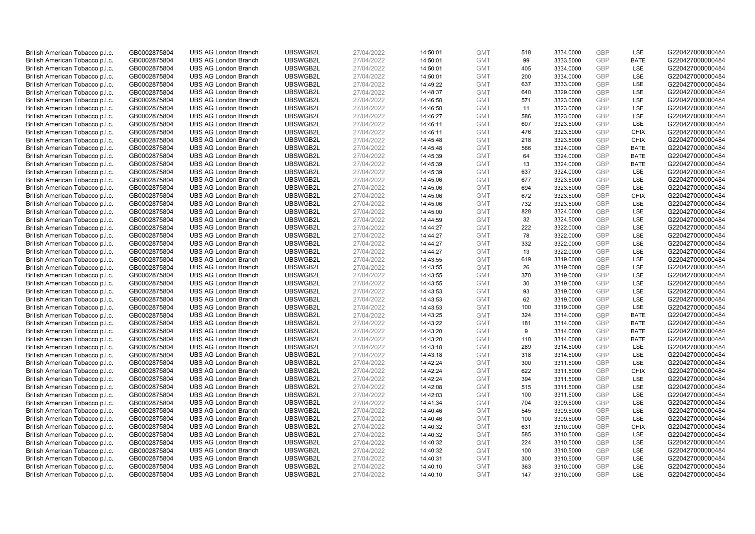| | | | | | | | | | | | |
|---|---|---|---|---|---|---|---|---|---|---|---|
| British American Tobacco p.l.c. | GB0002875804 | UBS AG London Branch | UBSWGB2L | 27/04/2022 | 14:50:01 | GMT | 518 | 3334.0000 | GBP | LSE | G220427000000484 |
| British American Tobacco p.l.c. | GB0002875804 | UBS AG London Branch | UBSWGB2L | 27/04/2022 | 14:50:01 | GMT | 99 | 3333.5000 | GBP | BATE | G220427000000484 |
| British American Tobacco p.l.c. | GB0002875804 | UBS AG London Branch | UBSWGB2L | 27/04/2022 | 14:50:01 | GMT | 405 | 3334.0000 | GBP | LSE | G220427000000484 |
| British American Tobacco p.l.c. | GB0002875804 | UBS AG London Branch | UBSWGB2L | 27/04/2022 | 14:50:01 | GMT | 200 | 3334.0000 | GBP | LSE | G220427000000484 |
| British American Tobacco p.l.c. | GB0002875804 | UBS AG London Branch | UBSWGB2L | 27/04/2022 | 14:49:22 | GMT | 637 | 3333.0000 | GBP | LSE | G220427000000484 |
| British American Tobacco p.l.c. | GB0002875804 | UBS AG London Branch | UBSWGB2L | 27/04/2022 | 14:48:37 | GMT | 640 | 3329.0000 | GBP | LSE | G220427000000484 |
| British American Tobacco p.l.c. | GB0002875804 | UBS AG London Branch | UBSWGB2L | 27/04/2022 | 14:46:58 | GMT | 571 | 3323.0000 | GBP | LSE | G220427000000484 |
| British American Tobacco p.l.c. | GB0002875804 | UBS AG London Branch | UBSWGB2L | 27/04/2022 | 14:46:58 | GMT | 11 | 3323.0000 | GBP | LSE | G220427000000484 |
| British American Tobacco p.l.c. | GB0002875804 | UBS AG London Branch | UBSWGB2L | 27/04/2022 | 14:46:27 | GMT | 586 | 3323.0000 | GBP | LSE | G220427000000484 |
| British American Tobacco p.l.c. | GB0002875804 | UBS AG London Branch | UBSWGB2L | 27/04/2022 | 14:46:11 | GMT | 607 | 3323.5000 | GBP | LSE | G220427000000484 |
| British American Tobacco p.l.c. | GB0002875804 | UBS AG London Branch | UBSWGB2L | 27/04/2022 | 14:46:11 | GMT | 476 | 3323.5000 | GBP | CHIX | G220427000000484 |
| British American Tobacco p.l.c. | GB0002875804 | UBS AG London Branch | UBSWGB2L | 27/04/2022 | 14:45:48 | GMT | 218 | 3323.5000 | GBP | CHIX | G220427000000484 |
| British American Tobacco p.l.c. | GB0002875804 | UBS AG London Branch | UBSWGB2L | 27/04/2022 | 14:45:48 | GMT | 566 | 3324.0000 | GBP | BATE | G220427000000484 |
| British American Tobacco p.l.c. | GB0002875804 | UBS AG London Branch | UBSWGB2L | 27/04/2022 | 14:45:39 | GMT | 64 | 3324.0000 | GBP | BATE | G220427000000484 |
| British American Tobacco p.l.c. | GB0002875804 | UBS AG London Branch | UBSWGB2L | 27/04/2022 | 14:45:39 | GMT | 13 | 3324.0000 | GBP | BATE | G220427000000484 |
| British American Tobacco p.l.c. | GB0002875804 | UBS AG London Branch | UBSWGB2L | 27/04/2022 | 14:45:39 | GMT | 637 | 3324.0000 | GBP | LSE | G220427000000484 |
| British American Tobacco p.l.c. | GB0002875804 | UBS AG London Branch | UBSWGB2L | 27/04/2022 | 14:45:06 | GMT | 677 | 3323.5000 | GBP | LSE | G220427000000484 |
| British American Tobacco p.l.c. | GB0002875804 | UBS AG London Branch | UBSWGB2L | 27/04/2022 | 14:45:06 | GMT | 694 | 3323.5000 | GBP | LSE | G220427000000484 |
| British American Tobacco p.l.c. | GB0002875804 | UBS AG London Branch | UBSWGB2L | 27/04/2022 | 14:45:06 | GMT | 672 | 3323.5000 | GBP | CHIX | G220427000000484 |
| British American Tobacco p.l.c. | GB0002875804 | UBS AG London Branch | UBSWGB2L | 27/04/2022 | 14:45:06 | GMT | 732 | 3323.5000 | GBP | LSE | G220427000000484 |
| British American Tobacco p.l.c. | GB0002875804 | UBS AG London Branch | UBSWGB2L | 27/04/2022 | 14:45:00 | GMT | 828 | 3324.0000 | GBP | LSE | G220427000000484 |
| British American Tobacco p.l.c. | GB0002875804 | UBS AG London Branch | UBSWGB2L | 27/04/2022 | 14:44:59 | GMT | 32 | 3324.5000 | GBP | LSE | G220427000000484 |
| British American Tobacco p.l.c. | GB0002875804 | UBS AG London Branch | UBSWGB2L | 27/04/2022 | 14:44:27 | GMT | 222 | 3322.0000 | GBP | LSE | G220427000000484 |
| British American Tobacco p.l.c. | GB0002875804 | UBS AG London Branch | UBSWGB2L | 27/04/2022 | 14:44:27 | GMT | 78 | 3322.0000 | GBP | LSE | G220427000000484 |
| British American Tobacco p.l.c. | GB0002875804 | UBS AG London Branch | UBSWGB2L | 27/04/2022 | 14:44:27 | GMT | 332 | 3322.0000 | GBP | LSE | G220427000000484 |
| British American Tobacco p.l.c. | GB0002875804 | UBS AG London Branch | UBSWGB2L | 27/04/2022 | 14:44:27 | GMT | 13 | 3322.0000 | GBP | LSE | G220427000000484 |
| British American Tobacco p.l.c. | GB0002875804 | UBS AG London Branch | UBSWGB2L | 27/04/2022 | 14:43:55 | GMT | 619 | 3319.0000 | GBP | LSE | G220427000000484 |
| British American Tobacco p.l.c. | GB0002875804 | UBS AG London Branch | UBSWGB2L | 27/04/2022 | 14:43:55 | GMT | 26 | 3319.0000 | GBP | LSE | G220427000000484 |
| British American Tobacco p.l.c. | GB0002875804 | UBS AG London Branch | UBSWGB2L | 27/04/2022 | 14:43:55 | GMT | 370 | 3319.0000 | GBP | LSE | G220427000000484 |
| British American Tobacco p.l.c. | GB0002875804 | UBS AG London Branch | UBSWGB2L | 27/04/2022 | 14:43:55 | GMT | 30 | 3319.0000 | GBP | LSE | G220427000000484 |
| British American Tobacco p.l.c. | GB0002875804 | UBS AG London Branch | UBSWGB2L | 27/04/2022 | 14:43:53 | GMT | 93 | 3319.0000 | GBP | LSE | G220427000000484 |
| British American Tobacco p.l.c. | GB0002875804 | UBS AG London Branch | UBSWGB2L | 27/04/2022 | 14:43:53 | GMT | 62 | 3319.0000 | GBP | LSE | G220427000000484 |
| British American Tobacco p.l.c. | GB0002875804 | UBS AG London Branch | UBSWGB2L | 27/04/2022 | 14:43:53 | GMT | 100 | 3319.0000 | GBP | LSE | G220427000000484 |
| British American Tobacco p.l.c. | GB0002875804 | UBS AG London Branch | UBSWGB2L | 27/04/2022 | 14:43:25 | GMT | 324 | 3314.0000 | GBP | BATE | G220427000000484 |
| British American Tobacco p.l.c. | GB0002875804 | UBS AG London Branch | UBSWGB2L | 27/04/2022 | 14:43:22 | GMT | 181 | 3314.0000 | GBP | BATE | G220427000000484 |
| British American Tobacco p.l.c. | GB0002875804 | UBS AG London Branch | UBSWGB2L | 27/04/2022 | 14:43:20 | GMT | 9 | 3314.0000 | GBP | BATE | G220427000000484 |
| British American Tobacco p.l.c. | GB0002875804 | UBS AG London Branch | UBSWGB2L | 27/04/2022 | 14:43:20 | GMT | 118 | 3314.0000 | GBP | BATE | G220427000000484 |
| British American Tobacco p.l.c. | GB0002875804 | UBS AG London Branch | UBSWGB2L | 27/04/2022 | 14:43:18 | GMT | 289 | 3314.5000 | GBP | LSE | G220427000000484 |
| British American Tobacco p.l.c. | GB0002875804 | UBS AG London Branch | UBSWGB2L | 27/04/2022 | 14:43:18 | GMT | 318 | 3314.5000 | GBP | LSE | G220427000000484 |
| British American Tobacco p.l.c. | GB0002875804 | UBS AG London Branch | UBSWGB2L | 27/04/2022 | 14:42:24 | GMT | 300 | 3311.5000 | GBP | LSE | G220427000000484 |
| British American Tobacco p.l.c. | GB0002875804 | UBS AG London Branch | UBSWGB2L | 27/04/2022 | 14:42:24 | GMT | 622 | 3311.5000 | GBP | CHIX | G220427000000484 |
| British American Tobacco p.l.c. | GB0002875804 | UBS AG London Branch | UBSWGB2L | 27/04/2022 | 14:42:24 | GMT | 394 | 3311.5000 | GBP | LSE | G220427000000484 |
| British American Tobacco p.l.c. | GB0002875804 | UBS AG London Branch | UBSWGB2L | 27/04/2022 | 14:42:08 | GMT | 515 | 3311.5000 | GBP | LSE | G220427000000484 |
| British American Tobacco p.l.c. | GB0002875804 | UBS AG London Branch | UBSWGB2L | 27/04/2022 | 14:42:03 | GMT | 100 | 3311.5000 | GBP | LSE | G220427000000484 |
| British American Tobacco p.l.c. | GB0002875804 | UBS AG London Branch | UBSWGB2L | 27/04/2022 | 14:41:34 | GMT | 704 | 3309.5000 | GBP | LSE | G220427000000484 |
| British American Tobacco p.l.c. | GB0002875804 | UBS AG London Branch | UBSWGB2L | 27/04/2022 | 14:40:46 | GMT | 545 | 3309.5000 | GBP | LSE | G220427000000484 |
| British American Tobacco p.l.c. | GB0002875804 | UBS AG London Branch | UBSWGB2L | 27/04/2022 | 14:40:46 | GMT | 100 | 3309.5000 | GBP | LSE | G220427000000484 |
| British American Tobacco p.l.c. | GB0002875804 | UBS AG London Branch | UBSWGB2L | 27/04/2022 | 14:40:32 | GMT | 631 | 3310.0000 | GBP | CHIX | G220427000000484 |
| British American Tobacco p.l.c. | GB0002875804 | UBS AG London Branch | UBSWGB2L | 27/04/2022 | 14:40:32 | GMT | 585 | 3310.5000 | GBP | LSE | G220427000000484 |
| British American Tobacco p.l.c. | GB0002875804 | UBS AG London Branch | UBSWGB2L | 27/04/2022 | 14:40:32 | GMT | 224 | 3310.5000 | GBP | LSE | G220427000000484 |
| British American Tobacco p.l.c. | GB0002875804 | UBS AG London Branch | UBSWGB2L | 27/04/2022 | 14:40:32 | GMT | 100 | 3310.5000 | GBP | LSE | G220427000000484 |
| British American Tobacco p.l.c. | GB0002875804 | UBS AG London Branch | UBSWGB2L | 27/04/2022 | 14:40:31 | GMT | 300 | 3310.5000 | GBP | LSE | G220427000000484 |
| British American Tobacco p.l.c. | GB0002875804 | UBS AG London Branch | UBSWGB2L | 27/04/2022 | 14:40:10 | GMT | 363 | 3310.0000 | GBP | LSE | G220427000000484 |
| British American Tobacco p.l.c. | GB0002875804 | UBS AG London Branch | UBSWGB2L | 27/04/2022 | 14:40:10 | GMT | 147 | 3310.0000 | GBP | LSE | G220427000000484 |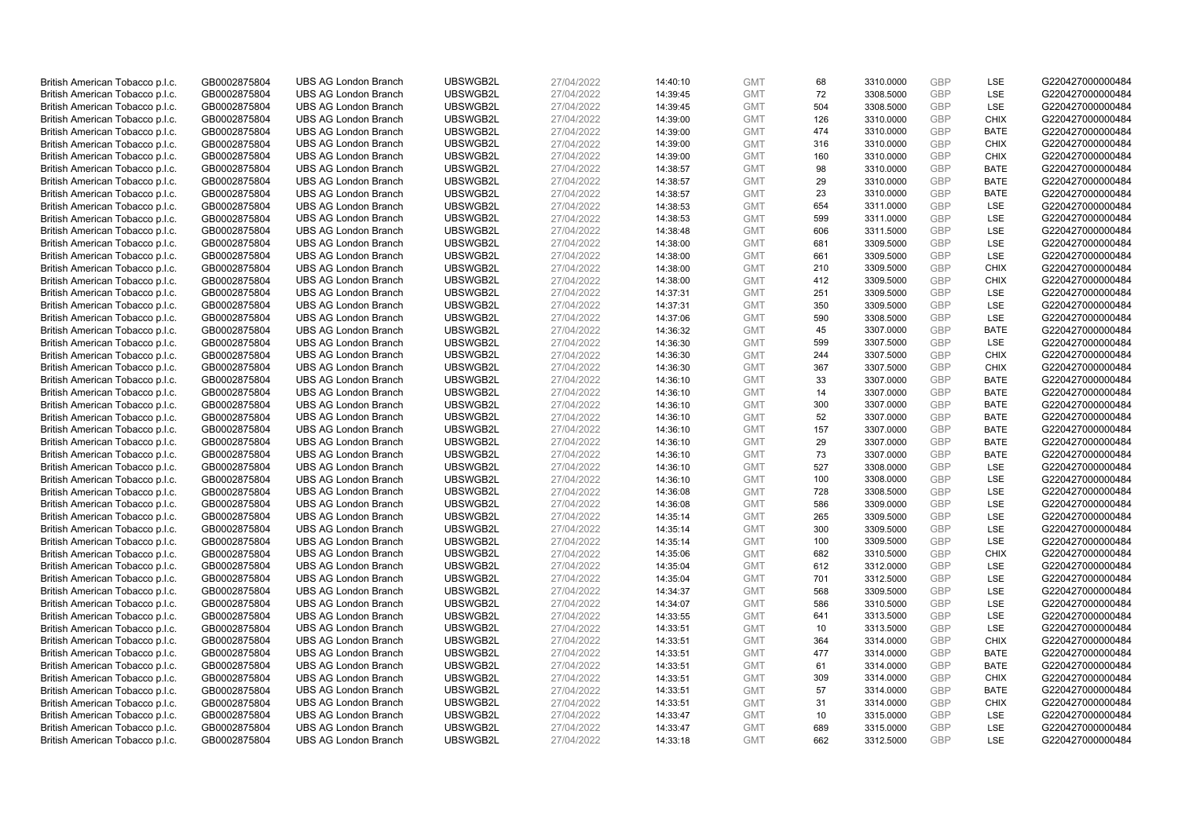| | | | | | | | | | | | |
|---|---|---|---|---|---|---|---|---|---|---|---|
| British American Tobacco p.l.c. | GB0002875804 | UBS AG London Branch | UBSWGB2L | 27/04/2022 | 14:40:10 | GMT | 68 | 3310.0000 | GBP | LSE | G220427000000484 |
| British American Tobacco p.l.c. | GB0002875804 | UBS AG London Branch | UBSWGB2L | 27/04/2022 | 14:39:45 | GMT | 72 | 3308.5000 | GBP | LSE | G220427000000484 |
| British American Tobacco p.l.c. | GB0002875804 | UBS AG London Branch | UBSWGB2L | 27/04/2022 | 14:39:45 | GMT | 504 | 3308.5000 | GBP | LSE | G220427000000484 |
| British American Tobacco p.l.c. | GB0002875804 | UBS AG London Branch | UBSWGB2L | 27/04/2022 | 14:39:00 | GMT | 126 | 3310.0000 | GBP | CHIX | G220427000000484 |
| British American Tobacco p.l.c. | GB0002875804 | UBS AG London Branch | UBSWGB2L | 27/04/2022 | 14:39:00 | GMT | 474 | 3310.0000 | GBP | BATE | G220427000000484 |
| British American Tobacco p.l.c. | GB0002875804 | UBS AG London Branch | UBSWGB2L | 27/04/2022 | 14:39:00 | GMT | 316 | 3310.0000 | GBP | CHIX | G220427000000484 |
| British American Tobacco p.l.c. | GB0002875804 | UBS AG London Branch | UBSWGB2L | 27/04/2022 | 14:39:00 | GMT | 160 | 3310.0000 | GBP | CHIX | G220427000000484 |
| British American Tobacco p.l.c. | GB0002875804 | UBS AG London Branch | UBSWGB2L | 27/04/2022 | 14:38:57 | GMT | 98 | 3310.0000 | GBP | BATE | G220427000000484 |
| British American Tobacco p.l.c. | GB0002875804 | UBS AG London Branch | UBSWGB2L | 27/04/2022 | 14:38:57 | GMT | 29 | 3310.0000 | GBP | BATE | G220427000000484 |
| British American Tobacco p.l.c. | GB0002875804 | UBS AG London Branch | UBSWGB2L | 27/04/2022 | 14:38:57 | GMT | 23 | 3310.0000 | GBP | BATE | G220427000000484 |
| British American Tobacco p.l.c. | GB0002875804 | UBS AG London Branch | UBSWGB2L | 27/04/2022 | 14:38:53 | GMT | 654 | 3311.0000 | GBP | LSE | G220427000000484 |
| British American Tobacco p.l.c. | GB0002875804 | UBS AG London Branch | UBSWGB2L | 27/04/2022 | 14:38:53 | GMT | 599 | 3311.0000 | GBP | LSE | G220427000000484 |
| British American Tobacco p.l.c. | GB0002875804 | UBS AG London Branch | UBSWGB2L | 27/04/2022 | 14:38:48 | GMT | 606 | 3311.5000 | GBP | LSE | G220427000000484 |
| British American Tobacco p.l.c. | GB0002875804 | UBS AG London Branch | UBSWGB2L | 27/04/2022 | 14:38:00 | GMT | 681 | 3309.5000 | GBP | LSE | G220427000000484 |
| British American Tobacco p.l.c. | GB0002875804 | UBS AG London Branch | UBSWGB2L | 27/04/2022 | 14:38:00 | GMT | 661 | 3309.5000 | GBP | LSE | G220427000000484 |
| British American Tobacco p.l.c. | GB0002875804 | UBS AG London Branch | UBSWGB2L | 27/04/2022 | 14:38:00 | GMT | 210 | 3309.5000 | GBP | CHIX | G220427000000484 |
| British American Tobacco p.l.c. | GB0002875804 | UBS AG London Branch | UBSWGB2L | 27/04/2022 | 14:38:00 | GMT | 412 | 3309.5000 | GBP | CHIX | G220427000000484 |
| British American Tobacco p.l.c. | GB0002875804 | UBS AG London Branch | UBSWGB2L | 27/04/2022 | 14:37:31 | GMT | 251 | 3309.5000 | GBP | LSE | G220427000000484 |
| British American Tobacco p.l.c. | GB0002875804 | UBS AG London Branch | UBSWGB2L | 27/04/2022 | 14:37:31 | GMT | 350 | 3309.5000 | GBP | LSE | G220427000000484 |
| British American Tobacco p.l.c. | GB0002875804 | UBS AG London Branch | UBSWGB2L | 27/04/2022 | 14:37:06 | GMT | 590 | 3308.5000 | GBP | LSE | G220427000000484 |
| British American Tobacco p.l.c. | GB0002875804 | UBS AG London Branch | UBSWGB2L | 27/04/2022 | 14:36:32 | GMT | 45 | 3307.0000 | GBP | BATE | G220427000000484 |
| British American Tobacco p.l.c. | GB0002875804 | UBS AG London Branch | UBSWGB2L | 27/04/2022 | 14:36:30 | GMT | 599 | 3307.5000 | GBP | LSE | G220427000000484 |
| British American Tobacco p.l.c. | GB0002875804 | UBS AG London Branch | UBSWGB2L | 27/04/2022 | 14:36:30 | GMT | 244 | 3307.5000 | GBP | CHIX | G220427000000484 |
| British American Tobacco p.l.c. | GB0002875804 | UBS AG London Branch | UBSWGB2L | 27/04/2022 | 14:36:30 | GMT | 367 | 3307.5000 | GBP | CHIX | G220427000000484 |
| British American Tobacco p.l.c. | GB0002875804 | UBS AG London Branch | UBSWGB2L | 27/04/2022 | 14:36:10 | GMT | 33 | 3307.0000 | GBP | BATE | G220427000000484 |
| British American Tobacco p.l.c. | GB0002875804 | UBS AG London Branch | UBSWGB2L | 27/04/2022 | 14:36:10 | GMT | 14 | 3307.0000 | GBP | BATE | G220427000000484 |
| British American Tobacco p.l.c. | GB0002875804 | UBS AG London Branch | UBSWGB2L | 27/04/2022 | 14:36:10 | GMT | 300 | 3307.0000 | GBP | BATE | G220427000000484 |
| British American Tobacco p.l.c. | GB0002875804 | UBS AG London Branch | UBSWGB2L | 27/04/2022 | 14:36:10 | GMT | 52 | 3307.0000 | GBP | BATE | G220427000000484 |
| British American Tobacco p.l.c. | GB0002875804 | UBS AG London Branch | UBSWGB2L | 27/04/2022 | 14:36:10 | GMT | 157 | 3307.0000 | GBP | BATE | G220427000000484 |
| British American Tobacco p.l.c. | GB0002875804 | UBS AG London Branch | UBSWGB2L | 27/04/2022 | 14:36:10 | GMT | 29 | 3307.0000 | GBP | BATE | G220427000000484 |
| British American Tobacco p.l.c. | GB0002875804 | UBS AG London Branch | UBSWGB2L | 27/04/2022 | 14:36:10 | GMT | 73 | 3307.0000 | GBP | BATE | G220427000000484 |
| British American Tobacco p.l.c. | GB0002875804 | UBS AG London Branch | UBSWGB2L | 27/04/2022 | 14:36:10 | GMT | 527 | 3308.0000 | GBP | LSE | G220427000000484 |
| British American Tobacco p.l.c. | GB0002875804 | UBS AG London Branch | UBSWGB2L | 27/04/2022 | 14:36:10 | GMT | 100 | 3308.0000 | GBP | LSE | G220427000000484 |
| British American Tobacco p.l.c. | GB0002875804 | UBS AG London Branch | UBSWGB2L | 27/04/2022 | 14:36:08 | GMT | 728 | 3308.5000 | GBP | LSE | G220427000000484 |
| British American Tobacco p.l.c. | GB0002875804 | UBS AG London Branch | UBSWGB2L | 27/04/2022 | 14:36:08 | GMT | 586 | 3309.0000 | GBP | LSE | G220427000000484 |
| British American Tobacco p.l.c. | GB0002875804 | UBS AG London Branch | UBSWGB2L | 27/04/2022 | 14:35:14 | GMT | 265 | 3309.5000 | GBP | LSE | G220427000000484 |
| British American Tobacco p.l.c. | GB0002875804 | UBS AG London Branch | UBSWGB2L | 27/04/2022 | 14:35:14 | GMT | 300 | 3309.5000 | GBP | LSE | G220427000000484 |
| British American Tobacco p.l.c. | GB0002875804 | UBS AG London Branch | UBSWGB2L | 27/04/2022 | 14:35:14 | GMT | 100 | 3309.5000 | GBP | LSE | G220427000000484 |
| British American Tobacco p.l.c. | GB0002875804 | UBS AG London Branch | UBSWGB2L | 27/04/2022 | 14:35:06 | GMT | 682 | 3310.5000 | GBP | CHIX | G220427000000484 |
| British American Tobacco p.l.c. | GB0002875804 | UBS AG London Branch | UBSWGB2L | 27/04/2022 | 14:35:04 | GMT | 612 | 3312.0000 | GBP | LSE | G220427000000484 |
| British American Tobacco p.l.c. | GB0002875804 | UBS AG London Branch | UBSWGB2L | 27/04/2022 | 14:35:04 | GMT | 701 | 3312.5000 | GBP | LSE | G220427000000484 |
| British American Tobacco p.l.c. | GB0002875804 | UBS AG London Branch | UBSWGB2L | 27/04/2022 | 14:34:37 | GMT | 568 | 3309.5000 | GBP | LSE | G220427000000484 |
| British American Tobacco p.l.c. | GB0002875804 | UBS AG London Branch | UBSWGB2L | 27/04/2022 | 14:34:07 | GMT | 586 | 3310.5000 | GBP | LSE | G220427000000484 |
| British American Tobacco p.l.c. | GB0002875804 | UBS AG London Branch | UBSWGB2L | 27/04/2022 | 14:33:55 | GMT | 641 | 3313.5000 | GBP | LSE | G220427000000484 |
| British American Tobacco p.l.c. | GB0002875804 | UBS AG London Branch | UBSWGB2L | 27/04/2022 | 14:33:51 | GMT | 10 | 3313.5000 | GBP | LSE | G220427000000484 |
| British American Tobacco p.l.c. | GB0002875804 | UBS AG London Branch | UBSWGB2L | 27/04/2022 | 14:33:51 | GMT | 364 | 3314.0000 | GBP | CHIX | G220427000000484 |
| British American Tobacco p.l.c. | GB0002875804 | UBS AG London Branch | UBSWGB2L | 27/04/2022 | 14:33:51 | GMT | 477 | 3314.0000 | GBP | BATE | G220427000000484 |
| British American Tobacco p.l.c. | GB0002875804 | UBS AG London Branch | UBSWGB2L | 27/04/2022 | 14:33:51 | GMT | 61 | 3314.0000 | GBP | BATE | G220427000000484 |
| British American Tobacco p.l.c. | GB0002875804 | UBS AG London Branch | UBSWGB2L | 27/04/2022 | 14:33:51 | GMT | 309 | 3314.0000 | GBP | CHIX | G220427000000484 |
| British American Tobacco p.l.c. | GB0002875804 | UBS AG London Branch | UBSWGB2L | 27/04/2022 | 14:33:51 | GMT | 57 | 3314.0000 | GBP | BATE | G220427000000484 |
| British American Tobacco p.l.c. | GB0002875804 | UBS AG London Branch | UBSWGB2L | 27/04/2022 | 14:33:51 | GMT | 31 | 3314.0000 | GBP | CHIX | G220427000000484 |
| British American Tobacco p.l.c. | GB0002875804 | UBS AG London Branch | UBSWGB2L | 27/04/2022 | 14:33:47 | GMT | 10 | 3315.0000 | GBP | LSE | G220427000000484 |
| British American Tobacco p.l.c. | GB0002875804 | UBS AG London Branch | UBSWGB2L | 27/04/2022 | 14:33:47 | GMT | 689 | 3315.0000 | GBP | LSE | G220427000000484 |
| British American Tobacco p.l.c. | GB0002875804 | UBS AG London Branch | UBSWGB2L | 27/04/2022 | 14:33:18 | GMT | 662 | 3312.5000 | GBP | LSE | G220427000000484 |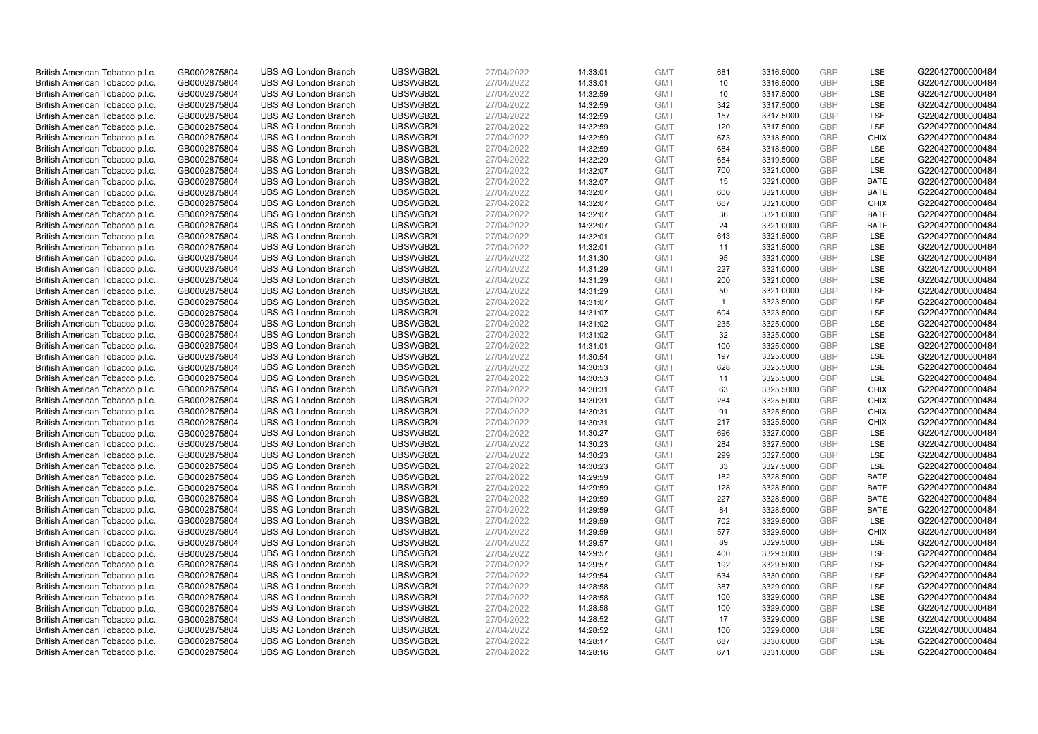| British American Tobacco p.l.c. | GB0002875804 | UBS AG London Branch | UBSWGB2L | 27/04/2022 | 14:33:01 | GMT | 681 | 3316.5000 | GBP | LSE | G220427000000484 |
|---|---|---|---|---|---|---|---|---|---|---|---|
| British American Tobacco p.l.c. | GB0002875804 | UBS AG London Branch | UBSWGB2L | 27/04/2022 | 14:33:01 | GMT | 10 | 3316.5000 | GBP | LSE | G220427000000484 |
| British American Tobacco p.l.c. | GB0002875804 | UBS AG London Branch | UBSWGB2L | 27/04/2022 | 14:32:59 | GMT | 10 | 3317.5000 | GBP | LSE | G220427000000484 |
| British American Tobacco p.l.c. | GB0002875804 | UBS AG London Branch | UBSWGB2L | 27/04/2022 | 14:32:59 | GMT | 342 | 3317.5000 | GBP | LSE | G220427000000484 |
| British American Tobacco p.l.c. | GB0002875804 | UBS AG London Branch | UBSWGB2L | 27/04/2022 | 14:32:59 | GMT | 157 | 3317.5000 | GBP | LSE | G220427000000484 |
| British American Tobacco p.l.c. | GB0002875804 | UBS AG London Branch | UBSWGB2L | 27/04/2022 | 14:32:59 | GMT | 120 | 3317.5000 | GBP | LSE | G220427000000484 |
| British American Tobacco p.l.c. | GB0002875804 | UBS AG London Branch | UBSWGB2L | 27/04/2022 | 14:32:59 | GMT | 673 | 3318.5000 | GBP | CHIX | G220427000000484 |
| British American Tobacco p.l.c. | GB0002875804 | UBS AG London Branch | UBSWGB2L | 27/04/2022 | 14:32:59 | GMT | 684 | 3318.5000 | GBP | LSE | G220427000000484 |
| British American Tobacco p.l.c. | GB0002875804 | UBS AG London Branch | UBSWGB2L | 27/04/2022 | 14:32:29 | GMT | 654 | 3319.5000 | GBP | LSE | G220427000000484 |
| British American Tobacco p.l.c. | GB0002875804 | UBS AG London Branch | UBSWGB2L | 27/04/2022 | 14:32:07 | GMT | 700 | 3321.0000 | GBP | LSE | G220427000000484 |
| British American Tobacco p.l.c. | GB0002875804 | UBS AG London Branch | UBSWGB2L | 27/04/2022 | 14:32:07 | GMT | 15 | 3321.0000 | GBP | BATE | G220427000000484 |
| British American Tobacco p.l.c. | GB0002875804 | UBS AG London Branch | UBSWGB2L | 27/04/2022 | 14:32:07 | GMT | 600 | 3321.0000 | GBP | BATE | G220427000000484 |
| British American Tobacco p.l.c. | GB0002875804 | UBS AG London Branch | UBSWGB2L | 27/04/2022 | 14:32:07 | GMT | 667 | 3321.0000 | GBP | CHIX | G220427000000484 |
| British American Tobacco p.l.c. | GB0002875804 | UBS AG London Branch | UBSWGB2L | 27/04/2022 | 14:32:07 | GMT | 36 | 3321.0000 | GBP | BATE | G220427000000484 |
| British American Tobacco p.l.c. | GB0002875804 | UBS AG London Branch | UBSWGB2L | 27/04/2022 | 14:32:07 | GMT | 24 | 3321.0000 | GBP | BATE | G220427000000484 |
| British American Tobacco p.l.c. | GB0002875804 | UBS AG London Branch | UBSWGB2L | 27/04/2022 | 14:32:01 | GMT | 643 | 3321.5000 | GBP | LSE | G220427000000484 |
| British American Tobacco p.l.c. | GB0002875804 | UBS AG London Branch | UBSWGB2L | 27/04/2022 | 14:32:01 | GMT | 11 | 3321.5000 | GBP | LSE | G220427000000484 |
| British American Tobacco p.l.c. | GB0002875804 | UBS AG London Branch | UBSWGB2L | 27/04/2022 | 14:31:30 | GMT | 95 | 3321.0000 | GBP | LSE | G220427000000484 |
| British American Tobacco p.l.c. | GB0002875804 | UBS AG London Branch | UBSWGB2L | 27/04/2022 | 14:31:29 | GMT | 227 | 3321.0000 | GBP | LSE | G220427000000484 |
| British American Tobacco p.l.c. | GB0002875804 | UBS AG London Branch | UBSWGB2L | 27/04/2022 | 14:31:29 | GMT | 200 | 3321.0000 | GBP | LSE | G220427000000484 |
| British American Tobacco p.l.c. | GB0002875804 | UBS AG London Branch | UBSWGB2L | 27/04/2022 | 14:31:29 | GMT | 50 | 3321.0000 | GBP | LSE | G220427000000484 |
| British American Tobacco p.l.c. | GB0002875804 | UBS AG London Branch | UBSWGB2L | 27/04/2022 | 14:31:07 | GMT | 1 | 3323.5000 | GBP | LSE | G220427000000484 |
| British American Tobacco p.l.c. | GB0002875804 | UBS AG London Branch | UBSWGB2L | 27/04/2022 | 14:31:07 | GMT | 604 | 3323.5000 | GBP | LSE | G220427000000484 |
| British American Tobacco p.l.c. | GB0002875804 | UBS AG London Branch | UBSWGB2L | 27/04/2022 | 14:31:02 | GMT | 235 | 3325.0000 | GBP | LSE | G220427000000484 |
| British American Tobacco p.l.c. | GB0002875804 | UBS AG London Branch | UBSWGB2L | 27/04/2022 | 14:31:02 | GMT | 32 | 3325.0000 | GBP | LSE | G220427000000484 |
| British American Tobacco p.l.c. | GB0002875804 | UBS AG London Branch | UBSWGB2L | 27/04/2022 | 14:31:01 | GMT | 100 | 3325.0000 | GBP | LSE | G220427000000484 |
| British American Tobacco p.l.c. | GB0002875804 | UBS AG London Branch | UBSWGB2L | 27/04/2022 | 14:30:54 | GMT | 197 | 3325.0000 | GBP | LSE | G220427000000484 |
| British American Tobacco p.l.c. | GB0002875804 | UBS AG London Branch | UBSWGB2L | 27/04/2022 | 14:30:53 | GMT | 628 | 3325.5000 | GBP | LSE | G220427000000484 |
| British American Tobacco p.l.c. | GB0002875804 | UBS AG London Branch | UBSWGB2L | 27/04/2022 | 14:30:53 | GMT | 11 | 3325.5000 | GBP | LSE | G220427000000484 |
| British American Tobacco p.l.c. | GB0002875804 | UBS AG London Branch | UBSWGB2L | 27/04/2022 | 14:30:31 | GMT | 63 | 3325.5000 | GBP | CHIX | G220427000000484 |
| British American Tobacco p.l.c. | GB0002875804 | UBS AG London Branch | UBSWGB2L | 27/04/2022 | 14:30:31 | GMT | 284 | 3325.5000 | GBP | CHIX | G220427000000484 |
| British American Tobacco p.l.c. | GB0002875804 | UBS AG London Branch | UBSWGB2L | 27/04/2022 | 14:30:31 | GMT | 91 | 3325.5000 | GBP | CHIX | G220427000000484 |
| British American Tobacco p.l.c. | GB0002875804 | UBS AG London Branch | UBSWGB2L | 27/04/2022 | 14:30:31 | GMT | 217 | 3325.5000 | GBP | CHIX | G220427000000484 |
| British American Tobacco p.l.c. | GB0002875804 | UBS AG London Branch | UBSWGB2L | 27/04/2022 | 14:30:27 | GMT | 696 | 3327.0000 | GBP | LSE | G220427000000484 |
| British American Tobacco p.l.c. | GB0002875804 | UBS AG London Branch | UBSWGB2L | 27/04/2022 | 14:30:23 | GMT | 284 | 3327.5000 | GBP | LSE | G220427000000484 |
| British American Tobacco p.l.c. | GB0002875804 | UBS AG London Branch | UBSWGB2L | 27/04/2022 | 14:30:23 | GMT | 299 | 3327.5000 | GBP | LSE | G220427000000484 |
| British American Tobacco p.l.c. | GB0002875804 | UBS AG London Branch | UBSWGB2L | 27/04/2022 | 14:30:23 | GMT | 33 | 3327.5000 | GBP | LSE | G220427000000484 |
| British American Tobacco p.l.c. | GB0002875804 | UBS AG London Branch | UBSWGB2L | 27/04/2022 | 14:29:59 | GMT | 182 | 3328.5000 | GBP | BATE | G220427000000484 |
| British American Tobacco p.l.c. | GB0002875804 | UBS AG London Branch | UBSWGB2L | 27/04/2022 | 14:29:59 | GMT | 128 | 3328.5000 | GBP | BATE | G220427000000484 |
| British American Tobacco p.l.c. | GB0002875804 | UBS AG London Branch | UBSWGB2L | 27/04/2022 | 14:29:59 | GMT | 227 | 3328.5000 | GBP | BATE | G220427000000484 |
| British American Tobacco p.l.c. | GB0002875804 | UBS AG London Branch | UBSWGB2L | 27/04/2022 | 14:29:59 | GMT | 84 | 3328.5000 | GBP | BATE | G220427000000484 |
| British American Tobacco p.l.c. | GB0002875804 | UBS AG London Branch | UBSWGB2L | 27/04/2022 | 14:29:59 | GMT | 702 | 3329.5000 | GBP | LSE | G220427000000484 |
| British American Tobacco p.l.c. | GB0002875804 | UBS AG London Branch | UBSWGB2L | 27/04/2022 | 14:29:59 | GMT | 577 | 3329.5000 | GBP | CHIX | G220427000000484 |
| British American Tobacco p.l.c. | GB0002875804 | UBS AG London Branch | UBSWGB2L | 27/04/2022 | 14:29:57 | GMT | 89 | 3329.5000 | GBP | LSE | G220427000000484 |
| British American Tobacco p.l.c. | GB0002875804 | UBS AG London Branch | UBSWGB2L | 27/04/2022 | 14:29:57 | GMT | 400 | 3329.5000 | GBP | LSE | G220427000000484 |
| British American Tobacco p.l.c. | GB0002875804 | UBS AG London Branch | UBSWGB2L | 27/04/2022 | 14:29:57 | GMT | 192 | 3329.5000 | GBP | LSE | G220427000000484 |
| British American Tobacco p.l.c. | GB0002875804 | UBS AG London Branch | UBSWGB2L | 27/04/2022 | 14:29:54 | GMT | 634 | 3330.0000 | GBP | LSE | G220427000000484 |
| British American Tobacco p.l.c. | GB0002875804 | UBS AG London Branch | UBSWGB2L | 27/04/2022 | 14:28:58 | GMT | 387 | 3329.0000 | GBP | LSE | G220427000000484 |
| British American Tobacco p.l.c. | GB0002875804 | UBS AG London Branch | UBSWGB2L | 27/04/2022 | 14:28:58 | GMT | 100 | 3329.0000 | GBP | LSE | G220427000000484 |
| British American Tobacco p.l.c. | GB0002875804 | UBS AG London Branch | UBSWGB2L | 27/04/2022 | 14:28:58 | GMT | 100 | 3329.0000 | GBP | LSE | G220427000000484 |
| British American Tobacco p.l.c. | GB0002875804 | UBS AG London Branch | UBSWGB2L | 27/04/2022 | 14:28:52 | GMT | 17 | 3329.0000 | GBP | LSE | G220427000000484 |
| British American Tobacco p.l.c. | GB0002875804 | UBS AG London Branch | UBSWGB2L | 27/04/2022 | 14:28:52 | GMT | 100 | 3329.0000 | GBP | LSE | G220427000000484 |
| British American Tobacco p.l.c. | GB0002875804 | UBS AG London Branch | UBSWGB2L | 27/04/2022 | 14:28:17 | GMT | 687 | 3330.0000 | GBP | LSE | G220427000000484 |
| British American Tobacco p.l.c. | GB0002875804 | UBS AG London Branch | UBSWGB2L | 27/04/2022 | 14:28:16 | GMT | 671 | 3331.0000 | GBP | LSE | G220427000000484 |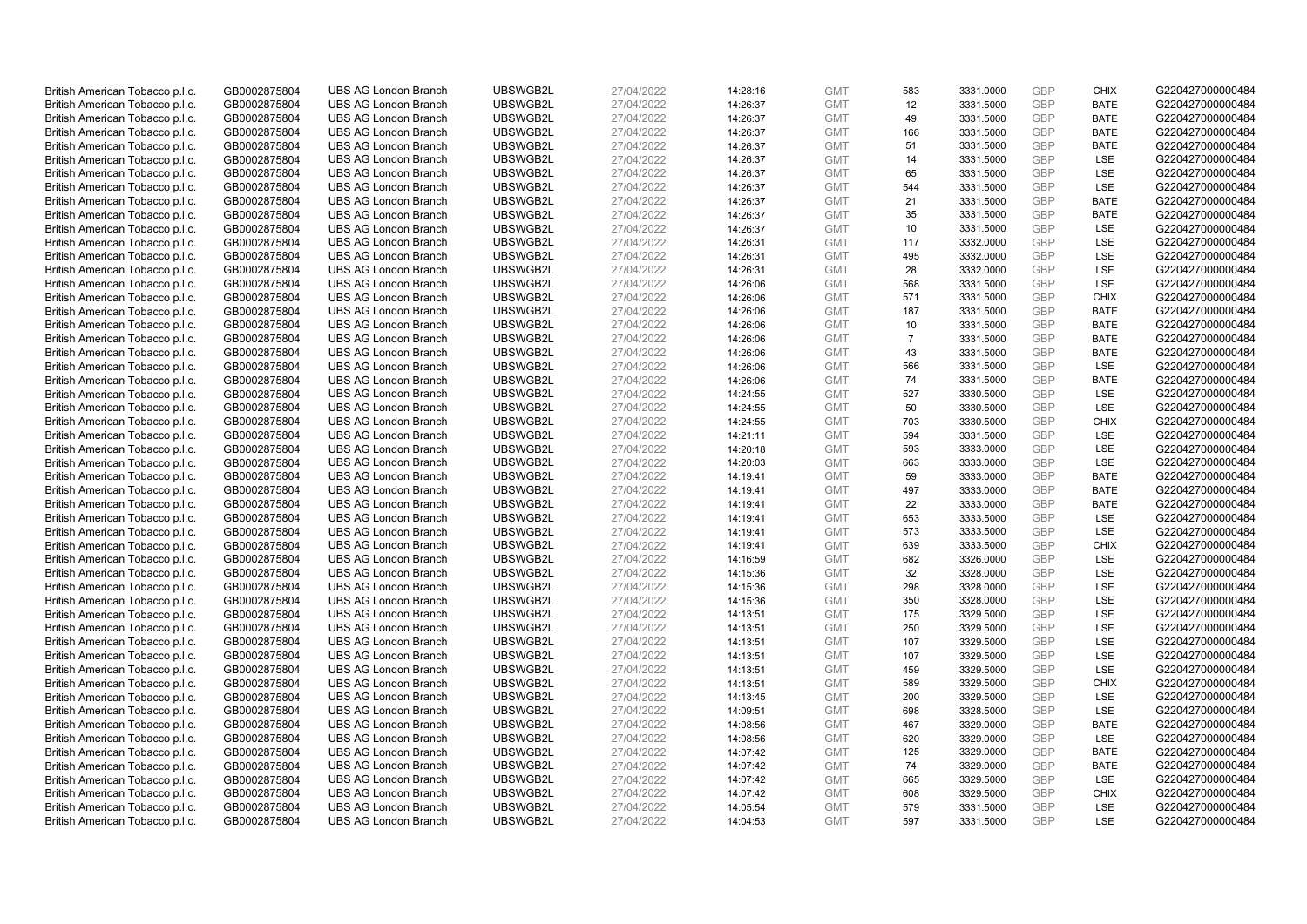| British American Tobacco p.l.c. | GB0002875804 | UBS AG London Branch | UBSWGB2L | 27/04/2022 | 14:28:16 | GMT | 583 | 3331.0000 | GBP | CHIX | G220427000000484 |
|---|---|---|---|---|---|---|---|---|---|---|---|
| British American Tobacco p.l.c. | GB0002875804 | UBS AG London Branch | UBSWGB2L | 27/04/2022 | 14:26:37 | GMT | 12 | 3331.5000 | GBP | BATE | G220427000000484 |
| British American Tobacco p.l.c. | GB0002875804 | UBS AG London Branch | UBSWGB2L | 27/04/2022 | 14:26:37 | GMT | 49 | 3331.5000 | GBP | BATE | G220427000000484 |
| British American Tobacco p.l.c. | GB0002875804 | UBS AG London Branch | UBSWGB2L | 27/04/2022 | 14:26:37 | GMT | 166 | 3331.5000 | GBP | BATE | G220427000000484 |
| British American Tobacco p.l.c. | GB0002875804 | UBS AG London Branch | UBSWGB2L | 27/04/2022 | 14:26:37 | GMT | 51 | 3331.5000 | GBP | BATE | G220427000000484 |
| British American Tobacco p.l.c. | GB0002875804 | UBS AG London Branch | UBSWGB2L | 27/04/2022 | 14:26:37 | GMT | 14 | 3331.5000 | GBP | LSE | G220427000000484 |
| British American Tobacco p.l.c. | GB0002875804 | UBS AG London Branch | UBSWGB2L | 27/04/2022 | 14:26:37 | GMT | 65 | 3331.5000 | GBP | LSE | G220427000000484 |
| British American Tobacco p.l.c. | GB0002875804 | UBS AG London Branch | UBSWGB2L | 27/04/2022 | 14:26:37 | GMT | 544 | 3331.5000 | GBP | LSE | G220427000000484 |
| British American Tobacco p.l.c. | GB0002875804 | UBS AG London Branch | UBSWGB2L | 27/04/2022 | 14:26:37 | GMT | 21 | 3331.5000 | GBP | BATE | G220427000000484 |
| British American Tobacco p.l.c. | GB0002875804 | UBS AG London Branch | UBSWGB2L | 27/04/2022 | 14:26:37 | GMT | 35 | 3331.5000 | GBP | BATE | G220427000000484 |
| British American Tobacco p.l.c. | GB0002875804 | UBS AG London Branch | UBSWGB2L | 27/04/2022 | 14:26:37 | GMT | 10 | 3331.5000 | GBP | LSE | G220427000000484 |
| British American Tobacco p.l.c. | GB0002875804 | UBS AG London Branch | UBSWGB2L | 27/04/2022 | 14:26:31 | GMT | 117 | 3332.0000 | GBP | LSE | G220427000000484 |
| British American Tobacco p.l.c. | GB0002875804 | UBS AG London Branch | UBSWGB2L | 27/04/2022 | 14:26:31 | GMT | 495 | 3332.0000 | GBP | LSE | G220427000000484 |
| British American Tobacco p.l.c. | GB0002875804 | UBS AG London Branch | UBSWGB2L | 27/04/2022 | 14:26:31 | GMT | 28 | 3332.0000 | GBP | LSE | G220427000000484 |
| British American Tobacco p.l.c. | GB0002875804 | UBS AG London Branch | UBSWGB2L | 27/04/2022 | 14:26:06 | GMT | 568 | 3331.5000 | GBP | LSE | G220427000000484 |
| British American Tobacco p.l.c. | GB0002875804 | UBS AG London Branch | UBSWGB2L | 27/04/2022 | 14:26:06 | GMT | 571 | 3331.5000 | GBP | CHIX | G220427000000484 |
| British American Tobacco p.l.c. | GB0002875804 | UBS AG London Branch | UBSWGB2L | 27/04/2022 | 14:26:06 | GMT | 187 | 3331.5000 | GBP | BATE | G220427000000484 |
| British American Tobacco p.l.c. | GB0002875804 | UBS AG London Branch | UBSWGB2L | 27/04/2022 | 14:26:06 | GMT | 10 | 3331.5000 | GBP | BATE | G220427000000484 |
| British American Tobacco p.l.c. | GB0002875804 | UBS AG London Branch | UBSWGB2L | 27/04/2022 | 14:26:06 | GMT | 7 | 3331.5000 | GBP | BATE | G220427000000484 |
| British American Tobacco p.l.c. | GB0002875804 | UBS AG London Branch | UBSWGB2L | 27/04/2022 | 14:26:06 | GMT | 43 | 3331.5000 | GBP | BATE | G220427000000484 |
| British American Tobacco p.l.c. | GB0002875804 | UBS AG London Branch | UBSWGB2L | 27/04/2022 | 14:26:06 | GMT | 566 | 3331.5000 | GBP | LSE | G220427000000484 |
| British American Tobacco p.l.c. | GB0002875804 | UBS AG London Branch | UBSWGB2L | 27/04/2022 | 14:26:06 | GMT | 74 | 3331.5000 | GBP | BATE | G220427000000484 |
| British American Tobacco p.l.c. | GB0002875804 | UBS AG London Branch | UBSWGB2L | 27/04/2022 | 14:24:55 | GMT | 527 | 3330.5000 | GBP | LSE | G220427000000484 |
| British American Tobacco p.l.c. | GB0002875804 | UBS AG London Branch | UBSWGB2L | 27/04/2022 | 14:24:55 | GMT | 50 | 3330.5000 | GBP | LSE | G220427000000484 |
| British American Tobacco p.l.c. | GB0002875804 | UBS AG London Branch | UBSWGB2L | 27/04/2022 | 14:24:55 | GMT | 703 | 3330.5000 | GBP | CHIX | G220427000000484 |
| British American Tobacco p.l.c. | GB0002875804 | UBS AG London Branch | UBSWGB2L | 27/04/2022 | 14:21:11 | GMT | 594 | 3331.5000 | GBP | LSE | G220427000000484 |
| British American Tobacco p.l.c. | GB0002875804 | UBS AG London Branch | UBSWGB2L | 27/04/2022 | 14:20:18 | GMT | 593 | 3333.0000 | GBP | LSE | G220427000000484 |
| British American Tobacco p.l.c. | GB0002875804 | UBS AG London Branch | UBSWGB2L | 27/04/2022 | 14:20:03 | GMT | 663 | 3333.0000 | GBP | LSE | G220427000000484 |
| British American Tobacco p.l.c. | GB0002875804 | UBS AG London Branch | UBSWGB2L | 27/04/2022 | 14:19:41 | GMT | 59 | 3333.0000 | GBP | BATE | G220427000000484 |
| British American Tobacco p.l.c. | GB0002875804 | UBS AG London Branch | UBSWGB2L | 27/04/2022 | 14:19:41 | GMT | 497 | 3333.0000 | GBP | BATE | G220427000000484 |
| British American Tobacco p.l.c. | GB0002875804 | UBS AG London Branch | UBSWGB2L | 27/04/2022 | 14:19:41 | GMT | 22 | 3333.0000 | GBP | BATE | G220427000000484 |
| British American Tobacco p.l.c. | GB0002875804 | UBS AG London Branch | UBSWGB2L | 27/04/2022 | 14:19:41 | GMT | 653 | 3333.5000 | GBP | LSE | G220427000000484 |
| British American Tobacco p.l.c. | GB0002875804 | UBS AG London Branch | UBSWGB2L | 27/04/2022 | 14:19:41 | GMT | 573 | 3333.5000 | GBP | LSE | G220427000000484 |
| British American Tobacco p.l.c. | GB0002875804 | UBS AG London Branch | UBSWGB2L | 27/04/2022 | 14:19:41 | GMT | 639 | 3333.5000 | GBP | CHIX | G220427000000484 |
| British American Tobacco p.l.c. | GB0002875804 | UBS AG London Branch | UBSWGB2L | 27/04/2022 | 14:16:59 | GMT | 682 | 3326.0000 | GBP | LSE | G220427000000484 |
| British American Tobacco p.l.c. | GB0002875804 | UBS AG London Branch | UBSWGB2L | 27/04/2022 | 14:15:36 | GMT | 32 | 3328.0000 | GBP | LSE | G220427000000484 |
| British American Tobacco p.l.c. | GB0002875804 | UBS AG London Branch | UBSWGB2L | 27/04/2022 | 14:15:36 | GMT | 298 | 3328.0000 | GBP | LSE | G220427000000484 |
| British American Tobacco p.l.c. | GB0002875804 | UBS AG London Branch | UBSWGB2L | 27/04/2022 | 14:15:36 | GMT | 350 | 3328.0000 | GBP | LSE | G220427000000484 |
| British American Tobacco p.l.c. | GB0002875804 | UBS AG London Branch | UBSWGB2L | 27/04/2022 | 14:13:51 | GMT | 175 | 3329.5000 | GBP | LSE | G220427000000484 |
| British American Tobacco p.l.c. | GB0002875804 | UBS AG London Branch | UBSWGB2L | 27/04/2022 | 14:13:51 | GMT | 250 | 3329.5000 | GBP | LSE | G220427000000484 |
| British American Tobacco p.l.c. | GB0002875804 | UBS AG London Branch | UBSWGB2L | 27/04/2022 | 14:13:51 | GMT | 107 | 3329.5000 | GBP | LSE | G220427000000484 |
| British American Tobacco p.l.c. | GB0002875804 | UBS AG London Branch | UBSWGB2L | 27/04/2022 | 14:13:51 | GMT | 107 | 3329.5000 | GBP | LSE | G220427000000484 |
| British American Tobacco p.l.c. | GB0002875804 | UBS AG London Branch | UBSWGB2L | 27/04/2022 | 14:13:51 | GMT | 459 | 3329.5000 | GBP | LSE | G220427000000484 |
| British American Tobacco p.l.c. | GB0002875804 | UBS AG London Branch | UBSWGB2L | 27/04/2022 | 14:13:51 | GMT | 589 | 3329.5000 | GBP | CHIX | G220427000000484 |
| British American Tobacco p.l.c. | GB0002875804 | UBS AG London Branch | UBSWGB2L | 27/04/2022 | 14:13:45 | GMT | 200 | 3329.5000 | GBP | LSE | G220427000000484 |
| British American Tobacco p.l.c. | GB0002875804 | UBS AG London Branch | UBSWGB2L | 27/04/2022 | 14:09:51 | GMT | 698 | 3328.5000 | GBP | LSE | G220427000000484 |
| British American Tobacco p.l.c. | GB0002875804 | UBS AG London Branch | UBSWGB2L | 27/04/2022 | 14:08:56 | GMT | 467 | 3329.0000 | GBP | BATE | G220427000000484 |
| British American Tobacco p.l.c. | GB0002875804 | UBS AG London Branch | UBSWGB2L | 27/04/2022 | 14:08:56 | GMT | 620 | 3329.0000 | GBP | LSE | G220427000000484 |
| British American Tobacco p.l.c. | GB0002875804 | UBS AG London Branch | UBSWGB2L | 27/04/2022 | 14:07:42 | GMT | 125 | 3329.0000 | GBP | BATE | G220427000000484 |
| British American Tobacco p.l.c. | GB0002875804 | UBS AG London Branch | UBSWGB2L | 27/04/2022 | 14:07:42 | GMT | 74 | 3329.0000 | GBP | BATE | G220427000000484 |
| British American Tobacco p.l.c. | GB0002875804 | UBS AG London Branch | UBSWGB2L | 27/04/2022 | 14:07:42 | GMT | 665 | 3329.5000 | GBP | LSE | G220427000000484 |
| British American Tobacco p.l.c. | GB0002875804 | UBS AG London Branch | UBSWGB2L | 27/04/2022 | 14:07:42 | GMT | 608 | 3329.5000 | GBP | CHIX | G220427000000484 |
| British American Tobacco p.l.c. | GB0002875804 | UBS AG London Branch | UBSWGB2L | 27/04/2022 | 14:05:54 | GMT | 579 | 3331.5000 | GBP | LSE | G220427000000484 |
| British American Tobacco p.l.c. | GB0002875804 | UBS AG London Branch | UBSWGB2L | 27/04/2022 | 14:04:53 | GMT | 597 | 3331.5000 | GBP | LSE | G220427000000484 |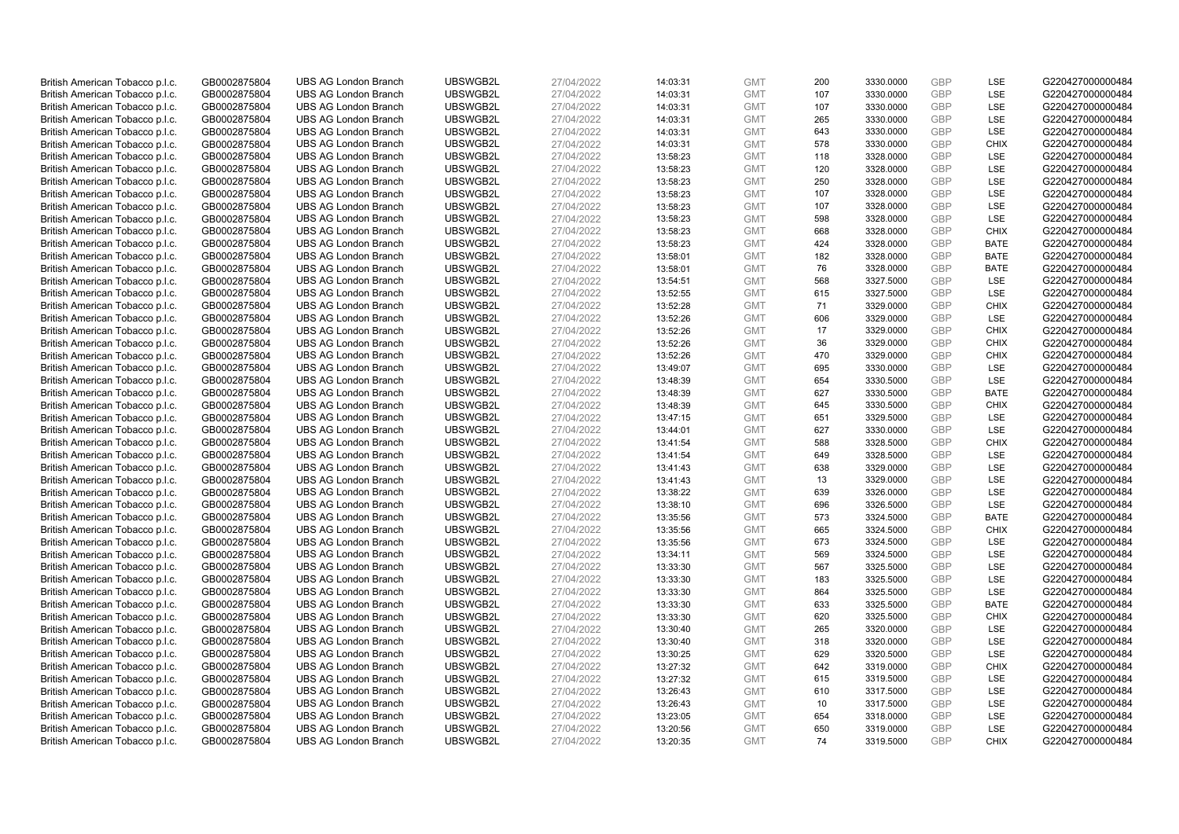| | | | | | | | | | | | |
|---|---|---|---|---|---|---|---|---|---|---|---|
| British American Tobacco p.l.c. | GB0002875804 | UBS AG London Branch | UBSWGB2L | 27/04/2022 | 14:03:31 | GMT | 200 | 3330.0000 | GBP | LSE | G220427000000484 |
| British American Tobacco p.l.c. | GB0002875804 | UBS AG London Branch | UBSWGB2L | 27/04/2022 | 14:03:31 | GMT | 107 | 3330.0000 | GBP | LSE | G220427000000484 |
| British American Tobacco p.l.c. | GB0002875804 | UBS AG London Branch | UBSWGB2L | 27/04/2022 | 14:03:31 | GMT | 107 | 3330.0000 | GBP | LSE | G220427000000484 |
| British American Tobacco p.l.c. | GB0002875804 | UBS AG London Branch | UBSWGB2L | 27/04/2022 | 14:03:31 | GMT | 265 | 3330.0000 | GBP | LSE | G220427000000484 |
| British American Tobacco p.l.c. | GB0002875804 | UBS AG London Branch | UBSWGB2L | 27/04/2022 | 14:03:31 | GMT | 643 | 3330.0000 | GBP | LSE | G220427000000484 |
| British American Tobacco p.l.c. | GB0002875804 | UBS AG London Branch | UBSWGB2L | 27/04/2022 | 14:03:31 | GMT | 578 | 3330.0000 | GBP | CHIX | G220427000000484 |
| British American Tobacco p.l.c. | GB0002875804 | UBS AG London Branch | UBSWGB2L | 27/04/2022 | 13:58:23 | GMT | 118 | 3328.0000 | GBP | LSE | G220427000000484 |
| British American Tobacco p.l.c. | GB0002875804 | UBS AG London Branch | UBSWGB2L | 27/04/2022 | 13:58:23 | GMT | 120 | 3328.0000 | GBP | LSE | G220427000000484 |
| British American Tobacco p.l.c. | GB0002875804 | UBS AG London Branch | UBSWGB2L | 27/04/2022 | 13:58:23 | GMT | 250 | 3328.0000 | GBP | LSE | G220427000000484 |
| British American Tobacco p.l.c. | GB0002875804 | UBS AG London Branch | UBSWGB2L | 27/04/2022 | 13:58:23 | GMT | 107 | 3328.0000 | GBP | LSE | G220427000000484 |
| British American Tobacco p.l.c. | GB0002875804 | UBS AG London Branch | UBSWGB2L | 27/04/2022 | 13:58:23 | GMT | 107 | 3328.0000 | GBP | LSE | G220427000000484 |
| British American Tobacco p.l.c. | GB0002875804 | UBS AG London Branch | UBSWGB2L | 27/04/2022 | 13:58:23 | GMT | 598 | 3328.0000 | GBP | LSE | G220427000000484 |
| British American Tobacco p.l.c. | GB0002875804 | UBS AG London Branch | UBSWGB2L | 27/04/2022 | 13:58:23 | GMT | 668 | 3328.0000 | GBP | CHIX | G220427000000484 |
| British American Tobacco p.l.c. | GB0002875804 | UBS AG London Branch | UBSWGB2L | 27/04/2022 | 13:58:23 | GMT | 424 | 3328.0000 | GBP | BATE | G220427000000484 |
| British American Tobacco p.l.c. | GB0002875804 | UBS AG London Branch | UBSWGB2L | 27/04/2022 | 13:58:01 | GMT | 182 | 3328.0000 | GBP | BATE | G220427000000484 |
| British American Tobacco p.l.c. | GB0002875804 | UBS AG London Branch | UBSWGB2L | 27/04/2022 | 13:58:01 | GMT | 76 | 3328.0000 | GBP | BATE | G220427000000484 |
| British American Tobacco p.l.c. | GB0002875804 | UBS AG London Branch | UBSWGB2L | 27/04/2022 | 13:54:51 | GMT | 568 | 3327.5000 | GBP | LSE | G220427000000484 |
| British American Tobacco p.l.c. | GB0002875804 | UBS AG London Branch | UBSWGB2L | 27/04/2022 | 13:52:55 | GMT | 615 | 3327.5000 | GBP | LSE | G220427000000484 |
| British American Tobacco p.l.c. | GB0002875804 | UBS AG London Branch | UBSWGB2L | 27/04/2022 | 13:52:28 | GMT | 71 | 3329.0000 | GBP | CHIX | G220427000000484 |
| British American Tobacco p.l.c. | GB0002875804 | UBS AG London Branch | UBSWGB2L | 27/04/2022 | 13:52:26 | GMT | 606 | 3329.0000 | GBP | LSE | G220427000000484 |
| British American Tobacco p.l.c. | GB0002875804 | UBS AG London Branch | UBSWGB2L | 27/04/2022 | 13:52:26 | GMT | 17 | 3329.0000 | GBP | CHIX | G220427000000484 |
| British American Tobacco p.l.c. | GB0002875804 | UBS AG London Branch | UBSWGB2L | 27/04/2022 | 13:52:26 | GMT | 36 | 3329.0000 | GBP | CHIX | G220427000000484 |
| British American Tobacco p.l.c. | GB0002875804 | UBS AG London Branch | UBSWGB2L | 27/04/2022 | 13:52:26 | GMT | 470 | 3329.0000 | GBP | CHIX | G220427000000484 |
| British American Tobacco p.l.c. | GB0002875804 | UBS AG London Branch | UBSWGB2L | 27/04/2022 | 13:49:07 | GMT | 695 | 3330.0000 | GBP | LSE | G220427000000484 |
| British American Tobacco p.l.c. | GB0002875804 | UBS AG London Branch | UBSWGB2L | 27/04/2022 | 13:48:39 | GMT | 654 | 3330.5000 | GBP | LSE | G220427000000484 |
| British American Tobacco p.l.c. | GB0002875804 | UBS AG London Branch | UBSWGB2L | 27/04/2022 | 13:48:39 | GMT | 627 | 3330.5000 | GBP | BATE | G220427000000484 |
| British American Tobacco p.l.c. | GB0002875804 | UBS AG London Branch | UBSWGB2L | 27/04/2022 | 13:48:39 | GMT | 645 | 3330.5000 | GBP | CHIX | G220427000000484 |
| British American Tobacco p.l.c. | GB0002875804 | UBS AG London Branch | UBSWGB2L | 27/04/2022 | 13:47:15 | GMT | 651 | 3329.5000 | GBP | LSE | G220427000000484 |
| British American Tobacco p.l.c. | GB0002875804 | UBS AG London Branch | UBSWGB2L | 27/04/2022 | 13:44:01 | GMT | 627 | 3330.0000 | GBP | LSE | G220427000000484 |
| British American Tobacco p.l.c. | GB0002875804 | UBS AG London Branch | UBSWGB2L | 27/04/2022 | 13:41:54 | GMT | 588 | 3328.5000 | GBP | CHIX | G220427000000484 |
| British American Tobacco p.l.c. | GB0002875804 | UBS AG London Branch | UBSWGB2L | 27/04/2022 | 13:41:54 | GMT | 649 | 3328.5000 | GBP | LSE | G220427000000484 |
| British American Tobacco p.l.c. | GB0002875804 | UBS AG London Branch | UBSWGB2L | 27/04/2022 | 13:41:43 | GMT | 638 | 3329.0000 | GBP | LSE | G220427000000484 |
| British American Tobacco p.l.c. | GB0002875804 | UBS AG London Branch | UBSWGB2L | 27/04/2022 | 13:41:43 | GMT | 13 | 3329.0000 | GBP | LSE | G220427000000484 |
| British American Tobacco p.l.c. | GB0002875804 | UBS AG London Branch | UBSWGB2L | 27/04/2022 | 13:38:22 | GMT | 639 | 3326.0000 | GBP | LSE | G220427000000484 |
| British American Tobacco p.l.c. | GB0002875804 | UBS AG London Branch | UBSWGB2L | 27/04/2022 | 13:38:10 | GMT | 696 | 3326.5000 | GBP | LSE | G220427000000484 |
| British American Tobacco p.l.c. | GB0002875804 | UBS AG London Branch | UBSWGB2L | 27/04/2022 | 13:35:56 | GMT | 573 | 3324.5000 | GBP | BATE | G220427000000484 |
| British American Tobacco p.l.c. | GB0002875804 | UBS AG London Branch | UBSWGB2L | 27/04/2022 | 13:35:56 | GMT | 665 | 3324.5000 | GBP | CHIX | G220427000000484 |
| British American Tobacco p.l.c. | GB0002875804 | UBS AG London Branch | UBSWGB2L | 27/04/2022 | 13:35:56 | GMT | 673 | 3324.5000 | GBP | LSE | G220427000000484 |
| British American Tobacco p.l.c. | GB0002875804 | UBS AG London Branch | UBSWGB2L | 27/04/2022 | 13:34:11 | GMT | 569 | 3324.5000 | GBP | LSE | G220427000000484 |
| British American Tobacco p.l.c. | GB0002875804 | UBS AG London Branch | UBSWGB2L | 27/04/2022 | 13:33:30 | GMT | 567 | 3325.5000 | GBP | LSE | G220427000000484 |
| British American Tobacco p.l.c. | GB0002875804 | UBS AG London Branch | UBSWGB2L | 27/04/2022 | 13:33:30 | GMT | 183 | 3325.5000 | GBP | LSE | G220427000000484 |
| British American Tobacco p.l.c. | GB0002875804 | UBS AG London Branch | UBSWGB2L | 27/04/2022 | 13:33:30 | GMT | 864 | 3325.5000 | GBP | LSE | G220427000000484 |
| British American Tobacco p.l.c. | GB0002875804 | UBS AG London Branch | UBSWGB2L | 27/04/2022 | 13:33:30 | GMT | 633 | 3325.5000 | GBP | BATE | G220427000000484 |
| British American Tobacco p.l.c. | GB0002875804 | UBS AG London Branch | UBSWGB2L | 27/04/2022 | 13:33:30 | GMT | 620 | 3325.5000 | GBP | CHIX | G220427000000484 |
| British American Tobacco p.l.c. | GB0002875804 | UBS AG London Branch | UBSWGB2L | 27/04/2022 | 13:30:40 | GMT | 265 | 3320.0000 | GBP | LSE | G220427000000484 |
| British American Tobacco p.l.c. | GB0002875804 | UBS AG London Branch | UBSWGB2L | 27/04/2022 | 13:30:40 | GMT | 318 | 3320.0000 | GBP | LSE | G220427000000484 |
| British American Tobacco p.l.c. | GB0002875804 | UBS AG London Branch | UBSWGB2L | 27/04/2022 | 13:30:25 | GMT | 629 | 3320.5000 | GBP | LSE | G220427000000484 |
| British American Tobacco p.l.c. | GB0002875804 | UBS AG London Branch | UBSWGB2L | 27/04/2022 | 13:27:32 | GMT | 642 | 3319.0000 | GBP | CHIX | G220427000000484 |
| British American Tobacco p.l.c. | GB0002875804 | UBS AG London Branch | UBSWGB2L | 27/04/2022 | 13:27:32 | GMT | 615 | 3319.5000 | GBP | LSE | G220427000000484 |
| British American Tobacco p.l.c. | GB0002875804 | UBS AG London Branch | UBSWGB2L | 27/04/2022 | 13:26:43 | GMT | 610 | 3317.5000 | GBP | LSE | G220427000000484 |
| British American Tobacco p.l.c. | GB0002875804 | UBS AG London Branch | UBSWGB2L | 27/04/2022 | 13:26:43 | GMT | 10 | 3317.5000 | GBP | LSE | G220427000000484 |
| British American Tobacco p.l.c. | GB0002875804 | UBS AG London Branch | UBSWGB2L | 27/04/2022 | 13:23:05 | GMT | 654 | 3318.0000 | GBP | LSE | G220427000000484 |
| British American Tobacco p.l.c. | GB0002875804 | UBS AG London Branch | UBSWGB2L | 27/04/2022 | 13:20:56 | GMT | 650 | 3319.0000 | GBP | LSE | G220427000000484 |
| British American Tobacco p.l.c. | GB0002875804 | UBS AG London Branch | UBSWGB2L | 27/04/2022 | 13:20:35 | GMT | 74 | 3319.5000 | GBP | CHIX | G220427000000484 |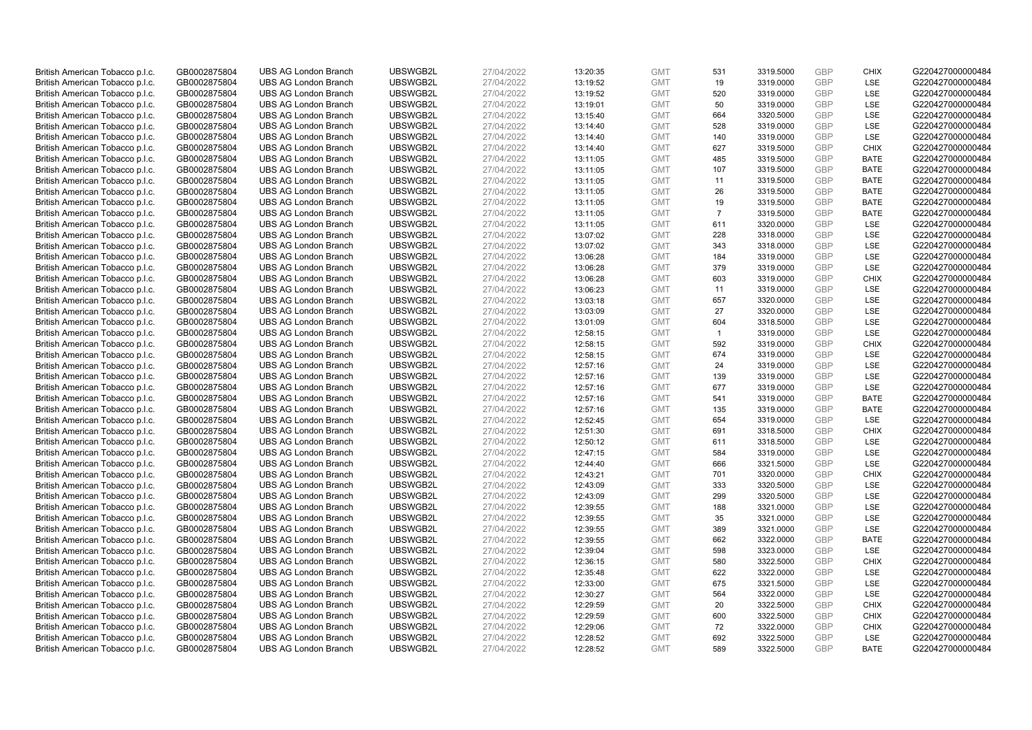| | | | | | | | | | | | |
|---|---|---|---|---|---|---|---|---|---|---|---|
| British American Tobacco p.l.c. | GB0002875804 | UBS AG London Branch | UBSWGB2L | 27/04/2022 | 13:20:35 | GMT | 531 | 3319.5000 | GBP | CHIX | G220427000000484 |
| British American Tobacco p.l.c. | GB0002875804 | UBS AG London Branch | UBSWGB2L | 27/04/2022 | 13:19:52 | GMT | 19 | 3319.0000 | GBP | LSE | G220427000000484 |
| British American Tobacco p.l.c. | GB0002875804 | UBS AG London Branch | UBSWGB2L | 27/04/2022 | 13:19:52 | GMT | 520 | 3319.0000 | GBP | LSE | G220427000000484 |
| British American Tobacco p.l.c. | GB0002875804 | UBS AG London Branch | UBSWGB2L | 27/04/2022 | 13:19:01 | GMT | 50 | 3319.0000 | GBP | LSE | G220427000000484 |
| British American Tobacco p.l.c. | GB0002875804 | UBS AG London Branch | UBSWGB2L | 27/04/2022 | 13:15:40 | GMT | 664 | 3320.5000 | GBP | LSE | G220427000000484 |
| British American Tobacco p.l.c. | GB0002875804 | UBS AG London Branch | UBSWGB2L | 27/04/2022 | 13:14:40 | GMT | 528 | 3319.0000 | GBP | LSE | G220427000000484 |
| British American Tobacco p.l.c. | GB0002875804 | UBS AG London Branch | UBSWGB2L | 27/04/2022 | 13:14:40 | GMT | 140 | 3319.0000 | GBP | LSE | G220427000000484 |
| British American Tobacco p.l.c. | GB0002875804 | UBS AG London Branch | UBSWGB2L | 27/04/2022 | 13:14:40 | GMT | 627 | 3319.5000 | GBP | CHIX | G220427000000484 |
| British American Tobacco p.l.c. | GB0002875804 | UBS AG London Branch | UBSWGB2L | 27/04/2022 | 13:11:05 | GMT | 485 | 3319.5000 | GBP | BATE | G220427000000484 |
| British American Tobacco p.l.c. | GB0002875804 | UBS AG London Branch | UBSWGB2L | 27/04/2022 | 13:11:05 | GMT | 107 | 3319.5000 | GBP | BATE | G220427000000484 |
| British American Tobacco p.l.c. | GB0002875804 | UBS AG London Branch | UBSWGB2L | 27/04/2022 | 13:11:05 | GMT | 11 | 3319.5000 | GBP | BATE | G220427000000484 |
| British American Tobacco p.l.c. | GB0002875804 | UBS AG London Branch | UBSWGB2L | 27/04/2022 | 13:11:05 | GMT | 26 | 3319.5000 | GBP | BATE | G220427000000484 |
| British American Tobacco p.l.c. | GB0002875804 | UBS AG London Branch | UBSWGB2L | 27/04/2022 | 13:11:05 | GMT | 19 | 3319.5000 | GBP | BATE | G220427000000484 |
| British American Tobacco p.l.c. | GB0002875804 | UBS AG London Branch | UBSWGB2L | 27/04/2022 | 13:11:05 | GMT | 7 | 3319.5000 | GBP | BATE | G220427000000484 |
| British American Tobacco p.l.c. | GB0002875804 | UBS AG London Branch | UBSWGB2L | 27/04/2022 | 13:11:05 | GMT | 611 | 3320.0000 | GBP | LSE | G220427000000484 |
| British American Tobacco p.l.c. | GB0002875804 | UBS AG London Branch | UBSWGB2L | 27/04/2022 | 13:07:02 | GMT | 228 | 3318.0000 | GBP | LSE | G220427000000484 |
| British American Tobacco p.l.c. | GB0002875804 | UBS AG London Branch | UBSWGB2L | 27/04/2022 | 13:07:02 | GMT | 343 | 3318.0000 | GBP | LSE | G220427000000484 |
| British American Tobacco p.l.c. | GB0002875804 | UBS AG London Branch | UBSWGB2L | 27/04/2022 | 13:06:28 | GMT | 184 | 3319.0000 | GBP | LSE | G220427000000484 |
| British American Tobacco p.l.c. | GB0002875804 | UBS AG London Branch | UBSWGB2L | 27/04/2022 | 13:06:28 | GMT | 379 | 3319.0000 | GBP | LSE | G220427000000484 |
| British American Tobacco p.l.c. | GB0002875804 | UBS AG London Branch | UBSWGB2L | 27/04/2022 | 13:06:28 | GMT | 603 | 3319.0000 | GBP | CHIX | G220427000000484 |
| British American Tobacco p.l.c. | GB0002875804 | UBS AG London Branch | UBSWGB2L | 27/04/2022 | 13:06:23 | GMT | 11 | 3319.0000 | GBP | LSE | G220427000000484 |
| British American Tobacco p.l.c. | GB0002875804 | UBS AG London Branch | UBSWGB2L | 27/04/2022 | 13:03:18 | GMT | 657 | 3320.0000 | GBP | LSE | G220427000000484 |
| British American Tobacco p.l.c. | GB0002875804 | UBS AG London Branch | UBSWGB2L | 27/04/2022 | 13:03:09 | GMT | 27 | 3320.0000 | GBP | LSE | G220427000000484 |
| British American Tobacco p.l.c. | GB0002875804 | UBS AG London Branch | UBSWGB2L | 27/04/2022 | 13:01:09 | GMT | 604 | 3318.5000 | GBP | LSE | G220427000000484 |
| British American Tobacco p.l.c. | GB0002875804 | UBS AG London Branch | UBSWGB2L | 27/04/2022 | 12:58:15 | GMT | 1 | 3319.0000 | GBP | LSE | G220427000000484 |
| British American Tobacco p.l.c. | GB0002875804 | UBS AG London Branch | UBSWGB2L | 27/04/2022 | 12:58:15 | GMT | 592 | 3319.0000 | GBP | CHIX | G220427000000484 |
| British American Tobacco p.l.c. | GB0002875804 | UBS AG London Branch | UBSWGB2L | 27/04/2022 | 12:58:15 | GMT | 674 | 3319.0000 | GBP | LSE | G220427000000484 |
| British American Tobacco p.l.c. | GB0002875804 | UBS AG London Branch | UBSWGB2L | 27/04/2022 | 12:57:16 | GMT | 24 | 3319.0000 | GBP | LSE | G220427000000484 |
| British American Tobacco p.l.c. | GB0002875804 | UBS AG London Branch | UBSWGB2L | 27/04/2022 | 12:57:16 | GMT | 139 | 3319.0000 | GBP | LSE | G220427000000484 |
| British American Tobacco p.l.c. | GB0002875804 | UBS AG London Branch | UBSWGB2L | 27/04/2022 | 12:57:16 | GMT | 677 | 3319.0000 | GBP | LSE | G220427000000484 |
| British American Tobacco p.l.c. | GB0002875804 | UBS AG London Branch | UBSWGB2L | 27/04/2022 | 12:57:16 | GMT | 541 | 3319.0000 | GBP | BATE | G220427000000484 |
| British American Tobacco p.l.c. | GB0002875804 | UBS AG London Branch | UBSWGB2L | 27/04/2022 | 12:57:16 | GMT | 135 | 3319.0000 | GBP | BATE | G220427000000484 |
| British American Tobacco p.l.c. | GB0002875804 | UBS AG London Branch | UBSWGB2L | 27/04/2022 | 12:52:45 | GMT | 654 | 3319.0000 | GBP | LSE | G220427000000484 |
| British American Tobacco p.l.c. | GB0002875804 | UBS AG London Branch | UBSWGB2L | 27/04/2022 | 12:51:30 | GMT | 691 | 3318.5000 | GBP | CHIX | G220427000000484 |
| British American Tobacco p.l.c. | GB0002875804 | UBS AG London Branch | UBSWGB2L | 27/04/2022 | 12:50:12 | GMT | 611 | 3318.5000 | GBP | LSE | G220427000000484 |
| British American Tobacco p.l.c. | GB0002875804 | UBS AG London Branch | UBSWGB2L | 27/04/2022 | 12:47:15 | GMT | 584 | 3319.0000 | GBP | LSE | G220427000000484 |
| British American Tobacco p.l.c. | GB0002875804 | UBS AG London Branch | UBSWGB2L | 27/04/2022 | 12:44:40 | GMT | 666 | 3321.5000 | GBP | LSE | G220427000000484 |
| British American Tobacco p.l.c. | GB0002875804 | UBS AG London Branch | UBSWGB2L | 27/04/2022 | 12:43:21 | GMT | 701 | 3320.0000 | GBP | CHIX | G220427000000484 |
| British American Tobacco p.l.c. | GB0002875804 | UBS AG London Branch | UBSWGB2L | 27/04/2022 | 12:43:09 | GMT | 333 | 3320.5000 | GBP | LSE | G220427000000484 |
| British American Tobacco p.l.c. | GB0002875804 | UBS AG London Branch | UBSWGB2L | 27/04/2022 | 12:43:09 | GMT | 299 | 3320.5000 | GBP | LSE | G220427000000484 |
| British American Tobacco p.l.c. | GB0002875804 | UBS AG London Branch | UBSWGB2L | 27/04/2022 | 12:39:55 | GMT | 188 | 3321.0000 | GBP | LSE | G220427000000484 |
| British American Tobacco p.l.c. | GB0002875804 | UBS AG London Branch | UBSWGB2L | 27/04/2022 | 12:39:55 | GMT | 35 | 3321.0000 | GBP | LSE | G220427000000484 |
| British American Tobacco p.l.c. | GB0002875804 | UBS AG London Branch | UBSWGB2L | 27/04/2022 | 12:39:55 | GMT | 389 | 3321.0000 | GBP | LSE | G220427000000484 |
| British American Tobacco p.l.c. | GB0002875804 | UBS AG London Branch | UBSWGB2L | 27/04/2022 | 12:39:55 | GMT | 662 | 3322.0000 | GBP | BATE | G220427000000484 |
| British American Tobacco p.l.c. | GB0002875804 | UBS AG London Branch | UBSWGB2L | 27/04/2022 | 12:39:04 | GMT | 598 | 3323.0000 | GBP | LSE | G220427000000484 |
| British American Tobacco p.l.c. | GB0002875804 | UBS AG London Branch | UBSWGB2L | 27/04/2022 | 12:36:15 | GMT | 580 | 3322.5000 | GBP | CHIX | G220427000000484 |
| British American Tobacco p.l.c. | GB0002875804 | UBS AG London Branch | UBSWGB2L | 27/04/2022 | 12:35:48 | GMT | 622 | 3322.0000 | GBP | LSE | G220427000000484 |
| British American Tobacco p.l.c. | GB0002875804 | UBS AG London Branch | UBSWGB2L | 27/04/2022 | 12:33:00 | GMT | 675 | 3321.5000 | GBP | LSE | G220427000000484 |
| British American Tobacco p.l.c. | GB0002875804 | UBS AG London Branch | UBSWGB2L | 27/04/2022 | 12:30:27 | GMT | 564 | 3322.0000 | GBP | LSE | G220427000000484 |
| British American Tobacco p.l.c. | GB0002875804 | UBS AG London Branch | UBSWGB2L | 27/04/2022 | 12:29:59 | GMT | 20 | 3322.5000 | GBP | CHIX | G220427000000484 |
| British American Tobacco p.l.c. | GB0002875804 | UBS AG London Branch | UBSWGB2L | 27/04/2022 | 12:29:59 | GMT | 600 | 3322.5000 | GBP | CHIX | G220427000000484 |
| British American Tobacco p.l.c. | GB0002875804 | UBS AG London Branch | UBSWGB2L | 27/04/2022 | 12:29:06 | GMT | 72 | 3322.0000 | GBP | CHIX | G220427000000484 |
| British American Tobacco p.l.c. | GB0002875804 | UBS AG London Branch | UBSWGB2L | 27/04/2022 | 12:28:52 | GMT | 692 | 3322.5000 | GBP | LSE | G220427000000484 |
| British American Tobacco p.l.c. | GB0002875804 | UBS AG London Branch | UBSWGB2L | 27/04/2022 | 12:28:52 | GMT | 589 | 3322.5000 | GBP | BATE | G220427000000484 |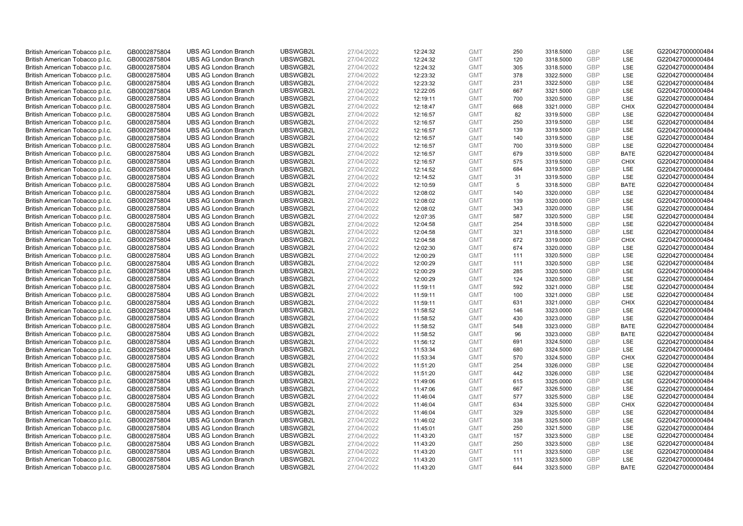| | | | | | | | | | | | |
|---|---|---|---|---|---|---|---|---|---|---|---|
| British American Tobacco p.l.c. | GB0002875804 | UBS AG London Branch | UBSWGB2L | 27/04/2022 | 12:24:32 | GMT | 250 | 3318.5000 | GBP | LSE | G220427000000484 |
| British American Tobacco p.l.c. | GB0002875804 | UBS AG London Branch | UBSWGB2L | 27/04/2022 | 12:24:32 | GMT | 120 | 3318.5000 | GBP | LSE | G220427000000484 |
| British American Tobacco p.l.c. | GB0002875804 | UBS AG London Branch | UBSWGB2L | 27/04/2022 | 12:24:32 | GMT | 305 | 3318.5000 | GBP | LSE | G220427000000484 |
| British American Tobacco p.l.c. | GB0002875804 | UBS AG London Branch | UBSWGB2L | 27/04/2022 | 12:23:32 | GMT | 378 | 3322.5000 | GBP | LSE | G220427000000484 |
| British American Tobacco p.l.c. | GB0002875804 | UBS AG London Branch | UBSWGB2L | 27/04/2022 | 12:23:32 | GMT | 231 | 3322.5000 | GBP | LSE | G220427000000484 |
| British American Tobacco p.l.c. | GB0002875804 | UBS AG London Branch | UBSWGB2L | 27/04/2022 | 12:22:05 | GMT | 667 | 3321.5000 | GBP | LSE | G220427000000484 |
| British American Tobacco p.l.c. | GB0002875804 | UBS AG London Branch | UBSWGB2L | 27/04/2022 | 12:19:11 | GMT | 700 | 3320.5000 | GBP | LSE | G220427000000484 |
| British American Tobacco p.l.c. | GB0002875804 | UBS AG London Branch | UBSWGB2L | 27/04/2022 | 12:18:47 | GMT | 668 | 3321.0000 | GBP | CHIX | G220427000000484 |
| British American Tobacco p.l.c. | GB0002875804 | UBS AG London Branch | UBSWGB2L | 27/04/2022 | 12:16:57 | GMT | 82 | 3319.5000 | GBP | LSE | G220427000000484 |
| British American Tobacco p.l.c. | GB0002875804 | UBS AG London Branch | UBSWGB2L | 27/04/2022 | 12:16:57 | GMT | 250 | 3319.5000 | GBP | LSE | G220427000000484 |
| British American Tobacco p.l.c. | GB0002875804 | UBS AG London Branch | UBSWGB2L | 27/04/2022 | 12:16:57 | GMT | 139 | 3319.5000 | GBP | LSE | G220427000000484 |
| British American Tobacco p.l.c. | GB0002875804 | UBS AG London Branch | UBSWGB2L | 27/04/2022 | 12:16:57 | GMT | 140 | 3319.5000 | GBP | LSE | G220427000000484 |
| British American Tobacco p.l.c. | GB0002875804 | UBS AG London Branch | UBSWGB2L | 27/04/2022 | 12:16:57 | GMT | 700 | 3319.5000 | GBP | LSE | G220427000000484 |
| British American Tobacco p.l.c. | GB0002875804 | UBS AG London Branch | UBSWGB2L | 27/04/2022 | 12:16:57 | GMT | 679 | 3319.5000 | GBP | BATE | G220427000000484 |
| British American Tobacco p.l.c. | GB0002875804 | UBS AG London Branch | UBSWGB2L | 27/04/2022 | 12:16:57 | GMT | 575 | 3319.5000 | GBP | CHIX | G220427000000484 |
| British American Tobacco p.l.c. | GB0002875804 | UBS AG London Branch | UBSWGB2L | 27/04/2022 | 12:14:52 | GMT | 684 | 3319.5000 | GBP | LSE | G220427000000484 |
| British American Tobacco p.l.c. | GB0002875804 | UBS AG London Branch | UBSWGB2L | 27/04/2022 | 12:14:52 | GMT | 31 | 3319.5000 | GBP | LSE | G220427000000484 |
| British American Tobacco p.l.c. | GB0002875804 | UBS AG London Branch | UBSWGB2L | 27/04/2022 | 12:10:59 | GMT | 5 | 3318.5000 | GBP | BATE | G220427000000484 |
| British American Tobacco p.l.c. | GB0002875804 | UBS AG London Branch | UBSWGB2L | 27/04/2022 | 12:08:02 | GMT | 140 | 3320.0000 | GBP | LSE | G220427000000484 |
| British American Tobacco p.l.c. | GB0002875804 | UBS AG London Branch | UBSWGB2L | 27/04/2022 | 12:08:02 | GMT | 139 | 3320.0000 | GBP | LSE | G220427000000484 |
| British American Tobacco p.l.c. | GB0002875804 | UBS AG London Branch | UBSWGB2L | 27/04/2022 | 12:08:02 | GMT | 343 | 3320.0000 | GBP | LSE | G220427000000484 |
| British American Tobacco p.l.c. | GB0002875804 | UBS AG London Branch | UBSWGB2L | 27/04/2022 | 12:07:35 | GMT | 587 | 3320.5000 | GBP | LSE | G220427000000484 |
| British American Tobacco p.l.c. | GB0002875804 | UBS AG London Branch | UBSWGB2L | 27/04/2022 | 12:04:58 | GMT | 254 | 3318.5000 | GBP | LSE | G220427000000484 |
| British American Tobacco p.l.c. | GB0002875804 | UBS AG London Branch | UBSWGB2L | 27/04/2022 | 12:04:58 | GMT | 321 | 3318.5000 | GBP | LSE | G220427000000484 |
| British American Tobacco p.l.c. | GB0002875804 | UBS AG London Branch | UBSWGB2L | 27/04/2022 | 12:04:58 | GMT | 672 | 3319.0000 | GBP | CHIX | G220427000000484 |
| British American Tobacco p.l.c. | GB0002875804 | UBS AG London Branch | UBSWGB2L | 27/04/2022 | 12:02:30 | GMT | 674 | 3320.0000 | GBP | LSE | G220427000000484 |
| British American Tobacco p.l.c. | GB0002875804 | UBS AG London Branch | UBSWGB2L | 27/04/2022 | 12:00:29 | GMT | 111 | 3320.5000 | GBP | LSE | G220427000000484 |
| British American Tobacco p.l.c. | GB0002875804 | UBS AG London Branch | UBSWGB2L | 27/04/2022 | 12:00:29 | GMT | 111 | 3320.5000 | GBP | LSE | G220427000000484 |
| British American Tobacco p.l.c. | GB0002875804 | UBS AG London Branch | UBSWGB2L | 27/04/2022 | 12:00:29 | GMT | 285 | 3320.5000 | GBP | LSE | G220427000000484 |
| British American Tobacco p.l.c. | GB0002875804 | UBS AG London Branch | UBSWGB2L | 27/04/2022 | 12:00:29 | GMT | 124 | 3320.5000 | GBP | LSE | G220427000000484 |
| British American Tobacco p.l.c. | GB0002875804 | UBS AG London Branch | UBSWGB2L | 27/04/2022 | 11:59:11 | GMT | 592 | 3321.0000 | GBP | LSE | G220427000000484 |
| British American Tobacco p.l.c. | GB0002875804 | UBS AG London Branch | UBSWGB2L | 27/04/2022 | 11:59:11 | GMT | 100 | 3321.0000 | GBP | LSE | G220427000000484 |
| British American Tobacco p.l.c. | GB0002875804 | UBS AG London Branch | UBSWGB2L | 27/04/2022 | 11:59:11 | GMT | 631 | 3321.0000 | GBP | CHIX | G220427000000484 |
| British American Tobacco p.l.c. | GB0002875804 | UBS AG London Branch | UBSWGB2L | 27/04/2022 | 11:58:52 | GMT | 146 | 3323.0000 | GBP | LSE | G220427000000484 |
| British American Tobacco p.l.c. | GB0002875804 | UBS AG London Branch | UBSWGB2L | 27/04/2022 | 11:58:52 | GMT | 430 | 3323.0000 | GBP | LSE | G220427000000484 |
| British American Tobacco p.l.c. | GB0002875804 | UBS AG London Branch | UBSWGB2L | 27/04/2022 | 11:58:52 | GMT | 548 | 3323.0000 | GBP | BATE | G220427000000484 |
| British American Tobacco p.l.c. | GB0002875804 | UBS AG London Branch | UBSWGB2L | 27/04/2022 | 11:58:52 | GMT | 96 | 3323.0000 | GBP | BATE | G220427000000484 |
| British American Tobacco p.l.c. | GB0002875804 | UBS AG London Branch | UBSWGB2L | 27/04/2022 | 11:56:12 | GMT | 691 | 3324.5000 | GBP | LSE | G220427000000484 |
| British American Tobacco p.l.c. | GB0002875804 | UBS AG London Branch | UBSWGB2L | 27/04/2022 | 11:53:34 | GMT | 680 | 3324.5000 | GBP | LSE | G220427000000484 |
| British American Tobacco p.l.c. | GB0002875804 | UBS AG London Branch | UBSWGB2L | 27/04/2022 | 11:53:34 | GMT | 570 | 3324.5000 | GBP | CHIX | G220427000000484 |
| British American Tobacco p.l.c. | GB0002875804 | UBS AG London Branch | UBSWGB2L | 27/04/2022 | 11:51:20 | GMT | 254 | 3326.0000 | GBP | LSE | G220427000000484 |
| British American Tobacco p.l.c. | GB0002875804 | UBS AG London Branch | UBSWGB2L | 27/04/2022 | 11:51:20 | GMT | 442 | 3326.0000 | GBP | LSE | G220427000000484 |
| British American Tobacco p.l.c. | GB0002875804 | UBS AG London Branch | UBSWGB2L | 27/04/2022 | 11:49:06 | GMT | 615 | 3325.0000 | GBP | LSE | G220427000000484 |
| British American Tobacco p.l.c. | GB0002875804 | UBS AG London Branch | UBSWGB2L | 27/04/2022 | 11:47:06 | GMT | 667 | 3326.5000 | GBP | LSE | G220427000000484 |
| British American Tobacco p.l.c. | GB0002875804 | UBS AG London Branch | UBSWGB2L | 27/04/2022 | 11:46:04 | GMT | 577 | 3325.5000 | GBP | LSE | G220427000000484 |
| British American Tobacco p.l.c. | GB0002875804 | UBS AG London Branch | UBSWGB2L | 27/04/2022 | 11:46:04 | GMT | 634 | 3325.5000 | GBP | CHIX | G220427000000484 |
| British American Tobacco p.l.c. | GB0002875804 | UBS AG London Branch | UBSWGB2L | 27/04/2022 | 11:46:04 | GMT | 329 | 3325.5000 | GBP | LSE | G220427000000484 |
| British American Tobacco p.l.c. | GB0002875804 | UBS AG London Branch | UBSWGB2L | 27/04/2022 | 11:46:02 | GMT | 338 | 3325.5000 | GBP | LSE | G220427000000484 |
| British American Tobacco p.l.c. | GB0002875804 | UBS AG London Branch | UBSWGB2L | 27/04/2022 | 11:45:01 | GMT | 250 | 3321.5000 | GBP | LSE | G220427000000484 |
| British American Tobacco p.l.c. | GB0002875804 | UBS AG London Branch | UBSWGB2L | 27/04/2022 | 11:43:20 | GMT | 157 | 3323.5000 | GBP | LSE | G220427000000484 |
| British American Tobacco p.l.c. | GB0002875804 | UBS AG London Branch | UBSWGB2L | 27/04/2022 | 11:43:20 | GMT | 250 | 3323.5000 | GBP | LSE | G220427000000484 |
| British American Tobacco p.l.c. | GB0002875804 | UBS AG London Branch | UBSWGB2L | 27/04/2022 | 11:43:20 | GMT | 111 | 3323.5000 | GBP | LSE | G220427000000484 |
| British American Tobacco p.l.c. | GB0002875804 | UBS AG London Branch | UBSWGB2L | 27/04/2022 | 11:43:20 | GMT | 111 | 3323.5000 | GBP | LSE | G220427000000484 |
| British American Tobacco p.l.c. | GB0002875804 | UBS AG London Branch | UBSWGB2L | 27/04/2022 | 11:43:20 | GMT | 644 | 3323.5000 | GBP | BATE | G220427000000484 |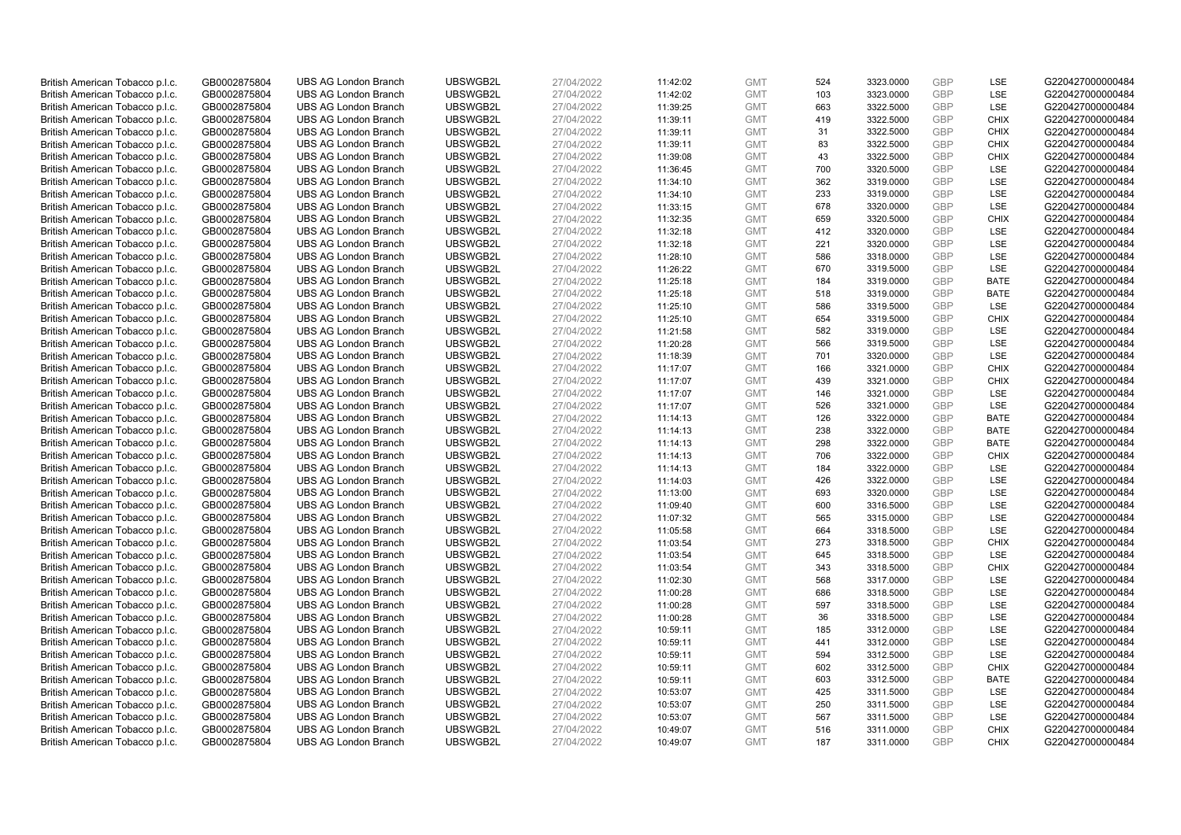| British American Tobacco p.l.c. | GB0002875804 | UBS AG London Branch | UBSWGB2L | 27/04/2022 | 11:42:02 | GMT | 524 | 3323.0000 | GBP | LSE | G220427000000484 |
|---|---|---|---|---|---|---|---|---|---|---|---|
| British American Tobacco p.l.c. | GB0002875804 | UBS AG London Branch | UBSWGB2L | 27/04/2022 | 11:42:02 | GMT | 103 | 3323.0000 | GBP | LSE | G220427000000484 |
| British American Tobacco p.l.c. | GB0002875804 | UBS AG London Branch | UBSWGB2L | 27/04/2022 | 11:39:25 | GMT | 663 | 3322.5000 | GBP | LSE | G220427000000484 |
| British American Tobacco p.l.c. | GB0002875804 | UBS AG London Branch | UBSWGB2L | 27/04/2022 | 11:39:11 | GMT | 419 | 3322.5000 | GBP | CHIX | G220427000000484 |
| British American Tobacco p.l.c. | GB0002875804 | UBS AG London Branch | UBSWGB2L | 27/04/2022 | 11:39:11 | GMT | 31 | 3322.5000 | GBP | CHIX | G220427000000484 |
| British American Tobacco p.l.c. | GB0002875804 | UBS AG London Branch | UBSWGB2L | 27/04/2022 | 11:39:11 | GMT | 83 | 3322.5000 | GBP | CHIX | G220427000000484 |
| British American Tobacco p.l.c. | GB0002875804 | UBS AG London Branch | UBSWGB2L | 27/04/2022 | 11:39:08 | GMT | 43 | 3322.5000 | GBP | CHIX | G220427000000484 |
| British American Tobacco p.l.c. | GB0002875804 | UBS AG London Branch | UBSWGB2L | 27/04/2022 | 11:36:45 | GMT | 700 | 3320.5000 | GBP | LSE | G220427000000484 |
| British American Tobacco p.l.c. | GB0002875804 | UBS AG London Branch | UBSWGB2L | 27/04/2022 | 11:34:10 | GMT | 362 | 3319.0000 | GBP | LSE | G220427000000484 |
| British American Tobacco p.l.c. | GB0002875804 | UBS AG London Branch | UBSWGB2L | 27/04/2022 | 11:34:10 | GMT | 233 | 3319.0000 | GBP | LSE | G220427000000484 |
| British American Tobacco p.l.c. | GB0002875804 | UBS AG London Branch | UBSWGB2L | 27/04/2022 | 11:33:15 | GMT | 678 | 3320.0000 | GBP | LSE | G220427000000484 |
| British American Tobacco p.l.c. | GB0002875804 | UBS AG London Branch | UBSWGB2L | 27/04/2022 | 11:32:35 | GMT | 659 | 3320.5000 | GBP | CHIX | G220427000000484 |
| British American Tobacco p.l.c. | GB0002875804 | UBS AG London Branch | UBSWGB2L | 27/04/2022 | 11:32:18 | GMT | 412 | 3320.0000 | GBP | LSE | G220427000000484 |
| British American Tobacco p.l.c. | GB0002875804 | UBS AG London Branch | UBSWGB2L | 27/04/2022 | 11:32:18 | GMT | 221 | 3320.0000 | GBP | LSE | G220427000000484 |
| British American Tobacco p.l.c. | GB0002875804 | UBS AG London Branch | UBSWGB2L | 27/04/2022 | 11:28:10 | GMT | 586 | 3318.0000 | GBP | LSE | G220427000000484 |
| British American Tobacco p.l.c. | GB0002875804 | UBS AG London Branch | UBSWGB2L | 27/04/2022 | 11:26:22 | GMT | 670 | 3319.5000 | GBP | LSE | G220427000000484 |
| British American Tobacco p.l.c. | GB0002875804 | UBS AG London Branch | UBSWGB2L | 27/04/2022 | 11:25:18 | GMT | 184 | 3319.0000 | GBP | BATE | G220427000000484 |
| British American Tobacco p.l.c. | GB0002875804 | UBS AG London Branch | UBSWGB2L | 27/04/2022 | 11:25:18 | GMT | 518 | 3319.0000 | GBP | BATE | G220427000000484 |
| British American Tobacco p.l.c. | GB0002875804 | UBS AG London Branch | UBSWGB2L | 27/04/2022 | 11:25:10 | GMT | 586 | 3319.5000 | GBP | LSE | G220427000000484 |
| British American Tobacco p.l.c. | GB0002875804 | UBS AG London Branch | UBSWGB2L | 27/04/2022 | 11:25:10 | GMT | 654 | 3319.5000 | GBP | CHIX | G220427000000484 |
| British American Tobacco p.l.c. | GB0002875804 | UBS AG London Branch | UBSWGB2L | 27/04/2022 | 11:21:58 | GMT | 582 | 3319.0000 | GBP | LSE | G220427000000484 |
| British American Tobacco p.l.c. | GB0002875804 | UBS AG London Branch | UBSWGB2L | 27/04/2022 | 11:20:28 | GMT | 566 | 3319.5000 | GBP | LSE | G220427000000484 |
| British American Tobacco p.l.c. | GB0002875804 | UBS AG London Branch | UBSWGB2L | 27/04/2022 | 11:18:39 | GMT | 701 | 3320.0000 | GBP | LSE | G220427000000484 |
| British American Tobacco p.l.c. | GB0002875804 | UBS AG London Branch | UBSWGB2L | 27/04/2022 | 11:17:07 | GMT | 166 | 3321.0000 | GBP | CHIX | G220427000000484 |
| British American Tobacco p.l.c. | GB0002875804 | UBS AG London Branch | UBSWGB2L | 27/04/2022 | 11:17:07 | GMT | 439 | 3321.0000 | GBP | CHIX | G220427000000484 |
| British American Tobacco p.l.c. | GB0002875804 | UBS AG London Branch | UBSWGB2L | 27/04/2022 | 11:17:07 | GMT | 146 | 3321.0000 | GBP | LSE | G220427000000484 |
| British American Tobacco p.l.c. | GB0002875804 | UBS AG London Branch | UBSWGB2L | 27/04/2022 | 11:17:07 | GMT | 526 | 3321.0000 | GBP | LSE | G220427000000484 |
| British American Tobacco p.l.c. | GB0002875804 | UBS AG London Branch | UBSWGB2L | 27/04/2022 | 11:14:13 | GMT | 126 | 3322.0000 | GBP | BATE | G220427000000484 |
| British American Tobacco p.l.c. | GB0002875804 | UBS AG London Branch | UBSWGB2L | 27/04/2022 | 11:14:13 | GMT | 238 | 3322.0000 | GBP | BATE | G220427000000484 |
| British American Tobacco p.l.c. | GB0002875804 | UBS AG London Branch | UBSWGB2L | 27/04/2022 | 11:14:13 | GMT | 298 | 3322.0000 | GBP | BATE | G220427000000484 |
| British American Tobacco p.l.c. | GB0002875804 | UBS AG London Branch | UBSWGB2L | 27/04/2022 | 11:14:13 | GMT | 706 | 3322.0000 | GBP | CHIX | G220427000000484 |
| British American Tobacco p.l.c. | GB0002875804 | UBS AG London Branch | UBSWGB2L | 27/04/2022 | 11:14:13 | GMT | 184 | 3322.0000 | GBP | LSE | G220427000000484 |
| British American Tobacco p.l.c. | GB0002875804 | UBS AG London Branch | UBSWGB2L | 27/04/2022 | 11:14:03 | GMT | 426 | 3322.0000 | GBP | LSE | G220427000000484 |
| British American Tobacco p.l.c. | GB0002875804 | UBS AG London Branch | UBSWGB2L | 27/04/2022 | 11:13:00 | GMT | 693 | 3320.0000 | GBP | LSE | G220427000000484 |
| British American Tobacco p.l.c. | GB0002875804 | UBS AG London Branch | UBSWGB2L | 27/04/2022 | 11:09:40 | GMT | 600 | 3316.5000 | GBP | LSE | G220427000000484 |
| British American Tobacco p.l.c. | GB0002875804 | UBS AG London Branch | UBSWGB2L | 27/04/2022 | 11:07:32 | GMT | 565 | 3315.0000 | GBP | LSE | G220427000000484 |
| British American Tobacco p.l.c. | GB0002875804 | UBS AG London Branch | UBSWGB2L | 27/04/2022 | 11:05:58 | GMT | 664 | 3318.5000 | GBP | LSE | G220427000000484 |
| British American Tobacco p.l.c. | GB0002875804 | UBS AG London Branch | UBSWGB2L | 27/04/2022 | 11:03:54 | GMT | 273 | 3318.5000 | GBP | CHIX | G220427000000484 |
| British American Tobacco p.l.c. | GB0002875804 | UBS AG London Branch | UBSWGB2L | 27/04/2022 | 11:03:54 | GMT | 645 | 3318.5000 | GBP | LSE | G220427000000484 |
| British American Tobacco p.l.c. | GB0002875804 | UBS AG London Branch | UBSWGB2L | 27/04/2022 | 11:03:54 | GMT | 343 | 3318.5000 | GBP | CHIX | G220427000000484 |
| British American Tobacco p.l.c. | GB0002875804 | UBS AG London Branch | UBSWGB2L | 27/04/2022 | 11:02:30 | GMT | 568 | 3317.0000 | GBP | LSE | G220427000000484 |
| British American Tobacco p.l.c. | GB0002875804 | UBS AG London Branch | UBSWGB2L | 27/04/2022 | 11:00:28 | GMT | 686 | 3318.5000 | GBP | LSE | G220427000000484 |
| British American Tobacco p.l.c. | GB0002875804 | UBS AG London Branch | UBSWGB2L | 27/04/2022 | 11:00:28 | GMT | 597 | 3318.5000 | GBP | LSE | G220427000000484 |
| British American Tobacco p.l.c. | GB0002875804 | UBS AG London Branch | UBSWGB2L | 27/04/2022 | 11:00:28 | GMT | 36 | 3318.5000 | GBP | LSE | G220427000000484 |
| British American Tobacco p.l.c. | GB0002875804 | UBS AG London Branch | UBSWGB2L | 27/04/2022 | 10:59:11 | GMT | 185 | 3312.0000 | GBP | LSE | G220427000000484 |
| British American Tobacco p.l.c. | GB0002875804 | UBS AG London Branch | UBSWGB2L | 27/04/2022 | 10:59:11 | GMT | 441 | 3312.0000 | GBP | LSE | G220427000000484 |
| British American Tobacco p.l.c. | GB0002875804 | UBS AG London Branch | UBSWGB2L | 27/04/2022 | 10:59:11 | GMT | 594 | 3312.5000 | GBP | LSE | G220427000000484 |
| British American Tobacco p.l.c. | GB0002875804 | UBS AG London Branch | UBSWGB2L | 27/04/2022 | 10:59:11 | GMT | 602 | 3312.5000 | GBP | CHIX | G220427000000484 |
| British American Tobacco p.l.c. | GB0002875804 | UBS AG London Branch | UBSWGB2L | 27/04/2022 | 10:59:11 | GMT | 603 | 3312.5000 | GBP | BATE | G220427000000484 |
| British American Tobacco p.l.c. | GB0002875804 | UBS AG London Branch | UBSWGB2L | 27/04/2022 | 10:53:07 | GMT | 425 | 3311.5000 | GBP | LSE | G220427000000484 |
| British American Tobacco p.l.c. | GB0002875804 | UBS AG London Branch | UBSWGB2L | 27/04/2022 | 10:53:07 | GMT | 250 | 3311.5000 | GBP | LSE | G220427000000484 |
| British American Tobacco p.l.c. | GB0002875804 | UBS AG London Branch | UBSWGB2L | 27/04/2022 | 10:53:07 | GMT | 567 | 3311.5000 | GBP | LSE | G220427000000484 |
| British American Tobacco p.l.c. | GB0002875804 | UBS AG London Branch | UBSWGB2L | 27/04/2022 | 10:49:07 | GMT | 516 | 3311.0000 | GBP | CHIX | G220427000000484 |
| British American Tobacco p.l.c. | GB0002875804 | UBS AG London Branch | UBSWGB2L | 27/04/2022 | 10:49:07 | GMT | 187 | 3311.0000 | GBP | CHIX | G220427000000484 |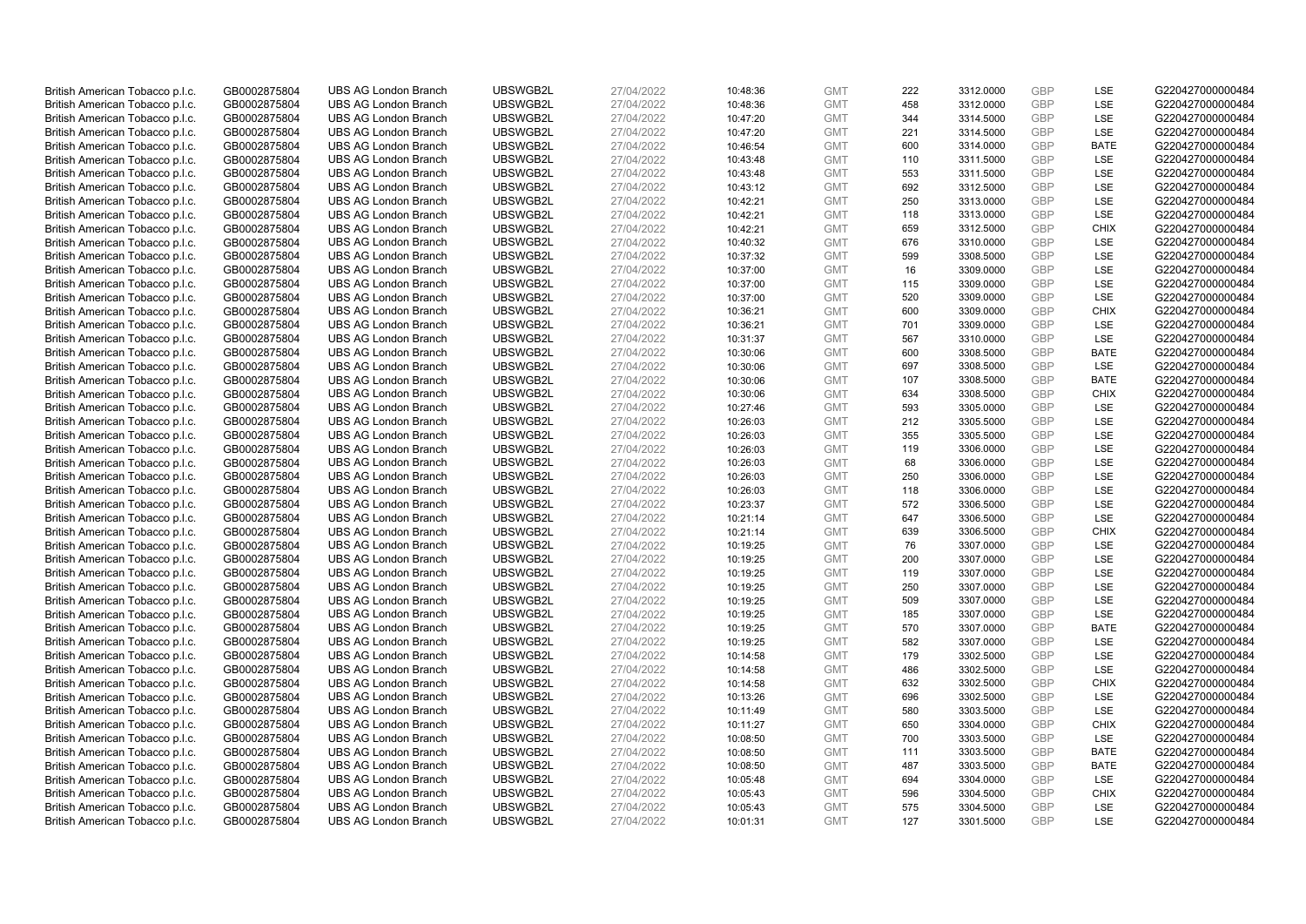| | | | | | | | | | | | |
|---|---|---|---|---|---|---|---|---|---|---|---|
| British American Tobacco p.l.c. | GB0002875804 | UBS AG London Branch | UBSWGB2L | 27/04/2022 | 10:48:36 | GMT | 222 | 3312.0000 | GBP | LSE | G220427000000484 |
| British American Tobacco p.l.c. | GB0002875804 | UBS AG London Branch | UBSWGB2L | 27/04/2022 | 10:48:36 | GMT | 458 | 3312.0000 | GBP | LSE | G220427000000484 |
| British American Tobacco p.l.c. | GB0002875804 | UBS AG London Branch | UBSWGB2L | 27/04/2022 | 10:47:20 | GMT | 344 | 3314.5000 | GBP | LSE | G220427000000484 |
| British American Tobacco p.l.c. | GB0002875804 | UBS AG London Branch | UBSWGB2L | 27/04/2022 | 10:47:20 | GMT | 221 | 3314.5000 | GBP | LSE | G220427000000484 |
| British American Tobacco p.l.c. | GB0002875804 | UBS AG London Branch | UBSWGB2L | 27/04/2022 | 10:46:54 | GMT | 600 | 3314.0000 | GBP | BATE | G220427000000484 |
| British American Tobacco p.l.c. | GB0002875804 | UBS AG London Branch | UBSWGB2L | 27/04/2022 | 10:43:48 | GMT | 110 | 3311.5000 | GBP | LSE | G220427000000484 |
| British American Tobacco p.l.c. | GB0002875804 | UBS AG London Branch | UBSWGB2L | 27/04/2022 | 10:43:48 | GMT | 553 | 3311.5000 | GBP | LSE | G220427000000484 |
| British American Tobacco p.l.c. | GB0002875804 | UBS AG London Branch | UBSWGB2L | 27/04/2022 | 10:43:12 | GMT | 692 | 3312.5000 | GBP | LSE | G220427000000484 |
| British American Tobacco p.l.c. | GB0002875804 | UBS AG London Branch | UBSWGB2L | 27/04/2022 | 10:42:21 | GMT | 250 | 3313.0000 | GBP | LSE | G220427000000484 |
| British American Tobacco p.l.c. | GB0002875804 | UBS AG London Branch | UBSWGB2L | 27/04/2022 | 10:42:21 | GMT | 118 | 3313.0000 | GBP | LSE | G220427000000484 |
| British American Tobacco p.l.c. | GB0002875804 | UBS AG London Branch | UBSWGB2L | 27/04/2022 | 10:42:21 | GMT | 659 | 3312.5000 | GBP | CHIX | G220427000000484 |
| British American Tobacco p.l.c. | GB0002875804 | UBS AG London Branch | UBSWGB2L | 27/04/2022 | 10:40:32 | GMT | 676 | 3310.0000 | GBP | LSE | G220427000000484 |
| British American Tobacco p.l.c. | GB0002875804 | UBS AG London Branch | UBSWGB2L | 27/04/2022 | 10:37:32 | GMT | 599 | 3308.5000 | GBP | LSE | G220427000000484 |
| British American Tobacco p.l.c. | GB0002875804 | UBS AG London Branch | UBSWGB2L | 27/04/2022 | 10:37:00 | GMT | 16 | 3309.0000 | GBP | LSE | G220427000000484 |
| British American Tobacco p.l.c. | GB0002875804 | UBS AG London Branch | UBSWGB2L | 27/04/2022 | 10:37:00 | GMT | 115 | 3309.0000 | GBP | LSE | G220427000000484 |
| British American Tobacco p.l.c. | GB0002875804 | UBS AG London Branch | UBSWGB2L | 27/04/2022 | 10:37:00 | GMT | 520 | 3309.0000 | GBP | LSE | G220427000000484 |
| British American Tobacco p.l.c. | GB0002875804 | UBS AG London Branch | UBSWGB2L | 27/04/2022 | 10:36:21 | GMT | 600 | 3309.0000 | GBP | CHIX | G220427000000484 |
| British American Tobacco p.l.c. | GB0002875804 | UBS AG London Branch | UBSWGB2L | 27/04/2022 | 10:36:21 | GMT | 701 | 3309.0000 | GBP | LSE | G220427000000484 |
| British American Tobacco p.l.c. | GB0002875804 | UBS AG London Branch | UBSWGB2L | 27/04/2022 | 10:31:37 | GMT | 567 | 3310.0000 | GBP | LSE | G220427000000484 |
| British American Tobacco p.l.c. | GB0002875804 | UBS AG London Branch | UBSWGB2L | 27/04/2022 | 10:30:06 | GMT | 600 | 3308.5000 | GBP | BATE | G220427000000484 |
| British American Tobacco p.l.c. | GB0002875804 | UBS AG London Branch | UBSWGB2L | 27/04/2022 | 10:30:06 | GMT | 697 | 3308.5000 | GBP | LSE | G220427000000484 |
| British American Tobacco p.l.c. | GB0002875804 | UBS AG London Branch | UBSWGB2L | 27/04/2022 | 10:30:06 | GMT | 107 | 3308.5000 | GBP | BATE | G220427000000484 |
| British American Tobacco p.l.c. | GB0002875804 | UBS AG London Branch | UBSWGB2L | 27/04/2022 | 10:30:06 | GMT | 634 | 3308.5000 | GBP | CHIX | G220427000000484 |
| British American Tobacco p.l.c. | GB0002875804 | UBS AG London Branch | UBSWGB2L | 27/04/2022 | 10:27:46 | GMT | 593 | 3305.0000 | GBP | LSE | G220427000000484 |
| British American Tobacco p.l.c. | GB0002875804 | UBS AG London Branch | UBSWGB2L | 27/04/2022 | 10:26:03 | GMT | 212 | 3305.5000 | GBP | LSE | G220427000000484 |
| British American Tobacco p.l.c. | GB0002875804 | UBS AG London Branch | UBSWGB2L | 27/04/2022 | 10:26:03 | GMT | 355 | 3305.5000 | GBP | LSE | G220427000000484 |
| British American Tobacco p.l.c. | GB0002875804 | UBS AG London Branch | UBSWGB2L | 27/04/2022 | 10:26:03 | GMT | 119 | 3306.0000 | GBP | LSE | G220427000000484 |
| British American Tobacco p.l.c. | GB0002875804 | UBS AG London Branch | UBSWGB2L | 27/04/2022 | 10:26:03 | GMT | 68 | 3306.0000 | GBP | LSE | G220427000000484 |
| British American Tobacco p.l.c. | GB0002875804 | UBS AG London Branch | UBSWGB2L | 27/04/2022 | 10:26:03 | GMT | 250 | 3306.0000 | GBP | LSE | G220427000000484 |
| British American Tobacco p.l.c. | GB0002875804 | UBS AG London Branch | UBSWGB2L | 27/04/2022 | 10:26:03 | GMT | 118 | 3306.0000 | GBP | LSE | G220427000000484 |
| British American Tobacco p.l.c. | GB0002875804 | UBS AG London Branch | UBSWGB2L | 27/04/2022 | 10:23:37 | GMT | 572 | 3306.5000 | GBP | LSE | G220427000000484 |
| British American Tobacco p.l.c. | GB0002875804 | UBS AG London Branch | UBSWGB2L | 27/04/2022 | 10:21:14 | GMT | 647 | 3306.5000 | GBP | LSE | G220427000000484 |
| British American Tobacco p.l.c. | GB0002875804 | UBS AG London Branch | UBSWGB2L | 27/04/2022 | 10:21:14 | GMT | 639 | 3306.5000 | GBP | CHIX | G220427000000484 |
| British American Tobacco p.l.c. | GB0002875804 | UBS AG London Branch | UBSWGB2L | 27/04/2022 | 10:19:25 | GMT | 76 | 3307.0000 | GBP | LSE | G220427000000484 |
| British American Tobacco p.l.c. | GB0002875804 | UBS AG London Branch | UBSWGB2L | 27/04/2022 | 10:19:25 | GMT | 200 | 3307.0000 | GBP | LSE | G220427000000484 |
| British American Tobacco p.l.c. | GB0002875804 | UBS AG London Branch | UBSWGB2L | 27/04/2022 | 10:19:25 | GMT | 119 | 3307.0000 | GBP | LSE | G220427000000484 |
| British American Tobacco p.l.c. | GB0002875804 | UBS AG London Branch | UBSWGB2L | 27/04/2022 | 10:19:25 | GMT | 250 | 3307.0000 | GBP | LSE | G220427000000484 |
| British American Tobacco p.l.c. | GB0002875804 | UBS AG London Branch | UBSWGB2L | 27/04/2022 | 10:19:25 | GMT | 509 | 3307.0000 | GBP | LSE | G220427000000484 |
| British American Tobacco p.l.c. | GB0002875804 | UBS AG London Branch | UBSWGB2L | 27/04/2022 | 10:19:25 | GMT | 185 | 3307.0000 | GBP | LSE | G220427000000484 |
| British American Tobacco p.l.c. | GB0002875804 | UBS AG London Branch | UBSWGB2L | 27/04/2022 | 10:19:25 | GMT | 570 | 3307.0000 | GBP | BATE | G220427000000484 |
| British American Tobacco p.l.c. | GB0002875804 | UBS AG London Branch | UBSWGB2L | 27/04/2022 | 10:19:25 | GMT | 582 | 3307.0000 | GBP | LSE | G220427000000484 |
| British American Tobacco p.l.c. | GB0002875804 | UBS AG London Branch | UBSWGB2L | 27/04/2022 | 10:14:58 | GMT | 179 | 3302.5000 | GBP | LSE | G220427000000484 |
| British American Tobacco p.l.c. | GB0002875804 | UBS AG London Branch | UBSWGB2L | 27/04/2022 | 10:14:58 | GMT | 486 | 3302.5000 | GBP | LSE | G220427000000484 |
| British American Tobacco p.l.c. | GB0002875804 | UBS AG London Branch | UBSWGB2L | 27/04/2022 | 10:14:58 | GMT | 632 | 3302.5000 | GBP | CHIX | G220427000000484 |
| British American Tobacco p.l.c. | GB0002875804 | UBS AG London Branch | UBSWGB2L | 27/04/2022 | 10:13:26 | GMT | 696 | 3302.5000 | GBP | LSE | G220427000000484 |
| British American Tobacco p.l.c. | GB0002875804 | UBS AG London Branch | UBSWGB2L | 27/04/2022 | 10:11:49 | GMT | 580 | 3303.5000 | GBP | LSE | G220427000000484 |
| British American Tobacco p.l.c. | GB0002875804 | UBS AG London Branch | UBSWGB2L | 27/04/2022 | 10:11:27 | GMT | 650 | 3304.0000 | GBP | CHIX | G220427000000484 |
| British American Tobacco p.l.c. | GB0002875804 | UBS AG London Branch | UBSWGB2L | 27/04/2022 | 10:08:50 | GMT | 700 | 3303.5000 | GBP | LSE | G220427000000484 |
| British American Tobacco p.l.c. | GB0002875804 | UBS AG London Branch | UBSWGB2L | 27/04/2022 | 10:08:50 | GMT | 111 | 3303.5000 | GBP | BATE | G220427000000484 |
| British American Tobacco p.l.c. | GB0002875804 | UBS AG London Branch | UBSWGB2L | 27/04/2022 | 10:08:50 | GMT | 487 | 3303.5000 | GBP | BATE | G220427000000484 |
| British American Tobacco p.l.c. | GB0002875804 | UBS AG London Branch | UBSWGB2L | 27/04/2022 | 10:05:48 | GMT | 694 | 3304.0000 | GBP | LSE | G220427000000484 |
| British American Tobacco p.l.c. | GB0002875804 | UBS AG London Branch | UBSWGB2L | 27/04/2022 | 10:05:43 | GMT | 596 | 3304.5000 | GBP | CHIX | G220427000000484 |
| British American Tobacco p.l.c. | GB0002875804 | UBS AG London Branch | UBSWGB2L | 27/04/2022 | 10:05:43 | GMT | 575 | 3304.5000 | GBP | LSE | G220427000000484 |
| British American Tobacco p.l.c. | GB0002875804 | UBS AG London Branch | UBSWGB2L | 27/04/2022 | 10:01:31 | GMT | 127 | 3301.5000 | GBP | LSE | G220427000000484 |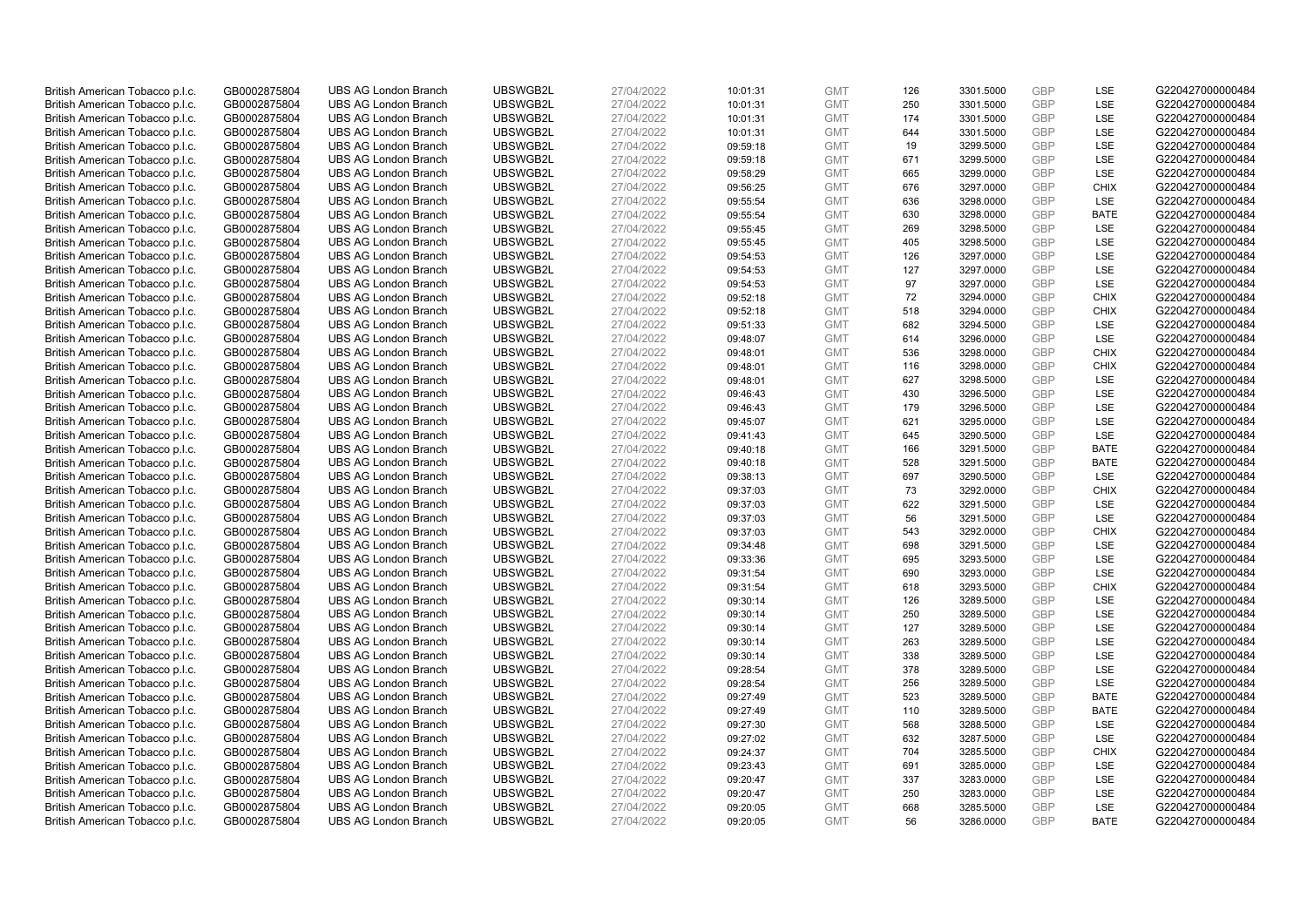| | | | | | | | | | | | |
|---|---|---|---|---|---|---|---|---|---|---|---|
| British American Tobacco p.l.c. | GB0002875804 | UBS AG London Branch | UBSWGB2L | 27/04/2022 | 10:01:31 | GMT | 126 | 3301.5000 | GBP | LSE | G220427000000484 |
| British American Tobacco p.l.c. | GB0002875804 | UBS AG London Branch | UBSWGB2L | 27/04/2022 | 10:01:31 | GMT | 250 | 3301.5000 | GBP | LSE | G220427000000484 |
| British American Tobacco p.l.c. | GB0002875804 | UBS AG London Branch | UBSWGB2L | 27/04/2022 | 10:01:31 | GMT | 174 | 3301.5000 | GBP | LSE | G220427000000484 |
| British American Tobacco p.l.c. | GB0002875804 | UBS AG London Branch | UBSWGB2L | 27/04/2022 | 10:01:31 | GMT | 644 | 3301.5000 | GBP | LSE | G220427000000484 |
| British American Tobacco p.l.c. | GB0002875804 | UBS AG London Branch | UBSWGB2L | 27/04/2022 | 09:59:18 | GMT | 19 | 3299.5000 | GBP | LSE | G220427000000484 |
| British American Tobacco p.l.c. | GB0002875804 | UBS AG London Branch | UBSWGB2L | 27/04/2022 | 09:59:18 | GMT | 671 | 3299.5000 | GBP | LSE | G220427000000484 |
| British American Tobacco p.l.c. | GB0002875804 | UBS AG London Branch | UBSWGB2L | 27/04/2022 | 09:58:29 | GMT | 665 | 3299.0000 | GBP | LSE | G220427000000484 |
| British American Tobacco p.l.c. | GB0002875804 | UBS AG London Branch | UBSWGB2L | 27/04/2022 | 09:56:25 | GMT | 676 | 3297.0000 | GBP | CHIX | G220427000000484 |
| British American Tobacco p.l.c. | GB0002875804 | UBS AG London Branch | UBSWGB2L | 27/04/2022 | 09:55:54 | GMT | 636 | 3298.0000 | GBP | LSE | G220427000000484 |
| British American Tobacco p.l.c. | GB0002875804 | UBS AG London Branch | UBSWGB2L | 27/04/2022 | 09:55:54 | GMT | 630 | 3298.0000 | GBP | BATE | G220427000000484 |
| British American Tobacco p.l.c. | GB0002875804 | UBS AG London Branch | UBSWGB2L | 27/04/2022 | 09:55:45 | GMT | 269 | 3298.5000 | GBP | LSE | G220427000000484 |
| British American Tobacco p.l.c. | GB0002875804 | UBS AG London Branch | UBSWGB2L | 27/04/2022 | 09:55:45 | GMT | 405 | 3298.5000 | GBP | LSE | G220427000000484 |
| British American Tobacco p.l.c. | GB0002875804 | UBS AG London Branch | UBSWGB2L | 27/04/2022 | 09:54:53 | GMT | 126 | 3297.0000 | GBP | LSE | G220427000000484 |
| British American Tobacco p.l.c. | GB0002875804 | UBS AG London Branch | UBSWGB2L | 27/04/2022 | 09:54:53 | GMT | 127 | 3297.0000 | GBP | LSE | G220427000000484 |
| British American Tobacco p.l.c. | GB0002875804 | UBS AG London Branch | UBSWGB2L | 27/04/2022 | 09:54:53 | GMT | 97 | 3297.0000 | GBP | LSE | G220427000000484 |
| British American Tobacco p.l.c. | GB0002875804 | UBS AG London Branch | UBSWGB2L | 27/04/2022 | 09:52:18 | GMT | 72 | 3294.0000 | GBP | CHIX | G220427000000484 |
| British American Tobacco p.l.c. | GB0002875804 | UBS AG London Branch | UBSWGB2L | 27/04/2022 | 09:52:18 | GMT | 518 | 3294.0000 | GBP | CHIX | G220427000000484 |
| British American Tobacco p.l.c. | GB0002875804 | UBS AG London Branch | UBSWGB2L | 27/04/2022 | 09:51:33 | GMT | 682 | 3294.5000 | GBP | LSE | G220427000000484 |
| British American Tobacco p.l.c. | GB0002875804 | UBS AG London Branch | UBSWGB2L | 27/04/2022 | 09:48:07 | GMT | 614 | 3296.0000 | GBP | LSE | G220427000000484 |
| British American Tobacco p.l.c. | GB0002875804 | UBS AG London Branch | UBSWGB2L | 27/04/2022 | 09:48:01 | GMT | 536 | 3298.0000 | GBP | CHIX | G220427000000484 |
| British American Tobacco p.l.c. | GB0002875804 | UBS AG London Branch | UBSWGB2L | 27/04/2022 | 09:48:01 | GMT | 116 | 3298.0000 | GBP | CHIX | G220427000000484 |
| British American Tobacco p.l.c. | GB0002875804 | UBS AG London Branch | UBSWGB2L | 27/04/2022 | 09:48:01 | GMT | 627 | 3298.5000 | GBP | LSE | G220427000000484 |
| British American Tobacco p.l.c. | GB0002875804 | UBS AG London Branch | UBSWGB2L | 27/04/2022 | 09:46:43 | GMT | 430 | 3296.5000 | GBP | LSE | G220427000000484 |
| British American Tobacco p.l.c. | GB0002875804 | UBS AG London Branch | UBSWGB2L | 27/04/2022 | 09:46:43 | GMT | 179 | 3296.5000 | GBP | LSE | G220427000000484 |
| British American Tobacco p.l.c. | GB0002875804 | UBS AG London Branch | UBSWGB2L | 27/04/2022 | 09:45:07 | GMT | 621 | 3295.0000 | GBP | LSE | G220427000000484 |
| British American Tobacco p.l.c. | GB0002875804 | UBS AG London Branch | UBSWGB2L | 27/04/2022 | 09:41:43 | GMT | 645 | 3290.5000 | GBP | LSE | G220427000000484 |
| British American Tobacco p.l.c. | GB0002875804 | UBS AG London Branch | UBSWGB2L | 27/04/2022 | 09:40:18 | GMT | 166 | 3291.5000 | GBP | BATE | G220427000000484 |
| British American Tobacco p.l.c. | GB0002875804 | UBS AG London Branch | UBSWGB2L | 27/04/2022 | 09:40:18 | GMT | 528 | 3291.5000 | GBP | BATE | G220427000000484 |
| British American Tobacco p.l.c. | GB0002875804 | UBS AG London Branch | UBSWGB2L | 27/04/2022 | 09:38:13 | GMT | 697 | 3290.5000 | GBP | LSE | G220427000000484 |
| British American Tobacco p.l.c. | GB0002875804 | UBS AG London Branch | UBSWGB2L | 27/04/2022 | 09:37:03 | GMT | 73 | 3292.0000 | GBP | CHIX | G220427000000484 |
| British American Tobacco p.l.c. | GB0002875804 | UBS AG London Branch | UBSWGB2L | 27/04/2022 | 09:37:03 | GMT | 622 | 3291.5000 | GBP | LSE | G220427000000484 |
| British American Tobacco p.l.c. | GB0002875804 | UBS AG London Branch | UBSWGB2L | 27/04/2022 | 09:37:03 | GMT | 56 | 3291.5000 | GBP | LSE | G220427000000484 |
| British American Tobacco p.l.c. | GB0002875804 | UBS AG London Branch | UBSWGB2L | 27/04/2022 | 09:37:03 | GMT | 543 | 3292.0000 | GBP | CHIX | G220427000000484 |
| British American Tobacco p.l.c. | GB0002875804 | UBS AG London Branch | UBSWGB2L | 27/04/2022 | 09:34:48 | GMT | 698 | 3291.5000 | GBP | LSE | G220427000000484 |
| British American Tobacco p.l.c. | GB0002875804 | UBS AG London Branch | UBSWGB2L | 27/04/2022 | 09:33:36 | GMT | 695 | 3293.5000 | GBP | LSE | G220427000000484 |
| British American Tobacco p.l.c. | GB0002875804 | UBS AG London Branch | UBSWGB2L | 27/04/2022 | 09:31:54 | GMT | 690 | 3293.0000 | GBP | LSE | G220427000000484 |
| British American Tobacco p.l.c. | GB0002875804 | UBS AG London Branch | UBSWGB2L | 27/04/2022 | 09:31:54 | GMT | 618 | 3293.5000 | GBP | CHIX | G220427000000484 |
| British American Tobacco p.l.c. | GB0002875804 | UBS AG London Branch | UBSWGB2L | 27/04/2022 | 09:30:14 | GMT | 126 | 3289.5000 | GBP | LSE | G220427000000484 |
| British American Tobacco p.l.c. | GB0002875804 | UBS AG London Branch | UBSWGB2L | 27/04/2022 | 09:30:14 | GMT | 250 | 3289.5000 | GBP | LSE | G220427000000484 |
| British American Tobacco p.l.c. | GB0002875804 | UBS AG London Branch | UBSWGB2L | 27/04/2022 | 09:30:14 | GMT | 127 | 3289.5000 | GBP | LSE | G220427000000484 |
| British American Tobacco p.l.c. | GB0002875804 | UBS AG London Branch | UBSWGB2L | 27/04/2022 | 09:30:14 | GMT | 263 | 3289.5000 | GBP | LSE | G220427000000484 |
| British American Tobacco p.l.c. | GB0002875804 | UBS AG London Branch | UBSWGB2L | 27/04/2022 | 09:30:14 | GMT | 338 | 3289.5000 | GBP | LSE | G220427000000484 |
| British American Tobacco p.l.c. | GB0002875804 | UBS AG London Branch | UBSWGB2L | 27/04/2022 | 09:28:54 | GMT | 378 | 3289.5000 | GBP | LSE | G220427000000484 |
| British American Tobacco p.l.c. | GB0002875804 | UBS AG London Branch | UBSWGB2L | 27/04/2022 | 09:28:54 | GMT | 256 | 3289.5000 | GBP | LSE | G220427000000484 |
| British American Tobacco p.l.c. | GB0002875804 | UBS AG London Branch | UBSWGB2L | 27/04/2022 | 09:27:49 | GMT | 523 | 3289.5000 | GBP | BATE | G220427000000484 |
| British American Tobacco p.l.c. | GB0002875804 | UBS AG London Branch | UBSWGB2L | 27/04/2022 | 09:27:49 | GMT | 110 | 3289.5000 | GBP | BATE | G220427000000484 |
| British American Tobacco p.l.c. | GB0002875804 | UBS AG London Branch | UBSWGB2L | 27/04/2022 | 09:27:30 | GMT | 568 | 3288.5000 | GBP | LSE | G220427000000484 |
| British American Tobacco p.l.c. | GB0002875804 | UBS AG London Branch | UBSWGB2L | 27/04/2022 | 09:27:02 | GMT | 632 | 3287.5000 | GBP | LSE | G220427000000484 |
| British American Tobacco p.l.c. | GB0002875804 | UBS AG London Branch | UBSWGB2L | 27/04/2022 | 09:24:37 | GMT | 704 | 3285.5000 | GBP | CHIX | G220427000000484 |
| British American Tobacco p.l.c. | GB0002875804 | UBS AG London Branch | UBSWGB2L | 27/04/2022 | 09:23:43 | GMT | 691 | 3285.0000 | GBP | LSE | G220427000000484 |
| British American Tobacco p.l.c. | GB0002875804 | UBS AG London Branch | UBSWGB2L | 27/04/2022 | 09:20:47 | GMT | 337 | 3283.0000 | GBP | LSE | G220427000000484 |
| British American Tobacco p.l.c. | GB0002875804 | UBS AG London Branch | UBSWGB2L | 27/04/2022 | 09:20:47 | GMT | 250 | 3283.0000 | GBP | LSE | G220427000000484 |
| British American Tobacco p.l.c. | GB0002875804 | UBS AG London Branch | UBSWGB2L | 27/04/2022 | 09:20:05 | GMT | 668 | 3285.5000 | GBP | LSE | G220427000000484 |
| British American Tobacco p.l.c. | GB0002875804 | UBS AG London Branch | UBSWGB2L | 27/04/2022 | 09:20:05 | GMT | 56 | 3286.0000 | GBP | BATE | G220427000000484 |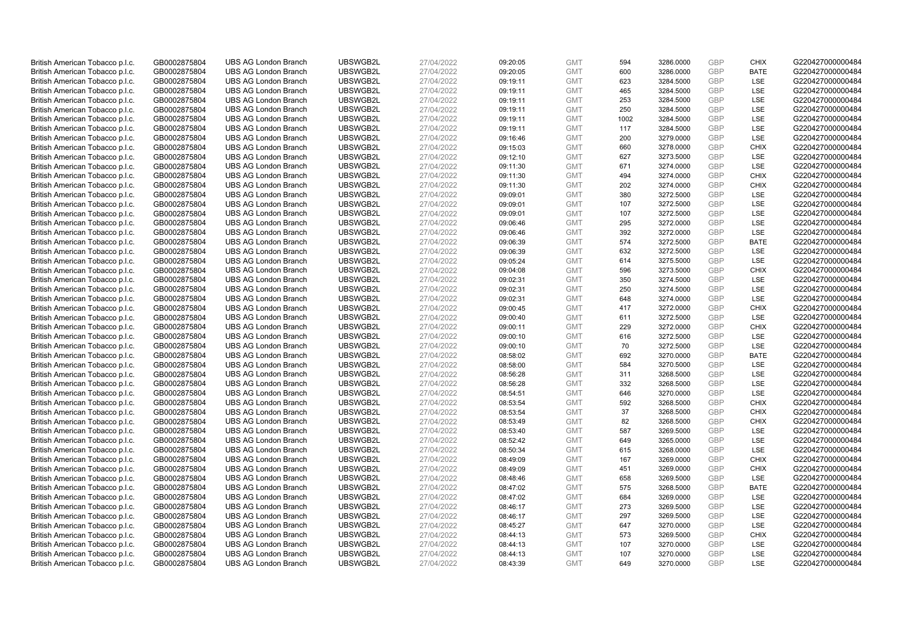| | | | | | | | | | | | |
|---|---|---|---|---|---|---|---|---|---|---|---|
| British American Tobacco p.l.c. | GB0002875804 | UBS AG London Branch | UBSWGB2L | 27/04/2022 | 09:20:05 | GMT | 594 | 3286.0000 | GBP | CHIX | G220427000000484 |
| British American Tobacco p.l.c. | GB0002875804 | UBS AG London Branch | UBSWGB2L | 27/04/2022 | 09:20:05 | GMT | 600 | 3286.0000 | GBP | BATE | G220427000000484 |
| British American Tobacco p.l.c. | GB0002875804 | UBS AG London Branch | UBSWGB2L | 27/04/2022 | 09:19:11 | GMT | 623 | 3284.5000 | GBP | LSE | G220427000000484 |
| British American Tobacco p.l.c. | GB0002875804 | UBS AG London Branch | UBSWGB2L | 27/04/2022 | 09:19:11 | GMT | 465 | 3284.5000 | GBP | LSE | G220427000000484 |
| British American Tobacco p.l.c. | GB0002875804 | UBS AG London Branch | UBSWGB2L | 27/04/2022 | 09:19:11 | GMT | 253 | 3284.5000 | GBP | LSE | G220427000000484 |
| British American Tobacco p.l.c. | GB0002875804 | UBS AG London Branch | UBSWGB2L | 27/04/2022 | 09:19:11 | GMT | 250 | 3284.5000 | GBP | LSE | G220427000000484 |
| British American Tobacco p.l.c. | GB0002875804 | UBS AG London Branch | UBSWGB2L | 27/04/2022 | 09:19:11 | GMT | 1002 | 3284.5000 | GBP | LSE | G220427000000484 |
| British American Tobacco p.l.c. | GB0002875804 | UBS AG London Branch | UBSWGB2L | 27/04/2022 | 09:19:11 | GMT | 117 | 3284.5000 | GBP | LSE | G220427000000484 |
| British American Tobacco p.l.c. | GB0002875804 | UBS AG London Branch | UBSWGB2L | 27/04/2022 | 09:16:46 | GMT | 200 | 3279.0000 | GBP | LSE | G220427000000484 |
| British American Tobacco p.l.c. | GB0002875804 | UBS AG London Branch | UBSWGB2L | 27/04/2022 | 09:15:03 | GMT | 660 | 3278.0000 | GBP | CHIX | G220427000000484 |
| British American Tobacco p.l.c. | GB0002875804 | UBS AG London Branch | UBSWGB2L | 27/04/2022 | 09:12:10 | GMT | 627 | 3273.5000 | GBP | LSE | G220427000000484 |
| British American Tobacco p.l.c. | GB0002875804 | UBS AG London Branch | UBSWGB2L | 27/04/2022 | 09:11:30 | GMT | 671 | 3274.0000 | GBP | LSE | G220427000000484 |
| British American Tobacco p.l.c. | GB0002875804 | UBS AG London Branch | UBSWGB2L | 27/04/2022 | 09:11:30 | GMT | 494 | 3274.0000 | GBP | CHIX | G220427000000484 |
| British American Tobacco p.l.c. | GB0002875804 | UBS AG London Branch | UBSWGB2L | 27/04/2022 | 09:11:30 | GMT | 202 | 3274.0000 | GBP | CHIX | G220427000000484 |
| British American Tobacco p.l.c. | GB0002875804 | UBS AG London Branch | UBSWGB2L | 27/04/2022 | 09:09:01 | GMT | 380 | 3272.5000 | GBP | LSE | G220427000000484 |
| British American Tobacco p.l.c. | GB0002875804 | UBS AG London Branch | UBSWGB2L | 27/04/2022 | 09:09:01 | GMT | 107 | 3272.5000 | GBP | LSE | G220427000000484 |
| British American Tobacco p.l.c. | GB0002875804 | UBS AG London Branch | UBSWGB2L | 27/04/2022 | 09:09:01 | GMT | 107 | 3272.5000 | GBP | LSE | G220427000000484 |
| British American Tobacco p.l.c. | GB0002875804 | UBS AG London Branch | UBSWGB2L | 27/04/2022 | 09:06:46 | GMT | 295 | 3272.0000 | GBP | LSE | G220427000000484 |
| British American Tobacco p.l.c. | GB0002875804 | UBS AG London Branch | UBSWGB2L | 27/04/2022 | 09:06:46 | GMT | 392 | 3272.0000 | GBP | LSE | G220427000000484 |
| British American Tobacco p.l.c. | GB0002875804 | UBS AG London Branch | UBSWGB2L | 27/04/2022 | 09:06:39 | GMT | 574 | 3272.5000 | GBP | BATE | G220427000000484 |
| British American Tobacco p.l.c. | GB0002875804 | UBS AG London Branch | UBSWGB2L | 27/04/2022 | 09:06:39 | GMT | 632 | 3272.5000 | GBP | LSE | G220427000000484 |
| British American Tobacco p.l.c. | GB0002875804 | UBS AG London Branch | UBSWGB2L | 27/04/2022 | 09:05:24 | GMT | 614 | 3275.5000 | GBP | LSE | G220427000000484 |
| British American Tobacco p.l.c. | GB0002875804 | UBS AG London Branch | UBSWGB2L | 27/04/2022 | 09:04:08 | GMT | 596 | 3273.5000 | GBP | CHIX | G220427000000484 |
| British American Tobacco p.l.c. | GB0002875804 | UBS AG London Branch | UBSWGB2L | 27/04/2022 | 09:02:31 | GMT | 350 | 3274.5000 | GBP | LSE | G220427000000484 |
| British American Tobacco p.l.c. | GB0002875804 | UBS AG London Branch | UBSWGB2L | 27/04/2022 | 09:02:31 | GMT | 250 | 3274.5000 | GBP | LSE | G220427000000484 |
| British American Tobacco p.l.c. | GB0002875804 | UBS AG London Branch | UBSWGB2L | 27/04/2022 | 09:02:31 | GMT | 648 | 3274.0000 | GBP | LSE | G220427000000484 |
| British American Tobacco p.l.c. | GB0002875804 | UBS AG London Branch | UBSWGB2L | 27/04/2022 | 09:00:45 | GMT | 417 | 3272.0000 | GBP | CHIX | G220427000000484 |
| British American Tobacco p.l.c. | GB0002875804 | UBS AG London Branch | UBSWGB2L | 27/04/2022 | 09:00:40 | GMT | 611 | 3272.5000 | GBP | LSE | G220427000000484 |
| British American Tobacco p.l.c. | GB0002875804 | UBS AG London Branch | UBSWGB2L | 27/04/2022 | 09:00:11 | GMT | 229 | 3272.0000 | GBP | CHIX | G220427000000484 |
| British American Tobacco p.l.c. | GB0002875804 | UBS AG London Branch | UBSWGB2L | 27/04/2022 | 09:00:10 | GMT | 616 | 3272.5000 | GBP | LSE | G220427000000484 |
| British American Tobacco p.l.c. | GB0002875804 | UBS AG London Branch | UBSWGB2L | 27/04/2022 | 09:00:10 | GMT | 70 | 3272.5000 | GBP | LSE | G220427000000484 |
| British American Tobacco p.l.c. | GB0002875804 | UBS AG London Branch | UBSWGB2L | 27/04/2022 | 08:58:02 | GMT | 692 | 3270.0000 | GBP | BATE | G220427000000484 |
| British American Tobacco p.l.c. | GB0002875804 | UBS AG London Branch | UBSWGB2L | 27/04/2022 | 08:58:00 | GMT | 584 | 3270.5000 | GBP | LSE | G220427000000484 |
| British American Tobacco p.l.c. | GB0002875804 | UBS AG London Branch | UBSWGB2L | 27/04/2022 | 08:56:28 | GMT | 311 | 3268.5000 | GBP | LSE | G220427000000484 |
| British American Tobacco p.l.c. | GB0002875804 | UBS AG London Branch | UBSWGB2L | 27/04/2022 | 08:56:28 | GMT | 332 | 3268.5000 | GBP | LSE | G220427000000484 |
| British American Tobacco p.l.c. | GB0002875804 | UBS AG London Branch | UBSWGB2L | 27/04/2022 | 08:54:51 | GMT | 646 | 3270.0000 | GBP | LSE | G220427000000484 |
| British American Tobacco p.l.c. | GB0002875804 | UBS AG London Branch | UBSWGB2L | 27/04/2022 | 08:53:54 | GMT | 592 | 3268.5000 | GBP | CHIX | G220427000000484 |
| British American Tobacco p.l.c. | GB0002875804 | UBS AG London Branch | UBSWGB2L | 27/04/2022 | 08:53:54 | GMT | 37 | 3268.5000 | GBP | CHIX | G220427000000484 |
| British American Tobacco p.l.c. | GB0002875804 | UBS AG London Branch | UBSWGB2L | 27/04/2022 | 08:53:49 | GMT | 82 | 3268.5000 | GBP | CHIX | G220427000000484 |
| British American Tobacco p.l.c. | GB0002875804 | UBS AG London Branch | UBSWGB2L | 27/04/2022 | 08:53:40 | GMT | 587 | 3269.5000 | GBP | LSE | G220427000000484 |
| British American Tobacco p.l.c. | GB0002875804 | UBS AG London Branch | UBSWGB2L | 27/04/2022 | 08:52:42 | GMT | 649 | 3265.0000 | GBP | LSE | G220427000000484 |
| British American Tobacco p.l.c. | GB0002875804 | UBS AG London Branch | UBSWGB2L | 27/04/2022 | 08:50:34 | GMT | 615 | 3268.0000 | GBP | LSE | G220427000000484 |
| British American Tobacco p.l.c. | GB0002875804 | UBS AG London Branch | UBSWGB2L | 27/04/2022 | 08:49:09 | GMT | 167 | 3269.0000 | GBP | CHIX | G220427000000484 |
| British American Tobacco p.l.c. | GB0002875804 | UBS AG London Branch | UBSWGB2L | 27/04/2022 | 08:49:09 | GMT | 451 | 3269.0000 | GBP | CHIX | G220427000000484 |
| British American Tobacco p.l.c. | GB0002875804 | UBS AG London Branch | UBSWGB2L | 27/04/2022 | 08:48:46 | GMT | 658 | 3269.5000 | GBP | LSE | G220427000000484 |
| British American Tobacco p.l.c. | GB0002875804 | UBS AG London Branch | UBSWGB2L | 27/04/2022 | 08:47:02 | GMT | 575 | 3268.5000 | GBP | BATE | G220427000000484 |
| British American Tobacco p.l.c. | GB0002875804 | UBS AG London Branch | UBSWGB2L | 27/04/2022 | 08:47:02 | GMT | 684 | 3269.0000 | GBP | LSE | G220427000000484 |
| British American Tobacco p.l.c. | GB0002875804 | UBS AG London Branch | UBSWGB2L | 27/04/2022 | 08:46:17 | GMT | 273 | 3269.5000 | GBP | LSE | G220427000000484 |
| British American Tobacco p.l.c. | GB0002875804 | UBS AG London Branch | UBSWGB2L | 27/04/2022 | 08:46:17 | GMT | 297 | 3269.5000 | GBP | LSE | G220427000000484 |
| British American Tobacco p.l.c. | GB0002875804 | UBS AG London Branch | UBSWGB2L | 27/04/2022 | 08:45:27 | GMT | 647 | 3270.0000 | GBP | LSE | G220427000000484 |
| British American Tobacco p.l.c. | GB0002875804 | UBS AG London Branch | UBSWGB2L | 27/04/2022 | 08:44:13 | GMT | 573 | 3269.5000 | GBP | CHIX | G220427000000484 |
| British American Tobacco p.l.c. | GB0002875804 | UBS AG London Branch | UBSWGB2L | 27/04/2022 | 08:44:13 | GMT | 107 | 3270.0000 | GBP | LSE | G220427000000484 |
| British American Tobacco p.l.c. | GB0002875804 | UBS AG London Branch | UBSWGB2L | 27/04/2022 | 08:44:13 | GMT | 107 | 3270.0000 | GBP | LSE | G220427000000484 |
| British American Tobacco p.l.c. | GB0002875804 | UBS AG London Branch | UBSWGB2L | 27/04/2022 | 08:43:39 | GMT | 649 | 3270.0000 | GBP | LSE | G220427000000484 |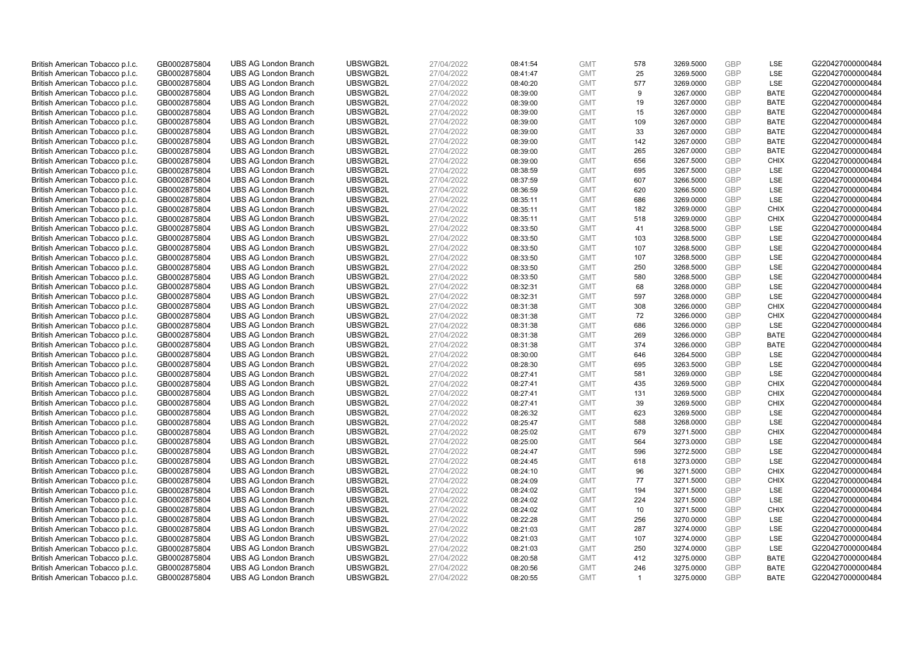| | | | | | | | | | | | |
|---|---|---|---|---|---|---|---|---|---|---|---|
| British American Tobacco p.l.c. | GB0002875804 | UBS AG London Branch | UBSWGB2L | 27/04/2022 | 08:41:54 | GMT | 578 | 3269.5000 | GBP | LSE | G220427000000484 |
| British American Tobacco p.l.c. | GB0002875804 | UBS AG London Branch | UBSWGB2L | 27/04/2022 | 08:41:47 | GMT | 25 | 3269.5000 | GBP | LSE | G220427000000484 |
| British American Tobacco p.l.c. | GB0002875804 | UBS AG London Branch | UBSWGB2L | 27/04/2022 | 08:40:20 | GMT | 577 | 3269.0000 | GBP | LSE | G220427000000484 |
| British American Tobacco p.l.c. | GB0002875804 | UBS AG London Branch | UBSWGB2L | 27/04/2022 | 08:39:00 | GMT | 9 | 3267.0000 | GBP | BATE | G220427000000484 |
| British American Tobacco p.l.c. | GB0002875804 | UBS AG London Branch | UBSWGB2L | 27/04/2022 | 08:39:00 | GMT | 19 | 3267.0000 | GBP | BATE | G220427000000484 |
| British American Tobacco p.l.c. | GB0002875804 | UBS AG London Branch | UBSWGB2L | 27/04/2022 | 08:39:00 | GMT | 15 | 3267.0000 | GBP | BATE | G220427000000484 |
| British American Tobacco p.l.c. | GB0002875804 | UBS AG London Branch | UBSWGB2L | 27/04/2022 | 08:39:00 | GMT | 109 | 3267.0000 | GBP | BATE | G220427000000484 |
| British American Tobacco p.l.c. | GB0002875804 | UBS AG London Branch | UBSWGB2L | 27/04/2022 | 08:39:00 | GMT | 33 | 3267.0000 | GBP | BATE | G220427000000484 |
| British American Tobacco p.l.c. | GB0002875804 | UBS AG London Branch | UBSWGB2L | 27/04/2022 | 08:39:00 | GMT | 142 | 3267.0000 | GBP | BATE | G220427000000484 |
| British American Tobacco p.l.c. | GB0002875804 | UBS AG London Branch | UBSWGB2L | 27/04/2022 | 08:39:00 | GMT | 265 | 3267.0000 | GBP | BATE | G220427000000484 |
| British American Tobacco p.l.c. | GB0002875804 | UBS AG London Branch | UBSWGB2L | 27/04/2022 | 08:39:00 | GMT | 656 | 3267.5000 | GBP | CHIX | G220427000000484 |
| British American Tobacco p.l.c. | GB0002875804 | UBS AG London Branch | UBSWGB2L | 27/04/2022 | 08:38:59 | GMT | 695 | 3267.5000 | GBP | LSE | G220427000000484 |
| British American Tobacco p.l.c. | GB0002875804 | UBS AG London Branch | UBSWGB2L | 27/04/2022 | 08:37:59 | GMT | 607 | 3266.5000 | GBP | LSE | G220427000000484 |
| British American Tobacco p.l.c. | GB0002875804 | UBS AG London Branch | UBSWGB2L | 27/04/2022 | 08:36:59 | GMT | 620 | 3266.5000 | GBP | LSE | G220427000000484 |
| British American Tobacco p.l.c. | GB0002875804 | UBS AG London Branch | UBSWGB2L | 27/04/2022 | 08:35:11 | GMT | 686 | 3269.0000 | GBP | LSE | G220427000000484 |
| British American Tobacco p.l.c. | GB0002875804 | UBS AG London Branch | UBSWGB2L | 27/04/2022 | 08:35:11 | GMT | 182 | 3269.0000 | GBP | CHIX | G220427000000484 |
| British American Tobacco p.l.c. | GB0002875804 | UBS AG London Branch | UBSWGB2L | 27/04/2022 | 08:35:11 | GMT | 518 | 3269.0000 | GBP | CHIX | G220427000000484 |
| British American Tobacco p.l.c. | GB0002875804 | UBS AG London Branch | UBSWGB2L | 27/04/2022 | 08:33:50 | GMT | 41 | 3268.5000 | GBP | LSE | G220427000000484 |
| British American Tobacco p.l.c. | GB0002875804 | UBS AG London Branch | UBSWGB2L | 27/04/2022 | 08:33:50 | GMT | 103 | 3268.5000 | GBP | LSE | G220427000000484 |
| British American Tobacco p.l.c. | GB0002875804 | UBS AG London Branch | UBSWGB2L | 27/04/2022 | 08:33:50 | GMT | 107 | 3268.5000 | GBP | LSE | G220427000000484 |
| British American Tobacco p.l.c. | GB0002875804 | UBS AG London Branch | UBSWGB2L | 27/04/2022 | 08:33:50 | GMT | 107 | 3268.5000 | GBP | LSE | G220427000000484 |
| British American Tobacco p.l.c. | GB0002875804 | UBS AG London Branch | UBSWGB2L | 27/04/2022 | 08:33:50 | GMT | 250 | 3268.5000 | GBP | LSE | G220427000000484 |
| British American Tobacco p.l.c. | GB0002875804 | UBS AG London Branch | UBSWGB2L | 27/04/2022 | 08:33:50 | GMT | 580 | 3268.5000 | GBP | LSE | G220427000000484 |
| British American Tobacco p.l.c. | GB0002875804 | UBS AG London Branch | UBSWGB2L | 27/04/2022 | 08:32:31 | GMT | 68 | 3268.0000 | GBP | LSE | G220427000000484 |
| British American Tobacco p.l.c. | GB0002875804 | UBS AG London Branch | UBSWGB2L | 27/04/2022 | 08:32:31 | GMT | 597 | 3268.0000 | GBP | LSE | G220427000000484 |
| British American Tobacco p.l.c. | GB0002875804 | UBS AG London Branch | UBSWGB2L | 27/04/2022 | 08:31:38 | GMT | 308 | 3266.0000 | GBP | CHIX | G220427000000484 |
| British American Tobacco p.l.c. | GB0002875804 | UBS AG London Branch | UBSWGB2L | 27/04/2022 | 08:31:38 | GMT | 72 | 3266.0000 | GBP | CHIX | G220427000000484 |
| British American Tobacco p.l.c. | GB0002875804 | UBS AG London Branch | UBSWGB2L | 27/04/2022 | 08:31:38 | GMT | 686 | 3266.0000 | GBP | LSE | G220427000000484 |
| British American Tobacco p.l.c. | GB0002875804 | UBS AG London Branch | UBSWGB2L | 27/04/2022 | 08:31:38 | GMT | 269 | 3266.0000 | GBP | BATE | G220427000000484 |
| British American Tobacco p.l.c. | GB0002875804 | UBS AG London Branch | UBSWGB2L | 27/04/2022 | 08:31:38 | GMT | 374 | 3266.0000 | GBP | BATE | G220427000000484 |
| British American Tobacco p.l.c. | GB0002875804 | UBS AG London Branch | UBSWGB2L | 27/04/2022 | 08:30:00 | GMT | 646 | 3264.5000 | GBP | LSE | G220427000000484 |
| British American Tobacco p.l.c. | GB0002875804 | UBS AG London Branch | UBSWGB2L | 27/04/2022 | 08:28:30 | GMT | 695 | 3263.5000 | GBP | LSE | G220427000000484 |
| British American Tobacco p.l.c. | GB0002875804 | UBS AG London Branch | UBSWGB2L | 27/04/2022 | 08:27:41 | GMT | 581 | 3269.0000 | GBP | LSE | G220427000000484 |
| British American Tobacco p.l.c. | GB0002875804 | UBS AG London Branch | UBSWGB2L | 27/04/2022 | 08:27:41 | GMT | 435 | 3269.5000 | GBP | CHIX | G220427000000484 |
| British American Tobacco p.l.c. | GB0002875804 | UBS AG London Branch | UBSWGB2L | 27/04/2022 | 08:27:41 | GMT | 131 | 3269.5000 | GBP | CHIX | G220427000000484 |
| British American Tobacco p.l.c. | GB0002875804 | UBS AG London Branch | UBSWGB2L | 27/04/2022 | 08:27:41 | GMT | 39 | 3269.5000 | GBP | CHIX | G220427000000484 |
| British American Tobacco p.l.c. | GB0002875804 | UBS AG London Branch | UBSWGB2L | 27/04/2022 | 08:26:32 | GMT | 623 | 3269.5000 | GBP | LSE | G220427000000484 |
| British American Tobacco p.l.c. | GB0002875804 | UBS AG London Branch | UBSWGB2L | 27/04/2022 | 08:25:47 | GMT | 588 | 3268.0000 | GBP | LSE | G220427000000484 |
| British American Tobacco p.l.c. | GB0002875804 | UBS AG London Branch | UBSWGB2L | 27/04/2022 | 08:25:02 | GMT | 679 | 3271.5000 | GBP | CHIX | G220427000000484 |
| British American Tobacco p.l.c. | GB0002875804 | UBS AG London Branch | UBSWGB2L | 27/04/2022 | 08:25:00 | GMT | 564 | 3273.0000 | GBP | LSE | G220427000000484 |
| British American Tobacco p.l.c. | GB0002875804 | UBS AG London Branch | UBSWGB2L | 27/04/2022 | 08:24:47 | GMT | 596 | 3272.5000 | GBP | LSE | G220427000000484 |
| British American Tobacco p.l.c. | GB0002875804 | UBS AG London Branch | UBSWGB2L | 27/04/2022 | 08:24:45 | GMT | 618 | 3273.0000 | GBP | LSE | G220427000000484 |
| British American Tobacco p.l.c. | GB0002875804 | UBS AG London Branch | UBSWGB2L | 27/04/2022 | 08:24:10 | GMT | 96 | 3271.5000 | GBP | CHIX | G220427000000484 |
| British American Tobacco p.l.c. | GB0002875804 | UBS AG London Branch | UBSWGB2L | 27/04/2022 | 08:24:09 | GMT | 77 | 3271.5000 | GBP | CHIX | G220427000000484 |
| British American Tobacco p.l.c. | GB0002875804 | UBS AG London Branch | UBSWGB2L | 27/04/2022 | 08:24:02 | GMT | 194 | 3271.5000 | GBP | LSE | G220427000000484 |
| British American Tobacco p.l.c. | GB0002875804 | UBS AG London Branch | UBSWGB2L | 27/04/2022 | 08:24:02 | GMT | 224 | 3271.5000 | GBP | LSE | G220427000000484 |
| British American Tobacco p.l.c. | GB0002875804 | UBS AG London Branch | UBSWGB2L | 27/04/2022 | 08:24:02 | GMT | 10 | 3271.5000 | GBP | CHIX | G220427000000484 |
| British American Tobacco p.l.c. | GB0002875804 | UBS AG London Branch | UBSWGB2L | 27/04/2022 | 08:22:28 | GMT | 256 | 3270.0000 | GBP | LSE | G220427000000484 |
| British American Tobacco p.l.c. | GB0002875804 | UBS AG London Branch | UBSWGB2L | 27/04/2022 | 08:21:03 | GMT | 287 | 3274.0000 | GBP | LSE | G220427000000484 |
| British American Tobacco p.l.c. | GB0002875804 | UBS AG London Branch | UBSWGB2L | 27/04/2022 | 08:21:03 | GMT | 107 | 3274.0000 | GBP | LSE | G220427000000484 |
| British American Tobacco p.l.c. | GB0002875804 | UBS AG London Branch | UBSWGB2L | 27/04/2022 | 08:21:03 | GMT | 250 | 3274.0000 | GBP | LSE | G220427000000484 |
| British American Tobacco p.l.c. | GB0002875804 | UBS AG London Branch | UBSWGB2L | 27/04/2022 | 08:20:58 | GMT | 412 | 3275.0000 | GBP | BATE | G220427000000484 |
| British American Tobacco p.l.c. | GB0002875804 | UBS AG London Branch | UBSWGB2L | 27/04/2022 | 08:20:56 | GMT | 246 | 3275.0000 | GBP | BATE | G220427000000484 |
| British American Tobacco p.l.c. | GB0002875804 | UBS AG London Branch | UBSWGB2L | 27/04/2022 | 08:20:55 | GMT | 1 | 3275.0000 | GBP | BATE | G220427000000484 |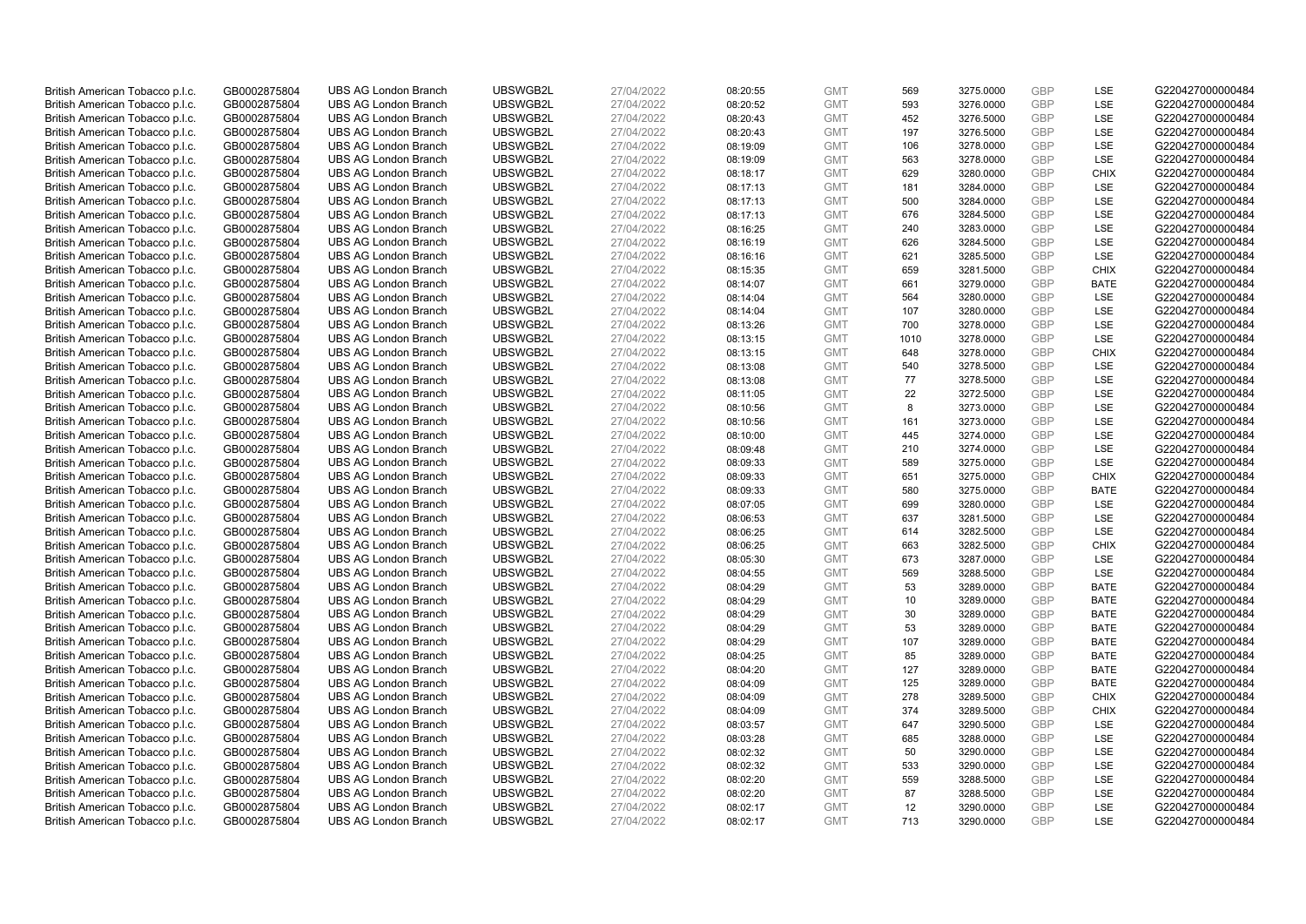| | | | | | | | | | | | |
|---|---|---|---|---|---|---|---|---|---|---|---|
| British American Tobacco p.l.c. | GB0002875804 | UBS AG London Branch | UBSWGB2L | 27/04/2022 | 08:20:55 | GMT | 569 | 3275.0000 | GBP | LSE | G220427000000484 |
| British American Tobacco p.l.c. | GB0002875804 | UBS AG London Branch | UBSWGB2L | 27/04/2022 | 08:20:52 | GMT | 593 | 3276.0000 | GBP | LSE | G220427000000484 |
| British American Tobacco p.l.c. | GB0002875804 | UBS AG London Branch | UBSWGB2L | 27/04/2022 | 08:20:43 | GMT | 452 | 3276.5000 | GBP | LSE | G220427000000484 |
| British American Tobacco p.l.c. | GB0002875804 | UBS AG London Branch | UBSWGB2L | 27/04/2022 | 08:20:43 | GMT | 197 | 3276.5000 | GBP | LSE | G220427000000484 |
| British American Tobacco p.l.c. | GB0002875804 | UBS AG London Branch | UBSWGB2L | 27/04/2022 | 08:19:09 | GMT | 106 | 3278.0000 | GBP | LSE | G220427000000484 |
| British American Tobacco p.l.c. | GB0002875804 | UBS AG London Branch | UBSWGB2L | 27/04/2022 | 08:19:09 | GMT | 563 | 3278.0000 | GBP | LSE | G220427000000484 |
| British American Tobacco p.l.c. | GB0002875804 | UBS AG London Branch | UBSWGB2L | 27/04/2022 | 08:18:17 | GMT | 629 | 3280.0000 | GBP | CHIX | G220427000000484 |
| British American Tobacco p.l.c. | GB0002875804 | UBS AG London Branch | UBSWGB2L | 27/04/2022 | 08:17:13 | GMT | 181 | 3284.0000 | GBP | LSE | G220427000000484 |
| British American Tobacco p.l.c. | GB0002875804 | UBS AG London Branch | UBSWGB2L | 27/04/2022 | 08:17:13 | GMT | 500 | 3284.0000 | GBP | LSE | G220427000000484 |
| British American Tobacco p.l.c. | GB0002875804 | UBS AG London Branch | UBSWGB2L | 27/04/2022 | 08:17:13 | GMT | 676 | 3284.5000 | GBP | LSE | G220427000000484 |
| British American Tobacco p.l.c. | GB0002875804 | UBS AG London Branch | UBSWGB2L | 27/04/2022 | 08:16:25 | GMT | 240 | 3283.0000 | GBP | LSE | G220427000000484 |
| British American Tobacco p.l.c. | GB0002875804 | UBS AG London Branch | UBSWGB2L | 27/04/2022 | 08:16:19 | GMT | 626 | 3284.5000 | GBP | LSE | G220427000000484 |
| British American Tobacco p.l.c. | GB0002875804 | UBS AG London Branch | UBSWGB2L | 27/04/2022 | 08:16:16 | GMT | 621 | 3285.5000 | GBP | LSE | G220427000000484 |
| British American Tobacco p.l.c. | GB0002875804 | UBS AG London Branch | UBSWGB2L | 27/04/2022 | 08:15:35 | GMT | 659 | 3281.5000 | GBP | CHIX | G220427000000484 |
| British American Tobacco p.l.c. | GB0002875804 | UBS AG London Branch | UBSWGB2L | 27/04/2022 | 08:14:07 | GMT | 661 | 3279.0000 | GBP | BATE | G220427000000484 |
| British American Tobacco p.l.c. | GB0002875804 | UBS AG London Branch | UBSWGB2L | 27/04/2022 | 08:14:04 | GMT | 564 | 3280.0000 | GBP | LSE | G220427000000484 |
| British American Tobacco p.l.c. | GB0002875804 | UBS AG London Branch | UBSWGB2L | 27/04/2022 | 08:14:04 | GMT | 107 | 3280.0000 | GBP | LSE | G220427000000484 |
| British American Tobacco p.l.c. | GB0002875804 | UBS AG London Branch | UBSWGB2L | 27/04/2022 | 08:13:26 | GMT | 700 | 3278.0000 | GBP | LSE | G220427000000484 |
| British American Tobacco p.l.c. | GB0002875804 | UBS AG London Branch | UBSWGB2L | 27/04/2022 | 08:13:15 | GMT | 1010 | 3278.0000 | GBP | LSE | G220427000000484 |
| British American Tobacco p.l.c. | GB0002875804 | UBS AG London Branch | UBSWGB2L | 27/04/2022 | 08:13:15 | GMT | 648 | 3278.0000 | GBP | CHIX | G220427000000484 |
| British American Tobacco p.l.c. | GB0002875804 | UBS AG London Branch | UBSWGB2L | 27/04/2022 | 08:13:08 | GMT | 540 | 3278.5000 | GBP | LSE | G220427000000484 |
| British American Tobacco p.l.c. | GB0002875804 | UBS AG London Branch | UBSWGB2L | 27/04/2022 | 08:13:08 | GMT | 77 | 3278.5000 | GBP | LSE | G220427000000484 |
| British American Tobacco p.l.c. | GB0002875804 | UBS AG London Branch | UBSWGB2L | 27/04/2022 | 08:11:05 | GMT | 22 | 3272.5000 | GBP | LSE | G220427000000484 |
| British American Tobacco p.l.c. | GB0002875804 | UBS AG London Branch | UBSWGB2L | 27/04/2022 | 08:10:56 | GMT | 8 | 3273.0000 | GBP | LSE | G220427000000484 |
| British American Tobacco p.l.c. | GB0002875804 | UBS AG London Branch | UBSWGB2L | 27/04/2022 | 08:10:56 | GMT | 161 | 3273.0000 | GBP | LSE | G220427000000484 |
| British American Tobacco p.l.c. | GB0002875804 | UBS AG London Branch | UBSWGB2L | 27/04/2022 | 08:10:00 | GMT | 445 | 3274.0000 | GBP | LSE | G220427000000484 |
| British American Tobacco p.l.c. | GB0002875804 | UBS AG London Branch | UBSWGB2L | 27/04/2022 | 08:09:48 | GMT | 210 | 3274.0000 | GBP | LSE | G220427000000484 |
| British American Tobacco p.l.c. | GB0002875804 | UBS AG London Branch | UBSWGB2L | 27/04/2022 | 08:09:33 | GMT | 589 | 3275.0000 | GBP | LSE | G220427000000484 |
| British American Tobacco p.l.c. | GB0002875804 | UBS AG London Branch | UBSWGB2L | 27/04/2022 | 08:09:33 | GMT | 651 | 3275.0000 | GBP | CHIX | G220427000000484 |
| British American Tobacco p.l.c. | GB0002875804 | UBS AG London Branch | UBSWGB2L | 27/04/2022 | 08:09:33 | GMT | 580 | 3275.0000 | GBP | BATE | G220427000000484 |
| British American Tobacco p.l.c. | GB0002875804 | UBS AG London Branch | UBSWGB2L | 27/04/2022 | 08:07:05 | GMT | 699 | 3280.0000 | GBP | LSE | G220427000000484 |
| British American Tobacco p.l.c. | GB0002875804 | UBS AG London Branch | UBSWGB2L | 27/04/2022 | 08:06:53 | GMT | 637 | 3281.5000 | GBP | LSE | G220427000000484 |
| British American Tobacco p.l.c. | GB0002875804 | UBS AG London Branch | UBSWGB2L | 27/04/2022 | 08:06:25 | GMT | 614 | 3282.5000 | GBP | LSE | G220427000000484 |
| British American Tobacco p.l.c. | GB0002875804 | UBS AG London Branch | UBSWGB2L | 27/04/2022 | 08:06:25 | GMT | 663 | 3282.5000 | GBP | CHIX | G220427000000484 |
| British American Tobacco p.l.c. | GB0002875804 | UBS AG London Branch | UBSWGB2L | 27/04/2022 | 08:05:30 | GMT | 673 | 3287.0000 | GBP | LSE | G220427000000484 |
| British American Tobacco p.l.c. | GB0002875804 | UBS AG London Branch | UBSWGB2L | 27/04/2022 | 08:04:55 | GMT | 569 | 3288.5000 | GBP | LSE | G220427000000484 |
| British American Tobacco p.l.c. | GB0002875804 | UBS AG London Branch | UBSWGB2L | 27/04/2022 | 08:04:29 | GMT | 53 | 3289.0000 | GBP | BATE | G220427000000484 |
| British American Tobacco p.l.c. | GB0002875804 | UBS AG London Branch | UBSWGB2L | 27/04/2022 | 08:04:29 | GMT | 10 | 3289.0000 | GBP | BATE | G220427000000484 |
| British American Tobacco p.l.c. | GB0002875804 | UBS AG London Branch | UBSWGB2L | 27/04/2022 | 08:04:29 | GMT | 30 | 3289.0000 | GBP | BATE | G220427000000484 |
| British American Tobacco p.l.c. | GB0002875804 | UBS AG London Branch | UBSWGB2L | 27/04/2022 | 08:04:29 | GMT | 53 | 3289.0000 | GBP | BATE | G220427000000484 |
| British American Tobacco p.l.c. | GB0002875804 | UBS AG London Branch | UBSWGB2L | 27/04/2022 | 08:04:29 | GMT | 107 | 3289.0000 | GBP | BATE | G220427000000484 |
| British American Tobacco p.l.c. | GB0002875804 | UBS AG London Branch | UBSWGB2L | 27/04/2022 | 08:04:25 | GMT | 85 | 3289.0000 | GBP | BATE | G220427000000484 |
| British American Tobacco p.l.c. | GB0002875804 | UBS AG London Branch | UBSWGB2L | 27/04/2022 | 08:04:20 | GMT | 127 | 3289.0000 | GBP | BATE | G220427000000484 |
| British American Tobacco p.l.c. | GB0002875804 | UBS AG London Branch | UBSWGB2L | 27/04/2022 | 08:04:09 | GMT | 125 | 3289.0000 | GBP | BATE | G220427000000484 |
| British American Tobacco p.l.c. | GB0002875804 | UBS AG London Branch | UBSWGB2L | 27/04/2022 | 08:04:09 | GMT | 278 | 3289.5000 | GBP | CHIX | G220427000000484 |
| British American Tobacco p.l.c. | GB0002875804 | UBS AG London Branch | UBSWGB2L | 27/04/2022 | 08:04:09 | GMT | 374 | 3289.5000 | GBP | CHIX | G220427000000484 |
| British American Tobacco p.l.c. | GB0002875804 | UBS AG London Branch | UBSWGB2L | 27/04/2022 | 08:03:57 | GMT | 647 | 3290.5000 | GBP | LSE | G220427000000484 |
| British American Tobacco p.l.c. | GB0002875804 | UBS AG London Branch | UBSWGB2L | 27/04/2022 | 08:03:28 | GMT | 685 | 3288.0000 | GBP | LSE | G220427000000484 |
| British American Tobacco p.l.c. | GB0002875804 | UBS AG London Branch | UBSWGB2L | 27/04/2022 | 08:02:32 | GMT | 50 | 3290.0000 | GBP | LSE | G220427000000484 |
| British American Tobacco p.l.c. | GB0002875804 | UBS AG London Branch | UBSWGB2L | 27/04/2022 | 08:02:32 | GMT | 533 | 3290.0000 | GBP | LSE | G220427000000484 |
| British American Tobacco p.l.c. | GB0002875804 | UBS AG London Branch | UBSWGB2L | 27/04/2022 | 08:02:20 | GMT | 559 | 3288.5000 | GBP | LSE | G220427000000484 |
| British American Tobacco p.l.c. | GB0002875804 | UBS AG London Branch | UBSWGB2L | 27/04/2022 | 08:02:20 | GMT | 87 | 3288.5000 | GBP | LSE | G220427000000484 |
| British American Tobacco p.l.c. | GB0002875804 | UBS AG London Branch | UBSWGB2L | 27/04/2022 | 08:02:17 | GMT | 12 | 3290.0000 | GBP | LSE | G220427000000484 |
| British American Tobacco p.l.c. | GB0002875804 | UBS AG London Branch | UBSWGB2L | 27/04/2022 | 08:02:17 | GMT | 713 | 3290.0000 | GBP | LSE | G220427000000484 |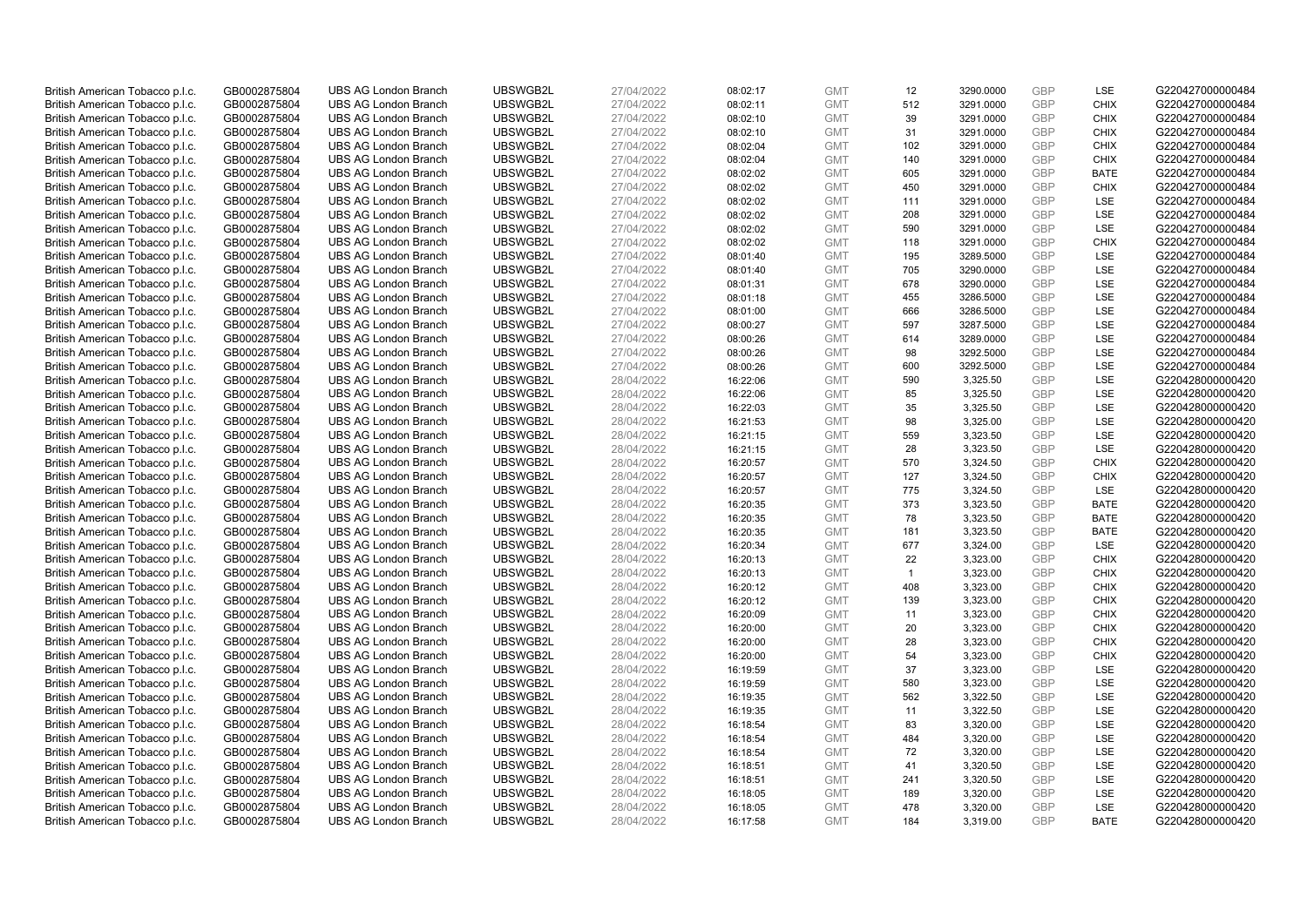| British American Tobacco p.l.c. | GB0002875804 | UBS AG London Branch | UBSWGB2L | 27/04/2022 | 08:02:17 | GMT | 12 | 3290.0000 | GBP | LSE | G220427000000484 |
|---|---|---|---|---|---|---|---|---|---|---|---|
| British American Tobacco p.l.c. | GB0002875804 | UBS AG London Branch | UBSWGB2L | 27/04/2022 | 08:02:11 | GMT | 512 | 3291.0000 | GBP | CHIX | G220427000000484 |
| British American Tobacco p.l.c. | GB0002875804 | UBS AG London Branch | UBSWGB2L | 27/04/2022 | 08:02:10 | GMT | 39 | 3291.0000 | GBP | CHIX | G220427000000484 |
| British American Tobacco p.l.c. | GB0002875804 | UBS AG London Branch | UBSWGB2L | 27/04/2022 | 08:02:10 | GMT | 31 | 3291.0000 | GBP | CHIX | G220427000000484 |
| British American Tobacco p.l.c. | GB0002875804 | UBS AG London Branch | UBSWGB2L | 27/04/2022 | 08:02:04 | GMT | 102 | 3291.0000 | GBP | CHIX | G220427000000484 |
| British American Tobacco p.l.c. | GB0002875804 | UBS AG London Branch | UBSWGB2L | 27/04/2022 | 08:02:04 | GMT | 140 | 3291.0000 | GBP | CHIX | G220427000000484 |
| British American Tobacco p.l.c. | GB0002875804 | UBS AG London Branch | UBSWGB2L | 27/04/2022 | 08:02:02 | GMT | 605 | 3291.0000 | GBP | BATE | G220427000000484 |
| British American Tobacco p.l.c. | GB0002875804 | UBS AG London Branch | UBSWGB2L | 27/04/2022 | 08:02:02 | GMT | 450 | 3291.0000 | GBP | CHIX | G220427000000484 |
| British American Tobacco p.l.c. | GB0002875804 | UBS AG London Branch | UBSWGB2L | 27/04/2022 | 08:02:02 | GMT | 111 | 3291.0000 | GBP | LSE | G220427000000484 |
| British American Tobacco p.l.c. | GB0002875804 | UBS AG London Branch | UBSWGB2L | 27/04/2022 | 08:02:02 | GMT | 208 | 3291.0000 | GBP | LSE | G220427000000484 |
| British American Tobacco p.l.c. | GB0002875804 | UBS AG London Branch | UBSWGB2L | 27/04/2022 | 08:02:02 | GMT | 590 | 3291.0000 | GBP | LSE | G220427000000484 |
| British American Tobacco p.l.c. | GB0002875804 | UBS AG London Branch | UBSWGB2L | 27/04/2022 | 08:02:02 | GMT | 118 | 3291.0000 | GBP | CHIX | G220427000000484 |
| British American Tobacco p.l.c. | GB0002875804 | UBS AG London Branch | UBSWGB2L | 27/04/2022 | 08:01:40 | GMT | 195 | 3289.5000 | GBP | LSE | G220427000000484 |
| British American Tobacco p.l.c. | GB0002875804 | UBS AG London Branch | UBSWGB2L | 27/04/2022 | 08:01:40 | GMT | 705 | 3290.0000 | GBP | LSE | G220427000000484 |
| British American Tobacco p.l.c. | GB0002875804 | UBS AG London Branch | UBSWGB2L | 27/04/2022 | 08:01:31 | GMT | 678 | 3290.0000 | GBP | LSE | G220427000000484 |
| British American Tobacco p.l.c. | GB0002875804 | UBS AG London Branch | UBSWGB2L | 27/04/2022 | 08:01:18 | GMT | 455 | 3286.5000 | GBP | LSE | G220427000000484 |
| British American Tobacco p.l.c. | GB0002875804 | UBS AG London Branch | UBSWGB2L | 27/04/2022 | 08:01:00 | GMT | 666 | 3286.5000 | GBP | LSE | G220427000000484 |
| British American Tobacco p.l.c. | GB0002875804 | UBS AG London Branch | UBSWGB2L | 27/04/2022 | 08:00:27 | GMT | 597 | 3287.5000 | GBP | LSE | G220427000000484 |
| British American Tobacco p.l.c. | GB0002875804 | UBS AG London Branch | UBSWGB2L | 27/04/2022 | 08:00:26 | GMT | 614 | 3289.0000 | GBP | LSE | G220427000000484 |
| British American Tobacco p.l.c. | GB0002875804 | UBS AG London Branch | UBSWGB2L | 27/04/2022 | 08:00:26 | GMT | 98 | 3292.5000 | GBP | LSE | G220427000000484 |
| British American Tobacco p.l.c. | GB0002875804 | UBS AG London Branch | UBSWGB2L | 27/04/2022 | 08:00:26 | GMT | 600 | 3292.5000 | GBP | LSE | G220427000000484 |
| British American Tobacco p.l.c. | GB0002875804 | UBS AG London Branch | UBSWGB2L | 28/04/2022 | 16:22:06 | GMT | 590 | 3,325.50 | GBP | LSE | G220428000000420 |
| British American Tobacco p.l.c. | GB0002875804 | UBS AG London Branch | UBSWGB2L | 28/04/2022 | 16:22:06 | GMT | 85 | 3,325.50 | GBP | LSE | G220428000000420 |
| British American Tobacco p.l.c. | GB0002875804 | UBS AG London Branch | UBSWGB2L | 28/04/2022 | 16:22:03 | GMT | 35 | 3,325.50 | GBP | LSE | G220428000000420 |
| British American Tobacco p.l.c. | GB0002875804 | UBS AG London Branch | UBSWGB2L | 28/04/2022 | 16:21:53 | GMT | 98 | 3,325.00 | GBP | LSE | G220428000000420 |
| British American Tobacco p.l.c. | GB0002875804 | UBS AG London Branch | UBSWGB2L | 28/04/2022 | 16:21:15 | GMT | 559 | 3,323.50 | GBP | LSE | G220428000000420 |
| British American Tobacco p.l.c. | GB0002875804 | UBS AG London Branch | UBSWGB2L | 28/04/2022 | 16:21:15 | GMT | 28 | 3,323.50 | GBP | LSE | G220428000000420 |
| British American Tobacco p.l.c. | GB0002875804 | UBS AG London Branch | UBSWGB2L | 28/04/2022 | 16:20:57 | GMT | 570 | 3,324.50 | GBP | CHIX | G220428000000420 |
| British American Tobacco p.l.c. | GB0002875804 | UBS AG London Branch | UBSWGB2L | 28/04/2022 | 16:20:57 | GMT | 127 | 3,324.50 | GBP | CHIX | G220428000000420 |
| British American Tobacco p.l.c. | GB0002875804 | UBS AG London Branch | UBSWGB2L | 28/04/2022 | 16:20:57 | GMT | 775 | 3,324.50 | GBP | LSE | G220428000000420 |
| British American Tobacco p.l.c. | GB0002875804 | UBS AG London Branch | UBSWGB2L | 28/04/2022 | 16:20:35 | GMT | 373 | 3,323.50 | GBP | BATE | G220428000000420 |
| British American Tobacco p.l.c. | GB0002875804 | UBS AG London Branch | UBSWGB2L | 28/04/2022 | 16:20:35 | GMT | 78 | 3,323.50 | GBP | BATE | G220428000000420 |
| British American Tobacco p.l.c. | GB0002875804 | UBS AG London Branch | UBSWGB2L | 28/04/2022 | 16:20:35 | GMT | 181 | 3,323.50 | GBP | BATE | G220428000000420 |
| British American Tobacco p.l.c. | GB0002875804 | UBS AG London Branch | UBSWGB2L | 28/04/2022 | 16:20:34 | GMT | 677 | 3,324.00 | GBP | LSE | G220428000000420 |
| British American Tobacco p.l.c. | GB0002875804 | UBS AG London Branch | UBSWGB2L | 28/04/2022 | 16:20:13 | GMT | 22 | 3,323.00 | GBP | CHIX | G220428000000420 |
| British American Tobacco p.l.c. | GB0002875804 | UBS AG London Branch | UBSWGB2L | 28/04/2022 | 16:20:13 | GMT | 1 | 3,323.00 | GBP | CHIX | G220428000000420 |
| British American Tobacco p.l.c. | GB0002875804 | UBS AG London Branch | UBSWGB2L | 28/04/2022 | 16:20:12 | GMT | 408 | 3,323.00 | GBP | CHIX | G220428000000420 |
| British American Tobacco p.l.c. | GB0002875804 | UBS AG London Branch | UBSWGB2L | 28/04/2022 | 16:20:12 | GMT | 139 | 3,323.00 | GBP | CHIX | G220428000000420 |
| British American Tobacco p.l.c. | GB0002875804 | UBS AG London Branch | UBSWGB2L | 28/04/2022 | 16:20:09 | GMT | 11 | 3,323.00 | GBP | CHIX | G220428000000420 |
| British American Tobacco p.l.c. | GB0002875804 | UBS AG London Branch | UBSWGB2L | 28/04/2022 | 16:20:00 | GMT | 20 | 3,323.00 | GBP | CHIX | G220428000000420 |
| British American Tobacco p.l.c. | GB0002875804 | UBS AG London Branch | UBSWGB2L | 28/04/2022 | 16:20:00 | GMT | 28 | 3,323.00 | GBP | CHIX | G220428000000420 |
| British American Tobacco p.l.c. | GB0002875804 | UBS AG London Branch | UBSWGB2L | 28/04/2022 | 16:20:00 | GMT | 54 | 3,323.00 | GBP | CHIX | G220428000000420 |
| British American Tobacco p.l.c. | GB0002875804 | UBS AG London Branch | UBSWGB2L | 28/04/2022 | 16:19:59 | GMT | 37 | 3,323.00 | GBP | LSE | G220428000000420 |
| British American Tobacco p.l.c. | GB0002875804 | UBS AG London Branch | UBSWGB2L | 28/04/2022 | 16:19:59 | GMT | 580 | 3,323.00 | GBP | LSE | G220428000000420 |
| British American Tobacco p.l.c. | GB0002875804 | UBS AG London Branch | UBSWGB2L | 28/04/2022 | 16:19:35 | GMT | 562 | 3,322.50 | GBP | LSE | G220428000000420 |
| British American Tobacco p.l.c. | GB0002875804 | UBS AG London Branch | UBSWGB2L | 28/04/2022 | 16:19:35 | GMT | 11 | 3,322.50 | GBP | LSE | G220428000000420 |
| British American Tobacco p.l.c. | GB0002875804 | UBS AG London Branch | UBSWGB2L | 28/04/2022 | 16:18:54 | GMT | 83 | 3,320.00 | GBP | LSE | G220428000000420 |
| British American Tobacco p.l.c. | GB0002875804 | UBS AG London Branch | UBSWGB2L | 28/04/2022 | 16:18:54 | GMT | 484 | 3,320.00 | GBP | LSE | G220428000000420 |
| British American Tobacco p.l.c. | GB0002875804 | UBS AG London Branch | UBSWGB2L | 28/04/2022 | 16:18:54 | GMT | 72 | 3,320.00 | GBP | LSE | G220428000000420 |
| British American Tobacco p.l.c. | GB0002875804 | UBS AG London Branch | UBSWGB2L | 28/04/2022 | 16:18:51 | GMT | 41 | 3,320.50 | GBP | LSE | G220428000000420 |
| British American Tobacco p.l.c. | GB0002875804 | UBS AG London Branch | UBSWGB2L | 28/04/2022 | 16:18:51 | GMT | 241 | 3,320.50 | GBP | LSE | G220428000000420 |
| British American Tobacco p.l.c. | GB0002875804 | UBS AG London Branch | UBSWGB2L | 28/04/2022 | 16:18:05 | GMT | 189 | 3,320.00 | GBP | LSE | G220428000000420 |
| British American Tobacco p.l.c. | GB0002875804 | UBS AG London Branch | UBSWGB2L | 28/04/2022 | 16:18:05 | GMT | 478 | 3,320.00 | GBP | LSE | G220428000000420 |
| British American Tobacco p.l.c. | GB0002875804 | UBS AG London Branch | UBSWGB2L | 28/04/2022 | 16:17:58 | GMT | 184 | 3,319.00 | GBP | BATE | G220428000000420 |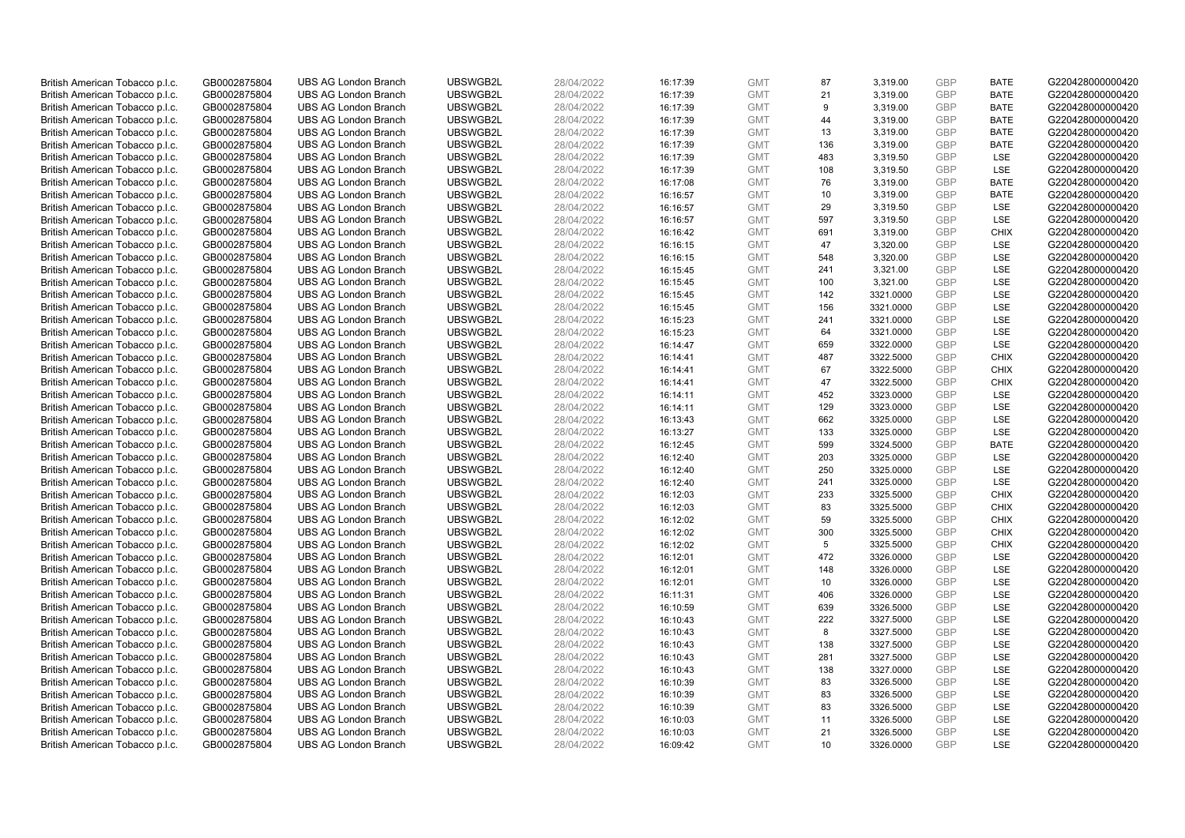| | | | | | | | | | | | |
|---|---|---|---|---|---|---|---|---|---|---|---|
| British American Tobacco p.l.c. | GB0002875804 | UBS AG London Branch | UBSWGB2L | 28/04/2022 | 16:17:39 | GMT | 87 | 3,319.00 | GBP | BATE | G220428000000420 |
| British American Tobacco p.l.c. | GB0002875804 | UBS AG London Branch | UBSWGB2L | 28/04/2022 | 16:17:39 | GMT | 21 | 3,319.00 | GBP | BATE | G220428000000420 |
| British American Tobacco p.l.c. | GB0002875804 | UBS AG London Branch | UBSWGB2L | 28/04/2022 | 16:17:39 | GMT | 9 | 3,319.00 | GBP | BATE | G220428000000420 |
| British American Tobacco p.l.c. | GB0002875804 | UBS AG London Branch | UBSWGB2L | 28/04/2022 | 16:17:39 | GMT | 44 | 3,319.00 | GBP | BATE | G220428000000420 |
| British American Tobacco p.l.c. | GB0002875804 | UBS AG London Branch | UBSWGB2L | 28/04/2022 | 16:17:39 | GMT | 13 | 3,319.00 | GBP | BATE | G220428000000420 |
| British American Tobacco p.l.c. | GB0002875804 | UBS AG London Branch | UBSWGB2L | 28/04/2022 | 16:17:39 | GMT | 136 | 3,319.00 | GBP | BATE | G220428000000420 |
| British American Tobacco p.l.c. | GB0002875804 | UBS AG London Branch | UBSWGB2L | 28/04/2022 | 16:17:39 | GMT | 483 | 3,319.50 | GBP | LSE | G220428000000420 |
| British American Tobacco p.l.c. | GB0002875804 | UBS AG London Branch | UBSWGB2L | 28/04/2022 | 16:17:39 | GMT | 108 | 3,319.50 | GBP | LSE | G220428000000420 |
| British American Tobacco p.l.c. | GB0002875804 | UBS AG London Branch | UBSWGB2L | 28/04/2022 | 16:17:08 | GMT | 76 | 3,319.00 | GBP | BATE | G220428000000420 |
| British American Tobacco p.l.c. | GB0002875804 | UBS AG London Branch | UBSWGB2L | 28/04/2022 | 16:16:57 | GMT | 10 | 3,319.00 | GBP | BATE | G220428000000420 |
| British American Tobacco p.l.c. | GB0002875804 | UBS AG London Branch | UBSWGB2L | 28/04/2022 | 16:16:57 | GMT | 29 | 3,319.50 | GBP | LSE | G220428000000420 |
| British American Tobacco p.l.c. | GB0002875804 | UBS AG London Branch | UBSWGB2L | 28/04/2022 | 16:16:57 | GMT | 597 | 3,319.50 | GBP | LSE | G220428000000420 |
| British American Tobacco p.l.c. | GB0002875804 | UBS AG London Branch | UBSWGB2L | 28/04/2022 | 16:16:42 | GMT | 691 | 3,319.00 | GBP | CHIX | G220428000000420 |
| British American Tobacco p.l.c. | GB0002875804 | UBS AG London Branch | UBSWGB2L | 28/04/2022 | 16:16:15 | GMT | 47 | 3,320.00 | GBP | LSE | G220428000000420 |
| British American Tobacco p.l.c. | GB0002875804 | UBS AG London Branch | UBSWGB2L | 28/04/2022 | 16:16:15 | GMT | 548 | 3,320.00 | GBP | LSE | G220428000000420 |
| British American Tobacco p.l.c. | GB0002875804 | UBS AG London Branch | UBSWGB2L | 28/04/2022 | 16:15:45 | GMT | 241 | 3,321.00 | GBP | LSE | G220428000000420 |
| British American Tobacco p.l.c. | GB0002875804 | UBS AG London Branch | UBSWGB2L | 28/04/2022 | 16:15:45 | GMT | 100 | 3,321.00 | GBP | LSE | G220428000000420 |
| British American Tobacco p.l.c. | GB0002875804 | UBS AG London Branch | UBSWGB2L | 28/04/2022 | 16:15:45 | GMT | 142 | 3321.0000 | GBP | LSE | G220428000000420 |
| British American Tobacco p.l.c. | GB0002875804 | UBS AG London Branch | UBSWGB2L | 28/04/2022 | 16:15:45 | GMT | 156 | 3321.0000 | GBP | LSE | G220428000000420 |
| British American Tobacco p.l.c. | GB0002875804 | UBS AG London Branch | UBSWGB2L | 28/04/2022 | 16:15:23 | GMT | 241 | 3321.0000 | GBP | LSE | G220428000000420 |
| British American Tobacco p.l.c. | GB0002875804 | UBS AG London Branch | UBSWGB2L | 28/04/2022 | 16:15:23 | GMT | 64 | 3321.0000 | GBP | LSE | G220428000000420 |
| British American Tobacco p.l.c. | GB0002875804 | UBS AG London Branch | UBSWGB2L | 28/04/2022 | 16:14:47 | GMT | 659 | 3322.0000 | GBP | LSE | G220428000000420 |
| British American Tobacco p.l.c. | GB0002875804 | UBS AG London Branch | UBSWGB2L | 28/04/2022 | 16:14:41 | GMT | 487 | 3322.5000 | GBP | CHIX | G220428000000420 |
| British American Tobacco p.l.c. | GB0002875804 | UBS AG London Branch | UBSWGB2L | 28/04/2022 | 16:14:41 | GMT | 67 | 3322.5000 | GBP | CHIX | G220428000000420 |
| British American Tobacco p.l.c. | GB0002875804 | UBS AG London Branch | UBSWGB2L | 28/04/2022 | 16:14:41 | GMT | 47 | 3322.5000 | GBP | CHIX | G220428000000420 |
| British American Tobacco p.l.c. | GB0002875804 | UBS AG London Branch | UBSWGB2L | 28/04/2022 | 16:14:11 | GMT | 452 | 3323.0000 | GBP | LSE | G220428000000420 |
| British American Tobacco p.l.c. | GB0002875804 | UBS AG London Branch | UBSWGB2L | 28/04/2022 | 16:14:11 | GMT | 129 | 3323.0000 | GBP | LSE | G220428000000420 |
| British American Tobacco p.l.c. | GB0002875804 | UBS AG London Branch | UBSWGB2L | 28/04/2022 | 16:13:43 | GMT | 662 | 3325.0000 | GBP | LSE | G220428000000420 |
| British American Tobacco p.l.c. | GB0002875804 | UBS AG London Branch | UBSWGB2L | 28/04/2022 | 16:13:27 | GMT | 133 | 3325.0000 | GBP | LSE | G220428000000420 |
| British American Tobacco p.l.c. | GB0002875804 | UBS AG London Branch | UBSWGB2L | 28/04/2022 | 16:12:45 | GMT | 599 | 3324.5000 | GBP | BATE | G220428000000420 |
| British American Tobacco p.l.c. | GB0002875804 | UBS AG London Branch | UBSWGB2L | 28/04/2022 | 16:12:40 | GMT | 203 | 3325.0000 | GBP | LSE | G220428000000420 |
| British American Tobacco p.l.c. | GB0002875804 | UBS AG London Branch | UBSWGB2L | 28/04/2022 | 16:12:40 | GMT | 250 | 3325.0000 | GBP | LSE | G220428000000420 |
| British American Tobacco p.l.c. | GB0002875804 | UBS AG London Branch | UBSWGB2L | 28/04/2022 | 16:12:40 | GMT | 241 | 3325.0000 | GBP | LSE | G220428000000420 |
| British American Tobacco p.l.c. | GB0002875804 | UBS AG London Branch | UBSWGB2L | 28/04/2022 | 16:12:03 | GMT | 233 | 3325.5000 | GBP | CHIX | G220428000000420 |
| British American Tobacco p.l.c. | GB0002875804 | UBS AG London Branch | UBSWGB2L | 28/04/2022 | 16:12:03 | GMT | 83 | 3325.5000 | GBP | CHIX | G220428000000420 |
| British American Tobacco p.l.c. | GB0002875804 | UBS AG London Branch | UBSWGB2L | 28/04/2022 | 16:12:02 | GMT | 59 | 3325.5000 | GBP | CHIX | G220428000000420 |
| British American Tobacco p.l.c. | GB0002875804 | UBS AG London Branch | UBSWGB2L | 28/04/2022 | 16:12:02 | GMT | 300 | 3325.5000 | GBP | CHIX | G220428000000420 |
| British American Tobacco p.l.c. | GB0002875804 | UBS AG London Branch | UBSWGB2L | 28/04/2022 | 16:12:02 | GMT | 5 | 3325.5000 | GBP | CHIX | G220428000000420 |
| British American Tobacco p.l.c. | GB0002875804 | UBS AG London Branch | UBSWGB2L | 28/04/2022 | 16:12:01 | GMT | 472 | 3326.0000 | GBP | LSE | G220428000000420 |
| British American Tobacco p.l.c. | GB0002875804 | UBS AG London Branch | UBSWGB2L | 28/04/2022 | 16:12:01 | GMT | 148 | 3326.0000 | GBP | LSE | G220428000000420 |
| British American Tobacco p.l.c. | GB0002875804 | UBS AG London Branch | UBSWGB2L | 28/04/2022 | 16:12:01 | GMT | 10 | 3326.0000 | GBP | LSE | G220428000000420 |
| British American Tobacco p.l.c. | GB0002875804 | UBS AG London Branch | UBSWGB2L | 28/04/2022 | 16:11:31 | GMT | 406 | 3326.0000 | GBP | LSE | G220428000000420 |
| British American Tobacco p.l.c. | GB0002875804 | UBS AG London Branch | UBSWGB2L | 28/04/2022 | 16:10:59 | GMT | 639 | 3326.5000 | GBP | LSE | G220428000000420 |
| British American Tobacco p.l.c. | GB0002875804 | UBS AG London Branch | UBSWGB2L | 28/04/2022 | 16:10:43 | GMT | 222 | 3327.5000 | GBP | LSE | G220428000000420 |
| British American Tobacco p.l.c. | GB0002875804 | UBS AG London Branch | UBSWGB2L | 28/04/2022 | 16:10:43 | GMT | 8 | 3327.5000 | GBP | LSE | G220428000000420 |
| British American Tobacco p.l.c. | GB0002875804 | UBS AG London Branch | UBSWGB2L | 28/04/2022 | 16:10:43 | GMT | 138 | 3327.5000 | GBP | LSE | G220428000000420 |
| British American Tobacco p.l.c. | GB0002875804 | UBS AG London Branch | UBSWGB2L | 28/04/2022 | 16:10:43 | GMT | 281 | 3327.5000 | GBP | LSE | G220428000000420 |
| British American Tobacco p.l.c. | GB0002875804 | UBS AG London Branch | UBSWGB2L | 28/04/2022 | 16:10:43 | GMT | 138 | 3327.0000 | GBP | LSE | G220428000000420 |
| British American Tobacco p.l.c. | GB0002875804 | UBS AG London Branch | UBSWGB2L | 28/04/2022 | 16:10:39 | GMT | 83 | 3326.5000 | GBP | LSE | G220428000000420 |
| British American Tobacco p.l.c. | GB0002875804 | UBS AG London Branch | UBSWGB2L | 28/04/2022 | 16:10:39 | GMT | 83 | 3326.5000 | GBP | LSE | G220428000000420 |
| British American Tobacco p.l.c. | GB0002875804 | UBS AG London Branch | UBSWGB2L | 28/04/2022 | 16:10:39 | GMT | 83 | 3326.5000 | GBP | LSE | G220428000000420 |
| British American Tobacco p.l.c. | GB0002875804 | UBS AG London Branch | UBSWGB2L | 28/04/2022 | 16:10:03 | GMT | 11 | 3326.5000 | GBP | LSE | G220428000000420 |
| British American Tobacco p.l.c. | GB0002875804 | UBS AG London Branch | UBSWGB2L | 28/04/2022 | 16:10:03 | GMT | 21 | 3326.5000 | GBP | LSE | G220428000000420 |
| British American Tobacco p.l.c. | GB0002875804 | UBS AG London Branch | UBSWGB2L | 28/04/2022 | 16:09:42 | GMT | 10 | 3326.0000 | GBP | LSE | G220428000000420 |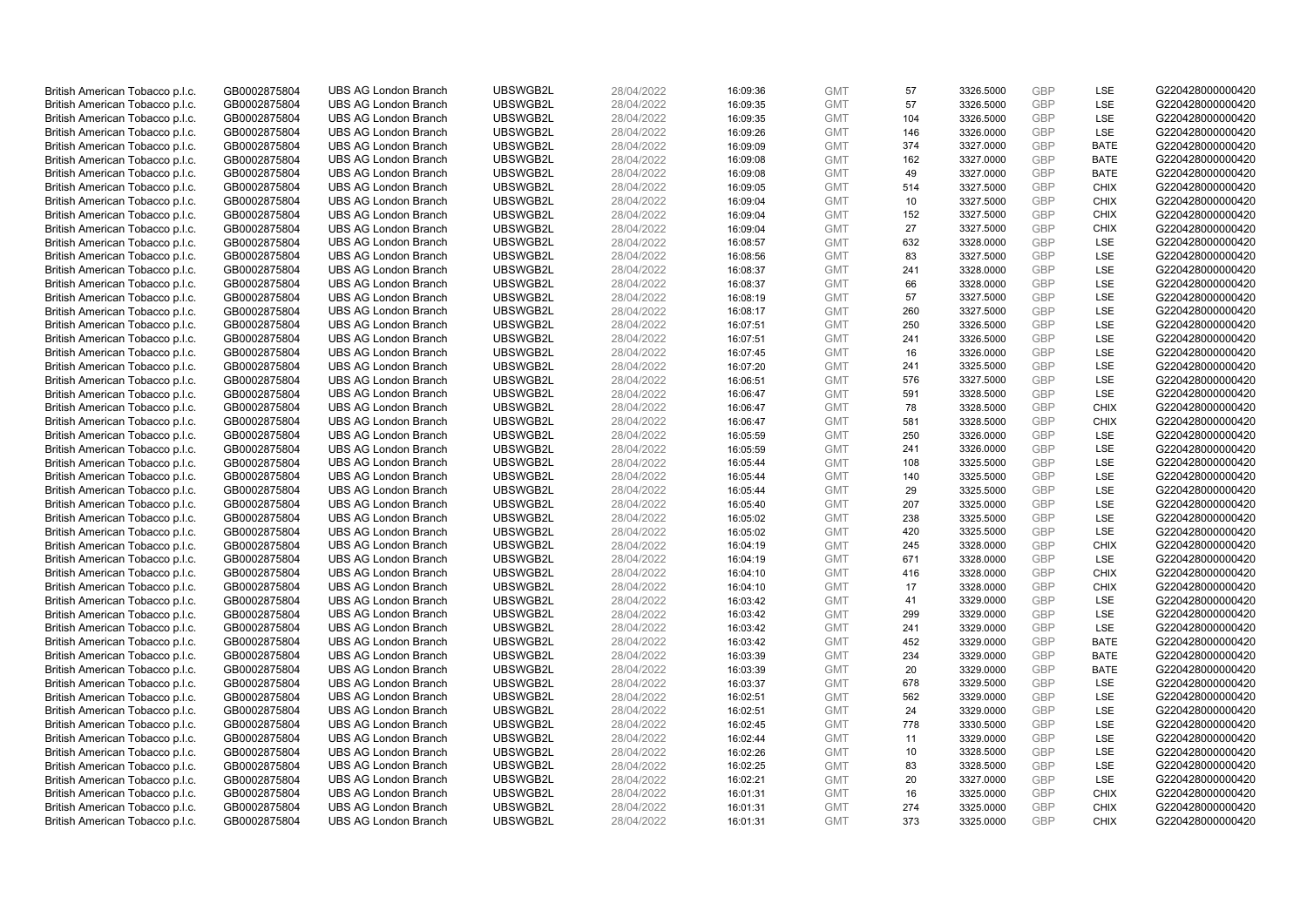| British American Tobacco p.l.c. | GB0002875804 | UBS AG London Branch | UBSWGB2L | 28/04/2022 | 16:09:36 | GMT | 57 | 3326.5000 | GBP | LSE | G220428000000420 |
|---|---|---|---|---|---|---|---|---|---|---|---|
| British American Tobacco p.l.c. | GB0002875804 | UBS AG London Branch | UBSWGB2L | 28/04/2022 | 16:09:35 | GMT | 57 | 3326.5000 | GBP | LSE | G220428000000420 |
| British American Tobacco p.l.c. | GB0002875804 | UBS AG London Branch | UBSWGB2L | 28/04/2022 | 16:09:35 | GMT | 104 | 3326.5000 | GBP | LSE | G220428000000420 |
| British American Tobacco p.l.c. | GB0002875804 | UBS AG London Branch | UBSWGB2L | 28/04/2022 | 16:09:26 | GMT | 146 | 3326.0000 | GBP | LSE | G220428000000420 |
| British American Tobacco p.l.c. | GB0002875804 | UBS AG London Branch | UBSWGB2L | 28/04/2022 | 16:09:09 | GMT | 374 | 3327.0000 | GBP | BATE | G220428000000420 |
| British American Tobacco p.l.c. | GB0002875804 | UBS AG London Branch | UBSWGB2L | 28/04/2022 | 16:09:08 | GMT | 162 | 3327.0000 | GBP | BATE | G220428000000420 |
| British American Tobacco p.l.c. | GB0002875804 | UBS AG London Branch | UBSWGB2L | 28/04/2022 | 16:09:08 | GMT | 49 | 3327.0000 | GBP | BATE | G220428000000420 |
| British American Tobacco p.l.c. | GB0002875804 | UBS AG London Branch | UBSWGB2L | 28/04/2022 | 16:09:05 | GMT | 514 | 3327.5000 | GBP | CHIX | G220428000000420 |
| British American Tobacco p.l.c. | GB0002875804 | UBS AG London Branch | UBSWGB2L | 28/04/2022 | 16:09:04 | GMT | 10 | 3327.5000 | GBP | CHIX | G220428000000420 |
| British American Tobacco p.l.c. | GB0002875804 | UBS AG London Branch | UBSWGB2L | 28/04/2022 | 16:09:04 | GMT | 152 | 3327.5000 | GBP | CHIX | G220428000000420 |
| British American Tobacco p.l.c. | GB0002875804 | UBS AG London Branch | UBSWGB2L | 28/04/2022 | 16:09:04 | GMT | 27 | 3327.5000 | GBP | CHIX | G220428000000420 |
| British American Tobacco p.l.c. | GB0002875804 | UBS AG London Branch | UBSWGB2L | 28/04/2022 | 16:08:57 | GMT | 632 | 3328.0000 | GBP | LSE | G220428000000420 |
| British American Tobacco p.l.c. | GB0002875804 | UBS AG London Branch | UBSWGB2L | 28/04/2022 | 16:08:56 | GMT | 83 | 3327.5000 | GBP | LSE | G220428000000420 |
| British American Tobacco p.l.c. | GB0002875804 | UBS AG London Branch | UBSWGB2L | 28/04/2022 | 16:08:37 | GMT | 241 | 3328.0000 | GBP | LSE | G220428000000420 |
| British American Tobacco p.l.c. | GB0002875804 | UBS AG London Branch | UBSWGB2L | 28/04/2022 | 16:08:37 | GMT | 66 | 3328.0000 | GBP | LSE | G220428000000420 |
| British American Tobacco p.l.c. | GB0002875804 | UBS AG London Branch | UBSWGB2L | 28/04/2022 | 16:08:19 | GMT | 57 | 3327.5000 | GBP | LSE | G220428000000420 |
| British American Tobacco p.l.c. | GB0002875804 | UBS AG London Branch | UBSWGB2L | 28/04/2022 | 16:08:17 | GMT | 260 | 3327.5000 | GBP | LSE | G220428000000420 |
| British American Tobacco p.l.c. | GB0002875804 | UBS AG London Branch | UBSWGB2L | 28/04/2022 | 16:07:51 | GMT | 250 | 3326.5000 | GBP | LSE | G220428000000420 |
| British American Tobacco p.l.c. | GB0002875804 | UBS AG London Branch | UBSWGB2L | 28/04/2022 | 16:07:51 | GMT | 241 | 3326.5000 | GBP | LSE | G220428000000420 |
| British American Tobacco p.l.c. | GB0002875804 | UBS AG London Branch | UBSWGB2L | 28/04/2022 | 16:07:45 | GMT | 16 | 3326.0000 | GBP | LSE | G220428000000420 |
| British American Tobacco p.l.c. | GB0002875804 | UBS AG London Branch | UBSWGB2L | 28/04/2022 | 16:07:20 | GMT | 241 | 3325.5000 | GBP | LSE | G220428000000420 |
| British American Tobacco p.l.c. | GB0002875804 | UBS AG London Branch | UBSWGB2L | 28/04/2022 | 16:06:51 | GMT | 576 | 3327.5000 | GBP | LSE | G220428000000420 |
| British American Tobacco p.l.c. | GB0002875804 | UBS AG London Branch | UBSWGB2L | 28/04/2022 | 16:06:47 | GMT | 591 | 3328.5000 | GBP | LSE | G220428000000420 |
| British American Tobacco p.l.c. | GB0002875804 | UBS AG London Branch | UBSWGB2L | 28/04/2022 | 16:06:47 | GMT | 78 | 3328.5000 | GBP | CHIX | G220428000000420 |
| British American Tobacco p.l.c. | GB0002875804 | UBS AG London Branch | UBSWGB2L | 28/04/2022 | 16:06:47 | GMT | 581 | 3328.5000 | GBP | CHIX | G220428000000420 |
| British American Tobacco p.l.c. | GB0002875804 | UBS AG London Branch | UBSWGB2L | 28/04/2022 | 16:05:59 | GMT | 250 | 3326.0000 | GBP | LSE | G220428000000420 |
| British American Tobacco p.l.c. | GB0002875804 | UBS AG London Branch | UBSWGB2L | 28/04/2022 | 16:05:59 | GMT | 241 | 3326.0000 | GBP | LSE | G220428000000420 |
| British American Tobacco p.l.c. | GB0002875804 | UBS AG London Branch | UBSWGB2L | 28/04/2022 | 16:05:44 | GMT | 108 | 3325.5000 | GBP | LSE | G220428000000420 |
| British American Tobacco p.l.c. | GB0002875804 | UBS AG London Branch | UBSWGB2L | 28/04/2022 | 16:05:44 | GMT | 140 | 3325.5000 | GBP | LSE | G220428000000420 |
| British American Tobacco p.l.c. | GB0002875804 | UBS AG London Branch | UBSWGB2L | 28/04/2022 | 16:05:44 | GMT | 29 | 3325.5000 | GBP | LSE | G220428000000420 |
| British American Tobacco p.l.c. | GB0002875804 | UBS AG London Branch | UBSWGB2L | 28/04/2022 | 16:05:40 | GMT | 207 | 3325.0000 | GBP | LSE | G220428000000420 |
| British American Tobacco p.l.c. | GB0002875804 | UBS AG London Branch | UBSWGB2L | 28/04/2022 | 16:05:02 | GMT | 238 | 3325.5000 | GBP | LSE | G220428000000420 |
| British American Tobacco p.l.c. | GB0002875804 | UBS AG London Branch | UBSWGB2L | 28/04/2022 | 16:05:02 | GMT | 420 | 3325.5000 | GBP | LSE | G220428000000420 |
| British American Tobacco p.l.c. | GB0002875804 | UBS AG London Branch | UBSWGB2L | 28/04/2022 | 16:04:19 | GMT | 245 | 3328.0000 | GBP | CHIX | G220428000000420 |
| British American Tobacco p.l.c. | GB0002875804 | UBS AG London Branch | UBSWGB2L | 28/04/2022 | 16:04:19 | GMT | 671 | 3328.0000 | GBP | LSE | G220428000000420 |
| British American Tobacco p.l.c. | GB0002875804 | UBS AG London Branch | UBSWGB2L | 28/04/2022 | 16:04:10 | GMT | 416 | 3328.0000 | GBP | CHIX | G220428000000420 |
| British American Tobacco p.l.c. | GB0002875804 | UBS AG London Branch | UBSWGB2L | 28/04/2022 | 16:04:10 | GMT | 17 | 3328.0000 | GBP | CHIX | G220428000000420 |
| British American Tobacco p.l.c. | GB0002875804 | UBS AG London Branch | UBSWGB2L | 28/04/2022 | 16:03:42 | GMT | 41 | 3329.0000 | GBP | LSE | G220428000000420 |
| British American Tobacco p.l.c. | GB0002875804 | UBS AG London Branch | UBSWGB2L | 28/04/2022 | 16:03:42 | GMT | 299 | 3329.0000 | GBP | LSE | G220428000000420 |
| British American Tobacco p.l.c. | GB0002875804 | UBS AG London Branch | UBSWGB2L | 28/04/2022 | 16:03:42 | GMT | 241 | 3329.0000 | GBP | LSE | G220428000000420 |
| British American Tobacco p.l.c. | GB0002875804 | UBS AG London Branch | UBSWGB2L | 28/04/2022 | 16:03:42 | GMT | 452 | 3329.0000 | GBP | BATE | G220428000000420 |
| British American Tobacco p.l.c. | GB0002875804 | UBS AG London Branch | UBSWGB2L | 28/04/2022 | 16:03:39 | GMT | 234 | 3329.0000 | GBP | BATE | G220428000000420 |
| British American Tobacco p.l.c. | GB0002875804 | UBS AG London Branch | UBSWGB2L | 28/04/2022 | 16:03:39 | GMT | 20 | 3329.0000 | GBP | BATE | G220428000000420 |
| British American Tobacco p.l.c. | GB0002875804 | UBS AG London Branch | UBSWGB2L | 28/04/2022 | 16:03:37 | GMT | 678 | 3329.5000 | GBP | LSE | G220428000000420 |
| British American Tobacco p.l.c. | GB0002875804 | UBS AG London Branch | UBSWGB2L | 28/04/2022 | 16:02:51 | GMT | 562 | 3329.0000 | GBP | LSE | G220428000000420 |
| British American Tobacco p.l.c. | GB0002875804 | UBS AG London Branch | UBSWGB2L | 28/04/2022 | 16:02:51 | GMT | 24 | 3329.0000 | GBP | LSE | G220428000000420 |
| British American Tobacco p.l.c. | GB0002875804 | UBS AG London Branch | UBSWGB2L | 28/04/2022 | 16:02:45 | GMT | 778 | 3330.5000 | GBP | LSE | G220428000000420 |
| British American Tobacco p.l.c. | GB0002875804 | UBS AG London Branch | UBSWGB2L | 28/04/2022 | 16:02:44 | GMT | 11 | 3329.0000 | GBP | LSE | G220428000000420 |
| British American Tobacco p.l.c. | GB0002875804 | UBS AG London Branch | UBSWGB2L | 28/04/2022 | 16:02:26 | GMT | 10 | 3328.5000 | GBP | LSE | G220428000000420 |
| British American Tobacco p.l.c. | GB0002875804 | UBS AG London Branch | UBSWGB2L | 28/04/2022 | 16:02:25 | GMT | 83 | 3328.5000 | GBP | LSE | G220428000000420 |
| British American Tobacco p.l.c. | GB0002875804 | UBS AG London Branch | UBSWGB2L | 28/04/2022 | 16:02:21 | GMT | 20 | 3327.0000 | GBP | LSE | G220428000000420 |
| British American Tobacco p.l.c. | GB0002875804 | UBS AG London Branch | UBSWGB2L | 28/04/2022 | 16:01:31 | GMT | 16 | 3325.0000 | GBP | CHIX | G220428000000420 |
| British American Tobacco p.l.c. | GB0002875804 | UBS AG London Branch | UBSWGB2L | 28/04/2022 | 16:01:31 | GMT | 274 | 3325.0000 | GBP | CHIX | G220428000000420 |
| British American Tobacco p.l.c. | GB0002875804 | UBS AG London Branch | UBSWGB2L | 28/04/2022 | 16:01:31 | GMT | 373 | 3325.0000 | GBP | CHIX | G220428000000420 |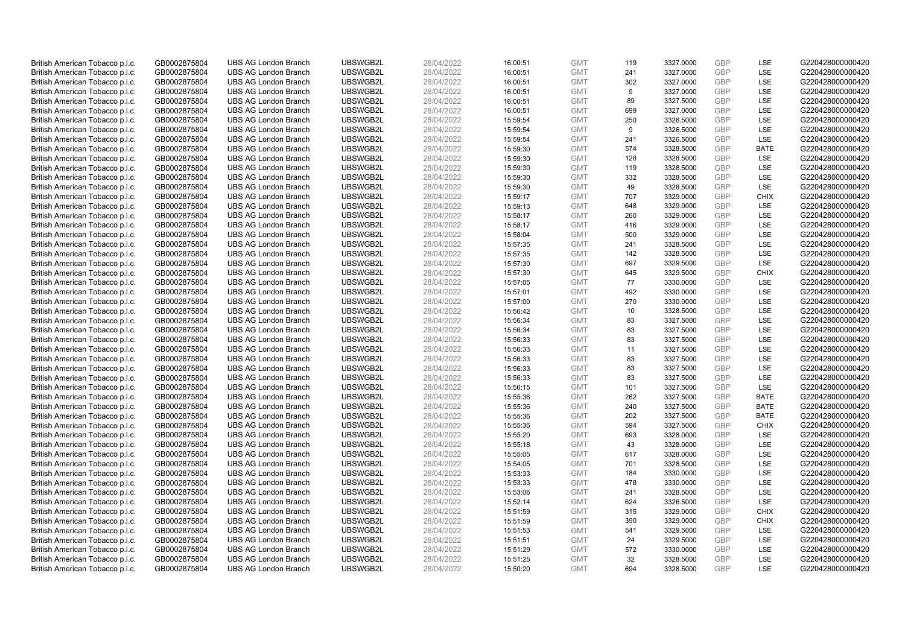| | | | | | | | | | | | |
|---|---|---|---|---|---|---|---|---|---|---|---|
| British American Tobacco p.l.c. | GB0002875804 | UBS AG London Branch | UBSWGB2L | 28/04/2022 | 16:00:51 | GMT | 119 | 3327.0000 | GBP | LSE | G220428000000420 |
| British American Tobacco p.l.c. | GB0002875804 | UBS AG London Branch | UBSWGB2L | 28/04/2022 | 16:00:51 | GMT | 241 | 3327.0000 | GBP | LSE | G220428000000420 |
| British American Tobacco p.l.c. | GB0002875804 | UBS AG London Branch | UBSWGB2L | 28/04/2022 | 16:00:51 | GMT | 302 | 3327.0000 | GBP | LSE | G220428000000420 |
| British American Tobacco p.l.c. | GB0002875804 | UBS AG London Branch | UBSWGB2L | 28/04/2022 | 16:00:51 | GMT | 9 | 3327.0000 | GBP | LSE | G220428000000420 |
| British American Tobacco p.l.c. | GB0002875804 | UBS AG London Branch | UBSWGB2L | 28/04/2022 | 16:00:51 | GMT | 89 | 3327.5000 | GBP | LSE | G220428000000420 |
| British American Tobacco p.l.c. | GB0002875804 | UBS AG London Branch | UBSWGB2L | 28/04/2022 | 16:00:51 | GMT | 699 | 3327.0000 | GBP | LSE | G220428000000420 |
| British American Tobacco p.l.c. | GB0002875804 | UBS AG London Branch | UBSWGB2L | 28/04/2022 | 15:59:54 | GMT | 250 | 3326.5000 | GBP | LSE | G220428000000420 |
| British American Tobacco p.l.c. | GB0002875804 | UBS AG London Branch | UBSWGB2L | 28/04/2022 | 15:59:54 | GMT | 9 | 3326.5000 | GBP | LSE | G220428000000420 |
| British American Tobacco p.l.c. | GB0002875804 | UBS AG London Branch | UBSWGB2L | 28/04/2022 | 15:59:54 | GMT | 241 | 3326.5000 | GBP | LSE | G220428000000420 |
| British American Tobacco p.l.c. | GB0002875804 | UBS AG London Branch | UBSWGB2L | 28/04/2022 | 15:59:30 | GMT | 574 | 3328.5000 | GBP | BATE | G220428000000420 |
| British American Tobacco p.l.c. | GB0002875804 | UBS AG London Branch | UBSWGB2L | 28/04/2022 | 15:59:30 | GMT | 128 | 3328.5000 | GBP | LSE | G220428000000420 |
| British American Tobacco p.l.c. | GB0002875804 | UBS AG London Branch | UBSWGB2L | 28/04/2022 | 15:59:30 | GMT | 119 | 3328.5000 | GBP | LSE | G220428000000420 |
| British American Tobacco p.l.c. | GB0002875804 | UBS AG London Branch | UBSWGB2L | 28/04/2022 | 15:59:30 | GMT | 332 | 3328.5000 | GBP | LSE | G220428000000420 |
| British American Tobacco p.l.c. | GB0002875804 | UBS AG London Branch | UBSWGB2L | 28/04/2022 | 15:59:30 | GMT | 49 | 3328.5000 | GBP | LSE | G220428000000420 |
| British American Tobacco p.l.c. | GB0002875804 | UBS AG London Branch | UBSWGB2L | 28/04/2022 | 15:59:17 | GMT | 707 | 3329.0000 | GBP | CHIX | G220428000000420 |
| British American Tobacco p.l.c. | GB0002875804 | UBS AG London Branch | UBSWGB2L | 28/04/2022 | 15:59:13 | GMT | 648 | 3329.0000 | GBP | LSE | G220428000000420 |
| British American Tobacco p.l.c. | GB0002875804 | UBS AG London Branch | UBSWGB2L | 28/04/2022 | 15:58:17 | GMT | 260 | 3329.0000 | GBP | LSE | G220428000000420 |
| British American Tobacco p.l.c. | GB0002875804 | UBS AG London Branch | UBSWGB2L | 28/04/2022 | 15:58:17 | GMT | 416 | 3329.0000 | GBP | LSE | G220428000000420 |
| British American Tobacco p.l.c. | GB0002875804 | UBS AG London Branch | UBSWGB2L | 28/04/2022 | 15:58:04 | GMT | 500 | 3329.0000 | GBP | LSE | G220428000000420 |
| British American Tobacco p.l.c. | GB0002875804 | UBS AG London Branch | UBSWGB2L | 28/04/2022 | 15:57:35 | GMT | 241 | 3328.5000 | GBP | LSE | G220428000000420 |
| British American Tobacco p.l.c. | GB0002875804 | UBS AG London Branch | UBSWGB2L | 28/04/2022 | 15:57:35 | GMT | 142 | 3328.5000 | GBP | LSE | G220428000000420 |
| British American Tobacco p.l.c. | GB0002875804 | UBS AG London Branch | UBSWGB2L | 28/04/2022 | 15:57:30 | GMT | 697 | 3329.5000 | GBP | LSE | G220428000000420 |
| British American Tobacco p.l.c. | GB0002875804 | UBS AG London Branch | UBSWGB2L | 28/04/2022 | 15:57:30 | GMT | 645 | 3329.5000 | GBP | CHIX | G220428000000420 |
| British American Tobacco p.l.c. | GB0002875804 | UBS AG London Branch | UBSWGB2L | 28/04/2022 | 15:57:05 | GMT | 77 | 3330.0000 | GBP | LSE | G220428000000420 |
| British American Tobacco p.l.c. | GB0002875804 | UBS AG London Branch | UBSWGB2L | 28/04/2022 | 15:57:01 | GMT | 492 | 3330.0000 | GBP | LSE | G220428000000420 |
| British American Tobacco p.l.c. | GB0002875804 | UBS AG London Branch | UBSWGB2L | 28/04/2022 | 15:57:00 | GMT | 270 | 3330.0000 | GBP | LSE | G220428000000420 |
| British American Tobacco p.l.c. | GB0002875804 | UBS AG London Branch | UBSWGB2L | 28/04/2022 | 15:56:42 | GMT | 10 | 3328.5000 | GBP | LSE | G220428000000420 |
| British American Tobacco p.l.c. | GB0002875804 | UBS AG London Branch | UBSWGB2L | 28/04/2022 | 15:56:34 | GMT | 83 | 3327.5000 | GBP | LSE | G220428000000420 |
| British American Tobacco p.l.c. | GB0002875804 | UBS AG London Branch | UBSWGB2L | 28/04/2022 | 15:56:34 | GMT | 83 | 3327.5000 | GBP | LSE | G220428000000420 |
| British American Tobacco p.l.c. | GB0002875804 | UBS AG London Branch | UBSWGB2L | 28/04/2022 | 15:56:33 | GMT | 83 | 3327.5000 | GBP | LSE | G220428000000420 |
| British American Tobacco p.l.c. | GB0002875804 | UBS AG London Branch | UBSWGB2L | 28/04/2022 | 15:56:33 | GMT | 11 | 3327.5000 | GBP | LSE | G220428000000420 |
| British American Tobacco p.l.c. | GB0002875804 | UBS AG London Branch | UBSWGB2L | 28/04/2022 | 15:56:33 | GMT | 83 | 3327.5000 | GBP | LSE | G220428000000420 |
| British American Tobacco p.l.c. | GB0002875804 | UBS AG London Branch | UBSWGB2L | 28/04/2022 | 15:56:33 | GMT | 83 | 3327.5000 | GBP | LSE | G220428000000420 |
| British American Tobacco p.l.c. | GB0002875804 | UBS AG London Branch | UBSWGB2L | 28/04/2022 | 15:56:33 | GMT | 83 | 3327.5000 | GBP | LSE | G220428000000420 |
| British American Tobacco p.l.c. | GB0002875804 | UBS AG London Branch | UBSWGB2L | 28/04/2022 | 15:56:15 | GMT | 101 | 3327.5000 | GBP | LSE | G220428000000420 |
| British American Tobacco p.l.c. | GB0002875804 | UBS AG London Branch | UBSWGB2L | 28/04/2022 | 15:55:36 | GMT | 262 | 3327.5000 | GBP | BATE | G220428000000420 |
| British American Tobacco p.l.c. | GB0002875804 | UBS AG London Branch | UBSWGB2L | 28/04/2022 | 15:55:36 | GMT | 240 | 3327.5000 | GBP | BATE | G220428000000420 |
| British American Tobacco p.l.c. | GB0002875804 | UBS AG London Branch | UBSWGB2L | 28/04/2022 | 15:55:36 | GMT | 202 | 3327.5000 | GBP | BATE | G220428000000420 |
| British American Tobacco p.l.c. | GB0002875804 | UBS AG London Branch | UBSWGB2L | 28/04/2022 | 15:55:36 | GMT | 594 | 3327.5000 | GBP | CHIX | G220428000000420 |
| British American Tobacco p.l.c. | GB0002875804 | UBS AG London Branch | UBSWGB2L | 28/04/2022 | 15:55:20 | GMT | 693 | 3328.0000 | GBP | LSE | G220428000000420 |
| British American Tobacco p.l.c. | GB0002875804 | UBS AG London Branch | UBSWGB2L | 28/04/2022 | 15:55:18 | GMT | 43 | 3328.0000 | GBP | LSE | G220428000000420 |
| British American Tobacco p.l.c. | GB0002875804 | UBS AG London Branch | UBSWGB2L | 28/04/2022 | 15:55:05 | GMT | 617 | 3328.0000 | GBP | LSE | G220428000000420 |
| British American Tobacco p.l.c. | GB0002875804 | UBS AG London Branch | UBSWGB2L | 28/04/2022 | 15:54:05 | GMT | 701 | 3328.5000 | GBP | LSE | G220428000000420 |
| British American Tobacco p.l.c. | GB0002875804 | UBS AG London Branch | UBSWGB2L | 28/04/2022 | 15:53:33 | GMT | 184 | 3330.0000 | GBP | LSE | G220428000000420 |
| British American Tobacco p.l.c. | GB0002875804 | UBS AG London Branch | UBSWGB2L | 28/04/2022 | 15:53:33 | GMT | 478 | 3330.0000 | GBP | LSE | G220428000000420 |
| British American Tobacco p.l.c. | GB0002875804 | UBS AG London Branch | UBSWGB2L | 28/04/2022 | 15:53:06 | GMT | 241 | 3328.5000 | GBP | LSE | G220428000000420 |
| British American Tobacco p.l.c. | GB0002875804 | UBS AG London Branch | UBSWGB2L | 28/04/2022 | 15:52:14 | GMT | 624 | 3326.5000 | GBP | LSE | G220428000000420 |
| British American Tobacco p.l.c. | GB0002875804 | UBS AG London Branch | UBSWGB2L | 28/04/2022 | 15:51:59 | GMT | 315 | 3329.0000 | GBP | CHIX | G220428000000420 |
| British American Tobacco p.l.c. | GB0002875804 | UBS AG London Branch | UBSWGB2L | 28/04/2022 | 15:51:59 | GMT | 390 | 3329.0000 | GBP | CHIX | G220428000000420 |
| British American Tobacco p.l.c. | GB0002875804 | UBS AG London Branch | UBSWGB2L | 28/04/2022 | 15:51:53 | GMT | 541 | 3329.5000 | GBP | LSE | G220428000000420 |
| British American Tobacco p.l.c. | GB0002875804 | UBS AG London Branch | UBSWGB2L | 28/04/2022 | 15:51:51 | GMT | 24 | 3329.5000 | GBP | LSE | G220428000000420 |
| British American Tobacco p.l.c. | GB0002875804 | UBS AG London Branch | UBSWGB2L | 28/04/2022 | 15:51:29 | GMT | 572 | 3330.0000 | GBP | LSE | G220428000000420 |
| British American Tobacco p.l.c. | GB0002875804 | UBS AG London Branch | UBSWGB2L | 28/04/2022 | 15:51:25 | GMT | 32 | 3328.5000 | GBP | LSE | G220428000000420 |
| British American Tobacco p.l.c. | GB0002875804 | UBS AG London Branch | UBSWGB2L | 28/04/2022 | 15:50:20 | GMT | 694 | 3328.5000 | GBP | LSE | G220428000000420 |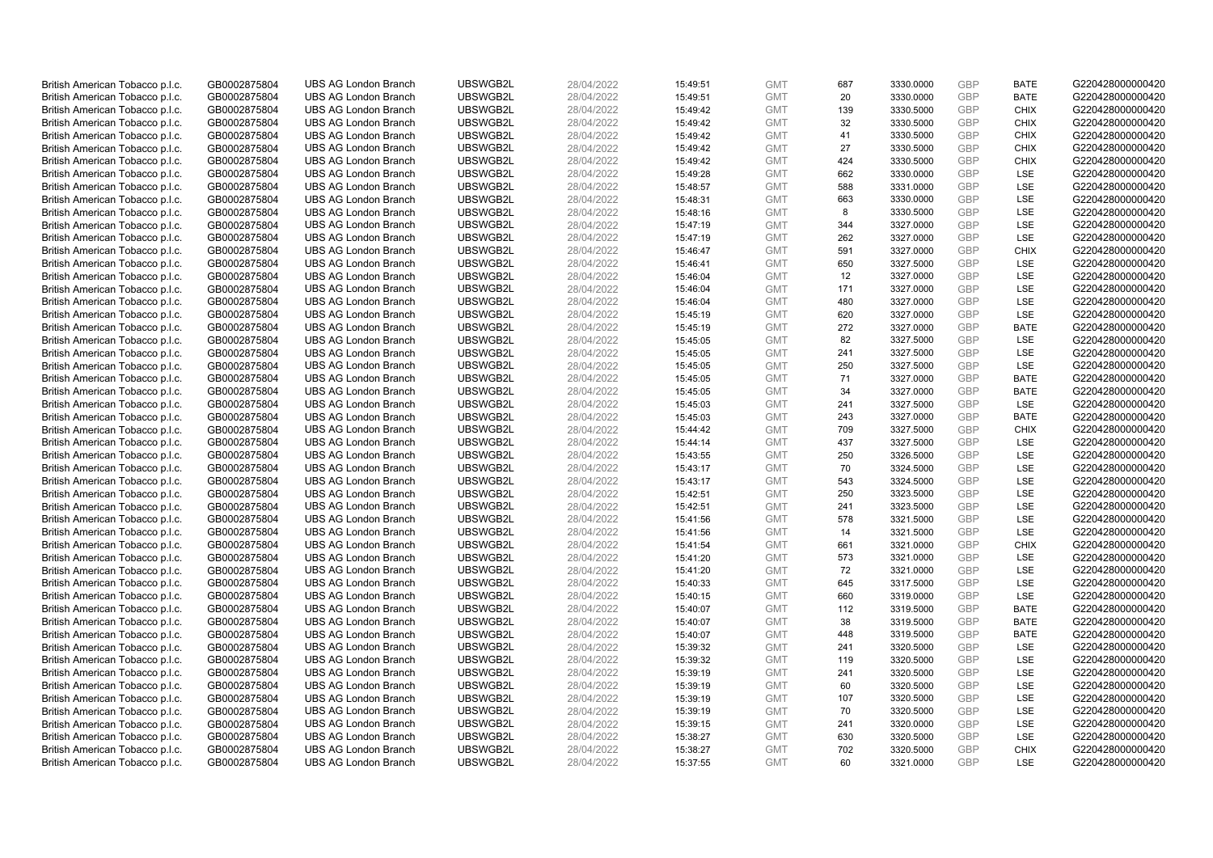| | | | | | | | | | | | |
|---|---|---|---|---|---|---|---|---|---|---|---|
| British American Tobacco p.l.c. | GB0002875804 | UBS AG London Branch | UBSWGB2L | 28/04/2022 | 15:49:51 | GMT | 687 | 3330.0000 | GBP | BATE | G220428000000420 |
| British American Tobacco p.l.c. | GB0002875804 | UBS AG London Branch | UBSWGB2L | 28/04/2022 | 15:49:51 | GMT | 20 | 3330.0000 | GBP | BATE | G220428000000420 |
| British American Tobacco p.l.c. | GB0002875804 | UBS AG London Branch | UBSWGB2L | 28/04/2022 | 15:49:42 | GMT | 139 | 3330.5000 | GBP | CHIX | G220428000000420 |
| British American Tobacco p.l.c. | GB0002875804 | UBS AG London Branch | UBSWGB2L | 28/04/2022 | 15:49:42 | GMT | 32 | 3330.5000 | GBP | CHIX | G220428000000420 |
| British American Tobacco p.l.c. | GB0002875804 | UBS AG London Branch | UBSWGB2L | 28/04/2022 | 15:49:42 | GMT | 41 | 3330.5000 | GBP | CHIX | G220428000000420 |
| British American Tobacco p.l.c. | GB0002875804 | UBS AG London Branch | UBSWGB2L | 28/04/2022 | 15:49:42 | GMT | 27 | 3330.5000 | GBP | CHIX | G220428000000420 |
| British American Tobacco p.l.c. | GB0002875804 | UBS AG London Branch | UBSWGB2L | 28/04/2022 | 15:49:42 | GMT | 424 | 3330.5000 | GBP | CHIX | G220428000000420 |
| British American Tobacco p.l.c. | GB0002875804 | UBS AG London Branch | UBSWGB2L | 28/04/2022 | 15:49:28 | GMT | 662 | 3330.0000 | GBP | LSE | G220428000000420 |
| British American Tobacco p.l.c. | GB0002875804 | UBS AG London Branch | UBSWGB2L | 28/04/2022 | 15:48:57 | GMT | 588 | 3331.0000 | GBP | LSE | G220428000000420 |
| British American Tobacco p.l.c. | GB0002875804 | UBS AG London Branch | UBSWGB2L | 28/04/2022 | 15:48:31 | GMT | 663 | 3330.0000 | GBP | LSE | G220428000000420 |
| British American Tobacco p.l.c. | GB0002875804 | UBS AG London Branch | UBSWGB2L | 28/04/2022 | 15:48:16 | GMT | 8 | 3330.5000 | GBP | LSE | G220428000000420 |
| British American Tobacco p.l.c. | GB0002875804 | UBS AG London Branch | UBSWGB2L | 28/04/2022 | 15:47:19 | GMT | 344 | 3327.0000 | GBP | LSE | G220428000000420 |
| British American Tobacco p.l.c. | GB0002875804 | UBS AG London Branch | UBSWGB2L | 28/04/2022 | 15:47:19 | GMT | 262 | 3327.0000 | GBP | LSE | G220428000000420 |
| British American Tobacco p.l.c. | GB0002875804 | UBS AG London Branch | UBSWGB2L | 28/04/2022 | 15:46:47 | GMT | 591 | 3327.0000 | GBP | CHIX | G220428000000420 |
| British American Tobacco p.l.c. | GB0002875804 | UBS AG London Branch | UBSWGB2L | 28/04/2022 | 15:46:41 | GMT | 650 | 3327.5000 | GBP | LSE | G220428000000420 |
| British American Tobacco p.l.c. | GB0002875804 | UBS AG London Branch | UBSWGB2L | 28/04/2022 | 15:46:04 | GMT | 12 | 3327.0000 | GBP | LSE | G220428000000420 |
| British American Tobacco p.l.c. | GB0002875804 | UBS AG London Branch | UBSWGB2L | 28/04/2022 | 15:46:04 | GMT | 171 | 3327.0000 | GBP | LSE | G220428000000420 |
| British American Tobacco p.l.c. | GB0002875804 | UBS AG London Branch | UBSWGB2L | 28/04/2022 | 15:46:04 | GMT | 480 | 3327.0000 | GBP | LSE | G220428000000420 |
| British American Tobacco p.l.c. | GB0002875804 | UBS AG London Branch | UBSWGB2L | 28/04/2022 | 15:45:19 | GMT | 620 | 3327.0000 | GBP | LSE | G220428000000420 |
| British American Tobacco p.l.c. | GB0002875804 | UBS AG London Branch | UBSWGB2L | 28/04/2022 | 15:45:19 | GMT | 272 | 3327.0000 | GBP | BATE | G220428000000420 |
| British American Tobacco p.l.c. | GB0002875804 | UBS AG London Branch | UBSWGB2L | 28/04/2022 | 15:45:05 | GMT | 82 | 3327.5000 | GBP | LSE | G220428000000420 |
| British American Tobacco p.l.c. | GB0002875804 | UBS AG London Branch | UBSWGB2L | 28/04/2022 | 15:45:05 | GMT | 241 | 3327.5000 | GBP | LSE | G220428000000420 |
| British American Tobacco p.l.c. | GB0002875804 | UBS AG London Branch | UBSWGB2L | 28/04/2022 | 15:45:05 | GMT | 250 | 3327.5000 | GBP | LSE | G220428000000420 |
| British American Tobacco p.l.c. | GB0002875804 | UBS AG London Branch | UBSWGB2L | 28/04/2022 | 15:45:05 | GMT | 71 | 3327.0000 | GBP | BATE | G220428000000420 |
| British American Tobacco p.l.c. | GB0002875804 | UBS AG London Branch | UBSWGB2L | 28/04/2022 | 15:45:05 | GMT | 34 | 3327.0000 | GBP | BATE | G220428000000420 |
| British American Tobacco p.l.c. | GB0002875804 | UBS AG London Branch | UBSWGB2L | 28/04/2022 | 15:45:03 | GMT | 241 | 3327.5000 | GBP | LSE | G220428000000420 |
| British American Tobacco p.l.c. | GB0002875804 | UBS AG London Branch | UBSWGB2L | 28/04/2022 | 15:45:03 | GMT | 243 | 3327.0000 | GBP | BATE | G220428000000420 |
| British American Tobacco p.l.c. | GB0002875804 | UBS AG London Branch | UBSWGB2L | 28/04/2022 | 15:44:42 | GMT | 709 | 3327.5000 | GBP | CHIX | G220428000000420 |
| British American Tobacco p.l.c. | GB0002875804 | UBS AG London Branch | UBSWGB2L | 28/04/2022 | 15:44:14 | GMT | 437 | 3327.5000 | GBP | LSE | G220428000000420 |
| British American Tobacco p.l.c. | GB0002875804 | UBS AG London Branch | UBSWGB2L | 28/04/2022 | 15:43:55 | GMT | 250 | 3326.5000 | GBP | LSE | G220428000000420 |
| British American Tobacco p.l.c. | GB0002875804 | UBS AG London Branch | UBSWGB2L | 28/04/2022 | 15:43:17 | GMT | 70 | 3324.5000 | GBP | LSE | G220428000000420 |
| British American Tobacco p.l.c. | GB0002875804 | UBS AG London Branch | UBSWGB2L | 28/04/2022 | 15:43:17 | GMT | 543 | 3324.5000 | GBP | LSE | G220428000000420 |
| British American Tobacco p.l.c. | GB0002875804 | UBS AG London Branch | UBSWGB2L | 28/04/2022 | 15:42:51 | GMT | 250 | 3323.5000 | GBP | LSE | G220428000000420 |
| British American Tobacco p.l.c. | GB0002875804 | UBS AG London Branch | UBSWGB2L | 28/04/2022 | 15:42:51 | GMT | 241 | 3323.5000 | GBP | LSE | G220428000000420 |
| British American Tobacco p.l.c. | GB0002875804 | UBS AG London Branch | UBSWGB2L | 28/04/2022 | 15:41:56 | GMT | 578 | 3321.5000 | GBP | LSE | G220428000000420 |
| British American Tobacco p.l.c. | GB0002875804 | UBS AG London Branch | UBSWGB2L | 28/04/2022 | 15:41:56 | GMT | 14 | 3321.5000 | GBP | LSE | G220428000000420 |
| British American Tobacco p.l.c. | GB0002875804 | UBS AG London Branch | UBSWGB2L | 28/04/2022 | 15:41:54 | GMT | 661 | 3321.0000 | GBP | CHIX | G220428000000420 |
| British American Tobacco p.l.c. | GB0002875804 | UBS AG London Branch | UBSWGB2L | 28/04/2022 | 15:41:20 | GMT | 573 | 3321.0000 | GBP | LSE | G220428000000420 |
| British American Tobacco p.l.c. | GB0002875804 | UBS AG London Branch | UBSWGB2L | 28/04/2022 | 15:41:20 | GMT | 72 | 3321.0000 | GBP | LSE | G220428000000420 |
| British American Tobacco p.l.c. | GB0002875804 | UBS AG London Branch | UBSWGB2L | 28/04/2022 | 15:40:33 | GMT | 645 | 3317.5000 | GBP | LSE | G220428000000420 |
| British American Tobacco p.l.c. | GB0002875804 | UBS AG London Branch | UBSWGB2L | 28/04/2022 | 15:40:15 | GMT | 660 | 3319.0000 | GBP | LSE | G220428000000420 |
| British American Tobacco p.l.c. | GB0002875804 | UBS AG London Branch | UBSWGB2L | 28/04/2022 | 15:40:07 | GMT | 112 | 3319.5000 | GBP | BATE | G220428000000420 |
| British American Tobacco p.l.c. | GB0002875804 | UBS AG London Branch | UBSWGB2L | 28/04/2022 | 15:40:07 | GMT | 38 | 3319.5000 | GBP | BATE | G220428000000420 |
| British American Tobacco p.l.c. | GB0002875804 | UBS AG London Branch | UBSWGB2L | 28/04/2022 | 15:40:07 | GMT | 448 | 3319.5000 | GBP | BATE | G220428000000420 |
| British American Tobacco p.l.c. | GB0002875804 | UBS AG London Branch | UBSWGB2L | 28/04/2022 | 15:39:32 | GMT | 241 | 3320.5000 | GBP | LSE | G220428000000420 |
| British American Tobacco p.l.c. | GB0002875804 | UBS AG London Branch | UBSWGB2L | 28/04/2022 | 15:39:32 | GMT | 119 | 3320.5000 | GBP | LSE | G220428000000420 |
| British American Tobacco p.l.c. | GB0002875804 | UBS AG London Branch | UBSWGB2L | 28/04/2022 | 15:39:19 | GMT | 241 | 3320.5000 | GBP | LSE | G220428000000420 |
| British American Tobacco p.l.c. | GB0002875804 | UBS AG London Branch | UBSWGB2L | 28/04/2022 | 15:39:19 | GMT | 60 | 3320.5000 | GBP | LSE | G220428000000420 |
| British American Tobacco p.l.c. | GB0002875804 | UBS AG London Branch | UBSWGB2L | 28/04/2022 | 15:39:19 | GMT | 107 | 3320.5000 | GBP | LSE | G220428000000420 |
| British American Tobacco p.l.c. | GB0002875804 | UBS AG London Branch | UBSWGB2L | 28/04/2022 | 15:39:19 | GMT | 70 | 3320.5000 | GBP | LSE | G220428000000420 |
| British American Tobacco p.l.c. | GB0002875804 | UBS AG London Branch | UBSWGB2L | 28/04/2022 | 15:39:15 | GMT | 241 | 3320.0000 | GBP | LSE | G220428000000420 |
| British American Tobacco p.l.c. | GB0002875804 | UBS AG London Branch | UBSWGB2L | 28/04/2022 | 15:38:27 | GMT | 630 | 3320.5000 | GBP | LSE | G220428000000420 |
| British American Tobacco p.l.c. | GB0002875804 | UBS AG London Branch | UBSWGB2L | 28/04/2022 | 15:38:27 | GMT | 702 | 3320.5000 | GBP | CHIX | G220428000000420 |
| British American Tobacco p.l.c. | GB0002875804 | UBS AG London Branch | UBSWGB2L | 28/04/2022 | 15:37:55 | GMT | 60 | 3321.0000 | GBP | LSE | G220428000000420 |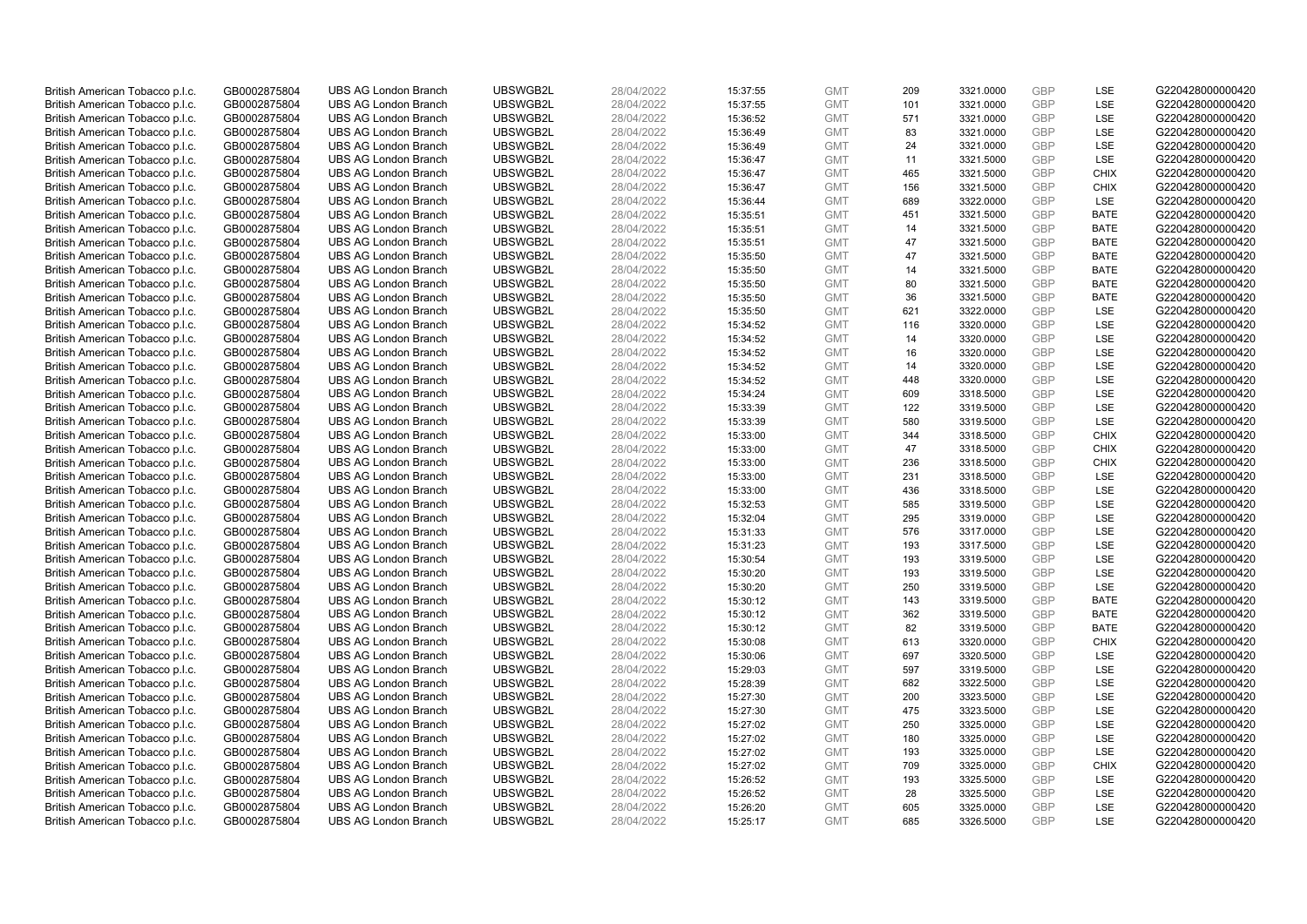| British American Tobacco p.l.c. | GB0002875804 | UBS AG London Branch | UBSWGB2L | 28/04/2022 | 15:37:55 | GMT | 209 | 3321.0000 | GBP | LSE | G220428000000420 |
|---|---|---|---|---|---|---|---|---|---|---|---|
| British American Tobacco p.l.c. | GB0002875804 | UBS AG London Branch | UBSWGB2L | 28/04/2022 | 15:37:55 | GMT | 101 | 3321.0000 | GBP | LSE | G220428000000420 |
| British American Tobacco p.l.c. | GB0002875804 | UBS AG London Branch | UBSWGB2L | 28/04/2022 | 15:36:52 | GMT | 571 | 3321.0000 | GBP | LSE | G220428000000420 |
| British American Tobacco p.l.c. | GB0002875804 | UBS AG London Branch | UBSWGB2L | 28/04/2022 | 15:36:49 | GMT | 83 | 3321.0000 | GBP | LSE | G220428000000420 |
| British American Tobacco p.l.c. | GB0002875804 | UBS AG London Branch | UBSWGB2L | 28/04/2022 | 15:36:49 | GMT | 24 | 3321.0000 | GBP | LSE | G220428000000420 |
| British American Tobacco p.l.c. | GB0002875804 | UBS AG London Branch | UBSWGB2L | 28/04/2022 | 15:36:47 | GMT | 11 | 3321.5000 | GBP | LSE | G220428000000420 |
| British American Tobacco p.l.c. | GB0002875804 | UBS AG London Branch | UBSWGB2L | 28/04/2022 | 15:36:47 | GMT | 465 | 3321.5000 | GBP | CHIX | G220428000000420 |
| British American Tobacco p.l.c. | GB0002875804 | UBS AG London Branch | UBSWGB2L | 28/04/2022 | 15:36:47 | GMT | 156 | 3321.5000 | GBP | CHIX | G220428000000420 |
| British American Tobacco p.l.c. | GB0002875804 | UBS AG London Branch | UBSWGB2L | 28/04/2022 | 15:36:44 | GMT | 689 | 3322.0000 | GBP | LSE | G220428000000420 |
| British American Tobacco p.l.c. | GB0002875804 | UBS AG London Branch | UBSWGB2L | 28/04/2022 | 15:35:51 | GMT | 451 | 3321.5000 | GBP | BATE | G220428000000420 |
| British American Tobacco p.l.c. | GB0002875804 | UBS AG London Branch | UBSWGB2L | 28/04/2022 | 15:35:51 | GMT | 14 | 3321.5000 | GBP | BATE | G220428000000420 |
| British American Tobacco p.l.c. | GB0002875804 | UBS AG London Branch | UBSWGB2L | 28/04/2022 | 15:35:51 | GMT | 47 | 3321.5000 | GBP | BATE | G220428000000420 |
| British American Tobacco p.l.c. | GB0002875804 | UBS AG London Branch | UBSWGB2L | 28/04/2022 | 15:35:50 | GMT | 47 | 3321.5000 | GBP | BATE | G220428000000420 |
| British American Tobacco p.l.c. | GB0002875804 | UBS AG London Branch | UBSWGB2L | 28/04/2022 | 15:35:50 | GMT | 14 | 3321.5000 | GBP | BATE | G220428000000420 |
| British American Tobacco p.l.c. | GB0002875804 | UBS AG London Branch | UBSWGB2L | 28/04/2022 | 15:35:50 | GMT | 80 | 3321.5000 | GBP | BATE | G220428000000420 |
| British American Tobacco p.l.c. | GB0002875804 | UBS AG London Branch | UBSWGB2L | 28/04/2022 | 15:35:50 | GMT | 36 | 3321.5000 | GBP | BATE | G220428000000420 |
| British American Tobacco p.l.c. | GB0002875804 | UBS AG London Branch | UBSWGB2L | 28/04/2022 | 15:35:50 | GMT | 621 | 3322.0000 | GBP | LSE | G220428000000420 |
| British American Tobacco p.l.c. | GB0002875804 | UBS AG London Branch | UBSWGB2L | 28/04/2022 | 15:34:52 | GMT | 116 | 3320.0000 | GBP | LSE | G220428000000420 |
| British American Tobacco p.l.c. | GB0002875804 | UBS AG London Branch | UBSWGB2L | 28/04/2022 | 15:34:52 | GMT | 14 | 3320.0000 | GBP | LSE | G220428000000420 |
| British American Tobacco p.l.c. | GB0002875804 | UBS AG London Branch | UBSWGB2L | 28/04/2022 | 15:34:52 | GMT | 16 | 3320.0000 | GBP | LSE | G220428000000420 |
| British American Tobacco p.l.c. | GB0002875804 | UBS AG London Branch | UBSWGB2L | 28/04/2022 | 15:34:52 | GMT | 14 | 3320.0000 | GBP | LSE | G220428000000420 |
| British American Tobacco p.l.c. | GB0002875804 | UBS AG London Branch | UBSWGB2L | 28/04/2022 | 15:34:52 | GMT | 448 | 3320.0000 | GBP | LSE | G220428000000420 |
| British American Tobacco p.l.c. | GB0002875804 | UBS AG London Branch | UBSWGB2L | 28/04/2022 | 15:34:24 | GMT | 609 | 3318.5000 | GBP | LSE | G220428000000420 |
| British American Tobacco p.l.c. | GB0002875804 | UBS AG London Branch | UBSWGB2L | 28/04/2022 | 15:33:39 | GMT | 122 | 3319.5000 | GBP | LSE | G220428000000420 |
| British American Tobacco p.l.c. | GB0002875804 | UBS AG London Branch | UBSWGB2L | 28/04/2022 | 15:33:39 | GMT | 580 | 3319.5000 | GBP | LSE | G220428000000420 |
| British American Tobacco p.l.c. | GB0002875804 | UBS AG London Branch | UBSWGB2L | 28/04/2022 | 15:33:00 | GMT | 344 | 3318.5000 | GBP | CHIX | G220428000000420 |
| British American Tobacco p.l.c. | GB0002875804 | UBS AG London Branch | UBSWGB2L | 28/04/2022 | 15:33:00 | GMT | 47 | 3318.5000 | GBP | CHIX | G220428000000420 |
| British American Tobacco p.l.c. | GB0002875804 | UBS AG London Branch | UBSWGB2L | 28/04/2022 | 15:33:00 | GMT | 236 | 3318.5000 | GBP | CHIX | G220428000000420 |
| British American Tobacco p.l.c. | GB0002875804 | UBS AG London Branch | UBSWGB2L | 28/04/2022 | 15:33:00 | GMT | 231 | 3318.5000 | GBP | LSE | G220428000000420 |
| British American Tobacco p.l.c. | GB0002875804 | UBS AG London Branch | UBSWGB2L | 28/04/2022 | 15:33:00 | GMT | 436 | 3318.5000 | GBP | LSE | G220428000000420 |
| British American Tobacco p.l.c. | GB0002875804 | UBS AG London Branch | UBSWGB2L | 28/04/2022 | 15:32:53 | GMT | 585 | 3319.5000 | GBP | LSE | G220428000000420 |
| British American Tobacco p.l.c. | GB0002875804 | UBS AG London Branch | UBSWGB2L | 28/04/2022 | 15:32:04 | GMT | 295 | 3319.0000 | GBP | LSE | G220428000000420 |
| British American Tobacco p.l.c. | GB0002875804 | UBS AG London Branch | UBSWGB2L | 28/04/2022 | 15:31:33 | GMT | 576 | 3317.0000 | GBP | LSE | G220428000000420 |
| British American Tobacco p.l.c. | GB0002875804 | UBS AG London Branch | UBSWGB2L | 28/04/2022 | 15:31:23 | GMT | 193 | 3317.5000 | GBP | LSE | G220428000000420 |
| British American Tobacco p.l.c. | GB0002875804 | UBS AG London Branch | UBSWGB2L | 28/04/2022 | 15:30:54 | GMT | 193 | 3319.5000 | GBP | LSE | G220428000000420 |
| British American Tobacco p.l.c. | GB0002875804 | UBS AG London Branch | UBSWGB2L | 28/04/2022 | 15:30:20 | GMT | 193 | 3319.5000 | GBP | LSE | G220428000000420 |
| British American Tobacco p.l.c. | GB0002875804 | UBS AG London Branch | UBSWGB2L | 28/04/2022 | 15:30:20 | GMT | 250 | 3319.5000 | GBP | LSE | G220428000000420 |
| British American Tobacco p.l.c. | GB0002875804 | UBS AG London Branch | UBSWGB2L | 28/04/2022 | 15:30:12 | GMT | 143 | 3319.5000 | GBP | BATE | G220428000000420 |
| British American Tobacco p.l.c. | GB0002875804 | UBS AG London Branch | UBSWGB2L | 28/04/2022 | 15:30:12 | GMT | 362 | 3319.5000 | GBP | BATE | G220428000000420 |
| British American Tobacco p.l.c. | GB0002875804 | UBS AG London Branch | UBSWGB2L | 28/04/2022 | 15:30:12 | GMT | 82 | 3319.5000 | GBP | BATE | G220428000000420 |
| British American Tobacco p.l.c. | GB0002875804 | UBS AG London Branch | UBSWGB2L | 28/04/2022 | 15:30:08 | GMT | 613 | 3320.0000 | GBP | CHIX | G220428000000420 |
| British American Tobacco p.l.c. | GB0002875804 | UBS AG London Branch | UBSWGB2L | 28/04/2022 | 15:30:06 | GMT | 697 | 3320.5000 | GBP | LSE | G220428000000420 |
| British American Tobacco p.l.c. | GB0002875804 | UBS AG London Branch | UBSWGB2L | 28/04/2022 | 15:29:03 | GMT | 597 | 3319.5000 | GBP | LSE | G220428000000420 |
| British American Tobacco p.l.c. | GB0002875804 | UBS AG London Branch | UBSWGB2L | 28/04/2022 | 15:28:39 | GMT | 682 | 3322.5000 | GBP | LSE | G220428000000420 |
| British American Tobacco p.l.c. | GB0002875804 | UBS AG London Branch | UBSWGB2L | 28/04/2022 | 15:27:30 | GMT | 200 | 3323.5000 | GBP | LSE | G220428000000420 |
| British American Tobacco p.l.c. | GB0002875804 | UBS AG London Branch | UBSWGB2L | 28/04/2022 | 15:27:30 | GMT | 475 | 3323.5000 | GBP | LSE | G220428000000420 |
| British American Tobacco p.l.c. | GB0002875804 | UBS AG London Branch | UBSWGB2L | 28/04/2022 | 15:27:02 | GMT | 250 | 3325.0000 | GBP | LSE | G220428000000420 |
| British American Tobacco p.l.c. | GB0002875804 | UBS AG London Branch | UBSWGB2L | 28/04/2022 | 15:27:02 | GMT | 180 | 3325.0000 | GBP | LSE | G220428000000420 |
| British American Tobacco p.l.c. | GB0002875804 | UBS AG London Branch | UBSWGB2L | 28/04/2022 | 15:27:02 | GMT | 193 | 3325.0000 | GBP | LSE | G220428000000420 |
| British American Tobacco p.l.c. | GB0002875804 | UBS AG London Branch | UBSWGB2L | 28/04/2022 | 15:27:02 | GMT | 709 | 3325.0000 | GBP | CHIX | G220428000000420 |
| British American Tobacco p.l.c. | GB0002875804 | UBS AG London Branch | UBSWGB2L | 28/04/2022 | 15:26:52 | GMT | 193 | 3325.5000 | GBP | LSE | G220428000000420 |
| British American Tobacco p.l.c. | GB0002875804 | UBS AG London Branch | UBSWGB2L | 28/04/2022 | 15:26:52 | GMT | 28 | 3325.5000 | GBP | LSE | G220428000000420 |
| British American Tobacco p.l.c. | GB0002875804 | UBS AG London Branch | UBSWGB2L | 28/04/2022 | 15:26:20 | GMT | 605 | 3325.0000 | GBP | LSE | G220428000000420 |
| British American Tobacco p.l.c. | GB0002875804 | UBS AG London Branch | UBSWGB2L | 28/04/2022 | 15:25:17 | GMT | 685 | 3326.5000 | GBP | LSE | G220428000000420 |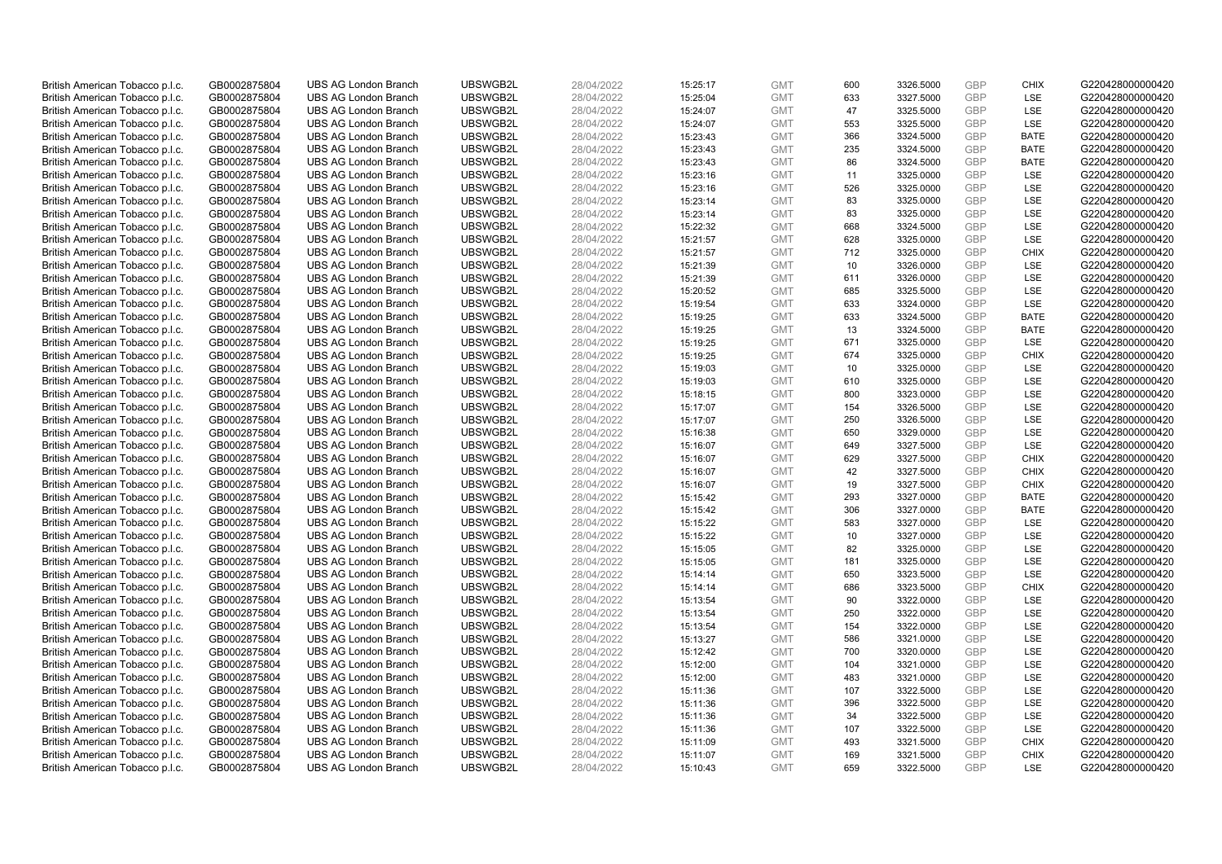| | | | | | | | | | | | |
|---|---|---|---|---|---|---|---|---|---|---|---|
| British American Tobacco p.l.c. | GB0002875804 | UBS AG London Branch | UBSWGB2L | 28/04/2022 | 15:25:17 | GMT | 600 | 3326.5000 | GBP | CHIX | G220428000000420 |
| British American Tobacco p.l.c. | GB0002875804 | UBS AG London Branch | UBSWGB2L | 28/04/2022 | 15:25:04 | GMT | 633 | 3327.5000 | GBP | LSE | G220428000000420 |
| British American Tobacco p.l.c. | GB0002875804 | UBS AG London Branch | UBSWGB2L | 28/04/2022 | 15:24:07 | GMT | 47 | 3325.5000 | GBP | LSE | G220428000000420 |
| British American Tobacco p.l.c. | GB0002875804 | UBS AG London Branch | UBSWGB2L | 28/04/2022 | 15:24:07 | GMT | 553 | 3325.5000 | GBP | LSE | G220428000000420 |
| British American Tobacco p.l.c. | GB0002875804 | UBS AG London Branch | UBSWGB2L | 28/04/2022 | 15:23:43 | GMT | 366 | 3324.5000 | GBP | BATE | G220428000000420 |
| British American Tobacco p.l.c. | GB0002875804 | UBS AG London Branch | UBSWGB2L | 28/04/2022 | 15:23:43 | GMT | 235 | 3324.5000 | GBP | BATE | G220428000000420 |
| British American Tobacco p.l.c. | GB0002875804 | UBS AG London Branch | UBSWGB2L | 28/04/2022 | 15:23:43 | GMT | 86 | 3324.5000 | GBP | BATE | G220428000000420 |
| British American Tobacco p.l.c. | GB0002875804 | UBS AG London Branch | UBSWGB2L | 28/04/2022 | 15:23:16 | GMT | 11 | 3325.0000 | GBP | LSE | G220428000000420 |
| British American Tobacco p.l.c. | GB0002875804 | UBS AG London Branch | UBSWGB2L | 28/04/2022 | 15:23:16 | GMT | 526 | 3325.0000 | GBP | LSE | G220428000000420 |
| British American Tobacco p.l.c. | GB0002875804 | UBS AG London Branch | UBSWGB2L | 28/04/2022 | 15:23:14 | GMT | 83 | 3325.0000 | GBP | LSE | G220428000000420 |
| British American Tobacco p.l.c. | GB0002875804 | UBS AG London Branch | UBSWGB2L | 28/04/2022 | 15:23:14 | GMT | 83 | 3325.0000 | GBP | LSE | G220428000000420 |
| British American Tobacco p.l.c. | GB0002875804 | UBS AG London Branch | UBSWGB2L | 28/04/2022 | 15:22:32 | GMT | 668 | 3324.5000 | GBP | LSE | G220428000000420 |
| British American Tobacco p.l.c. | GB0002875804 | UBS AG London Branch | UBSWGB2L | 28/04/2022 | 15:21:57 | GMT | 628 | 3325.0000 | GBP | LSE | G220428000000420 |
| British American Tobacco p.l.c. | GB0002875804 | UBS AG London Branch | UBSWGB2L | 28/04/2022 | 15:21:57 | GMT | 712 | 3325.0000 | GBP | CHIX | G220428000000420 |
| British American Tobacco p.l.c. | GB0002875804 | UBS AG London Branch | UBSWGB2L | 28/04/2022 | 15:21:39 | GMT | 10 | 3326.0000 | GBP | LSE | G220428000000420 |
| British American Tobacco p.l.c. | GB0002875804 | UBS AG London Branch | UBSWGB2L | 28/04/2022 | 15:21:39 | GMT | 611 | 3326.0000 | GBP | LSE | G220428000000420 |
| British American Tobacco p.l.c. | GB0002875804 | UBS AG London Branch | UBSWGB2L | 28/04/2022 | 15:20:52 | GMT | 685 | 3325.5000 | GBP | LSE | G220428000000420 |
| British American Tobacco p.l.c. | GB0002875804 | UBS AG London Branch | UBSWGB2L | 28/04/2022 | 15:19:54 | GMT | 633 | 3324.0000 | GBP | LSE | G220428000000420 |
| British American Tobacco p.l.c. | GB0002875804 | UBS AG London Branch | UBSWGB2L | 28/04/2022 | 15:19:25 | GMT | 633 | 3324.5000 | GBP | BATE | G220428000000420 |
| British American Tobacco p.l.c. | GB0002875804 | UBS AG London Branch | UBSWGB2L | 28/04/2022 | 15:19:25 | GMT | 13 | 3324.5000 | GBP | BATE | G220428000000420 |
| British American Tobacco p.l.c. | GB0002875804 | UBS AG London Branch | UBSWGB2L | 28/04/2022 | 15:19:25 | GMT | 671 | 3325.0000 | GBP | LSE | G220428000000420 |
| British American Tobacco p.l.c. | GB0002875804 | UBS AG London Branch | UBSWGB2L | 28/04/2022 | 15:19:25 | GMT | 674 | 3325.0000 | GBP | CHIX | G220428000000420 |
| British American Tobacco p.l.c. | GB0002875804 | UBS AG London Branch | UBSWGB2L | 28/04/2022 | 15:19:03 | GMT | 10 | 3325.0000 | GBP | LSE | G220428000000420 |
| British American Tobacco p.l.c. | GB0002875804 | UBS AG London Branch | UBSWGB2L | 28/04/2022 | 15:19:03 | GMT | 610 | 3325.0000 | GBP | LSE | G220428000000420 |
| British American Tobacco p.l.c. | GB0002875804 | UBS AG London Branch | UBSWGB2L | 28/04/2022 | 15:18:15 | GMT | 800 | 3323.0000 | GBP | LSE | G220428000000420 |
| British American Tobacco p.l.c. | GB0002875804 | UBS AG London Branch | UBSWGB2L | 28/04/2022 | 15:17:07 | GMT | 154 | 3326.5000 | GBP | LSE | G220428000000420 |
| British American Tobacco p.l.c. | GB0002875804 | UBS AG London Branch | UBSWGB2L | 28/04/2022 | 15:17:07 | GMT | 250 | 3326.5000 | GBP | LSE | G220428000000420 |
| British American Tobacco p.l.c. | GB0002875804 | UBS AG London Branch | UBSWGB2L | 28/04/2022 | 15:16:38 | GMT | 650 | 3329.0000 | GBP | LSE | G220428000000420 |
| British American Tobacco p.l.c. | GB0002875804 | UBS AG London Branch | UBSWGB2L | 28/04/2022 | 15:16:07 | GMT | 649 | 3327.5000 | GBP | LSE | G220428000000420 |
| British American Tobacco p.l.c. | GB0002875804 | UBS AG London Branch | UBSWGB2L | 28/04/2022 | 15:16:07 | GMT | 629 | 3327.5000 | GBP | CHIX | G220428000000420 |
| British American Tobacco p.l.c. | GB0002875804 | UBS AG London Branch | UBSWGB2L | 28/04/2022 | 15:16:07 | GMT | 42 | 3327.5000 | GBP | CHIX | G220428000000420 |
| British American Tobacco p.l.c. | GB0002875804 | UBS AG London Branch | UBSWGB2L | 28/04/2022 | 15:16:07 | GMT | 19 | 3327.5000 | GBP | CHIX | G220428000000420 |
| British American Tobacco p.l.c. | GB0002875804 | UBS AG London Branch | UBSWGB2L | 28/04/2022 | 15:15:42 | GMT | 293 | 3327.0000 | GBP | BATE | G220428000000420 |
| British American Tobacco p.l.c. | GB0002875804 | UBS AG London Branch | UBSWGB2L | 28/04/2022 | 15:15:42 | GMT | 306 | 3327.0000 | GBP | BATE | G220428000000420 |
| British American Tobacco p.l.c. | GB0002875804 | UBS AG London Branch | UBSWGB2L | 28/04/2022 | 15:15:22 | GMT | 583 | 3327.0000 | GBP | LSE | G220428000000420 |
| British American Tobacco p.l.c. | GB0002875804 | UBS AG London Branch | UBSWGB2L | 28/04/2022 | 15:15:22 | GMT | 10 | 3327.0000 | GBP | LSE | G220428000000420 |
| British American Tobacco p.l.c. | GB0002875804 | UBS AG London Branch | UBSWGB2L | 28/04/2022 | 15:15:05 | GMT | 82 | 3325.0000 | GBP | LSE | G220428000000420 |
| British American Tobacco p.l.c. | GB0002875804 | UBS AG London Branch | UBSWGB2L | 28/04/2022 | 15:15:05 | GMT | 181 | 3325.0000 | GBP | LSE | G220428000000420 |
| British American Tobacco p.l.c. | GB0002875804 | UBS AG London Branch | UBSWGB2L | 28/04/2022 | 15:14:14 | GMT | 650 | 3323.5000 | GBP | LSE | G220428000000420 |
| British American Tobacco p.l.c. | GB0002875804 | UBS AG London Branch | UBSWGB2L | 28/04/2022 | 15:14:14 | GMT | 686 | 3323.5000 | GBP | CHIX | G220428000000420 |
| British American Tobacco p.l.c. | GB0002875804 | UBS AG London Branch | UBSWGB2L | 28/04/2022 | 15:13:54 | GMT | 90 | 3322.0000 | GBP | LSE | G220428000000420 |
| British American Tobacco p.l.c. | GB0002875804 | UBS AG London Branch | UBSWGB2L | 28/04/2022 | 15:13:54 | GMT | 250 | 3322.0000 | GBP | LSE | G220428000000420 |
| British American Tobacco p.l.c. | GB0002875804 | UBS AG London Branch | UBSWGB2L | 28/04/2022 | 15:13:54 | GMT | 154 | 3322.0000 | GBP | LSE | G220428000000420 |
| British American Tobacco p.l.c. | GB0002875804 | UBS AG London Branch | UBSWGB2L | 28/04/2022 | 15:13:27 | GMT | 586 | 3321.0000 | GBP | LSE | G220428000000420 |
| British American Tobacco p.l.c. | GB0002875804 | UBS AG London Branch | UBSWGB2L | 28/04/2022 | 15:12:42 | GMT | 700 | 3320.0000 | GBP | LSE | G220428000000420 |
| British American Tobacco p.l.c. | GB0002875804 | UBS AG London Branch | UBSWGB2L | 28/04/2022 | 15:12:00 | GMT | 104 | 3321.0000 | GBP | LSE | G220428000000420 |
| British American Tobacco p.l.c. | GB0002875804 | UBS AG London Branch | UBSWGB2L | 28/04/2022 | 15:12:00 | GMT | 483 | 3321.0000 | GBP | LSE | G220428000000420 |
| British American Tobacco p.l.c. | GB0002875804 | UBS AG London Branch | UBSWGB2L | 28/04/2022 | 15:11:36 | GMT | 107 | 3322.5000 | GBP | LSE | G220428000000420 |
| British American Tobacco p.l.c. | GB0002875804 | UBS AG London Branch | UBSWGB2L | 28/04/2022 | 15:11:36 | GMT | 396 | 3322.5000 | GBP | LSE | G220428000000420 |
| British American Tobacco p.l.c. | GB0002875804 | UBS AG London Branch | UBSWGB2L | 28/04/2022 | 15:11:36 | GMT | 34 | 3322.5000 | GBP | LSE | G220428000000420 |
| British American Tobacco p.l.c. | GB0002875804 | UBS AG London Branch | UBSWGB2L | 28/04/2022 | 15:11:36 | GMT | 107 | 3322.5000 | GBP | LSE | G220428000000420 |
| British American Tobacco p.l.c. | GB0002875804 | UBS AG London Branch | UBSWGB2L | 28/04/2022 | 15:11:09 | GMT | 493 | 3321.5000 | GBP | CHIX | G220428000000420 |
| British American Tobacco p.l.c. | GB0002875804 | UBS AG London Branch | UBSWGB2L | 28/04/2022 | 15:11:07 | GMT | 169 | 3321.5000 | GBP | CHIX | G220428000000420 |
| British American Tobacco p.l.c. | GB0002875804 | UBS AG London Branch | UBSWGB2L | 28/04/2022 | 15:10:43 | GMT | 659 | 3322.5000 | GBP | LSE | G220428000000420 |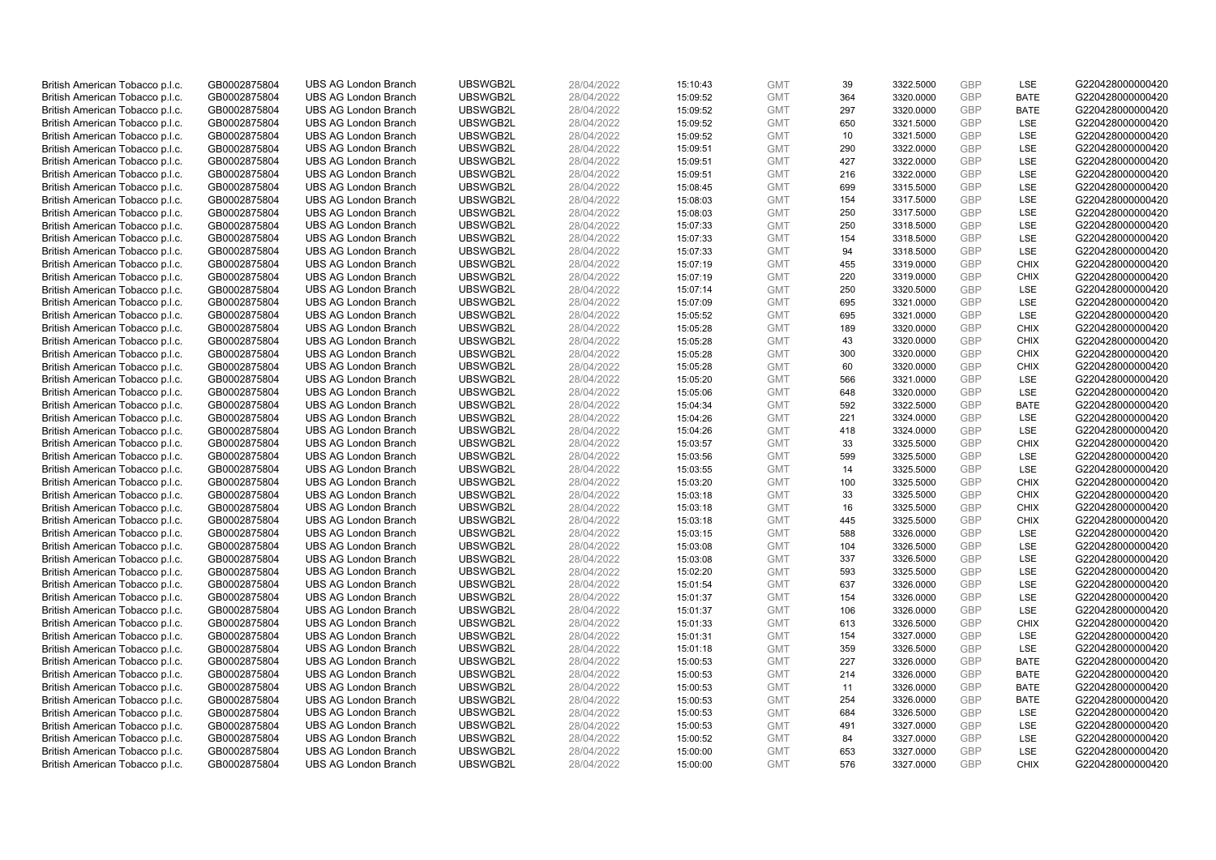| | | | | | | | | | | | |
|---|---|---|---|---|---|---|---|---|---|---|---|
| British American Tobacco p.l.c. | GB0002875804 | UBS AG London Branch | UBSWGB2L | 28/04/2022 | 15:10:43 | GMT | 39 | 3322.5000 | GBP | LSE | G220428000000420 |
| British American Tobacco p.l.c. | GB0002875804 | UBS AG London Branch | UBSWGB2L | 28/04/2022 | 15:09:52 | GMT | 364 | 3320.0000 | GBP | BATE | G220428000000420 |
| British American Tobacco p.l.c. | GB0002875804 | UBS AG London Branch | UBSWGB2L | 28/04/2022 | 15:09:52 | GMT | 297 | 3320.0000 | GBP | BATE | G220428000000420 |
| British American Tobacco p.l.c. | GB0002875804 | UBS AG London Branch | UBSWGB2L | 28/04/2022 | 15:09:52 | GMT | 650 | 3321.5000 | GBP | LSE | G220428000000420 |
| British American Tobacco p.l.c. | GB0002875804 | UBS AG London Branch | UBSWGB2L | 28/04/2022 | 15:09:52 | GMT | 10 | 3321.5000 | GBP | LSE | G220428000000420 |
| British American Tobacco p.l.c. | GB0002875804 | UBS AG London Branch | UBSWGB2L | 28/04/2022 | 15:09:51 | GMT | 290 | 3322.0000 | GBP | LSE | G220428000000420 |
| British American Tobacco p.l.c. | GB0002875804 | UBS AG London Branch | UBSWGB2L | 28/04/2022 | 15:09:51 | GMT | 427 | 3322.0000 | GBP | LSE | G220428000000420 |
| British American Tobacco p.l.c. | GB0002875804 | UBS AG London Branch | UBSWGB2L | 28/04/2022 | 15:09:51 | GMT | 216 | 3322.0000 | GBP | LSE | G220428000000420 |
| British American Tobacco p.l.c. | GB0002875804 | UBS AG London Branch | UBSWGB2L | 28/04/2022 | 15:08:45 | GMT | 699 | 3315.5000 | GBP | LSE | G220428000000420 |
| British American Tobacco p.l.c. | GB0002875804 | UBS AG London Branch | UBSWGB2L | 28/04/2022 | 15:08:03 | GMT | 154 | 3317.5000 | GBP | LSE | G220428000000420 |
| British American Tobacco p.l.c. | GB0002875804 | UBS AG London Branch | UBSWGB2L | 28/04/2022 | 15:08:03 | GMT | 250 | 3317.5000 | GBP | LSE | G220428000000420 |
| British American Tobacco p.l.c. | GB0002875804 | UBS AG London Branch | UBSWGB2L | 28/04/2022 | 15:07:33 | GMT | 250 | 3318.5000 | GBP | LSE | G220428000000420 |
| British American Tobacco p.l.c. | GB0002875804 | UBS AG London Branch | UBSWGB2L | 28/04/2022 | 15:07:33 | GMT | 154 | 3318.5000 | GBP | LSE | G220428000000420 |
| British American Tobacco p.l.c. | GB0002875804 | UBS AG London Branch | UBSWGB2L | 28/04/2022 | 15:07:33 | GMT | 94 | 3318.5000 | GBP | LSE | G220428000000420 |
| British American Tobacco p.l.c. | GB0002875804 | UBS AG London Branch | UBSWGB2L | 28/04/2022 | 15:07:19 | GMT | 455 | 3319.0000 | GBP | CHIX | G220428000000420 |
| British American Tobacco p.l.c. | GB0002875804 | UBS AG London Branch | UBSWGB2L | 28/04/2022 | 15:07:19 | GMT | 220 | 3319.0000 | GBP | CHIX | G220428000000420 |
| British American Tobacco p.l.c. | GB0002875804 | UBS AG London Branch | UBSWGB2L | 28/04/2022 | 15:07:14 | GMT | 250 | 3320.5000 | GBP | LSE | G220428000000420 |
| British American Tobacco p.l.c. | GB0002875804 | UBS AG London Branch | UBSWGB2L | 28/04/2022 | 15:07:09 | GMT | 695 | 3321.0000 | GBP | LSE | G220428000000420 |
| British American Tobacco p.l.c. | GB0002875804 | UBS AG London Branch | UBSWGB2L | 28/04/2022 | 15:05:52 | GMT | 695 | 3321.0000 | GBP | LSE | G220428000000420 |
| British American Tobacco p.l.c. | GB0002875804 | UBS AG London Branch | UBSWGB2L | 28/04/2022 | 15:05:28 | GMT | 189 | 3320.0000 | GBP | CHIX | G220428000000420 |
| British American Tobacco p.l.c. | GB0002875804 | UBS AG London Branch | UBSWGB2L | 28/04/2022 | 15:05:28 | GMT | 43 | 3320.0000 | GBP | CHIX | G220428000000420 |
| British American Tobacco p.l.c. | GB0002875804 | UBS AG London Branch | UBSWGB2L | 28/04/2022 | 15:05:28 | GMT | 300 | 3320.0000 | GBP | CHIX | G220428000000420 |
| British American Tobacco p.l.c. | GB0002875804 | UBS AG London Branch | UBSWGB2L | 28/04/2022 | 15:05:28 | GMT | 60 | 3320.0000 | GBP | CHIX | G220428000000420 |
| British American Tobacco p.l.c. | GB0002875804 | UBS AG London Branch | UBSWGB2L | 28/04/2022 | 15:05:20 | GMT | 566 | 3321.0000 | GBP | LSE | G220428000000420 |
| British American Tobacco p.l.c. | GB0002875804 | UBS AG London Branch | UBSWGB2L | 28/04/2022 | 15:05:06 | GMT | 648 | 3320.0000 | GBP | LSE | G220428000000420 |
| British American Tobacco p.l.c. | GB0002875804 | UBS AG London Branch | UBSWGB2L | 28/04/2022 | 15:04:34 | GMT | 592 | 3322.5000 | GBP | BATE | G220428000000420 |
| British American Tobacco p.l.c. | GB0002875804 | UBS AG London Branch | UBSWGB2L | 28/04/2022 | 15:04:26 | GMT | 221 | 3324.0000 | GBP | LSE | G220428000000420 |
| British American Tobacco p.l.c. | GB0002875804 | UBS AG London Branch | UBSWGB2L | 28/04/2022 | 15:04:26 | GMT | 418 | 3324.0000 | GBP | LSE | G220428000000420 |
| British American Tobacco p.l.c. | GB0002875804 | UBS AG London Branch | UBSWGB2L | 28/04/2022 | 15:03:57 | GMT | 33 | 3325.5000 | GBP | CHIX | G220428000000420 |
| British American Tobacco p.l.c. | GB0002875804 | UBS AG London Branch | UBSWGB2L | 28/04/2022 | 15:03:56 | GMT | 599 | 3325.5000 | GBP | LSE | G220428000000420 |
| British American Tobacco p.l.c. | GB0002875804 | UBS AG London Branch | UBSWGB2L | 28/04/2022 | 15:03:55 | GMT | 14 | 3325.5000 | GBP | LSE | G220428000000420 |
| British American Tobacco p.l.c. | GB0002875804 | UBS AG London Branch | UBSWGB2L | 28/04/2022 | 15:03:20 | GMT | 100 | 3325.5000 | GBP | CHIX | G220428000000420 |
| British American Tobacco p.l.c. | GB0002875804 | UBS AG London Branch | UBSWGB2L | 28/04/2022 | 15:03:18 | GMT | 33 | 3325.5000 | GBP | CHIX | G220428000000420 |
| British American Tobacco p.l.c. | GB0002875804 | UBS AG London Branch | UBSWGB2L | 28/04/2022 | 15:03:18 | GMT | 16 | 3325.5000 | GBP | CHIX | G220428000000420 |
| British American Tobacco p.l.c. | GB0002875804 | UBS AG London Branch | UBSWGB2L | 28/04/2022 | 15:03:18 | GMT | 445 | 3325.5000 | GBP | CHIX | G220428000000420 |
| British American Tobacco p.l.c. | GB0002875804 | UBS AG London Branch | UBSWGB2L | 28/04/2022 | 15:03:15 | GMT | 588 | 3326.0000 | GBP | LSE | G220428000000420 |
| British American Tobacco p.l.c. | GB0002875804 | UBS AG London Branch | UBSWGB2L | 28/04/2022 | 15:03:08 | GMT | 104 | 3326.5000 | GBP | LSE | G220428000000420 |
| British American Tobacco p.l.c. | GB0002875804 | UBS AG London Branch | UBSWGB2L | 28/04/2022 | 15:03:08 | GMT | 337 | 3326.5000 | GBP | LSE | G220428000000420 |
| British American Tobacco p.l.c. | GB0002875804 | UBS AG London Branch | UBSWGB2L | 28/04/2022 | 15:02:20 | GMT | 593 | 3325.5000 | GBP | LSE | G220428000000420 |
| British American Tobacco p.l.c. | GB0002875804 | UBS AG London Branch | UBSWGB2L | 28/04/2022 | 15:01:54 | GMT | 637 | 3326.0000 | GBP | LSE | G220428000000420 |
| British American Tobacco p.l.c. | GB0002875804 | UBS AG London Branch | UBSWGB2L | 28/04/2022 | 15:01:37 | GMT | 154 | 3326.0000 | GBP | LSE | G220428000000420 |
| British American Tobacco p.l.c. | GB0002875804 | UBS AG London Branch | UBSWGB2L | 28/04/2022 | 15:01:37 | GMT | 106 | 3326.0000 | GBP | LSE | G220428000000420 |
| British American Tobacco p.l.c. | GB0002875804 | UBS AG London Branch | UBSWGB2L | 28/04/2022 | 15:01:33 | GMT | 613 | 3326.5000 | GBP | CHIX | G220428000000420 |
| British American Tobacco p.l.c. | GB0002875804 | UBS AG London Branch | UBSWGB2L | 28/04/2022 | 15:01:31 | GMT | 154 | 3327.0000 | GBP | LSE | G220428000000420 |
| British American Tobacco p.l.c. | GB0002875804 | UBS AG London Branch | UBSWGB2L | 28/04/2022 | 15:01:18 | GMT | 359 | 3326.5000 | GBP | LSE | G220428000000420 |
| British American Tobacco p.l.c. | GB0002875804 | UBS AG London Branch | UBSWGB2L | 28/04/2022 | 15:00:53 | GMT | 227 | 3326.0000 | GBP | BATE | G220428000000420 |
| British American Tobacco p.l.c. | GB0002875804 | UBS AG London Branch | UBSWGB2L | 28/04/2022 | 15:00:53 | GMT | 214 | 3326.0000 | GBP | BATE | G220428000000420 |
| British American Tobacco p.l.c. | GB0002875804 | UBS AG London Branch | UBSWGB2L | 28/04/2022 | 15:00:53 | GMT | 11 | 3326.0000 | GBP | BATE | G220428000000420 |
| British American Tobacco p.l.c. | GB0002875804 | UBS AG London Branch | UBSWGB2L | 28/04/2022 | 15:00:53 | GMT | 254 | 3326.0000 | GBP | BATE | G220428000000420 |
| British American Tobacco p.l.c. | GB0002875804 | UBS AG London Branch | UBSWGB2L | 28/04/2022 | 15:00:53 | GMT | 684 | 3326.5000 | GBP | LSE | G220428000000420 |
| British American Tobacco p.l.c. | GB0002875804 | UBS AG London Branch | UBSWGB2L | 28/04/2022 | 15:00:53 | GMT | 491 | 3327.0000 | GBP | LSE | G220428000000420 |
| British American Tobacco p.l.c. | GB0002875804 | UBS AG London Branch | UBSWGB2L | 28/04/2022 | 15:00:52 | GMT | 84 | 3327.0000 | GBP | LSE | G220428000000420 |
| British American Tobacco p.l.c. | GB0002875804 | UBS AG London Branch | UBSWGB2L | 28/04/2022 | 15:00:00 | GMT | 653 | 3327.0000 | GBP | LSE | G220428000000420 |
| British American Tobacco p.l.c. | GB0002875804 | UBS AG London Branch | UBSWGB2L | 28/04/2022 | 15:00:00 | GMT | 576 | 3327.0000 | GBP | CHIX | G220428000000420 |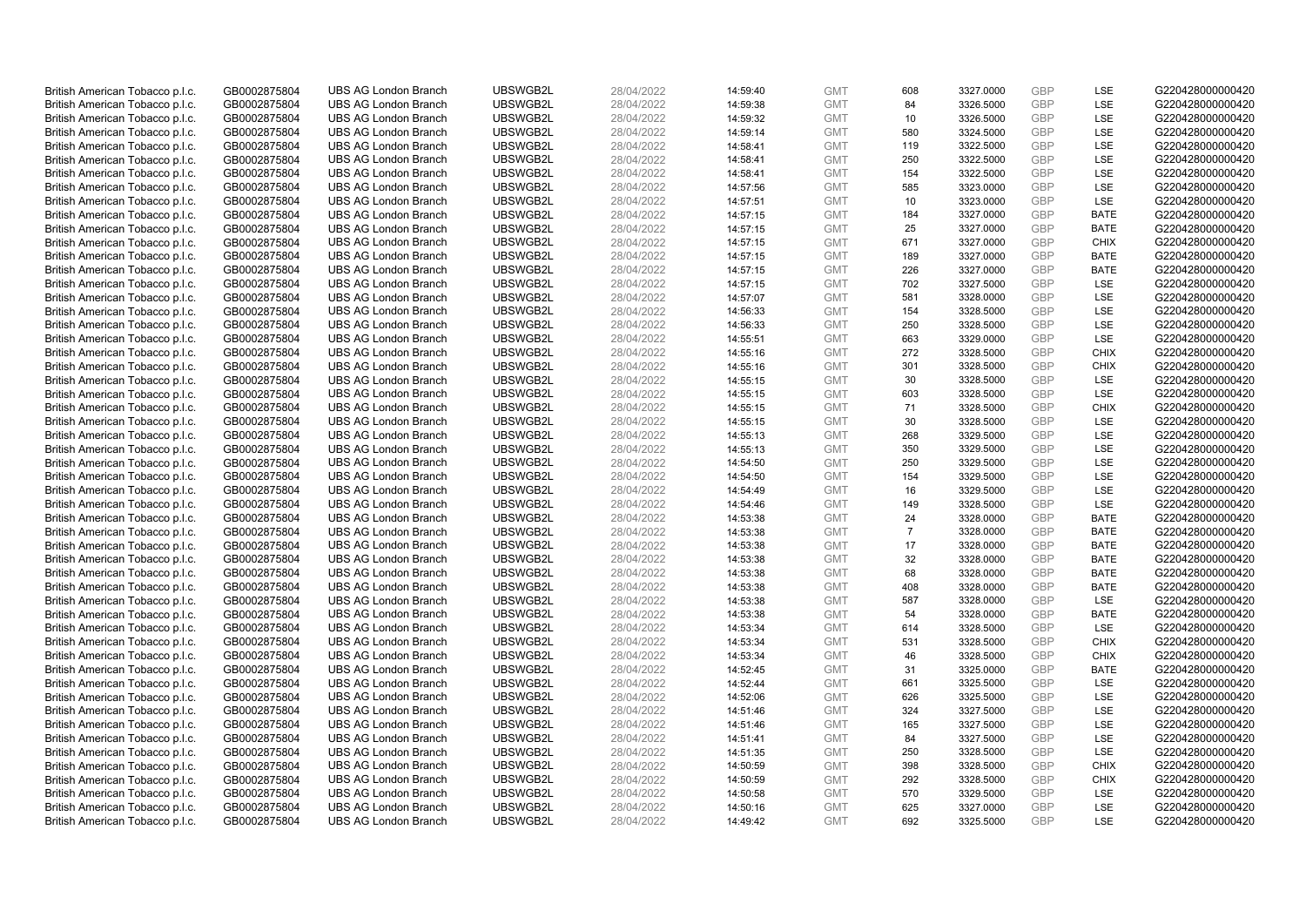| British American Tobacco p.l.c. | GB0002875804 | UBS AG London Branch | UBSWGB2L | 28/04/2022 | 14:59:40 | GMT | 608 | 3327.0000 | GBP | LSE | G220428000000420 |
|---|---|---|---|---|---|---|---|---|---|---|---|
| British American Tobacco p.l.c. | GB0002875804 | UBS AG London Branch | UBSWGB2L | 28/04/2022 | 14:59:38 | GMT | 84 | 3326.5000 | GBP | LSE | G220428000000420 |
| British American Tobacco p.l.c. | GB0002875804 | UBS AG London Branch | UBSWGB2L | 28/04/2022 | 14:59:32 | GMT | 10 | 3326.5000 | GBP | LSE | G220428000000420 |
| British American Tobacco p.l.c. | GB0002875804 | UBS AG London Branch | UBSWGB2L | 28/04/2022 | 14:59:14 | GMT | 580 | 3324.5000 | GBP | LSE | G220428000000420 |
| British American Tobacco p.l.c. | GB0002875804 | UBS AG London Branch | UBSWGB2L | 28/04/2022 | 14:58:41 | GMT | 119 | 3322.5000 | GBP | LSE | G220428000000420 |
| British American Tobacco p.l.c. | GB0002875804 | UBS AG London Branch | UBSWGB2L | 28/04/2022 | 14:58:41 | GMT | 250 | 3322.5000 | GBP | LSE | G220428000000420 |
| British American Tobacco p.l.c. | GB0002875804 | UBS AG London Branch | UBSWGB2L | 28/04/2022 | 14:58:41 | GMT | 154 | 3322.5000 | GBP | LSE | G220428000000420 |
| British American Tobacco p.l.c. | GB0002875804 | UBS AG London Branch | UBSWGB2L | 28/04/2022 | 14:57:56 | GMT | 585 | 3323.0000 | GBP | LSE | G220428000000420 |
| British American Tobacco p.l.c. | GB0002875804 | UBS AG London Branch | UBSWGB2L | 28/04/2022 | 14:57:51 | GMT | 10 | 3323.0000 | GBP | LSE | G220428000000420 |
| British American Tobacco p.l.c. | GB0002875804 | UBS AG London Branch | UBSWGB2L | 28/04/2022 | 14:57:15 | GMT | 184 | 3327.0000 | GBP | BATE | G220428000000420 |
| British American Tobacco p.l.c. | GB0002875804 | UBS AG London Branch | UBSWGB2L | 28/04/2022 | 14:57:15 | GMT | 25 | 3327.0000 | GBP | BATE | G220428000000420 |
| British American Tobacco p.l.c. | GB0002875804 | UBS AG London Branch | UBSWGB2L | 28/04/2022 | 14:57:15 | GMT | 671 | 3327.0000 | GBP | CHIX | G220428000000420 |
| British American Tobacco p.l.c. | GB0002875804 | UBS AG London Branch | UBSWGB2L | 28/04/2022 | 14:57:15 | GMT | 189 | 3327.0000 | GBP | BATE | G220428000000420 |
| British American Tobacco p.l.c. | GB0002875804 | UBS AG London Branch | UBSWGB2L | 28/04/2022 | 14:57:15 | GMT | 226 | 3327.0000 | GBP | BATE | G220428000000420 |
| British American Tobacco p.l.c. | GB0002875804 | UBS AG London Branch | UBSWGB2L | 28/04/2022 | 14:57:15 | GMT | 702 | 3327.5000 | GBP | LSE | G220428000000420 |
| British American Tobacco p.l.c. | GB0002875804 | UBS AG London Branch | UBSWGB2L | 28/04/2022 | 14:57:07 | GMT | 581 | 3328.0000 | GBP | LSE | G220428000000420 |
| British American Tobacco p.l.c. | GB0002875804 | UBS AG London Branch | UBSWGB2L | 28/04/2022 | 14:56:33 | GMT | 154 | 3328.5000 | GBP | LSE | G220428000000420 |
| British American Tobacco p.l.c. | GB0002875804 | UBS AG London Branch | UBSWGB2L | 28/04/2022 | 14:56:33 | GMT | 250 | 3328.5000 | GBP | LSE | G220428000000420 |
| British American Tobacco p.l.c. | GB0002875804 | UBS AG London Branch | UBSWGB2L | 28/04/2022 | 14:55:51 | GMT | 663 | 3329.0000 | GBP | LSE | G220428000000420 |
| British American Tobacco p.l.c. | GB0002875804 | UBS AG London Branch | UBSWGB2L | 28/04/2022 | 14:55:16 | GMT | 272 | 3328.5000 | GBP | CHIX | G220428000000420 |
| British American Tobacco p.l.c. | GB0002875804 | UBS AG London Branch | UBSWGB2L | 28/04/2022 | 14:55:16 | GMT | 301 | 3328.5000 | GBP | CHIX | G220428000000420 |
| British American Tobacco p.l.c. | GB0002875804 | UBS AG London Branch | UBSWGB2L | 28/04/2022 | 14:55:15 | GMT | 30 | 3328.5000 | GBP | LSE | G220428000000420 |
| British American Tobacco p.l.c. | GB0002875804 | UBS AG London Branch | UBSWGB2L | 28/04/2022 | 14:55:15 | GMT | 603 | 3328.5000 | GBP | LSE | G220428000000420 |
| British American Tobacco p.l.c. | GB0002875804 | UBS AG London Branch | UBSWGB2L | 28/04/2022 | 14:55:15 | GMT | 71 | 3328.5000 | GBP | CHIX | G220428000000420 |
| British American Tobacco p.l.c. | GB0002875804 | UBS AG London Branch | UBSWGB2L | 28/04/2022 | 14:55:15 | GMT | 30 | 3328.5000 | GBP | LSE | G220428000000420 |
| British American Tobacco p.l.c. | GB0002875804 | UBS AG London Branch | UBSWGB2L | 28/04/2022 | 14:55:13 | GMT | 268 | 3329.5000 | GBP | LSE | G220428000000420 |
| British American Tobacco p.l.c. | GB0002875804 | UBS AG London Branch | UBSWGB2L | 28/04/2022 | 14:55:13 | GMT | 350 | 3329.5000 | GBP | LSE | G220428000000420 |
| British American Tobacco p.l.c. | GB0002875804 | UBS AG London Branch | UBSWGB2L | 28/04/2022 | 14:54:50 | GMT | 250 | 3329.5000 | GBP | LSE | G220428000000420 |
| British American Tobacco p.l.c. | GB0002875804 | UBS AG London Branch | UBSWGB2L | 28/04/2022 | 14:54:50 | GMT | 154 | 3329.5000 | GBP | LSE | G220428000000420 |
| British American Tobacco p.l.c. | GB0002875804 | UBS AG London Branch | UBSWGB2L | 28/04/2022 | 14:54:49 | GMT | 16 | 3329.5000 | GBP | LSE | G220428000000420 |
| British American Tobacco p.l.c. | GB0002875804 | UBS AG London Branch | UBSWGB2L | 28/04/2022 | 14:54:46 | GMT | 149 | 3328.5000 | GBP | LSE | G220428000000420 |
| British American Tobacco p.l.c. | GB0002875804 | UBS AG London Branch | UBSWGB2L | 28/04/2022 | 14:53:38 | GMT | 24 | 3328.0000 | GBP | BATE | G220428000000420 |
| British American Tobacco p.l.c. | GB0002875804 | UBS AG London Branch | UBSWGB2L | 28/04/2022 | 14:53:38 | GMT | 7 | 3328.0000 | GBP | BATE | G220428000000420 |
| British American Tobacco p.l.c. | GB0002875804 | UBS AG London Branch | UBSWGB2L | 28/04/2022 | 14:53:38 | GMT | 17 | 3328.0000 | GBP | BATE | G220428000000420 |
| British American Tobacco p.l.c. | GB0002875804 | UBS AG London Branch | UBSWGB2L | 28/04/2022 | 14:53:38 | GMT | 32 | 3328.0000 | GBP | BATE | G220428000000420 |
| British American Tobacco p.l.c. | GB0002875804 | UBS AG London Branch | UBSWGB2L | 28/04/2022 | 14:53:38 | GMT | 68 | 3328.0000 | GBP | BATE | G220428000000420 |
| British American Tobacco p.l.c. | GB0002875804 | UBS AG London Branch | UBSWGB2L | 28/04/2022 | 14:53:38 | GMT | 408 | 3328.0000 | GBP | BATE | G220428000000420 |
| British American Tobacco p.l.c. | GB0002875804 | UBS AG London Branch | UBSWGB2L | 28/04/2022 | 14:53:38 | GMT | 587 | 3328.0000 | GBP | LSE | G220428000000420 |
| British American Tobacco p.l.c. | GB0002875804 | UBS AG London Branch | UBSWGB2L | 28/04/2022 | 14:53:38 | GMT | 54 | 3328.0000 | GBP | BATE | G220428000000420 |
| British American Tobacco p.l.c. | GB0002875804 | UBS AG London Branch | UBSWGB2L | 28/04/2022 | 14:53:34 | GMT | 614 | 3328.5000 | GBP | LSE | G220428000000420 |
| British American Tobacco p.l.c. | GB0002875804 | UBS AG London Branch | UBSWGB2L | 28/04/2022 | 14:53:34 | GMT | 531 | 3328.5000 | GBP | CHIX | G220428000000420 |
| British American Tobacco p.l.c. | GB0002875804 | UBS AG London Branch | UBSWGB2L | 28/04/2022 | 14:53:34 | GMT | 46 | 3328.5000 | GBP | CHIX | G220428000000420 |
| British American Tobacco p.l.c. | GB0002875804 | UBS AG London Branch | UBSWGB2L | 28/04/2022 | 14:52:45 | GMT | 31 | 3325.0000 | GBP | BATE | G220428000000420 |
| British American Tobacco p.l.c. | GB0002875804 | UBS AG London Branch | UBSWGB2L | 28/04/2022 | 14:52:44 | GMT | 661 | 3325.5000 | GBP | LSE | G220428000000420 |
| British American Tobacco p.l.c. | GB0002875804 | UBS AG London Branch | UBSWGB2L | 28/04/2022 | 14:52:06 | GMT | 626 | 3325.5000 | GBP | LSE | G220428000000420 |
| British American Tobacco p.l.c. | GB0002875804 | UBS AG London Branch | UBSWGB2L | 28/04/2022 | 14:51:46 | GMT | 324 | 3327.5000 | GBP | LSE | G220428000000420 |
| British American Tobacco p.l.c. | GB0002875804 | UBS AG London Branch | UBSWGB2L | 28/04/2022 | 14:51:46 | GMT | 165 | 3327.5000 | GBP | LSE | G220428000000420 |
| British American Tobacco p.l.c. | GB0002875804 | UBS AG London Branch | UBSWGB2L | 28/04/2022 | 14:51:41 | GMT | 84 | 3327.5000 | GBP | LSE | G220428000000420 |
| British American Tobacco p.l.c. | GB0002875804 | UBS AG London Branch | UBSWGB2L | 28/04/2022 | 14:51:35 | GMT | 250 | 3328.5000 | GBP | LSE | G220428000000420 |
| British American Tobacco p.l.c. | GB0002875804 | UBS AG London Branch | UBSWGB2L | 28/04/2022 | 14:50:59 | GMT | 398 | 3328.5000 | GBP | CHIX | G220428000000420 |
| British American Tobacco p.l.c. | GB0002875804 | UBS AG London Branch | UBSWGB2L | 28/04/2022 | 14:50:59 | GMT | 292 | 3328.5000 | GBP | CHIX | G220428000000420 |
| British American Tobacco p.l.c. | GB0002875804 | UBS AG London Branch | UBSWGB2L | 28/04/2022 | 14:50:58 | GMT | 570 | 3329.5000 | GBP | LSE | G220428000000420 |
| British American Tobacco p.l.c. | GB0002875804 | UBS AG London Branch | UBSWGB2L | 28/04/2022 | 14:50:16 | GMT | 625 | 3327.0000 | GBP | LSE | G220428000000420 |
| British American Tobacco p.l.c. | GB0002875804 | UBS AG London Branch | UBSWGB2L | 28/04/2022 | 14:49:42 | GMT | 692 | 3325.5000 | GBP | LSE | G220428000000420 |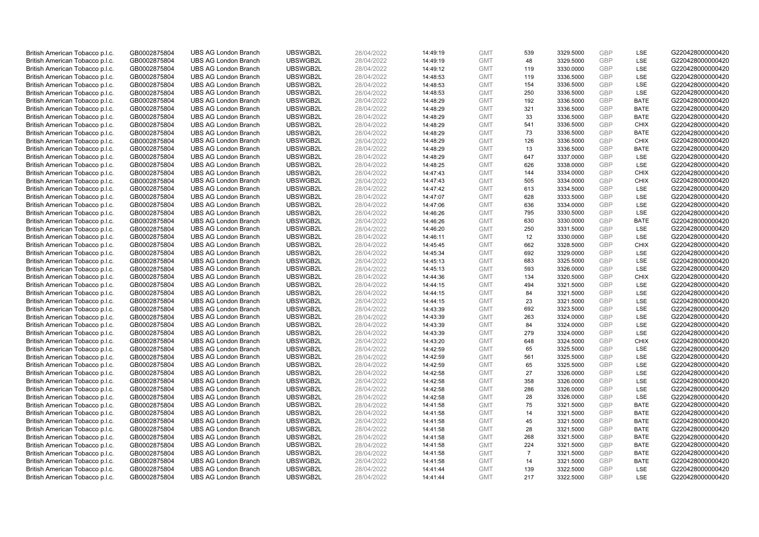| British American Tobacco p.l.c. | GB0002875804 | UBS AG London Branch | UBSWGB2L | 28/04/2022 | 14:49:19 | GMT | 539 | 3329.5000 | GBP | LSE | G220428000000420 |
|---|---|---|---|---|---|---|---|---|---|---|---|
| British American Tobacco p.l.c. | GB0002875804 | UBS AG London Branch | UBSWGB2L | 28/04/2022 | 14:49:19 | GMT | 48 | 3329.5000 | GBP | LSE | G220428000000420 |
| British American Tobacco p.l.c. | GB0002875804 | UBS AG London Branch | UBSWGB2L | 28/04/2022 | 14:49:12 | GMT | 119 | 3330.0000 | GBP | LSE | G220428000000420 |
| British American Tobacco p.l.c. | GB0002875804 | UBS AG London Branch | UBSWGB2L | 28/04/2022 | 14:48:53 | GMT | 119 | 3336.5000 | GBP | LSE | G220428000000420 |
| British American Tobacco p.l.c. | GB0002875804 | UBS AG London Branch | UBSWGB2L | 28/04/2022 | 14:48:53 | GMT | 154 | 3336.5000 | GBP | LSE | G220428000000420 |
| British American Tobacco p.l.c. | GB0002875804 | UBS AG London Branch | UBSWGB2L | 28/04/2022 | 14:48:53 | GMT | 250 | 3336.5000 | GBP | LSE | G220428000000420 |
| British American Tobacco p.l.c. | GB0002875804 | UBS AG London Branch | UBSWGB2L | 28/04/2022 | 14:48:29 | GMT | 192 | 3336.5000 | GBP | BATE | G220428000000420 |
| British American Tobacco p.l.c. | GB0002875804 | UBS AG London Branch | UBSWGB2L | 28/04/2022 | 14:48:29 | GMT | 321 | 3336.5000 | GBP | BATE | G220428000000420 |
| British American Tobacco p.l.c. | GB0002875804 | UBS AG London Branch | UBSWGB2L | 28/04/2022 | 14:48:29 | GMT | 33 | 3336.5000 | GBP | BATE | G220428000000420 |
| British American Tobacco p.l.c. | GB0002875804 | UBS AG London Branch | UBSWGB2L | 28/04/2022 | 14:48:29 | GMT | 541 | 3336.5000 | GBP | CHIX | G220428000000420 |
| British American Tobacco p.l.c. | GB0002875804 | UBS AG London Branch | UBSWGB2L | 28/04/2022 | 14:48:29 | GMT | 73 | 3336.5000 | GBP | BATE | G220428000000420 |
| British American Tobacco p.l.c. | GB0002875804 | UBS AG London Branch | UBSWGB2L | 28/04/2022 | 14:48:29 | GMT | 126 | 3336.5000 | GBP | CHIX | G220428000000420 |
| British American Tobacco p.l.c. | GB0002875804 | UBS AG London Branch | UBSWGB2L | 28/04/2022 | 14:48:29 | GMT | 13 | 3336.5000 | GBP | BATE | G220428000000420 |
| British American Tobacco p.l.c. | GB0002875804 | UBS AG London Branch | UBSWGB2L | 28/04/2022 | 14:48:29 | GMT | 647 | 3337.0000 | GBP | LSE | G220428000000420 |
| British American Tobacco p.l.c. | GB0002875804 | UBS AG London Branch | UBSWGB2L | 28/04/2022 | 14:48:25 | GMT | 626 | 3338.0000 | GBP | LSE | G220428000000420 |
| British American Tobacco p.l.c. | GB0002875804 | UBS AG London Branch | UBSWGB2L | 28/04/2022 | 14:47:43 | GMT | 144 | 3334.0000 | GBP | CHIX | G220428000000420 |
| British American Tobacco p.l.c. | GB0002875804 | UBS AG London Branch | UBSWGB2L | 28/04/2022 | 14:47:43 | GMT | 505 | 3334.0000 | GBP | CHIX | G220428000000420 |
| British American Tobacco p.l.c. | GB0002875804 | UBS AG London Branch | UBSWGB2L | 28/04/2022 | 14:47:42 | GMT | 613 | 3334.5000 | GBP | LSE | G220428000000420 |
| British American Tobacco p.l.c. | GB0002875804 | UBS AG London Branch | UBSWGB2L | 28/04/2022 | 14:47:07 | GMT | 628 | 3333.5000 | GBP | LSE | G220428000000420 |
| British American Tobacco p.l.c. | GB0002875804 | UBS AG London Branch | UBSWGB2L | 28/04/2022 | 14:47:06 | GMT | 636 | 3334.0000 | GBP | LSE | G220428000000420 |
| British American Tobacco p.l.c. | GB0002875804 | UBS AG London Branch | UBSWGB2L | 28/04/2022 | 14:46:26 | GMT | 795 | 3330.5000 | GBP | LSE | G220428000000420 |
| British American Tobacco p.l.c. | GB0002875804 | UBS AG London Branch | UBSWGB2L | 28/04/2022 | 14:46:26 | GMT | 630 | 3330.0000 | GBP | BATE | G220428000000420 |
| British American Tobacco p.l.c. | GB0002875804 | UBS AG London Branch | UBSWGB2L | 28/04/2022 | 14:46:20 | GMT | 250 | 3331.5000 | GBP | LSE | G220428000000420 |
| British American Tobacco p.l.c. | GB0002875804 | UBS AG London Branch | UBSWGB2L | 28/04/2022 | 14:46:11 | GMT | 12 | 3330.0000 | GBP | LSE | G220428000000420 |
| British American Tobacco p.l.c. | GB0002875804 | UBS AG London Branch | UBSWGB2L | 28/04/2022 | 14:45:45 | GMT | 662 | 3328.5000 | GBP | CHIX | G220428000000420 |
| British American Tobacco p.l.c. | GB0002875804 | UBS AG London Branch | UBSWGB2L | 28/04/2022 | 14:45:34 | GMT | 692 | 3329.0000 | GBP | LSE | G220428000000420 |
| British American Tobacco p.l.c. | GB0002875804 | UBS AG London Branch | UBSWGB2L | 28/04/2022 | 14:45:13 | GMT | 683 | 3325.5000 | GBP | LSE | G220428000000420 |
| British American Tobacco p.l.c. | GB0002875804 | UBS AG London Branch | UBSWGB2L | 28/04/2022 | 14:45:13 | GMT | 593 | 3326.0000 | GBP | LSE | G220428000000420 |
| British American Tobacco p.l.c. | GB0002875804 | UBS AG London Branch | UBSWGB2L | 28/04/2022 | 14:44:36 | GMT | 134 | 3320.5000 | GBP | CHIX | G220428000000420 |
| British American Tobacco p.l.c. | GB0002875804 | UBS AG London Branch | UBSWGB2L | 28/04/2022 | 14:44:15 | GMT | 494 | 3321.5000 | GBP | LSE | G220428000000420 |
| British American Tobacco p.l.c. | GB0002875804 | UBS AG London Branch | UBSWGB2L | 28/04/2022 | 14:44:15 | GMT | 84 | 3321.5000 | GBP | LSE | G220428000000420 |
| British American Tobacco p.l.c. | GB0002875804 | UBS AG London Branch | UBSWGB2L | 28/04/2022 | 14:44:15 | GMT | 23 | 3321.5000 | GBP | LSE | G220428000000420 |
| British American Tobacco p.l.c. | GB0002875804 | UBS AG London Branch | UBSWGB2L | 28/04/2022 | 14:43:39 | GMT | 692 | 3323.5000 | GBP | LSE | G220428000000420 |
| British American Tobacco p.l.c. | GB0002875804 | UBS AG London Branch | UBSWGB2L | 28/04/2022 | 14:43:39 | GMT | 263 | 3324.0000 | GBP | LSE | G220428000000420 |
| British American Tobacco p.l.c. | GB0002875804 | UBS AG London Branch | UBSWGB2L | 28/04/2022 | 14:43:39 | GMT | 84 | 3324.0000 | GBP | LSE | G220428000000420 |
| British American Tobacco p.l.c. | GB0002875804 | UBS AG London Branch | UBSWGB2L | 28/04/2022 | 14:43:39 | GMT | 279 | 3324.0000 | GBP | LSE | G220428000000420 |
| British American Tobacco p.l.c. | GB0002875804 | UBS AG London Branch | UBSWGB2L | 28/04/2022 | 14:43:20 | GMT | 648 | 3324.5000 | GBP | CHIX | G220428000000420 |
| British American Tobacco p.l.c. | GB0002875804 | UBS AG London Branch | UBSWGB2L | 28/04/2022 | 14:42:59 | GMT | 65 | 3325.5000 | GBP | LSE | G220428000000420 |
| British American Tobacco p.l.c. | GB0002875804 | UBS AG London Branch | UBSWGB2L | 28/04/2022 | 14:42:59 | GMT | 561 | 3325.5000 | GBP | LSE | G220428000000420 |
| British American Tobacco p.l.c. | GB0002875804 | UBS AG London Branch | UBSWGB2L | 28/04/2022 | 14:42:59 | GMT | 65 | 3325.5000 | GBP | LSE | G220428000000420 |
| British American Tobacco p.l.c. | GB0002875804 | UBS AG London Branch | UBSWGB2L | 28/04/2022 | 14:42:58 | GMT | 27 | 3326.0000 | GBP | LSE | G220428000000420 |
| British American Tobacco p.l.c. | GB0002875804 | UBS AG London Branch | UBSWGB2L | 28/04/2022 | 14:42:58 | GMT | 358 | 3326.0000 | GBP | LSE | G220428000000420 |
| British American Tobacco p.l.c. | GB0002875804 | UBS AG London Branch | UBSWGB2L | 28/04/2022 | 14:42:58 | GMT | 286 | 3326.0000 | GBP | LSE | G220428000000420 |
| British American Tobacco p.l.c. | GB0002875804 | UBS AG London Branch | UBSWGB2L | 28/04/2022 | 14:42:58 | GMT | 28 | 3326.0000 | GBP | LSE | G220428000000420 |
| British American Tobacco p.l.c. | GB0002875804 | UBS AG London Branch | UBSWGB2L | 28/04/2022 | 14:41:58 | GMT | 75 | 3321.5000 | GBP | BATE | G220428000000420 |
| British American Tobacco p.l.c. | GB0002875804 | UBS AG London Branch | UBSWGB2L | 28/04/2022 | 14:41:58 | GMT | 14 | 3321.5000 | GBP | BATE | G220428000000420 |
| British American Tobacco p.l.c. | GB0002875804 | UBS AG London Branch | UBSWGB2L | 28/04/2022 | 14:41:58 | GMT | 45 | 3321.5000 | GBP | BATE | G220428000000420 |
| British American Tobacco p.l.c. | GB0002875804 | UBS AG London Branch | UBSWGB2L | 28/04/2022 | 14:41:58 | GMT | 28 | 3321.5000 | GBP | BATE | G220428000000420 |
| British American Tobacco p.l.c. | GB0002875804 | UBS AG London Branch | UBSWGB2L | 28/04/2022 | 14:41:58 | GMT | 268 | 3321.5000 | GBP | BATE | G220428000000420 |
| British American Tobacco p.l.c. | GB0002875804 | UBS AG London Branch | UBSWGB2L | 28/04/2022 | 14:41:58 | GMT | 224 | 3321.5000 | GBP | BATE | G220428000000420 |
| British American Tobacco p.l.c. | GB0002875804 | UBS AG London Branch | UBSWGB2L | 28/04/2022 | 14:41:58 | GMT | 7 | 3321.5000 | GBP | BATE | G220428000000420 |
| British American Tobacco p.l.c. | GB0002875804 | UBS AG London Branch | UBSWGB2L | 28/04/2022 | 14:41:58 | GMT | 14 | 3321.5000 | GBP | BATE | G220428000000420 |
| British American Tobacco p.l.c. | GB0002875804 | UBS AG London Branch | UBSWGB2L | 28/04/2022 | 14:41:44 | GMT | 139 | 3322.5000 | GBP | LSE | G220428000000420 |
| British American Tobacco p.l.c. | GB0002875804 | UBS AG London Branch | UBSWGB2L | 28/04/2022 | 14:41:44 | GMT | 217 | 3322.5000 | GBP | LSE | G220428000000420 |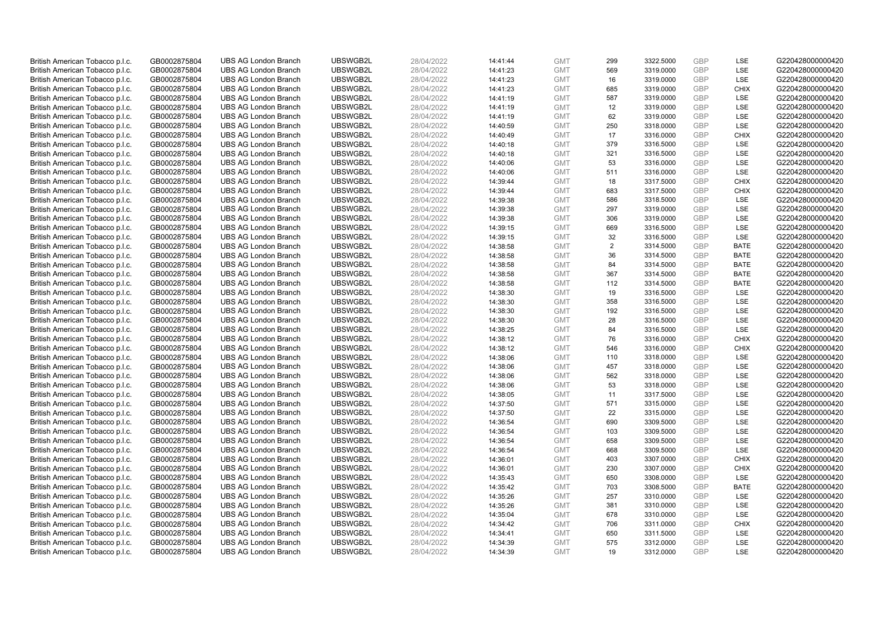| | | | | | | | | | | | |
|---|---|---|---|---|---|---|---|---|---|---|---|
| British American Tobacco p.l.c. | GB0002875804 | UBS AG London Branch | UBSWGB2L | 28/04/2022 | 14:41:44 | GMT | 299 | 3322.5000 | GBP | LSE | G220428000000420 |
| British American Tobacco p.l.c. | GB0002875804 | UBS AG London Branch | UBSWGB2L | 28/04/2022 | 14:41:23 | GMT | 569 | 3319.0000 | GBP | LSE | G220428000000420 |
| British American Tobacco p.l.c. | GB0002875804 | UBS AG London Branch | UBSWGB2L | 28/04/2022 | 14:41:23 | GMT | 16 | 3319.0000 | GBP | LSE | G220428000000420 |
| British American Tobacco p.l.c. | GB0002875804 | UBS AG London Branch | UBSWGB2L | 28/04/2022 | 14:41:23 | GMT | 685 | 3319.0000 | GBP | CHIX | G220428000000420 |
| British American Tobacco p.l.c. | GB0002875804 | UBS AG London Branch | UBSWGB2L | 28/04/2022 | 14:41:19 | GMT | 587 | 3319.0000 | GBP | LSE | G220428000000420 |
| British American Tobacco p.l.c. | GB0002875804 | UBS AG London Branch | UBSWGB2L | 28/04/2022 | 14:41:19 | GMT | 12 | 3319.0000 | GBP | LSE | G220428000000420 |
| British American Tobacco p.l.c. | GB0002875804 | UBS AG London Branch | UBSWGB2L | 28/04/2022 | 14:41:19 | GMT | 62 | 3319.0000 | GBP | LSE | G220428000000420 |
| British American Tobacco p.l.c. | GB0002875804 | UBS AG London Branch | UBSWGB2L | 28/04/2022 | 14:40:59 | GMT | 250 | 3318.0000 | GBP | LSE | G220428000000420 |
| British American Tobacco p.l.c. | GB0002875804 | UBS AG London Branch | UBSWGB2L | 28/04/2022 | 14:40:49 | GMT | 17 | 3316.0000 | GBP | CHIX | G220428000000420 |
| British American Tobacco p.l.c. | GB0002875804 | UBS AG London Branch | UBSWGB2L | 28/04/2022 | 14:40:18 | GMT | 379 | 3316.5000 | GBP | LSE | G220428000000420 |
| British American Tobacco p.l.c. | GB0002875804 | UBS AG London Branch | UBSWGB2L | 28/04/2022 | 14:40:18 | GMT | 321 | 3316.5000 | GBP | LSE | G220428000000420 |
| British American Tobacco p.l.c. | GB0002875804 | UBS AG London Branch | UBSWGB2L | 28/04/2022 | 14:40:06 | GMT | 53 | 3316.0000 | GBP | LSE | G220428000000420 |
| British American Tobacco p.l.c. | GB0002875804 | UBS AG London Branch | UBSWGB2L | 28/04/2022 | 14:40:06 | GMT | 511 | 3316.0000 | GBP | LSE | G220428000000420 |
| British American Tobacco p.l.c. | GB0002875804 | UBS AG London Branch | UBSWGB2L | 28/04/2022 | 14:39:44 | GMT | 18 | 3317.5000 | GBP | CHIX | G220428000000420 |
| British American Tobacco p.l.c. | GB0002875804 | UBS AG London Branch | UBSWGB2L | 28/04/2022 | 14:39:44 | GMT | 683 | 3317.5000 | GBP | CHIX | G220428000000420 |
| British American Tobacco p.l.c. | GB0002875804 | UBS AG London Branch | UBSWGB2L | 28/04/2022 | 14:39:38 | GMT | 586 | 3318.5000 | GBP | LSE | G220428000000420 |
| British American Tobacco p.l.c. | GB0002875804 | UBS AG London Branch | UBSWGB2L | 28/04/2022 | 14:39:38 | GMT | 297 | 3319.0000 | GBP | LSE | G220428000000420 |
| British American Tobacco p.l.c. | GB0002875804 | UBS AG London Branch | UBSWGB2L | 28/04/2022 | 14:39:38 | GMT | 306 | 3319.0000 | GBP | LSE | G220428000000420 |
| British American Tobacco p.l.c. | GB0002875804 | UBS AG London Branch | UBSWGB2L | 28/04/2022 | 14:39:15 | GMT | 669 | 3316.5000 | GBP | LSE | G220428000000420 |
| British American Tobacco p.l.c. | GB0002875804 | UBS AG London Branch | UBSWGB2L | 28/04/2022 | 14:39:15 | GMT | 32 | 3316.5000 | GBP | LSE | G220428000000420 |
| British American Tobacco p.l.c. | GB0002875804 | UBS AG London Branch | UBSWGB2L | 28/04/2022 | 14:38:58 | GMT | 2 | 3314.5000 | GBP | BATE | G220428000000420 |
| British American Tobacco p.l.c. | GB0002875804 | UBS AG London Branch | UBSWGB2L | 28/04/2022 | 14:38:58 | GMT | 36 | 3314.5000 | GBP | BATE | G220428000000420 |
| British American Tobacco p.l.c. | GB0002875804 | UBS AG London Branch | UBSWGB2L | 28/04/2022 | 14:38:58 | GMT | 84 | 3314.5000 | GBP | BATE | G220428000000420 |
| British American Tobacco p.l.c. | GB0002875804 | UBS AG London Branch | UBSWGB2L | 28/04/2022 | 14:38:58 | GMT | 367 | 3314.5000 | GBP | BATE | G220428000000420 |
| British American Tobacco p.l.c. | GB0002875804 | UBS AG London Branch | UBSWGB2L | 28/04/2022 | 14:38:58 | GMT | 112 | 3314.5000 | GBP | BATE | G220428000000420 |
| British American Tobacco p.l.c. | GB0002875804 | UBS AG London Branch | UBSWGB2L | 28/04/2022 | 14:38:30 | GMT | 19 | 3316.5000 | GBP | LSE | G220428000000420 |
| British American Tobacco p.l.c. | GB0002875804 | UBS AG London Branch | UBSWGB2L | 28/04/2022 | 14:38:30 | GMT | 358 | 3316.5000 | GBP | LSE | G220428000000420 |
| British American Tobacco p.l.c. | GB0002875804 | UBS AG London Branch | UBSWGB2L | 28/04/2022 | 14:38:30 | GMT | 192 | 3316.5000 | GBP | LSE | G220428000000420 |
| British American Tobacco p.l.c. | GB0002875804 | UBS AG London Branch | UBSWGB2L | 28/04/2022 | 14:38:30 | GMT | 28 | 3316.5000 | GBP | LSE | G220428000000420 |
| British American Tobacco p.l.c. | GB0002875804 | UBS AG London Branch | UBSWGB2L | 28/04/2022 | 14:38:25 | GMT | 84 | 3316.5000 | GBP | LSE | G220428000000420 |
| British American Tobacco p.l.c. | GB0002875804 | UBS AG London Branch | UBSWGB2L | 28/04/2022 | 14:38:12 | GMT | 76 | 3316.0000 | GBP | CHIX | G220428000000420 |
| British American Tobacco p.l.c. | GB0002875804 | UBS AG London Branch | UBSWGB2L | 28/04/2022 | 14:38:12 | GMT | 546 | 3316.0000 | GBP | CHIX | G220428000000420 |
| British American Tobacco p.l.c. | GB0002875804 | UBS AG London Branch | UBSWGB2L | 28/04/2022 | 14:38:06 | GMT | 110 | 3318.0000 | GBP | LSE | G220428000000420 |
| British American Tobacco p.l.c. | GB0002875804 | UBS AG London Branch | UBSWGB2L | 28/04/2022 | 14:38:06 | GMT | 457 | 3318.0000 | GBP | LSE | G220428000000420 |
| British American Tobacco p.l.c. | GB0002875804 | UBS AG London Branch | UBSWGB2L | 28/04/2022 | 14:38:06 | GMT | 562 | 3318.0000 | GBP | LSE | G220428000000420 |
| British American Tobacco p.l.c. | GB0002875804 | UBS AG London Branch | UBSWGB2L | 28/04/2022 | 14:38:06 | GMT | 53 | 3318.0000 | GBP | LSE | G220428000000420 |
| British American Tobacco p.l.c. | GB0002875804 | UBS AG London Branch | UBSWGB2L | 28/04/2022 | 14:38:05 | GMT | 11 | 3317.5000 | GBP | LSE | G220428000000420 |
| British American Tobacco p.l.c. | GB0002875804 | UBS AG London Branch | UBSWGB2L | 28/04/2022 | 14:37:50 | GMT | 571 | 3315.0000 | GBP | LSE | G220428000000420 |
| British American Tobacco p.l.c. | GB0002875804 | UBS AG London Branch | UBSWGB2L | 28/04/2022 | 14:37:50 | GMT | 22 | 3315.0000 | GBP | LSE | G220428000000420 |
| British American Tobacco p.l.c. | GB0002875804 | UBS AG London Branch | UBSWGB2L | 28/04/2022 | 14:36:54 | GMT | 690 | 3309.5000 | GBP | LSE | G220428000000420 |
| British American Tobacco p.l.c. | GB0002875804 | UBS AG London Branch | UBSWGB2L | 28/04/2022 | 14:36:54 | GMT | 103 | 3309.5000 | GBP | LSE | G220428000000420 |
| British American Tobacco p.l.c. | GB0002875804 | UBS AG London Branch | UBSWGB2L | 28/04/2022 | 14:36:54 | GMT | 658 | 3309.5000 | GBP | LSE | G220428000000420 |
| British American Tobacco p.l.c. | GB0002875804 | UBS AG London Branch | UBSWGB2L | 28/04/2022 | 14:36:54 | GMT | 668 | 3309.5000 | GBP | LSE | G220428000000420 |
| British American Tobacco p.l.c. | GB0002875804 | UBS AG London Branch | UBSWGB2L | 28/04/2022 | 14:36:01 | GMT | 403 | 3307.0000 | GBP | CHIX | G220428000000420 |
| British American Tobacco p.l.c. | GB0002875804 | UBS AG London Branch | UBSWGB2L | 28/04/2022 | 14:36:01 | GMT | 230 | 3307.0000 | GBP | CHIX | G220428000000420 |
| British American Tobacco p.l.c. | GB0002875804 | UBS AG London Branch | UBSWGB2L | 28/04/2022 | 14:35:43 | GMT | 650 | 3308.0000 | GBP | LSE | G220428000000420 |
| British American Tobacco p.l.c. | GB0002875804 | UBS AG London Branch | UBSWGB2L | 28/04/2022 | 14:35:42 | GMT | 703 | 3308.5000 | GBP | BATE | G220428000000420 |
| British American Tobacco p.l.c. | GB0002875804 | UBS AG London Branch | UBSWGB2L | 28/04/2022 | 14:35:26 | GMT | 257 | 3310.0000 | GBP | LSE | G220428000000420 |
| British American Tobacco p.l.c. | GB0002875804 | UBS AG London Branch | UBSWGB2L | 28/04/2022 | 14:35:26 | GMT | 381 | 3310.0000 | GBP | LSE | G220428000000420 |
| British American Tobacco p.l.c. | GB0002875804 | UBS AG London Branch | UBSWGB2L | 28/04/2022 | 14:35:04 | GMT | 678 | 3310.0000 | GBP | LSE | G220428000000420 |
| British American Tobacco p.l.c. | GB0002875804 | UBS AG London Branch | UBSWGB2L | 28/04/2022 | 14:34:42 | GMT | 706 | 3311.0000 | GBP | CHIX | G220428000000420 |
| British American Tobacco p.l.c. | GB0002875804 | UBS AG London Branch | UBSWGB2L | 28/04/2022 | 14:34:41 | GMT | 650 | 3311.5000 | GBP | LSE | G220428000000420 |
| British American Tobacco p.l.c. | GB0002875804 | UBS AG London Branch | UBSWGB2L | 28/04/2022 | 14:34:39 | GMT | 575 | 3312.0000 | GBP | LSE | G220428000000420 |
| British American Tobacco p.l.c. | GB0002875804 | UBS AG London Branch | UBSWGB2L | 28/04/2022 | 14:34:39 | GMT | 19 | 3312.0000 | GBP | LSE | G220428000000420 |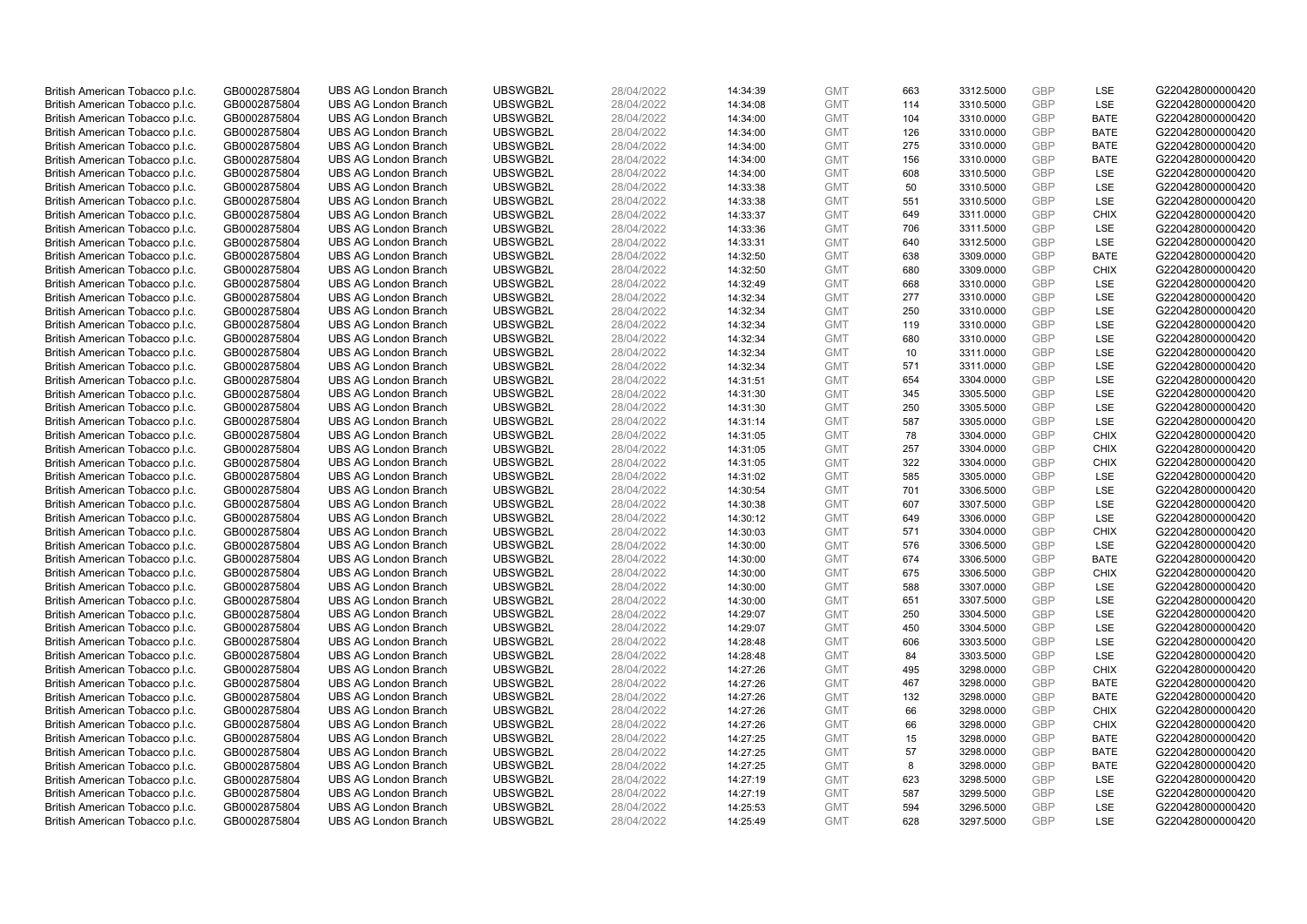| | | | | | | | | | | | |
|---|---|---|---|---|---|---|---|---|---|---|---|
| British American Tobacco p.l.c. | GB0002875804 | UBS AG London Branch | UBSWGB2L | 28/04/2022 | 14:34:39 | GMT | 663 | 3312.5000 | GBP | LSE | G220428000000420 |
| British American Tobacco p.l.c. | GB0002875804 | UBS AG London Branch | UBSWGB2L | 28/04/2022 | 14:34:08 | GMT | 114 | 3310.5000 | GBP | LSE | G220428000000420 |
| British American Tobacco p.l.c. | GB0002875804 | UBS AG London Branch | UBSWGB2L | 28/04/2022 | 14:34:00 | GMT | 104 | 3310.0000 | GBP | BATE | G220428000000420 |
| British American Tobacco p.l.c. | GB0002875804 | UBS AG London Branch | UBSWGB2L | 28/04/2022 | 14:34:00 | GMT | 126 | 3310.0000 | GBP | BATE | G220428000000420 |
| British American Tobacco p.l.c. | GB0002875804 | UBS AG London Branch | UBSWGB2L | 28/04/2022 | 14:34:00 | GMT | 275 | 3310.0000 | GBP | BATE | G220428000000420 |
| British American Tobacco p.l.c. | GB0002875804 | UBS AG London Branch | UBSWGB2L | 28/04/2022 | 14:34:00 | GMT | 156 | 3310.0000 | GBP | BATE | G220428000000420 |
| British American Tobacco p.l.c. | GB0002875804 | UBS AG London Branch | UBSWGB2L | 28/04/2022 | 14:34:00 | GMT | 608 | 3310.5000 | GBP | LSE | G220428000000420 |
| British American Tobacco p.l.c. | GB0002875804 | UBS AG London Branch | UBSWGB2L | 28/04/2022 | 14:33:38 | GMT | 50 | 3310.5000 | GBP | LSE | G220428000000420 |
| British American Tobacco p.l.c. | GB0002875804 | UBS AG London Branch | UBSWGB2L | 28/04/2022 | 14:33:38 | GMT | 551 | 3310.5000 | GBP | LSE | G220428000000420 |
| British American Tobacco p.l.c. | GB0002875804 | UBS AG London Branch | UBSWGB2L | 28/04/2022 | 14:33:37 | GMT | 649 | 3311.0000 | GBP | CHIX | G220428000000420 |
| British American Tobacco p.l.c. | GB0002875804 | UBS AG London Branch | UBSWGB2L | 28/04/2022 | 14:33:36 | GMT | 706 | 3311.5000 | GBP | LSE | G220428000000420 |
| British American Tobacco p.l.c. | GB0002875804 | UBS AG London Branch | UBSWGB2L | 28/04/2022 | 14:33:31 | GMT | 640 | 3312.5000 | GBP | LSE | G220428000000420 |
| British American Tobacco p.l.c. | GB0002875804 | UBS AG London Branch | UBSWGB2L | 28/04/2022 | 14:32:50 | GMT | 638 | 3309.0000 | GBP | BATE | G220428000000420 |
| British American Tobacco p.l.c. | GB0002875804 | UBS AG London Branch | UBSWGB2L | 28/04/2022 | 14:32:50 | GMT | 680 | 3309.0000 | GBP | CHIX | G220428000000420 |
| British American Tobacco p.l.c. | GB0002875804 | UBS AG London Branch | UBSWGB2L | 28/04/2022 | 14:32:49 | GMT | 668 | 3310.0000 | GBP | LSE | G220428000000420 |
| British American Tobacco p.l.c. | GB0002875804 | UBS AG London Branch | UBSWGB2L | 28/04/2022 | 14:32:34 | GMT | 277 | 3310.0000 | GBP | LSE | G220428000000420 |
| British American Tobacco p.l.c. | GB0002875804 | UBS AG London Branch | UBSWGB2L | 28/04/2022 | 14:32:34 | GMT | 250 | 3310.0000 | GBP | LSE | G220428000000420 |
| British American Tobacco p.l.c. | GB0002875804 | UBS AG London Branch | UBSWGB2L | 28/04/2022 | 14:32:34 | GMT | 119 | 3310.0000 | GBP | LSE | G220428000000420 |
| British American Tobacco p.l.c. | GB0002875804 | UBS AG London Branch | UBSWGB2L | 28/04/2022 | 14:32:34 | GMT | 680 | 3310.0000 | GBP | LSE | G220428000000420 |
| British American Tobacco p.l.c. | GB0002875804 | UBS AG London Branch | UBSWGB2L | 28/04/2022 | 14:32:34 | GMT | 10 | 3311.0000 | GBP | LSE | G220428000000420 |
| British American Tobacco p.l.c. | GB0002875804 | UBS AG London Branch | UBSWGB2L | 28/04/2022 | 14:32:34 | GMT | 571 | 3311.0000 | GBP | LSE | G220428000000420 |
| British American Tobacco p.l.c. | GB0002875804 | UBS AG London Branch | UBSWGB2L | 28/04/2022 | 14:31:51 | GMT | 654 | 3304.0000 | GBP | LSE | G220428000000420 |
| British American Tobacco p.l.c. | GB0002875804 | UBS AG London Branch | UBSWGB2L | 28/04/2022 | 14:31:30 | GMT | 345 | 3305.5000 | GBP | LSE | G220428000000420 |
| British American Tobacco p.l.c. | GB0002875804 | UBS AG London Branch | UBSWGB2L | 28/04/2022 | 14:31:30 | GMT | 250 | 3305.5000 | GBP | LSE | G220428000000420 |
| British American Tobacco p.l.c. | GB0002875804 | UBS AG London Branch | UBSWGB2L | 28/04/2022 | 14:31:14 | GMT | 587 | 3305.0000 | GBP | LSE | G220428000000420 |
| British American Tobacco p.l.c. | GB0002875804 | UBS AG London Branch | UBSWGB2L | 28/04/2022 | 14:31:05 | GMT | 78 | 3304.0000 | GBP | CHIX | G220428000000420 |
| British American Tobacco p.l.c. | GB0002875804 | UBS AG London Branch | UBSWGB2L | 28/04/2022 | 14:31:05 | GMT | 257 | 3304.0000 | GBP | CHIX | G220428000000420 |
| British American Tobacco p.l.c. | GB0002875804 | UBS AG London Branch | UBSWGB2L | 28/04/2022 | 14:31:05 | GMT | 322 | 3304.0000 | GBP | CHIX | G220428000000420 |
| British American Tobacco p.l.c. | GB0002875804 | UBS AG London Branch | UBSWGB2L | 28/04/2022 | 14:31:02 | GMT | 585 | 3305.0000 | GBP | LSE | G220428000000420 |
| British American Tobacco p.l.c. | GB0002875804 | UBS AG London Branch | UBSWGB2L | 28/04/2022 | 14:30:54 | GMT | 701 | 3306.5000 | GBP | LSE | G220428000000420 |
| British American Tobacco p.l.c. | GB0002875804 | UBS AG London Branch | UBSWGB2L | 28/04/2022 | 14:30:38 | GMT | 607 | 3307.5000 | GBP | LSE | G220428000000420 |
| British American Tobacco p.l.c. | GB0002875804 | UBS AG London Branch | UBSWGB2L | 28/04/2022 | 14:30:12 | GMT | 649 | 3306.0000 | GBP | LSE | G220428000000420 |
| British American Tobacco p.l.c. | GB0002875804 | UBS AG London Branch | UBSWGB2L | 28/04/2022 | 14:30:03 | GMT | 571 | 3304.0000 | GBP | CHIX | G220428000000420 |
| British American Tobacco p.l.c. | GB0002875804 | UBS AG London Branch | UBSWGB2L | 28/04/2022 | 14:30:00 | GMT | 576 | 3306.5000 | GBP | LSE | G220428000000420 |
| British American Tobacco p.l.c. | GB0002875804 | UBS AG London Branch | UBSWGB2L | 28/04/2022 | 14:30:00 | GMT | 674 | 3306.5000 | GBP | BATE | G220428000000420 |
| British American Tobacco p.l.c. | GB0002875804 | UBS AG London Branch | UBSWGB2L | 28/04/2022 | 14:30:00 | GMT | 675 | 3306.5000 | GBP | CHIX | G220428000000420 |
| British American Tobacco p.l.c. | GB0002875804 | UBS AG London Branch | UBSWGB2L | 28/04/2022 | 14:30:00 | GMT | 588 | 3307.0000 | GBP | LSE | G220428000000420 |
| British American Tobacco p.l.c. | GB0002875804 | UBS AG London Branch | UBSWGB2L | 28/04/2022 | 14:30:00 | GMT | 651 | 3307.5000 | GBP | LSE | G220428000000420 |
| British American Tobacco p.l.c. | GB0002875804 | UBS AG London Branch | UBSWGB2L | 28/04/2022 | 14:29:07 | GMT | 250 | 3304.5000 | GBP | LSE | G220428000000420 |
| British American Tobacco p.l.c. | GB0002875804 | UBS AG London Branch | UBSWGB2L | 28/04/2022 | 14:29:07 | GMT | 450 | 3304.5000 | GBP | LSE | G220428000000420 |
| British American Tobacco p.l.c. | GB0002875804 | UBS AG London Branch | UBSWGB2L | 28/04/2022 | 14:28:48 | GMT | 606 | 3303.5000 | GBP | LSE | G220428000000420 |
| British American Tobacco p.l.c. | GB0002875804 | UBS AG London Branch | UBSWGB2L | 28/04/2022 | 14:28:48 | GMT | 84 | 3303.5000 | GBP | LSE | G220428000000420 |
| British American Tobacco p.l.c. | GB0002875804 | UBS AG London Branch | UBSWGB2L | 28/04/2022 | 14:27:26 | GMT | 495 | 3298.0000 | GBP | CHIX | G220428000000420 |
| British American Tobacco p.l.c. | GB0002875804 | UBS AG London Branch | UBSWGB2L | 28/04/2022 | 14:27:26 | GMT | 467 | 3298.0000 | GBP | BATE | G220428000000420 |
| British American Tobacco p.l.c. | GB0002875804 | UBS AG London Branch | UBSWGB2L | 28/04/2022 | 14:27:26 | GMT | 132 | 3298.0000 | GBP | BATE | G220428000000420 |
| British American Tobacco p.l.c. | GB0002875804 | UBS AG London Branch | UBSWGB2L | 28/04/2022 | 14:27:26 | GMT | 66 | 3298.0000 | GBP | CHIX | G220428000000420 |
| British American Tobacco p.l.c. | GB0002875804 | UBS AG London Branch | UBSWGB2L | 28/04/2022 | 14:27:26 | GMT | 66 | 3298.0000 | GBP | CHIX | G220428000000420 |
| British American Tobacco p.l.c. | GB0002875804 | UBS AG London Branch | UBSWGB2L | 28/04/2022 | 14:27:25 | GMT | 15 | 3298.0000 | GBP | BATE | G220428000000420 |
| British American Tobacco p.l.c. | GB0002875804 | UBS AG London Branch | UBSWGB2L | 28/04/2022 | 14:27:25 | GMT | 57 | 3298.0000 | GBP | BATE | G220428000000420 |
| British American Tobacco p.l.c. | GB0002875804 | UBS AG London Branch | UBSWGB2L | 28/04/2022 | 14:27:25 | GMT | 8 | 3298.0000 | GBP | BATE | G220428000000420 |
| British American Tobacco p.l.c. | GB0002875804 | UBS AG London Branch | UBSWGB2L | 28/04/2022 | 14:27:19 | GMT | 623 | 3298.5000 | GBP | LSE | G220428000000420 |
| British American Tobacco p.l.c. | GB0002875804 | UBS AG London Branch | UBSWGB2L | 28/04/2022 | 14:27:19 | GMT | 587 | 3299.5000 | GBP | LSE | G220428000000420 |
| British American Tobacco p.l.c. | GB0002875804 | UBS AG London Branch | UBSWGB2L | 28/04/2022 | 14:25:53 | GMT | 594 | 3296.5000 | GBP | LSE | G220428000000420 |
| British American Tobacco p.l.c. | GB0002875804 | UBS AG London Branch | UBSWGB2L | 28/04/2022 | 14:25:49 | GMT | 628 | 3297.5000 | GBP | LSE | G220428000000420 |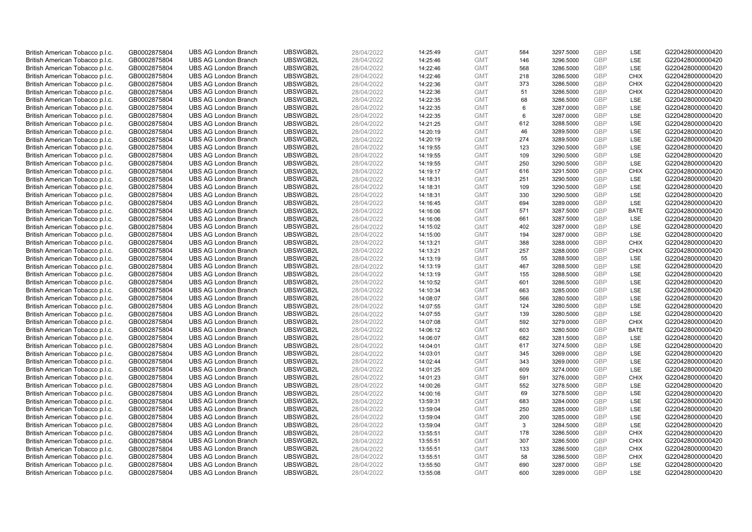| | | | | | | | | | | | |
|---|---|---|---|---|---|---|---|---|---|---|---|
| British American Tobacco p.l.c. | GB0002875804 | UBS AG London Branch | UBSWGB2L | 28/04/2022 | 14:25:49 | GMT | 584 | 3297.5000 | GBP | LSE | G220428000000420 |
| British American Tobacco p.l.c. | GB0002875804 | UBS AG London Branch | UBSWGB2L | 28/04/2022 | 14:25:46 | GMT | 146 | 3296.5000 | GBP | LSE | G220428000000420 |
| British American Tobacco p.l.c. | GB0002875804 | UBS AG London Branch | UBSWGB2L | 28/04/2022 | 14:22:46 | GMT | 568 | 3286.5000 | GBP | LSE | G220428000000420 |
| British American Tobacco p.l.c. | GB0002875804 | UBS AG London Branch | UBSWGB2L | 28/04/2022 | 14:22:46 | GMT | 218 | 3286.5000 | GBP | CHIX | G220428000000420 |
| British American Tobacco p.l.c. | GB0002875804 | UBS AG London Branch | UBSWGB2L | 28/04/2022 | 14:22:36 | GMT | 373 | 3286.5000 | GBP | CHIX | G220428000000420 |
| British American Tobacco p.l.c. | GB0002875804 | UBS AG London Branch | UBSWGB2L | 28/04/2022 | 14:22:36 | GMT | 51 | 3286.5000 | GBP | CHIX | G220428000000420 |
| British American Tobacco p.l.c. | GB0002875804 | UBS AG London Branch | UBSWGB2L | 28/04/2022 | 14:22:35 | GMT | 68 | 3286.5000 | GBP | LSE | G220428000000420 |
| British American Tobacco p.l.c. | GB0002875804 | UBS AG London Branch | UBSWGB2L | 28/04/2022 | 14:22:35 | GMT | 6 | 3287.0000 | GBP | LSE | G220428000000420 |
| British American Tobacco p.l.c. | GB0002875804 | UBS AG London Branch | UBSWGB2L | 28/04/2022 | 14:22:35 | GMT | 6 | 3287.0000 | GBP | LSE | G220428000000420 |
| British American Tobacco p.l.c. | GB0002875804 | UBS AG London Branch | UBSWGB2L | 28/04/2022 | 14:21:25 | GMT | 612 | 3288.5000 | GBP | LSE | G220428000000420 |
| British American Tobacco p.l.c. | GB0002875804 | UBS AG London Branch | UBSWGB2L | 28/04/2022 | 14:20:19 | GMT | 46 | 3289.5000 | GBP | LSE | G220428000000420 |
| British American Tobacco p.l.c. | GB0002875804 | UBS AG London Branch | UBSWGB2L | 28/04/2022 | 14:20:19 | GMT | 274 | 3289.5000 | GBP | LSE | G220428000000420 |
| British American Tobacco p.l.c. | GB0002875804 | UBS AG London Branch | UBSWGB2L | 28/04/2022 | 14:19:55 | GMT | 123 | 3290.5000 | GBP | LSE | G220428000000420 |
| British American Tobacco p.l.c. | GB0002875804 | UBS AG London Branch | UBSWGB2L | 28/04/2022 | 14:19:55 | GMT | 109 | 3290.5000 | GBP | LSE | G220428000000420 |
| British American Tobacco p.l.c. | GB0002875804 | UBS AG London Branch | UBSWGB2L | 28/04/2022 | 14:19:55 | GMT | 250 | 3290.5000 | GBP | LSE | G220428000000420 |
| British American Tobacco p.l.c. | GB0002875804 | UBS AG London Branch | UBSWGB2L | 28/04/2022 | 14:19:17 | GMT | 616 | 3291.5000 | GBP | CHIX | G220428000000420 |
| British American Tobacco p.l.c. | GB0002875804 | UBS AG London Branch | UBSWGB2L | 28/04/2022 | 14:18:31 | GMT | 251 | 3290.5000 | GBP | LSE | G220428000000420 |
| British American Tobacco p.l.c. | GB0002875804 | UBS AG London Branch | UBSWGB2L | 28/04/2022 | 14:18:31 | GMT | 109 | 3290.5000 | GBP | LSE | G220428000000420 |
| British American Tobacco p.l.c. | GB0002875804 | UBS AG London Branch | UBSWGB2L | 28/04/2022 | 14:18:31 | GMT | 330 | 3290.5000 | GBP | LSE | G220428000000420 |
| British American Tobacco p.l.c. | GB0002875804 | UBS AG London Branch | UBSWGB2L | 28/04/2022 | 14:16:45 | GMT | 694 | 3289.0000 | GBP | LSE | G220428000000420 |
| British American Tobacco p.l.c. | GB0002875804 | UBS AG London Branch | UBSWGB2L | 28/04/2022 | 14:16:06 | GMT | 571 | 3287.5000 | GBP | BATE | G220428000000420 |
| British American Tobacco p.l.c. | GB0002875804 | UBS AG London Branch | UBSWGB2L | 28/04/2022 | 14:16:06 | GMT | 661 | 3287.5000 | GBP | LSE | G220428000000420 |
| British American Tobacco p.l.c. | GB0002875804 | UBS AG London Branch | UBSWGB2L | 28/04/2022 | 14:15:02 | GMT | 402 | 3287.0000 | GBP | LSE | G220428000000420 |
| British American Tobacco p.l.c. | GB0002875804 | UBS AG London Branch | UBSWGB2L | 28/04/2022 | 14:15:00 | GMT | 194 | 3287.0000 | GBP | LSE | G220428000000420 |
| British American Tobacco p.l.c. | GB0002875804 | UBS AG London Branch | UBSWGB2L | 28/04/2022 | 14:13:21 | GMT | 388 | 3288.0000 | GBP | CHIX | G220428000000420 |
| British American Tobacco p.l.c. | GB0002875804 | UBS AG London Branch | UBSWGB2L | 28/04/2022 | 14:13:21 | GMT | 257 | 3288.0000 | GBP | CHIX | G220428000000420 |
| British American Tobacco p.l.c. | GB0002875804 | UBS AG London Branch | UBSWGB2L | 28/04/2022 | 14:13:19 | GMT | 55 | 3288.5000 | GBP | LSE | G220428000000420 |
| British American Tobacco p.l.c. | GB0002875804 | UBS AG London Branch | UBSWGB2L | 28/04/2022 | 14:13:19 | GMT | 467 | 3288.5000 | GBP | LSE | G220428000000420 |
| British American Tobacco p.l.c. | GB0002875804 | UBS AG London Branch | UBSWGB2L | 28/04/2022 | 14:13:19 | GMT | 155 | 3288.5000 | GBP | LSE | G220428000000420 |
| British American Tobacco p.l.c. | GB0002875804 | UBS AG London Branch | UBSWGB2L | 28/04/2022 | 14:10:52 | GMT | 601 | 3286.5000 | GBP | LSE | G220428000000420 |
| British American Tobacco p.l.c. | GB0002875804 | UBS AG London Branch | UBSWGB2L | 28/04/2022 | 14:10:34 | GMT | 663 | 3285.0000 | GBP | LSE | G220428000000420 |
| British American Tobacco p.l.c. | GB0002875804 | UBS AG London Branch | UBSWGB2L | 28/04/2022 | 14:08:07 | GMT | 566 | 3280.5000 | GBP | LSE | G220428000000420 |
| British American Tobacco p.l.c. | GB0002875804 | UBS AG London Branch | UBSWGB2L | 28/04/2022 | 14:07:55 | GMT | 124 | 3280.5000 | GBP | LSE | G220428000000420 |
| British American Tobacco p.l.c. | GB0002875804 | UBS AG London Branch | UBSWGB2L | 28/04/2022 | 14:07:55 | GMT | 139 | 3280.5000 | GBP | LSE | G220428000000420 |
| British American Tobacco p.l.c. | GB0002875804 | UBS AG London Branch | UBSWGB2L | 28/04/2022 | 14:07:08 | GMT | 592 | 3279.0000 | GBP | CHIX | G220428000000420 |
| British American Tobacco p.l.c. | GB0002875804 | UBS AG London Branch | UBSWGB2L | 28/04/2022 | 14:06:12 | GMT | 603 | 3280.5000 | GBP | BATE | G220428000000420 |
| British American Tobacco p.l.c. | GB0002875804 | UBS AG London Branch | UBSWGB2L | 28/04/2022 | 14:06:07 | GMT | 682 | 3281.5000 | GBP | LSE | G220428000000420 |
| British American Tobacco p.l.c. | GB0002875804 | UBS AG London Branch | UBSWGB2L | 28/04/2022 | 14:04:01 | GMT | 617 | 3274.5000 | GBP | LSE | G220428000000420 |
| British American Tobacco p.l.c. | GB0002875804 | UBS AG London Branch | UBSWGB2L | 28/04/2022 | 14:03:01 | GMT | 345 | 3269.0000 | GBP | LSE | G220428000000420 |
| British American Tobacco p.l.c. | GB0002875804 | UBS AG London Branch | UBSWGB2L | 28/04/2022 | 14:02:44 | GMT | 343 | 3269.0000 | GBP | LSE | G220428000000420 |
| British American Tobacco p.l.c. | GB0002875804 | UBS AG London Branch | UBSWGB2L | 28/04/2022 | 14:01:25 | GMT | 609 | 3274.0000 | GBP | LSE | G220428000000420 |
| British American Tobacco p.l.c. | GB0002875804 | UBS AG London Branch | UBSWGB2L | 28/04/2022 | 14:01:23 | GMT | 591 | 3276.0000 | GBP | CHIX | G220428000000420 |
| British American Tobacco p.l.c. | GB0002875804 | UBS AG London Branch | UBSWGB2L | 28/04/2022 | 14:00:26 | GMT | 552 | 3278.5000 | GBP | LSE | G220428000000420 |
| British American Tobacco p.l.c. | GB0002875804 | UBS AG London Branch | UBSWGB2L | 28/04/2022 | 14:00:16 | GMT | 69 | 3278.5000 | GBP | LSE | G220428000000420 |
| British American Tobacco p.l.c. | GB0002875804 | UBS AG London Branch | UBSWGB2L | 28/04/2022 | 13:59:31 | GMT | 683 | 3284.0000 | GBP | LSE | G220428000000420 |
| British American Tobacco p.l.c. | GB0002875804 | UBS AG London Branch | UBSWGB2L | 28/04/2022 | 13:59:04 | GMT | 250 | 3285.0000 | GBP | LSE | G220428000000420 |
| British American Tobacco p.l.c. | GB0002875804 | UBS AG London Branch | UBSWGB2L | 28/04/2022 | 13:59:04 | GMT | 200 | 3285.0000 | GBP | LSE | G220428000000420 |
| British American Tobacco p.l.c. | GB0002875804 | UBS AG London Branch | UBSWGB2L | 28/04/2022 | 13:59:04 | GMT | 3 | 3284.5000 | GBP | LSE | G220428000000420 |
| British American Tobacco p.l.c. | GB0002875804 | UBS AG London Branch | UBSWGB2L | 28/04/2022 | 13:55:51 | GMT | 178 | 3286.5000 | GBP | CHIX | G220428000000420 |
| British American Tobacco p.l.c. | GB0002875804 | UBS AG London Branch | UBSWGB2L | 28/04/2022 | 13:55:51 | GMT | 307 | 3286.5000 | GBP | CHIX | G220428000000420 |
| British American Tobacco p.l.c. | GB0002875804 | UBS AG London Branch | UBSWGB2L | 28/04/2022 | 13:55:51 | GMT | 133 | 3286.5000 | GBP | CHIX | G220428000000420 |
| British American Tobacco p.l.c. | GB0002875804 | UBS AG London Branch | UBSWGB2L | 28/04/2022 | 13:55:51 | GMT | 58 | 3286.5000 | GBP | CHIX | G220428000000420 |
| British American Tobacco p.l.c. | GB0002875804 | UBS AG London Branch | UBSWGB2L | 28/04/2022 | 13:55:50 | GMT | 690 | 3287.0000 | GBP | LSE | G220428000000420 |
| British American Tobacco p.l.c. | GB0002875804 | UBS AG London Branch | UBSWGB2L | 28/04/2022 | 13:55:08 | GMT | 600 | 3289.0000 | GBP | LSE | G220428000000420 |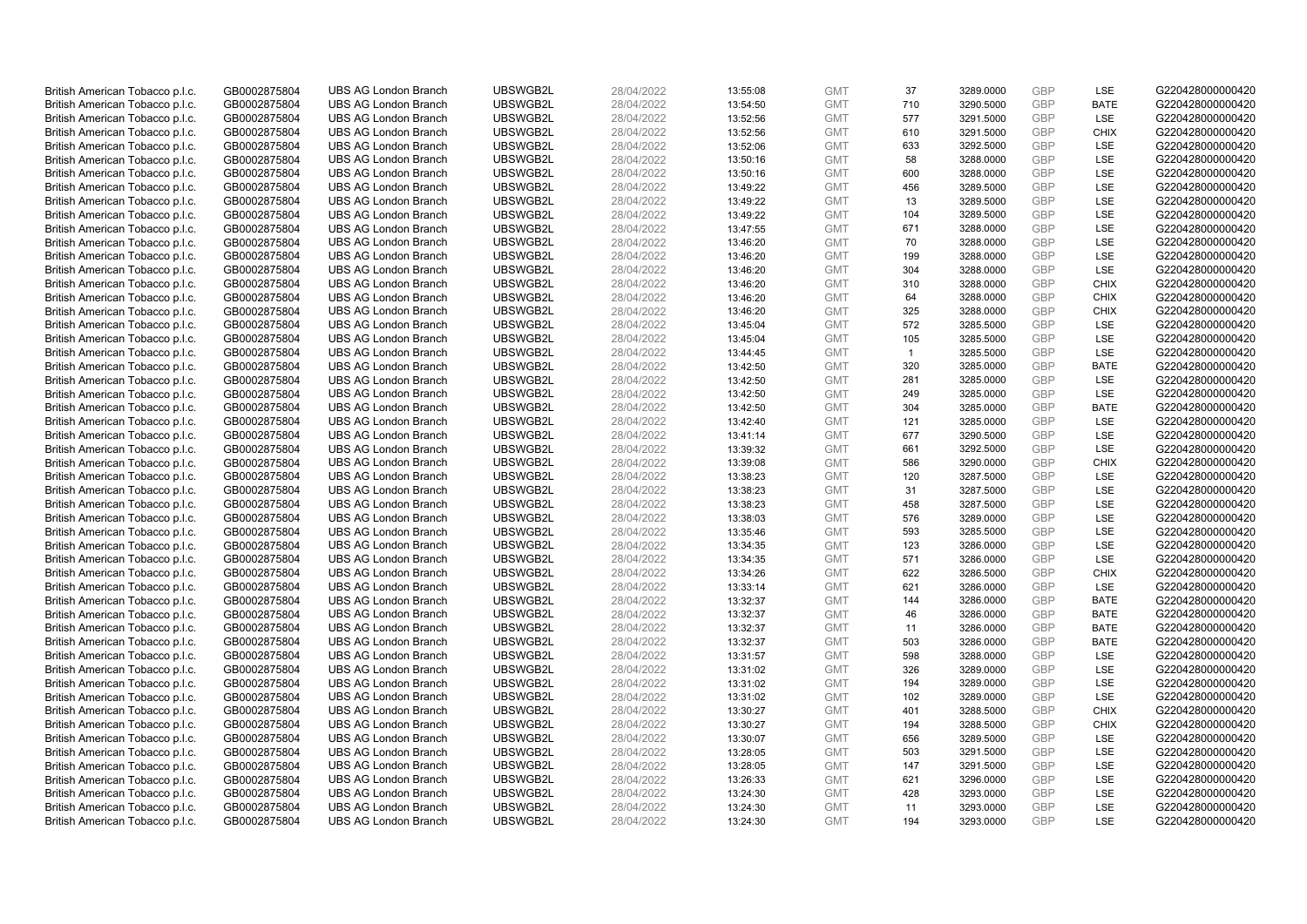| British American Tobacco p.l.c. | GB0002875804 | UBS AG London Branch | UBSWGB2L | 28/04/2022 | 13:55:08 | GMT | 37 | 3289.0000 | GBP | LSE | G220428000000420 |
|---|---|---|---|---|---|---|---|---|---|---|---|
| British American Tobacco p.l.c. | GB0002875804 | UBS AG London Branch | UBSWGB2L | 28/04/2022 | 13:54:50 | GMT | 710 | 3290.5000 | GBP | BATE | G220428000000420 |
| British American Tobacco p.l.c. | GB0002875804 | UBS AG London Branch | UBSWGB2L | 28/04/2022 | 13:52:56 | GMT | 577 | 3291.5000 | GBP | LSE | G220428000000420 |
| British American Tobacco p.l.c. | GB0002875804 | UBS AG London Branch | UBSWGB2L | 28/04/2022 | 13:52:56 | GMT | 610 | 3291.5000 | GBP | CHIX | G220428000000420 |
| British American Tobacco p.l.c. | GB0002875804 | UBS AG London Branch | UBSWGB2L | 28/04/2022 | 13:52:06 | GMT | 633 | 3292.5000 | GBP | LSE | G220428000000420 |
| British American Tobacco p.l.c. | GB0002875804 | UBS AG London Branch | UBSWGB2L | 28/04/2022 | 13:50:16 | GMT | 58 | 3288.0000 | GBP | LSE | G220428000000420 |
| British American Tobacco p.l.c. | GB0002875804 | UBS AG London Branch | UBSWGB2L | 28/04/2022 | 13:50:16 | GMT | 600 | 3288.0000 | GBP | LSE | G220428000000420 |
| British American Tobacco p.l.c. | GB0002875804 | UBS AG London Branch | UBSWGB2L | 28/04/2022 | 13:49:22 | GMT | 456 | 3289.5000 | GBP | LSE | G220428000000420 |
| British American Tobacco p.l.c. | GB0002875804 | UBS AG London Branch | UBSWGB2L | 28/04/2022 | 13:49:22 | GMT | 13 | 3289.5000 | GBP | LSE | G220428000000420 |
| British American Tobacco p.l.c. | GB0002875804 | UBS AG London Branch | UBSWGB2L | 28/04/2022 | 13:49:22 | GMT | 104 | 3289.5000 | GBP | LSE | G220428000000420 |
| British American Tobacco p.l.c. | GB0002875804 | UBS AG London Branch | UBSWGB2L | 28/04/2022 | 13:47:55 | GMT | 671 | 3288.0000 | GBP | LSE | G220428000000420 |
| British American Tobacco p.l.c. | GB0002875804 | UBS AG London Branch | UBSWGB2L | 28/04/2022 | 13:46:20 | GMT | 70 | 3288.0000 | GBP | LSE | G220428000000420 |
| British American Tobacco p.l.c. | GB0002875804 | UBS AG London Branch | UBSWGB2L | 28/04/2022 | 13:46:20 | GMT | 199 | 3288.0000 | GBP | LSE | G220428000000420 |
| British American Tobacco p.l.c. | GB0002875804 | UBS AG London Branch | UBSWGB2L | 28/04/2022 | 13:46:20 | GMT | 304 | 3288.0000 | GBP | LSE | G220428000000420 |
| British American Tobacco p.l.c. | GB0002875804 | UBS AG London Branch | UBSWGB2L | 28/04/2022 | 13:46:20 | GMT | 310 | 3288.0000 | GBP | CHIX | G220428000000420 |
| British American Tobacco p.l.c. | GB0002875804 | UBS AG London Branch | UBSWGB2L | 28/04/2022 | 13:46:20 | GMT | 64 | 3288.0000 | GBP | CHIX | G220428000000420 |
| British American Tobacco p.l.c. | GB0002875804 | UBS AG London Branch | UBSWGB2L | 28/04/2022 | 13:46:20 | GMT | 325 | 3288.0000 | GBP | CHIX | G220428000000420 |
| British American Tobacco p.l.c. | GB0002875804 | UBS AG London Branch | UBSWGB2L | 28/04/2022 | 13:45:04 | GMT | 572 | 3285.5000 | GBP | LSE | G220428000000420 |
| British American Tobacco p.l.c. | GB0002875804 | UBS AG London Branch | UBSWGB2L | 28/04/2022 | 13:45:04 | GMT | 105 | 3285.5000 | GBP | LSE | G220428000000420 |
| British American Tobacco p.l.c. | GB0002875804 | UBS AG London Branch | UBSWGB2L | 28/04/2022 | 13:44:45 | GMT | 1 | 3285.5000 | GBP | LSE | G220428000000420 |
| British American Tobacco p.l.c. | GB0002875804 | UBS AG London Branch | UBSWGB2L | 28/04/2022 | 13:42:50 | GMT | 320 | 3285.0000 | GBP | BATE | G220428000000420 |
| British American Tobacco p.l.c. | GB0002875804 | UBS AG London Branch | UBSWGB2L | 28/04/2022 | 13:42:50 | GMT | 281 | 3285.0000 | GBP | LSE | G220428000000420 |
| British American Tobacco p.l.c. | GB0002875804 | UBS AG London Branch | UBSWGB2L | 28/04/2022 | 13:42:50 | GMT | 249 | 3285.0000 | GBP | LSE | G220428000000420 |
| British American Tobacco p.l.c. | GB0002875804 | UBS AG London Branch | UBSWGB2L | 28/04/2022 | 13:42:50 | GMT | 304 | 3285.0000 | GBP | BATE | G220428000000420 |
| British American Tobacco p.l.c. | GB0002875804 | UBS AG London Branch | UBSWGB2L | 28/04/2022 | 13:42:40 | GMT | 121 | 3285.0000 | GBP | LSE | G220428000000420 |
| British American Tobacco p.l.c. | GB0002875804 | UBS AG London Branch | UBSWGB2L | 28/04/2022 | 13:41:14 | GMT | 677 | 3290.5000 | GBP | LSE | G220428000000420 |
| British American Tobacco p.l.c. | GB0002875804 | UBS AG London Branch | UBSWGB2L | 28/04/2022 | 13:39:32 | GMT | 661 | 3292.5000 | GBP | LSE | G220428000000420 |
| British American Tobacco p.l.c. | GB0002875804 | UBS AG London Branch | UBSWGB2L | 28/04/2022 | 13:39:08 | GMT | 586 | 3290.0000 | GBP | CHIX | G220428000000420 |
| British American Tobacco p.l.c. | GB0002875804 | UBS AG London Branch | UBSWGB2L | 28/04/2022 | 13:38:23 | GMT | 120 | 3287.5000 | GBP | LSE | G220428000000420 |
| British American Tobacco p.l.c. | GB0002875804 | UBS AG London Branch | UBSWGB2L | 28/04/2022 | 13:38:23 | GMT | 31 | 3287.5000 | GBP | LSE | G220428000000420 |
| British American Tobacco p.l.c. | GB0002875804 | UBS AG London Branch | UBSWGB2L | 28/04/2022 | 13:38:23 | GMT | 458 | 3287.5000 | GBP | LSE | G220428000000420 |
| British American Tobacco p.l.c. | GB0002875804 | UBS AG London Branch | UBSWGB2L | 28/04/2022 | 13:38:03 | GMT | 576 | 3289.0000 | GBP | LSE | G220428000000420 |
| British American Tobacco p.l.c. | GB0002875804 | UBS AG London Branch | UBSWGB2L | 28/04/2022 | 13:35:46 | GMT | 593 | 3285.5000 | GBP | LSE | G220428000000420 |
| British American Tobacco p.l.c. | GB0002875804 | UBS AG London Branch | UBSWGB2L | 28/04/2022 | 13:34:35 | GMT | 123 | 3286.0000 | GBP | LSE | G220428000000420 |
| British American Tobacco p.l.c. | GB0002875804 | UBS AG London Branch | UBSWGB2L | 28/04/2022 | 13:34:35 | GMT | 571 | 3286.0000 | GBP | LSE | G220428000000420 |
| British American Tobacco p.l.c. | GB0002875804 | UBS AG London Branch | UBSWGB2L | 28/04/2022 | 13:34:26 | GMT | 622 | 3286.5000 | GBP | CHIX | G220428000000420 |
| British American Tobacco p.l.c. | GB0002875804 | UBS AG London Branch | UBSWGB2L | 28/04/2022 | 13:33:14 | GMT | 621 | 3286.0000 | GBP | LSE | G220428000000420 |
| British American Tobacco p.l.c. | GB0002875804 | UBS AG London Branch | UBSWGB2L | 28/04/2022 | 13:32:37 | GMT | 144 | 3286.0000 | GBP | BATE | G220428000000420 |
| British American Tobacco p.l.c. | GB0002875804 | UBS AG London Branch | UBSWGB2L | 28/04/2022 | 13:32:37 | GMT | 46 | 3286.0000 | GBP | BATE | G220428000000420 |
| British American Tobacco p.l.c. | GB0002875804 | UBS AG London Branch | UBSWGB2L | 28/04/2022 | 13:32:37 | GMT | 11 | 3286.0000 | GBP | BATE | G220428000000420 |
| British American Tobacco p.l.c. | GB0002875804 | UBS AG London Branch | UBSWGB2L | 28/04/2022 | 13:32:37 | GMT | 503 | 3286.0000 | GBP | BATE | G220428000000420 |
| British American Tobacco p.l.c. | GB0002875804 | UBS AG London Branch | UBSWGB2L | 28/04/2022 | 13:31:57 | GMT | 598 | 3288.0000 | GBP | LSE | G220428000000420 |
| British American Tobacco p.l.c. | GB0002875804 | UBS AG London Branch | UBSWGB2L | 28/04/2022 | 13:31:02 | GMT | 326 | 3289.0000 | GBP | LSE | G220428000000420 |
| British American Tobacco p.l.c. | GB0002875804 | UBS AG London Branch | UBSWGB2L | 28/04/2022 | 13:31:02 | GMT | 194 | 3289.0000 | GBP | LSE | G220428000000420 |
| British American Tobacco p.l.c. | GB0002875804 | UBS AG London Branch | UBSWGB2L | 28/04/2022 | 13:31:02 | GMT | 102 | 3289.0000 | GBP | LSE | G220428000000420 |
| British American Tobacco p.l.c. | GB0002875804 | UBS AG London Branch | UBSWGB2L | 28/04/2022 | 13:30:27 | GMT | 401 | 3288.5000 | GBP | CHIX | G220428000000420 |
| British American Tobacco p.l.c. | GB0002875804 | UBS AG London Branch | UBSWGB2L | 28/04/2022 | 13:30:27 | GMT | 194 | 3288.5000 | GBP | CHIX | G220428000000420 |
| British American Tobacco p.l.c. | GB0002875804 | UBS AG London Branch | UBSWGB2L | 28/04/2022 | 13:30:07 | GMT | 656 | 3289.5000 | GBP | LSE | G220428000000420 |
| British American Tobacco p.l.c. | GB0002875804 | UBS AG London Branch | UBSWGB2L | 28/04/2022 | 13:28:05 | GMT | 503 | 3291.5000 | GBP | LSE | G220428000000420 |
| British American Tobacco p.l.c. | GB0002875804 | UBS AG London Branch | UBSWGB2L | 28/04/2022 | 13:28:05 | GMT | 147 | 3291.5000 | GBP | LSE | G220428000000420 |
| British American Tobacco p.l.c. | GB0002875804 | UBS AG London Branch | UBSWGB2L | 28/04/2022 | 13:26:33 | GMT | 621 | 3296.0000 | GBP | LSE | G220428000000420 |
| British American Tobacco p.l.c. | GB0002875804 | UBS AG London Branch | UBSWGB2L | 28/04/2022 | 13:24:30 | GMT | 428 | 3293.0000 | GBP | LSE | G220428000000420 |
| British American Tobacco p.l.c. | GB0002875804 | UBS AG London Branch | UBSWGB2L | 28/04/2022 | 13:24:30 | GMT | 11 | 3293.0000 | GBP | LSE | G220428000000420 |
| British American Tobacco p.l.c. | GB0002875804 | UBS AG London Branch | UBSWGB2L | 28/04/2022 | 13:24:30 | GMT | 194 | 3293.0000 | GBP | LSE | G220428000000420 |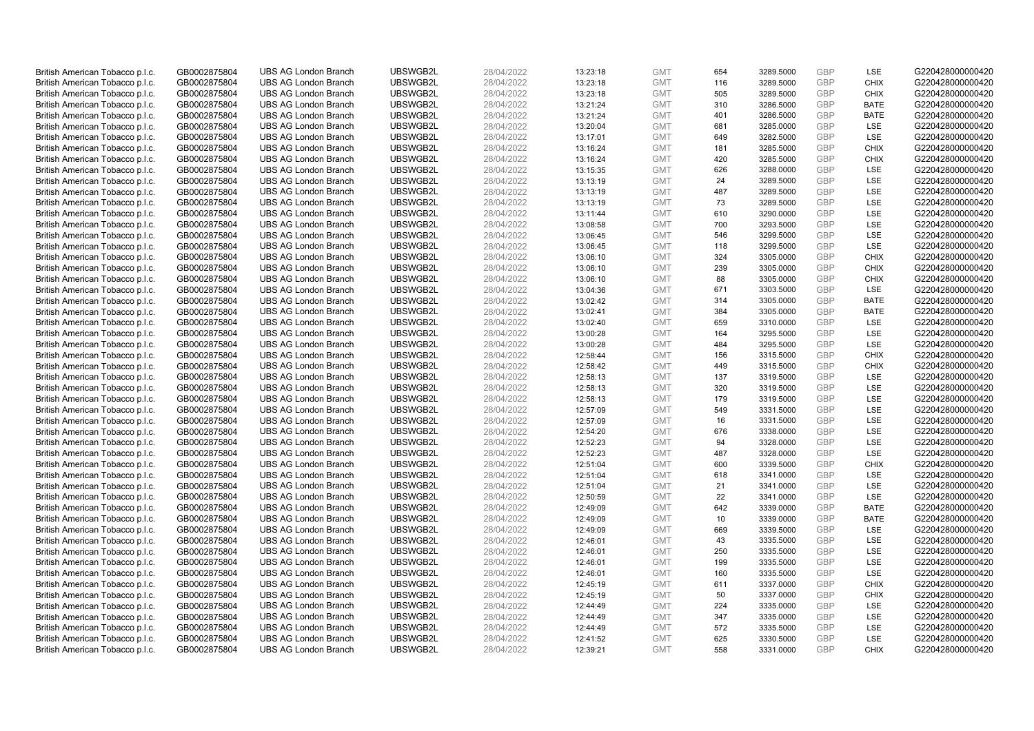| | | | | | | | | | | | |
|---|---|---|---|---|---|---|---|---|---|---|---|
| British American Tobacco p.l.c. | GB0002875804 | UBS AG London Branch | UBSWGB2L | 28/04/2022 | 13:23:18 | GMT | 654 | 3289.5000 | GBP | LSE | G220428000000420 |
| British American Tobacco p.l.c. | GB0002875804 | UBS AG London Branch | UBSWGB2L | 28/04/2022 | 13:23:18 | GMT | 116 | 3289.5000 | GBP | CHIX | G220428000000420 |
| British American Tobacco p.l.c. | GB0002875804 | UBS AG London Branch | UBSWGB2L | 28/04/2022 | 13:23:18 | GMT | 505 | 3289.5000 | GBP | CHIX | G220428000000420 |
| British American Tobacco p.l.c. | GB0002875804 | UBS AG London Branch | UBSWGB2L | 28/04/2022 | 13:21:24 | GMT | 310 | 3286.5000 | GBP | BATE | G220428000000420 |
| British American Tobacco p.l.c. | GB0002875804 | UBS AG London Branch | UBSWGB2L | 28/04/2022 | 13:21:24 | GMT | 401 | 3286.5000 | GBP | BATE | G220428000000420 |
| British American Tobacco p.l.c. | GB0002875804 | UBS AG London Branch | UBSWGB2L | 28/04/2022 | 13:20:04 | GMT | 681 | 3285.0000 | GBP | LSE | G220428000000420 |
| British American Tobacco p.l.c. | GB0002875804 | UBS AG London Branch | UBSWGB2L | 28/04/2022 | 13:17:01 | GMT | 649 | 3282.5000 | GBP | LSE | G220428000000420 |
| British American Tobacco p.l.c. | GB0002875804 | UBS AG London Branch | UBSWGB2L | 28/04/2022 | 13:16:24 | GMT | 181 | 3285.5000 | GBP | CHIX | G220428000000420 |
| British American Tobacco p.l.c. | GB0002875804 | UBS AG London Branch | UBSWGB2L | 28/04/2022 | 13:16:24 | GMT | 420 | 3285.5000 | GBP | CHIX | G220428000000420 |
| British American Tobacco p.l.c. | GB0002875804 | UBS AG London Branch | UBSWGB2L | 28/04/2022 | 13:15:35 | GMT | 626 | 3288.0000 | GBP | LSE | G220428000000420 |
| British American Tobacco p.l.c. | GB0002875804 | UBS AG London Branch | UBSWGB2L | 28/04/2022 | 13:13:19 | GMT | 24 | 3289.5000 | GBP | LSE | G220428000000420 |
| British American Tobacco p.l.c. | GB0002875804 | UBS AG London Branch | UBSWGB2L | 28/04/2022 | 13:13:19 | GMT | 487 | 3289.5000 | GBP | LSE | G220428000000420 |
| British American Tobacco p.l.c. | GB0002875804 | UBS AG London Branch | UBSWGB2L | 28/04/2022 | 13:13:19 | GMT | 73 | 3289.5000 | GBP | LSE | G220428000000420 |
| British American Tobacco p.l.c. | GB0002875804 | UBS AG London Branch | UBSWGB2L | 28/04/2022 | 13:11:44 | GMT | 610 | 3290.0000 | GBP | LSE | G220428000000420 |
| British American Tobacco p.l.c. | GB0002875804 | UBS AG London Branch | UBSWGB2L | 28/04/2022 | 13:08:58 | GMT | 700 | 3293.5000 | GBP | LSE | G220428000000420 |
| British American Tobacco p.l.c. | GB0002875804 | UBS AG London Branch | UBSWGB2L | 28/04/2022 | 13:06:45 | GMT | 546 | 3299.5000 | GBP | LSE | G220428000000420 |
| British American Tobacco p.l.c. | GB0002875804 | UBS AG London Branch | UBSWGB2L | 28/04/2022 | 13:06:45 | GMT | 118 | 3299.5000 | GBP | LSE | G220428000000420 |
| British American Tobacco p.l.c. | GB0002875804 | UBS AG London Branch | UBSWGB2L | 28/04/2022 | 13:06:10 | GMT | 324 | 3305.0000 | GBP | CHIX | G220428000000420 |
| British American Tobacco p.l.c. | GB0002875804 | UBS AG London Branch | UBSWGB2L | 28/04/2022 | 13:06:10 | GMT | 239 | 3305.0000 | GBP | CHIX | G220428000000420 |
| British American Tobacco p.l.c. | GB0002875804 | UBS AG London Branch | UBSWGB2L | 28/04/2022 | 13:06:10 | GMT | 88 | 3305.0000 | GBP | CHIX | G220428000000420 |
| British American Tobacco p.l.c. | GB0002875804 | UBS AG London Branch | UBSWGB2L | 28/04/2022 | 13:04:36 | GMT | 671 | 3303.5000 | GBP | LSE | G220428000000420 |
| British American Tobacco p.l.c. | GB0002875804 | UBS AG London Branch | UBSWGB2L | 28/04/2022 | 13:02:42 | GMT | 314 | 3305.0000 | GBP | BATE | G220428000000420 |
| British American Tobacco p.l.c. | GB0002875804 | UBS AG London Branch | UBSWGB2L | 28/04/2022 | 13:02:41 | GMT | 384 | 3305.0000 | GBP | BATE | G220428000000420 |
| British American Tobacco p.l.c. | GB0002875804 | UBS AG London Branch | UBSWGB2L | 28/04/2022 | 13:02:40 | GMT | 659 | 3310.0000 | GBP | LSE | G220428000000420 |
| British American Tobacco p.l.c. | GB0002875804 | UBS AG London Branch | UBSWGB2L | 28/04/2022 | 13:00:28 | GMT | 164 | 3295.5000 | GBP | LSE | G220428000000420 |
| British American Tobacco p.l.c. | GB0002875804 | UBS AG London Branch | UBSWGB2L | 28/04/2022 | 13:00:28 | GMT | 484 | 3295.5000 | GBP | LSE | G220428000000420 |
| British American Tobacco p.l.c. | GB0002875804 | UBS AG London Branch | UBSWGB2L | 28/04/2022 | 12:58:44 | GMT | 156 | 3315.5000 | GBP | CHIX | G220428000000420 |
| British American Tobacco p.l.c. | GB0002875804 | UBS AG London Branch | UBSWGB2L | 28/04/2022 | 12:58:42 | GMT | 449 | 3315.5000 | GBP | CHIX | G220428000000420 |
| British American Tobacco p.l.c. | GB0002875804 | UBS AG London Branch | UBSWGB2L | 28/04/2022 | 12:58:13 | GMT | 137 | 3319.5000 | GBP | LSE | G220428000000420 |
| British American Tobacco p.l.c. | GB0002875804 | UBS AG London Branch | UBSWGB2L | 28/04/2022 | 12:58:13 | GMT | 320 | 3319.5000 | GBP | LSE | G220428000000420 |
| British American Tobacco p.l.c. | GB0002875804 | UBS AG London Branch | UBSWGB2L | 28/04/2022 | 12:58:13 | GMT | 179 | 3319.5000 | GBP | LSE | G220428000000420 |
| British American Tobacco p.l.c. | GB0002875804 | UBS AG London Branch | UBSWGB2L | 28/04/2022 | 12:57:09 | GMT | 549 | 3331.5000 | GBP | LSE | G220428000000420 |
| British American Tobacco p.l.c. | GB0002875804 | UBS AG London Branch | UBSWGB2L | 28/04/2022 | 12:57:09 | GMT | 16 | 3331.5000 | GBP | LSE | G220428000000420 |
| British American Tobacco p.l.c. | GB0002875804 | UBS AG London Branch | UBSWGB2L | 28/04/2022 | 12:54:20 | GMT | 676 | 3338.0000 | GBP | LSE | G220428000000420 |
| British American Tobacco p.l.c. | GB0002875804 | UBS AG London Branch | UBSWGB2L | 28/04/2022 | 12:52:23 | GMT | 94 | 3328.0000 | GBP | LSE | G220428000000420 |
| British American Tobacco p.l.c. | GB0002875804 | UBS AG London Branch | UBSWGB2L | 28/04/2022 | 12:52:23 | GMT | 487 | 3328.0000 | GBP | LSE | G220428000000420 |
| British American Tobacco p.l.c. | GB0002875804 | UBS AG London Branch | UBSWGB2L | 28/04/2022 | 12:51:04 | GMT | 600 | 3339.5000 | GBP | CHIX | G220428000000420 |
| British American Tobacco p.l.c. | GB0002875804 | UBS AG London Branch | UBSWGB2L | 28/04/2022 | 12:51:04 | GMT | 618 | 3341.0000 | GBP | LSE | G220428000000420 |
| British American Tobacco p.l.c. | GB0002875804 | UBS AG London Branch | UBSWGB2L | 28/04/2022 | 12:51:04 | GMT | 21 | 3341.0000 | GBP | LSE | G220428000000420 |
| British American Tobacco p.l.c. | GB0002875804 | UBS AG London Branch | UBSWGB2L | 28/04/2022 | 12:50:59 | GMT | 22 | 3341.0000 | GBP | LSE | G220428000000420 |
| British American Tobacco p.l.c. | GB0002875804 | UBS AG London Branch | UBSWGB2L | 28/04/2022 | 12:49:09 | GMT | 642 | 3339.0000 | GBP | BATE | G220428000000420 |
| British American Tobacco p.l.c. | GB0002875804 | UBS AG London Branch | UBSWGB2L | 28/04/2022 | 12:49:09 | GMT | 10 | 3339.0000 | GBP | BATE | G220428000000420 |
| British American Tobacco p.l.c. | GB0002875804 | UBS AG London Branch | UBSWGB2L | 28/04/2022 | 12:49:09 | GMT | 669 | 3339.5000 | GBP | LSE | G220428000000420 |
| British American Tobacco p.l.c. | GB0002875804 | UBS AG London Branch | UBSWGB2L | 28/04/2022 | 12:46:01 | GMT | 43 | 3335.5000 | GBP | LSE | G220428000000420 |
| British American Tobacco p.l.c. | GB0002875804 | UBS AG London Branch | UBSWGB2L | 28/04/2022 | 12:46:01 | GMT | 250 | 3335.5000 | GBP | LSE | G220428000000420 |
| British American Tobacco p.l.c. | GB0002875804 | UBS AG London Branch | UBSWGB2L | 28/04/2022 | 12:46:01 | GMT | 199 | 3335.5000 | GBP | LSE | G220428000000420 |
| British American Tobacco p.l.c. | GB0002875804 | UBS AG London Branch | UBSWGB2L | 28/04/2022 | 12:46:01 | GMT | 160 | 3335.5000 | GBP | LSE | G220428000000420 |
| British American Tobacco p.l.c. | GB0002875804 | UBS AG London Branch | UBSWGB2L | 28/04/2022 | 12:45:19 | GMT | 611 | 3337.0000 | GBP | CHIX | G220428000000420 |
| British American Tobacco p.l.c. | GB0002875804 | UBS AG London Branch | UBSWGB2L | 28/04/2022 | 12:45:19 | GMT | 50 | 3337.0000 | GBP | CHIX | G220428000000420 |
| British American Tobacco p.l.c. | GB0002875804 | UBS AG London Branch | UBSWGB2L | 28/04/2022 | 12:44:49 | GMT | 224 | 3335.0000 | GBP | LSE | G220428000000420 |
| British American Tobacco p.l.c. | GB0002875804 | UBS AG London Branch | UBSWGB2L | 28/04/2022 | 12:44:49 | GMT | 347 | 3335.0000 | GBP | LSE | G220428000000420 |
| British American Tobacco p.l.c. | GB0002875804 | UBS AG London Branch | UBSWGB2L | 28/04/2022 | 12:44:49 | GMT | 572 | 3335.5000 | GBP | LSE | G220428000000420 |
| British American Tobacco p.l.c. | GB0002875804 | UBS AG London Branch | UBSWGB2L | 28/04/2022 | 12:41:52 | GMT | 625 | 3330.5000 | GBP | LSE | G220428000000420 |
| British American Tobacco p.l.c. | GB0002875804 | UBS AG London Branch | UBSWGB2L | 28/04/2022 | 12:39:21 | GMT | 558 | 3331.0000 | GBP | CHIX | G220428000000420 |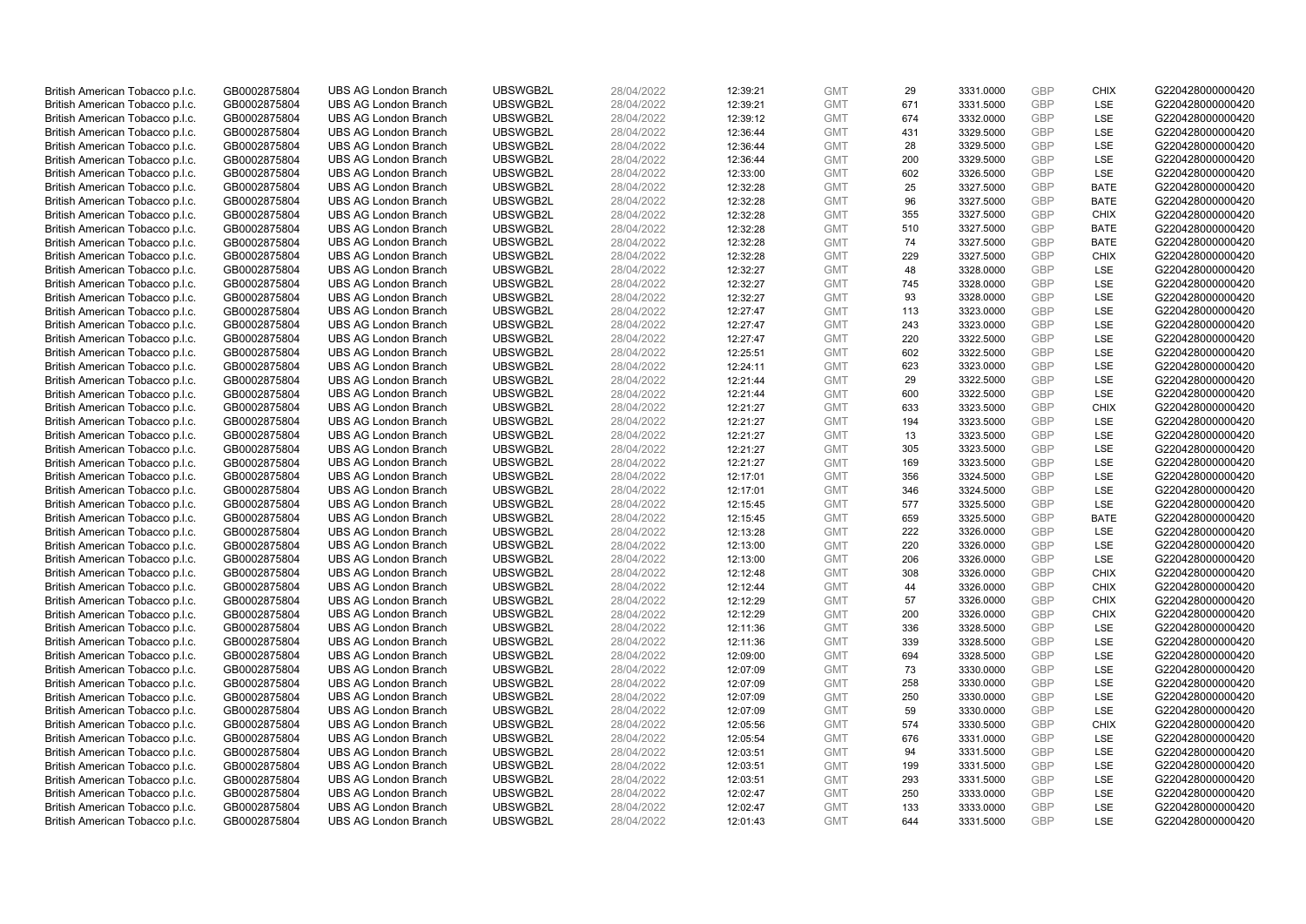| | | | | | | | | | | | |
|---|---|---|---|---|---|---|---|---|---|---|---|
| British American Tobacco p.l.c. | GB0002875804 | UBS AG London Branch | UBSWGB2L | 28/04/2022 | 12:39:21 | GMT | 29 | 3331.0000 | GBP | CHIX | G220428000000420 |
| British American Tobacco p.l.c. | GB0002875804 | UBS AG London Branch | UBSWGB2L | 28/04/2022 | 12:39:21 | GMT | 671 | 3331.5000 | GBP | LSE | G220428000000420 |
| British American Tobacco p.l.c. | GB0002875804 | UBS AG London Branch | UBSWGB2L | 28/04/2022 | 12:39:12 | GMT | 674 | 3332.0000 | GBP | LSE | G220428000000420 |
| British American Tobacco p.l.c. | GB0002875804 | UBS AG London Branch | UBSWGB2L | 28/04/2022 | 12:36:44 | GMT | 431 | 3329.5000 | GBP | LSE | G220428000000420 |
| British American Tobacco p.l.c. | GB0002875804 | UBS AG London Branch | UBSWGB2L | 28/04/2022 | 12:36:44 | GMT | 28 | 3329.5000 | GBP | LSE | G220428000000420 |
| British American Tobacco p.l.c. | GB0002875804 | UBS AG London Branch | UBSWGB2L | 28/04/2022 | 12:36:44 | GMT | 200 | 3329.5000 | GBP | LSE | G220428000000420 |
| British American Tobacco p.l.c. | GB0002875804 | UBS AG London Branch | UBSWGB2L | 28/04/2022 | 12:33:00 | GMT | 602 | 3326.5000 | GBP | LSE | G220428000000420 |
| British American Tobacco p.l.c. | GB0002875804 | UBS AG London Branch | UBSWGB2L | 28/04/2022 | 12:32:28 | GMT | 25 | 3327.5000 | GBP | BATE | G220428000000420 |
| British American Tobacco p.l.c. | GB0002875804 | UBS AG London Branch | UBSWGB2L | 28/04/2022 | 12:32:28 | GMT | 96 | 3327.5000 | GBP | BATE | G220428000000420 |
| British American Tobacco p.l.c. | GB0002875804 | UBS AG London Branch | UBSWGB2L | 28/04/2022 | 12:32:28 | GMT | 355 | 3327.5000 | GBP | CHIX | G220428000000420 |
| British American Tobacco p.l.c. | GB0002875804 | UBS AG London Branch | UBSWGB2L | 28/04/2022 | 12:32:28 | GMT | 510 | 3327.5000 | GBP | BATE | G220428000000420 |
| British American Tobacco p.l.c. | GB0002875804 | UBS AG London Branch | UBSWGB2L | 28/04/2022 | 12:32:28 | GMT | 74 | 3327.5000 | GBP | BATE | G220428000000420 |
| British American Tobacco p.l.c. | GB0002875804 | UBS AG London Branch | UBSWGB2L | 28/04/2022 | 12:32:28 | GMT | 229 | 3327.5000 | GBP | CHIX | G220428000000420 |
| British American Tobacco p.l.c. | GB0002875804 | UBS AG London Branch | UBSWGB2L | 28/04/2022 | 12:32:27 | GMT | 48 | 3328.0000 | GBP | LSE | G220428000000420 |
| British American Tobacco p.l.c. | GB0002875804 | UBS AG London Branch | UBSWGB2L | 28/04/2022 | 12:32:27 | GMT | 745 | 3328.0000 | GBP | LSE | G220428000000420 |
| British American Tobacco p.l.c. | GB0002875804 | UBS AG London Branch | UBSWGB2L | 28/04/2022 | 12:32:27 | GMT | 93 | 3328.0000 | GBP | LSE | G220428000000420 |
| British American Tobacco p.l.c. | GB0002875804 | UBS AG London Branch | UBSWGB2L | 28/04/2022 | 12:27:47 | GMT | 113 | 3323.0000 | GBP | LSE | G220428000000420 |
| British American Tobacco p.l.c. | GB0002875804 | UBS AG London Branch | UBSWGB2L | 28/04/2022 | 12:27:47 | GMT | 243 | 3323.0000 | GBP | LSE | G220428000000420 |
| British American Tobacco p.l.c. | GB0002875804 | UBS AG London Branch | UBSWGB2L | 28/04/2022 | 12:27:47 | GMT | 220 | 3322.5000 | GBP | LSE | G220428000000420 |
| British American Tobacco p.l.c. | GB0002875804 | UBS AG London Branch | UBSWGB2L | 28/04/2022 | 12:25:51 | GMT | 602 | 3322.5000 | GBP | LSE | G220428000000420 |
| British American Tobacco p.l.c. | GB0002875804 | UBS AG London Branch | UBSWGB2L | 28/04/2022 | 12:24:11 | GMT | 623 | 3323.0000 | GBP | LSE | G220428000000420 |
| British American Tobacco p.l.c. | GB0002875804 | UBS AG London Branch | UBSWGB2L | 28/04/2022 | 12:21:44 | GMT | 29 | 3322.5000 | GBP | LSE | G220428000000420 |
| British American Tobacco p.l.c. | GB0002875804 | UBS AG London Branch | UBSWGB2L | 28/04/2022 | 12:21:44 | GMT | 600 | 3322.5000 | GBP | LSE | G220428000000420 |
| British American Tobacco p.l.c. | GB0002875804 | UBS AG London Branch | UBSWGB2L | 28/04/2022 | 12:21:27 | GMT | 633 | 3323.5000 | GBP | CHIX | G220428000000420 |
| British American Tobacco p.l.c. | GB0002875804 | UBS AG London Branch | UBSWGB2L | 28/04/2022 | 12:21:27 | GMT | 194 | 3323.5000 | GBP | LSE | G220428000000420 |
| British American Tobacco p.l.c. | GB0002875804 | UBS AG London Branch | UBSWGB2L | 28/04/2022 | 12:21:27 | GMT | 13 | 3323.5000 | GBP | LSE | G220428000000420 |
| British American Tobacco p.l.c. | GB0002875804 | UBS AG London Branch | UBSWGB2L | 28/04/2022 | 12:21:27 | GMT | 305 | 3323.5000 | GBP | LSE | G220428000000420 |
| British American Tobacco p.l.c. | GB0002875804 | UBS AG London Branch | UBSWGB2L | 28/04/2022 | 12:21:27 | GMT | 169 | 3323.5000 | GBP | LSE | G220428000000420 |
| British American Tobacco p.l.c. | GB0002875804 | UBS AG London Branch | UBSWGB2L | 28/04/2022 | 12:17:01 | GMT | 356 | 3324.5000 | GBP | LSE | G220428000000420 |
| British American Tobacco p.l.c. | GB0002875804 | UBS AG London Branch | UBSWGB2L | 28/04/2022 | 12:17:01 | GMT | 346 | 3324.5000 | GBP | LSE | G220428000000420 |
| British American Tobacco p.l.c. | GB0002875804 | UBS AG London Branch | UBSWGB2L | 28/04/2022 | 12:15:45 | GMT | 577 | 3325.5000 | GBP | LSE | G220428000000420 |
| British American Tobacco p.l.c. | GB0002875804 | UBS AG London Branch | UBSWGB2L | 28/04/2022 | 12:15:45 | GMT | 659 | 3325.5000 | GBP | BATE | G220428000000420 |
| British American Tobacco p.l.c. | GB0002875804 | UBS AG London Branch | UBSWGB2L | 28/04/2022 | 12:13:28 | GMT | 222 | 3326.0000 | GBP | LSE | G220428000000420 |
| British American Tobacco p.l.c. | GB0002875804 | UBS AG London Branch | UBSWGB2L | 28/04/2022 | 12:13:00 | GMT | 220 | 3326.0000 | GBP | LSE | G220428000000420 |
| British American Tobacco p.l.c. | GB0002875804 | UBS AG London Branch | UBSWGB2L | 28/04/2022 | 12:13:00 | GMT | 206 | 3326.0000 | GBP | LSE | G220428000000420 |
| British American Tobacco p.l.c. | GB0002875804 | UBS AG London Branch | UBSWGB2L | 28/04/2022 | 12:12:48 | GMT | 308 | 3326.0000 | GBP | CHIX | G220428000000420 |
| British American Tobacco p.l.c. | GB0002875804 | UBS AG London Branch | UBSWGB2L | 28/04/2022 | 12:12:44 | GMT | 44 | 3326.0000 | GBP | CHIX | G220428000000420 |
| British American Tobacco p.l.c. | GB0002875804 | UBS AG London Branch | UBSWGB2L | 28/04/2022 | 12:12:29 | GMT | 57 | 3326.0000 | GBP | CHIX | G220428000000420 |
| British American Tobacco p.l.c. | GB0002875804 | UBS AG London Branch | UBSWGB2L | 28/04/2022 | 12:12:29 | GMT | 200 | 3326.0000 | GBP | CHIX | G220428000000420 |
| British American Tobacco p.l.c. | GB0002875804 | UBS AG London Branch | UBSWGB2L | 28/04/2022 | 12:11:36 | GMT | 336 | 3328.5000 | GBP | LSE | G220428000000420 |
| British American Tobacco p.l.c. | GB0002875804 | UBS AG London Branch | UBSWGB2L | 28/04/2022 | 12:11:36 | GMT | 339 | 3328.5000 | GBP | LSE | G220428000000420 |
| British American Tobacco p.l.c. | GB0002875804 | UBS AG London Branch | UBSWGB2L | 28/04/2022 | 12:09:00 | GMT | 694 | 3328.5000 | GBP | LSE | G220428000000420 |
| British American Tobacco p.l.c. | GB0002875804 | UBS AG London Branch | UBSWGB2L | 28/04/2022 | 12:07:09 | GMT | 73 | 3330.0000 | GBP | LSE | G220428000000420 |
| British American Tobacco p.l.c. | GB0002875804 | UBS AG London Branch | UBSWGB2L | 28/04/2022 | 12:07:09 | GMT | 258 | 3330.0000 | GBP | LSE | G220428000000420 |
| British American Tobacco p.l.c. | GB0002875804 | UBS AG London Branch | UBSWGB2L | 28/04/2022 | 12:07:09 | GMT | 250 | 3330.0000 | GBP | LSE | G220428000000420 |
| British American Tobacco p.l.c. | GB0002875804 | UBS AG London Branch | UBSWGB2L | 28/04/2022 | 12:07:09 | GMT | 59 | 3330.0000 | GBP | LSE | G220428000000420 |
| British American Tobacco p.l.c. | GB0002875804 | UBS AG London Branch | UBSWGB2L | 28/04/2022 | 12:05:56 | GMT | 574 | 3330.5000 | GBP | CHIX | G220428000000420 |
| British American Tobacco p.l.c. | GB0002875804 | UBS AG London Branch | UBSWGB2L | 28/04/2022 | 12:05:54 | GMT | 676 | 3331.0000 | GBP | LSE | G220428000000420 |
| British American Tobacco p.l.c. | GB0002875804 | UBS AG London Branch | UBSWGB2L | 28/04/2022 | 12:03:51 | GMT | 94 | 3331.5000 | GBP | LSE | G220428000000420 |
| British American Tobacco p.l.c. | GB0002875804 | UBS AG London Branch | UBSWGB2L | 28/04/2022 | 12:03:51 | GMT | 199 | 3331.5000 | GBP | LSE | G220428000000420 |
| British American Tobacco p.l.c. | GB0002875804 | UBS AG London Branch | UBSWGB2L | 28/04/2022 | 12:03:51 | GMT | 293 | 3331.5000 | GBP | LSE | G220428000000420 |
| British American Tobacco p.l.c. | GB0002875804 | UBS AG London Branch | UBSWGB2L | 28/04/2022 | 12:02:47 | GMT | 250 | 3333.0000 | GBP | LSE | G220428000000420 |
| British American Tobacco p.l.c. | GB0002875804 | UBS AG London Branch | UBSWGB2L | 28/04/2022 | 12:02:47 | GMT | 133 | 3333.0000 | GBP | LSE | G220428000000420 |
| British American Tobacco p.l.c. | GB0002875804 | UBS AG London Branch | UBSWGB2L | 28/04/2022 | 12:01:43 | GMT | 644 | 3331.5000 | GBP | LSE | G220428000000420 |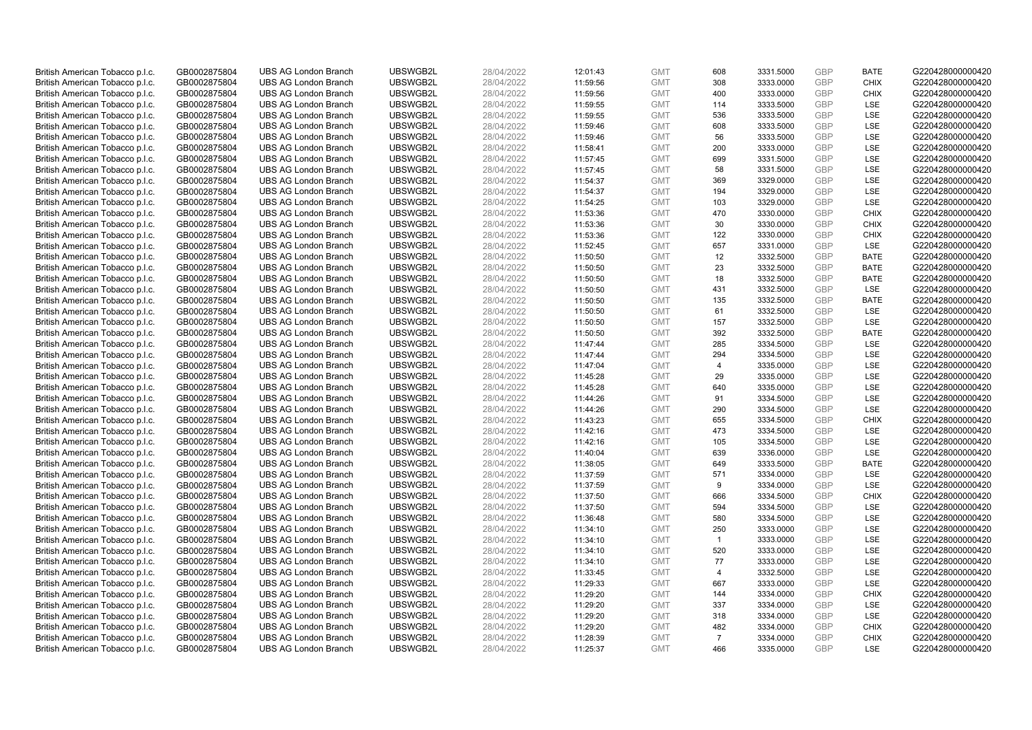| | | | | | | | | | | | |
|---|---|---|---|---|---|---|---|---|---|---|---|
| British American Tobacco p.l.c. | GB0002875804 | UBS AG London Branch | UBSWGB2L | 28/04/2022 | 12:01:43 | GMT | 608 | 3331.5000 | GBP | BATE | G220428000000420 |
| British American Tobacco p.l.c. | GB0002875804 | UBS AG London Branch | UBSWGB2L | 28/04/2022 | 11:59:56 | GMT | 308 | 3333.0000 | GBP | CHIX | G220428000000420 |
| British American Tobacco p.l.c. | GB0002875804 | UBS AG London Branch | UBSWGB2L | 28/04/2022 | 11:59:56 | GMT | 400 | 3333.0000 | GBP | CHIX | G220428000000420 |
| British American Tobacco p.l.c. | GB0002875804 | UBS AG London Branch | UBSWGB2L | 28/04/2022 | 11:59:55 | GMT | 114 | 3333.5000 | GBP | LSE | G220428000000420 |
| British American Tobacco p.l.c. | GB0002875804 | UBS AG London Branch | UBSWGB2L | 28/04/2022 | 11:59:55 | GMT | 536 | 3333.5000 | GBP | LSE | G220428000000420 |
| British American Tobacco p.l.c. | GB0002875804 | UBS AG London Branch | UBSWGB2L | 28/04/2022 | 11:59:46 | GMT | 608 | 3333.5000 | GBP | LSE | G220428000000420 |
| British American Tobacco p.l.c. | GB0002875804 | UBS AG London Branch | UBSWGB2L | 28/04/2022 | 11:59:46 | GMT | 56 | 3333.5000 | GBP | LSE | G220428000000420 |
| British American Tobacco p.l.c. | GB0002875804 | UBS AG London Branch | UBSWGB2L | 28/04/2022 | 11:58:41 | GMT | 200 | 3333.0000 | GBP | LSE | G220428000000420 |
| British American Tobacco p.l.c. | GB0002875804 | UBS AG London Branch | UBSWGB2L | 28/04/2022 | 11:57:45 | GMT | 699 | 3331.5000 | GBP | LSE | G220428000000420 |
| British American Tobacco p.l.c. | GB0002875804 | UBS AG London Branch | UBSWGB2L | 28/04/2022 | 11:57:45 | GMT | 58 | 3331.5000 | GBP | LSE | G220428000000420 |
| British American Tobacco p.l.c. | GB0002875804 | UBS AG London Branch | UBSWGB2L | 28/04/2022 | 11:54:37 | GMT | 369 | 3329.0000 | GBP | LSE | G220428000000420 |
| British American Tobacco p.l.c. | GB0002875804 | UBS AG London Branch | UBSWGB2L | 28/04/2022 | 11:54:37 | GMT | 194 | 3329.0000 | GBP | LSE | G220428000000420 |
| British American Tobacco p.l.c. | GB0002875804 | UBS AG London Branch | UBSWGB2L | 28/04/2022 | 11:54:25 | GMT | 103 | 3329.0000 | GBP | LSE | G220428000000420 |
| British American Tobacco p.l.c. | GB0002875804 | UBS AG London Branch | UBSWGB2L | 28/04/2022 | 11:53:36 | GMT | 470 | 3330.0000 | GBP | CHIX | G220428000000420 |
| British American Tobacco p.l.c. | GB0002875804 | UBS AG London Branch | UBSWGB2L | 28/04/2022 | 11:53:36 | GMT | 30 | 3330.0000 | GBP | CHIX | G220428000000420 |
| British American Tobacco p.l.c. | GB0002875804 | UBS AG London Branch | UBSWGB2L | 28/04/2022 | 11:53:36 | GMT | 122 | 3330.0000 | GBP | CHIX | G220428000000420 |
| British American Tobacco p.l.c. | GB0002875804 | UBS AG London Branch | UBSWGB2L | 28/04/2022 | 11:52:45 | GMT | 657 | 3331.0000 | GBP | LSE | G220428000000420 |
| British American Tobacco p.l.c. | GB0002875804 | UBS AG London Branch | UBSWGB2L | 28/04/2022 | 11:50:50 | GMT | 12 | 3332.5000 | GBP | BATE | G220428000000420 |
| British American Tobacco p.l.c. | GB0002875804 | UBS AG London Branch | UBSWGB2L | 28/04/2022 | 11:50:50 | GMT | 23 | 3332.5000 | GBP | BATE | G220428000000420 |
| British American Tobacco p.l.c. | GB0002875804 | UBS AG London Branch | UBSWGB2L | 28/04/2022 | 11:50:50 | GMT | 18 | 3332.5000 | GBP | BATE | G220428000000420 |
| British American Tobacco p.l.c. | GB0002875804 | UBS AG London Branch | UBSWGB2L | 28/04/2022 | 11:50:50 | GMT | 431 | 3332.5000 | GBP | LSE | G220428000000420 |
| British American Tobacco p.l.c. | GB0002875804 | UBS AG London Branch | UBSWGB2L | 28/04/2022 | 11:50:50 | GMT | 135 | 3332.5000 | GBP | BATE | G220428000000420 |
| British American Tobacco p.l.c. | GB0002875804 | UBS AG London Branch | UBSWGB2L | 28/04/2022 | 11:50:50 | GMT | 61 | 3332.5000 | GBP | LSE | G220428000000420 |
| British American Tobacco p.l.c. | GB0002875804 | UBS AG London Branch | UBSWGB2L | 28/04/2022 | 11:50:50 | GMT | 157 | 3332.5000 | GBP | LSE | G220428000000420 |
| British American Tobacco p.l.c. | GB0002875804 | UBS AG London Branch | UBSWGB2L | 28/04/2022 | 11:50:50 | GMT | 392 | 3332.5000 | GBP | BATE | G220428000000420 |
| British American Tobacco p.l.c. | GB0002875804 | UBS AG London Branch | UBSWGB2L | 28/04/2022 | 11:47:44 | GMT | 285 | 3334.5000 | GBP | LSE | G220428000000420 |
| British American Tobacco p.l.c. | GB0002875804 | UBS AG London Branch | UBSWGB2L | 28/04/2022 | 11:47:44 | GMT | 294 | 3334.5000 | GBP | LSE | G220428000000420 |
| British American Tobacco p.l.c. | GB0002875804 | UBS AG London Branch | UBSWGB2L | 28/04/2022 | 11:47:04 | GMT | 4 | 3335.0000 | GBP | LSE | G220428000000420 |
| British American Tobacco p.l.c. | GB0002875804 | UBS AG London Branch | UBSWGB2L | 28/04/2022 | 11:45:28 | GMT | 29 | 3335.0000 | GBP | LSE | G220428000000420 |
| British American Tobacco p.l.c. | GB0002875804 | UBS AG London Branch | UBSWGB2L | 28/04/2022 | 11:45:28 | GMT | 640 | 3335.0000 | GBP | LSE | G220428000000420 |
| British American Tobacco p.l.c. | GB0002875804 | UBS AG London Branch | UBSWGB2L | 28/04/2022 | 11:44:26 | GMT | 91 | 3334.5000 | GBP | LSE | G220428000000420 |
| British American Tobacco p.l.c. | GB0002875804 | UBS AG London Branch | UBSWGB2L | 28/04/2022 | 11:44:26 | GMT | 290 | 3334.5000 | GBP | LSE | G220428000000420 |
| British American Tobacco p.l.c. | GB0002875804 | UBS AG London Branch | UBSWGB2L | 28/04/2022 | 11:43:23 | GMT | 655 | 3334.5000 | GBP | CHIX | G220428000000420 |
| British American Tobacco p.l.c. | GB0002875804 | UBS AG London Branch | UBSWGB2L | 28/04/2022 | 11:42:16 | GMT | 473 | 3334.5000 | GBP | LSE | G220428000000420 |
| British American Tobacco p.l.c. | GB0002875804 | UBS AG London Branch | UBSWGB2L | 28/04/2022 | 11:42:16 | GMT | 105 | 3334.5000 | GBP | LSE | G220428000000420 |
| British American Tobacco p.l.c. | GB0002875804 | UBS AG London Branch | UBSWGB2L | 28/04/2022 | 11:40:04 | GMT | 639 | 3336.0000 | GBP | LSE | G220428000000420 |
| British American Tobacco p.l.c. | GB0002875804 | UBS AG London Branch | UBSWGB2L | 28/04/2022 | 11:38:05 | GMT | 649 | 3333.5000 | GBP | BATE | G220428000000420 |
| British American Tobacco p.l.c. | GB0002875804 | UBS AG London Branch | UBSWGB2L | 28/04/2022 | 11:37:59 | GMT | 571 | 3334.0000 | GBP | LSE | G220428000000420 |
| British American Tobacco p.l.c. | GB0002875804 | UBS AG London Branch | UBSWGB2L | 28/04/2022 | 11:37:59 | GMT | 9 | 3334.0000 | GBP | LSE | G220428000000420 |
| British American Tobacco p.l.c. | GB0002875804 | UBS AG London Branch | UBSWGB2L | 28/04/2022 | 11:37:50 | GMT | 666 | 3334.5000 | GBP | CHIX | G220428000000420 |
| British American Tobacco p.l.c. | GB0002875804 | UBS AG London Branch | UBSWGB2L | 28/04/2022 | 11:37:50 | GMT | 594 | 3334.5000 | GBP | LSE | G220428000000420 |
| British American Tobacco p.l.c. | GB0002875804 | UBS AG London Branch | UBSWGB2L | 28/04/2022 | 11:36:48 | GMT | 580 | 3334.5000 | GBP | LSE | G220428000000420 |
| British American Tobacco p.l.c. | GB0002875804 | UBS AG London Branch | UBSWGB2L | 28/04/2022 | 11:34:10 | GMT | 250 | 3333.0000 | GBP | LSE | G220428000000420 |
| British American Tobacco p.l.c. | GB0002875804 | UBS AG London Branch | UBSWGB2L | 28/04/2022 | 11:34:10 | GMT | 1 | 3333.0000 | GBP | LSE | G220428000000420 |
| British American Tobacco p.l.c. | GB0002875804 | UBS AG London Branch | UBSWGB2L | 28/04/2022 | 11:34:10 | GMT | 520 | 3333.0000 | GBP | LSE | G220428000000420 |
| British American Tobacco p.l.c. | GB0002875804 | UBS AG London Branch | UBSWGB2L | 28/04/2022 | 11:34:10 | GMT | 77 | 3333.0000 | GBP | LSE | G220428000000420 |
| British American Tobacco p.l.c. | GB0002875804 | UBS AG London Branch | UBSWGB2L | 28/04/2022 | 11:33:45 | GMT | 4 | 3332.5000 | GBP | LSE | G220428000000420 |
| British American Tobacco p.l.c. | GB0002875804 | UBS AG London Branch | UBSWGB2L | 28/04/2022 | 11:29:33 | GMT | 667 | 3333.0000 | GBP | LSE | G220428000000420 |
| British American Tobacco p.l.c. | GB0002875804 | UBS AG London Branch | UBSWGB2L | 28/04/2022 | 11:29:20 | GMT | 144 | 3334.0000 | GBP | CHIX | G220428000000420 |
| British American Tobacco p.l.c. | GB0002875804 | UBS AG London Branch | UBSWGB2L | 28/04/2022 | 11:29:20 | GMT | 337 | 3334.0000 | GBP | LSE | G220428000000420 |
| British American Tobacco p.l.c. | GB0002875804 | UBS AG London Branch | UBSWGB2L | 28/04/2022 | 11:29:20 | GMT | 318 | 3334.0000 | GBP | LSE | G220428000000420 |
| British American Tobacco p.l.c. | GB0002875804 | UBS AG London Branch | UBSWGB2L | 28/04/2022 | 11:29:20 | GMT | 482 | 3334.0000 | GBP | CHIX | G220428000000420 |
| British American Tobacco p.l.c. | GB0002875804 | UBS AG London Branch | UBSWGB2L | 28/04/2022 | 11:28:39 | GMT | 7 | 3334.0000 | GBP | CHIX | G220428000000420 |
| British American Tobacco p.l.c. | GB0002875804 | UBS AG London Branch | UBSWGB2L | 28/04/2022 | 11:25:37 | GMT | 466 | 3335.0000 | GBP | LSE | G220428000000420 |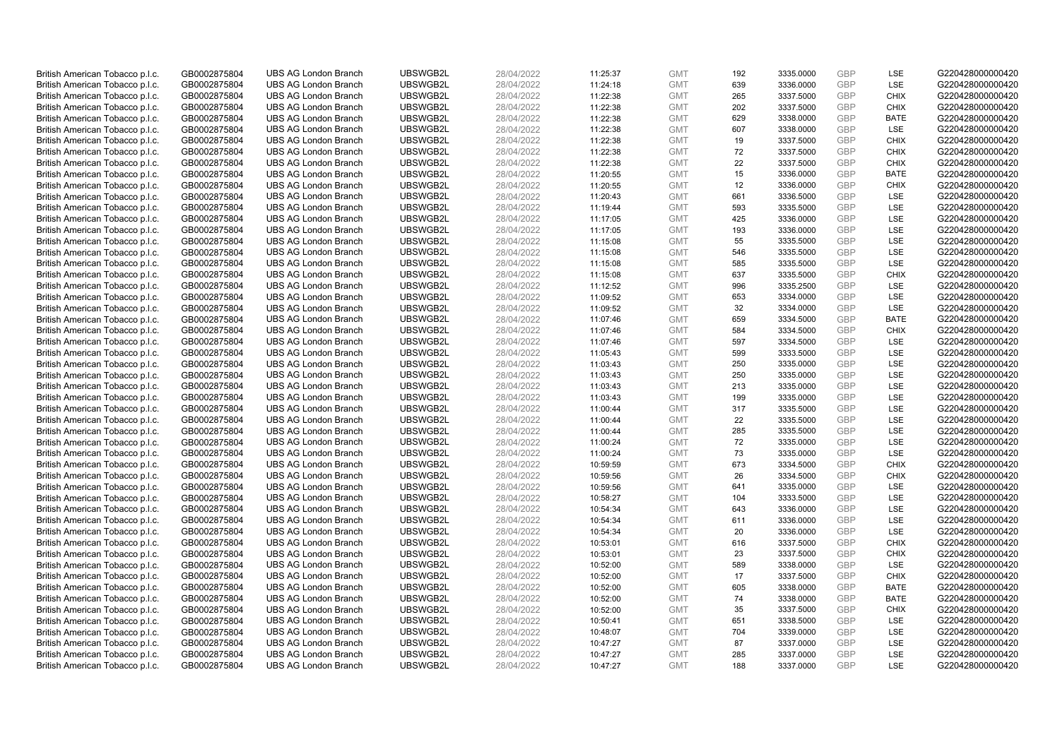| | | | | | | | | | | | |
|---|---|---|---|---|---|---|---|---|---|---|---|
| British American Tobacco p.l.c. | GB0002875804 | UBS AG London Branch | UBSWGB2L | 28/04/2022 | 11:25:37 | GMT | 192 | 3335.0000 | GBP | LSE | G220428000000420 |
| British American Tobacco p.l.c. | GB0002875804 | UBS AG London Branch | UBSWGB2L | 28/04/2022 | 11:24:18 | GMT | 639 | 3336.0000 | GBP | LSE | G220428000000420 |
| British American Tobacco p.l.c. | GB0002875804 | UBS AG London Branch | UBSWGB2L | 28/04/2022 | 11:22:38 | GMT | 265 | 3337.5000 | GBP | CHIX | G220428000000420 |
| British American Tobacco p.l.c. | GB0002875804 | UBS AG London Branch | UBSWGB2L | 28/04/2022 | 11:22:38 | GMT | 202 | 3337.5000 | GBP | CHIX | G220428000000420 |
| British American Tobacco p.l.c. | GB0002875804 | UBS AG London Branch | UBSWGB2L | 28/04/2022 | 11:22:38 | GMT | 629 | 3338.0000 | GBP | BATE | G220428000000420 |
| British American Tobacco p.l.c. | GB0002875804 | UBS AG London Branch | UBSWGB2L | 28/04/2022 | 11:22:38 | GMT | 607 | 3338.0000 | GBP | LSE | G220428000000420 |
| British American Tobacco p.l.c. | GB0002875804 | UBS AG London Branch | UBSWGB2L | 28/04/2022 | 11:22:38 | GMT | 19 | 3337.5000 | GBP | CHIX | G220428000000420 |
| British American Tobacco p.l.c. | GB0002875804 | UBS AG London Branch | UBSWGB2L | 28/04/2022 | 11:22:38 | GMT | 72 | 3337.5000 | GBP | CHIX | G220428000000420 |
| British American Tobacco p.l.c. | GB0002875804 | UBS AG London Branch | UBSWGB2L | 28/04/2022 | 11:22:38 | GMT | 22 | 3337.5000 | GBP | CHIX | G220428000000420 |
| British American Tobacco p.l.c. | GB0002875804 | UBS AG London Branch | UBSWGB2L | 28/04/2022 | 11:20:55 | GMT | 15 | 3336.0000 | GBP | BATE | G220428000000420 |
| British American Tobacco p.l.c. | GB0002875804 | UBS AG London Branch | UBSWGB2L | 28/04/2022 | 11:20:55 | GMT | 12 | 3336.0000 | GBP | CHIX | G220428000000420 |
| British American Tobacco p.l.c. | GB0002875804 | UBS AG London Branch | UBSWGB2L | 28/04/2022 | 11:20:43 | GMT | 661 | 3336.5000 | GBP | LSE | G220428000000420 |
| British American Tobacco p.l.c. | GB0002875804 | UBS AG London Branch | UBSWGB2L | 28/04/2022 | 11:19:44 | GMT | 593 | 3335.5000 | GBP | LSE | G220428000000420 |
| British American Tobacco p.l.c. | GB0002875804 | UBS AG London Branch | UBSWGB2L | 28/04/2022 | 11:17:05 | GMT | 425 | 3336.0000 | GBP | LSE | G220428000000420 |
| British American Tobacco p.l.c. | GB0002875804 | UBS AG London Branch | UBSWGB2L | 28/04/2022 | 11:17:05 | GMT | 193 | 3336.0000 | GBP | LSE | G220428000000420 |
| British American Tobacco p.l.c. | GB0002875804 | UBS AG London Branch | UBSWGB2L | 28/04/2022 | 11:15:08 | GMT | 55 | 3335.5000 | GBP | LSE | G220428000000420 |
| British American Tobacco p.l.c. | GB0002875804 | UBS AG London Branch | UBSWGB2L | 28/04/2022 | 11:15:08 | GMT | 546 | 3335.5000 | GBP | LSE | G220428000000420 |
| British American Tobacco p.l.c. | GB0002875804 | UBS AG London Branch | UBSWGB2L | 28/04/2022 | 11:15:08 | GMT | 585 | 3335.5000 | GBP | LSE | G220428000000420 |
| British American Tobacco p.l.c. | GB0002875804 | UBS AG London Branch | UBSWGB2L | 28/04/2022 | 11:15:08 | GMT | 637 | 3335.5000 | GBP | CHIX | G220428000000420 |
| British American Tobacco p.l.c. | GB0002875804 | UBS AG London Branch | UBSWGB2L | 28/04/2022 | 11:12:52 | GMT | 996 | 3335.2500 | GBP | LSE | G220428000000420 |
| British American Tobacco p.l.c. | GB0002875804 | UBS AG London Branch | UBSWGB2L | 28/04/2022 | 11:09:52 | GMT | 653 | 3334.0000 | GBP | LSE | G220428000000420 |
| British American Tobacco p.l.c. | GB0002875804 | UBS AG London Branch | UBSWGB2L | 28/04/2022 | 11:09:52 | GMT | 32 | 3334.0000 | GBP | LSE | G220428000000420 |
| British American Tobacco p.l.c. | GB0002875804 | UBS AG London Branch | UBSWGB2L | 28/04/2022 | 11:07:46 | GMT | 659 | 3334.5000 | GBP | BATE | G220428000000420 |
| British American Tobacco p.l.c. | GB0002875804 | UBS AG London Branch | UBSWGB2L | 28/04/2022 | 11:07:46 | GMT | 584 | 3334.5000 | GBP | CHIX | G220428000000420 |
| British American Tobacco p.l.c. | GB0002875804 | UBS AG London Branch | UBSWGB2L | 28/04/2022 | 11:07:46 | GMT | 597 | 3334.5000 | GBP | LSE | G220428000000420 |
| British American Tobacco p.l.c. | GB0002875804 | UBS AG London Branch | UBSWGB2L | 28/04/2022 | 11:05:43 | GMT | 599 | 3333.5000 | GBP | LSE | G220428000000420 |
| British American Tobacco p.l.c. | GB0002875804 | UBS AG London Branch | UBSWGB2L | 28/04/2022 | 11:03:43 | GMT | 250 | 3335.0000 | GBP | LSE | G220428000000420 |
| British American Tobacco p.l.c. | GB0002875804 | UBS AG London Branch | UBSWGB2L | 28/04/2022 | 11:03:43 | GMT | 250 | 3335.0000 | GBP | LSE | G220428000000420 |
| British American Tobacco p.l.c. | GB0002875804 | UBS AG London Branch | UBSWGB2L | 28/04/2022 | 11:03:43 | GMT | 213 | 3335.0000 | GBP | LSE | G220428000000420 |
| British American Tobacco p.l.c. | GB0002875804 | UBS AG London Branch | UBSWGB2L | 28/04/2022 | 11:03:43 | GMT | 199 | 3335.0000 | GBP | LSE | G220428000000420 |
| British American Tobacco p.l.c. | GB0002875804 | UBS AG London Branch | UBSWGB2L | 28/04/2022 | 11:00:44 | GMT | 317 | 3335.5000 | GBP | LSE | G220428000000420 |
| British American Tobacco p.l.c. | GB0002875804 | UBS AG London Branch | UBSWGB2L | 28/04/2022 | 11:00:44 | GMT | 22 | 3335.5000 | GBP | LSE | G220428000000420 |
| British American Tobacco p.l.c. | GB0002875804 | UBS AG London Branch | UBSWGB2L | 28/04/2022 | 11:00:44 | GMT | 285 | 3335.5000 | GBP | LSE | G220428000000420 |
| British American Tobacco p.l.c. | GB0002875804 | UBS AG London Branch | UBSWGB2L | 28/04/2022 | 11:00:24 | GMT | 72 | 3335.0000 | GBP | LSE | G220428000000420 |
| British American Tobacco p.l.c. | GB0002875804 | UBS AG London Branch | UBSWGB2L | 28/04/2022 | 11:00:24 | GMT | 73 | 3335.0000 | GBP | LSE | G220428000000420 |
| British American Tobacco p.l.c. | GB0002875804 | UBS AG London Branch | UBSWGB2L | 28/04/2022 | 10:59:59 | GMT | 673 | 3334.5000 | GBP | CHIX | G220428000000420 |
| British American Tobacco p.l.c. | GB0002875804 | UBS AG London Branch | UBSWGB2L | 28/04/2022 | 10:59:56 | GMT | 26 | 3334.5000 | GBP | CHIX | G220428000000420 |
| British American Tobacco p.l.c. | GB0002875804 | UBS AG London Branch | UBSWGB2L | 28/04/2022 | 10:59:56 | GMT | 641 | 3335.0000 | GBP | LSE | G220428000000420 |
| British American Tobacco p.l.c. | GB0002875804 | UBS AG London Branch | UBSWGB2L | 28/04/2022 | 10:58:27 | GMT | 104 | 3333.5000 | GBP | LSE | G220428000000420 |
| British American Tobacco p.l.c. | GB0002875804 | UBS AG London Branch | UBSWGB2L | 28/04/2022 | 10:54:34 | GMT | 643 | 3336.0000 | GBP | LSE | G220428000000420 |
| British American Tobacco p.l.c. | GB0002875804 | UBS AG London Branch | UBSWGB2L | 28/04/2022 | 10:54:34 | GMT | 611 | 3336.0000 | GBP | LSE | G220428000000420 |
| British American Tobacco p.l.c. | GB0002875804 | UBS AG London Branch | UBSWGB2L | 28/04/2022 | 10:54:34 | GMT | 20 | 3336.0000 | GBP | LSE | G220428000000420 |
| British American Tobacco p.l.c. | GB0002875804 | UBS AG London Branch | UBSWGB2L | 28/04/2022 | 10:53:01 | GMT | 616 | 3337.5000 | GBP | CHIX | G220428000000420 |
| British American Tobacco p.l.c. | GB0002875804 | UBS AG London Branch | UBSWGB2L | 28/04/2022 | 10:53:01 | GMT | 23 | 3337.5000 | GBP | CHIX | G220428000000420 |
| British American Tobacco p.l.c. | GB0002875804 | UBS AG London Branch | UBSWGB2L | 28/04/2022 | 10:52:00 | GMT | 589 | 3338.0000 | GBP | LSE | G220428000000420 |
| British American Tobacco p.l.c. | GB0002875804 | UBS AG London Branch | UBSWGB2L | 28/04/2022 | 10:52:00 | GMT | 17 | 3337.5000 | GBP | CHIX | G220428000000420 |
| British American Tobacco p.l.c. | GB0002875804 | UBS AG London Branch | UBSWGB2L | 28/04/2022 | 10:52:00 | GMT | 605 | 3338.0000 | GBP | BATE | G220428000000420 |
| British American Tobacco p.l.c. | GB0002875804 | UBS AG London Branch | UBSWGB2L | 28/04/2022 | 10:52:00 | GMT | 74 | 3338.0000 | GBP | BATE | G220428000000420 |
| British American Tobacco p.l.c. | GB0002875804 | UBS AG London Branch | UBSWGB2L | 28/04/2022 | 10:52:00 | GMT | 35 | 3337.5000 | GBP | CHIX | G220428000000420 |
| British American Tobacco p.l.c. | GB0002875804 | UBS AG London Branch | UBSWGB2L | 28/04/2022 | 10:50:41 | GMT | 651 | 3338.5000 | GBP | LSE | G220428000000420 |
| British American Tobacco p.l.c. | GB0002875804 | UBS AG London Branch | UBSWGB2L | 28/04/2022 | 10:48:07 | GMT | 704 | 3339.0000 | GBP | LSE | G220428000000420 |
| British American Tobacco p.l.c. | GB0002875804 | UBS AG London Branch | UBSWGB2L | 28/04/2022 | 10:47:27 | GMT | 87 | 3337.0000 | GBP | LSE | G220428000000420 |
| British American Tobacco p.l.c. | GB0002875804 | UBS AG London Branch | UBSWGB2L | 28/04/2022 | 10:47:27 | GMT | 285 | 3337.0000 | GBP | LSE | G220428000000420 |
| British American Tobacco p.l.c. | GB0002875804 | UBS AG London Branch | UBSWGB2L | 28/04/2022 | 10:47:27 | GMT | 188 | 3337.0000 | GBP | LSE | G220428000000420 |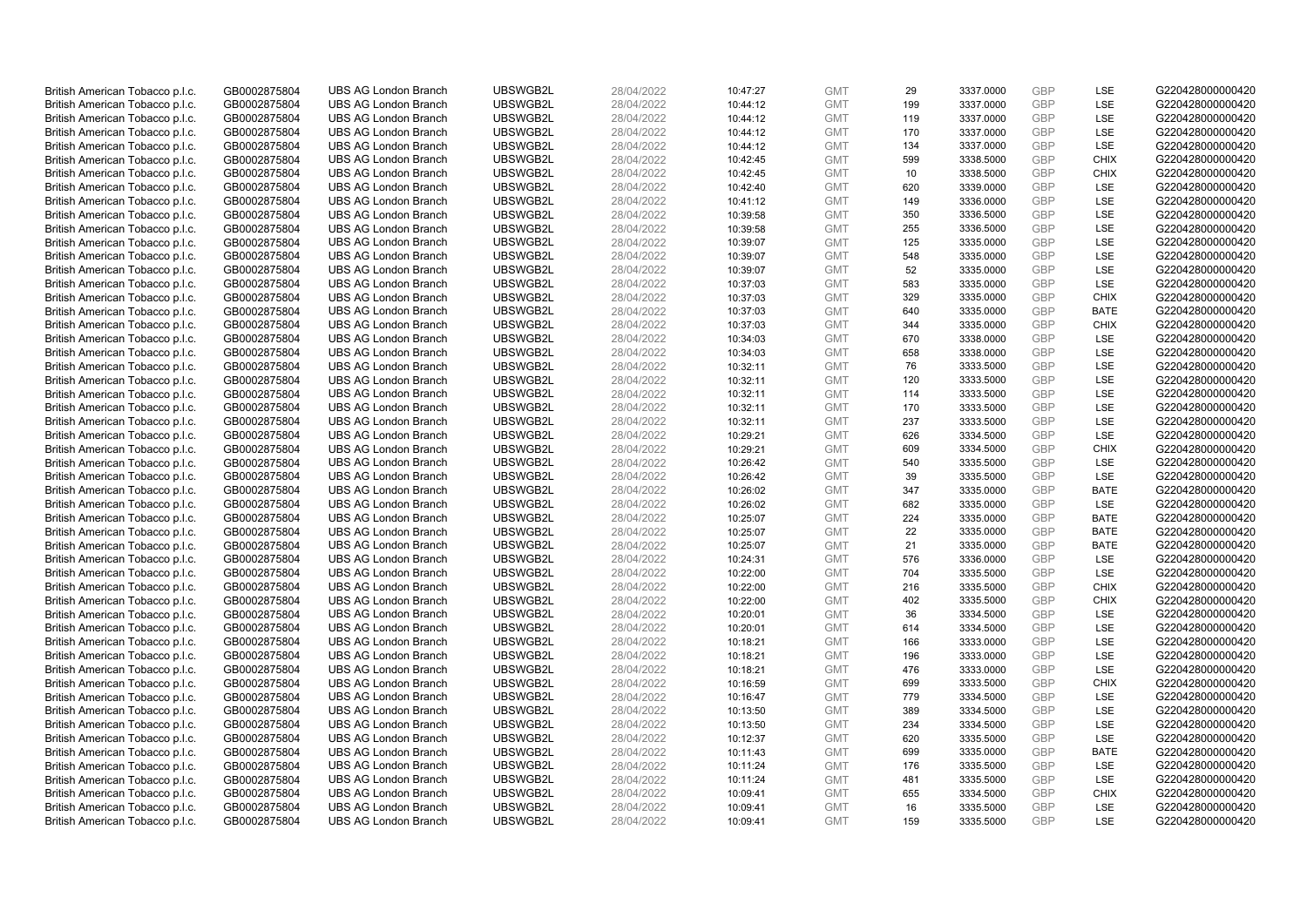| | | | | | | | | | | | |
|---|---|---|---|---|---|---|---|---|---|---|---|
| British American Tobacco p.l.c. | GB0002875804 | UBS AG London Branch | UBSWGB2L | 28/04/2022 | 10:47:27 | GMT | 29 | 3337.0000 | GBP | LSE | G220428000000420 |
| British American Tobacco p.l.c. | GB0002875804 | UBS AG London Branch | UBSWGB2L | 28/04/2022 | 10:44:12 | GMT | 199 | 3337.0000 | GBP | LSE | G220428000000420 |
| British American Tobacco p.l.c. | GB0002875804 | UBS AG London Branch | UBSWGB2L | 28/04/2022 | 10:44:12 | GMT | 119 | 3337.0000 | GBP | LSE | G220428000000420 |
| British American Tobacco p.l.c. | GB0002875804 | UBS AG London Branch | UBSWGB2L | 28/04/2022 | 10:44:12 | GMT | 170 | 3337.0000 | GBP | LSE | G220428000000420 |
| British American Tobacco p.l.c. | GB0002875804 | UBS AG London Branch | UBSWGB2L | 28/04/2022 | 10:44:12 | GMT | 134 | 3337.0000 | GBP | LSE | G220428000000420 |
| British American Tobacco p.l.c. | GB0002875804 | UBS AG London Branch | UBSWGB2L | 28/04/2022 | 10:42:45 | GMT | 599 | 3338.5000 | GBP | CHIX | G220428000000420 |
| British American Tobacco p.l.c. | GB0002875804 | UBS AG London Branch | UBSWGB2L | 28/04/2022 | 10:42:45 | GMT | 10 | 3338.5000 | GBP | CHIX | G220428000000420 |
| British American Tobacco p.l.c. | GB0002875804 | UBS AG London Branch | UBSWGB2L | 28/04/2022 | 10:42:40 | GMT | 620 | 3339.0000 | GBP | LSE | G220428000000420 |
| British American Tobacco p.l.c. | GB0002875804 | UBS AG London Branch | UBSWGB2L | 28/04/2022 | 10:41:12 | GMT | 149 | 3336.0000 | GBP | LSE | G220428000000420 |
| British American Tobacco p.l.c. | GB0002875804 | UBS AG London Branch | UBSWGB2L | 28/04/2022 | 10:39:58 | GMT | 350 | 3336.5000 | GBP | LSE | G220428000000420 |
| British American Tobacco p.l.c. | GB0002875804 | UBS AG London Branch | UBSWGB2L | 28/04/2022 | 10:39:58 | GMT | 255 | 3336.5000 | GBP | LSE | G220428000000420 |
| British American Tobacco p.l.c. | GB0002875804 | UBS AG London Branch | UBSWGB2L | 28/04/2022 | 10:39:07 | GMT | 125 | 3335.0000 | GBP | LSE | G220428000000420 |
| British American Tobacco p.l.c. | GB0002875804 | UBS AG London Branch | UBSWGB2L | 28/04/2022 | 10:39:07 | GMT | 548 | 3335.0000 | GBP | LSE | G220428000000420 |
| British American Tobacco p.l.c. | GB0002875804 | UBS AG London Branch | UBSWGB2L | 28/04/2022 | 10:39:07 | GMT | 52 | 3335.0000 | GBP | LSE | G220428000000420 |
| British American Tobacco p.l.c. | GB0002875804 | UBS AG London Branch | UBSWGB2L | 28/04/2022 | 10:37:03 | GMT | 583 | 3335.0000 | GBP | LSE | G220428000000420 |
| British American Tobacco p.l.c. | GB0002875804 | UBS AG London Branch | UBSWGB2L | 28/04/2022 | 10:37:03 | GMT | 329 | 3335.0000 | GBP | CHIX | G220428000000420 |
| British American Tobacco p.l.c. | GB0002875804 | UBS AG London Branch | UBSWGB2L | 28/04/2022 | 10:37:03 | GMT | 640 | 3335.0000 | GBP | BATE | G220428000000420 |
| British American Tobacco p.l.c. | GB0002875804 | UBS AG London Branch | UBSWGB2L | 28/04/2022 | 10:37:03 | GMT | 344 | 3335.0000 | GBP | CHIX | G220428000000420 |
| British American Tobacco p.l.c. | GB0002875804 | UBS AG London Branch | UBSWGB2L | 28/04/2022 | 10:34:03 | GMT | 670 | 3338.0000 | GBP | LSE | G220428000000420 |
| British American Tobacco p.l.c. | GB0002875804 | UBS AG London Branch | UBSWGB2L | 28/04/2022 | 10:34:03 | GMT | 658 | 3338.0000 | GBP | LSE | G220428000000420 |
| British American Tobacco p.l.c. | GB0002875804 | UBS AG London Branch | UBSWGB2L | 28/04/2022 | 10:32:11 | GMT | 76 | 3333.5000 | GBP | LSE | G220428000000420 |
| British American Tobacco p.l.c. | GB0002875804 | UBS AG London Branch | UBSWGB2L | 28/04/2022 | 10:32:11 | GMT | 120 | 3333.5000 | GBP | LSE | G220428000000420 |
| British American Tobacco p.l.c. | GB0002875804 | UBS AG London Branch | UBSWGB2L | 28/04/2022 | 10:32:11 | GMT | 114 | 3333.5000 | GBP | LSE | G220428000000420 |
| British American Tobacco p.l.c. | GB0002875804 | UBS AG London Branch | UBSWGB2L | 28/04/2022 | 10:32:11 | GMT | 170 | 3333.5000 | GBP | LSE | G220428000000420 |
| British American Tobacco p.l.c. | GB0002875804 | UBS AG London Branch | UBSWGB2L | 28/04/2022 | 10:32:11 | GMT | 237 | 3333.5000 | GBP | LSE | G220428000000420 |
| British American Tobacco p.l.c. | GB0002875804 | UBS AG London Branch | UBSWGB2L | 28/04/2022 | 10:29:21 | GMT | 626 | 3334.5000 | GBP | LSE | G220428000000420 |
| British American Tobacco p.l.c. | GB0002875804 | UBS AG London Branch | UBSWGB2L | 28/04/2022 | 10:29:21 | GMT | 609 | 3334.5000 | GBP | CHIX | G220428000000420 |
| British American Tobacco p.l.c. | GB0002875804 | UBS AG London Branch | UBSWGB2L | 28/04/2022 | 10:26:42 | GMT | 540 | 3335.5000 | GBP | LSE | G220428000000420 |
| British American Tobacco p.l.c. | GB0002875804 | UBS AG London Branch | UBSWGB2L | 28/04/2022 | 10:26:42 | GMT | 39 | 3335.5000 | GBP | LSE | G220428000000420 |
| British American Tobacco p.l.c. | GB0002875804 | UBS AG London Branch | UBSWGB2L | 28/04/2022 | 10:26:02 | GMT | 347 | 3335.0000 | GBP | BATE | G220428000000420 |
| British American Tobacco p.l.c. | GB0002875804 | UBS AG London Branch | UBSWGB2L | 28/04/2022 | 10:26:02 | GMT | 682 | 3335.0000 | GBP | LSE | G220428000000420 |
| British American Tobacco p.l.c. | GB0002875804 | UBS AG London Branch | UBSWGB2L | 28/04/2022 | 10:25:07 | GMT | 224 | 3335.0000 | GBP | BATE | G220428000000420 |
| British American Tobacco p.l.c. | GB0002875804 | UBS AG London Branch | UBSWGB2L | 28/04/2022 | 10:25:07 | GMT | 22 | 3335.0000 | GBP | BATE | G220428000000420 |
| British American Tobacco p.l.c. | GB0002875804 | UBS AG London Branch | UBSWGB2L | 28/04/2022 | 10:25:07 | GMT | 21 | 3335.0000 | GBP | BATE | G220428000000420 |
| British American Tobacco p.l.c. | GB0002875804 | UBS AG London Branch | UBSWGB2L | 28/04/2022 | 10:24:31 | GMT | 576 | 3336.0000 | GBP | LSE | G220428000000420 |
| British American Tobacco p.l.c. | GB0002875804 | UBS AG London Branch | UBSWGB2L | 28/04/2022 | 10:22:00 | GMT | 704 | 3335.5000 | GBP | LSE | G220428000000420 |
| British American Tobacco p.l.c. | GB0002875804 | UBS AG London Branch | UBSWGB2L | 28/04/2022 | 10:22:00 | GMT | 216 | 3335.5000 | GBP | CHIX | G220428000000420 |
| British American Tobacco p.l.c. | GB0002875804 | UBS AG London Branch | UBSWGB2L | 28/04/2022 | 10:22:00 | GMT | 402 | 3335.5000 | GBP | CHIX | G220428000000420 |
| British American Tobacco p.l.c. | GB0002875804 | UBS AG London Branch | UBSWGB2L | 28/04/2022 | 10:20:01 | GMT | 36 | 3334.5000 | GBP | LSE | G220428000000420 |
| British American Tobacco p.l.c. | GB0002875804 | UBS AG London Branch | UBSWGB2L | 28/04/2022 | 10:20:01 | GMT | 614 | 3334.5000 | GBP | LSE | G220428000000420 |
| British American Tobacco p.l.c. | GB0002875804 | UBS AG London Branch | UBSWGB2L | 28/04/2022 | 10:18:21 | GMT | 166 | 3333.0000 | GBP | LSE | G220428000000420 |
| British American Tobacco p.l.c. | GB0002875804 | UBS AG London Branch | UBSWGB2L | 28/04/2022 | 10:18:21 | GMT | 196 | 3333.0000 | GBP | LSE | G220428000000420 |
| British American Tobacco p.l.c. | GB0002875804 | UBS AG London Branch | UBSWGB2L | 28/04/2022 | 10:18:21 | GMT | 476 | 3333.0000 | GBP | LSE | G220428000000420 |
| British American Tobacco p.l.c. | GB0002875804 | UBS AG London Branch | UBSWGB2L | 28/04/2022 | 10:16:59 | GMT | 699 | 3333.5000 | GBP | CHIX | G220428000000420 |
| British American Tobacco p.l.c. | GB0002875804 | UBS AG London Branch | UBSWGB2L | 28/04/2022 | 10:16:47 | GMT | 779 | 3334.5000 | GBP | LSE | G220428000000420 |
| British American Tobacco p.l.c. | GB0002875804 | UBS AG London Branch | UBSWGB2L | 28/04/2022 | 10:13:50 | GMT | 389 | 3334.5000 | GBP | LSE | G220428000000420 |
| British American Tobacco p.l.c. | GB0002875804 | UBS AG London Branch | UBSWGB2L | 28/04/2022 | 10:13:50 | GMT | 234 | 3334.5000 | GBP | LSE | G220428000000420 |
| British American Tobacco p.l.c. | GB0002875804 | UBS AG London Branch | UBSWGB2L | 28/04/2022 | 10:12:37 | GMT | 620 | 3335.5000 | GBP | LSE | G220428000000420 |
| British American Tobacco p.l.c. | GB0002875804 | UBS AG London Branch | UBSWGB2L | 28/04/2022 | 10:11:43 | GMT | 699 | 3335.0000 | GBP | BATE | G220428000000420 |
| British American Tobacco p.l.c. | GB0002875804 | UBS AG London Branch | UBSWGB2L | 28/04/2022 | 10:11:24 | GMT | 176 | 3335.5000 | GBP | LSE | G220428000000420 |
| British American Tobacco p.l.c. | GB0002875804 | UBS AG London Branch | UBSWGB2L | 28/04/2022 | 10:11:24 | GMT | 481 | 3335.5000 | GBP | LSE | G220428000000420 |
| British American Tobacco p.l.c. | GB0002875804 | UBS AG London Branch | UBSWGB2L | 28/04/2022 | 10:09:41 | GMT | 655 | 3334.5000 | GBP | CHIX | G220428000000420 |
| British American Tobacco p.l.c. | GB0002875804 | UBS AG London Branch | UBSWGB2L | 28/04/2022 | 10:09:41 | GMT | 16 | 3335.5000 | GBP | LSE | G220428000000420 |
| British American Tobacco p.l.c. | GB0002875804 | UBS AG London Branch | UBSWGB2L | 28/04/2022 | 10:09:41 | GMT | 159 | 3335.5000 | GBP | LSE | G220428000000420 |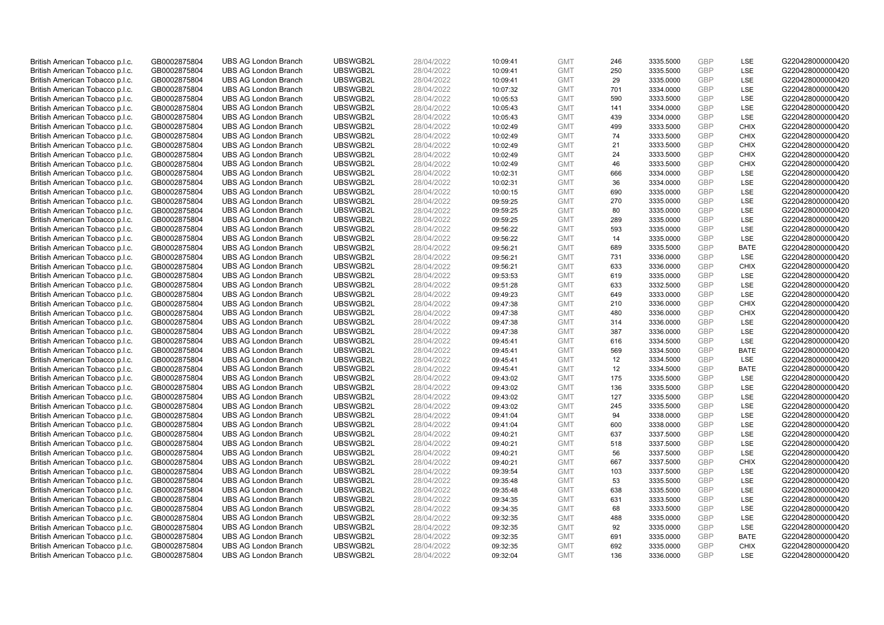| | | | | | | | | | | | |
|---|---|---|---|---|---|---|---|---|---|---|---|
| British American Tobacco p.l.c. | GB0002875804 | UBS AG London Branch | UBSWGB2L | 28/04/2022 | 10:09:41 | GMT | 246 | 3335.5000 | GBP | LSE | G220428000000420 |
| British American Tobacco p.l.c. | GB0002875804 | UBS AG London Branch | UBSWGB2L | 28/04/2022 | 10:09:41 | GMT | 250 | 3335.5000 | GBP | LSE | G220428000000420 |
| British American Tobacco p.l.c. | GB0002875804 | UBS AG London Branch | UBSWGB2L | 28/04/2022 | 10:09:41 | GMT | 29 | 3335.0000 | GBP | LSE | G220428000000420 |
| British American Tobacco p.l.c. | GB0002875804 | UBS AG London Branch | UBSWGB2L | 28/04/2022 | 10:07:32 | GMT | 701 | 3334.0000 | GBP | LSE | G220428000000420 |
| British American Tobacco p.l.c. | GB0002875804 | UBS AG London Branch | UBSWGB2L | 28/04/2022 | 10:05:53 | GMT | 590 | 3333.5000 | GBP | LSE | G220428000000420 |
| British American Tobacco p.l.c. | GB0002875804 | UBS AG London Branch | UBSWGB2L | 28/04/2022 | 10:05:43 | GMT | 141 | 3334.0000 | GBP | LSE | G220428000000420 |
| British American Tobacco p.l.c. | GB0002875804 | UBS AG London Branch | UBSWGB2L | 28/04/2022 | 10:05:43 | GMT | 439 | 3334.0000 | GBP | LSE | G220428000000420 |
| British American Tobacco p.l.c. | GB0002875804 | UBS AG London Branch | UBSWGB2L | 28/04/2022 | 10:02:49 | GMT | 499 | 3333.5000 | GBP | CHIX | G220428000000420 |
| British American Tobacco p.l.c. | GB0002875804 | UBS AG London Branch | UBSWGB2L | 28/04/2022 | 10:02:49 | GMT | 74 | 3333.5000 | GBP | CHIX | G220428000000420 |
| British American Tobacco p.l.c. | GB0002875804 | UBS AG London Branch | UBSWGB2L | 28/04/2022 | 10:02:49 | GMT | 21 | 3333.5000 | GBP | CHIX | G220428000000420 |
| British American Tobacco p.l.c. | GB0002875804 | UBS AG London Branch | UBSWGB2L | 28/04/2022 | 10:02:49 | GMT | 24 | 3333.5000 | GBP | CHIX | G220428000000420 |
| British American Tobacco p.l.c. | GB0002875804 | UBS AG London Branch | UBSWGB2L | 28/04/2022 | 10:02:49 | GMT | 46 | 3333.5000 | GBP | CHIX | G220428000000420 |
| British American Tobacco p.l.c. | GB0002875804 | UBS AG London Branch | UBSWGB2L | 28/04/2022 | 10:02:31 | GMT | 666 | 3334.0000 | GBP | LSE | G220428000000420 |
| British American Tobacco p.l.c. | GB0002875804 | UBS AG London Branch | UBSWGB2L | 28/04/2022 | 10:02:31 | GMT | 36 | 3334.0000 | GBP | LSE | G220428000000420 |
| British American Tobacco p.l.c. | GB0002875804 | UBS AG London Branch | UBSWGB2L | 28/04/2022 | 10:00:15 | GMT | 690 | 3335.0000 | GBP | LSE | G220428000000420 |
| British American Tobacco p.l.c. | GB0002875804 | UBS AG London Branch | UBSWGB2L | 28/04/2022 | 09:59:25 | GMT | 270 | 3335.0000 | GBP | LSE | G220428000000420 |
| British American Tobacco p.l.c. | GB0002875804 | UBS AG London Branch | UBSWGB2L | 28/04/2022 | 09:59:25 | GMT | 80 | 3335.0000 | GBP | LSE | G220428000000420 |
| British American Tobacco p.l.c. | GB0002875804 | UBS AG London Branch | UBSWGB2L | 28/04/2022 | 09:59:25 | GMT | 289 | 3335.0000 | GBP | LSE | G220428000000420 |
| British American Tobacco p.l.c. | GB0002875804 | UBS AG London Branch | UBSWGB2L | 28/04/2022 | 09:56:22 | GMT | 593 | 3335.0000 | GBP | LSE | G220428000000420 |
| British American Tobacco p.l.c. | GB0002875804 | UBS AG London Branch | UBSWGB2L | 28/04/2022 | 09:56:22 | GMT | 14 | 3335.0000 | GBP | LSE | G220428000000420 |
| British American Tobacco p.l.c. | GB0002875804 | UBS AG London Branch | UBSWGB2L | 28/04/2022 | 09:56:21 | GMT | 689 | 3335.5000 | GBP | BATE | G220428000000420 |
| British American Tobacco p.l.c. | GB0002875804 | UBS AG London Branch | UBSWGB2L | 28/04/2022 | 09:56:21 | GMT | 731 | 3336.0000 | GBP | LSE | G220428000000420 |
| British American Tobacco p.l.c. | GB0002875804 | UBS AG London Branch | UBSWGB2L | 28/04/2022 | 09:56:21 | GMT | 633 | 3336.0000 | GBP | CHIX | G220428000000420 |
| British American Tobacco p.l.c. | GB0002875804 | UBS AG London Branch | UBSWGB2L | 28/04/2022 | 09:53:53 | GMT | 619 | 3335.0000 | GBP | LSE | G220428000000420 |
| British American Tobacco p.l.c. | GB0002875804 | UBS AG London Branch | UBSWGB2L | 28/04/2022 | 09:51:28 | GMT | 633 | 3332.5000 | GBP | LSE | G220428000000420 |
| British American Tobacco p.l.c. | GB0002875804 | UBS AG London Branch | UBSWGB2L | 28/04/2022 | 09:49:23 | GMT | 649 | 3333.0000 | GBP | LSE | G220428000000420 |
| British American Tobacco p.l.c. | GB0002875804 | UBS AG London Branch | UBSWGB2L | 28/04/2022 | 09:47:38 | GMT | 210 | 3336.0000 | GBP | CHIX | G220428000000420 |
| British American Tobacco p.l.c. | GB0002875804 | UBS AG London Branch | UBSWGB2L | 28/04/2022 | 09:47:38 | GMT | 480 | 3336.0000 | GBP | CHIX | G220428000000420 |
| British American Tobacco p.l.c. | GB0002875804 | UBS AG London Branch | UBSWGB2L | 28/04/2022 | 09:47:38 | GMT | 314 | 3336.0000 | GBP | LSE | G220428000000420 |
| British American Tobacco p.l.c. | GB0002875804 | UBS AG London Branch | UBSWGB2L | 28/04/2022 | 09:47:38 | GMT | 387 | 3336.0000 | GBP | LSE | G220428000000420 |
| British American Tobacco p.l.c. | GB0002875804 | UBS AG London Branch | UBSWGB2L | 28/04/2022 | 09:45:41 | GMT | 616 | 3334.5000 | GBP | LSE | G220428000000420 |
| British American Tobacco p.l.c. | GB0002875804 | UBS AG London Branch | UBSWGB2L | 28/04/2022 | 09:45:41 | GMT | 569 | 3334.5000 | GBP | BATE | G220428000000420 |
| British American Tobacco p.l.c. | GB0002875804 | UBS AG London Branch | UBSWGB2L | 28/04/2022 | 09:45:41 | GMT | 12 | 3334.5000 | GBP | LSE | G220428000000420 |
| British American Tobacco p.l.c. | GB0002875804 | UBS AG London Branch | UBSWGB2L | 28/04/2022 | 09:45:41 | GMT | 12 | 3334.5000 | GBP | BATE | G220428000000420 |
| British American Tobacco p.l.c. | GB0002875804 | UBS AG London Branch | UBSWGB2L | 28/04/2022 | 09:43:02 | GMT | 175 | 3335.5000 | GBP | LSE | G220428000000420 |
| British American Tobacco p.l.c. | GB0002875804 | UBS AG London Branch | UBSWGB2L | 28/04/2022 | 09:43:02 | GMT | 136 | 3335.5000 | GBP | LSE | G220428000000420 |
| British American Tobacco p.l.c. | GB0002875804 | UBS AG London Branch | UBSWGB2L | 28/04/2022 | 09:43:02 | GMT | 127 | 3335.5000 | GBP | LSE | G220428000000420 |
| British American Tobacco p.l.c. | GB0002875804 | UBS AG London Branch | UBSWGB2L | 28/04/2022 | 09:43:02 | GMT | 245 | 3335.5000 | GBP | LSE | G220428000000420 |
| British American Tobacco p.l.c. | GB0002875804 | UBS AG London Branch | UBSWGB2L | 28/04/2022 | 09:41:04 | GMT | 94 | 3338.0000 | GBP | LSE | G220428000000420 |
| British American Tobacco p.l.c. | GB0002875804 | UBS AG London Branch | UBSWGB2L | 28/04/2022 | 09:41:04 | GMT | 600 | 3338.0000 | GBP | LSE | G220428000000420 |
| British American Tobacco p.l.c. | GB0002875804 | UBS AG London Branch | UBSWGB2L | 28/04/2022 | 09:40:21 | GMT | 637 | 3337.5000 | GBP | LSE | G220428000000420 |
| British American Tobacco p.l.c. | GB0002875804 | UBS AG London Branch | UBSWGB2L | 28/04/2022 | 09:40:21 | GMT | 518 | 3337.5000 | GBP | LSE | G220428000000420 |
| British American Tobacco p.l.c. | GB0002875804 | UBS AG London Branch | UBSWGB2L | 28/04/2022 | 09:40:21 | GMT | 56 | 3337.5000 | GBP | LSE | G220428000000420 |
| British American Tobacco p.l.c. | GB0002875804 | UBS AG London Branch | UBSWGB2L | 28/04/2022 | 09:40:21 | GMT | 667 | 3337.5000 | GBP | CHIX | G220428000000420 |
| British American Tobacco p.l.c. | GB0002875804 | UBS AG London Branch | UBSWGB2L | 28/04/2022 | 09:39:54 | GMT | 103 | 3337.5000 | GBP | LSE | G220428000000420 |
| British American Tobacco p.l.c. | GB0002875804 | UBS AG London Branch | UBSWGB2L | 28/04/2022 | 09:35:48 | GMT | 53 | 3335.5000 | GBP | LSE | G220428000000420 |
| British American Tobacco p.l.c. | GB0002875804 | UBS AG London Branch | UBSWGB2L | 28/04/2022 | 09:35:48 | GMT | 638 | 3335.5000 | GBP | LSE | G220428000000420 |
| British American Tobacco p.l.c. | GB0002875804 | UBS AG London Branch | UBSWGB2L | 28/04/2022 | 09:34:35 | GMT | 631 | 3333.5000 | GBP | LSE | G220428000000420 |
| British American Tobacco p.l.c. | GB0002875804 | UBS AG London Branch | UBSWGB2L | 28/04/2022 | 09:34:35 | GMT | 68 | 3333.5000 | GBP | LSE | G220428000000420 |
| British American Tobacco p.l.c. | GB0002875804 | UBS AG London Branch | UBSWGB2L | 28/04/2022 | 09:32:35 | GMT | 488 | 3335.0000 | GBP | LSE | G220428000000420 |
| British American Tobacco p.l.c. | GB0002875804 | UBS AG London Branch | UBSWGB2L | 28/04/2022 | 09:32:35 | GMT | 92 | 3335.0000 | GBP | LSE | G220428000000420 |
| British American Tobacco p.l.c. | GB0002875804 | UBS AG London Branch | UBSWGB2L | 28/04/2022 | 09:32:35 | GMT | 691 | 3335.0000 | GBP | BATE | G220428000000420 |
| British American Tobacco p.l.c. | GB0002875804 | UBS AG London Branch | UBSWGB2L | 28/04/2022 | 09:32:35 | GMT | 692 | 3335.0000 | GBP | CHIX | G220428000000420 |
| British American Tobacco p.l.c. | GB0002875804 | UBS AG London Branch | UBSWGB2L | 28/04/2022 | 09:32:04 | GMT | 136 | 3336.0000 | GBP | LSE | G220428000000420 |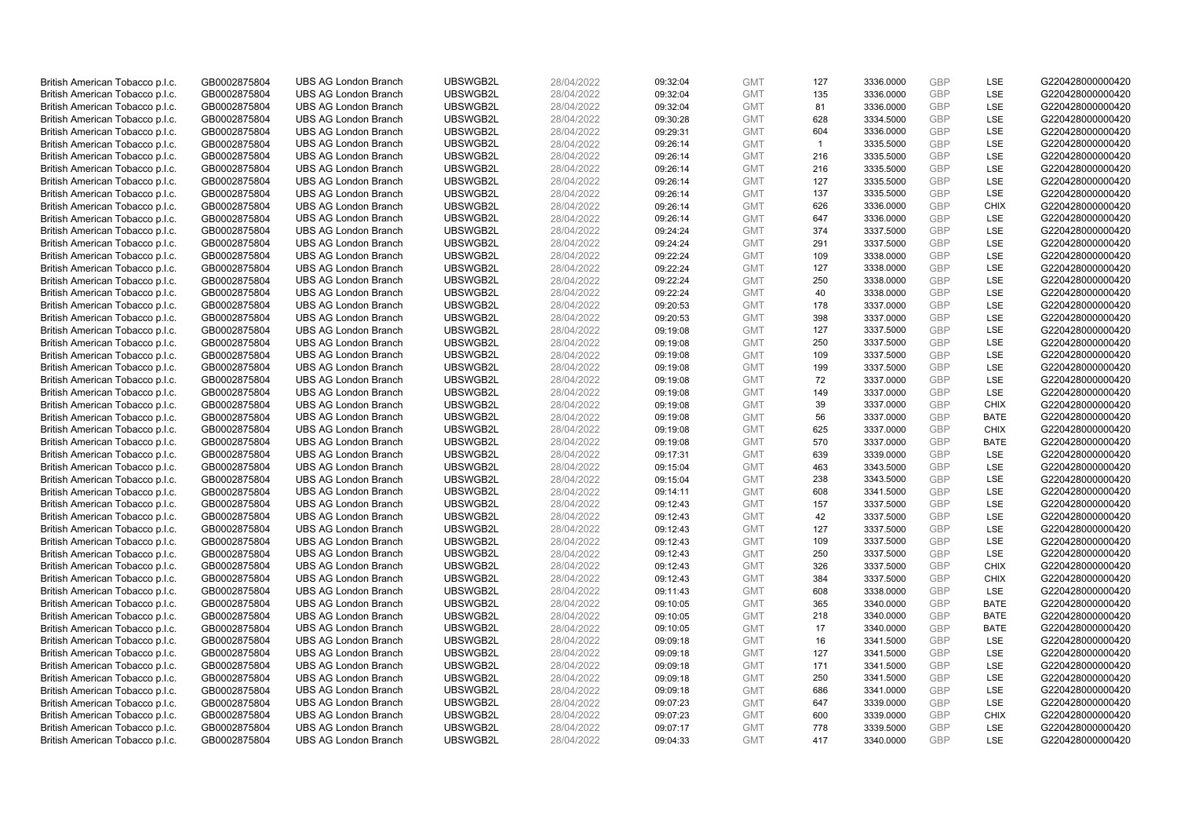| | | | | | | | | | | | |
|---|---|---|---|---|---|---|---|---|---|---|---|
| British American Tobacco p.l.c. | GB0002875804 | UBS AG London Branch | UBSWGB2L | 28/04/2022 | 09:32:04 | GMT | 127 | 3336.0000 | GBP | LSE | G220428000000420 |
| British American Tobacco p.l.c. | GB0002875804 | UBS AG London Branch | UBSWGB2L | 28/04/2022 | 09:32:04 | GMT | 135 | 3336.0000 | GBP | LSE | G220428000000420 |
| British American Tobacco p.l.c. | GB0002875804 | UBS AG London Branch | UBSWGB2L | 28/04/2022 | 09:32:04 | GMT | 81 | 3336.0000 | GBP | LSE | G220428000000420 |
| British American Tobacco p.l.c. | GB0002875804 | UBS AG London Branch | UBSWGB2L | 28/04/2022 | 09:30:28 | GMT | 628 | 3334.5000 | GBP | LSE | G220428000000420 |
| British American Tobacco p.l.c. | GB0002875804 | UBS AG London Branch | UBSWGB2L | 28/04/2022 | 09:29:31 | GMT | 604 | 3336.0000 | GBP | LSE | G220428000000420 |
| British American Tobacco p.l.c. | GB0002875804 | UBS AG London Branch | UBSWGB2L | 28/04/2022 | 09:26:14 | GMT | 1 | 3335.5000 | GBP | LSE | G220428000000420 |
| British American Tobacco p.l.c. | GB0002875804 | UBS AG London Branch | UBSWGB2L | 28/04/2022 | 09:26:14 | GMT | 216 | 3335.5000 | GBP | LSE | G220428000000420 |
| British American Tobacco p.l.c. | GB0002875804 | UBS AG London Branch | UBSWGB2L | 28/04/2022 | 09:26:14 | GMT | 216 | 3335.5000 | GBP | LSE | G220428000000420 |
| British American Tobacco p.l.c. | GB0002875804 | UBS AG London Branch | UBSWGB2L | 28/04/2022 | 09:26:14 | GMT | 127 | 3335.5000 | GBP | LSE | G220428000000420 |
| British American Tobacco p.l.c. | GB0002875804 | UBS AG London Branch | UBSWGB2L | 28/04/2022 | 09:26:14 | GMT | 137 | 3335.5000 | GBP | LSE | G220428000000420 |
| British American Tobacco p.l.c. | GB0002875804 | UBS AG London Branch | UBSWGB2L | 28/04/2022 | 09:26:14 | GMT | 626 | 3336.0000 | GBP | CHIX | G220428000000420 |
| British American Tobacco p.l.c. | GB0002875804 | UBS AG London Branch | UBSWGB2L | 28/04/2022 | 09:26:14 | GMT | 647 | 3336.0000 | GBP | LSE | G220428000000420 |
| British American Tobacco p.l.c. | GB0002875804 | UBS AG London Branch | UBSWGB2L | 28/04/2022 | 09:24:24 | GMT | 374 | 3337.5000 | GBP | LSE | G220428000000420 |
| British American Tobacco p.l.c. | GB0002875804 | UBS AG London Branch | UBSWGB2L | 28/04/2022 | 09:24:24 | GMT | 291 | 3337.5000 | GBP | LSE | G220428000000420 |
| British American Tobacco p.l.c. | GB0002875804 | UBS AG London Branch | UBSWGB2L | 28/04/2022 | 09:22:24 | GMT | 109 | 3338.0000 | GBP | LSE | G220428000000420 |
| British American Tobacco p.l.c. | GB0002875804 | UBS AG London Branch | UBSWGB2L | 28/04/2022 | 09:22:24 | GMT | 127 | 3338.0000 | GBP | LSE | G220428000000420 |
| British American Tobacco p.l.c. | GB0002875804 | UBS AG London Branch | UBSWGB2L | 28/04/2022 | 09:22:24 | GMT | 250 | 3338.0000 | GBP | LSE | G220428000000420 |
| British American Tobacco p.l.c. | GB0002875804 | UBS AG London Branch | UBSWGB2L | 28/04/2022 | 09:22:24 | GMT | 40 | 3338.0000 | GBP | LSE | G220428000000420 |
| British American Tobacco p.l.c. | GB0002875804 | UBS AG London Branch | UBSWGB2L | 28/04/2022 | 09:20:53 | GMT | 178 | 3337.0000 | GBP | LSE | G220428000000420 |
| British American Tobacco p.l.c. | GB0002875804 | UBS AG London Branch | UBSWGB2L | 28/04/2022 | 09:20:53 | GMT | 398 | 3337.0000 | GBP | LSE | G220428000000420 |
| British American Tobacco p.l.c. | GB0002875804 | UBS AG London Branch | UBSWGB2L | 28/04/2022 | 09:19:08 | GMT | 127 | 3337.5000 | GBP | LSE | G220428000000420 |
| British American Tobacco p.l.c. | GB0002875804 | UBS AG London Branch | UBSWGB2L | 28/04/2022 | 09:19:08 | GMT | 250 | 3337.5000 | GBP | LSE | G220428000000420 |
| British American Tobacco p.l.c. | GB0002875804 | UBS AG London Branch | UBSWGB2L | 28/04/2022 | 09:19:08 | GMT | 109 | 3337.5000 | GBP | LSE | G220428000000420 |
| British American Tobacco p.l.c. | GB0002875804 | UBS AG London Branch | UBSWGB2L | 28/04/2022 | 09:19:08 | GMT | 199 | 3337.5000 | GBP | LSE | G220428000000420 |
| British American Tobacco p.l.c. | GB0002875804 | UBS AG London Branch | UBSWGB2L | 28/04/2022 | 09:19:08 | GMT | 72 | 3337.0000 | GBP | LSE | G220428000000420 |
| British American Tobacco p.l.c. | GB0002875804 | UBS AG London Branch | UBSWGB2L | 28/04/2022 | 09:19:08 | GMT | 149 | 3337.0000 | GBP | LSE | G220428000000420 |
| British American Tobacco p.l.c. | GB0002875804 | UBS AG London Branch | UBSWGB2L | 28/04/2022 | 09:19:08 | GMT | 39 | 3337.0000 | GBP | CHIX | G220428000000420 |
| British American Tobacco p.l.c. | GB0002875804 | UBS AG London Branch | UBSWGB2L | 28/04/2022 | 09:19:08 | GMT | 56 | 3337.0000 | GBP | BATE | G220428000000420 |
| British American Tobacco p.l.c. | GB0002875804 | UBS AG London Branch | UBSWGB2L | 28/04/2022 | 09:19:08 | GMT | 625 | 3337.0000 | GBP | CHIX | G220428000000420 |
| British American Tobacco p.l.c. | GB0002875804 | UBS AG London Branch | UBSWGB2L | 28/04/2022 | 09:19:08 | GMT | 570 | 3337.0000 | GBP | BATE | G220428000000420 |
| British American Tobacco p.l.c. | GB0002875804 | UBS AG London Branch | UBSWGB2L | 28/04/2022 | 09:17:31 | GMT | 639 | 3339.0000 | GBP | LSE | G220428000000420 |
| British American Tobacco p.l.c. | GB0002875804 | UBS AG London Branch | UBSWGB2L | 28/04/2022 | 09:15:04 | GMT | 463 | 3343.5000 | GBP | LSE | G220428000000420 |
| British American Tobacco p.l.c. | GB0002875804 | UBS AG London Branch | UBSWGB2L | 28/04/2022 | 09:15:04 | GMT | 238 | 3343.5000 | GBP | LSE | G220428000000420 |
| British American Tobacco p.l.c. | GB0002875804 | UBS AG London Branch | UBSWGB2L | 28/04/2022 | 09:14:11 | GMT | 608 | 3341.5000 | GBP | LSE | G220428000000420 |
| British American Tobacco p.l.c. | GB0002875804 | UBS AG London Branch | UBSWGB2L | 28/04/2022 | 09:12:43 | GMT | 157 | 3337.5000 | GBP | LSE | G220428000000420 |
| British American Tobacco p.l.c. | GB0002875804 | UBS AG London Branch | UBSWGB2L | 28/04/2022 | 09:12:43 | GMT | 42 | 3337.5000 | GBP | LSE | G220428000000420 |
| British American Tobacco p.l.c. | GB0002875804 | UBS AG London Branch | UBSWGB2L | 28/04/2022 | 09:12:43 | GMT | 127 | 3337.5000 | GBP | LSE | G220428000000420 |
| British American Tobacco p.l.c. | GB0002875804 | UBS AG London Branch | UBSWGB2L | 28/04/2022 | 09:12:43 | GMT | 109 | 3337.5000 | GBP | LSE | G220428000000420 |
| British American Tobacco p.l.c. | GB0002875804 | UBS AG London Branch | UBSWGB2L | 28/04/2022 | 09:12:43 | GMT | 250 | 3337.5000 | GBP | LSE | G220428000000420 |
| British American Tobacco p.l.c. | GB0002875804 | UBS AG London Branch | UBSWGB2L | 28/04/2022 | 09:12:43 | GMT | 326 | 3337.5000 | GBP | CHIX | G220428000000420 |
| British American Tobacco p.l.c. | GB0002875804 | UBS AG London Branch | UBSWGB2L | 28/04/2022 | 09:12:43 | GMT | 384 | 3337.5000 | GBP | CHIX | G220428000000420 |
| British American Tobacco p.l.c. | GB0002875804 | UBS AG London Branch | UBSWGB2L | 28/04/2022 | 09:11:43 | GMT | 608 | 3338.0000 | GBP | LSE | G220428000000420 |
| British American Tobacco p.l.c. | GB0002875804 | UBS AG London Branch | UBSWGB2L | 28/04/2022 | 09:10:05 | GMT | 365 | 3340.0000 | GBP | BATE | G220428000000420 |
| British American Tobacco p.l.c. | GB0002875804 | UBS AG London Branch | UBSWGB2L | 28/04/2022 | 09:10:05 | GMT | 218 | 3340.0000 | GBP | BATE | G220428000000420 |
| British American Tobacco p.l.c. | GB0002875804 | UBS AG London Branch | UBSWGB2L | 28/04/2022 | 09:10:05 | GMT | 17 | 3340.0000 | GBP | BATE | G220428000000420 |
| British American Tobacco p.l.c. | GB0002875804 | UBS AG London Branch | UBSWGB2L | 28/04/2022 | 09:09:18 | GMT | 16 | 3341.5000 | GBP | LSE | G220428000000420 |
| British American Tobacco p.l.c. | GB0002875804 | UBS AG London Branch | UBSWGB2L | 28/04/2022 | 09:09:18 | GMT | 127 | 3341.5000 | GBP | LSE | G220428000000420 |
| British American Tobacco p.l.c. | GB0002875804 | UBS AG London Branch | UBSWGB2L | 28/04/2022 | 09:09:18 | GMT | 171 | 3341.5000 | GBP | LSE | G220428000000420 |
| British American Tobacco p.l.c. | GB0002875804 | UBS AG London Branch | UBSWGB2L | 28/04/2022 | 09:09:18 | GMT | 250 | 3341.5000 | GBP | LSE | G220428000000420 |
| British American Tobacco p.l.c. | GB0002875804 | UBS AG London Branch | UBSWGB2L | 28/04/2022 | 09:09:18 | GMT | 686 | 3341.0000 | GBP | LSE | G220428000000420 |
| British American Tobacco p.l.c. | GB0002875804 | UBS AG London Branch | UBSWGB2L | 28/04/2022 | 09:07:23 | GMT | 647 | 3339.0000 | GBP | LSE | G220428000000420 |
| British American Tobacco p.l.c. | GB0002875804 | UBS AG London Branch | UBSWGB2L | 28/04/2022 | 09:07:23 | GMT | 600 | 3339.0000 | GBP | CHIX | G220428000000420 |
| British American Tobacco p.l.c. | GB0002875804 | UBS AG London Branch | UBSWGB2L | 28/04/2022 | 09:07:17 | GMT | 778 | 3339.5000 | GBP | LSE | G220428000000420 |
| British American Tobacco p.l.c. | GB0002875804 | UBS AG London Branch | UBSWGB2L | 28/04/2022 | 09:04:33 | GMT | 417 | 3340.0000 | GBP | LSE | G220428000000420 |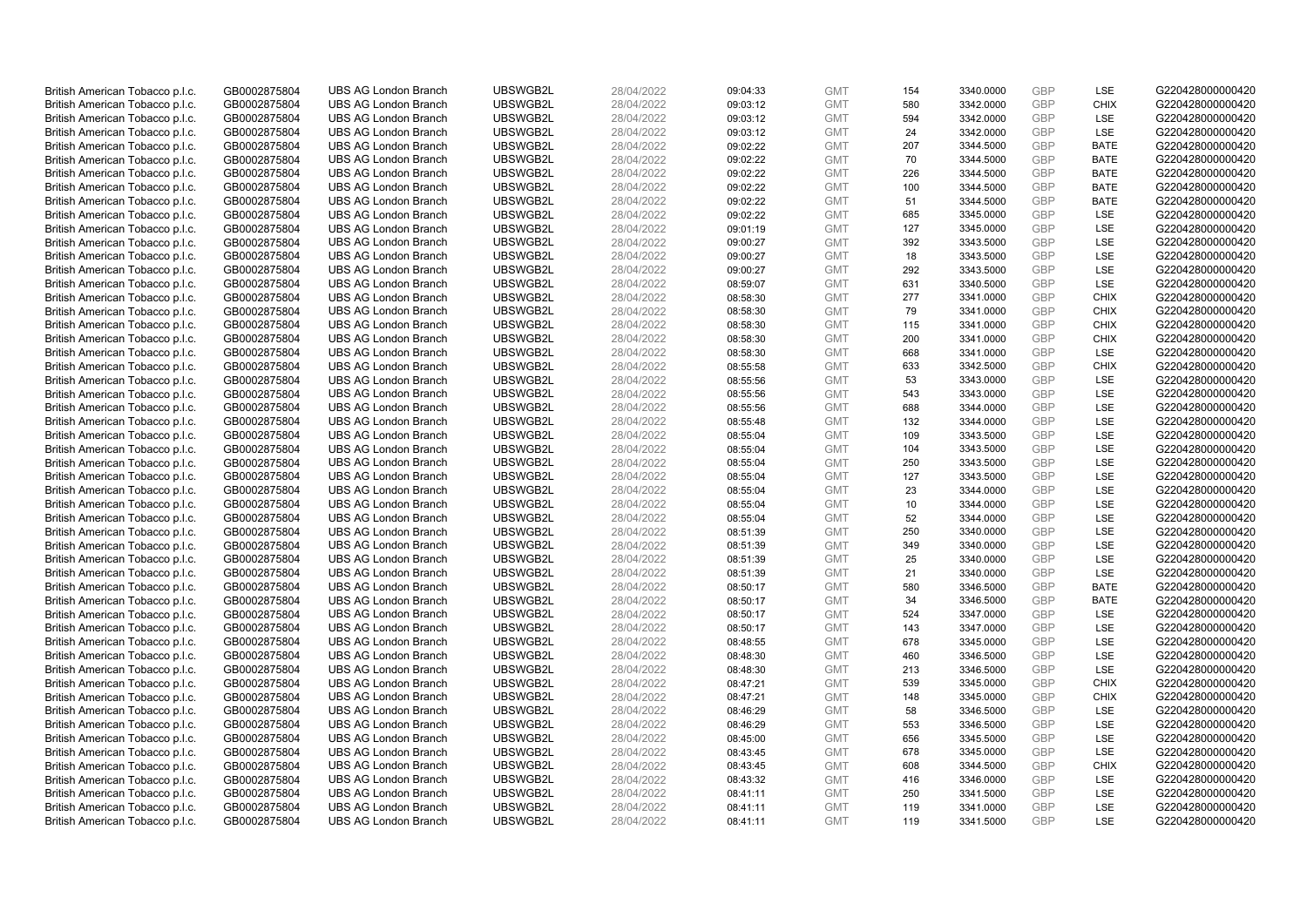| | | | | | | | | | | | |
|---|---|---|---|---|---|---|---|---|---|---|---|
| British American Tobacco p.l.c. | GB0002875804 | UBS AG London Branch | UBSWGB2L | 28/04/2022 | 09:04:33 | GMT | 154 | 3340.0000 | GBP | LSE | G220428000000420 |
| British American Tobacco p.l.c. | GB0002875804 | UBS AG London Branch | UBSWGB2L | 28/04/2022 | 09:03:12 | GMT | 580 | 3342.0000 | GBP | CHIX | G220428000000420 |
| British American Tobacco p.l.c. | GB0002875804 | UBS AG London Branch | UBSWGB2L | 28/04/2022 | 09:03:12 | GMT | 594 | 3342.0000 | GBP | LSE | G220428000000420 |
| British American Tobacco p.l.c. | GB0002875804 | UBS AG London Branch | UBSWGB2L | 28/04/2022 | 09:03:12 | GMT | 24 | 3342.0000 | GBP | LSE | G220428000000420 |
| British American Tobacco p.l.c. | GB0002875804 | UBS AG London Branch | UBSWGB2L | 28/04/2022 | 09:02:22 | GMT | 207 | 3344.5000 | GBP | BATE | G220428000000420 |
| British American Tobacco p.l.c. | GB0002875804 | UBS AG London Branch | UBSWGB2L | 28/04/2022 | 09:02:22 | GMT | 70 | 3344.5000 | GBP | BATE | G220428000000420 |
| British American Tobacco p.l.c. | GB0002875804 | UBS AG London Branch | UBSWGB2L | 28/04/2022 | 09:02:22 | GMT | 226 | 3344.5000 | GBP | BATE | G220428000000420 |
| British American Tobacco p.l.c. | GB0002875804 | UBS AG London Branch | UBSWGB2L | 28/04/2022 | 09:02:22 | GMT | 100 | 3344.5000 | GBP | BATE | G220428000000420 |
| British American Tobacco p.l.c. | GB0002875804 | UBS AG London Branch | UBSWGB2L | 28/04/2022 | 09:02:22 | GMT | 51 | 3344.5000 | GBP | BATE | G220428000000420 |
| British American Tobacco p.l.c. | GB0002875804 | UBS AG London Branch | UBSWGB2L | 28/04/2022 | 09:02:22 | GMT | 685 | 3345.0000 | GBP | LSE | G220428000000420 |
| British American Tobacco p.l.c. | GB0002875804 | UBS AG London Branch | UBSWGB2L | 28/04/2022 | 09:01:19 | GMT | 127 | 3345.0000 | GBP | LSE | G220428000000420 |
| British American Tobacco p.l.c. | GB0002875804 | UBS AG London Branch | UBSWGB2L | 28/04/2022 | 09:00:27 | GMT | 392 | 3343.5000 | GBP | LSE | G220428000000420 |
| British American Tobacco p.l.c. | GB0002875804 | UBS AG London Branch | UBSWGB2L | 28/04/2022 | 09:00:27 | GMT | 18 | 3343.5000 | GBP | LSE | G220428000000420 |
| British American Tobacco p.l.c. | GB0002875804 | UBS AG London Branch | UBSWGB2L | 28/04/2022 | 09:00:27 | GMT | 292 | 3343.5000 | GBP | LSE | G220428000000420 |
| British American Tobacco p.l.c. | GB0002875804 | UBS AG London Branch | UBSWGB2L | 28/04/2022 | 08:59:07 | GMT | 631 | 3340.5000 | GBP | LSE | G220428000000420 |
| British American Tobacco p.l.c. | GB0002875804 | UBS AG London Branch | UBSWGB2L | 28/04/2022 | 08:58:30 | GMT | 277 | 3341.0000 | GBP | CHIX | G220428000000420 |
| British American Tobacco p.l.c. | GB0002875804 | UBS AG London Branch | UBSWGB2L | 28/04/2022 | 08:58:30 | GMT | 79 | 3341.0000 | GBP | CHIX | G220428000000420 |
| British American Tobacco p.l.c. | GB0002875804 | UBS AG London Branch | UBSWGB2L | 28/04/2022 | 08:58:30 | GMT | 115 | 3341.0000 | GBP | CHIX | G220428000000420 |
| British American Tobacco p.l.c. | GB0002875804 | UBS AG London Branch | UBSWGB2L | 28/04/2022 | 08:58:30 | GMT | 200 | 3341.0000 | GBP | CHIX | G220428000000420 |
| British American Tobacco p.l.c. | GB0002875804 | UBS AG London Branch | UBSWGB2L | 28/04/2022 | 08:58:30 | GMT | 668 | 3341.0000 | GBP | LSE | G220428000000420 |
| British American Tobacco p.l.c. | GB0002875804 | UBS AG London Branch | UBSWGB2L | 28/04/2022 | 08:55:58 | GMT | 633 | 3342.5000 | GBP | CHIX | G220428000000420 |
| British American Tobacco p.l.c. | GB0002875804 | UBS AG London Branch | UBSWGB2L | 28/04/2022 | 08:55:56 | GMT | 53 | 3343.0000 | GBP | LSE | G220428000000420 |
| British American Tobacco p.l.c. | GB0002875804 | UBS AG London Branch | UBSWGB2L | 28/04/2022 | 08:55:56 | GMT | 543 | 3343.0000 | GBP | LSE | G220428000000420 |
| British American Tobacco p.l.c. | GB0002875804 | UBS AG London Branch | UBSWGB2L | 28/04/2022 | 08:55:56 | GMT | 688 | 3344.0000 | GBP | LSE | G220428000000420 |
| British American Tobacco p.l.c. | GB0002875804 | UBS AG London Branch | UBSWGB2L | 28/04/2022 | 08:55:48 | GMT | 132 | 3344.0000 | GBP | LSE | G220428000000420 |
| British American Tobacco p.l.c. | GB0002875804 | UBS AG London Branch | UBSWGB2L | 28/04/2022 | 08:55:04 | GMT | 109 | 3343.5000 | GBP | LSE | G220428000000420 |
| British American Tobacco p.l.c. | GB0002875804 | UBS AG London Branch | UBSWGB2L | 28/04/2022 | 08:55:04 | GMT | 104 | 3343.5000 | GBP | LSE | G220428000000420 |
| British American Tobacco p.l.c. | GB0002875804 | UBS AG London Branch | UBSWGB2L | 28/04/2022 | 08:55:04 | GMT | 250 | 3343.5000 | GBP | LSE | G220428000000420 |
| British American Tobacco p.l.c. | GB0002875804 | UBS AG London Branch | UBSWGB2L | 28/04/2022 | 08:55:04 | GMT | 127 | 3343.5000 | GBP | LSE | G220428000000420 |
| British American Tobacco p.l.c. | GB0002875804 | UBS AG London Branch | UBSWGB2L | 28/04/2022 | 08:55:04 | GMT | 23 | 3344.0000 | GBP | LSE | G220428000000420 |
| British American Tobacco p.l.c. | GB0002875804 | UBS AG London Branch | UBSWGB2L | 28/04/2022 | 08:55:04 | GMT | 10 | 3344.0000 | GBP | LSE | G220428000000420 |
| British American Tobacco p.l.c. | GB0002875804 | UBS AG London Branch | UBSWGB2L | 28/04/2022 | 08:55:04 | GMT | 52 | 3344.0000 | GBP | LSE | G220428000000420 |
| British American Tobacco p.l.c. | GB0002875804 | UBS AG London Branch | UBSWGB2L | 28/04/2022 | 08:51:39 | GMT | 250 | 3340.0000 | GBP | LSE | G220428000000420 |
| British American Tobacco p.l.c. | GB0002875804 | UBS AG London Branch | UBSWGB2L | 28/04/2022 | 08:51:39 | GMT | 349 | 3340.0000 | GBP | LSE | G220428000000420 |
| British American Tobacco p.l.c. | GB0002875804 | UBS AG London Branch | UBSWGB2L | 28/04/2022 | 08:51:39 | GMT | 25 | 3340.0000 | GBP | LSE | G220428000000420 |
| British American Tobacco p.l.c. | GB0002875804 | UBS AG London Branch | UBSWGB2L | 28/04/2022 | 08:51:39 | GMT | 21 | 3340.0000 | GBP | LSE | G220428000000420 |
| British American Tobacco p.l.c. | GB0002875804 | UBS AG London Branch | UBSWGB2L | 28/04/2022 | 08:50:17 | GMT | 580 | 3346.5000 | GBP | BATE | G220428000000420 |
| British American Tobacco p.l.c. | GB0002875804 | UBS AG London Branch | UBSWGB2L | 28/04/2022 | 08:50:17 | GMT | 34 | 3346.5000 | GBP | BATE | G220428000000420 |
| British American Tobacco p.l.c. | GB0002875804 | UBS AG London Branch | UBSWGB2L | 28/04/2022 | 08:50:17 | GMT | 524 | 3347.0000 | GBP | LSE | G220428000000420 |
| British American Tobacco p.l.c. | GB0002875804 | UBS AG London Branch | UBSWGB2L | 28/04/2022 | 08:50:17 | GMT | 143 | 3347.0000 | GBP | LSE | G220428000000420 |
| British American Tobacco p.l.c. | GB0002875804 | UBS AG London Branch | UBSWGB2L | 28/04/2022 | 08:48:55 | GMT | 678 | 3345.0000 | GBP | LSE | G220428000000420 |
| British American Tobacco p.l.c. | GB0002875804 | UBS AG London Branch | UBSWGB2L | 28/04/2022 | 08:48:30 | GMT | 460 | 3346.5000 | GBP | LSE | G220428000000420 |
| British American Tobacco p.l.c. | GB0002875804 | UBS AG London Branch | UBSWGB2L | 28/04/2022 | 08:48:30 | GMT | 213 | 3346.5000 | GBP | LSE | G220428000000420 |
| British American Tobacco p.l.c. | GB0002875804 | UBS AG London Branch | UBSWGB2L | 28/04/2022 | 08:47:21 | GMT | 539 | 3345.0000 | GBP | CHIX | G220428000000420 |
| British American Tobacco p.l.c. | GB0002875804 | UBS AG London Branch | UBSWGB2L | 28/04/2022 | 08:47:21 | GMT | 148 | 3345.0000 | GBP | CHIX | G220428000000420 |
| British American Tobacco p.l.c. | GB0002875804 | UBS AG London Branch | UBSWGB2L | 28/04/2022 | 08:46:29 | GMT | 58 | 3346.5000 | GBP | LSE | G220428000000420 |
| British American Tobacco p.l.c. | GB0002875804 | UBS AG London Branch | UBSWGB2L | 28/04/2022 | 08:46:29 | GMT | 553 | 3346.5000 | GBP | LSE | G220428000000420 |
| British American Tobacco p.l.c. | GB0002875804 | UBS AG London Branch | UBSWGB2L | 28/04/2022 | 08:45:00 | GMT | 656 | 3345.5000 | GBP | LSE | G220428000000420 |
| British American Tobacco p.l.c. | GB0002875804 | UBS AG London Branch | UBSWGB2L | 28/04/2022 | 08:43:45 | GMT | 678 | 3345.0000 | GBP | LSE | G220428000000420 |
| British American Tobacco p.l.c. | GB0002875804 | UBS AG London Branch | UBSWGB2L | 28/04/2022 | 08:43:45 | GMT | 608 | 3344.5000 | GBP | CHIX | G220428000000420 |
| British American Tobacco p.l.c. | GB0002875804 | UBS AG London Branch | UBSWGB2L | 28/04/2022 | 08:43:32 | GMT | 416 | 3346.0000 | GBP | LSE | G220428000000420 |
| British American Tobacco p.l.c. | GB0002875804 | UBS AG London Branch | UBSWGB2L | 28/04/2022 | 08:41:11 | GMT | 250 | 3341.5000 | GBP | LSE | G220428000000420 |
| British American Tobacco p.l.c. | GB0002875804 | UBS AG London Branch | UBSWGB2L | 28/04/2022 | 08:41:11 | GMT | 119 | 3341.0000 | GBP | LSE | G220428000000420 |
| British American Tobacco p.l.c. | GB0002875804 | UBS AG London Branch | UBSWGB2L | 28/04/2022 | 08:41:11 | GMT | 119 | 3341.5000 | GBP | LSE | G220428000000420 |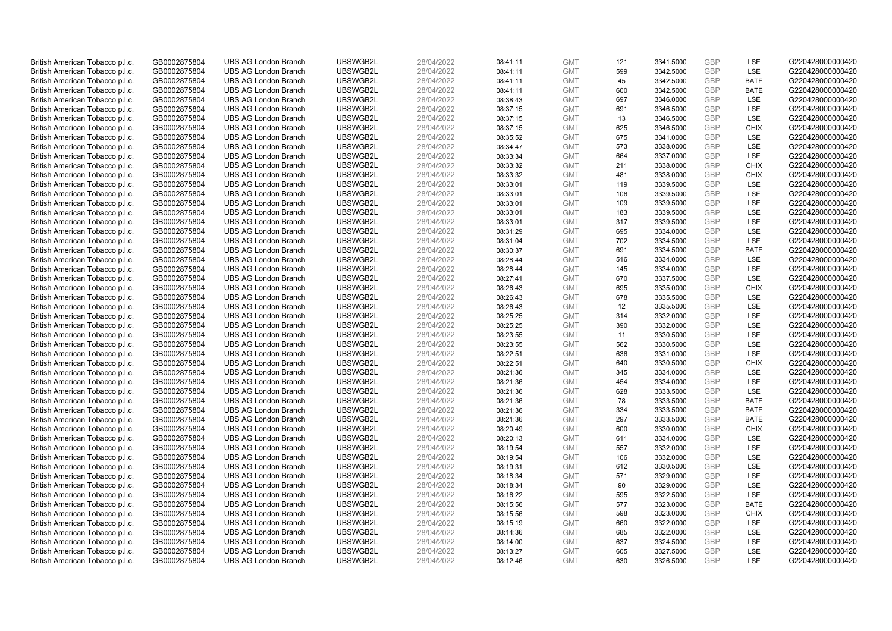| | | | | | | | | | | | |
|---|---|---|---|---|---|---|---|---|---|---|---|
| British American Tobacco p.l.c. | GB0002875804 | UBS AG London Branch | UBSWGB2L | 28/04/2022 | 08:41:11 | GMT | 121 | 3341.5000 | GBP | LSE | G220428000000420 |
| British American Tobacco p.l.c. | GB0002875804 | UBS AG London Branch | UBSWGB2L | 28/04/2022 | 08:41:11 | GMT | 599 | 3342.5000 | GBP | LSE | G220428000000420 |
| British American Tobacco p.l.c. | GB0002875804 | UBS AG London Branch | UBSWGB2L | 28/04/2022 | 08:41:11 | GMT | 45 | 3342.5000 | GBP | BATE | G220428000000420 |
| British American Tobacco p.l.c. | GB0002875804 | UBS AG London Branch | UBSWGB2L | 28/04/2022 | 08:41:11 | GMT | 600 | 3342.5000 | GBP | BATE | G220428000000420 |
| British American Tobacco p.l.c. | GB0002875804 | UBS AG London Branch | UBSWGB2L | 28/04/2022 | 08:38:43 | GMT | 697 | 3346.0000 | GBP | LSE | G220428000000420 |
| British American Tobacco p.l.c. | GB0002875804 | UBS AG London Branch | UBSWGB2L | 28/04/2022 | 08:37:15 | GMT | 691 | 3346.5000 | GBP | LSE | G220428000000420 |
| British American Tobacco p.l.c. | GB0002875804 | UBS AG London Branch | UBSWGB2L | 28/04/2022 | 08:37:15 | GMT | 13 | 3346.5000 | GBP | LSE | G220428000000420 |
| British American Tobacco p.l.c. | GB0002875804 | UBS AG London Branch | UBSWGB2L | 28/04/2022 | 08:37:15 | GMT | 625 | 3346.5000 | GBP | CHIX | G220428000000420 |
| British American Tobacco p.l.c. | GB0002875804 | UBS AG London Branch | UBSWGB2L | 28/04/2022 | 08:35:52 | GMT | 675 | 3341.0000 | GBP | LSE | G220428000000420 |
| British American Tobacco p.l.c. | GB0002875804 | UBS AG London Branch | UBSWGB2L | 28/04/2022 | 08:34:47 | GMT | 573 | 3338.0000 | GBP | LSE | G220428000000420 |
| British American Tobacco p.l.c. | GB0002875804 | UBS AG London Branch | UBSWGB2L | 28/04/2022 | 08:33:34 | GMT | 664 | 3337.0000 | GBP | LSE | G220428000000420 |
| British American Tobacco p.l.c. | GB0002875804 | UBS AG London Branch | UBSWGB2L | 28/04/2022 | 08:33:32 | GMT | 211 | 3338.0000 | GBP | CHIX | G220428000000420 |
| British American Tobacco p.l.c. | GB0002875804 | UBS AG London Branch | UBSWGB2L | 28/04/2022 | 08:33:32 | GMT | 481 | 3338.0000 | GBP | CHIX | G220428000000420 |
| British American Tobacco p.l.c. | GB0002875804 | UBS AG London Branch | UBSWGB2L | 28/04/2022 | 08:33:01 | GMT | 119 | 3339.5000 | GBP | LSE | G220428000000420 |
| British American Tobacco p.l.c. | GB0002875804 | UBS AG London Branch | UBSWGB2L | 28/04/2022 | 08:33:01 | GMT | 106 | 3339.5000 | GBP | LSE | G220428000000420 |
| British American Tobacco p.l.c. | GB0002875804 | UBS AG London Branch | UBSWGB2L | 28/04/2022 | 08:33:01 | GMT | 109 | 3339.5000 | GBP | LSE | G220428000000420 |
| British American Tobacco p.l.c. | GB0002875804 | UBS AG London Branch | UBSWGB2L | 28/04/2022 | 08:33:01 | GMT | 183 | 3339.5000 | GBP | LSE | G220428000000420 |
| British American Tobacco p.l.c. | GB0002875804 | UBS AG London Branch | UBSWGB2L | 28/04/2022 | 08:33:01 | GMT | 317 | 3339.5000 | GBP | LSE | G220428000000420 |
| British American Tobacco p.l.c. | GB0002875804 | UBS AG London Branch | UBSWGB2L | 28/04/2022 | 08:31:29 | GMT | 695 | 3334.0000 | GBP | LSE | G220428000000420 |
| British American Tobacco p.l.c. | GB0002875804 | UBS AG London Branch | UBSWGB2L | 28/04/2022 | 08:31:04 | GMT | 702 | 3334.5000 | GBP | LSE | G220428000000420 |
| British American Tobacco p.l.c. | GB0002875804 | UBS AG London Branch | UBSWGB2L | 28/04/2022 | 08:30:37 | GMT | 691 | 3334.5000 | GBP | BATE | G220428000000420 |
| British American Tobacco p.l.c. | GB0002875804 | UBS AG London Branch | UBSWGB2L | 28/04/2022 | 08:28:44 | GMT | 516 | 3334.0000 | GBP | LSE | G220428000000420 |
| British American Tobacco p.l.c. | GB0002875804 | UBS AG London Branch | UBSWGB2L | 28/04/2022 | 08:28:44 | GMT | 145 | 3334.0000 | GBP | LSE | G220428000000420 |
| British American Tobacco p.l.c. | GB0002875804 | UBS AG London Branch | UBSWGB2L | 28/04/2022 | 08:27:41 | GMT | 670 | 3337.5000 | GBP | LSE | G220428000000420 |
| British American Tobacco p.l.c. | GB0002875804 | UBS AG London Branch | UBSWGB2L | 28/04/2022 | 08:26:43 | GMT | 695 | 3335.0000 | GBP | CHIX | G220428000000420 |
| British American Tobacco p.l.c. | GB0002875804 | UBS AG London Branch | UBSWGB2L | 28/04/2022 | 08:26:43 | GMT | 678 | 3335.5000 | GBP | LSE | G220428000000420 |
| British American Tobacco p.l.c. | GB0002875804 | UBS AG London Branch | UBSWGB2L | 28/04/2022 | 08:26:43 | GMT | 12 | 3335.5000 | GBP | LSE | G220428000000420 |
| British American Tobacco p.l.c. | GB0002875804 | UBS AG London Branch | UBSWGB2L | 28/04/2022 | 08:25:25 | GMT | 314 | 3332.0000 | GBP | LSE | G220428000000420 |
| British American Tobacco p.l.c. | GB0002875804 | UBS AG London Branch | UBSWGB2L | 28/04/2022 | 08:25:25 | GMT | 390 | 3332.0000 | GBP | LSE | G220428000000420 |
| British American Tobacco p.l.c. | GB0002875804 | UBS AG London Branch | UBSWGB2L | 28/04/2022 | 08:23:55 | GMT | 11 | 3330.5000 | GBP | LSE | G220428000000420 |
| British American Tobacco p.l.c. | GB0002875804 | UBS AG London Branch | UBSWGB2L | 28/04/2022 | 08:23:55 | GMT | 562 | 3330.5000 | GBP | LSE | G220428000000420 |
| British American Tobacco p.l.c. | GB0002875804 | UBS AG London Branch | UBSWGB2L | 28/04/2022 | 08:22:51 | GMT | 636 | 3331.0000 | GBP | LSE | G220428000000420 |
| British American Tobacco p.l.c. | GB0002875804 | UBS AG London Branch | UBSWGB2L | 28/04/2022 | 08:22:51 | GMT | 640 | 3330.5000 | GBP | CHIX | G220428000000420 |
| British American Tobacco p.l.c. | GB0002875804 | UBS AG London Branch | UBSWGB2L | 28/04/2022 | 08:21:36 | GMT | 345 | 3334.0000 | GBP | LSE | G220428000000420 |
| British American Tobacco p.l.c. | GB0002875804 | UBS AG London Branch | UBSWGB2L | 28/04/2022 | 08:21:36 | GMT | 454 | 3334.0000 | GBP | LSE | G220428000000420 |
| British American Tobacco p.l.c. | GB0002875804 | UBS AG London Branch | UBSWGB2L | 28/04/2022 | 08:21:36 | GMT | 628 | 3333.5000 | GBP | LSE | G220428000000420 |
| British American Tobacco p.l.c. | GB0002875804 | UBS AG London Branch | UBSWGB2L | 28/04/2022 | 08:21:36 | GMT | 78 | 3333.5000 | GBP | BATE | G220428000000420 |
| British American Tobacco p.l.c. | GB0002875804 | UBS AG London Branch | UBSWGB2L | 28/04/2022 | 08:21:36 | GMT | 334 | 3333.5000 | GBP | BATE | G220428000000420 |
| British American Tobacco p.l.c. | GB0002875804 | UBS AG London Branch | UBSWGB2L | 28/04/2022 | 08:21:36 | GMT | 297 | 3333.5000 | GBP | BATE | G220428000000420 |
| British American Tobacco p.l.c. | GB0002875804 | UBS AG London Branch | UBSWGB2L | 28/04/2022 | 08:20:49 | GMT | 600 | 3330.0000 | GBP | CHIX | G220428000000420 |
| British American Tobacco p.l.c. | GB0002875804 | UBS AG London Branch | UBSWGB2L | 28/04/2022 | 08:20:13 | GMT | 611 | 3334.0000 | GBP | LSE | G220428000000420 |
| British American Tobacco p.l.c. | GB0002875804 | UBS AG London Branch | UBSWGB2L | 28/04/2022 | 08:19:54 | GMT | 557 | 3332.0000 | GBP | LSE | G220428000000420 |
| British American Tobacco p.l.c. | GB0002875804 | UBS AG London Branch | UBSWGB2L | 28/04/2022 | 08:19:54 | GMT | 106 | 3332.0000 | GBP | LSE | G220428000000420 |
| British American Tobacco p.l.c. | GB0002875804 | UBS AG London Branch | UBSWGB2L | 28/04/2022 | 08:19:31 | GMT | 612 | 3330.5000 | GBP | LSE | G220428000000420 |
| British American Tobacco p.l.c. | GB0002875804 | UBS AG London Branch | UBSWGB2L | 28/04/2022 | 08:18:34 | GMT | 571 | 3329.0000 | GBP | LSE | G220428000000420 |
| British American Tobacco p.l.c. | GB0002875804 | UBS AG London Branch | UBSWGB2L | 28/04/2022 | 08:18:34 | GMT | 90 | 3329.0000 | GBP | LSE | G220428000000420 |
| British American Tobacco p.l.c. | GB0002875804 | UBS AG London Branch | UBSWGB2L | 28/04/2022 | 08:16:22 | GMT | 595 | 3322.5000 | GBP | LSE | G220428000000420 |
| British American Tobacco p.l.c. | GB0002875804 | UBS AG London Branch | UBSWGB2L | 28/04/2022 | 08:15:56 | GMT | 577 | 3323.0000 | GBP | BATE | G220428000000420 |
| British American Tobacco p.l.c. | GB0002875804 | UBS AG London Branch | UBSWGB2L | 28/04/2022 | 08:15:56 | GMT | 598 | 3323.0000 | GBP | CHIX | G220428000000420 |
| British American Tobacco p.l.c. | GB0002875804 | UBS AG London Branch | UBSWGB2L | 28/04/2022 | 08:15:19 | GMT | 660 | 3322.0000 | GBP | LSE | G220428000000420 |
| British American Tobacco p.l.c. | GB0002875804 | UBS AG London Branch | UBSWGB2L | 28/04/2022 | 08:14:36 | GMT | 685 | 3322.0000 | GBP | LSE | G220428000000420 |
| British American Tobacco p.l.c. | GB0002875804 | UBS AG London Branch | UBSWGB2L | 28/04/2022 | 08:14:00 | GMT | 637 | 3324.5000 | GBP | LSE | G220428000000420 |
| British American Tobacco p.l.c. | GB0002875804 | UBS AG London Branch | UBSWGB2L | 28/04/2022 | 08:13:27 | GMT | 605 | 3327.5000 | GBP | LSE | G220428000000420 |
| British American Tobacco p.l.c. | GB0002875804 | UBS AG London Branch | UBSWGB2L | 28/04/2022 | 08:12:46 | GMT | 630 | 3326.5000 | GBP | LSE | G220428000000420 |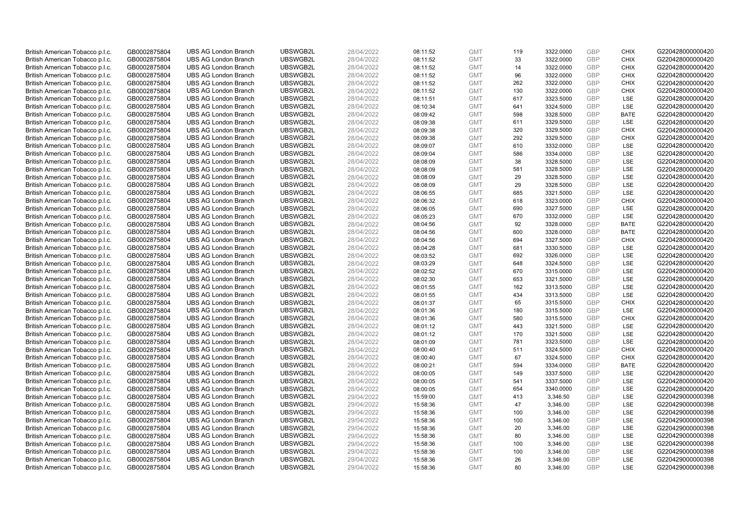| | | | | | | | | | | | |
|---|---|---|---|---|---|---|---|---|---|---|---|
| British American Tobacco p.l.c. | GB0002875804 | UBS AG London Branch | UBSWGB2L | 28/04/2022 | 08:11:52 | GMT | 119 | 3322.0000 | GBP | CHIX | G220428000000420 |
| British American Tobacco p.l.c. | GB0002875804 | UBS AG London Branch | UBSWGB2L | 28/04/2022 | 08:11:52 | GMT | 33 | 3322.0000 | GBP | CHIX | G220428000000420 |
| British American Tobacco p.l.c. | GB0002875804 | UBS AG London Branch | UBSWGB2L | 28/04/2022 | 08:11:52 | GMT | 14 | 3322.0000 | GBP | CHIX | G220428000000420 |
| British American Tobacco p.l.c. | GB0002875804 | UBS AG London Branch | UBSWGB2L | 28/04/2022 | 08:11:52 | GMT | 96 | 3322.0000 | GBP | CHIX | G220428000000420 |
| British American Tobacco p.l.c. | GB0002875804 | UBS AG London Branch | UBSWGB2L | 28/04/2022 | 08:11:52 | GMT | 262 | 3322.0000 | GBP | CHIX | G220428000000420 |
| British American Tobacco p.l.c. | GB0002875804 | UBS AG London Branch | UBSWGB2L | 28/04/2022 | 08:11:52 | GMT | 130 | 3322.0000 | GBP | CHIX | G220428000000420 |
| British American Tobacco p.l.c. | GB0002875804 | UBS AG London Branch | UBSWGB2L | 28/04/2022 | 08:11:51 | GMT | 617 | 3323.5000 | GBP | LSE | G220428000000420 |
| British American Tobacco p.l.c. | GB0002875804 | UBS AG London Branch | UBSWGB2L | 28/04/2022 | 08:10:34 | GMT | 641 | 3324.5000 | GBP | LSE | G220428000000420 |
| British American Tobacco p.l.c. | GB0002875804 | UBS AG London Branch | UBSWGB2L | 28/04/2022 | 08:09:42 | GMT | 598 | 3328.5000 | GBP | BATE | G220428000000420 |
| British American Tobacco p.l.c. | GB0002875804 | UBS AG London Branch | UBSWGB2L | 28/04/2022 | 08:09:38 | GMT | 611 | 3329.5000 | GBP | LSE | G220428000000420 |
| British American Tobacco p.l.c. | GB0002875804 | UBS AG London Branch | UBSWGB2L | 28/04/2022 | 08:09:38 | GMT | 320 | 3329.5000 | GBP | CHIX | G220428000000420 |
| British American Tobacco p.l.c. | GB0002875804 | UBS AG London Branch | UBSWGB2L | 28/04/2022 | 08:09:38 | GMT | 292 | 3329.5000 | GBP | CHIX | G220428000000420 |
| British American Tobacco p.l.c. | GB0002875804 | UBS AG London Branch | UBSWGB2L | 28/04/2022 | 08:09:07 | GMT | 610 | 3332.0000 | GBP | LSE | G220428000000420 |
| British American Tobacco p.l.c. | GB0002875804 | UBS AG London Branch | UBSWGB2L | 28/04/2022 | 08:09:04 | GMT | 586 | 3334.0000 | GBP | LSE | G220428000000420 |
| British American Tobacco p.l.c. | GB0002875804 | UBS AG London Branch | UBSWGB2L | 28/04/2022 | 08:08:09 | GMT | 38 | 3328.5000 | GBP | LSE | G220428000000420 |
| British American Tobacco p.l.c. | GB0002875804 | UBS AG London Branch | UBSWGB2L | 28/04/2022 | 08:08:09 | GMT | 581 | 3328.5000 | GBP | LSE | G220428000000420 |
| British American Tobacco p.l.c. | GB0002875804 | UBS AG London Branch | UBSWGB2L | 28/04/2022 | 08:08:09 | GMT | 29 | 3328.5000 | GBP | LSE | G220428000000420 |
| British American Tobacco p.l.c. | GB0002875804 | UBS AG London Branch | UBSWGB2L | 28/04/2022 | 08:08:09 | GMT | 29 | 3328.5000 | GBP | LSE | G220428000000420 |
| British American Tobacco p.l.c. | GB0002875804 | UBS AG London Branch | UBSWGB2L | 28/04/2022 | 08:06:55 | GMT | 685 | 3321.5000 | GBP | LSE | G220428000000420 |
| British American Tobacco p.l.c. | GB0002875804 | UBS AG London Branch | UBSWGB2L | 28/04/2022 | 08:06:32 | GMT | 618 | 3323.0000 | GBP | CHIX | G220428000000420 |
| British American Tobacco p.l.c. | GB0002875804 | UBS AG London Branch | UBSWGB2L | 28/04/2022 | 08:06:05 | GMT | 690 | 3327.5000 | GBP | LSE | G220428000000420 |
| British American Tobacco p.l.c. | GB0002875804 | UBS AG London Branch | UBSWGB2L | 28/04/2022 | 08:05:23 | GMT | 670 | 3332.0000 | GBP | LSE | G220428000000420 |
| British American Tobacco p.l.c. | GB0002875804 | UBS AG London Branch | UBSWGB2L | 28/04/2022 | 08:04:56 | GMT | 92 | 3328.0000 | GBP | BATE | G220428000000420 |
| British American Tobacco p.l.c. | GB0002875804 | UBS AG London Branch | UBSWGB2L | 28/04/2022 | 08:04:56 | GMT | 600 | 3328.0000 | GBP | BATE | G220428000000420 |
| British American Tobacco p.l.c. | GB0002875804 | UBS AG London Branch | UBSWGB2L | 28/04/2022 | 08:04:56 | GMT | 694 | 3327.5000 | GBP | CHIX | G220428000000420 |
| British American Tobacco p.l.c. | GB0002875804 | UBS AG London Branch | UBSWGB2L | 28/04/2022 | 08:04:28 | GMT | 681 | 3330.5000 | GBP | LSE | G220428000000420 |
| British American Tobacco p.l.c. | GB0002875804 | UBS AG London Branch | UBSWGB2L | 28/04/2022 | 08:03:52 | GMT | 692 | 3326.0000 | GBP | LSE | G220428000000420 |
| British American Tobacco p.l.c. | GB0002875804 | UBS AG London Branch | UBSWGB2L | 28/04/2022 | 08:03:29 | GMT | 648 | 3324.5000 | GBP | LSE | G220428000000420 |
| British American Tobacco p.l.c. | GB0002875804 | UBS AG London Branch | UBSWGB2L | 28/04/2022 | 08:02:52 | GMT | 670 | 3315.0000 | GBP | LSE | G220428000000420 |
| British American Tobacco p.l.c. | GB0002875804 | UBS AG London Branch | UBSWGB2L | 28/04/2022 | 08:02:30 | GMT | 653 | 3321.5000 | GBP | LSE | G220428000000420 |
| British American Tobacco p.l.c. | GB0002875804 | UBS AG London Branch | UBSWGB2L | 28/04/2022 | 08:01:55 | GMT | 162 | 3313.5000 | GBP | LSE | G220428000000420 |
| British American Tobacco p.l.c. | GB0002875804 | UBS AG London Branch | UBSWGB2L | 28/04/2022 | 08:01:55 | GMT | 434 | 3313.5000 | GBP | LSE | G220428000000420 |
| British American Tobacco p.l.c. | GB0002875804 | UBS AG London Branch | UBSWGB2L | 28/04/2022 | 08:01:37 | GMT | 65 | 3315.5000 | GBP | CHIX | G220428000000420 |
| British American Tobacco p.l.c. | GB0002875804 | UBS AG London Branch | UBSWGB2L | 28/04/2022 | 08:01:36 | GMT | 180 | 3315.5000 | GBP | LSE | G220428000000420 |
| British American Tobacco p.l.c. | GB0002875804 | UBS AG London Branch | UBSWGB2L | 28/04/2022 | 08:01:36 | GMT | 580 | 3315.5000 | GBP | CHIX | G220428000000420 |
| British American Tobacco p.l.c. | GB0002875804 | UBS AG London Branch | UBSWGB2L | 28/04/2022 | 08:01:12 | GMT | 443 | 3321.5000 | GBP | LSE | G220428000000420 |
| British American Tobacco p.l.c. | GB0002875804 | UBS AG London Branch | UBSWGB2L | 28/04/2022 | 08:01:12 | GMT | 170 | 3321.5000 | GBP | LSE | G220428000000420 |
| British American Tobacco p.l.c. | GB0002875804 | UBS AG London Branch | UBSWGB2L | 28/04/2022 | 08:01:09 | GMT | 781 | 3323.5000 | GBP | LSE | G220428000000420 |
| British American Tobacco p.l.c. | GB0002875804 | UBS AG London Branch | UBSWGB2L | 28/04/2022 | 08:00:40 | GMT | 511 | 3324.5000 | GBP | CHIX | G220428000000420 |
| British American Tobacco p.l.c. | GB0002875804 | UBS AG London Branch | UBSWGB2L | 28/04/2022 | 08:00:40 | GMT | 67 | 3324.5000 | GBP | CHIX | G220428000000420 |
| British American Tobacco p.l.c. | GB0002875804 | UBS AG London Branch | UBSWGB2L | 28/04/2022 | 08:00:21 | GMT | 594 | 3334.0000 | GBP | BATE | G220428000000420 |
| British American Tobacco p.l.c. | GB0002875804 | UBS AG London Branch | UBSWGB2L | 28/04/2022 | 08:00:05 | GMT | 149 | 3337.5000 | GBP | LSE | G220428000000420 |
| British American Tobacco p.l.c. | GB0002875804 | UBS AG London Branch | UBSWGB2L | 28/04/2022 | 08:00:05 | GMT | 541 | 3337.5000 | GBP | LSE | G220428000000420 |
| British American Tobacco p.l.c. | GB0002875804 | UBS AG London Branch | UBSWGB2L | 28/04/2022 | 08:00:05 | GMT | 654 | 3340.0000 | GBP | LSE | G220428000000420 |
| British American Tobacco p.l.c. | GB0002875804 | UBS AG London Branch | UBSWGB2L | 29/04/2022 | 15:59:00 | GMT | 413 | 3,346.50 | GBP | LSE | G220429000000398 |
| British American Tobacco p.l.c. | GB0002875804 | UBS AG London Branch | UBSWGB2L | 29/04/2022 | 15:58:36 | GMT | 47 | 3,346.00 | GBP | LSE | G220429000000398 |
| British American Tobacco p.l.c. | GB0002875804 | UBS AG London Branch | UBSWGB2L | 29/04/2022 | 15:58:36 | GMT | 100 | 3,346.00 | GBP | LSE | G220429000000398 |
| British American Tobacco p.l.c. | GB0002875804 | UBS AG London Branch | UBSWGB2L | 29/04/2022 | 15:58:36 | GMT | 100 | 3,346.00 | GBP | LSE | G220429000000398 |
| British American Tobacco p.l.c. | GB0002875804 | UBS AG London Branch | UBSWGB2L | 29/04/2022 | 15:58:36 | GMT | 20 | 3,346.00 | GBP | LSE | G220429000000398 |
| British American Tobacco p.l.c. | GB0002875804 | UBS AG London Branch | UBSWGB2L | 29/04/2022 | 15:58:36 | GMT | 80 | 3,346.00 | GBP | LSE | G220429000000398 |
| British American Tobacco p.l.c. | GB0002875804 | UBS AG London Branch | UBSWGB2L | 29/04/2022 | 15:58:36 | GMT | 100 | 3,346.00 | GBP | LSE | G220429000000398 |
| British American Tobacco p.l.c. | GB0002875804 | UBS AG London Branch | UBSWGB2L | 29/04/2022 | 15:58:36 | GMT | 100 | 3,346.00 | GBP | LSE | G220429000000398 |
| British American Tobacco p.l.c. | GB0002875804 | UBS AG London Branch | UBSWGB2L | 29/04/2022 | 15:58:36 | GMT | 26 | 3,346.00 | GBP | LSE | G220429000000398 |
| British American Tobacco p.l.c. | GB0002875804 | UBS AG London Branch | UBSWGB2L | 29/04/2022 | 15:58:36 | GMT | 80 | 3,346.00 | GBP | LSE | G220429000000398 |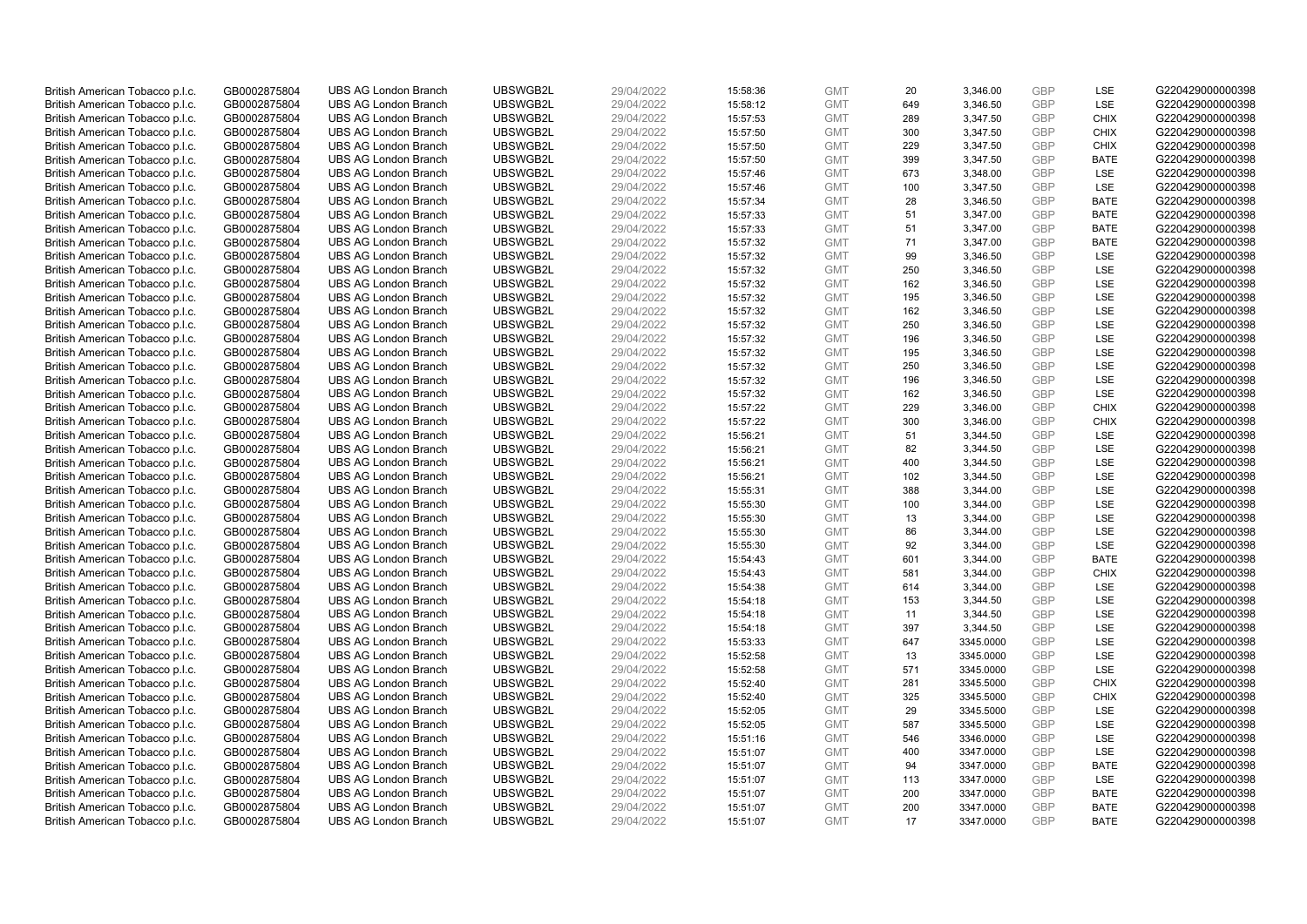| | | | | | | | | | | | |
|---|---|---|---|---|---|---|---|---|---|---|---|
| British American Tobacco p.l.c. | GB0002875804 | UBS AG London Branch | UBSWGB2L | 29/04/2022 | 15:58:36 | GMT | 20 | 3,346.00 | GBP | LSE | G220429000000398 |
| British American Tobacco p.l.c. | GB0002875804 | UBS AG London Branch | UBSWGB2L | 29/04/2022 | 15:58:12 | GMT | 649 | 3,346.50 | GBP | LSE | G220429000000398 |
| British American Tobacco p.l.c. | GB0002875804 | UBS AG London Branch | UBSWGB2L | 29/04/2022 | 15:57:53 | GMT | 289 | 3,347.50 | GBP | CHIX | G220429000000398 |
| British American Tobacco p.l.c. | GB0002875804 | UBS AG London Branch | UBSWGB2L | 29/04/2022 | 15:57:50 | GMT | 300 | 3,347.50 | GBP | CHIX | G220429000000398 |
| British American Tobacco p.l.c. | GB0002875804 | UBS AG London Branch | UBSWGB2L | 29/04/2022 | 15:57:50 | GMT | 229 | 3,347.50 | GBP | CHIX | G220429000000398 |
| British American Tobacco p.l.c. | GB0002875804 | UBS AG London Branch | UBSWGB2L | 29/04/2022 | 15:57:50 | GMT | 399 | 3,347.50 | GBP | BATE | G220429000000398 |
| British American Tobacco p.l.c. | GB0002875804 | UBS AG London Branch | UBSWGB2L | 29/04/2022 | 15:57:46 | GMT | 673 | 3,348.00 | GBP | LSE | G220429000000398 |
| British American Tobacco p.l.c. | GB0002875804 | UBS AG London Branch | UBSWGB2L | 29/04/2022 | 15:57:46 | GMT | 100 | 3,347.50 | GBP | LSE | G220429000000398 |
| British American Tobacco p.l.c. | GB0002875804 | UBS AG London Branch | UBSWGB2L | 29/04/2022 | 15:57:34 | GMT | 28 | 3,346.50 | GBP | BATE | G220429000000398 |
| British American Tobacco p.l.c. | GB0002875804 | UBS AG London Branch | UBSWGB2L | 29/04/2022 | 15:57:33 | GMT | 51 | 3,347.00 | GBP | BATE | G220429000000398 |
| British American Tobacco p.l.c. | GB0002875804 | UBS AG London Branch | UBSWGB2L | 29/04/2022 | 15:57:33 | GMT | 51 | 3,347.00 | GBP | BATE | G220429000000398 |
| British American Tobacco p.l.c. | GB0002875804 | UBS AG London Branch | UBSWGB2L | 29/04/2022 | 15:57:32 | GMT | 71 | 3,347.00 | GBP | BATE | G220429000000398 |
| British American Tobacco p.l.c. | GB0002875804 | UBS AG London Branch | UBSWGB2L | 29/04/2022 | 15:57:32 | GMT | 99 | 3,346.50 | GBP | LSE | G220429000000398 |
| British American Tobacco p.l.c. | GB0002875804 | UBS AG London Branch | UBSWGB2L | 29/04/2022 | 15:57:32 | GMT | 250 | 3,346.50 | GBP | LSE | G220429000000398 |
| British American Tobacco p.l.c. | GB0002875804 | UBS AG London Branch | UBSWGB2L | 29/04/2022 | 15:57:32 | GMT | 162 | 3,346.50 | GBP | LSE | G220429000000398 |
| British American Tobacco p.l.c. | GB0002875804 | UBS AG London Branch | UBSWGB2L | 29/04/2022 | 15:57:32 | GMT | 195 | 3,346.50 | GBP | LSE | G220429000000398 |
| British American Tobacco p.l.c. | GB0002875804 | UBS AG London Branch | UBSWGB2L | 29/04/2022 | 15:57:32 | GMT | 162 | 3,346.50 | GBP | LSE | G220429000000398 |
| British American Tobacco p.l.c. | GB0002875804 | UBS AG London Branch | UBSWGB2L | 29/04/2022 | 15:57:32 | GMT | 250 | 3,346.50 | GBP | LSE | G220429000000398 |
| British American Tobacco p.l.c. | GB0002875804 | UBS AG London Branch | UBSWGB2L | 29/04/2022 | 15:57:32 | GMT | 196 | 3,346.50 | GBP | LSE | G220429000000398 |
| British American Tobacco p.l.c. | GB0002875804 | UBS AG London Branch | UBSWGB2L | 29/04/2022 | 15:57:32 | GMT | 195 | 3,346.50 | GBP | LSE | G220429000000398 |
| British American Tobacco p.l.c. | GB0002875804 | UBS AG London Branch | UBSWGB2L | 29/04/2022 | 15:57:32 | GMT | 250 | 3,346.50 | GBP | LSE | G220429000000398 |
| British American Tobacco p.l.c. | GB0002875804 | UBS AG London Branch | UBSWGB2L | 29/04/2022 | 15:57:32 | GMT | 196 | 3,346.50 | GBP | LSE | G220429000000398 |
| British American Tobacco p.l.c. | GB0002875804 | UBS AG London Branch | UBSWGB2L | 29/04/2022 | 15:57:32 | GMT | 162 | 3,346.50 | GBP | LSE | G220429000000398 |
| British American Tobacco p.l.c. | GB0002875804 | UBS AG London Branch | UBSWGB2L | 29/04/2022 | 15:57:22 | GMT | 229 | 3,346.00 | GBP | CHIX | G220429000000398 |
| British American Tobacco p.l.c. | GB0002875804 | UBS AG London Branch | UBSWGB2L | 29/04/2022 | 15:57:22 | GMT | 300 | 3,346.00 | GBP | CHIX | G220429000000398 |
| British American Tobacco p.l.c. | GB0002875804 | UBS AG London Branch | UBSWGB2L | 29/04/2022 | 15:56:21 | GMT | 51 | 3,344.50 | GBP | LSE | G220429000000398 |
| British American Tobacco p.l.c. | GB0002875804 | UBS AG London Branch | UBSWGB2L | 29/04/2022 | 15:56:21 | GMT | 82 | 3,344.50 | GBP | LSE | G220429000000398 |
| British American Tobacco p.l.c. | GB0002875804 | UBS AG London Branch | UBSWGB2L | 29/04/2022 | 15:56:21 | GMT | 400 | 3,344.50 | GBP | LSE | G220429000000398 |
| British American Tobacco p.l.c. | GB0002875804 | UBS AG London Branch | UBSWGB2L | 29/04/2022 | 15:56:21 | GMT | 102 | 3,344.50 | GBP | LSE | G220429000000398 |
| British American Tobacco p.l.c. | GB0002875804 | UBS AG London Branch | UBSWGB2L | 29/04/2022 | 15:55:31 | GMT | 388 | 3,344.00 | GBP | LSE | G220429000000398 |
| British American Tobacco p.l.c. | GB0002875804 | UBS AG London Branch | UBSWGB2L | 29/04/2022 | 15:55:30 | GMT | 100 | 3,344.00 | GBP | LSE | G220429000000398 |
| British American Tobacco p.l.c. | GB0002875804 | UBS AG London Branch | UBSWGB2L | 29/04/2022 | 15:55:30 | GMT | 13 | 3,344.00 | GBP | LSE | G220429000000398 |
| British American Tobacco p.l.c. | GB0002875804 | UBS AG London Branch | UBSWGB2L | 29/04/2022 | 15:55:30 | GMT | 86 | 3,344.00 | GBP | LSE | G220429000000398 |
| British American Tobacco p.l.c. | GB0002875804 | UBS AG London Branch | UBSWGB2L | 29/04/2022 | 15:55:30 | GMT | 92 | 3,344.00 | GBP | LSE | G220429000000398 |
| British American Tobacco p.l.c. | GB0002875804 | UBS AG London Branch | UBSWGB2L | 29/04/2022 | 15:54:43 | GMT | 601 | 3,344.00 | GBP | BATE | G220429000000398 |
| British American Tobacco p.l.c. | GB0002875804 | UBS AG London Branch | UBSWGB2L | 29/04/2022 | 15:54:43 | GMT | 581 | 3,344.00 | GBP | CHIX | G220429000000398 |
| British American Tobacco p.l.c. | GB0002875804 | UBS AG London Branch | UBSWGB2L | 29/04/2022 | 15:54:38 | GMT | 614 | 3,344.00 | GBP | LSE | G220429000000398 |
| British American Tobacco p.l.c. | GB0002875804 | UBS AG London Branch | UBSWGB2L | 29/04/2022 | 15:54:18 | GMT | 153 | 3,344.50 | GBP | LSE | G220429000000398 |
| British American Tobacco p.l.c. | GB0002875804 | UBS AG London Branch | UBSWGB2L | 29/04/2022 | 15:54:18 | GMT | 11 | 3,344.50 | GBP | LSE | G220429000000398 |
| British American Tobacco p.l.c. | GB0002875804 | UBS AG London Branch | UBSWGB2L | 29/04/2022 | 15:54:18 | GMT | 397 | 3,344.50 | GBP | LSE | G220429000000398 |
| British American Tobacco p.l.c. | GB0002875804 | UBS AG London Branch | UBSWGB2L | 29/04/2022 | 15:53:33 | GMT | 647 | 3345.0000 | GBP | LSE | G220429000000398 |
| British American Tobacco p.l.c. | GB0002875804 | UBS AG London Branch | UBSWGB2L | 29/04/2022 | 15:52:58 | GMT | 13 | 3345.0000 | GBP | LSE | G220429000000398 |
| British American Tobacco p.l.c. | GB0002875804 | UBS AG London Branch | UBSWGB2L | 29/04/2022 | 15:52:58 | GMT | 571 | 3345.0000 | GBP | LSE | G220429000000398 |
| British American Tobacco p.l.c. | GB0002875804 | UBS AG London Branch | UBSWGB2L | 29/04/2022 | 15:52:40 | GMT | 281 | 3345.5000 | GBP | CHIX | G220429000000398 |
| British American Tobacco p.l.c. | GB0002875804 | UBS AG London Branch | UBSWGB2L | 29/04/2022 | 15:52:40 | GMT | 325 | 3345.5000 | GBP | CHIX | G220429000000398 |
| British American Tobacco p.l.c. | GB0002875804 | UBS AG London Branch | UBSWGB2L | 29/04/2022 | 15:52:05 | GMT | 29 | 3345.5000 | GBP | LSE | G220429000000398 |
| British American Tobacco p.l.c. | GB0002875804 | UBS AG London Branch | UBSWGB2L | 29/04/2022 | 15:52:05 | GMT | 587 | 3345.5000 | GBP | LSE | G220429000000398 |
| British American Tobacco p.l.c. | GB0002875804 | UBS AG London Branch | UBSWGB2L | 29/04/2022 | 15:51:16 | GMT | 546 | 3346.0000 | GBP | LSE | G220429000000398 |
| British American Tobacco p.l.c. | GB0002875804 | UBS AG London Branch | UBSWGB2L | 29/04/2022 | 15:51:07 | GMT | 400 | 3347.0000 | GBP | LSE | G220429000000398 |
| British American Tobacco p.l.c. | GB0002875804 | UBS AG London Branch | UBSWGB2L | 29/04/2022 | 15:51:07 | GMT | 94 | 3347.0000 | GBP | BATE | G220429000000398 |
| British American Tobacco p.l.c. | GB0002875804 | UBS AG London Branch | UBSWGB2L | 29/04/2022 | 15:51:07 | GMT | 113 | 3347.0000 | GBP | LSE | G220429000000398 |
| British American Tobacco p.l.c. | GB0002875804 | UBS AG London Branch | UBSWGB2L | 29/04/2022 | 15:51:07 | GMT | 200 | 3347.0000 | GBP | BATE | G220429000000398 |
| British American Tobacco p.l.c. | GB0002875804 | UBS AG London Branch | UBSWGB2L | 29/04/2022 | 15:51:07 | GMT | 200 | 3347.0000 | GBP | BATE | G220429000000398 |
| British American Tobacco p.l.c. | GB0002875804 | UBS AG London Branch | UBSWGB2L | 29/04/2022 | 15:51:07 | GMT | 17 | 3347.0000 | GBP | BATE | G220429000000398 |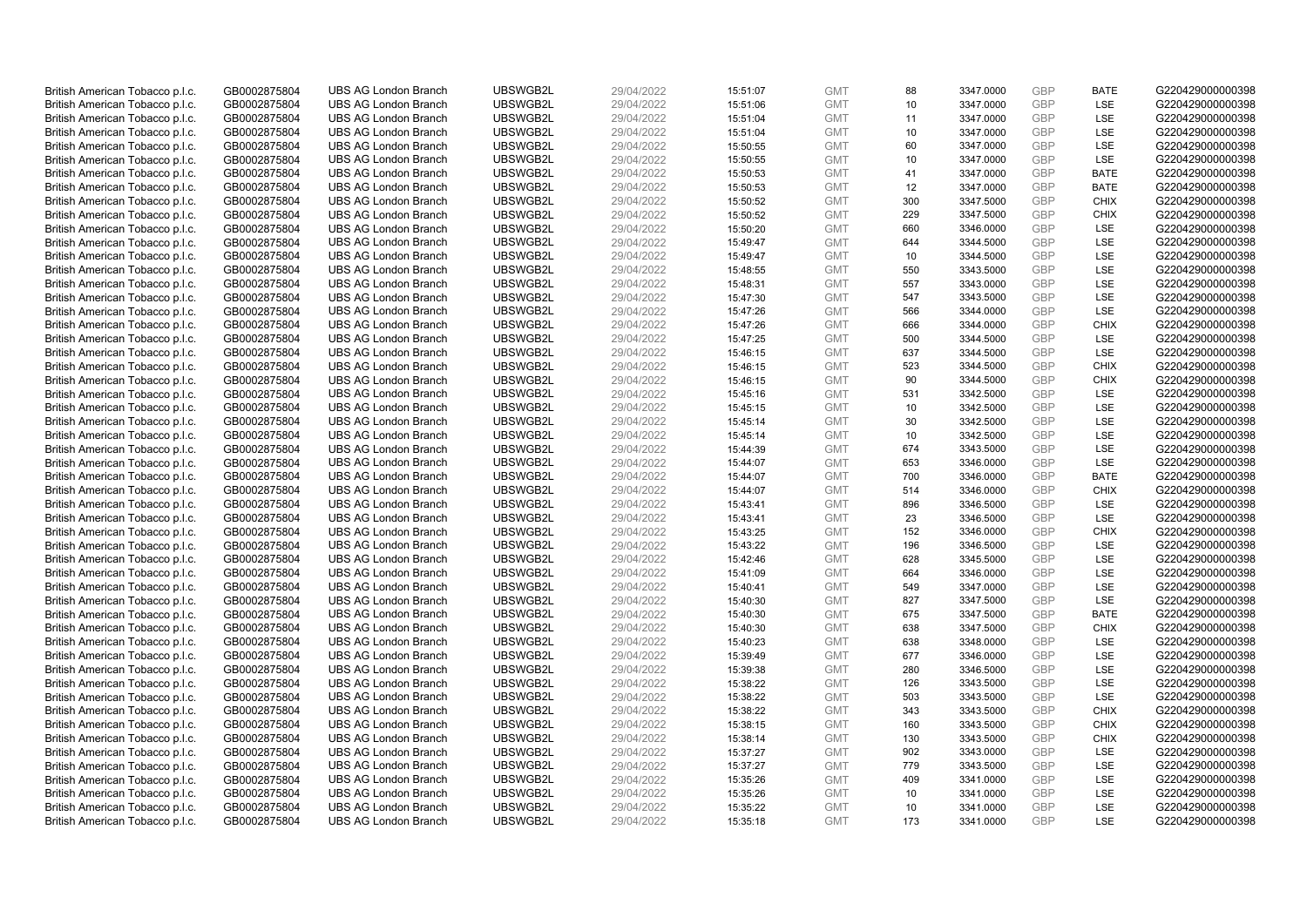| | | | | | | | | | | | |
|---|---|---|---|---|---|---|---|---|---|---|---|
| British American Tobacco p.l.c. | GB0002875804 | UBS AG London Branch | UBSWGB2L | 29/04/2022 | 15:51:07 | GMT | 88 | 3347.0000 | GBP | BATE | G220429000000398 |
| British American Tobacco p.l.c. | GB0002875804 | UBS AG London Branch | UBSWGB2L | 29/04/2022 | 15:51:06 | GMT | 10 | 3347.0000 | GBP | LSE | G220429000000398 |
| British American Tobacco p.l.c. | GB0002875804 | UBS AG London Branch | UBSWGB2L | 29/04/2022 | 15:51:04 | GMT | 11 | 3347.0000 | GBP | LSE | G220429000000398 |
| British American Tobacco p.l.c. | GB0002875804 | UBS AG London Branch | UBSWGB2L | 29/04/2022 | 15:51:04 | GMT | 10 | 3347.0000 | GBP | LSE | G220429000000398 |
| British American Tobacco p.l.c. | GB0002875804 | UBS AG London Branch | UBSWGB2L | 29/04/2022 | 15:50:55 | GMT | 60 | 3347.0000 | GBP | LSE | G220429000000398 |
| British American Tobacco p.l.c. | GB0002875804 | UBS AG London Branch | UBSWGB2L | 29/04/2022 | 15:50:55 | GMT | 10 | 3347.0000 | GBP | LSE | G220429000000398 |
| British American Tobacco p.l.c. | GB0002875804 | UBS AG London Branch | UBSWGB2L | 29/04/2022 | 15:50:53 | GMT | 41 | 3347.0000 | GBP | BATE | G220429000000398 |
| British American Tobacco p.l.c. | GB0002875804 | UBS AG London Branch | UBSWGB2L | 29/04/2022 | 15:50:53 | GMT | 12 | 3347.0000 | GBP | BATE | G220429000000398 |
| British American Tobacco p.l.c. | GB0002875804 | UBS AG London Branch | UBSWGB2L | 29/04/2022 | 15:50:52 | GMT | 300 | 3347.5000 | GBP | CHIX | G220429000000398 |
| British American Tobacco p.l.c. | GB0002875804 | UBS AG London Branch | UBSWGB2L | 29/04/2022 | 15:50:52 | GMT | 229 | 3347.5000 | GBP | CHIX | G220429000000398 |
| British American Tobacco p.l.c. | GB0002875804 | UBS AG London Branch | UBSWGB2L | 29/04/2022 | 15:50:20 | GMT | 660 | 3346.0000 | GBP | LSE | G220429000000398 |
| British American Tobacco p.l.c. | GB0002875804 | UBS AG London Branch | UBSWGB2L | 29/04/2022 | 15:49:47 | GMT | 644 | 3344.5000 | GBP | LSE | G220429000000398 |
| British American Tobacco p.l.c. | GB0002875804 | UBS AG London Branch | UBSWGB2L | 29/04/2022 | 15:49:47 | GMT | 10 | 3344.5000 | GBP | LSE | G220429000000398 |
| British American Tobacco p.l.c. | GB0002875804 | UBS AG London Branch | UBSWGB2L | 29/04/2022 | 15:48:55 | GMT | 550 | 3343.5000 | GBP | LSE | G220429000000398 |
| British American Tobacco p.l.c. | GB0002875804 | UBS AG London Branch | UBSWGB2L | 29/04/2022 | 15:48:31 | GMT | 557 | 3343.0000 | GBP | LSE | G220429000000398 |
| British American Tobacco p.l.c. | GB0002875804 | UBS AG London Branch | UBSWGB2L | 29/04/2022 | 15:47:30 | GMT | 547 | 3343.5000 | GBP | LSE | G220429000000398 |
| British American Tobacco p.l.c. | GB0002875804 | UBS AG London Branch | UBSWGB2L | 29/04/2022 | 15:47:26 | GMT | 566 | 3344.0000 | GBP | LSE | G220429000000398 |
| British American Tobacco p.l.c. | GB0002875804 | UBS AG London Branch | UBSWGB2L | 29/04/2022 | 15:47:26 | GMT | 666 | 3344.0000 | GBP | CHIX | G220429000000398 |
| British American Tobacco p.l.c. | GB0002875804 | UBS AG London Branch | UBSWGB2L | 29/04/2022 | 15:47:25 | GMT | 500 | 3344.5000 | GBP | LSE | G220429000000398 |
| British American Tobacco p.l.c. | GB0002875804 | UBS AG London Branch | UBSWGB2L | 29/04/2022 | 15:46:15 | GMT | 637 | 3344.5000 | GBP | LSE | G220429000000398 |
| British American Tobacco p.l.c. | GB0002875804 | UBS AG London Branch | UBSWGB2L | 29/04/2022 | 15:46:15 | GMT | 523 | 3344.5000 | GBP | CHIX | G220429000000398 |
| British American Tobacco p.l.c. | GB0002875804 | UBS AG London Branch | UBSWGB2L | 29/04/2022 | 15:46:15 | GMT | 90 | 3344.5000 | GBP | CHIX | G220429000000398 |
| British American Tobacco p.l.c. | GB0002875804 | UBS AG London Branch | UBSWGB2L | 29/04/2022 | 15:45:16 | GMT | 531 | 3342.5000 | GBP | LSE | G220429000000398 |
| British American Tobacco p.l.c. | GB0002875804 | UBS AG London Branch | UBSWGB2L | 29/04/2022 | 15:45:15 | GMT | 10 | 3342.5000 | GBP | LSE | G220429000000398 |
| British American Tobacco p.l.c. | GB0002875804 | UBS AG London Branch | UBSWGB2L | 29/04/2022 | 15:45:14 | GMT | 30 | 3342.5000 | GBP | LSE | G220429000000398 |
| British American Tobacco p.l.c. | GB0002875804 | UBS AG London Branch | UBSWGB2L | 29/04/2022 | 15:45:14 | GMT | 10 | 3342.5000 | GBP | LSE | G220429000000398 |
| British American Tobacco p.l.c. | GB0002875804 | UBS AG London Branch | UBSWGB2L | 29/04/2022 | 15:44:39 | GMT | 674 | 3343.5000 | GBP | LSE | G220429000000398 |
| British American Tobacco p.l.c. | GB0002875804 | UBS AG London Branch | UBSWGB2L | 29/04/2022 | 15:44:07 | GMT | 653 | 3346.0000 | GBP | LSE | G220429000000398 |
| British American Tobacco p.l.c. | GB0002875804 | UBS AG London Branch | UBSWGB2L | 29/04/2022 | 15:44:07 | GMT | 700 | 3346.0000 | GBP | BATE | G220429000000398 |
| British American Tobacco p.l.c. | GB0002875804 | UBS AG London Branch | UBSWGB2L | 29/04/2022 | 15:44:07 | GMT | 514 | 3346.0000 | GBP | CHIX | G220429000000398 |
| British American Tobacco p.l.c. | GB0002875804 | UBS AG London Branch | UBSWGB2L | 29/04/2022 | 15:43:41 | GMT | 896 | 3346.5000 | GBP | LSE | G220429000000398 |
| British American Tobacco p.l.c. | GB0002875804 | UBS AG London Branch | UBSWGB2L | 29/04/2022 | 15:43:41 | GMT | 23 | 3346.5000 | GBP | LSE | G220429000000398 |
| British American Tobacco p.l.c. | GB0002875804 | UBS AG London Branch | UBSWGB2L | 29/04/2022 | 15:43:25 | GMT | 152 | 3346.0000 | GBP | CHIX | G220429000000398 |
| British American Tobacco p.l.c. | GB0002875804 | UBS AG London Branch | UBSWGB2L | 29/04/2022 | 15:43:22 | GMT | 196 | 3346.5000 | GBP | LSE | G220429000000398 |
| British American Tobacco p.l.c. | GB0002875804 | UBS AG London Branch | UBSWGB2L | 29/04/2022 | 15:42:46 | GMT | 628 | 3345.5000 | GBP | LSE | G220429000000398 |
| British American Tobacco p.l.c. | GB0002875804 | UBS AG London Branch | UBSWGB2L | 29/04/2022 | 15:41:09 | GMT | 664 | 3346.0000 | GBP | LSE | G220429000000398 |
| British American Tobacco p.l.c. | GB0002875804 | UBS AG London Branch | UBSWGB2L | 29/04/2022 | 15:40:41 | GMT | 549 | 3347.0000 | GBP | LSE | G220429000000398 |
| British American Tobacco p.l.c. | GB0002875804 | UBS AG London Branch | UBSWGB2L | 29/04/2022 | 15:40:30 | GMT | 827 | 3347.5000 | GBP | LSE | G220429000000398 |
| British American Tobacco p.l.c. | GB0002875804 | UBS AG London Branch | UBSWGB2L | 29/04/2022 | 15:40:30 | GMT | 675 | 3347.5000 | GBP | BATE | G220429000000398 |
| British American Tobacco p.l.c. | GB0002875804 | UBS AG London Branch | UBSWGB2L | 29/04/2022 | 15:40:30 | GMT | 638 | 3347.5000 | GBP | CHIX | G220429000000398 |
| British American Tobacco p.l.c. | GB0002875804 | UBS AG London Branch | UBSWGB2L | 29/04/2022 | 15:40:23 | GMT | 638 | 3348.0000 | GBP | LSE | G220429000000398 |
| British American Tobacco p.l.c. | GB0002875804 | UBS AG London Branch | UBSWGB2L | 29/04/2022 | 15:39:49 | GMT | 677 | 3346.0000 | GBP | LSE | G220429000000398 |
| British American Tobacco p.l.c. | GB0002875804 | UBS AG London Branch | UBSWGB2L | 29/04/2022 | 15:39:38 | GMT | 280 | 3346.5000 | GBP | LSE | G220429000000398 |
| British American Tobacco p.l.c. | GB0002875804 | UBS AG London Branch | UBSWGB2L | 29/04/2022 | 15:38:22 | GMT | 126 | 3343.5000 | GBP | LSE | G220429000000398 |
| British American Tobacco p.l.c. | GB0002875804 | UBS AG London Branch | UBSWGB2L | 29/04/2022 | 15:38:22 | GMT | 503 | 3343.5000 | GBP | LSE | G220429000000398 |
| British American Tobacco p.l.c. | GB0002875804 | UBS AG London Branch | UBSWGB2L | 29/04/2022 | 15:38:22 | GMT | 343 | 3343.5000 | GBP | CHIX | G220429000000398 |
| British American Tobacco p.l.c. | GB0002875804 | UBS AG London Branch | UBSWGB2L | 29/04/2022 | 15:38:15 | GMT | 160 | 3343.5000 | GBP | CHIX | G220429000000398 |
| British American Tobacco p.l.c. | GB0002875804 | UBS AG London Branch | UBSWGB2L | 29/04/2022 | 15:38:14 | GMT | 130 | 3343.5000 | GBP | CHIX | G220429000000398 |
| British American Tobacco p.l.c. | GB0002875804 | UBS AG London Branch | UBSWGB2L | 29/04/2022 | 15:37:27 | GMT | 902 | 3343.0000 | GBP | LSE | G220429000000398 |
| British American Tobacco p.l.c. | GB0002875804 | UBS AG London Branch | UBSWGB2L | 29/04/2022 | 15:37:27 | GMT | 779 | 3343.5000 | GBP | LSE | G220429000000398 |
| British American Tobacco p.l.c. | GB0002875804 | UBS AG London Branch | UBSWGB2L | 29/04/2022 | 15:35:26 | GMT | 409 | 3341.0000 | GBP | LSE | G220429000000398 |
| British American Tobacco p.l.c. | GB0002875804 | UBS AG London Branch | UBSWGB2L | 29/04/2022 | 15:35:26 | GMT | 10 | 3341.0000 | GBP | LSE | G220429000000398 |
| British American Tobacco p.l.c. | GB0002875804 | UBS AG London Branch | UBSWGB2L | 29/04/2022 | 15:35:22 | GMT | 10 | 3341.0000 | GBP | LSE | G220429000000398 |
| British American Tobacco p.l.c. | GB0002875804 | UBS AG London Branch | UBSWGB2L | 29/04/2022 | 15:35:18 | GMT | 173 | 3341.0000 | GBP | LSE | G220429000000398 |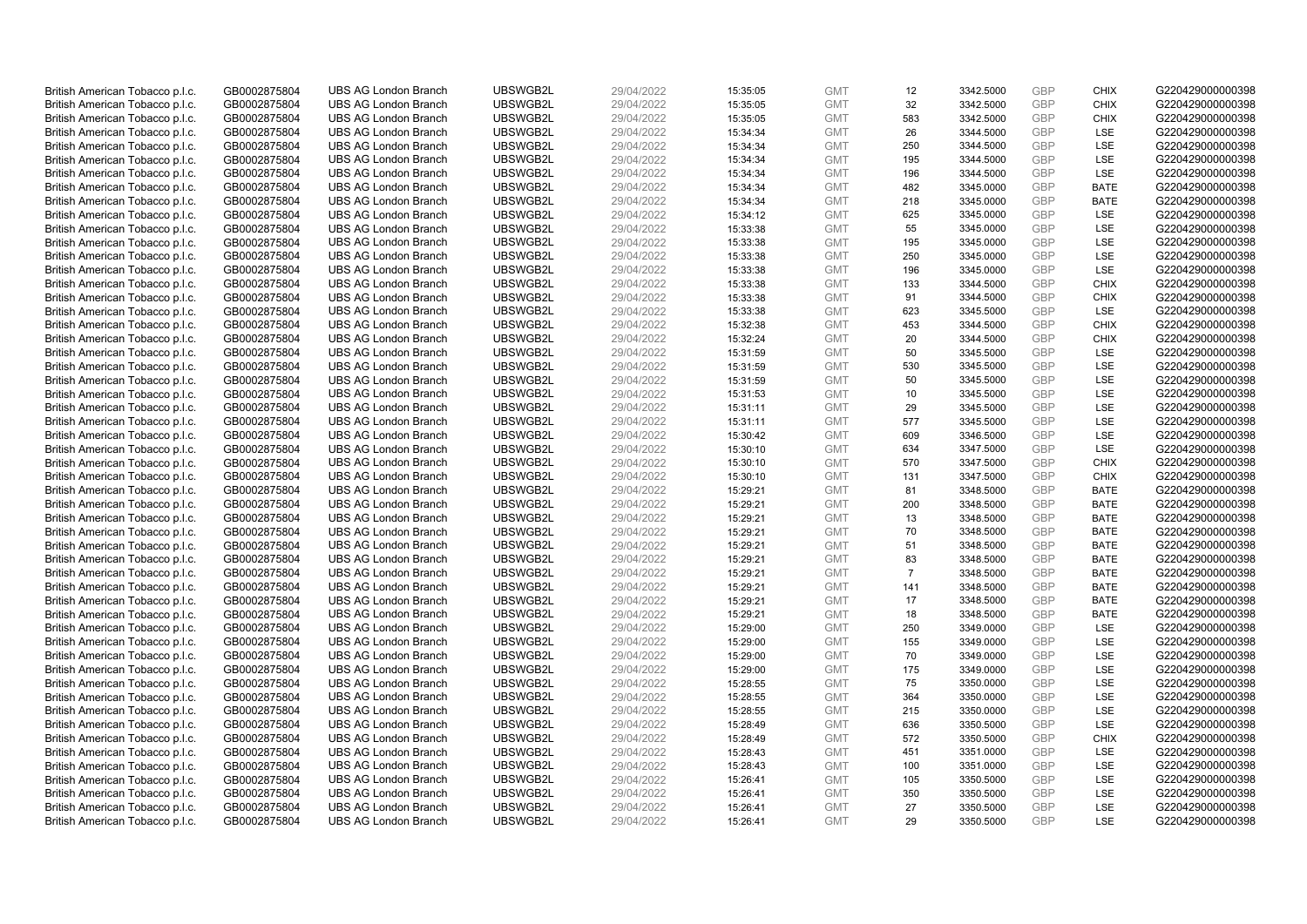| | | | | | | | | | | | |
|---|---|---|---|---|---|---|---|---|---|---|---|
| British American Tobacco p.l.c. | GB0002875804 | UBS AG London Branch | UBSWGB2L | 29/04/2022 | 15:35:05 | GMT | 12 | 3342.5000 | GBP | CHIX | G220429000000398 |
| British American Tobacco p.l.c. | GB0002875804 | UBS AG London Branch | UBSWGB2L | 29/04/2022 | 15:35:05 | GMT | 32 | 3342.5000 | GBP | CHIX | G220429000000398 |
| British American Tobacco p.l.c. | GB0002875804 | UBS AG London Branch | UBSWGB2L | 29/04/2022 | 15:35:05 | GMT | 583 | 3342.5000 | GBP | CHIX | G220429000000398 |
| British American Tobacco p.l.c. | GB0002875804 | UBS AG London Branch | UBSWGB2L | 29/04/2022 | 15:34:34 | GMT | 26 | 3344.5000 | GBP | LSE | G220429000000398 |
| British American Tobacco p.l.c. | GB0002875804 | UBS AG London Branch | UBSWGB2L | 29/04/2022 | 15:34:34 | GMT | 250 | 3344.5000 | GBP | LSE | G220429000000398 |
| British American Tobacco p.l.c. | GB0002875804 | UBS AG London Branch | UBSWGB2L | 29/04/2022 | 15:34:34 | GMT | 195 | 3344.5000 | GBP | LSE | G220429000000398 |
| British American Tobacco p.l.c. | GB0002875804 | UBS AG London Branch | UBSWGB2L | 29/04/2022 | 15:34:34 | GMT | 196 | 3344.5000 | GBP | LSE | G220429000000398 |
| British American Tobacco p.l.c. | GB0002875804 | UBS AG London Branch | UBSWGB2L | 29/04/2022 | 15:34:34 | GMT | 482 | 3345.0000 | GBP | BATE | G220429000000398 |
| British American Tobacco p.l.c. | GB0002875804 | UBS AG London Branch | UBSWGB2L | 29/04/2022 | 15:34:34 | GMT | 218 | 3345.0000 | GBP | BATE | G220429000000398 |
| British American Tobacco p.l.c. | GB0002875804 | UBS AG London Branch | UBSWGB2L | 29/04/2022 | 15:34:12 | GMT | 625 | 3345.0000 | GBP | LSE | G220429000000398 |
| British American Tobacco p.l.c. | GB0002875804 | UBS AG London Branch | UBSWGB2L | 29/04/2022 | 15:33:38 | GMT | 55 | 3345.0000 | GBP | LSE | G220429000000398 |
| British American Tobacco p.l.c. | GB0002875804 | UBS AG London Branch | UBSWGB2L | 29/04/2022 | 15:33:38 | GMT | 195 | 3345.0000 | GBP | LSE | G220429000000398 |
| British American Tobacco p.l.c. | GB0002875804 | UBS AG London Branch | UBSWGB2L | 29/04/2022 | 15:33:38 | GMT | 250 | 3345.0000 | GBP | LSE | G220429000000398 |
| British American Tobacco p.l.c. | GB0002875804 | UBS AG London Branch | UBSWGB2L | 29/04/2022 | 15:33:38 | GMT | 196 | 3345.0000 | GBP | LSE | G220429000000398 |
| British American Tobacco p.l.c. | GB0002875804 | UBS AG London Branch | UBSWGB2L | 29/04/2022 | 15:33:38 | GMT | 133 | 3344.5000 | GBP | CHIX | G220429000000398 |
| British American Tobacco p.l.c. | GB0002875804 | UBS AG London Branch | UBSWGB2L | 29/04/2022 | 15:33:38 | GMT | 91 | 3344.5000 | GBP | CHIX | G220429000000398 |
| British American Tobacco p.l.c. | GB0002875804 | UBS AG London Branch | UBSWGB2L | 29/04/2022 | 15:33:38 | GMT | 623 | 3345.5000 | GBP | LSE | G220429000000398 |
| British American Tobacco p.l.c. | GB0002875804 | UBS AG London Branch | UBSWGB2L | 29/04/2022 | 15:32:38 | GMT | 453 | 3344.5000 | GBP | CHIX | G220429000000398 |
| British American Tobacco p.l.c. | GB0002875804 | UBS AG London Branch | UBSWGB2L | 29/04/2022 | 15:32:24 | GMT | 20 | 3344.5000 | GBP | CHIX | G220429000000398 |
| British American Tobacco p.l.c. | GB0002875804 | UBS AG London Branch | UBSWGB2L | 29/04/2022 | 15:31:59 | GMT | 50 | 3345.5000 | GBP | LSE | G220429000000398 |
| British American Tobacco p.l.c. | GB0002875804 | UBS AG London Branch | UBSWGB2L | 29/04/2022 | 15:31:59 | GMT | 530 | 3345.5000 | GBP | LSE | G220429000000398 |
| British American Tobacco p.l.c. | GB0002875804 | UBS AG London Branch | UBSWGB2L | 29/04/2022 | 15:31:59 | GMT | 50 | 3345.5000 | GBP | LSE | G220429000000398 |
| British American Tobacco p.l.c. | GB0002875804 | UBS AG London Branch | UBSWGB2L | 29/04/2022 | 15:31:53 | GMT | 10 | 3345.5000 | GBP | LSE | G220429000000398 |
| British American Tobacco p.l.c. | GB0002875804 | UBS AG London Branch | UBSWGB2L | 29/04/2022 | 15:31:11 | GMT | 29 | 3345.5000 | GBP | LSE | G220429000000398 |
| British American Tobacco p.l.c. | GB0002875804 | UBS AG London Branch | UBSWGB2L | 29/04/2022 | 15:31:11 | GMT | 577 | 3345.5000 | GBP | LSE | G220429000000398 |
| British American Tobacco p.l.c. | GB0002875804 | UBS AG London Branch | UBSWGB2L | 29/04/2022 | 15:30:42 | GMT | 609 | 3346.5000 | GBP | LSE | G220429000000398 |
| British American Tobacco p.l.c. | GB0002875804 | UBS AG London Branch | UBSWGB2L | 29/04/2022 | 15:30:10 | GMT | 634 | 3347.5000 | GBP | LSE | G220429000000398 |
| British American Tobacco p.l.c. | GB0002875804 | UBS AG London Branch | UBSWGB2L | 29/04/2022 | 15:30:10 | GMT | 570 | 3347.5000 | GBP | CHIX | G220429000000398 |
| British American Tobacco p.l.c. | GB0002875804 | UBS AG London Branch | UBSWGB2L | 29/04/2022 | 15:30:10 | GMT | 131 | 3347.5000 | GBP | CHIX | G220429000000398 |
| British American Tobacco p.l.c. | GB0002875804 | UBS AG London Branch | UBSWGB2L | 29/04/2022 | 15:29:21 | GMT | 81 | 3348.5000 | GBP | BATE | G220429000000398 |
| British American Tobacco p.l.c. | GB0002875804 | UBS AG London Branch | UBSWGB2L | 29/04/2022 | 15:29:21 | GMT | 200 | 3348.5000 | GBP | BATE | G220429000000398 |
| British American Tobacco p.l.c. | GB0002875804 | UBS AG London Branch | UBSWGB2L | 29/04/2022 | 15:29:21 | GMT | 13 | 3348.5000 | GBP | BATE | G220429000000398 |
| British American Tobacco p.l.c. | GB0002875804 | UBS AG London Branch | UBSWGB2L | 29/04/2022 | 15:29:21 | GMT | 70 | 3348.5000 | GBP | BATE | G220429000000398 |
| British American Tobacco p.l.c. | GB0002875804 | UBS AG London Branch | UBSWGB2L | 29/04/2022 | 15:29:21 | GMT | 51 | 3348.5000 | GBP | BATE | G220429000000398 |
| British American Tobacco p.l.c. | GB0002875804 | UBS AG London Branch | UBSWGB2L | 29/04/2022 | 15:29:21 | GMT | 83 | 3348.5000 | GBP | BATE | G220429000000398 |
| British American Tobacco p.l.c. | GB0002875804 | UBS AG London Branch | UBSWGB2L | 29/04/2022 | 15:29:21 | GMT | 7 | 3348.5000 | GBP | BATE | G220429000000398 |
| British American Tobacco p.l.c. | GB0002875804 | UBS AG London Branch | UBSWGB2L | 29/04/2022 | 15:29:21 | GMT | 141 | 3348.5000 | GBP | BATE | G220429000000398 |
| British American Tobacco p.l.c. | GB0002875804 | UBS AG London Branch | UBSWGB2L | 29/04/2022 | 15:29:21 | GMT | 17 | 3348.5000 | GBP | BATE | G220429000000398 |
| British American Tobacco p.l.c. | GB0002875804 | UBS AG London Branch | UBSWGB2L | 29/04/2022 | 15:29:21 | GMT | 18 | 3348.5000 | GBP | BATE | G220429000000398 |
| British American Tobacco p.l.c. | GB0002875804 | UBS AG London Branch | UBSWGB2L | 29/04/2022 | 15:29:00 | GMT | 250 | 3349.0000 | GBP | LSE | G220429000000398 |
| British American Tobacco p.l.c. | GB0002875804 | UBS AG London Branch | UBSWGB2L | 29/04/2022 | 15:29:00 | GMT | 155 | 3349.0000 | GBP | LSE | G220429000000398 |
| British American Tobacco p.l.c. | GB0002875804 | UBS AG London Branch | UBSWGB2L | 29/04/2022 | 15:29:00 | GMT | 70 | 3349.0000 | GBP | LSE | G220429000000398 |
| British American Tobacco p.l.c. | GB0002875804 | UBS AG London Branch | UBSWGB2L | 29/04/2022 | 15:29:00 | GMT | 175 | 3349.0000 | GBP | LSE | G220429000000398 |
| British American Tobacco p.l.c. | GB0002875804 | UBS AG London Branch | UBSWGB2L | 29/04/2022 | 15:28:55 | GMT | 75 | 3350.0000 | GBP | LSE | G220429000000398 |
| British American Tobacco p.l.c. | GB0002875804 | UBS AG London Branch | UBSWGB2L | 29/04/2022 | 15:28:55 | GMT | 364 | 3350.0000 | GBP | LSE | G220429000000398 |
| British American Tobacco p.l.c. | GB0002875804 | UBS AG London Branch | UBSWGB2L | 29/04/2022 | 15:28:55 | GMT | 215 | 3350.0000 | GBP | LSE | G220429000000398 |
| British American Tobacco p.l.c. | GB0002875804 | UBS AG London Branch | UBSWGB2L | 29/04/2022 | 15:28:49 | GMT | 636 | 3350.5000 | GBP | LSE | G220429000000398 |
| British American Tobacco p.l.c. | GB0002875804 | UBS AG London Branch | UBSWGB2L | 29/04/2022 | 15:28:49 | GMT | 572 | 3350.5000 | GBP | CHIX | G220429000000398 |
| British American Tobacco p.l.c. | GB0002875804 | UBS AG London Branch | UBSWGB2L | 29/04/2022 | 15:28:43 | GMT | 451 | 3351.0000 | GBP | LSE | G220429000000398 |
| British American Tobacco p.l.c. | GB0002875804 | UBS AG London Branch | UBSWGB2L | 29/04/2022 | 15:28:43 | GMT | 100 | 3351.0000 | GBP | LSE | G220429000000398 |
| British American Tobacco p.l.c. | GB0002875804 | UBS AG London Branch | UBSWGB2L | 29/04/2022 | 15:26:41 | GMT | 105 | 3350.5000 | GBP | LSE | G220429000000398 |
| British American Tobacco p.l.c. | GB0002875804 | UBS AG London Branch | UBSWGB2L | 29/04/2022 | 15:26:41 | GMT | 350 | 3350.5000 | GBP | LSE | G220429000000398 |
| British American Tobacco p.l.c. | GB0002875804 | UBS AG London Branch | UBSWGB2L | 29/04/2022 | 15:26:41 | GMT | 27 | 3350.5000 | GBP | LSE | G220429000000398 |
| British American Tobacco p.l.c. | GB0002875804 | UBS AG London Branch | UBSWGB2L | 29/04/2022 | 15:26:41 | GMT | 29 | 3350.5000 | GBP | LSE | G220429000000398 |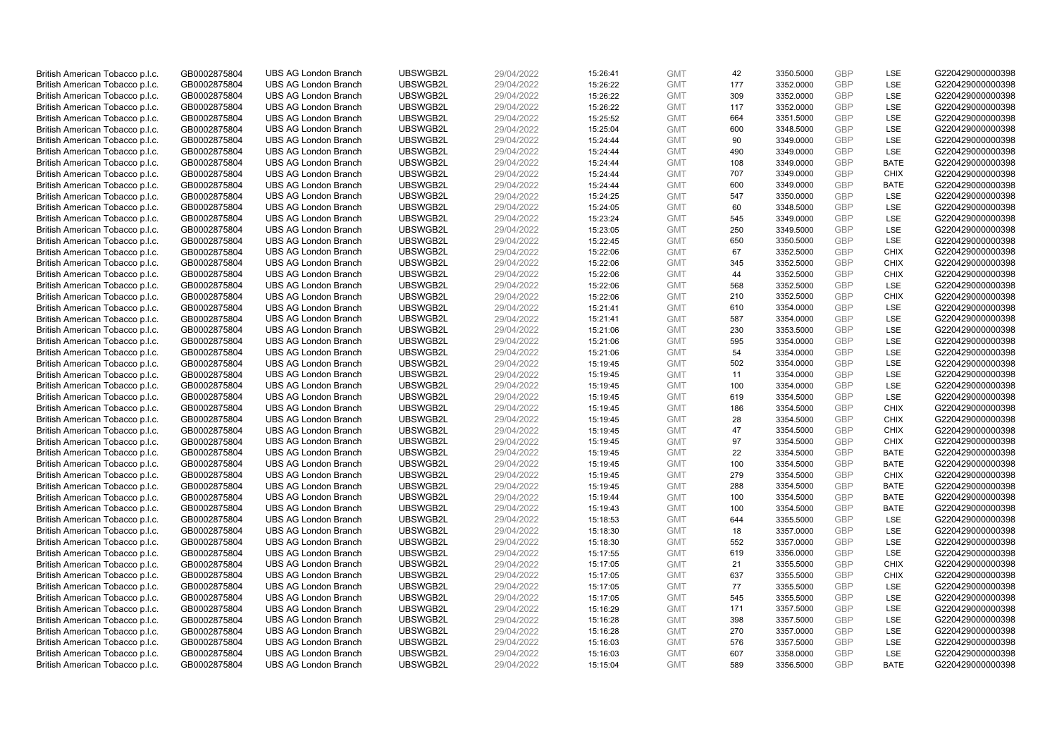| | | | | | | | | | | | |
|---|---|---|---|---|---|---|---|---|---|---|---|
| British American Tobacco p.l.c. | GB0002875804 | UBS AG London Branch | UBSWGB2L | 29/04/2022 | 15:26:41 | GMT | 42 | 3350.5000 | GBP | LSE | G220429000000398 |
| British American Tobacco p.l.c. | GB0002875804 | UBS AG London Branch | UBSWGB2L | 29/04/2022 | 15:26:22 | GMT | 177 | 3352.0000 | GBP | LSE | G220429000000398 |
| British American Tobacco p.l.c. | GB0002875804 | UBS AG London Branch | UBSWGB2L | 29/04/2022 | 15:26:22 | GMT | 309 | 3352.0000 | GBP | LSE | G220429000000398 |
| British American Tobacco p.l.c. | GB0002875804 | UBS AG London Branch | UBSWGB2L | 29/04/2022 | 15:26:22 | GMT | 117 | 3352.0000 | GBP | LSE | G220429000000398 |
| British American Tobacco p.l.c. | GB0002875804 | UBS AG London Branch | UBSWGB2L | 29/04/2022 | 15:25:52 | GMT | 664 | 3351.5000 | GBP | LSE | G220429000000398 |
| British American Tobacco p.l.c. | GB0002875804 | UBS AG London Branch | UBSWGB2L | 29/04/2022 | 15:25:04 | GMT | 600 | 3348.5000 | GBP | LSE | G220429000000398 |
| British American Tobacco p.l.c. | GB0002875804 | UBS AG London Branch | UBSWGB2L | 29/04/2022 | 15:24:44 | GMT | 90 | 3349.0000 | GBP | LSE | G220429000000398 |
| British American Tobacco p.l.c. | GB0002875804 | UBS AG London Branch | UBSWGB2L | 29/04/2022 | 15:24:44 | GMT | 490 | 3349.0000 | GBP | LSE | G220429000000398 |
| British American Tobacco p.l.c. | GB0002875804 | UBS AG London Branch | UBSWGB2L | 29/04/2022 | 15:24:44 | GMT | 108 | 3349.0000 | GBP | BATE | G220429000000398 |
| British American Tobacco p.l.c. | GB0002875804 | UBS AG London Branch | UBSWGB2L | 29/04/2022 | 15:24:44 | GMT | 707 | 3349.0000 | GBP | CHIX | G220429000000398 |
| British American Tobacco p.l.c. | GB0002875804 | UBS AG London Branch | UBSWGB2L | 29/04/2022 | 15:24:44 | GMT | 600 | 3349.0000 | GBP | BATE | G220429000000398 |
| British American Tobacco p.l.c. | GB0002875804 | UBS AG London Branch | UBSWGB2L | 29/04/2022 | 15:24:25 | GMT | 547 | 3350.0000 | GBP | LSE | G220429000000398 |
| British American Tobacco p.l.c. | GB0002875804 | UBS AG London Branch | UBSWGB2L | 29/04/2022 | 15:24:05 | GMT | 60 | 3348.5000 | GBP | LSE | G220429000000398 |
| British American Tobacco p.l.c. | GB0002875804 | UBS AG London Branch | UBSWGB2L | 29/04/2022 | 15:23:24 | GMT | 545 | 3349.0000 | GBP | LSE | G220429000000398 |
| British American Tobacco p.l.c. | GB0002875804 | UBS AG London Branch | UBSWGB2L | 29/04/2022 | 15:23:05 | GMT | 250 | 3349.5000 | GBP | LSE | G220429000000398 |
| British American Tobacco p.l.c. | GB0002875804 | UBS AG London Branch | UBSWGB2L | 29/04/2022 | 15:22:45 | GMT | 650 | 3350.5000 | GBP | LSE | G220429000000398 |
| British American Tobacco p.l.c. | GB0002875804 | UBS AG London Branch | UBSWGB2L | 29/04/2022 | 15:22:06 | GMT | 67 | 3352.5000 | GBP | CHIX | G220429000000398 |
| British American Tobacco p.l.c. | GB0002875804 | UBS AG London Branch | UBSWGB2L | 29/04/2022 | 15:22:06 | GMT | 345 | 3352.5000 | GBP | CHIX | G220429000000398 |
| British American Tobacco p.l.c. | GB0002875804 | UBS AG London Branch | UBSWGB2L | 29/04/2022 | 15:22:06 | GMT | 44 | 3352.5000 | GBP | CHIX | G220429000000398 |
| British American Tobacco p.l.c. | GB0002875804 | UBS AG London Branch | UBSWGB2L | 29/04/2022 | 15:22:06 | GMT | 568 | 3352.5000 | GBP | LSE | G220429000000398 |
| British American Tobacco p.l.c. | GB0002875804 | UBS AG London Branch | UBSWGB2L | 29/04/2022 | 15:22:06 | GMT | 210 | 3352.5000 | GBP | CHIX | G220429000000398 |
| British American Tobacco p.l.c. | GB0002875804 | UBS AG London Branch | UBSWGB2L | 29/04/2022 | 15:21:41 | GMT | 610 | 3354.0000 | GBP | LSE | G220429000000398 |
| British American Tobacco p.l.c. | GB0002875804 | UBS AG London Branch | UBSWGB2L | 29/04/2022 | 15:21:41 | GMT | 587 | 3354.0000 | GBP | LSE | G220429000000398 |
| British American Tobacco p.l.c. | GB0002875804 | UBS AG London Branch | UBSWGB2L | 29/04/2022 | 15:21:06 | GMT | 230 | 3353.5000 | GBP | LSE | G220429000000398 |
| British American Tobacco p.l.c. | GB0002875804 | UBS AG London Branch | UBSWGB2L | 29/04/2022 | 15:21:06 | GMT | 595 | 3354.0000 | GBP | LSE | G220429000000398 |
| British American Tobacco p.l.c. | GB0002875804 | UBS AG London Branch | UBSWGB2L | 29/04/2022 | 15:21:06 | GMT | 54 | 3354.0000 | GBP | LSE | G220429000000398 |
| British American Tobacco p.l.c. | GB0002875804 | UBS AG London Branch | UBSWGB2L | 29/04/2022 | 15:19:45 | GMT | 502 | 3354.0000 | GBP | LSE | G220429000000398 |
| British American Tobacco p.l.c. | GB0002875804 | UBS AG London Branch | UBSWGB2L | 29/04/2022 | 15:19:45 | GMT | 11 | 3354.0000 | GBP | LSE | G220429000000398 |
| British American Tobacco p.l.c. | GB0002875804 | UBS AG London Branch | UBSWGB2L | 29/04/2022 | 15:19:45 | GMT | 100 | 3354.0000 | GBP | LSE | G220429000000398 |
| British American Tobacco p.l.c. | GB0002875804 | UBS AG London Branch | UBSWGB2L | 29/04/2022 | 15:19:45 | GMT | 619 | 3354.5000 | GBP | LSE | G220429000000398 |
| British American Tobacco p.l.c. | GB0002875804 | UBS AG London Branch | UBSWGB2L | 29/04/2022 | 15:19:45 | GMT | 186 | 3354.5000 | GBP | CHIX | G220429000000398 |
| British American Tobacco p.l.c. | GB0002875804 | UBS AG London Branch | UBSWGB2L | 29/04/2022 | 15:19:45 | GMT | 28 | 3354.5000 | GBP | CHIX | G220429000000398 |
| British American Tobacco p.l.c. | GB0002875804 | UBS AG London Branch | UBSWGB2L | 29/04/2022 | 15:19:45 | GMT | 47 | 3354.5000 | GBP | CHIX | G220429000000398 |
| British American Tobacco p.l.c. | GB0002875804 | UBS AG London Branch | UBSWGB2L | 29/04/2022 | 15:19:45 | GMT | 97 | 3354.5000 | GBP | CHIX | G220429000000398 |
| British American Tobacco p.l.c. | GB0002875804 | UBS AG London Branch | UBSWGB2L | 29/04/2022 | 15:19:45 | GMT | 22 | 3354.5000 | GBP | BATE | G220429000000398 |
| British American Tobacco p.l.c. | GB0002875804 | UBS AG London Branch | UBSWGB2L | 29/04/2022 | 15:19:45 | GMT | 100 | 3354.5000 | GBP | BATE | G220429000000398 |
| British American Tobacco p.l.c. | GB0002875804 | UBS AG London Branch | UBSWGB2L | 29/04/2022 | 15:19:45 | GMT | 279 | 3354.5000 | GBP | CHIX | G220429000000398 |
| British American Tobacco p.l.c. | GB0002875804 | UBS AG London Branch | UBSWGB2L | 29/04/2022 | 15:19:45 | GMT | 288 | 3354.5000 | GBP | BATE | G220429000000398 |
| British American Tobacco p.l.c. | GB0002875804 | UBS AG London Branch | UBSWGB2L | 29/04/2022 | 15:19:44 | GMT | 100 | 3354.5000 | GBP | BATE | G220429000000398 |
| British American Tobacco p.l.c. | GB0002875804 | UBS AG London Branch | UBSWGB2L | 29/04/2022 | 15:19:43 | GMT | 100 | 3354.5000 | GBP | BATE | G220429000000398 |
| British American Tobacco p.l.c. | GB0002875804 | UBS AG London Branch | UBSWGB2L | 29/04/2022 | 15:18:53 | GMT | 644 | 3355.5000 | GBP | LSE | G220429000000398 |
| British American Tobacco p.l.c. | GB0002875804 | UBS AG London Branch | UBSWGB2L | 29/04/2022 | 15:18:30 | GMT | 18 | 3357.0000 | GBP | LSE | G220429000000398 |
| British American Tobacco p.l.c. | GB0002875804 | UBS AG London Branch | UBSWGB2L | 29/04/2022 | 15:18:30 | GMT | 552 | 3357.0000 | GBP | LSE | G220429000000398 |
| British American Tobacco p.l.c. | GB0002875804 | UBS AG London Branch | UBSWGB2L | 29/04/2022 | 15:17:55 | GMT | 619 | 3356.0000 | GBP | LSE | G220429000000398 |
| British American Tobacco p.l.c. | GB0002875804 | UBS AG London Branch | UBSWGB2L | 29/04/2022 | 15:17:05 | GMT | 21 | 3355.5000 | GBP | CHIX | G220429000000398 |
| British American Tobacco p.l.c. | GB0002875804 | UBS AG London Branch | UBSWGB2L | 29/04/2022 | 15:17:05 | GMT | 637 | 3355.5000 | GBP | CHIX | G220429000000398 |
| British American Tobacco p.l.c. | GB0002875804 | UBS AG London Branch | UBSWGB2L | 29/04/2022 | 15:17:05 | GMT | 77 | 3355.5000 | GBP | LSE | G220429000000398 |
| British American Tobacco p.l.c. | GB0002875804 | UBS AG London Branch | UBSWGB2L | 29/04/2022 | 15:17:05 | GMT | 545 | 3355.5000 | GBP | LSE | G220429000000398 |
| British American Tobacco p.l.c. | GB0002875804 | UBS AG London Branch | UBSWGB2L | 29/04/2022 | 15:16:29 | GMT | 171 | 3357.5000 | GBP | LSE | G220429000000398 |
| British American Tobacco p.l.c. | GB0002875804 | UBS AG London Branch | UBSWGB2L | 29/04/2022 | 15:16:28 | GMT | 398 | 3357.5000 | GBP | LSE | G220429000000398 |
| British American Tobacco p.l.c. | GB0002875804 | UBS AG London Branch | UBSWGB2L | 29/04/2022 | 15:16:28 | GMT | 270 | 3357.0000 | GBP | LSE | G220429000000398 |
| British American Tobacco p.l.c. | GB0002875804 | UBS AG London Branch | UBSWGB2L | 29/04/2022 | 15:16:03 | GMT | 576 | 3357.5000 | GBP | LSE | G220429000000398 |
| British American Tobacco p.l.c. | GB0002875804 | UBS AG London Branch | UBSWGB2L | 29/04/2022 | 15:16:03 | GMT | 607 | 3358.0000 | GBP | LSE | G220429000000398 |
| British American Tobacco p.l.c. | GB0002875804 | UBS AG London Branch | UBSWGB2L | 29/04/2022 | 15:15:04 | GMT | 589 | 3356.5000 | GBP | BATE | G220429000000398 |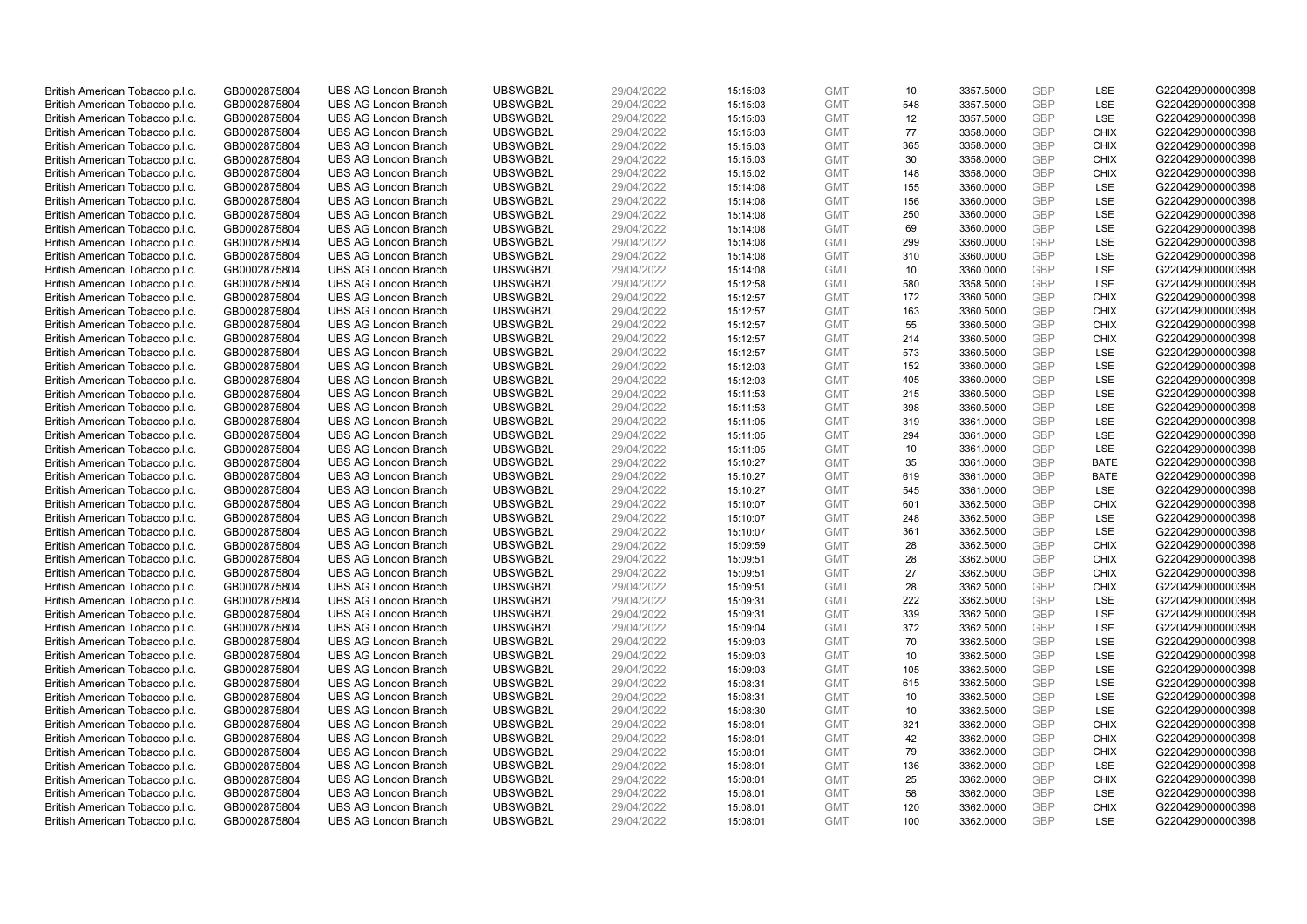| British American Tobacco p.l.c. | GB0002875804 | UBS AG London Branch | UBSWGB2L | 29/04/2022 | 15:15:03 | GMT | 10 | 3357.5000 | GBP | LSE | G220429000000398 |
|---|---|---|---|---|---|---|---|---|---|---|---|
| British American Tobacco p.l.c. | GB0002875804 | UBS AG London Branch | UBSWGB2L | 29/04/2022 | 15:15:03 | GMT | 548 | 3357.5000 | GBP | LSE | G220429000000398 |
| British American Tobacco p.l.c. | GB0002875804 | UBS AG London Branch | UBSWGB2L | 29/04/2022 | 15:15:03 | GMT | 12 | 3357.5000 | GBP | LSE | G220429000000398 |
| British American Tobacco p.l.c. | GB0002875804 | UBS AG London Branch | UBSWGB2L | 29/04/2022 | 15:15:03 | GMT | 77 | 3358.0000 | GBP | CHIX | G220429000000398 |
| British American Tobacco p.l.c. | GB0002875804 | UBS AG London Branch | UBSWGB2L | 29/04/2022 | 15:15:03 | GMT | 365 | 3358.0000 | GBP | CHIX | G220429000000398 |
| British American Tobacco p.l.c. | GB0002875804 | UBS AG London Branch | UBSWGB2L | 29/04/2022 | 15:15:03 | GMT | 30 | 3358.0000 | GBP | CHIX | G220429000000398 |
| British American Tobacco p.l.c. | GB0002875804 | UBS AG London Branch | UBSWGB2L | 29/04/2022 | 15:15:02 | GMT | 148 | 3358.0000 | GBP | CHIX | G220429000000398 |
| British American Tobacco p.l.c. | GB0002875804 | UBS AG London Branch | UBSWGB2L | 29/04/2022 | 15:14:08 | GMT | 155 | 3360.0000 | GBP | LSE | G220429000000398 |
| British American Tobacco p.l.c. | GB0002875804 | UBS AG London Branch | UBSWGB2L | 29/04/2022 | 15:14:08 | GMT | 156 | 3360.0000 | GBP | LSE | G220429000000398 |
| British American Tobacco p.l.c. | GB0002875804 | UBS AG London Branch | UBSWGB2L | 29/04/2022 | 15:14:08 | GMT | 250 | 3360.0000 | GBP | LSE | G220429000000398 |
| British American Tobacco p.l.c. | GB0002875804 | UBS AG London Branch | UBSWGB2L | 29/04/2022 | 15:14:08 | GMT | 69 | 3360.0000 | GBP | LSE | G220429000000398 |
| British American Tobacco p.l.c. | GB0002875804 | UBS AG London Branch | UBSWGB2L | 29/04/2022 | 15:14:08 | GMT | 299 | 3360.0000 | GBP | LSE | G220429000000398 |
| British American Tobacco p.l.c. | GB0002875804 | UBS AG London Branch | UBSWGB2L | 29/04/2022 | 15:14:08 | GMT | 310 | 3360.0000 | GBP | LSE | G220429000000398 |
| British American Tobacco p.l.c. | GB0002875804 | UBS AG London Branch | UBSWGB2L | 29/04/2022 | 15:14:08 | GMT | 10 | 3360.0000 | GBP | LSE | G220429000000398 |
| British American Tobacco p.l.c. | GB0002875804 | UBS AG London Branch | UBSWGB2L | 29/04/2022 | 15:12:58 | GMT | 580 | 3358.5000 | GBP | LSE | G220429000000398 |
| British American Tobacco p.l.c. | GB0002875804 | UBS AG London Branch | UBSWGB2L | 29/04/2022 | 15:12:57 | GMT | 172 | 3360.5000 | GBP | CHIX | G220429000000398 |
| British American Tobacco p.l.c. | GB0002875804 | UBS AG London Branch | UBSWGB2L | 29/04/2022 | 15:12:57 | GMT | 163 | 3360.5000 | GBP | CHIX | G220429000000398 |
| British American Tobacco p.l.c. | GB0002875804 | UBS AG London Branch | UBSWGB2L | 29/04/2022 | 15:12:57 | GMT | 55 | 3360.5000 | GBP | CHIX | G220429000000398 |
| British American Tobacco p.l.c. | GB0002875804 | UBS AG London Branch | UBSWGB2L | 29/04/2022 | 15:12:57 | GMT | 214 | 3360.5000 | GBP | CHIX | G220429000000398 |
| British American Tobacco p.l.c. | GB0002875804 | UBS AG London Branch | UBSWGB2L | 29/04/2022 | 15:12:57 | GMT | 573 | 3360.5000 | GBP | LSE | G220429000000398 |
| British American Tobacco p.l.c. | GB0002875804 | UBS AG London Branch | UBSWGB2L | 29/04/2022 | 15:12:03 | GMT | 152 | 3360.0000 | GBP | LSE | G220429000000398 |
| British American Tobacco p.l.c. | GB0002875804 | UBS AG London Branch | UBSWGB2L | 29/04/2022 | 15:12:03 | GMT | 405 | 3360.0000 | GBP | LSE | G220429000000398 |
| British American Tobacco p.l.c. | GB0002875804 | UBS AG London Branch | UBSWGB2L | 29/04/2022 | 15:11:53 | GMT | 215 | 3360.5000 | GBP | LSE | G220429000000398 |
| British American Tobacco p.l.c. | GB0002875804 | UBS AG London Branch | UBSWGB2L | 29/04/2022 | 15:11:53 | GMT | 398 | 3360.5000 | GBP | LSE | G220429000000398 |
| British American Tobacco p.l.c. | GB0002875804 | UBS AG London Branch | UBSWGB2L | 29/04/2022 | 15:11:05 | GMT | 319 | 3361.0000 | GBP | LSE | G220429000000398 |
| British American Tobacco p.l.c. | GB0002875804 | UBS AG London Branch | UBSWGB2L | 29/04/2022 | 15:11:05 | GMT | 294 | 3361.0000 | GBP | LSE | G220429000000398 |
| British American Tobacco p.l.c. | GB0002875804 | UBS AG London Branch | UBSWGB2L | 29/04/2022 | 15:11:05 | GMT | 10 | 3361.0000 | GBP | LSE | G220429000000398 |
| British American Tobacco p.l.c. | GB0002875804 | UBS AG London Branch | UBSWGB2L | 29/04/2022 | 15:10:27 | GMT | 35 | 3361.0000 | GBP | BATE | G220429000000398 |
| British American Tobacco p.l.c. | GB0002875804 | UBS AG London Branch | UBSWGB2L | 29/04/2022 | 15:10:27 | GMT | 619 | 3361.0000 | GBP | BATE | G220429000000398 |
| British American Tobacco p.l.c. | GB0002875804 | UBS AG London Branch | UBSWGB2L | 29/04/2022 | 15:10:27 | GMT | 545 | 3361.0000 | GBP | LSE | G220429000000398 |
| British American Tobacco p.l.c. | GB0002875804 | UBS AG London Branch | UBSWGB2L | 29/04/2022 | 15:10:07 | GMT | 601 | 3362.5000 | GBP | CHIX | G220429000000398 |
| British American Tobacco p.l.c. | GB0002875804 | UBS AG London Branch | UBSWGB2L | 29/04/2022 | 15:10:07 | GMT | 248 | 3362.5000 | GBP | LSE | G220429000000398 |
| British American Tobacco p.l.c. | GB0002875804 | UBS AG London Branch | UBSWGB2L | 29/04/2022 | 15:10:07 | GMT | 361 | 3362.5000 | GBP | LSE | G220429000000398 |
| British American Tobacco p.l.c. | GB0002875804 | UBS AG London Branch | UBSWGB2L | 29/04/2022 | 15:09:59 | GMT | 28 | 3362.5000 | GBP | CHIX | G220429000000398 |
| British American Tobacco p.l.c. | GB0002875804 | UBS AG London Branch | UBSWGB2L | 29/04/2022 | 15:09:51 | GMT | 28 | 3362.5000 | GBP | CHIX | G220429000000398 |
| British American Tobacco p.l.c. | GB0002875804 | UBS AG London Branch | UBSWGB2L | 29/04/2022 | 15:09:51 | GMT | 27 | 3362.5000 | GBP | CHIX | G220429000000398 |
| British American Tobacco p.l.c. | GB0002875804 | UBS AG London Branch | UBSWGB2L | 29/04/2022 | 15:09:51 | GMT | 28 | 3362.5000 | GBP | CHIX | G220429000000398 |
| British American Tobacco p.l.c. | GB0002875804 | UBS AG London Branch | UBSWGB2L | 29/04/2022 | 15:09:31 | GMT | 222 | 3362.5000 | GBP | LSE | G220429000000398 |
| British American Tobacco p.l.c. | GB0002875804 | UBS AG London Branch | UBSWGB2L | 29/04/2022 | 15:09:31 | GMT | 339 | 3362.5000 | GBP | LSE | G220429000000398 |
| British American Tobacco p.l.c. | GB0002875804 | UBS AG London Branch | UBSWGB2L | 29/04/2022 | 15:09:04 | GMT | 372 | 3362.5000 | GBP | LSE | G220429000000398 |
| British American Tobacco p.l.c. | GB0002875804 | UBS AG London Branch | UBSWGB2L | 29/04/2022 | 15:09:03 | GMT | 70 | 3362.5000 | GBP | LSE | G220429000000398 |
| British American Tobacco p.l.c. | GB0002875804 | UBS AG London Branch | UBSWGB2L | 29/04/2022 | 15:09:03 | GMT | 10 | 3362.5000 | GBP | LSE | G220429000000398 |
| British American Tobacco p.l.c. | GB0002875804 | UBS AG London Branch | UBSWGB2L | 29/04/2022 | 15:09:03 | GMT | 105 | 3362.5000 | GBP | LSE | G220429000000398 |
| British American Tobacco p.l.c. | GB0002875804 | UBS AG London Branch | UBSWGB2L | 29/04/2022 | 15:08:31 | GMT | 615 | 3362.5000 | GBP | LSE | G220429000000398 |
| British American Tobacco p.l.c. | GB0002875804 | UBS AG London Branch | UBSWGB2L | 29/04/2022 | 15:08:31 | GMT | 10 | 3362.5000 | GBP | LSE | G220429000000398 |
| British American Tobacco p.l.c. | GB0002875804 | UBS AG London Branch | UBSWGB2L | 29/04/2022 | 15:08:30 | GMT | 10 | 3362.5000 | GBP | LSE | G220429000000398 |
| British American Tobacco p.l.c. | GB0002875804 | UBS AG London Branch | UBSWGB2L | 29/04/2022 | 15:08:01 | GMT | 321 | 3362.0000 | GBP | CHIX | G220429000000398 |
| British American Tobacco p.l.c. | GB0002875804 | UBS AG London Branch | UBSWGB2L | 29/04/2022 | 15:08:01 | GMT | 42 | 3362.0000 | GBP | CHIX | G220429000000398 |
| British American Tobacco p.l.c. | GB0002875804 | UBS AG London Branch | UBSWGB2L | 29/04/2022 | 15:08:01 | GMT | 79 | 3362.0000 | GBP | CHIX | G220429000000398 |
| British American Tobacco p.l.c. | GB0002875804 | UBS AG London Branch | UBSWGB2L | 29/04/2022 | 15:08:01 | GMT | 136 | 3362.0000 | GBP | LSE | G220429000000398 |
| British American Tobacco p.l.c. | GB0002875804 | UBS AG London Branch | UBSWGB2L | 29/04/2022 | 15:08:01 | GMT | 25 | 3362.0000 | GBP | CHIX | G220429000000398 |
| British American Tobacco p.l.c. | GB0002875804 | UBS AG London Branch | UBSWGB2L | 29/04/2022 | 15:08:01 | GMT | 58 | 3362.0000 | GBP | LSE | G220429000000398 |
| British American Tobacco p.l.c. | GB0002875804 | UBS AG London Branch | UBSWGB2L | 29/04/2022 | 15:08:01 | GMT | 120 | 3362.0000 | GBP | CHIX | G220429000000398 |
| British American Tobacco p.l.c. | GB0002875804 | UBS AG London Branch | UBSWGB2L | 29/04/2022 | 15:08:01 | GMT | 100 | 3362.0000 | GBP | LSE | G220429000000398 |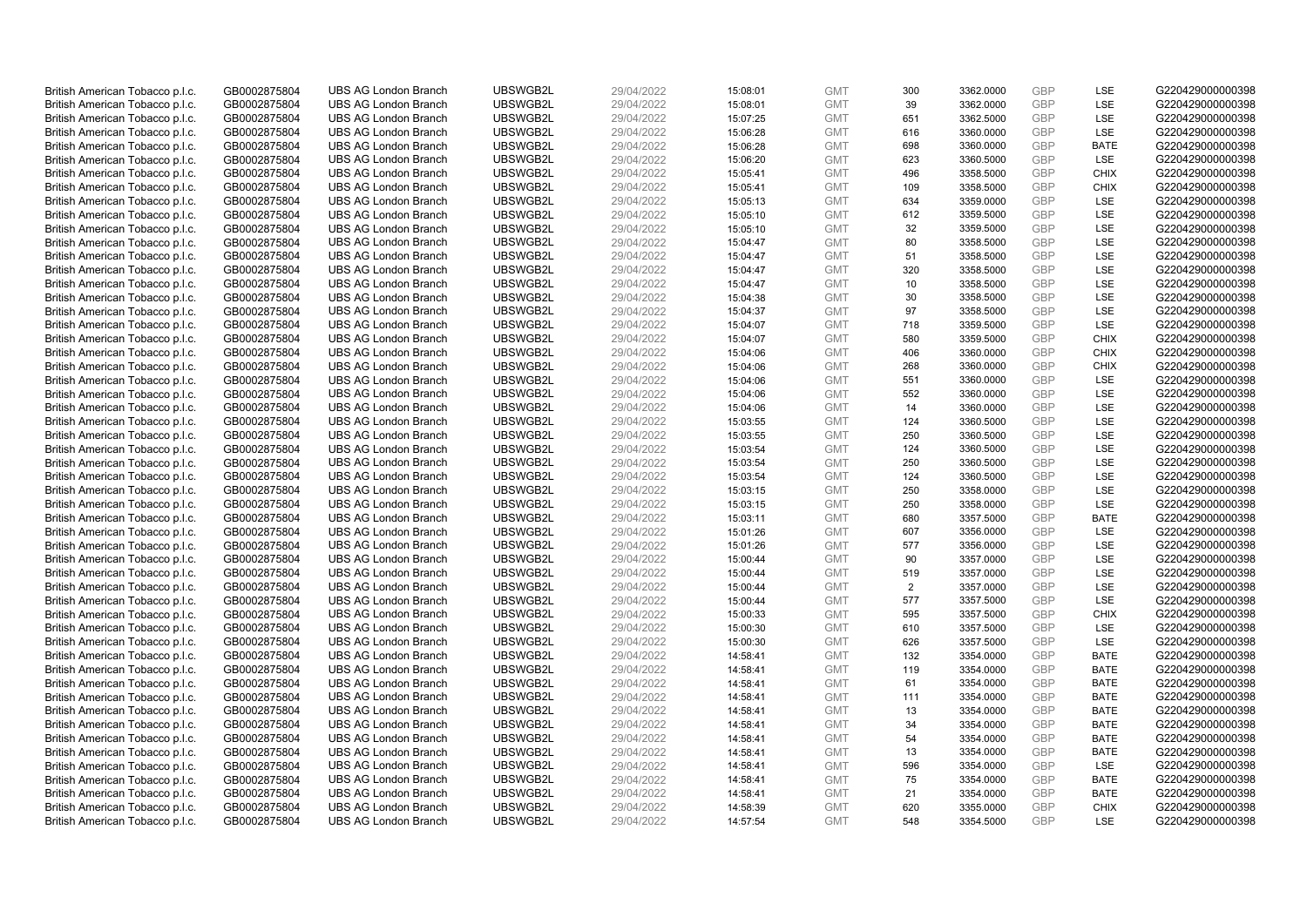| | | | | | | | | | | | |
|---|---|---|---|---|---|---|---|---|---|---|---|
| British American Tobacco p.l.c. | GB0002875804 | UBS AG London Branch | UBSWGB2L | 29/04/2022 | 15:08:01 | GMT | 300 | 3362.0000 | GBP | LSE | G220429000000398 |
| British American Tobacco p.l.c. | GB0002875804 | UBS AG London Branch | UBSWGB2L | 29/04/2022 | 15:08:01 | GMT | 39 | 3362.0000 | GBP | LSE | G220429000000398 |
| British American Tobacco p.l.c. | GB0002875804 | UBS AG London Branch | UBSWGB2L | 29/04/2022 | 15:07:25 | GMT | 651 | 3362.5000 | GBP | LSE | G220429000000398 |
| British American Tobacco p.l.c. | GB0002875804 | UBS AG London Branch | UBSWGB2L | 29/04/2022 | 15:06:28 | GMT | 616 | 3360.0000 | GBP | LSE | G220429000000398 |
| British American Tobacco p.l.c. | GB0002875804 | UBS AG London Branch | UBSWGB2L | 29/04/2022 | 15:06:28 | GMT | 698 | 3360.0000 | GBP | BATE | G220429000000398 |
| British American Tobacco p.l.c. | GB0002875804 | UBS AG London Branch | UBSWGB2L | 29/04/2022 | 15:06:20 | GMT | 623 | 3360.5000 | GBP | LSE | G220429000000398 |
| British American Tobacco p.l.c. | GB0002875804 | UBS AG London Branch | UBSWGB2L | 29/04/2022 | 15:05:41 | GMT | 496 | 3358.5000 | GBP | CHIX | G220429000000398 |
| British American Tobacco p.l.c. | GB0002875804 | UBS AG London Branch | UBSWGB2L | 29/04/2022 | 15:05:41 | GMT | 109 | 3358.5000 | GBP | CHIX | G220429000000398 |
| British American Tobacco p.l.c. | GB0002875804 | UBS AG London Branch | UBSWGB2L | 29/04/2022 | 15:05:13 | GMT | 634 | 3359.0000 | GBP | LSE | G220429000000398 |
| British American Tobacco p.l.c. | GB0002875804 | UBS AG London Branch | UBSWGB2L | 29/04/2022 | 15:05:10 | GMT | 612 | 3359.5000 | GBP | LSE | G220429000000398 |
| British American Tobacco p.l.c. | GB0002875804 | UBS AG London Branch | UBSWGB2L | 29/04/2022 | 15:05:10 | GMT | 32 | 3359.5000 | GBP | LSE | G220429000000398 |
| British American Tobacco p.l.c. | GB0002875804 | UBS AG London Branch | UBSWGB2L | 29/04/2022 | 15:04:47 | GMT | 80 | 3358.5000 | GBP | LSE | G220429000000398 |
| British American Tobacco p.l.c. | GB0002875804 | UBS AG London Branch | UBSWGB2L | 29/04/2022 | 15:04:47 | GMT | 51 | 3358.5000 | GBP | LSE | G220429000000398 |
| British American Tobacco p.l.c. | GB0002875804 | UBS AG London Branch | UBSWGB2L | 29/04/2022 | 15:04:47 | GMT | 320 | 3358.5000 | GBP | LSE | G220429000000398 |
| British American Tobacco p.l.c. | GB0002875804 | UBS AG London Branch | UBSWGB2L | 29/04/2022 | 15:04:47 | GMT | 10 | 3358.5000 | GBP | LSE | G220429000000398 |
| British American Tobacco p.l.c. | GB0002875804 | UBS AG London Branch | UBSWGB2L | 29/04/2022 | 15:04:38 | GMT | 30 | 3358.5000 | GBP | LSE | G220429000000398 |
| British American Tobacco p.l.c. | GB0002875804 | UBS AG London Branch | UBSWGB2L | 29/04/2022 | 15:04:37 | GMT | 97 | 3358.5000 | GBP | LSE | G220429000000398 |
| British American Tobacco p.l.c. | GB0002875804 | UBS AG London Branch | UBSWGB2L | 29/04/2022 | 15:04:07 | GMT | 718 | 3359.5000 | GBP | LSE | G220429000000398 |
| British American Tobacco p.l.c. | GB0002875804 | UBS AG London Branch | UBSWGB2L | 29/04/2022 | 15:04:07 | GMT | 580 | 3359.5000 | GBP | CHIX | G220429000000398 |
| British American Tobacco p.l.c. | GB0002875804 | UBS AG London Branch | UBSWGB2L | 29/04/2022 | 15:04:06 | GMT | 406 | 3360.0000 | GBP | CHIX | G220429000000398 |
| British American Tobacco p.l.c. | GB0002875804 | UBS AG London Branch | UBSWGB2L | 29/04/2022 | 15:04:06 | GMT | 268 | 3360.0000 | GBP | CHIX | G220429000000398 |
| British American Tobacco p.l.c. | GB0002875804 | UBS AG London Branch | UBSWGB2L | 29/04/2022 | 15:04:06 | GMT | 551 | 3360.0000 | GBP | LSE | G220429000000398 |
| British American Tobacco p.l.c. | GB0002875804 | UBS AG London Branch | UBSWGB2L | 29/04/2022 | 15:04:06 | GMT | 552 | 3360.0000 | GBP | LSE | G220429000000398 |
| British American Tobacco p.l.c. | GB0002875804 | UBS AG London Branch | UBSWGB2L | 29/04/2022 | 15:04:06 | GMT | 14 | 3360.0000 | GBP | LSE | G220429000000398 |
| British American Tobacco p.l.c. | GB0002875804 | UBS AG London Branch | UBSWGB2L | 29/04/2022 | 15:03:55 | GMT | 124 | 3360.5000 | GBP | LSE | G220429000000398 |
| British American Tobacco p.l.c. | GB0002875804 | UBS AG London Branch | UBSWGB2L | 29/04/2022 | 15:03:55 | GMT | 250 | 3360.5000 | GBP | LSE | G220429000000398 |
| British American Tobacco p.l.c. | GB0002875804 | UBS AG London Branch | UBSWGB2L | 29/04/2022 | 15:03:54 | GMT | 124 | 3360.5000 | GBP | LSE | G220429000000398 |
| British American Tobacco p.l.c. | GB0002875804 | UBS AG London Branch | UBSWGB2L | 29/04/2022 | 15:03:54 | GMT | 250 | 3360.5000 | GBP | LSE | G220429000000398 |
| British American Tobacco p.l.c. | GB0002875804 | UBS AG London Branch | UBSWGB2L | 29/04/2022 | 15:03:54 | GMT | 124 | 3360.5000 | GBP | LSE | G220429000000398 |
| British American Tobacco p.l.c. | GB0002875804 | UBS AG London Branch | UBSWGB2L | 29/04/2022 | 15:03:15 | GMT | 250 | 3358.0000 | GBP | LSE | G220429000000398 |
| British American Tobacco p.l.c. | GB0002875804 | UBS AG London Branch | UBSWGB2L | 29/04/2022 | 15:03:15 | GMT | 250 | 3358.0000 | GBP | LSE | G220429000000398 |
| British American Tobacco p.l.c. | GB0002875804 | UBS AG London Branch | UBSWGB2L | 29/04/2022 | 15:03:11 | GMT | 680 | 3357.5000 | GBP | BATE | G220429000000398 |
| British American Tobacco p.l.c. | GB0002875804 | UBS AG London Branch | UBSWGB2L | 29/04/2022 | 15:01:26 | GMT | 607 | 3356.0000 | GBP | LSE | G220429000000398 |
| British American Tobacco p.l.c. | GB0002875804 | UBS AG London Branch | UBSWGB2L | 29/04/2022 | 15:01:26 | GMT | 577 | 3356.0000 | GBP | LSE | G220429000000398 |
| British American Tobacco p.l.c. | GB0002875804 | UBS AG London Branch | UBSWGB2L | 29/04/2022 | 15:00:44 | GMT | 90 | 3357.0000 | GBP | LSE | G220429000000398 |
| British American Tobacco p.l.c. | GB0002875804 | UBS AG London Branch | UBSWGB2L | 29/04/2022 | 15:00:44 | GMT | 519 | 3357.0000 | GBP | LSE | G220429000000398 |
| British American Tobacco p.l.c. | GB0002875804 | UBS AG London Branch | UBSWGB2L | 29/04/2022 | 15:00:44 | GMT | 2 | 3357.0000 | GBP | LSE | G220429000000398 |
| British American Tobacco p.l.c. | GB0002875804 | UBS AG London Branch | UBSWGB2L | 29/04/2022 | 15:00:44 | GMT | 577 | 3357.5000 | GBP | LSE | G220429000000398 |
| British American Tobacco p.l.c. | GB0002875804 | UBS AG London Branch | UBSWGB2L | 29/04/2022 | 15:00:33 | GMT | 595 | 3357.5000 | GBP | CHIX | G220429000000398 |
| British American Tobacco p.l.c. | GB0002875804 | UBS AG London Branch | UBSWGB2L | 29/04/2022 | 15:00:30 | GMT | 610 | 3357.5000 | GBP | LSE | G220429000000398 |
| British American Tobacco p.l.c. | GB0002875804 | UBS AG London Branch | UBSWGB2L | 29/04/2022 | 15:00:30 | GMT | 626 | 3357.5000 | GBP | LSE | G220429000000398 |
| British American Tobacco p.l.c. | GB0002875804 | UBS AG London Branch | UBSWGB2L | 29/04/2022 | 14:58:41 | GMT | 132 | 3354.0000 | GBP | BATE | G220429000000398 |
| British American Tobacco p.l.c. | GB0002875804 | UBS AG London Branch | UBSWGB2L | 29/04/2022 | 14:58:41 | GMT | 119 | 3354.0000 | GBP | BATE | G220429000000398 |
| British American Tobacco p.l.c. | GB0002875804 | UBS AG London Branch | UBSWGB2L | 29/04/2022 | 14:58:41 | GMT | 61 | 3354.0000 | GBP | BATE | G220429000000398 |
| British American Tobacco p.l.c. | GB0002875804 | UBS AG London Branch | UBSWGB2L | 29/04/2022 | 14:58:41 | GMT | 111 | 3354.0000 | GBP | BATE | G220429000000398 |
| British American Tobacco p.l.c. | GB0002875804 | UBS AG London Branch | UBSWGB2L | 29/04/2022 | 14:58:41 | GMT | 13 | 3354.0000 | GBP | BATE | G220429000000398 |
| British American Tobacco p.l.c. | GB0002875804 | UBS AG London Branch | UBSWGB2L | 29/04/2022 | 14:58:41 | GMT | 34 | 3354.0000 | GBP | BATE | G220429000000398 |
| British American Tobacco p.l.c. | GB0002875804 | UBS AG London Branch | UBSWGB2L | 29/04/2022 | 14:58:41 | GMT | 54 | 3354.0000 | GBP | BATE | G220429000000398 |
| British American Tobacco p.l.c. | GB0002875804 | UBS AG London Branch | UBSWGB2L | 29/04/2022 | 14:58:41 | GMT | 13 | 3354.0000 | GBP | BATE | G220429000000398 |
| British American Tobacco p.l.c. | GB0002875804 | UBS AG London Branch | UBSWGB2L | 29/04/2022 | 14:58:41 | GMT | 596 | 3354.0000 | GBP | LSE | G220429000000398 |
| British American Tobacco p.l.c. | GB0002875804 | UBS AG London Branch | UBSWGB2L | 29/04/2022 | 14:58:41 | GMT | 75 | 3354.0000 | GBP | BATE | G220429000000398 |
| British American Tobacco p.l.c. | GB0002875804 | UBS AG London Branch | UBSWGB2L | 29/04/2022 | 14:58:41 | GMT | 21 | 3354.0000 | GBP | BATE | G220429000000398 |
| British American Tobacco p.l.c. | GB0002875804 | UBS AG London Branch | UBSWGB2L | 29/04/2022 | 14:58:39 | GMT | 620 | 3355.0000 | GBP | CHIX | G220429000000398 |
| British American Tobacco p.l.c. | GB0002875804 | UBS AG London Branch | UBSWGB2L | 29/04/2022 | 14:57:54 | GMT | 548 | 3354.5000 | GBP | LSE | G220429000000398 |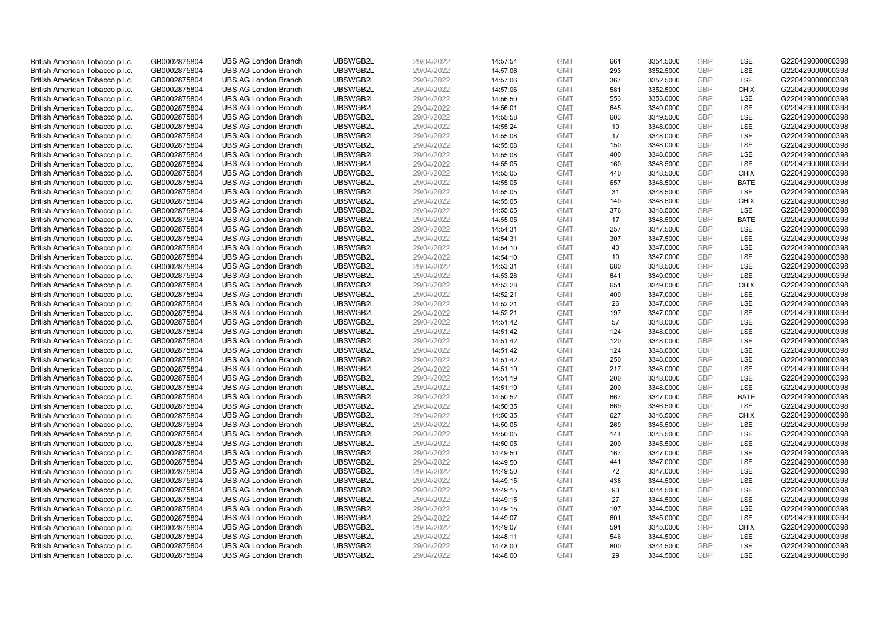| | | | | | | | | | | | |
|---|---|---|---|---|---|---|---|---|---|---|---|
| British American Tobacco p.l.c. | GB0002875804 | UBS AG London Branch | UBSWGB2L | 29/04/2022 | 14:57:54 | GMT | 661 | 3354.5000 | GBP | LSE | G220429000000398 |
| British American Tobacco p.l.c. | GB0002875804 | UBS AG London Branch | UBSWGB2L | 29/04/2022 | 14:57:06 | GMT | 293 | 3352.5000 | GBP | LSE | G220429000000398 |
| British American Tobacco p.l.c. | GB0002875804 | UBS AG London Branch | UBSWGB2L | 29/04/2022 | 14:57:06 | GMT | 367 | 3352.5000 | GBP | LSE | G220429000000398 |
| British American Tobacco p.l.c. | GB0002875804 | UBS AG London Branch | UBSWGB2L | 29/04/2022 | 14:57:06 | GMT | 581 | 3352.5000 | GBP | CHIX | G220429000000398 |
| British American Tobacco p.l.c. | GB0002875804 | UBS AG London Branch | UBSWGB2L | 29/04/2022 | 14:56:50 | GMT | 553 | 3353.0000 | GBP | LSE | G220429000000398 |
| British American Tobacco p.l.c. | GB0002875804 | UBS AG London Branch | UBSWGB2L | 29/04/2022 | 14:56:01 | GMT | 645 | 3349.0000 | GBP | LSE | G220429000000398 |
| British American Tobacco p.l.c. | GB0002875804 | UBS AG London Branch | UBSWGB2L | 29/04/2022 | 14:55:58 | GMT | 603 | 3349.5000 | GBP | LSE | G220429000000398 |
| British American Tobacco p.l.c. | GB0002875804 | UBS AG London Branch | UBSWGB2L | 29/04/2022 | 14:55:24 | GMT | 10 | 3348.0000 | GBP | LSE | G220429000000398 |
| British American Tobacco p.l.c. | GB0002875804 | UBS AG London Branch | UBSWGB2L | 29/04/2022 | 14:55:08 | GMT | 17 | 3348.0000 | GBP | LSE | G220429000000398 |
| British American Tobacco p.l.c. | GB0002875804 | UBS AG London Branch | UBSWGB2L | 29/04/2022 | 14:55:08 | GMT | 150 | 3348.0000 | GBP | LSE | G220429000000398 |
| British American Tobacco p.l.c. | GB0002875804 | UBS AG London Branch | UBSWGB2L | 29/04/2022 | 14:55:08 | GMT | 400 | 3348.0000 | GBP | LSE | G220429000000398 |
| British American Tobacco p.l.c. | GB0002875804 | UBS AG London Branch | UBSWGB2L | 29/04/2022 | 14:55:05 | GMT | 160 | 3348.5000 | GBP | LSE | G220429000000398 |
| British American Tobacco p.l.c. | GB0002875804 | UBS AG London Branch | UBSWGB2L | 29/04/2022 | 14:55:05 | GMT | 440 | 3348.5000 | GBP | CHIX | G220429000000398 |
| British American Tobacco p.l.c. | GB0002875804 | UBS AG London Branch | UBSWGB2L | 29/04/2022 | 14:55:05 | GMT | 657 | 3348.5000 | GBP | BATE | G220429000000398 |
| British American Tobacco p.l.c. | GB0002875804 | UBS AG London Branch | UBSWGB2L | 29/04/2022 | 14:55:05 | GMT | 31 | 3348.5000 | GBP | LSE | G220429000000398 |
| British American Tobacco p.l.c. | GB0002875804 | UBS AG London Branch | UBSWGB2L | 29/04/2022 | 14:55:05 | GMT | 140 | 3348.5000 | GBP | CHIX | G220429000000398 |
| British American Tobacco p.l.c. | GB0002875804 | UBS AG London Branch | UBSWGB2L | 29/04/2022 | 14:55:05 | GMT | 376 | 3348.5000 | GBP | LSE | G220429000000398 |
| British American Tobacco p.l.c. | GB0002875804 | UBS AG London Branch | UBSWGB2L | 29/04/2022 | 14:55:05 | GMT | 17 | 3348.5000 | GBP | BATE | G220429000000398 |
| British American Tobacco p.l.c. | GB0002875804 | UBS AG London Branch | UBSWGB2L | 29/04/2022 | 14:54:31 | GMT | 257 | 3347.5000 | GBP | LSE | G220429000000398 |
| British American Tobacco p.l.c. | GB0002875804 | UBS AG London Branch | UBSWGB2L | 29/04/2022 | 14:54:31 | GMT | 307 | 3347.5000 | GBP | LSE | G220429000000398 |
| British American Tobacco p.l.c. | GB0002875804 | UBS AG London Branch | UBSWGB2L | 29/04/2022 | 14:54:10 | GMT | 40 | 3347.0000 | GBP | LSE | G220429000000398 |
| British American Tobacco p.l.c. | GB0002875804 | UBS AG London Branch | UBSWGB2L | 29/04/2022 | 14:54:10 | GMT | 10 | 3347.0000 | GBP | LSE | G220429000000398 |
| British American Tobacco p.l.c. | GB0002875804 | UBS AG London Branch | UBSWGB2L | 29/04/2022 | 14:53:31 | GMT | 680 | 3348.5000 | GBP | LSE | G220429000000398 |
| British American Tobacco p.l.c. | GB0002875804 | UBS AG London Branch | UBSWGB2L | 29/04/2022 | 14:53:28 | GMT | 641 | 3349.0000 | GBP | LSE | G220429000000398 |
| British American Tobacco p.l.c. | GB0002875804 | UBS AG London Branch | UBSWGB2L | 29/04/2022 | 14:53:28 | GMT | 651 | 3349.0000 | GBP | CHIX | G220429000000398 |
| British American Tobacco p.l.c. | GB0002875804 | UBS AG London Branch | UBSWGB2L | 29/04/2022 | 14:52:21 | GMT | 400 | 3347.0000 | GBP | LSE | G220429000000398 |
| British American Tobacco p.l.c. | GB0002875804 | UBS AG London Branch | UBSWGB2L | 29/04/2022 | 14:52:21 | GMT | 26 | 3347.0000 | GBP | LSE | G220429000000398 |
| British American Tobacco p.l.c. | GB0002875804 | UBS AG London Branch | UBSWGB2L | 29/04/2022 | 14:52:21 | GMT | 197 | 3347.0000 | GBP | LSE | G220429000000398 |
| British American Tobacco p.l.c. | GB0002875804 | UBS AG London Branch | UBSWGB2L | 29/04/2022 | 14:51:42 | GMT | 57 | 3348.0000 | GBP | LSE | G220429000000398 |
| British American Tobacco p.l.c. | GB0002875804 | UBS AG London Branch | UBSWGB2L | 29/04/2022 | 14:51:42 | GMT | 124 | 3348.0000 | GBP | LSE | G220429000000398 |
| British American Tobacco p.l.c. | GB0002875804 | UBS AG London Branch | UBSWGB2L | 29/04/2022 | 14:51:42 | GMT | 120 | 3348.0000 | GBP | LSE | G220429000000398 |
| British American Tobacco p.l.c. | GB0002875804 | UBS AG London Branch | UBSWGB2L | 29/04/2022 | 14:51:42 | GMT | 124 | 3348.0000 | GBP | LSE | G220429000000398 |
| British American Tobacco p.l.c. | GB0002875804 | UBS AG London Branch | UBSWGB2L | 29/04/2022 | 14:51:42 | GMT | 250 | 3348.0000 | GBP | LSE | G220429000000398 |
| British American Tobacco p.l.c. | GB0002875804 | UBS AG London Branch | UBSWGB2L | 29/04/2022 | 14:51:19 | GMT | 217 | 3348.0000 | GBP | LSE | G220429000000398 |
| British American Tobacco p.l.c. | GB0002875804 | UBS AG London Branch | UBSWGB2L | 29/04/2022 | 14:51:19 | GMT | 200 | 3348.0000 | GBP | LSE | G220429000000398 |
| British American Tobacco p.l.c. | GB0002875804 | UBS AG London Branch | UBSWGB2L | 29/04/2022 | 14:51:19 | GMT | 200 | 3348.0000 | GBP | LSE | G220429000000398 |
| British American Tobacco p.l.c. | GB0002875804 | UBS AG London Branch | UBSWGB2L | 29/04/2022 | 14:50:52 | GMT | 667 | 3347.0000 | GBP | BATE | G220429000000398 |
| British American Tobacco p.l.c. | GB0002875804 | UBS AG London Branch | UBSWGB2L | 29/04/2022 | 14:50:35 | GMT | 669 | 3346.5000 | GBP | LSE | G220429000000398 |
| British American Tobacco p.l.c. | GB0002875804 | UBS AG London Branch | UBSWGB2L | 29/04/2022 | 14:50:35 | GMT | 627 | 3346.5000 | GBP | CHIX | G220429000000398 |
| British American Tobacco p.l.c. | GB0002875804 | UBS AG London Branch | UBSWGB2L | 29/04/2022 | 14:50:05 | GMT | 269 | 3345.5000 | GBP | LSE | G220429000000398 |
| British American Tobacco p.l.c. | GB0002875804 | UBS AG London Branch | UBSWGB2L | 29/04/2022 | 14:50:05 | GMT | 144 | 3345.5000 | GBP | LSE | G220429000000398 |
| British American Tobacco p.l.c. | GB0002875804 | UBS AG London Branch | UBSWGB2L | 29/04/2022 | 14:50:05 | GMT | 209 | 3345.5000 | GBP | LSE | G220429000000398 |
| British American Tobacco p.l.c. | GB0002875804 | UBS AG London Branch | UBSWGB2L | 29/04/2022 | 14:49:50 | GMT | 167 | 3347.0000 | GBP | LSE | G220429000000398 |
| British American Tobacco p.l.c. | GB0002875804 | UBS AG London Branch | UBSWGB2L | 29/04/2022 | 14:49:50 | GMT | 441 | 3347.0000 | GBP | LSE | G220429000000398 |
| British American Tobacco p.l.c. | GB0002875804 | UBS AG London Branch | UBSWGB2L | 29/04/2022 | 14:49:50 | GMT | 72 | 3347.0000 | GBP | LSE | G220429000000398 |
| British American Tobacco p.l.c. | GB0002875804 | UBS AG London Branch | UBSWGB2L | 29/04/2022 | 14:49:15 | GMT | 438 | 3344.5000 | GBP | LSE | G220429000000398 |
| British American Tobacco p.l.c. | GB0002875804 | UBS AG London Branch | UBSWGB2L | 29/04/2022 | 14:49:15 | GMT | 93 | 3344.5000 | GBP | LSE | G220429000000398 |
| British American Tobacco p.l.c. | GB0002875804 | UBS AG London Branch | UBSWGB2L | 29/04/2022 | 14:49:15 | GMT | 27 | 3344.5000 | GBP | LSE | G220429000000398 |
| British American Tobacco p.l.c. | GB0002875804 | UBS AG London Branch | UBSWGB2L | 29/04/2022 | 14:49:15 | GMT | 107 | 3344.5000 | GBP | LSE | G220429000000398 |
| British American Tobacco p.l.c. | GB0002875804 | UBS AG London Branch | UBSWGB2L | 29/04/2022 | 14:49:07 | GMT | 601 | 3345.0000 | GBP | LSE | G220429000000398 |
| British American Tobacco p.l.c. | GB0002875804 | UBS AG London Branch | UBSWGB2L | 29/04/2022 | 14:49:07 | GMT | 591 | 3345.0000 | GBP | CHIX | G220429000000398 |
| British American Tobacco p.l.c. | GB0002875804 | UBS AG London Branch | UBSWGB2L | 29/04/2022 | 14:48:11 | GMT | 546 | 3344.5000 | GBP | LSE | G220429000000398 |
| British American Tobacco p.l.c. | GB0002875804 | UBS AG London Branch | UBSWGB2L | 29/04/2022 | 14:48:00 | GMT | 800 | 3344.5000 | GBP | LSE | G220429000000398 |
| British American Tobacco p.l.c. | GB0002875804 | UBS AG London Branch | UBSWGB2L | 29/04/2022 | 14:48:00 | GMT | 29 | 3344.5000 | GBP | LSE | G220429000000398 |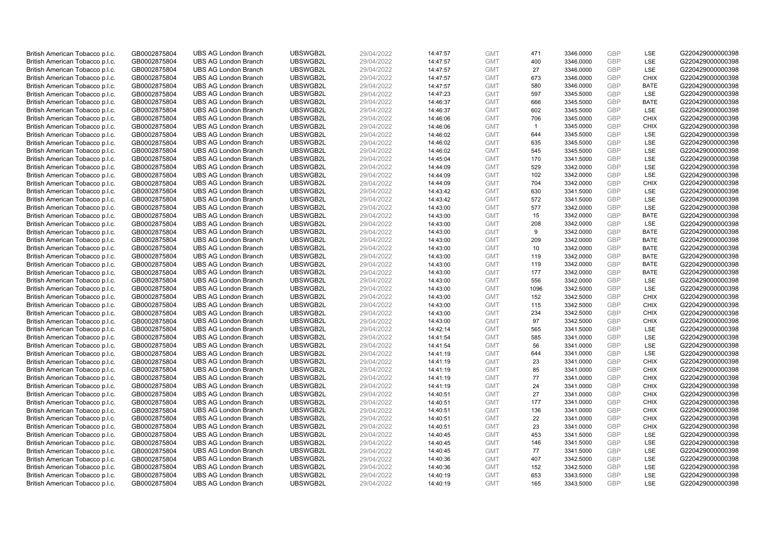| | | | | | | | | | | | |
|---|---|---|---|---|---|---|---|---|---|---|---|
| British American Tobacco p.l.c. | GB0002875804 | UBS AG London Branch | UBSWGB2L | 29/04/2022 | 14:47:57 | GMT | 471 | 3346.0000 | GBP | LSE | G220429000000398 |
| British American Tobacco p.l.c. | GB0002875804 | UBS AG London Branch | UBSWGB2L | 29/04/2022 | 14:47:57 | GMT | 400 | 3346.0000 | GBP | LSE | G220429000000398 |
| British American Tobacco p.l.c. | GB0002875804 | UBS AG London Branch | UBSWGB2L | 29/04/2022 | 14:47:57 | GMT | 27 | 3346.0000 | GBP | LSE | G220429000000398 |
| British American Tobacco p.l.c. | GB0002875804 | UBS AG London Branch | UBSWGB2L | 29/04/2022 | 14:47:57 | GMT | 673 | 3346.0000 | GBP | CHIX | G220429000000398 |
| British American Tobacco p.l.c. | GB0002875804 | UBS AG London Branch | UBSWGB2L | 29/04/2022 | 14:47:57 | GMT | 580 | 3346.0000 | GBP | BATE | G220429000000398 |
| British American Tobacco p.l.c. | GB0002875804 | UBS AG London Branch | UBSWGB2L | 29/04/2022 | 14:47:23 | GMT | 597 | 3345.5000 | GBP | LSE | G220429000000398 |
| British American Tobacco p.l.c. | GB0002875804 | UBS AG London Branch | UBSWGB2L | 29/04/2022 | 14:46:37 | GMT | 666 | 3345.5000 | GBP | BATE | G220429000000398 |
| British American Tobacco p.l.c. | GB0002875804 | UBS AG London Branch | UBSWGB2L | 29/04/2022 | 14:46:37 | GMT | 602 | 3345.5000 | GBP | LSE | G220429000000398 |
| British American Tobacco p.l.c. | GB0002875804 | UBS AG London Branch | UBSWGB2L | 29/04/2022 | 14:46:06 | GMT | 706 | 3345.0000 | GBP | CHIX | G220429000000398 |
| British American Tobacco p.l.c. | GB0002875804 | UBS AG London Branch | UBSWGB2L | 29/04/2022 | 14:46:06 | GMT | 1 | 3345.0000 | GBP | CHIX | G220429000000398 |
| British American Tobacco p.l.c. | GB0002875804 | UBS AG London Branch | UBSWGB2L | 29/04/2022 | 14:46:02 | GMT | 644 | 3345.5000 | GBP | LSE | G220429000000398 |
| British American Tobacco p.l.c. | GB0002875804 | UBS AG London Branch | UBSWGB2L | 29/04/2022 | 14:46:02 | GMT | 635 | 3345.5000 | GBP | LSE | G220429000000398 |
| British American Tobacco p.l.c. | GB0002875804 | UBS AG London Branch | UBSWGB2L | 29/04/2022 | 14:46:02 | GMT | 545 | 3345.5000 | GBP | LSE | G220429000000398 |
| British American Tobacco p.l.c. | GB0002875804 | UBS AG London Branch | UBSWGB2L | 29/04/2022 | 14:45:04 | GMT | 170 | 3341.5000 | GBP | LSE | G220429000000398 |
| British American Tobacco p.l.c. | GB0002875804 | UBS AG London Branch | UBSWGB2L | 29/04/2022 | 14:44:09 | GMT | 529 | 3342.0000 | GBP | LSE | G220429000000398 |
| British American Tobacco p.l.c. | GB0002875804 | UBS AG London Branch | UBSWGB2L | 29/04/2022 | 14:44:09 | GMT | 102 | 3342.0000 | GBP | LSE | G220429000000398 |
| British American Tobacco p.l.c. | GB0002875804 | UBS AG London Branch | UBSWGB2L | 29/04/2022 | 14:44:09 | GMT | 704 | 3342.0000 | GBP | CHIX | G220429000000398 |
| British American Tobacco p.l.c. | GB0002875804 | UBS AG London Branch | UBSWGB2L | 29/04/2022 | 14:43:42 | GMT | 630 | 3341.5000 | GBP | LSE | G220429000000398 |
| British American Tobacco p.l.c. | GB0002875804 | UBS AG London Branch | UBSWGB2L | 29/04/2022 | 14:43:42 | GMT | 572 | 3341.5000 | GBP | LSE | G220429000000398 |
| British American Tobacco p.l.c. | GB0002875804 | UBS AG London Branch | UBSWGB2L | 29/04/2022 | 14:43:00 | GMT | 577 | 3342.0000 | GBP | LSE | G220429000000398 |
| British American Tobacco p.l.c. | GB0002875804 | UBS AG London Branch | UBSWGB2L | 29/04/2022 | 14:43:00 | GMT | 15 | 3342.0000 | GBP | BATE | G220429000000398 |
| British American Tobacco p.l.c. | GB0002875804 | UBS AG London Branch | UBSWGB2L | 29/04/2022 | 14:43:00 | GMT | 208 | 3342.0000 | GBP | LSE | G220429000000398 |
| British American Tobacco p.l.c. | GB0002875804 | UBS AG London Branch | UBSWGB2L | 29/04/2022 | 14:43:00 | GMT | 9 | 3342.0000 | GBP | BATE | G220429000000398 |
| British American Tobacco p.l.c. | GB0002875804 | UBS AG London Branch | UBSWGB2L | 29/04/2022 | 14:43:00 | GMT | 209 | 3342.0000 | GBP | BATE | G220429000000398 |
| British American Tobacco p.l.c. | GB0002875804 | UBS AG London Branch | UBSWGB2L | 29/04/2022 | 14:43:00 | GMT | 10 | 3342.0000 | GBP | BATE | G220429000000398 |
| British American Tobacco p.l.c. | GB0002875804 | UBS AG London Branch | UBSWGB2L | 29/04/2022 | 14:43:00 | GMT | 119 | 3342.0000 | GBP | BATE | G220429000000398 |
| British American Tobacco p.l.c. | GB0002875804 | UBS AG London Branch | UBSWGB2L | 29/04/2022 | 14:43:00 | GMT | 119 | 3342.0000 | GBP | BATE | G220429000000398 |
| British American Tobacco p.l.c. | GB0002875804 | UBS AG London Branch | UBSWGB2L | 29/04/2022 | 14:43:00 | GMT | 177 | 3342.0000 | GBP | BATE | G220429000000398 |
| British American Tobacco p.l.c. | GB0002875804 | UBS AG London Branch | UBSWGB2L | 29/04/2022 | 14:43:00 | GMT | 556 | 3342.0000 | GBP | LSE | G220429000000398 |
| British American Tobacco p.l.c. | GB0002875804 | UBS AG London Branch | UBSWGB2L | 29/04/2022 | 14:43:00 | GMT | 1096 | 3342.5000 | GBP | LSE | G220429000000398 |
| British American Tobacco p.l.c. | GB0002875804 | UBS AG London Branch | UBSWGB2L | 29/04/2022 | 14:43:00 | GMT | 152 | 3342.5000 | GBP | CHIX | G220429000000398 |
| British American Tobacco p.l.c. | GB0002875804 | UBS AG London Branch | UBSWGB2L | 29/04/2022 | 14:43:00 | GMT | 115 | 3342.5000 | GBP | CHIX | G220429000000398 |
| British American Tobacco p.l.c. | GB0002875804 | UBS AG London Branch | UBSWGB2L | 29/04/2022 | 14:43:00 | GMT | 234 | 3342.5000 | GBP | CHIX | G220429000000398 |
| British American Tobacco p.l.c. | GB0002875804 | UBS AG London Branch | UBSWGB2L | 29/04/2022 | 14:43:00 | GMT | 97 | 3342.5000 | GBP | CHIX | G220429000000398 |
| British American Tobacco p.l.c. | GB0002875804 | UBS AG London Branch | UBSWGB2L | 29/04/2022 | 14:42:14 | GMT | 565 | 3341.5000 | GBP | LSE | G220429000000398 |
| British American Tobacco p.l.c. | GB0002875804 | UBS AG London Branch | UBSWGB2L | 29/04/2022 | 14:41:54 | GMT | 585 | 3341.0000 | GBP | LSE | G220429000000398 |
| British American Tobacco p.l.c. | GB0002875804 | UBS AG London Branch | UBSWGB2L | 29/04/2022 | 14:41:54 | GMT | 56 | 3341.0000 | GBP | LSE | G220429000000398 |
| British American Tobacco p.l.c. | GB0002875804 | UBS AG London Branch | UBSWGB2L | 29/04/2022 | 14:41:19 | GMT | 644 | 3341.0000 | GBP | LSE | G220429000000398 |
| British American Tobacco p.l.c. | GB0002875804 | UBS AG London Branch | UBSWGB2L | 29/04/2022 | 14:41:19 | GMT | 23 | 3341.0000 | GBP | CHIX | G220429000000398 |
| British American Tobacco p.l.c. | GB0002875804 | UBS AG London Branch | UBSWGB2L | 29/04/2022 | 14:41:19 | GMT | 85 | 3341.0000 | GBP | CHIX | G220429000000398 |
| British American Tobacco p.l.c. | GB0002875804 | UBS AG London Branch | UBSWGB2L | 29/04/2022 | 14:41:19 | GMT | 77 | 3341.0000 | GBP | CHIX | G220429000000398 |
| British American Tobacco p.l.c. | GB0002875804 | UBS AG London Branch | UBSWGB2L | 29/04/2022 | 14:41:19 | GMT | 24 | 3341.0000 | GBP | CHIX | G220429000000398 |
| British American Tobacco p.l.c. | GB0002875804 | UBS AG London Branch | UBSWGB2L | 29/04/2022 | 14:40:51 | GMT | 27 | 3341.0000 | GBP | CHIX | G220429000000398 |
| British American Tobacco p.l.c. | GB0002875804 | UBS AG London Branch | UBSWGB2L | 29/04/2022 | 14:40:51 | GMT | 177 | 3341.0000 | GBP | CHIX | G220429000000398 |
| British American Tobacco p.l.c. | GB0002875804 | UBS AG London Branch | UBSWGB2L | 29/04/2022 | 14:40:51 | GMT | 136 | 3341.0000 | GBP | CHIX | G220429000000398 |
| British American Tobacco p.l.c. | GB0002875804 | UBS AG London Branch | UBSWGB2L | 29/04/2022 | 14:40:51 | GMT | 22 | 3341.0000 | GBP | CHIX | G220429000000398 |
| British American Tobacco p.l.c. | GB0002875804 | UBS AG London Branch | UBSWGB2L | 29/04/2022 | 14:40:51 | GMT | 23 | 3341.0000 | GBP | CHIX | G220429000000398 |
| British American Tobacco p.l.c. | GB0002875804 | UBS AG London Branch | UBSWGB2L | 29/04/2022 | 14:40:45 | GMT | 453 | 3341.5000 | GBP | LSE | G220429000000398 |
| British American Tobacco p.l.c. | GB0002875804 | UBS AG London Branch | UBSWGB2L | 29/04/2022 | 14:40:45 | GMT | 146 | 3341.5000 | GBP | LSE | G220429000000398 |
| British American Tobacco p.l.c. | GB0002875804 | UBS AG London Branch | UBSWGB2L | 29/04/2022 | 14:40:45 | GMT | 77 | 3341.5000 | GBP | LSE | G220429000000398 |
| British American Tobacco p.l.c. | GB0002875804 | UBS AG London Branch | UBSWGB2L | 29/04/2022 | 14:40:36 | GMT | 407 | 3342.5000 | GBP | LSE | G220429000000398 |
| British American Tobacco p.l.c. | GB0002875804 | UBS AG London Branch | UBSWGB2L | 29/04/2022 | 14:40:36 | GMT | 152 | 3342.5000 | GBP | LSE | G220429000000398 |
| British American Tobacco p.l.c. | GB0002875804 | UBS AG London Branch | UBSWGB2L | 29/04/2022 | 14:40:19 | GMT | 653 | 3343.5000 | GBP | LSE | G220429000000398 |
| British American Tobacco p.l.c. | GB0002875804 | UBS AG London Branch | UBSWGB2L | 29/04/2022 | 14:40:19 | GMT | 165 | 3343.5000 | GBP | LSE | G220429000000398 |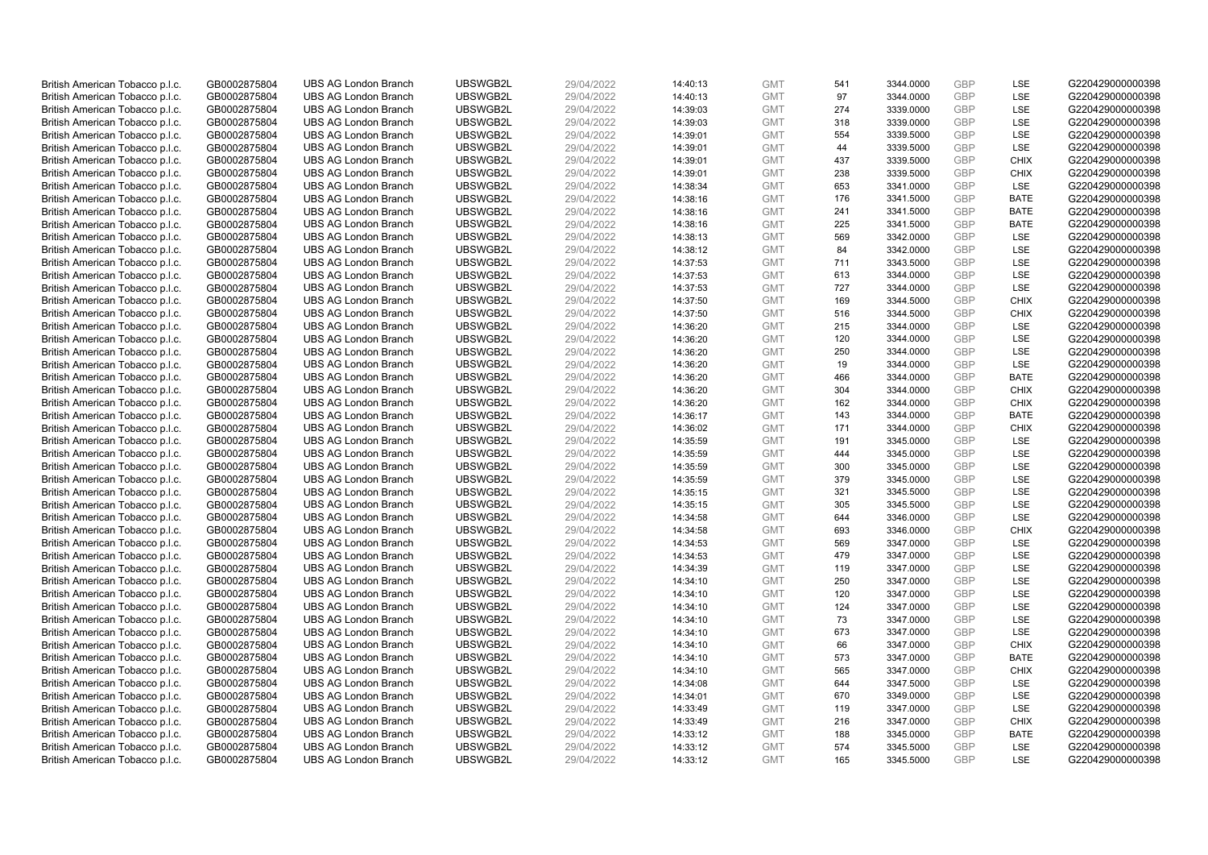| | | | | | | | | | | | |
|---|---|---|---|---|---|---|---|---|---|---|---|
| British American Tobacco p.l.c. | GB0002875804 | UBS AG London Branch | UBSWGB2L | 29/04/2022 | 14:40:13 | GMT | 541 | 3344.0000 | GBP | LSE | G220429000000398 |
| British American Tobacco p.l.c. | GB0002875804 | UBS AG London Branch | UBSWGB2L | 29/04/2022 | 14:40:13 | GMT | 97 | 3344.0000 | GBP | LSE | G220429000000398 |
| British American Tobacco p.l.c. | GB0002875804 | UBS AG London Branch | UBSWGB2L | 29/04/2022 | 14:39:03 | GMT | 274 | 3339.0000 | GBP | LSE | G220429000000398 |
| British American Tobacco p.l.c. | GB0002875804 | UBS AG London Branch | UBSWGB2L | 29/04/2022 | 14:39:03 | GMT | 318 | 3339.0000 | GBP | LSE | G220429000000398 |
| British American Tobacco p.l.c. | GB0002875804 | UBS AG London Branch | UBSWGB2L | 29/04/2022 | 14:39:01 | GMT | 554 | 3339.5000 | GBP | LSE | G220429000000398 |
| British American Tobacco p.l.c. | GB0002875804 | UBS AG London Branch | UBSWGB2L | 29/04/2022 | 14:39:01 | GMT | 44 | 3339.5000 | GBP | LSE | G220429000000398 |
| British American Tobacco p.l.c. | GB0002875804 | UBS AG London Branch | UBSWGB2L | 29/04/2022 | 14:39:01 | GMT | 437 | 3339.5000 | GBP | CHIX | G220429000000398 |
| British American Tobacco p.l.c. | GB0002875804 | UBS AG London Branch | UBSWGB2L | 29/04/2022 | 14:39:01 | GMT | 238 | 3339.5000 | GBP | CHIX | G220429000000398 |
| British American Tobacco p.l.c. | GB0002875804 | UBS AG London Branch | UBSWGB2L | 29/04/2022 | 14:38:34 | GMT | 653 | 3341.0000 | GBP | LSE | G220429000000398 |
| British American Tobacco p.l.c. | GB0002875804 | UBS AG London Branch | UBSWGB2L | 29/04/2022 | 14:38:16 | GMT | 176 | 3341.5000 | GBP | BATE | G220429000000398 |
| British American Tobacco p.l.c. | GB0002875804 | UBS AG London Branch | UBSWGB2L | 29/04/2022 | 14:38:16 | GMT | 241 | 3341.5000 | GBP | BATE | G220429000000398 |
| British American Tobacco p.l.c. | GB0002875804 | UBS AG London Branch | UBSWGB2L | 29/04/2022 | 14:38:16 | GMT | 225 | 3341.5000 | GBP | BATE | G220429000000398 |
| British American Tobacco p.l.c. | GB0002875804 | UBS AG London Branch | UBSWGB2L | 29/04/2022 | 14:38:13 | GMT | 569 | 3342.0000 | GBP | LSE | G220429000000398 |
| British American Tobacco p.l.c. | GB0002875804 | UBS AG London Branch | UBSWGB2L | 29/04/2022 | 14:38:12 | GMT | 84 | 3342.0000 | GBP | LSE | G220429000000398 |
| British American Tobacco p.l.c. | GB0002875804 | UBS AG London Branch | UBSWGB2L | 29/04/2022 | 14:37:53 | GMT | 711 | 3343.5000 | GBP | LSE | G220429000000398 |
| British American Tobacco p.l.c. | GB0002875804 | UBS AG London Branch | UBSWGB2L | 29/04/2022 | 14:37:53 | GMT | 613 | 3344.0000 | GBP | LSE | G220429000000398 |
| British American Tobacco p.l.c. | GB0002875804 | UBS AG London Branch | UBSWGB2L | 29/04/2022 | 14:37:53 | GMT | 727 | 3344.0000 | GBP | LSE | G220429000000398 |
| British American Tobacco p.l.c. | GB0002875804 | UBS AG London Branch | UBSWGB2L | 29/04/2022 | 14:37:50 | GMT | 169 | 3344.5000 | GBP | CHIX | G220429000000398 |
| British American Tobacco p.l.c. | GB0002875804 | UBS AG London Branch | UBSWGB2L | 29/04/2022 | 14:37:50 | GMT | 516 | 3344.5000 | GBP | CHIX | G220429000000398 |
| British American Tobacco p.l.c. | GB0002875804 | UBS AG London Branch | UBSWGB2L | 29/04/2022 | 14:36:20 | GMT | 215 | 3344.0000 | GBP | LSE | G220429000000398 |
| British American Tobacco p.l.c. | GB0002875804 | UBS AG London Branch | UBSWGB2L | 29/04/2022 | 14:36:20 | GMT | 120 | 3344.0000 | GBP | LSE | G220429000000398 |
| British American Tobacco p.l.c. | GB0002875804 | UBS AG London Branch | UBSWGB2L | 29/04/2022 | 14:36:20 | GMT | 250 | 3344.0000 | GBP | LSE | G220429000000398 |
| British American Tobacco p.l.c. | GB0002875804 | UBS AG London Branch | UBSWGB2L | 29/04/2022 | 14:36:20 | GMT | 19 | 3344.0000 | GBP | LSE | G220429000000398 |
| British American Tobacco p.l.c. | GB0002875804 | UBS AG London Branch | UBSWGB2L | 29/04/2022 | 14:36:20 | GMT | 466 | 3344.0000 | GBP | BATE | G220429000000398 |
| British American Tobacco p.l.c. | GB0002875804 | UBS AG London Branch | UBSWGB2L | 29/04/2022 | 14:36:20 | GMT | 304 | 3344.0000 | GBP | CHIX | G220429000000398 |
| British American Tobacco p.l.c. | GB0002875804 | UBS AG London Branch | UBSWGB2L | 29/04/2022 | 14:36:20 | GMT | 162 | 3344.0000 | GBP | CHIX | G220429000000398 |
| British American Tobacco p.l.c. | GB0002875804 | UBS AG London Branch | UBSWGB2L | 29/04/2022 | 14:36:17 | GMT | 143 | 3344.0000 | GBP | BATE | G220429000000398 |
| British American Tobacco p.l.c. | GB0002875804 | UBS AG London Branch | UBSWGB2L | 29/04/2022 | 14:36:02 | GMT | 171 | 3344.0000 | GBP | CHIX | G220429000000398 |
| British American Tobacco p.l.c. | GB0002875804 | UBS AG London Branch | UBSWGB2L | 29/04/2022 | 14:35:59 | GMT | 191 | 3345.0000 | GBP | LSE | G220429000000398 |
| British American Tobacco p.l.c. | GB0002875804 | UBS AG London Branch | UBSWGB2L | 29/04/2022 | 14:35:59 | GMT | 444 | 3345.0000 | GBP | LSE | G220429000000398 |
| British American Tobacco p.l.c. | GB0002875804 | UBS AG London Branch | UBSWGB2L | 29/04/2022 | 14:35:59 | GMT | 300 | 3345.0000 | GBP | LSE | G220429000000398 |
| British American Tobacco p.l.c. | GB0002875804 | UBS AG London Branch | UBSWGB2L | 29/04/2022 | 14:35:59 | GMT | 379 | 3345.0000 | GBP | LSE | G220429000000398 |
| British American Tobacco p.l.c. | GB0002875804 | UBS AG London Branch | UBSWGB2L | 29/04/2022 | 14:35:15 | GMT | 321 | 3345.5000 | GBP | LSE | G220429000000398 |
| British American Tobacco p.l.c. | GB0002875804 | UBS AG London Branch | UBSWGB2L | 29/04/2022 | 14:35:15 | GMT | 305 | 3345.5000 | GBP | LSE | G220429000000398 |
| British American Tobacco p.l.c. | GB0002875804 | UBS AG London Branch | UBSWGB2L | 29/04/2022 | 14:34:58 | GMT | 644 | 3346.0000 | GBP | LSE | G220429000000398 |
| British American Tobacco p.l.c. | GB0002875804 | UBS AG London Branch | UBSWGB2L | 29/04/2022 | 14:34:58 | GMT | 693 | 3346.0000 | GBP | CHIX | G220429000000398 |
| British American Tobacco p.l.c. | GB0002875804 | UBS AG London Branch | UBSWGB2L | 29/04/2022 | 14:34:53 | GMT | 569 | 3347.0000 | GBP | LSE | G220429000000398 |
| British American Tobacco p.l.c. | GB0002875804 | UBS AG London Branch | UBSWGB2L | 29/04/2022 | 14:34:53 | GMT | 479 | 3347.0000 | GBP | LSE | G220429000000398 |
| British American Tobacco p.l.c. | GB0002875804 | UBS AG London Branch | UBSWGB2L | 29/04/2022 | 14:34:39 | GMT | 119 | 3347.0000 | GBP | LSE | G220429000000398 |
| British American Tobacco p.l.c. | GB0002875804 | UBS AG London Branch | UBSWGB2L | 29/04/2022 | 14:34:10 | GMT | 250 | 3347.0000 | GBP | LSE | G220429000000398 |
| British American Tobacco p.l.c. | GB0002875804 | UBS AG London Branch | UBSWGB2L | 29/04/2022 | 14:34:10 | GMT | 120 | 3347.0000 | GBP | LSE | G220429000000398 |
| British American Tobacco p.l.c. | GB0002875804 | UBS AG London Branch | UBSWGB2L | 29/04/2022 | 14:34:10 | GMT | 124 | 3347.0000 | GBP | LSE | G220429000000398 |
| British American Tobacco p.l.c. | GB0002875804 | UBS AG London Branch | UBSWGB2L | 29/04/2022 | 14:34:10 | GMT | 73 | 3347.0000 | GBP | LSE | G220429000000398 |
| British American Tobacco p.l.c. | GB0002875804 | UBS AG London Branch | UBSWGB2L | 29/04/2022 | 14:34:10 | GMT | 673 | 3347.0000 | GBP | LSE | G220429000000398 |
| British American Tobacco p.l.c. | GB0002875804 | UBS AG London Branch | UBSWGB2L | 29/04/2022 | 14:34:10 | GMT | 66 | 3347.0000 | GBP | CHIX | G220429000000398 |
| British American Tobacco p.l.c. | GB0002875804 | UBS AG London Branch | UBSWGB2L | 29/04/2022 | 14:34:10 | GMT | 573 | 3347.0000 | GBP | BATE | G220429000000398 |
| British American Tobacco p.l.c. | GB0002875804 | UBS AG London Branch | UBSWGB2L | 29/04/2022 | 14:34:10 | GMT | 565 | 3347.0000 | GBP | CHIX | G220429000000398 |
| British American Tobacco p.l.c. | GB0002875804 | UBS AG London Branch | UBSWGB2L | 29/04/2022 | 14:34:08 | GMT | 644 | 3347.5000 | GBP | LSE | G220429000000398 |
| British American Tobacco p.l.c. | GB0002875804 | UBS AG London Branch | UBSWGB2L | 29/04/2022 | 14:34:01 | GMT | 670 | 3349.0000 | GBP | LSE | G220429000000398 |
| British American Tobacco p.l.c. | GB0002875804 | UBS AG London Branch | UBSWGB2L | 29/04/2022 | 14:33:49 | GMT | 119 | 3347.0000 | GBP | LSE | G220429000000398 |
| British American Tobacco p.l.c. | GB0002875804 | UBS AG London Branch | UBSWGB2L | 29/04/2022 | 14:33:49 | GMT | 216 | 3347.0000 | GBP | CHIX | G220429000000398 |
| British American Tobacco p.l.c. | GB0002875804 | UBS AG London Branch | UBSWGB2L | 29/04/2022 | 14:33:12 | GMT | 188 | 3345.0000 | GBP | BATE | G220429000000398 |
| British American Tobacco p.l.c. | GB0002875804 | UBS AG London Branch | UBSWGB2L | 29/04/2022 | 14:33:12 | GMT | 574 | 3345.5000 | GBP | LSE | G220429000000398 |
| British American Tobacco p.l.c. | GB0002875804 | UBS AG London Branch | UBSWGB2L | 29/04/2022 | 14:33:12 | GMT | 165 | 3345.5000 | GBP | LSE | G220429000000398 |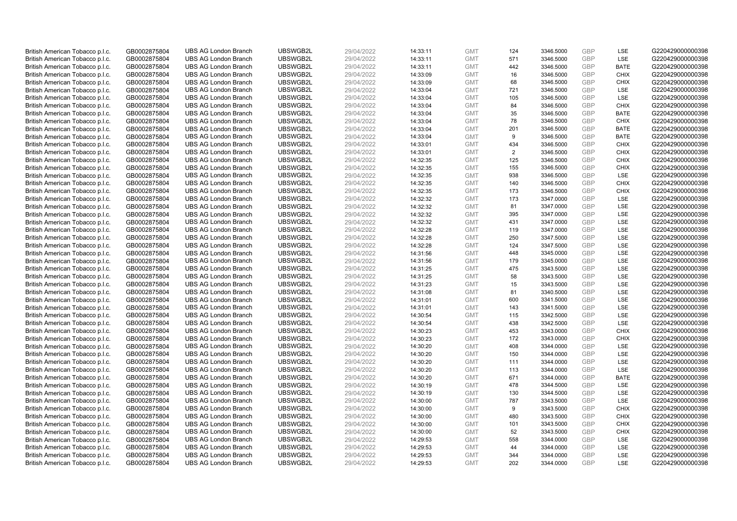| | | | | | | | | | | | |
|---|---|---|---|---|---|---|---|---|---|---|---|
| British American Tobacco p.l.c. | GB0002875804 | UBS AG London Branch | UBSWGB2L | 29/04/2022 | 14:33:11 | GMT | 124 | 3346.5000 | GBP | LSE | G220429000000398 |
| British American Tobacco p.l.c. | GB0002875804 | UBS AG London Branch | UBSWGB2L | 29/04/2022 | 14:33:11 | GMT | 571 | 3346.5000 | GBP | LSE | G220429000000398 |
| British American Tobacco p.l.c. | GB0002875804 | UBS AG London Branch | UBSWGB2L | 29/04/2022 | 14:33:11 | GMT | 442 | 3346.5000 | GBP | BATE | G220429000000398 |
| British American Tobacco p.l.c. | GB0002875804 | UBS AG London Branch | UBSWGB2L | 29/04/2022 | 14:33:09 | GMT | 16 | 3346.5000 | GBP | CHIX | G220429000000398 |
| British American Tobacco p.l.c. | GB0002875804 | UBS AG London Branch | UBSWGB2L | 29/04/2022 | 14:33:09 | GMT | 68 | 3346.5000 | GBP | CHIX | G220429000000398 |
| British American Tobacco p.l.c. | GB0002875804 | UBS AG London Branch | UBSWGB2L | 29/04/2022 | 14:33:04 | GMT | 721 | 3346.5000 | GBP | LSE | G220429000000398 |
| British American Tobacco p.l.c. | GB0002875804 | UBS AG London Branch | UBSWGB2L | 29/04/2022 | 14:33:04 | GMT | 105 | 3346.5000 | GBP | LSE | G220429000000398 |
| British American Tobacco p.l.c. | GB0002875804 | UBS AG London Branch | UBSWGB2L | 29/04/2022 | 14:33:04 | GMT | 84 | 3346.5000 | GBP | CHIX | G220429000000398 |
| British American Tobacco p.l.c. | GB0002875804 | UBS AG London Branch | UBSWGB2L | 29/04/2022 | 14:33:04 | GMT | 35 | 3346.5000 | GBP | BATE | G220429000000398 |
| British American Tobacco p.l.c. | GB0002875804 | UBS AG London Branch | UBSWGB2L | 29/04/2022 | 14:33:04 | GMT | 78 | 3346.5000 | GBP | CHIX | G220429000000398 |
| British American Tobacco p.l.c. | GB0002875804 | UBS AG London Branch | UBSWGB2L | 29/04/2022 | 14:33:04 | GMT | 201 | 3346.5000 | GBP | BATE | G220429000000398 |
| British American Tobacco p.l.c. | GB0002875804 | UBS AG London Branch | UBSWGB2L | 29/04/2022 | 14:33:04 | GMT | 9 | 3346.5000 | GBP | BATE | G220429000000398 |
| British American Tobacco p.l.c. | GB0002875804 | UBS AG London Branch | UBSWGB2L | 29/04/2022 | 14:33:01 | GMT | 434 | 3346.5000 | GBP | CHIX | G220429000000398 |
| British American Tobacco p.l.c. | GB0002875804 | UBS AG London Branch | UBSWGB2L | 29/04/2022 | 14:33:01 | GMT | 2 | 3346.5000 | GBP | CHIX | G220429000000398 |
| British American Tobacco p.l.c. | GB0002875804 | UBS AG London Branch | UBSWGB2L | 29/04/2022 | 14:32:35 | GMT | 125 | 3346.5000 | GBP | CHIX | G220429000000398 |
| British American Tobacco p.l.c. | GB0002875804 | UBS AG London Branch | UBSWGB2L | 29/04/2022 | 14:32:35 | GMT | 155 | 3346.5000 | GBP | CHIX | G220429000000398 |
| British American Tobacco p.l.c. | GB0002875804 | UBS AG London Branch | UBSWGB2L | 29/04/2022 | 14:32:35 | GMT | 938 | 3346.5000 | GBP | LSE | G220429000000398 |
| British American Tobacco p.l.c. | GB0002875804 | UBS AG London Branch | UBSWGB2L | 29/04/2022 | 14:32:35 | GMT | 140 | 3346.5000 | GBP | CHIX | G220429000000398 |
| British American Tobacco p.l.c. | GB0002875804 | UBS AG London Branch | UBSWGB2L | 29/04/2022 | 14:32:35 | GMT | 173 | 3346.5000 | GBP | CHIX | G220429000000398 |
| British American Tobacco p.l.c. | GB0002875804 | UBS AG London Branch | UBSWGB2L | 29/04/2022 | 14:32:32 | GMT | 173 | 3347.0000 | GBP | LSE | G220429000000398 |
| British American Tobacco p.l.c. | GB0002875804 | UBS AG London Branch | UBSWGB2L | 29/04/2022 | 14:32:32 | GMT | 81 | 3347.0000 | GBP | LSE | G220429000000398 |
| British American Tobacco p.l.c. | GB0002875804 | UBS AG London Branch | UBSWGB2L | 29/04/2022 | 14:32:32 | GMT | 395 | 3347.0000 | GBP | LSE | G220429000000398 |
| British American Tobacco p.l.c. | GB0002875804 | UBS AG London Branch | UBSWGB2L | 29/04/2022 | 14:32:32 | GMT | 431 | 3347.0000 | GBP | LSE | G220429000000398 |
| British American Tobacco p.l.c. | GB0002875804 | UBS AG London Branch | UBSWGB2L | 29/04/2022 | 14:32:28 | GMT | 119 | 3347.0000 | GBP | LSE | G220429000000398 |
| British American Tobacco p.l.c. | GB0002875804 | UBS AG London Branch | UBSWGB2L | 29/04/2022 | 14:32:28 | GMT | 250 | 3347.5000 | GBP | LSE | G220429000000398 |
| British American Tobacco p.l.c. | GB0002875804 | UBS AG London Branch | UBSWGB2L | 29/04/2022 | 14:32:28 | GMT | 124 | 3347.5000 | GBP | LSE | G220429000000398 |
| British American Tobacco p.l.c. | GB0002875804 | UBS AG London Branch | UBSWGB2L | 29/04/2022 | 14:31:56 | GMT | 448 | 3345.0000 | GBP | LSE | G220429000000398 |
| British American Tobacco p.l.c. | GB0002875804 | UBS AG London Branch | UBSWGB2L | 29/04/2022 | 14:31:56 | GMT | 179 | 3345.0000 | GBP | LSE | G220429000000398 |
| British American Tobacco p.l.c. | GB0002875804 | UBS AG London Branch | UBSWGB2L | 29/04/2022 | 14:31:25 | GMT | 475 | 3343.5000 | GBP | LSE | G220429000000398 |
| British American Tobacco p.l.c. | GB0002875804 | UBS AG London Branch | UBSWGB2L | 29/04/2022 | 14:31:25 | GMT | 58 | 3343.5000 | GBP | LSE | G220429000000398 |
| British American Tobacco p.l.c. | GB0002875804 | UBS AG London Branch | UBSWGB2L | 29/04/2022 | 14:31:23 | GMT | 15 | 3343.5000 | GBP | LSE | G220429000000398 |
| British American Tobacco p.l.c. | GB0002875804 | UBS AG London Branch | UBSWGB2L | 29/04/2022 | 14:31:08 | GMT | 81 | 3340.5000 | GBP | LSE | G220429000000398 |
| British American Tobacco p.l.c. | GB0002875804 | UBS AG London Branch | UBSWGB2L | 29/04/2022 | 14:31:01 | GMT | 600 | 3341.5000 | GBP | LSE | G220429000000398 |
| British American Tobacco p.l.c. | GB0002875804 | UBS AG London Branch | UBSWGB2L | 29/04/2022 | 14:31:01 | GMT | 143 | 3341.5000 | GBP | LSE | G220429000000398 |
| British American Tobacco p.l.c. | GB0002875804 | UBS AG London Branch | UBSWGB2L | 29/04/2022 | 14:30:54 | GMT | 115 | 3342.5000 | GBP | LSE | G220429000000398 |
| British American Tobacco p.l.c. | GB0002875804 | UBS AG London Branch | UBSWGB2L | 29/04/2022 | 14:30:54 | GMT | 438 | 3342.5000 | GBP | LSE | G220429000000398 |
| British American Tobacco p.l.c. | GB0002875804 | UBS AG London Branch | UBSWGB2L | 29/04/2022 | 14:30:23 | GMT | 453 | 3343.0000 | GBP | CHIX | G220429000000398 |
| British American Tobacco p.l.c. | GB0002875804 | UBS AG London Branch | UBSWGB2L | 29/04/2022 | 14:30:23 | GMT | 172 | 3343.0000 | GBP | CHIX | G220429000000398 |
| British American Tobacco p.l.c. | GB0002875804 | UBS AG London Branch | UBSWGB2L | 29/04/2022 | 14:30:20 | GMT | 408 | 3344.0000 | GBP | LSE | G220429000000398 |
| British American Tobacco p.l.c. | GB0002875804 | UBS AG London Branch | UBSWGB2L | 29/04/2022 | 14:30:20 | GMT | 150 | 3344.0000 | GBP | LSE | G220429000000398 |
| British American Tobacco p.l.c. | GB0002875804 | UBS AG London Branch | UBSWGB2L | 29/04/2022 | 14:30:20 | GMT | 111 | 3344.0000 | GBP | LSE | G220429000000398 |
| British American Tobacco p.l.c. | GB0002875804 | UBS AG London Branch | UBSWGB2L | 29/04/2022 | 14:30:20 | GMT | 113 | 3344.0000 | GBP | LSE | G220429000000398 |
| British American Tobacco p.l.c. | GB0002875804 | UBS AG London Branch | UBSWGB2L | 29/04/2022 | 14:30:20 | GMT | 671 | 3344.0000 | GBP | BATE | G220429000000398 |
| British American Tobacco p.l.c. | GB0002875804 | UBS AG London Branch | UBSWGB2L | 29/04/2022 | 14:30:19 | GMT | 478 | 3344.5000 | GBP | LSE | G220429000000398 |
| British American Tobacco p.l.c. | GB0002875804 | UBS AG London Branch | UBSWGB2L | 29/04/2022 | 14:30:19 | GMT | 130 | 3344.5000 | GBP | LSE | G220429000000398 |
| British American Tobacco p.l.c. | GB0002875804 | UBS AG London Branch | UBSWGB2L | 29/04/2022 | 14:30:00 | GMT | 787 | 3343.5000 | GBP | LSE | G220429000000398 |
| British American Tobacco p.l.c. | GB0002875804 | UBS AG London Branch | UBSWGB2L | 29/04/2022 | 14:30:00 | GMT | 9 | 3343.5000 | GBP | CHIX | G220429000000398 |
| British American Tobacco p.l.c. | GB0002875804 | UBS AG London Branch | UBSWGB2L | 29/04/2022 | 14:30:00 | GMT | 480 | 3343.5000 | GBP | CHIX | G220429000000398 |
| British American Tobacco p.l.c. | GB0002875804 | UBS AG London Branch | UBSWGB2L | 29/04/2022 | 14:30:00 | GMT | 101 | 3343.5000 | GBP | CHIX | G220429000000398 |
| British American Tobacco p.l.c. | GB0002875804 | UBS AG London Branch | UBSWGB2L | 29/04/2022 | 14:30:00 | GMT | 52 | 3343.5000 | GBP | CHIX | G220429000000398 |
| British American Tobacco p.l.c. | GB0002875804 | UBS AG London Branch | UBSWGB2L | 29/04/2022 | 14:29:53 | GMT | 558 | 3344.0000 | GBP | LSE | G220429000000398 |
| British American Tobacco p.l.c. | GB0002875804 | UBS AG London Branch | UBSWGB2L | 29/04/2022 | 14:29:53 | GMT | 44 | 3344.0000 | GBP | LSE | G220429000000398 |
| British American Tobacco p.l.c. | GB0002875804 | UBS AG London Branch | UBSWGB2L | 29/04/2022 | 14:29:53 | GMT | 344 | 3344.0000 | GBP | LSE | G220429000000398 |
| British American Tobacco p.l.c. | GB0002875804 | UBS AG London Branch | UBSWGB2L | 29/04/2022 | 14:29:53 | GMT | 202 | 3344.0000 | GBP | LSE | G220429000000398 |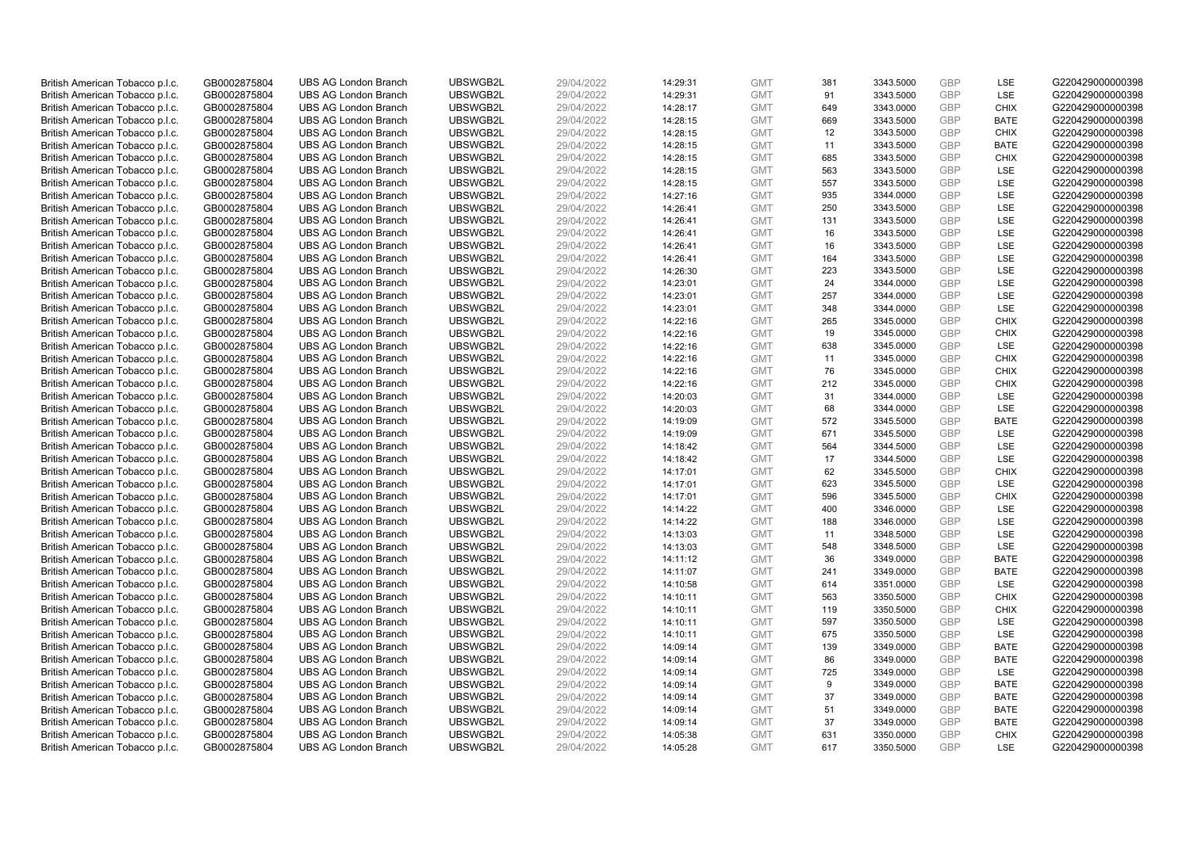| | | | | | | | | | | | |
|---|---|---|---|---|---|---|---|---|---|---|---|
| British American Tobacco p.l.c. | GB0002875804 | UBS AG London Branch | UBSWGB2L | 29/04/2022 | 14:29:31 | GMT | 381 | 3343.5000 | GBP | LSE | G220429000000398 |
| British American Tobacco p.l.c. | GB0002875804 | UBS AG London Branch | UBSWGB2L | 29/04/2022 | 14:29:31 | GMT | 91 | 3343.5000 | GBP | LSE | G220429000000398 |
| British American Tobacco p.l.c. | GB0002875804 | UBS AG London Branch | UBSWGB2L | 29/04/2022 | 14:28:17 | GMT | 649 | 3343.0000 | GBP | CHIX | G220429000000398 |
| British American Tobacco p.l.c. | GB0002875804 | UBS AG London Branch | UBSWGB2L | 29/04/2022 | 14:28:15 | GMT | 669 | 3343.5000 | GBP | BATE | G220429000000398 |
| British American Tobacco p.l.c. | GB0002875804 | UBS AG London Branch | UBSWGB2L | 29/04/2022 | 14:28:15 | GMT | 12 | 3343.5000 | GBP | CHIX | G220429000000398 |
| British American Tobacco p.l.c. | GB0002875804 | UBS AG London Branch | UBSWGB2L | 29/04/2022 | 14:28:15 | GMT | 11 | 3343.5000 | GBP | BATE | G220429000000398 |
| British American Tobacco p.l.c. | GB0002875804 | UBS AG London Branch | UBSWGB2L | 29/04/2022 | 14:28:15 | GMT | 685 | 3343.5000 | GBP | CHIX | G220429000000398 |
| British American Tobacco p.l.c. | GB0002875804 | UBS AG London Branch | UBSWGB2L | 29/04/2022 | 14:28:15 | GMT | 563 | 3343.5000 | GBP | LSE | G220429000000398 |
| British American Tobacco p.l.c. | GB0002875804 | UBS AG London Branch | UBSWGB2L | 29/04/2022 | 14:28:15 | GMT | 557 | 3343.5000 | GBP | LSE | G220429000000398 |
| British American Tobacco p.l.c. | GB0002875804 | UBS AG London Branch | UBSWGB2L | 29/04/2022 | 14:27:16 | GMT | 935 | 3344.0000 | GBP | LSE | G220429000000398 |
| British American Tobacco p.l.c. | GB0002875804 | UBS AG London Branch | UBSWGB2L | 29/04/2022 | 14:26:41 | GMT | 250 | 3343.5000 | GBP | LSE | G220429000000398 |
| British American Tobacco p.l.c. | GB0002875804 | UBS AG London Branch | UBSWGB2L | 29/04/2022 | 14:26:41 | GMT | 131 | 3343.5000 | GBP | LSE | G220429000000398 |
| British American Tobacco p.l.c. | GB0002875804 | UBS AG London Branch | UBSWGB2L | 29/04/2022 | 14:26:41 | GMT | 16 | 3343.5000 | GBP | LSE | G220429000000398 |
| British American Tobacco p.l.c. | GB0002875804 | UBS AG London Branch | UBSWGB2L | 29/04/2022 | 14:26:41 | GMT | 16 | 3343.5000 | GBP | LSE | G220429000000398 |
| British American Tobacco p.l.c. | GB0002875804 | UBS AG London Branch | UBSWGB2L | 29/04/2022 | 14:26:41 | GMT | 164 | 3343.5000 | GBP | LSE | G220429000000398 |
| British American Tobacco p.l.c. | GB0002875804 | UBS AG London Branch | UBSWGB2L | 29/04/2022 | 14:26:30 | GMT | 223 | 3343.5000 | GBP | LSE | G220429000000398 |
| British American Tobacco p.l.c. | GB0002875804 | UBS AG London Branch | UBSWGB2L | 29/04/2022 | 14:23:01 | GMT | 24 | 3344.0000 | GBP | LSE | G220429000000398 |
| British American Tobacco p.l.c. | GB0002875804 | UBS AG London Branch | UBSWGB2L | 29/04/2022 | 14:23:01 | GMT | 257 | 3344.0000 | GBP | LSE | G220429000000398 |
| British American Tobacco p.l.c. | GB0002875804 | UBS AG London Branch | UBSWGB2L | 29/04/2022 | 14:23:01 | GMT | 348 | 3344.0000 | GBP | LSE | G220429000000398 |
| British American Tobacco p.l.c. | GB0002875804 | UBS AG London Branch | UBSWGB2L | 29/04/2022 | 14:22:16 | GMT | 265 | 3345.0000 | GBP | CHIX | G220429000000398 |
| British American Tobacco p.l.c. | GB0002875804 | UBS AG London Branch | UBSWGB2L | 29/04/2022 | 14:22:16 | GMT | 19 | 3345.0000 | GBP | CHIX | G220429000000398 |
| British American Tobacco p.l.c. | GB0002875804 | UBS AG London Branch | UBSWGB2L | 29/04/2022 | 14:22:16 | GMT | 638 | 3345.0000 | GBP | LSE | G220429000000398 |
| British American Tobacco p.l.c. | GB0002875804 | UBS AG London Branch | UBSWGB2L | 29/04/2022 | 14:22:16 | GMT | 11 | 3345.0000 | GBP | CHIX | G220429000000398 |
| British American Tobacco p.l.c. | GB0002875804 | UBS AG London Branch | UBSWGB2L | 29/04/2022 | 14:22:16 | GMT | 76 | 3345.0000 | GBP | CHIX | G220429000000398 |
| British American Tobacco p.l.c. | GB0002875804 | UBS AG London Branch | UBSWGB2L | 29/04/2022 | 14:22:16 | GMT | 212 | 3345.0000 | GBP | CHIX | G220429000000398 |
| British American Tobacco p.l.c. | GB0002875804 | UBS AG London Branch | UBSWGB2L | 29/04/2022 | 14:20:03 | GMT | 31 | 3344.0000 | GBP | LSE | G220429000000398 |
| British American Tobacco p.l.c. | GB0002875804 | UBS AG London Branch | UBSWGB2L | 29/04/2022 | 14:20:03 | GMT | 68 | 3344.0000 | GBP | LSE | G220429000000398 |
| British American Tobacco p.l.c. | GB0002875804 | UBS AG London Branch | UBSWGB2L | 29/04/2022 | 14:19:09 | GMT | 572 | 3345.5000 | GBP | BATE | G220429000000398 |
| British American Tobacco p.l.c. | GB0002875804 | UBS AG London Branch | UBSWGB2L | 29/04/2022 | 14:19:09 | GMT | 671 | 3345.5000 | GBP | LSE | G220429000000398 |
| British American Tobacco p.l.c. | GB0002875804 | UBS AG London Branch | UBSWGB2L | 29/04/2022 | 14:18:42 | GMT | 564 | 3344.5000 | GBP | LSE | G220429000000398 |
| British American Tobacco p.l.c. | GB0002875804 | UBS AG London Branch | UBSWGB2L | 29/04/2022 | 14:18:42 | GMT | 17 | 3344.5000 | GBP | LSE | G220429000000398 |
| British American Tobacco p.l.c. | GB0002875804 | UBS AG London Branch | UBSWGB2L | 29/04/2022 | 14:17:01 | GMT | 62 | 3345.5000 | GBP | CHIX | G220429000000398 |
| British American Tobacco p.l.c. | GB0002875804 | UBS AG London Branch | UBSWGB2L | 29/04/2022 | 14:17:01 | GMT | 623 | 3345.5000 | GBP | LSE | G220429000000398 |
| British American Tobacco p.l.c. | GB0002875804 | UBS AG London Branch | UBSWGB2L | 29/04/2022 | 14:17:01 | GMT | 596 | 3345.5000 | GBP | CHIX | G220429000000398 |
| British American Tobacco p.l.c. | GB0002875804 | UBS AG London Branch | UBSWGB2L | 29/04/2022 | 14:14:22 | GMT | 400 | 3346.0000 | GBP | LSE | G220429000000398 |
| British American Tobacco p.l.c. | GB0002875804 | UBS AG London Branch | UBSWGB2L | 29/04/2022 | 14:14:22 | GMT | 188 | 3346.0000 | GBP | LSE | G220429000000398 |
| British American Tobacco p.l.c. | GB0002875804 | UBS AG London Branch | UBSWGB2L | 29/04/2022 | 14:13:03 | GMT | 11 | 3348.5000 | GBP | LSE | G220429000000398 |
| British American Tobacco p.l.c. | GB0002875804 | UBS AG London Branch | UBSWGB2L | 29/04/2022 | 14:13:03 | GMT | 548 | 3348.5000 | GBP | LSE | G220429000000398 |
| British American Tobacco p.l.c. | GB0002875804 | UBS AG London Branch | UBSWGB2L | 29/04/2022 | 14:11:12 | GMT | 36 | 3349.0000 | GBP | BATE | G220429000000398 |
| British American Tobacco p.l.c. | GB0002875804 | UBS AG London Branch | UBSWGB2L | 29/04/2022 | 14:11:07 | GMT | 241 | 3349.0000 | GBP | BATE | G220429000000398 |
| British American Tobacco p.l.c. | GB0002875804 | UBS AG London Branch | UBSWGB2L | 29/04/2022 | 14:10:58 | GMT | 614 | 3351.0000 | GBP | LSE | G220429000000398 |
| British American Tobacco p.l.c. | GB0002875804 | UBS AG London Branch | UBSWGB2L | 29/04/2022 | 14:10:11 | GMT | 563 | 3350.5000 | GBP | CHIX | G220429000000398 |
| British American Tobacco p.l.c. | GB0002875804 | UBS AG London Branch | UBSWGB2L | 29/04/2022 | 14:10:11 | GMT | 119 | 3350.5000 | GBP | CHIX | G220429000000398 |
| British American Tobacco p.l.c. | GB0002875804 | UBS AG London Branch | UBSWGB2L | 29/04/2022 | 14:10:11 | GMT | 597 | 3350.5000 | GBP | LSE | G220429000000398 |
| British American Tobacco p.l.c. | GB0002875804 | UBS AG London Branch | UBSWGB2L | 29/04/2022 | 14:10:11 | GMT | 675 | 3350.5000 | GBP | LSE | G220429000000398 |
| British American Tobacco p.l.c. | GB0002875804 | UBS AG London Branch | UBSWGB2L | 29/04/2022 | 14:09:14 | GMT | 139 | 3349.0000 | GBP | BATE | G220429000000398 |
| British American Tobacco p.l.c. | GB0002875804 | UBS AG London Branch | UBSWGB2L | 29/04/2022 | 14:09:14 | GMT | 86 | 3349.0000 | GBP | BATE | G220429000000398 |
| British American Tobacco p.l.c. | GB0002875804 | UBS AG London Branch | UBSWGB2L | 29/04/2022 | 14:09:14 | GMT | 725 | 3349.0000 | GBP | LSE | G220429000000398 |
| British American Tobacco p.l.c. | GB0002875804 | UBS AG London Branch | UBSWGB2L | 29/04/2022 | 14:09:14 | GMT | 9 | 3349.0000 | GBP | BATE | G220429000000398 |
| British American Tobacco p.l.c. | GB0002875804 | UBS AG London Branch | UBSWGB2L | 29/04/2022 | 14:09:14 | GMT | 37 | 3349.0000 | GBP | BATE | G220429000000398 |
| British American Tobacco p.l.c. | GB0002875804 | UBS AG London Branch | UBSWGB2L | 29/04/2022 | 14:09:14 | GMT | 51 | 3349.0000 | GBP | BATE | G220429000000398 |
| British American Tobacco p.l.c. | GB0002875804 | UBS AG London Branch | UBSWGB2L | 29/04/2022 | 14:09:14 | GMT | 37 | 3349.0000 | GBP | BATE | G220429000000398 |
| British American Tobacco p.l.c. | GB0002875804 | UBS AG London Branch | UBSWGB2L | 29/04/2022 | 14:05:38 | GMT | 631 | 3350.0000 | GBP | CHIX | G220429000000398 |
| British American Tobacco p.l.c. | GB0002875804 | UBS AG London Branch | UBSWGB2L | 29/04/2022 | 14:05:28 | GMT | 617 | 3350.5000 | GBP | LSE | G220429000000398 |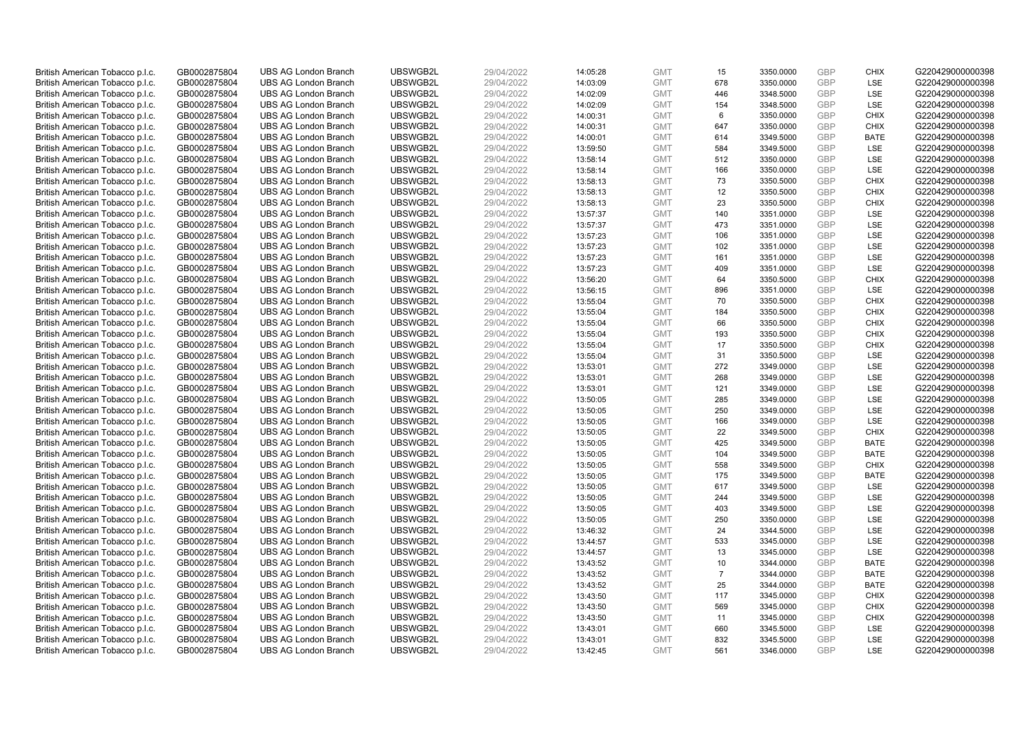| | | | | | | | | | | | |
|---|---|---|---|---|---|---|---|---|---|---|---|
| British American Tobacco p.l.c. | GB0002875804 | UBS AG London Branch | UBSWGB2L | 29/04/2022 | 14:05:28 | GMT | 15 | 3350.0000 | GBP | CHIX | G220429000000398 |
| British American Tobacco p.l.c. | GB0002875804 | UBS AG London Branch | UBSWGB2L | 29/04/2022 | 14:03:09 | GMT | 678 | 3350.0000 | GBP | LSE | G220429000000398 |
| British American Tobacco p.l.c. | GB0002875804 | UBS AG London Branch | UBSWGB2L | 29/04/2022 | 14:02:09 | GMT | 446 | 3348.5000 | GBP | LSE | G220429000000398 |
| British American Tobacco p.l.c. | GB0002875804 | UBS AG London Branch | UBSWGB2L | 29/04/2022 | 14:02:09 | GMT | 154 | 3348.5000 | GBP | LSE | G220429000000398 |
| British American Tobacco p.l.c. | GB0002875804 | UBS AG London Branch | UBSWGB2L | 29/04/2022 | 14:00:31 | GMT | 6 | 3350.0000 | GBP | CHIX | G220429000000398 |
| British American Tobacco p.l.c. | GB0002875804 | UBS AG London Branch | UBSWGB2L | 29/04/2022 | 14:00:31 | GMT | 647 | 3350.0000 | GBP | CHIX | G220429000000398 |
| British American Tobacco p.l.c. | GB0002875804 | UBS AG London Branch | UBSWGB2L | 29/04/2022 | 14:00:01 | GMT | 614 | 3349.5000 | GBP | BATE | G220429000000398 |
| British American Tobacco p.l.c. | GB0002875804 | UBS AG London Branch | UBSWGB2L | 29/04/2022 | 13:59:50 | GMT | 584 | 3349.5000 | GBP | LSE | G220429000000398 |
| British American Tobacco p.l.c. | GB0002875804 | UBS AG London Branch | UBSWGB2L | 29/04/2022 | 13:58:14 | GMT | 512 | 3350.0000 | GBP | LSE | G220429000000398 |
| British American Tobacco p.l.c. | GB0002875804 | UBS AG London Branch | UBSWGB2L | 29/04/2022 | 13:58:14 | GMT | 166 | 3350.0000 | GBP | LSE | G220429000000398 |
| British American Tobacco p.l.c. | GB0002875804 | UBS AG London Branch | UBSWGB2L | 29/04/2022 | 13:58:13 | GMT | 73 | 3350.5000 | GBP | CHIX | G220429000000398 |
| British American Tobacco p.l.c. | GB0002875804 | UBS AG London Branch | UBSWGB2L | 29/04/2022 | 13:58:13 | GMT | 12 | 3350.5000 | GBP | CHIX | G220429000000398 |
| British American Tobacco p.l.c. | GB0002875804 | UBS AG London Branch | UBSWGB2L | 29/04/2022 | 13:58:13 | GMT | 23 | 3350.5000 | GBP | CHIX | G220429000000398 |
| British American Tobacco p.l.c. | GB0002875804 | UBS AG London Branch | UBSWGB2L | 29/04/2022 | 13:57:37 | GMT | 140 | 3351.0000 | GBP | LSE | G220429000000398 |
| British American Tobacco p.l.c. | GB0002875804 | UBS AG London Branch | UBSWGB2L | 29/04/2022 | 13:57:37 | GMT | 473 | 3351.0000 | GBP | LSE | G220429000000398 |
| British American Tobacco p.l.c. | GB0002875804 | UBS AG London Branch | UBSWGB2L | 29/04/2022 | 13:57:23 | GMT | 106 | 3351.0000 | GBP | LSE | G220429000000398 |
| British American Tobacco p.l.c. | GB0002875804 | UBS AG London Branch | UBSWGB2L | 29/04/2022 | 13:57:23 | GMT | 102 | 3351.0000 | GBP | LSE | G220429000000398 |
| British American Tobacco p.l.c. | GB0002875804 | UBS AG London Branch | UBSWGB2L | 29/04/2022 | 13:57:23 | GMT | 161 | 3351.0000 | GBP | LSE | G220429000000398 |
| British American Tobacco p.l.c. | GB0002875804 | UBS AG London Branch | UBSWGB2L | 29/04/2022 | 13:57:23 | GMT | 409 | 3351.0000 | GBP | LSE | G220429000000398 |
| British American Tobacco p.l.c. | GB0002875804 | UBS AG London Branch | UBSWGB2L | 29/04/2022 | 13:56:20 | GMT | 64 | 3350.5000 | GBP | CHIX | G220429000000398 |
| British American Tobacco p.l.c. | GB0002875804 | UBS AG London Branch | UBSWGB2L | 29/04/2022 | 13:56:15 | GMT | 896 | 3351.0000 | GBP | LSE | G220429000000398 |
| British American Tobacco p.l.c. | GB0002875804 | UBS AG London Branch | UBSWGB2L | 29/04/2022 | 13:55:04 | GMT | 70 | 3350.5000 | GBP | CHIX | G220429000000398 |
| British American Tobacco p.l.c. | GB0002875804 | UBS AG London Branch | UBSWGB2L | 29/04/2022 | 13:55:04 | GMT | 184 | 3350.5000 | GBP | CHIX | G220429000000398 |
| British American Tobacco p.l.c. | GB0002875804 | UBS AG London Branch | UBSWGB2L | 29/04/2022 | 13:55:04 | GMT | 66 | 3350.5000 | GBP | CHIX | G220429000000398 |
| British American Tobacco p.l.c. | GB0002875804 | UBS AG London Branch | UBSWGB2L | 29/04/2022 | 13:55:04 | GMT | 193 | 3350.5000 | GBP | CHIX | G220429000000398 |
| British American Tobacco p.l.c. | GB0002875804 | UBS AG London Branch | UBSWGB2L | 29/04/2022 | 13:55:04 | GMT | 17 | 3350.5000 | GBP | CHIX | G220429000000398 |
| British American Tobacco p.l.c. | GB0002875804 | UBS AG London Branch | UBSWGB2L | 29/04/2022 | 13:55:04 | GMT | 31 | 3350.5000 | GBP | LSE | G220429000000398 |
| British American Tobacco p.l.c. | GB0002875804 | UBS AG London Branch | UBSWGB2L | 29/04/2022 | 13:53:01 | GMT | 272 | 3349.0000 | GBP | LSE | G220429000000398 |
| British American Tobacco p.l.c. | GB0002875804 | UBS AG London Branch | UBSWGB2L | 29/04/2022 | 13:53:01 | GMT | 268 | 3349.0000 | GBP | LSE | G220429000000398 |
| British American Tobacco p.l.c. | GB0002875804 | UBS AG London Branch | UBSWGB2L | 29/04/2022 | 13:53:01 | GMT | 121 | 3349.0000 | GBP | LSE | G220429000000398 |
| British American Tobacco p.l.c. | GB0002875804 | UBS AG London Branch | UBSWGB2L | 29/04/2022 | 13:50:05 | GMT | 285 | 3349.0000 | GBP | LSE | G220429000000398 |
| British American Tobacco p.l.c. | GB0002875804 | UBS AG London Branch | UBSWGB2L | 29/04/2022 | 13:50:05 | GMT | 250 | 3349.0000 | GBP | LSE | G220429000000398 |
| British American Tobacco p.l.c. | GB0002875804 | UBS AG London Branch | UBSWGB2L | 29/04/2022 | 13:50:05 | GMT | 166 | 3349.0000 | GBP | LSE | G220429000000398 |
| British American Tobacco p.l.c. | GB0002875804 | UBS AG London Branch | UBSWGB2L | 29/04/2022 | 13:50:05 | GMT | 22 | 3349.5000 | GBP | CHIX | G220429000000398 |
| British American Tobacco p.l.c. | GB0002875804 | UBS AG London Branch | UBSWGB2L | 29/04/2022 | 13:50:05 | GMT | 425 | 3349.5000 | GBP | BATE | G220429000000398 |
| British American Tobacco p.l.c. | GB0002875804 | UBS AG London Branch | UBSWGB2L | 29/04/2022 | 13:50:05 | GMT | 104 | 3349.5000 | GBP | BATE | G220429000000398 |
| British American Tobacco p.l.c. | GB0002875804 | UBS AG London Branch | UBSWGB2L | 29/04/2022 | 13:50:05 | GMT | 558 | 3349.5000 | GBP | CHIX | G220429000000398 |
| British American Tobacco p.l.c. | GB0002875804 | UBS AG London Branch | UBSWGB2L | 29/04/2022 | 13:50:05 | GMT | 175 | 3349.5000 | GBP | BATE | G220429000000398 |
| British American Tobacco p.l.c. | GB0002875804 | UBS AG London Branch | UBSWGB2L | 29/04/2022 | 13:50:05 | GMT | 617 | 3349.5000 | GBP | LSE | G220429000000398 |
| British American Tobacco p.l.c. | GB0002875804 | UBS AG London Branch | UBSWGB2L | 29/04/2022 | 13:50:05 | GMT | 244 | 3349.5000 | GBP | LSE | G220429000000398 |
| British American Tobacco p.l.c. | GB0002875804 | UBS AG London Branch | UBSWGB2L | 29/04/2022 | 13:50:05 | GMT | 403 | 3349.5000 | GBP | LSE | G220429000000398 |
| British American Tobacco p.l.c. | GB0002875804 | UBS AG London Branch | UBSWGB2L | 29/04/2022 | 13:50:05 | GMT | 250 | 3350.0000 | GBP | LSE | G220429000000398 |
| British American Tobacco p.l.c. | GB0002875804 | UBS AG London Branch | UBSWGB2L | 29/04/2022 | 13:46:32 | GMT | 24 | 3344.5000 | GBP | LSE | G220429000000398 |
| British American Tobacco p.l.c. | GB0002875804 | UBS AG London Branch | UBSWGB2L | 29/04/2022 | 13:44:57 | GMT | 533 | 3345.0000 | GBP | LSE | G220429000000398 |
| British American Tobacco p.l.c. | GB0002875804 | UBS AG London Branch | UBSWGB2L | 29/04/2022 | 13:44:57 | GMT | 13 | 3345.0000 | GBP | LSE | G220429000000398 |
| British American Tobacco p.l.c. | GB0002875804 | UBS AG London Branch | UBSWGB2L | 29/04/2022 | 13:43:52 | GMT | 10 | 3344.0000 | GBP | BATE | G220429000000398 |
| British American Tobacco p.l.c. | GB0002875804 | UBS AG London Branch | UBSWGB2L | 29/04/2022 | 13:43:52 | GMT | 7 | 3344.0000 | GBP | BATE | G220429000000398 |
| British American Tobacco p.l.c. | GB0002875804 | UBS AG London Branch | UBSWGB2L | 29/04/2022 | 13:43:52 | GMT | 25 | 3344.0000 | GBP | BATE | G220429000000398 |
| British American Tobacco p.l.c. | GB0002875804 | UBS AG London Branch | UBSWGB2L | 29/04/2022 | 13:43:50 | GMT | 117 | 3345.0000 | GBP | CHIX | G220429000000398 |
| British American Tobacco p.l.c. | GB0002875804 | UBS AG London Branch | UBSWGB2L | 29/04/2022 | 13:43:50 | GMT | 569 | 3345.0000 | GBP | CHIX | G220429000000398 |
| British American Tobacco p.l.c. | GB0002875804 | UBS AG London Branch | UBSWGB2L | 29/04/2022 | 13:43:50 | GMT | 11 | 3345.0000 | GBP | CHIX | G220429000000398 |
| British American Tobacco p.l.c. | GB0002875804 | UBS AG London Branch | UBSWGB2L | 29/04/2022 | 13:43:01 | GMT | 660 | 3345.5000 | GBP | LSE | G220429000000398 |
| British American Tobacco p.l.c. | GB0002875804 | UBS AG London Branch | UBSWGB2L | 29/04/2022 | 13:43:01 | GMT | 832 | 3345.5000 | GBP | LSE | G220429000000398 |
| British American Tobacco p.l.c. | GB0002875804 | UBS AG London Branch | UBSWGB2L | 29/04/2022 | 13:42:45 | GMT | 561 | 3346.0000 | GBP | LSE | G220429000000398 |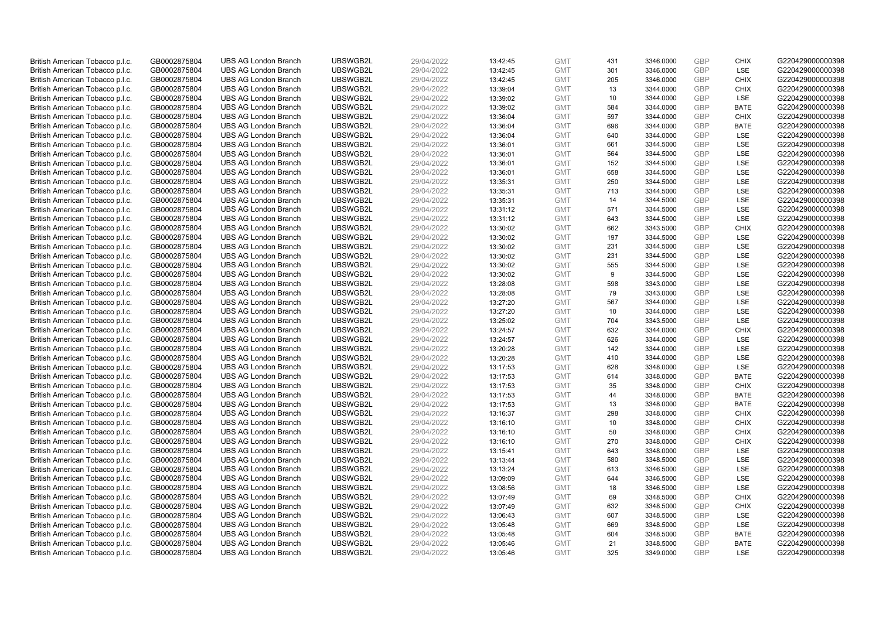| | | | | | | | | | | | |
|---|---|---|---|---|---|---|---|---|---|---|---|
| British American Tobacco p.l.c. | GB0002875804 | UBS AG London Branch | UBSWGB2L | 29/04/2022 | 13:42:45 | GMT | 431 | 3346.0000 | GBP | CHIX | G220429000000398 |
| British American Tobacco p.l.c. | GB0002875804 | UBS AG London Branch | UBSWGB2L | 29/04/2022 | 13:42:45 | GMT | 301 | 3346.0000 | GBP | LSE | G220429000000398 |
| British American Tobacco p.l.c. | GB0002875804 | UBS AG London Branch | UBSWGB2L | 29/04/2022 | 13:42:45 | GMT | 205 | 3346.0000 | GBP | CHIX | G220429000000398 |
| British American Tobacco p.l.c. | GB0002875804 | UBS AG London Branch | UBSWGB2L | 29/04/2022 | 13:39:04 | GMT | 13 | 3344.0000 | GBP | CHIX | G220429000000398 |
| British American Tobacco p.l.c. | GB0002875804 | UBS AG London Branch | UBSWGB2L | 29/04/2022 | 13:39:02 | GMT | 10 | 3344.0000 | GBP | LSE | G220429000000398 |
| British American Tobacco p.l.c. | GB0002875804 | UBS AG London Branch | UBSWGB2L | 29/04/2022 | 13:39:02 | GMT | 584 | 3344.0000 | GBP | BATE | G220429000000398 |
| British American Tobacco p.l.c. | GB0002875804 | UBS AG London Branch | UBSWGB2L | 29/04/2022 | 13:36:04 | GMT | 597 | 3344.0000 | GBP | CHIX | G220429000000398 |
| British American Tobacco p.l.c. | GB0002875804 | UBS AG London Branch | UBSWGB2L | 29/04/2022 | 13:36:04 | GMT | 696 | 3344.0000 | GBP | BATE | G220429000000398 |
| British American Tobacco p.l.c. | GB0002875804 | UBS AG London Branch | UBSWGB2L | 29/04/2022 | 13:36:04 | GMT | 640 | 3344.0000 | GBP | LSE | G220429000000398 |
| British American Tobacco p.l.c. | GB0002875804 | UBS AG London Branch | UBSWGB2L | 29/04/2022 | 13:36:01 | GMT | 661 | 3344.5000 | GBP | LSE | G220429000000398 |
| British American Tobacco p.l.c. | GB0002875804 | UBS AG London Branch | UBSWGB2L | 29/04/2022 | 13:36:01 | GMT | 564 | 3344.5000 | GBP | LSE | G220429000000398 |
| British American Tobacco p.l.c. | GB0002875804 | UBS AG London Branch | UBSWGB2L | 29/04/2022 | 13:36:01 | GMT | 152 | 3344.5000 | GBP | LSE | G220429000000398 |
| British American Tobacco p.l.c. | GB0002875804 | UBS AG London Branch | UBSWGB2L | 29/04/2022 | 13:36:01 | GMT | 658 | 3344.5000 | GBP | LSE | G220429000000398 |
| British American Tobacco p.l.c. | GB0002875804 | UBS AG London Branch | UBSWGB2L | 29/04/2022 | 13:35:31 | GMT | 250 | 3344.5000 | GBP | LSE | G220429000000398 |
| British American Tobacco p.l.c. | GB0002875804 | UBS AG London Branch | UBSWGB2L | 29/04/2022 | 13:35:31 | GMT | 713 | 3344.5000 | GBP | LSE | G220429000000398 |
| British American Tobacco p.l.c. | GB0002875804 | UBS AG London Branch | UBSWGB2L | 29/04/2022 | 13:35:31 | GMT | 14 | 3344.5000 | GBP | LSE | G220429000000398 |
| British American Tobacco p.l.c. | GB0002875804 | UBS AG London Branch | UBSWGB2L | 29/04/2022 | 13:31:12 | GMT | 571 | 3344.5000 | GBP | LSE | G220429000000398 |
| British American Tobacco p.l.c. | GB0002875804 | UBS AG London Branch | UBSWGB2L | 29/04/2022 | 13:31:12 | GMT | 643 | 3344.5000 | GBP | LSE | G220429000000398 |
| British American Tobacco p.l.c. | GB0002875804 | UBS AG London Branch | UBSWGB2L | 29/04/2022 | 13:30:02 | GMT | 662 | 3343.5000 | GBP | CHIX | G220429000000398 |
| British American Tobacco p.l.c. | GB0002875804 | UBS AG London Branch | UBSWGB2L | 29/04/2022 | 13:30:02 | GMT | 197 | 3344.5000 | GBP | LSE | G220429000000398 |
| British American Tobacco p.l.c. | GB0002875804 | UBS AG London Branch | UBSWGB2L | 29/04/2022 | 13:30:02 | GMT | 231 | 3344.5000 | GBP | LSE | G220429000000398 |
| British American Tobacco p.l.c. | GB0002875804 | UBS AG London Branch | UBSWGB2L | 29/04/2022 | 13:30:02 | GMT | 231 | 3344.5000 | GBP | LSE | G220429000000398 |
| British American Tobacco p.l.c. | GB0002875804 | UBS AG London Branch | UBSWGB2L | 29/04/2022 | 13:30:02 | GMT | 555 | 3344.5000 | GBP | LSE | G220429000000398 |
| British American Tobacco p.l.c. | GB0002875804 | UBS AG London Branch | UBSWGB2L | 29/04/2022 | 13:30:02 | GMT | 9 | 3344.5000 | GBP | LSE | G220429000000398 |
| British American Tobacco p.l.c. | GB0002875804 | UBS AG London Branch | UBSWGB2L | 29/04/2022 | 13:28:08 | GMT | 598 | 3343.0000 | GBP | LSE | G220429000000398 |
| British American Tobacco p.l.c. | GB0002875804 | UBS AG London Branch | UBSWGB2L | 29/04/2022 | 13:28:08 | GMT | 79 | 3343.0000 | GBP | LSE | G220429000000398 |
| British American Tobacco p.l.c. | GB0002875804 | UBS AG London Branch | UBSWGB2L | 29/04/2022 | 13:27:20 | GMT | 567 | 3344.0000 | GBP | LSE | G220429000000398 |
| British American Tobacco p.l.c. | GB0002875804 | UBS AG London Branch | UBSWGB2L | 29/04/2022 | 13:27:20 | GMT | 10 | 3344.0000 | GBP | LSE | G220429000000398 |
| British American Tobacco p.l.c. | GB0002875804 | UBS AG London Branch | UBSWGB2L | 29/04/2022 | 13:25:02 | GMT | 704 | 3343.5000 | GBP | LSE | G220429000000398 |
| British American Tobacco p.l.c. | GB0002875804 | UBS AG London Branch | UBSWGB2L | 29/04/2022 | 13:24:57 | GMT | 632 | 3344.0000 | GBP | CHIX | G220429000000398 |
| British American Tobacco p.l.c. | GB0002875804 | UBS AG London Branch | UBSWGB2L | 29/04/2022 | 13:24:57 | GMT | 626 | 3344.0000 | GBP | LSE | G220429000000398 |
| British American Tobacco p.l.c. | GB0002875804 | UBS AG London Branch | UBSWGB2L | 29/04/2022 | 13:20:28 | GMT | 142 | 3344.0000 | GBP | LSE | G220429000000398 |
| British American Tobacco p.l.c. | GB0002875804 | UBS AG London Branch | UBSWGB2L | 29/04/2022 | 13:20:28 | GMT | 410 | 3344.0000 | GBP | LSE | G220429000000398 |
| British American Tobacco p.l.c. | GB0002875804 | UBS AG London Branch | UBSWGB2L | 29/04/2022 | 13:17:53 | GMT | 628 | 3348.0000 | GBP | LSE | G220429000000398 |
| British American Tobacco p.l.c. | GB0002875804 | UBS AG London Branch | UBSWGB2L | 29/04/2022 | 13:17:53 | GMT | 614 | 3348.0000 | GBP | BATE | G220429000000398 |
| British American Tobacco p.l.c. | GB0002875804 | UBS AG London Branch | UBSWGB2L | 29/04/2022 | 13:17:53 | GMT | 35 | 3348.0000 | GBP | CHIX | G220429000000398 |
| British American Tobacco p.l.c. | GB0002875804 | UBS AG London Branch | UBSWGB2L | 29/04/2022 | 13:17:53 | GMT | 44 | 3348.0000 | GBP | BATE | G220429000000398 |
| British American Tobacco p.l.c. | GB0002875804 | UBS AG London Branch | UBSWGB2L | 29/04/2022 | 13:17:53 | GMT | 13 | 3348.0000 | GBP | BATE | G220429000000398 |
| British American Tobacco p.l.c. | GB0002875804 | UBS AG London Branch | UBSWGB2L | 29/04/2022 | 13:16:37 | GMT | 298 | 3348.0000 | GBP | CHIX | G220429000000398 |
| British American Tobacco p.l.c. | GB0002875804 | UBS AG London Branch | UBSWGB2L | 29/04/2022 | 13:16:10 | GMT | 10 | 3348.0000 | GBP | CHIX | G220429000000398 |
| British American Tobacco p.l.c. | GB0002875804 | UBS AG London Branch | UBSWGB2L | 29/04/2022 | 13:16:10 | GMT | 50 | 3348.0000 | GBP | CHIX | G220429000000398 |
| British American Tobacco p.l.c. | GB0002875804 | UBS AG London Branch | UBSWGB2L | 29/04/2022 | 13:16:10 | GMT | 270 | 3348.0000 | GBP | CHIX | G220429000000398 |
| British American Tobacco p.l.c. | GB0002875804 | UBS AG London Branch | UBSWGB2L | 29/04/2022 | 13:15:41 | GMT | 643 | 3348.0000 | GBP | LSE | G220429000000398 |
| British American Tobacco p.l.c. | GB0002875804 | UBS AG London Branch | UBSWGB2L | 29/04/2022 | 13:13:44 | GMT | 580 | 3348.5000 | GBP | LSE | G220429000000398 |
| British American Tobacco p.l.c. | GB0002875804 | UBS AG London Branch | UBSWGB2L | 29/04/2022 | 13:13:24 | GMT | 613 | 3346.5000 | GBP | LSE | G220429000000398 |
| British American Tobacco p.l.c. | GB0002875804 | UBS AG London Branch | UBSWGB2L | 29/04/2022 | 13:09:09 | GMT | 644 | 3346.5000 | GBP | LSE | G220429000000398 |
| British American Tobacco p.l.c. | GB0002875804 | UBS AG London Branch | UBSWGB2L | 29/04/2022 | 13:08:56 | GMT | 18 | 3346.5000 | GBP | LSE | G220429000000398 |
| British American Tobacco p.l.c. | GB0002875804 | UBS AG London Branch | UBSWGB2L | 29/04/2022 | 13:07:49 | GMT | 69 | 3348.5000 | GBP | CHIX | G220429000000398 |
| British American Tobacco p.l.c. | GB0002875804 | UBS AG London Branch | UBSWGB2L | 29/04/2022 | 13:07:49 | GMT | 632 | 3348.5000 | GBP | CHIX | G220429000000398 |
| British American Tobacco p.l.c. | GB0002875804 | UBS AG London Branch | UBSWGB2L | 29/04/2022 | 13:06:43 | GMT | 607 | 3348.5000 | GBP | LSE | G220429000000398 |
| British American Tobacco p.l.c. | GB0002875804 | UBS AG London Branch | UBSWGB2L | 29/04/2022 | 13:05:48 | GMT | 669 | 3348.5000 | GBP | LSE | G220429000000398 |
| British American Tobacco p.l.c. | GB0002875804 | UBS AG London Branch | UBSWGB2L | 29/04/2022 | 13:05:48 | GMT | 604 | 3348.5000 | GBP | BATE | G220429000000398 |
| British American Tobacco p.l.c. | GB0002875804 | UBS AG London Branch | UBSWGB2L | 29/04/2022 | 13:05:46 | GMT | 21 | 3348.5000 | GBP | BATE | G220429000000398 |
| British American Tobacco p.l.c. | GB0002875804 | UBS AG London Branch | UBSWGB2L | 29/04/2022 | 13:05:46 | GMT | 325 | 3349.0000 | GBP | LSE | G220429000000398 |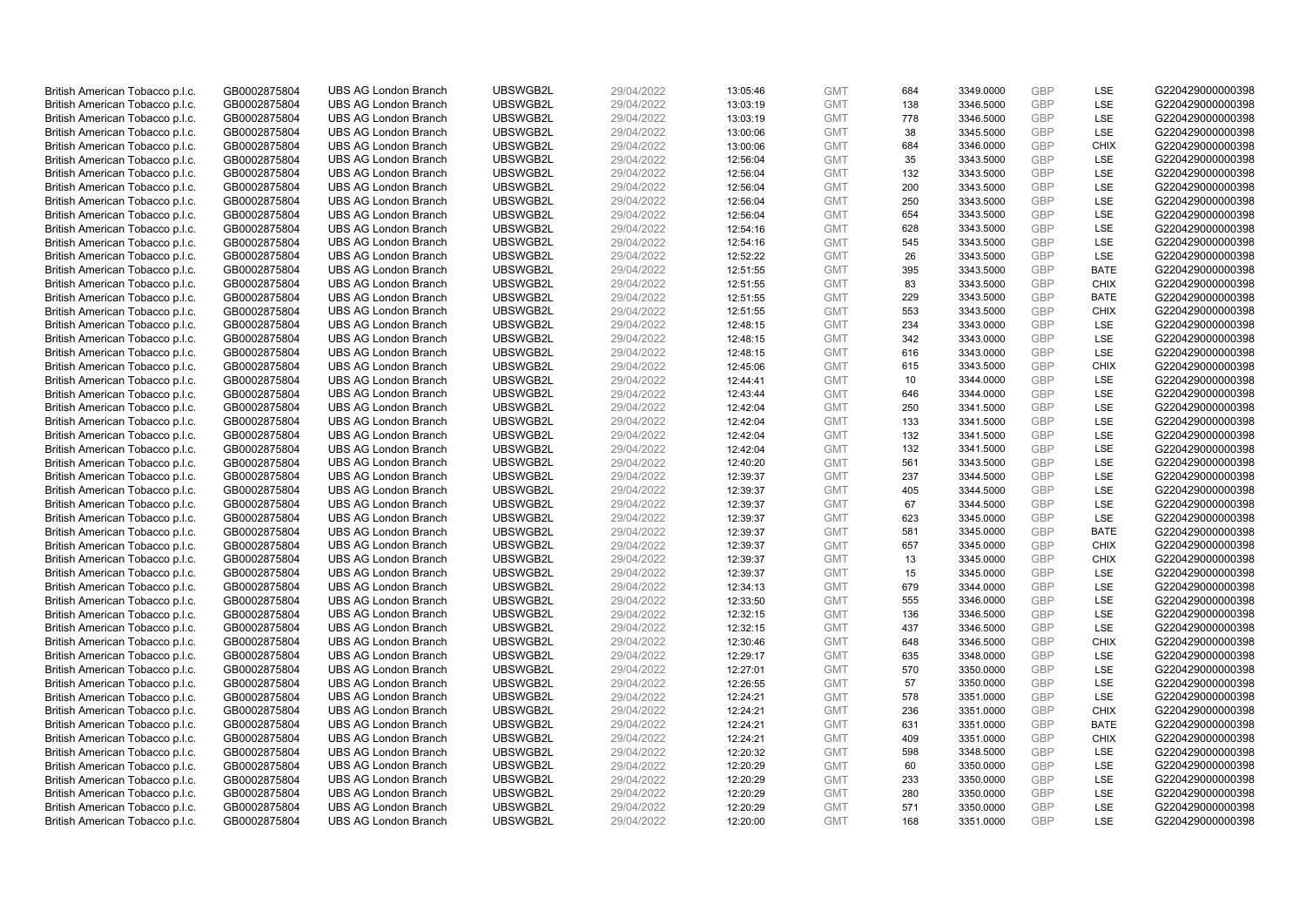| | | | | | | | | | | | |
|---|---|---|---|---|---|---|---|---|---|---|---|
| British American Tobacco p.l.c. | GB0002875804 | UBS AG London Branch | UBSWGB2L | 29/04/2022 | 13:05:46 | GMT | 684 | 3349.0000 | GBP | LSE | G220429000000398 |
| British American Tobacco p.l.c. | GB0002875804 | UBS AG London Branch | UBSWGB2L | 29/04/2022 | 13:03:19 | GMT | 138 | 3346.5000 | GBP | LSE | G220429000000398 |
| British American Tobacco p.l.c. | GB0002875804 | UBS AG London Branch | UBSWGB2L | 29/04/2022 | 13:03:19 | GMT | 778 | 3346.5000 | GBP | LSE | G220429000000398 |
| British American Tobacco p.l.c. | GB0002875804 | UBS AG London Branch | UBSWGB2L | 29/04/2022 | 13:00:06 | GMT | 38 | 3345.5000 | GBP | LSE | G220429000000398 |
| British American Tobacco p.l.c. | GB0002875804 | UBS AG London Branch | UBSWGB2L | 29/04/2022 | 13:00:06 | GMT | 684 | 3346.0000 | GBP | CHIX | G220429000000398 |
| British American Tobacco p.l.c. | GB0002875804 | UBS AG London Branch | UBSWGB2L | 29/04/2022 | 12:56:04 | GMT | 35 | 3343.5000 | GBP | LSE | G220429000000398 |
| British American Tobacco p.l.c. | GB0002875804 | UBS AG London Branch | UBSWGB2L | 29/04/2022 | 12:56:04 | GMT | 132 | 3343.5000 | GBP | LSE | G220429000000398 |
| British American Tobacco p.l.c. | GB0002875804 | UBS AG London Branch | UBSWGB2L | 29/04/2022 | 12:56:04 | GMT | 200 | 3343.5000 | GBP | LSE | G220429000000398 |
| British American Tobacco p.l.c. | GB0002875804 | UBS AG London Branch | UBSWGB2L | 29/04/2022 | 12:56:04 | GMT | 250 | 3343.5000 | GBP | LSE | G220429000000398 |
| British American Tobacco p.l.c. | GB0002875804 | UBS AG London Branch | UBSWGB2L | 29/04/2022 | 12:56:04 | GMT | 654 | 3343.5000 | GBP | LSE | G220429000000398 |
| British American Tobacco p.l.c. | GB0002875804 | UBS AG London Branch | UBSWGB2L | 29/04/2022 | 12:54:16 | GMT | 628 | 3343.5000 | GBP | LSE | G220429000000398 |
| British American Tobacco p.l.c. | GB0002875804 | UBS AG London Branch | UBSWGB2L | 29/04/2022 | 12:54:16 | GMT | 545 | 3343.5000 | GBP | LSE | G220429000000398 |
| British American Tobacco p.l.c. | GB0002875804 | UBS AG London Branch | UBSWGB2L | 29/04/2022 | 12:52:22 | GMT | 26 | 3343.5000 | GBP | LSE | G220429000000398 |
| British American Tobacco p.l.c. | GB0002875804 | UBS AG London Branch | UBSWGB2L | 29/04/2022 | 12:51:55 | GMT | 395 | 3343.5000 | GBP | BATE | G220429000000398 |
| British American Tobacco p.l.c. | GB0002875804 | UBS AG London Branch | UBSWGB2L | 29/04/2022 | 12:51:55 | GMT | 83 | 3343.5000 | GBP | CHIX | G220429000000398 |
| British American Tobacco p.l.c. | GB0002875804 | UBS AG London Branch | UBSWGB2L | 29/04/2022 | 12:51:55 | GMT | 229 | 3343.5000 | GBP | BATE | G220429000000398 |
| British American Tobacco p.l.c. | GB0002875804 | UBS AG London Branch | UBSWGB2L | 29/04/2022 | 12:51:55 | GMT | 553 | 3343.5000 | GBP | CHIX | G220429000000398 |
| British American Tobacco p.l.c. | GB0002875804 | UBS AG London Branch | UBSWGB2L | 29/04/2022 | 12:48:15 | GMT | 234 | 3343.0000 | GBP | LSE | G220429000000398 |
| British American Tobacco p.l.c. | GB0002875804 | UBS AG London Branch | UBSWGB2L | 29/04/2022 | 12:48:15 | GMT | 342 | 3343.0000 | GBP | LSE | G220429000000398 |
| British American Tobacco p.l.c. | GB0002875804 | UBS AG London Branch | UBSWGB2L | 29/04/2022 | 12:48:15 | GMT | 616 | 3343.0000 | GBP | LSE | G220429000000398 |
| British American Tobacco p.l.c. | GB0002875804 | UBS AG London Branch | UBSWGB2L | 29/04/2022 | 12:45:06 | GMT | 615 | 3343.5000 | GBP | CHIX | G220429000000398 |
| British American Tobacco p.l.c. | GB0002875804 | UBS AG London Branch | UBSWGB2L | 29/04/2022 | 12:44:41 | GMT | 10 | 3344.0000 | GBP | LSE | G220429000000398 |
| British American Tobacco p.l.c. | GB0002875804 | UBS AG London Branch | UBSWGB2L | 29/04/2022 | 12:43:44 | GMT | 646 | 3344.0000 | GBP | LSE | G220429000000398 |
| British American Tobacco p.l.c. | GB0002875804 | UBS AG London Branch | UBSWGB2L | 29/04/2022 | 12:42:04 | GMT | 250 | 3341.5000 | GBP | LSE | G220429000000398 |
| British American Tobacco p.l.c. | GB0002875804 | UBS AG London Branch | UBSWGB2L | 29/04/2022 | 12:42:04 | GMT | 133 | 3341.5000 | GBP | LSE | G220429000000398 |
| British American Tobacco p.l.c. | GB0002875804 | UBS AG London Branch | UBSWGB2L | 29/04/2022 | 12:42:04 | GMT | 132 | 3341.5000 | GBP | LSE | G220429000000398 |
| British American Tobacco p.l.c. | GB0002875804 | UBS AG London Branch | UBSWGB2L | 29/04/2022 | 12:42:04 | GMT | 132 | 3341.5000 | GBP | LSE | G220429000000398 |
| British American Tobacco p.l.c. | GB0002875804 | UBS AG London Branch | UBSWGB2L | 29/04/2022 | 12:40:20 | GMT | 561 | 3343.5000 | GBP | LSE | G220429000000398 |
| British American Tobacco p.l.c. | GB0002875804 | UBS AG London Branch | UBSWGB2L | 29/04/2022 | 12:39:37 | GMT | 237 | 3344.5000 | GBP | LSE | G220429000000398 |
| British American Tobacco p.l.c. | GB0002875804 | UBS AG London Branch | UBSWGB2L | 29/04/2022 | 12:39:37 | GMT | 405 | 3344.5000 | GBP | LSE | G220429000000398 |
| British American Tobacco p.l.c. | GB0002875804 | UBS AG London Branch | UBSWGB2L | 29/04/2022 | 12:39:37 | GMT | 67 | 3344.5000 | GBP | LSE | G220429000000398 |
| British American Tobacco p.l.c. | GB0002875804 | UBS AG London Branch | UBSWGB2L | 29/04/2022 | 12:39:37 | GMT | 623 | 3345.0000 | GBP | LSE | G220429000000398 |
| British American Tobacco p.l.c. | GB0002875804 | UBS AG London Branch | UBSWGB2L | 29/04/2022 | 12:39:37 | GMT | 581 | 3345.0000 | GBP | BATE | G220429000000398 |
| British American Tobacco p.l.c. | GB0002875804 | UBS AG London Branch | UBSWGB2L | 29/04/2022 | 12:39:37 | GMT | 657 | 3345.0000 | GBP | CHIX | G220429000000398 |
| British American Tobacco p.l.c. | GB0002875804 | UBS AG London Branch | UBSWGB2L | 29/04/2022 | 12:39:37 | GMT | 13 | 3345.0000 | GBP | CHIX | G220429000000398 |
| British American Tobacco p.l.c. | GB0002875804 | UBS AG London Branch | UBSWGB2L | 29/04/2022 | 12:39:37 | GMT | 15 | 3345.0000 | GBP | LSE | G220429000000398 |
| British American Tobacco p.l.c. | GB0002875804 | UBS AG London Branch | UBSWGB2L | 29/04/2022 | 12:34:13 | GMT | 679 | 3344.0000 | GBP | LSE | G220429000000398 |
| British American Tobacco p.l.c. | GB0002875804 | UBS AG London Branch | UBSWGB2L | 29/04/2022 | 12:33:50 | GMT | 555 | 3346.0000 | GBP | LSE | G220429000000398 |
| British American Tobacco p.l.c. | GB0002875804 | UBS AG London Branch | UBSWGB2L | 29/04/2022 | 12:32:15 | GMT | 136 | 3346.5000 | GBP | LSE | G220429000000398 |
| British American Tobacco p.l.c. | GB0002875804 | UBS AG London Branch | UBSWGB2L | 29/04/2022 | 12:32:15 | GMT | 437 | 3346.5000 | GBP | LSE | G220429000000398 |
| British American Tobacco p.l.c. | GB0002875804 | UBS AG London Branch | UBSWGB2L | 29/04/2022 | 12:30:46 | GMT | 648 | 3346.5000 | GBP | CHIX | G220429000000398 |
| British American Tobacco p.l.c. | GB0002875804 | UBS AG London Branch | UBSWGB2L | 29/04/2022 | 12:29:17 | GMT | 635 | 3348.0000 | GBP | LSE | G220429000000398 |
| British American Tobacco p.l.c. | GB0002875804 | UBS AG London Branch | UBSWGB2L | 29/04/2022 | 12:27:01 | GMT | 570 | 3350.0000 | GBP | LSE | G220429000000398 |
| British American Tobacco p.l.c. | GB0002875804 | UBS AG London Branch | UBSWGB2L | 29/04/2022 | 12:26:55 | GMT | 57 | 3350.0000 | GBP | LSE | G220429000000398 |
| British American Tobacco p.l.c. | GB0002875804 | UBS AG London Branch | UBSWGB2L | 29/04/2022 | 12:24:21 | GMT | 578 | 3351.0000 | GBP | LSE | G220429000000398 |
| British American Tobacco p.l.c. | GB0002875804 | UBS AG London Branch | UBSWGB2L | 29/04/2022 | 12:24:21 | GMT | 236 | 3351.0000 | GBP | CHIX | G220429000000398 |
| British American Tobacco p.l.c. | GB0002875804 | UBS AG London Branch | UBSWGB2L | 29/04/2022 | 12:24:21 | GMT | 631 | 3351.0000 | GBP | BATE | G220429000000398 |
| British American Tobacco p.l.c. | GB0002875804 | UBS AG London Branch | UBSWGB2L | 29/04/2022 | 12:24:21 | GMT | 409 | 3351.0000 | GBP | CHIX | G220429000000398 |
| British American Tobacco p.l.c. | GB0002875804 | UBS AG London Branch | UBSWGB2L | 29/04/2022 | 12:20:32 | GMT | 598 | 3348.5000 | GBP | LSE | G220429000000398 |
| British American Tobacco p.l.c. | GB0002875804 | UBS AG London Branch | UBSWGB2L | 29/04/2022 | 12:20:29 | GMT | 60 | 3350.0000 | GBP | LSE | G220429000000398 |
| British American Tobacco p.l.c. | GB0002875804 | UBS AG London Branch | UBSWGB2L | 29/04/2022 | 12:20:29 | GMT | 233 | 3350.0000 | GBP | LSE | G220429000000398 |
| British American Tobacco p.l.c. | GB0002875804 | UBS AG London Branch | UBSWGB2L | 29/04/2022 | 12:20:29 | GMT | 280 | 3350.0000 | GBP | LSE | G220429000000398 |
| British American Tobacco p.l.c. | GB0002875804 | UBS AG London Branch | UBSWGB2L | 29/04/2022 | 12:20:29 | GMT | 571 | 3350.0000 | GBP | LSE | G220429000000398 |
| British American Tobacco p.l.c. | GB0002875804 | UBS AG London Branch | UBSWGB2L | 29/04/2022 | 12:20:00 | GMT | 168 | 3351.0000 | GBP | LSE | G220429000000398 |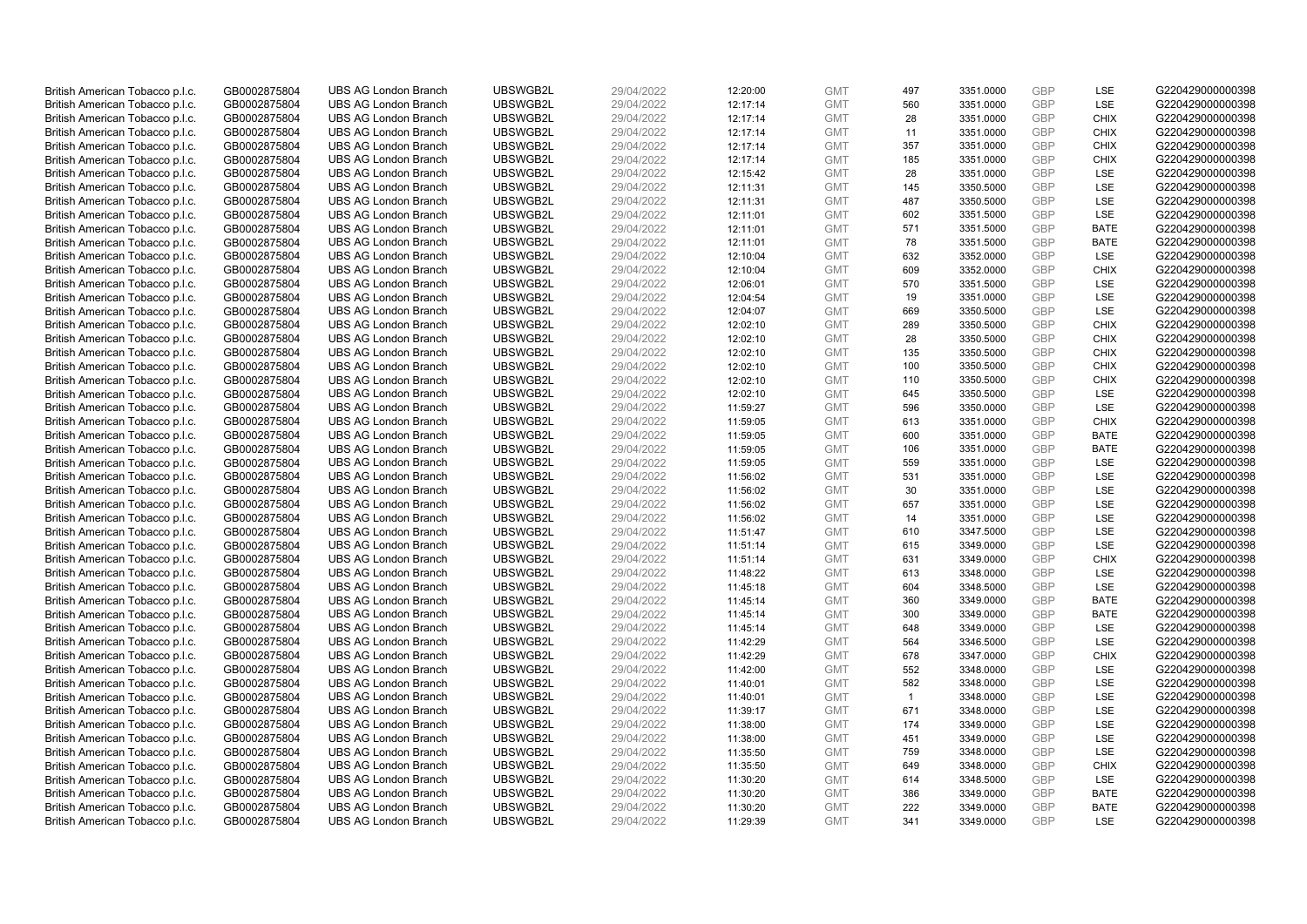| British American Tobacco p.l.c. | GB0002875804 | UBS AG London Branch | UBSWGB2L | 29/04/2022 | 12:20:00 | GMT | 497 | 3351.0000 | GBP | LSE | G220429000000398 |
|---|---|---|---|---|---|---|---|---|---|---|---|
| British American Tobacco p.l.c. | GB0002875804 | UBS AG London Branch | UBSWGB2L | 29/04/2022 | 12:17:14 | GMT | 560 | 3351.0000 | GBP | LSE | G220429000000398 |
| British American Tobacco p.l.c. | GB0002875804 | UBS AG London Branch | UBSWGB2L | 29/04/2022 | 12:17:14 | GMT | 28 | 3351.0000 | GBP | CHIX | G220429000000398 |
| British American Tobacco p.l.c. | GB0002875804 | UBS AG London Branch | UBSWGB2L | 29/04/2022 | 12:17:14 | GMT | 11 | 3351.0000 | GBP | CHIX | G220429000000398 |
| British American Tobacco p.l.c. | GB0002875804 | UBS AG London Branch | UBSWGB2L | 29/04/2022 | 12:17:14 | GMT | 357 | 3351.0000 | GBP | CHIX | G220429000000398 |
| British American Tobacco p.l.c. | GB0002875804 | UBS AG London Branch | UBSWGB2L | 29/04/2022 | 12:17:14 | GMT | 185 | 3351.0000 | GBP | CHIX | G220429000000398 |
| British American Tobacco p.l.c. | GB0002875804 | UBS AG London Branch | UBSWGB2L | 29/04/2022 | 12:15:42 | GMT | 28 | 3351.0000 | GBP | LSE | G220429000000398 |
| British American Tobacco p.l.c. | GB0002875804 | UBS AG London Branch | UBSWGB2L | 29/04/2022 | 12:11:31 | GMT | 145 | 3350.5000 | GBP | LSE | G220429000000398 |
| British American Tobacco p.l.c. | GB0002875804 | UBS AG London Branch | UBSWGB2L | 29/04/2022 | 12:11:31 | GMT | 487 | 3350.5000 | GBP | LSE | G220429000000398 |
| British American Tobacco p.l.c. | GB0002875804 | UBS AG London Branch | UBSWGB2L | 29/04/2022 | 12:11:01 | GMT | 602 | 3351.5000 | GBP | LSE | G220429000000398 |
| British American Tobacco p.l.c. | GB0002875804 | UBS AG London Branch | UBSWGB2L | 29/04/2022 | 12:11:01 | GMT | 571 | 3351.5000 | GBP | BATE | G220429000000398 |
| British American Tobacco p.l.c. | GB0002875804 | UBS AG London Branch | UBSWGB2L | 29/04/2022 | 12:11:01 | GMT | 78 | 3351.5000 | GBP | BATE | G220429000000398 |
| British American Tobacco p.l.c. | GB0002875804 | UBS AG London Branch | UBSWGB2L | 29/04/2022 | 12:10:04 | GMT | 632 | 3352.0000 | GBP | LSE | G220429000000398 |
| British American Tobacco p.l.c. | GB0002875804 | UBS AG London Branch | UBSWGB2L | 29/04/2022 | 12:10:04 | GMT | 609 | 3352.0000 | GBP | CHIX | G220429000000398 |
| British American Tobacco p.l.c. | GB0002875804 | UBS AG London Branch | UBSWGB2L | 29/04/2022 | 12:06:01 | GMT | 570 | 3351.5000 | GBP | LSE | G220429000000398 |
| British American Tobacco p.l.c. | GB0002875804 | UBS AG London Branch | UBSWGB2L | 29/04/2022 | 12:04:54 | GMT | 19 | 3351.0000 | GBP | LSE | G220429000000398 |
| British American Tobacco p.l.c. | GB0002875804 | UBS AG London Branch | UBSWGB2L | 29/04/2022 | 12:04:07 | GMT | 669 | 3350.5000 | GBP | LSE | G220429000000398 |
| British American Tobacco p.l.c. | GB0002875804 | UBS AG London Branch | UBSWGB2L | 29/04/2022 | 12:02:10 | GMT | 289 | 3350.5000 | GBP | CHIX | G220429000000398 |
| British American Tobacco p.l.c. | GB0002875804 | UBS AG London Branch | UBSWGB2L | 29/04/2022 | 12:02:10 | GMT | 28 | 3350.5000 | GBP | CHIX | G220429000000398 |
| British American Tobacco p.l.c. | GB0002875804 | UBS AG London Branch | UBSWGB2L | 29/04/2022 | 12:02:10 | GMT | 135 | 3350.5000 | GBP | CHIX | G220429000000398 |
| British American Tobacco p.l.c. | GB0002875804 | UBS AG London Branch | UBSWGB2L | 29/04/2022 | 12:02:10 | GMT | 100 | 3350.5000 | GBP | CHIX | G220429000000398 |
| British American Tobacco p.l.c. | GB0002875804 | UBS AG London Branch | UBSWGB2L | 29/04/2022 | 12:02:10 | GMT | 110 | 3350.5000 | GBP | CHIX | G220429000000398 |
| British American Tobacco p.l.c. | GB0002875804 | UBS AG London Branch | UBSWGB2L | 29/04/2022 | 12:02:10 | GMT | 645 | 3350.5000 | GBP | LSE | G220429000000398 |
| British American Tobacco p.l.c. | GB0002875804 | UBS AG London Branch | UBSWGB2L | 29/04/2022 | 11:59:27 | GMT | 596 | 3350.0000 | GBP | LSE | G220429000000398 |
| British American Tobacco p.l.c. | GB0002875804 | UBS AG London Branch | UBSWGB2L | 29/04/2022 | 11:59:05 | GMT | 613 | 3351.0000 | GBP | CHIX | G220429000000398 |
| British American Tobacco p.l.c. | GB0002875804 | UBS AG London Branch | UBSWGB2L | 29/04/2022 | 11:59:05 | GMT | 600 | 3351.0000 | GBP | BATE | G220429000000398 |
| British American Tobacco p.l.c. | GB0002875804 | UBS AG London Branch | UBSWGB2L | 29/04/2022 | 11:59:05 | GMT | 106 | 3351.0000 | GBP | BATE | G220429000000398 |
| British American Tobacco p.l.c. | GB0002875804 | UBS AG London Branch | UBSWGB2L | 29/04/2022 | 11:59:05 | GMT | 559 | 3351.0000 | GBP | LSE | G220429000000398 |
| British American Tobacco p.l.c. | GB0002875804 | UBS AG London Branch | UBSWGB2L | 29/04/2022 | 11:56:02 | GMT | 531 | 3351.0000 | GBP | LSE | G220429000000398 |
| British American Tobacco p.l.c. | GB0002875804 | UBS AG London Branch | UBSWGB2L | 29/04/2022 | 11:56:02 | GMT | 30 | 3351.0000 | GBP | LSE | G220429000000398 |
| British American Tobacco p.l.c. | GB0002875804 | UBS AG London Branch | UBSWGB2L | 29/04/2022 | 11:56:02 | GMT | 657 | 3351.0000 | GBP | LSE | G220429000000398 |
| British American Tobacco p.l.c. | GB0002875804 | UBS AG London Branch | UBSWGB2L | 29/04/2022 | 11:56:02 | GMT | 14 | 3351.0000 | GBP | LSE | G220429000000398 |
| British American Tobacco p.l.c. | GB0002875804 | UBS AG London Branch | UBSWGB2L | 29/04/2022 | 11:51:47 | GMT | 610 | 3347.5000 | GBP | LSE | G220429000000398 |
| British American Tobacco p.l.c. | GB0002875804 | UBS AG London Branch | UBSWGB2L | 29/04/2022 | 11:51:14 | GMT | 615 | 3349.0000 | GBP | LSE | G220429000000398 |
| British American Tobacco p.l.c. | GB0002875804 | UBS AG London Branch | UBSWGB2L | 29/04/2022 | 11:51:14 | GMT | 631 | 3349.0000 | GBP | CHIX | G220429000000398 |
| British American Tobacco p.l.c. | GB0002875804 | UBS AG London Branch | UBSWGB2L | 29/04/2022 | 11:48:22 | GMT | 613 | 3348.0000 | GBP | LSE | G220429000000398 |
| British American Tobacco p.l.c. | GB0002875804 | UBS AG London Branch | UBSWGB2L | 29/04/2022 | 11:45:18 | GMT | 604 | 3348.5000 | GBP | LSE | G220429000000398 |
| British American Tobacco p.l.c. | GB0002875804 | UBS AG London Branch | UBSWGB2L | 29/04/2022 | 11:45:14 | GMT | 360 | 3349.0000 | GBP | BATE | G220429000000398 |
| British American Tobacco p.l.c. | GB0002875804 | UBS AG London Branch | UBSWGB2L | 29/04/2022 | 11:45:14 | GMT | 300 | 3349.0000 | GBP | BATE | G220429000000398 |
| British American Tobacco p.l.c. | GB0002875804 | UBS AG London Branch | UBSWGB2L | 29/04/2022 | 11:45:14 | GMT | 648 | 3349.0000 | GBP | LSE | G220429000000398 |
| British American Tobacco p.l.c. | GB0002875804 | UBS AG London Branch | UBSWGB2L | 29/04/2022 | 11:42:29 | GMT | 564 | 3346.5000 | GBP | LSE | G220429000000398 |
| British American Tobacco p.l.c. | GB0002875804 | UBS AG London Branch | UBSWGB2L | 29/04/2022 | 11:42:29 | GMT | 678 | 3347.0000 | GBP | CHIX | G220429000000398 |
| British American Tobacco p.l.c. | GB0002875804 | UBS AG London Branch | UBSWGB2L | 29/04/2022 | 11:42:00 | GMT | 552 | 3348.0000 | GBP | LSE | G220429000000398 |
| British American Tobacco p.l.c. | GB0002875804 | UBS AG London Branch | UBSWGB2L | 29/04/2022 | 11:40:01 | GMT | 582 | 3348.0000 | GBP | LSE | G220429000000398 |
| British American Tobacco p.l.c. | GB0002875804 | UBS AG London Branch | UBSWGB2L | 29/04/2022 | 11:40:01 | GMT | 1 | 3348.0000 | GBP | LSE | G220429000000398 |
| British American Tobacco p.l.c. | GB0002875804 | UBS AG London Branch | UBSWGB2L | 29/04/2022 | 11:39:17 | GMT | 671 | 3348.0000 | GBP | LSE | G220429000000398 |
| British American Tobacco p.l.c. | GB0002875804 | UBS AG London Branch | UBSWGB2L | 29/04/2022 | 11:38:00 | GMT | 174 | 3349.0000 | GBP | LSE | G220429000000398 |
| British American Tobacco p.l.c. | GB0002875804 | UBS AG London Branch | UBSWGB2L | 29/04/2022 | 11:38:00 | GMT | 451 | 3349.0000 | GBP | LSE | G220429000000398 |
| British American Tobacco p.l.c. | GB0002875804 | UBS AG London Branch | UBSWGB2L | 29/04/2022 | 11:35:50 | GMT | 759 | 3348.0000 | GBP | LSE | G220429000000398 |
| British American Tobacco p.l.c. | GB0002875804 | UBS AG London Branch | UBSWGB2L | 29/04/2022 | 11:35:50 | GMT | 649 | 3348.0000 | GBP | CHIX | G220429000000398 |
| British American Tobacco p.l.c. | GB0002875804 | UBS AG London Branch | UBSWGB2L | 29/04/2022 | 11:30:20 | GMT | 614 | 3348.5000 | GBP | LSE | G220429000000398 |
| British American Tobacco p.l.c. | GB0002875804 | UBS AG London Branch | UBSWGB2L | 29/04/2022 | 11:30:20 | GMT | 386 | 3349.0000 | GBP | BATE | G220429000000398 |
| British American Tobacco p.l.c. | GB0002875804 | UBS AG London Branch | UBSWGB2L | 29/04/2022 | 11:30:20 | GMT | 222 | 3349.0000 | GBP | BATE | G220429000000398 |
| British American Tobacco p.l.c. | GB0002875804 | UBS AG London Branch | UBSWGB2L | 29/04/2022 | 11:29:39 | GMT | 341 | 3349.0000 | GBP | LSE | G220429000000398 |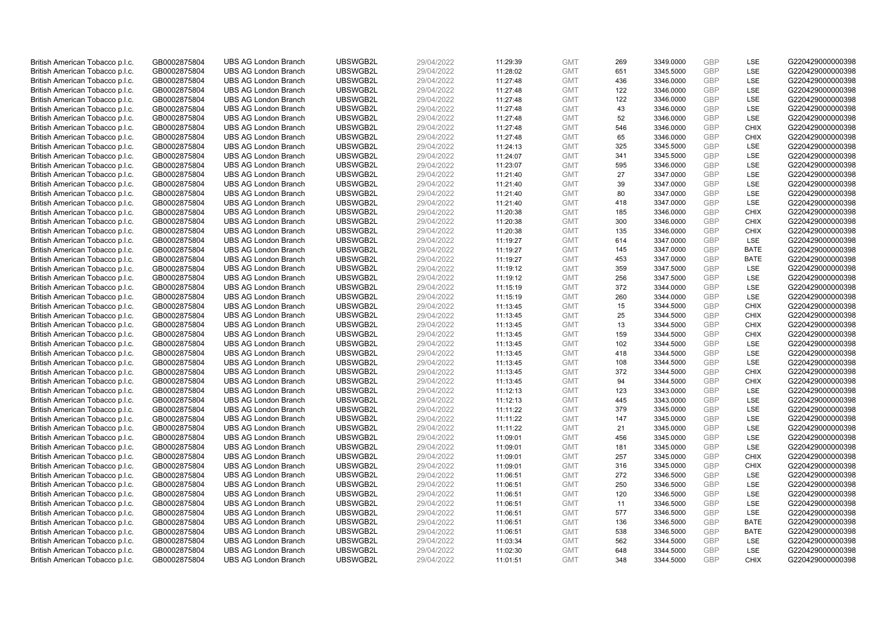| | | | | | | | | | | | |
|---|---|---|---|---|---|---|---|---|---|---|---|
| British American Tobacco p.l.c. | GB0002875804 | UBS AG London Branch | UBSWGB2L | 29/04/2022 | 11:29:39 | GMT | 269 | 3349.0000 | GBP | LSE | G220429000000398 |
| British American Tobacco p.l.c. | GB0002875804 | UBS AG London Branch | UBSWGB2L | 29/04/2022 | 11:28:02 | GMT | 651 | 3345.5000 | GBP | LSE | G220429000000398 |
| British American Tobacco p.l.c. | GB0002875804 | UBS AG London Branch | UBSWGB2L | 29/04/2022 | 11:27:48 | GMT | 436 | 3346.0000 | GBP | LSE | G220429000000398 |
| British American Tobacco p.l.c. | GB0002875804 | UBS AG London Branch | UBSWGB2L | 29/04/2022 | 11:27:48 | GMT | 122 | 3346.0000 | GBP | LSE | G220429000000398 |
| British American Tobacco p.l.c. | GB0002875804 | UBS AG London Branch | UBSWGB2L | 29/04/2022 | 11:27:48 | GMT | 122 | 3346.0000 | GBP | LSE | G220429000000398 |
| British American Tobacco p.l.c. | GB0002875804 | UBS AG London Branch | UBSWGB2L | 29/04/2022 | 11:27:48 | GMT | 43 | 3346.0000 | GBP | LSE | G220429000000398 |
| British American Tobacco p.l.c. | GB0002875804 | UBS AG London Branch | UBSWGB2L | 29/04/2022 | 11:27:48 | GMT | 52 | 3346.0000 | GBP | LSE | G220429000000398 |
| British American Tobacco p.l.c. | GB0002875804 | UBS AG London Branch | UBSWGB2L | 29/04/2022 | 11:27:48 | GMT | 546 | 3346.0000 | GBP | CHIX | G220429000000398 |
| British American Tobacco p.l.c. | GB0002875804 | UBS AG London Branch | UBSWGB2L | 29/04/2022 | 11:27:48 | GMT | 65 | 3346.0000 | GBP | CHIX | G220429000000398 |
| British American Tobacco p.l.c. | GB0002875804 | UBS AG London Branch | UBSWGB2L | 29/04/2022 | 11:24:13 | GMT | 325 | 3345.5000 | GBP | LSE | G220429000000398 |
| British American Tobacco p.l.c. | GB0002875804 | UBS AG London Branch | UBSWGB2L | 29/04/2022 | 11:24:07 | GMT | 341 | 3345.5000 | GBP | LSE | G220429000000398 |
| British American Tobacco p.l.c. | GB0002875804 | UBS AG London Branch | UBSWGB2L | 29/04/2022 | 11:23:07 | GMT | 595 | 3346.0000 | GBP | LSE | G220429000000398 |
| British American Tobacco p.l.c. | GB0002875804 | UBS AG London Branch | UBSWGB2L | 29/04/2022 | 11:21:40 | GMT | 27 | 3347.0000 | GBP | LSE | G220429000000398 |
| British American Tobacco p.l.c. | GB0002875804 | UBS AG London Branch | UBSWGB2L | 29/04/2022 | 11:21:40 | GMT | 39 | 3347.0000 | GBP | LSE | G220429000000398 |
| British American Tobacco p.l.c. | GB0002875804 | UBS AG London Branch | UBSWGB2L | 29/04/2022 | 11:21:40 | GMT | 80 | 3347.0000 | GBP | LSE | G220429000000398 |
| British American Tobacco p.l.c. | GB0002875804 | UBS AG London Branch | UBSWGB2L | 29/04/2022 | 11:21:40 | GMT | 418 | 3347.0000 | GBP | LSE | G220429000000398 |
| British American Tobacco p.l.c. | GB0002875804 | UBS AG London Branch | UBSWGB2L | 29/04/2022 | 11:20:38 | GMT | 185 | 3346.0000 | GBP | CHIX | G220429000000398 |
| British American Tobacco p.l.c. | GB0002875804 | UBS AG London Branch | UBSWGB2L | 29/04/2022 | 11:20:38 | GMT | 300 | 3346.0000 | GBP | CHIX | G220429000000398 |
| British American Tobacco p.l.c. | GB0002875804 | UBS AG London Branch | UBSWGB2L | 29/04/2022 | 11:20:38 | GMT | 135 | 3346.0000 | GBP | CHIX | G220429000000398 |
| British American Tobacco p.l.c. | GB0002875804 | UBS AG London Branch | UBSWGB2L | 29/04/2022 | 11:19:27 | GMT | 614 | 3347.0000 | GBP | LSE | G220429000000398 |
| British American Tobacco p.l.c. | GB0002875804 | UBS AG London Branch | UBSWGB2L | 29/04/2022 | 11:19:27 | GMT | 145 | 3347.0000 | GBP | BATE | G220429000000398 |
| British American Tobacco p.l.c. | GB0002875804 | UBS AG London Branch | UBSWGB2L | 29/04/2022 | 11:19:27 | GMT | 453 | 3347.0000 | GBP | BATE | G220429000000398 |
| British American Tobacco p.l.c. | GB0002875804 | UBS AG London Branch | UBSWGB2L | 29/04/2022 | 11:19:12 | GMT | 359 | 3347.5000 | GBP | LSE | G220429000000398 |
| British American Tobacco p.l.c. | GB0002875804 | UBS AG London Branch | UBSWGB2L | 29/04/2022 | 11:19:12 | GMT | 256 | 3347.5000 | GBP | LSE | G220429000000398 |
| British American Tobacco p.l.c. | GB0002875804 | UBS AG London Branch | UBSWGB2L | 29/04/2022 | 11:15:19 | GMT | 372 | 3344.0000 | GBP | LSE | G220429000000398 |
| British American Tobacco p.l.c. | GB0002875804 | UBS AG London Branch | UBSWGB2L | 29/04/2022 | 11:15:19 | GMT | 260 | 3344.0000 | GBP | LSE | G220429000000398 |
| British American Tobacco p.l.c. | GB0002875804 | UBS AG London Branch | UBSWGB2L | 29/04/2022 | 11:13:45 | GMT | 15 | 3344.5000 | GBP | CHIX | G220429000000398 |
| British American Tobacco p.l.c. | GB0002875804 | UBS AG London Branch | UBSWGB2L | 29/04/2022 | 11:13:45 | GMT | 25 | 3344.5000 | GBP | CHIX | G220429000000398 |
| British American Tobacco p.l.c. | GB0002875804 | UBS AG London Branch | UBSWGB2L | 29/04/2022 | 11:13:45 | GMT | 13 | 3344.5000 | GBP | CHIX | G220429000000398 |
| British American Tobacco p.l.c. | GB0002875804 | UBS AG London Branch | UBSWGB2L | 29/04/2022 | 11:13:45 | GMT | 159 | 3344.5000 | GBP | CHIX | G220429000000398 |
| British American Tobacco p.l.c. | GB0002875804 | UBS AG London Branch | UBSWGB2L | 29/04/2022 | 11:13:45 | GMT | 102 | 3344.5000 | GBP | LSE | G220429000000398 |
| British American Tobacco p.l.c. | GB0002875804 | UBS AG London Branch | UBSWGB2L | 29/04/2022 | 11:13:45 | GMT | 418 | 3344.5000 | GBP | LSE | G220429000000398 |
| British American Tobacco p.l.c. | GB0002875804 | UBS AG London Branch | UBSWGB2L | 29/04/2022 | 11:13:45 | GMT | 108 | 3344.5000 | GBP | LSE | G220429000000398 |
| British American Tobacco p.l.c. | GB0002875804 | UBS AG London Branch | UBSWGB2L | 29/04/2022 | 11:13:45 | GMT | 372 | 3344.5000 | GBP | CHIX | G220429000000398 |
| British American Tobacco p.l.c. | GB0002875804 | UBS AG London Branch | UBSWGB2L | 29/04/2022 | 11:13:45 | GMT | 94 | 3344.5000 | GBP | CHIX | G220429000000398 |
| British American Tobacco p.l.c. | GB0002875804 | UBS AG London Branch | UBSWGB2L | 29/04/2022 | 11:12:13 | GMT | 123 | 3343.0000 | GBP | LSE | G220429000000398 |
| British American Tobacco p.l.c. | GB0002875804 | UBS AG London Branch | UBSWGB2L | 29/04/2022 | 11:12:13 | GMT | 445 | 3343.0000 | GBP | LSE | G220429000000398 |
| British American Tobacco p.l.c. | GB0002875804 | UBS AG London Branch | UBSWGB2L | 29/04/2022 | 11:11:22 | GMT | 379 | 3345.0000 | GBP | LSE | G220429000000398 |
| British American Tobacco p.l.c. | GB0002875804 | UBS AG London Branch | UBSWGB2L | 29/04/2022 | 11:11:22 | GMT | 147 | 3345.0000 | GBP | LSE | G220429000000398 |
| British American Tobacco p.l.c. | GB0002875804 | UBS AG London Branch | UBSWGB2L | 29/04/2022 | 11:11:22 | GMT | 21 | 3345.0000 | GBP | LSE | G220429000000398 |
| British American Tobacco p.l.c. | GB0002875804 | UBS AG London Branch | UBSWGB2L | 29/04/2022 | 11:09:01 | GMT | 456 | 3345.0000 | GBP | LSE | G220429000000398 |
| British American Tobacco p.l.c. | GB0002875804 | UBS AG London Branch | UBSWGB2L | 29/04/2022 | 11:09:01 | GMT | 181 | 3345.0000 | GBP | LSE | G220429000000398 |
| British American Tobacco p.l.c. | GB0002875804 | UBS AG London Branch | UBSWGB2L | 29/04/2022 | 11:09:01 | GMT | 257 | 3345.0000 | GBP | CHIX | G220429000000398 |
| British American Tobacco p.l.c. | GB0002875804 | UBS AG London Branch | UBSWGB2L | 29/04/2022 | 11:09:01 | GMT | 316 | 3345.0000 | GBP | CHIX | G220429000000398 |
| British American Tobacco p.l.c. | GB0002875804 | UBS AG London Branch | UBSWGB2L | 29/04/2022 | 11:06:51 | GMT | 272 | 3346.5000 | GBP | LSE | G220429000000398 |
| British American Tobacco p.l.c. | GB0002875804 | UBS AG London Branch | UBSWGB2L | 29/04/2022 | 11:06:51 | GMT | 250 | 3346.5000 | GBP | LSE | G220429000000398 |
| British American Tobacco p.l.c. | GB0002875804 | UBS AG London Branch | UBSWGB2L | 29/04/2022 | 11:06:51 | GMT | 120 | 3346.5000 | GBP | LSE | G220429000000398 |
| British American Tobacco p.l.c. | GB0002875804 | UBS AG London Branch | UBSWGB2L | 29/04/2022 | 11:06:51 | GMT | 11 | 3346.5000 | GBP | LSE | G220429000000398 |
| British American Tobacco p.l.c. | GB0002875804 | UBS AG London Branch | UBSWGB2L | 29/04/2022 | 11:06:51 | GMT | 577 | 3346.5000 | GBP | LSE | G220429000000398 |
| British American Tobacco p.l.c. | GB0002875804 | UBS AG London Branch | UBSWGB2L | 29/04/2022 | 11:06:51 | GMT | 136 | 3346.5000 | GBP | BATE | G220429000000398 |
| British American Tobacco p.l.c. | GB0002875804 | UBS AG London Branch | UBSWGB2L | 29/04/2022 | 11:06:51 | GMT | 538 | 3346.5000 | GBP | BATE | G220429000000398 |
| British American Tobacco p.l.c. | GB0002875804 | UBS AG London Branch | UBSWGB2L | 29/04/2022 | 11:03:34 | GMT | 562 | 3344.5000 | GBP | LSE | G220429000000398 |
| British American Tobacco p.l.c. | GB0002875804 | UBS AG London Branch | UBSWGB2L | 29/04/2022 | 11:02:30 | GMT | 648 | 3344.5000 | GBP | LSE | G220429000000398 |
| British American Tobacco p.l.c. | GB0002875804 | UBS AG London Branch | UBSWGB2L | 29/04/2022 | 11:01:51 | GMT | 348 | 3344.5000 | GBP | CHIX | G220429000000398 |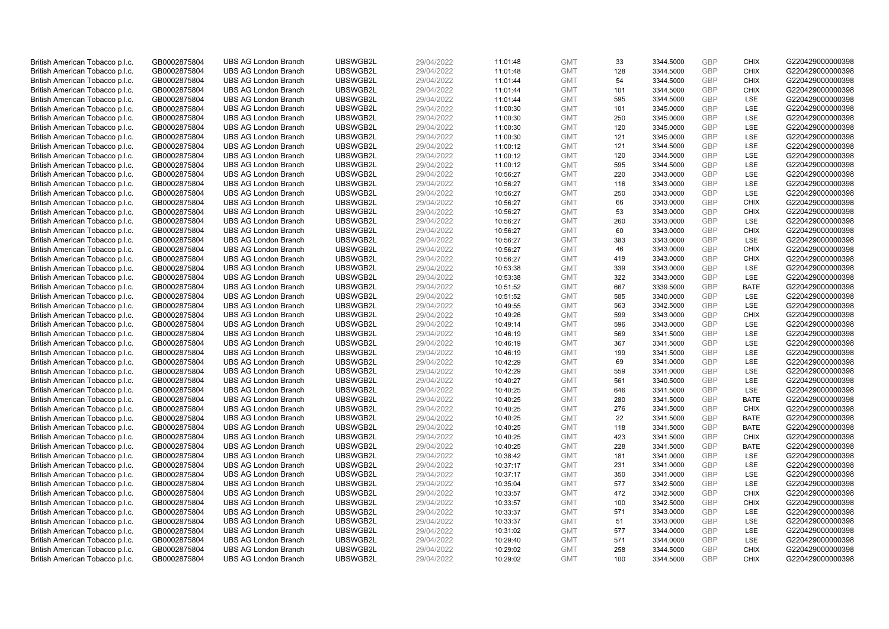| | | | | | | | | | | | |
|---|---|---|---|---|---|---|---|---|---|---|---|
| British American Tobacco p.l.c. | GB0002875804 | UBS AG London Branch | UBSWGB2L | 29/04/2022 | 11:01:48 | GMT | 33 | 3344.5000 | GBP | CHIX | G220429000000398 |
| British American Tobacco p.l.c. | GB0002875804 | UBS AG London Branch | UBSWGB2L | 29/04/2022 | 11:01:48 | GMT | 128 | 3344.5000 | GBP | CHIX | G220429000000398 |
| British American Tobacco p.l.c. | GB0002875804 | UBS AG London Branch | UBSWGB2L | 29/04/2022 | 11:01:44 | GMT | 54 | 3344.5000 | GBP | CHIX | G220429000000398 |
| British American Tobacco p.l.c. | GB0002875804 | UBS AG London Branch | UBSWGB2L | 29/04/2022 | 11:01:44 | GMT | 101 | 3344.5000 | GBP | CHIX | G220429000000398 |
| British American Tobacco p.l.c. | GB0002875804 | UBS AG London Branch | UBSWGB2L | 29/04/2022 | 11:01:44 | GMT | 595 | 3344.5000 | GBP | LSE | G220429000000398 |
| British American Tobacco p.l.c. | GB0002875804 | UBS AG London Branch | UBSWGB2L | 29/04/2022 | 11:00:30 | GMT | 101 | 3345.0000 | GBP | LSE | G220429000000398 |
| British American Tobacco p.l.c. | GB0002875804 | UBS AG London Branch | UBSWGB2L | 29/04/2022 | 11:00:30 | GMT | 250 | 3345.0000 | GBP | LSE | G220429000000398 |
| British American Tobacco p.l.c. | GB0002875804 | UBS AG London Branch | UBSWGB2L | 29/04/2022 | 11:00:30 | GMT | 120 | 3345.0000 | GBP | LSE | G220429000000398 |
| British American Tobacco p.l.c. | GB0002875804 | UBS AG London Branch | UBSWGB2L | 29/04/2022 | 11:00:30 | GMT | 121 | 3345.0000 | GBP | LSE | G220429000000398 |
| British American Tobacco p.l.c. | GB0002875804 | UBS AG London Branch | UBSWGB2L | 29/04/2022 | 11:00:12 | GMT | 121 | 3344.5000 | GBP | LSE | G220429000000398 |
| British American Tobacco p.l.c. | GB0002875804 | UBS AG London Branch | UBSWGB2L | 29/04/2022 | 11:00:12 | GMT | 120 | 3344.5000 | GBP | LSE | G220429000000398 |
| British American Tobacco p.l.c. | GB0002875804 | UBS AG London Branch | UBSWGB2L | 29/04/2022 | 11:00:12 | GMT | 595 | 3344.5000 | GBP | LSE | G220429000000398 |
| British American Tobacco p.l.c. | GB0002875804 | UBS AG London Branch | UBSWGB2L | 29/04/2022 | 10:56:27 | GMT | 220 | 3343.0000 | GBP | LSE | G220429000000398 |
| British American Tobacco p.l.c. | GB0002875804 | UBS AG London Branch | UBSWGB2L | 29/04/2022 | 10:56:27 | GMT | 116 | 3343.0000 | GBP | LSE | G220429000000398 |
| British American Tobacco p.l.c. | GB0002875804 | UBS AG London Branch | UBSWGB2L | 29/04/2022 | 10:56:27 | GMT | 250 | 3343.0000 | GBP | LSE | G220429000000398 |
| British American Tobacco p.l.c. | GB0002875804 | UBS AG London Branch | UBSWGB2L | 29/04/2022 | 10:56:27 | GMT | 66 | 3343.0000 | GBP | CHIX | G220429000000398 |
| British American Tobacco p.l.c. | GB0002875804 | UBS AG London Branch | UBSWGB2L | 29/04/2022 | 10:56:27 | GMT | 53 | 3343.0000 | GBP | CHIX | G220429000000398 |
| British American Tobacco p.l.c. | GB0002875804 | UBS AG London Branch | UBSWGB2L | 29/04/2022 | 10:56:27 | GMT | 260 | 3343.0000 | GBP | LSE | G220429000000398 |
| British American Tobacco p.l.c. | GB0002875804 | UBS AG London Branch | UBSWGB2L | 29/04/2022 | 10:56:27 | GMT | 60 | 3343.0000 | GBP | CHIX | G220429000000398 |
| British American Tobacco p.l.c. | GB0002875804 | UBS AG London Branch | UBSWGB2L | 29/04/2022 | 10:56:27 | GMT | 383 | 3343.0000 | GBP | LSE | G220429000000398 |
| British American Tobacco p.l.c. | GB0002875804 | UBS AG London Branch | UBSWGB2L | 29/04/2022 | 10:56:27 | GMT | 46 | 3343.0000 | GBP | CHIX | G220429000000398 |
| British American Tobacco p.l.c. | GB0002875804 | UBS AG London Branch | UBSWGB2L | 29/04/2022 | 10:56:27 | GMT | 419 | 3343.0000 | GBP | CHIX | G220429000000398 |
| British American Tobacco p.l.c. | GB0002875804 | UBS AG London Branch | UBSWGB2L | 29/04/2022 | 10:53:38 | GMT | 339 | 3343.0000 | GBP | LSE | G220429000000398 |
| British American Tobacco p.l.c. | GB0002875804 | UBS AG London Branch | UBSWGB2L | 29/04/2022 | 10:53:38 | GMT | 322 | 3343.0000 | GBP | LSE | G220429000000398 |
| British American Tobacco p.l.c. | GB0002875804 | UBS AG London Branch | UBSWGB2L | 29/04/2022 | 10:51:52 | GMT | 667 | 3339.5000 | GBP | BATE | G220429000000398 |
| British American Tobacco p.l.c. | GB0002875804 | UBS AG London Branch | UBSWGB2L | 29/04/2022 | 10:51:52 | GMT | 585 | 3340.0000 | GBP | LSE | G220429000000398 |
| British American Tobacco p.l.c. | GB0002875804 | UBS AG London Branch | UBSWGB2L | 29/04/2022 | 10:49:55 | GMT | 563 | 3342.5000 | GBP | LSE | G220429000000398 |
| British American Tobacco p.l.c. | GB0002875804 | UBS AG London Branch | UBSWGB2L | 29/04/2022 | 10:49:26 | GMT | 599 | 3343.0000 | GBP | CHIX | G220429000000398 |
| British American Tobacco p.l.c. | GB0002875804 | UBS AG London Branch | UBSWGB2L | 29/04/2022 | 10:49:14 | GMT | 596 | 3343.0000 | GBP | LSE | G220429000000398 |
| British American Tobacco p.l.c. | GB0002875804 | UBS AG London Branch | UBSWGB2L | 29/04/2022 | 10:46:19 | GMT | 569 | 3341.5000 | GBP | LSE | G220429000000398 |
| British American Tobacco p.l.c. | GB0002875804 | UBS AG London Branch | UBSWGB2L | 29/04/2022 | 10:46:19 | GMT | 367 | 3341.5000 | GBP | LSE | G220429000000398 |
| British American Tobacco p.l.c. | GB0002875804 | UBS AG London Branch | UBSWGB2L | 29/04/2022 | 10:46:19 | GMT | 199 | 3341.5000 | GBP | LSE | G220429000000398 |
| British American Tobacco p.l.c. | GB0002875804 | UBS AG London Branch | UBSWGB2L | 29/04/2022 | 10:42:29 | GMT | 69 | 3341.0000 | GBP | LSE | G220429000000398 |
| British American Tobacco p.l.c. | GB0002875804 | UBS AG London Branch | UBSWGB2L | 29/04/2022 | 10:42:29 | GMT | 559 | 3341.0000 | GBP | LSE | G220429000000398 |
| British American Tobacco p.l.c. | GB0002875804 | UBS AG London Branch | UBSWGB2L | 29/04/2022 | 10:40:27 | GMT | 561 | 3340.5000 | GBP | LSE | G220429000000398 |
| British American Tobacco p.l.c. | GB0002875804 | UBS AG London Branch | UBSWGB2L | 29/04/2022 | 10:40:25 | GMT | 646 | 3341.5000 | GBP | LSE | G220429000000398 |
| British American Tobacco p.l.c. | GB0002875804 | UBS AG London Branch | UBSWGB2L | 29/04/2022 | 10:40:25 | GMT | 280 | 3341.5000 | GBP | BATE | G220429000000398 |
| British American Tobacco p.l.c. | GB0002875804 | UBS AG London Branch | UBSWGB2L | 29/04/2022 | 10:40:25 | GMT | 276 | 3341.5000 | GBP | CHIX | G220429000000398 |
| British American Tobacco p.l.c. | GB0002875804 | UBS AG London Branch | UBSWGB2L | 29/04/2022 | 10:40:25 | GMT | 22 | 3341.5000 | GBP | BATE | G220429000000398 |
| British American Tobacco p.l.c. | GB0002875804 | UBS AG London Branch | UBSWGB2L | 29/04/2022 | 10:40:25 | GMT | 118 | 3341.5000 | GBP | BATE | G220429000000398 |
| British American Tobacco p.l.c. | GB0002875804 | UBS AG London Branch | UBSWGB2L | 29/04/2022 | 10:40:25 | GMT | 423 | 3341.5000 | GBP | CHIX | G220429000000398 |
| British American Tobacco p.l.c. | GB0002875804 | UBS AG London Branch | UBSWGB2L | 29/04/2022 | 10:40:25 | GMT | 228 | 3341.5000 | GBP | BATE | G220429000000398 |
| British American Tobacco p.l.c. | GB0002875804 | UBS AG London Branch | UBSWGB2L | 29/04/2022 | 10:38:42 | GMT | 181 | 3341.0000 | GBP | LSE | G220429000000398 |
| British American Tobacco p.l.c. | GB0002875804 | UBS AG London Branch | UBSWGB2L | 29/04/2022 | 10:37:17 | GMT | 231 | 3341.0000 | GBP | LSE | G220429000000398 |
| British American Tobacco p.l.c. | GB0002875804 | UBS AG London Branch | UBSWGB2L | 29/04/2022 | 10:37:17 | GMT | 350 | 3341.0000 | GBP | LSE | G220429000000398 |
| British American Tobacco p.l.c. | GB0002875804 | UBS AG London Branch | UBSWGB2L | 29/04/2022 | 10:35:04 | GMT | 577 | 3342.5000 | GBP | LSE | G220429000000398 |
| British American Tobacco p.l.c. | GB0002875804 | UBS AG London Branch | UBSWGB2L | 29/04/2022 | 10:33:57 | GMT | 472 | 3342.5000 | GBP | CHIX | G220429000000398 |
| British American Tobacco p.l.c. | GB0002875804 | UBS AG London Branch | UBSWGB2L | 29/04/2022 | 10:33:57 | GMT | 100 | 3342.5000 | GBP | CHIX | G220429000000398 |
| British American Tobacco p.l.c. | GB0002875804 | UBS AG London Branch | UBSWGB2L | 29/04/2022 | 10:33:37 | GMT | 571 | 3343.0000 | GBP | LSE | G220429000000398 |
| British American Tobacco p.l.c. | GB0002875804 | UBS AG London Branch | UBSWGB2L | 29/04/2022 | 10:33:37 | GMT | 51 | 3343.0000 | GBP | LSE | G220429000000398 |
| British American Tobacco p.l.c. | GB0002875804 | UBS AG London Branch | UBSWGB2L | 29/04/2022 | 10:31:02 | GMT | 577 | 3344.0000 | GBP | LSE | G220429000000398 |
| British American Tobacco p.l.c. | GB0002875804 | UBS AG London Branch | UBSWGB2L | 29/04/2022 | 10:29:40 | GMT | 571 | 3344.0000 | GBP | LSE | G220429000000398 |
| British American Tobacco p.l.c. | GB0002875804 | UBS AG London Branch | UBSWGB2L | 29/04/2022 | 10:29:02 | GMT | 258 | 3344.5000 | GBP | CHIX | G220429000000398 |
| British American Tobacco p.l.c. | GB0002875804 | UBS AG London Branch | UBSWGB2L | 29/04/2022 | 10:29:02 | GMT | 100 | 3344.5000 | GBP | CHIX | G220429000000398 |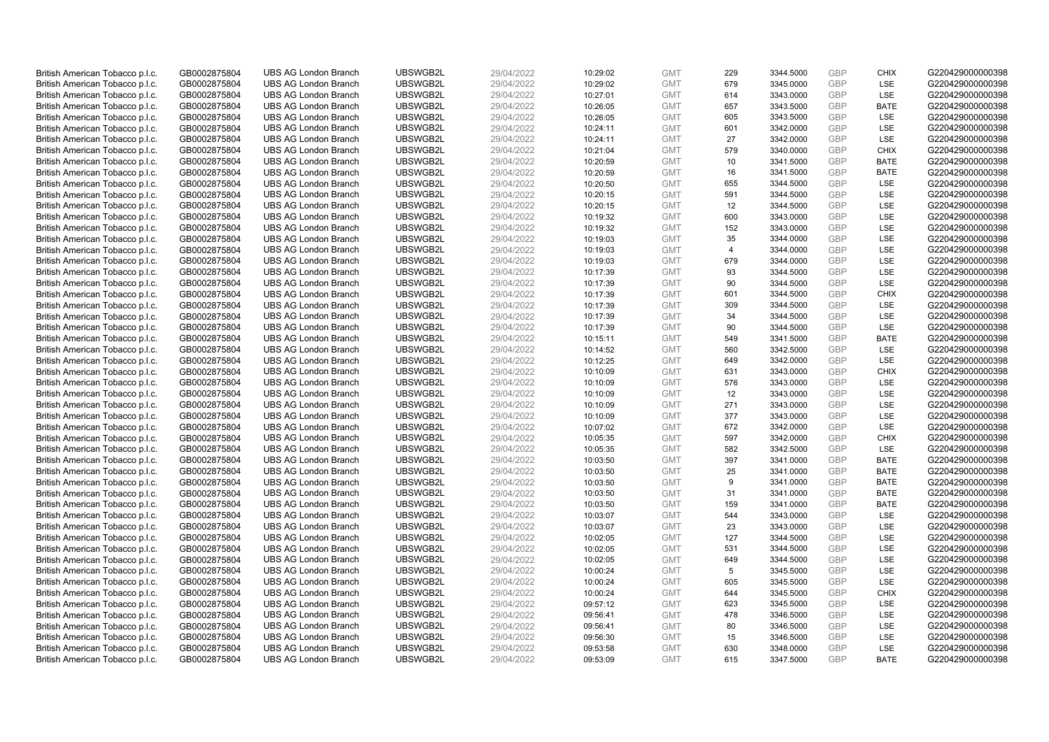| | | | | | | | | | | | |
|---|---|---|---|---|---|---|---|---|---|---|---|
| British American Tobacco p.l.c. | GB0002875804 | UBS AG London Branch | UBSWGB2L | 29/04/2022 | 10:29:02 | GMT | 229 | 3344.5000 | GBP | CHIX | G220429000000398 |
| British American Tobacco p.l.c. | GB0002875804 | UBS AG London Branch | UBSWGB2L | 29/04/2022 | 10:29:02 | GMT | 679 | 3345.0000 | GBP | LSE | G220429000000398 |
| British American Tobacco p.l.c. | GB0002875804 | UBS AG London Branch | UBSWGB2L | 29/04/2022 | 10:27:01 | GMT | 614 | 3343.0000 | GBP | LSE | G220429000000398 |
| British American Tobacco p.l.c. | GB0002875804 | UBS AG London Branch | UBSWGB2L | 29/04/2022 | 10:26:05 | GMT | 657 | 3343.5000 | GBP | BATE | G220429000000398 |
| British American Tobacco p.l.c. | GB0002875804 | UBS AG London Branch | UBSWGB2L | 29/04/2022 | 10:26:05 | GMT | 605 | 3343.5000 | GBP | LSE | G220429000000398 |
| British American Tobacco p.l.c. | GB0002875804 | UBS AG London Branch | UBSWGB2L | 29/04/2022 | 10:24:11 | GMT | 601 | 3342.0000 | GBP | LSE | G220429000000398 |
| British American Tobacco p.l.c. | GB0002875804 | UBS AG London Branch | UBSWGB2L | 29/04/2022 | 10:24:11 | GMT | 27 | 3342.0000 | GBP | LSE | G220429000000398 |
| British American Tobacco p.l.c. | GB0002875804 | UBS AG London Branch | UBSWGB2L | 29/04/2022 | 10:21:04 | GMT | 579 | 3340.0000 | GBP | CHIX | G220429000000398 |
| British American Tobacco p.l.c. | GB0002875804 | UBS AG London Branch | UBSWGB2L | 29/04/2022 | 10:20:59 | GMT | 10 | 3341.5000 | GBP | BATE | G220429000000398 |
| British American Tobacco p.l.c. | GB0002875804 | UBS AG London Branch | UBSWGB2L | 29/04/2022 | 10:20:59 | GMT | 16 | 3341.5000 | GBP | BATE | G220429000000398 |
| British American Tobacco p.l.c. | GB0002875804 | UBS AG London Branch | UBSWGB2L | 29/04/2022 | 10:20:50 | GMT | 655 | 3344.5000 | GBP | LSE | G220429000000398 |
| British American Tobacco p.l.c. | GB0002875804 | UBS AG London Branch | UBSWGB2L | 29/04/2022 | 10:20:15 | GMT | 591 | 3344.5000 | GBP | LSE | G220429000000398 |
| British American Tobacco p.l.c. | GB0002875804 | UBS AG London Branch | UBSWGB2L | 29/04/2022 | 10:20:15 | GMT | 12 | 3344.5000 | GBP | LSE | G220429000000398 |
| British American Tobacco p.l.c. | GB0002875804 | UBS AG London Branch | UBSWGB2L | 29/04/2022 | 10:19:32 | GMT | 600 | 3343.0000 | GBP | LSE | G220429000000398 |
| British American Tobacco p.l.c. | GB0002875804 | UBS AG London Branch | UBSWGB2L | 29/04/2022 | 10:19:32 | GMT | 152 | 3343.0000 | GBP | LSE | G220429000000398 |
| British American Tobacco p.l.c. | GB0002875804 | UBS AG London Branch | UBSWGB2L | 29/04/2022 | 10:19:03 | GMT | 35 | 3344.0000 | GBP | LSE | G220429000000398 |
| British American Tobacco p.l.c. | GB0002875804 | UBS AG London Branch | UBSWGB2L | 29/04/2022 | 10:19:03 | GMT | 4 | 3344.0000 | GBP | LSE | G220429000000398 |
| British American Tobacco p.l.c. | GB0002875804 | UBS AG London Branch | UBSWGB2L | 29/04/2022 | 10:19:03 | GMT | 679 | 3344.0000 | GBP | LSE | G220429000000398 |
| British American Tobacco p.l.c. | GB0002875804 | UBS AG London Branch | UBSWGB2L | 29/04/2022 | 10:17:39 | GMT | 93 | 3344.5000 | GBP | LSE | G220429000000398 |
| British American Tobacco p.l.c. | GB0002875804 | UBS AG London Branch | UBSWGB2L | 29/04/2022 | 10:17:39 | GMT | 90 | 3344.5000 | GBP | LSE | G220429000000398 |
| British American Tobacco p.l.c. | GB0002875804 | UBS AG London Branch | UBSWGB2L | 29/04/2022 | 10:17:39 | GMT | 601 | 3344.5000 | GBP | CHIX | G220429000000398 |
| British American Tobacco p.l.c. | GB0002875804 | UBS AG London Branch | UBSWGB2L | 29/04/2022 | 10:17:39 | GMT | 309 | 3344.5000 | GBP | LSE | G220429000000398 |
| British American Tobacco p.l.c. | GB0002875804 | UBS AG London Branch | UBSWGB2L | 29/04/2022 | 10:17:39 | GMT | 34 | 3344.5000 | GBP | LSE | G220429000000398 |
| British American Tobacco p.l.c. | GB0002875804 | UBS AG London Branch | UBSWGB2L | 29/04/2022 | 10:17:39 | GMT | 90 | 3344.5000 | GBP | LSE | G220429000000398 |
| British American Tobacco p.l.c. | GB0002875804 | UBS AG London Branch | UBSWGB2L | 29/04/2022 | 10:15:11 | GMT | 549 | 3341.5000 | GBP | BATE | G220429000000398 |
| British American Tobacco p.l.c. | GB0002875804 | UBS AG London Branch | UBSWGB2L | 29/04/2022 | 10:14:52 | GMT | 560 | 3342.5000 | GBP | LSE | G220429000000398 |
| British American Tobacco p.l.c. | GB0002875804 | UBS AG London Branch | UBSWGB2L | 29/04/2022 | 10:12:25 | GMT | 649 | 3342.0000 | GBP | LSE | G220429000000398 |
| British American Tobacco p.l.c. | GB0002875804 | UBS AG London Branch | UBSWGB2L | 29/04/2022 | 10:10:09 | GMT | 631 | 3343.0000 | GBP | CHIX | G220429000000398 |
| British American Tobacco p.l.c. | GB0002875804 | UBS AG London Branch | UBSWGB2L | 29/04/2022 | 10:10:09 | GMT | 576 | 3343.0000 | GBP | LSE | G220429000000398 |
| British American Tobacco p.l.c. | GB0002875804 | UBS AG London Branch | UBSWGB2L | 29/04/2022 | 10:10:09 | GMT | 12 | 3343.0000 | GBP | LSE | G220429000000398 |
| British American Tobacco p.l.c. | GB0002875804 | UBS AG London Branch | UBSWGB2L | 29/04/2022 | 10:10:09 | GMT | 271 | 3343.0000 | GBP | LSE | G220429000000398 |
| British American Tobacco p.l.c. | GB0002875804 | UBS AG London Branch | UBSWGB2L | 29/04/2022 | 10:10:09 | GMT | 377 | 3343.0000 | GBP | LSE | G220429000000398 |
| British American Tobacco p.l.c. | GB0002875804 | UBS AG London Branch | UBSWGB2L | 29/04/2022 | 10:07:02 | GMT | 672 | 3342.0000 | GBP | LSE | G220429000000398 |
| British American Tobacco p.l.c. | GB0002875804 | UBS AG London Branch | UBSWGB2L | 29/04/2022 | 10:05:35 | GMT | 597 | 3342.0000 | GBP | CHIX | G220429000000398 |
| British American Tobacco p.l.c. | GB0002875804 | UBS AG London Branch | UBSWGB2L | 29/04/2022 | 10:05:35 | GMT | 582 | 3342.5000 | GBP | LSE | G220429000000398 |
| British American Tobacco p.l.c. | GB0002875804 | UBS AG London Branch | UBSWGB2L | 29/04/2022 | 10:03:50 | GMT | 397 | 3341.0000 | GBP | BATE | G220429000000398 |
| British American Tobacco p.l.c. | GB0002875804 | UBS AG London Branch | UBSWGB2L | 29/04/2022 | 10:03:50 | GMT | 25 | 3341.0000 | GBP | BATE | G220429000000398 |
| British American Tobacco p.l.c. | GB0002875804 | UBS AG London Branch | UBSWGB2L | 29/04/2022 | 10:03:50 | GMT | 9 | 3341.0000 | GBP | BATE | G220429000000398 |
| British American Tobacco p.l.c. | GB0002875804 | UBS AG London Branch | UBSWGB2L | 29/04/2022 | 10:03:50 | GMT | 31 | 3341.0000 | GBP | BATE | G220429000000398 |
| British American Tobacco p.l.c. | GB0002875804 | UBS AG London Branch | UBSWGB2L | 29/04/2022 | 10:03:50 | GMT | 159 | 3341.0000 | GBP | BATE | G220429000000398 |
| British American Tobacco p.l.c. | GB0002875804 | UBS AG London Branch | UBSWGB2L | 29/04/2022 | 10:03:07 | GMT | 544 | 3343.0000 | GBP | LSE | G220429000000398 |
| British American Tobacco p.l.c. | GB0002875804 | UBS AG London Branch | UBSWGB2L | 29/04/2022 | 10:03:07 | GMT | 23 | 3343.0000 | GBP | LSE | G220429000000398 |
| British American Tobacco p.l.c. | GB0002875804 | UBS AG London Branch | UBSWGB2L | 29/04/2022 | 10:02:05 | GMT | 127 | 3344.5000 | GBP | LSE | G220429000000398 |
| British American Tobacco p.l.c. | GB0002875804 | UBS AG London Branch | UBSWGB2L | 29/04/2022 | 10:02:05 | GMT | 531 | 3344.5000 | GBP | LSE | G220429000000398 |
| British American Tobacco p.l.c. | GB0002875804 | UBS AG London Branch | UBSWGB2L | 29/04/2022 | 10:02:05 | GMT | 649 | 3344.5000 | GBP | LSE | G220429000000398 |
| British American Tobacco p.l.c. | GB0002875804 | UBS AG London Branch | UBSWGB2L | 29/04/2022 | 10:00:24 | GMT | 5 | 3345.5000 | GBP | LSE | G220429000000398 |
| British American Tobacco p.l.c. | GB0002875804 | UBS AG London Branch | UBSWGB2L | 29/04/2022 | 10:00:24 | GMT | 605 | 3345.5000 | GBP | LSE | G220429000000398 |
| British American Tobacco p.l.c. | GB0002875804 | UBS AG London Branch | UBSWGB2L | 29/04/2022 | 10:00:24 | GMT | 644 | 3345.5000 | GBP | CHIX | G220429000000398 |
| British American Tobacco p.l.c. | GB0002875804 | UBS AG London Branch | UBSWGB2L | 29/04/2022 | 09:57:12 | GMT | 623 | 3345.5000 | GBP | LSE | G220429000000398 |
| British American Tobacco p.l.c. | GB0002875804 | UBS AG London Branch | UBSWGB2L | 29/04/2022 | 09:56:41 | GMT | 478 | 3346.5000 | GBP | LSE | G220429000000398 |
| British American Tobacco p.l.c. | GB0002875804 | UBS AG London Branch | UBSWGB2L | 29/04/2022 | 09:56:41 | GMT | 80 | 3346.5000 | GBP | LSE | G220429000000398 |
| British American Tobacco p.l.c. | GB0002875804 | UBS AG London Branch | UBSWGB2L | 29/04/2022 | 09:56:30 | GMT | 15 | 3346.5000 | GBP | LSE | G220429000000398 |
| British American Tobacco p.l.c. | GB0002875804 | UBS AG London Branch | UBSWGB2L | 29/04/2022 | 09:53:58 | GMT | 630 | 3348.0000 | GBP | LSE | G220429000000398 |
| British American Tobacco p.l.c. | GB0002875804 | UBS AG London Branch | UBSWGB2L | 29/04/2022 | 09:53:09 | GMT | 615 | 3347.5000 | GBP | BATE | G220429000000398 |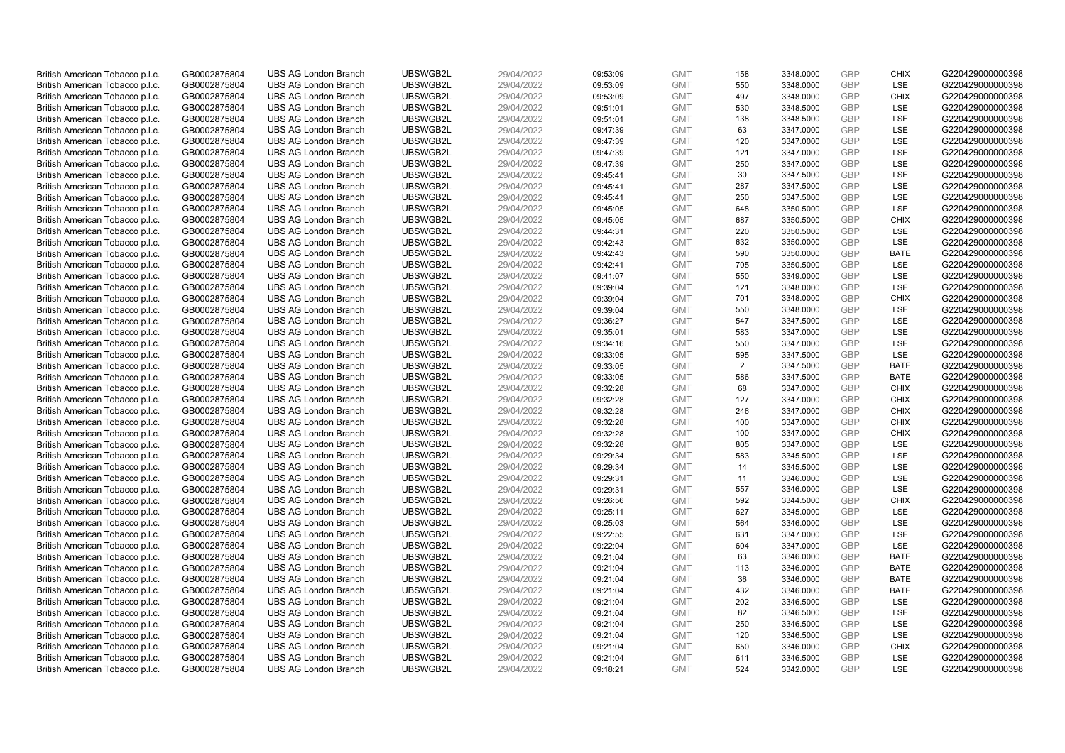| | | | | | | | | | | | |
|---|---|---|---|---|---|---|---|---|---|---|---|
| British American Tobacco p.l.c. | GB0002875804 | UBS AG London Branch | UBSWGB2L | 29/04/2022 | 09:53:09 | GMT | 158 | 3348.0000 | GBP | CHIX | G220429000000398 |
| British American Tobacco p.l.c. | GB0002875804 | UBS AG London Branch | UBSWGB2L | 29/04/2022 | 09:53:09 | GMT | 550 | 3348.0000 | GBP | LSE | G220429000000398 |
| British American Tobacco p.l.c. | GB0002875804 | UBS AG London Branch | UBSWGB2L | 29/04/2022 | 09:53:09 | GMT | 497 | 3348.0000 | GBP | CHIX | G220429000000398 |
| British American Tobacco p.l.c. | GB0002875804 | UBS AG London Branch | UBSWGB2L | 29/04/2022 | 09:51:01 | GMT | 530 | 3348.5000 | GBP | LSE | G220429000000398 |
| British American Tobacco p.l.c. | GB0002875804 | UBS AG London Branch | UBSWGB2L | 29/04/2022 | 09:51:01 | GMT | 138 | 3348.5000 | GBP | LSE | G220429000000398 |
| British American Tobacco p.l.c. | GB0002875804 | UBS AG London Branch | UBSWGB2L | 29/04/2022 | 09:47:39 | GMT | 63 | 3347.0000 | GBP | LSE | G220429000000398 |
| British American Tobacco p.l.c. | GB0002875804 | UBS AG London Branch | UBSWGB2L | 29/04/2022 | 09:47:39 | GMT | 120 | 3347.0000 | GBP | LSE | G220429000000398 |
| British American Tobacco p.l.c. | GB0002875804 | UBS AG London Branch | UBSWGB2L | 29/04/2022 | 09:47:39 | GMT | 121 | 3347.0000 | GBP | LSE | G220429000000398 |
| British American Tobacco p.l.c. | GB0002875804 | UBS AG London Branch | UBSWGB2L | 29/04/2022 | 09:47:39 | GMT | 250 | 3347.0000 | GBP | LSE | G220429000000398 |
| British American Tobacco p.l.c. | GB0002875804 | UBS AG London Branch | UBSWGB2L | 29/04/2022 | 09:45:41 | GMT | 30 | 3347.5000 | GBP | LSE | G220429000000398 |
| British American Tobacco p.l.c. | GB0002875804 | UBS AG London Branch | UBSWGB2L | 29/04/2022 | 09:45:41 | GMT | 287 | 3347.5000 | GBP | LSE | G220429000000398 |
| British American Tobacco p.l.c. | GB0002875804 | UBS AG London Branch | UBSWGB2L | 29/04/2022 | 09:45:41 | GMT | 250 | 3347.5000 | GBP | LSE | G220429000000398 |
| British American Tobacco p.l.c. | GB0002875804 | UBS AG London Branch | UBSWGB2L | 29/04/2022 | 09:45:05 | GMT | 648 | 3350.5000 | GBP | LSE | G220429000000398 |
| British American Tobacco p.l.c. | GB0002875804 | UBS AG London Branch | UBSWGB2L | 29/04/2022 | 09:45:05 | GMT | 687 | 3350.5000 | GBP | CHIX | G220429000000398 |
| British American Tobacco p.l.c. | GB0002875804 | UBS AG London Branch | UBSWGB2L | 29/04/2022 | 09:44:31 | GMT | 220 | 3350.5000 | GBP | LSE | G220429000000398 |
| British American Tobacco p.l.c. | GB0002875804 | UBS AG London Branch | UBSWGB2L | 29/04/2022 | 09:42:43 | GMT | 632 | 3350.0000 | GBP | LSE | G220429000000398 |
| British American Tobacco p.l.c. | GB0002875804 | UBS AG London Branch | UBSWGB2L | 29/04/2022 | 09:42:43 | GMT | 590 | 3350.0000 | GBP | BATE | G220429000000398 |
| British American Tobacco p.l.c. | GB0002875804 | UBS AG London Branch | UBSWGB2L | 29/04/2022 | 09:42:41 | GMT | 705 | 3350.5000 | GBP | LSE | G220429000000398 |
| British American Tobacco p.l.c. | GB0002875804 | UBS AG London Branch | UBSWGB2L | 29/04/2022 | 09:41:07 | GMT | 550 | 3349.0000 | GBP | LSE | G220429000000398 |
| British American Tobacco p.l.c. | GB0002875804 | UBS AG London Branch | UBSWGB2L | 29/04/2022 | 09:39:04 | GMT | 121 | 3348.0000 | GBP | LSE | G220429000000398 |
| British American Tobacco p.l.c. | GB0002875804 | UBS AG London Branch | UBSWGB2L | 29/04/2022 | 09:39:04 | GMT | 701 | 3348.0000 | GBP | CHIX | G220429000000398 |
| British American Tobacco p.l.c. | GB0002875804 | UBS AG London Branch | UBSWGB2L | 29/04/2022 | 09:39:04 | GMT | 550 | 3348.0000 | GBP | LSE | G220429000000398 |
| British American Tobacco p.l.c. | GB0002875804 | UBS AG London Branch | UBSWGB2L | 29/04/2022 | 09:36:27 | GMT | 547 | 3347.5000 | GBP | LSE | G220429000000398 |
| British American Tobacco p.l.c. | GB0002875804 | UBS AG London Branch | UBSWGB2L | 29/04/2022 | 09:35:01 | GMT | 583 | 3347.0000 | GBP | LSE | G220429000000398 |
| British American Tobacco p.l.c. | GB0002875804 | UBS AG London Branch | UBSWGB2L | 29/04/2022 | 09:34:16 | GMT | 550 | 3347.0000 | GBP | LSE | G220429000000398 |
| British American Tobacco p.l.c. | GB0002875804 | UBS AG London Branch | UBSWGB2L | 29/04/2022 | 09:33:05 | GMT | 595 | 3347.5000 | GBP | LSE | G220429000000398 |
| British American Tobacco p.l.c. | GB0002875804 | UBS AG London Branch | UBSWGB2L | 29/04/2022 | 09:33:05 | GMT | 2 | 3347.5000 | GBP | BATE | G220429000000398 |
| British American Tobacco p.l.c. | GB0002875804 | UBS AG London Branch | UBSWGB2L | 29/04/2022 | 09:33:05 | GMT | 586 | 3347.5000 | GBP | BATE | G220429000000398 |
| British American Tobacco p.l.c. | GB0002875804 | UBS AG London Branch | UBSWGB2L | 29/04/2022 | 09:32:28 | GMT | 68 | 3347.0000 | GBP | CHIX | G220429000000398 |
| British American Tobacco p.l.c. | GB0002875804 | UBS AG London Branch | UBSWGB2L | 29/04/2022 | 09:32:28 | GMT | 127 | 3347.0000 | GBP | CHIX | G220429000000398 |
| British American Tobacco p.l.c. | GB0002875804 | UBS AG London Branch | UBSWGB2L | 29/04/2022 | 09:32:28 | GMT | 246 | 3347.0000 | GBP | CHIX | G220429000000398 |
| British American Tobacco p.l.c. | GB0002875804 | UBS AG London Branch | UBSWGB2L | 29/04/2022 | 09:32:28 | GMT | 100 | 3347.0000 | GBP | CHIX | G220429000000398 |
| British American Tobacco p.l.c. | GB0002875804 | UBS AG London Branch | UBSWGB2L | 29/04/2022 | 09:32:28 | GMT | 100 | 3347.0000 | GBP | CHIX | G220429000000398 |
| British American Tobacco p.l.c. | GB0002875804 | UBS AG London Branch | UBSWGB2L | 29/04/2022 | 09:32:28 | GMT | 805 | 3347.0000 | GBP | LSE | G220429000000398 |
| British American Tobacco p.l.c. | GB0002875804 | UBS AG London Branch | UBSWGB2L | 29/04/2022 | 09:29:34 | GMT | 583 | 3345.5000 | GBP | LSE | G220429000000398 |
| British American Tobacco p.l.c. | GB0002875804 | UBS AG London Branch | UBSWGB2L | 29/04/2022 | 09:29:34 | GMT | 14 | 3345.5000 | GBP | LSE | G220429000000398 |
| British American Tobacco p.l.c. | GB0002875804 | UBS AG London Branch | UBSWGB2L | 29/04/2022 | 09:29:31 | GMT | 11 | 3346.0000 | GBP | LSE | G220429000000398 |
| British American Tobacco p.l.c. | GB0002875804 | UBS AG London Branch | UBSWGB2L | 29/04/2022 | 09:29:31 | GMT | 557 | 3346.0000 | GBP | LSE | G220429000000398 |
| British American Tobacco p.l.c. | GB0002875804 | UBS AG London Branch | UBSWGB2L | 29/04/2022 | 09:26:56 | GMT | 592 | 3344.5000 | GBP | CHIX | G220429000000398 |
| British American Tobacco p.l.c. | GB0002875804 | UBS AG London Branch | UBSWGB2L | 29/04/2022 | 09:25:11 | GMT | 627 | 3345.0000 | GBP | LSE | G220429000000398 |
| British American Tobacco p.l.c. | GB0002875804 | UBS AG London Branch | UBSWGB2L | 29/04/2022 | 09:25:03 | GMT | 564 | 3346.0000 | GBP | LSE | G220429000000398 |
| British American Tobacco p.l.c. | GB0002875804 | UBS AG London Branch | UBSWGB2L | 29/04/2022 | 09:22:55 | GMT | 631 | 3347.0000 | GBP | LSE | G220429000000398 |
| British American Tobacco p.l.c. | GB0002875804 | UBS AG London Branch | UBSWGB2L | 29/04/2022 | 09:22:04 | GMT | 604 | 3347.0000 | GBP | LSE | G220429000000398 |
| British American Tobacco p.l.c. | GB0002875804 | UBS AG London Branch | UBSWGB2L | 29/04/2022 | 09:21:04 | GMT | 63 | 3346.0000 | GBP | BATE | G220429000000398 |
| British American Tobacco p.l.c. | GB0002875804 | UBS AG London Branch | UBSWGB2L | 29/04/2022 | 09:21:04 | GMT | 113 | 3346.0000 | GBP | BATE | G220429000000398 |
| British American Tobacco p.l.c. | GB0002875804 | UBS AG London Branch | UBSWGB2L | 29/04/2022 | 09:21:04 | GMT | 36 | 3346.0000 | GBP | BATE | G220429000000398 |
| British American Tobacco p.l.c. | GB0002875804 | UBS AG London Branch | UBSWGB2L | 29/04/2022 | 09:21:04 | GMT | 432 | 3346.0000 | GBP | BATE | G220429000000398 |
| British American Tobacco p.l.c. | GB0002875804 | UBS AG London Branch | UBSWGB2L | 29/04/2022 | 09:21:04 | GMT | 202 | 3346.5000 | GBP | LSE | G220429000000398 |
| British American Tobacco p.l.c. | GB0002875804 | UBS AG London Branch | UBSWGB2L | 29/04/2022 | 09:21:04 | GMT | 82 | 3346.5000 | GBP | LSE | G220429000000398 |
| British American Tobacco p.l.c. | GB0002875804 | UBS AG London Branch | UBSWGB2L | 29/04/2022 | 09:21:04 | GMT | 250 | 3346.5000 | GBP | LSE | G220429000000398 |
| British American Tobacco p.l.c. | GB0002875804 | UBS AG London Branch | UBSWGB2L | 29/04/2022 | 09:21:04 | GMT | 120 | 3346.5000 | GBP | LSE | G220429000000398 |
| British American Tobacco p.l.c. | GB0002875804 | UBS AG London Branch | UBSWGB2L | 29/04/2022 | 09:21:04 | GMT | 650 | 3346.0000 | GBP | CHIX | G220429000000398 |
| British American Tobacco p.l.c. | GB0002875804 | UBS AG London Branch | UBSWGB2L | 29/04/2022 | 09:21:04 | GMT | 611 | 3346.5000 | GBP | LSE | G220429000000398 |
| British American Tobacco p.l.c. | GB0002875804 | UBS AG London Branch | UBSWGB2L | 29/04/2022 | 09:18:21 | GMT | 524 | 3342.0000 | GBP | LSE | G220429000000398 |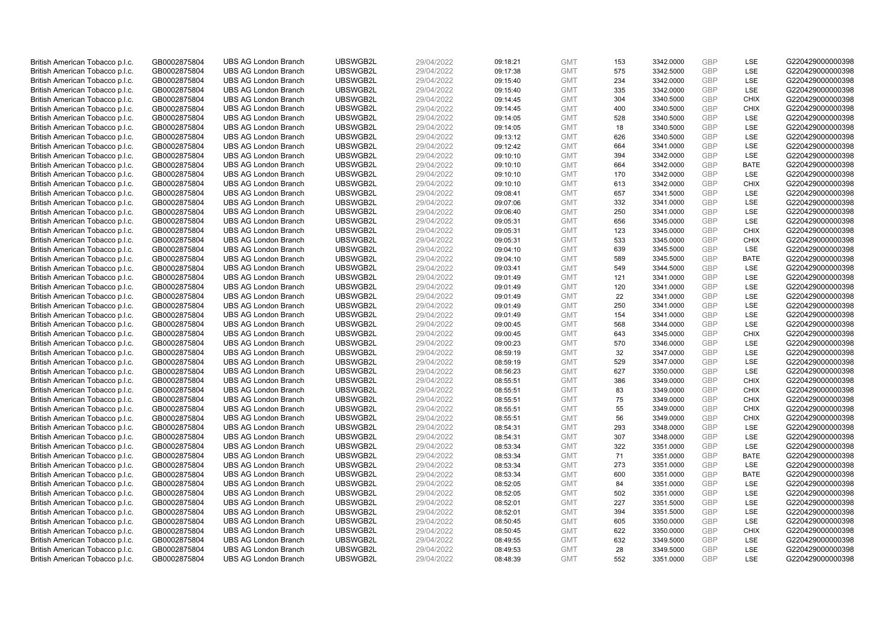| | | | | | | | | | | | |
|---|---|---|---|---|---|---|---|---|---|---|---|
| British American Tobacco p.l.c. | GB0002875804 | UBS AG London Branch | UBSWGB2L | 29/04/2022 | 09:18:21 | GMT | 153 | 3342.0000 | GBP | LSE | G220429000000398 |
| British American Tobacco p.l.c. | GB0002875804 | UBS AG London Branch | UBSWGB2L | 29/04/2022 | 09:17:38 | GMT | 575 | 3342.5000 | GBP | LSE | G220429000000398 |
| British American Tobacco p.l.c. | GB0002875804 | UBS AG London Branch | UBSWGB2L | 29/04/2022 | 09:15:40 | GMT | 234 | 3342.0000 | GBP | LSE | G220429000000398 |
| British American Tobacco p.l.c. | GB0002875804 | UBS AG London Branch | UBSWGB2L | 29/04/2022 | 09:15:40 | GMT | 335 | 3342.0000 | GBP | LSE | G220429000000398 |
| British American Tobacco p.l.c. | GB0002875804 | UBS AG London Branch | UBSWGB2L | 29/04/2022 | 09:14:45 | GMT | 304 | 3340.5000 | GBP | CHIX | G220429000000398 |
| British American Tobacco p.l.c. | GB0002875804 | UBS AG London Branch | UBSWGB2L | 29/04/2022 | 09:14:45 | GMT | 400 | 3340.5000 | GBP | CHIX | G220429000000398 |
| British American Tobacco p.l.c. | GB0002875804 | UBS AG London Branch | UBSWGB2L | 29/04/2022 | 09:14:05 | GMT | 528 | 3340.5000 | GBP | LSE | G220429000000398 |
| British American Tobacco p.l.c. | GB0002875804 | UBS AG London Branch | UBSWGB2L | 29/04/2022 | 09:14:05 | GMT | 18 | 3340.5000 | GBP | LSE | G220429000000398 |
| British American Tobacco p.l.c. | GB0002875804 | UBS AG London Branch | UBSWGB2L | 29/04/2022 | 09:13:12 | GMT | 626 | 3340.5000 | GBP | LSE | G220429000000398 |
| British American Tobacco p.l.c. | GB0002875804 | UBS AG London Branch | UBSWGB2L | 29/04/2022 | 09:12:42 | GMT | 664 | 3341.0000 | GBP | LSE | G220429000000398 |
| British American Tobacco p.l.c. | GB0002875804 | UBS AG London Branch | UBSWGB2L | 29/04/2022 | 09:10:10 | GMT | 394 | 3342.0000 | GBP | LSE | G220429000000398 |
| British American Tobacco p.l.c. | GB0002875804 | UBS AG London Branch | UBSWGB2L | 29/04/2022 | 09:10:10 | GMT | 664 | 3342.0000 | GBP | BATE | G220429000000398 |
| British American Tobacco p.l.c. | GB0002875804 | UBS AG London Branch | UBSWGB2L | 29/04/2022 | 09:10:10 | GMT | 170 | 3342.0000 | GBP | LSE | G220429000000398 |
| British American Tobacco p.l.c. | GB0002875804 | UBS AG London Branch | UBSWGB2L | 29/04/2022 | 09:10:10 | GMT | 613 | 3342.0000 | GBP | CHIX | G220429000000398 |
| British American Tobacco p.l.c. | GB0002875804 | UBS AG London Branch | UBSWGB2L | 29/04/2022 | 09:08:41 | GMT | 657 | 3341.5000 | GBP | LSE | G220429000000398 |
| British American Tobacco p.l.c. | GB0002875804 | UBS AG London Branch | UBSWGB2L | 29/04/2022 | 09:07:06 | GMT | 332 | 3341.0000 | GBP | LSE | G220429000000398 |
| British American Tobacco p.l.c. | GB0002875804 | UBS AG London Branch | UBSWGB2L | 29/04/2022 | 09:06:40 | GMT | 250 | 3341.0000 | GBP | LSE | G220429000000398 |
| British American Tobacco p.l.c. | GB0002875804 | UBS AG London Branch | UBSWGB2L | 29/04/2022 | 09:05:31 | GMT | 656 | 3345.0000 | GBP | LSE | G220429000000398 |
| British American Tobacco p.l.c. | GB0002875804 | UBS AG London Branch | UBSWGB2L | 29/04/2022 | 09:05:31 | GMT | 123 | 3345.0000 | GBP | CHIX | G220429000000398 |
| British American Tobacco p.l.c. | GB0002875804 | UBS AG London Branch | UBSWGB2L | 29/04/2022 | 09:05:31 | GMT | 533 | 3345.0000 | GBP | CHIX | G220429000000398 |
| British American Tobacco p.l.c. | GB0002875804 | UBS AG London Branch | UBSWGB2L | 29/04/2022 | 09:04:10 | GMT | 639 | 3345.5000 | GBP | LSE | G220429000000398 |
| British American Tobacco p.l.c. | GB0002875804 | UBS AG London Branch | UBSWGB2L | 29/04/2022 | 09:04:10 | GMT | 589 | 3345.5000 | GBP | BATE | G220429000000398 |
| British American Tobacco p.l.c. | GB0002875804 | UBS AG London Branch | UBSWGB2L | 29/04/2022 | 09:03:41 | GMT | 549 | 3344.5000 | GBP | LSE | G220429000000398 |
| British American Tobacco p.l.c. | GB0002875804 | UBS AG London Branch | UBSWGB2L | 29/04/2022 | 09:01:49 | GMT | 121 | 3341.0000 | GBP | LSE | G220429000000398 |
| British American Tobacco p.l.c. | GB0002875804 | UBS AG London Branch | UBSWGB2L | 29/04/2022 | 09:01:49 | GMT | 120 | 3341.0000 | GBP | LSE | G220429000000398 |
| British American Tobacco p.l.c. | GB0002875804 | UBS AG London Branch | UBSWGB2L | 29/04/2022 | 09:01:49 | GMT | 22 | 3341.0000 | GBP | LSE | G220429000000398 |
| British American Tobacco p.l.c. | GB0002875804 | UBS AG London Branch | UBSWGB2L | 29/04/2022 | 09:01:49 | GMT | 250 | 3341.0000 | GBP | LSE | G220429000000398 |
| British American Tobacco p.l.c. | GB0002875804 | UBS AG London Branch | UBSWGB2L | 29/04/2022 | 09:01:49 | GMT | 154 | 3341.0000 | GBP | LSE | G220429000000398 |
| British American Tobacco p.l.c. | GB0002875804 | UBS AG London Branch | UBSWGB2L | 29/04/2022 | 09:00:45 | GMT | 568 | 3344.0000 | GBP | LSE | G220429000000398 |
| British American Tobacco p.l.c. | GB0002875804 | UBS AG London Branch | UBSWGB2L | 29/04/2022 | 09:00:45 | GMT | 643 | 3345.0000 | GBP | CHIX | G220429000000398 |
| British American Tobacco p.l.c. | GB0002875804 | UBS AG London Branch | UBSWGB2L | 29/04/2022 | 09:00:23 | GMT | 570 | 3346.0000 | GBP | LSE | G220429000000398 |
| British American Tobacco p.l.c. | GB0002875804 | UBS AG London Branch | UBSWGB2L | 29/04/2022 | 08:59:19 | GMT | 32 | 3347.0000 | GBP | LSE | G220429000000398 |
| British American Tobacco p.l.c. | GB0002875804 | UBS AG London Branch | UBSWGB2L | 29/04/2022 | 08:59:19 | GMT | 529 | 3347.0000 | GBP | LSE | G220429000000398 |
| British American Tobacco p.l.c. | GB0002875804 | UBS AG London Branch | UBSWGB2L | 29/04/2022 | 08:56:23 | GMT | 627 | 3350.0000 | GBP | LSE | G220429000000398 |
| British American Tobacco p.l.c. | GB0002875804 | UBS AG London Branch | UBSWGB2L | 29/04/2022 | 08:55:51 | GMT | 386 | 3349.0000 | GBP | CHIX | G220429000000398 |
| British American Tobacco p.l.c. | GB0002875804 | UBS AG London Branch | UBSWGB2L | 29/04/2022 | 08:55:51 | GMT | 83 | 3349.0000 | GBP | CHIX | G220429000000398 |
| British American Tobacco p.l.c. | GB0002875804 | UBS AG London Branch | UBSWGB2L | 29/04/2022 | 08:55:51 | GMT | 75 | 3349.0000 | GBP | CHIX | G220429000000398 |
| British American Tobacco p.l.c. | GB0002875804 | UBS AG London Branch | UBSWGB2L | 29/04/2022 | 08:55:51 | GMT | 55 | 3349.0000 | GBP | CHIX | G220429000000398 |
| British American Tobacco p.l.c. | GB0002875804 | UBS AG London Branch | UBSWGB2L | 29/04/2022 | 08:55:51 | GMT | 56 | 3349.0000 | GBP | CHIX | G220429000000398 |
| British American Tobacco p.l.c. | GB0002875804 | UBS AG London Branch | UBSWGB2L | 29/04/2022 | 08:54:31 | GMT | 293 | 3348.0000 | GBP | LSE | G220429000000398 |
| British American Tobacco p.l.c. | GB0002875804 | UBS AG London Branch | UBSWGB2L | 29/04/2022 | 08:54:31 | GMT | 307 | 3348.0000 | GBP | LSE | G220429000000398 |
| British American Tobacco p.l.c. | GB0002875804 | UBS AG London Branch | UBSWGB2L | 29/04/2022 | 08:53:34 | GMT | 322 | 3351.0000 | GBP | LSE | G220429000000398 |
| British American Tobacco p.l.c. | GB0002875804 | UBS AG London Branch | UBSWGB2L | 29/04/2022 | 08:53:34 | GMT | 71 | 3351.0000 | GBP | BATE | G220429000000398 |
| British American Tobacco p.l.c. | GB0002875804 | UBS AG London Branch | UBSWGB2L | 29/04/2022 | 08:53:34 | GMT | 273 | 3351.0000 | GBP | LSE | G220429000000398 |
| British American Tobacco p.l.c. | GB0002875804 | UBS AG London Branch | UBSWGB2L | 29/04/2022 | 08:53:34 | GMT | 600 | 3351.0000 | GBP | BATE | G220429000000398 |
| British American Tobacco p.l.c. | GB0002875804 | UBS AG London Branch | UBSWGB2L | 29/04/2022 | 08:52:05 | GMT | 84 | 3351.0000 | GBP | LSE | G220429000000398 |
| British American Tobacco p.l.c. | GB0002875804 | UBS AG London Branch | UBSWGB2L | 29/04/2022 | 08:52:05 | GMT | 502 | 3351.0000 | GBP | LSE | G220429000000398 |
| British American Tobacco p.l.c. | GB0002875804 | UBS AG London Branch | UBSWGB2L | 29/04/2022 | 08:52:01 | GMT | 227 | 3351.5000 | GBP | LSE | G220429000000398 |
| British American Tobacco p.l.c. | GB0002875804 | UBS AG London Branch | UBSWGB2L | 29/04/2022 | 08:52:01 | GMT | 394 | 3351.5000 | GBP | LSE | G220429000000398 |
| British American Tobacco p.l.c. | GB0002875804 | UBS AG London Branch | UBSWGB2L | 29/04/2022 | 08:50:45 | GMT | 605 | 3350.0000 | GBP | LSE | G220429000000398 |
| British American Tobacco p.l.c. | GB0002875804 | UBS AG London Branch | UBSWGB2L | 29/04/2022 | 08:50:45 | GMT | 622 | 3350.0000 | GBP | CHIX | G220429000000398 |
| British American Tobacco p.l.c. | GB0002875804 | UBS AG London Branch | UBSWGB2L | 29/04/2022 | 08:49:55 | GMT | 632 | 3349.5000 | GBP | LSE | G220429000000398 |
| British American Tobacco p.l.c. | GB0002875804 | UBS AG London Branch | UBSWGB2L | 29/04/2022 | 08:49:53 | GMT | 28 | 3349.5000 | GBP | LSE | G220429000000398 |
| British American Tobacco p.l.c. | GB0002875804 | UBS AG London Branch | UBSWGB2L | 29/04/2022 | 08:48:39 | GMT | 552 | 3351.0000 | GBP | LSE | G220429000000398 |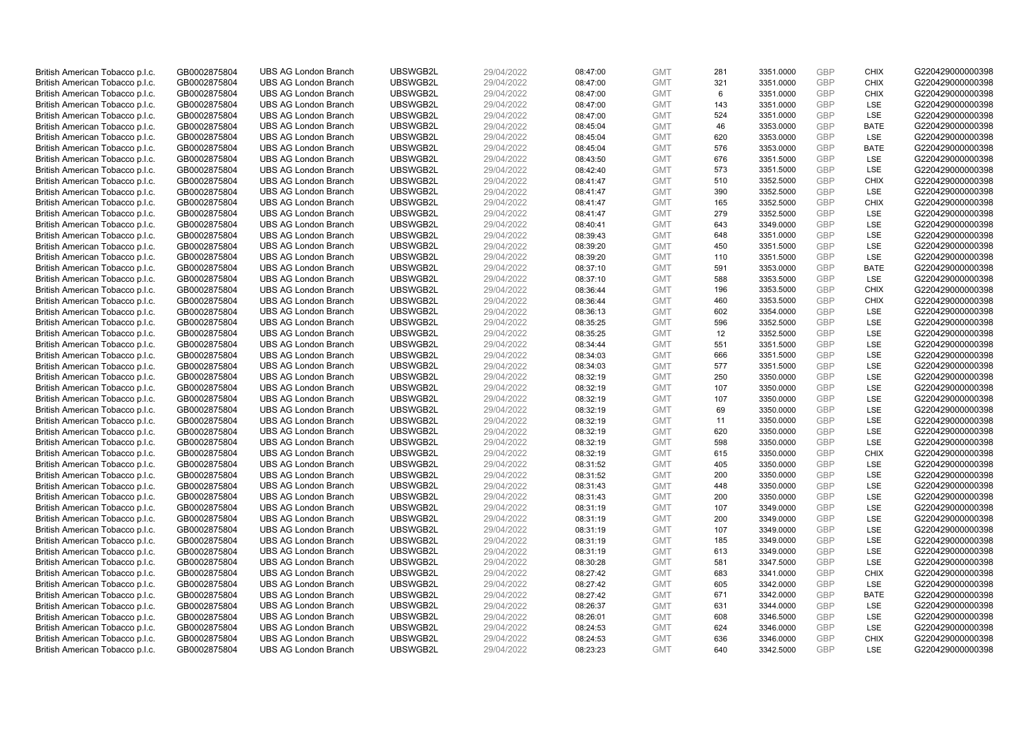| | | | | | | | | | | | |
|---|---|---|---|---|---|---|---|---|---|---|---|
| British American Tobacco p.l.c. | GB0002875804 | UBS AG London Branch | UBSWGB2L | 29/04/2022 | 08:47:00 | GMT | 281 | 3351.0000 | GBP | CHIX | G220429000000398 |
| British American Tobacco p.l.c. | GB0002875804 | UBS AG London Branch | UBSWGB2L | 29/04/2022 | 08:47:00 | GMT | 321 | 3351.0000 | GBP | CHIX | G220429000000398 |
| British American Tobacco p.l.c. | GB0002875804 | UBS AG London Branch | UBSWGB2L | 29/04/2022 | 08:47:00 | GMT | 6 | 3351.0000 | GBP | CHIX | G220429000000398 |
| British American Tobacco p.l.c. | GB0002875804 | UBS AG London Branch | UBSWGB2L | 29/04/2022 | 08:47:00 | GMT | 143 | 3351.0000 | GBP | LSE | G220429000000398 |
| British American Tobacco p.l.c. | GB0002875804 | UBS AG London Branch | UBSWGB2L | 29/04/2022 | 08:47:00 | GMT | 524 | 3351.0000 | GBP | LSE | G220429000000398 |
| British American Tobacco p.l.c. | GB0002875804 | UBS AG London Branch | UBSWGB2L | 29/04/2022 | 08:45:04 | GMT | 46 | 3353.0000 | GBP | BATE | G220429000000398 |
| British American Tobacco p.l.c. | GB0002875804 | UBS AG London Branch | UBSWGB2L | 29/04/2022 | 08:45:04 | GMT | 620 | 3353.0000 | GBP | LSE | G220429000000398 |
| British American Tobacco p.l.c. | GB0002875804 | UBS AG London Branch | UBSWGB2L | 29/04/2022 | 08:45:04 | GMT | 576 | 3353.0000 | GBP | BATE | G220429000000398 |
| British American Tobacco p.l.c. | GB0002875804 | UBS AG London Branch | UBSWGB2L | 29/04/2022 | 08:43:50 | GMT | 676 | 3351.5000 | GBP | LSE | G220429000000398 |
| British American Tobacco p.l.c. | GB0002875804 | UBS AG London Branch | UBSWGB2L | 29/04/2022 | 08:42:40 | GMT | 573 | 3351.5000 | GBP | LSE | G220429000000398 |
| British American Tobacco p.l.c. | GB0002875804 | UBS AG London Branch | UBSWGB2L | 29/04/2022 | 08:41:47 | GMT | 510 | 3352.5000 | GBP | CHIX | G220429000000398 |
| British American Tobacco p.l.c. | GB0002875804 | UBS AG London Branch | UBSWGB2L | 29/04/2022 | 08:41:47 | GMT | 390 | 3352.5000 | GBP | LSE | G220429000000398 |
| British American Tobacco p.l.c. | GB0002875804 | UBS AG London Branch | UBSWGB2L | 29/04/2022 | 08:41:47 | GMT | 165 | 3352.5000 | GBP | CHIX | G220429000000398 |
| British American Tobacco p.l.c. | GB0002875804 | UBS AG London Branch | UBSWGB2L | 29/04/2022 | 08:41:47 | GMT | 279 | 3352.5000 | GBP | LSE | G220429000000398 |
| British American Tobacco p.l.c. | GB0002875804 | UBS AG London Branch | UBSWGB2L | 29/04/2022 | 08:40:41 | GMT | 643 | 3349.0000 | GBP | LSE | G220429000000398 |
| British American Tobacco p.l.c. | GB0002875804 | UBS AG London Branch | UBSWGB2L | 29/04/2022 | 08:39:43 | GMT | 648 | 3351.0000 | GBP | LSE | G220429000000398 |
| British American Tobacco p.l.c. | GB0002875804 | UBS AG London Branch | UBSWGB2L | 29/04/2022 | 08:39:20 | GMT | 450 | 3351.5000 | GBP | LSE | G220429000000398 |
| British American Tobacco p.l.c. | GB0002875804 | UBS AG London Branch | UBSWGB2L | 29/04/2022 | 08:39:20 | GMT | 110 | 3351.5000 | GBP | LSE | G220429000000398 |
| British American Tobacco p.l.c. | GB0002875804 | UBS AG London Branch | UBSWGB2L | 29/04/2022 | 08:37:10 | GMT | 591 | 3353.0000 | GBP | BATE | G220429000000398 |
| British American Tobacco p.l.c. | GB0002875804 | UBS AG London Branch | UBSWGB2L | 29/04/2022 | 08:37:10 | GMT | 588 | 3353.5000 | GBP | LSE | G220429000000398 |
| British American Tobacco p.l.c. | GB0002875804 | UBS AG London Branch | UBSWGB2L | 29/04/2022 | 08:36:44 | GMT | 196 | 3353.5000 | GBP | CHIX | G220429000000398 |
| British American Tobacco p.l.c. | GB0002875804 | UBS AG London Branch | UBSWGB2L | 29/04/2022 | 08:36:44 | GMT | 460 | 3353.5000 | GBP | CHIX | G220429000000398 |
| British American Tobacco p.l.c. | GB0002875804 | UBS AG London Branch | UBSWGB2L | 29/04/2022 | 08:36:13 | GMT | 602 | 3354.0000 | GBP | LSE | G220429000000398 |
| British American Tobacco p.l.c. | GB0002875804 | UBS AG London Branch | UBSWGB2L | 29/04/2022 | 08:35:25 | GMT | 596 | 3352.5000 | GBP | LSE | G220429000000398 |
| British American Tobacco p.l.c. | GB0002875804 | UBS AG London Branch | UBSWGB2L | 29/04/2022 | 08:35:25 | GMT | 12 | 3352.5000 | GBP | LSE | G220429000000398 |
| British American Tobacco p.l.c. | GB0002875804 | UBS AG London Branch | UBSWGB2L | 29/04/2022 | 08:34:44 | GMT | 551 | 3351.5000 | GBP | LSE | G220429000000398 |
| British American Tobacco p.l.c. | GB0002875804 | UBS AG London Branch | UBSWGB2L | 29/04/2022 | 08:34:03 | GMT | 666 | 3351.5000 | GBP | LSE | G220429000000398 |
| British American Tobacco p.l.c. | GB0002875804 | UBS AG London Branch | UBSWGB2L | 29/04/2022 | 08:34:03 | GMT | 577 | 3351.5000 | GBP | LSE | G220429000000398 |
| British American Tobacco p.l.c. | GB0002875804 | UBS AG London Branch | UBSWGB2L | 29/04/2022 | 08:32:19 | GMT | 250 | 3350.0000 | GBP | LSE | G220429000000398 |
| British American Tobacco p.l.c. | GB0002875804 | UBS AG London Branch | UBSWGB2L | 29/04/2022 | 08:32:19 | GMT | 107 | 3350.0000 | GBP | LSE | G220429000000398 |
| British American Tobacco p.l.c. | GB0002875804 | UBS AG London Branch | UBSWGB2L | 29/04/2022 | 08:32:19 | GMT | 107 | 3350.0000 | GBP | LSE | G220429000000398 |
| British American Tobacco p.l.c. | GB0002875804 | UBS AG London Branch | UBSWGB2L | 29/04/2022 | 08:32:19 | GMT | 69 | 3350.0000 | GBP | LSE | G220429000000398 |
| British American Tobacco p.l.c. | GB0002875804 | UBS AG London Branch | UBSWGB2L | 29/04/2022 | 08:32:19 | GMT | 11 | 3350.0000 | GBP | LSE | G220429000000398 |
| British American Tobacco p.l.c. | GB0002875804 | UBS AG London Branch | UBSWGB2L | 29/04/2022 | 08:32:19 | GMT | 620 | 3350.0000 | GBP | LSE | G220429000000398 |
| British American Tobacco p.l.c. | GB0002875804 | UBS AG London Branch | UBSWGB2L | 29/04/2022 | 08:32:19 | GMT | 598 | 3350.0000 | GBP | LSE | G220429000000398 |
| British American Tobacco p.l.c. | GB0002875804 | UBS AG London Branch | UBSWGB2L | 29/04/2022 | 08:32:19 | GMT | 615 | 3350.0000 | GBP | CHIX | G220429000000398 |
| British American Tobacco p.l.c. | GB0002875804 | UBS AG London Branch | UBSWGB2L | 29/04/2022 | 08:31:52 | GMT | 405 | 3350.0000 | GBP | LSE | G220429000000398 |
| British American Tobacco p.l.c. | GB0002875804 | UBS AG London Branch | UBSWGB2L | 29/04/2022 | 08:31:52 | GMT | 200 | 3350.0000 | GBP | LSE | G220429000000398 |
| British American Tobacco p.l.c. | GB0002875804 | UBS AG London Branch | UBSWGB2L | 29/04/2022 | 08:31:43 | GMT | 448 | 3350.0000 | GBP | LSE | G220429000000398 |
| British American Tobacco p.l.c. | GB0002875804 | UBS AG London Branch | UBSWGB2L | 29/04/2022 | 08:31:43 | GMT | 200 | 3350.0000 | GBP | LSE | G220429000000398 |
| British American Tobacco p.l.c. | GB0002875804 | UBS AG London Branch | UBSWGB2L | 29/04/2022 | 08:31:19 | GMT | 107 | 3349.0000 | GBP | LSE | G220429000000398 |
| British American Tobacco p.l.c. | GB0002875804 | UBS AG London Branch | UBSWGB2L | 29/04/2022 | 08:31:19 | GMT | 200 | 3349.0000 | GBP | LSE | G220429000000398 |
| British American Tobacco p.l.c. | GB0002875804 | UBS AG London Branch | UBSWGB2L | 29/04/2022 | 08:31:19 | GMT | 107 | 3349.0000 | GBP | LSE | G220429000000398 |
| British American Tobacco p.l.c. | GB0002875804 | UBS AG London Branch | UBSWGB2L | 29/04/2022 | 08:31:19 | GMT | 185 | 3349.0000 | GBP | LSE | G220429000000398 |
| British American Tobacco p.l.c. | GB0002875804 | UBS AG London Branch | UBSWGB2L | 29/04/2022 | 08:31:19 | GMT | 613 | 3349.0000 | GBP | LSE | G220429000000398 |
| British American Tobacco p.l.c. | GB0002875804 | UBS AG London Branch | UBSWGB2L | 29/04/2022 | 08:30:28 | GMT | 581 | 3347.5000 | GBP | LSE | G220429000000398 |
| British American Tobacco p.l.c. | GB0002875804 | UBS AG London Branch | UBSWGB2L | 29/04/2022 | 08:27:42 | GMT | 683 | 3341.0000 | GBP | CHIX | G220429000000398 |
| British American Tobacco p.l.c. | GB0002875804 | UBS AG London Branch | UBSWGB2L | 29/04/2022 | 08:27:42 | GMT | 605 | 3342.0000 | GBP | LSE | G220429000000398 |
| British American Tobacco p.l.c. | GB0002875804 | UBS AG London Branch | UBSWGB2L | 29/04/2022 | 08:27:42 | GMT | 671 | 3342.0000 | GBP | BATE | G220429000000398 |
| British American Tobacco p.l.c. | GB0002875804 | UBS AG London Branch | UBSWGB2L | 29/04/2022 | 08:26:37 | GMT | 631 | 3344.0000 | GBP | LSE | G220429000000398 |
| British American Tobacco p.l.c. | GB0002875804 | UBS AG London Branch | UBSWGB2L | 29/04/2022 | 08:26:01 | GMT | 608 | 3346.5000 | GBP | LSE | G220429000000398 |
| British American Tobacco p.l.c. | GB0002875804 | UBS AG London Branch | UBSWGB2L | 29/04/2022 | 08:24:53 | GMT | 624 | 3346.0000 | GBP | LSE | G220429000000398 |
| British American Tobacco p.l.c. | GB0002875804 | UBS AG London Branch | UBSWGB2L | 29/04/2022 | 08:24:53 | GMT | 636 | 3346.0000 | GBP | CHIX | G220429000000398 |
| British American Tobacco p.l.c. | GB0002875804 | UBS AG London Branch | UBSWGB2L | 29/04/2022 | 08:23:23 | GMT | 640 | 3342.5000 | GBP | LSE | G220429000000398 |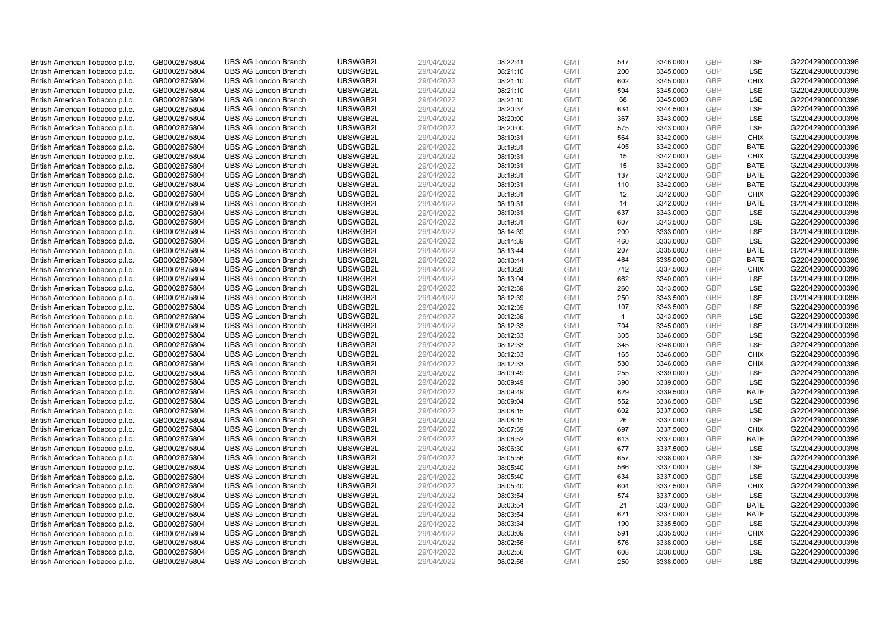| | | | | | | | | | | | |
|---|---|---|---|---|---|---|---|---|---|---|---|
| British American Tobacco p.l.c. | GB0002875804 | UBS AG London Branch | UBSWGB2L | 29/04/2022 | 08:22:41 | GMT | 547 | 3346.0000 | GBP | LSE | G220429000000398 |
| British American Tobacco p.l.c. | GB0002875804 | UBS AG London Branch | UBSWGB2L | 29/04/2022 | 08:21:10 | GMT | 200 | 3345.0000 | GBP | LSE | G220429000000398 |
| British American Tobacco p.l.c. | GB0002875804 | UBS AG London Branch | UBSWGB2L | 29/04/2022 | 08:21:10 | GMT | 602 | 3345.0000 | GBP | CHIX | G220429000000398 |
| British American Tobacco p.l.c. | GB0002875804 | UBS AG London Branch | UBSWGB2L | 29/04/2022 | 08:21:10 | GMT | 594 | 3345.0000 | GBP | LSE | G220429000000398 |
| British American Tobacco p.l.c. | GB0002875804 | UBS AG London Branch | UBSWGB2L | 29/04/2022 | 08:21:10 | GMT | 68 | 3345.0000 | GBP | LSE | G220429000000398 |
| British American Tobacco p.l.c. | GB0002875804 | UBS AG London Branch | UBSWGB2L | 29/04/2022 | 08:20:37 | GMT | 634 | 3344.5000 | GBP | LSE | G220429000000398 |
| British American Tobacco p.l.c. | GB0002875804 | UBS AG London Branch | UBSWGB2L | 29/04/2022 | 08:20:00 | GMT | 367 | 3343.0000 | GBP | LSE | G220429000000398 |
| British American Tobacco p.l.c. | GB0002875804 | UBS AG London Branch | UBSWGB2L | 29/04/2022 | 08:20:00 | GMT | 575 | 3343.0000 | GBP | LSE | G220429000000398 |
| British American Tobacco p.l.c. | GB0002875804 | UBS AG London Branch | UBSWGB2L | 29/04/2022 | 08:19:31 | GMT | 564 | 3342.0000 | GBP | CHIX | G220429000000398 |
| British American Tobacco p.l.c. | GB0002875804 | UBS AG London Branch | UBSWGB2L | 29/04/2022 | 08:19:31 | GMT | 405 | 3342.0000 | GBP | BATE | G220429000000398 |
| British American Tobacco p.l.c. | GB0002875804 | UBS AG London Branch | UBSWGB2L | 29/04/2022 | 08:19:31 | GMT | 15 | 3342.0000 | GBP | CHIX | G220429000000398 |
| British American Tobacco p.l.c. | GB0002875804 | UBS AG London Branch | UBSWGB2L | 29/04/2022 | 08:19:31 | GMT | 15 | 3342.0000 | GBP | BATE | G220429000000398 |
| British American Tobacco p.l.c. | GB0002875804 | UBS AG London Branch | UBSWGB2L | 29/04/2022 | 08:19:31 | GMT | 137 | 3342.0000 | GBP | BATE | G220429000000398 |
| British American Tobacco p.l.c. | GB0002875804 | UBS AG London Branch | UBSWGB2L | 29/04/2022 | 08:19:31 | GMT | 110 | 3342.0000 | GBP | BATE | G220429000000398 |
| British American Tobacco p.l.c. | GB0002875804 | UBS AG London Branch | UBSWGB2L | 29/04/2022 | 08:19:31 | GMT | 12 | 3342.0000 | GBP | CHIX | G220429000000398 |
| British American Tobacco p.l.c. | GB0002875804 | UBS AG London Branch | UBSWGB2L | 29/04/2022 | 08:19:31 | GMT | 14 | 3342.0000 | GBP | BATE | G220429000000398 |
| British American Tobacco p.l.c. | GB0002875804 | UBS AG London Branch | UBSWGB2L | 29/04/2022 | 08:19:31 | GMT | 637 | 3343.0000 | GBP | LSE | G220429000000398 |
| British American Tobacco p.l.c. | GB0002875804 | UBS AG London Branch | UBSWGB2L | 29/04/2022 | 08:19:31 | GMT | 607 | 3343.5000 | GBP | LSE | G220429000000398 |
| British American Tobacco p.l.c. | GB0002875804 | UBS AG London Branch | UBSWGB2L | 29/04/2022 | 08:14:39 | GMT | 209 | 3333.0000 | GBP | LSE | G220429000000398 |
| British American Tobacco p.l.c. | GB0002875804 | UBS AG London Branch | UBSWGB2L | 29/04/2022 | 08:14:39 | GMT | 460 | 3333.0000 | GBP | LSE | G220429000000398 |
| British American Tobacco p.l.c. | GB0002875804 | UBS AG London Branch | UBSWGB2L | 29/04/2022 | 08:13:44 | GMT | 207 | 3335.0000 | GBP | BATE | G220429000000398 |
| British American Tobacco p.l.c. | GB0002875804 | UBS AG London Branch | UBSWGB2L | 29/04/2022 | 08:13:44 | GMT | 464 | 3335.0000 | GBP | BATE | G220429000000398 |
| British American Tobacco p.l.c. | GB0002875804 | UBS AG London Branch | UBSWGB2L | 29/04/2022 | 08:13:28 | GMT | 712 | 3337.5000 | GBP | CHIX | G220429000000398 |
| British American Tobacco p.l.c. | GB0002875804 | UBS AG London Branch | UBSWGB2L | 29/04/2022 | 08:13:04 | GMT | 662 | 3340.0000 | GBP | LSE | G220429000000398 |
| British American Tobacco p.l.c. | GB0002875804 | UBS AG London Branch | UBSWGB2L | 29/04/2022 | 08:12:39 | GMT | 260 | 3343.5000 | GBP | LSE | G220429000000398 |
| British American Tobacco p.l.c. | GB0002875804 | UBS AG London Branch | UBSWGB2L | 29/04/2022 | 08:12:39 | GMT | 250 | 3343.5000 | GBP | LSE | G220429000000398 |
| British American Tobacco p.l.c. | GB0002875804 | UBS AG London Branch | UBSWGB2L | 29/04/2022 | 08:12:39 | GMT | 107 | 3343.5000 | GBP | LSE | G220429000000398 |
| British American Tobacco p.l.c. | GB0002875804 | UBS AG London Branch | UBSWGB2L | 29/04/2022 | 08:12:39 | GMT | 4 | 3343.5000 | GBP | LSE | G220429000000398 |
| British American Tobacco p.l.c. | GB0002875804 | UBS AG London Branch | UBSWGB2L | 29/04/2022 | 08:12:33 | GMT | 704 | 3345.0000 | GBP | LSE | G220429000000398 |
| British American Tobacco p.l.c. | GB0002875804 | UBS AG London Branch | UBSWGB2L | 29/04/2022 | 08:12:33 | GMT | 305 | 3346.0000 | GBP | LSE | G220429000000398 |
| British American Tobacco p.l.c. | GB0002875804 | UBS AG London Branch | UBSWGB2L | 29/04/2022 | 08:12:33 | GMT | 345 | 3346.0000 | GBP | LSE | G220429000000398 |
| British American Tobacco p.l.c. | GB0002875804 | UBS AG London Branch | UBSWGB2L | 29/04/2022 | 08:12:33 | GMT | 165 | 3346.0000 | GBP | CHIX | G220429000000398 |
| British American Tobacco p.l.c. | GB0002875804 | UBS AG London Branch | UBSWGB2L | 29/04/2022 | 08:12:33 | GMT | 530 | 3346.0000 | GBP | CHIX | G220429000000398 |
| British American Tobacco p.l.c. | GB0002875804 | UBS AG London Branch | UBSWGB2L | 29/04/2022 | 08:09:49 | GMT | 255 | 3339.0000 | GBP | LSE | G220429000000398 |
| British American Tobacco p.l.c. | GB0002875804 | UBS AG London Branch | UBSWGB2L | 29/04/2022 | 08:09:49 | GMT | 390 | 3339.0000 | GBP | LSE | G220429000000398 |
| British American Tobacco p.l.c. | GB0002875804 | UBS AG London Branch | UBSWGB2L | 29/04/2022 | 08:09:49 | GMT | 629 | 3339.5000 | GBP | BATE | G220429000000398 |
| British American Tobacco p.l.c. | GB0002875804 | UBS AG London Branch | UBSWGB2L | 29/04/2022 | 08:09:04 | GMT | 552 | 3336.5000 | GBP | LSE | G220429000000398 |
| British American Tobacco p.l.c. | GB0002875804 | UBS AG London Branch | UBSWGB2L | 29/04/2022 | 08:08:15 | GMT | 602 | 3337.0000 | GBP | LSE | G220429000000398 |
| British American Tobacco p.l.c. | GB0002875804 | UBS AG London Branch | UBSWGB2L | 29/04/2022 | 08:08:15 | GMT | 26 | 3337.0000 | GBP | LSE | G220429000000398 |
| British American Tobacco p.l.c. | GB0002875804 | UBS AG London Branch | UBSWGB2L | 29/04/2022 | 08:07:39 | GMT | 697 | 3337.5000 | GBP | CHIX | G220429000000398 |
| British American Tobacco p.l.c. | GB0002875804 | UBS AG London Branch | UBSWGB2L | 29/04/2022 | 08:06:52 | GMT | 613 | 3337.0000 | GBP | BATE | G220429000000398 |
| British American Tobacco p.l.c. | GB0002875804 | UBS AG London Branch | UBSWGB2L | 29/04/2022 | 08:06:30 | GMT | 677 | 3337.5000 | GBP | LSE | G220429000000398 |
| British American Tobacco p.l.c. | GB0002875804 | UBS AG London Branch | UBSWGB2L | 29/04/2022 | 08:05:56 | GMT | 657 | 3338.0000 | GBP | LSE | G220429000000398 |
| British American Tobacco p.l.c. | GB0002875804 | UBS AG London Branch | UBSWGB2L | 29/04/2022 | 08:05:40 | GMT | 566 | 3337.0000 | GBP | LSE | G220429000000398 |
| British American Tobacco p.l.c. | GB0002875804 | UBS AG London Branch | UBSWGB2L | 29/04/2022 | 08:05:40 | GMT | 634 | 3337.0000 | GBP | LSE | G220429000000398 |
| British American Tobacco p.l.c. | GB0002875804 | UBS AG London Branch | UBSWGB2L | 29/04/2022 | 08:05:40 | GMT | 604 | 3337.5000 | GBP | CHIX | G220429000000398 |
| British American Tobacco p.l.c. | GB0002875804 | UBS AG London Branch | UBSWGB2L | 29/04/2022 | 08:03:54 | GMT | 574 | 3337.0000 | GBP | LSE | G220429000000398 |
| British American Tobacco p.l.c. | GB0002875804 | UBS AG London Branch | UBSWGB2L | 29/04/2022 | 08:03:54 | GMT | 21 | 3337.0000 | GBP | BATE | G220429000000398 |
| British American Tobacco p.l.c. | GB0002875804 | UBS AG London Branch | UBSWGB2L | 29/04/2022 | 08:03:54 | GMT | 621 | 3337.0000 | GBP | BATE | G220429000000398 |
| British American Tobacco p.l.c. | GB0002875804 | UBS AG London Branch | UBSWGB2L | 29/04/2022 | 08:03:34 | GMT | 190 | 3335.5000 | GBP | LSE | G220429000000398 |
| British American Tobacco p.l.c. | GB0002875804 | UBS AG London Branch | UBSWGB2L | 29/04/2022 | 08:03:09 | GMT | 591 | 3335.5000 | GBP | CHIX | G220429000000398 |
| British American Tobacco p.l.c. | GB0002875804 | UBS AG London Branch | UBSWGB2L | 29/04/2022 | 08:02:56 | GMT | 576 | 3338.0000 | GBP | LSE | G220429000000398 |
| British American Tobacco p.l.c. | GB0002875804 | UBS AG London Branch | UBSWGB2L | 29/04/2022 | 08:02:56 | GMT | 608 | 3338.0000 | GBP | LSE | G220429000000398 |
| British American Tobacco p.l.c. | GB0002875804 | UBS AG London Branch | UBSWGB2L | 29/04/2022 | 08:02:56 | GMT | 250 | 3338.0000 | GBP | LSE | G220429000000398 |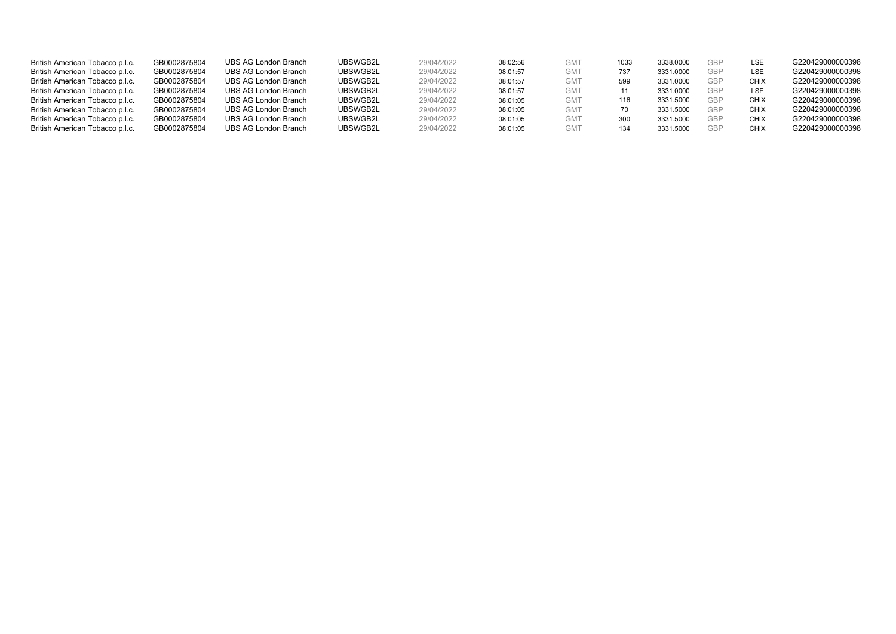| | | | | | | | | | | | |
|---|---|---|---|---|---|---|---|---|---|---|---|
| British American Tobacco p.l.c. | GB0002875804 | UBS AG London Branch | UBSWGB2L | 29/04/2022 | 08:02:56 | GMT | 1033 | 3338.0000 | GBP | LSE | G220429000000398 |
| British American Tobacco p.l.c. | GB0002875804 | UBS AG London Branch | UBSWGB2L | 29/04/2022 | 08:01:57 | GMT | 737 | 3331.0000 | GBP | LSE | G220429000000398 |
| British American Tobacco p.l.c. | GB0002875804 | UBS AG London Branch | UBSWGB2L | 29/04/2022 | 08:01:57 | GMT | 599 | 3331.0000 | GBP | CHIX | G220429000000398 |
| British American Tobacco p.l.c. | GB0002875804 | UBS AG London Branch | UBSWGB2L | 29/04/2022 | 08:01:57 | GMT | 11 | 3331.0000 | GBP | LSE | G220429000000398 |
| British American Tobacco p.l.c. | GB0002875804 | UBS AG London Branch | UBSWGB2L | 29/04/2022 | 08:01:05 | GMT | 116 | 3331.5000 | GBP | CHIX | G220429000000398 |
| British American Tobacco p.l.c. | GB0002875804 | UBS AG London Branch | UBSWGB2L | 29/04/2022 | 08:01:05 | GMT | 70 | 3331.5000 | GBP | CHIX | G220429000000398 |
| British American Tobacco p.l.c. | GB0002875804 | UBS AG London Branch | UBSWGB2L | 29/04/2022 | 08:01:05 | GMT | 300 | 3331.5000 | GBP | CHIX | G220429000000398 |
| British American Tobacco p.l.c. | GB0002875804 | UBS AG London Branch | UBSWGB2L | 29/04/2022 | 08:01:05 | GMT | 134 | 3331.5000 | GBP | CHIX | G220429000000398 |